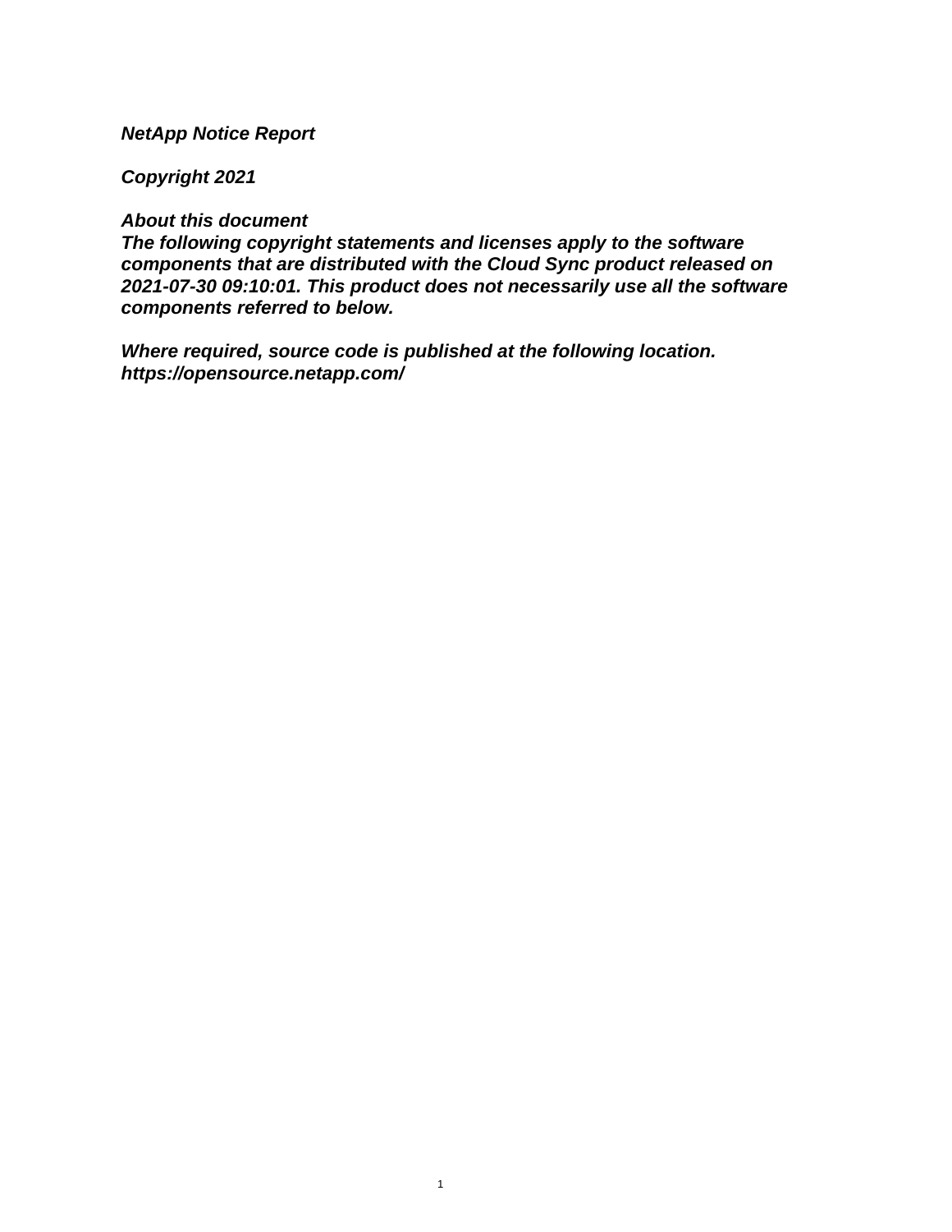***NetApp Notice Report***

***Copyright 2021***

***About this document***
***The following copyright statements and licenses apply to the software components that are distributed with the Cloud Sync product released on 2021-07-30 09:10:01. This product does not necessarily use all the software components referred to below.***

***Where required, source code is published at the following location.***
***https://opensource.netapp.com/***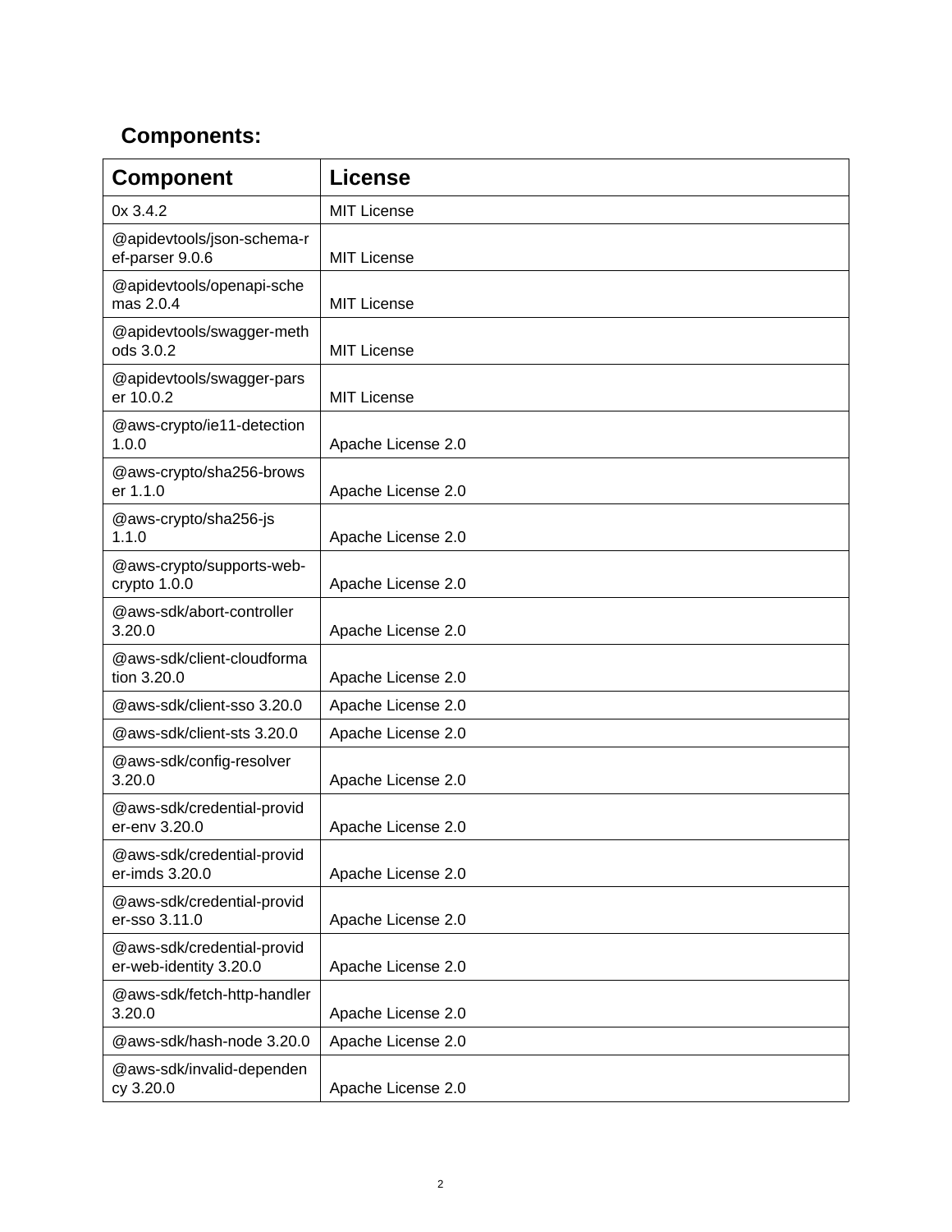## Components:

| Component | License |
|---|---|
| 0x 3.4.2 | MIT License |
| @apidevtools/json-schema-ref-parser 9.0.6 | MIT License |
| @apidevtools/openapi-schemas 2.0.4 | MIT License |
| @apidevtools/swagger-methods 3.0.2 | MIT License |
| @apidevtools/swagger-parser 10.0.2 | MIT License |
| @aws-crypto/ie11-detection 1.0.0 | Apache License 2.0 |
| @aws-crypto/sha256-browser 1.1.0 | Apache License 2.0 |
| @aws-crypto/sha256-js 1.1.0 | Apache License 2.0 |
| @aws-crypto/supports-web-crypto 1.0.0 | Apache License 2.0 |
| @aws-sdk/abort-controller 3.20.0 | Apache License 2.0 |
| @aws-sdk/client-cloudformation 3.20.0 | Apache License 2.0 |
| @aws-sdk/client-sso 3.20.0 | Apache License 2.0 |
| @aws-sdk/client-sts 3.20.0 | Apache License 2.0 |
| @aws-sdk/config-resolver 3.20.0 | Apache License 2.0 |
| @aws-sdk/credential-provider-env 3.20.0 | Apache License 2.0 |
| @aws-sdk/credential-provider-imds 3.20.0 | Apache License 2.0 |
| @aws-sdk/credential-provider-sso 3.11.0 | Apache License 2.0 |
| @aws-sdk/credential-provider-web-identity 3.20.0 | Apache License 2.0 |
| @aws-sdk/fetch-http-handler 3.20.0 | Apache License 2.0 |
| @aws-sdk/hash-node 3.20.0 | Apache License 2.0 |
| @aws-sdk/invalid-dependency 3.20.0 | Apache License 2.0 |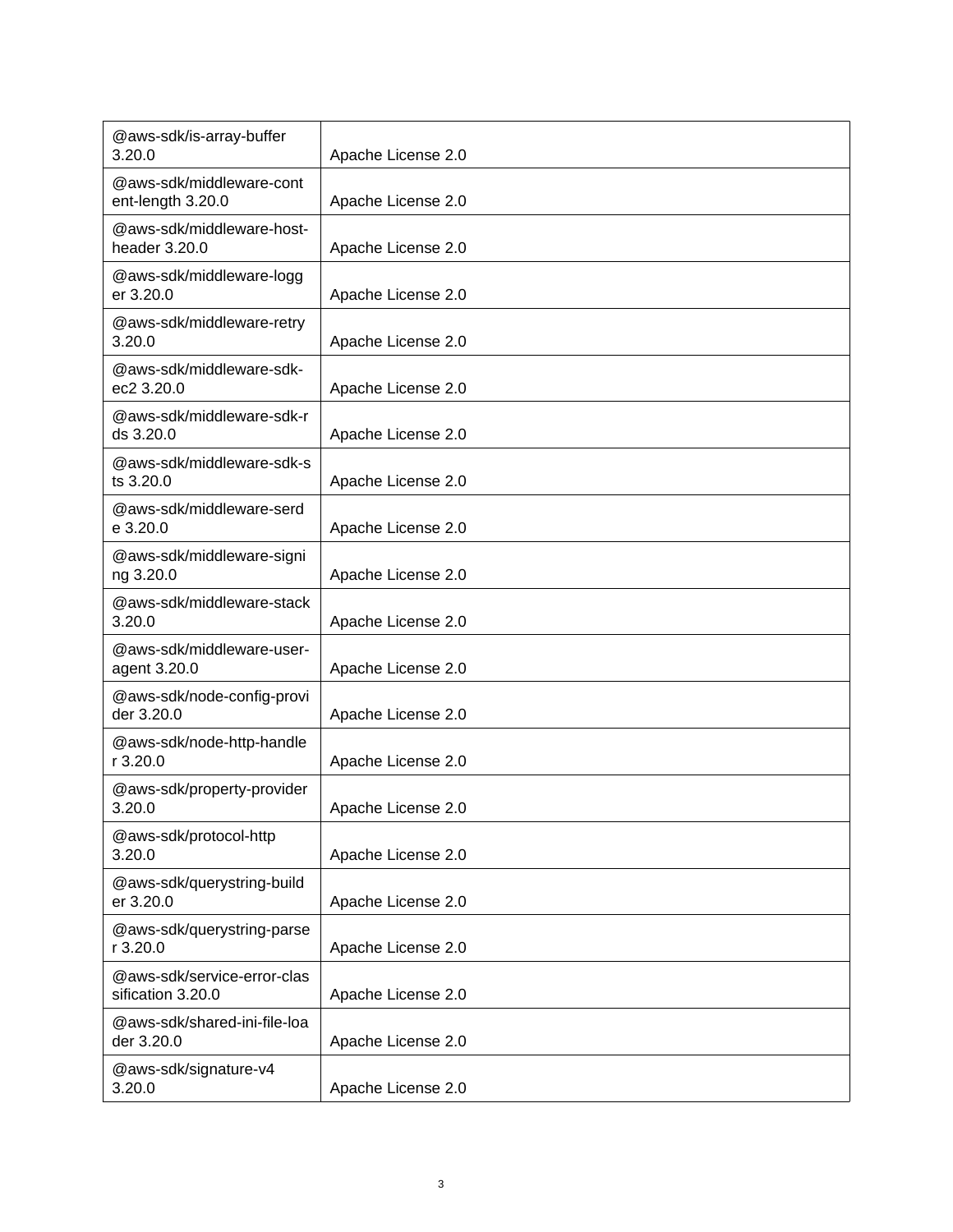| @aws-sdk/is-array-buffer 3.20.0 | Apache License 2.0 |
|---|---|
| @aws-sdk/middleware-content-length 3.20.0 | Apache License 2.0 |
| @aws-sdk/middleware-host-header 3.20.0 | Apache License 2.0 |
| @aws-sdk/middleware-logger 3.20.0 | Apache License 2.0 |
| @aws-sdk/middleware-retry 3.20.0 | Apache License 2.0 |
| @aws-sdk/middleware-sdk-ec2 3.20.0 | Apache License 2.0 |
| @aws-sdk/middleware-sdk-rds 3.20.0 | Apache License 2.0 |
| @aws-sdk/middleware-sdk-sts 3.20.0 | Apache License 2.0 |
| @aws-sdk/middleware-serde 3.20.0 | Apache License 2.0 |
| @aws-sdk/middleware-signing 3.20.0 | Apache License 2.0 |
| @aws-sdk/middleware-stack 3.20.0 | Apache License 2.0 |
| @aws-sdk/middleware-user-agent 3.20.0 | Apache License 2.0 |
| @aws-sdk/node-config-provider 3.20.0 | Apache License 2.0 |
| @aws-sdk/node-http-handler 3.20.0 | Apache License 2.0 |
| @aws-sdk/property-provider 3.20.0 | Apache License 2.0 |
| @aws-sdk/protocol-http 3.20.0 | Apache License 2.0 |
| @aws-sdk/querystring-builder 3.20.0 | Apache License 2.0 |
| @aws-sdk/querystring-parser 3.20.0 | Apache License 2.0 |
| @aws-sdk/service-error-classification 3.20.0 | Apache License 2.0 |
| @aws-sdk/shared-ini-file-loader 3.20.0 | Apache License 2.0 |
| @aws-sdk/signature-v4 3.20.0 | Apache License 2.0 |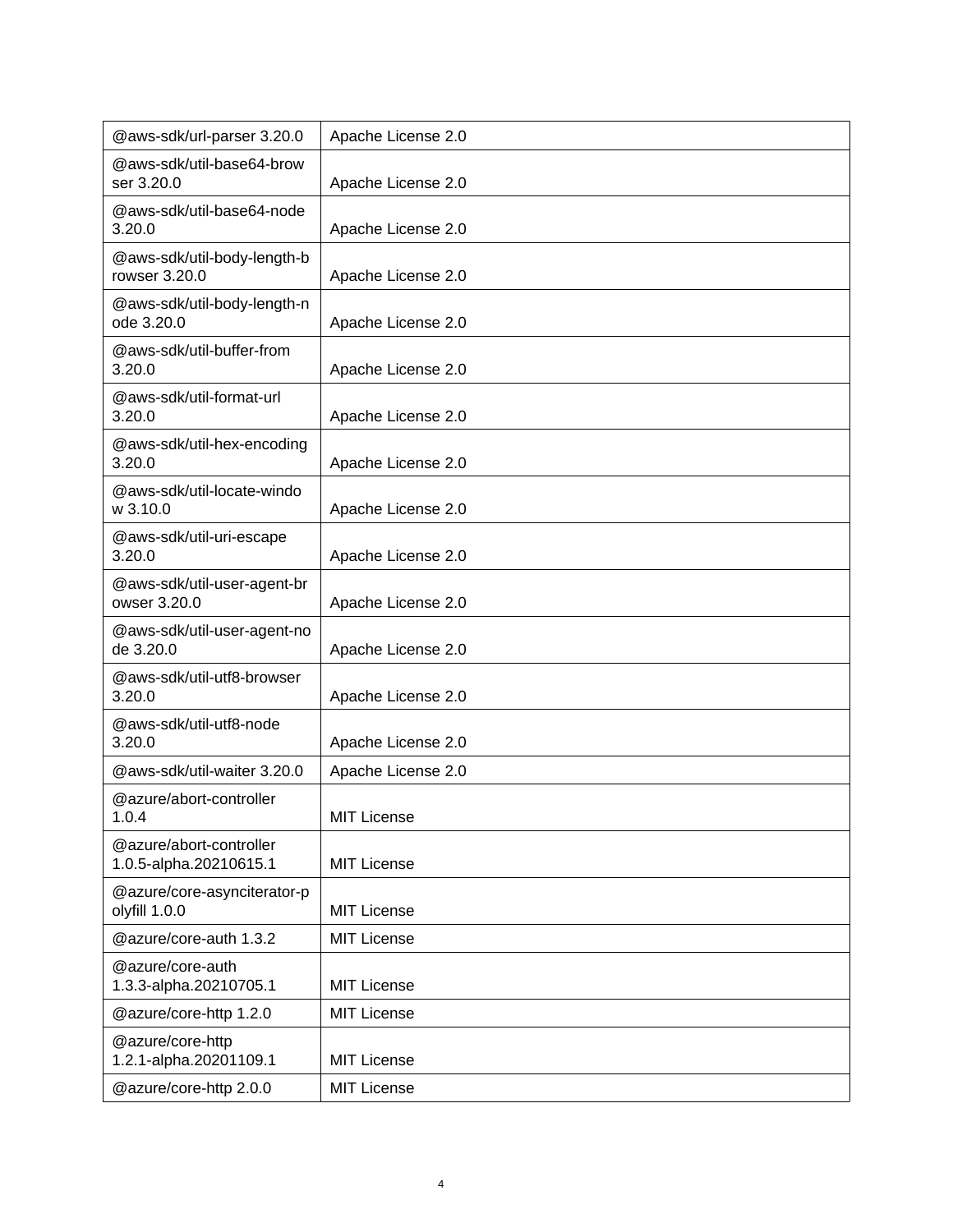| @aws-sdk/url-parser 3.20.0 | Apache License 2.0 |
|---|---|
| @aws-sdk/util-base64-browser 3.20.0 | Apache License 2.0 |
| @aws-sdk/util-base64-node 3.20.0 | Apache License 2.0 |
| @aws-sdk/util-body-length-browser 3.20.0 | Apache License 2.0 |
| @aws-sdk/util-body-length-node 3.20.0 | Apache License 2.0 |
| @aws-sdk/util-buffer-from 3.20.0 | Apache License 2.0 |
| @aws-sdk/util-format-url 3.20.0 | Apache License 2.0 |
| @aws-sdk/util-hex-encoding 3.20.0 | Apache License 2.0 |
| @aws-sdk/util-locate-window 3.10.0 | Apache License 2.0 |
| @aws-sdk/util-uri-escape 3.20.0 | Apache License 2.0 |
| @aws-sdk/util-user-agent-browser 3.20.0 | Apache License 2.0 |
| @aws-sdk/util-user-agent-node 3.20.0 | Apache License 2.0 |
| @aws-sdk/util-utf8-browser 3.20.0 | Apache License 2.0 |
| @aws-sdk/util-utf8-node 3.20.0 | Apache License 2.0 |
| @aws-sdk/util-waiter 3.20.0 | Apache License 2.0 |
| @azure/abort-controller 1.0.4 | MIT License |
| @azure/abort-controller 1.0.5-alpha.20210615.1 | MIT License |
| @azure/core-asynciterator-polyfill 1.0.0 | MIT License |
| @azure/core-auth 1.3.2 | MIT License |
| @azure/core-auth 1.3.3-alpha.20210705.1 | MIT License |
| @azure/core-http 1.2.0 | MIT License |
| @azure/core-http 1.2.1-alpha.20201109.1 | MIT License |
| @azure/core-http 2.0.0 | MIT License |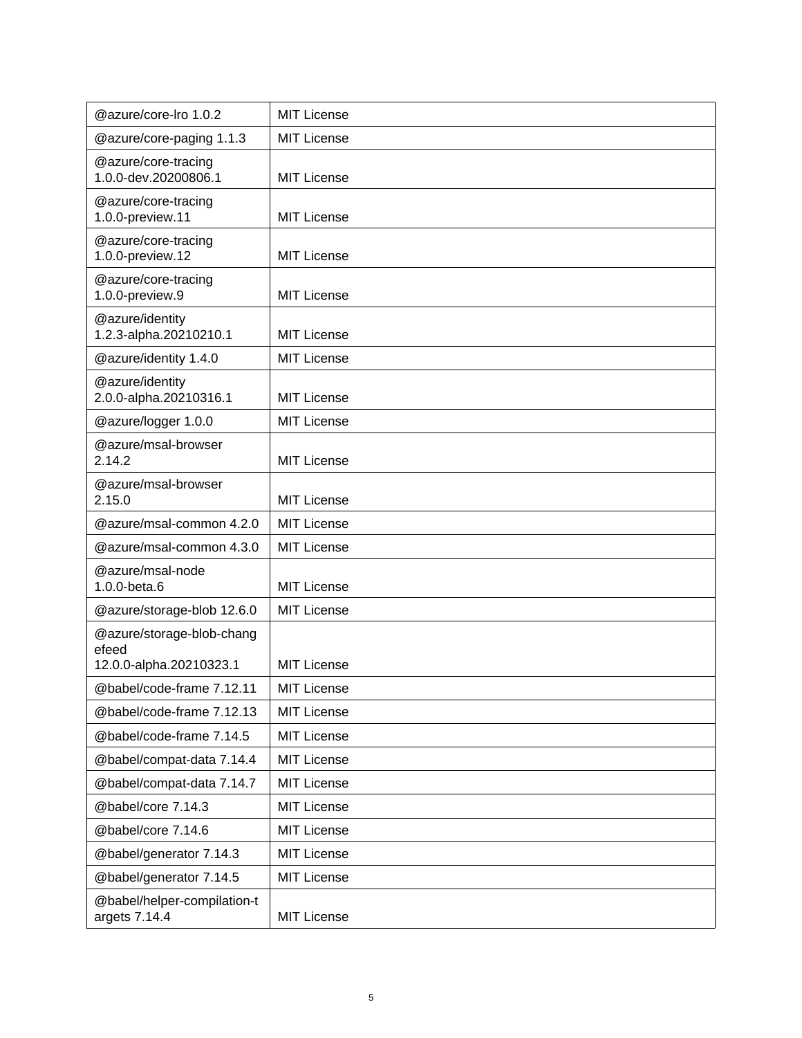| @azure/core-lro 1.0.2 | MIT License |
|---|---|
| @azure/core-paging 1.1.3 | MIT License |
| @azure/core-tracing 1.0.0-dev.20200806.1 | MIT License |
| @azure/core-tracing 1.0.0-preview.11 | MIT License |
| @azure/core-tracing 1.0.0-preview.12 | MIT License |
| @azure/core-tracing 1.0.0-preview.9 | MIT License |
| @azure/identity 1.2.3-alpha.20210210.1 | MIT License |
| @azure/identity 1.4.0 | MIT License |
| @azure/identity 2.0.0-alpha.20210316.1 | MIT License |
| @azure/logger 1.0.0 | MIT License |
| @azure/msal-browser 2.14.2 | MIT License |
| @azure/msal-browser 2.15.0 | MIT License |
| @azure/msal-common 4.2.0 | MIT License |
| @azure/msal-common 4.3.0 | MIT License |
| @azure/msal-node 1.0.0-beta.6 | MIT License |
| @azure/storage-blob 12.6.0 | MIT License |
| @azure/storage-blob-changefeed 12.0.0-alpha.20210323.1 | MIT License |
| @babel/code-frame 7.12.11 | MIT License |
| @babel/code-frame 7.12.13 | MIT License |
| @babel/code-frame 7.14.5 | MIT License |
| @babel/compat-data 7.14.4 | MIT License |
| @babel/compat-data 7.14.7 | MIT License |
| @babel/core 7.14.3 | MIT License |
| @babel/core 7.14.6 | MIT License |
| @babel/generator 7.14.3 | MIT License |
| @babel/generator 7.14.5 | MIT License |
| @babel/helper-compilation-targets 7.14.4 | MIT License |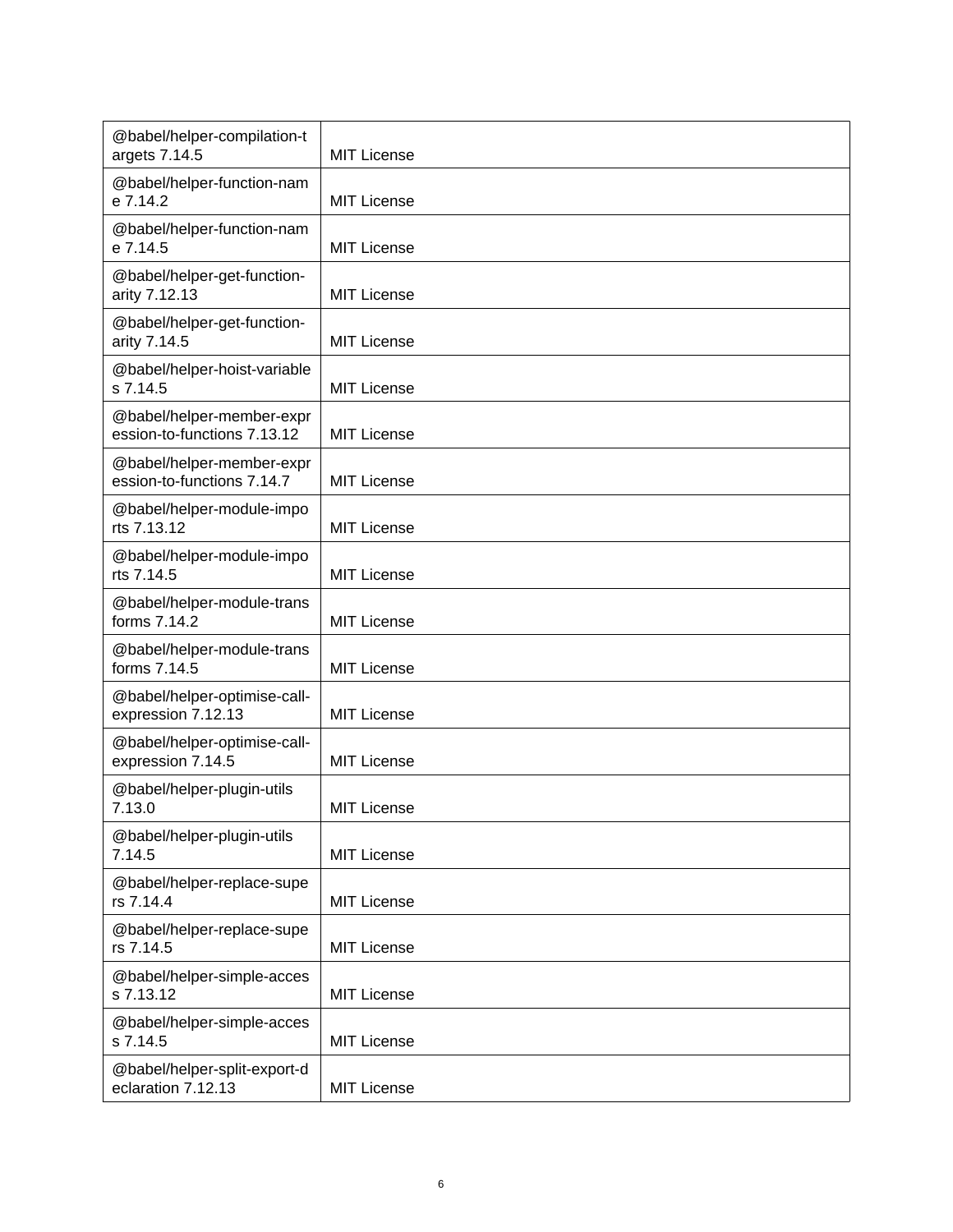| @babel/helper-compilation-targets 7.14.5 | MIT License |
|---|---|
| @babel/helper-function-name 7.14.2 | MIT License |
| @babel/helper-function-name 7.14.5 | MIT License |
| @babel/helper-get-function-arity 7.12.13 | MIT License |
| @babel/helper-get-function-arity 7.14.5 | MIT License |
| @babel/helper-hoist-variables 7.14.5 | MIT License |
| @babel/helper-member-expression-to-functions 7.13.12 | MIT License |
| @babel/helper-member-expression-to-functions 7.14.7 | MIT License |
| @babel/helper-module-imports 7.13.12 | MIT License |
| @babel/helper-module-imports 7.14.5 | MIT License |
| @babel/helper-module-transforms 7.14.2 | MIT License |
| @babel/helper-module-transforms 7.14.5 | MIT License |
| @babel/helper-optimise-call-expression 7.12.13 | MIT License |
| @babel/helper-optimise-call-expression 7.14.5 | MIT License |
| @babel/helper-plugin-utils 7.13.0 | MIT License |
| @babel/helper-plugin-utils 7.14.5 | MIT License |
| @babel/helper-replace-supers 7.14.4 | MIT License |
| @babel/helper-replace-supers 7.14.5 | MIT License |
| @babel/helper-simple-access 7.13.12 | MIT License |
| @babel/helper-simple-access 7.14.5 | MIT License |
| @babel/helper-split-export-declaration 7.12.13 | MIT License |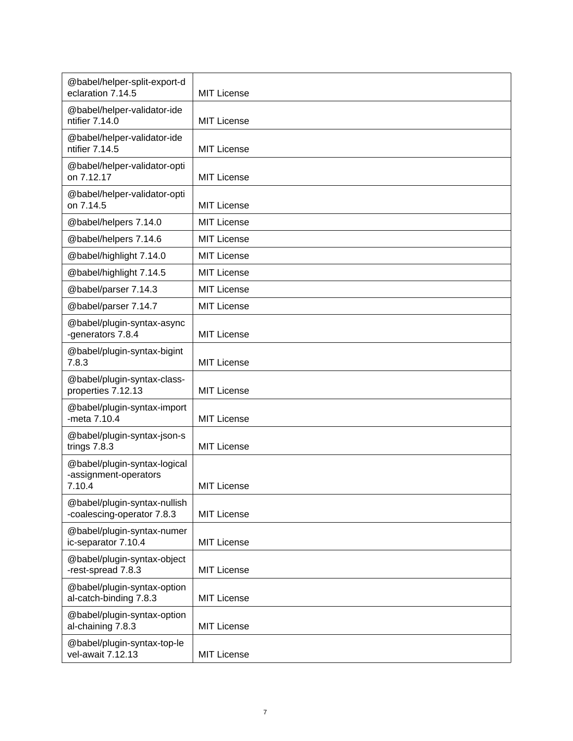| @babel/helper-split-export-declaration 7.14.5 | MIT License |
|---|---|
| @babel/helper-validator-identifier 7.14.0 | MIT License |
| @babel/helper-validator-identifier 7.14.5 | MIT License |
| @babel/helper-validator-option 7.12.17 | MIT License |
| @babel/helper-validator-option 7.14.5 | MIT License |
| @babel/helpers 7.14.0 | MIT License |
| @babel/helpers 7.14.6 | MIT License |
| @babel/highlight 7.14.0 | MIT License |
| @babel/highlight 7.14.5 | MIT License |
| @babel/parser 7.14.3 | MIT License |
| @babel/parser 7.14.7 | MIT License |
| @babel/plugin-syntax-async-generators 7.8.4 | MIT License |
| @babel/plugin-syntax-bigint 7.8.3 | MIT License |
| @babel/plugin-syntax-class-properties 7.12.13 | MIT License |
| @babel/plugin-syntax-import-meta 7.10.4 | MIT License |
| @babel/plugin-syntax-json-strings 7.8.3 | MIT License |
| @babel/plugin-syntax-logical-assignment-operators 7.10.4 | MIT License |
| @babel/plugin-syntax-nullish-coalescing-operator 7.8.3 | MIT License |
| @babel/plugin-syntax-numeric-separator 7.10.4 | MIT License |
| @babel/plugin-syntax-object-rest-spread 7.8.3 | MIT License |
| @babel/plugin-syntax-optional-catch-binding 7.8.3 | MIT License |
| @babel/plugin-syntax-optional-chaining 7.8.3 | MIT License |
| @babel/plugin-syntax-top-level-await 7.12.13 | MIT License |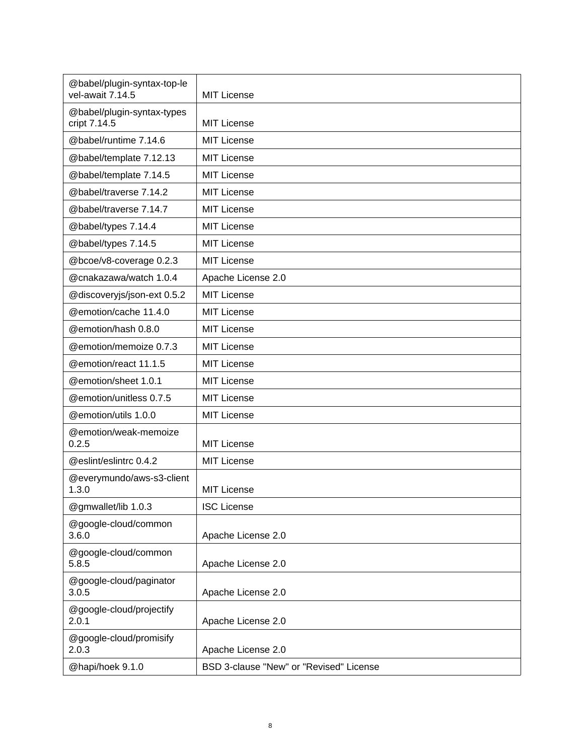| | |
|---|---|
| @babel/plugin-syntax-top-level-await 7.14.5 | MIT License |
| @babel/plugin-syntax-typescript 7.14.5 | MIT License |
| @babel/runtime 7.14.6 | MIT License |
| @babel/template 7.12.13 | MIT License |
| @babel/template 7.14.5 | MIT License |
| @babel/traverse 7.14.2 | MIT License |
| @babel/traverse 7.14.7 | MIT License |
| @babel/types 7.14.4 | MIT License |
| @babel/types 7.14.5 | MIT License |
| @bcoe/v8-coverage 0.2.3 | MIT License |
| @cnakazawa/watch 1.0.4 | Apache License 2.0 |
| @discoveryjs/json-ext 0.5.2 | MIT License |
| @emotion/cache 11.4.0 | MIT License |
| @emotion/hash 0.8.0 | MIT License |
| @emotion/memoize 0.7.3 | MIT License |
| @emotion/react 11.1.5 | MIT License |
| @emotion/sheet 1.0.1 | MIT License |
| @emotion/unitless 0.7.5 | MIT License |
| @emotion/utils 1.0.0 | MIT License |
| @emotion/weak-memoize 0.2.5 | MIT License |
| @eslint/eslintrc 0.4.2 | MIT License |
| @everymundo/aws-s3-client 1.3.0 | MIT License |
| @gmwallet/lib 1.0.3 | ISC License |
| @google-cloud/common 3.6.0 | Apache License 2.0 |
| @google-cloud/common 5.8.5 | Apache License 2.0 |
| @google-cloud/paginator 3.0.5 | Apache License 2.0 |
| @google-cloud/projectify 2.0.1 | Apache License 2.0 |
| @google-cloud/promisify 2.0.3 | Apache License 2.0 |
| @hapi/hoek 9.1.0 | BSD 3-clause "New" or "Revised" License |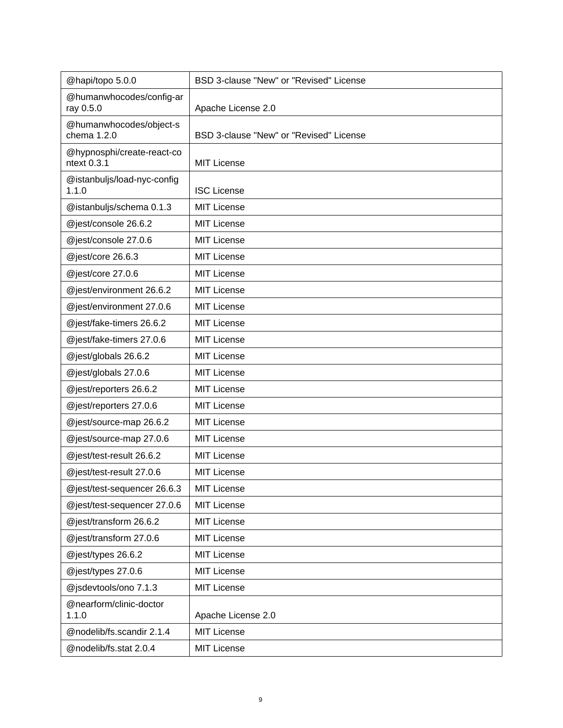| @hapi/topo 5.0.0 | BSD 3-clause "New" or "Revised" License |
|---|---|
| @humanwhocodes/config-array 0.5.0 | Apache License 2.0 |
| @humanwhocodes/object-schema 1.2.0 | BSD 3-clause "New" or "Revised" License |
| @hypnosphi/create-react-context 0.3.1 | MIT License |
| @istanbuljs/load-nyc-config 1.1.0 | ISC License |
| @istanbuljs/schema 0.1.3 | MIT License |
| @jest/console 26.6.2 | MIT License |
| @jest/console 27.0.6 | MIT License |
| @jest/core 26.6.3 | MIT License |
| @jest/core 27.0.6 | MIT License |
| @jest/environment 26.6.2 | MIT License |
| @jest/environment 27.0.6 | MIT License |
| @jest/fake-timers 26.6.2 | MIT License |
| @jest/fake-timers 27.0.6 | MIT License |
| @jest/globals 26.6.2 | MIT License |
| @jest/globals 27.0.6 | MIT License |
| @jest/reporters 26.6.2 | MIT License |
| @jest/reporters 27.0.6 | MIT License |
| @jest/source-map 26.6.2 | MIT License |
| @jest/source-map 27.0.6 | MIT License |
| @jest/test-result 26.6.2 | MIT License |
| @jest/test-result 27.0.6 | MIT License |
| @jest/test-sequencer 26.6.3 | MIT License |
| @jest/test-sequencer 27.0.6 | MIT License |
| @jest/transform 26.6.2 | MIT License |
| @jest/transform 27.0.6 | MIT License |
| @jest/types 26.6.2 | MIT License |
| @jest/types 27.0.6 | MIT License |
| @jsdevtools/ono 7.1.3 | MIT License |
| @nearform/clinic-doctor 1.1.0 | Apache License 2.0 |
| @nodelib/fs.scandir 2.1.4 | MIT License |
| @nodelib/fs.stat 2.0.4 | MIT License |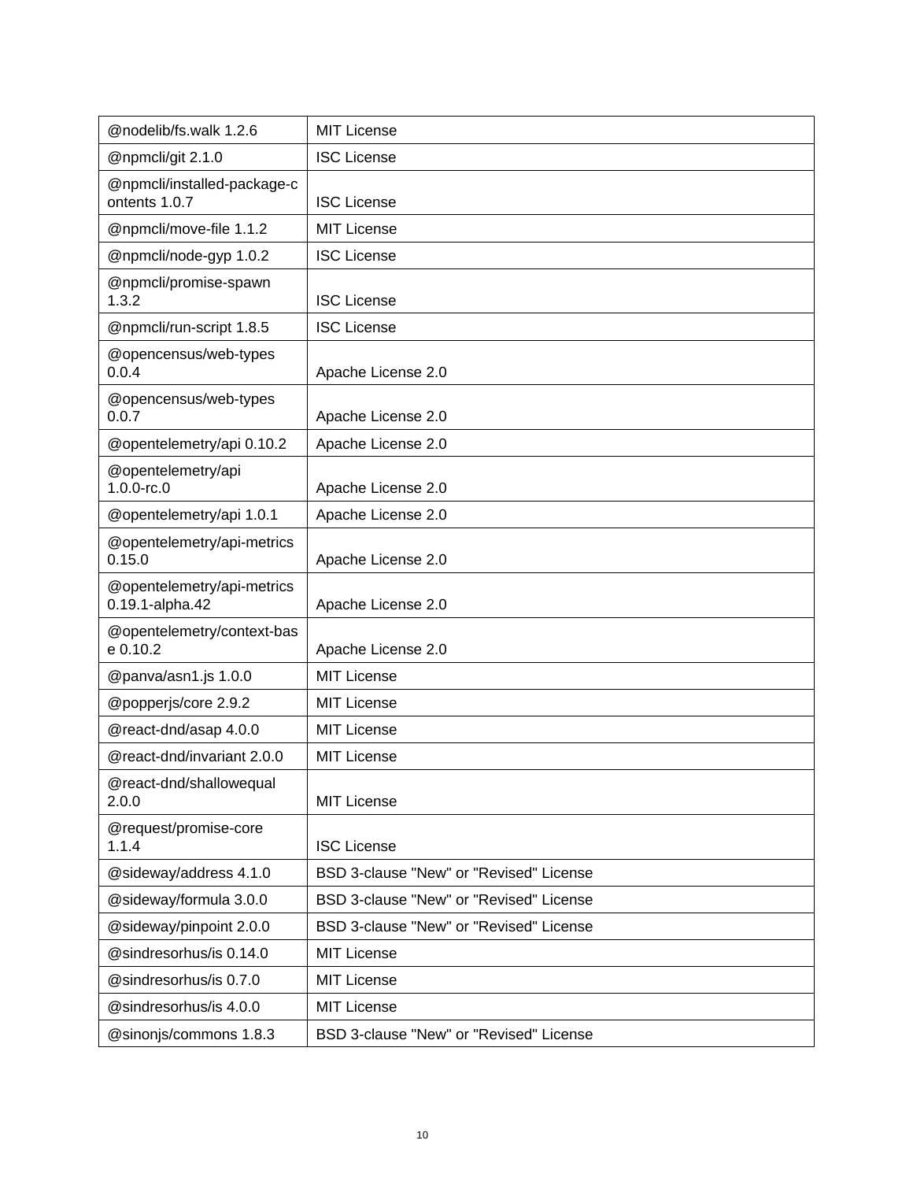| @nodelib/fs.walk 1.2.6 | MIT License |
|---|---|
| @npmcli/git 2.1.0 | ISC License |
| @npmcli/installed-package-contents 1.0.7 | ISC License |
| @npmcli/move-file 1.1.2 | MIT License |
| @npmcli/node-gyp 1.0.2 | ISC License |
| @npmcli/promise-spawn 1.3.2 | ISC License |
| @npmcli/run-script 1.8.5 | ISC License |
| @opencensus/web-types 0.0.4 | Apache License 2.0 |
| @opencensus/web-types 0.0.7 | Apache License 2.0 |
| @opentelemetry/api 0.10.2 | Apache License 2.0 |
| @opentelemetry/api 1.0.0-rc.0 | Apache License 2.0 |
| @opentelemetry/api 1.0.1 | Apache License 2.0 |
| @opentelemetry/api-metrics 0.15.0 | Apache License 2.0 |
| @opentelemetry/api-metrics 0.19.1-alpha.42 | Apache License 2.0 |
| @opentelemetry/context-base 0.10.2 | Apache License 2.0 |
| @panva/asn1.js 1.0.0 | MIT License |
| @popperjs/core 2.9.2 | MIT License |
| @react-dnd/asap 4.0.0 | MIT License |
| @react-dnd/invariant 2.0.0 | MIT License |
| @react-dnd/shallowequal 2.0.0 | MIT License |
| @request/promise-core 1.1.4 | ISC License |
| @sideway/address 4.1.0 | BSD 3-clause "New" or "Revised" License |
| @sideway/formula 3.0.0 | BSD 3-clause "New" or "Revised" License |
| @sideway/pinpoint 2.0.0 | BSD 3-clause "New" or "Revised" License |
| @sindresorhus/is 0.14.0 | MIT License |
| @sindresorhus/is 0.7.0 | MIT License |
| @sindresorhus/is 4.0.0 | MIT License |
| @sinonjs/commons 1.8.3 | BSD 3-clause "New" or "Revised" License |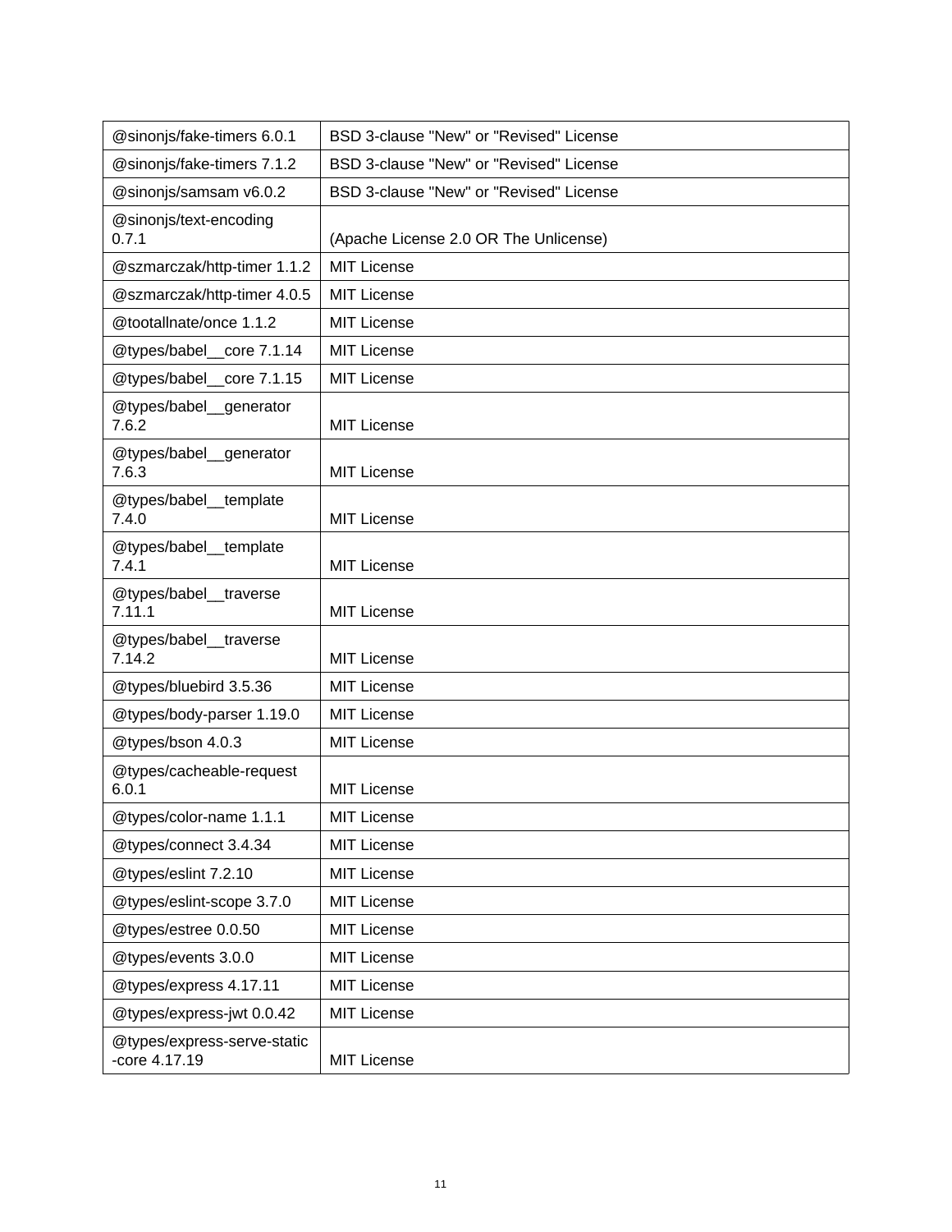| @sinonjs/fake-timers 6.0.1 | BSD 3-clause "New" or "Revised" License |
|---|---|
| @sinonjs/fake-timers 7.1.2 | BSD 3-clause "New" or "Revised" License |
| @sinonjs/samsam v6.0.2 | BSD 3-clause "New" or "Revised" License |
| @sinonjs/text-encoding 0.7.1 | (Apache License 2.0 OR The Unlicense) |
| @szmarczak/http-timer 1.1.2 | MIT License |
| @szmarczak/http-timer 4.0.5 | MIT License |
| @tootallnate/once 1.1.2 | MIT License |
| @types/babel__core 7.1.14 | MIT License |
| @types/babel__core 7.1.15 | MIT License |
| @types/babel__generator 7.6.2 | MIT License |
| @types/babel__generator 7.6.3 | MIT License |
| @types/babel__template 7.4.0 | MIT License |
| @types/babel__template 7.4.1 | MIT License |
| @types/babel__traverse 7.11.1 | MIT License |
| @types/babel__traverse 7.14.2 | MIT License |
| @types/bluebird 3.5.36 | MIT License |
| @types/body-parser 1.19.0 | MIT License |
| @types/bson 4.0.3 | MIT License |
| @types/cacheable-request 6.0.1 | MIT License |
| @types/color-name 1.1.1 | MIT License |
| @types/connect 3.4.34 | MIT License |
| @types/eslint 7.2.10 | MIT License |
| @types/eslint-scope 3.7.0 | MIT License |
| @types/estree 0.0.50 | MIT License |
| @types/events 3.0.0 | MIT License |
| @types/express 4.17.11 | MIT License |
| @types/express-jwt 0.0.42 | MIT License |
| @types/express-serve-static-core 4.17.19 | MIT License |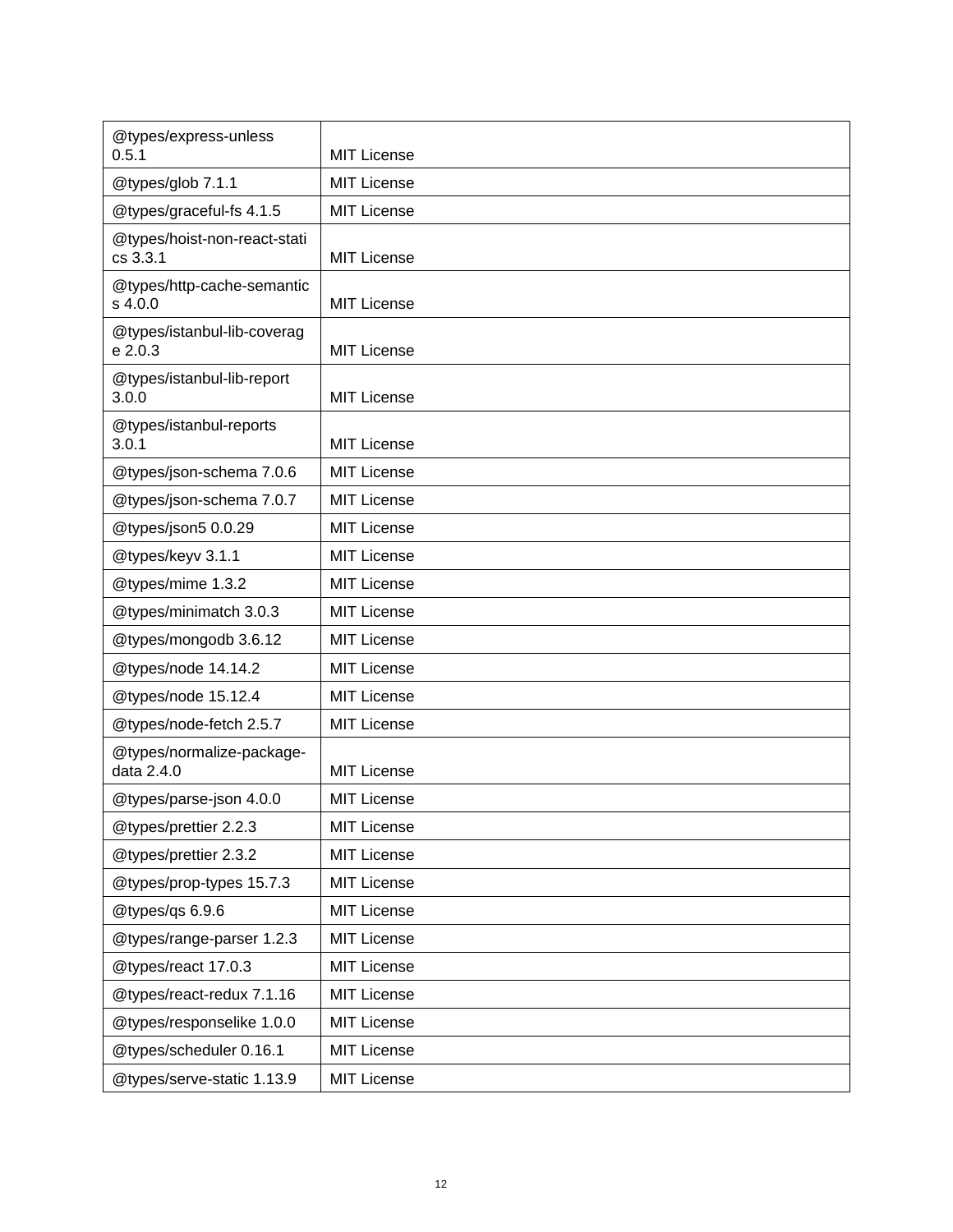| @types/express-unless 0.5.1 | MIT License |
|---|---|
| @types/glob 7.1.1 | MIT License |
| @types/graceful-fs 4.1.5 | MIT License |
| @types/hoist-non-react-statics 3.3.1 | MIT License |
| @types/http-cache-semantics 4.0.0 | MIT License |
| @types/istanbul-lib-coverage 2.0.3 | MIT License |
| @types/istanbul-lib-report 3.0.0 | MIT License |
| @types/istanbul-reports 3.0.1 | MIT License |
| @types/json-schema 7.0.6 | MIT License |
| @types/json-schema 7.0.7 | MIT License |
| @types/json5 0.0.29 | MIT License |
| @types/keyv 3.1.1 | MIT License |
| @types/mime 1.3.2 | MIT License |
| @types/minimatch 3.0.3 | MIT License |
| @types/mongodb 3.6.12 | MIT License |
| @types/node 14.14.2 | MIT License |
| @types/node 15.12.4 | MIT License |
| @types/node-fetch 2.5.7 | MIT License |
| @types/normalize-package-data 2.4.0 | MIT License |
| @types/parse-json 4.0.0 | MIT License |
| @types/prettier 2.2.3 | MIT License |
| @types/prettier 2.3.2 | MIT License |
| @types/prop-types 15.7.3 | MIT License |
| @types/qs 6.9.6 | MIT License |
| @types/range-parser 1.2.3 | MIT License |
| @types/react 17.0.3 | MIT License |
| @types/react-redux 7.1.16 | MIT License |
| @types/responselike 1.0.0 | MIT License |
| @types/scheduler 0.16.1 | MIT License |
| @types/serve-static 1.13.9 | MIT License |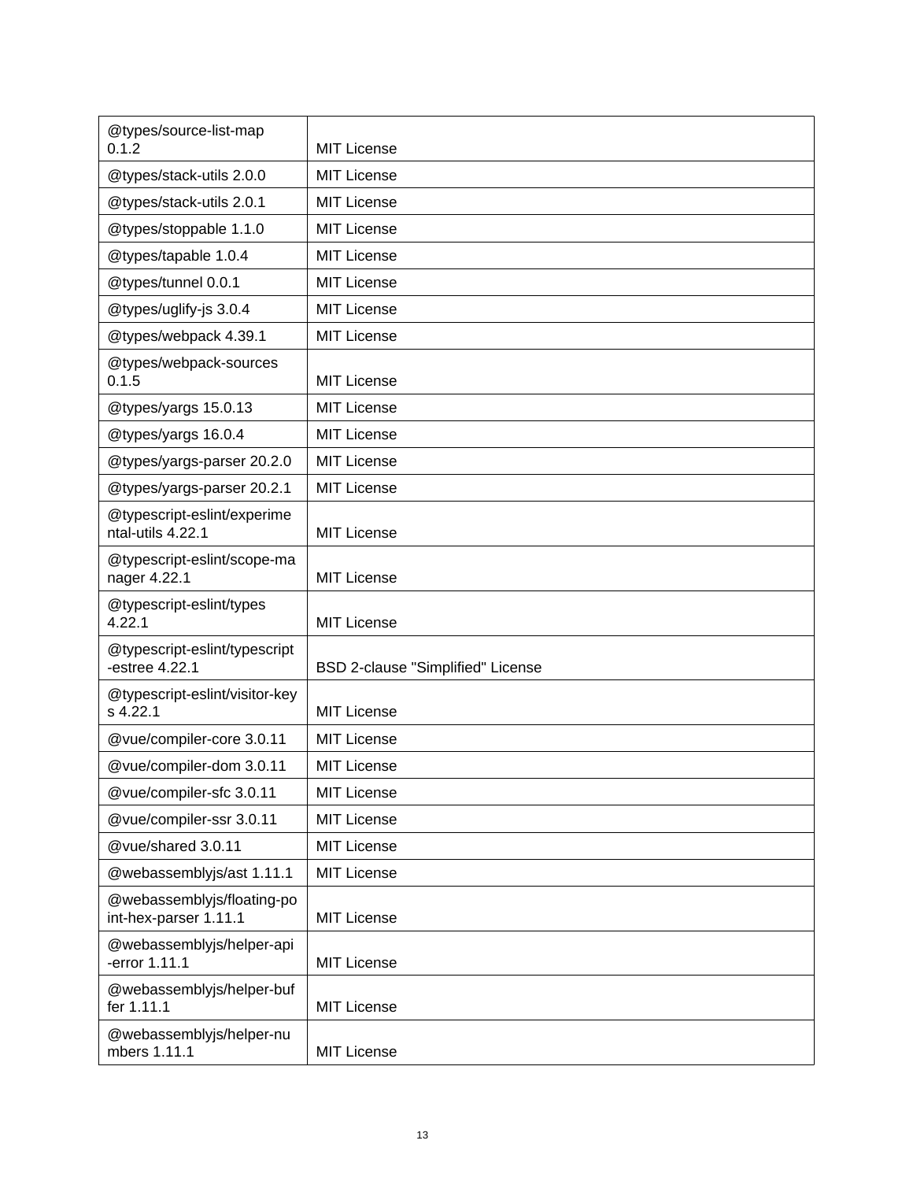| @types/source-list-map 0.1.2 | MIT License |
|---|---|
| @types/stack-utils 2.0.0 | MIT License |
| @types/stack-utils 2.0.1 | MIT License |
| @types/stoppable 1.1.0 | MIT License |
| @types/tapable 1.0.4 | MIT License |
| @types/tunnel 0.0.1 | MIT License |
| @types/uglify-js 3.0.4 | MIT License |
| @types/webpack 4.39.1 | MIT License |
| @types/webpack-sources 0.1.5 | MIT License |
| @types/yargs 15.0.13 | MIT License |
| @types/yargs 16.0.4 | MIT License |
| @types/yargs-parser 20.2.0 | MIT License |
| @types/yargs-parser 20.2.1 | MIT License |
| @typescript-eslint/experimental-utils 4.22.1 | MIT License |
| @typescript-eslint/scope-manager 4.22.1 | MIT License |
| @typescript-eslint/types 4.22.1 | MIT License |
| @typescript-eslint/typescript-estree 4.22.1 | BSD 2-clause "Simplified" License |
| @typescript-eslint/visitor-keys 4.22.1 | MIT License |
| @vue/compiler-core 3.0.11 | MIT License |
| @vue/compiler-dom 3.0.11 | MIT License |
| @vue/compiler-sfc 3.0.11 | MIT License |
| @vue/compiler-ssr 3.0.11 | MIT License |
| @vue/shared 3.0.11 | MIT License |
| @webassemblyjs/ast 1.11.1 | MIT License |
| @webassemblyjs/floating-point-hex-parser 1.11.1 | MIT License |
| @webassemblyjs/helper-api-error 1.11.1 | MIT License |
| @webassemblyjs/helper-buffer 1.11.1 | MIT License |
| @webassemblyjs/helper-numbers 1.11.1 | MIT License |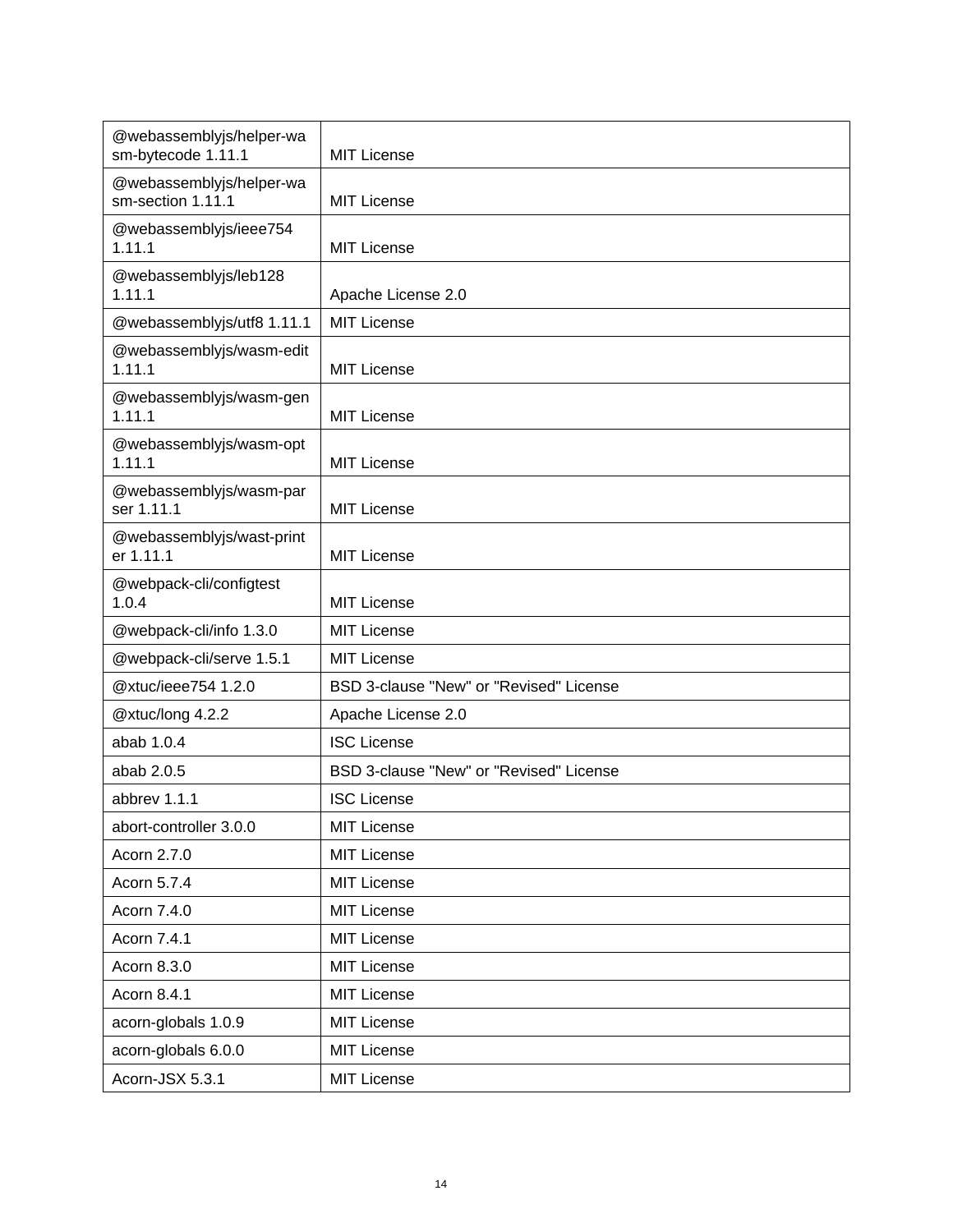| | |
|---|---|
| @webassemblyjs/helper-wasm-bytecode 1.11.1 | MIT License |
| @webassemblyjs/helper-wasm-section 1.11.1 | MIT License |
| @webassemblyjs/ieee754 1.11.1 | MIT License |
| @webassemblyjs/leb128 1.11.1 | Apache License 2.0 |
| @webassemblyjs/utf8 1.11.1 | MIT License |
| @webassemblyjs/wasm-edit 1.11.1 | MIT License |
| @webassemblyjs/wasm-gen 1.11.1 | MIT License |
| @webassemblyjs/wasm-opt 1.11.1 | MIT License |
| @webassemblyjs/wasm-parser 1.11.1 | MIT License |
| @webassemblyjs/wast-printer 1.11.1 | MIT License |
| @webpack-cli/configtest 1.0.4 | MIT License |
| @webpack-cli/info 1.3.0 | MIT License |
| @webpack-cli/serve 1.5.1 | MIT License |
| @xtuc/ieee754 1.2.0 | BSD 3-clause "New" or "Revised" License |
| @xtuc/long 4.2.2 | Apache License 2.0 |
| abab 1.0.4 | ISC License |
| abab 2.0.5 | BSD 3-clause "New" or "Revised" License |
| abbrev 1.1.1 | ISC License |
| abort-controller 3.0.0 | MIT License |
| Acorn 2.7.0 | MIT License |
| Acorn 5.7.4 | MIT License |
| Acorn 7.4.0 | MIT License |
| Acorn 7.4.1 | MIT License |
| Acorn 8.3.0 | MIT License |
| Acorn 8.4.1 | MIT License |
| acorn-globals 1.0.9 | MIT License |
| acorn-globals 6.0.0 | MIT License |
| Acorn-JSX 5.3.1 | MIT License |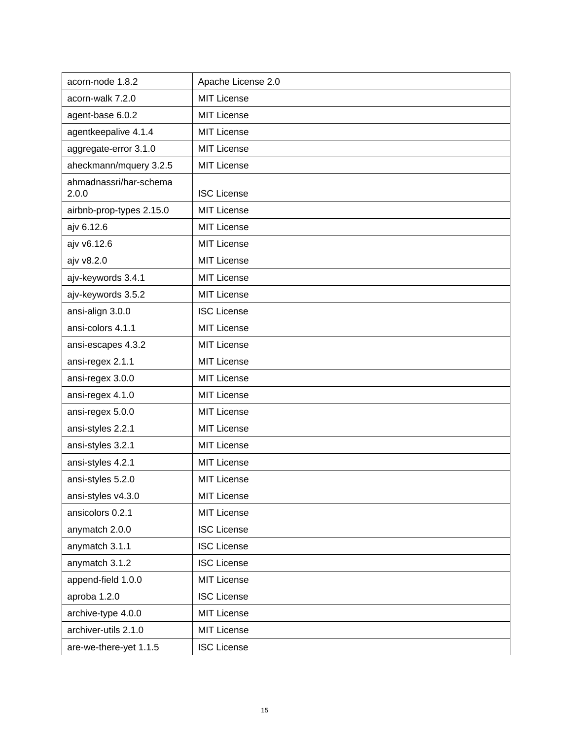| acorn-node 1.8.2 | Apache License 2.0 |
|---|---|
| acorn-walk 7.2.0 | MIT License |
| agent-base 6.0.2 | MIT License |
| agentkeepalive 4.1.4 | MIT License |
| aggregate-error 3.1.0 | MIT License |
| aheckmann/mquery 3.2.5 | MIT License |
| ahmadnassri/har-schema 2.0.0 | ISC License |
| airbnb-prop-types 2.15.0 | MIT License |
| ajv 6.12.6 | MIT License |
| ajv v6.12.6 | MIT License |
| ajv v8.2.0 | MIT License |
| ajv-keywords 3.4.1 | MIT License |
| ajv-keywords 3.5.2 | MIT License |
| ansi-align 3.0.0 | ISC License |
| ansi-colors 4.1.1 | MIT License |
| ansi-escapes 4.3.2 | MIT License |
| ansi-regex 2.1.1 | MIT License |
| ansi-regex 3.0.0 | MIT License |
| ansi-regex 4.1.0 | MIT License |
| ansi-regex 5.0.0 | MIT License |
| ansi-styles 2.2.1 | MIT License |
| ansi-styles 3.2.1 | MIT License |
| ansi-styles 4.2.1 | MIT License |
| ansi-styles 5.2.0 | MIT License |
| ansi-styles v4.3.0 | MIT License |
| ansicolors 0.2.1 | MIT License |
| anymatch 2.0.0 | ISC License |
| anymatch 3.1.1 | ISC License |
| anymatch 3.1.2 | ISC License |
| append-field 1.0.0 | MIT License |
| aproba 1.2.0 | ISC License |
| archive-type 4.0.0 | MIT License |
| archiver-utils 2.1.0 | MIT License |
| are-we-there-yet 1.1.5 | ISC License |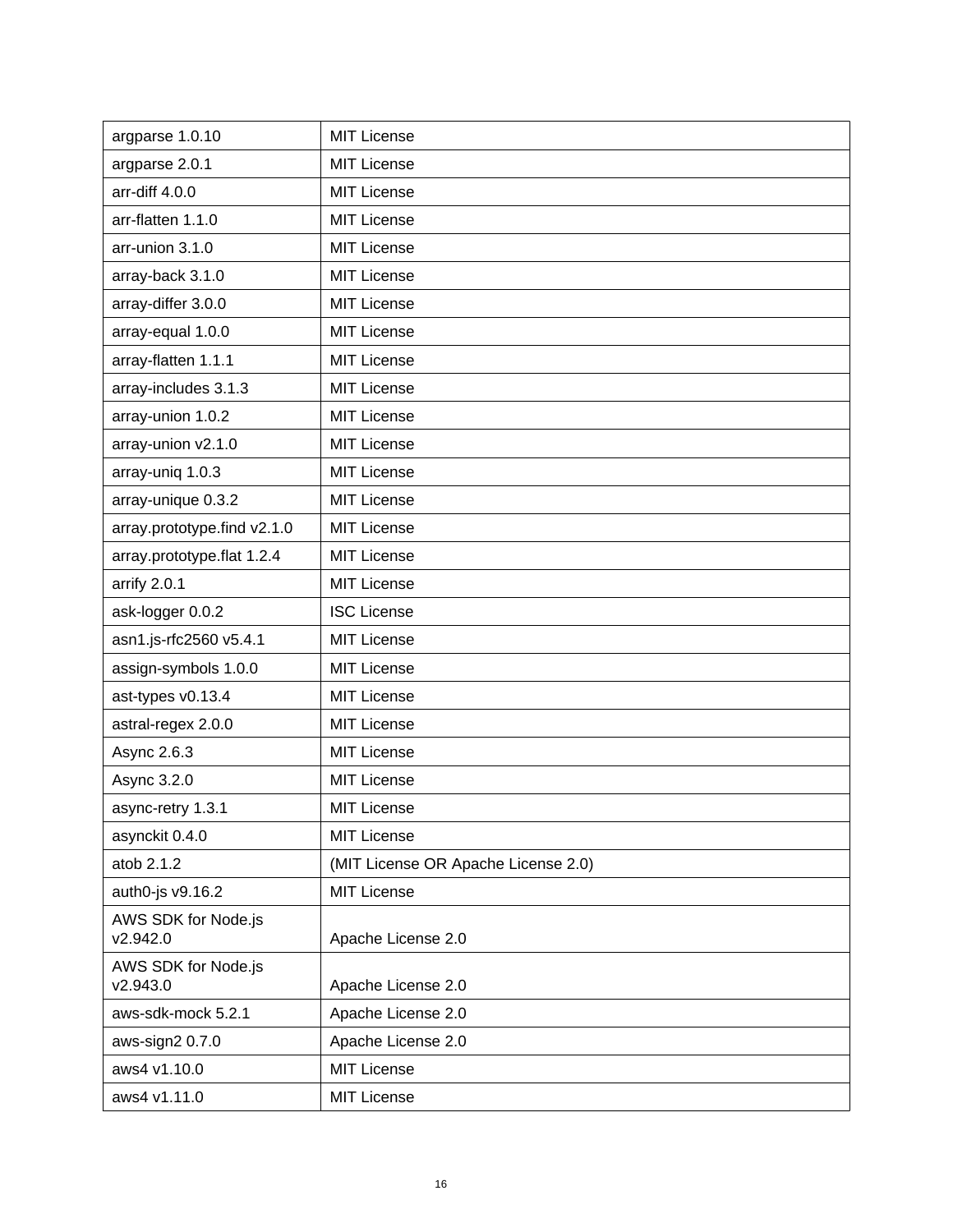| argparse 1.0.10 | MIT License |
| --- | --- |
| argparse 2.0.1 | MIT License |
| arr-diff 4.0.0 | MIT License |
| arr-flatten 1.1.0 | MIT License |
| arr-union 3.1.0 | MIT License |
| array-back 3.1.0 | MIT License |
| array-differ 3.0.0 | MIT License |
| array-equal 1.0.0 | MIT License |
| array-flatten 1.1.1 | MIT License |
| array-includes 3.1.3 | MIT License |
| array-union 1.0.2 | MIT License |
| array-union v2.1.0 | MIT License |
| array-uniq 1.0.3 | MIT License |
| array-unique 0.3.2 | MIT License |
| array.prototype.find v2.1.0 | MIT License |
| array.prototype.flat 1.2.4 | MIT License |
| arrify 2.0.1 | MIT License |
| ask-logger 0.0.2 | ISC License |
| asn1.js-rfc2560 v5.4.1 | MIT License |
| assign-symbols 1.0.0 | MIT License |
| ast-types v0.13.4 | MIT License |
| astral-regex 2.0.0 | MIT License |
| Async 2.6.3 | MIT License |
| Async 3.2.0 | MIT License |
| async-retry 1.3.1 | MIT License |
| asynckit 0.4.0 | MIT License |
| atob 2.1.2 | (MIT License OR Apache License 2.0) |
| auth0-js v9.16.2 | MIT License |
| AWS SDK for Node.js v2.942.0 | Apache License 2.0 |
| AWS SDK for Node.js v2.943.0 | Apache License 2.0 |
| aws-sdk-mock 5.2.1 | Apache License 2.0 |
| aws-sign2 0.7.0 | Apache License 2.0 |
| aws4 v1.10.0 | MIT License |
| aws4 v1.11.0 | MIT License |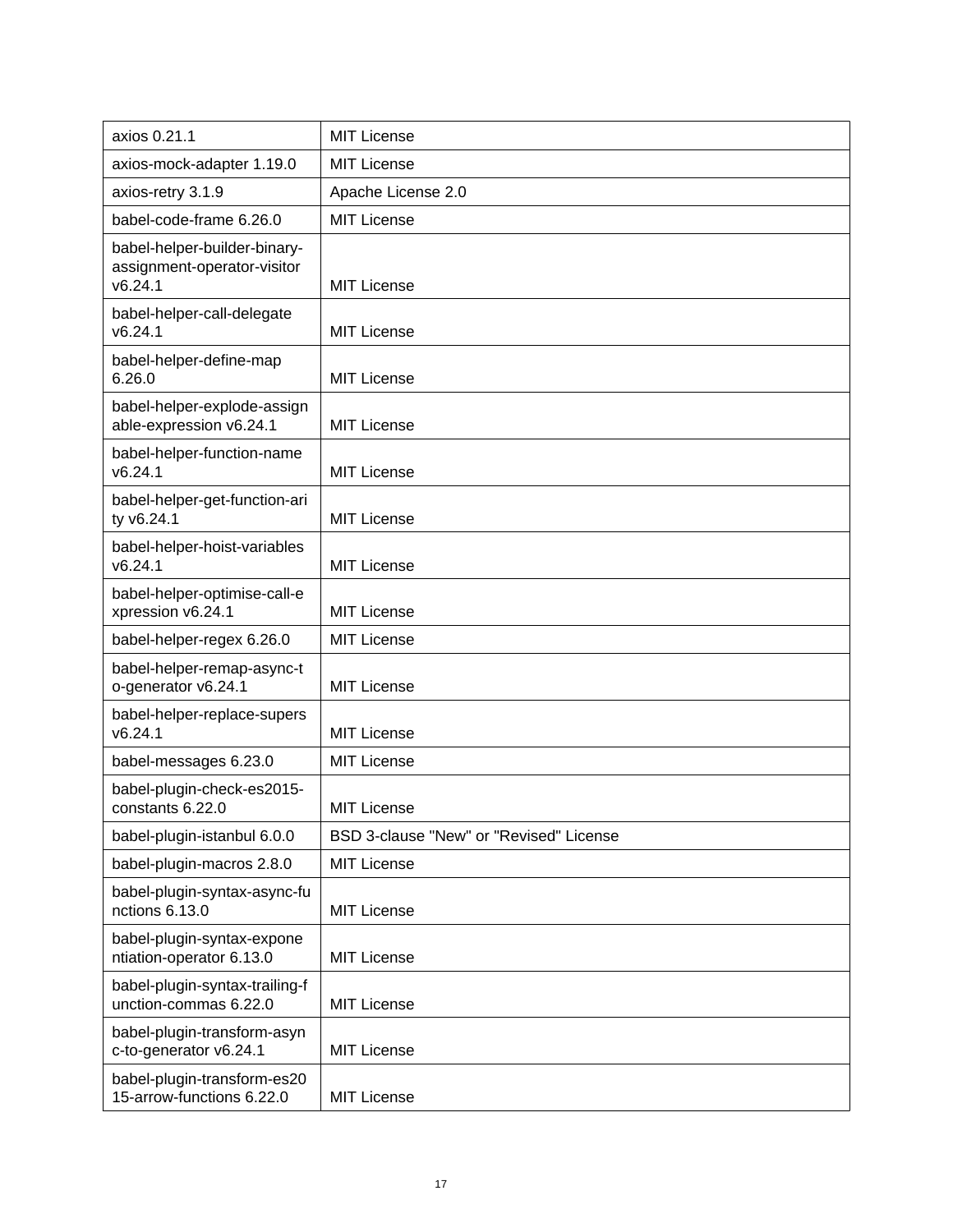| axios 0.21.1 | MIT License |
|---|---|
| axios-mock-adapter 1.19.0 | MIT License |
| axios-retry 3.1.9 | Apache License 2.0 |
| babel-code-frame 6.26.0 | MIT License |
| babel-helper-builder-binary-assignment-operator-visitor v6.24.1 | MIT License |
| babel-helper-call-delegate v6.24.1 | MIT License |
| babel-helper-define-map 6.26.0 | MIT License |
| babel-helper-explode-assignable-expression v6.24.1 | MIT License |
| babel-helper-function-name v6.24.1 | MIT License |
| babel-helper-get-function-arity v6.24.1 | MIT License |
| babel-helper-hoist-variables v6.24.1 | MIT License |
| babel-helper-optimise-call-expression v6.24.1 | MIT License |
| babel-helper-regex 6.26.0 | MIT License |
| babel-helper-remap-async-to-generator v6.24.1 | MIT License |
| babel-helper-replace-supers v6.24.1 | MIT License |
| babel-messages 6.23.0 | MIT License |
| babel-plugin-check-es2015-constants 6.22.0 | MIT License |
| babel-plugin-istanbul 6.0.0 | BSD 3-clause "New" or "Revised" License |
| babel-plugin-macros 2.8.0 | MIT License |
| babel-plugin-syntax-async-functions 6.13.0 | MIT License |
| babel-plugin-syntax-exponentiation-operator 6.13.0 | MIT License |
| babel-plugin-syntax-trailing-function-commas 6.22.0 | MIT License |
| babel-plugin-transform-async-to-generator v6.24.1 | MIT License |
| babel-plugin-transform-es2015-arrow-functions 6.22.0 | MIT License |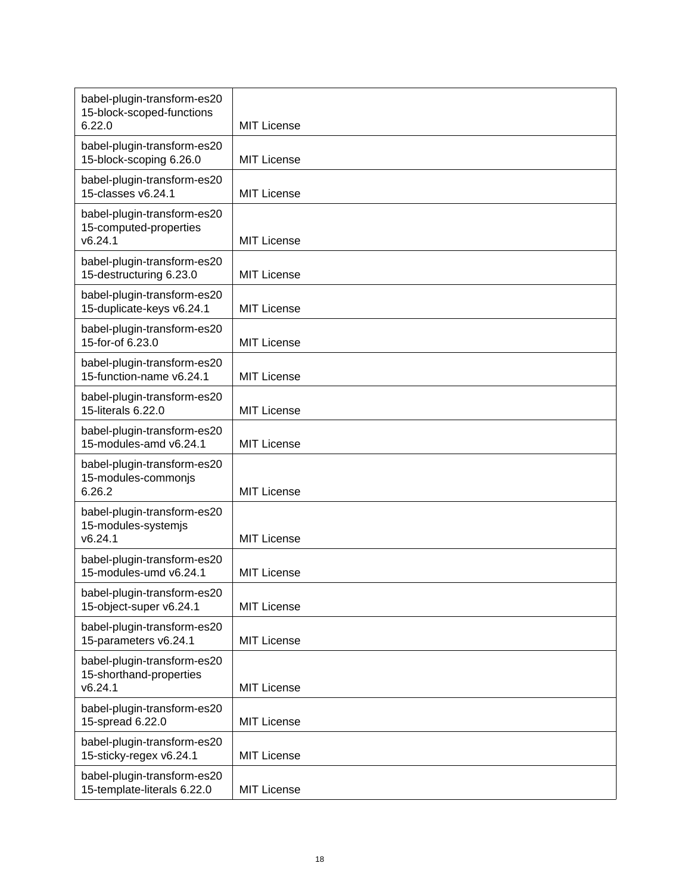| | |
|---|---|
| babel-plugin-transform-es2015-block-scoped-functions 6.22.0 | MIT License |
| babel-plugin-transform-es2015-block-scoping 6.26.0 | MIT License |
| babel-plugin-transform-es2015-classes v6.24.1 | MIT License |
| babel-plugin-transform-es2015-computed-properties v6.24.1 | MIT License |
| babel-plugin-transform-es2015-destructuring 6.23.0 | MIT License |
| babel-plugin-transform-es2015-duplicate-keys v6.24.1 | MIT License |
| babel-plugin-transform-es2015-for-of 6.23.0 | MIT License |
| babel-plugin-transform-es2015-function-name v6.24.1 | MIT License |
| babel-plugin-transform-es2015-literals 6.22.0 | MIT License |
| babel-plugin-transform-es2015-modules-amd v6.24.1 | MIT License |
| babel-plugin-transform-es2015-modules-commonjs 6.26.2 | MIT License |
| babel-plugin-transform-es2015-modules-systemjs v6.24.1 | MIT License |
| babel-plugin-transform-es2015-modules-umd v6.24.1 | MIT License |
| babel-plugin-transform-es2015-object-super v6.24.1 | MIT License |
| babel-plugin-transform-es2015-parameters v6.24.1 | MIT License |
| babel-plugin-transform-es2015-shorthand-properties v6.24.1 | MIT License |
| babel-plugin-transform-es2015-spread 6.22.0 | MIT License |
| babel-plugin-transform-es2015-sticky-regex v6.24.1 | MIT License |
| babel-plugin-transform-es2015-template-literals 6.22.0 | MIT License |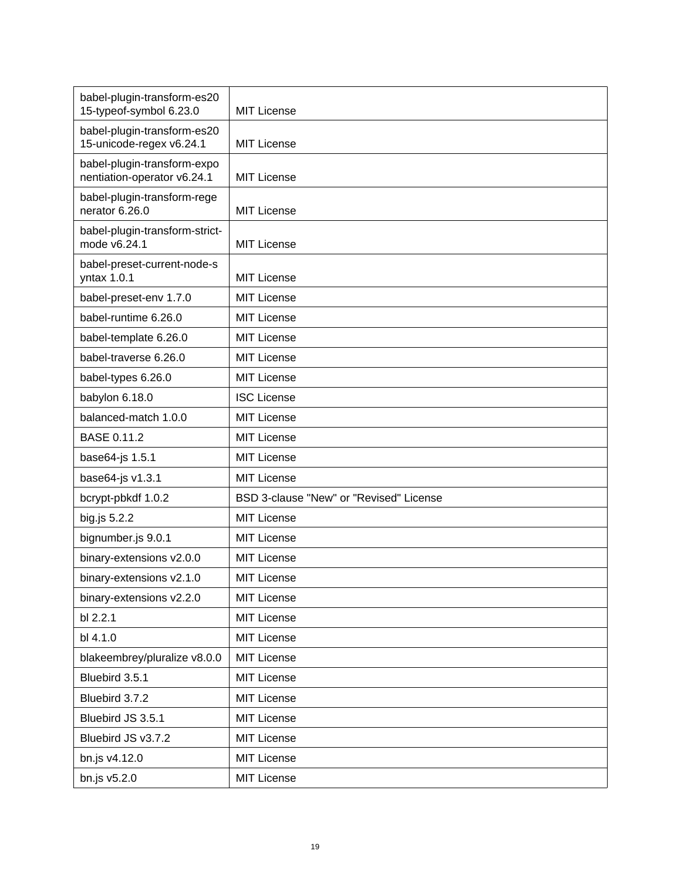| babel-plugin-transform-es2015-typeof-symbol 6.23.0 | MIT License |
|---|---|
| babel-plugin-transform-es2015-unicode-regex v6.24.1 | MIT License |
| babel-plugin-transform-exponentiation-operator v6.24.1 | MIT License |
| babel-plugin-transform-regenerator 6.26.0 | MIT License |
| babel-plugin-transform-strict-mode v6.24.1 | MIT License |
| babel-preset-current-node-syntax 1.0.1 | MIT License |
| babel-preset-env 1.7.0 | MIT License |
| babel-runtime 6.26.0 | MIT License |
| babel-template 6.26.0 | MIT License |
| babel-traverse 6.26.0 | MIT License |
| babel-types 6.26.0 | MIT License |
| babylon 6.18.0 | ISC License |
| balanced-match 1.0.0 | MIT License |
| BASE 0.11.2 | MIT License |
| base64-js 1.5.1 | MIT License |
| base64-js v1.3.1 | MIT License |
| bcrypt-pbkdf 1.0.2 | BSD 3-clause "New" or "Revised" License |
| big.js 5.2.2 | MIT License |
| bignumber.js 9.0.1 | MIT License |
| binary-extensions v2.0.0 | MIT License |
| binary-extensions v2.1.0 | MIT License |
| binary-extensions v2.2.0 | MIT License |
| bl 2.2.1 | MIT License |
| bl 4.1.0 | MIT License |
| blakeembrey/pluralize v8.0.0 | MIT License |
| Bluebird 3.5.1 | MIT License |
| Bluebird 3.7.2 | MIT License |
| Bluebird JS 3.5.1 | MIT License |
| Bluebird JS v3.7.2 | MIT License |
| bn.js v4.12.0 | MIT License |
| bn.js v5.2.0 | MIT License |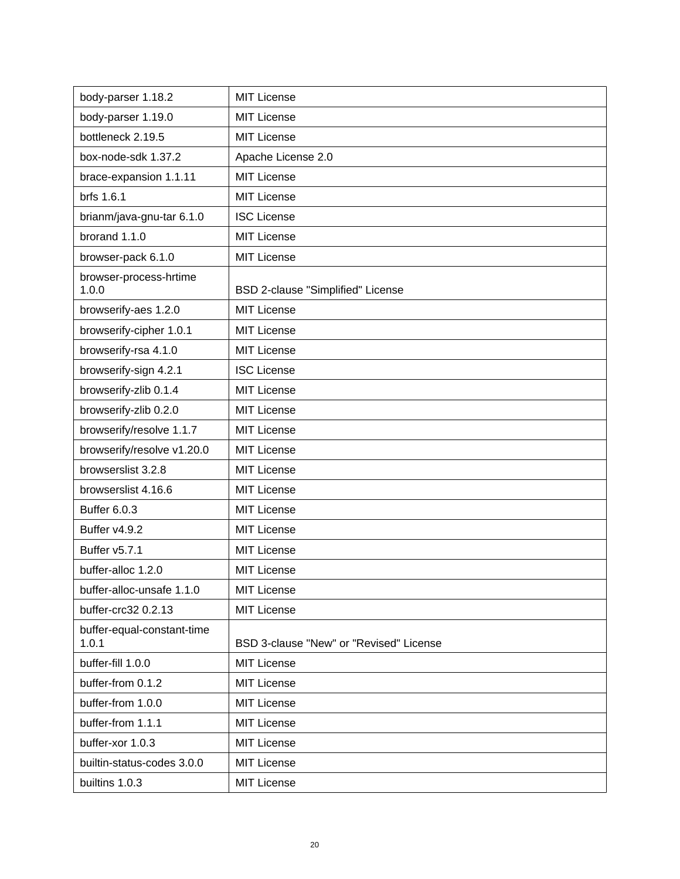| | |
|---|---|
| body-parser 1.18.2 | MIT License |
| body-parser 1.19.0 | MIT License |
| bottleneck 2.19.5 | MIT License |
| box-node-sdk 1.37.2 | Apache License 2.0 |
| brace-expansion 1.1.11 | MIT License |
| brfs 1.6.1 | MIT License |
| brianm/java-gnu-tar 6.1.0 | ISC License |
| brorand 1.1.0 | MIT License |
| browser-pack 6.1.0 | MIT License |
| browser-process-hrtime 1.0.0 | BSD 2-clause "Simplified" License |
| browserify-aes 1.2.0 | MIT License |
| browserify-cipher 1.0.1 | MIT License |
| browserify-rsa 4.1.0 | MIT License |
| browserify-sign 4.2.1 | ISC License |
| browserify-zlib 0.1.4 | MIT License |
| browserify-zlib 0.2.0 | MIT License |
| browserify/resolve 1.1.7 | MIT License |
| browserify/resolve v1.20.0 | MIT License |
| browserslist 3.2.8 | MIT License |
| browserslist 4.16.6 | MIT License |
| Buffer 6.0.3 | MIT License |
| Buffer v4.9.2 | MIT License |
| Buffer v5.7.1 | MIT License |
| buffer-alloc 1.2.0 | MIT License |
| buffer-alloc-unsafe 1.1.0 | MIT License |
| buffer-crc32 0.2.13 | MIT License |
| buffer-equal-constant-time 1.0.1 | BSD 3-clause "New" or "Revised" License |
| buffer-fill 1.0.0 | MIT License |
| buffer-from 0.1.2 | MIT License |
| buffer-from 1.0.0 | MIT License |
| buffer-from 1.1.1 | MIT License |
| buffer-xor 1.0.3 | MIT License |
| builtin-status-codes 3.0.0 | MIT License |
| builtins 1.0.3 | MIT License |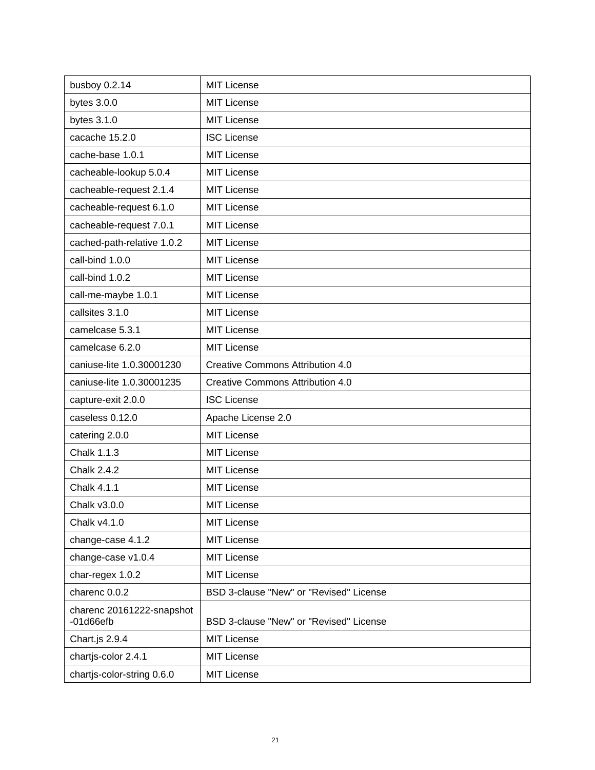| busboy 0.2.14 | MIT License |
|---|---|
| bytes 3.0.0 | MIT License |
| bytes 3.1.0 | MIT License |
| cacache 15.2.0 | ISC License |
| cache-base 1.0.1 | MIT License |
| cacheable-lookup 5.0.4 | MIT License |
| cacheable-request 2.1.4 | MIT License |
| cacheable-request 6.1.0 | MIT License |
| cacheable-request 7.0.1 | MIT License |
| cached-path-relative 1.0.2 | MIT License |
| call-bind 1.0.0 | MIT License |
| call-bind 1.0.2 | MIT License |
| call-me-maybe 1.0.1 | MIT License |
| callsites 3.1.0 | MIT License |
| camelcase 5.3.1 | MIT License |
| camelcase 6.2.0 | MIT License |
| caniuse-lite 1.0.30001230 | Creative Commons Attribution 4.0 |
| caniuse-lite 1.0.30001235 | Creative Commons Attribution 4.0 |
| capture-exit 2.0.0 | ISC License |
| caseless 0.12.0 | Apache License 2.0 |
| catering 2.0.0 | MIT License |
| Chalk 1.1.3 | MIT License |
| Chalk 2.4.2 | MIT License |
| Chalk 4.1.1 | MIT License |
| Chalk v3.0.0 | MIT License |
| Chalk v4.1.0 | MIT License |
| change-case 4.1.2 | MIT License |
| change-case v1.0.4 | MIT License |
| char-regex 1.0.2 | MIT License |
| charenc 0.0.2 | BSD 3-clause "New" or "Revised" License |
| charenc 20161222-snapshot -01d66efb | BSD 3-clause "New" or "Revised" License |
| Chart.js 2.9.4 | MIT License |
| chartjs-color 2.4.1 | MIT License |
| chartjs-color-string 0.6.0 | MIT License |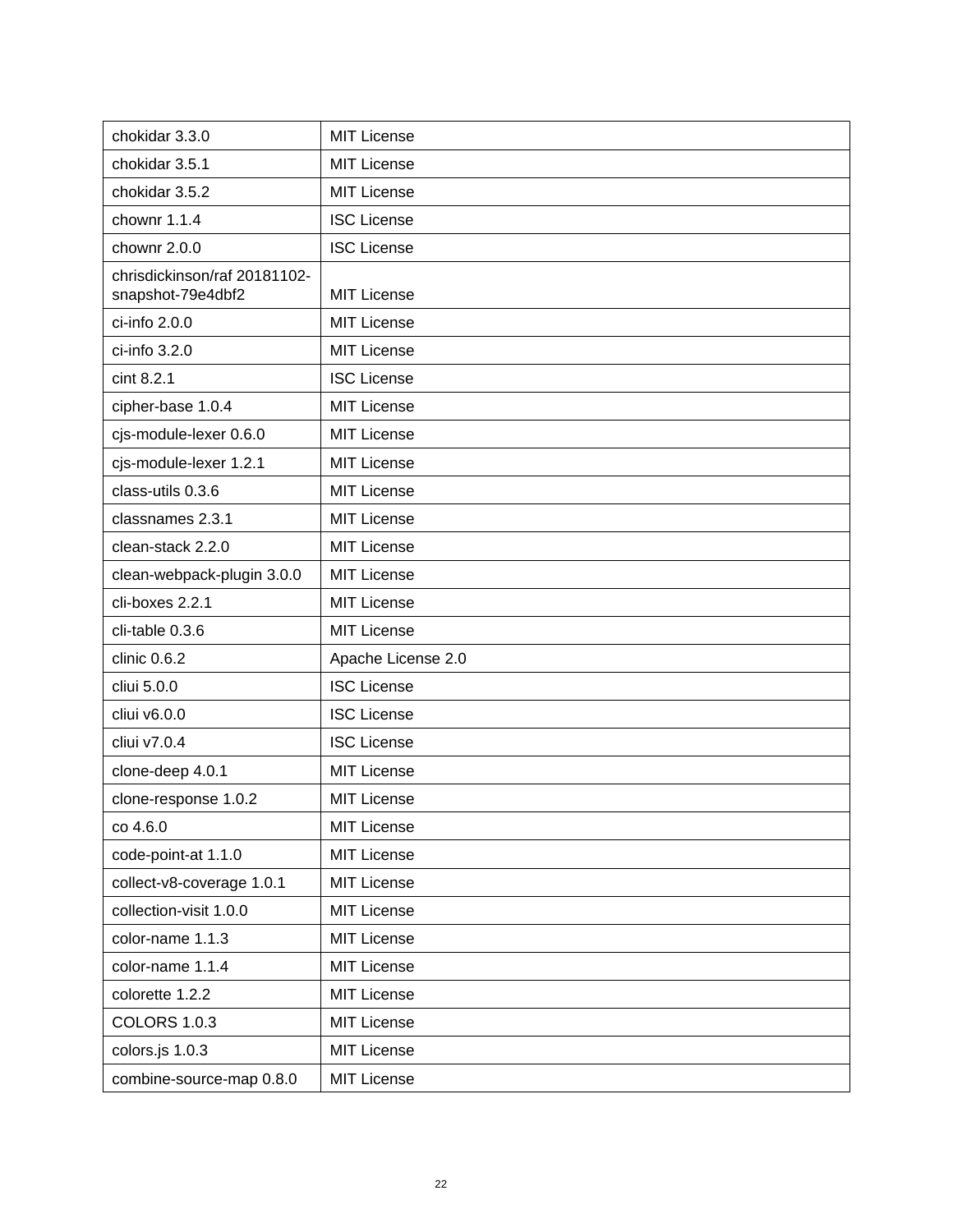| chokidar 3.3.0 | MIT License |
|---|---|
| chokidar 3.5.1 | MIT License |
| chokidar 3.5.2 | MIT License |
| chownr 1.1.4 | ISC License |
| chownr 2.0.0 | ISC License |
| chrisdickinson/raf 20181102-snapshot-79e4dbf2 | MIT License |
| ci-info 2.0.0 | MIT License |
| ci-info 3.2.0 | MIT License |
| cint 8.2.1 | ISC License |
| cipher-base 1.0.4 | MIT License |
| cjs-module-lexer 0.6.0 | MIT License |
| cjs-module-lexer 1.2.1 | MIT License |
| class-utils 0.3.6 | MIT License |
| classnames 2.3.1 | MIT License |
| clean-stack 2.2.0 | MIT License |
| clean-webpack-plugin 3.0.0 | MIT License |
| cli-boxes 2.2.1 | MIT License |
| cli-table 0.3.6 | MIT License |
| clinic 0.6.2 | Apache License 2.0 |
| cliui 5.0.0 | ISC License |
| cliui v6.0.0 | ISC License |
| cliui v7.0.4 | ISC License |
| clone-deep 4.0.1 | MIT License |
| clone-response 1.0.2 | MIT License |
| co 4.6.0 | MIT License |
| code-point-at 1.1.0 | MIT License |
| collect-v8-coverage 1.0.1 | MIT License |
| collection-visit 1.0.0 | MIT License |
| color-name 1.1.3 | MIT License |
| color-name 1.1.4 | MIT License |
| colorette 1.2.2 | MIT License |
| COLORS 1.0.3 | MIT License |
| colors.js 1.0.3 | MIT License |
| combine-source-map 0.8.0 | MIT License |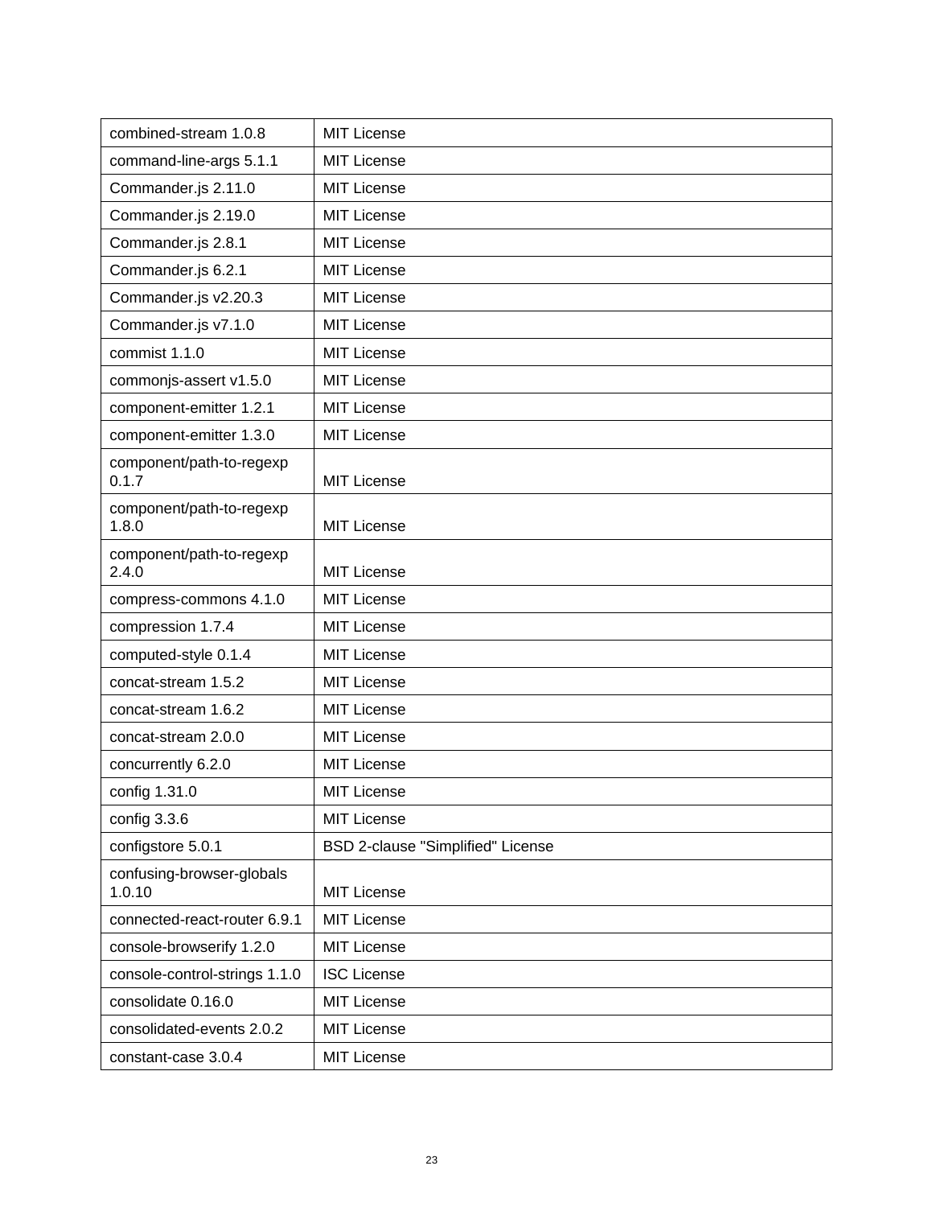| combined-stream 1.0.8 | MIT License |
|---|---|
| command-line-args 5.1.1 | MIT License |
| Commander.js 2.11.0 | MIT License |
| Commander.js 2.19.0 | MIT License |
| Commander.js 2.8.1 | MIT License |
| Commander.js 6.2.1 | MIT License |
| Commander.js v2.20.3 | MIT License |
| Commander.js v7.1.0 | MIT License |
| commist 1.1.0 | MIT License |
| commonjs-assert v1.5.0 | MIT License |
| component-emitter 1.2.1 | MIT License |
| component-emitter 1.3.0 | MIT License |
| component/path-to-regexp 0.1.7 | MIT License |
| component/path-to-regexp 1.8.0 | MIT License |
| component/path-to-regexp 2.4.0 | MIT License |
| compress-commons 4.1.0 | MIT License |
| compression 1.7.4 | MIT License |
| computed-style 0.1.4 | MIT License |
| concat-stream 1.5.2 | MIT License |
| concat-stream 1.6.2 | MIT License |
| concat-stream 2.0.0 | MIT License |
| concurrently 6.2.0 | MIT License |
| config 1.31.0 | MIT License |
| config 3.3.6 | MIT License |
| configstore 5.0.1 | BSD 2-clause "Simplified" License |
| confusing-browser-globals 1.0.10 | MIT License |
| connected-react-router 6.9.1 | MIT License |
| console-browserify 1.2.0 | MIT License |
| console-control-strings 1.1.0 | ISC License |
| consolidate 0.16.0 | MIT License |
| consolidated-events 2.0.2 | MIT License |
| constant-case 3.0.4 | MIT License |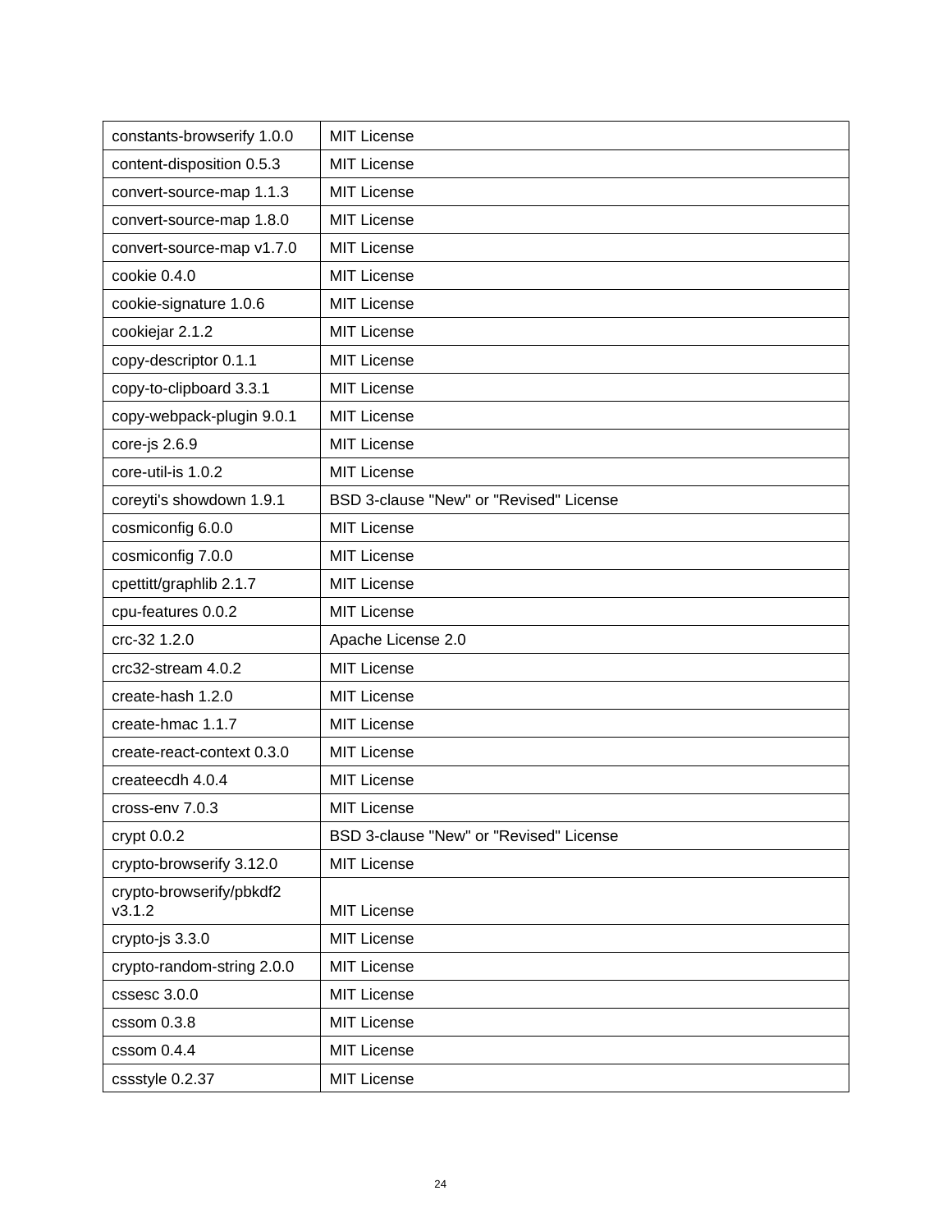| constants-browserify 1.0.0 | MIT License |
|---|---|
| content-disposition 0.5.3 | MIT License |
| convert-source-map 1.1.3 | MIT License |
| convert-source-map 1.8.0 | MIT License |
| convert-source-map v1.7.0 | MIT License |
| cookie 0.4.0 | MIT License |
| cookie-signature 1.0.6 | MIT License |
| cookiejar 2.1.2 | MIT License |
| copy-descriptor 0.1.1 | MIT License |
| copy-to-clipboard 3.3.1 | MIT License |
| copy-webpack-plugin 9.0.1 | MIT License |
| core-js 2.6.9 | MIT License |
| core-util-is 1.0.2 | MIT License |
| coreyti's showdown 1.9.1 | BSD 3-clause "New" or "Revised" License |
| cosmiconfig 6.0.0 | MIT License |
| cosmiconfig 7.0.0 | MIT License |
| cpettitt/graphlib 2.1.7 | MIT License |
| cpu-features 0.0.2 | MIT License |
| crc-32 1.2.0 | Apache License 2.0 |
| crc32-stream 4.0.2 | MIT License |
| create-hash 1.2.0 | MIT License |
| create-hmac 1.1.7 | MIT License |
| create-react-context 0.3.0 | MIT License |
| createecdh 4.0.4 | MIT License |
| cross-env 7.0.3 | MIT License |
| crypt 0.0.2 | BSD 3-clause "New" or "Revised" License |
| crypto-browserify 3.12.0 | MIT License |
| crypto-browserify/pbkdf2 v3.1.2 | MIT License |
| crypto-js 3.3.0 | MIT License |
| crypto-random-string 2.0.0 | MIT License |
| cssesc 3.0.0 | MIT License |
| cssom 0.3.8 | MIT License |
| cssom 0.4.4 | MIT License |
| cssstyle 0.2.37 | MIT License |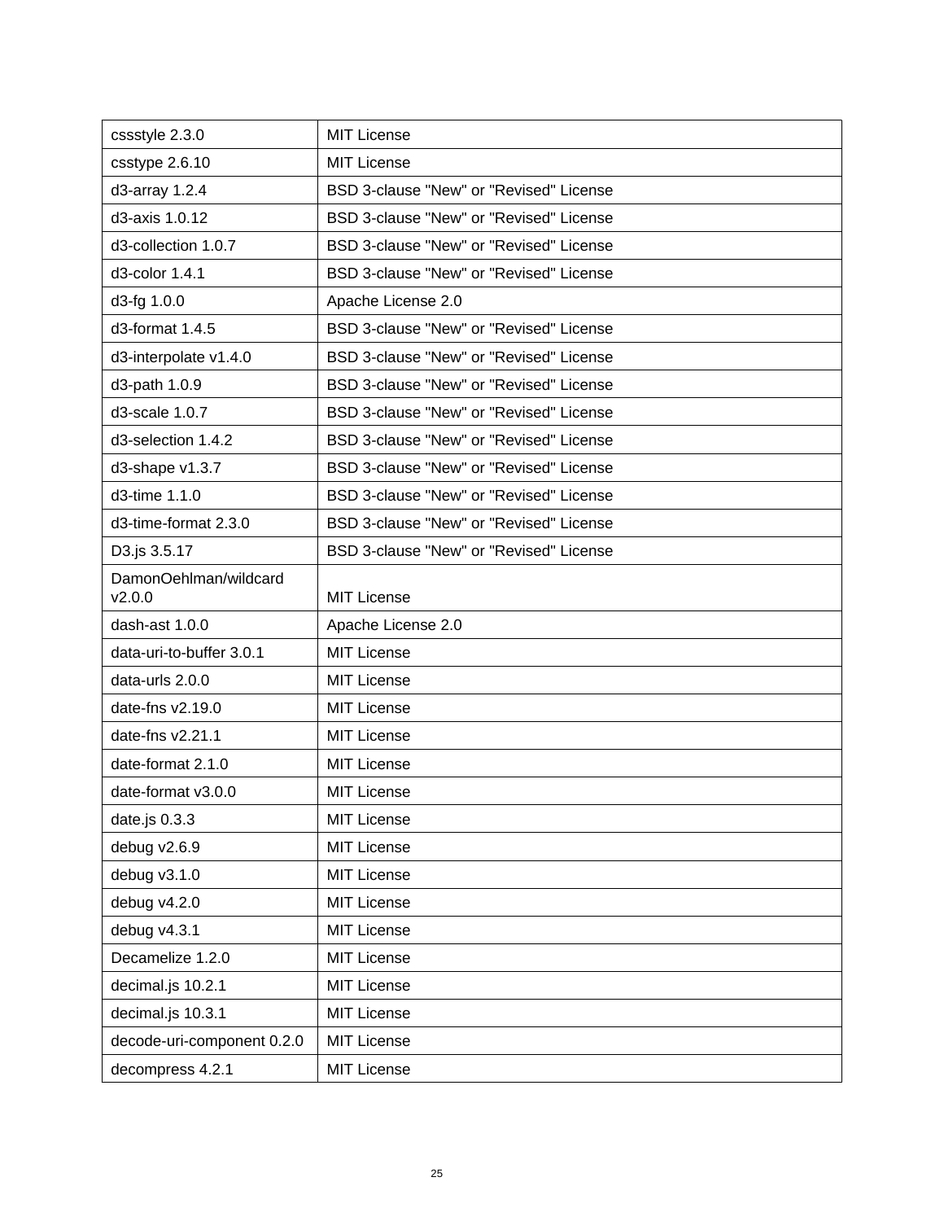| cssstyle 2.3.0 | MIT License |
|---|---|
| csstype 2.6.10 | MIT License |
| d3-array 1.2.4 | BSD 3-clause "New" or "Revised" License |
| d3-axis 1.0.12 | BSD 3-clause "New" or "Revised" License |
| d3-collection 1.0.7 | BSD 3-clause "New" or "Revised" License |
| d3-color 1.4.1 | BSD 3-clause "New" or "Revised" License |
| d3-fg 1.0.0 | Apache License 2.0 |
| d3-format 1.4.5 | BSD 3-clause "New" or "Revised" License |
| d3-interpolate v1.4.0 | BSD 3-clause "New" or "Revised" License |
| d3-path 1.0.9 | BSD 3-clause "New" or "Revised" License |
| d3-scale 1.0.7 | BSD 3-clause "New" or "Revised" License |
| d3-selection 1.4.2 | BSD 3-clause "New" or "Revised" License |
| d3-shape v1.3.7 | BSD 3-clause "New" or "Revised" License |
| d3-time 1.1.0 | BSD 3-clause "New" or "Revised" License |
| d3-time-format 2.3.0 | BSD 3-clause "New" or "Revised" License |
| D3.js 3.5.17 | BSD 3-clause "New" or "Revised" License |
| DamonOehlman/wildcard v2.0.0 | MIT License |
| dash-ast 1.0.0 | Apache License 2.0 |
| data-uri-to-buffer 3.0.1 | MIT License |
| data-urls 2.0.0 | MIT License |
| date-fns v2.19.0 | MIT License |
| date-fns v2.21.1 | MIT License |
| date-format 2.1.0 | MIT License |
| date-format v3.0.0 | MIT License |
| date.js 0.3.3 | MIT License |
| debug v2.6.9 | MIT License |
| debug v3.1.0 | MIT License |
| debug v4.2.0 | MIT License |
| debug v4.3.1 | MIT License |
| Decamelize 1.2.0 | MIT License |
| decimal.js 10.2.1 | MIT License |
| decimal.js 10.3.1 | MIT License |
| decode-uri-component 0.2.0 | MIT License |
| decompress 4.2.1 | MIT License |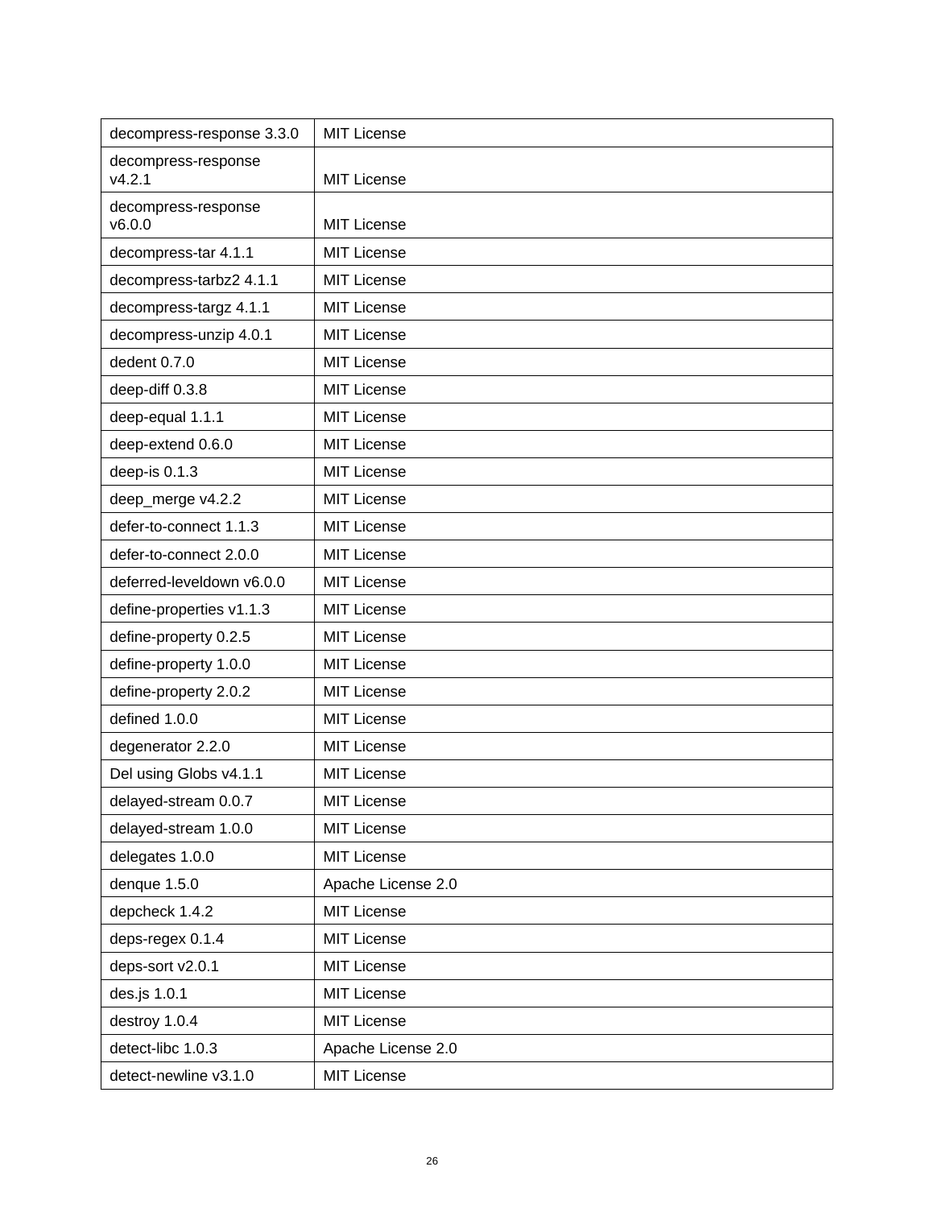| decompress-response 3.3.0 | MIT License |
|---|---|
| decompress-response v4.2.1 | MIT License |
| decompress-response v6.0.0 | MIT License |
| decompress-tar 4.1.1 | MIT License |
| decompress-tarbz2 4.1.1 | MIT License |
| decompress-targz 4.1.1 | MIT License |
| decompress-unzip 4.0.1 | MIT License |
| dedent 0.7.0 | MIT License |
| deep-diff 0.3.8 | MIT License |
| deep-equal 1.1.1 | MIT License |
| deep-extend 0.6.0 | MIT License |
| deep-is 0.1.3 | MIT License |
| deep_merge v4.2.2 | MIT License |
| defer-to-connect 1.1.3 | MIT License |
| defer-to-connect 2.0.0 | MIT License |
| deferred-leveldown v6.0.0 | MIT License |
| define-properties v1.1.3 | MIT License |
| define-property 0.2.5 | MIT License |
| define-property 1.0.0 | MIT License |
| define-property 2.0.2 | MIT License |
| defined 1.0.0 | MIT License |
| degenerator 2.2.0 | MIT License |
| Del using Globs v4.1.1 | MIT License |
| delayed-stream 0.0.7 | MIT License |
| delayed-stream 1.0.0 | MIT License |
| delegates 1.0.0 | MIT License |
| denque 1.5.0 | Apache License 2.0 |
| depcheck 1.4.2 | MIT License |
| deps-regex 0.1.4 | MIT License |
| deps-sort v2.0.1 | MIT License |
| des.js 1.0.1 | MIT License |
| destroy 1.0.4 | MIT License |
| detect-libc 1.0.3 | Apache License 2.0 |
| detect-newline v3.1.0 | MIT License |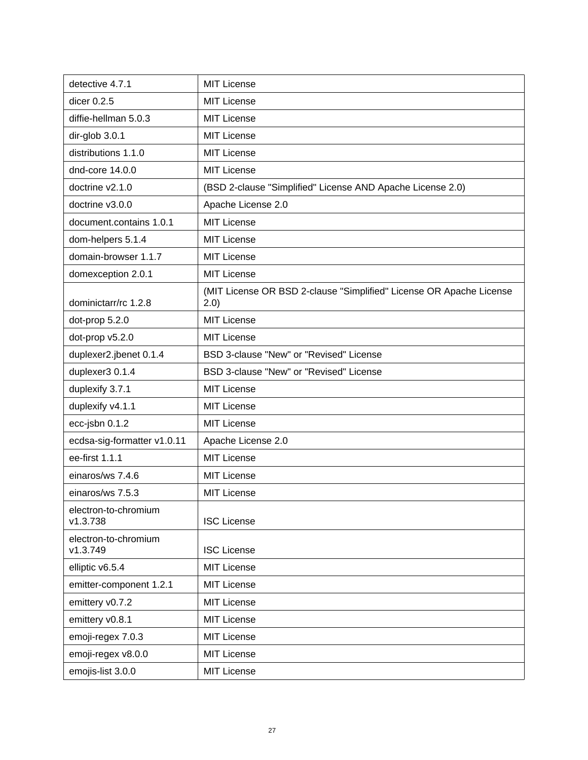| detective 4.7.1 | MIT License |
|---|---|
| dicer 0.2.5 | MIT License |
| diffie-hellman 5.0.3 | MIT License |
| dir-glob 3.0.1 | MIT License |
| distributions 1.1.0 | MIT License |
| dnd-core 14.0.0 | MIT License |
| doctrine v2.1.0 | (BSD 2-clause "Simplified" License AND Apache License 2.0) |
| doctrine v3.0.0 | Apache License 2.0 |
| document.contains 1.0.1 | MIT License |
| dom-helpers 5.1.4 | MIT License |
| domain-browser 1.1.7 | MIT License |
| domexception 2.0.1 | MIT License |
| dominictarr/rc 1.2.8 | (MIT License OR BSD 2-clause "Simplified" License OR Apache License 2.0) |
| dot-prop 5.2.0 | MIT License |
| dot-prop v5.2.0 | MIT License |
| duplexer2.jbenet 0.1.4 | BSD 3-clause "New" or "Revised" License |
| duplexer3 0.1.4 | BSD 3-clause "New" or "Revised" License |
| duplexify 3.7.1 | MIT License |
| duplexify v4.1.1 | MIT License |
| ecc-jsbn 0.1.2 | MIT License |
| ecdsa-sig-formatter v1.0.11 | Apache License 2.0 |
| ee-first 1.1.1 | MIT License |
| einaros/ws 7.4.6 | MIT License |
| einaros/ws 7.5.3 | MIT License |
| electron-to-chromium v1.3.738 | ISC License |
| electron-to-chromium v1.3.749 | ISC License |
| elliptic v6.5.4 | MIT License |
| emitter-component 1.2.1 | MIT License |
| emittery v0.7.2 | MIT License |
| emittery v0.8.1 | MIT License |
| emoji-regex 7.0.3 | MIT License |
| emoji-regex v8.0.0 | MIT License |
| emojis-list 3.0.0 | MIT License |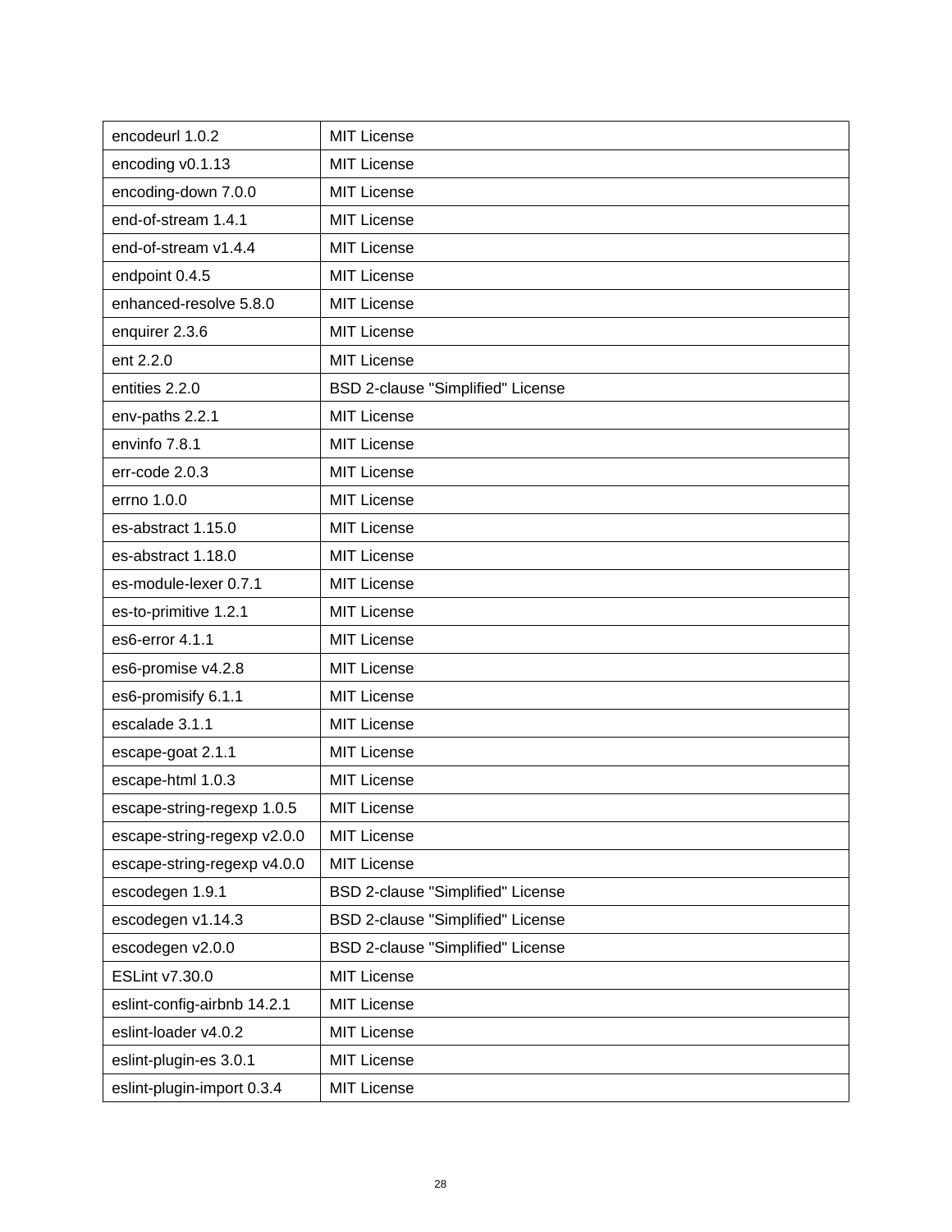| encodeurl 1.0.2 | MIT License |
|---|---|
| encoding v0.1.13 | MIT License |
| encoding-down 7.0.0 | MIT License |
| end-of-stream 1.4.1 | MIT License |
| end-of-stream v1.4.4 | MIT License |
| endpoint 0.4.5 | MIT License |
| enhanced-resolve 5.8.0 | MIT License |
| enquirer 2.3.6 | MIT License |
| ent 2.2.0 | MIT License |
| entities 2.2.0 | BSD 2-clause "Simplified" License |
| env-paths 2.2.1 | MIT License |
| envinfo 7.8.1 | MIT License |
| err-code 2.0.3 | MIT License |
| errno 1.0.0 | MIT License |
| es-abstract 1.15.0 | MIT License |
| es-abstract 1.18.0 | MIT License |
| es-module-lexer 0.7.1 | MIT License |
| es-to-primitive 1.2.1 | MIT License |
| es6-error 4.1.1 | MIT License |
| es6-promise v4.2.8 | MIT License |
| es6-promisify 6.1.1 | MIT License |
| escalade 3.1.1 | MIT License |
| escape-goat 2.1.1 | MIT License |
| escape-html 1.0.3 | MIT License |
| escape-string-regexp 1.0.5 | MIT License |
| escape-string-regexp v2.0.0 | MIT License |
| escape-string-regexp v4.0.0 | MIT License |
| escodegen 1.9.1 | BSD 2-clause "Simplified" License |
| escodegen v1.14.3 | BSD 2-clause "Simplified" License |
| escodegen v2.0.0 | BSD 2-clause "Simplified" License |
| ESLint v7.30.0 | MIT License |
| eslint-config-airbnb 14.2.1 | MIT License |
| eslint-loader v4.0.2 | MIT License |
| eslint-plugin-es 3.0.1 | MIT License |
| eslint-plugin-import 0.3.4 | MIT License |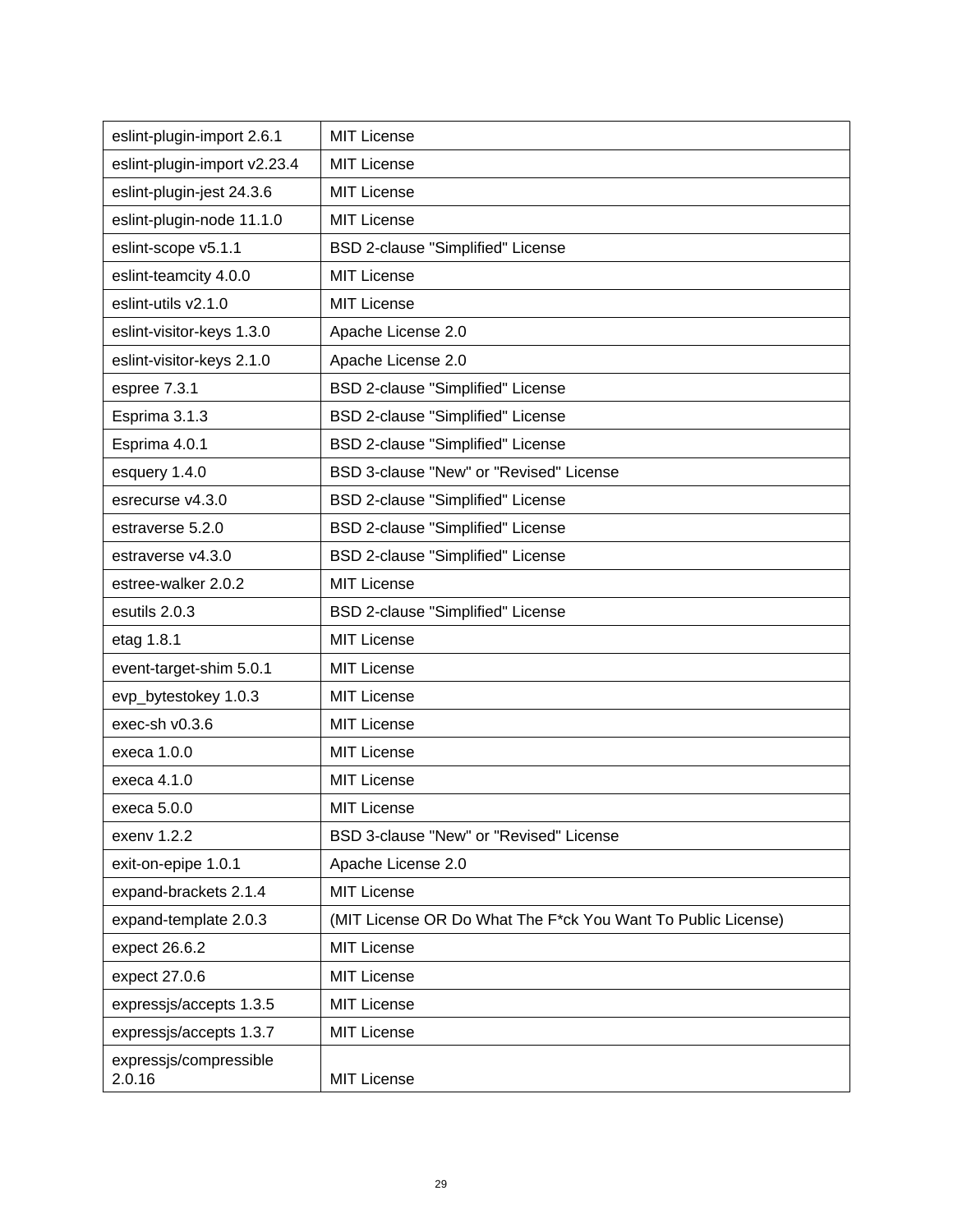| eslint-plugin-import 2.6.1 | MIT License |
|---|---|
| eslint-plugin-import v2.23.4 | MIT License |
| eslint-plugin-jest 24.3.6 | MIT License |
| eslint-plugin-node 11.1.0 | MIT License |
| eslint-scope v5.1.1 | BSD 2-clause "Simplified" License |
| eslint-teamcity 4.0.0 | MIT License |
| eslint-utils v2.1.0 | MIT License |
| eslint-visitor-keys 1.3.0 | Apache License 2.0 |
| eslint-visitor-keys 2.1.0 | Apache License 2.0 |
| espree 7.3.1 | BSD 2-clause "Simplified" License |
| Esprima 3.1.3 | BSD 2-clause "Simplified" License |
| Esprima 4.0.1 | BSD 2-clause "Simplified" License |
| esquery 1.4.0 | BSD 3-clause "New" or "Revised" License |
| esrecurse v4.3.0 | BSD 2-clause "Simplified" License |
| estraverse 5.2.0 | BSD 2-clause "Simplified" License |
| estraverse v4.3.0 | BSD 2-clause "Simplified" License |
| estree-walker 2.0.2 | MIT License |
| esutils 2.0.3 | BSD 2-clause "Simplified" License |
| etag 1.8.1 | MIT License |
| event-target-shim 5.0.1 | MIT License |
| evp_bytestokey 1.0.3 | MIT License |
| exec-sh v0.3.6 | MIT License |
| execa 1.0.0 | MIT License |
| execa 4.1.0 | MIT License |
| execa 5.0.0 | MIT License |
| exenv 1.2.2 | BSD 3-clause "New" or "Revised" License |
| exit-on-epipe 1.0.1 | Apache License 2.0 |
| expand-brackets 2.1.4 | MIT License |
| expand-template 2.0.3 | (MIT License OR Do What The F*ck You Want To Public License) |
| expect 26.6.2 | MIT License |
| expect 27.0.6 | MIT License |
| expressjs/accepts 1.3.5 | MIT License |
| expressjs/accepts 1.3.7 | MIT License |
| expressjs/compressible 2.0.16 | MIT License |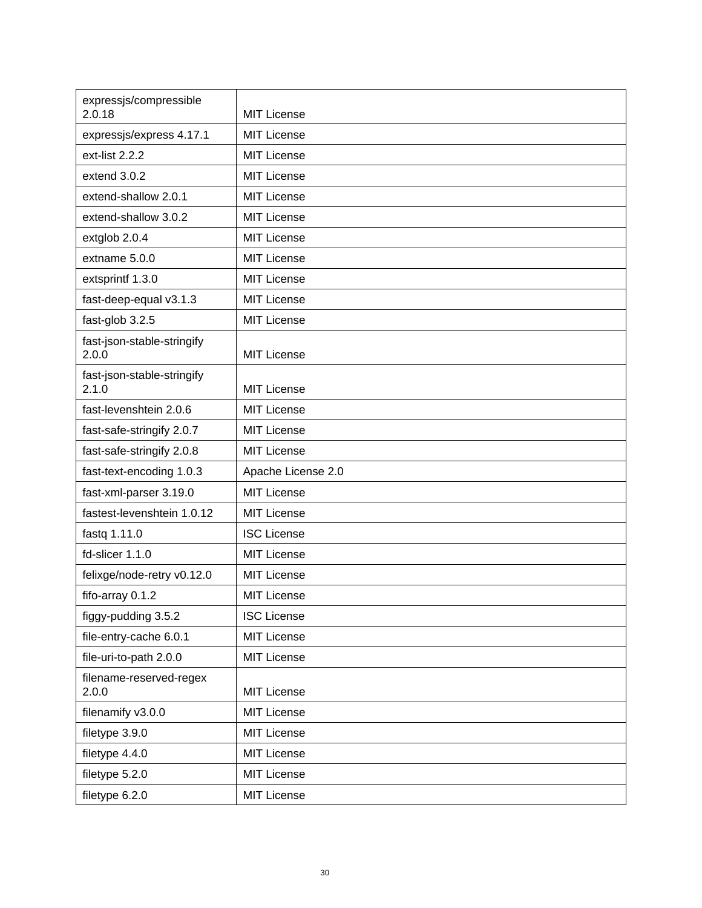| expressjs/compressible 2.0.18 | MIT License |
|---|---|
| expressjs/express 4.17.1 | MIT License |
| ext-list 2.2.2 | MIT License |
| extend 3.0.2 | MIT License |
| extend-shallow 2.0.1 | MIT License |
| extend-shallow 3.0.2 | MIT License |
| extglob 2.0.4 | MIT License |
| extname 5.0.0 | MIT License |
| extsprintf 1.3.0 | MIT License |
| fast-deep-equal v3.1.3 | MIT License |
| fast-glob 3.2.5 | MIT License |
| fast-json-stable-stringify 2.0.0 | MIT License |
| fast-json-stable-stringify 2.1.0 | MIT License |
| fast-levenshtein 2.0.6 | MIT License |
| fast-safe-stringify 2.0.7 | MIT License |
| fast-safe-stringify 2.0.8 | MIT License |
| fast-text-encoding 1.0.3 | Apache License 2.0 |
| fast-xml-parser 3.19.0 | MIT License |
| fastest-levenshtein 1.0.12 | MIT License |
| fastq 1.11.0 | ISC License |
| fd-slicer 1.1.0 | MIT License |
| felixge/node-retry v0.12.0 | MIT License |
| fifo-array 0.1.2 | MIT License |
| figgy-pudding 3.5.2 | ISC License |
| file-entry-cache 6.0.1 | MIT License |
| file-uri-to-path 2.0.0 | MIT License |
| filename-reserved-regex 2.0.0 | MIT License |
| filenamify v3.0.0 | MIT License |
| filetype 3.9.0 | MIT License |
| filetype 4.4.0 | MIT License |
| filetype 5.2.0 | MIT License |
| filetype 6.2.0 | MIT License |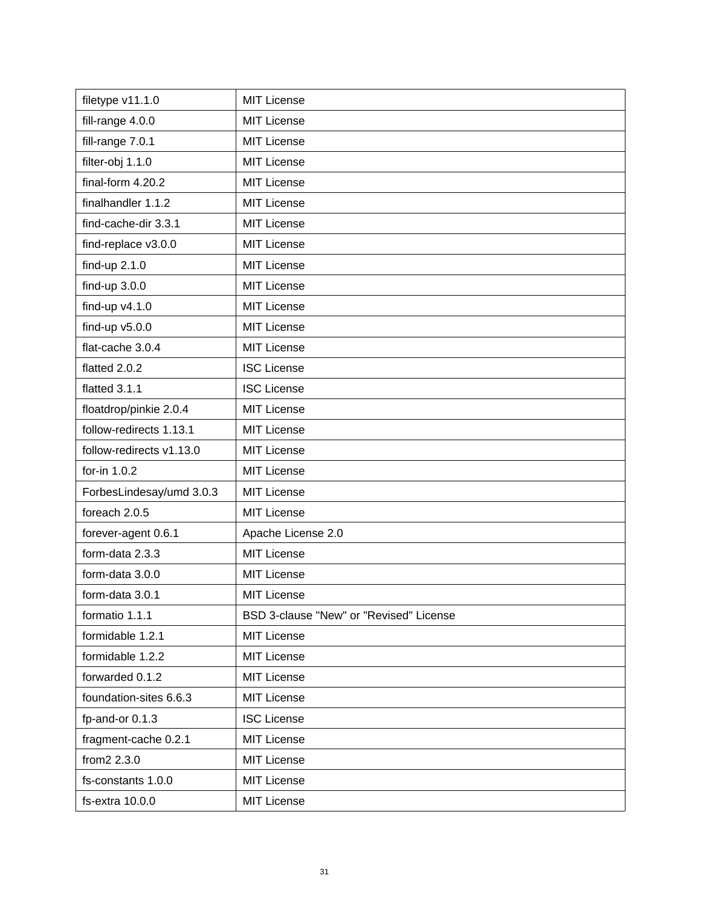| filetype v11.1.0 | MIT License |
|---|---|
| fill-range 4.0.0 | MIT License |
| fill-range 7.0.1 | MIT License |
| filter-obj 1.1.0 | MIT License |
| final-form 4.20.2 | MIT License |
| finalhandler 1.1.2 | MIT License |
| find-cache-dir 3.3.1 | MIT License |
| find-replace v3.0.0 | MIT License |
| find-up 2.1.0 | MIT License |
| find-up 3.0.0 | MIT License |
| find-up v4.1.0 | MIT License |
| find-up v5.0.0 | MIT License |
| flat-cache 3.0.4 | MIT License |
| flatted 2.0.2 | ISC License |
| flatted 3.1.1 | ISC License |
| floatdrop/pinkie 2.0.4 | MIT License |
| follow-redirects 1.13.1 | MIT License |
| follow-redirects v1.13.0 | MIT License |
| for-in 1.0.2 | MIT License |
| ForbesLindesay/umd 3.0.3 | MIT License |
| foreach 2.0.5 | MIT License |
| forever-agent 0.6.1 | Apache License 2.0 |
| form-data 2.3.3 | MIT License |
| form-data 3.0.0 | MIT License |
| form-data 3.0.1 | MIT License |
| formatio 1.1.1 | BSD 3-clause "New" or "Revised" License |
| formidable 1.2.1 | MIT License |
| formidable 1.2.2 | MIT License |
| forwarded 0.1.2 | MIT License |
| foundation-sites 6.6.3 | MIT License |
| fp-and-or 0.1.3 | ISC License |
| fragment-cache 0.2.1 | MIT License |
| from2 2.3.0 | MIT License |
| fs-constants 1.0.0 | MIT License |
| fs-extra 10.0.0 | MIT License |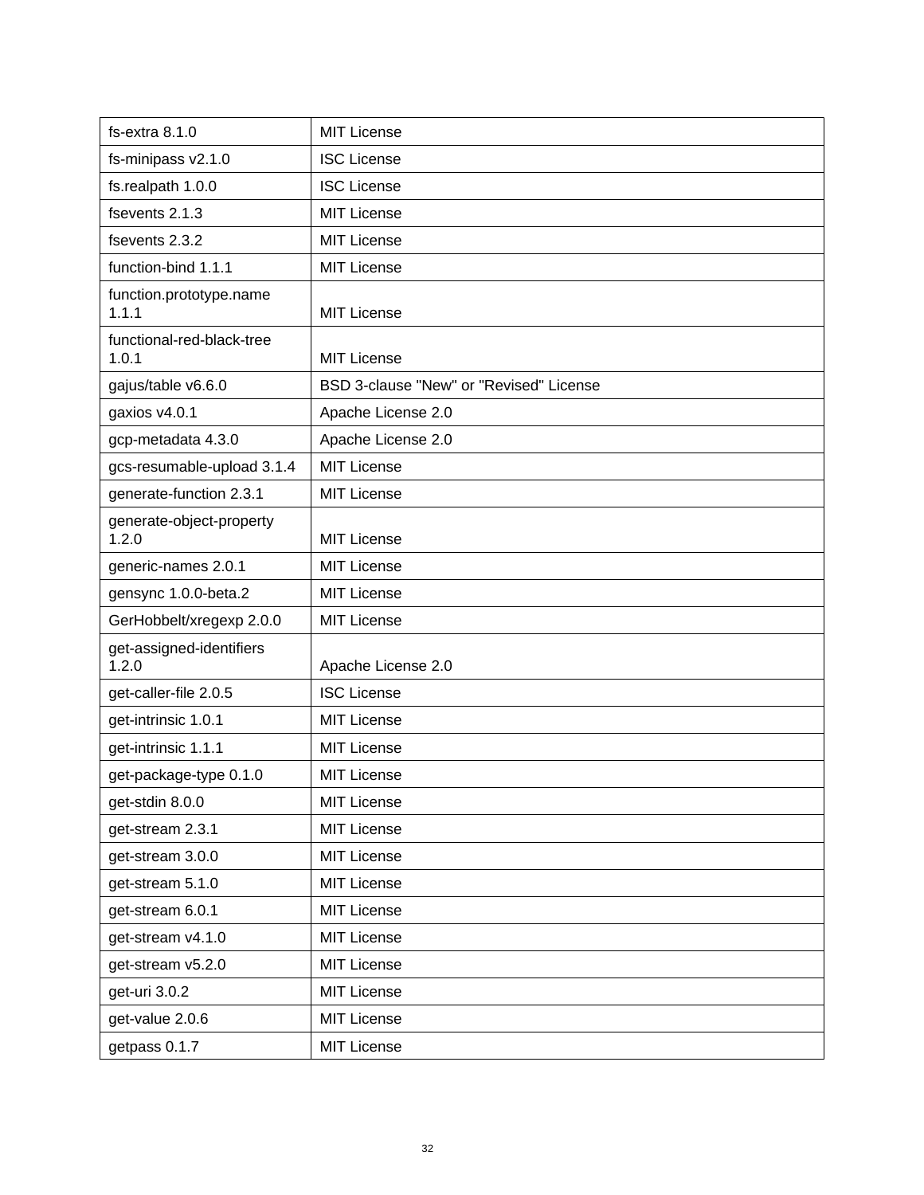| fs-extra 8.1.0 | MIT License |
|---|---|
| fs-minipass v2.1.0 | ISC License |
| fs.realpath 1.0.0 | ISC License |
| fsevents 2.1.3 | MIT License |
| fsevents 2.3.2 | MIT License |
| function-bind 1.1.1 | MIT License |
| function.prototype.name 1.1.1 | MIT License |
| functional-red-black-tree 1.0.1 | MIT License |
| gajus/table v6.6.0 | BSD 3-clause "New" or "Revised" License |
| gaxios v4.0.1 | Apache License 2.0 |
| gcp-metadata 4.3.0 | Apache License 2.0 |
| gcs-resumable-upload 3.1.4 | MIT License |
| generate-function 2.3.1 | MIT License |
| generate-object-property 1.2.0 | MIT License |
| generic-names 2.0.1 | MIT License |
| gensync 1.0.0-beta.2 | MIT License |
| GerHobbelt/xregexp 2.0.0 | MIT License |
| get-assigned-identifiers 1.2.0 | Apache License 2.0 |
| get-caller-file 2.0.5 | ISC License |
| get-intrinsic 1.0.1 | MIT License |
| get-intrinsic 1.1.1 | MIT License |
| get-package-type 0.1.0 | MIT License |
| get-stdin 8.0.0 | MIT License |
| get-stream 2.3.1 | MIT License |
| get-stream 3.0.0 | MIT License |
| get-stream 5.1.0 | MIT License |
| get-stream 6.0.1 | MIT License |
| get-stream v4.1.0 | MIT License |
| get-stream v5.2.0 | MIT License |
| get-uri 3.0.2 | MIT License |
| get-value 2.0.6 | MIT License |
| getpass 0.1.7 | MIT License |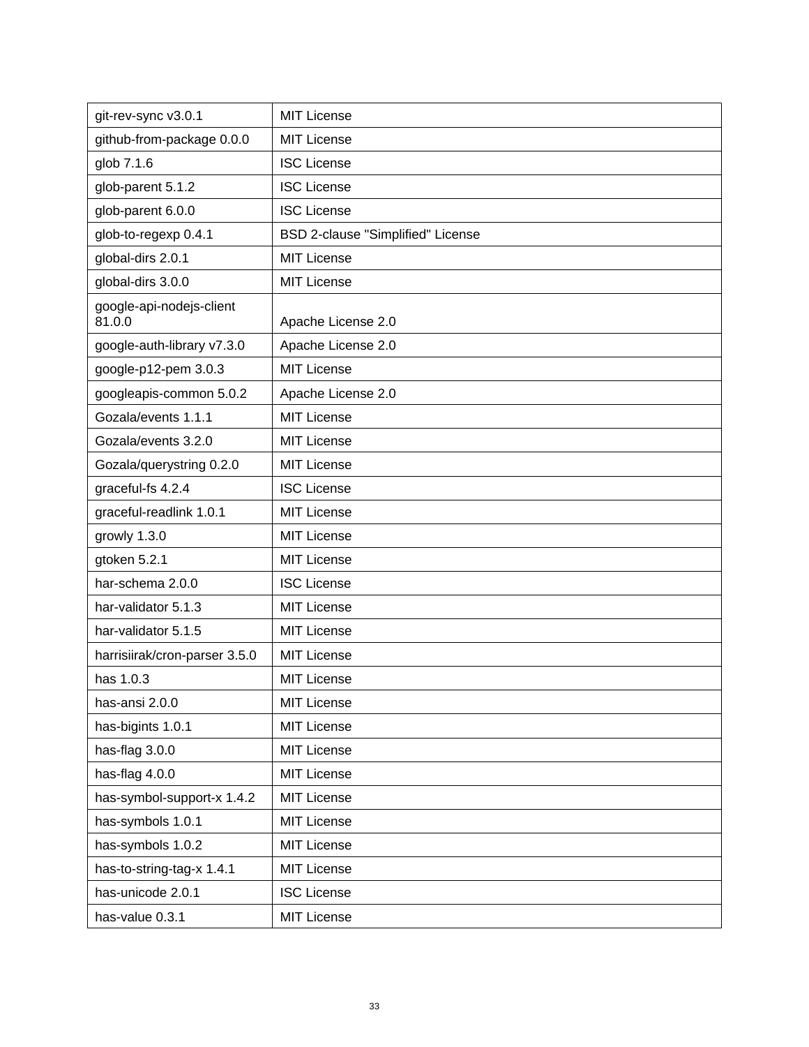| git-rev-sync v3.0.1 | MIT License |
|---|---|
| github-from-package 0.0.0 | MIT License |
| glob 7.1.6 | ISC License |
| glob-parent 5.1.2 | ISC License |
| glob-parent 6.0.0 | ISC License |
| glob-to-regexp 0.4.1 | BSD 2-clause "Simplified" License |
| global-dirs 2.0.1 | MIT License |
| global-dirs 3.0.0 | MIT License |
| google-api-nodejs-client 81.0.0 | Apache License 2.0 |
| google-auth-library v7.3.0 | Apache License 2.0 |
| google-p12-pem 3.0.3 | MIT License |
| googleapis-common 5.0.2 | Apache License 2.0 |
| Gozala/events 1.1.1 | MIT License |
| Gozala/events 3.2.0 | MIT License |
| Gozala/querystring 0.2.0 | MIT License |
| graceful-fs 4.2.4 | ISC License |
| graceful-readlink 1.0.1 | MIT License |
| growly 1.3.0 | MIT License |
| gtoken 5.2.1 | MIT License |
| har-schema 2.0.0 | ISC License |
| har-validator 5.1.3 | MIT License |
| har-validator 5.1.5 | MIT License |
| harrisiirak/cron-parser 3.5.0 | MIT License |
| has 1.0.3 | MIT License |
| has-ansi 2.0.0 | MIT License |
| has-bigints 1.0.1 | MIT License |
| has-flag 3.0.0 | MIT License |
| has-flag 4.0.0 | MIT License |
| has-symbol-support-x 1.4.2 | MIT License |
| has-symbols 1.0.1 | MIT License |
| has-symbols 1.0.2 | MIT License |
| has-to-string-tag-x 1.4.1 | MIT License |
| has-unicode 2.0.1 | ISC License |
| has-value 0.3.1 | MIT License |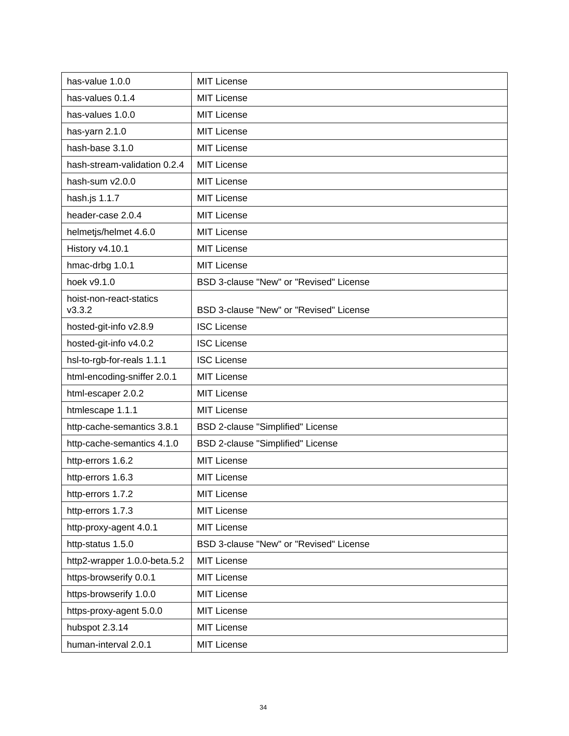| has-value 1.0.0 | MIT License |
|---|---|
| has-values 0.1.4 | MIT License |
| has-values 1.0.0 | MIT License |
| has-yarn 2.1.0 | MIT License |
| hash-base 3.1.0 | MIT License |
| hash-stream-validation 0.2.4 | MIT License |
| hash-sum v2.0.0 | MIT License |
| hash.js 1.1.7 | MIT License |
| header-case 2.0.4 | MIT License |
| helmetjs/helmet 4.6.0 | MIT License |
| History v4.10.1 | MIT License |
| hmac-drbg 1.0.1 | MIT License |
| hoek v9.1.0 | BSD 3-clause "New" or "Revised" License |
| hoist-non-react-statics v3.3.2 | BSD 3-clause "New" or "Revised" License |
| hosted-git-info v2.8.9 | ISC License |
| hosted-git-info v4.0.2 | ISC License |
| hsl-to-rgb-for-reals 1.1.1 | ISC License |
| html-encoding-sniffer 2.0.1 | MIT License |
| html-escaper 2.0.2 | MIT License |
| htmlescape 1.1.1 | MIT License |
| http-cache-semantics 3.8.1 | BSD 2-clause "Simplified" License |
| http-cache-semantics 4.1.0 | BSD 2-clause "Simplified" License |
| http-errors 1.6.2 | MIT License |
| http-errors 1.6.3 | MIT License |
| http-errors 1.7.2 | MIT License |
| http-errors 1.7.3 | MIT License |
| http-proxy-agent 4.0.1 | MIT License |
| http-status 1.5.0 | BSD 3-clause "New" or "Revised" License |
| http2-wrapper 1.0.0-beta.5.2 | MIT License |
| https-browserify 0.0.1 | MIT License |
| https-browserify 1.0.0 | MIT License |
| https-proxy-agent 5.0.0 | MIT License |
| hubspot 2.3.14 | MIT License |
| human-interval 2.0.1 | MIT License |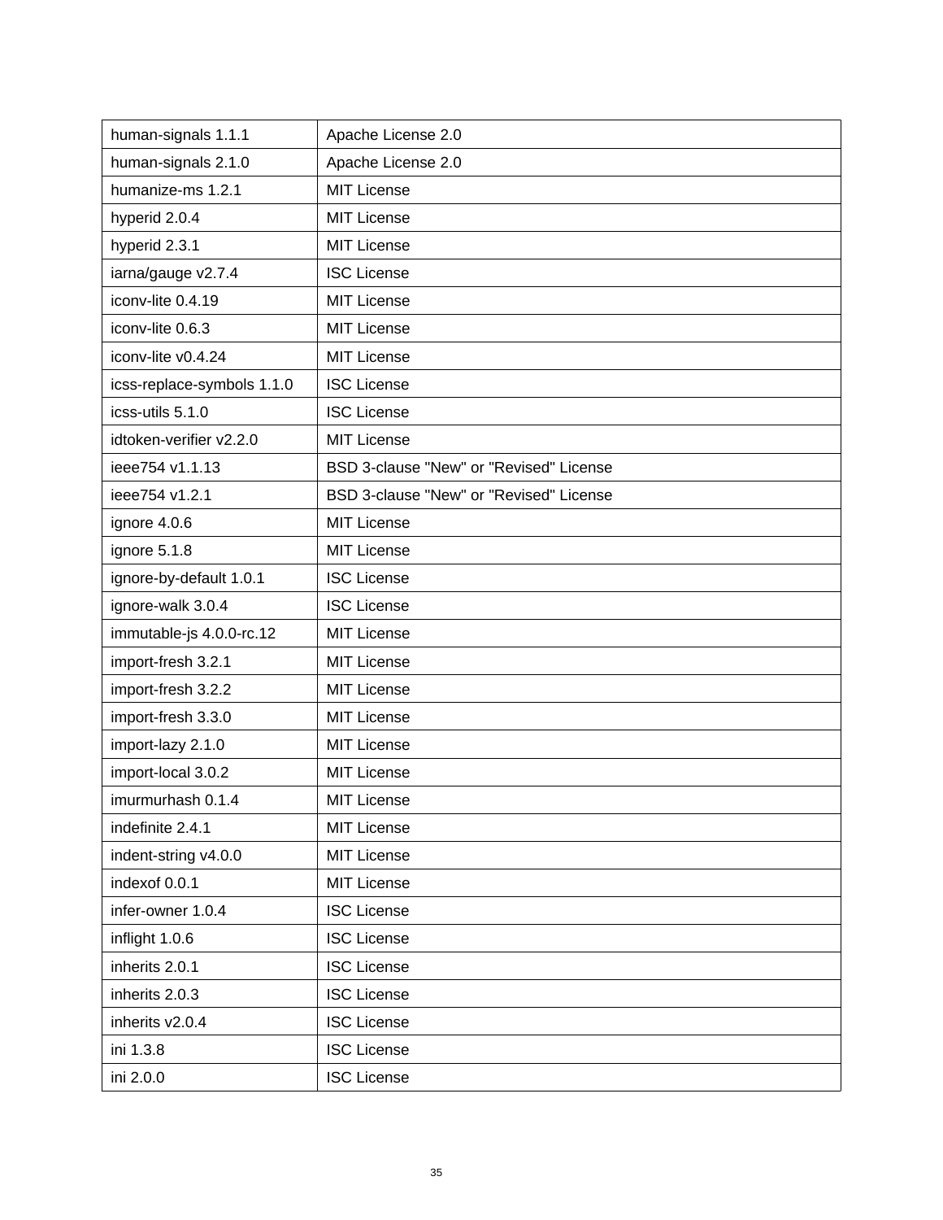| human-signals 1.1.1 | Apache License 2.0 |
|---|---|
| human-signals 2.1.0 | Apache License 2.0 |
| humanize-ms 1.2.1 | MIT License |
| hyperid 2.0.4 | MIT License |
| hyperid 2.3.1 | MIT License |
| iarna/gauge v2.7.4 | ISC License |
| iconv-lite 0.4.19 | MIT License |
| iconv-lite 0.6.3 | MIT License |
| iconv-lite v0.4.24 | MIT License |
| icss-replace-symbols 1.1.0 | ISC License |
| icss-utils 5.1.0 | ISC License |
| idtoken-verifier v2.2.0 | MIT License |
| ieee754 v1.1.13 | BSD 3-clause "New" or "Revised" License |
| ieee754 v1.2.1 | BSD 3-clause "New" or "Revised" License |
| ignore 4.0.6 | MIT License |
| ignore 5.1.8 | MIT License |
| ignore-by-default 1.0.1 | ISC License |
| ignore-walk 3.0.4 | ISC License |
| immutable-js 4.0.0-rc.12 | MIT License |
| import-fresh 3.2.1 | MIT License |
| import-fresh 3.2.2 | MIT License |
| import-fresh 3.3.0 | MIT License |
| import-lazy 2.1.0 | MIT License |
| import-local 3.0.2 | MIT License |
| imurmurhash 0.1.4 | MIT License |
| indefinite 2.4.1 | MIT License |
| indent-string v4.0.0 | MIT License |
| indexof 0.0.1 | MIT License |
| infer-owner 1.0.4 | ISC License |
| inflight 1.0.6 | ISC License |
| inherits 2.0.1 | ISC License |
| inherits 2.0.3 | ISC License |
| inherits v2.0.4 | ISC License |
| ini 1.3.8 | ISC License |
| ini 2.0.0 | ISC License |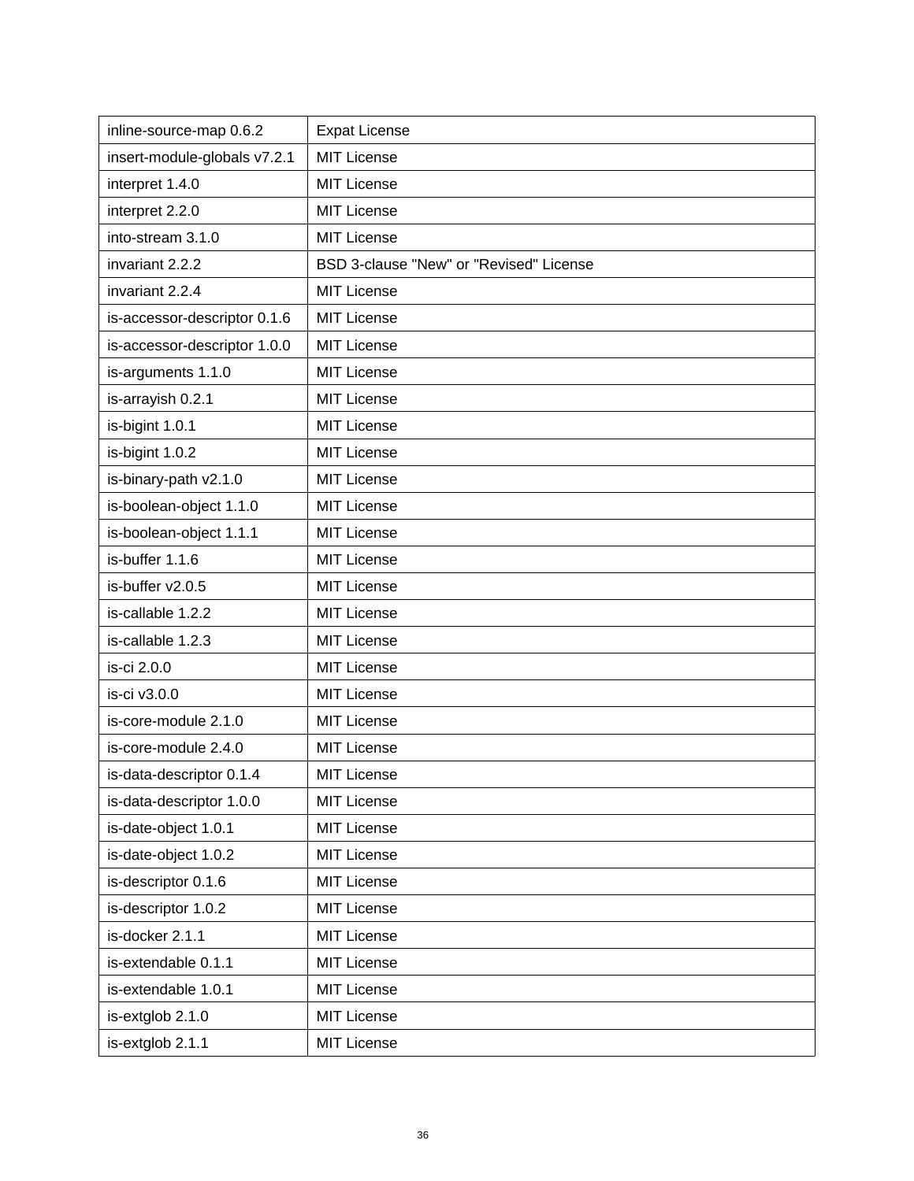| inline-source-map 0.6.2 | Expat License |
|---|---|
| insert-module-globals v7.2.1 | MIT License |
| interpret 1.4.0 | MIT License |
| interpret 2.2.0 | MIT License |
| into-stream 3.1.0 | MIT License |
| invariant 2.2.2 | BSD 3-clause "New" or "Revised" License |
| invariant 2.2.4 | MIT License |
| is-accessor-descriptor 0.1.6 | MIT License |
| is-accessor-descriptor 1.0.0 | MIT License |
| is-arguments 1.1.0 | MIT License |
| is-arrayish 0.2.1 | MIT License |
| is-bigint 1.0.1 | MIT License |
| is-bigint 1.0.2 | MIT License |
| is-binary-path v2.1.0 | MIT License |
| is-boolean-object 1.1.0 | MIT License |
| is-boolean-object 1.1.1 | MIT License |
| is-buffer 1.1.6 | MIT License |
| is-buffer v2.0.5 | MIT License |
| is-callable 1.2.2 | MIT License |
| is-callable 1.2.3 | MIT License |
| is-ci 2.0.0 | MIT License |
| is-ci v3.0.0 | MIT License |
| is-core-module 2.1.0 | MIT License |
| is-core-module 2.4.0 | MIT License |
| is-data-descriptor 0.1.4 | MIT License |
| is-data-descriptor 1.0.0 | MIT License |
| is-date-object 1.0.1 | MIT License |
| is-date-object 1.0.2 | MIT License |
| is-descriptor 0.1.6 | MIT License |
| is-descriptor 1.0.2 | MIT License |
| is-docker 2.1.1 | MIT License |
| is-extendable 0.1.1 | MIT License |
| is-extendable 1.0.1 | MIT License |
| is-extglob 2.1.0 | MIT License |
| is-extglob 2.1.1 | MIT License |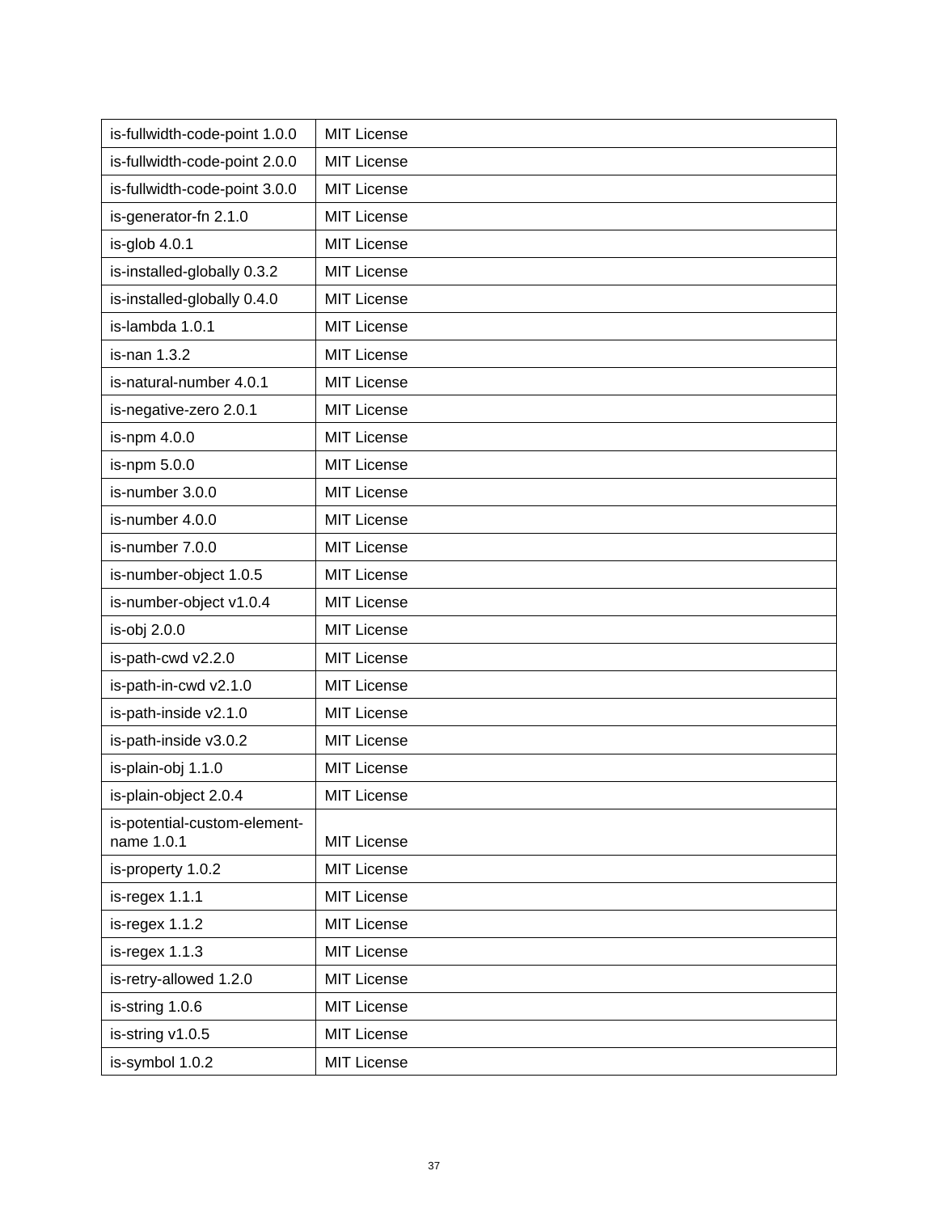| is-fullwidth-code-point 1.0.0 | MIT License |
|---|---|
| is-fullwidth-code-point 2.0.0 | MIT License |
| is-fullwidth-code-point 3.0.0 | MIT License |
| is-generator-fn 2.1.0 | MIT License |
| is-glob 4.0.1 | MIT License |
| is-installed-globally 0.3.2 | MIT License |
| is-installed-globally 0.4.0 | MIT License |
| is-lambda 1.0.1 | MIT License |
| is-nan 1.3.2 | MIT License |
| is-natural-number 4.0.1 | MIT License |
| is-negative-zero 2.0.1 | MIT License |
| is-npm 4.0.0 | MIT License |
| is-npm 5.0.0 | MIT License |
| is-number 3.0.0 | MIT License |
| is-number 4.0.0 | MIT License |
| is-number 7.0.0 | MIT License |
| is-number-object 1.0.5 | MIT License |
| is-number-object v1.0.4 | MIT License |
| is-obj 2.0.0 | MIT License |
| is-path-cwd v2.2.0 | MIT License |
| is-path-in-cwd v2.1.0 | MIT License |
| is-path-inside v2.1.0 | MIT License |
| is-path-inside v3.0.2 | MIT License |
| is-plain-obj 1.1.0 | MIT License |
| is-plain-object 2.0.4 | MIT License |
| is-potential-custom-element-name 1.0.1 | MIT License |
| is-property 1.0.2 | MIT License |
| is-regex 1.1.1 | MIT License |
| is-regex 1.1.2 | MIT License |
| is-regex 1.1.3 | MIT License |
| is-retry-allowed 1.2.0 | MIT License |
| is-string 1.0.6 | MIT License |
| is-string v1.0.5 | MIT License |
| is-symbol 1.0.2 | MIT License |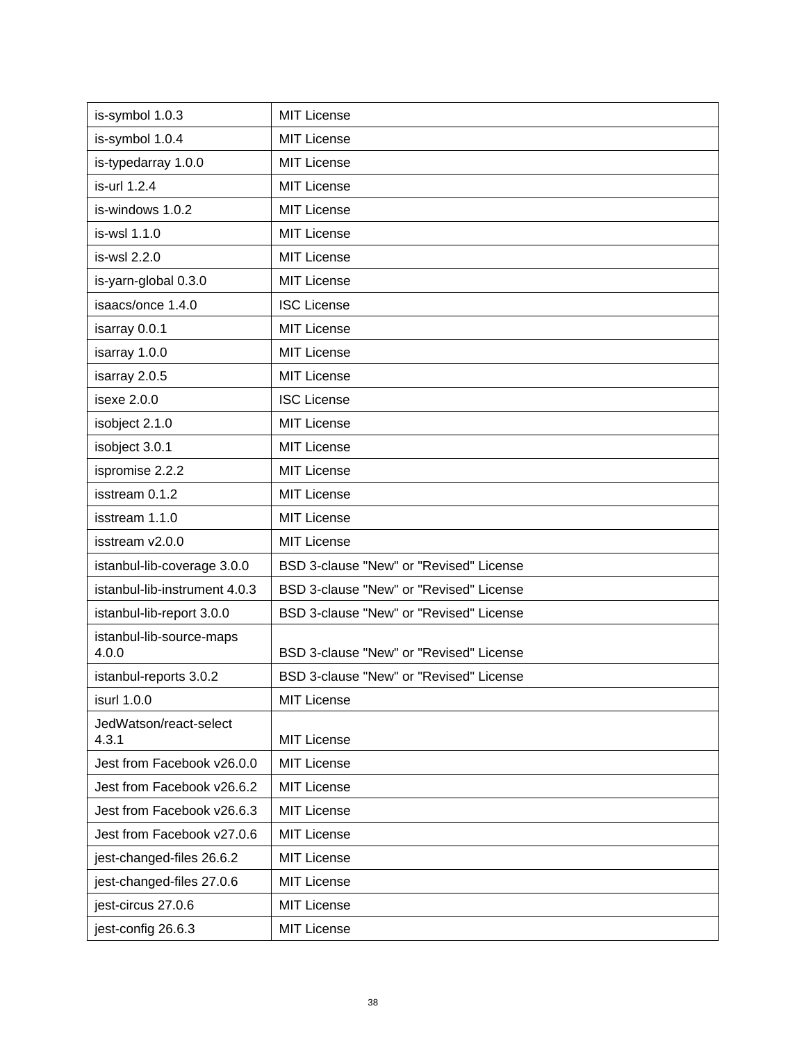| is-symbol 1.0.3 | MIT License |
|---|---|
| is-symbol 1.0.4 | MIT License |
| is-typedarray 1.0.0 | MIT License |
| is-url 1.2.4 | MIT License |
| is-windows 1.0.2 | MIT License |
| is-wsl 1.1.0 | MIT License |
| is-wsl 2.2.0 | MIT License |
| is-yarn-global 0.3.0 | MIT License |
| isaacs/once 1.4.0 | ISC License |
| isarray 0.0.1 | MIT License |
| isarray 1.0.0 | MIT License |
| isarray 2.0.5 | MIT License |
| isexe 2.0.0 | ISC License |
| isobject 2.1.0 | MIT License |
| isobject 3.0.1 | MIT License |
| ispromise 2.2.2 | MIT License |
| isstream 0.1.2 | MIT License |
| isstream 1.1.0 | MIT License |
| isstream v2.0.0 | MIT License |
| istanbul-lib-coverage 3.0.0 | BSD 3-clause "New" or "Revised" License |
| istanbul-lib-instrument 4.0.3 | BSD 3-clause "New" or "Revised" License |
| istanbul-lib-report 3.0.0 | BSD 3-clause "New" or "Revised" License |
| istanbul-lib-source-maps 4.0.0 | BSD 3-clause "New" or "Revised" License |
| istanbul-reports 3.0.2 | BSD 3-clause "New" or "Revised" License |
| isurl 1.0.0 | MIT License |
| JedWatson/react-select 4.3.1 | MIT License |
| Jest from Facebook v26.0.0 | MIT License |
| Jest from Facebook v26.6.2 | MIT License |
| Jest from Facebook v26.6.3 | MIT License |
| Jest from Facebook v27.0.6 | MIT License |
| jest-changed-files 26.6.2 | MIT License |
| jest-changed-files 27.0.6 | MIT License |
| jest-circus 27.0.6 | MIT License |
| jest-config 26.6.3 | MIT License |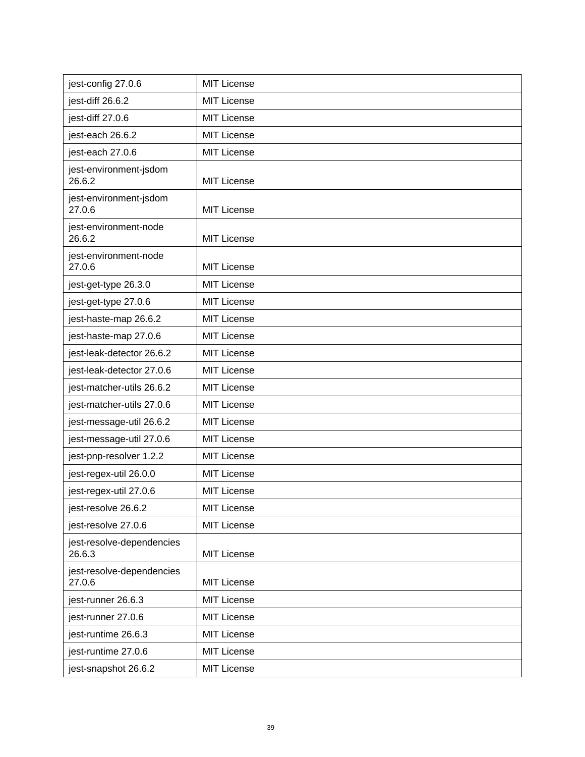| jest-config 27.0.6 | MIT License |
|---|---|
| jest-diff 26.6.2 | MIT License |
| jest-diff 27.0.6 | MIT License |
| jest-each 26.6.2 | MIT License |
| jest-each 27.0.6 | MIT License |
| jest-environment-jsdom 26.6.2 | MIT License |
| jest-environment-jsdom 27.0.6 | MIT License |
| jest-environment-node 26.6.2 | MIT License |
| jest-environment-node 27.0.6 | MIT License |
| jest-get-type 26.3.0 | MIT License |
| jest-get-type 27.0.6 | MIT License |
| jest-haste-map 26.6.2 | MIT License |
| jest-haste-map 27.0.6 | MIT License |
| jest-leak-detector 26.6.2 | MIT License |
| jest-leak-detector 27.0.6 | MIT License |
| jest-matcher-utils 26.6.2 | MIT License |
| jest-matcher-utils 27.0.6 | MIT License |
| jest-message-util 26.6.2 | MIT License |
| jest-message-util 27.0.6 | MIT License |
| jest-pnp-resolver 1.2.2 | MIT License |
| jest-regex-util 26.0.0 | MIT License |
| jest-regex-util 27.0.6 | MIT License |
| jest-resolve 26.6.2 | MIT License |
| jest-resolve 27.0.6 | MIT License |
| jest-resolve-dependencies 26.6.3 | MIT License |
| jest-resolve-dependencies 27.0.6 | MIT License |
| jest-runner 26.6.3 | MIT License |
| jest-runner 27.0.6 | MIT License |
| jest-runtime 26.6.3 | MIT License |
| jest-runtime 27.0.6 | MIT License |
| jest-snapshot 26.6.2 | MIT License |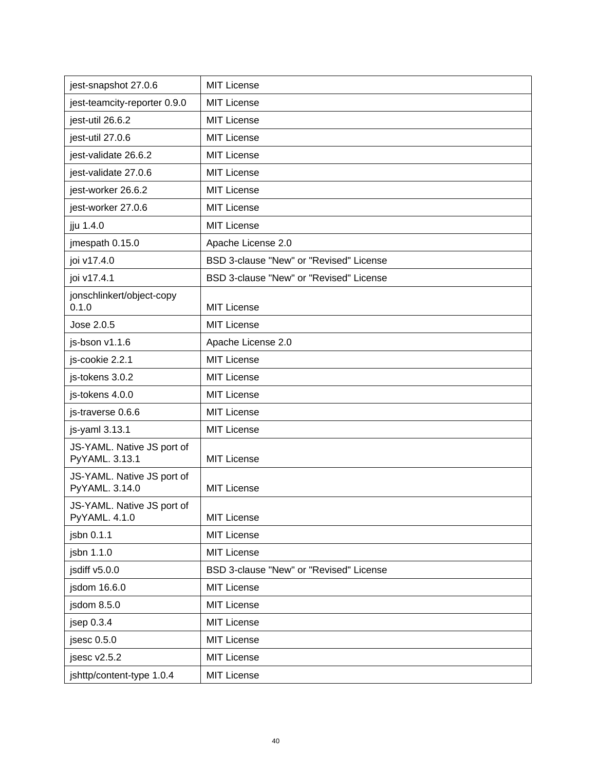| jest-snapshot 27.0.6 | MIT License |
|---|---|
| jest-teamcity-reporter 0.9.0 | MIT License |
| jest-util 26.6.2 | MIT License |
| jest-util 27.0.6 | MIT License |
| jest-validate 26.6.2 | MIT License |
| jest-validate 27.0.6 | MIT License |
| jest-worker 26.6.2 | MIT License |
| jest-worker 27.0.6 | MIT License |
| jju 1.4.0 | MIT License |
| jmespath 0.15.0 | Apache License 2.0 |
| joi v17.4.0 | BSD 3-clause "New" or "Revised" License |
| joi v17.4.1 | BSD 3-clause "New" or "Revised" License |
| jonschlinkert/object-copy 0.1.0 | MIT License |
| Jose 2.0.5 | MIT License |
| js-bson v1.1.6 | Apache License 2.0 |
| js-cookie 2.2.1 | MIT License |
| js-tokens 3.0.2 | MIT License |
| js-tokens 4.0.0 | MIT License |
| js-traverse 0.6.6 | MIT License |
| js-yaml 3.13.1 | MIT License |
| JS-YAML. Native JS port of PyYAML. 3.13.1 | MIT License |
| JS-YAML. Native JS port of PyYAML. 3.14.0 | MIT License |
| JS-YAML. Native JS port of PyYAML. 4.1.0 | MIT License |
| jsbn 0.1.1 | MIT License |
| jsbn 1.1.0 | MIT License |
| jsdiff v5.0.0 | BSD 3-clause "New" or "Revised" License |
| jsdom 16.6.0 | MIT License |
| jsdom 8.5.0 | MIT License |
| jsep 0.3.4 | MIT License |
| jsesc 0.5.0 | MIT License |
| jsesc v2.5.2 | MIT License |
| jshttp/content-type 1.0.4 | MIT License |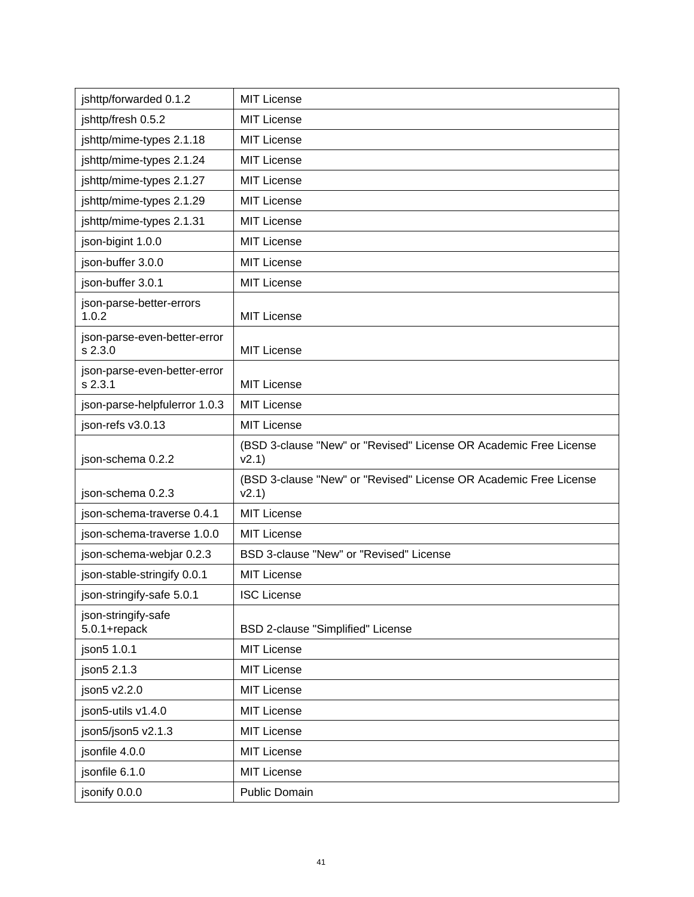| jshttp/forwarded 0.1.2 | MIT License |
| --- | --- |
| jshttp/fresh 0.5.2 | MIT License |
| jshttp/mime-types 2.1.18 | MIT License |
| jshttp/mime-types 2.1.24 | MIT License |
| jshttp/mime-types 2.1.27 | MIT License |
| jshttp/mime-types 2.1.29 | MIT License |
| jshttp/mime-types 2.1.31 | MIT License |
| json-bigint 1.0.0 | MIT License |
| json-buffer 3.0.0 | MIT License |
| json-buffer 3.0.1 | MIT License |
| json-parse-better-errors 1.0.2 | MIT License |
| json-parse-even-better-errors 2.3.0 | MIT License |
| json-parse-even-better-errors 2.3.1 | MIT License |
| json-parse-helpfulerror 1.0.3 | MIT License |
| json-refs v3.0.13 | MIT License |
| json-schema 0.2.2 | (BSD 3-clause "New" or "Revised" License OR Academic Free License v2.1) |
| json-schema 0.2.3 | (BSD 3-clause "New" or "Revised" License OR Academic Free License v2.1) |
| json-schema-traverse 0.4.1 | MIT License |
| json-schema-traverse 1.0.0 | MIT License |
| json-schema-webjar 0.2.3 | BSD 3-clause "New" or "Revised" License |
| json-stable-stringify 0.0.1 | MIT License |
| json-stringify-safe 5.0.1 | ISC License |
| json-stringify-safe 5.0.1+repack | BSD 2-clause "Simplified" License |
| json5 1.0.1 | MIT License |
| json5 2.1.3 | MIT License |
| json5 v2.2.0 | MIT License |
| json5-utils v1.4.0 | MIT License |
| json5/json5 v2.1.3 | MIT License |
| jsonfile 4.0.0 | MIT License |
| jsonfile 6.1.0 | MIT License |
| jsonify 0.0.0 | Public Domain |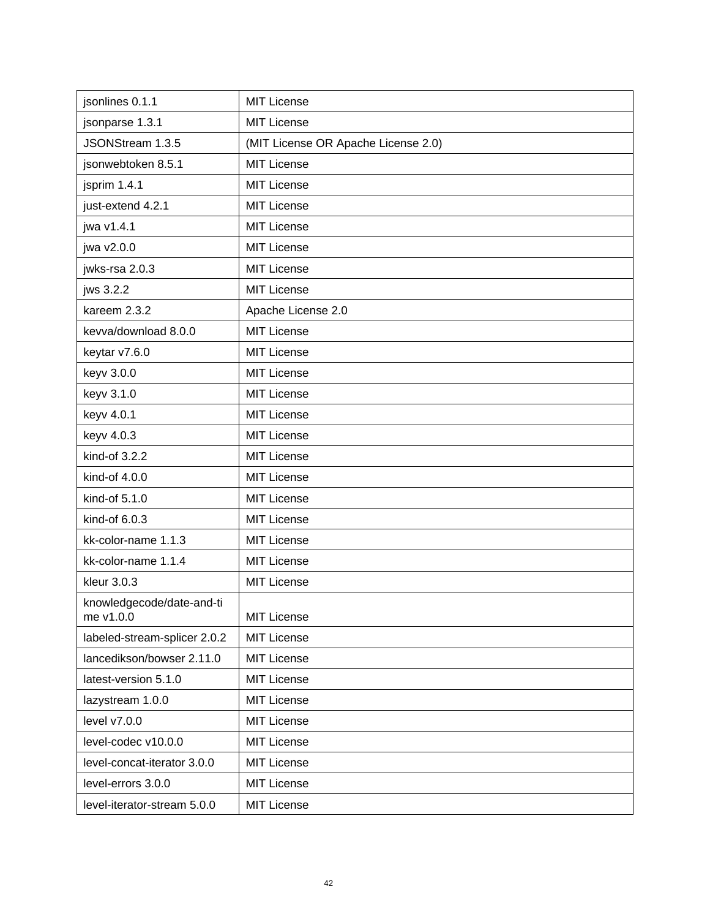| jsonlines 0.1.1 | MIT License |
|---|---|
| jsonparse 1.3.1 | MIT License |
| JSONStream 1.3.5 | (MIT License OR Apache License 2.0) |
| jsonwebtoken 8.5.1 | MIT License |
| jsprim 1.4.1 | MIT License |
| just-extend 4.2.1 | MIT License |
| jwa v1.4.1 | MIT License |
| jwa v2.0.0 | MIT License |
| jwks-rsa 2.0.3 | MIT License |
| jws 3.2.2 | MIT License |
| kareem 2.3.2 | Apache License 2.0 |
| kevva/download 8.0.0 | MIT License |
| keytar v7.6.0 | MIT License |
| keyv 3.0.0 | MIT License |
| keyv 3.1.0 | MIT License |
| keyv 4.0.1 | MIT License |
| keyv 4.0.3 | MIT License |
| kind-of 3.2.2 | MIT License |
| kind-of 4.0.0 | MIT License |
| kind-of 5.1.0 | MIT License |
| kind-of 6.0.3 | MIT License |
| kk-color-name 1.1.3 | MIT License |
| kk-color-name 1.1.4 | MIT License |
| kleur 3.0.3 | MIT License |
| knowledgecode/date-and-time v1.0.0 | MIT License |
| labeled-stream-splicer 2.0.2 | MIT License |
| lancedikson/bowser 2.11.0 | MIT License |
| latest-version 5.1.0 | MIT License |
| lazystream 1.0.0 | MIT License |
| level v7.0.0 | MIT License |
| level-codec v10.0.0 | MIT License |
| level-concat-iterator 3.0.0 | MIT License |
| level-errors 3.0.0 | MIT License |
| level-iterator-stream 5.0.0 | MIT License |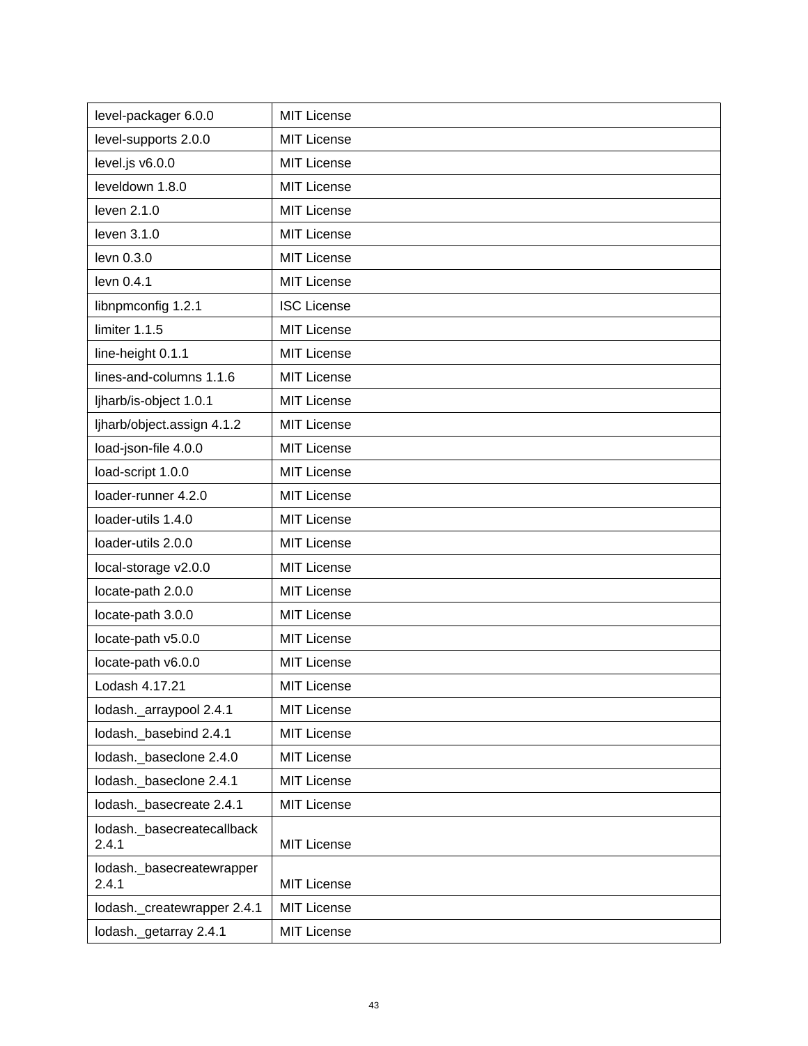| level-packager 6.0.0 | MIT License |
|---|---|
| level-supports 2.0.0 | MIT License |
| level.js v6.0.0 | MIT License |
| leveldown 1.8.0 | MIT License |
| leven 2.1.0 | MIT License |
| leven 3.1.0 | MIT License |
| levn 0.3.0 | MIT License |
| levn 0.4.1 | MIT License |
| libnpmconfig 1.2.1 | ISC License |
| limiter 1.1.5 | MIT License |
| line-height 0.1.1 | MIT License |
| lines-and-columns 1.1.6 | MIT License |
| ljharb/is-object 1.0.1 | MIT License |
| ljharb/object.assign 4.1.2 | MIT License |
| load-json-file 4.0.0 | MIT License |
| load-script 1.0.0 | MIT License |
| loader-runner 4.2.0 | MIT License |
| loader-utils 1.4.0 | MIT License |
| loader-utils 2.0.0 | MIT License |
| local-storage v2.0.0 | MIT License |
| locate-path 2.0.0 | MIT License |
| locate-path 3.0.0 | MIT License |
| locate-path v5.0.0 | MIT License |
| locate-path v6.0.0 | MIT License |
| Lodash 4.17.21 | MIT License |
| lodash._arraypool 2.4.1 | MIT License |
| lodash._basebind 2.4.1 | MIT License |
| lodash._baseclone 2.4.0 | MIT License |
| lodash._baseclone 2.4.1 | MIT License |
| lodash._basecreate 2.4.1 | MIT License |
| lodash._basecreatecallback 2.4.1 | MIT License |
| lodash._basecreatewrapper 2.4.1 | MIT License |
| lodash._createwrapper 2.4.1 | MIT License |
| lodash._getarray 2.4.1 | MIT License |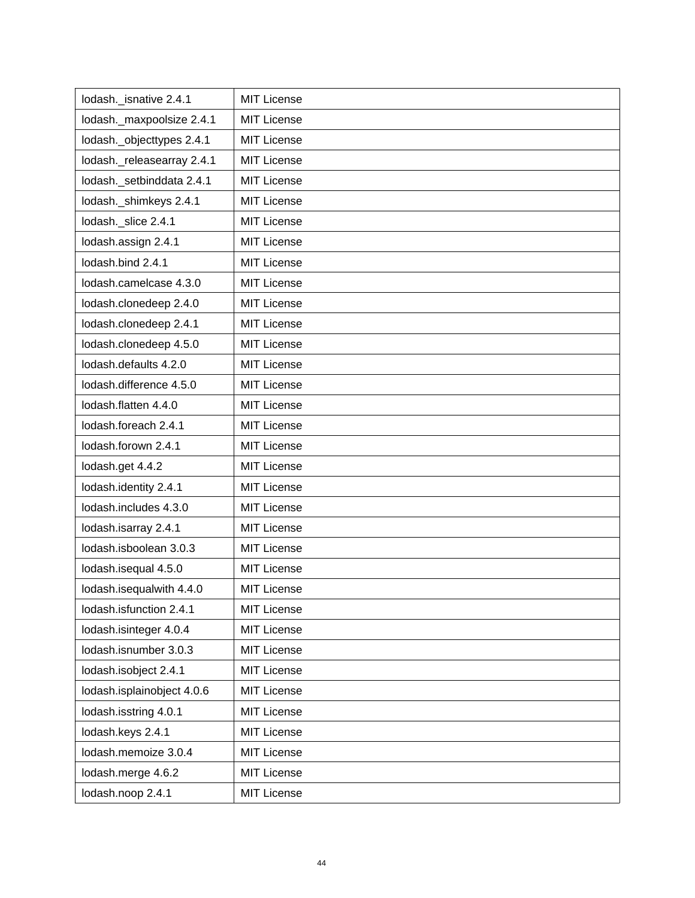| lodash._isnative 2.4.1 | MIT License |
|---|---|
| lodash._maxpoolsize 2.4.1 | MIT License |
| lodash._objecttypes 2.4.1 | MIT License |
| lodash._releasearray 2.4.1 | MIT License |
| lodash._setbinddata 2.4.1 | MIT License |
| lodash._shimkeys 2.4.1 | MIT License |
| lodash._slice 2.4.1 | MIT License |
| lodash.assign 2.4.1 | MIT License |
| lodash.bind 2.4.1 | MIT License |
| lodash.camelcase 4.3.0 | MIT License |
| lodash.clonedeep 2.4.0 | MIT License |
| lodash.clonedeep 2.4.1 | MIT License |
| lodash.clonedeep 4.5.0 | MIT License |
| lodash.defaults 4.2.0 | MIT License |
| lodash.difference 4.5.0 | MIT License |
| lodash.flatten 4.4.0 | MIT License |
| lodash.foreach 2.4.1 | MIT License |
| lodash.forown 2.4.1 | MIT License |
| lodash.get 4.4.2 | MIT License |
| lodash.identity 2.4.1 | MIT License |
| lodash.includes 4.3.0 | MIT License |
| lodash.isarray 2.4.1 | MIT License |
| lodash.isboolean 3.0.3 | MIT License |
| lodash.isequal 4.5.0 | MIT License |
| lodash.isequalwith 4.4.0 | MIT License |
| lodash.isfunction 2.4.1 | MIT License |
| lodash.isinteger 4.0.4 | MIT License |
| lodash.isnumber 3.0.3 | MIT License |
| lodash.isobject 2.4.1 | MIT License |
| lodash.isplainobject 4.0.6 | MIT License |
| lodash.isstring 4.0.1 | MIT License |
| lodash.keys 2.4.1 | MIT License |
| lodash.memoize 3.0.4 | MIT License |
| lodash.merge 4.6.2 | MIT License |
| lodash.noop 2.4.1 | MIT License |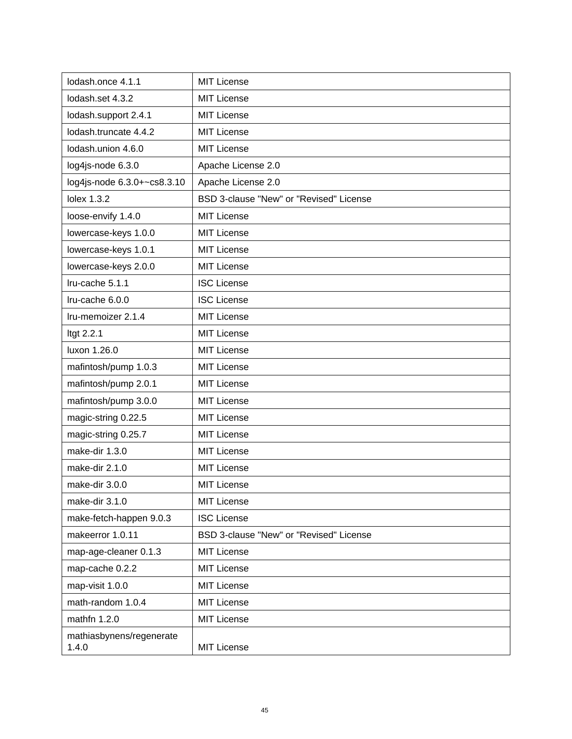| lodash.once 4.1.1 | MIT License |
|---|---|
| lodash.set 4.3.2 | MIT License |
| lodash.support 2.4.1 | MIT License |
| lodash.truncate 4.4.2 | MIT License |
| lodash.union 4.6.0 | MIT License |
| log4js-node 6.3.0 | Apache License 2.0 |
| log4js-node 6.3.0+~cs8.3.10 | Apache License 2.0 |
| lolex 1.3.2 | BSD 3-clause "New" or "Revised" License |
| loose-envify 1.4.0 | MIT License |
| lowercase-keys 1.0.0 | MIT License |
| lowercase-keys 1.0.1 | MIT License |
| lowercase-keys 2.0.0 | MIT License |
| lru-cache 5.1.1 | ISC License |
| lru-cache 6.0.0 | ISC License |
| lru-memoizer 2.1.4 | MIT License |
| ltgt 2.2.1 | MIT License |
| luxon 1.26.0 | MIT License |
| mafintosh/pump 1.0.3 | MIT License |
| mafintosh/pump 2.0.1 | MIT License |
| mafintosh/pump 3.0.0 | MIT License |
| magic-string 0.22.5 | MIT License |
| magic-string 0.25.7 | MIT License |
| make-dir 1.3.0 | MIT License |
| make-dir 2.1.0 | MIT License |
| make-dir 3.0.0 | MIT License |
| make-dir 3.1.0 | MIT License |
| make-fetch-happen 9.0.3 | ISC License |
| makeerror 1.0.11 | BSD 3-clause "New" or "Revised" License |
| map-age-cleaner 0.1.3 | MIT License |
| map-cache 0.2.2 | MIT License |
| map-visit 1.0.0 | MIT License |
| math-random 1.0.4 | MIT License |
| mathfn 1.2.0 | MIT License |
| mathiasbynens/regenerate 1.4.0 | MIT License |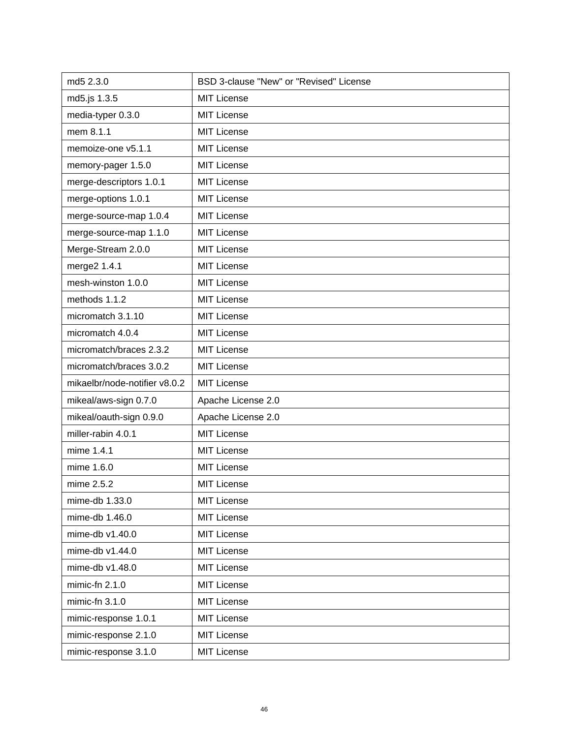| md5 2.3.0 | BSD 3-clause "New" or "Revised" License |
|---|---|
| md5.js 1.3.5 | MIT License |
| media-typer 0.3.0 | MIT License |
| mem 8.1.1 | MIT License |
| memoize-one v5.1.1 | MIT License |
| memory-pager 1.5.0 | MIT License |
| merge-descriptors 1.0.1 | MIT License |
| merge-options 1.0.1 | MIT License |
| merge-source-map 1.0.4 | MIT License |
| merge-source-map 1.1.0 | MIT License |
| Merge-Stream 2.0.0 | MIT License |
| merge2 1.4.1 | MIT License |
| mesh-winston 1.0.0 | MIT License |
| methods 1.1.2 | MIT License |
| micromatch 3.1.10 | MIT License |
| micromatch 4.0.4 | MIT License |
| micromatch/braces 2.3.2 | MIT License |
| micromatch/braces 3.0.2 | MIT License |
| mikaelbr/node-notifier v8.0.2 | MIT License |
| mikeal/aws-sign 0.7.0 | Apache License 2.0 |
| mikeal/oauth-sign 0.9.0 | Apache License 2.0 |
| miller-rabin 4.0.1 | MIT License |
| mime 1.4.1 | MIT License |
| mime 1.6.0 | MIT License |
| mime 2.5.2 | MIT License |
| mime-db 1.33.0 | MIT License |
| mime-db 1.46.0 | MIT License |
| mime-db v1.40.0 | MIT License |
| mime-db v1.44.0 | MIT License |
| mime-db v1.48.0 | MIT License |
| mimic-fn 2.1.0 | MIT License |
| mimic-fn 3.1.0 | MIT License |
| mimic-response 1.0.1 | MIT License |
| mimic-response 2.1.0 | MIT License |
| mimic-response 3.1.0 | MIT License |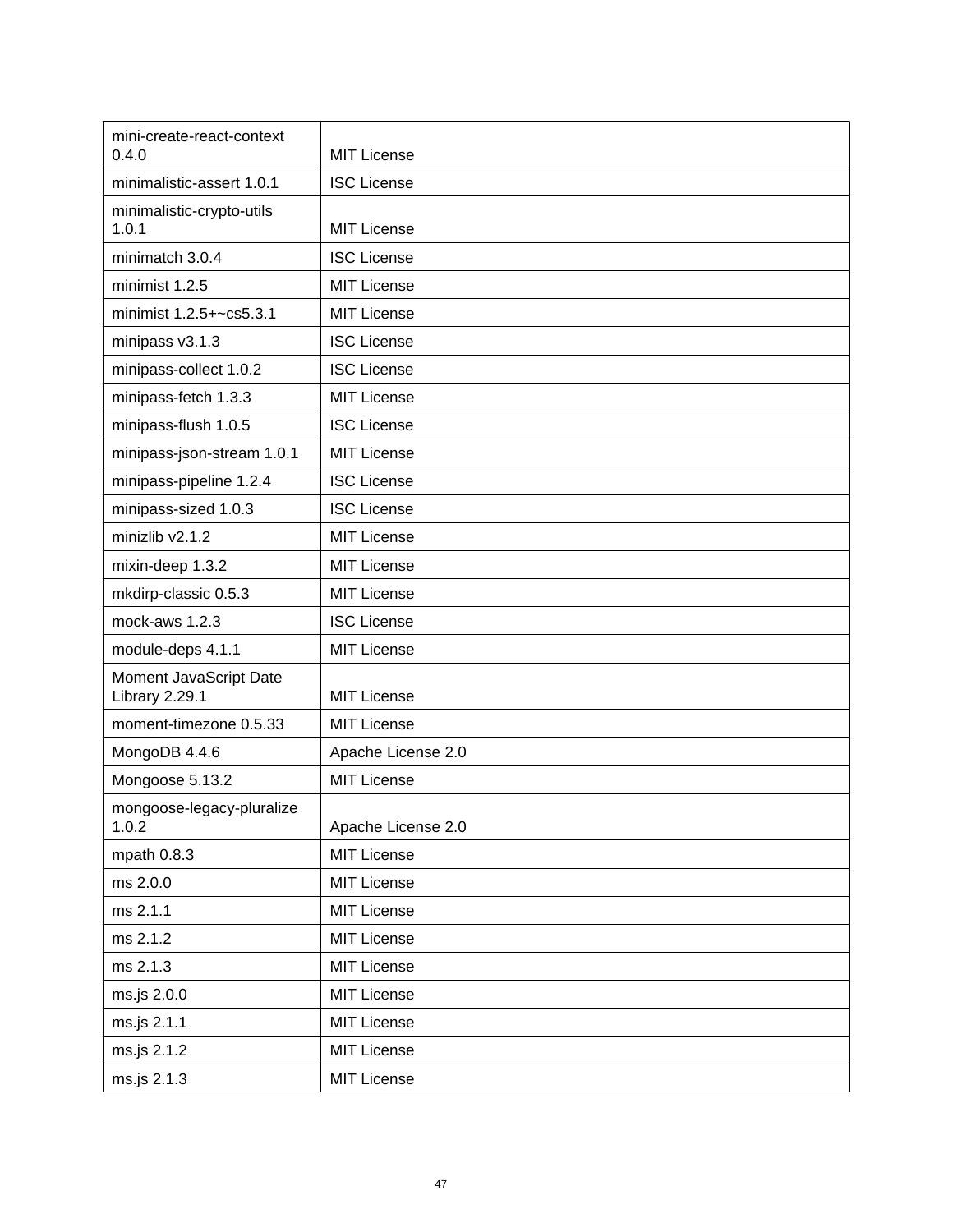| | |
|---|---|
| mini-create-react-context 0.4.0 | MIT License |
| minimalistic-assert 1.0.1 | ISC License |
| minimalistic-crypto-utils 1.0.1 | MIT License |
| minimatch 3.0.4 | ISC License |
| minimist 1.2.5 | MIT License |
| minimist 1.2.5+~cs5.3.1 | MIT License |
| minipass v3.1.3 | ISC License |
| minipass-collect 1.0.2 | ISC License |
| minipass-fetch 1.3.3 | MIT License |
| minipass-flush 1.0.5 | ISC License |
| minipass-json-stream 1.0.1 | MIT License |
| minipass-pipeline 1.2.4 | ISC License |
| minipass-sized 1.0.3 | ISC License |
| minizlib v2.1.2 | MIT License |
| mixin-deep 1.3.2 | MIT License |
| mkdirp-classic 0.5.3 | MIT License |
| mock-aws 1.2.3 | ISC License |
| module-deps 4.1.1 | MIT License |
| Moment JavaScript Date Library 2.29.1 | MIT License |
| moment-timezone 0.5.33 | MIT License |
| MongoDB 4.4.6 | Apache License 2.0 |
| Mongoose 5.13.2 | MIT License |
| mongoose-legacy-pluralize 1.0.2 | Apache License 2.0 |
| mpath 0.8.3 | MIT License |
| ms 2.0.0 | MIT License |
| ms 2.1.1 | MIT License |
| ms 2.1.2 | MIT License |
| ms 2.1.3 | MIT License |
| ms.js 2.0.0 | MIT License |
| ms.js 2.1.1 | MIT License |
| ms.js 2.1.2 | MIT License |
| ms.js 2.1.3 | MIT License |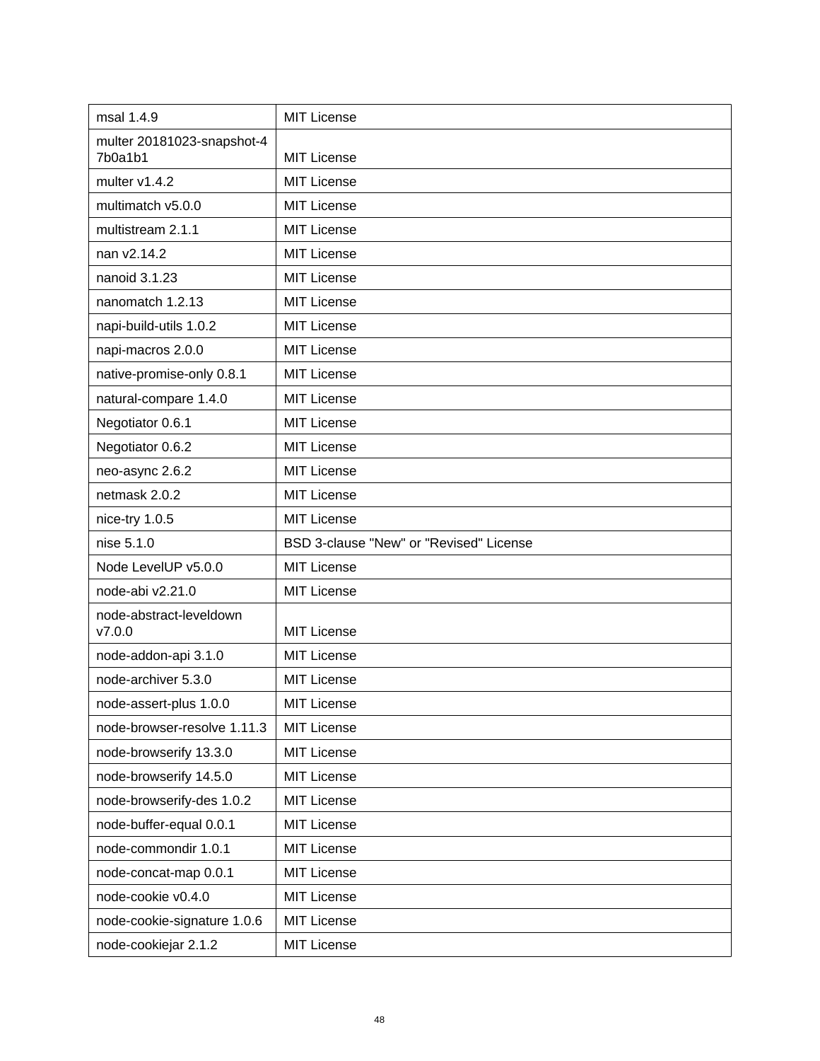| msal 1.4.9 | MIT License |
|---|---|
| multer 20181023-snapshot-47b0a1b1 | MIT License |
| multer v1.4.2 | MIT License |
| multimatch v5.0.0 | MIT License |
| multistream 2.1.1 | MIT License |
| nan v2.14.2 | MIT License |
| nanoid 3.1.23 | MIT License |
| nanomatch 1.2.13 | MIT License |
| napi-build-utils 1.0.2 | MIT License |
| napi-macros 2.0.0 | MIT License |
| native-promise-only 0.8.1 | MIT License |
| natural-compare 1.4.0 | MIT License |
| Negotiator 0.6.1 | MIT License |
| Negotiator 0.6.2 | MIT License |
| neo-async 2.6.2 | MIT License |
| netmask 2.0.2 | MIT License |
| nice-try 1.0.5 | MIT License |
| nise 5.1.0 | BSD 3-clause "New" or "Revised" License |
| Node LevelUP v5.0.0 | MIT License |
| node-abi v2.21.0 | MIT License |
| node-abstract-leveldown v7.0.0 | MIT License |
| node-addon-api 3.1.0 | MIT License |
| node-archiver 5.3.0 | MIT License |
| node-assert-plus 1.0.0 | MIT License |
| node-browser-resolve 1.11.3 | MIT License |
| node-browserify 13.3.0 | MIT License |
| node-browserify 14.5.0 | MIT License |
| node-browserify-des 1.0.2 | MIT License |
| node-buffer-equal 0.0.1 | MIT License |
| node-commondir 1.0.1 | MIT License |
| node-concat-map 0.0.1 | MIT License |
| node-cookie v0.4.0 | MIT License |
| node-cookie-signature 1.0.6 | MIT License |
| node-cookiejar 2.1.2 | MIT License |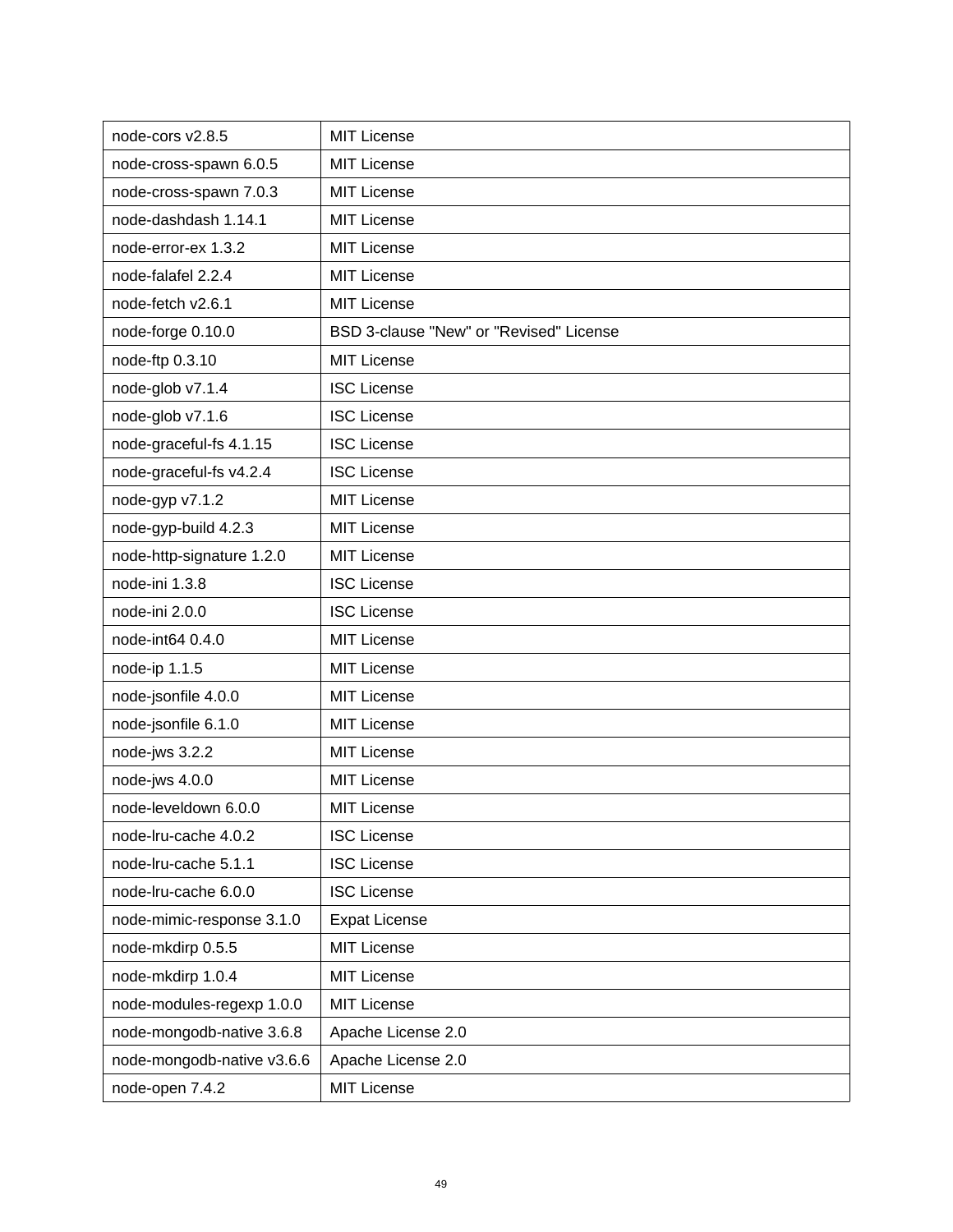| node-cors v2.8.5 | MIT License |
|---|---|
| node-cross-spawn 6.0.5 | MIT License |
| node-cross-spawn 7.0.3 | MIT License |
| node-dashdash 1.14.1 | MIT License |
| node-error-ex 1.3.2 | MIT License |
| node-falafel 2.2.4 | MIT License |
| node-fetch v2.6.1 | MIT License |
| node-forge 0.10.0 | BSD 3-clause "New" or "Revised" License |
| node-ftp 0.3.10 | MIT License |
| node-glob v7.1.4 | ISC License |
| node-glob v7.1.6 | ISC License |
| node-graceful-fs 4.1.15 | ISC License |
| node-graceful-fs v4.2.4 | ISC License |
| node-gyp v7.1.2 | MIT License |
| node-gyp-build 4.2.3 | MIT License |
| node-http-signature 1.2.0 | MIT License |
| node-ini 1.3.8 | ISC License |
| node-ini 2.0.0 | ISC License |
| node-int64 0.4.0 | MIT License |
| node-ip 1.1.5 | MIT License |
| node-jsonfile 4.0.0 | MIT License |
| node-jsonfile 6.1.0 | MIT License |
| node-jws 3.2.2 | MIT License |
| node-jws 4.0.0 | MIT License |
| node-leveldown 6.0.0 | MIT License |
| node-lru-cache 4.0.2 | ISC License |
| node-lru-cache 5.1.1 | ISC License |
| node-lru-cache 6.0.0 | ISC License |
| node-mimic-response 3.1.0 | Expat License |
| node-mkdirp 0.5.5 | MIT License |
| node-mkdirp 1.0.4 | MIT License |
| node-modules-regexp 1.0.0 | MIT License |
| node-mongodb-native 3.6.8 | Apache License 2.0 |
| node-mongodb-native v3.6.6 | Apache License 2.0 |
| node-open 7.4.2 | MIT License |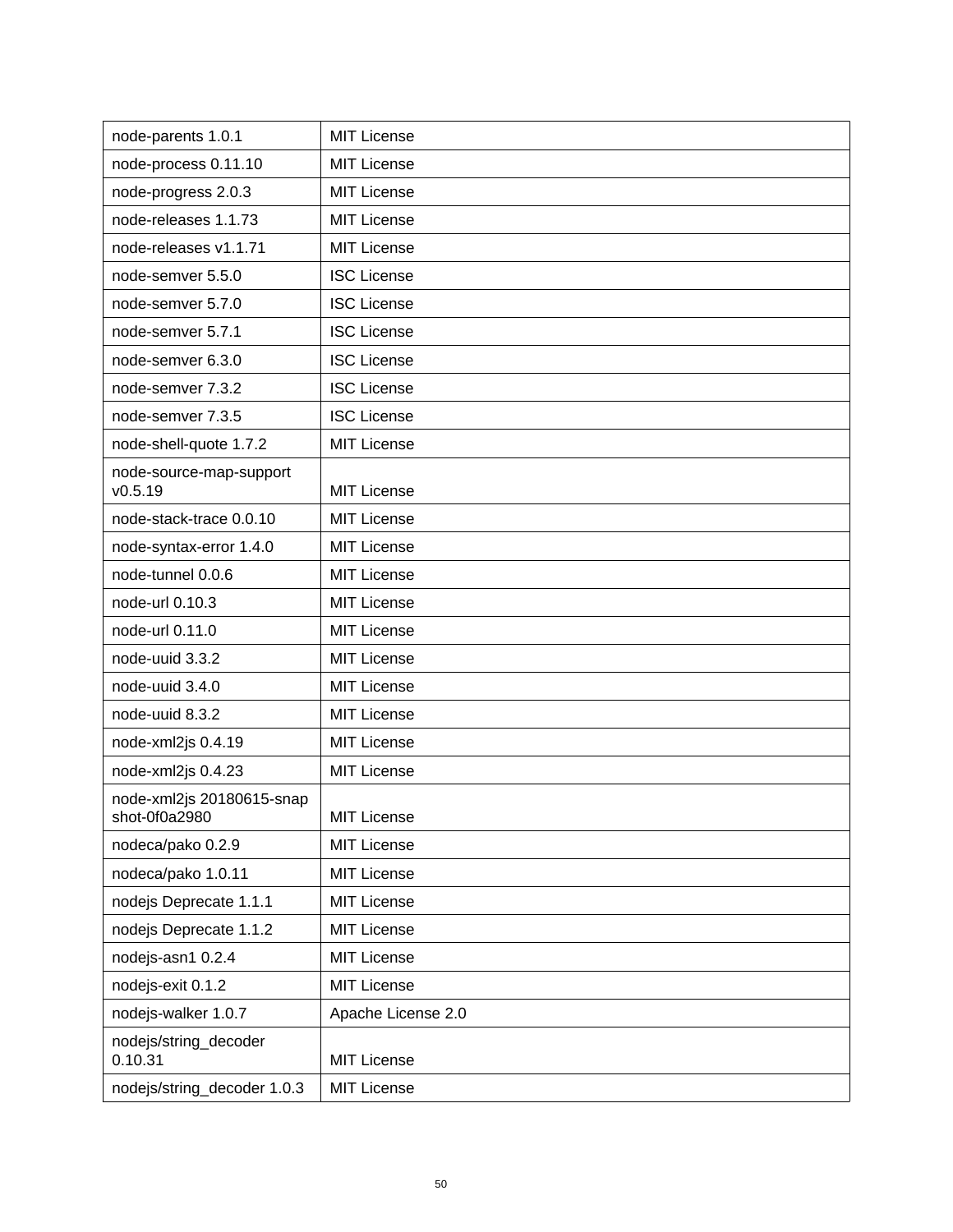| node-parents 1.0.1 | MIT License |
|---|---|
| node-process 0.11.10 | MIT License |
| node-progress 2.0.3 | MIT License |
| node-releases 1.1.73 | MIT License |
| node-releases v1.1.71 | MIT License |
| node-semver 5.5.0 | ISC License |
| node-semver 5.7.0 | ISC License |
| node-semver 5.7.1 | ISC License |
| node-semver 6.3.0 | ISC License |
| node-semver 7.3.2 | ISC License |
| node-semver 7.3.5 | ISC License |
| node-shell-quote 1.7.2 | MIT License |
| node-source-map-support v0.5.19 | MIT License |
| node-stack-trace 0.0.10 | MIT License |
| node-syntax-error 1.4.0 | MIT License |
| node-tunnel 0.0.6 | MIT License |
| node-url 0.10.3 | MIT License |
| node-url 0.11.0 | MIT License |
| node-uuid 3.3.2 | MIT License |
| node-uuid 3.4.0 | MIT License |
| node-uuid 8.3.2 | MIT License |
| node-xml2js 0.4.19 | MIT License |
| node-xml2js 0.4.23 | MIT License |
| node-xml2js 20180615-snapshot-0f0a2980 | MIT License |
| nodeca/pako 0.2.9 | MIT License |
| nodeca/pako 1.0.11 | MIT License |
| nodejs Deprecate 1.1.1 | MIT License |
| nodejs Deprecate 1.1.2 | MIT License |
| nodejs-asn1 0.2.4 | MIT License |
| nodejs-exit 0.1.2 | MIT License |
| nodejs-walker 1.0.7 | Apache License 2.0 |
| nodejs/string_decoder 0.10.31 | MIT License |
| nodejs/string_decoder 1.0.3 | MIT License |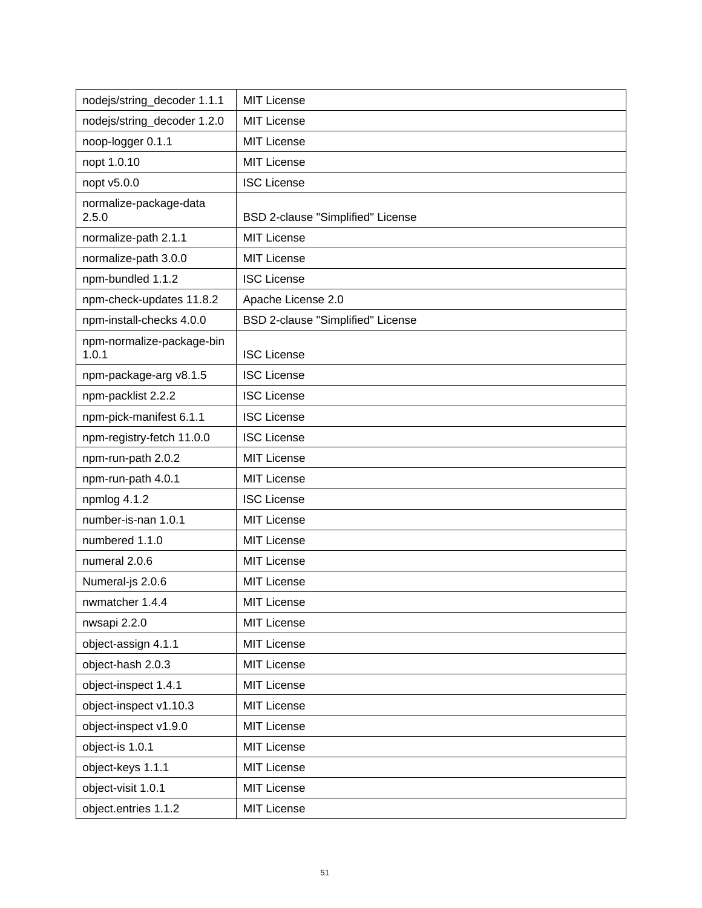| nodejs/string_decoder 1.1.1 | MIT License |
|---|---|
| nodejs/string_decoder 1.2.0 | MIT License |
| noop-logger 0.1.1 | MIT License |
| nopt 1.0.10 | MIT License |
| nopt v5.0.0 | ISC License |
| normalize-package-data 2.5.0 | BSD 2-clause "Simplified" License |
| normalize-path 2.1.1 | MIT License |
| normalize-path 3.0.0 | MIT License |
| npm-bundled 1.1.2 | ISC License |
| npm-check-updates 11.8.2 | Apache License 2.0 |
| npm-install-checks 4.0.0 | BSD 2-clause "Simplified" License |
| npm-normalize-package-bin 1.0.1 | ISC License |
| npm-package-arg v8.1.5 | ISC License |
| npm-packlist 2.2.2 | ISC License |
| npm-pick-manifest 6.1.1 | ISC License |
| npm-registry-fetch 11.0.0 | ISC License |
| npm-run-path 2.0.2 | MIT License |
| npm-run-path 4.0.1 | MIT License |
| npmlog 4.1.2 | ISC License |
| number-is-nan 1.0.1 | MIT License |
| numbered 1.1.0 | MIT License |
| numeral 2.0.6 | MIT License |
| Numeral-js 2.0.6 | MIT License |
| nwmatcher 1.4.4 | MIT License |
| nwsapi 2.2.0 | MIT License |
| object-assign 4.1.1 | MIT License |
| object-hash 2.0.3 | MIT License |
| object-inspect 1.4.1 | MIT License |
| object-inspect v1.10.3 | MIT License |
| object-inspect v1.9.0 | MIT License |
| object-is 1.0.1 | MIT License |
| object-keys 1.1.1 | MIT License |
| object-visit 1.0.1 | MIT License |
| object.entries 1.1.2 | MIT License |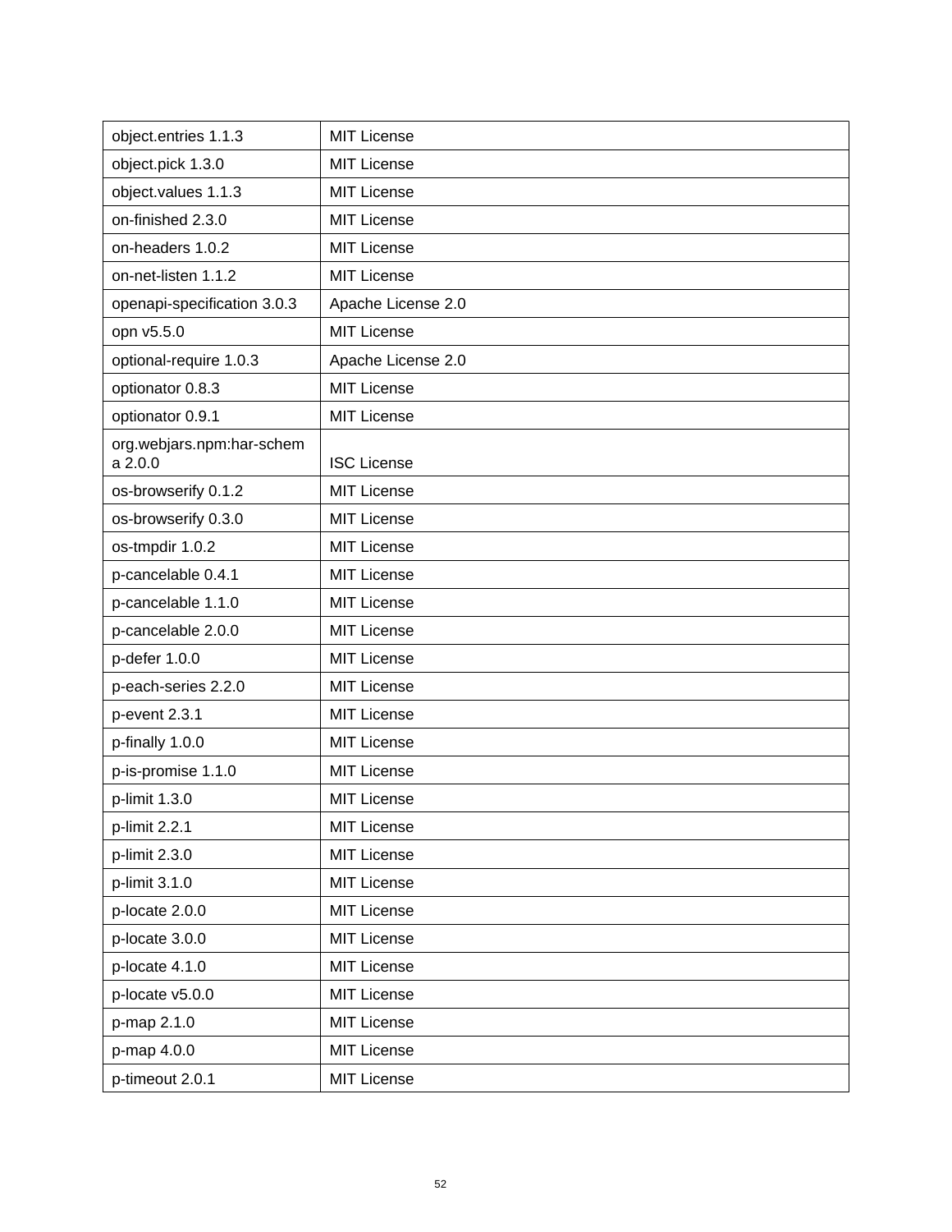| object.entries 1.1.3 | MIT License |
|---|---|
| object.pick 1.3.0 | MIT License |
| object.values 1.1.3 | MIT License |
| on-finished 2.3.0 | MIT License |
| on-headers 1.0.2 | MIT License |
| on-net-listen 1.1.2 | MIT License |
| openapi-specification 3.0.3 | Apache License 2.0 |
| opn v5.5.0 | MIT License |
| optional-require 1.0.3 | Apache License 2.0 |
| optionator 0.8.3 | MIT License |
| optionator 0.9.1 | MIT License |
| org.webjars.npm:har-schema 2.0.0 | ISC License |
| os-browserify 0.1.2 | MIT License |
| os-browserify 0.3.0 | MIT License |
| os-tmpdir 1.0.2 | MIT License |
| p-cancelable 0.4.1 | MIT License |
| p-cancelable 1.1.0 | MIT License |
| p-cancelable 2.0.0 | MIT License |
| p-defer 1.0.0 | MIT License |
| p-each-series 2.2.0 | MIT License |
| p-event 2.3.1 | MIT License |
| p-finally 1.0.0 | MIT License |
| p-is-promise 1.1.0 | MIT License |
| p-limit 1.3.0 | MIT License |
| p-limit 2.2.1 | MIT License |
| p-limit 2.3.0 | MIT License |
| p-limit 3.1.0 | MIT License |
| p-locate 2.0.0 | MIT License |
| p-locate 3.0.0 | MIT License |
| p-locate 4.1.0 | MIT License |
| p-locate v5.0.0 | MIT License |
| p-map 2.1.0 | MIT License |
| p-map 4.0.0 | MIT License |
| p-timeout 2.0.1 | MIT License |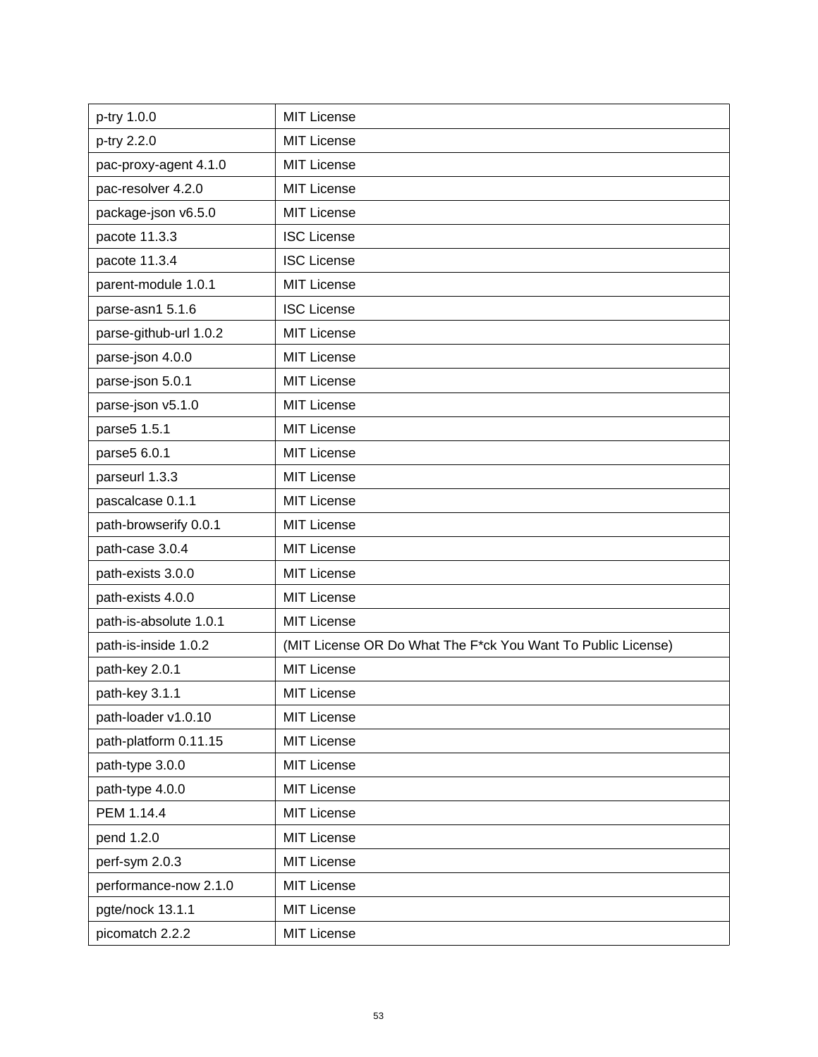| | |
|---|---|
| p-try 1.0.0 | MIT License |
| p-try 2.2.0 | MIT License |
| pac-proxy-agent 4.1.0 | MIT License |
| pac-resolver 4.2.0 | MIT License |
| package-json v6.5.0 | MIT License |
| pacote 11.3.3 | ISC License |
| pacote 11.3.4 | ISC License |
| parent-module 1.0.1 | MIT License |
| parse-asn1 5.1.6 | ISC License |
| parse-github-url 1.0.2 | MIT License |
| parse-json 4.0.0 | MIT License |
| parse-json 5.0.1 | MIT License |
| parse-json v5.1.0 | MIT License |
| parse5 1.5.1 | MIT License |
| parse5 6.0.1 | MIT License |
| parseurl 1.3.3 | MIT License |
| pascalcase 0.1.1 | MIT License |
| path-browserify 0.0.1 | MIT License |
| path-case 3.0.4 | MIT License |
| path-exists 3.0.0 | MIT License |
| path-exists 4.0.0 | MIT License |
| path-is-absolute 1.0.1 | MIT License |
| path-is-inside 1.0.2 | (MIT License OR Do What The F*ck You Want To Public License) |
| path-key 2.0.1 | MIT License |
| path-key 3.1.1 | MIT License |
| path-loader v1.0.10 | MIT License |
| path-platform 0.11.15 | MIT License |
| path-type 3.0.0 | MIT License |
| path-type 4.0.0 | MIT License |
| PEM 1.14.4 | MIT License |
| pend 1.2.0 | MIT License |
| perf-sym 2.0.3 | MIT License |
| performance-now 2.1.0 | MIT License |
| pgte/nock 13.1.1 | MIT License |
| picomatch 2.2.2 | MIT License |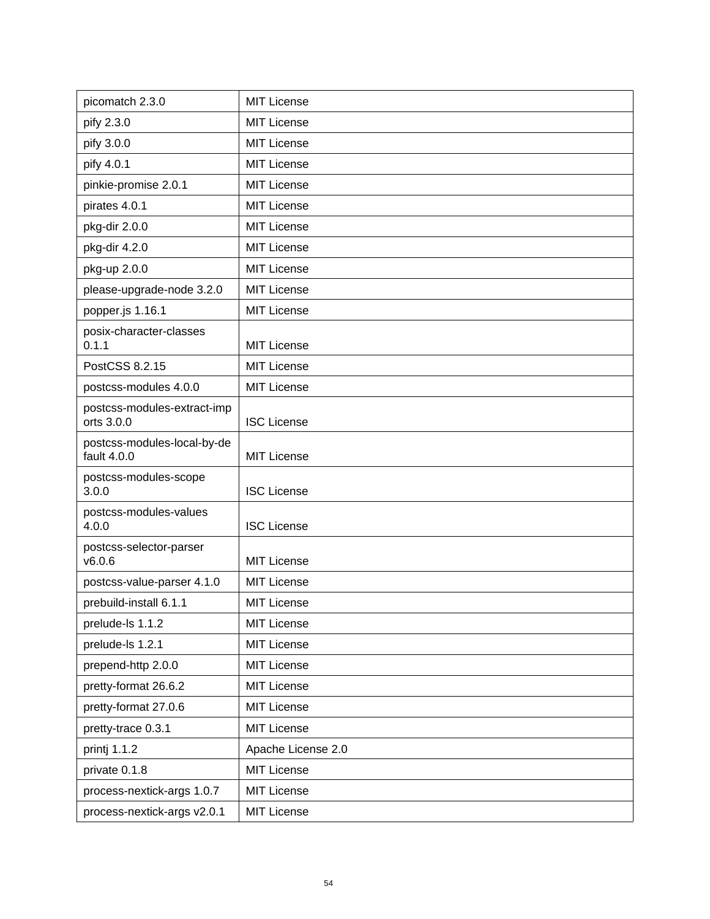| picomatch 2.3.0 | MIT License |
|---|---|
| pify 2.3.0 | MIT License |
| pify 3.0.0 | MIT License |
| pify 4.0.1 | MIT License |
| pinkie-promise 2.0.1 | MIT License |
| pirates 4.0.1 | MIT License |
| pkg-dir 2.0.0 | MIT License |
| pkg-dir 4.2.0 | MIT License |
| pkg-up 2.0.0 | MIT License |
| please-upgrade-node 3.2.0 | MIT License |
| popper.js 1.16.1 | MIT License |
| posix-character-classes 0.1.1 | MIT License |
| PostCSS 8.2.15 | MIT License |
| postcss-modules 4.0.0 | MIT License |
| postcss-modules-extract-imports 3.0.0 | ISC License |
| postcss-modules-local-by-default 4.0.0 | MIT License |
| postcss-modules-scope 3.0.0 | ISC License |
| postcss-modules-values 4.0.0 | ISC License |
| postcss-selector-parser v6.0.6 | MIT License |
| postcss-value-parser 4.1.0 | MIT License |
| prebuild-install 6.1.1 | MIT License |
| prelude-ls 1.1.2 | MIT License |
| prelude-ls 1.2.1 | MIT License |
| prepend-http 2.0.0 | MIT License |
| pretty-format 26.6.2 | MIT License |
| pretty-format 27.0.6 | MIT License |
| pretty-trace 0.3.1 | MIT License |
| printj 1.1.2 | Apache License 2.0 |
| private 0.1.8 | MIT License |
| process-nextick-args 1.0.7 | MIT License |
| process-nextick-args v2.0.1 | MIT License |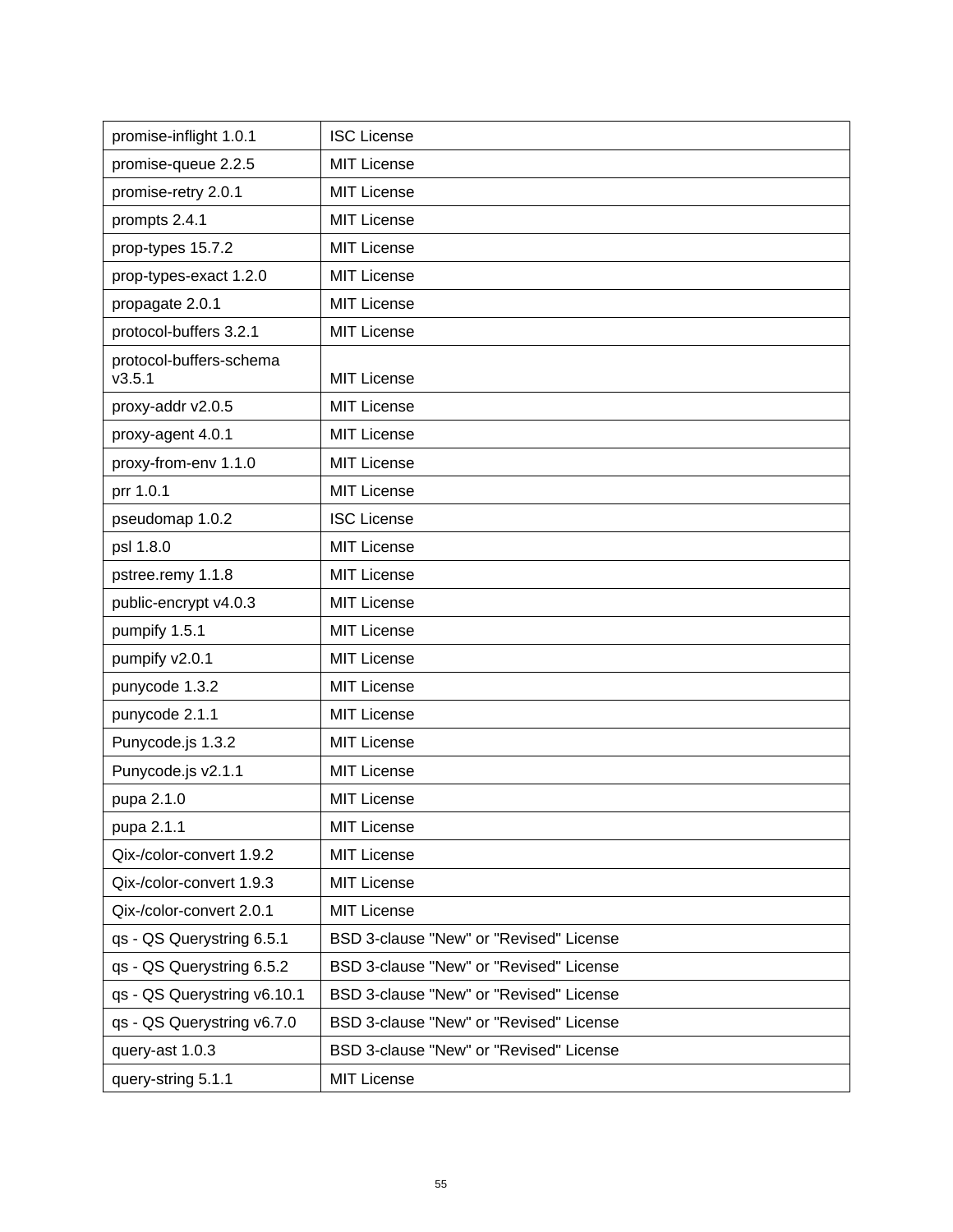| promise-inflight 1.0.1 | ISC License |
|---|---|
| promise-queue 2.2.5 | MIT License |
| promise-retry 2.0.1 | MIT License |
| prompts 2.4.1 | MIT License |
| prop-types 15.7.2 | MIT License |
| prop-types-exact 1.2.0 | MIT License |
| propagate 2.0.1 | MIT License |
| protocol-buffers 3.2.1 | MIT License |
| protocol-buffers-schema v3.5.1 | MIT License |
| proxy-addr v2.0.5 | MIT License |
| proxy-agent 4.0.1 | MIT License |
| proxy-from-env 1.1.0 | MIT License |
| prr 1.0.1 | MIT License |
| pseudomap 1.0.2 | ISC License |
| psl 1.8.0 | MIT License |
| pstree.remy 1.1.8 | MIT License |
| public-encrypt v4.0.3 | MIT License |
| pumpify 1.5.1 | MIT License |
| pumpify v2.0.1 | MIT License |
| punycode 1.3.2 | MIT License |
| punycode 2.1.1 | MIT License |
| Punycode.js 1.3.2 | MIT License |
| Punycode.js v2.1.1 | MIT License |
| pupa 2.1.0 | MIT License |
| pupa 2.1.1 | MIT License |
| Qix-/color-convert 1.9.2 | MIT License |
| Qix-/color-convert 1.9.3 | MIT License |
| Qix-/color-convert 2.0.1 | MIT License |
| qs - QS Querystring 6.5.1 | BSD 3-clause "New" or "Revised" License |
| qs - QS Querystring 6.5.2 | BSD 3-clause "New" or "Revised" License |
| qs - QS Querystring v6.10.1 | BSD 3-clause "New" or "Revised" License |
| qs - QS Querystring v6.7.0 | BSD 3-clause "New" or "Revised" License |
| query-ast 1.0.3 | BSD 3-clause "New" or "Revised" License |
| query-string 5.1.1 | MIT License |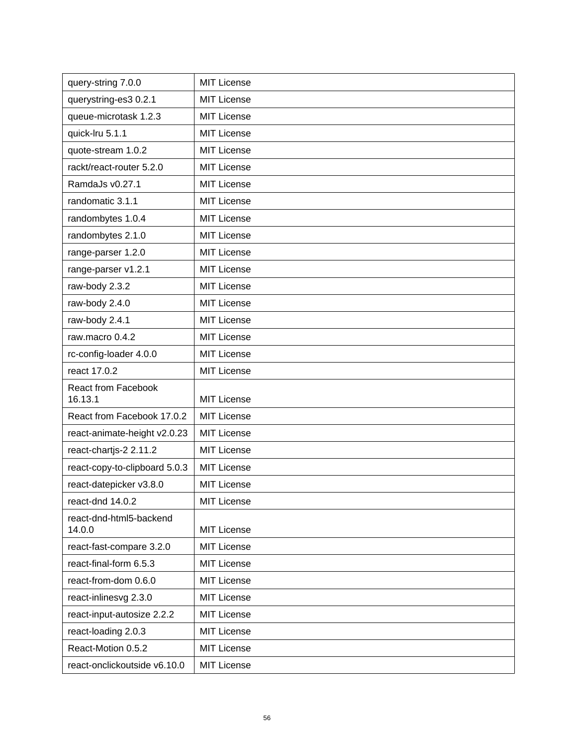| query-string 7.0.0 | MIT License |
|---|---|
| querystring-es3 0.2.1 | MIT License |
| queue-microtask 1.2.3 | MIT License |
| quick-lru 5.1.1 | MIT License |
| quote-stream 1.0.2 | MIT License |
| rackt/react-router 5.2.0 | MIT License |
| RamdaJs v0.27.1 | MIT License |
| randomatic 3.1.1 | MIT License |
| randombytes 1.0.4 | MIT License |
| randombytes 2.1.0 | MIT License |
| range-parser 1.2.0 | MIT License |
| range-parser v1.2.1 | MIT License |
| raw-body 2.3.2 | MIT License |
| raw-body 2.4.0 | MIT License |
| raw-body 2.4.1 | MIT License |
| raw.macro 0.4.2 | MIT License |
| rc-config-loader 4.0.0 | MIT License |
| react 17.0.2 | MIT License |
| React from Facebook 16.13.1 | MIT License |
| React from Facebook 17.0.2 | MIT License |
| react-animate-height v2.0.23 | MIT License |
| react-chartjs-2 2.11.2 | MIT License |
| react-copy-to-clipboard 5.0.3 | MIT License |
| react-datepicker v3.8.0 | MIT License |
| react-dnd 14.0.2 | MIT License |
| react-dnd-html5-backend 14.0.0 | MIT License |
| react-fast-compare 3.2.0 | MIT License |
| react-final-form 6.5.3 | MIT License |
| react-from-dom 0.6.0 | MIT License |
| react-inlinesvg 2.3.0 | MIT License |
| react-input-autosize 2.2.2 | MIT License |
| react-loading 2.0.3 | MIT License |
| React-Motion 0.5.2 | MIT License |
| react-onclickoutside v6.10.0 | MIT License |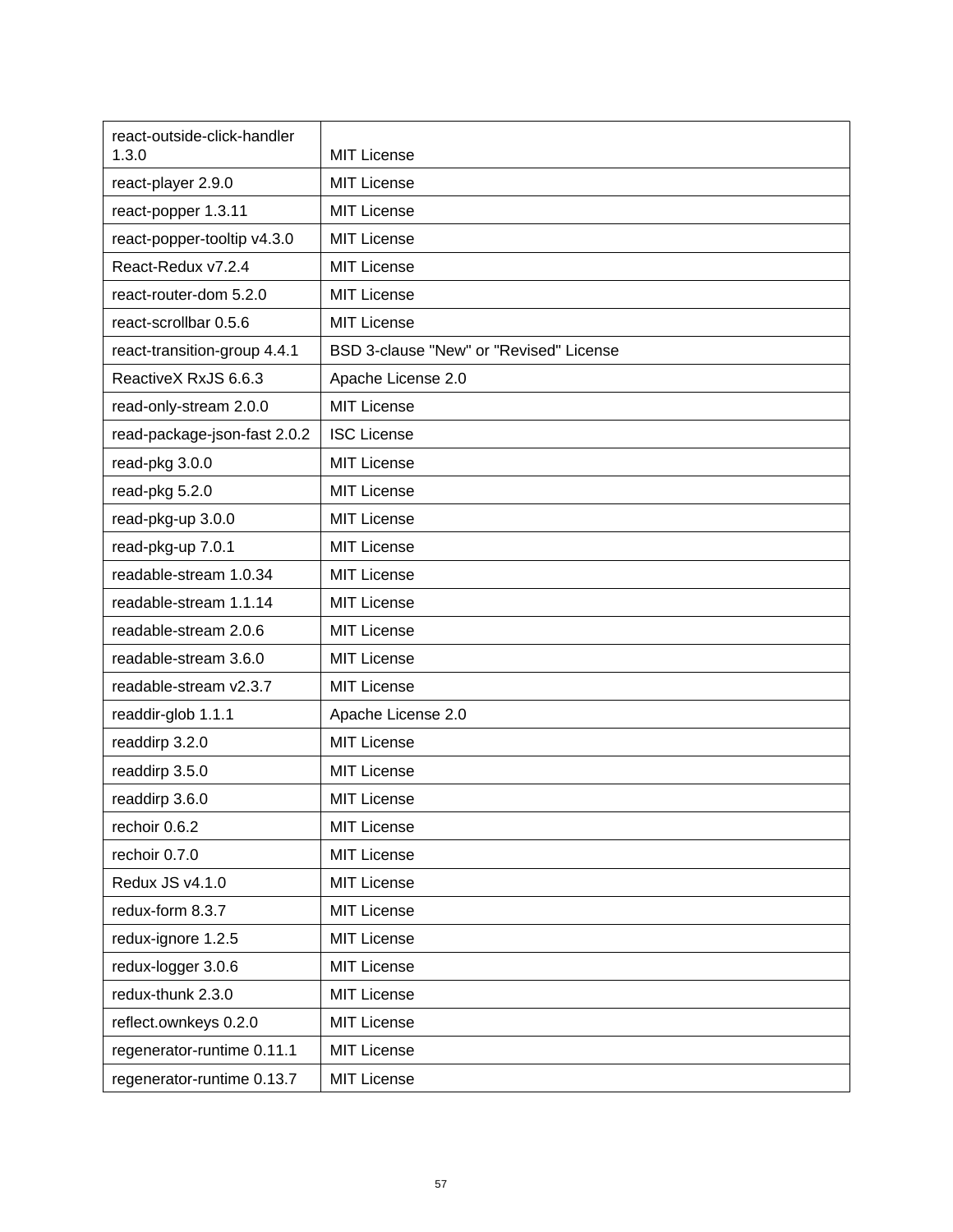| react-outside-click-handler 1.3.0 | MIT License |
|---|---|
| react-player 2.9.0 | MIT License |
| react-popper 1.3.11 | MIT License |
| react-popper-tooltip v4.3.0 | MIT License |
| React-Redux v7.2.4 | MIT License |
| react-router-dom 5.2.0 | MIT License |
| react-scrollbar 0.5.6 | MIT License |
| react-transition-group 4.4.1 | BSD 3-clause "New" or "Revised" License |
| ReactiveX RxJS 6.6.3 | Apache License 2.0 |
| read-only-stream 2.0.0 | MIT License |
| read-package-json-fast 2.0.2 | ISC License |
| read-pkg 3.0.0 | MIT License |
| read-pkg 5.2.0 | MIT License |
| read-pkg-up 3.0.0 | MIT License |
| read-pkg-up 7.0.1 | MIT License |
| readable-stream 1.0.34 | MIT License |
| readable-stream 1.1.14 | MIT License |
| readable-stream 2.0.6 | MIT License |
| readable-stream 3.6.0 | MIT License |
| readable-stream v2.3.7 | MIT License |
| readdir-glob 1.1.1 | Apache License 2.0 |
| readdirp 3.2.0 | MIT License |
| readdirp 3.5.0 | MIT License |
| readdirp 3.6.0 | MIT License |
| rechoir 0.6.2 | MIT License |
| rechoir 0.7.0 | MIT License |
| Redux JS v4.1.0 | MIT License |
| redux-form 8.3.7 | MIT License |
| redux-ignore 1.2.5 | MIT License |
| redux-logger 3.0.6 | MIT License |
| redux-thunk 2.3.0 | MIT License |
| reflect.ownkeys 0.2.0 | MIT License |
| regenerator-runtime 0.11.1 | MIT License |
| regenerator-runtime 0.13.7 | MIT License |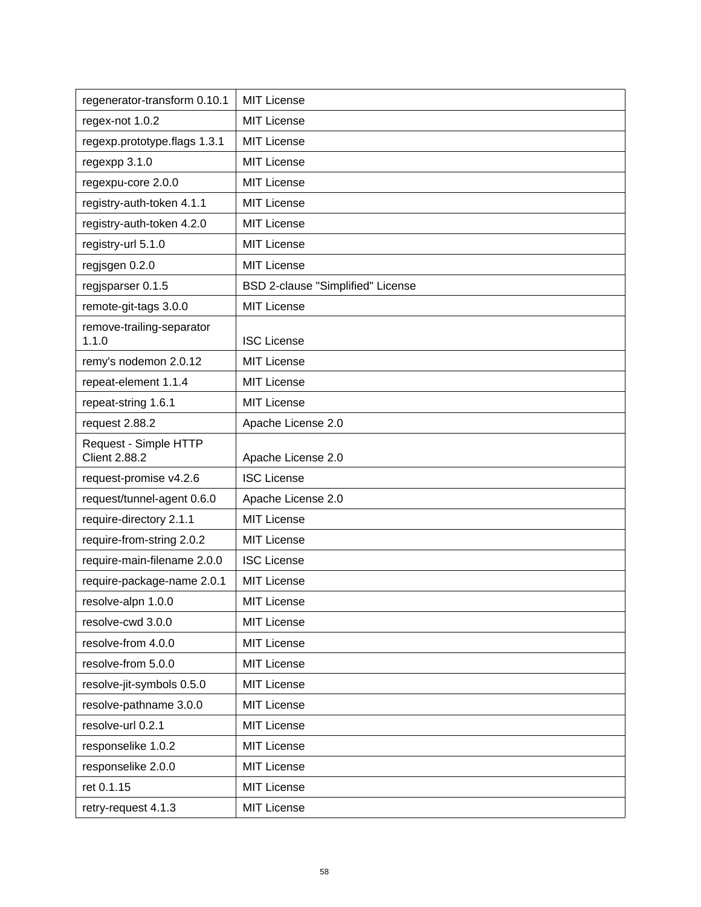| regenerator-transform 0.10.1 | MIT License |
|---|---|
| regex-not 1.0.2 | MIT License |
| regexp.prototype.flags 1.3.1 | MIT License |
| regexpp 3.1.0 | MIT License |
| regexpu-core 2.0.0 | MIT License |
| registry-auth-token 4.1.1 | MIT License |
| registry-auth-token 4.2.0 | MIT License |
| registry-url 5.1.0 | MIT License |
| regjsgen 0.2.0 | MIT License |
| regjsparser 0.1.5 | BSD 2-clause "Simplified" License |
| remote-git-tags 3.0.0 | MIT License |
| remove-trailing-separator 1.1.0 | ISC License |
| remy's nodemon 2.0.12 | MIT License |
| repeat-element 1.1.4 | MIT License |
| repeat-string 1.6.1 | MIT License |
| request 2.88.2 | Apache License 2.0 |
| Request - Simple HTTP Client 2.88.2 | Apache License 2.0 |
| request-promise v4.2.6 | ISC License |
| request/tunnel-agent 0.6.0 | Apache License 2.0 |
| require-directory 2.1.1 | MIT License |
| require-from-string 2.0.2 | MIT License |
| require-main-filename 2.0.0 | ISC License |
| require-package-name 2.0.1 | MIT License |
| resolve-alpn 1.0.0 | MIT License |
| resolve-cwd 3.0.0 | MIT License |
| resolve-from 4.0.0 | MIT License |
| resolve-from 5.0.0 | MIT License |
| resolve-jit-symbols 0.5.0 | MIT License |
| resolve-pathname 3.0.0 | MIT License |
| resolve-url 0.2.1 | MIT License |
| responselike 1.0.2 | MIT License |
| responselike 2.0.0 | MIT License |
| ret 0.1.15 | MIT License |
| retry-request 4.1.3 | MIT License |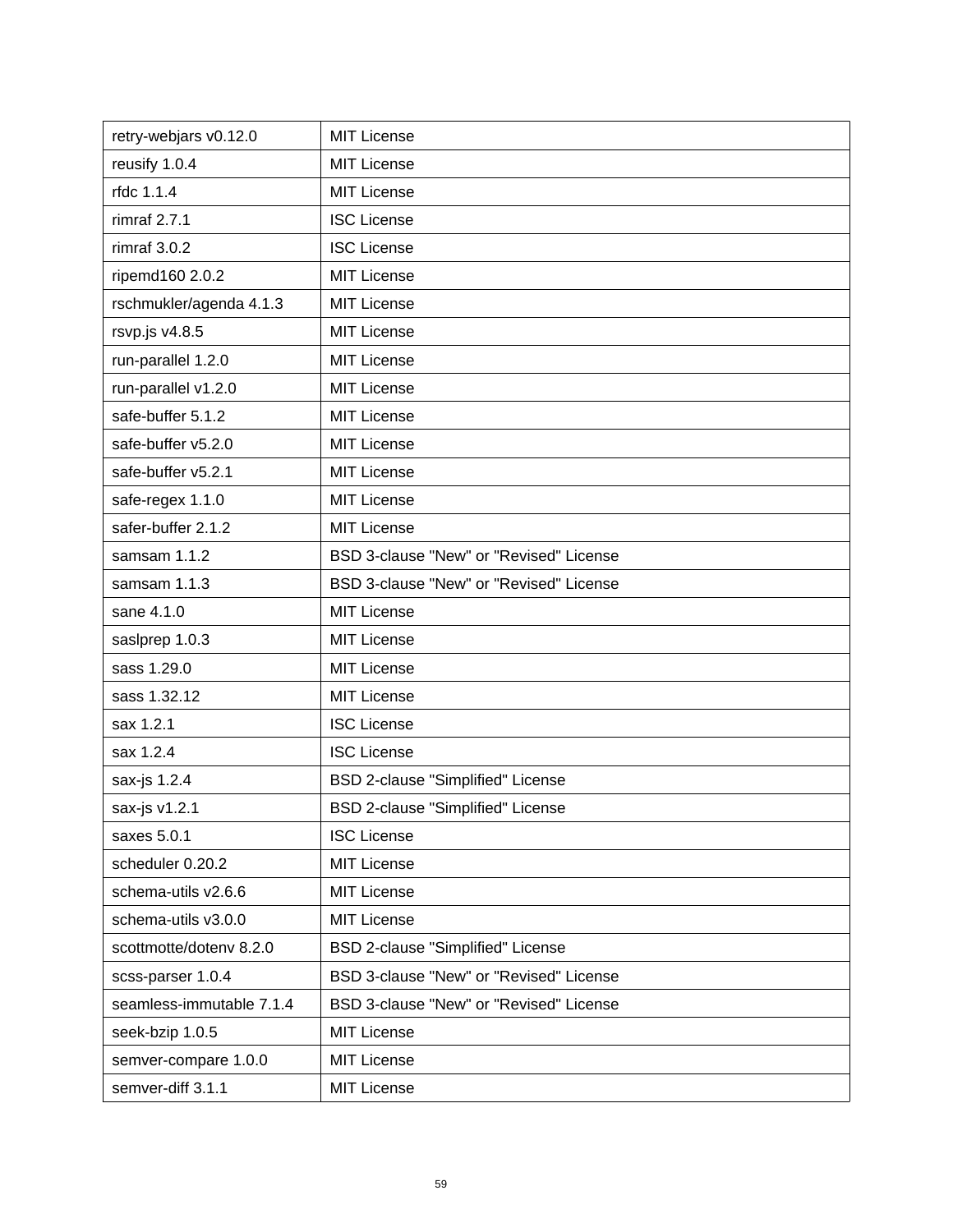| retry-webjars v0.12.0 | MIT License |
| --- | --- |
| reusify 1.0.4 | MIT License |
| rfdc 1.1.4 | MIT License |
| rimraf 2.7.1 | ISC License |
| rimraf 3.0.2 | ISC License |
| ripemd160 2.0.2 | MIT License |
| rschmukler/agenda 4.1.3 | MIT License |
| rsvp.js v4.8.5 | MIT License |
| run-parallel 1.2.0 | MIT License |
| run-parallel v1.2.0 | MIT License |
| safe-buffer 5.1.2 | MIT License |
| safe-buffer v5.2.0 | MIT License |
| safe-buffer v5.2.1 | MIT License |
| safe-regex 1.1.0 | MIT License |
| safer-buffer 2.1.2 | MIT License |
| samsam 1.1.2 | BSD 3-clause "New" or "Revised" License |
| samsam 1.1.3 | BSD 3-clause "New" or "Revised" License |
| sane 4.1.0 | MIT License |
| saslprep 1.0.3 | MIT License |
| sass 1.29.0 | MIT License |
| sass 1.32.12 | MIT License |
| sax 1.2.1 | ISC License |
| sax 1.2.4 | ISC License |
| sax-js 1.2.4 | BSD 2-clause "Simplified" License |
| sax-js v1.2.1 | BSD 2-clause "Simplified" License |
| saxes 5.0.1 | ISC License |
| scheduler 0.20.2 | MIT License |
| schema-utils v2.6.6 | MIT License |
| schema-utils v3.0.0 | MIT License |
| scottmotte/dotenv 8.2.0 | BSD 2-clause "Simplified" License |
| scss-parser 1.0.4 | BSD 3-clause "New" or "Revised" License |
| seamless-immutable 7.1.4 | BSD 3-clause "New" or "Revised" License |
| seek-bzip 1.0.5 | MIT License |
| semver-compare 1.0.0 | MIT License |
| semver-diff 3.1.1 | MIT License |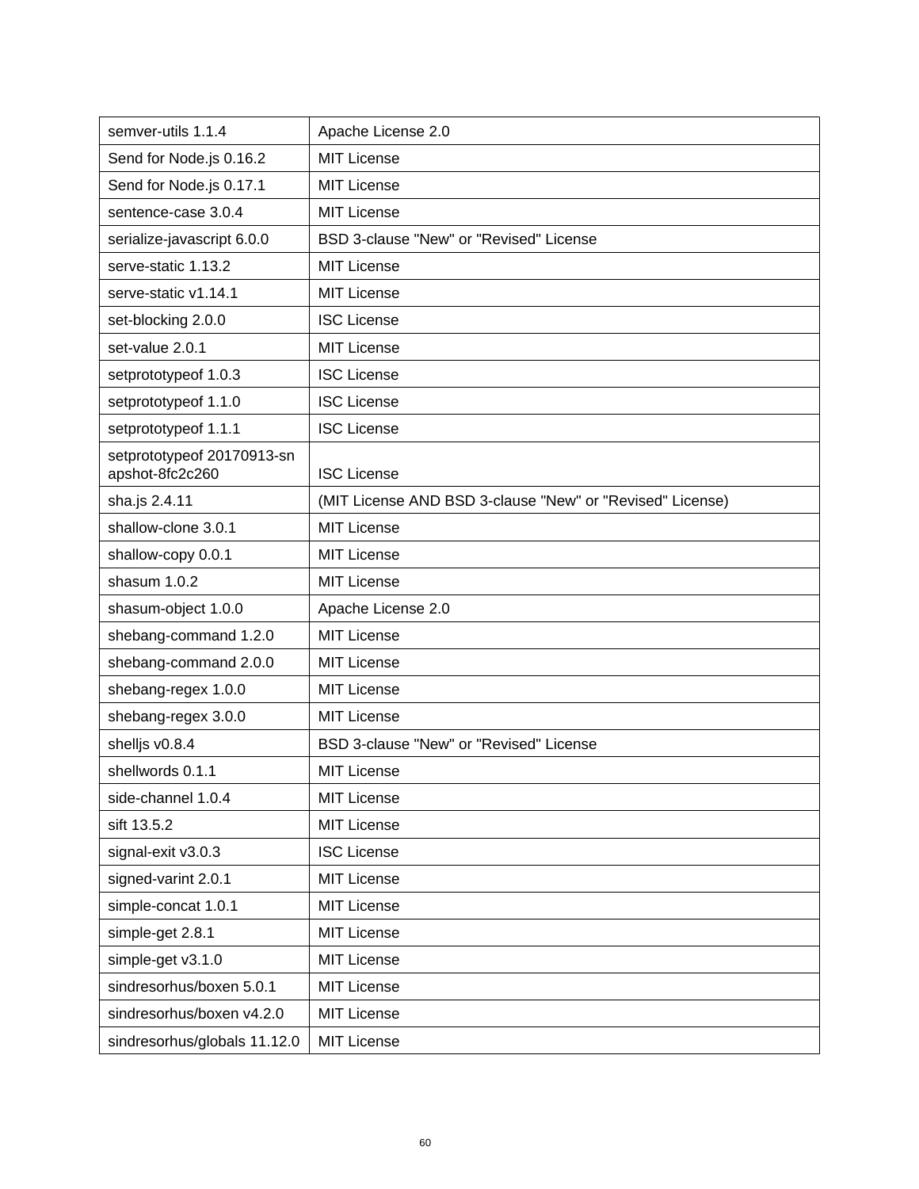| semver-utils 1.1.4 | Apache License 2.0 |
|---|---|
| Send for Node.js 0.16.2 | MIT License |
| Send for Node.js 0.17.1 | MIT License |
| sentence-case 3.0.4 | MIT License |
| serialize-javascript 6.0.0 | BSD 3-clause "New" or "Revised" License |
| serve-static 1.13.2 | MIT License |
| serve-static v1.14.1 | MIT License |
| set-blocking 2.0.0 | ISC License |
| set-value 2.0.1 | MIT License |
| setprototypeof 1.0.3 | ISC License |
| setprototypeof 1.1.0 | ISC License |
| setprototypeof 1.1.1 | ISC License |
| setprototypeof 20170913-snapshot-8fc2c260 | ISC License |
| sha.js 2.4.11 | (MIT License AND BSD 3-clause "New" or "Revised" License) |
| shallow-clone 3.0.1 | MIT License |
| shallow-copy 0.0.1 | MIT License |
| shasum 1.0.2 | MIT License |
| shasum-object 1.0.0 | Apache License 2.0 |
| shebang-command 1.2.0 | MIT License |
| shebang-command 2.0.0 | MIT License |
| shebang-regex 1.0.0 | MIT License |
| shebang-regex 3.0.0 | MIT License |
| shelljs v0.8.4 | BSD 3-clause "New" or "Revised" License |
| shellwords 0.1.1 | MIT License |
| side-channel 1.0.4 | MIT License |
| sift 13.5.2 | MIT License |
| signal-exit v3.0.3 | ISC License |
| signed-varint 2.0.1 | MIT License |
| simple-concat 1.0.1 | MIT License |
| simple-get 2.8.1 | MIT License |
| simple-get v3.1.0 | MIT License |
| sindresorhus/boxen 5.0.1 | MIT License |
| sindresorhus/boxen v4.2.0 | MIT License |
| sindresorhus/globals 11.12.0 | MIT License |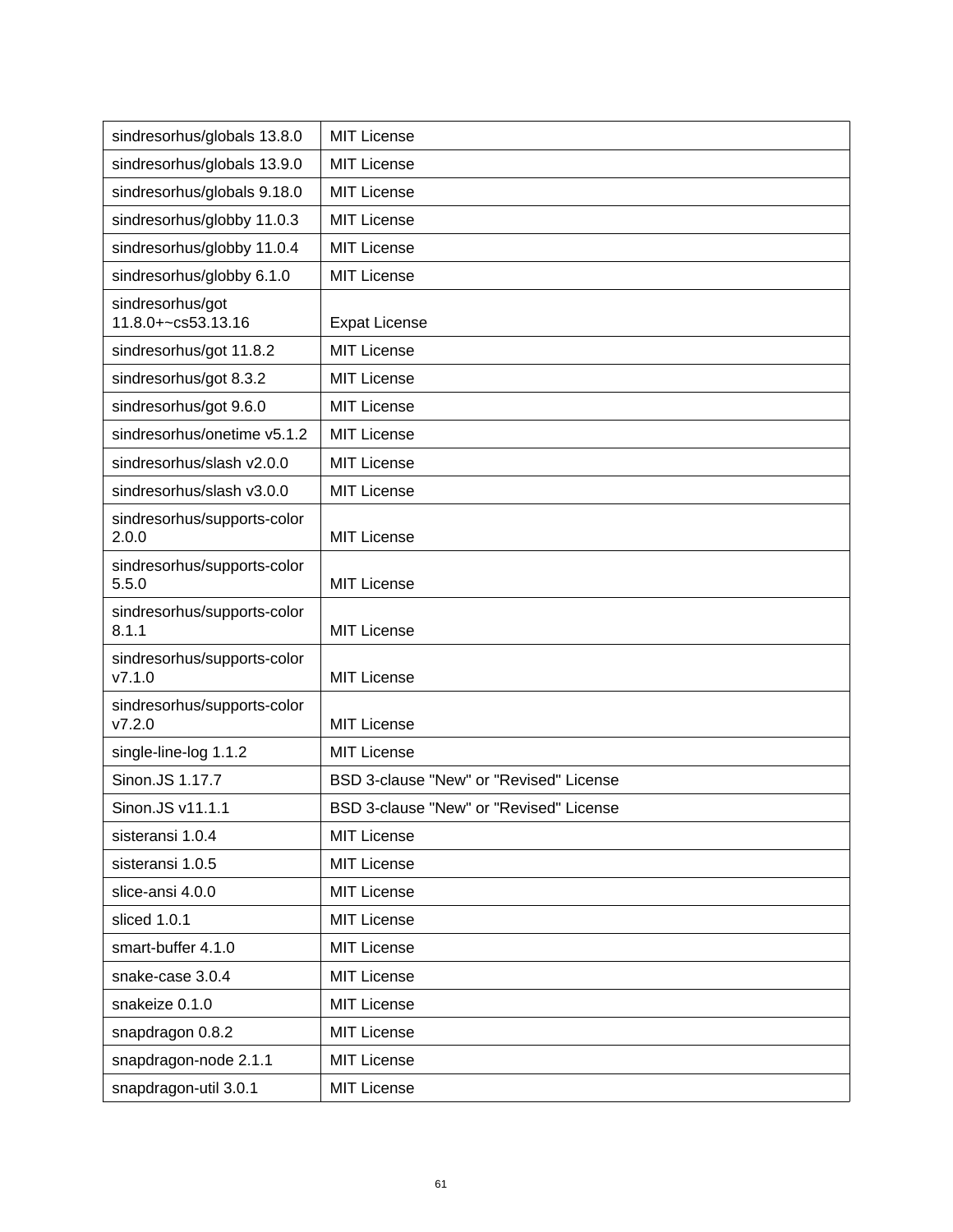| | |
|---|---|
| sindresorhus/globals 13.8.0 | MIT License |
| sindresorhus/globals 13.9.0 | MIT License |
| sindresorhus/globals 9.18.0 | MIT License |
| sindresorhus/globby 11.0.3 | MIT License |
| sindresorhus/globby 11.0.4 | MIT License |
| sindresorhus/globby 6.1.0 | MIT License |
| sindresorhus/got 11.8.0+~cs53.13.16 | Expat License |
| sindresorhus/got 11.8.2 | MIT License |
| sindresorhus/got 8.3.2 | MIT License |
| sindresorhus/got 9.6.0 | MIT License |
| sindresorhus/onetime v5.1.2 | MIT License |
| sindresorhus/slash v2.0.0 | MIT License |
| sindresorhus/slash v3.0.0 | MIT License |
| sindresorhus/supports-color 2.0.0 | MIT License |
| sindresorhus/supports-color 5.5.0 | MIT License |
| sindresorhus/supports-color 8.1.1 | MIT License |
| sindresorhus/supports-color v7.1.0 | MIT License |
| sindresorhus/supports-color v7.2.0 | MIT License |
| single-line-log 1.1.2 | MIT License |
| Sinon.JS 1.17.7 | BSD 3-clause "New" or "Revised" License |
| Sinon.JS v11.1.1 | BSD 3-clause "New" or "Revised" License |
| sisteransi 1.0.4 | MIT License |
| sisteransi 1.0.5 | MIT License |
| slice-ansi 4.0.0 | MIT License |
| sliced 1.0.1 | MIT License |
| smart-buffer 4.1.0 | MIT License |
| snake-case 3.0.4 | MIT License |
| snakeize 0.1.0 | MIT License |
| snapdragon 0.8.2 | MIT License |
| snapdragon-node 2.1.1 | MIT License |
| snapdragon-util 3.0.1 | MIT License |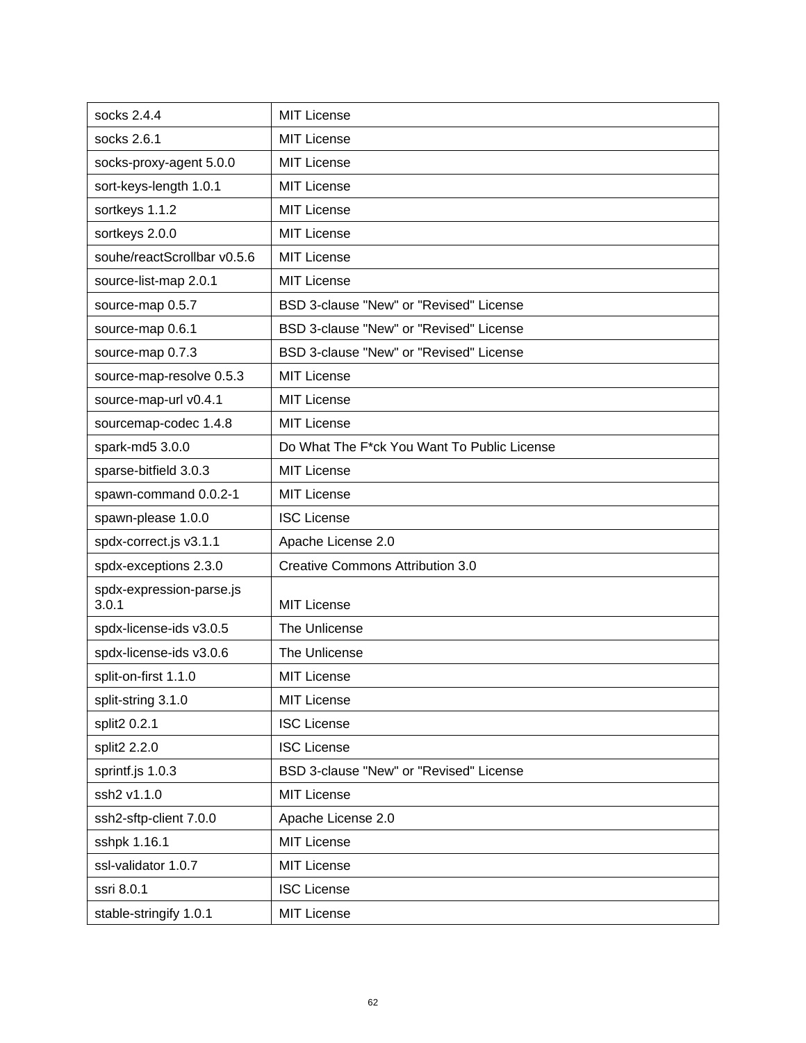| socks 2.4.4 | MIT License |
|---|---|
| socks 2.6.1 | MIT License |
| socks-proxy-agent 5.0.0 | MIT License |
| sort-keys-length 1.0.1 | MIT License |
| sortkeys 1.1.2 | MIT License |
| sortkeys 2.0.0 | MIT License |
| souhe/reactScrollbar v0.5.6 | MIT License |
| source-list-map 2.0.1 | MIT License |
| source-map 0.5.7 | BSD 3-clause "New" or "Revised" License |
| source-map 0.6.1 | BSD 3-clause "New" or "Revised" License |
| source-map 0.7.3 | BSD 3-clause "New" or "Revised" License |
| source-map-resolve 0.5.3 | MIT License |
| source-map-url v0.4.1 | MIT License |
| sourcemap-codec 1.4.8 | MIT License |
| spark-md5 3.0.0 | Do What The F*ck You Want To Public License |
| sparse-bitfield 3.0.3 | MIT License |
| spawn-command 0.0.2-1 | MIT License |
| spawn-please 1.0.0 | ISC License |
| spdx-correct.js v3.1.1 | Apache License 2.0 |
| spdx-exceptions 2.3.0 | Creative Commons Attribution 3.0 |
| spdx-expression-parse.js 3.0.1 | MIT License |
| spdx-license-ids v3.0.5 | The Unlicense |
| spdx-license-ids v3.0.6 | The Unlicense |
| split-on-first 1.1.0 | MIT License |
| split-string 3.1.0 | MIT License |
| split2 0.2.1 | ISC License |
| split2 2.2.0 | ISC License |
| sprintf.js 1.0.3 | BSD 3-clause "New" or "Revised" License |
| ssh2 v1.1.0 | MIT License |
| ssh2-sftp-client 7.0.0 | Apache License 2.0 |
| sshpk 1.16.1 | MIT License |
| ssl-validator 1.0.7 | MIT License |
| ssri 8.0.1 | ISC License |
| stable-stringify 1.0.1 | MIT License |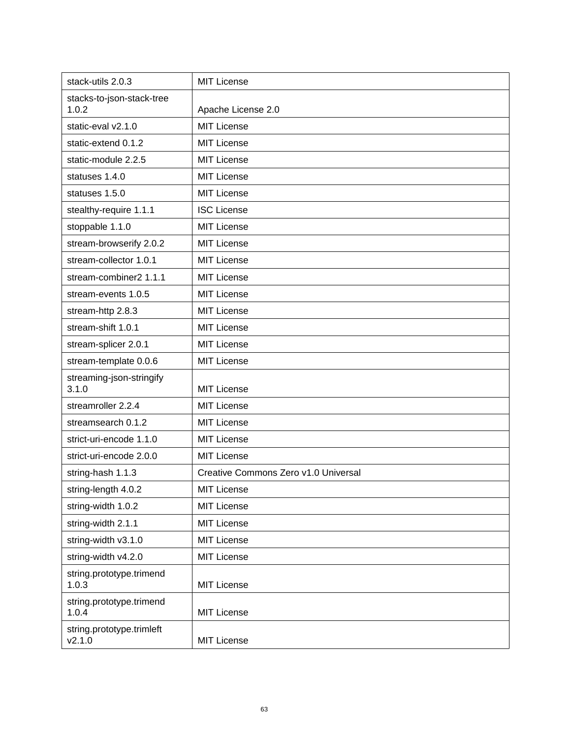| stack-utils 2.0.3 | MIT License |
|---|---|
| stacks-to-json-stack-tree 1.0.2 | Apache License 2.0 |
| static-eval v2.1.0 | MIT License |
| static-extend 0.1.2 | MIT License |
| static-module 2.2.5 | MIT License |
| statuses 1.4.0 | MIT License |
| statuses 1.5.0 | MIT License |
| stealthy-require 1.1.1 | ISC License |
| stoppable 1.1.0 | MIT License |
| stream-browserify 2.0.2 | MIT License |
| stream-collector 1.0.1 | MIT License |
| stream-combiner2 1.1.1 | MIT License |
| stream-events 1.0.5 | MIT License |
| stream-http 2.8.3 | MIT License |
| stream-shift 1.0.1 | MIT License |
| stream-splicer 2.0.1 | MIT License |
| stream-template 0.0.6 | MIT License |
| streaming-json-stringify 3.1.0 | MIT License |
| streamroller 2.2.4 | MIT License |
| streamsearch 0.1.2 | MIT License |
| strict-uri-encode 1.1.0 | MIT License |
| strict-uri-encode 2.0.0 | MIT License |
| string-hash 1.1.3 | Creative Commons Zero v1.0 Universal |
| string-length 4.0.2 | MIT License |
| string-width 1.0.2 | MIT License |
| string-width 2.1.1 | MIT License |
| string-width v3.1.0 | MIT License |
| string-width v4.2.0 | MIT License |
| string.prototype.trimend 1.0.3 | MIT License |
| string.prototype.trimend 1.0.4 | MIT License |
| string.prototype.trimleft v2.1.0 | MIT License |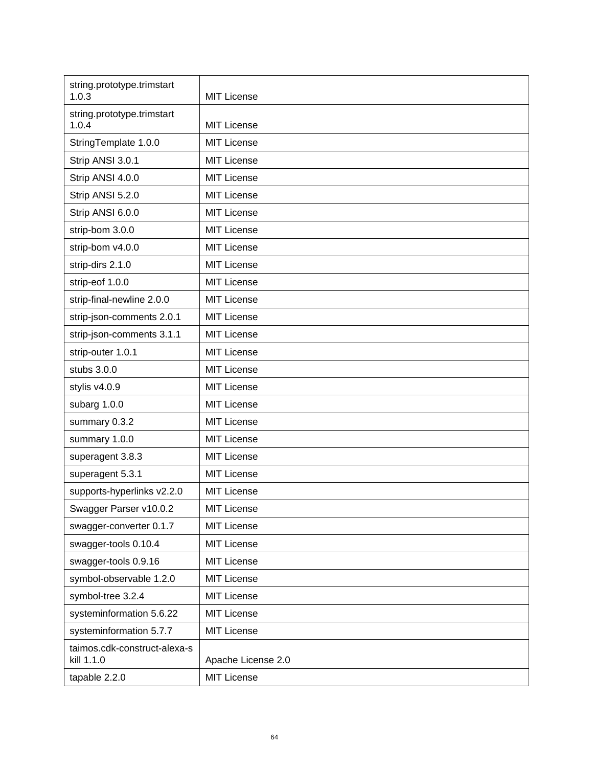| | |
|---|---|
| string.prototype.trimstart 1.0.3 | MIT License |
| string.prototype.trimstart 1.0.4 | MIT License |
| StringTemplate 1.0.0 | MIT License |
| Strip ANSI 3.0.1 | MIT License |
| Strip ANSI 4.0.0 | MIT License |
| Strip ANSI 5.2.0 | MIT License |
| Strip ANSI 6.0.0 | MIT License |
| strip-bom 3.0.0 | MIT License |
| strip-bom v4.0.0 | MIT License |
| strip-dirs 2.1.0 | MIT License |
| strip-eof 1.0.0 | MIT License |
| strip-final-newline 2.0.0 | MIT License |
| strip-json-comments 2.0.1 | MIT License |
| strip-json-comments 3.1.1 | MIT License |
| strip-outer 1.0.1 | MIT License |
| stubs 3.0.0 | MIT License |
| stylis v4.0.9 | MIT License |
| subarg 1.0.0 | MIT License |
| summary 0.3.2 | MIT License |
| summary 1.0.0 | MIT License |
| superagent 3.8.3 | MIT License |
| superagent 5.3.1 | MIT License |
| supports-hyperlinks v2.2.0 | MIT License |
| Swagger Parser v10.0.2 | MIT License |
| swagger-converter 0.1.7 | MIT License |
| swagger-tools 0.10.4 | MIT License |
| swagger-tools 0.9.16 | MIT License |
| symbol-observable 1.2.0 | MIT License |
| symbol-tree 3.2.4 | MIT License |
| systeminformation 5.6.22 | MIT License |
| systeminformation 5.7.7 | MIT License |
| taimos.cdk-construct-alexa-skill 1.1.0 | Apache License 2.0 |
| tapable 2.2.0 | MIT License |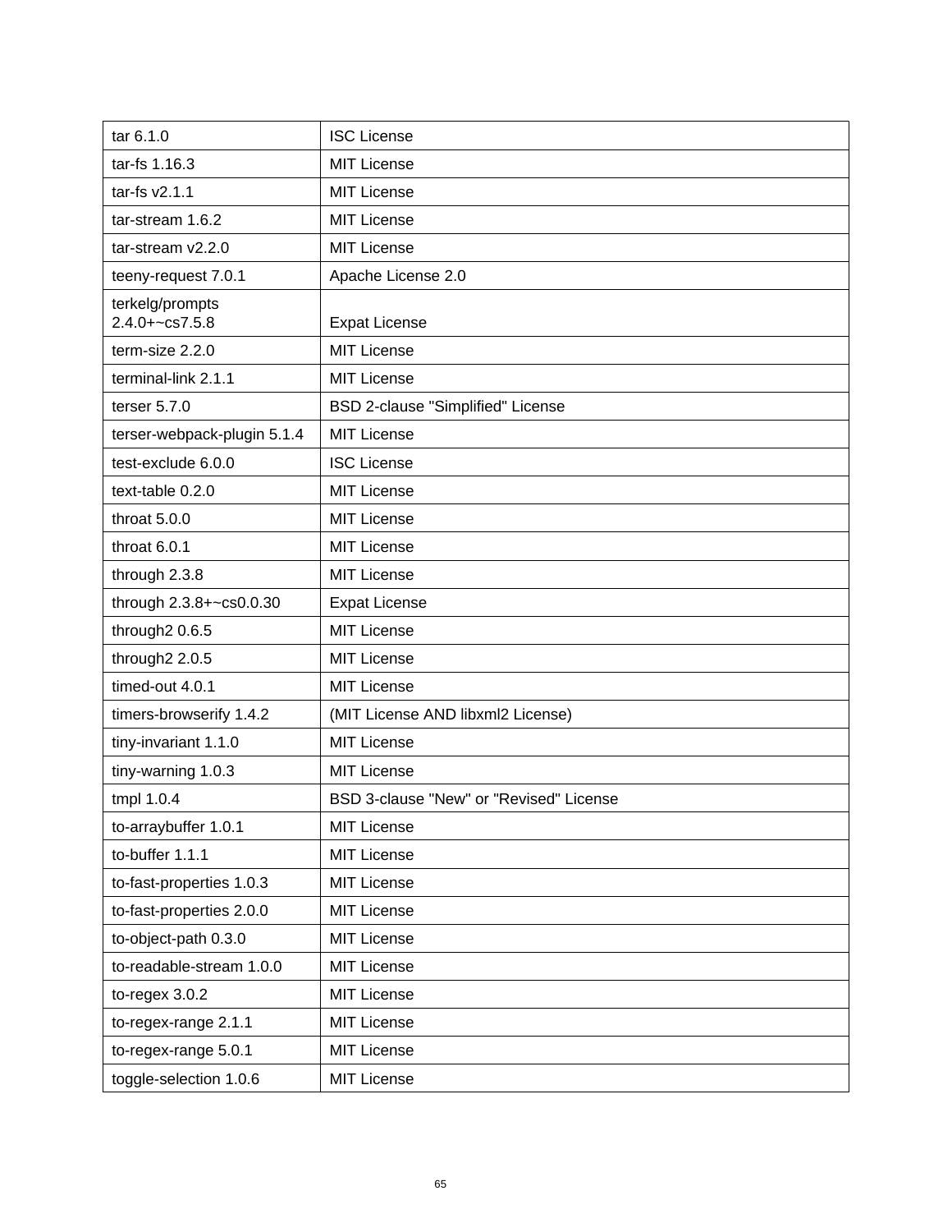| tar 6.1.0 | ISC License |
|---|---|
| tar-fs 1.16.3 | MIT License |
| tar-fs v2.1.1 | MIT License |
| tar-stream 1.6.2 | MIT License |
| tar-stream v2.2.0 | MIT License |
| teeny-request 7.0.1 | Apache License 2.0 |
| terkelg/prompts 2.4.0+~cs7.5.8 | Expat License |
| term-size 2.2.0 | MIT License |
| terminal-link 2.1.1 | MIT License |
| terser 5.7.0 | BSD 2-clause "Simplified" License |
| terser-webpack-plugin 5.1.4 | MIT License |
| test-exclude 6.0.0 | ISC License |
| text-table 0.2.0 | MIT License |
| throat 5.0.0 | MIT License |
| throat 6.0.1 | MIT License |
| through 2.3.8 | MIT License |
| through 2.3.8+~cs0.0.30 | Expat License |
| through2 0.6.5 | MIT License |
| through2 2.0.5 | MIT License |
| timed-out 4.0.1 | MIT License |
| timers-browserify 1.4.2 | (MIT License AND libxml2 License) |
| tiny-invariant 1.1.0 | MIT License |
| tiny-warning 1.0.3 | MIT License |
| tmpl 1.0.4 | BSD 3-clause "New" or "Revised" License |
| to-arraybuffer 1.0.1 | MIT License |
| to-buffer 1.1.1 | MIT License |
| to-fast-properties 1.0.3 | MIT License |
| to-fast-properties 2.0.0 | MIT License |
| to-object-path 0.3.0 | MIT License |
| to-readable-stream 1.0.0 | MIT License |
| to-regex 3.0.2 | MIT License |
| to-regex-range 2.1.1 | MIT License |
| to-regex-range 5.0.1 | MIT License |
| toggle-selection 1.0.6 | MIT License |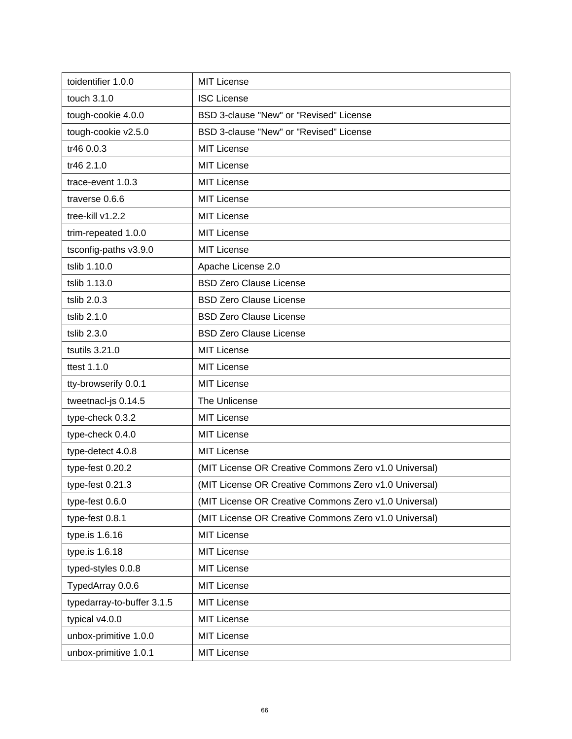| toidentifier 1.0.0 | MIT License |
|---|---|
| touch 3.1.0 | ISC License |
| tough-cookie 4.0.0 | BSD 3-clause "New" or "Revised" License |
| tough-cookie v2.5.0 | BSD 3-clause "New" or "Revised" License |
| tr46 0.0.3 | MIT License |
| tr46 2.1.0 | MIT License |
| trace-event 1.0.3 | MIT License |
| traverse 0.6.6 | MIT License |
| tree-kill v1.2.2 | MIT License |
| trim-repeated 1.0.0 | MIT License |
| tsconfig-paths v3.9.0 | MIT License |
| tslib 1.10.0 | Apache License 2.0 |
| tslib 1.13.0 | BSD Zero Clause License |
| tslib 2.0.3 | BSD Zero Clause License |
| tslib 2.1.0 | BSD Zero Clause License |
| tslib 2.3.0 | BSD Zero Clause License |
| tsutils 3.21.0 | MIT License |
| ttest 1.1.0 | MIT License |
| tty-browserify 0.0.1 | MIT License |
| tweetnacl-js 0.14.5 | The Unlicense |
| type-check 0.3.2 | MIT License |
| type-check 0.4.0 | MIT License |
| type-detect 4.0.8 | MIT License |
| type-fest 0.20.2 | (MIT License OR Creative Commons Zero v1.0 Universal) |
| type-fest 0.21.3 | (MIT License OR Creative Commons Zero v1.0 Universal) |
| type-fest 0.6.0 | (MIT License OR Creative Commons Zero v1.0 Universal) |
| type-fest 0.8.1 | (MIT License OR Creative Commons Zero v1.0 Universal) |
| type.is 1.6.16 | MIT License |
| type.is 1.6.18 | MIT License |
| typed-styles 0.0.8 | MIT License |
| TypedArray 0.0.6 | MIT License |
| typedarray-to-buffer 3.1.5 | MIT License |
| typical v4.0.0 | MIT License |
| unbox-primitive 1.0.0 | MIT License |
| unbox-primitive 1.0.1 | MIT License |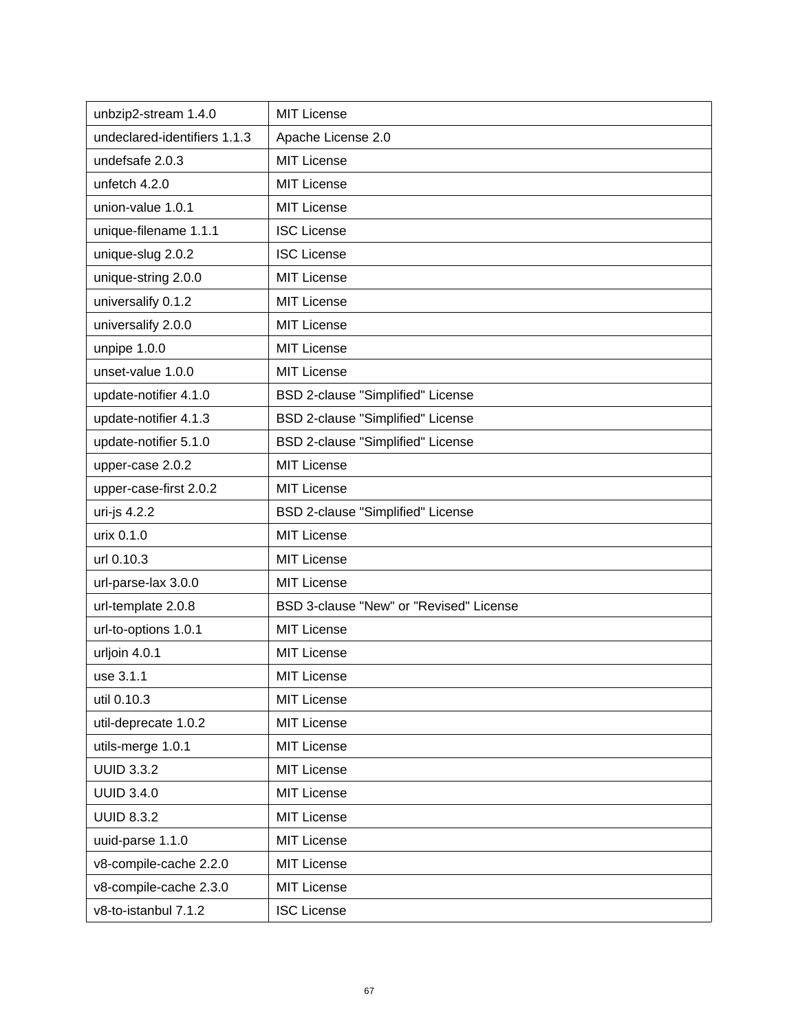| unbzip2-stream 1.4.0 | MIT License |
|---|---|
| undeclared-identifiers 1.1.3 | Apache License 2.0 |
| undefsafe 2.0.3 | MIT License |
| unfetch 4.2.0 | MIT License |
| union-value 1.0.1 | MIT License |
| unique-filename 1.1.1 | ISC License |
| unique-slug 2.0.2 | ISC License |
| unique-string 2.0.0 | MIT License |
| universalify 0.1.2 | MIT License |
| universalify 2.0.0 | MIT License |
| unpipe 1.0.0 | MIT License |
| unset-value 1.0.0 | MIT License |
| update-notifier 4.1.0 | BSD 2-clause "Simplified" License |
| update-notifier 4.1.3 | BSD 2-clause "Simplified" License |
| update-notifier 5.1.0 | BSD 2-clause "Simplified" License |
| upper-case 2.0.2 | MIT License |
| upper-case-first 2.0.2 | MIT License |
| uri-js 4.2.2 | BSD 2-clause "Simplified" License |
| urix 0.1.0 | MIT License |
| url 0.10.3 | MIT License |
| url-parse-lax 3.0.0 | MIT License |
| url-template 2.0.8 | BSD 3-clause "New" or "Revised" License |
| url-to-options 1.0.1 | MIT License |
| urljoin 4.0.1 | MIT License |
| use 3.1.1 | MIT License |
| util 0.10.3 | MIT License |
| util-deprecate 1.0.2 | MIT License |
| utils-merge 1.0.1 | MIT License |
| UUID 3.3.2 | MIT License |
| UUID 3.4.0 | MIT License |
| UUID 8.3.2 | MIT License |
| uuid-parse 1.1.0 | MIT License |
| v8-compile-cache 2.2.0 | MIT License |
| v8-compile-cache 2.3.0 | MIT License |
| v8-to-istanbul 7.1.2 | ISC License |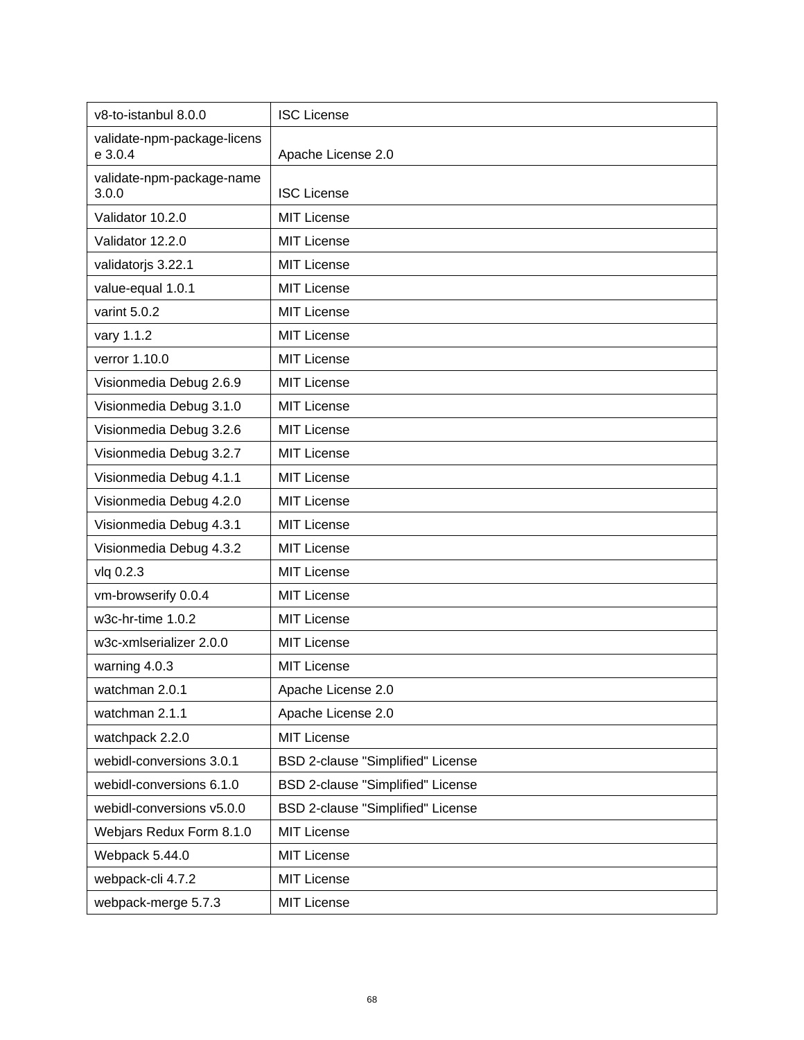| v8-to-istanbul 8.0.0 | ISC License |
|---|---|
| validate-npm-package-license 3.0.4 | Apache License 2.0 |
| validate-npm-package-name 3.0.0 | ISC License |
| Validator 10.2.0 | MIT License |
| Validator 12.2.0 | MIT License |
| validatorjs 3.22.1 | MIT License |
| value-equal 1.0.1 | MIT License |
| varint 5.0.2 | MIT License |
| vary 1.1.2 | MIT License |
| verror 1.10.0 | MIT License |
| Visionmedia Debug 2.6.9 | MIT License |
| Visionmedia Debug 3.1.0 | MIT License |
| Visionmedia Debug 3.2.6 | MIT License |
| Visionmedia Debug 3.2.7 | MIT License |
| Visionmedia Debug 4.1.1 | MIT License |
| Visionmedia Debug 4.2.0 | MIT License |
| Visionmedia Debug 4.3.1 | MIT License |
| Visionmedia Debug 4.3.2 | MIT License |
| vlq 0.2.3 | MIT License |
| vm-browserify 0.0.4 | MIT License |
| w3c-hr-time 1.0.2 | MIT License |
| w3c-xmlserializer 2.0.0 | MIT License |
| warning 4.0.3 | MIT License |
| watchman 2.0.1 | Apache License 2.0 |
| watchman 2.1.1 | Apache License 2.0 |
| watchpack 2.2.0 | MIT License |
| webidl-conversions 3.0.1 | BSD 2-clause "Simplified" License |
| webidl-conversions 6.1.0 | BSD 2-clause "Simplified" License |
| webidl-conversions v5.0.0 | BSD 2-clause "Simplified" License |
| Webjars Redux Form 8.1.0 | MIT License |
| Webpack 5.44.0 | MIT License |
| webpack-cli 4.7.2 | MIT License |
| webpack-merge 5.7.3 | MIT License |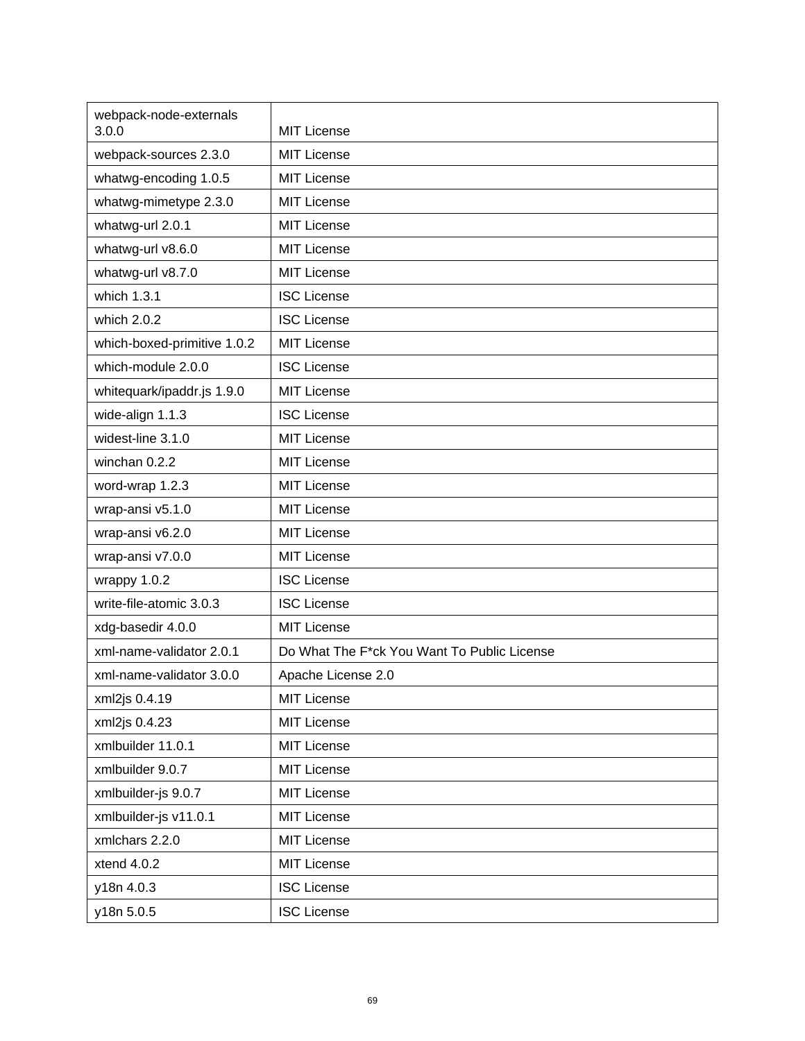| webpack-node-externals 3.0.0 | MIT License |
|---|---|
| webpack-sources 2.3.0 | MIT License |
| whatwg-encoding 1.0.5 | MIT License |
| whatwg-mimetype 2.3.0 | MIT License |
| whatwg-url 2.0.1 | MIT License |
| whatwg-url v8.6.0 | MIT License |
| whatwg-url v8.7.0 | MIT License |
| which 1.3.1 | ISC License |
| which 2.0.2 | ISC License |
| which-boxed-primitive 1.0.2 | MIT License |
| which-module 2.0.0 | ISC License |
| whitequark/ipaddr.js 1.9.0 | MIT License |
| wide-align 1.1.3 | ISC License |
| widest-line 3.1.0 | MIT License |
| winchan 0.2.2 | MIT License |
| word-wrap 1.2.3 | MIT License |
| wrap-ansi v5.1.0 | MIT License |
| wrap-ansi v6.2.0 | MIT License |
| wrap-ansi v7.0.0 | MIT License |
| wrappy 1.0.2 | ISC License |
| write-file-atomic 3.0.3 | ISC License |
| xdg-basedir 4.0.0 | MIT License |
| xml-name-validator 2.0.1 | Do What The F*ck You Want To Public License |
| xml-name-validator 3.0.0 | Apache License 2.0 |
| xml2js 0.4.19 | MIT License |
| xml2js 0.4.23 | MIT License |
| xmlbuilder 11.0.1 | MIT License |
| xmlbuilder 9.0.7 | MIT License |
| xmlbuilder-js 9.0.7 | MIT License |
| xmlbuilder-js v11.0.1 | MIT License |
| xmlchars 2.2.0 | MIT License |
| xtend 4.0.2 | MIT License |
| y18n 4.0.3 | ISC License |
| y18n 5.0.5 | ISC License |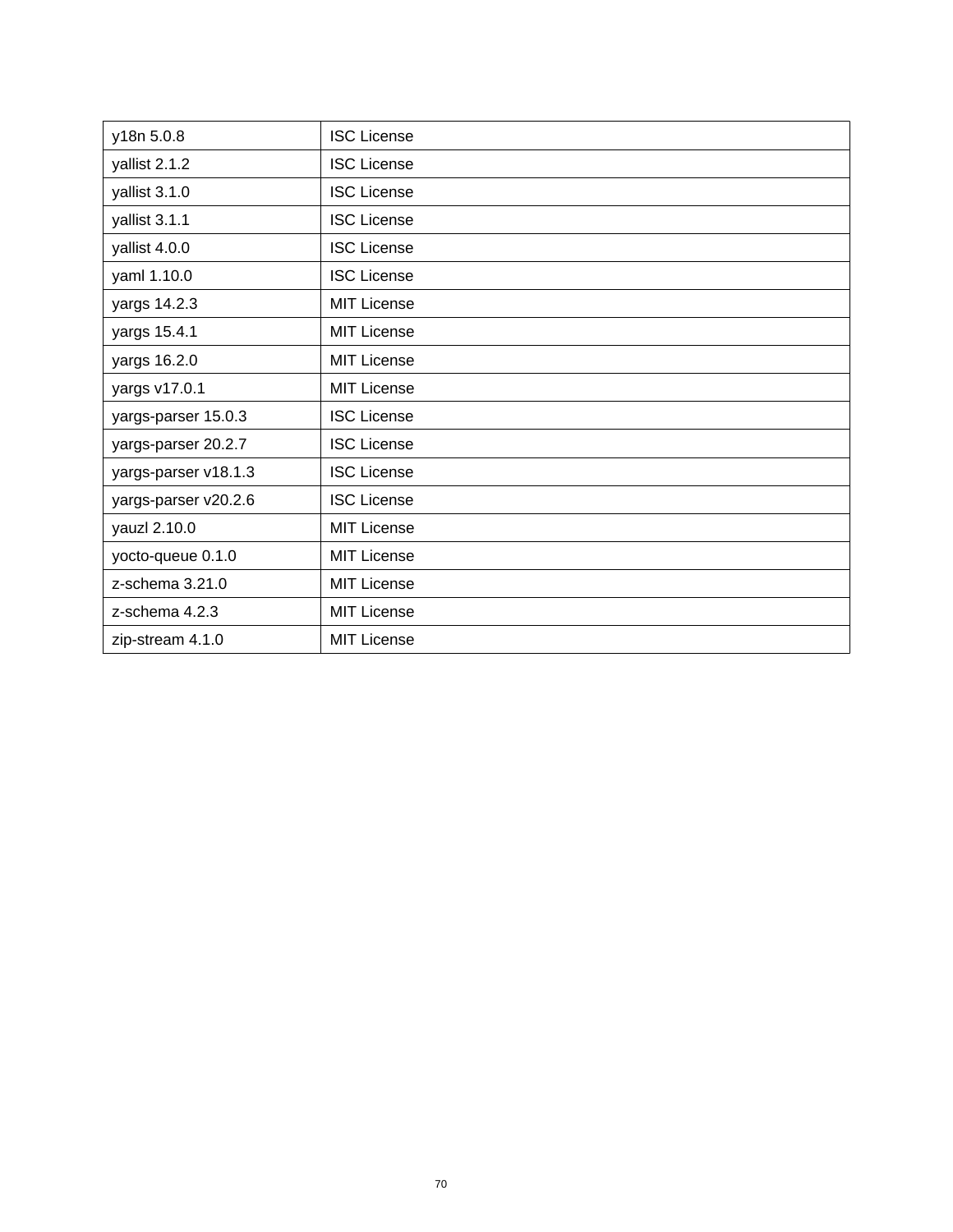| y18n 5.0.8 | ISC License |
|---|---|
| yallist 2.1.2 | ISC License |
| yallist 3.1.0 | ISC License |
| yallist 3.1.1 | ISC License |
| yallist 4.0.0 | ISC License |
| yaml 1.10.0 | ISC License |
| yargs 14.2.3 | MIT License |
| yargs 15.4.1 | MIT License |
| yargs 16.2.0 | MIT License |
| yargs v17.0.1 | MIT License |
| yargs-parser 15.0.3 | ISC License |
| yargs-parser 20.2.7 | ISC License |
| yargs-parser v18.1.3 | ISC License |
| yargs-parser v20.2.6 | ISC License |
| yauzl 2.10.0 | MIT License |
| yocto-queue 0.1.0 | MIT License |
| z-schema 3.21.0 | MIT License |
| z-schema 4.2.3 | MIT License |
| zip-stream 4.1.0 | MIT License |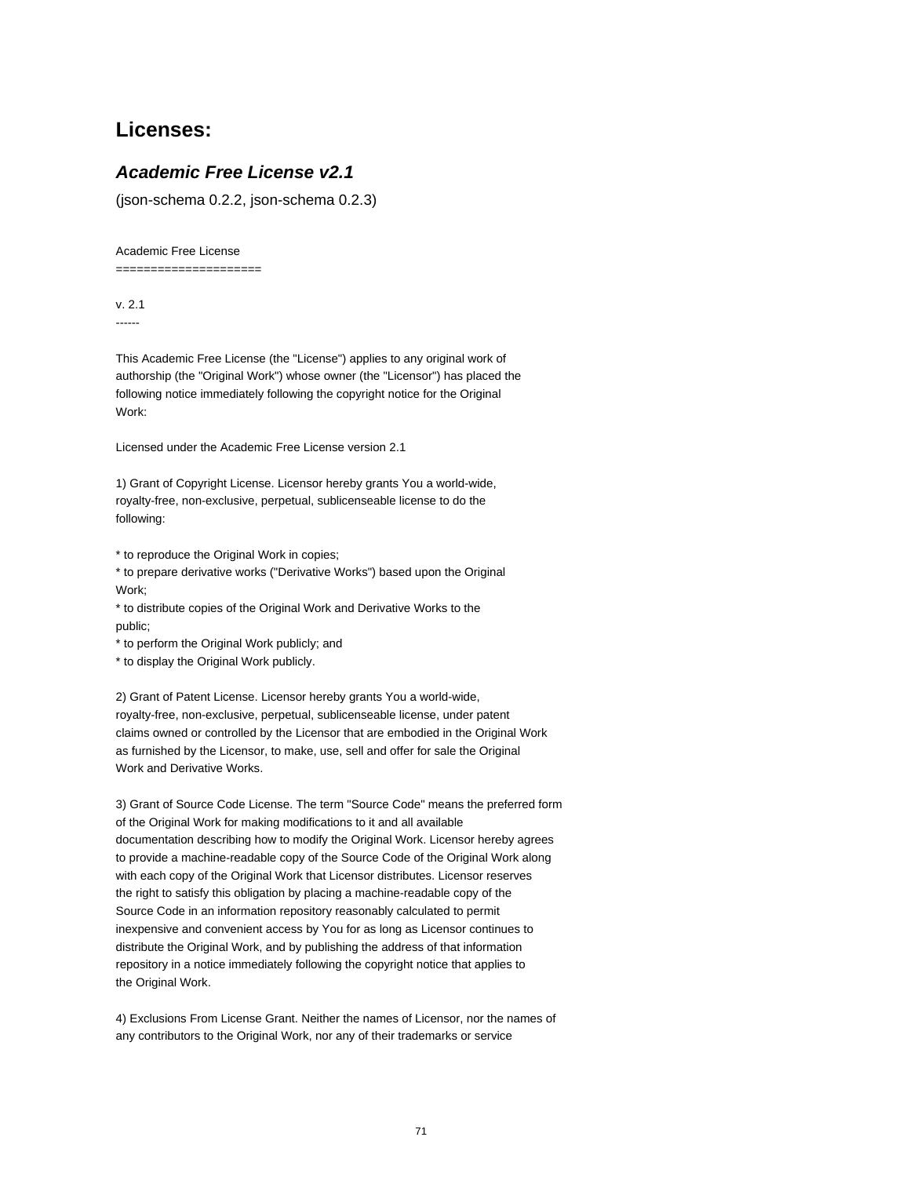## Licenses:

### *Academic Free License v2.1*

(json-schema 0.2.2, json-schema 0.2.3)

Academic Free License
=====================

v. 2.1
------

This Academic Free License (the "License") applies to any original work of authorship (the "Original Work") whose owner (the "Licensor") has placed the following notice immediately following the copyright notice for the Original Work:

Licensed under the Academic Free License version 2.1

1) Grant of Copyright License. Licensor hereby grants You a world-wide, royalty-free, non-exclusive, perpetual, sublicenseable license to do the following:

* to reproduce the Original Work in copies;
* to prepare derivative works ("Derivative Works") based upon the Original Work;
* to distribute copies of the Original Work and Derivative Works to the public;
* to perform the Original Work publicly; and
* to display the Original Work publicly.

2) Grant of Patent License. Licensor hereby grants You a world-wide, royalty-free, non-exclusive, perpetual, sublicenseable license, under patent claims owned or controlled by the Licensor that are embodied in the Original Work as furnished by the Licensor, to make, use, sell and offer for sale the Original Work and Derivative Works.

3) Grant of Source Code License. The term "Source Code" means the preferred form of the Original Work for making modifications to it and all available documentation describing how to modify the Original Work. Licensor hereby agrees to provide a machine-readable copy of the Source Code of the Original Work along with each copy of the Original Work that Licensor distributes. Licensor reserves the right to satisfy this obligation by placing a machine-readable copy of the Source Code in an information repository reasonably calculated to permit inexpensive and convenient access by You for as long as Licensor continues to distribute the Original Work, and by publishing the address of that information repository in a notice immediately following the copyright notice that applies to the Original Work.

4) Exclusions From License Grant. Neither the names of Licensor, nor the names of any contributors to the Original Work, nor any of their trademarks or service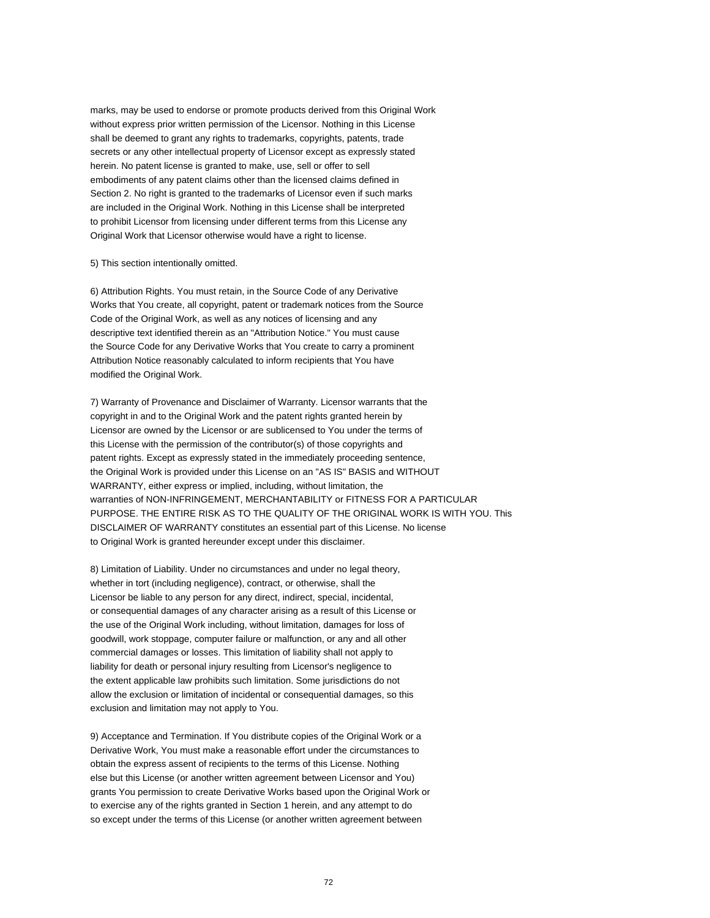marks, may be used to endorse or promote products derived from this Original Work without express prior written permission of the Licensor. Nothing in this License shall be deemed to grant any rights to trademarks, copyrights, patents, trade secrets or any other intellectual property of Licensor except as expressly stated herein. No patent license is granted to make, use, sell or offer to sell embodiments of any patent claims other than the licensed claims defined in Section 2. No right is granted to the trademarks of Licensor even if such marks are included in the Original Work. Nothing in this License shall be interpreted to prohibit Licensor from licensing under different terms from this License any Original Work that Licensor otherwise would have a right to license.

5) This section intentionally omitted.

6) Attribution Rights. You must retain, in the Source Code of any Derivative Works that You create, all copyright, patent or trademark notices from the Source Code of the Original Work, as well as any notices of licensing and any descriptive text identified therein as an "Attribution Notice." You must cause the Source Code for any Derivative Works that You create to carry a prominent Attribution Notice reasonably calculated to inform recipients that You have modified the Original Work.

7) Warranty of Provenance and Disclaimer of Warranty. Licensor warrants that the copyright in and to the Original Work and the patent rights granted herein by Licensor are owned by the Licensor or are sublicensed to You under the terms of this License with the permission of the contributor(s) of those copyrights and patent rights. Except as expressly stated in the immediately proceeding sentence, the Original Work is provided under this License on an "AS IS" BASIS and WITHOUT WARRANTY, either express or implied, including, without limitation, the warranties of NON-INFRINGEMENT, MERCHANTABILITY or FITNESS FOR A PARTICULAR PURPOSE. THE ENTIRE RISK AS TO THE QUALITY OF THE ORIGINAL WORK IS WITH YOU. This DISCLAIMER OF WARRANTY constitutes an essential part of this License. No license to Original Work is granted hereunder except under this disclaimer.

8) Limitation of Liability. Under no circumstances and under no legal theory, whether in tort (including negligence), contract, or otherwise, shall the Licensor be liable to any person for any direct, indirect, special, incidental, or consequential damages of any character arising as a result of this License or the use of the Original Work including, without limitation, damages for loss of goodwill, work stoppage, computer failure or malfunction, or any and all other commercial damages or losses. This limitation of liability shall not apply to liability for death or personal injury resulting from Licensor's negligence to the extent applicable law prohibits such limitation. Some jurisdictions do not allow the exclusion or limitation of incidental or consequential damages, so this exclusion and limitation may not apply to You.

9) Acceptance and Termination. If You distribute copies of the Original Work or a Derivative Work, You must make a reasonable effort under the circumstances to obtain the express assent of recipients to the terms of this License. Nothing else but this License (or another written agreement between Licensor and You) grants You permission to create Derivative Works based upon the Original Work or to exercise any of the rights granted in Section 1 herein, and any attempt to do so except under the terms of this License (or another written agreement between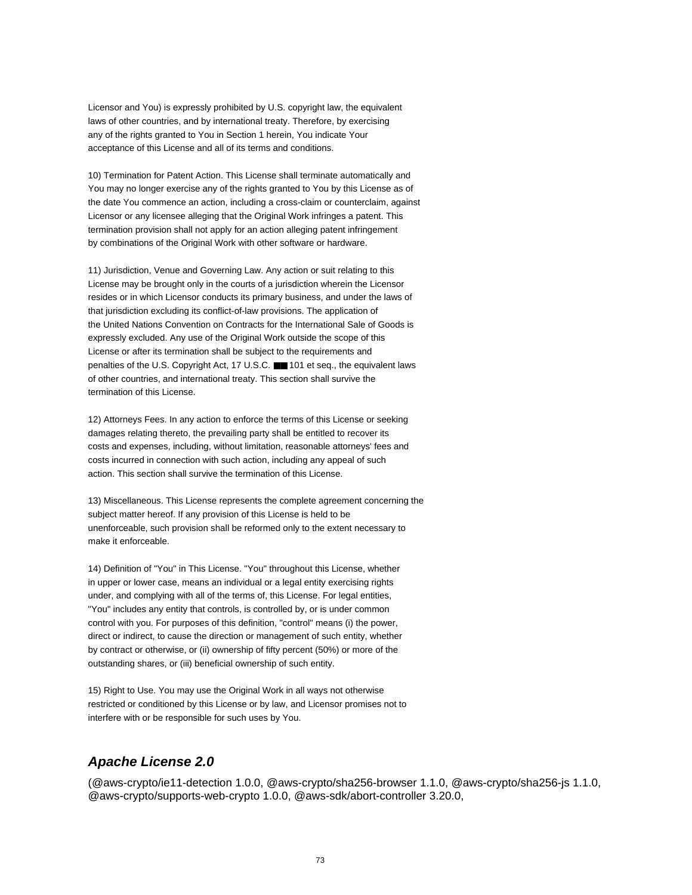Licensor and You) is expressly prohibited by U.S. copyright law, the equivalent laws of other countries, and by international treaty. Therefore, by exercising any of the rights granted to You in Section 1 herein, You indicate Your acceptance of this License and all of its terms and conditions.

10) Termination for Patent Action. This License shall terminate automatically and You may no longer exercise any of the rights granted to You by this License as of the date You commence an action, including a cross-claim or counterclaim, against Licensor or any licensee alleging that the Original Work infringes a patent. This termination provision shall not apply for an action alleging patent infringement by combinations of the Original Work with other software or hardware.

11) Jurisdiction, Venue and Governing Law. Any action or suit relating to this License may be brought only in the courts of a jurisdiction wherein the Licensor resides or in which Licensor conducts its primary business, and under the laws of that jurisdiction excluding its conflict-of-law provisions. The application of the United Nations Convention on Contracts for the International Sale of Goods is expressly excluded. Any use of the Original Work outside the scope of this License or after its termination shall be subject to the requirements and penalties of the U.S. Copyright Act, 17 U.S.C. ■■ 101 et seq., the equivalent laws of other countries, and international treaty. This section shall survive the termination of this License.

12) Attorneys Fees. In any action to enforce the terms of this License or seeking damages relating thereto, the prevailing party shall be entitled to recover its costs and expenses, including, without limitation, reasonable attorneys' fees and costs incurred in connection with such action, including any appeal of such action. This section shall survive the termination of this License.

13) Miscellaneous. This License represents the complete agreement concerning the subject matter hereof. If any provision of this License is held to be unenforceable, such provision shall be reformed only to the extent necessary to make it enforceable.

14) Definition of "You" in This License. "You" throughout this License, whether in upper or lower case, means an individual or a legal entity exercising rights under, and complying with all of the terms of, this License. For legal entities, "You" includes any entity that controls, is controlled by, or is under common control with you. For purposes of this definition, "control" means (i) the power, direct or indirect, to cause the direction or management of such entity, whether by contract or otherwise, or (ii) ownership of fifty percent (50%) or more of the outstanding shares, or (iii) beneficial ownership of such entity.

15) Right to Use. You may use the Original Work in all ways not otherwise restricted or conditioned by this License or by law, and Licensor promises not to interfere with or be responsible for such uses by You.

## ***Apache License 2.0***

(@aws-crypto/ie11-detection 1.0.0, @aws-crypto/sha256-browser 1.1.0, @aws-crypto/sha256-js 1.1.0, @aws-crypto/supports-web-crypto 1.0.0, @aws-sdk/abort-controller 3.20.0,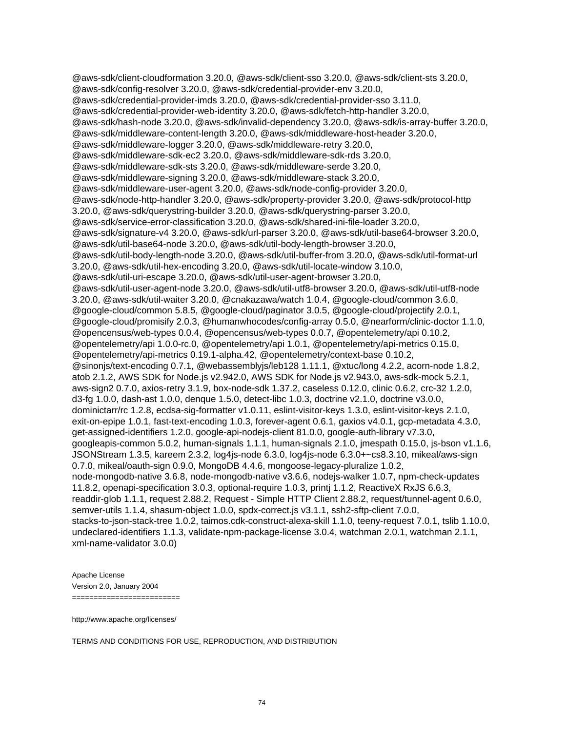@aws-sdk/client-cloudformation 3.20.0, @aws-sdk/client-sso 3.20.0, @aws-sdk/client-sts 3.20.0, @aws-sdk/config-resolver 3.20.0, @aws-sdk/credential-provider-env 3.20.0, @aws-sdk/credential-provider-imds 3.20.0, @aws-sdk/credential-provider-sso 3.11.0, @aws-sdk/credential-provider-web-identity 3.20.0, @aws-sdk/fetch-http-handler 3.20.0, @aws-sdk/hash-node 3.20.0, @aws-sdk/invalid-dependency 3.20.0, @aws-sdk/is-array-buffer 3.20.0, @aws-sdk/middleware-content-length 3.20.0, @aws-sdk/middleware-host-header 3.20.0, @aws-sdk/middleware-logger 3.20.0, @aws-sdk/middleware-retry 3.20.0, @aws-sdk/middleware-sdk-ec2 3.20.0, @aws-sdk/middleware-sdk-rds 3.20.0, @aws-sdk/middleware-sdk-sts 3.20.0, @aws-sdk/middleware-serde 3.20.0, @aws-sdk/middleware-signing 3.20.0, @aws-sdk/middleware-stack 3.20.0, @aws-sdk/middleware-user-agent 3.20.0, @aws-sdk/node-config-provider 3.20.0, @aws-sdk/node-http-handler 3.20.0, @aws-sdk/property-provider 3.20.0, @aws-sdk/protocol-http 3.20.0, @aws-sdk/querystring-builder 3.20.0, @aws-sdk/querystring-parser 3.20.0, @aws-sdk/service-error-classification 3.20.0, @aws-sdk/shared-ini-file-loader 3.20.0, @aws-sdk/signature-v4 3.20.0, @aws-sdk/url-parser 3.20.0, @aws-sdk/util-base64-browser 3.20.0, @aws-sdk/util-base64-node 3.20.0, @aws-sdk/util-body-length-browser 3.20.0, @aws-sdk/util-body-length-node 3.20.0, @aws-sdk/util-buffer-from 3.20.0, @aws-sdk/util-format-url 3.20.0, @aws-sdk/util-hex-encoding 3.20.0, @aws-sdk/util-locate-window 3.10.0, @aws-sdk/util-uri-escape 3.20.0, @aws-sdk/util-user-agent-browser 3.20.0, @aws-sdk/util-user-agent-node 3.20.0, @aws-sdk/util-utf8-browser 3.20.0, @aws-sdk/util-utf8-node 3.20.0, @aws-sdk/util-waiter 3.20.0, @cnakazawa/watch 1.0.4, @google-cloud/common 3.6.0, @google-cloud/common 5.8.5, @google-cloud/paginator 3.0.5, @google-cloud/projectify 2.0.1, @google-cloud/promisify 2.0.3, @humanwhocodes/config-array 0.5.0, @nearform/clinic-doctor 1.1.0, @opencensus/web-types 0.0.4, @opencensus/web-types 0.0.7, @opentelemetry/api 0.10.2, @opentelemetry/api 1.0.0-rc.0, @opentelemetry/api 1.0.1, @opentelemetry/api-metrics 0.15.0, @opentelemetry/api-metrics 0.19.1-alpha.42, @opentelemetry/context-base 0.10.2, @sinonjs/text-encoding 0.7.1, @webassemblyjs/leb128 1.11.1, @xtuc/long 4.2.2, acorn-node 1.8.2, atob 2.1.2, AWS SDK for Node.js v2.942.0, AWS SDK for Node.js v2.943.0, aws-sdk-mock 5.2.1, aws-sign2 0.7.0, axios-retry 3.1.9, box-node-sdk 1.37.2, caseless 0.12.0, clinic 0.6.2, crc-32 1.2.0, d3-fg 1.0.0, dash-ast 1.0.0, denque 1.5.0, detect-libc 1.0.3, doctrine v2.1.0, doctrine v3.0.0, dominictarr/rc 1.2.8, ecdsa-sig-formatter v1.0.11, eslint-visitor-keys 1.3.0, eslint-visitor-keys 2.1.0, exit-on-epipe 1.0.1, fast-text-encoding 1.0.3, forever-agent 0.6.1, gaxios v4.0.1, gcp-metadata 4.3.0, get-assigned-identifiers 1.2.0, google-api-nodejs-client 81.0.0, google-auth-library v7.3.0, googleapis-common 5.0.2, human-signals 1.1.1, human-signals 2.1.0, jmespath 0.15.0, js-bson v1.1.6, JSONStream 1.3.5, kareem 2.3.2, log4js-node 6.3.0, log4js-node 6.3.0+~cs8.3.10, mikeal/aws-sign 0.7.0, mikeal/oauth-sign 0.9.0, MongoDB 4.4.6, mongoose-legacy-pluralize 1.0.2, node-mongodb-native 3.6.8, node-mongodb-native v3.6.6, nodejs-walker 1.0.7, npm-check-updates 11.8.2, openapi-specification 3.0.3, optional-require 1.0.3, printj 1.1.2, ReactiveX RxJS 6.6.3, readdir-glob 1.1.1, request 2.88.2, Request - Simple HTTP Client 2.88.2, request/tunnel-agent 0.6.0, semver-utils 1.1.4, shasum-object 1.0.0, spdx-correct.js v3.1.1, ssh2-sftp-client 7.0.0, stacks-to-json-stack-tree 1.0.2, taimos.cdk-construct-alexa-skill 1.1.0, teeny-request 7.0.1, tslib 1.10.0, undeclared-identifiers 1.1.3, validate-npm-package-license 3.0.4, watchman 2.0.1, watchman 2.1.1, xml-name-validator 3.0.0)

Apache License
Version 2.0, January 2004
========================

http://www.apache.org/licenses/

TERMS AND CONDITIONS FOR USE, REPRODUCTION, AND DISTRIBUTION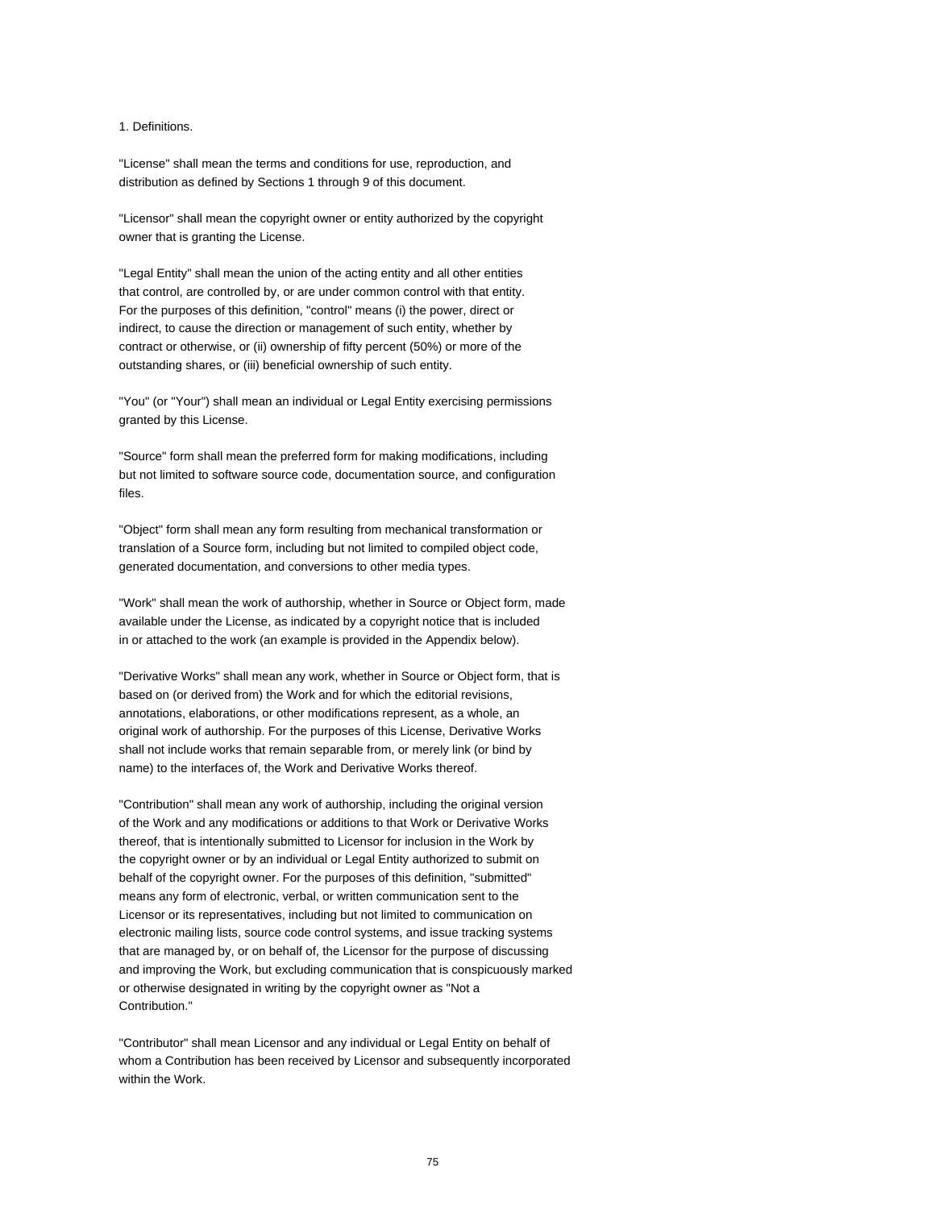1. Definitions.

"License" shall mean the terms and conditions for use, reproduction, and distribution as defined by Sections 1 through 9 of this document.

"Licensor" shall mean the copyright owner or entity authorized by the copyright owner that is granting the License.

"Legal Entity" shall mean the union of the acting entity and all other entities that control, are controlled by, or are under common control with that entity. For the purposes of this definition, "control" means (i) the power, direct or indirect, to cause the direction or management of such entity, whether by contract or otherwise, or (ii) ownership of fifty percent (50%) or more of the outstanding shares, or (iii) beneficial ownership of such entity.

"You" (or "Your") shall mean an individual or Legal Entity exercising permissions granted by this License.

"Source" form shall mean the preferred form for making modifications, including but not limited to software source code, documentation source, and configuration files.

"Object" form shall mean any form resulting from mechanical transformation or translation of a Source form, including but not limited to compiled object code, generated documentation, and conversions to other media types.

"Work" shall mean the work of authorship, whether in Source or Object form, made available under the License, as indicated by a copyright notice that is included in or attached to the work (an example is provided in the Appendix below).

"Derivative Works" shall mean any work, whether in Source or Object form, that is based on (or derived from) the Work and for which the editorial revisions, annotations, elaborations, or other modifications represent, as a whole, an original work of authorship. For the purposes of this License, Derivative Works shall not include works that remain separable from, or merely link (or bind by name) to the interfaces of, the Work and Derivative Works thereof.

"Contribution" shall mean any work of authorship, including the original version of the Work and any modifications or additions to that Work or Derivative Works thereof, that is intentionally submitted to Licensor for inclusion in the Work by the copyright owner or by an individual or Legal Entity authorized to submit on behalf of the copyright owner. For the purposes of this definition, "submitted" means any form of electronic, verbal, or written communication sent to the Licensor or its representatives, including but not limited to communication on electronic mailing lists, source code control systems, and issue tracking systems that are managed by, or on behalf of, the Licensor for the purpose of discussing and improving the Work, but excluding communication that is conspicuously marked or otherwise designated in writing by the copyright owner as "Not a Contribution."

"Contributor" shall mean Licensor and any individual or Legal Entity on behalf of whom a Contribution has been received by Licensor and subsequently incorporated within the Work.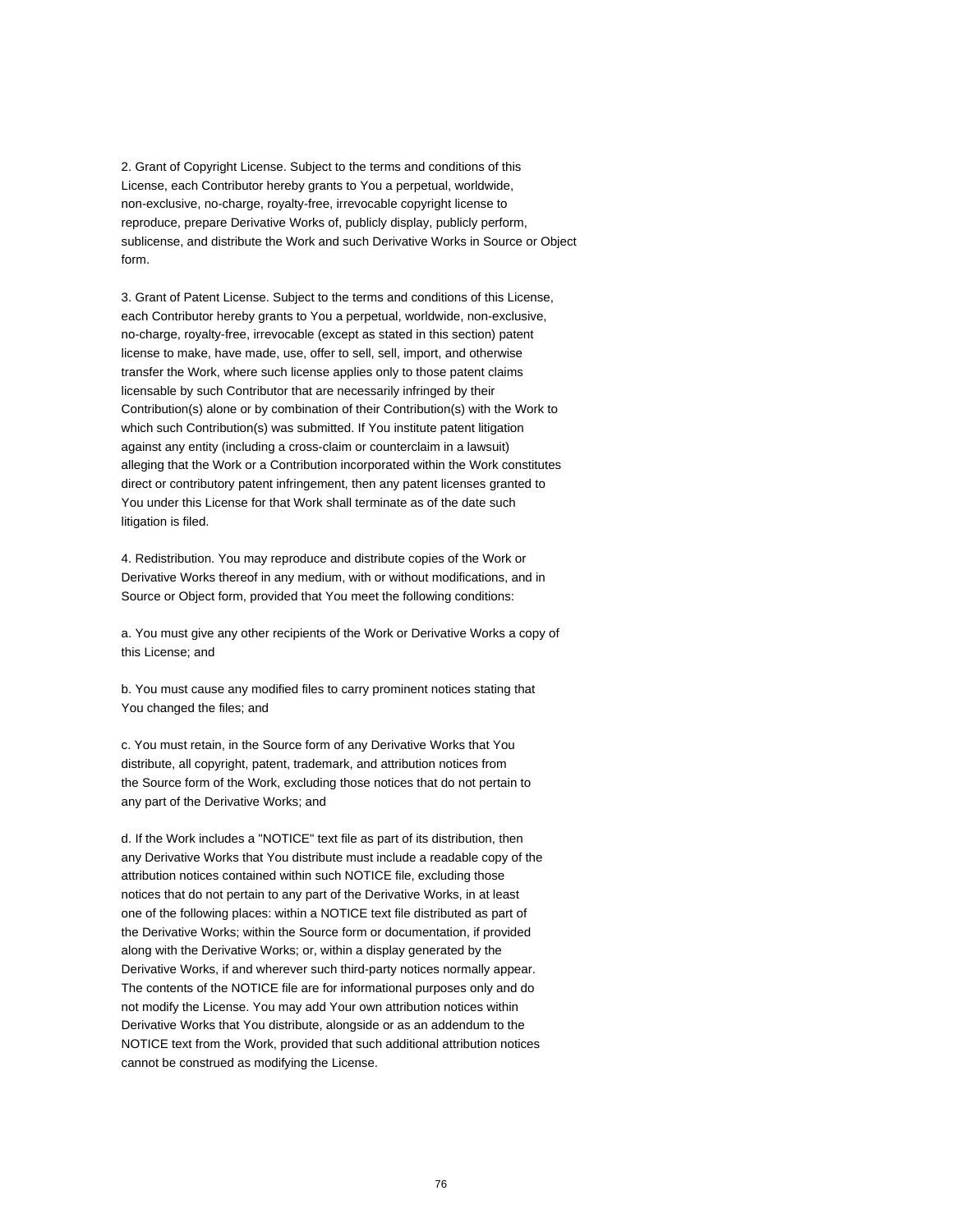2. Grant of Copyright License. Subject to the terms and conditions of this License, each Contributor hereby grants to You a perpetual, worldwide, non-exclusive, no-charge, royalty-free, irrevocable copyright license to reproduce, prepare Derivative Works of, publicly display, publicly perform, sublicense, and distribute the Work and such Derivative Works in Source or Object form.

3. Grant of Patent License. Subject to the terms and conditions of this License, each Contributor hereby grants to You a perpetual, worldwide, non-exclusive, no-charge, royalty-free, irrevocable (except as stated in this section) patent license to make, have made, use, offer to sell, sell, import, and otherwise transfer the Work, where such license applies only to those patent claims licensable by such Contributor that are necessarily infringed by their Contribution(s) alone or by combination of their Contribution(s) with the Work to which such Contribution(s) was submitted. If You institute patent litigation against any entity (including a cross-claim or counterclaim in a lawsuit) alleging that the Work or a Contribution incorporated within the Work constitutes direct or contributory patent infringement, then any patent licenses granted to You under this License for that Work shall terminate as of the date such litigation is filed.

4. Redistribution. You may reproduce and distribute copies of the Work or Derivative Works thereof in any medium, with or without modifications, and in Source or Object form, provided that You meet the following conditions:

a. You must give any other recipients of the Work or Derivative Works a copy of this License; and

b. You must cause any modified files to carry prominent notices stating that You changed the files; and

c. You must retain, in the Source form of any Derivative Works that You distribute, all copyright, patent, trademark, and attribution notices from the Source form of the Work, excluding those notices that do not pertain to any part of the Derivative Works; and

d. If the Work includes a "NOTICE" text file as part of its distribution, then any Derivative Works that You distribute must include a readable copy of the attribution notices contained within such NOTICE file, excluding those notices that do not pertain to any part of the Derivative Works, in at least one of the following places: within a NOTICE text file distributed as part of the Derivative Works; within the Source form or documentation, if provided along with the Derivative Works; or, within a display generated by the Derivative Works, if and wherever such third-party notices normally appear. The contents of the NOTICE file are for informational purposes only and do not modify the License. You may add Your own attribution notices within Derivative Works that You distribute, alongside or as an addendum to the NOTICE text from the Work, provided that such additional attribution notices cannot be construed as modifying the License.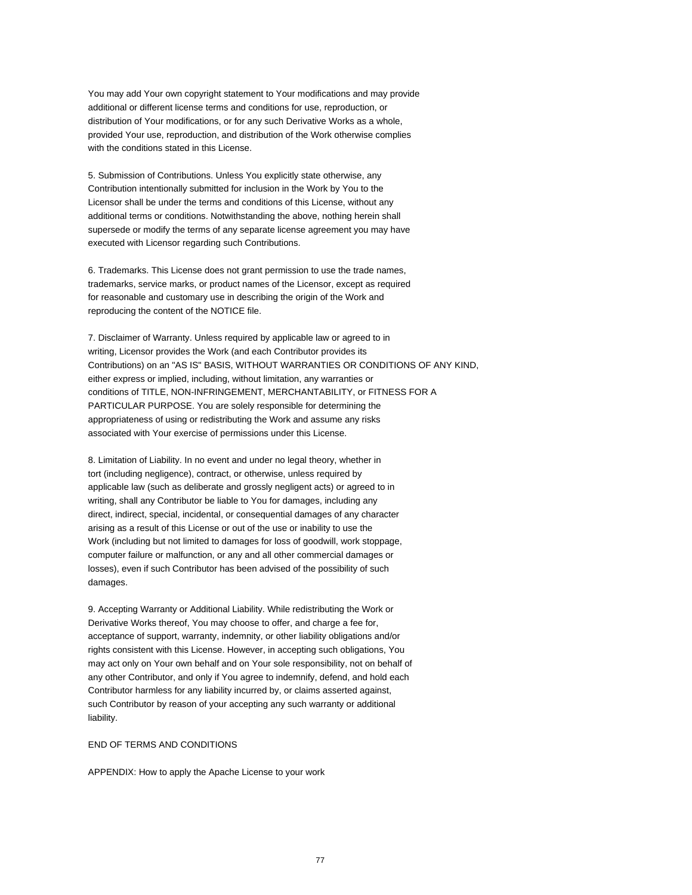You may add Your own copyright statement to Your modifications and may provide additional or different license terms and conditions for use, reproduction, or distribution of Your modifications, or for any such Derivative Works as a whole, provided Your use, reproduction, and distribution of the Work otherwise complies with the conditions stated in this License.

5. Submission of Contributions. Unless You explicitly state otherwise, any Contribution intentionally submitted for inclusion in the Work by You to the Licensor shall be under the terms and conditions of this License, without any additional terms or conditions. Notwithstanding the above, nothing herein shall supersede or modify the terms of any separate license agreement you may have executed with Licensor regarding such Contributions.

6. Trademarks. This License does not grant permission to use the trade names, trademarks, service marks, or product names of the Licensor, except as required for reasonable and customary use in describing the origin of the Work and reproducing the content of the NOTICE file.

7. Disclaimer of Warranty. Unless required by applicable law or agreed to in writing, Licensor provides the Work (and each Contributor provides its Contributions) on an "AS IS" BASIS, WITHOUT WARRANTIES OR CONDITIONS OF ANY KIND, either express or implied, including, without limitation, any warranties or conditions of TITLE, NON-INFRINGEMENT, MERCHANTABILITY, or FITNESS FOR A PARTICULAR PURPOSE. You are solely responsible for determining the appropriateness of using or redistributing the Work and assume any risks associated with Your exercise of permissions under this License.

8. Limitation of Liability. In no event and under no legal theory, whether in tort (including negligence), contract, or otherwise, unless required by applicable law (such as deliberate and grossly negligent acts) or agreed to in writing, shall any Contributor be liable to You for damages, including any direct, indirect, special, incidental, or consequential damages of any character arising as a result of this License or out of the use or inability to use the Work (including but not limited to damages for loss of goodwill, work stoppage, computer failure or malfunction, or any and all other commercial damages or losses), even if such Contributor has been advised of the possibility of such damages.

9. Accepting Warranty or Additional Liability. While redistributing the Work or Derivative Works thereof, You may choose to offer, and charge a fee for, acceptance of support, warranty, indemnity, or other liability obligations and/or rights consistent with this License. However, in accepting such obligations, You may act only on Your own behalf and on Your sole responsibility, not on behalf of any other Contributor, and only if You agree to indemnify, defend, and hold each Contributor harmless for any liability incurred by, or claims asserted against, such Contributor by reason of your accepting any such warranty or additional liability.

END OF TERMS AND CONDITIONS

APPENDIX: How to apply the Apache License to your work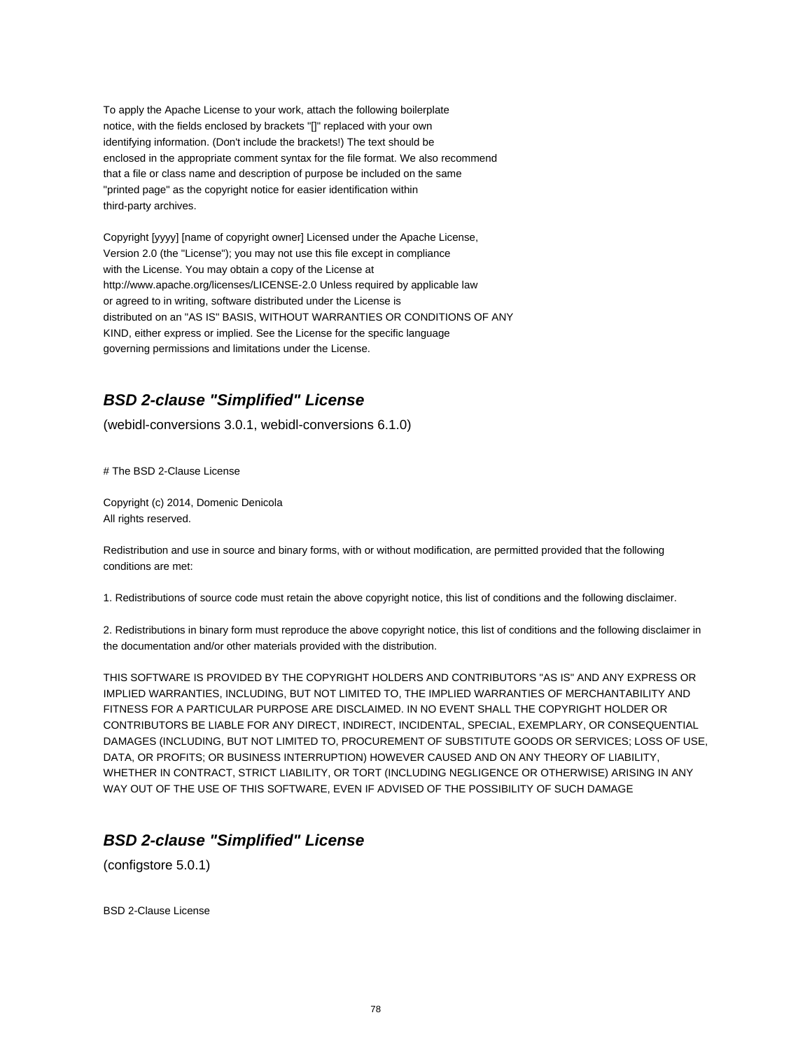To apply the Apache License to your work, attach the following boilerplate
notice, with the fields enclosed by brackets "[]" replaced with your own
identifying information. (Don't include the brackets!) The text should be
enclosed in the appropriate comment syntax for the file format. We also recommend
that a file or class name and description of purpose be included on the same
"printed page" as the copyright notice for easier identification within
third-party archives.

Copyright [yyyy] [name of copyright owner] Licensed under the Apache License,
Version 2.0 (the "License"); you may not use this file except in compliance
with the License. You may obtain a copy of the License at
http://www.apache.org/licenses/LICENSE-2.0 Unless required by applicable law
or agreed to in writing, software distributed under the License is
distributed on an "AS IS" BASIS, WITHOUT WARRANTIES OR CONDITIONS OF ANY
KIND, either express or implied. See the License for the specific language
governing permissions and limitations under the License.

## *BSD 2-clause "Simplified" License*

(webidl-conversions 3.0.1, webidl-conversions 6.1.0)

# The BSD 2-Clause License

Copyright (c) 2014, Domenic Denicola
All rights reserved.

Redistribution and use in source and binary forms, with or without modification, are permitted provided that the following conditions are met:

1. Redistributions of source code must retain the above copyright notice, this list of conditions and the following disclaimer.

2. Redistributions in binary form must reproduce the above copyright notice, this list of conditions and the following disclaimer in the documentation and/or other materials provided with the distribution.

THIS SOFTWARE IS PROVIDED BY THE COPYRIGHT HOLDERS AND CONTRIBUTORS "AS IS" AND ANY EXPRESS OR IMPLIED WARRANTIES, INCLUDING, BUT NOT LIMITED TO, THE IMPLIED WARRANTIES OF MERCHANTABILITY AND FITNESS FOR A PARTICULAR PURPOSE ARE DISCLAIMED. IN NO EVENT SHALL THE COPYRIGHT HOLDER OR CONTRIBUTORS BE LIABLE FOR ANY DIRECT, INDIRECT, INCIDENTAL, SPECIAL, EXEMPLARY, OR CONSEQUENTIAL DAMAGES (INCLUDING, BUT NOT LIMITED TO, PROCUREMENT OF SUBSTITUTE GOODS OR SERVICES; LOSS OF USE, DATA, OR PROFITS; OR BUSINESS INTERRUPTION) HOWEVER CAUSED AND ON ANY THEORY OF LIABILITY, WHETHER IN CONTRACT, STRICT LIABILITY, OR TORT (INCLUDING NEGLIGENCE OR OTHERWISE) ARISING IN ANY WAY OUT OF THE USE OF THIS SOFTWARE, EVEN IF ADVISED OF THE POSSIBILITY OF SUCH DAMAGE

## *BSD 2-clause "Simplified" License*

(configstore 5.0.1)

BSD 2-Clause License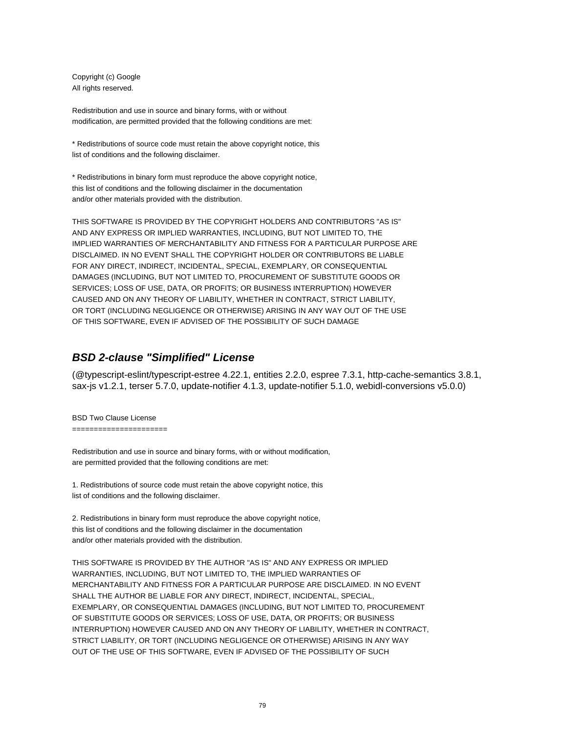Copyright (c) Google
All rights reserved.

Redistribution and use in source and binary forms, with or without
modification, are permitted provided that the following conditions are met:

* Redistributions of source code must retain the above copyright notice, this
list of conditions and the following disclaimer.

* Redistributions in binary form must reproduce the above copyright notice,
this list of conditions and the following disclaimer in the documentation
and/or other materials provided with the distribution.

THIS SOFTWARE IS PROVIDED BY THE COPYRIGHT HOLDERS AND CONTRIBUTORS "AS IS"
AND ANY EXPRESS OR IMPLIED WARRANTIES, INCLUDING, BUT NOT LIMITED TO, THE
IMPLIED WARRANTIES OF MERCHANTABILITY AND FITNESS FOR A PARTICULAR PURPOSE ARE
DISCLAIMED. IN NO EVENT SHALL THE COPYRIGHT HOLDER OR CONTRIBUTORS BE LIABLE
FOR ANY DIRECT, INDIRECT, INCIDENTAL, SPECIAL, EXEMPLARY, OR CONSEQUENTIAL
DAMAGES (INCLUDING, BUT NOT LIMITED TO, PROCUREMENT OF SUBSTITUTE GOODS OR
SERVICES; LOSS OF USE, DATA, OR PROFITS; OR BUSINESS INTERRUPTION) HOWEVER
CAUSED AND ON ANY THEORY OF LIABILITY, WHETHER IN CONTRACT, STRICT LIABILITY,
OR TORT (INCLUDING NEGLIGENCE OR OTHERWISE) ARISING IN ANY WAY OUT OF THE USE
OF THIS SOFTWARE, EVEN IF ADVISED OF THE POSSIBILITY OF SUCH DAMAGE

## ***BSD 2-clause "Simplified" License***

(@typescript-eslint/typescript-estree 4.22.1, entities 2.2.0, espree 7.3.1, http-cache-semantics 3.8.1, sax-js v1.2.1, terser 5.7.0, update-notifier 4.1.3, update-notifier 5.1.0, webidl-conversions v5.0.0)

BSD Two Clause License
======================

Redistribution and use in source and binary forms, with or without modification,
are permitted provided that the following conditions are met:

1. Redistributions of source code must retain the above copyright notice, this
list of conditions and the following disclaimer.

2. Redistributions in binary form must reproduce the above copyright notice,
this list of conditions and the following disclaimer in the documentation
and/or other materials provided with the distribution.

THIS SOFTWARE IS PROVIDED BY THE AUTHOR "AS IS" AND ANY EXPRESS OR IMPLIED
WARRANTIES, INCLUDING, BUT NOT LIMITED TO, THE IMPLIED WARRANTIES OF
MERCHANTABILITY AND FITNESS FOR A PARTICULAR PURPOSE ARE DISCLAIMED. IN NO EVENT
SHALL THE AUTHOR BE LIABLE FOR ANY DIRECT, INDIRECT, INCIDENTAL, SPECIAL,
EXEMPLARY, OR CONSEQUENTIAL DAMAGES (INCLUDING, BUT NOT LIMITED TO, PROCUREMENT
OF SUBSTITUTE GOODS OR SERVICES; LOSS OF USE, DATA, OR PROFITS; OR BUSINESS
INTERRUPTION) HOWEVER CAUSED AND ON ANY THEORY OF LIABILITY, WHETHER IN CONTRACT,
STRICT LIABILITY, OR TORT (INCLUDING NEGLIGENCE OR OTHERWISE) ARISING IN ANY WAY
OUT OF THE USE OF THIS SOFTWARE, EVEN IF ADVISED OF THE POSSIBILITY OF SUCH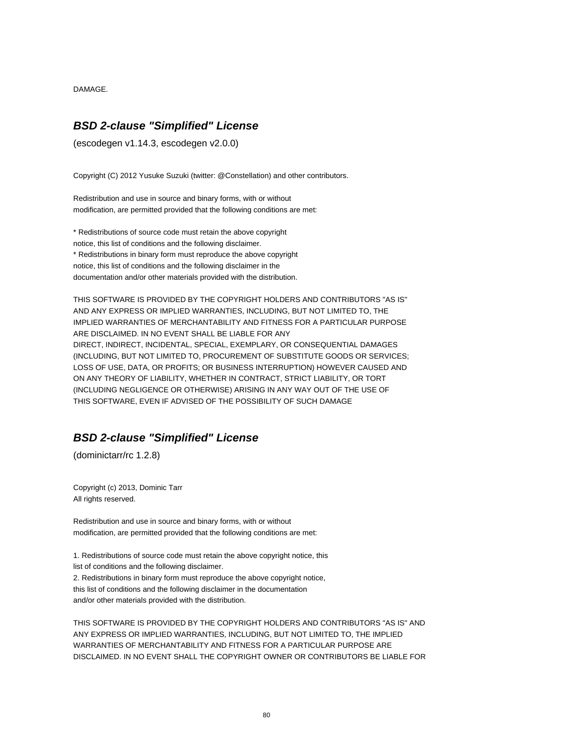DAMAGE.

### ***BSD 2-clause "Simplified" License***

(escodegen v1.14.3, escodegen v2.0.0)

Copyright (C) 2012 Yusuke Suzuki (twitter: @Constellation) and other contributors.

Redistribution and use in source and binary forms, with or without
modification, are permitted provided that the following conditions are met:

* Redistributions of source code must retain the above copyright
notice, this list of conditions and the following disclaimer.
* Redistributions in binary form must reproduce the above copyright
notice, this list of conditions and the following disclaimer in the
documentation and/or other materials provided with the distribution.

THIS SOFTWARE IS PROVIDED BY THE COPYRIGHT HOLDERS AND CONTRIBUTORS "AS IS"
AND ANY EXPRESS OR IMPLIED WARRANTIES, INCLUDING, BUT NOT LIMITED TO, THE
IMPLIED WARRANTIES OF MERCHANTABILITY AND FITNESS FOR A PARTICULAR PURPOSE
ARE DISCLAIMED. IN NO EVENT SHALL BE LIABLE FOR ANY
DIRECT, INDIRECT, INCIDENTAL, SPECIAL, EXEMPLARY, OR CONSEQUENTIAL DAMAGES
(INCLUDING, BUT NOT LIMITED TO, PROCUREMENT OF SUBSTITUTE GOODS OR SERVICES;
LOSS OF USE, DATA, OR PROFITS; OR BUSINESS INTERRUPTION) HOWEVER CAUSED AND
ON ANY THEORY OF LIABILITY, WHETHER IN CONTRACT, STRICT LIABILITY, OR TORT
(INCLUDING NEGLIGENCE OR OTHERWISE) ARISING IN ANY WAY OUT OF THE USE OF
THIS SOFTWARE, EVEN IF ADVISED OF THE POSSIBILITY OF SUCH DAMAGE

### ***BSD 2-clause "Simplified" License***

(dominictarr/rc 1.2.8)

Copyright (c) 2013, Dominic Tarr
All rights reserved.

Redistribution and use in source and binary forms, with or without
modification, are permitted provided that the following conditions are met:

1. Redistributions of source code must retain the above copyright notice, this
list of conditions and the following disclaimer.
2. Redistributions in binary form must reproduce the above copyright notice,
this list of conditions and the following disclaimer in the documentation
and/or other materials provided with the distribution.

THIS SOFTWARE IS PROVIDED BY THE COPYRIGHT HOLDERS AND CONTRIBUTORS "AS IS" AND
ANY EXPRESS OR IMPLIED WARRANTIES, INCLUDING, BUT NOT LIMITED TO, THE IMPLIED
WARRANTIES OF MERCHANTABILITY AND FITNESS FOR A PARTICULAR PURPOSE ARE
DISCLAIMED. IN NO EVENT SHALL THE COPYRIGHT OWNER OR CONTRIBUTORS BE LIABLE FOR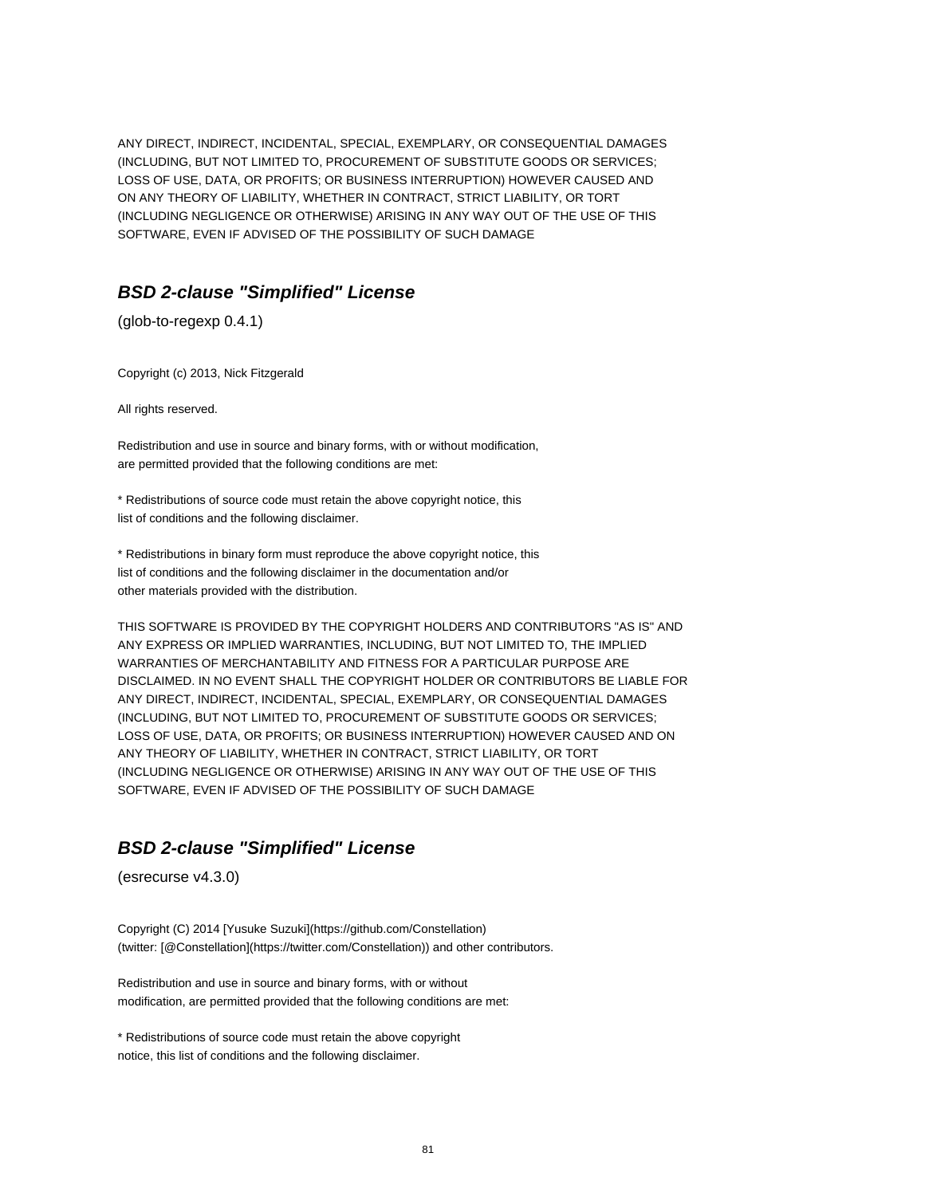ANY DIRECT, INDIRECT, INCIDENTAL, SPECIAL, EXEMPLARY, OR CONSEQUENTIAL DAMAGES
(INCLUDING, BUT NOT LIMITED TO, PROCUREMENT OF SUBSTITUTE GOODS OR SERVICES;
LOSS OF USE, DATA, OR PROFITS; OR BUSINESS INTERRUPTION) HOWEVER CAUSED AND
ON ANY THEORY OF LIABILITY, WHETHER IN CONTRACT, STRICT LIABILITY, OR TORT
(INCLUDING NEGLIGENCE OR OTHERWISE) ARISING IN ANY WAY OUT OF THE USE OF THIS
SOFTWARE, EVEN IF ADVISED OF THE POSSIBILITY OF SUCH DAMAGE

## *BSD 2-clause "Simplified" License*

(glob-to-regexp 0.4.1)

Copyright (c) 2013, Nick Fitzgerald

All rights reserved.

Redistribution and use in source and binary forms, with or without modification,
are permitted provided that the following conditions are met:

* Redistributions of source code must retain the above copyright notice, this
list of conditions and the following disclaimer.

* Redistributions in binary form must reproduce the above copyright notice, this
list of conditions and the following disclaimer in the documentation and/or
other materials provided with the distribution.

THIS SOFTWARE IS PROVIDED BY THE COPYRIGHT HOLDERS AND CONTRIBUTORS "AS IS" AND
ANY EXPRESS OR IMPLIED WARRANTIES, INCLUDING, BUT NOT LIMITED TO, THE IMPLIED
WARRANTIES OF MERCHANTABILITY AND FITNESS FOR A PARTICULAR PURPOSE ARE
DISCLAIMED. IN NO EVENT SHALL THE COPYRIGHT HOLDER OR CONTRIBUTORS BE LIABLE FOR
ANY DIRECT, INDIRECT, INCIDENTAL, SPECIAL, EXEMPLARY, OR CONSEQUENTIAL DAMAGES
(INCLUDING, BUT NOT LIMITED TO, PROCUREMENT OF SUBSTITUTE GOODS OR SERVICES;
LOSS OF USE, DATA, OR PROFITS; OR BUSINESS INTERRUPTION) HOWEVER CAUSED AND ON
ANY THEORY OF LIABILITY, WHETHER IN CONTRACT, STRICT LIABILITY, OR TORT
(INCLUDING NEGLIGENCE OR OTHERWISE) ARISING IN ANY WAY OUT OF THE USE OF THIS
SOFTWARE, EVEN IF ADVISED OF THE POSSIBILITY OF SUCH DAMAGE

## *BSD 2-clause "Simplified" License*

(esrecurse v4.3.0)

Copyright (C) 2014 [Yusuke Suzuki](https://github.com/Constellation)
(twitter: [@Constellation](https://twitter.com/Constellation)) and other contributors.

Redistribution and use in source and binary forms, with or without
modification, are permitted provided that the following conditions are met:

* Redistributions of source code must retain the above copyright
notice, this list of conditions and the following disclaimer.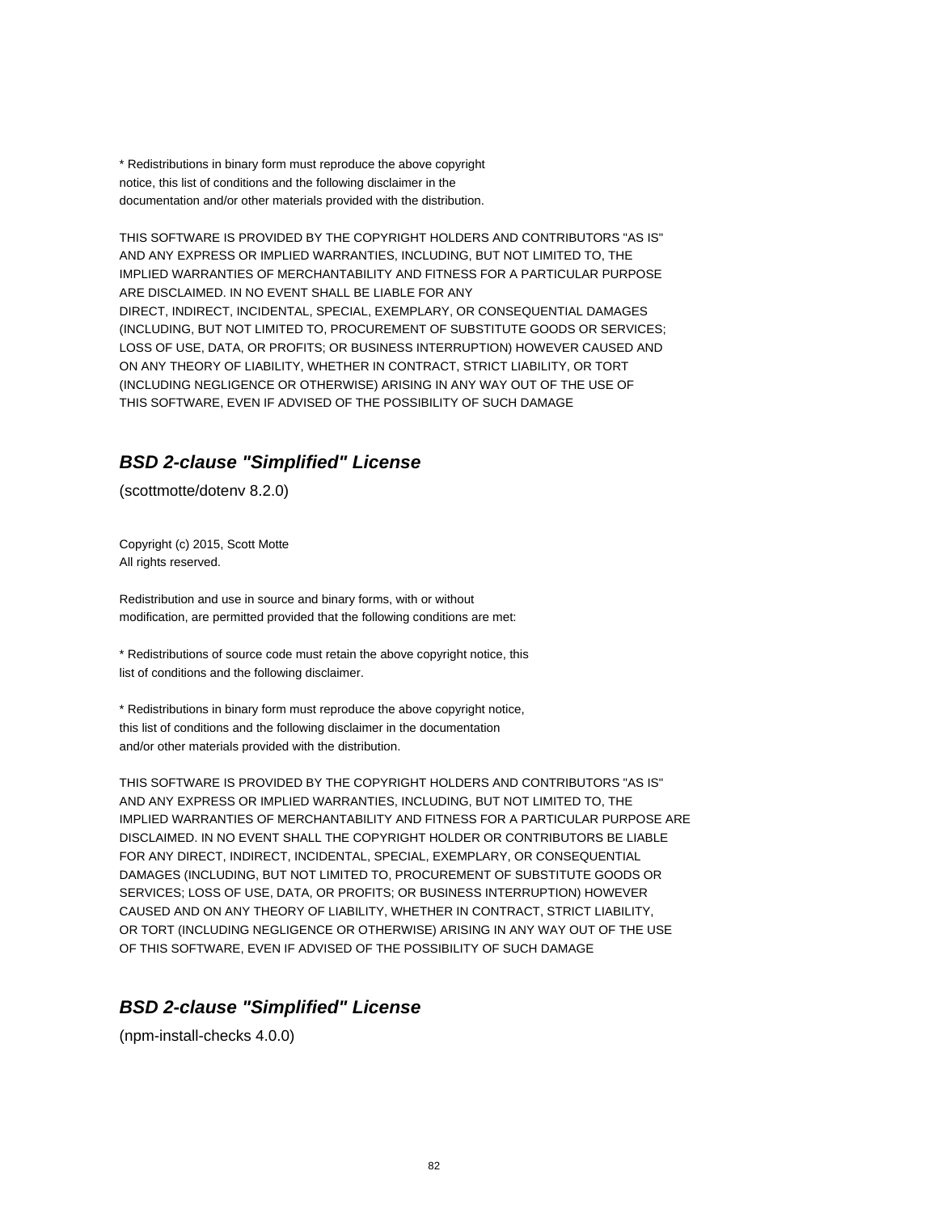* Redistributions in binary form must reproduce the above copyright
notice, this list of conditions and the following disclaimer in the
documentation and/or other materials provided with the distribution.

THIS SOFTWARE IS PROVIDED BY THE COPYRIGHT HOLDERS AND CONTRIBUTORS "AS IS"
AND ANY EXPRESS OR IMPLIED WARRANTIES, INCLUDING, BUT NOT LIMITED TO, THE
IMPLIED WARRANTIES OF MERCHANTABILITY AND FITNESS FOR A PARTICULAR PURPOSE
ARE DISCLAIMED. IN NO EVENT SHALL BE LIABLE FOR ANY
DIRECT, INDIRECT, INCIDENTAL, SPECIAL, EXEMPLARY, OR CONSEQUENTIAL DAMAGES
(INCLUDING, BUT NOT LIMITED TO, PROCUREMENT OF SUBSTITUTE GOODS OR SERVICES;
LOSS OF USE, DATA, OR PROFITS; OR BUSINESS INTERRUPTION) HOWEVER CAUSED AND
ON ANY THEORY OF LIABILITY, WHETHER IN CONTRACT, STRICT LIABILITY, OR TORT
(INCLUDING NEGLIGENCE OR OTHERWISE) ARISING IN ANY WAY OUT OF THE USE OF
THIS SOFTWARE, EVEN IF ADVISED OF THE POSSIBILITY OF SUCH DAMAGE

## *BSD 2-clause "Simplified" License*

(scottmotte/dotenv 8.2.0)

Copyright (c) 2015, Scott Motte
All rights reserved.

Redistribution and use in source and binary forms, with or without
modification, are permitted provided that the following conditions are met:

* Redistributions of source code must retain the above copyright notice, this
list of conditions and the following disclaimer.

* Redistributions in binary form must reproduce the above copyright notice,
this list of conditions and the following disclaimer in the documentation
and/or other materials provided with the distribution.

THIS SOFTWARE IS PROVIDED BY THE COPYRIGHT HOLDERS AND CONTRIBUTORS "AS IS"
AND ANY EXPRESS OR IMPLIED WARRANTIES, INCLUDING, BUT NOT LIMITED TO, THE
IMPLIED WARRANTIES OF MERCHANTABILITY AND FITNESS FOR A PARTICULAR PURPOSE ARE
DISCLAIMED. IN NO EVENT SHALL THE COPYRIGHT HOLDER OR CONTRIBUTORS BE LIABLE
FOR ANY DIRECT, INDIRECT, INCIDENTAL, SPECIAL, EXEMPLARY, OR CONSEQUENTIAL
DAMAGES (INCLUDING, BUT NOT LIMITED TO, PROCUREMENT OF SUBSTITUTE GOODS OR
SERVICES; LOSS OF USE, DATA, OR PROFITS; OR BUSINESS INTERRUPTION) HOWEVER
CAUSED AND ON ANY THEORY OF LIABILITY, WHETHER IN CONTRACT, STRICT LIABILITY,
OR TORT (INCLUDING NEGLIGENCE OR OTHERWISE) ARISING IN ANY WAY OUT OF THE USE
OF THIS SOFTWARE, EVEN IF ADVISED OF THE POSSIBILITY OF SUCH DAMAGE

## *BSD 2-clause "Simplified" License*

(npm-install-checks 4.0.0)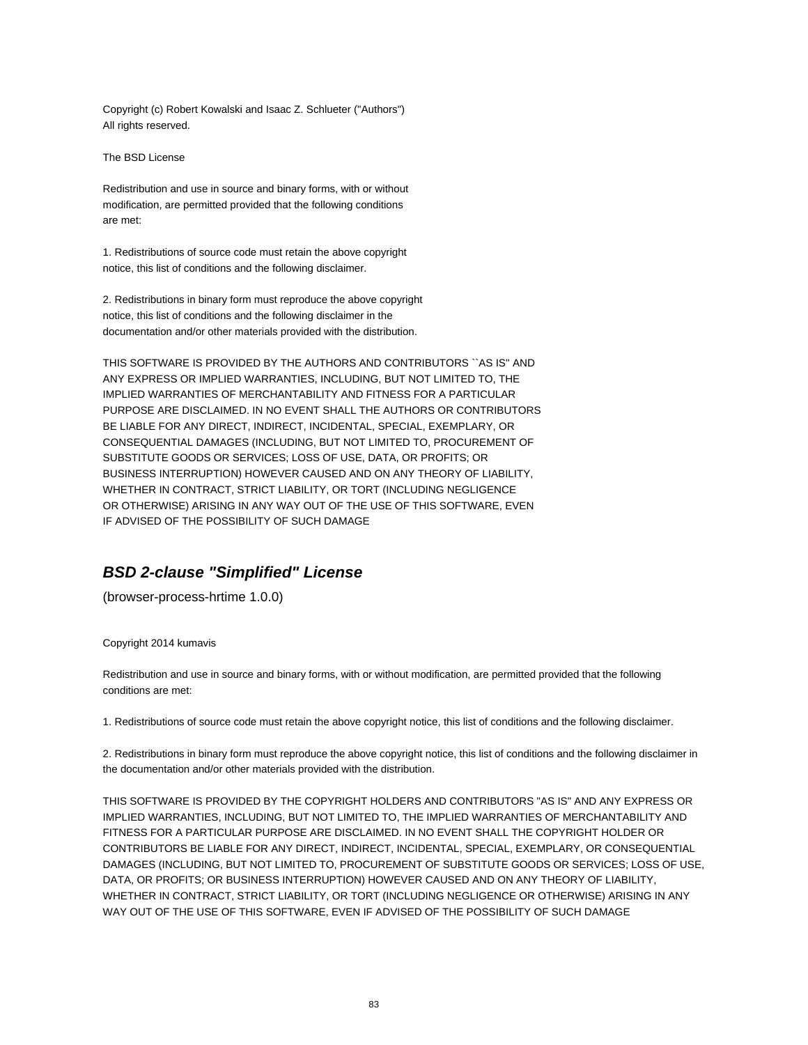Copyright (c) Robert Kowalski and Isaac Z. Schlueter ("Authors")
All rights reserved.

The BSD License

Redistribution and use in source and binary forms, with or without
modification, are permitted provided that the following conditions
are met:

1. Redistributions of source code must retain the above copyright
notice, this list of conditions and the following disclaimer.

2. Redistributions in binary form must reproduce the above copyright
notice, this list of conditions and the following disclaimer in the
documentation and/or other materials provided with the distribution.

THIS SOFTWARE IS PROVIDED BY THE AUTHORS AND CONTRIBUTORS ``AS IS'' AND
ANY EXPRESS OR IMPLIED WARRANTIES, INCLUDING, BUT NOT LIMITED TO, THE
IMPLIED WARRANTIES OF MERCHANTABILITY AND FITNESS FOR A PARTICULAR
PURPOSE ARE DISCLAIMED. IN NO EVENT SHALL THE AUTHORS OR CONTRIBUTORS
BE LIABLE FOR ANY DIRECT, INDIRECT, INCIDENTAL, SPECIAL, EXEMPLARY, OR
CONSEQUENTIAL DAMAGES (INCLUDING, BUT NOT LIMITED TO, PROCUREMENT OF
SUBSTITUTE GOODS OR SERVICES; LOSS OF USE, DATA, OR PROFITS; OR
BUSINESS INTERRUPTION) HOWEVER CAUSED AND ON ANY THEORY OF LIABILITY,
WHETHER IN CONTRACT, STRICT LIABILITY, OR TORT (INCLUDING NEGLIGENCE
OR OTHERWISE) ARISING IN ANY WAY OUT OF THE USE OF THIS SOFTWARE, EVEN
IF ADVISED OF THE POSSIBILITY OF SUCH DAMAGE

## *BSD 2-clause "Simplified" License*

(browser-process-hrtime 1.0.0)

Copyright 2014 kumavis

Redistribution and use in source and binary forms, with or without modification, are permitted provided that the following conditions are met:

1. Redistributions of source code must retain the above copyright notice, this list of conditions and the following disclaimer.

2. Redistributions in binary form must reproduce the above copyright notice, this list of conditions and the following disclaimer in the documentation and/or other materials provided with the distribution.

THIS SOFTWARE IS PROVIDED BY THE COPYRIGHT HOLDERS AND CONTRIBUTORS "AS IS" AND ANY EXPRESS OR IMPLIED WARRANTIES, INCLUDING, BUT NOT LIMITED TO, THE IMPLIED WARRANTIES OF MERCHANTABILITY AND FITNESS FOR A PARTICULAR PURPOSE ARE DISCLAIMED. IN NO EVENT SHALL THE COPYRIGHT HOLDER OR CONTRIBUTORS BE LIABLE FOR ANY DIRECT, INDIRECT, INCIDENTAL, SPECIAL, EXEMPLARY, OR CONSEQUENTIAL DAMAGES (INCLUDING, BUT NOT LIMITED TO, PROCUREMENT OF SUBSTITUTE GOODS OR SERVICES; LOSS OF USE, DATA, OR PROFITS; OR BUSINESS INTERRUPTION) HOWEVER CAUSED AND ON ANY THEORY OF LIABILITY, WHETHER IN CONTRACT, STRICT LIABILITY, OR TORT (INCLUDING NEGLIGENCE OR OTHERWISE) ARISING IN ANY WAY OUT OF THE USE OF THIS SOFTWARE, EVEN IF ADVISED OF THE POSSIBILITY OF SUCH DAMAGE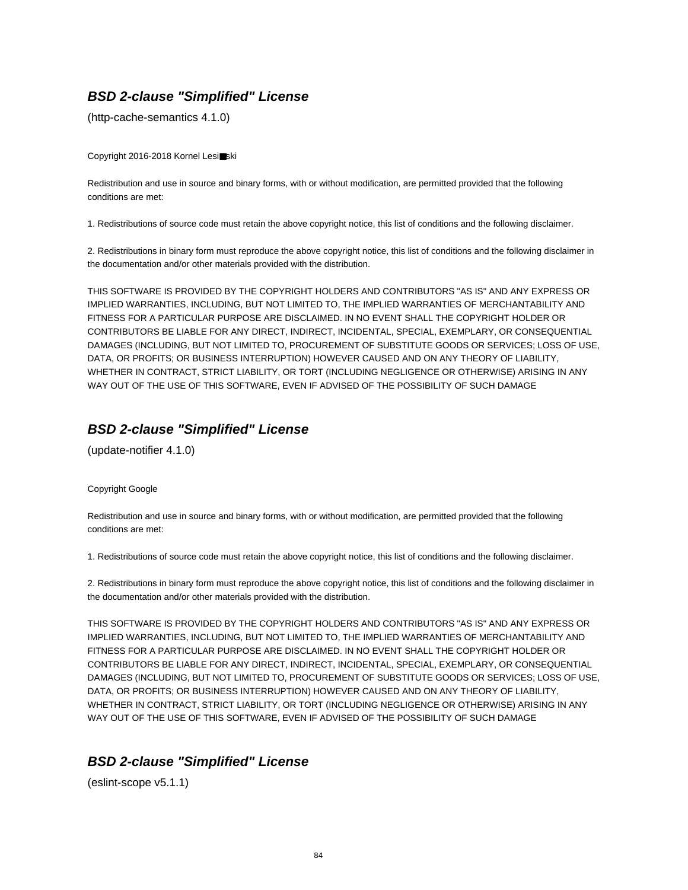## *BSD 2-clause "Simplified" License*

(http-cache-semantics 4.1.0)

Copyright 2016-2018 Kornel Lesi■ski

Redistribution and use in source and binary forms, with or without modification, are permitted provided that the following conditions are met:

1. Redistributions of source code must retain the above copyright notice, this list of conditions and the following disclaimer.

2. Redistributions in binary form must reproduce the above copyright notice, this list of conditions and the following disclaimer in the documentation and/or other materials provided with the distribution.

THIS SOFTWARE IS PROVIDED BY THE COPYRIGHT HOLDERS AND CONTRIBUTORS "AS IS" AND ANY EXPRESS OR IMPLIED WARRANTIES, INCLUDING, BUT NOT LIMITED TO, THE IMPLIED WARRANTIES OF MERCHANTABILITY AND FITNESS FOR A PARTICULAR PURPOSE ARE DISCLAIMED. IN NO EVENT SHALL THE COPYRIGHT HOLDER OR CONTRIBUTORS BE LIABLE FOR ANY DIRECT, INDIRECT, INCIDENTAL, SPECIAL, EXEMPLARY, OR CONSEQUENTIAL DAMAGES (INCLUDING, BUT NOT LIMITED TO, PROCUREMENT OF SUBSTITUTE GOODS OR SERVICES; LOSS OF USE, DATA, OR PROFITS; OR BUSINESS INTERRUPTION) HOWEVER CAUSED AND ON ANY THEORY OF LIABILITY, WHETHER IN CONTRACT, STRICT LIABILITY, OR TORT (INCLUDING NEGLIGENCE OR OTHERWISE) ARISING IN ANY WAY OUT OF THE USE OF THIS SOFTWARE, EVEN IF ADVISED OF THE POSSIBILITY OF SUCH DAMAGE

## *BSD 2-clause "Simplified" License*

(update-notifier 4.1.0)

Copyright Google

Redistribution and use in source and binary forms, with or without modification, are permitted provided that the following conditions are met:

1. Redistributions of source code must retain the above copyright notice, this list of conditions and the following disclaimer.

2. Redistributions in binary form must reproduce the above copyright notice, this list of conditions and the following disclaimer in the documentation and/or other materials provided with the distribution.

THIS SOFTWARE IS PROVIDED BY THE COPYRIGHT HOLDERS AND CONTRIBUTORS "AS IS" AND ANY EXPRESS OR IMPLIED WARRANTIES, INCLUDING, BUT NOT LIMITED TO, THE IMPLIED WARRANTIES OF MERCHANTABILITY AND FITNESS FOR A PARTICULAR PURPOSE ARE DISCLAIMED. IN NO EVENT SHALL THE COPYRIGHT HOLDER OR CONTRIBUTORS BE LIABLE FOR ANY DIRECT, INDIRECT, INCIDENTAL, SPECIAL, EXEMPLARY, OR CONSEQUENTIAL DAMAGES (INCLUDING, BUT NOT LIMITED TO, PROCUREMENT OF SUBSTITUTE GOODS OR SERVICES; LOSS OF USE, DATA, OR PROFITS; OR BUSINESS INTERRUPTION) HOWEVER CAUSED AND ON ANY THEORY OF LIABILITY, WHETHER IN CONTRACT, STRICT LIABILITY, OR TORT (INCLUDING NEGLIGENCE OR OTHERWISE) ARISING IN ANY WAY OUT OF THE USE OF THIS SOFTWARE, EVEN IF ADVISED OF THE POSSIBILITY OF SUCH DAMAGE

## *BSD 2-clause "Simplified" License*

(eslint-scope v5.1.1)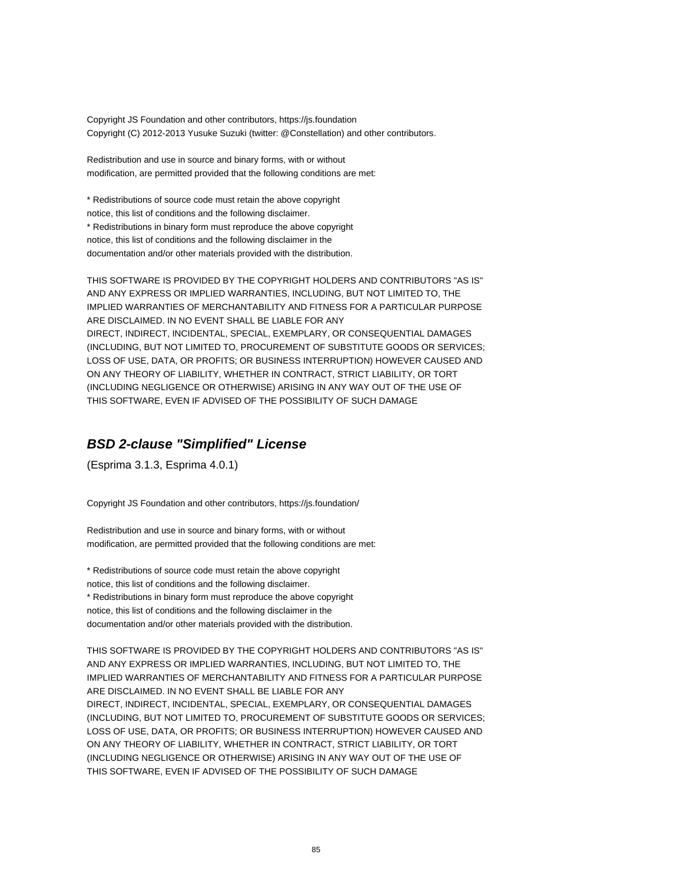Copyright JS Foundation and other contributors, https://js.foundation
Copyright (C) 2012-2013 Yusuke Suzuki (twitter: @Constellation) and other contributors.

Redistribution and use in source and binary forms, with or without
modification, are permitted provided that the following conditions are met:

* Redistributions of source code must retain the above copyright
notice, this list of conditions and the following disclaimer.
* Redistributions in binary form must reproduce the above copyright
notice, this list of conditions and the following disclaimer in the
documentation and/or other materials provided with the distribution.

THIS SOFTWARE IS PROVIDED BY THE COPYRIGHT HOLDERS AND CONTRIBUTORS "AS IS"
AND ANY EXPRESS OR IMPLIED WARRANTIES, INCLUDING, BUT NOT LIMITED TO, THE
IMPLIED WARRANTIES OF MERCHANTABILITY AND FITNESS FOR A PARTICULAR PURPOSE
ARE DISCLAIMED. IN NO EVENT SHALL BE LIABLE FOR ANY
DIRECT, INDIRECT, INCIDENTAL, SPECIAL, EXEMPLARY, OR CONSEQUENTIAL DAMAGES
(INCLUDING, BUT NOT LIMITED TO, PROCUREMENT OF SUBSTITUTE GOODS OR SERVICES;
LOSS OF USE, DATA, OR PROFITS; OR BUSINESS INTERRUPTION) HOWEVER CAUSED AND
ON ANY THEORY OF LIABILITY, WHETHER IN CONTRACT, STRICT LIABILITY, OR TORT
(INCLUDING NEGLIGENCE OR OTHERWISE) ARISING IN ANY WAY OUT OF THE USE OF
THIS SOFTWARE, EVEN IF ADVISED OF THE POSSIBILITY OF SUCH DAMAGE

## *BSD 2-clause "Simplified" License*

(Esprima 3.1.3, Esprima 4.0.1)

Copyright JS Foundation and other contributors, https://js.foundation/

Redistribution and use in source and binary forms, with or without
modification, are permitted provided that the following conditions are met:

* Redistributions of source code must retain the above copyright
notice, this list of conditions and the following disclaimer.
* Redistributions in binary form must reproduce the above copyright
notice, this list of conditions and the following disclaimer in the
documentation and/or other materials provided with the distribution.

THIS SOFTWARE IS PROVIDED BY THE COPYRIGHT HOLDERS AND CONTRIBUTORS "AS IS"
AND ANY EXPRESS OR IMPLIED WARRANTIES, INCLUDING, BUT NOT LIMITED TO, THE
IMPLIED WARRANTIES OF MERCHANTABILITY AND FITNESS FOR A PARTICULAR PURPOSE
ARE DISCLAIMED. IN NO EVENT SHALL BE LIABLE FOR ANY
DIRECT, INDIRECT, INCIDENTAL, SPECIAL, EXEMPLARY, OR CONSEQUENTIAL DAMAGES
(INCLUDING, BUT NOT LIMITED TO, PROCUREMENT OF SUBSTITUTE GOODS OR SERVICES;
LOSS OF USE, DATA, OR PROFITS; OR BUSINESS INTERRUPTION) HOWEVER CAUSED AND
ON ANY THEORY OF LIABILITY, WHETHER IN CONTRACT, STRICT LIABILITY, OR TORT
(INCLUDING NEGLIGENCE OR OTHERWISE) ARISING IN ANY WAY OUT OF THE USE OF
THIS SOFTWARE, EVEN IF ADVISED OF THE POSSIBILITY OF SUCH DAMAGE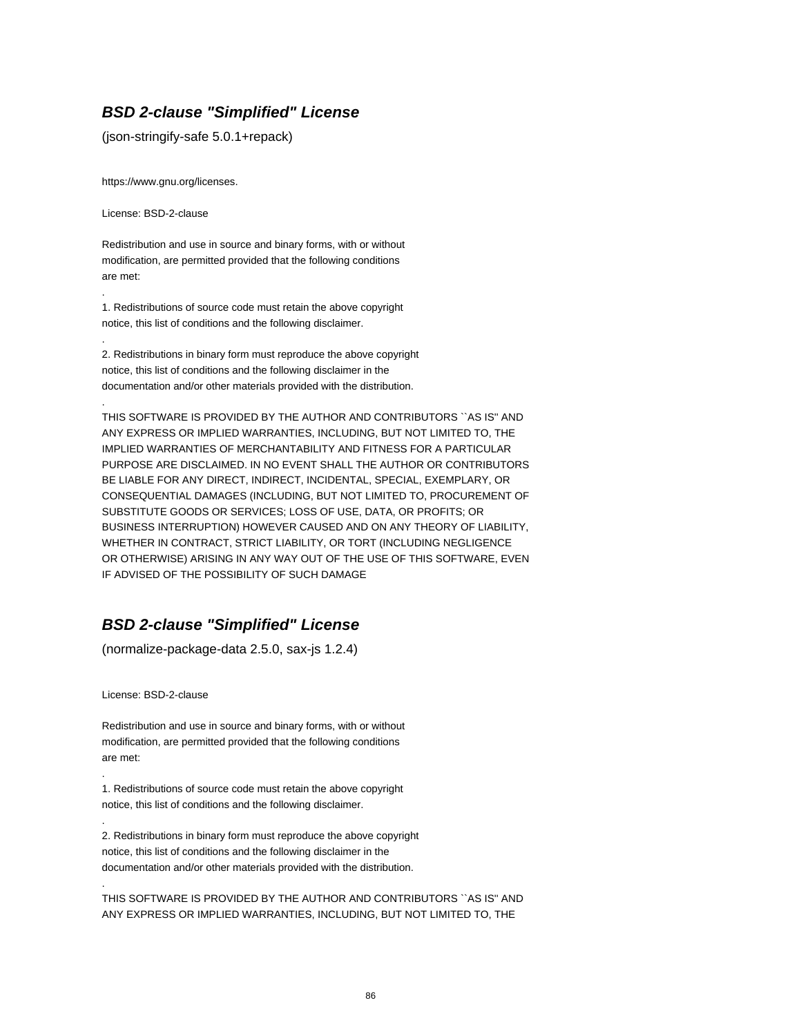### ***BSD 2-clause "Simplified" License***

(json-stringify-safe 5.0.1+repack)

https://www.gnu.org/licenses.

License: BSD-2-clause

Redistribution and use in source and binary forms, with or without
modification, are permitted provided that the following conditions
are met:

.

1. Redistributions of source code must retain the above copyright
notice, this list of conditions and the following disclaimer.

.

2. Redistributions in binary form must reproduce the above copyright
notice, this list of conditions and the following disclaimer in the
documentation and/or other materials provided with the distribution.

.

THIS SOFTWARE IS PROVIDED BY THE AUTHOR AND CONTRIBUTORS ``AS IS'' AND
ANY EXPRESS OR IMPLIED WARRANTIES, INCLUDING, BUT NOT LIMITED TO, THE
IMPLIED WARRANTIES OF MERCHANTABILITY AND FITNESS FOR A PARTICULAR
PURPOSE ARE DISCLAIMED. IN NO EVENT SHALL THE AUTHOR OR CONTRIBUTORS
BE LIABLE FOR ANY DIRECT, INDIRECT, INCIDENTAL, SPECIAL, EXEMPLARY, OR
CONSEQUENTIAL DAMAGES (INCLUDING, BUT NOT LIMITED TO, PROCUREMENT OF
SUBSTITUTE GOODS OR SERVICES; LOSS OF USE, DATA, OR PROFITS; OR
BUSINESS INTERRUPTION) HOWEVER CAUSED AND ON ANY THEORY OF LIABILITY,
WHETHER IN CONTRACT, STRICT LIABILITY, OR TORT (INCLUDING NEGLIGENCE
OR OTHERWISE) ARISING IN ANY WAY OUT OF THE USE OF THIS SOFTWARE, EVEN
IF ADVISED OF THE POSSIBILITY OF SUCH DAMAGE

### ***BSD 2-clause "Simplified" License***

(normalize-package-data 2.5.0, sax-js 1.2.4)

License: BSD-2-clause

Redistribution and use in source and binary forms, with or without
modification, are permitted provided that the following conditions
are met:

.

1. Redistributions of source code must retain the above copyright
notice, this list of conditions and the following disclaimer.

.

2. Redistributions in binary form must reproduce the above copyright
notice, this list of conditions and the following disclaimer in the
documentation and/or other materials provided with the distribution.

.

THIS SOFTWARE IS PROVIDED BY THE AUTHOR AND CONTRIBUTORS ``AS IS'' AND
ANY EXPRESS OR IMPLIED WARRANTIES, INCLUDING, BUT NOT LIMITED TO, THE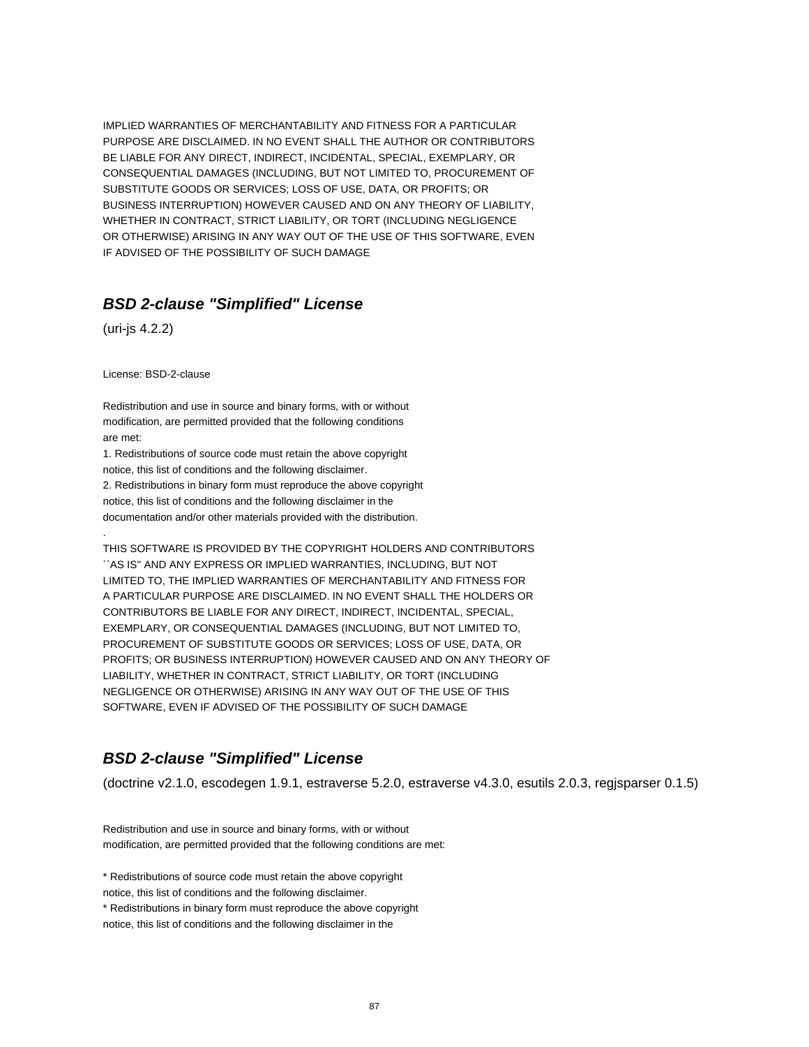IMPLIED WARRANTIES OF MERCHANTABILITY AND FITNESS FOR A PARTICULAR
PURPOSE ARE DISCLAIMED. IN NO EVENT SHALL THE AUTHOR OR CONTRIBUTORS
BE LIABLE FOR ANY DIRECT, INDIRECT, INCIDENTAL, SPECIAL, EXEMPLARY, OR
CONSEQUENTIAL DAMAGES (INCLUDING, BUT NOT LIMITED TO, PROCUREMENT OF
SUBSTITUTE GOODS OR SERVICES; LOSS OF USE, DATA, OR PROFITS; OR
BUSINESS INTERRUPTION) HOWEVER CAUSED AND ON ANY THEORY OF LIABILITY,
WHETHER IN CONTRACT, STRICT LIABILITY, OR TORT (INCLUDING NEGLIGENCE
OR OTHERWISE) ARISING IN ANY WAY OUT OF THE USE OF THIS SOFTWARE, EVEN
IF ADVISED OF THE POSSIBILITY OF SUCH DAMAGE

## *BSD 2-clause "Simplified" License*

(uri-js 4.2.2)

License: BSD-2-clause

Redistribution and use in source and binary forms, with or without
modification, are permitted provided that the following conditions
are met:
1. Redistributions of source code must retain the above copyright
notice, this list of conditions and the following disclaimer.
2. Redistributions in binary form must reproduce the above copyright
notice, this list of conditions and the following disclaimer in the
documentation and/or other materials provided with the distribution.
.
THIS SOFTWARE IS PROVIDED BY THE COPYRIGHT HOLDERS AND CONTRIBUTORS
``AS IS'' AND ANY EXPRESS OR IMPLIED WARRANTIES, INCLUDING, BUT NOT
LIMITED TO, THE IMPLIED WARRANTIES OF MERCHANTABILITY AND FITNESS FOR
A PARTICULAR PURPOSE ARE DISCLAIMED. IN NO EVENT SHALL THE HOLDERS OR
CONTRIBUTORS BE LIABLE FOR ANY DIRECT, INDIRECT, INCIDENTAL, SPECIAL,
EXEMPLARY, OR CONSEQUENTIAL DAMAGES (INCLUDING, BUT NOT LIMITED TO,
PROCUREMENT OF SUBSTITUTE GOODS OR SERVICES; LOSS OF USE, DATA, OR
PROFITS; OR BUSINESS INTERRUPTION) HOWEVER CAUSED AND ON ANY THEORY OF
LIABILITY, WHETHER IN CONTRACT, STRICT LIABILITY, OR TORT (INCLUDING
NEGLIGENCE OR OTHERWISE) ARISING IN ANY WAY OUT OF THE USE OF THIS
SOFTWARE, EVEN IF ADVISED OF THE POSSIBILITY OF SUCH DAMAGE

## *BSD 2-clause "Simplified" License*

(doctrine v2.1.0, escodegen 1.9.1, estraverse 5.2.0, estraverse v4.3.0, esutils 2.0.3, regjsparser 0.1.5)

Redistribution and use in source and binary forms, with or without
modification, are permitted provided that the following conditions are met:

* Redistributions of source code must retain the above copyright
notice, this list of conditions and the following disclaimer.
* Redistributions in binary form must reproduce the above copyright
notice, this list of conditions and the following disclaimer in the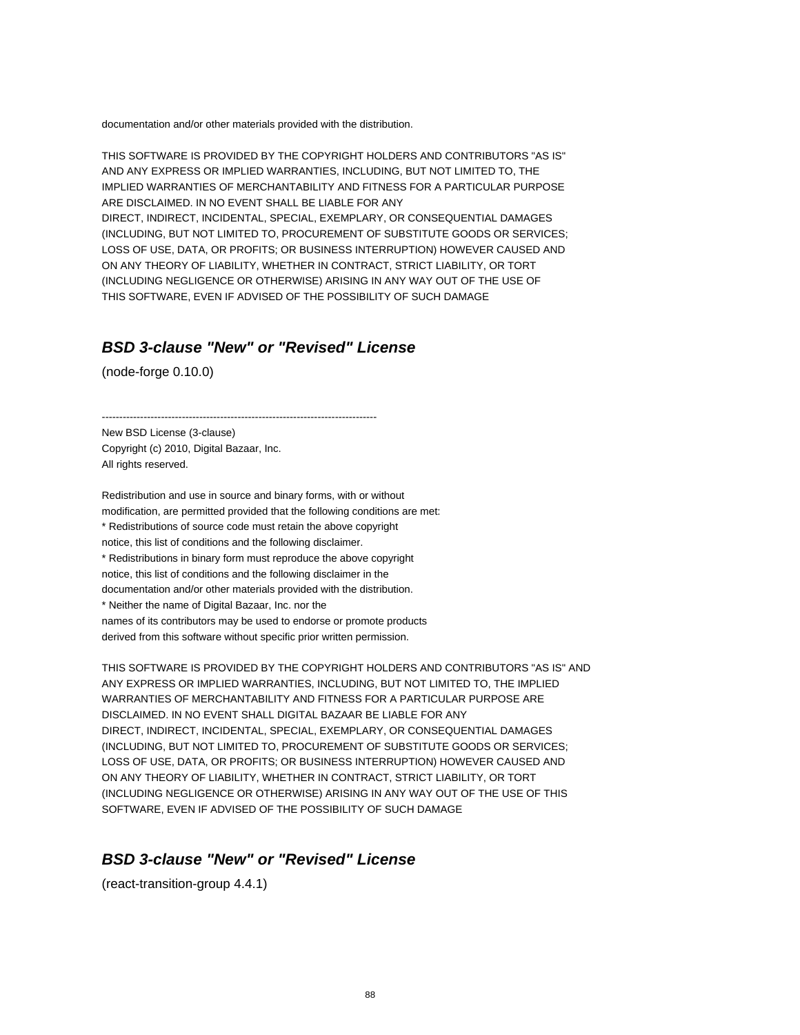documentation and/or other materials provided with the distribution.

THIS SOFTWARE IS PROVIDED BY THE COPYRIGHT HOLDERS AND CONTRIBUTORS "AS IS"
AND ANY EXPRESS OR IMPLIED WARRANTIES, INCLUDING, BUT NOT LIMITED TO, THE
IMPLIED WARRANTIES OF MERCHANTABILITY AND FITNESS FOR A PARTICULAR PURPOSE
ARE DISCLAIMED. IN NO EVENT SHALL BE LIABLE FOR ANY
DIRECT, INDIRECT, INCIDENTAL, SPECIAL, EXEMPLARY, OR CONSEQUENTIAL DAMAGES
(INCLUDING, BUT NOT LIMITED TO, PROCUREMENT OF SUBSTITUTE GOODS OR SERVICES;
LOSS OF USE, DATA, OR PROFITS; OR BUSINESS INTERRUPTION) HOWEVER CAUSED AND
ON ANY THEORY OF LIABILITY, WHETHER IN CONTRACT, STRICT LIABILITY, OR TORT
(INCLUDING NEGLIGENCE OR OTHERWISE) ARISING IN ANY WAY OUT OF THE USE OF
THIS SOFTWARE, EVEN IF ADVISED OF THE POSSIBILITY OF SUCH DAMAGE

## *BSD 3-clause "New" or "Revised" License*

(node-forge 0.10.0)

--------------------------------------------------------------------------------

New BSD License (3-clause)
Copyright (c) 2010, Digital Bazaar, Inc.
All rights reserved.

Redistribution and use in source and binary forms, with or without
modification, are permitted provided that the following conditions are met:
* Redistributions of source code must retain the above copyright
notice, this list of conditions and the following disclaimer.
* Redistributions in binary form must reproduce the above copyright
notice, this list of conditions and the following disclaimer in the
documentation and/or other materials provided with the distribution.
* Neither the name of Digital Bazaar, Inc. nor the
names of its contributors may be used to endorse or promote products
derived from this software without specific prior written permission.

THIS SOFTWARE IS PROVIDED BY THE COPYRIGHT HOLDERS AND CONTRIBUTORS "AS IS" AND
ANY EXPRESS OR IMPLIED WARRANTIES, INCLUDING, BUT NOT LIMITED TO, THE IMPLIED
WARRANTIES OF MERCHANTABILITY AND FITNESS FOR A PARTICULAR PURPOSE ARE
DISCLAIMED. IN NO EVENT SHALL DIGITAL BAZAAR BE LIABLE FOR ANY
DIRECT, INDIRECT, INCIDENTAL, SPECIAL, EXEMPLARY, OR CONSEQUENTIAL DAMAGES
(INCLUDING, BUT NOT LIMITED TO, PROCUREMENT OF SUBSTITUTE GOODS OR SERVICES;
LOSS OF USE, DATA, OR PROFITS; OR BUSINESS INTERRUPTION) HOWEVER CAUSED AND
ON ANY THEORY OF LIABILITY, WHETHER IN CONTRACT, STRICT LIABILITY, OR TORT
(INCLUDING NEGLIGENCE OR OTHERWISE) ARISING IN ANY WAY OUT OF THE USE OF THIS
SOFTWARE, EVEN IF ADVISED OF THE POSSIBILITY OF SUCH DAMAGE

## *BSD 3-clause "New" or "Revised" License*

(react-transition-group 4.4.1)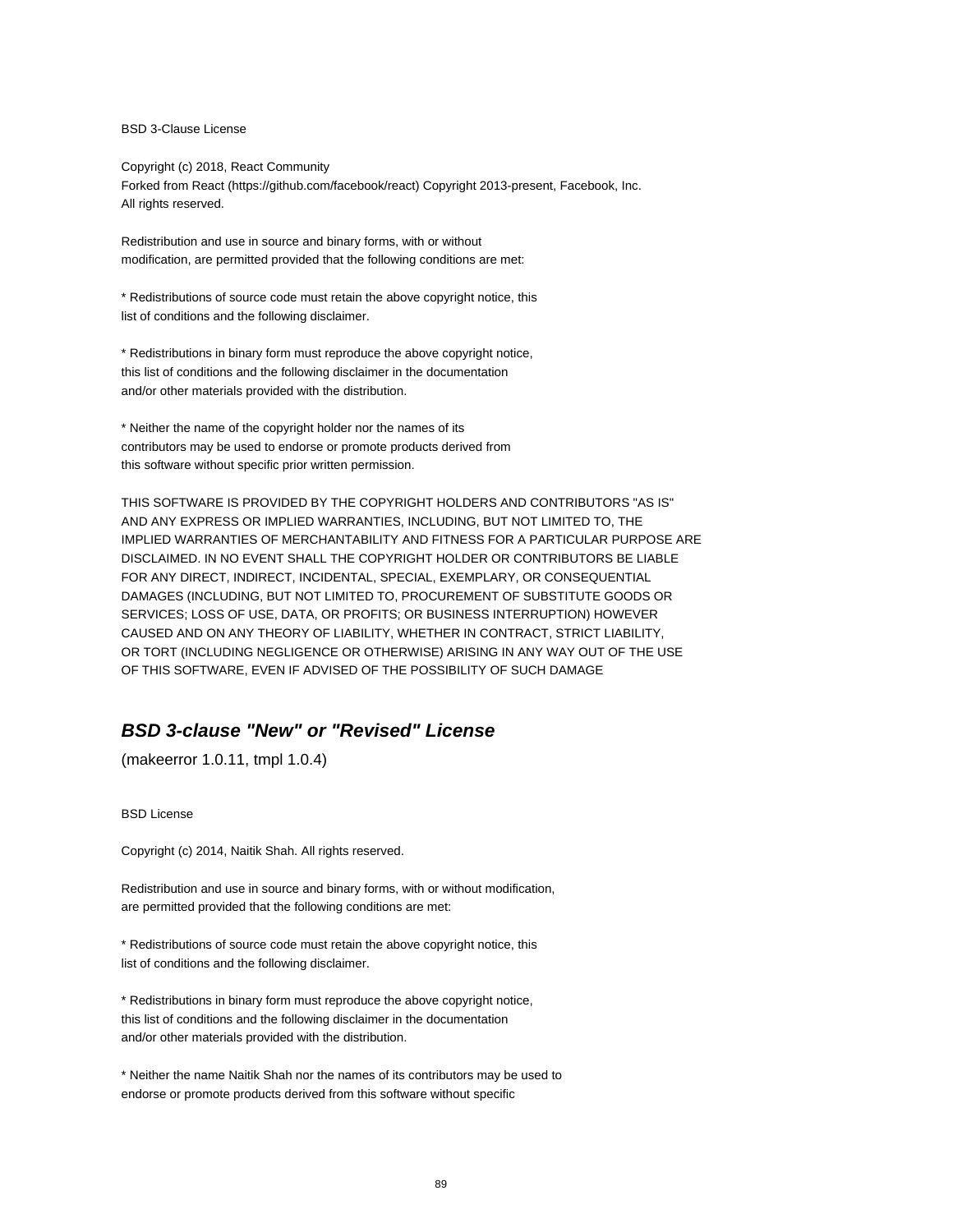BSD 3-Clause License

Copyright (c) 2018, React Community
Forked from React (https://github.com/facebook/react) Copyright 2013-present, Facebook, Inc.
All rights reserved.

Redistribution and use in source and binary forms, with or without
modification, are permitted provided that the following conditions are met:

* Redistributions of source code must retain the above copyright notice, this
list of conditions and the following disclaimer.

* Redistributions in binary form must reproduce the above copyright notice,
this list of conditions and the following disclaimer in the documentation
and/or other materials provided with the distribution.

* Neither the name of the copyright holder nor the names of its
contributors may be used to endorse or promote products derived from
this software without specific prior written permission.

THIS SOFTWARE IS PROVIDED BY THE COPYRIGHT HOLDERS AND CONTRIBUTORS "AS IS"
AND ANY EXPRESS OR IMPLIED WARRANTIES, INCLUDING, BUT NOT LIMITED TO, THE
IMPLIED WARRANTIES OF MERCHANTABILITY AND FITNESS FOR A PARTICULAR PURPOSE ARE
DISCLAIMED. IN NO EVENT SHALL THE COPYRIGHT HOLDER OR CONTRIBUTORS BE LIABLE
FOR ANY DIRECT, INDIRECT, INCIDENTAL, SPECIAL, EXEMPLARY, OR CONSEQUENTIAL
DAMAGES (INCLUDING, BUT NOT LIMITED TO, PROCUREMENT OF SUBSTITUTE GOODS OR
SERVICES; LOSS OF USE, DATA, OR PROFITS; OR BUSINESS INTERRUPTION) HOWEVER
CAUSED AND ON ANY THEORY OF LIABILITY, WHETHER IN CONTRACT, STRICT LIABILITY,
OR TORT (INCLUDING NEGLIGENCE OR OTHERWISE) ARISING IN ANY WAY OUT OF THE USE
OF THIS SOFTWARE, EVEN IF ADVISED OF THE POSSIBILITY OF SUCH DAMAGE

## *BSD 3-clause "New" or "Revised" License*

(makeerror 1.0.11, tmpl 1.0.4)

BSD License

Copyright (c) 2014, Naitik Shah. All rights reserved.

Redistribution and use in source and binary forms, with or without modification,
are permitted provided that the following conditions are met:

* Redistributions of source code must retain the above copyright notice, this
list of conditions and the following disclaimer.

* Redistributions in binary form must reproduce the above copyright notice,
this list of conditions and the following disclaimer in the documentation
and/or other materials provided with the distribution.

* Neither the name Naitik Shah nor the names of its contributors may be used to
endorse or promote products derived from this software without specific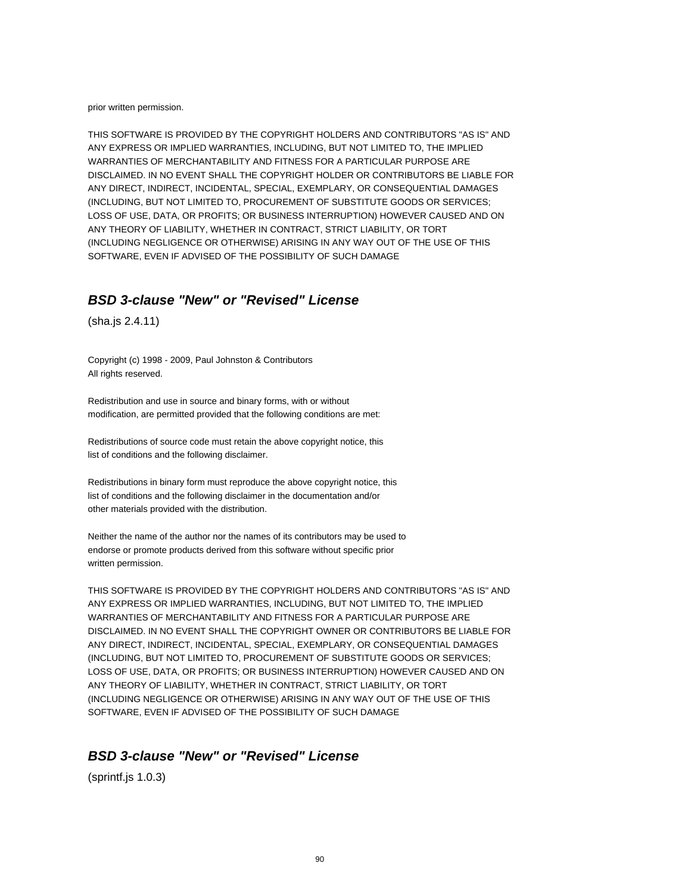prior written permission.

THIS SOFTWARE IS PROVIDED BY THE COPYRIGHT HOLDERS AND CONTRIBUTORS "AS IS" AND ANY EXPRESS OR IMPLIED WARRANTIES, INCLUDING, BUT NOT LIMITED TO, THE IMPLIED WARRANTIES OF MERCHANTABILITY AND FITNESS FOR A PARTICULAR PURPOSE ARE DISCLAIMED. IN NO EVENT SHALL THE COPYRIGHT HOLDER OR CONTRIBUTORS BE LIABLE FOR ANY DIRECT, INDIRECT, INCIDENTAL, SPECIAL, EXEMPLARY, OR CONSEQUENTIAL DAMAGES (INCLUDING, BUT NOT LIMITED TO, PROCUREMENT OF SUBSTITUTE GOODS OR SERVICES; LOSS OF USE, DATA, OR PROFITS; OR BUSINESS INTERRUPTION) HOWEVER CAUSED AND ON ANY THEORY OF LIABILITY, WHETHER IN CONTRACT, STRICT LIABILITY, OR TORT (INCLUDING NEGLIGENCE OR OTHERWISE) ARISING IN ANY WAY OUT OF THE USE OF THIS SOFTWARE, EVEN IF ADVISED OF THE POSSIBILITY OF SUCH DAMAGE

## *BSD 3-clause "New" or "Revised" License*

(sha.js 2.4.11)

Copyright (c) 1998 - 2009, Paul Johnston & Contributors
All rights reserved.

Redistribution and use in source and binary forms, with or without modification, are permitted provided that the following conditions are met:

Redistributions of source code must retain the above copyright notice, this list of conditions and the following disclaimer.

Redistributions in binary form must reproduce the above copyright notice, this list of conditions and the following disclaimer in the documentation and/or other materials provided with the distribution.

Neither the name of the author nor the names of its contributors may be used to endorse or promote products derived from this software without specific prior written permission.

THIS SOFTWARE IS PROVIDED BY THE COPYRIGHT HOLDERS AND CONTRIBUTORS "AS IS" AND ANY EXPRESS OR IMPLIED WARRANTIES, INCLUDING, BUT NOT LIMITED TO, THE IMPLIED WARRANTIES OF MERCHANTABILITY AND FITNESS FOR A PARTICULAR PURPOSE ARE DISCLAIMED. IN NO EVENT SHALL THE COPYRIGHT OWNER OR CONTRIBUTORS BE LIABLE FOR ANY DIRECT, INDIRECT, INCIDENTAL, SPECIAL, EXEMPLARY, OR CONSEQUENTIAL DAMAGES (INCLUDING, BUT NOT LIMITED TO, PROCUREMENT OF SUBSTITUTE GOODS OR SERVICES; LOSS OF USE, DATA, OR PROFITS; OR BUSINESS INTERRUPTION) HOWEVER CAUSED AND ON ANY THEORY OF LIABILITY, WHETHER IN CONTRACT, STRICT LIABILITY, OR TORT (INCLUDING NEGLIGENCE OR OTHERWISE) ARISING IN ANY WAY OUT OF THE USE OF THIS SOFTWARE, EVEN IF ADVISED OF THE POSSIBILITY OF SUCH DAMAGE

## *BSD 3-clause "New" or "Revised" License*

(sprintf.js 1.0.3)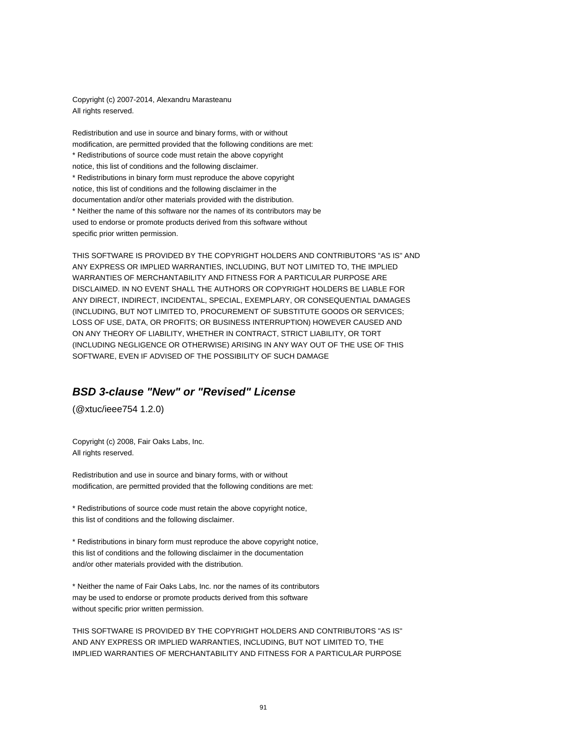Copyright (c) 2007-2014, Alexandru Marasteanu
All rights reserved.

Redistribution and use in source and binary forms, with or without
modification, are permitted provided that the following conditions are met:
* Redistributions of source code must retain the above copyright
notice, this list of conditions and the following disclaimer.
* Redistributions in binary form must reproduce the above copyright
notice, this list of conditions and the following disclaimer in the
documentation and/or other materials provided with the distribution.
* Neither the name of this software nor the names of its contributors may be
used to endorse or promote products derived from this software without
specific prior written permission.

THIS SOFTWARE IS PROVIDED BY THE COPYRIGHT HOLDERS AND CONTRIBUTORS "AS IS" AND
ANY EXPRESS OR IMPLIED WARRANTIES, INCLUDING, BUT NOT LIMITED TO, THE IMPLIED
WARRANTIES OF MERCHANTABILITY AND FITNESS FOR A PARTICULAR PURPOSE ARE
DISCLAIMED. IN NO EVENT SHALL THE AUTHORS OR COPYRIGHT HOLDERS BE LIABLE FOR
ANY DIRECT, INDIRECT, INCIDENTAL, SPECIAL, EXEMPLARY, OR CONSEQUENTIAL DAMAGES
(INCLUDING, BUT NOT LIMITED TO, PROCUREMENT OF SUBSTITUTE GOODS OR SERVICES;
LOSS OF USE, DATA, OR PROFITS; OR BUSINESS INTERRUPTION) HOWEVER CAUSED AND
ON ANY THEORY OF LIABILITY, WHETHER IN CONTRACT, STRICT LIABILITY, OR TORT
(INCLUDING NEGLIGENCE OR OTHERWISE) ARISING IN ANY WAY OUT OF THE USE OF THIS
SOFTWARE, EVEN IF ADVISED OF THE POSSIBILITY OF SUCH DAMAGE

## *BSD 3-clause "New" or "Revised" License*

(@xtuc/ieee754 1.2.0)

Copyright (c) 2008, Fair Oaks Labs, Inc.
All rights reserved.

Redistribution and use in source and binary forms, with or without
modification, are permitted provided that the following conditions are met:

* Redistributions of source code must retain the above copyright notice,
this list of conditions and the following disclaimer.

* Redistributions in binary form must reproduce the above copyright notice,
this list of conditions and the following disclaimer in the documentation
and/or other materials provided with the distribution.

* Neither the name of Fair Oaks Labs, Inc. nor the names of its contributors
may be used to endorse or promote products derived from this software
without specific prior written permission.

THIS SOFTWARE IS PROVIDED BY THE COPYRIGHT HOLDERS AND CONTRIBUTORS "AS IS"
AND ANY EXPRESS OR IMPLIED WARRANTIES, INCLUDING, BUT NOT LIMITED TO, THE
IMPLIED WARRANTIES OF MERCHANTABILITY AND FITNESS FOR A PARTICULAR PURPOSE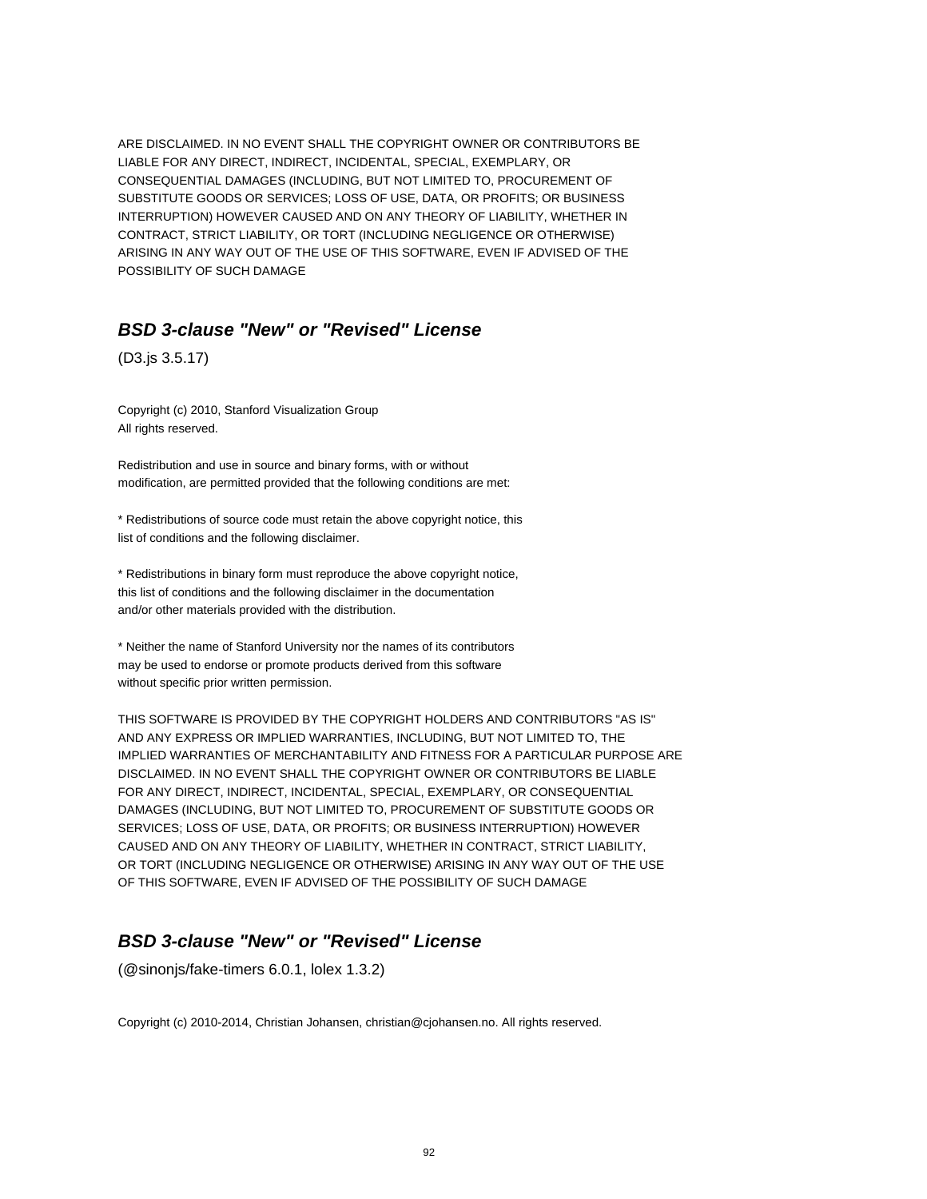ARE DISCLAIMED. IN NO EVENT SHALL THE COPYRIGHT OWNER OR CONTRIBUTORS BE LIABLE FOR ANY DIRECT, INDIRECT, INCIDENTAL, SPECIAL, EXEMPLARY, OR CONSEQUENTIAL DAMAGES (INCLUDING, BUT NOT LIMITED TO, PROCUREMENT OF SUBSTITUTE GOODS OR SERVICES; LOSS OF USE, DATA, OR PROFITS; OR BUSINESS INTERRUPTION) HOWEVER CAUSED AND ON ANY THEORY OF LIABILITY, WHETHER IN CONTRACT, STRICT LIABILITY, OR TORT (INCLUDING NEGLIGENCE OR OTHERWISE) ARISING IN ANY WAY OUT OF THE USE OF THIS SOFTWARE, EVEN IF ADVISED OF THE POSSIBILITY OF SUCH DAMAGE

## ***BSD 3-clause "New" or "Revised" License***

(D3.js 3.5.17)

Copyright (c) 2010, Stanford Visualization Group
All rights reserved.

Redistribution and use in source and binary forms, with or without modification, are permitted provided that the following conditions are met:

* Redistributions of source code must retain the above copyright notice, this list of conditions and the following disclaimer.

* Redistributions in binary form must reproduce the above copyright notice, this list of conditions and the following disclaimer in the documentation and/or other materials provided with the distribution.

* Neither the name of Stanford University nor the names of its contributors may be used to endorse or promote products derived from this software without specific prior written permission.

THIS SOFTWARE IS PROVIDED BY THE COPYRIGHT HOLDERS AND CONTRIBUTORS "AS IS" AND ANY EXPRESS OR IMPLIED WARRANTIES, INCLUDING, BUT NOT LIMITED TO, THE IMPLIED WARRANTIES OF MERCHANTABILITY AND FITNESS FOR A PARTICULAR PURPOSE ARE DISCLAIMED. IN NO EVENT SHALL THE COPYRIGHT OWNER OR CONTRIBUTORS BE LIABLE FOR ANY DIRECT, INDIRECT, INCIDENTAL, SPECIAL, EXEMPLARY, OR CONSEQUENTIAL DAMAGES (INCLUDING, BUT NOT LIMITED TO, PROCUREMENT OF SUBSTITUTE GOODS OR SERVICES; LOSS OF USE, DATA, OR PROFITS; OR BUSINESS INTERRUPTION) HOWEVER CAUSED AND ON ANY THEORY OF LIABILITY, WHETHER IN CONTRACT, STRICT LIABILITY, OR TORT (INCLUDING NEGLIGENCE OR OTHERWISE) ARISING IN ANY WAY OUT OF THE USE OF THIS SOFTWARE, EVEN IF ADVISED OF THE POSSIBILITY OF SUCH DAMAGE

## ***BSD 3-clause "New" or "Revised" License***

(@sinonjs/fake-timers 6.0.1, lolex 1.3.2)

Copyright (c) 2010-2014, Christian Johansen, christian@cjohansen.no. All rights reserved.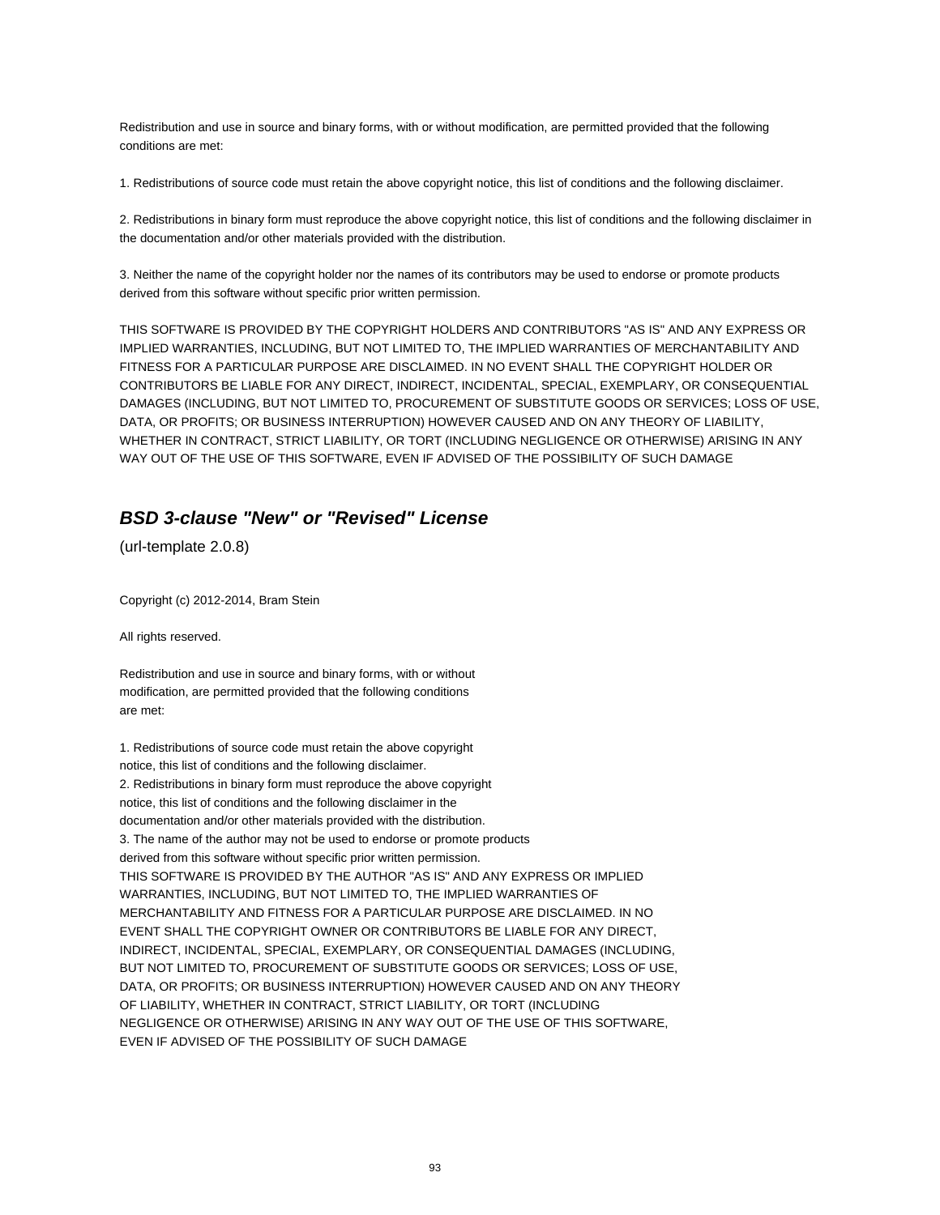Redistribution and use in source and binary forms, with or without modification, are permitted provided that the following conditions are met:

1. Redistributions of source code must retain the above copyright notice, this list of conditions and the following disclaimer.

2. Redistributions in binary form must reproduce the above copyright notice, this list of conditions and the following disclaimer in the documentation and/or other materials provided with the distribution.

3. Neither the name of the copyright holder nor the names of its contributors may be used to endorse or promote products derived from this software without specific prior written permission.

THIS SOFTWARE IS PROVIDED BY THE COPYRIGHT HOLDERS AND CONTRIBUTORS "AS IS" AND ANY EXPRESS OR IMPLIED WARRANTIES, INCLUDING, BUT NOT LIMITED TO, THE IMPLIED WARRANTIES OF MERCHANTABILITY AND FITNESS FOR A PARTICULAR PURPOSE ARE DISCLAIMED. IN NO EVENT SHALL THE COPYRIGHT HOLDER OR CONTRIBUTORS BE LIABLE FOR ANY DIRECT, INDIRECT, INCIDENTAL, SPECIAL, EXEMPLARY, OR CONSEQUENTIAL DAMAGES (INCLUDING, BUT NOT LIMITED TO, PROCUREMENT OF SUBSTITUTE GOODS OR SERVICES; LOSS OF USE, DATA, OR PROFITS; OR BUSINESS INTERRUPTION) HOWEVER CAUSED AND ON ANY THEORY OF LIABILITY, WHETHER IN CONTRACT, STRICT LIABILITY, OR TORT (INCLUDING NEGLIGENCE OR OTHERWISE) ARISING IN ANY WAY OUT OF THE USE OF THIS SOFTWARE, EVEN IF ADVISED OF THE POSSIBILITY OF SUCH DAMAGE

## *BSD 3-clause "New" or "Revised" License*

(url-template 2.0.8)

Copyright (c) 2012-2014, Bram Stein

All rights reserved.

Redistribution and use in source and binary forms, with or without
modification, are permitted provided that the following conditions
are met:

1. Redistributions of source code must retain the above copyright
notice, this list of conditions and the following disclaimer.
2. Redistributions in binary form must reproduce the above copyright
notice, this list of conditions and the following disclaimer in the
documentation and/or other materials provided with the distribution.
3. The name of the author may not be used to endorse or promote products
derived from this software without specific prior written permission.

THIS SOFTWARE IS PROVIDED BY THE AUTHOR "AS IS" AND ANY EXPRESS OR IMPLIED
WARRANTIES, INCLUDING, BUT NOT LIMITED TO, THE IMPLIED WARRANTIES OF
MERCHANTABILITY AND FITNESS FOR A PARTICULAR PURPOSE ARE DISCLAIMED. IN NO
EVENT SHALL THE COPYRIGHT OWNER OR CONTRIBUTORS BE LIABLE FOR ANY DIRECT,
INDIRECT, INCIDENTAL, SPECIAL, EXEMPLARY, OR CONSEQUENTIAL DAMAGES (INCLUDING,
BUT NOT LIMITED TO, PROCUREMENT OF SUBSTITUTE GOODS OR SERVICES; LOSS OF USE,
DATA, OR PROFITS; OR BUSINESS INTERRUPTION) HOWEVER CAUSED AND ON ANY THEORY
OF LIABILITY, WHETHER IN CONTRACT, STRICT LIABILITY, OR TORT (INCLUDING
NEGLIGENCE OR OTHERWISE) ARISING IN ANY WAY OUT OF THE USE OF THIS SOFTWARE,
EVEN IF ADVISED OF THE POSSIBILITY OF SUCH DAMAGE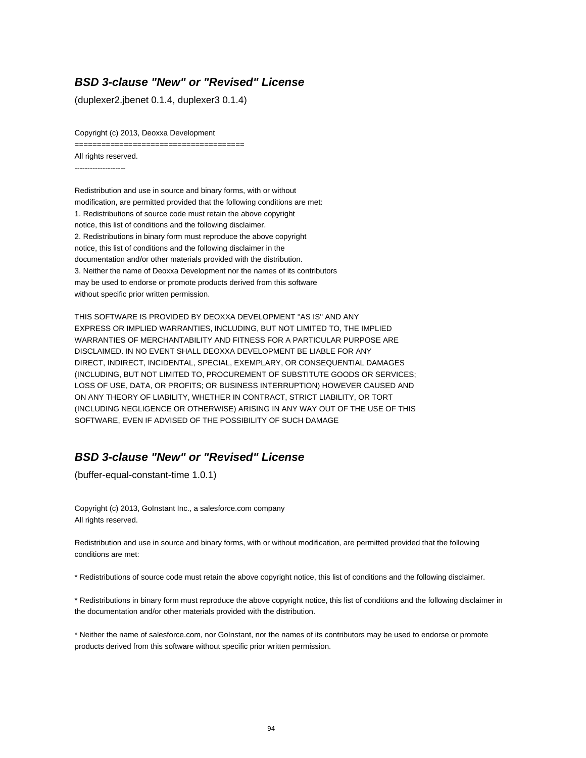### ***BSD 3-clause "New" or "Revised" License***

(duplexer2.jbenet 0.1.4, duplexer3 0.1.4)

Copyright (c) 2013, Deoxxa Development
======================================
All rights reserved.
--------------------

Redistribution and use in source and binary forms, with or without
modification, are permitted provided that the following conditions are met:
1. Redistributions of source code must retain the above copyright
notice, this list of conditions and the following disclaimer.
2. Redistributions in binary form must reproduce the above copyright
notice, this list of conditions and the following disclaimer in the
documentation and/or other materials provided with the distribution.
3. Neither the name of Deoxxa Development nor the names of its contributors
may be used to endorse or promote products derived from this software
without specific prior written permission.

THIS SOFTWARE IS PROVIDED BY DEOXXA DEVELOPMENT ''AS IS'' AND ANY
EXPRESS OR IMPLIED WARRANTIES, INCLUDING, BUT NOT LIMITED TO, THE IMPLIED
WARRANTIES OF MERCHANTABILITY AND FITNESS FOR A PARTICULAR PURPOSE ARE
DISCLAIMED. IN NO EVENT SHALL DEOXXA DEVELOPMENT BE LIABLE FOR ANY
DIRECT, INDIRECT, INCIDENTAL, SPECIAL, EXEMPLARY, OR CONSEQUENTIAL DAMAGES
(INCLUDING, BUT NOT LIMITED TO, PROCUREMENT OF SUBSTITUTE GOODS OR SERVICES;
LOSS OF USE, DATA, OR PROFITS; OR BUSINESS INTERRUPTION) HOWEVER CAUSED AND
ON ANY THEORY OF LIABILITY, WHETHER IN CONTRACT, STRICT LIABILITY, OR TORT
(INCLUDING NEGLIGENCE OR OTHERWISE) ARISING IN ANY WAY OUT OF THE USE OF THIS
SOFTWARE, EVEN IF ADVISED OF THE POSSIBILITY OF SUCH DAMAGE

### ***BSD 3-clause "New" or "Revised" License***

(buffer-equal-constant-time 1.0.1)

Copyright (c) 2013, GoInstant Inc., a salesforce.com company
All rights reserved.

Redistribution and use in source and binary forms, with or without modification, are permitted provided that the following conditions are met:

* Redistributions of source code must retain the above copyright notice, this list of conditions and the following disclaimer.

* Redistributions in binary form must reproduce the above copyright notice, this list of conditions and the following disclaimer in the documentation and/or other materials provided with the distribution.

* Neither the name of salesforce.com, nor GoInstant, nor the names of its contributors may be used to endorse or promote products derived from this software without specific prior written permission.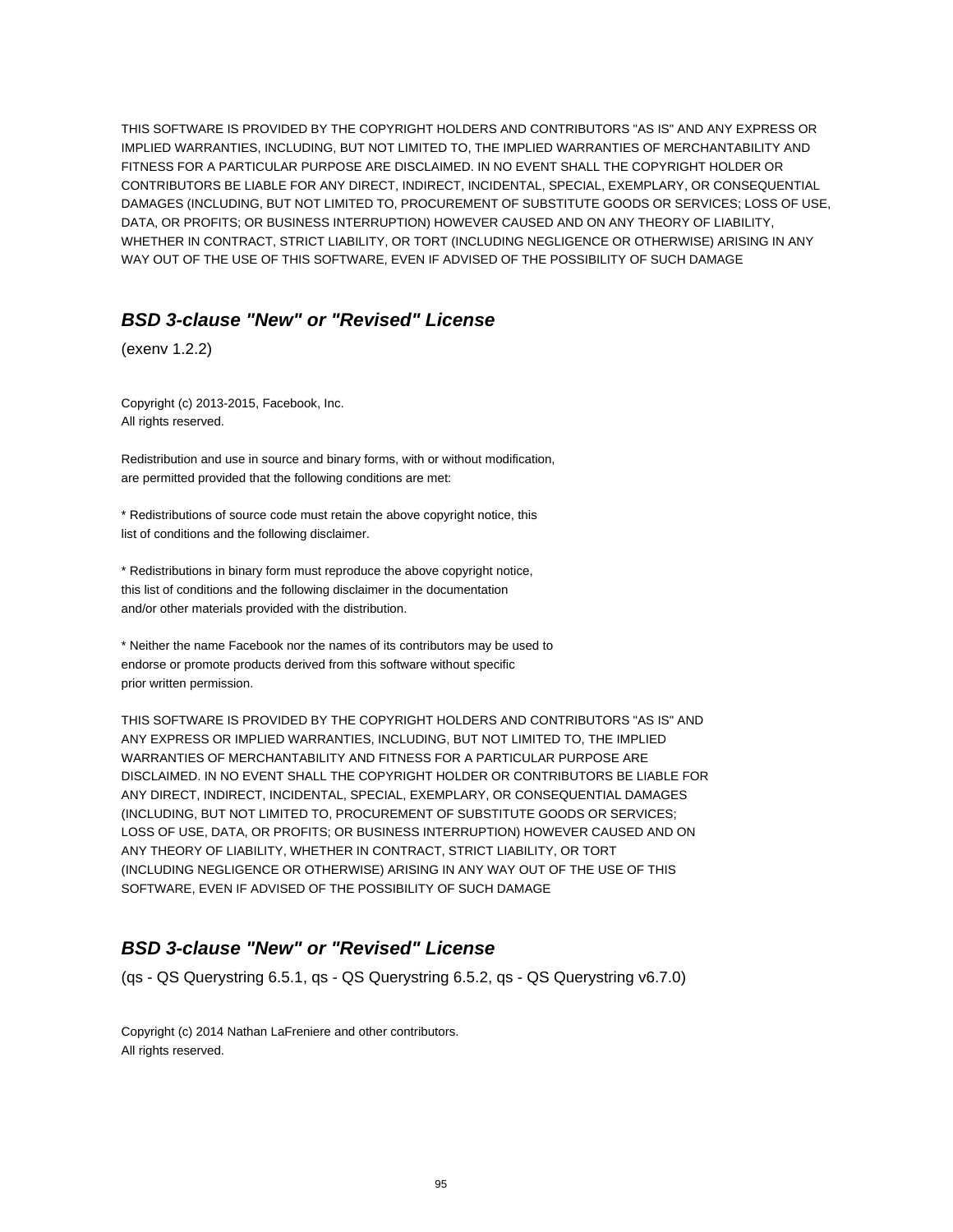THIS SOFTWARE IS PROVIDED BY THE COPYRIGHT HOLDERS AND CONTRIBUTORS "AS IS" AND ANY EXPRESS OR IMPLIED WARRANTIES, INCLUDING, BUT NOT LIMITED TO, THE IMPLIED WARRANTIES OF MERCHANTABILITY AND FITNESS FOR A PARTICULAR PURPOSE ARE DISCLAIMED. IN NO EVENT SHALL THE COPYRIGHT HOLDER OR CONTRIBUTORS BE LIABLE FOR ANY DIRECT, INDIRECT, INCIDENTAL, SPECIAL, EXEMPLARY, OR CONSEQUENTIAL DAMAGES (INCLUDING, BUT NOT LIMITED TO, PROCUREMENT OF SUBSTITUTE GOODS OR SERVICES; LOSS OF USE, DATA, OR PROFITS; OR BUSINESS INTERRUPTION) HOWEVER CAUSED AND ON ANY THEORY OF LIABILITY, WHETHER IN CONTRACT, STRICT LIABILITY, OR TORT (INCLUDING NEGLIGENCE OR OTHERWISE) ARISING IN ANY WAY OUT OF THE USE OF THIS SOFTWARE, EVEN IF ADVISED OF THE POSSIBILITY OF SUCH DAMAGE

## ***BSD 3-clause "New" or "Revised" License***

(exenv 1.2.2)

Copyright (c) 2013-2015, Facebook, Inc.
All rights reserved.

Redistribution and use in source and binary forms, with or without modification,
are permitted provided that the following conditions are met:

* Redistributions of source code must retain the above copyright notice, this
list of conditions and the following disclaimer.

* Redistributions in binary form must reproduce the above copyright notice,
this list of conditions and the following disclaimer in the documentation
and/or other materials provided with the distribution.

* Neither the name Facebook nor the names of its contributors may be used to
endorse or promote products derived from this software without specific
prior written permission.

THIS SOFTWARE IS PROVIDED BY THE COPYRIGHT HOLDERS AND CONTRIBUTORS "AS IS" AND ANY EXPRESS OR IMPLIED WARRANTIES, INCLUDING, BUT NOT LIMITED TO, THE IMPLIED WARRANTIES OF MERCHANTABILITY AND FITNESS FOR A PARTICULAR PURPOSE ARE DISCLAIMED. IN NO EVENT SHALL THE COPYRIGHT HOLDER OR CONTRIBUTORS BE LIABLE FOR ANY DIRECT, INDIRECT, INCIDENTAL, SPECIAL, EXEMPLARY, OR CONSEQUENTIAL DAMAGES (INCLUDING, BUT NOT LIMITED TO, PROCUREMENT OF SUBSTITUTE GOODS OR SERVICES; LOSS OF USE, DATA, OR PROFITS; OR BUSINESS INTERRUPTION) HOWEVER CAUSED AND ON ANY THEORY OF LIABILITY, WHETHER IN CONTRACT, STRICT LIABILITY, OR TORT (INCLUDING NEGLIGENCE OR OTHERWISE) ARISING IN ANY WAY OUT OF THE USE OF THIS SOFTWARE, EVEN IF ADVISED OF THE POSSIBILITY OF SUCH DAMAGE

## ***BSD 3-clause "New" or "Revised" License***

(qs - QS Querystring 6.5.1, qs - QS Querystring 6.5.2, qs - QS Querystring v6.7.0)

Copyright (c) 2014 Nathan LaFreniere and other contributors.
All rights reserved.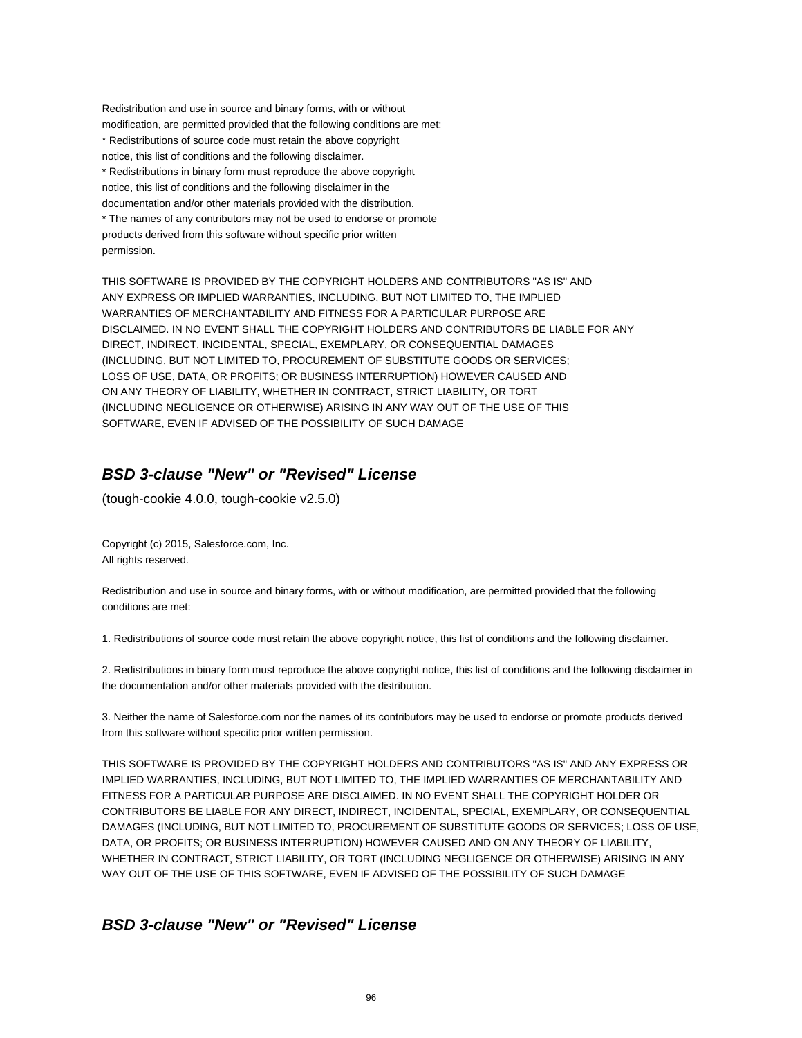Redistribution and use in source and binary forms, with or without
modification, are permitted provided that the following conditions are met:
* Redistributions of source code must retain the above copyright
notice, this list of conditions and the following disclaimer.
* Redistributions in binary form must reproduce the above copyright
notice, this list of conditions and the following disclaimer in the
documentation and/or other materials provided with the distribution.
* The names of any contributors may not be used to endorse or promote
products derived from this software without specific prior written
permission.

THIS SOFTWARE IS PROVIDED BY THE COPYRIGHT HOLDERS AND CONTRIBUTORS "AS IS" AND
ANY EXPRESS OR IMPLIED WARRANTIES, INCLUDING, BUT NOT LIMITED TO, THE IMPLIED
WARRANTIES OF MERCHANTABILITY AND FITNESS FOR A PARTICULAR PURPOSE ARE
DISCLAIMED. IN NO EVENT SHALL THE COPYRIGHT HOLDERS AND CONTRIBUTORS BE LIABLE FOR ANY
DIRECT, INDIRECT, INCIDENTAL, SPECIAL, EXEMPLARY, OR CONSEQUENTIAL DAMAGES
(INCLUDING, BUT NOT LIMITED TO, PROCUREMENT OF SUBSTITUTE GOODS OR SERVICES;
LOSS OF USE, DATA, OR PROFITS; OR BUSINESS INTERRUPTION) HOWEVER CAUSED AND
ON ANY THEORY OF LIABILITY, WHETHER IN CONTRACT, STRICT LIABILITY, OR TORT
(INCLUDING NEGLIGENCE OR OTHERWISE) ARISING IN ANY WAY OUT OF THE USE OF THIS
SOFTWARE, EVEN IF ADVISED OF THE POSSIBILITY OF SUCH DAMAGE

## *BSD 3-clause "New" or "Revised" License*

(tough-cookie 4.0.0, tough-cookie v2.5.0)

Copyright (c) 2015, Salesforce.com, Inc.
All rights reserved.

Redistribution and use in source and binary forms, with or without modification, are permitted provided that the following conditions are met:

1. Redistributions of source code must retain the above copyright notice, this list of conditions and the following disclaimer.

2. Redistributions in binary form must reproduce the above copyright notice, this list of conditions and the following disclaimer in the documentation and/or other materials provided with the distribution.

3. Neither the name of Salesforce.com nor the names of its contributors may be used to endorse or promote products derived from this software without specific prior written permission.

THIS SOFTWARE IS PROVIDED BY THE COPYRIGHT HOLDERS AND CONTRIBUTORS "AS IS" AND ANY EXPRESS OR IMPLIED WARRANTIES, INCLUDING, BUT NOT LIMITED TO, THE IMPLIED WARRANTIES OF MERCHANTABILITY AND FITNESS FOR A PARTICULAR PURPOSE ARE DISCLAIMED. IN NO EVENT SHALL THE COPYRIGHT HOLDER OR CONTRIBUTORS BE LIABLE FOR ANY DIRECT, INDIRECT, INCIDENTAL, SPECIAL, EXEMPLARY, OR CONSEQUENTIAL DAMAGES (INCLUDING, BUT NOT LIMITED TO, PROCUREMENT OF SUBSTITUTE GOODS OR SERVICES; LOSS OF USE, DATA, OR PROFITS; OR BUSINESS INTERRUPTION) HOWEVER CAUSED AND ON ANY THEORY OF LIABILITY, WHETHER IN CONTRACT, STRICT LIABILITY, OR TORT (INCLUDING NEGLIGENCE OR OTHERWISE) ARISING IN ANY WAY OUT OF THE USE OF THIS SOFTWARE, EVEN IF ADVISED OF THE POSSIBILITY OF SUCH DAMAGE

## *BSD 3-clause "New" or "Revised" License*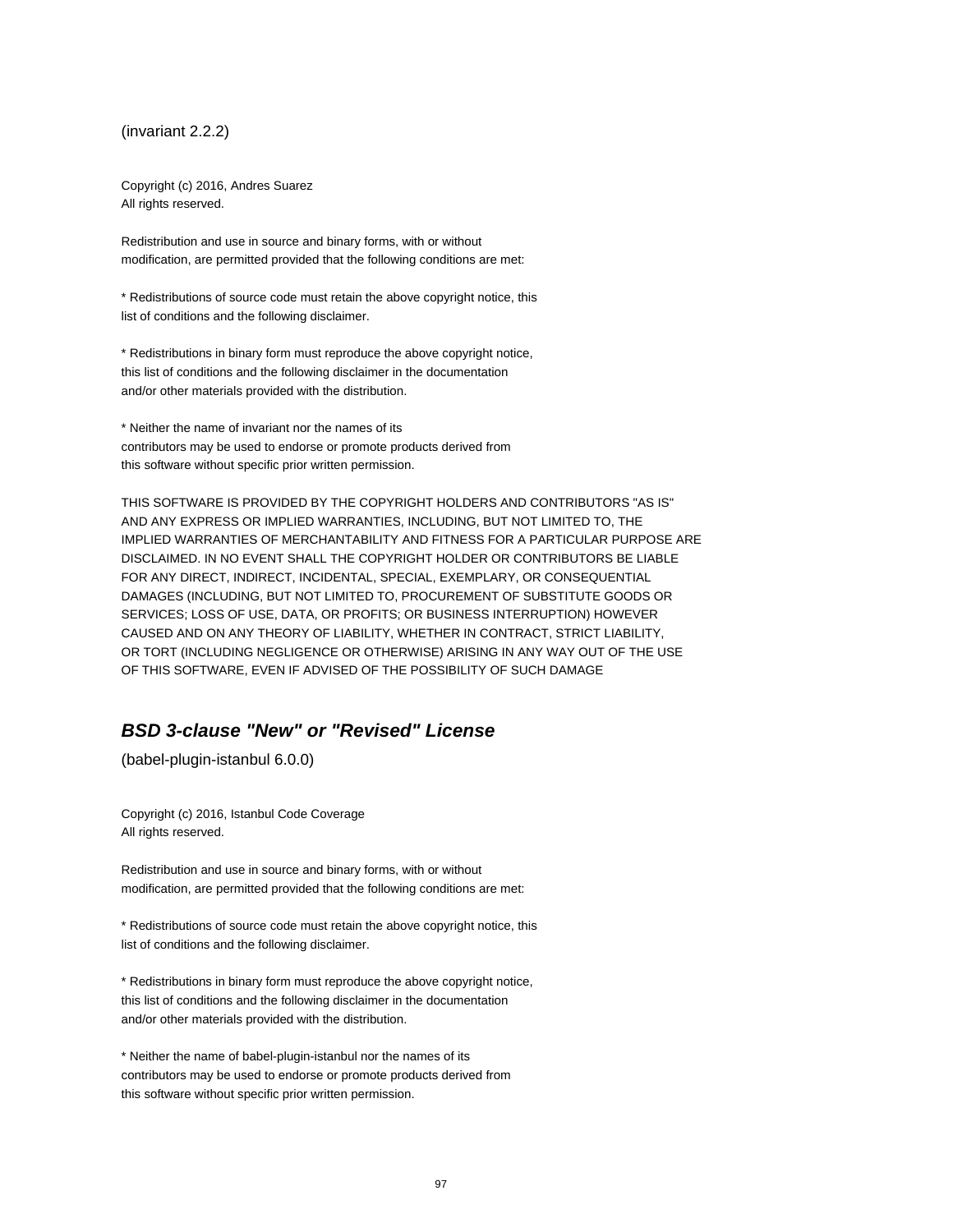(invariant 2.2.2)

Copyright (c) 2016, Andres Suarez
All rights reserved.

Redistribution and use in source and binary forms, with or without
modification, are permitted provided that the following conditions are met:

* Redistributions of source code must retain the above copyright notice, this
list of conditions and the following disclaimer.

* Redistributions in binary form must reproduce the above copyright notice,
this list of conditions and the following disclaimer in the documentation
and/or other materials provided with the distribution.

* Neither the name of invariant nor the names of its
contributors may be used to endorse or promote products derived from
this software without specific prior written permission.

THIS SOFTWARE IS PROVIDED BY THE COPYRIGHT HOLDERS AND CONTRIBUTORS "AS IS"
AND ANY EXPRESS OR IMPLIED WARRANTIES, INCLUDING, BUT NOT LIMITED TO, THE
IMPLIED WARRANTIES OF MERCHANTABILITY AND FITNESS FOR A PARTICULAR PURPOSE ARE
DISCLAIMED. IN NO EVENT SHALL THE COPYRIGHT HOLDER OR CONTRIBUTORS BE LIABLE
FOR ANY DIRECT, INDIRECT, INCIDENTAL, SPECIAL, EXEMPLARY, OR CONSEQUENTIAL
DAMAGES (INCLUDING, BUT NOT LIMITED TO, PROCUREMENT OF SUBSTITUTE GOODS OR
SERVICES; LOSS OF USE, DATA, OR PROFITS; OR BUSINESS INTERRUPTION) HOWEVER
CAUSED AND ON ANY THEORY OF LIABILITY, WHETHER IN CONTRACT, STRICT LIABILITY,
OR TORT (INCLUDING NEGLIGENCE OR OTHERWISE) ARISING IN ANY WAY OUT OF THE USE
OF THIS SOFTWARE, EVEN IF ADVISED OF THE POSSIBILITY OF SUCH DAMAGE

## ***BSD 3-clause "New" or "Revised" License***

(babel-plugin-istanbul 6.0.0)

Copyright (c) 2016, Istanbul Code Coverage
All rights reserved.

Redistribution and use in source and binary forms, with or without
modification, are permitted provided that the following conditions are met:

* Redistributions of source code must retain the above copyright notice, this
list of conditions and the following disclaimer.

* Redistributions in binary form must reproduce the above copyright notice,
this list of conditions and the following disclaimer in the documentation
and/or other materials provided with the distribution.

* Neither the name of babel-plugin-istanbul nor the names of its
contributors may be used to endorse or promote products derived from
this software without specific prior written permission.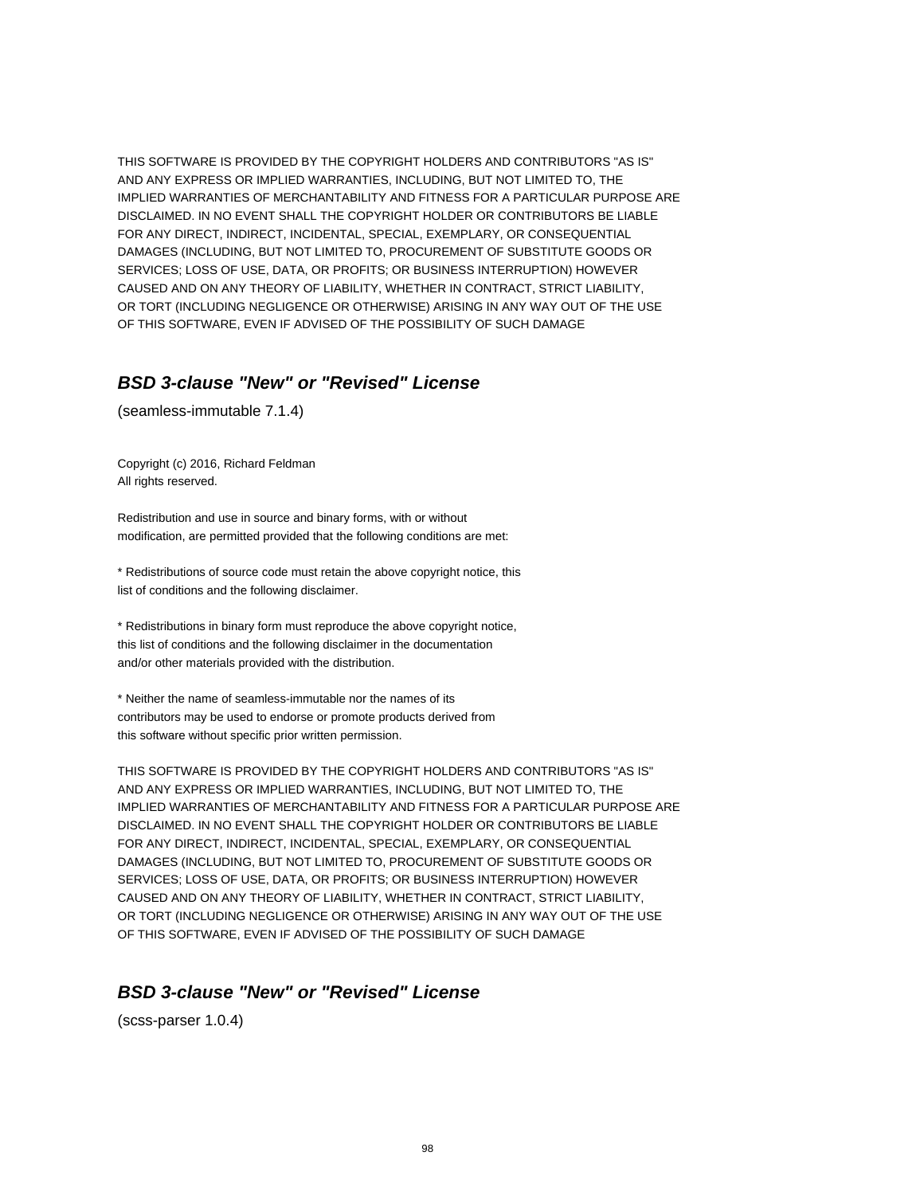THIS SOFTWARE IS PROVIDED BY THE COPYRIGHT HOLDERS AND CONTRIBUTORS "AS IS"
AND ANY EXPRESS OR IMPLIED WARRANTIES, INCLUDING, BUT NOT LIMITED TO, THE
IMPLIED WARRANTIES OF MERCHANTABILITY AND FITNESS FOR A PARTICULAR PURPOSE ARE
DISCLAIMED. IN NO EVENT SHALL THE COPYRIGHT HOLDER OR CONTRIBUTORS BE LIABLE
FOR ANY DIRECT, INDIRECT, INCIDENTAL, SPECIAL, EXEMPLARY, OR CONSEQUENTIAL
DAMAGES (INCLUDING, BUT NOT LIMITED TO, PROCUREMENT OF SUBSTITUTE GOODS OR
SERVICES; LOSS OF USE, DATA, OR PROFITS; OR BUSINESS INTERRUPTION) HOWEVER
CAUSED AND ON ANY THEORY OF LIABILITY, WHETHER IN CONTRACT, STRICT LIABILITY,
OR TORT (INCLUDING NEGLIGENCE OR OTHERWISE) ARISING IN ANY WAY OUT OF THE USE
OF THIS SOFTWARE, EVEN IF ADVISED OF THE POSSIBILITY OF SUCH DAMAGE

## *BSD 3-clause "New" or "Revised" License*

(seamless-immutable 7.1.4)

Copyright (c) 2016, Richard Feldman
All rights reserved.

Redistribution and use in source and binary forms, with or without
modification, are permitted provided that the following conditions are met:

* Redistributions of source code must retain the above copyright notice, this
list of conditions and the following disclaimer.

* Redistributions in binary form must reproduce the above copyright notice,
this list of conditions and the following disclaimer in the documentation
and/or other materials provided with the distribution.

* Neither the name of seamless-immutable nor the names of its
contributors may be used to endorse or promote products derived from
this software without specific prior written permission.

THIS SOFTWARE IS PROVIDED BY THE COPYRIGHT HOLDERS AND CONTRIBUTORS "AS IS"
AND ANY EXPRESS OR IMPLIED WARRANTIES, INCLUDING, BUT NOT LIMITED TO, THE
IMPLIED WARRANTIES OF MERCHANTABILITY AND FITNESS FOR A PARTICULAR PURPOSE ARE
DISCLAIMED. IN NO EVENT SHALL THE COPYRIGHT HOLDER OR CONTRIBUTORS BE LIABLE
FOR ANY DIRECT, INDIRECT, INCIDENTAL, SPECIAL, EXEMPLARY, OR CONSEQUENTIAL
DAMAGES (INCLUDING, BUT NOT LIMITED TO, PROCUREMENT OF SUBSTITUTE GOODS OR
SERVICES; LOSS OF USE, DATA, OR PROFITS; OR BUSINESS INTERRUPTION) HOWEVER
CAUSED AND ON ANY THEORY OF LIABILITY, WHETHER IN CONTRACT, STRICT LIABILITY,
OR TORT (INCLUDING NEGLIGENCE OR OTHERWISE) ARISING IN ANY WAY OUT OF THE USE
OF THIS SOFTWARE, EVEN IF ADVISED OF THE POSSIBILITY OF SUCH DAMAGE

## *BSD 3-clause "New" or "Revised" License*

(scss-parser 1.0.4)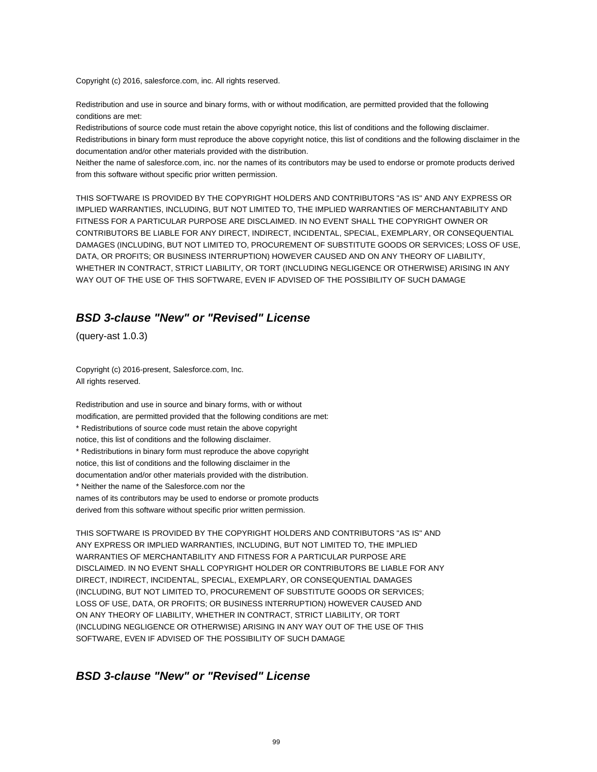Copyright (c) 2016, salesforce.com, inc. All rights reserved.

Redistribution and use in source and binary forms, with or without modification, are permitted provided that the following conditions are met:
Redistributions of source code must retain the above copyright notice, this list of conditions and the following disclaimer.
Redistributions in binary form must reproduce the above copyright notice, this list of conditions and the following disclaimer in the documentation and/or other materials provided with the distribution.
Neither the name of salesforce.com, inc. nor the names of its contributors may be used to endorse or promote products derived from this software without specific prior written permission.

THIS SOFTWARE IS PROVIDED BY THE COPYRIGHT HOLDERS AND CONTRIBUTORS "AS IS" AND ANY EXPRESS OR IMPLIED WARRANTIES, INCLUDING, BUT NOT LIMITED TO, THE IMPLIED WARRANTIES OF MERCHANTABILITY AND FITNESS FOR A PARTICULAR PURPOSE ARE DISCLAIMED. IN NO EVENT SHALL THE COPYRIGHT OWNER OR CONTRIBUTORS BE LIABLE FOR ANY DIRECT, INDIRECT, INCIDENTAL, SPECIAL, EXEMPLARY, OR CONSEQUENTIAL DAMAGES (INCLUDING, BUT NOT LIMITED TO, PROCUREMENT OF SUBSTITUTE GOODS OR SERVICES; LOSS OF USE, DATA, OR PROFITS; OR BUSINESS INTERRUPTION) HOWEVER CAUSED AND ON ANY THEORY OF LIABILITY, WHETHER IN CONTRACT, STRICT LIABILITY, OR TORT (INCLUDING NEGLIGENCE OR OTHERWISE) ARISING IN ANY WAY OUT OF THE USE OF THIS SOFTWARE, EVEN IF ADVISED OF THE POSSIBILITY OF SUCH DAMAGE

## ***BSD 3-clause "New" or "Revised" License***

(query-ast 1.0.3)

Copyright (c) 2016-present, Salesforce.com, Inc.
All rights reserved.

Redistribution and use in source and binary forms, with or without
modification, are permitted provided that the following conditions are met:
* Redistributions of source code must retain the above copyright
notice, this list of conditions and the following disclaimer.
* Redistributions in binary form must reproduce the above copyright
notice, this list of conditions and the following disclaimer in the
documentation and/or other materials provided with the distribution.
* Neither the name of the Salesforce.com nor the
names of its contributors may be used to endorse or promote products
derived from this software without specific prior written permission.

THIS SOFTWARE IS PROVIDED BY THE COPYRIGHT HOLDERS AND CONTRIBUTORS "AS IS" AND
ANY EXPRESS OR IMPLIED WARRANTIES, INCLUDING, BUT NOT LIMITED TO, THE IMPLIED
WARRANTIES OF MERCHANTABILITY AND FITNESS FOR A PARTICULAR PURPOSE ARE
DISCLAIMED. IN NO EVENT SHALL COPYRIGHT HOLDER OR CONTRIBUTORS BE LIABLE FOR ANY
DIRECT, INDIRECT, INCIDENTAL, SPECIAL, EXEMPLARY, OR CONSEQUENTIAL DAMAGES
(INCLUDING, BUT NOT LIMITED TO, PROCUREMENT OF SUBSTITUTE GOODS OR SERVICES;
LOSS OF USE, DATA, OR PROFITS; OR BUSINESS INTERRUPTION) HOWEVER CAUSED AND
ON ANY THEORY OF LIABILITY, WHETHER IN CONTRACT, STRICT LIABILITY, OR TORT
(INCLUDING NEGLIGENCE OR OTHERWISE) ARISING IN ANY WAY OUT OF THE USE OF THIS
SOFTWARE, EVEN IF ADVISED OF THE POSSIBILITY OF SUCH DAMAGE

## ***BSD 3-clause "New" or "Revised" License***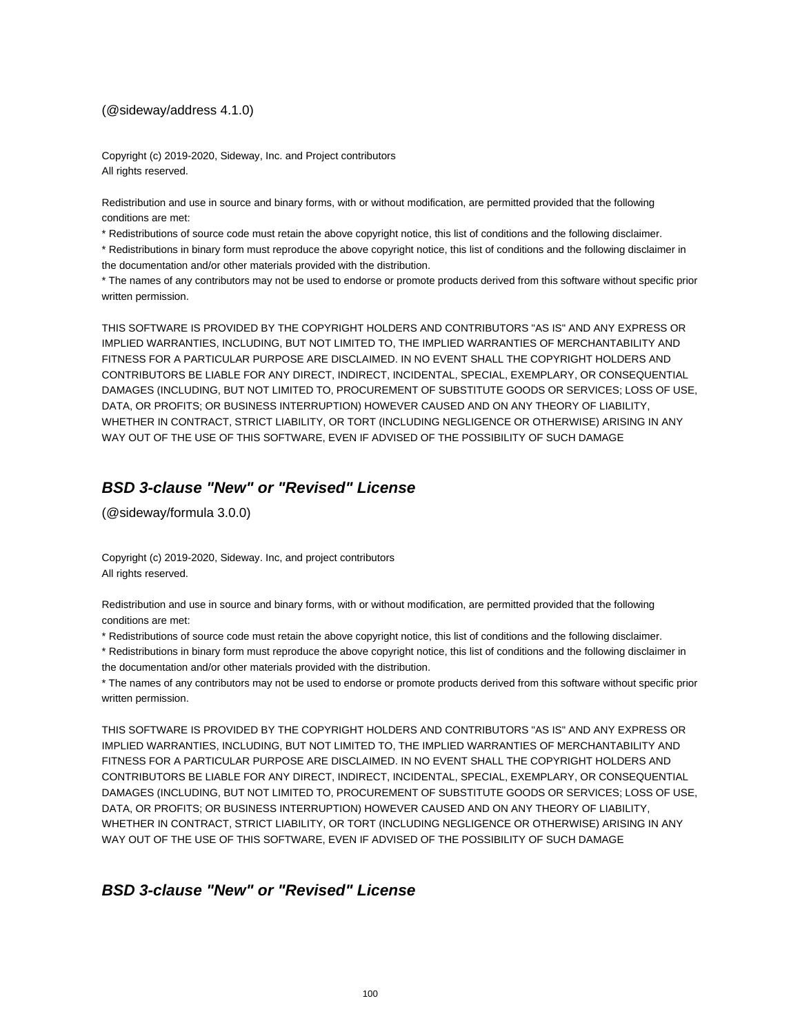(@sideway/address 4.1.0)

Copyright (c) 2019-2020, Sideway, Inc. and Project contributors
All rights reserved.

Redistribution and use in source and binary forms, with or without modification, are permitted provided that the following conditions are met:

* Redistributions of source code must retain the above copyright notice, this list of conditions and the following disclaimer.
* Redistributions in binary form must reproduce the above copyright notice, this list of conditions and the following disclaimer in the documentation and/or other materials provided with the distribution.
* The names of any contributors may not be used to endorse or promote products derived from this software without specific prior written permission.

THIS SOFTWARE IS PROVIDED BY THE COPYRIGHT HOLDERS AND CONTRIBUTORS "AS IS" AND ANY EXPRESS OR IMPLIED WARRANTIES, INCLUDING, BUT NOT LIMITED TO, THE IMPLIED WARRANTIES OF MERCHANTABILITY AND FITNESS FOR A PARTICULAR PURPOSE ARE DISCLAIMED. IN NO EVENT SHALL THE COPYRIGHT HOLDERS AND CONTRIBUTORS BE LIABLE FOR ANY DIRECT, INDIRECT, INCIDENTAL, SPECIAL, EXEMPLARY, OR CONSEQUENTIAL DAMAGES (INCLUDING, BUT NOT LIMITED TO, PROCUREMENT OF SUBSTITUTE GOODS OR SERVICES; LOSS OF USE, DATA, OR PROFITS; OR BUSINESS INTERRUPTION) HOWEVER CAUSED AND ON ANY THEORY OF LIABILITY, WHETHER IN CONTRACT, STRICT LIABILITY, OR TORT (INCLUDING NEGLIGENCE OR OTHERWISE) ARISING IN ANY WAY OUT OF THE USE OF THIS SOFTWARE, EVEN IF ADVISED OF THE POSSIBILITY OF SUCH DAMAGE

## ***BSD 3-clause "New" or "Revised" License***

(@sideway/formula 3.0.0)

Copyright (c) 2019-2020, Sideway. Inc, and project contributors
All rights reserved.

Redistribution and use in source and binary forms, with or without modification, are permitted provided that the following conditions are met:

* Redistributions of source code must retain the above copyright notice, this list of conditions and the following disclaimer.
* Redistributions in binary form must reproduce the above copyright notice, this list of conditions and the following disclaimer in the documentation and/or other materials provided with the distribution.
* The names of any contributors may not be used to endorse or promote products derived from this software without specific prior written permission.

THIS SOFTWARE IS PROVIDED BY THE COPYRIGHT HOLDERS AND CONTRIBUTORS "AS IS" AND ANY EXPRESS OR IMPLIED WARRANTIES, INCLUDING, BUT NOT LIMITED TO, THE IMPLIED WARRANTIES OF MERCHANTABILITY AND FITNESS FOR A PARTICULAR PURPOSE ARE DISCLAIMED. IN NO EVENT SHALL THE COPYRIGHT HOLDERS AND CONTRIBUTORS BE LIABLE FOR ANY DIRECT, INDIRECT, INCIDENTAL, SPECIAL, EXEMPLARY, OR CONSEQUENTIAL DAMAGES (INCLUDING, BUT NOT LIMITED TO, PROCUREMENT OF SUBSTITUTE GOODS OR SERVICES; LOSS OF USE, DATA, OR PROFITS; OR BUSINESS INTERRUPTION) HOWEVER CAUSED AND ON ANY THEORY OF LIABILITY, WHETHER IN CONTRACT, STRICT LIABILITY, OR TORT (INCLUDING NEGLIGENCE OR OTHERWISE) ARISING IN ANY WAY OUT OF THE USE OF THIS SOFTWARE, EVEN IF ADVISED OF THE POSSIBILITY OF SUCH DAMAGE

## ***BSD 3-clause "New" or "Revised" License***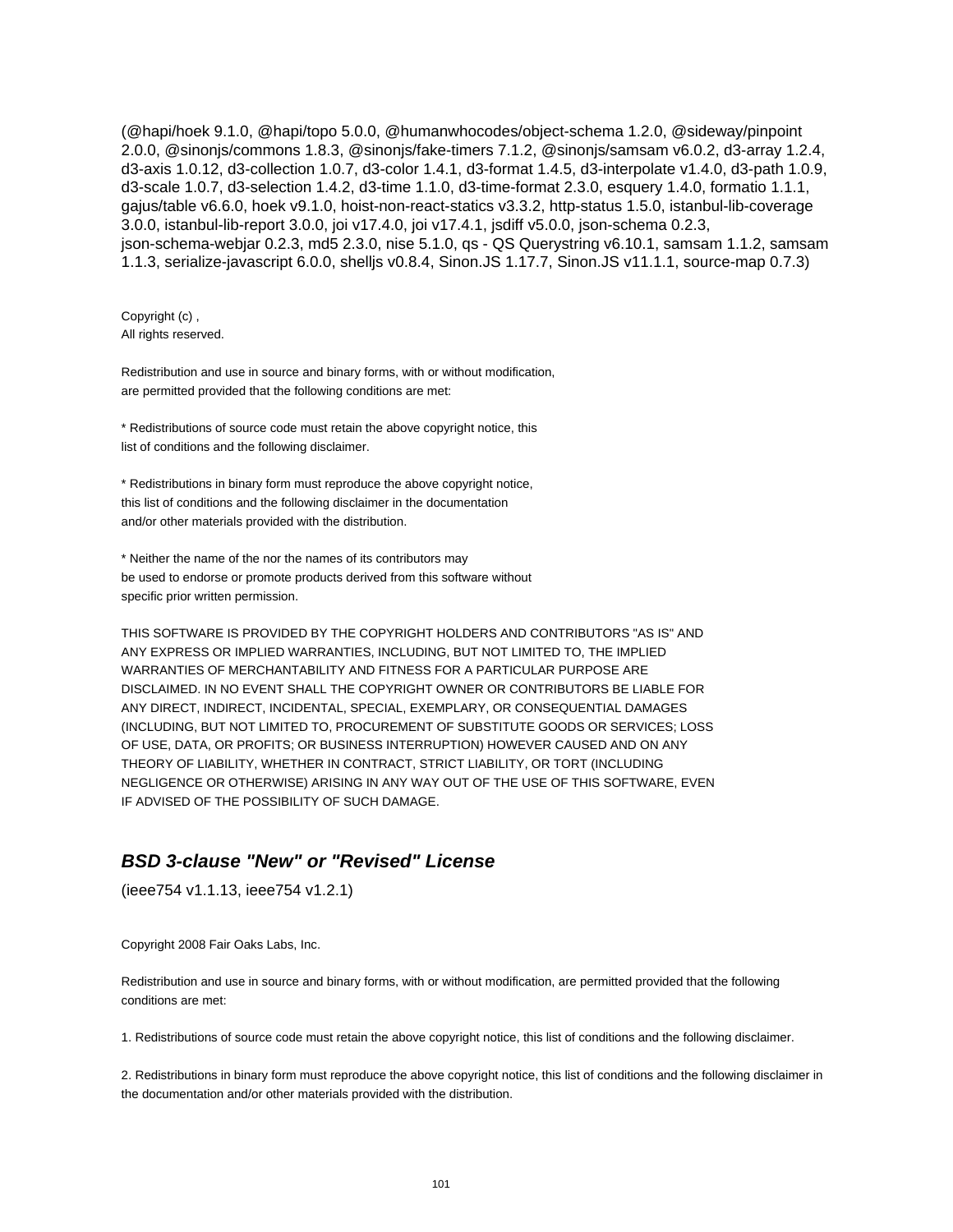(@hapi/hoek 9.1.0, @hapi/topo 5.0.0, @humanwhocodes/object-schema 1.2.0, @sideway/pinpoint 2.0.0, @sinonjs/commons 1.8.3, @sinonjs/fake-timers 7.1.2, @sinonjs/samsam v6.0.2, d3-array 1.2.4, d3-axis 1.0.12, d3-collection 1.0.7, d3-color 1.4.1, d3-format 1.4.5, d3-interpolate v1.4.0, d3-path 1.0.9, d3-scale 1.0.7, d3-selection 1.4.2, d3-time 1.1.0, d3-time-format 2.3.0, esquery 1.4.0, formatio 1.1.1, gajus/table v6.6.0, hoek v9.1.0, hoist-non-react-statics v3.3.2, http-status 1.5.0, istanbul-lib-coverage 3.0.0, istanbul-lib-report 3.0.0, joi v17.4.0, joi v17.4.1, jsdiff v5.0.0, json-schema 0.2.3, json-schema-webjar 0.2.3, md5 2.3.0, nise 5.1.0, qs - QS Querystring v6.10.1, samsam 1.1.2, samsam 1.1.3, serialize-javascript 6.0.0, shelljs v0.8.4, Sinon.JS 1.17.7, Sinon.JS v11.1.1, source-map 0.7.3)

Copyright (c) ,
All rights reserved.

Redistribution and use in source and binary forms, with or without modification,
are permitted provided that the following conditions are met:

* Redistributions of source code must retain the above copyright notice, this
list of conditions and the following disclaimer.

* Redistributions in binary form must reproduce the above copyright notice,
this list of conditions and the following disclaimer in the documentation
and/or other materials provided with the distribution.

* Neither the name of the nor the names of its contributors may
be used to endorse or promote products derived from this software without
specific prior written permission.

THIS SOFTWARE IS PROVIDED BY THE COPYRIGHT HOLDERS AND CONTRIBUTORS "AS IS" AND
ANY EXPRESS OR IMPLIED WARRANTIES, INCLUDING, BUT NOT LIMITED TO, THE IMPLIED
WARRANTIES OF MERCHANTABILITY AND FITNESS FOR A PARTICULAR PURPOSE ARE
DISCLAIMED. IN NO EVENT SHALL THE COPYRIGHT OWNER OR CONTRIBUTORS BE LIABLE FOR
ANY DIRECT, INDIRECT, INCIDENTAL, SPECIAL, EXEMPLARY, OR CONSEQUENTIAL DAMAGES
(INCLUDING, BUT NOT LIMITED TO, PROCUREMENT OF SUBSTITUTE GOODS OR SERVICES; LOSS
OF USE, DATA, OR PROFITS; OR BUSINESS INTERRUPTION) HOWEVER CAUSED AND ON ANY
THEORY OF LIABILITY, WHETHER IN CONTRACT, STRICT LIABILITY, OR TORT (INCLUDING
NEGLIGENCE OR OTHERWISE) ARISING IN ANY WAY OUT OF THE USE OF THIS SOFTWARE, EVEN
IF ADVISED OF THE POSSIBILITY OF SUCH DAMAGE.

## *BSD 3-clause "New" or "Revised" License*

(ieee754 v1.1.13, ieee754 v1.2.1)

Copyright 2008 Fair Oaks Labs, Inc.

Redistribution and use in source and binary forms, with or without modification, are permitted provided that the following conditions are met:

1. Redistributions of source code must retain the above copyright notice, this list of conditions and the following disclaimer.

2. Redistributions in binary form must reproduce the above copyright notice, this list of conditions and the following disclaimer in the documentation and/or other materials provided with the distribution.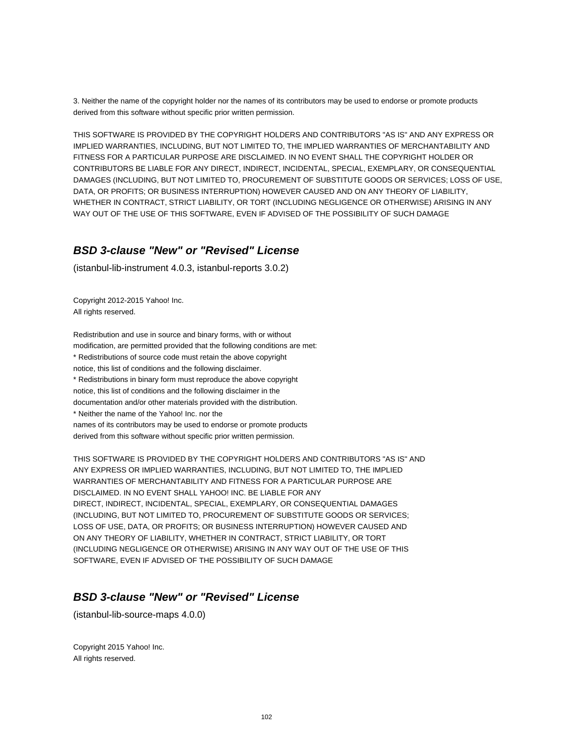3. Neither the name of the copyright holder nor the names of its contributors may be used to endorse or promote products derived from this software without specific prior written permission.

THIS SOFTWARE IS PROVIDED BY THE COPYRIGHT HOLDERS AND CONTRIBUTORS "AS IS" AND ANY EXPRESS OR IMPLIED WARRANTIES, INCLUDING, BUT NOT LIMITED TO, THE IMPLIED WARRANTIES OF MERCHANTABILITY AND FITNESS FOR A PARTICULAR PURPOSE ARE DISCLAIMED. IN NO EVENT SHALL THE COPYRIGHT HOLDER OR CONTRIBUTORS BE LIABLE FOR ANY DIRECT, INDIRECT, INCIDENTAL, SPECIAL, EXEMPLARY, OR CONSEQUENTIAL DAMAGES (INCLUDING, BUT NOT LIMITED TO, PROCUREMENT OF SUBSTITUTE GOODS OR SERVICES; LOSS OF USE, DATA, OR PROFITS; OR BUSINESS INTERRUPTION) HOWEVER CAUSED AND ON ANY THEORY OF LIABILITY, WHETHER IN CONTRACT, STRICT LIABILITY, OR TORT (INCLUDING NEGLIGENCE OR OTHERWISE) ARISING IN ANY WAY OUT OF THE USE OF THIS SOFTWARE, EVEN IF ADVISED OF THE POSSIBILITY OF SUCH DAMAGE

## ***BSD 3-clause "New" or "Revised" License***

(istanbul-lib-instrument 4.0.3, istanbul-reports 3.0.2)

Copyright 2012-2015 Yahoo! Inc.
All rights reserved.

Redistribution and use in source and binary forms, with or without
modification, are permitted provided that the following conditions are met:
* Redistributions of source code must retain the above copyright
notice, this list of conditions and the following disclaimer.
* Redistributions in binary form must reproduce the above copyright
notice, this list of conditions and the following disclaimer in the
documentation and/or other materials provided with the distribution.
* Neither the name of the Yahoo! Inc. nor the
names of its contributors may be used to endorse or promote products
derived from this software without specific prior written permission.

THIS SOFTWARE IS PROVIDED BY THE COPYRIGHT HOLDERS AND CONTRIBUTORS "AS IS" AND
ANY EXPRESS OR IMPLIED WARRANTIES, INCLUDING, BUT NOT LIMITED TO, THE IMPLIED
WARRANTIES OF MERCHANTABILITY AND FITNESS FOR A PARTICULAR PURPOSE ARE
DISCLAIMED. IN NO EVENT SHALL YAHOO! INC. BE LIABLE FOR ANY
DIRECT, INDIRECT, INCIDENTAL, SPECIAL, EXEMPLARY, OR CONSEQUENTIAL DAMAGES
(INCLUDING, BUT NOT LIMITED TO, PROCUREMENT OF SUBSTITUTE GOODS OR SERVICES;
LOSS OF USE, DATA, OR PROFITS; OR BUSINESS INTERRUPTION) HOWEVER CAUSED AND
ON ANY THEORY OF LIABILITY, WHETHER IN CONTRACT, STRICT LIABILITY, OR TORT
(INCLUDING NEGLIGENCE OR OTHERWISE) ARISING IN ANY WAY OUT OF THE USE OF THIS
SOFTWARE, EVEN IF ADVISED OF THE POSSIBILITY OF SUCH DAMAGE

## ***BSD 3-clause "New" or "Revised" License***

(istanbul-lib-source-maps 4.0.0)

Copyright 2015 Yahoo! Inc.
All rights reserved.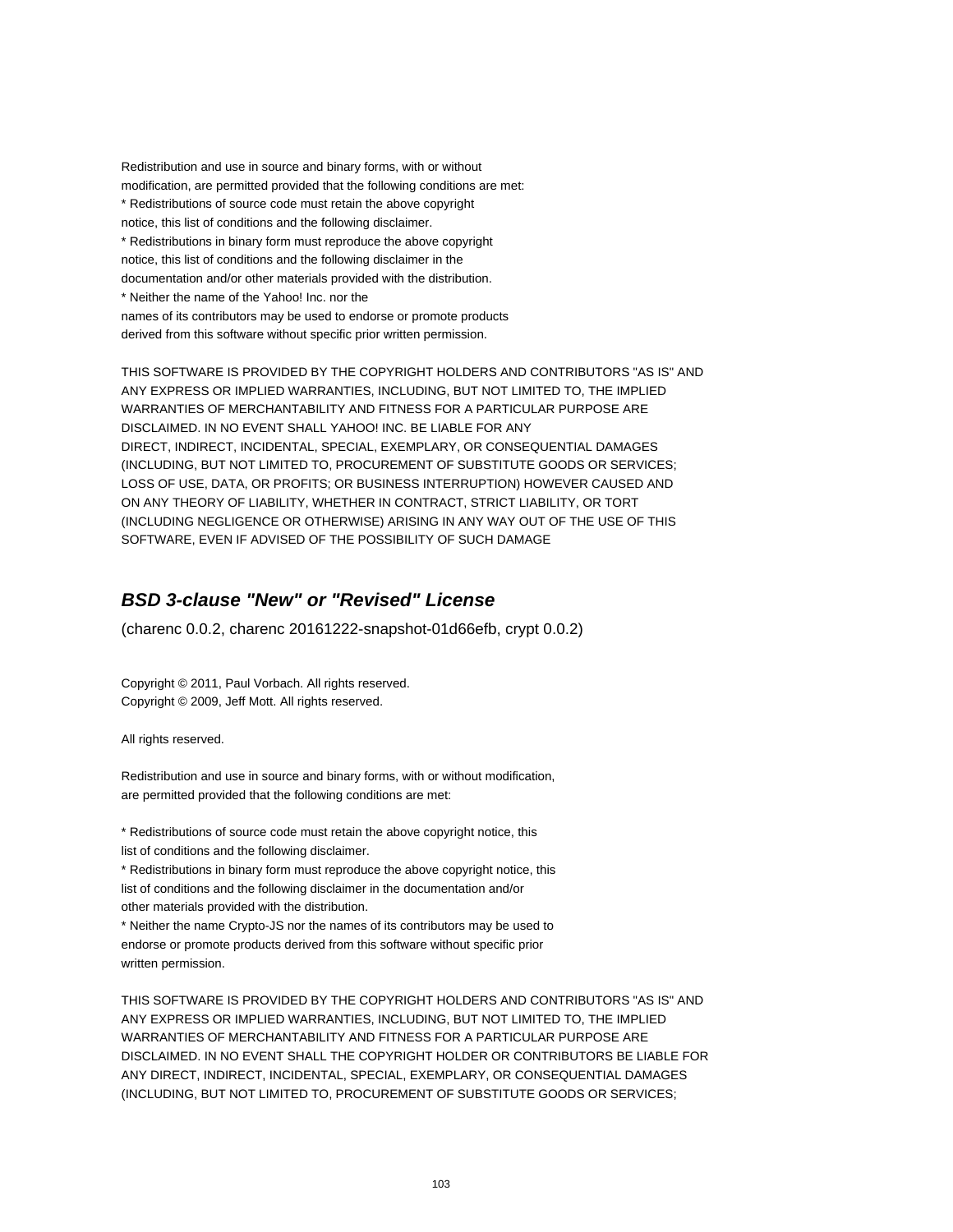Redistribution and use in source and binary forms, with or without
modification, are permitted provided that the following conditions are met:
* Redistributions of source code must retain the above copyright
notice, this list of conditions and the following disclaimer.
* Redistributions in binary form must reproduce the above copyright
notice, this list of conditions and the following disclaimer in the
documentation and/or other materials provided with the distribution.
* Neither the name of the Yahoo! Inc. nor the
names of its contributors may be used to endorse or promote products
derived from this software without specific prior written permission.

THIS SOFTWARE IS PROVIDED BY THE COPYRIGHT HOLDERS AND CONTRIBUTORS "AS IS" AND
ANY EXPRESS OR IMPLIED WARRANTIES, INCLUDING, BUT NOT LIMITED TO, THE IMPLIED
WARRANTIES OF MERCHANTABILITY AND FITNESS FOR A PARTICULAR PURPOSE ARE
DISCLAIMED. IN NO EVENT SHALL YAHOO! INC. BE LIABLE FOR ANY
DIRECT, INDIRECT, INCIDENTAL, SPECIAL, EXEMPLARY, OR CONSEQUENTIAL DAMAGES
(INCLUDING, BUT NOT LIMITED TO, PROCUREMENT OF SUBSTITUTE GOODS OR SERVICES;
LOSS OF USE, DATA, OR PROFITS; OR BUSINESS INTERRUPTION) HOWEVER CAUSED AND
ON ANY THEORY OF LIABILITY, WHETHER IN CONTRACT, STRICT LIABILITY, OR TORT
(INCLUDING NEGLIGENCE OR OTHERWISE) ARISING IN ANY WAY OUT OF THE USE OF THIS
SOFTWARE, EVEN IF ADVISED OF THE POSSIBILITY OF SUCH DAMAGE

## *BSD 3-clause "New" or "Revised" License*

(charenc 0.0.2, charenc 20161222-snapshot-01d66efb, crypt 0.0.2)

Copyright © 2011, Paul Vorbach. All rights reserved.
Copyright © 2009, Jeff Mott. All rights reserved.

All rights reserved.

Redistribution and use in source and binary forms, with or without modification,
are permitted provided that the following conditions are met:

* Redistributions of source code must retain the above copyright notice, this
list of conditions and the following disclaimer.
* Redistributions in binary form must reproduce the above copyright notice, this
list of conditions and the following disclaimer in the documentation and/or
other materials provided with the distribution.
* Neither the name Crypto-JS nor the names of its contributors may be used to
endorse or promote products derived from this software without specific prior
written permission.

THIS SOFTWARE IS PROVIDED BY THE COPYRIGHT HOLDERS AND CONTRIBUTORS "AS IS" AND
ANY EXPRESS OR IMPLIED WARRANTIES, INCLUDING, BUT NOT LIMITED TO, THE IMPLIED
WARRANTIES OF MERCHANTABILITY AND FITNESS FOR A PARTICULAR PURPOSE ARE
DISCLAIMED. IN NO EVENT SHALL THE COPYRIGHT HOLDER OR CONTRIBUTORS BE LIABLE FOR
ANY DIRECT, INDIRECT, INCIDENTAL, SPECIAL, EXEMPLARY, OR CONSEQUENTIAL DAMAGES
(INCLUDING, BUT NOT LIMITED TO, PROCUREMENT OF SUBSTITUTE GOODS OR SERVICES;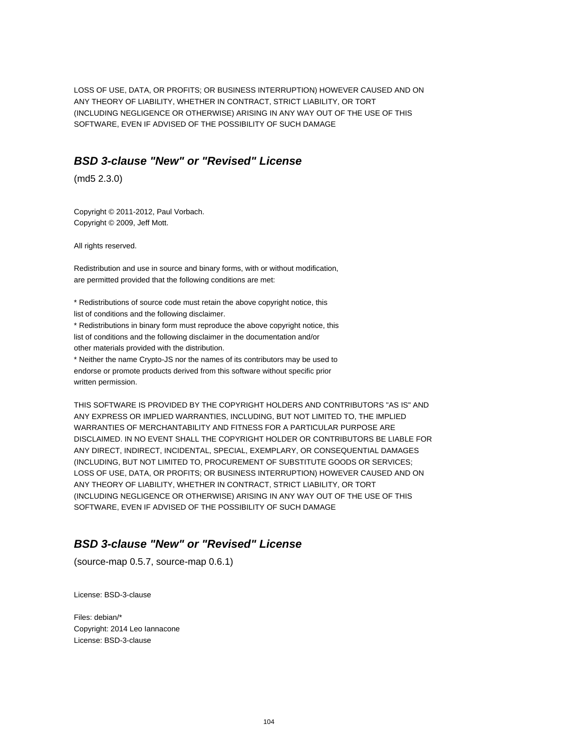LOSS OF USE, DATA, OR PROFITS; OR BUSINESS INTERRUPTION) HOWEVER CAUSED AND ON ANY THEORY OF LIABILITY, WHETHER IN CONTRACT, STRICT LIABILITY, OR TORT (INCLUDING NEGLIGENCE OR OTHERWISE) ARISING IN ANY WAY OUT OF THE USE OF THIS SOFTWARE, EVEN IF ADVISED OF THE POSSIBILITY OF SUCH DAMAGE

## *BSD 3-clause "New" or "Revised" License*

(md5 2.3.0)

Copyright © 2011-2012, Paul Vorbach.
Copyright © 2009, Jeff Mott.

All rights reserved.

Redistribution and use in source and binary forms, with or without modification, are permitted provided that the following conditions are met:

* Redistributions of source code must retain the above copyright notice, this list of conditions and the following disclaimer.
* Redistributions in binary form must reproduce the above copyright notice, this list of conditions and the following disclaimer in the documentation and/or other materials provided with the distribution.
* Neither the name Crypto-JS nor the names of its contributors may be used to endorse or promote products derived from this software without specific prior written permission.

THIS SOFTWARE IS PROVIDED BY THE COPYRIGHT HOLDERS AND CONTRIBUTORS "AS IS" AND ANY EXPRESS OR IMPLIED WARRANTIES, INCLUDING, BUT NOT LIMITED TO, THE IMPLIED WARRANTIES OF MERCHANTABILITY AND FITNESS FOR A PARTICULAR PURPOSE ARE DISCLAIMED. IN NO EVENT SHALL THE COPYRIGHT HOLDER OR CONTRIBUTORS BE LIABLE FOR ANY DIRECT, INDIRECT, INCIDENTAL, SPECIAL, EXEMPLARY, OR CONSEQUENTIAL DAMAGES (INCLUDING, BUT NOT LIMITED TO, PROCUREMENT OF SUBSTITUTE GOODS OR SERVICES; LOSS OF USE, DATA, OR PROFITS; OR BUSINESS INTERRUPTION) HOWEVER CAUSED AND ON ANY THEORY OF LIABILITY, WHETHER IN CONTRACT, STRICT LIABILITY, OR TORT (INCLUDING NEGLIGENCE OR OTHERWISE) ARISING IN ANY WAY OUT OF THE USE OF THIS SOFTWARE, EVEN IF ADVISED OF THE POSSIBILITY OF SUCH DAMAGE

## *BSD 3-clause "New" or "Revised" License*

(source-map 0.5.7, source-map 0.6.1)

License: BSD-3-clause

Files: debian/*
Copyright: 2014 Leo Iannacone
License: BSD-3-clause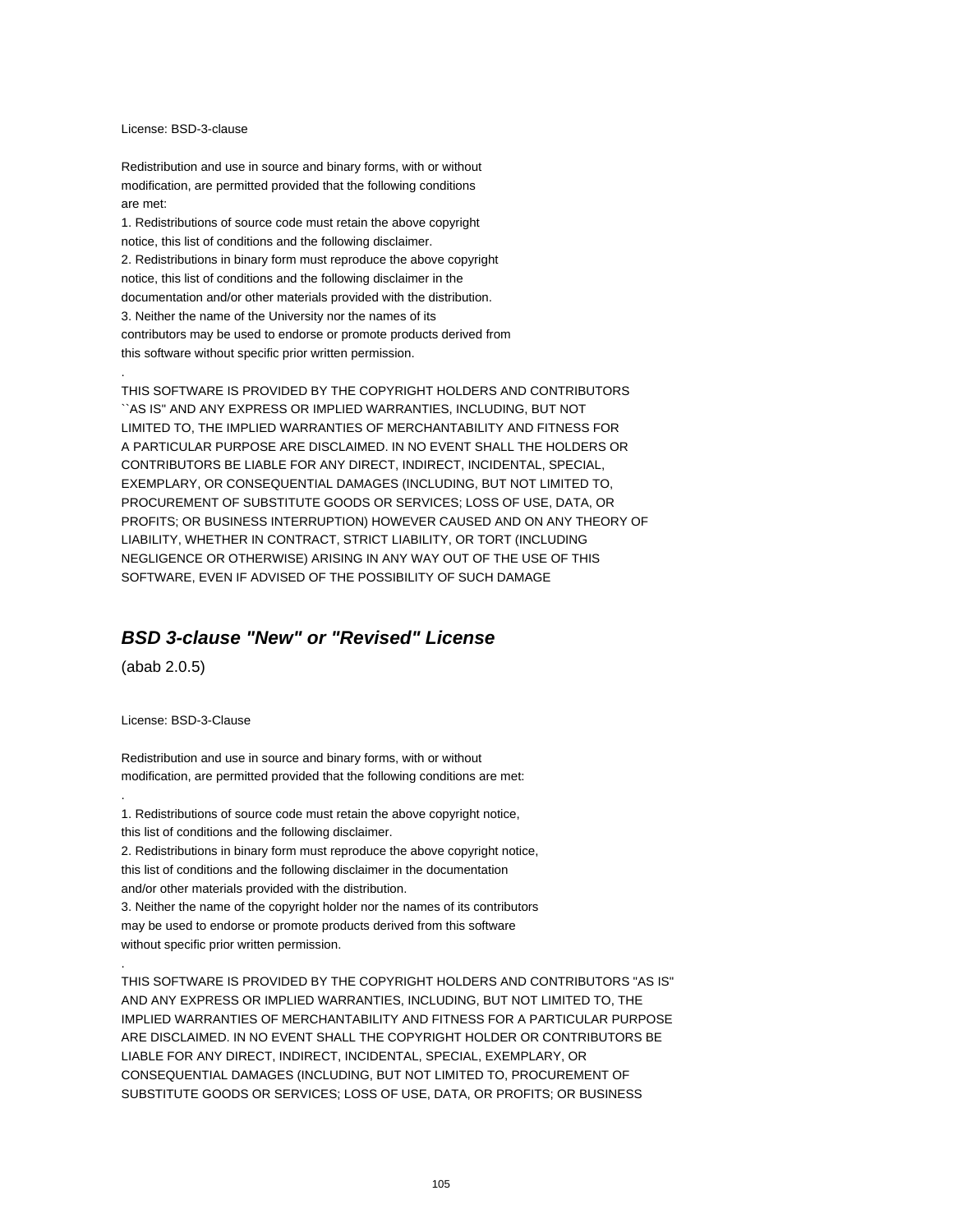License: BSD-3-clause

Redistribution and use in source and binary forms, with or without
modification, are permitted provided that the following conditions
are met:
1. Redistributions of source code must retain the above copyright
notice, this list of conditions and the following disclaimer.
2. Redistributions in binary form must reproduce the above copyright
notice, this list of conditions and the following disclaimer in the
documentation and/or other materials provided with the distribution.
3. Neither the name of the University nor the names of its
contributors may be used to endorse or promote products derived from
this software without specific prior written permission.
.
THIS SOFTWARE IS PROVIDED BY THE COPYRIGHT HOLDERS AND CONTRIBUTORS
``AS IS'' AND ANY EXPRESS OR IMPLIED WARRANTIES, INCLUDING, BUT NOT
LIMITED TO, THE IMPLIED WARRANTIES OF MERCHANTABILITY AND FITNESS FOR
A PARTICULAR PURPOSE ARE DISCLAIMED. IN NO EVENT SHALL THE HOLDERS OR
CONTRIBUTORS BE LIABLE FOR ANY DIRECT, INDIRECT, INCIDENTAL, SPECIAL,
EXEMPLARY, OR CONSEQUENTIAL DAMAGES (INCLUDING, BUT NOT LIMITED TO,
PROCUREMENT OF SUBSTITUTE GOODS OR SERVICES; LOSS OF USE, DATA, OR
PROFITS; OR BUSINESS INTERRUPTION) HOWEVER CAUSED AND ON ANY THEORY OF
LIABILITY, WHETHER IN CONTRACT, STRICT LIABILITY, OR TORT (INCLUDING
NEGLIGENCE OR OTHERWISE) ARISING IN ANY WAY OUT OF THE USE OF THIS
SOFTWARE, EVEN IF ADVISED OF THE POSSIBILITY OF SUCH DAMAGE

## *BSD 3-clause "New" or "Revised" License*

(abab 2.0.5)

License: BSD-3-Clause

Redistribution and use in source and binary forms, with or without
modification, are permitted provided that the following conditions are met:
.
1. Redistributions of source code must retain the above copyright notice,
this list of conditions and the following disclaimer.
2. Redistributions in binary form must reproduce the above copyright notice,
this list of conditions and the following disclaimer in the documentation
and/or other materials provided with the distribution.
3. Neither the name of the copyright holder nor the names of its contributors
may be used to endorse or promote products derived from this software
without specific prior written permission.
.
THIS SOFTWARE IS PROVIDED BY THE COPYRIGHT HOLDERS AND CONTRIBUTORS "AS IS"
AND ANY EXPRESS OR IMPLIED WARRANTIES, INCLUDING, BUT NOT LIMITED TO, THE
IMPLIED WARRANTIES OF MERCHANTABILITY AND FITNESS FOR A PARTICULAR PURPOSE
ARE DISCLAIMED. IN NO EVENT SHALL THE COPYRIGHT HOLDER OR CONTRIBUTORS BE
LIABLE FOR ANY DIRECT, INDIRECT, INCIDENTAL, SPECIAL, EXEMPLARY, OR
CONSEQUENTIAL DAMAGES (INCLUDING, BUT NOT LIMITED TO, PROCUREMENT OF
SUBSTITUTE GOODS OR SERVICES; LOSS OF USE, DATA, OR PROFITS; OR BUSINESS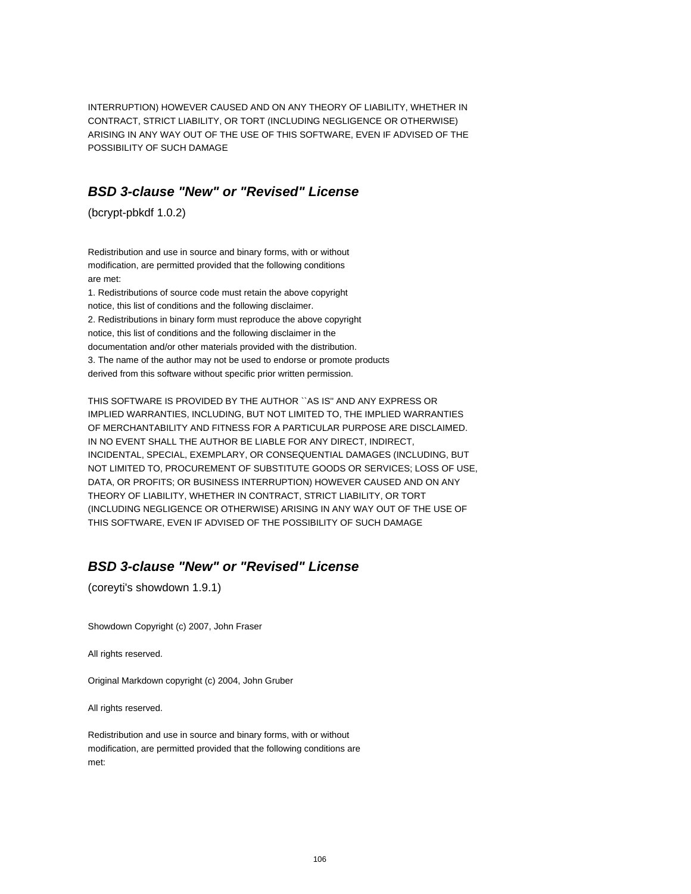INTERRUPTION) HOWEVER CAUSED AND ON ANY THEORY OF LIABILITY, WHETHER IN CONTRACT, STRICT LIABILITY, OR TORT (INCLUDING NEGLIGENCE OR OTHERWISE) ARISING IN ANY WAY OUT OF THE USE OF THIS SOFTWARE, EVEN IF ADVISED OF THE POSSIBILITY OF SUCH DAMAGE

## *BSD 3-clause "New" or "Revised" License*

(bcrypt-pbkdf 1.0.2)

Redistribution and use in source and binary forms, with or without modification, are permitted provided that the following conditions are met:

1. Redistributions of source code must retain the above copyright notice, this list of conditions and the following disclaimer.
2. Redistributions in binary form must reproduce the above copyright notice, this list of conditions and the following disclaimer in the documentation and/or other materials provided with the distribution.
3. The name of the author may not be used to endorse or promote products derived from this software without specific prior written permission.

THIS SOFTWARE IS PROVIDED BY THE AUTHOR ``AS IS'' AND ANY EXPRESS OR IMPLIED WARRANTIES, INCLUDING, BUT NOT LIMITED TO, THE IMPLIED WARRANTIES OF MERCHANTABILITY AND FITNESS FOR A PARTICULAR PURPOSE ARE DISCLAIMED. IN NO EVENT SHALL THE AUTHOR BE LIABLE FOR ANY DIRECT, INDIRECT, INCIDENTAL, SPECIAL, EXEMPLARY, OR CONSEQUENTIAL DAMAGES (INCLUDING, BUT NOT LIMITED TO, PROCUREMENT OF SUBSTITUTE GOODS OR SERVICES; LOSS OF USE, DATA, OR PROFITS; OR BUSINESS INTERRUPTION) HOWEVER CAUSED AND ON ANY THEORY OF LIABILITY, WHETHER IN CONTRACT, STRICT LIABILITY, OR TORT (INCLUDING NEGLIGENCE OR OTHERWISE) ARISING IN ANY WAY OUT OF THE USE OF THIS SOFTWARE, EVEN IF ADVISED OF THE POSSIBILITY OF SUCH DAMAGE

## *BSD 3-clause "New" or "Revised" License*

(coreyti's showdown 1.9.1)

Showdown Copyright (c) 2007, John Fraser

All rights reserved.

Original Markdown copyright (c) 2004, John Gruber

All rights reserved.

Redistribution and use in source and binary forms, with or without modification, are permitted provided that the following conditions are met: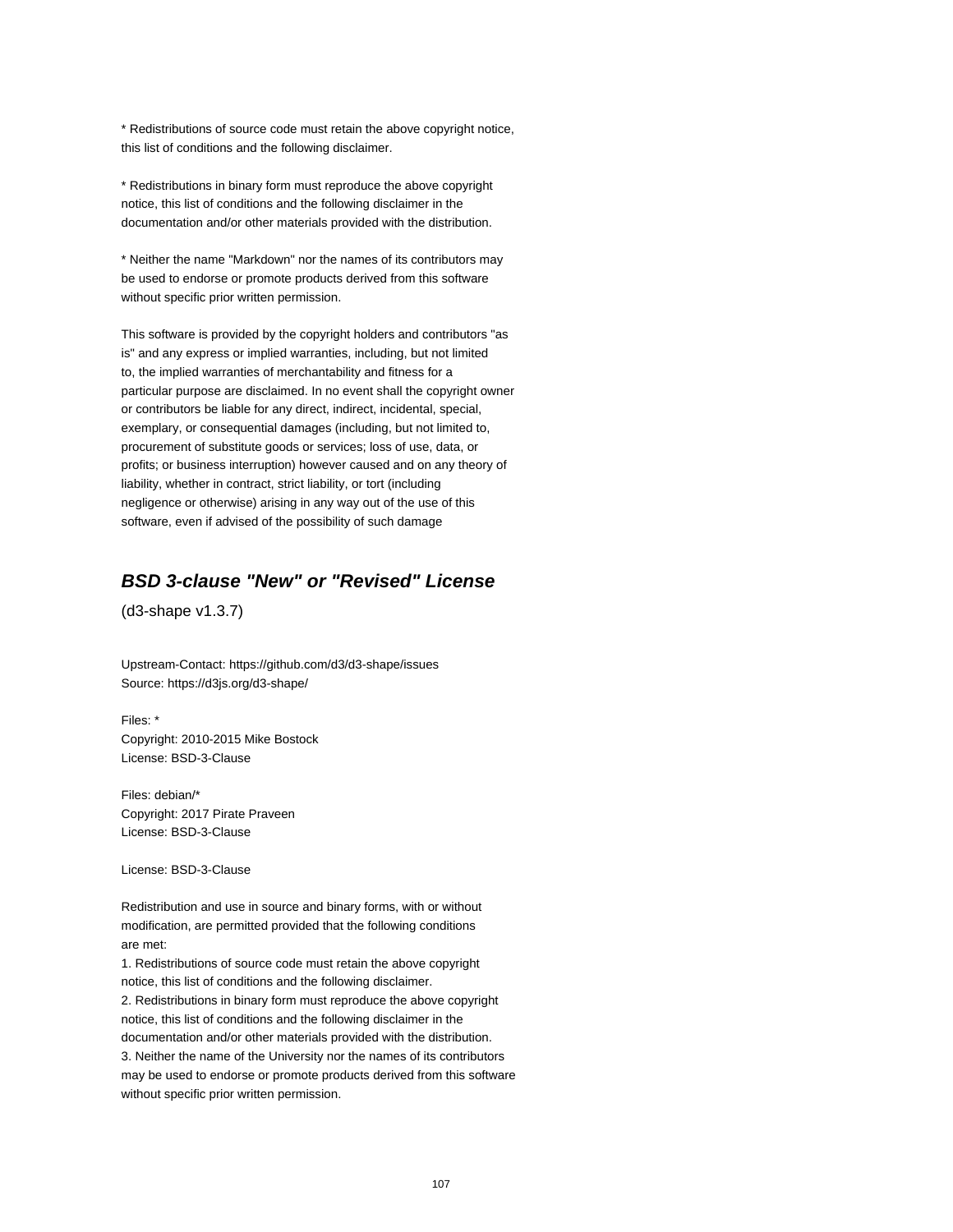* Redistributions of source code must retain the above copyright notice, this list of conditions and the following disclaimer.

* Redistributions in binary form must reproduce the above copyright notice, this list of conditions and the following disclaimer in the documentation and/or other materials provided with the distribution.

* Neither the name "Markdown" nor the names of its contributors may be used to endorse or promote products derived from this software without specific prior written permission.

This software is provided by the copyright holders and contributors "as is" and any express or implied warranties, including, but not limited to, the implied warranties of merchantability and fitness for a particular purpose are disclaimed. In no event shall the copyright owner or contributors be liable for any direct, indirect, incidental, special, exemplary, or consequential damages (including, but not limited to, procurement of substitute goods or services; loss of use, data, or profits; or business interruption) however caused and on any theory of liability, whether in contract, strict liability, or tort (including negligence or otherwise) arising in any way out of the use of this software, even if advised of the possibility of such damage

## ***BSD 3-clause "New" or "Revised" License***

(d3-shape v1.3.7)

Upstream-Contact: https://github.com/d3/d3-shape/issues
Source: https://d3js.org/d3-shape/

Files: *
Copyright: 2010-2015 Mike Bostock
License: BSD-3-Clause

Files: debian/*
Copyright: 2017 Pirate Praveen
License: BSD-3-Clause

License: BSD-3-Clause

Redistribution and use in source and binary forms, with or without modification, are permitted provided that the following conditions are met:
1. Redistributions of source code must retain the above copyright notice, this list of conditions and the following disclaimer.
2. Redistributions in binary form must reproduce the above copyright notice, this list of conditions and the following disclaimer in the documentation and/or other materials provided with the distribution.
3. Neither the name of the University nor the names of its contributors may be used to endorse or promote products derived from this software without specific prior written permission.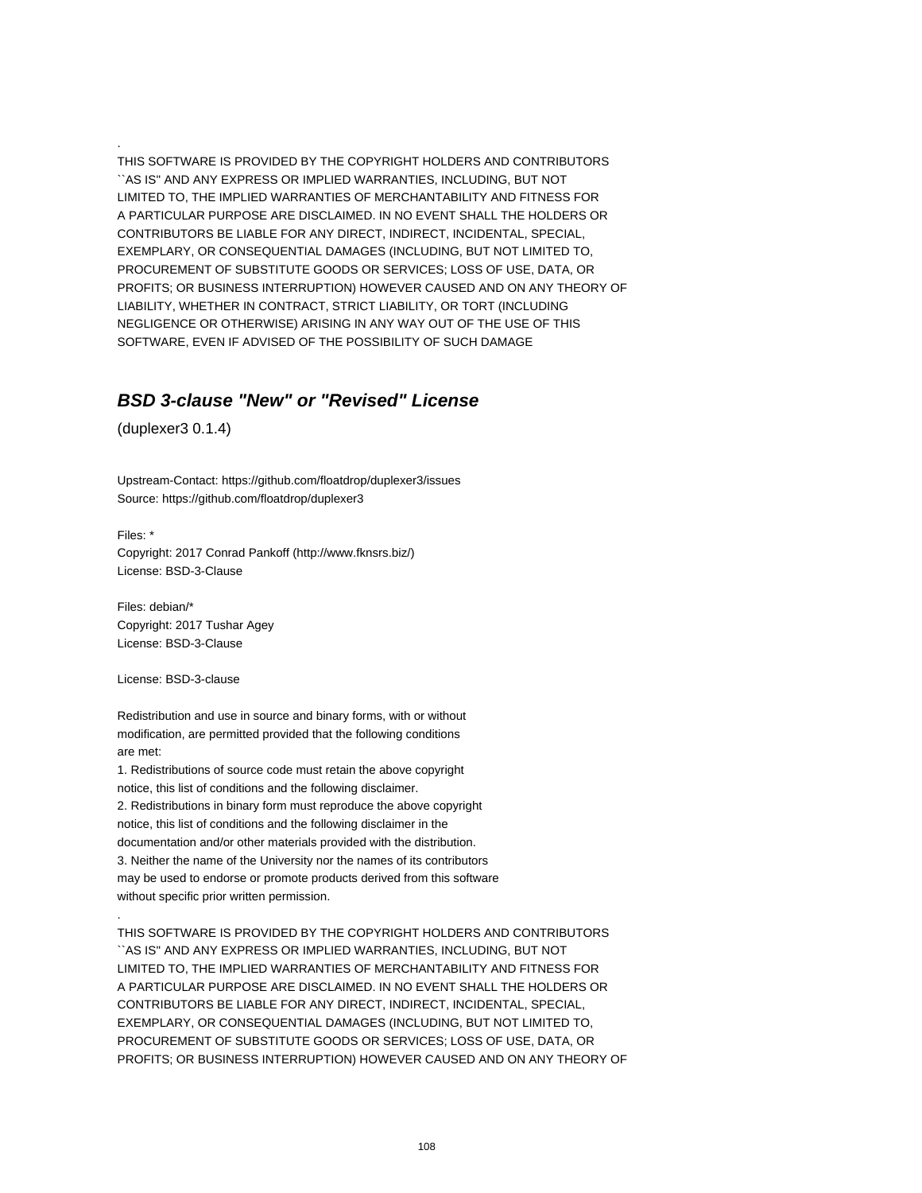.

THIS SOFTWARE IS PROVIDED BY THE COPYRIGHT HOLDERS AND CONTRIBUTORS
``AS IS'' AND ANY EXPRESS OR IMPLIED WARRANTIES, INCLUDING, BUT NOT
LIMITED TO, THE IMPLIED WARRANTIES OF MERCHANTABILITY AND FITNESS FOR
A PARTICULAR PURPOSE ARE DISCLAIMED. IN NO EVENT SHALL THE HOLDERS OR
CONTRIBUTORS BE LIABLE FOR ANY DIRECT, INDIRECT, INCIDENTAL, SPECIAL,
EXEMPLARY, OR CONSEQUENTIAL DAMAGES (INCLUDING, BUT NOT LIMITED TO,
PROCUREMENT OF SUBSTITUTE GOODS OR SERVICES; LOSS OF USE, DATA, OR
PROFITS; OR BUSINESS INTERRUPTION) HOWEVER CAUSED AND ON ANY THEORY OF
LIABILITY, WHETHER IN CONTRACT, STRICT LIABILITY, OR TORT (INCLUDING
NEGLIGENCE OR OTHERWISE) ARISING IN ANY WAY OUT OF THE USE OF THIS
SOFTWARE, EVEN IF ADVISED OF THE POSSIBILITY OF SUCH DAMAGE

## ***BSD 3-clause "New" or "Revised" License***

(duplexer3 0.1.4)

Upstream-Contact: https://github.com/floatdrop/duplexer3/issues
Source: https://github.com/floatdrop/duplexer3

Files: *
Copyright: 2017 Conrad Pankoff (http://www.fknsrs.biz/)
License: BSD-3-Clause

Files: debian/*
Copyright: 2017 Tushar Agey
License: BSD-3-Clause

License: BSD-3-clause

Redistribution and use in source and binary forms, with or without
modification, are permitted provided that the following conditions
are met:
1. Redistributions of source code must retain the above copyright
notice, this list of conditions and the following disclaimer.
2. Redistributions in binary form must reproduce the above copyright
notice, this list of conditions and the following disclaimer in the
documentation and/or other materials provided with the distribution.
3. Neither the name of the University nor the names of its contributors
may be used to endorse or promote products derived from this software
without specific prior written permission.

.

THIS SOFTWARE IS PROVIDED BY THE COPYRIGHT HOLDERS AND CONTRIBUTORS
``AS IS'' AND ANY EXPRESS OR IMPLIED WARRANTIES, INCLUDING, BUT NOT
LIMITED TO, THE IMPLIED WARRANTIES OF MERCHANTABILITY AND FITNESS FOR
A PARTICULAR PURPOSE ARE DISCLAIMED. IN NO EVENT SHALL THE HOLDERS OR
CONTRIBUTORS BE LIABLE FOR ANY DIRECT, INDIRECT, INCIDENTAL, SPECIAL,
EXEMPLARY, OR CONSEQUENTIAL DAMAGES (INCLUDING, BUT NOT LIMITED TO,
PROCUREMENT OF SUBSTITUTE GOODS OR SERVICES; LOSS OF USE, DATA, OR
PROFITS; OR BUSINESS INTERRUPTION) HOWEVER CAUSED AND ON ANY THEORY OF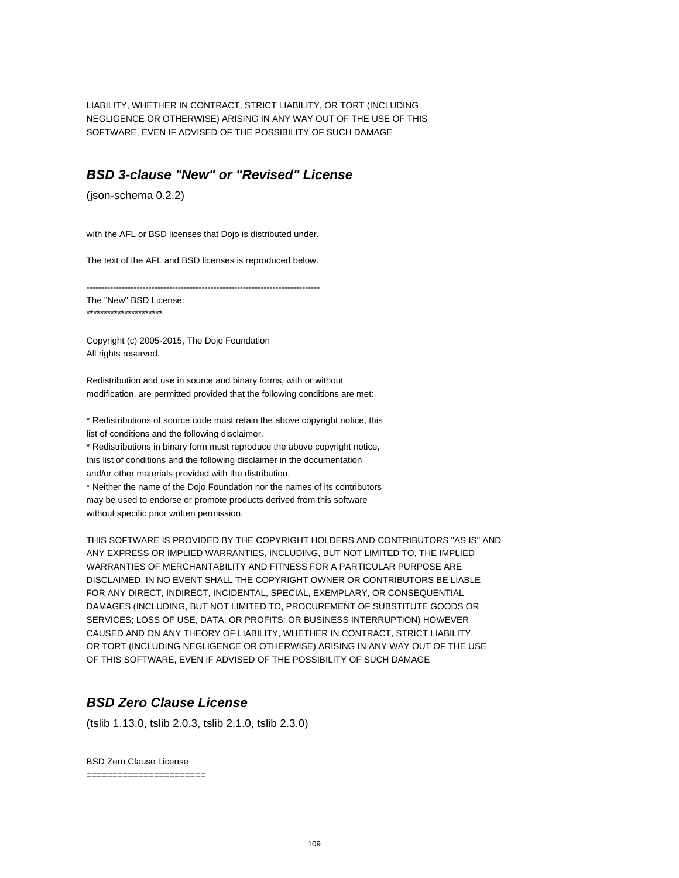LIABILITY, WHETHER IN CONTRACT, STRICT LIABILITY, OR TORT (INCLUDING
NEGLIGENCE OR OTHERWISE) ARISING IN ANY WAY OUT OF THE USE OF THIS
SOFTWARE, EVEN IF ADVISED OF THE POSSIBILITY OF SUCH DAMAGE

## ***BSD 3-clause "New" or "Revised" License***

(json-schema 0.2.2)

with the AFL or BSD licenses that Dojo is distributed under.

The text of the AFL and BSD licenses is reproduced below.

-------------------------------------------------------------------------------
The "New" BSD License:
**********************

Copyright (c) 2005-2015, The Dojo Foundation
All rights reserved.

Redistribution and use in source and binary forms, with or without
modification, are permitted provided that the following conditions are met:

* Redistributions of source code must retain the above copyright notice, this
list of conditions and the following disclaimer.
* Redistributions in binary form must reproduce the above copyright notice,
this list of conditions and the following disclaimer in the documentation
and/or other materials provided with the distribution.
* Neither the name of the Dojo Foundation nor the names of its contributors
may be used to endorse or promote products derived from this software
without specific prior written permission.

THIS SOFTWARE IS PROVIDED BY THE COPYRIGHT HOLDERS AND CONTRIBUTORS "AS IS" AND
ANY EXPRESS OR IMPLIED WARRANTIES, INCLUDING, BUT NOT LIMITED TO, THE IMPLIED
WARRANTIES OF MERCHANTABILITY AND FITNESS FOR A PARTICULAR PURPOSE ARE
DISCLAIMED. IN NO EVENT SHALL THE COPYRIGHT OWNER OR CONTRIBUTORS BE LIABLE
FOR ANY DIRECT, INDIRECT, INCIDENTAL, SPECIAL, EXEMPLARY, OR CONSEQUENTIAL
DAMAGES (INCLUDING, BUT NOT LIMITED TO, PROCUREMENT OF SUBSTITUTE GOODS OR
SERVICES; LOSS OF USE, DATA, OR PROFITS; OR BUSINESS INTERRUPTION) HOWEVER
CAUSED AND ON ANY THEORY OF LIABILITY, WHETHER IN CONTRACT, STRICT LIABILITY,
OR TORT (INCLUDING NEGLIGENCE OR OTHERWISE) ARISING IN ANY WAY OUT OF THE USE
OF THIS SOFTWARE, EVEN IF ADVISED OF THE POSSIBILITY OF SUCH DAMAGE

## ***BSD Zero Clause License***

(tslib 1.13.0, tslib 2.0.3, tslib 2.1.0, tslib 2.3.0)

BSD Zero Clause License
=======================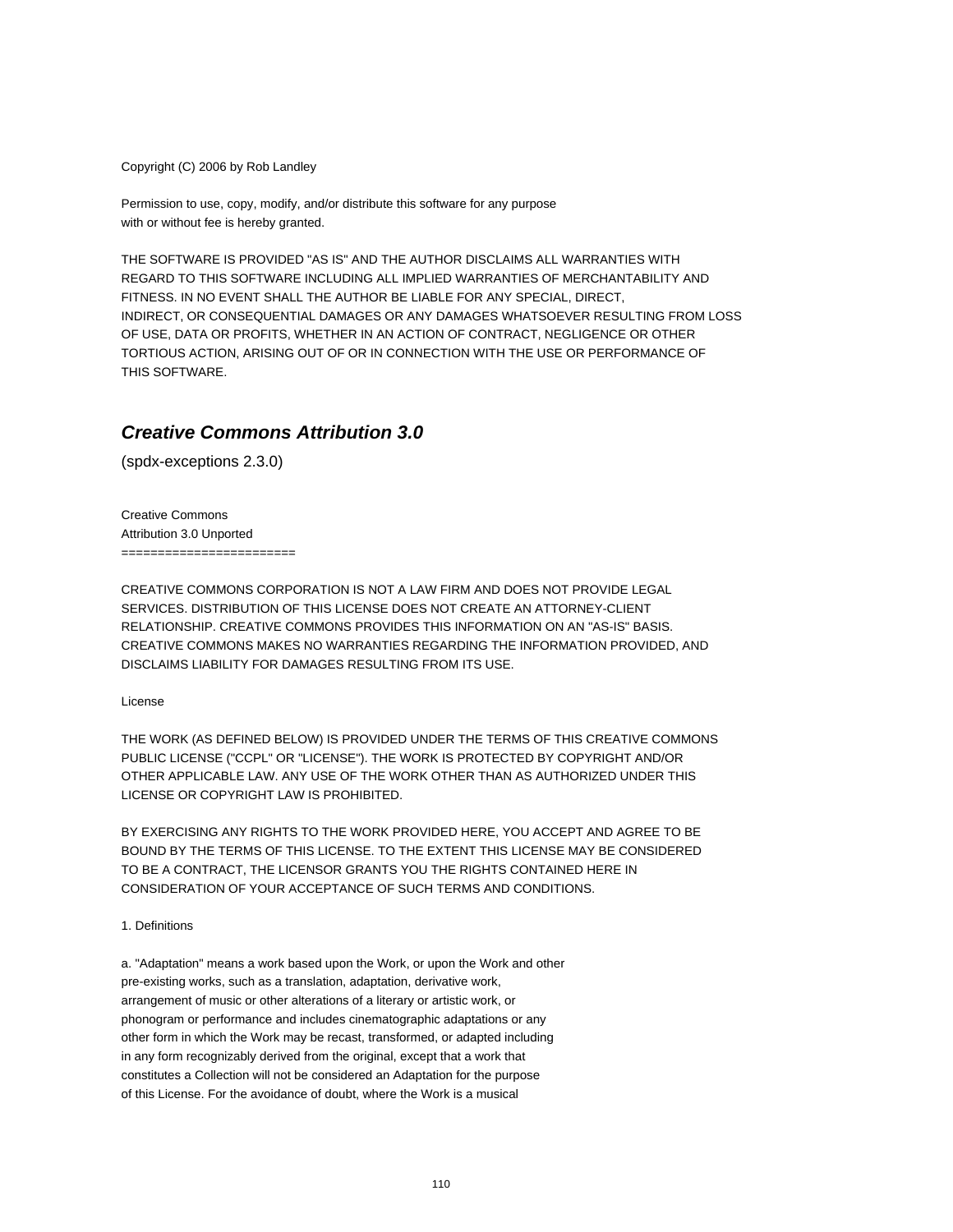Copyright (C) 2006 by Rob Landley

Permission to use, copy, modify, and/or distribute this software for any purpose
with or without fee is hereby granted.

THE SOFTWARE IS PROVIDED "AS IS" AND THE AUTHOR DISCLAIMS ALL WARRANTIES WITH
REGARD TO THIS SOFTWARE INCLUDING ALL IMPLIED WARRANTIES OF MERCHANTABILITY AND
FITNESS. IN NO EVENT SHALL THE AUTHOR BE LIABLE FOR ANY SPECIAL, DIRECT,
INDIRECT, OR CONSEQUENTIAL DAMAGES OR ANY DAMAGES WHATSOEVER RESULTING FROM LOSS
OF USE, DATA OR PROFITS, WHETHER IN AN ACTION OF CONTRACT, NEGLIGENCE OR OTHER
TORTIOUS ACTION, ARISING OUT OF OR IN CONNECTION WITH THE USE OR PERFORMANCE OF
THIS SOFTWARE.

## *Creative Commons Attribution 3.0*

(spdx-exceptions 2.3.0)

Creative Commons
Attribution 3.0 Unported
=======================

CREATIVE COMMONS CORPORATION IS NOT A LAW FIRM AND DOES NOT PROVIDE LEGAL
SERVICES. DISTRIBUTION OF THIS LICENSE DOES NOT CREATE AN ATTORNEY-CLIENT
RELATIONSHIP. CREATIVE COMMONS PROVIDES THIS INFORMATION ON AN "AS-IS" BASIS.
CREATIVE COMMONS MAKES NO WARRANTIES REGARDING THE INFORMATION PROVIDED, AND
DISCLAIMS LIABILITY FOR DAMAGES RESULTING FROM ITS USE.

License

THE WORK (AS DEFINED BELOW) IS PROVIDED UNDER THE TERMS OF THIS CREATIVE COMMONS
PUBLIC LICENSE ("CCPL" OR "LICENSE"). THE WORK IS PROTECTED BY COPYRIGHT AND/OR
OTHER APPLICABLE LAW. ANY USE OF THE WORK OTHER THAN AS AUTHORIZED UNDER THIS
LICENSE OR COPYRIGHT LAW IS PROHIBITED.

BY EXERCISING ANY RIGHTS TO THE WORK PROVIDED HERE, YOU ACCEPT AND AGREE TO BE
BOUND BY THE TERMS OF THIS LICENSE. TO THE EXTENT THIS LICENSE MAY BE CONSIDERED
TO BE A CONTRACT, THE LICENSOR GRANTS YOU THE RIGHTS CONTAINED HERE IN
CONSIDERATION OF YOUR ACCEPTANCE OF SUCH TERMS AND CONDITIONS.

1. Definitions

a. "Adaptation" means a work based upon the Work, or upon the Work and other
pre-existing works, such as a translation, adaptation, derivative work,
arrangement of music or other alterations of a literary or artistic work, or
phonogram or performance and includes cinematographic adaptations or any
other form in which the Work may be recast, transformed, or adapted including
in any form recognizably derived from the original, except that a work that
constitutes a Collection will not be considered an Adaptation for the purpose
of this License. For the avoidance of doubt, where the Work is a musical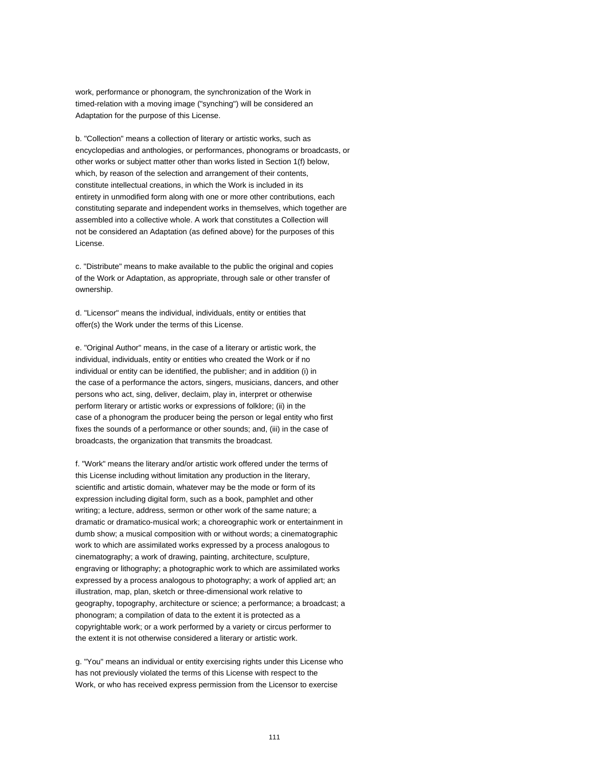work, performance or phonogram, the synchronization of the Work in timed-relation with a moving image ("synching") will be considered an Adaptation for the purpose of this License.

b. "Collection" means a collection of literary or artistic works, such as encyclopedias and anthologies, or performances, phonograms or broadcasts, or other works or subject matter other than works listed in Section 1(f) below, which, by reason of the selection and arrangement of their contents, constitute intellectual creations, in which the Work is included in its entirety in unmodified form along with one or more other contributions, each constituting separate and independent works in themselves, which together are assembled into a collective whole. A work that constitutes a Collection will not be considered an Adaptation (as defined above) for the purposes of this License.

c. "Distribute" means to make available to the public the original and copies of the Work or Adaptation, as appropriate, through sale or other transfer of ownership.

d. "Licensor" means the individual, individuals, entity or entities that offer(s) the Work under the terms of this License.

e. "Original Author" means, in the case of a literary or artistic work, the individual, individuals, entity or entities who created the Work or if no individual or entity can be identified, the publisher; and in addition (i) in the case of a performance the actors, singers, musicians, dancers, and other persons who act, sing, deliver, declaim, play in, interpret or otherwise perform literary or artistic works or expressions of folklore; (ii) in the case of a phonogram the producer being the person or legal entity who first fixes the sounds of a performance or other sounds; and, (iii) in the case of broadcasts, the organization that transmits the broadcast.

f. "Work" means the literary and/or artistic work offered under the terms of this License including without limitation any production in the literary, scientific and artistic domain, whatever may be the mode or form of its expression including digital form, such as a book, pamphlet and other writing; a lecture, address, sermon or other work of the same nature; a dramatic or dramatico-musical work; a choreographic work or entertainment in dumb show; a musical composition with or without words; a cinematographic work to which are assimilated works expressed by a process analogous to cinematography; a work of drawing, painting, architecture, sculpture, engraving or lithography; a photographic work to which are assimilated works expressed by a process analogous to photography; a work of applied art; an illustration, map, plan, sketch or three-dimensional work relative to geography, topography, architecture or science; a performance; a broadcast; a phonogram; a compilation of data to the extent it is protected as a copyrightable work; or a work performed by a variety or circus performer to the extent it is not otherwise considered a literary or artistic work.

g. "You" means an individual or entity exercising rights under this License who has not previously violated the terms of this License with respect to the Work, or who has received express permission from the Licensor to exercise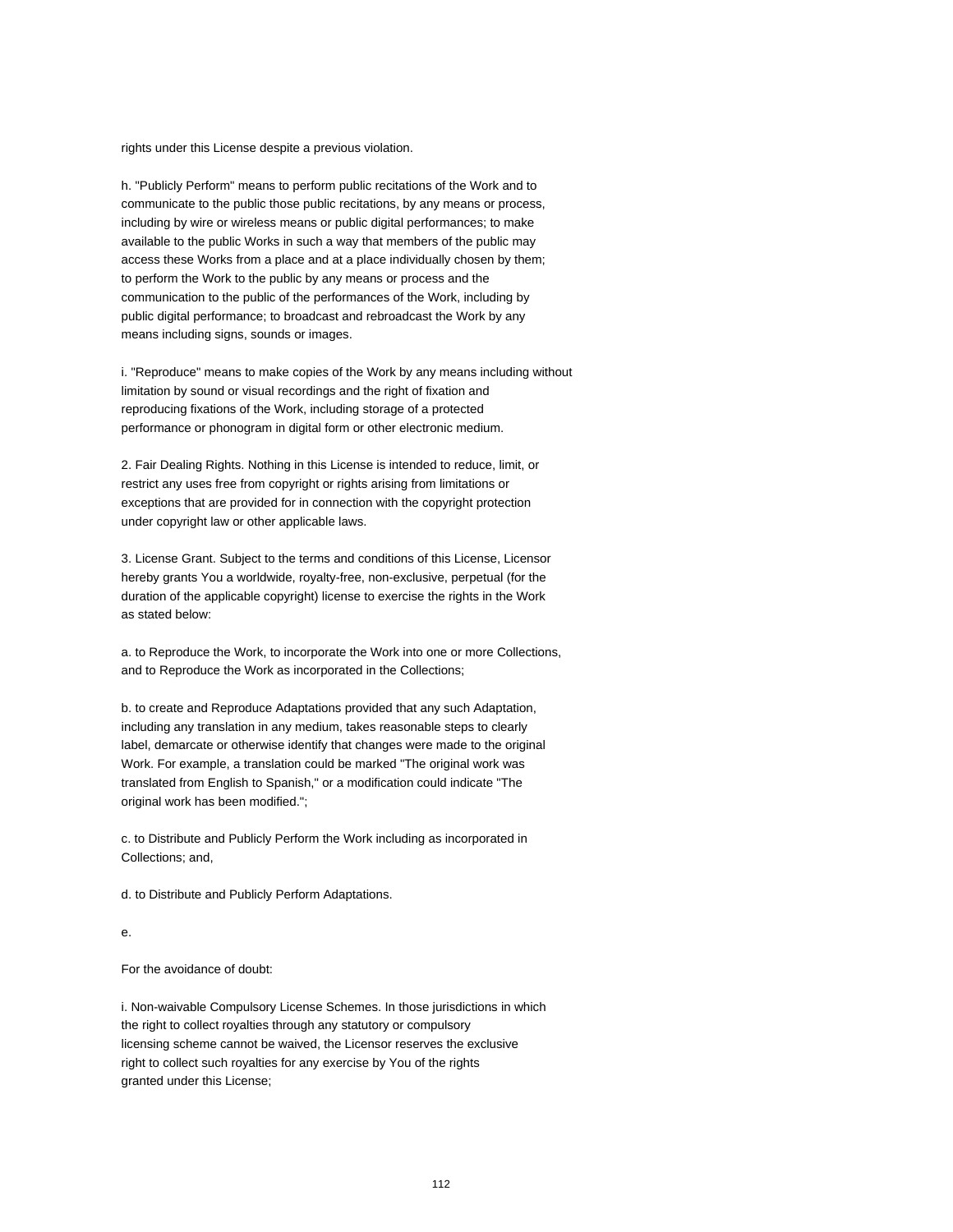rights under this License despite a previous violation.

h. "Publicly Perform" means to perform public recitations of the Work and to communicate to the public those public recitations, by any means or process, including by wire or wireless means or public digital performances; to make available to the public Works in such a way that members of the public may access these Works from a place and at a place individually chosen by them; to perform the Work to the public by any means or process and the communication to the public of the performances of the Work, including by public digital performance; to broadcast and rebroadcast the Work by any means including signs, sounds or images.

i. "Reproduce" means to make copies of the Work by any means including without limitation by sound or visual recordings and the right of fixation and reproducing fixations of the Work, including storage of a protected performance or phonogram in digital form or other electronic medium.

2. Fair Dealing Rights. Nothing in this License is intended to reduce, limit, or restrict any uses free from copyright or rights arising from limitations or exceptions that are provided for in connection with the copyright protection under copyright law or other applicable laws.

3. License Grant. Subject to the terms and conditions of this License, Licensor hereby grants You a worldwide, royalty-free, non-exclusive, perpetual (for the duration of the applicable copyright) license to exercise the rights in the Work as stated below:

a. to Reproduce the Work, to incorporate the Work into one or more Collections, and to Reproduce the Work as incorporated in the Collections;

b. to create and Reproduce Adaptations provided that any such Adaptation, including any translation in any medium, takes reasonable steps to clearly label, demarcate or otherwise identify that changes were made to the original Work. For example, a translation could be marked "The original work was translated from English to Spanish," or a modification could indicate "The original work has been modified.";

c. to Distribute and Publicly Perform the Work including as incorporated in Collections; and,

d. to Distribute and Publicly Perform Adaptations.

e.

For the avoidance of doubt:

i. Non-waivable Compulsory License Schemes. In those jurisdictions in which the right to collect royalties through any statutory or compulsory licensing scheme cannot be waived, the Licensor reserves the exclusive right to collect such royalties for any exercise by You of the rights granted under this License;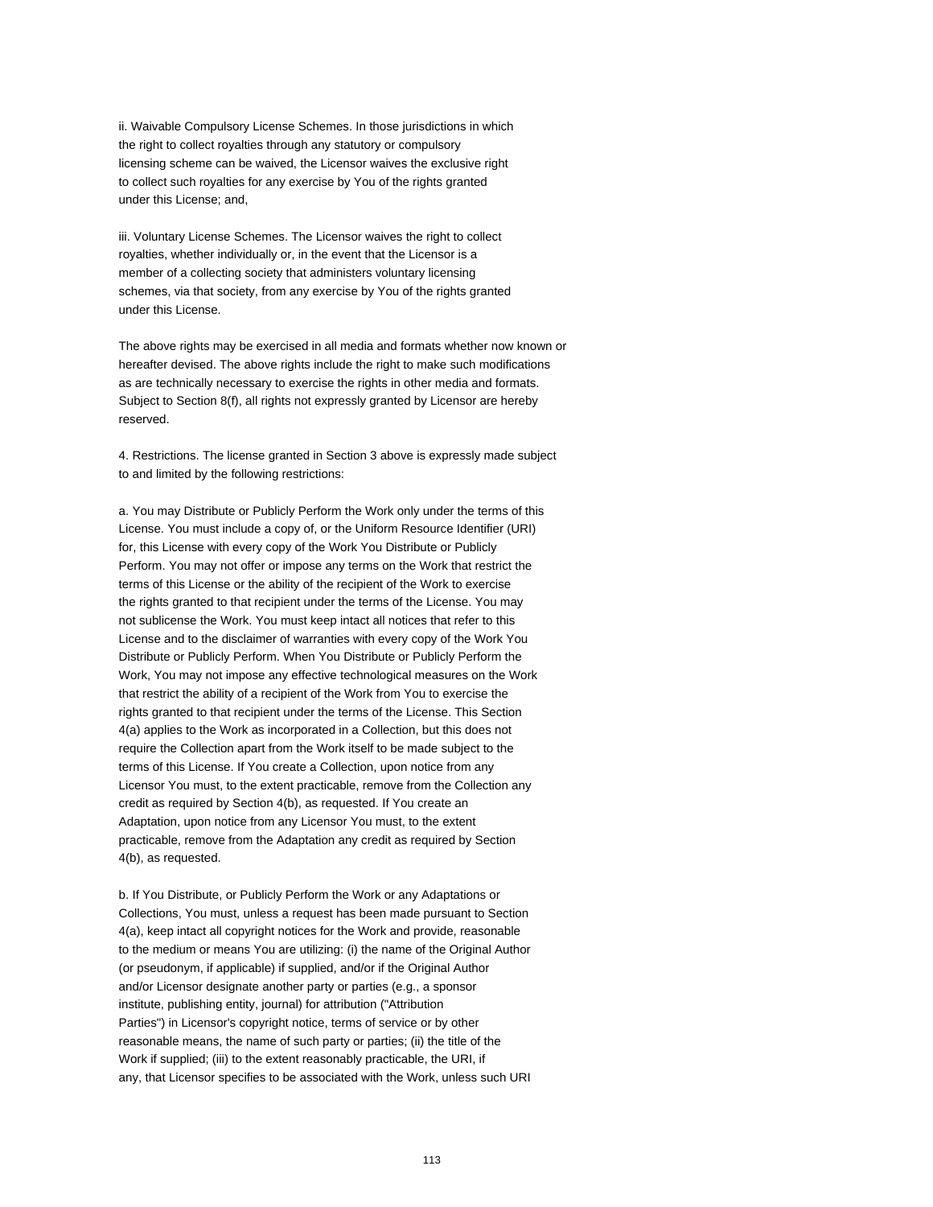ii. Waivable Compulsory License Schemes. In those jurisdictions in which the right to collect royalties through any statutory or compulsory licensing scheme can be waived, the Licensor waives the exclusive right to collect such royalties for any exercise by You of the rights granted under this License; and,

iii. Voluntary License Schemes. The Licensor waives the right to collect royalties, whether individually or, in the event that the Licensor is a member of a collecting society that administers voluntary licensing schemes, via that society, from any exercise by You of the rights granted under this License.

The above rights may be exercised in all media and formats whether now known or hereafter devised. The above rights include the right to make such modifications as are technically necessary to exercise the rights in other media and formats. Subject to Section 8(f), all rights not expressly granted by Licensor are hereby reserved.

4. Restrictions. The license granted in Section 3 above is expressly made subject to and limited by the following restrictions:

a. You may Distribute or Publicly Perform the Work only under the terms of this License. You must include a copy of, or the Uniform Resource Identifier (URI) for, this License with every copy of the Work You Distribute or Publicly Perform. You may not offer or impose any terms on the Work that restrict the terms of this License or the ability of the recipient of the Work to exercise the rights granted to that recipient under the terms of the License. You may not sublicense the Work. You must keep intact all notices that refer to this License and to the disclaimer of warranties with every copy of the Work You Distribute or Publicly Perform. When You Distribute or Publicly Perform the Work, You may not impose any effective technological measures on the Work that restrict the ability of a recipient of the Work from You to exercise the rights granted to that recipient under the terms of the License. This Section 4(a) applies to the Work as incorporated in a Collection, but this does not require the Collection apart from the Work itself to be made subject to the terms of this License. If You create a Collection, upon notice from any Licensor You must, to the extent practicable, remove from the Collection any credit as required by Section 4(b), as requested. If You create an Adaptation, upon notice from any Licensor You must, to the extent practicable, remove from the Adaptation any credit as required by Section 4(b), as requested.

b. If You Distribute, or Publicly Perform the Work or any Adaptations or Collections, You must, unless a request has been made pursuant to Section 4(a), keep intact all copyright notices for the Work and provide, reasonable to the medium or means You are utilizing: (i) the name of the Original Author (or pseudonym, if applicable) if supplied, and/or if the Original Author and/or Licensor designate another party or parties (e.g., a sponsor institute, publishing entity, journal) for attribution ("Attribution Parties") in Licensor's copyright notice, terms of service or by other reasonable means, the name of such party or parties; (ii) the title of the Work if supplied; (iii) to the extent reasonably practicable, the URI, if any, that Licensor specifies to be associated with the Work, unless such URI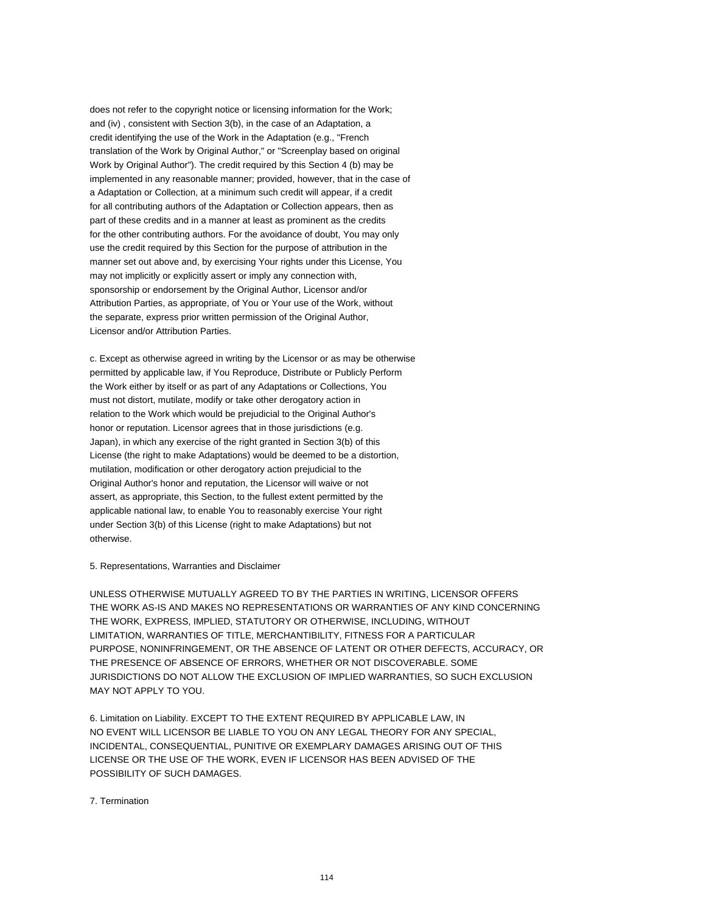does not refer to the copyright notice or licensing information for the Work; and (iv) , consistent with Section 3(b), in the case of an Adaptation, a credit identifying the use of the Work in the Adaptation (e.g., "French translation of the Work by Original Author," or "Screenplay based on original Work by Original Author"). The credit required by this Section 4 (b) may be implemented in any reasonable manner; provided, however, that in the case of a Adaptation or Collection, at a minimum such credit will appear, if a credit for all contributing authors of the Adaptation or Collection appears, then as part of these credits and in a manner at least as prominent as the credits for the other contributing authors. For the avoidance of doubt, You may only use the credit required by this Section for the purpose of attribution in the manner set out above and, by exercising Your rights under this License, You may not implicitly or explicitly assert or imply any connection with, sponsorship or endorsement by the Original Author, Licensor and/or Attribution Parties, as appropriate, of You or Your use of the Work, without the separate, express prior written permission of the Original Author, Licensor and/or Attribution Parties.

c. Except as otherwise agreed in writing by the Licensor or as may be otherwise permitted by applicable law, if You Reproduce, Distribute or Publicly Perform the Work either by itself or as part of any Adaptations or Collections, You must not distort, mutilate, modify or take other derogatory action in relation to the Work which would be prejudicial to the Original Author's honor or reputation. Licensor agrees that in those jurisdictions (e.g. Japan), in which any exercise of the right granted in Section 3(b) of this License (the right to make Adaptations) would be deemed to be a distortion, mutilation, modification or other derogatory action prejudicial to the Original Author's honor and reputation, the Licensor will waive or not assert, as appropriate, this Section, to the fullest extent permitted by the applicable national law, to enable You to reasonably exercise Your right under Section 3(b) of this License (right to make Adaptations) but not otherwise.

5. Representations, Warranties and Disclaimer

UNLESS OTHERWISE MUTUALLY AGREED TO BY THE PARTIES IN WRITING, LICENSOR OFFERS THE WORK AS-IS AND MAKES NO REPRESENTATIONS OR WARRANTIES OF ANY KIND CONCERNING THE WORK, EXPRESS, IMPLIED, STATUTORY OR OTHERWISE, INCLUDING, WITHOUT LIMITATION, WARRANTIES OF TITLE, MERCHANTIBILITY, FITNESS FOR A PARTICULAR PURPOSE, NONINFRINGEMENT, OR THE ABSENCE OF LATENT OR OTHER DEFECTS, ACCURACY, OR THE PRESENCE OF ABSENCE OF ERRORS, WHETHER OR NOT DISCOVERABLE. SOME JURISDICTIONS DO NOT ALLOW THE EXCLUSION OF IMPLIED WARRANTIES, SO SUCH EXCLUSION MAY NOT APPLY TO YOU.

6. Limitation on Liability. EXCEPT TO THE EXTENT REQUIRED BY APPLICABLE LAW, IN NO EVENT WILL LICENSOR BE LIABLE TO YOU ON ANY LEGAL THEORY FOR ANY SPECIAL, INCIDENTAL, CONSEQUENTIAL, PUNITIVE OR EXEMPLARY DAMAGES ARISING OUT OF THIS LICENSE OR THE USE OF THE WORK, EVEN IF LICENSOR HAS BEEN ADVISED OF THE POSSIBILITY OF SUCH DAMAGES.

7. Termination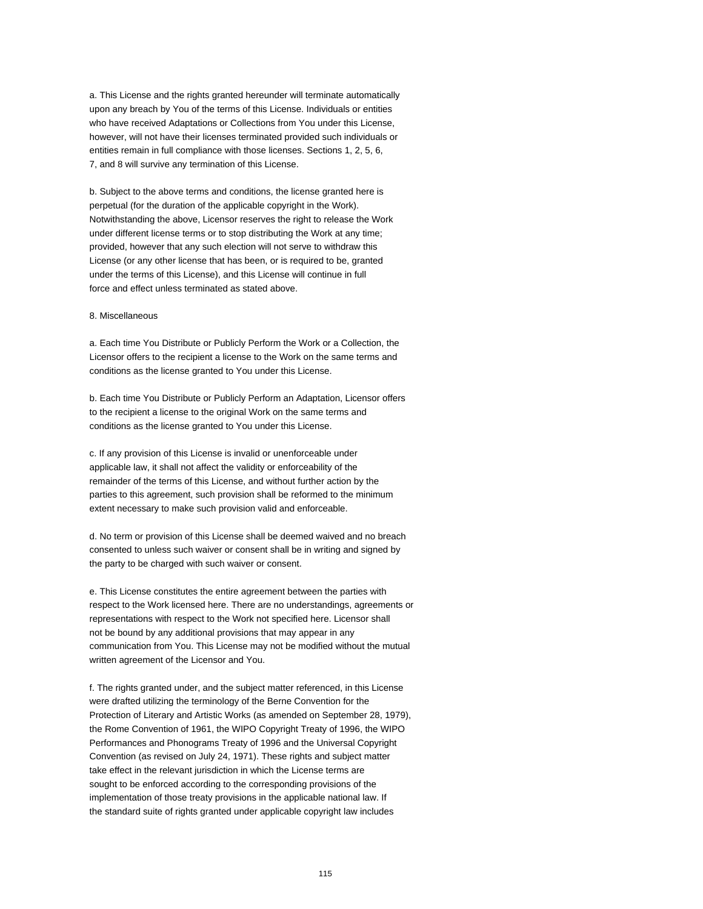a. This License and the rights granted hereunder will terminate automatically upon any breach by You of the terms of this License. Individuals or entities who have received Adaptations or Collections from You under this License, however, will not have their licenses terminated provided such individuals or entities remain in full compliance with those licenses. Sections 1, 2, 5, 6, 7, and 8 will survive any termination of this License.

b. Subject to the above terms and conditions, the license granted here is perpetual (for the duration of the applicable copyright in the Work). Notwithstanding the above, Licensor reserves the right to release the Work under different license terms or to stop distributing the Work at any time; provided, however that any such election will not serve to withdraw this License (or any other license that has been, or is required to be, granted under the terms of this License), and this License will continue in full force and effect unless terminated as stated above.

8. Miscellaneous

a. Each time You Distribute or Publicly Perform the Work or a Collection, the Licensor offers to the recipient a license to the Work on the same terms and conditions as the license granted to You under this License.

b. Each time You Distribute or Publicly Perform an Adaptation, Licensor offers to the recipient a license to the original Work on the same terms and conditions as the license granted to You under this License.

c. If any provision of this License is invalid or unenforceable under applicable law, it shall not affect the validity or enforceability of the remainder of the terms of this License, and without further action by the parties to this agreement, such provision shall be reformed to the minimum extent necessary to make such provision valid and enforceable.

d. No term or provision of this License shall be deemed waived and no breach consented to unless such waiver or consent shall be in writing and signed by the party to be charged with such waiver or consent.

e. This License constitutes the entire agreement between the parties with respect to the Work licensed here. There are no understandings, agreements or representations with respect to the Work not specified here. Licensor shall not be bound by any additional provisions that may appear in any communication from You. This License may not be modified without the mutual written agreement of the Licensor and You.

f. The rights granted under, and the subject matter referenced, in this License were drafted utilizing the terminology of the Berne Convention for the Protection of Literary and Artistic Works (as amended on September 28, 1979), the Rome Convention of 1961, the WIPO Copyright Treaty of 1996, the WIPO Performances and Phonograms Treaty of 1996 and the Universal Copyright Convention (as revised on July 24, 1971). These rights and subject matter take effect in the relevant jurisdiction in which the License terms are sought to be enforced according to the corresponding provisions of the implementation of those treaty provisions in the applicable national law. If the standard suite of rights granted under applicable copyright law includes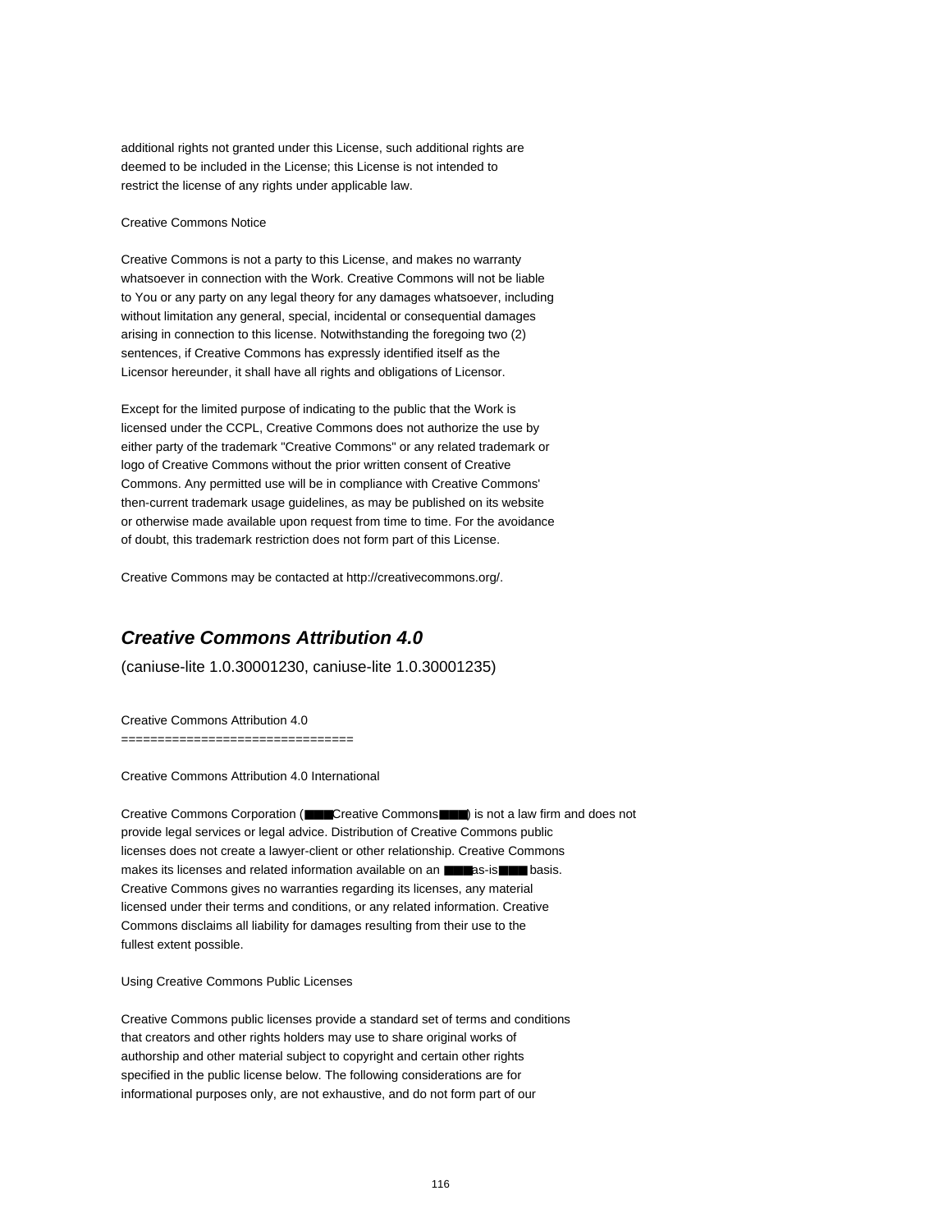additional rights not granted under this License, such additional rights are
deemed to be included in the License; this License is not intended to
restrict the license of any rights under applicable law.

Creative Commons Notice

Creative Commons is not a party to this License, and makes no warranty
whatsoever in connection with the Work. Creative Commons will not be liable
to You or any party on any legal theory for any damages whatsoever, including
without limitation any general, special, incidental or consequential damages
arising in connection to this license. Notwithstanding the foregoing two (2)
sentences, if Creative Commons has expressly identified itself as the
Licensor hereunder, it shall have all rights and obligations of Licensor.

Except for the limited purpose of indicating to the public that the Work is
licensed under the CCPL, Creative Commons does not authorize the use by
either party of the trademark "Creative Commons" or any related trademark or
logo of Creative Commons without the prior written consent of Creative
Commons. Any permitted use will be in compliance with Creative Commons'
then-current trademark usage guidelines, as may be published on its website
or otherwise made available upon request from time to time. For the avoidance
of doubt, this trademark restriction does not form part of this License.

Creative Commons may be contacted at http://creativecommons.org/.

## ***Creative Commons Attribution 4.0***

(caniuse-lite 1.0.30001230, caniuse-lite 1.0.30001235)

Creative Commons Attribution 4.0
================================

Creative Commons Attribution 4.0 International

Creative Commons Corporation (■■■Creative Commons■■■) is not a law firm and does not
provide legal services or legal advice. Distribution of Creative Commons public
licenses does not create a lawyer-client or other relationship. Creative Commons
makes its licenses and related information available on an ■■■as-is■■■ basis.
Creative Commons gives no warranties regarding its licenses, any material
licensed under their terms and conditions, or any related information. Creative
Commons disclaims all liability for damages resulting from their use to the
fullest extent possible.

Using Creative Commons Public Licenses

Creative Commons public licenses provide a standard set of terms and conditions
that creators and other rights holders may use to share original works of
authorship and other material subject to copyright and certain other rights
specified in the public license below. The following considerations are for
informational purposes only, are not exhaustive, and do not form part of our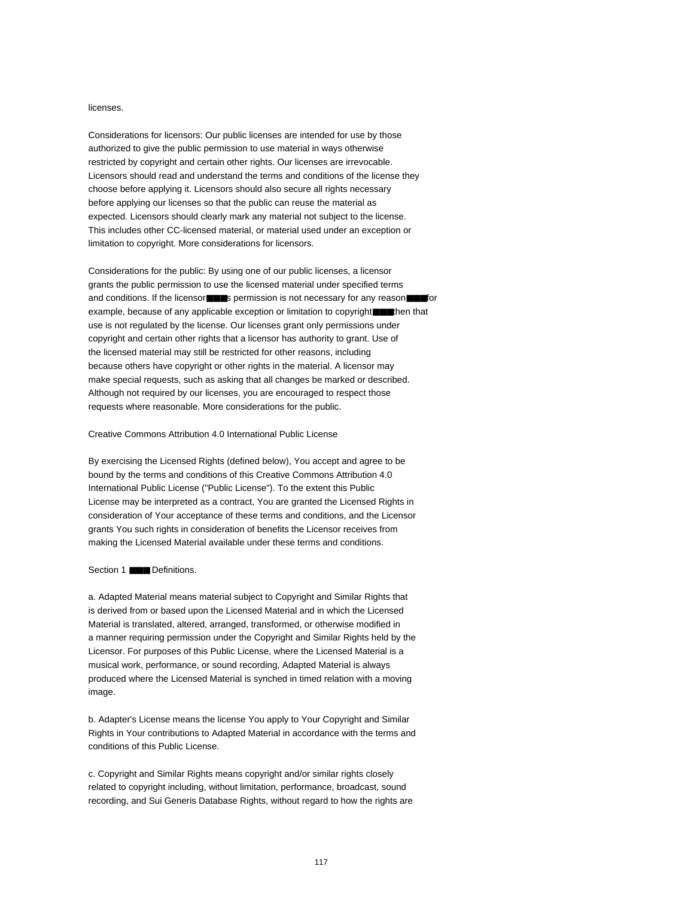licenses.

Considerations for licensors: Our public licenses are intended for use by those authorized to give the public permission to use material in ways otherwise restricted by copyright and certain other rights. Our licenses are irrevocable. Licensors should read and understand the terms and conditions of the license they choose before applying it. Licensors should also secure all rights necessary before applying our licenses so that the public can reuse the material as expected. Licensors should clearly mark any material not subject to the license. This includes other CC-licensed material, or material used under an exception or limitation to copyright. More considerations for licensors.

Considerations for the public: By using one of our public licenses, a licensor grants the public permission to use the licensed material under specified terms and conditions. If the licensor■■■s permission is not necessary for any reason■■■for example, because of any applicable exception or limitation to copyright■■■then that use is not regulated by the license. Our licenses grant only permissions under copyright and certain other rights that a licensor has authority to grant. Use of the licensed material may still be restricted for other reasons, including because others have copyright or other rights in the material. A licensor may make special requests, such as asking that all changes be marked or described. Although not required by our licenses, you are encouraged to respect those requests where reasonable. More considerations for the public.

Creative Commons Attribution 4.0 International Public License

By exercising the Licensed Rights (defined below), You accept and agree to be bound by the terms and conditions of this Creative Commons Attribution 4.0 International Public License ("Public License"). To the extent this Public License may be interpreted as a contract, You are granted the Licensed Rights in consideration of Your acceptance of these terms and conditions, and the Licensor grants You such rights in consideration of benefits the Licensor receives from making the Licensed Material available under these terms and conditions.

Section 1 ■■■ Definitions.

a. Adapted Material means material subject to Copyright and Similar Rights that is derived from or based upon the Licensed Material and in which the Licensed Material is translated, altered, arranged, transformed, or otherwise modified in a manner requiring permission under the Copyright and Similar Rights held by the Licensor. For purposes of this Public License, where the Licensed Material is a musical work, performance, or sound recording, Adapted Material is always produced where the Licensed Material is synched in timed relation with a moving image.

b. Adapter's License means the license You apply to Your Copyright and Similar Rights in Your contributions to Adapted Material in accordance with the terms and conditions of this Public License.

c. Copyright and Similar Rights means copyright and/or similar rights closely related to copyright including, without limitation, performance, broadcast, sound recording, and Sui Generis Database Rights, without regard to how the rights are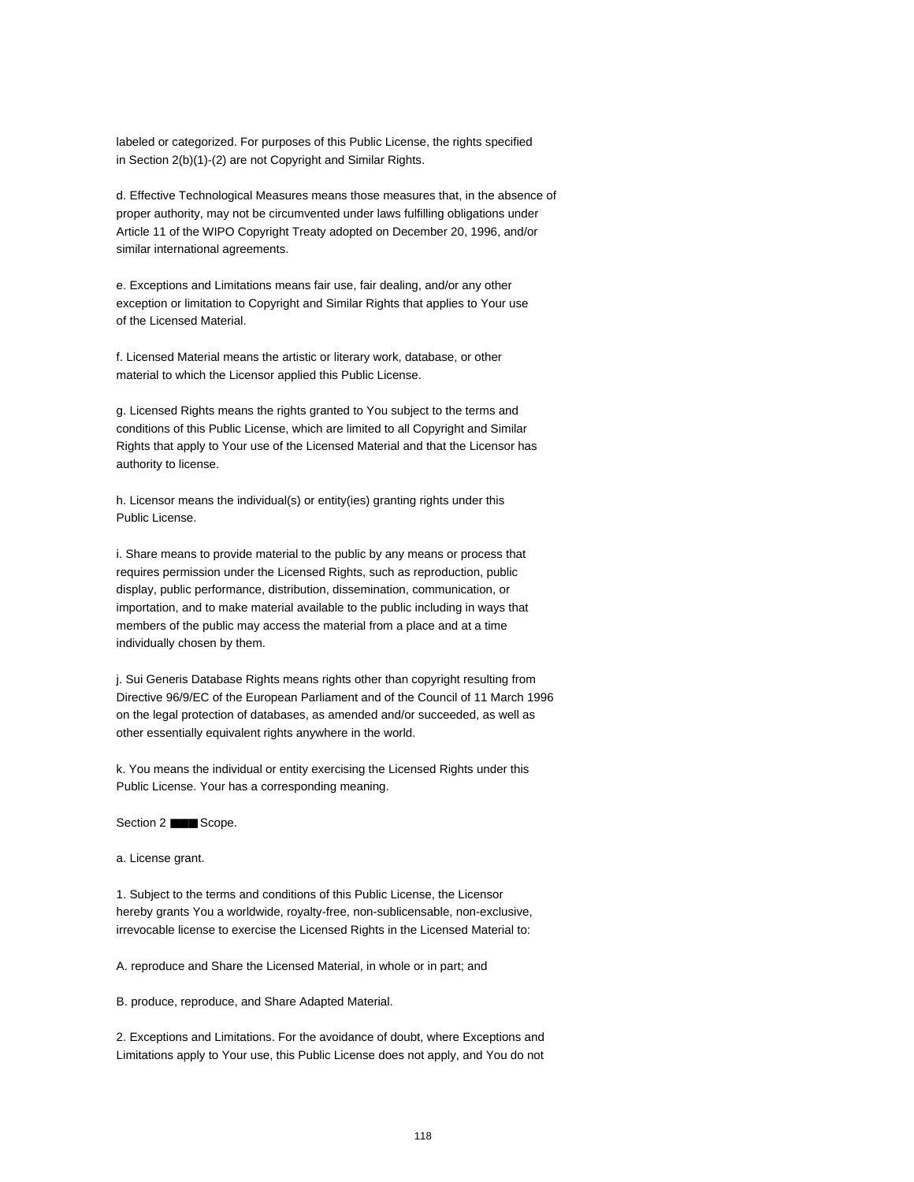labeled or categorized. For purposes of this Public License, the rights specified in Section 2(b)(1)-(2) are not Copyright and Similar Rights.

d. Effective Technological Measures means those measures that, in the absence of proper authority, may not be circumvented under laws fulfilling obligations under Article 11 of the WIPO Copyright Treaty adopted on December 20, 1996, and/or similar international agreements.

e. Exceptions and Limitations means fair use, fair dealing, and/or any other exception or limitation to Copyright and Similar Rights that applies to Your use of the Licensed Material.

f. Licensed Material means the artistic or literary work, database, or other material to which the Licensor applied this Public License.

g. Licensed Rights means the rights granted to You subject to the terms and conditions of this Public License, which are limited to all Copyright and Similar Rights that apply to Your use of the Licensed Material and that the Licensor has authority to license.

h. Licensor means the individual(s) or entity(ies) granting rights under this Public License.

i. Share means to provide material to the public by any means or process that requires permission under the Licensed Rights, such as reproduction, public display, public performance, distribution, dissemination, communication, or importation, and to make material available to the public including in ways that members of the public may access the material from a place and at a time individually chosen by them.

j. Sui Generis Database Rights means rights other than copyright resulting from Directive 96/9/EC of the European Parliament and of the Council of 11 March 1996 on the legal protection of databases, as amended and/or succeeded, as well as other essentially equivalent rights anywhere in the world.

k. You means the individual or entity exercising the Licensed Rights under this Public License. Your has a corresponding meaning.

Section 2 ■■■ Scope.

a. License grant.

1. Subject to the terms and conditions of this Public License, the Licensor hereby grants You a worldwide, royalty-free, non-sublicensable, non-exclusive, irrevocable license to exercise the Licensed Rights in the Licensed Material to:

A. reproduce and Share the Licensed Material, in whole or in part; and

B. produce, reproduce, and Share Adapted Material.

2. Exceptions and Limitations. For the avoidance of doubt, where Exceptions and Limitations apply to Your use, this Public License does not apply, and You do not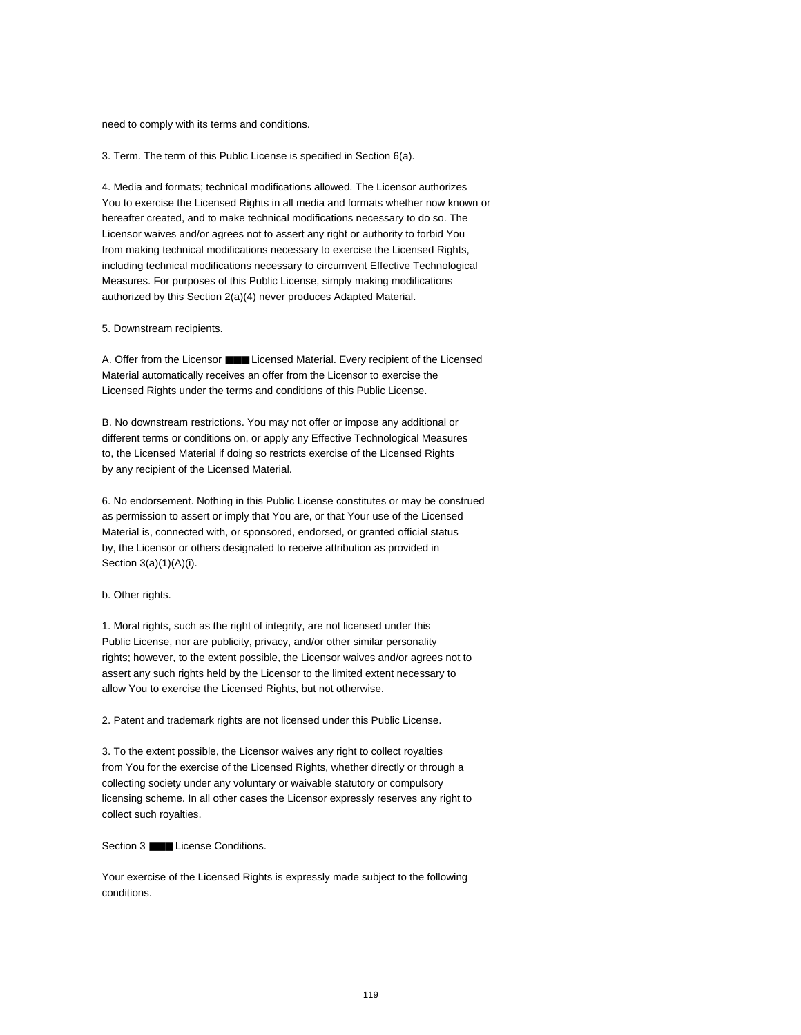need to comply with its terms and conditions.

3. Term. The term of this Public License is specified in Section 6(a).

4. Media and formats; technical modifications allowed. The Licensor authorizes You to exercise the Licensed Rights in all media and formats whether now known or hereafter created, and to make technical modifications necessary to do so. The Licensor waives and/or agrees not to assert any right or authority to forbid You from making technical modifications necessary to exercise the Licensed Rights, including technical modifications necessary to circumvent Effective Technological Measures. For purposes of this Public License, simply making modifications authorized by this Section 2(a)(4) never produces Adapted Material.

5. Downstream recipients.

A. Offer from the Licensor ■■■ Licensed Material. Every recipient of the Licensed Material automatically receives an offer from the Licensor to exercise the Licensed Rights under the terms and conditions of this Public License.

B. No downstream restrictions. You may not offer or impose any additional or different terms or conditions on, or apply any Effective Technological Measures to, the Licensed Material if doing so restricts exercise of the Licensed Rights by any recipient of the Licensed Material.

6. No endorsement. Nothing in this Public License constitutes or may be construed as permission to assert or imply that You are, or that Your use of the Licensed Material is, connected with, or sponsored, endorsed, or granted official status by, the Licensor or others designated to receive attribution as provided in Section 3(a)(1)(A)(i).

b. Other rights.

1. Moral rights, such as the right of integrity, are not licensed under this Public License, nor are publicity, privacy, and/or other similar personality rights; however, to the extent possible, the Licensor waives and/or agrees not to assert any such rights held by the Licensor to the limited extent necessary to allow You to exercise the Licensed Rights, but not otherwise.

2. Patent and trademark rights are not licensed under this Public License.

3. To the extent possible, the Licensor waives any right to collect royalties from You for the exercise of the Licensed Rights, whether directly or through a collecting society under any voluntary or waivable statutory or compulsory licensing scheme. In all other cases the Licensor expressly reserves any right to collect such royalties.

Section 3 ■■■ License Conditions.

Your exercise of the Licensed Rights is expressly made subject to the following conditions.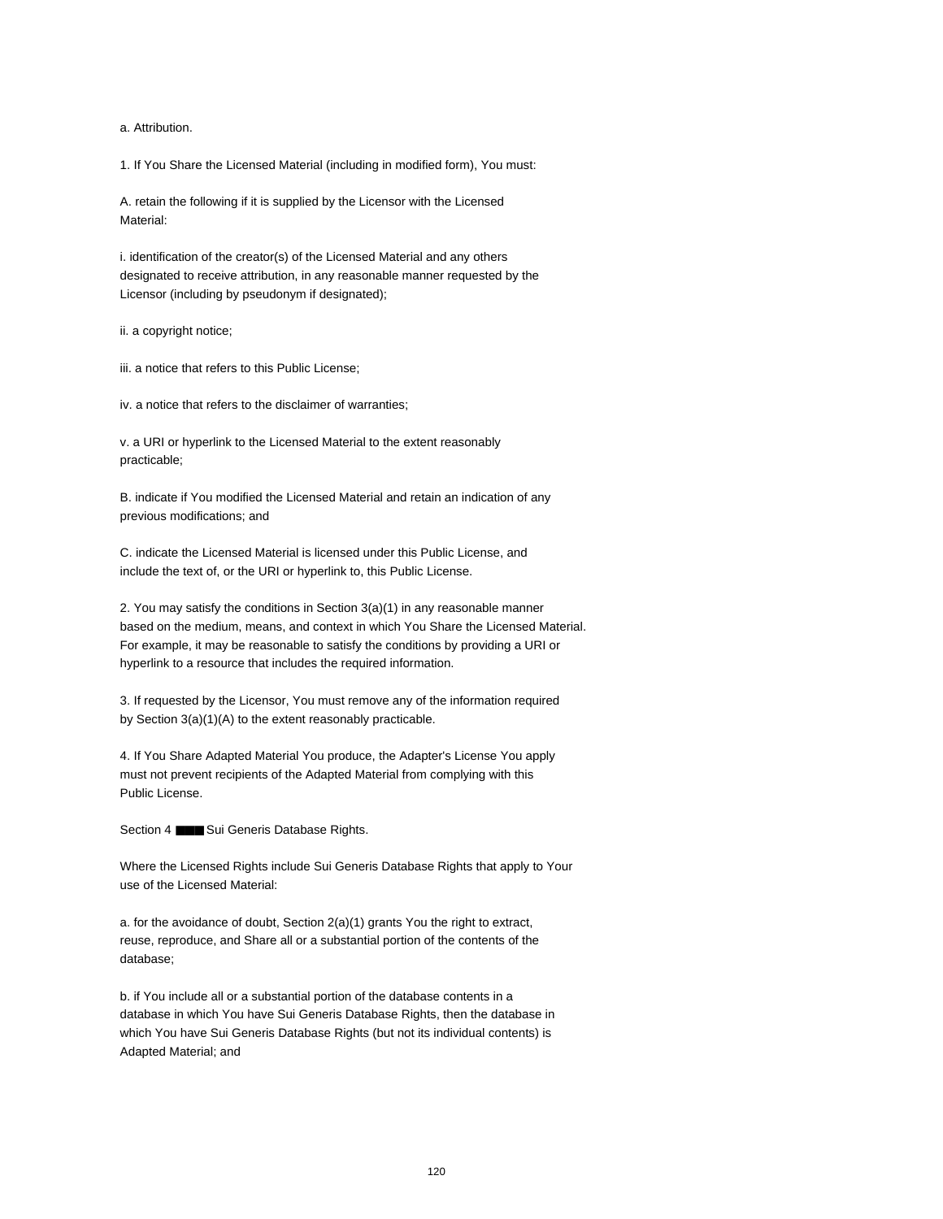a. Attribution.

1. If You Share the Licensed Material (including in modified form), You must:

A. retain the following if it is supplied by the Licensor with the Licensed Material:

i. identification of the creator(s) of the Licensed Material and any others designated to receive attribution, in any reasonable manner requested by the Licensor (including by pseudonym if designated);

ii. a copyright notice;

iii. a notice that refers to this Public License;

iv. a notice that refers to the disclaimer of warranties;

v. a URI or hyperlink to the Licensed Material to the extent reasonably practicable;

B. indicate if You modified the Licensed Material and retain an indication of any previous modifications; and

C. indicate the Licensed Material is licensed under this Public License, and include the text of, or the URI or hyperlink to, this Public License.

2. You may satisfy the conditions in Section 3(a)(1) in any reasonable manner based on the medium, means, and context in which You Share the Licensed Material. For example, it may be reasonable to satisfy the conditions by providing a URI or hyperlink to a resource that includes the required information.

3. If requested by the Licensor, You must remove any of the information required by Section 3(a)(1)(A) to the extent reasonably practicable.

4. If You Share Adapted Material You produce, the Adapter's License You apply must not prevent recipients of the Adapted Material from complying with this Public License.

Section 4 ■■■ Sui Generis Database Rights.

Where the Licensed Rights include Sui Generis Database Rights that apply to Your use of the Licensed Material:

a. for the avoidance of doubt, Section 2(a)(1) grants You the right to extract, reuse, reproduce, and Share all or a substantial portion of the contents of the database;

b. if You include all or a substantial portion of the database contents in a database in which You have Sui Generis Database Rights, then the database in which You have Sui Generis Database Rights (but not its individual contents) is Adapted Material; and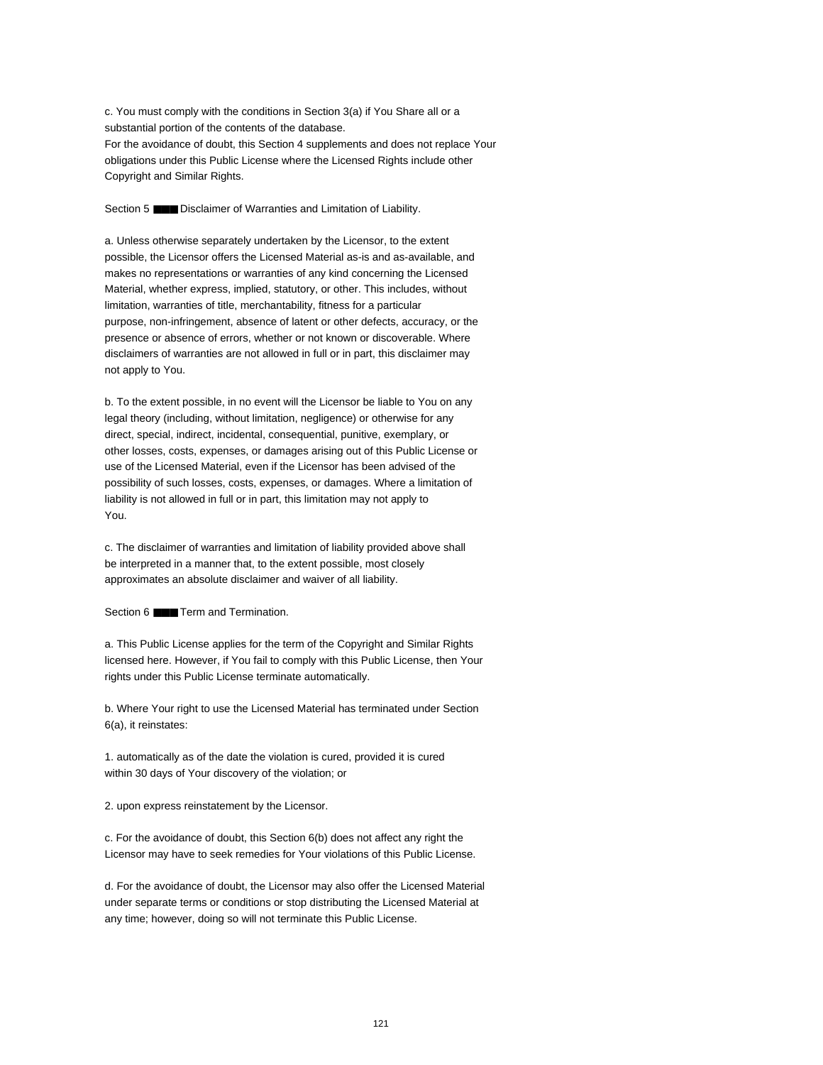c. You must comply with the conditions in Section 3(a) if You Share all or a substantial portion of the contents of the database.
For the avoidance of doubt, this Section 4 supplements and does not replace Your obligations under this Public License where the Licensed Rights include other Copyright and Similar Rights.

Section 5 ■■■ Disclaimer of Warranties and Limitation of Liability.

a. Unless otherwise separately undertaken by the Licensor, to the extent possible, the Licensor offers the Licensed Material as-is and as-available, and makes no representations or warranties of any kind concerning the Licensed Material, whether express, implied, statutory, or other. This includes, without limitation, warranties of title, merchantability, fitness for a particular purpose, non-infringement, absence of latent or other defects, accuracy, or the presence or absence of errors, whether or not known or discoverable. Where disclaimers of warranties are not allowed in full or in part, this disclaimer may not apply to You.

b. To the extent possible, in no event will the Licensor be liable to You on any legal theory (including, without limitation, negligence) or otherwise for any direct, special, indirect, incidental, consequential, punitive, exemplary, or other losses, costs, expenses, or damages arising out of this Public License or use of the Licensed Material, even if the Licensor has been advised of the possibility of such losses, costs, expenses, or damages. Where a limitation of liability is not allowed in full or in part, this limitation may not apply to You.

c. The disclaimer of warranties and limitation of liability provided above shall be interpreted in a manner that, to the extent possible, most closely approximates an absolute disclaimer and waiver of all liability.

Section 6 ■■■ Term and Termination.

a. This Public License applies for the term of the Copyright and Similar Rights licensed here. However, if You fail to comply with this Public License, then Your rights under this Public License terminate automatically.

b. Where Your right to use the Licensed Material has terminated under Section 6(a), it reinstates:

1. automatically as of the date the violation is cured, provided it is cured within 30 days of Your discovery of the violation; or

2. upon express reinstatement by the Licensor.

c. For the avoidance of doubt, this Section 6(b) does not affect any right the Licensor may have to seek remedies for Your violations of this Public License.

d. For the avoidance of doubt, the Licensor may also offer the Licensed Material under separate terms or conditions or stop distributing the Licensed Material at any time; however, doing so will not terminate this Public License.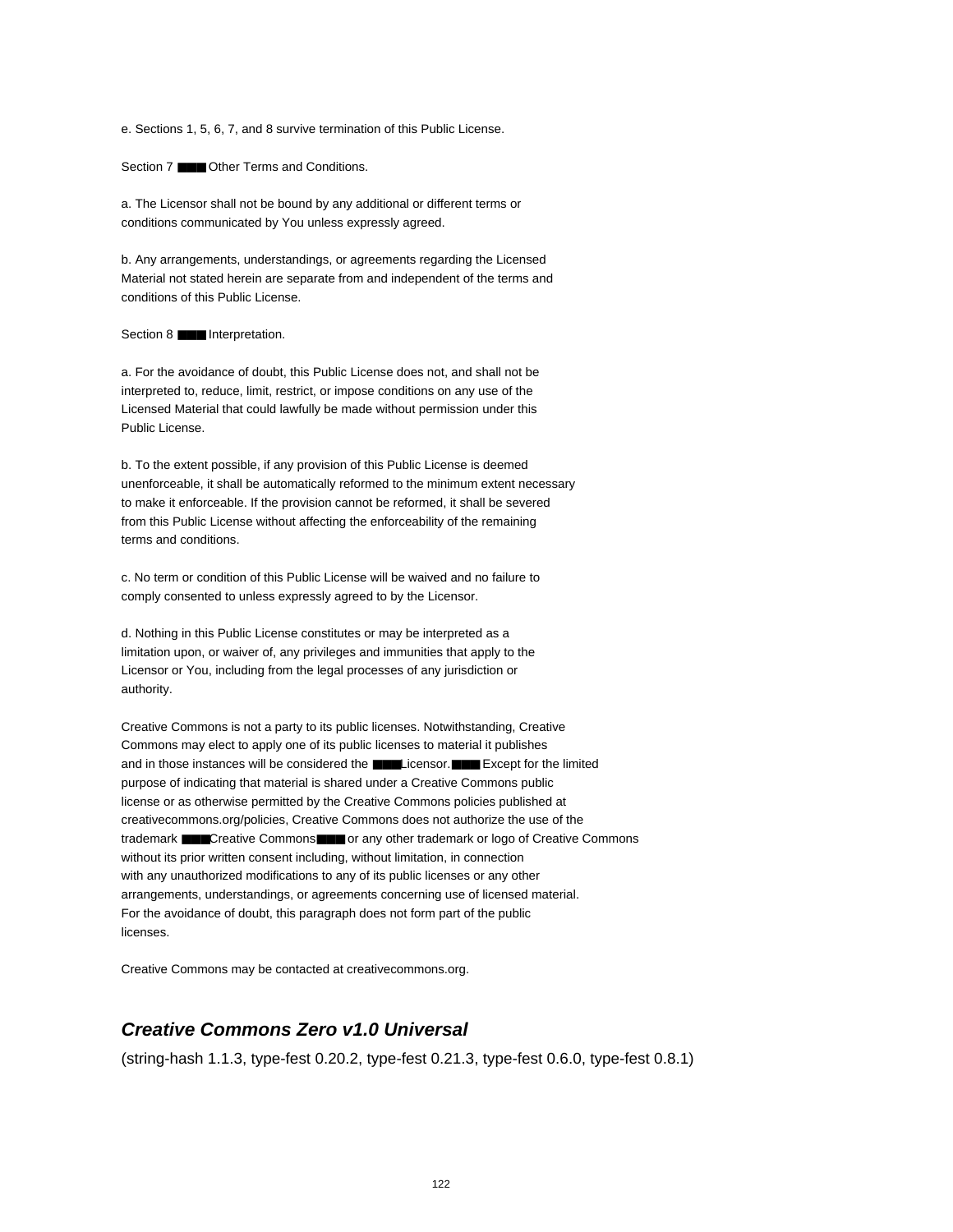e. Sections 1, 5, 6, 7, and 8 survive termination of this Public License.

Section 7 ■■■ Other Terms and Conditions.

a. The Licensor shall not be bound by any additional or different terms or conditions communicated by You unless expressly agreed.

b. Any arrangements, understandings, or agreements regarding the Licensed Material not stated herein are separate from and independent of the terms and conditions of this Public License.

Section 8 ■■■ Interpretation.

a. For the avoidance of doubt, this Public License does not, and shall not be interpreted to, reduce, limit, restrict, or impose conditions on any use of the Licensed Material that could lawfully be made without permission under this Public License.

b. To the extent possible, if any provision of this Public License is deemed unenforceable, it shall be automatically reformed to the minimum extent necessary to make it enforceable. If the provision cannot be reformed, it shall be severed from this Public License without affecting the enforceability of the remaining terms and conditions.

c. No term or condition of this Public License will be waived and no failure to comply consented to unless expressly agreed to by the Licensor.

d. Nothing in this Public License constitutes or may be interpreted as a limitation upon, or waiver of, any privileges and immunities that apply to the Licensor or You, including from the legal processes of any jurisdiction or authority.

Creative Commons is not a party to its public licenses. Notwithstanding, Creative Commons may elect to apply one of its public licenses to material it publishes and in those instances will be considered the ■■■Licensor.■■■ Except for the limited purpose of indicating that material is shared under a Creative Commons public license or as otherwise permitted by the Creative Commons policies published at creativecommons.org/policies, Creative Commons does not authorize the use of the trademark ■■■Creative Commons■■■ or any other trademark or logo of Creative Commons without its prior written consent including, without limitation, in connection with any unauthorized modifications to any of its public licenses or any other arrangements, understandings, or agreements concerning use of licensed material. For the avoidance of doubt, this paragraph does not form part of the public licenses.

Creative Commons may be contacted at creativecommons.org.

## *Creative Commons Zero v1.0 Universal*

(string-hash 1.1.3, type-fest 0.20.2, type-fest 0.21.3, type-fest 0.6.0, type-fest 0.8.1)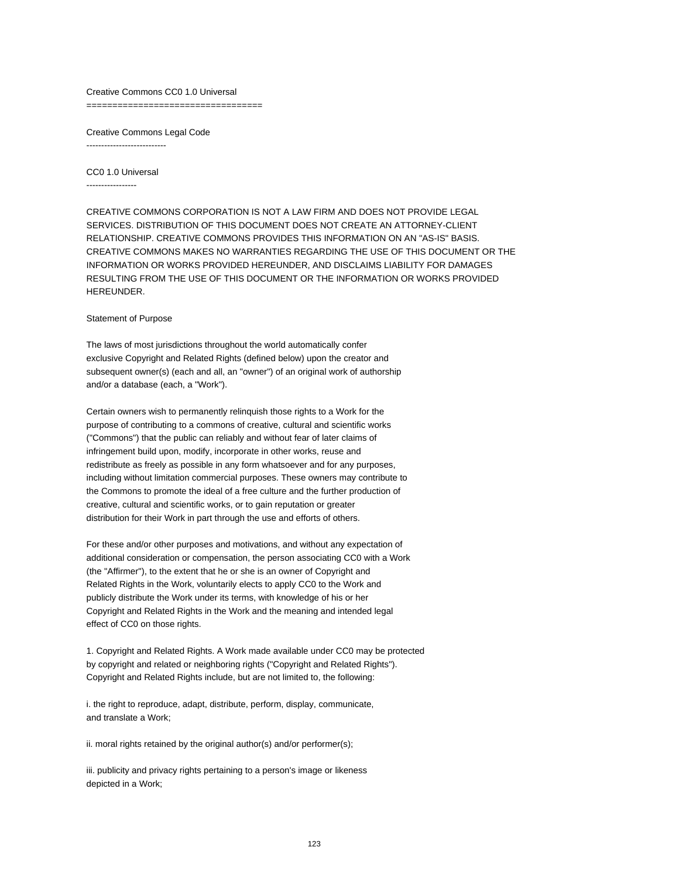Creative Commons CC0 1.0 Universal
==================================

Creative Commons Legal Code
---------------------------

CC0 1.0 Universal
-----------------

CREATIVE COMMONS CORPORATION IS NOT A LAW FIRM AND DOES NOT PROVIDE LEGAL SERVICES. DISTRIBUTION OF THIS DOCUMENT DOES NOT CREATE AN ATTORNEY-CLIENT RELATIONSHIP. CREATIVE COMMONS PROVIDES THIS INFORMATION ON AN "AS-IS" BASIS. CREATIVE COMMONS MAKES NO WARRANTIES REGARDING THE USE OF THIS DOCUMENT OR THE INFORMATION OR WORKS PROVIDED HEREUNDER, AND DISCLAIMS LIABILITY FOR DAMAGES RESULTING FROM THE USE OF THIS DOCUMENT OR THE INFORMATION OR WORKS PROVIDED HEREUNDER.

Statement of Purpose

The laws of most jurisdictions throughout the world automatically confer exclusive Copyright and Related Rights (defined below) upon the creator and subsequent owner(s) (each and all, an "owner") of an original work of authorship and/or a database (each, a "Work").

Certain owners wish to permanently relinquish those rights to a Work for the purpose of contributing to a commons of creative, cultural and scientific works ("Commons") that the public can reliably and without fear of later claims of infringement build upon, modify, incorporate in other works, reuse and redistribute as freely as possible in any form whatsoever and for any purposes, including without limitation commercial purposes. These owners may contribute to the Commons to promote the ideal of a free culture and the further production of creative, cultural and scientific works, or to gain reputation or greater distribution for their Work in part through the use and efforts of others.

For these and/or other purposes and motivations, and without any expectation of additional consideration or compensation, the person associating CC0 with a Work (the "Affirmer"), to the extent that he or she is an owner of Copyright and Related Rights in the Work, voluntarily elects to apply CC0 to the Work and publicly distribute the Work under its terms, with knowledge of his or her Copyright and Related Rights in the Work and the meaning and intended legal effect of CC0 on those rights.

1. Copyright and Related Rights. A Work made available under CC0 may be protected by copyright and related or neighboring rights ("Copyright and Related Rights"). Copyright and Related Rights include, but are not limited to, the following:

i. the right to reproduce, adapt, distribute, perform, display, communicate, and translate a Work;

ii. moral rights retained by the original author(s) and/or performer(s);

iii. publicity and privacy rights pertaining to a person's image or likeness depicted in a Work;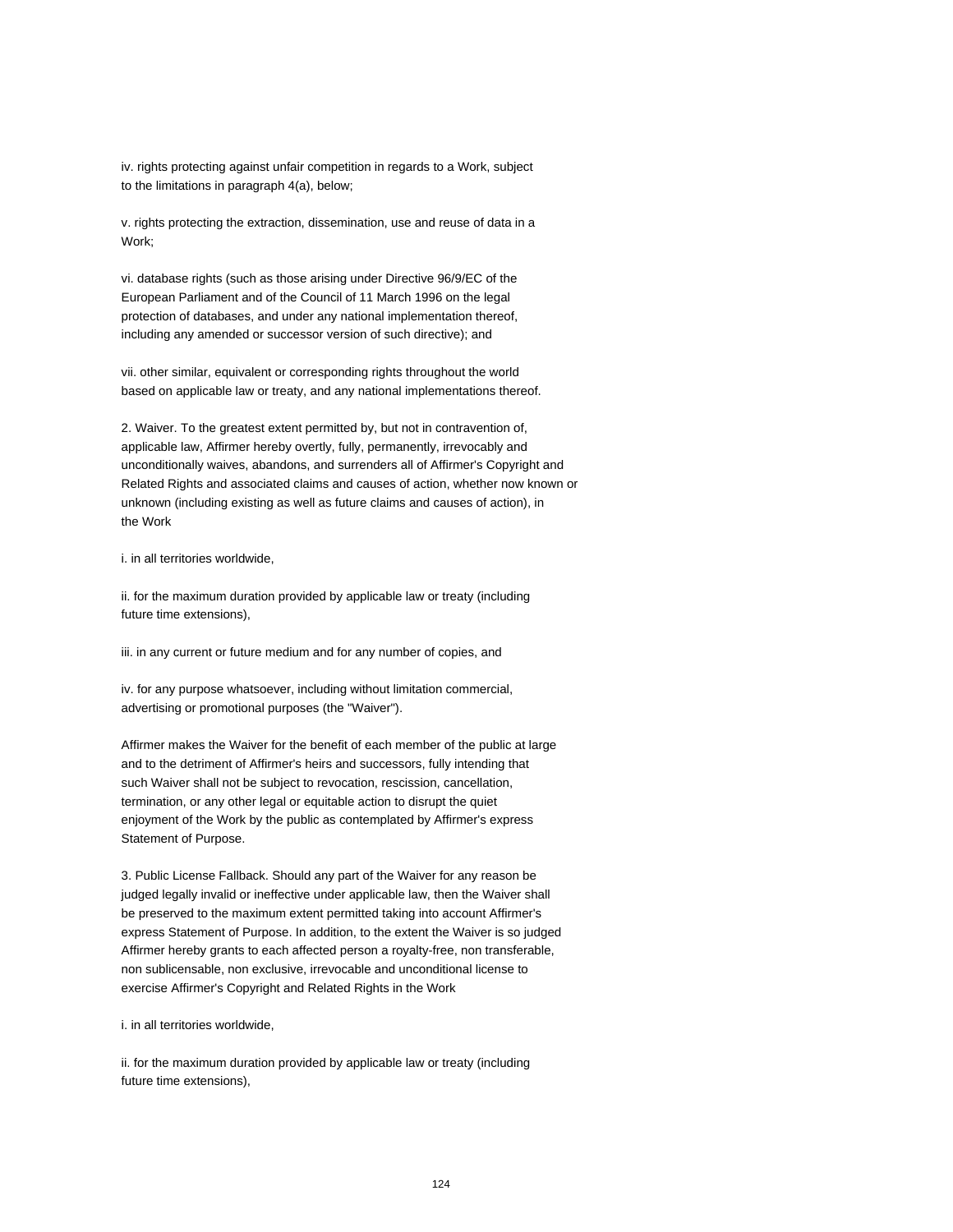iv. rights protecting against unfair competition in regards to a Work, subject to the limitations in paragraph 4(a), below;

v. rights protecting the extraction, dissemination, use and reuse of data in a Work;

vi. database rights (such as those arising under Directive 96/9/EC of the European Parliament and of the Council of 11 March 1996 on the legal protection of databases, and under any national implementation thereof, including any amended or successor version of such directive); and

vii. other similar, equivalent or corresponding rights throughout the world based on applicable law or treaty, and any national implementations thereof.

2. Waiver. To the greatest extent permitted by, but not in contravention of, applicable law, Affirmer hereby overtly, fully, permanently, irrevocably and unconditionally waives, abandons, and surrenders all of Affirmer's Copyright and Related Rights and associated claims and causes of action, whether now known or unknown (including existing as well as future claims and causes of action), in the Work

i. in all territories worldwide,

ii. for the maximum duration provided by applicable law or treaty (including future time extensions),

iii. in any current or future medium and for any number of copies, and

iv. for any purpose whatsoever, including without limitation commercial, advertising or promotional purposes (the "Waiver").

Affirmer makes the Waiver for the benefit of each member of the public at large and to the detriment of Affirmer's heirs and successors, fully intending that such Waiver shall not be subject to revocation, rescission, cancellation, termination, or any other legal or equitable action to disrupt the quiet enjoyment of the Work by the public as contemplated by Affirmer's express Statement of Purpose.

3. Public License Fallback. Should any part of the Waiver for any reason be judged legally invalid or ineffective under applicable law, then the Waiver shall be preserved to the maximum extent permitted taking into account Affirmer's express Statement of Purpose. In addition, to the extent the Waiver is so judged Affirmer hereby grants to each affected person a royalty-free, non transferable, non sublicensable, non exclusive, irrevocable and unconditional license to exercise Affirmer's Copyright and Related Rights in the Work

i. in all territories worldwide,

ii. for the maximum duration provided by applicable law or treaty (including future time extensions),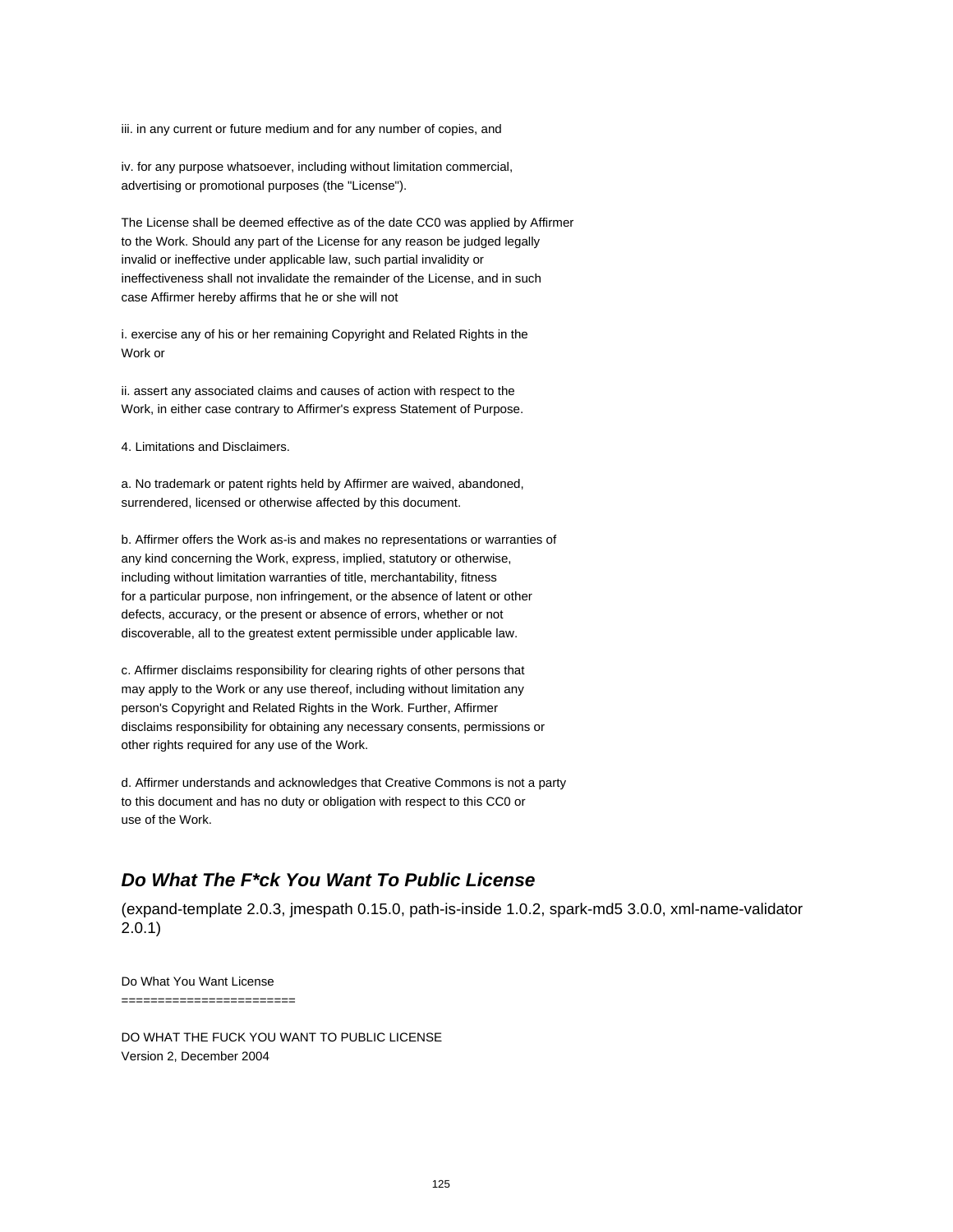iii. in any current or future medium and for any number of copies, and

iv. for any purpose whatsoever, including without limitation commercial,
advertising or promotional purposes (the "License").

The License shall be deemed effective as of the date CC0 was applied by Affirmer
to the Work. Should any part of the License for any reason be judged legally
invalid or ineffective under applicable law, such partial invalidity or
ineffectiveness shall not invalidate the remainder of the License, and in such
case Affirmer hereby affirms that he or she will not

i. exercise any of his or her remaining Copyright and Related Rights in the
Work or

ii. assert any associated claims and causes of action with respect to the
Work, in either case contrary to Affirmer's express Statement of Purpose.

4. Limitations and Disclaimers.

a. No trademark or patent rights held by Affirmer are waived, abandoned,
surrendered, licensed or otherwise affected by this document.

b. Affirmer offers the Work as-is and makes no representations or warranties of
any kind concerning the Work, express, implied, statutory or otherwise,
including without limitation warranties of title, merchantability, fitness
for a particular purpose, non infringement, or the absence of latent or other
defects, accuracy, or the present or absence of errors, whether or not
discoverable, all to the greatest extent permissible under applicable law.

c. Affirmer disclaims responsibility for clearing rights of other persons that
may apply to the Work or any use thereof, including without limitation any
person's Copyright and Related Rights in the Work. Further, Affirmer
disclaims responsibility for obtaining any necessary consents, permissions or
other rights required for any use of the Work.

d. Affirmer understands and acknowledges that Creative Commons is not a party
to this document and has no duty or obligation with respect to this CC0 or
use of the Work.

## ***Do What The F*ck You Want To Public License***

(expand-template 2.0.3, jmespath 0.15.0, path-is-inside 1.0.2, spark-md5 3.0.0, xml-name-validator 2.0.1)

Do What You Want License
========================

DO WHAT THE FUCK YOU WANT TO PUBLIC LICENSE
Version 2, December 2004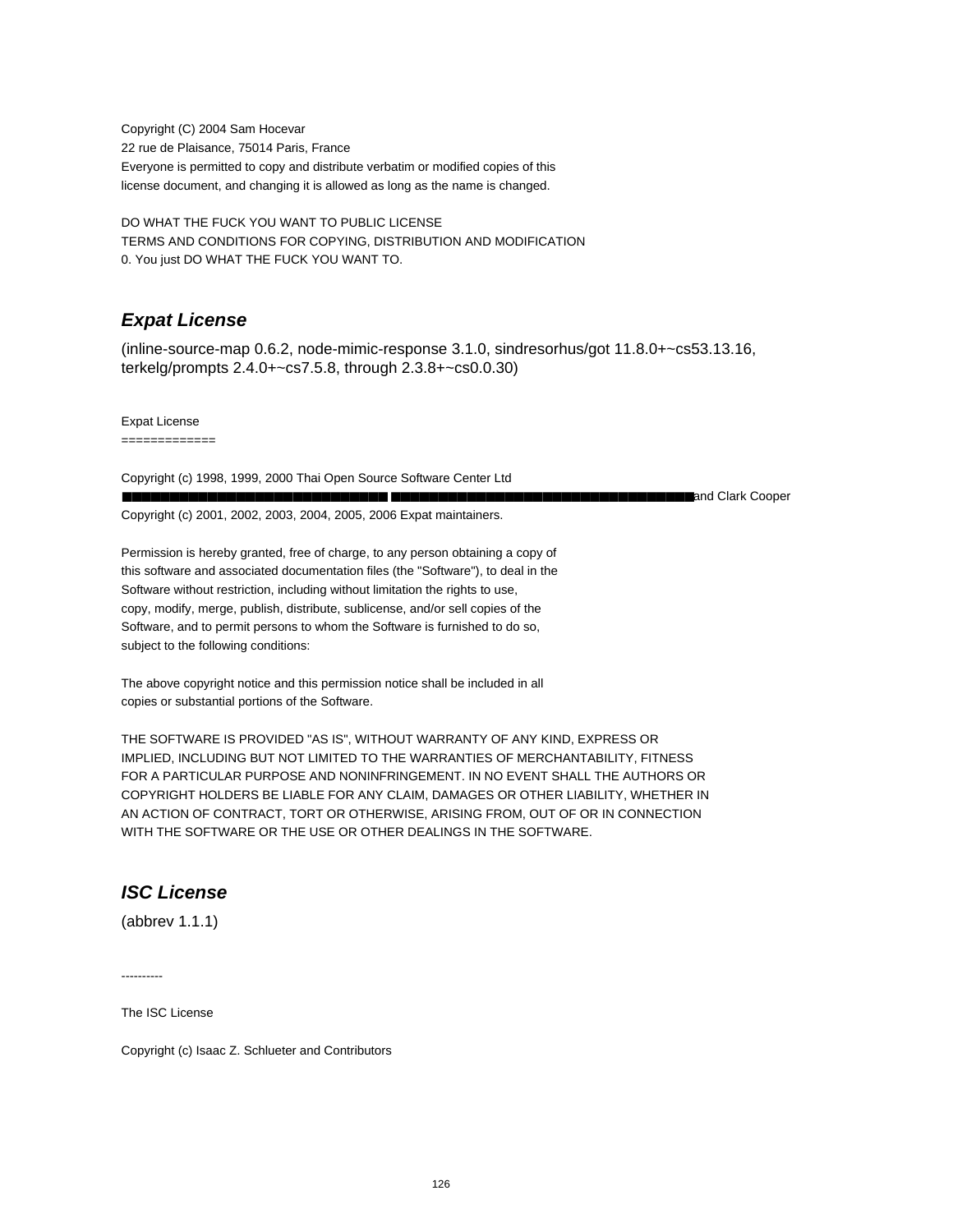Copyright (C) 2004 Sam Hocevar
22 rue de Plaisance, 75014 Paris, France
Everyone is permitted to copy and distribute verbatim or modified copies of this
license document, and changing it is allowed as long as the name is changed.

DO WHAT THE FUCK YOU WANT TO PUBLIC LICENSE
TERMS AND CONDITIONS FOR COPYING, DISTRIBUTION AND MODIFICATION
0. You just DO WHAT THE FUCK YOU WANT TO.

## *Expat License*

(inline-source-map 0.6.2, node-mimic-response 3.1.0, sindresorhus/got 11.8.0+~cs53.13.16, terkelg/prompts 2.4.0+~cs7.5.8, through 2.3.8+~cs0.0.30)

Expat License
=============

Copyright (c) 1998, 1999, 2000 Thai Open Source Software Center Ltd
■■■■■■■■■■■■■■■■■■■■■■■■■■■■■■■■ ■■■■■■■■■■■■■■■■■■■■■■■■■■■■■■■■■■■■and Clark Cooper
Copyright (c) 2001, 2002, 2003, 2004, 2005, 2006 Expat maintainers.

Permission is hereby granted, free of charge, to any person obtaining a copy of
this software and associated documentation files (the "Software"), to deal in the
Software without restriction, including without limitation the rights to use,
copy, modify, merge, publish, distribute, sublicense, and/or sell copies of the
Software, and to permit persons to whom the Software is furnished to do so,
subject to the following conditions:

The above copyright notice and this permission notice shall be included in all
copies or substantial portions of the Software.

THE SOFTWARE IS PROVIDED "AS IS", WITHOUT WARRANTY OF ANY KIND, EXPRESS OR
IMPLIED, INCLUDING BUT NOT LIMITED TO THE WARRANTIES OF MERCHANTABILITY, FITNESS
FOR A PARTICULAR PURPOSE AND NONINFRINGEMENT. IN NO EVENT SHALL THE AUTHORS OR
COPYRIGHT HOLDERS BE LIABLE FOR ANY CLAIM, DAMAGES OR OTHER LIABILITY, WHETHER IN
AN ACTION OF CONTRACT, TORT OR OTHERWISE, ARISING FROM, OUT OF OR IN CONNECTION
WITH THE SOFTWARE OR THE USE OR OTHER DEALINGS IN THE SOFTWARE.

## *ISC License*

(abbrev 1.1.1)

----------

The ISC License

Copyright (c) Isaac Z. Schlueter and Contributors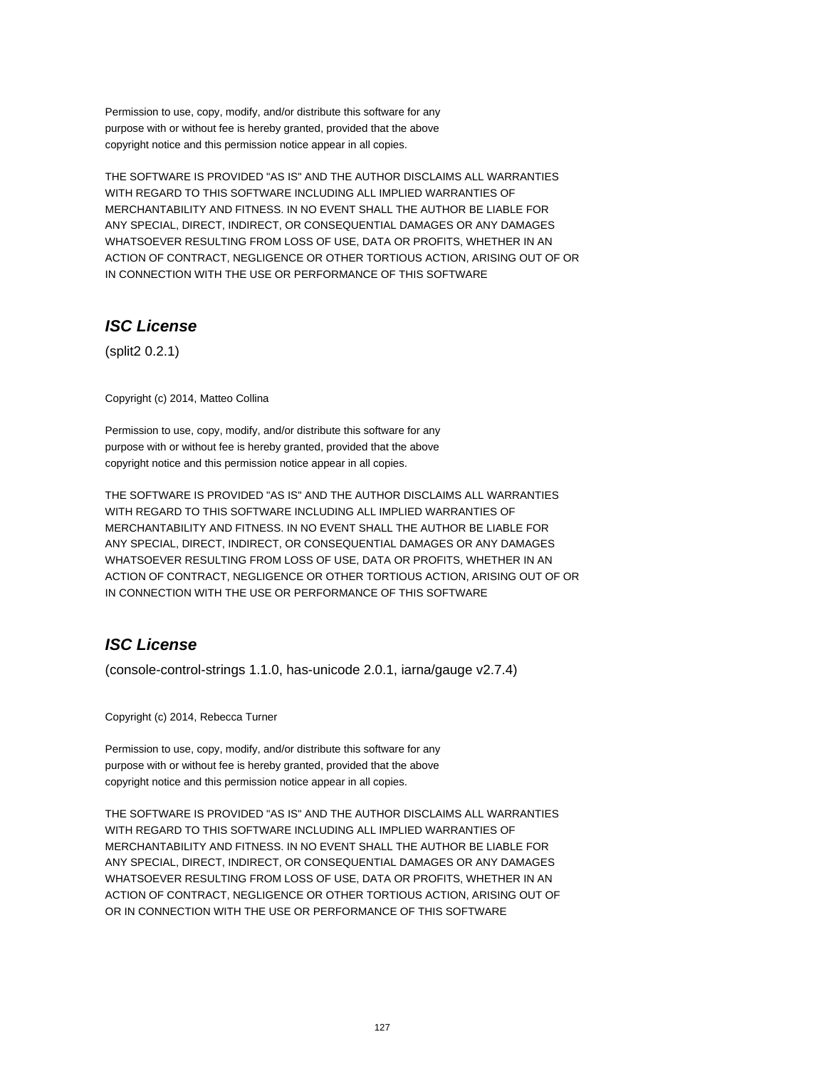Permission to use, copy, modify, and/or distribute this software for any
purpose with or without fee is hereby granted, provided that the above
copyright notice and this permission notice appear in all copies.

THE SOFTWARE IS PROVIDED "AS IS" AND THE AUTHOR DISCLAIMS ALL WARRANTIES
WITH REGARD TO THIS SOFTWARE INCLUDING ALL IMPLIED WARRANTIES OF
MERCHANTABILITY AND FITNESS. IN NO EVENT SHALL THE AUTHOR BE LIABLE FOR
ANY SPECIAL, DIRECT, INDIRECT, OR CONSEQUENTIAL DAMAGES OR ANY DAMAGES
WHATSOEVER RESULTING FROM LOSS OF USE, DATA OR PROFITS, WHETHER IN AN
ACTION OF CONTRACT, NEGLIGENCE OR OTHER TORTIOUS ACTION, ARISING OUT OF OR
IN CONNECTION WITH THE USE OR PERFORMANCE OF THIS SOFTWARE

## ***ISC License***

(split2 0.2.1)

Copyright (c) 2014, Matteo Collina

Permission to use, copy, modify, and/or distribute this software for any
purpose with or without fee is hereby granted, provided that the above
copyright notice and this permission notice appear in all copies.

THE SOFTWARE IS PROVIDED "AS IS" AND THE AUTHOR DISCLAIMS ALL WARRANTIES
WITH REGARD TO THIS SOFTWARE INCLUDING ALL IMPLIED WARRANTIES OF
MERCHANTABILITY AND FITNESS. IN NO EVENT SHALL THE AUTHOR BE LIABLE FOR
ANY SPECIAL, DIRECT, INDIRECT, OR CONSEQUENTIAL DAMAGES OR ANY DAMAGES
WHATSOEVER RESULTING FROM LOSS OF USE, DATA OR PROFITS, WHETHER IN AN
ACTION OF CONTRACT, NEGLIGENCE OR OTHER TORTIOUS ACTION, ARISING OUT OF OR
IN CONNECTION WITH THE USE OR PERFORMANCE OF THIS SOFTWARE

## ***ISC License***

(console-control-strings 1.1.0, has-unicode 2.0.1, iarna/gauge v2.7.4)

Copyright (c) 2014, Rebecca Turner

Permission to use, copy, modify, and/or distribute this software for any
purpose with or without fee is hereby granted, provided that the above
copyright notice and this permission notice appear in all copies.

THE SOFTWARE IS PROVIDED "AS IS" AND THE AUTHOR DISCLAIMS ALL WARRANTIES
WITH REGARD TO THIS SOFTWARE INCLUDING ALL IMPLIED WARRANTIES OF
MERCHANTABILITY AND FITNESS. IN NO EVENT SHALL THE AUTHOR BE LIABLE FOR
ANY SPECIAL, DIRECT, INDIRECT, OR CONSEQUENTIAL DAMAGES OR ANY DAMAGES
WHATSOEVER RESULTING FROM LOSS OF USE, DATA OR PROFITS, WHETHER IN AN
ACTION OF CONTRACT, NEGLIGENCE OR OTHER TORTIOUS ACTION, ARISING OUT OF
OR IN CONNECTION WITH THE USE OR PERFORMANCE OF THIS SOFTWARE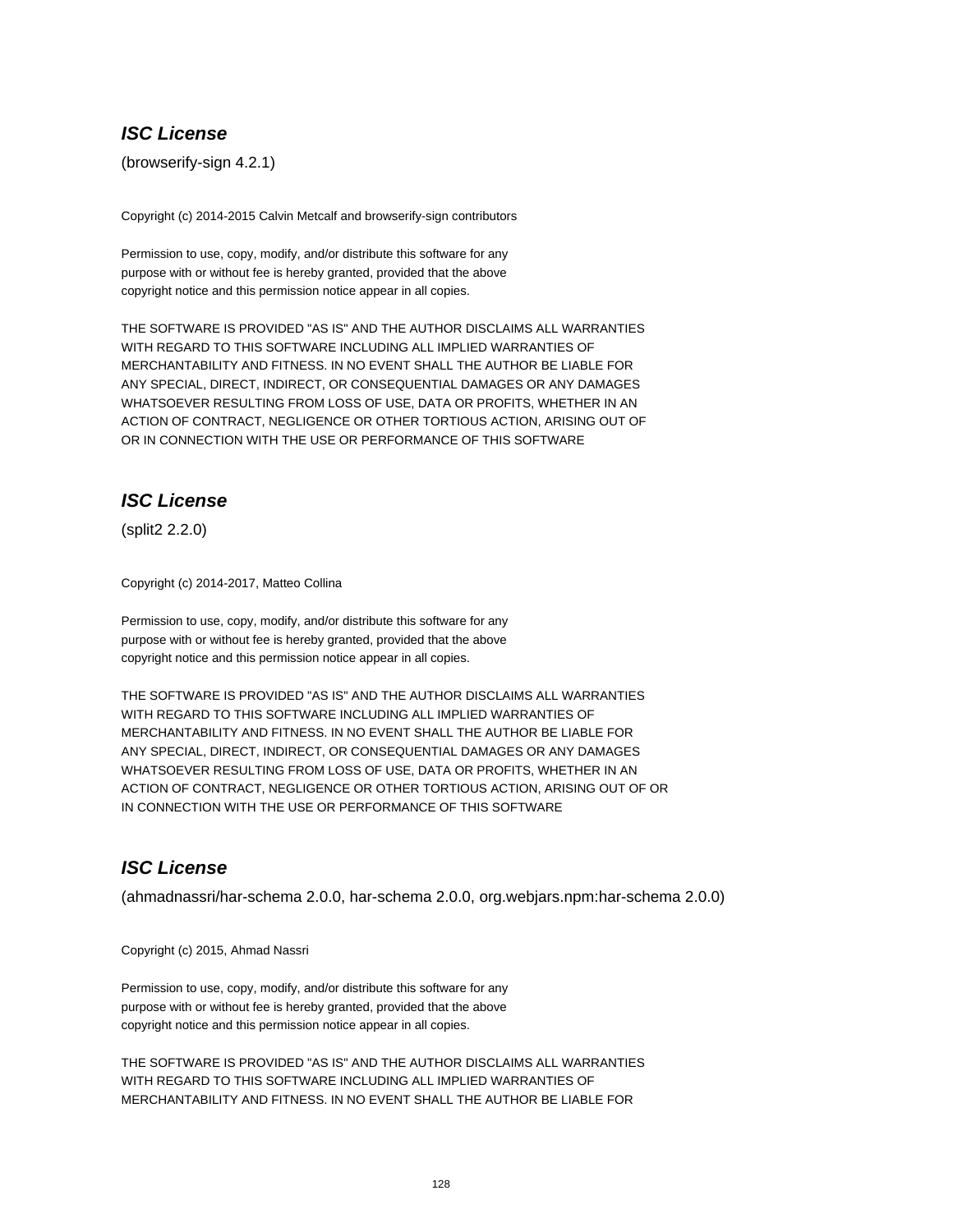### ***ISC License***

(browserify-sign 4.2.1)

Copyright (c) 2014-2015 Calvin Metcalf and browserify-sign contributors

Permission to use, copy, modify, and/or distribute this software for any
purpose with or without fee is hereby granted, provided that the above
copyright notice and this permission notice appear in all copies.

THE SOFTWARE IS PROVIDED "AS IS" AND THE AUTHOR DISCLAIMS ALL WARRANTIES
WITH REGARD TO THIS SOFTWARE INCLUDING ALL IMPLIED WARRANTIES OF
MERCHANTABILITY AND FITNESS. IN NO EVENT SHALL THE AUTHOR BE LIABLE FOR
ANY SPECIAL, DIRECT, INDIRECT, OR CONSEQUENTIAL DAMAGES OR ANY DAMAGES
WHATSOEVER RESULTING FROM LOSS OF USE, DATA OR PROFITS, WHETHER IN AN
ACTION OF CONTRACT, NEGLIGENCE OR OTHER TORTIOUS ACTION, ARISING OUT OF
OR IN CONNECTION WITH THE USE OR PERFORMANCE OF THIS SOFTWARE

### ***ISC License***

(split2 2.2.0)

Copyright (c) 2014-2017, Matteo Collina

Permission to use, copy, modify, and/or distribute this software for any
purpose with or without fee is hereby granted, provided that the above
copyright notice and this permission notice appear in all copies.

THE SOFTWARE IS PROVIDED "AS IS" AND THE AUTHOR DISCLAIMS ALL WARRANTIES
WITH REGARD TO THIS SOFTWARE INCLUDING ALL IMPLIED WARRANTIES OF
MERCHANTABILITY AND FITNESS. IN NO EVENT SHALL THE AUTHOR BE LIABLE FOR
ANY SPECIAL, DIRECT, INDIRECT, OR CONSEQUENTIAL DAMAGES OR ANY DAMAGES
WHATSOEVER RESULTING FROM LOSS OF USE, DATA OR PROFITS, WHETHER IN AN
ACTION OF CONTRACT, NEGLIGENCE OR OTHER TORTIOUS ACTION, ARISING OUT OF OR
IN CONNECTION WITH THE USE OR PERFORMANCE OF THIS SOFTWARE

### ***ISC License***

(ahmadnassri/har-schema 2.0.0, har-schema 2.0.0, org.webjars.npm:har-schema 2.0.0)

Copyright (c) 2015, Ahmad Nassri

Permission to use, copy, modify, and/or distribute this software for any
purpose with or without fee is hereby granted, provided that the above
copyright notice and this permission notice appear in all copies.

THE SOFTWARE IS PROVIDED "AS IS" AND THE AUTHOR DISCLAIMS ALL WARRANTIES
WITH REGARD TO THIS SOFTWARE INCLUDING ALL IMPLIED WARRANTIES OF
MERCHANTABILITY AND FITNESS. IN NO EVENT SHALL THE AUTHOR BE LIABLE FOR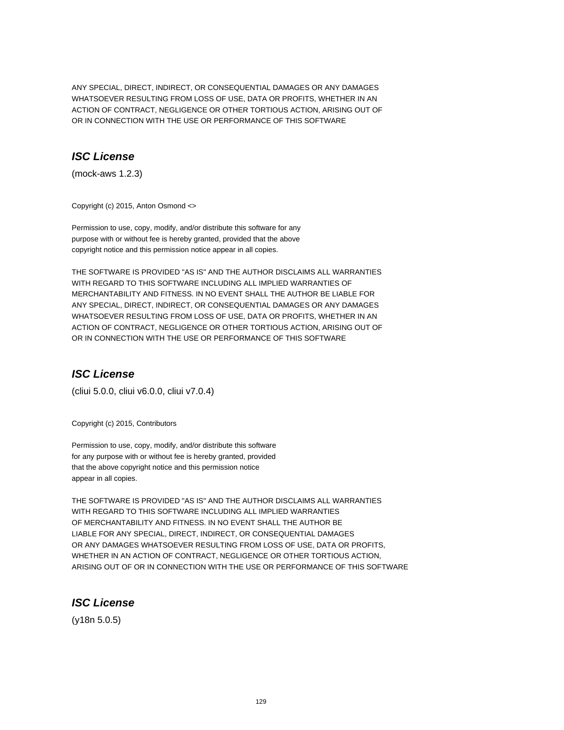ANY SPECIAL, DIRECT, INDIRECT, OR CONSEQUENTIAL DAMAGES OR ANY DAMAGES
WHATSOEVER RESULTING FROM LOSS OF USE, DATA OR PROFITS, WHETHER IN AN
ACTION OF CONTRACT, NEGLIGENCE OR OTHER TORTIOUS ACTION, ARISING OUT OF
OR IN CONNECTION WITH THE USE OR PERFORMANCE OF THIS SOFTWARE

## ***ISC License***

(mock-aws 1.2.3)

Copyright (c) 2015, Anton Osmond <>

Permission to use, copy, modify, and/or distribute this software for any
purpose with or without fee is hereby granted, provided that the above
copyright notice and this permission notice appear in all copies.

THE SOFTWARE IS PROVIDED "AS IS" AND THE AUTHOR DISCLAIMS ALL WARRANTIES
WITH REGARD TO THIS SOFTWARE INCLUDING ALL IMPLIED WARRANTIES OF
MERCHANTABILITY AND FITNESS. IN NO EVENT SHALL THE AUTHOR BE LIABLE FOR
ANY SPECIAL, DIRECT, INDIRECT, OR CONSEQUENTIAL DAMAGES OR ANY DAMAGES
WHATSOEVER RESULTING FROM LOSS OF USE, DATA OR PROFITS, WHETHER IN AN
ACTION OF CONTRACT, NEGLIGENCE OR OTHER TORTIOUS ACTION, ARISING OUT OF
OR IN CONNECTION WITH THE USE OR PERFORMANCE OF THIS SOFTWARE

## ***ISC License***

(cliui 5.0.0, cliui v6.0.0, cliui v7.0.4)

Copyright (c) 2015, Contributors

Permission to use, copy, modify, and/or distribute this software
for any purpose with or without fee is hereby granted, provided
that the above copyright notice and this permission notice
appear in all copies.

THE SOFTWARE IS PROVIDED "AS IS" AND THE AUTHOR DISCLAIMS ALL WARRANTIES
WITH REGARD TO THIS SOFTWARE INCLUDING ALL IMPLIED WARRANTIES
OF MERCHANTABILITY AND FITNESS. IN NO EVENT SHALL THE AUTHOR BE
LIABLE FOR ANY SPECIAL, DIRECT, INDIRECT, OR CONSEQUENTIAL DAMAGES
OR ANY DAMAGES WHATSOEVER RESULTING FROM LOSS OF USE, DATA OR PROFITS,
WHETHER IN AN ACTION OF CONTRACT, NEGLIGENCE OR OTHER TORTIOUS ACTION,
ARISING OUT OF OR IN CONNECTION WITH THE USE OR PERFORMANCE OF THIS SOFTWARE

## ***ISC License***

(y18n 5.0.5)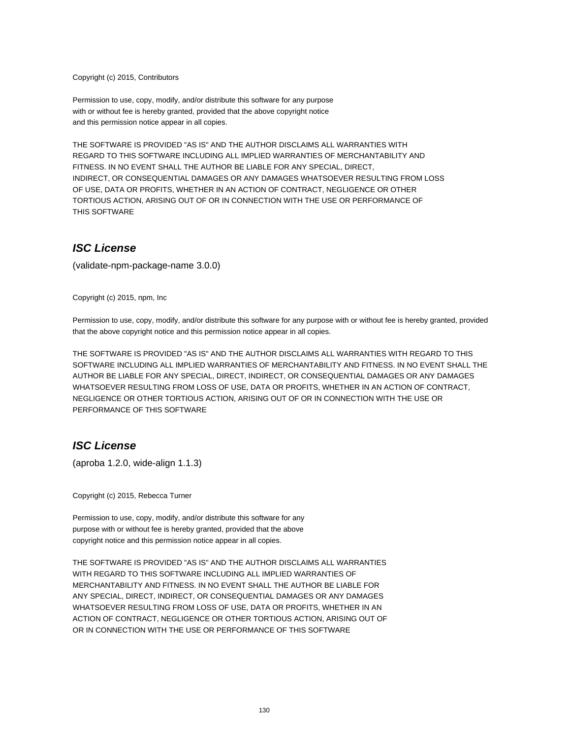Copyright (c) 2015, Contributors

Permission to use, copy, modify, and/or distribute this software for any purpose
with or without fee is hereby granted, provided that the above copyright notice
and this permission notice appear in all copies.

THE SOFTWARE IS PROVIDED "AS IS" AND THE AUTHOR DISCLAIMS ALL WARRANTIES WITH
REGARD TO THIS SOFTWARE INCLUDING ALL IMPLIED WARRANTIES OF MERCHANTABILITY AND
FITNESS. IN NO EVENT SHALL THE AUTHOR BE LIABLE FOR ANY SPECIAL, DIRECT,
INDIRECT, OR CONSEQUENTIAL DAMAGES OR ANY DAMAGES WHATSOEVER RESULTING FROM LOSS
OF USE, DATA OR PROFITS, WHETHER IN AN ACTION OF CONTRACT, NEGLIGENCE OR OTHER
TORTIOUS ACTION, ARISING OUT OF OR IN CONNECTION WITH THE USE OR PERFORMANCE OF
THIS SOFTWARE

## *ISC License*

(validate-npm-package-name 3.0.0)

Copyright (c) 2015, npm, Inc

Permission to use, copy, modify, and/or distribute this software for any purpose with or without fee is hereby granted, provided that the above copyright notice and this permission notice appear in all copies.

THE SOFTWARE IS PROVIDED "AS IS" AND THE AUTHOR DISCLAIMS ALL WARRANTIES WITH REGARD TO THIS SOFTWARE INCLUDING ALL IMPLIED WARRANTIES OF MERCHANTABILITY AND FITNESS. IN NO EVENT SHALL THE AUTHOR BE LIABLE FOR ANY SPECIAL, DIRECT, INDIRECT, OR CONSEQUENTIAL DAMAGES OR ANY DAMAGES WHATSOEVER RESULTING FROM LOSS OF USE, DATA OR PROFITS, WHETHER IN AN ACTION OF CONTRACT, NEGLIGENCE OR OTHER TORTIOUS ACTION, ARISING OUT OF OR IN CONNECTION WITH THE USE OR PERFORMANCE OF THIS SOFTWARE

## *ISC License*

(aproba 1.2.0, wide-align 1.1.3)

Copyright (c) 2015, Rebecca Turner

Permission to use, copy, modify, and/or distribute this software for any
purpose with or without fee is hereby granted, provided that the above
copyright notice and this permission notice appear in all copies.

THE SOFTWARE IS PROVIDED "AS IS" AND THE AUTHOR DISCLAIMS ALL WARRANTIES
WITH REGARD TO THIS SOFTWARE INCLUDING ALL IMPLIED WARRANTIES OF
MERCHANTABILITY AND FITNESS. IN NO EVENT SHALL THE AUTHOR BE LIABLE FOR
ANY SPECIAL, DIRECT, INDIRECT, OR CONSEQUENTIAL DAMAGES OR ANY DAMAGES
WHATSOEVER RESULTING FROM LOSS OF USE, DATA OR PROFITS, WHETHER IN AN
ACTION OF CONTRACT, NEGLIGENCE OR OTHER TORTIOUS ACTION, ARISING OUT OF
OR IN CONNECTION WITH THE USE OR PERFORMANCE OF THIS SOFTWARE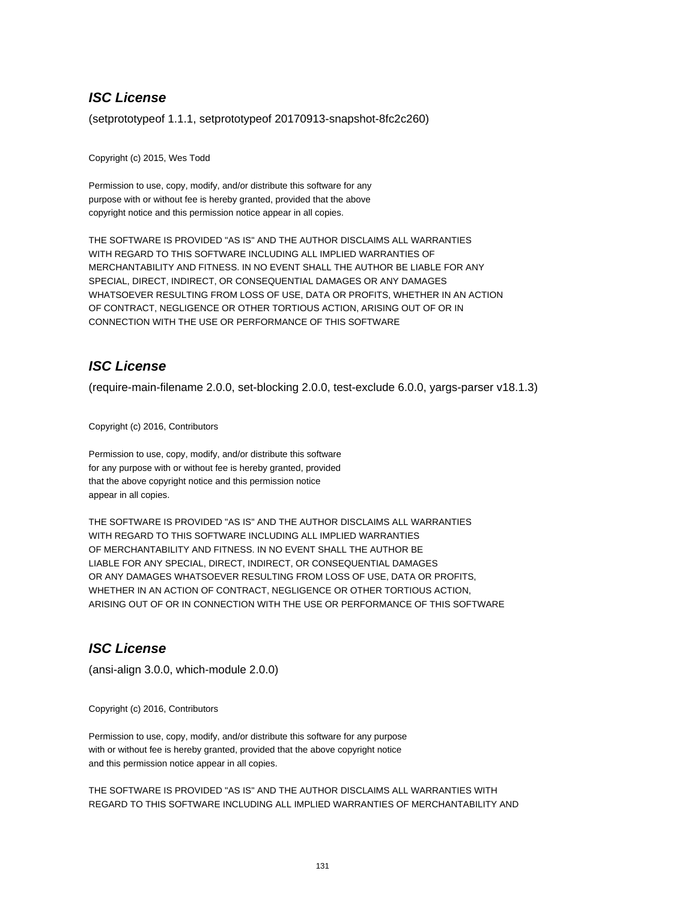### *ISC License*

(setprototypeof 1.1.1, setprototypeof 20170913-snapshot-8fc2c260)

Copyright (c) 2015, Wes Todd

Permission to use, copy, modify, and/or distribute this software for any
purpose with or without fee is hereby granted, provided that the above
copyright notice and this permission notice appear in all copies.

THE SOFTWARE IS PROVIDED "AS IS" AND THE AUTHOR DISCLAIMS ALL WARRANTIES
WITH REGARD TO THIS SOFTWARE INCLUDING ALL IMPLIED WARRANTIES OF
MERCHANTABILITY AND FITNESS. IN NO EVENT SHALL THE AUTHOR BE LIABLE FOR ANY
SPECIAL, DIRECT, INDIRECT, OR CONSEQUENTIAL DAMAGES OR ANY DAMAGES
WHATSOEVER RESULTING FROM LOSS OF USE, DATA OR PROFITS, WHETHER IN AN ACTION
OF CONTRACT, NEGLIGENCE OR OTHER TORTIOUS ACTION, ARISING OUT OF OR IN
CONNECTION WITH THE USE OR PERFORMANCE OF THIS SOFTWARE

### *ISC License*

(require-main-filename 2.0.0, set-blocking 2.0.0, test-exclude 6.0.0, yargs-parser v18.1.3)

Copyright (c) 2016, Contributors

Permission to use, copy, modify, and/or distribute this software
for any purpose with or without fee is hereby granted, provided
that the above copyright notice and this permission notice
appear in all copies.

THE SOFTWARE IS PROVIDED "AS IS" AND THE AUTHOR DISCLAIMS ALL WARRANTIES
WITH REGARD TO THIS SOFTWARE INCLUDING ALL IMPLIED WARRANTIES
OF MERCHANTABILITY AND FITNESS. IN NO EVENT SHALL THE AUTHOR BE
LIABLE FOR ANY SPECIAL, DIRECT, INDIRECT, OR CONSEQUENTIAL DAMAGES
OR ANY DAMAGES WHATSOEVER RESULTING FROM LOSS OF USE, DATA OR PROFITS,
WHETHER IN AN ACTION OF CONTRACT, NEGLIGENCE OR OTHER TORTIOUS ACTION,
ARISING OUT OF OR IN CONNECTION WITH THE USE OR PERFORMANCE OF THIS SOFTWARE

### *ISC License*

(ansi-align 3.0.0, which-module 2.0.0)

Copyright (c) 2016, Contributors

Permission to use, copy, modify, and/or distribute this software for any purpose
with or without fee is hereby granted, provided that the above copyright notice
and this permission notice appear in all copies.

THE SOFTWARE IS PROVIDED "AS IS" AND THE AUTHOR DISCLAIMS ALL WARRANTIES WITH
REGARD TO THIS SOFTWARE INCLUDING ALL IMPLIED WARRANTIES OF MERCHANTABILITY AND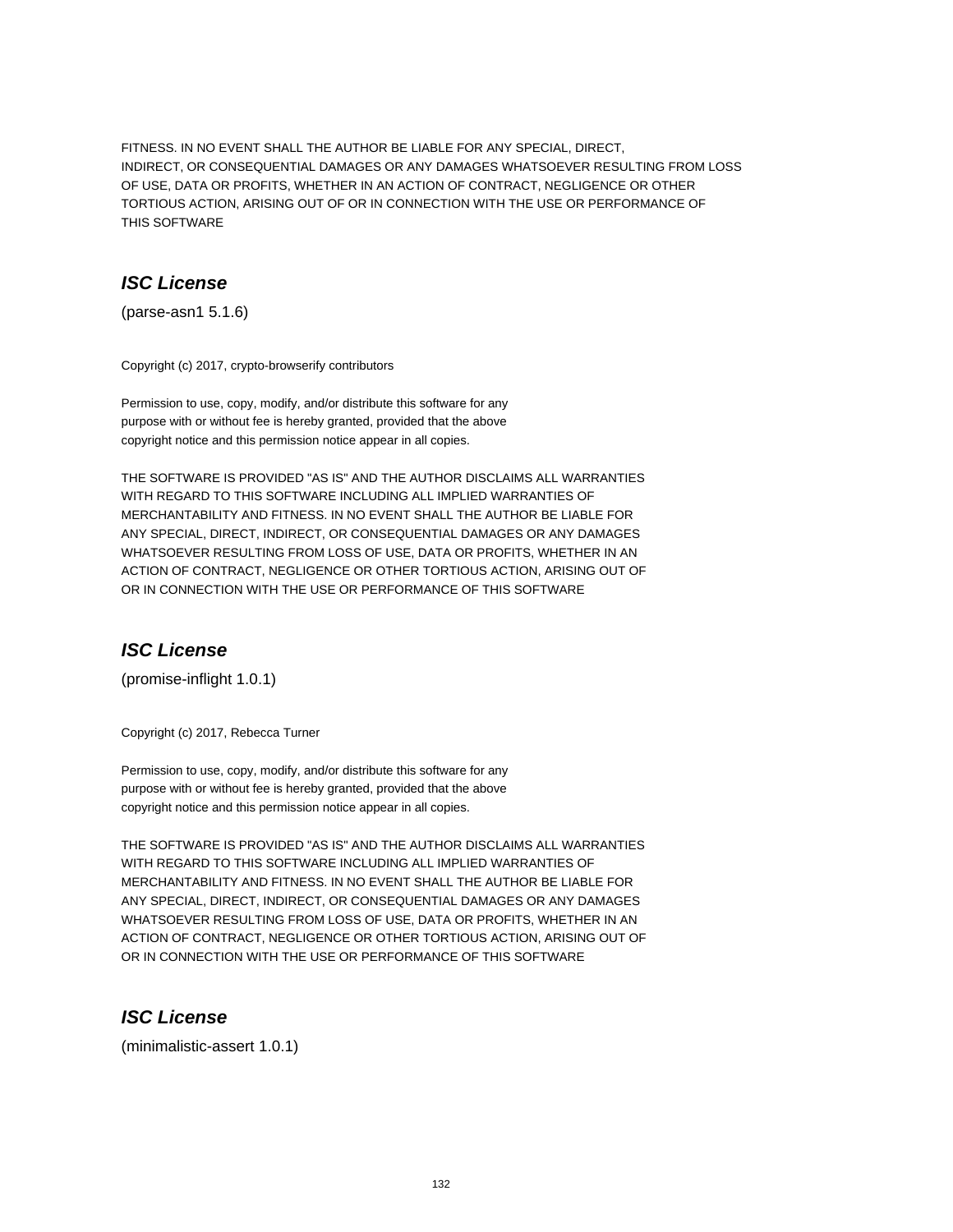FITNESS. IN NO EVENT SHALL THE AUTHOR BE LIABLE FOR ANY SPECIAL, DIRECT,
INDIRECT, OR CONSEQUENTIAL DAMAGES OR ANY DAMAGES WHATSOEVER RESULTING FROM LOSS
OF USE, DATA OR PROFITS, WHETHER IN AN ACTION OF CONTRACT, NEGLIGENCE OR OTHER
TORTIOUS ACTION, ARISING OUT OF OR IN CONNECTION WITH THE USE OR PERFORMANCE OF
THIS SOFTWARE

## ***ISC License***

(parse-asn1 5.1.6)

Copyright (c) 2017, crypto-browserify contributors

Permission to use, copy, modify, and/or distribute this software for any
purpose with or without fee is hereby granted, provided that the above
copyright notice and this permission notice appear in all copies.

THE SOFTWARE IS PROVIDED "AS IS" AND THE AUTHOR DISCLAIMS ALL WARRANTIES
WITH REGARD TO THIS SOFTWARE INCLUDING ALL IMPLIED WARRANTIES OF
MERCHANTABILITY AND FITNESS. IN NO EVENT SHALL THE AUTHOR BE LIABLE FOR
ANY SPECIAL, DIRECT, INDIRECT, OR CONSEQUENTIAL DAMAGES OR ANY DAMAGES
WHATSOEVER RESULTING FROM LOSS OF USE, DATA OR PROFITS, WHETHER IN AN
ACTION OF CONTRACT, NEGLIGENCE OR OTHER TORTIOUS ACTION, ARISING OUT OF
OR IN CONNECTION WITH THE USE OR PERFORMANCE OF THIS SOFTWARE

## ***ISC License***

(promise-inflight 1.0.1)

Copyright (c) 2017, Rebecca Turner

Permission to use, copy, modify, and/or distribute this software for any
purpose with or without fee is hereby granted, provided that the above
copyright notice and this permission notice appear in all copies.

THE SOFTWARE IS PROVIDED "AS IS" AND THE AUTHOR DISCLAIMS ALL WARRANTIES
WITH REGARD TO THIS SOFTWARE INCLUDING ALL IMPLIED WARRANTIES OF
MERCHANTABILITY AND FITNESS. IN NO EVENT SHALL THE AUTHOR BE LIABLE FOR
ANY SPECIAL, DIRECT, INDIRECT, OR CONSEQUENTIAL DAMAGES OR ANY DAMAGES
WHATSOEVER RESULTING FROM LOSS OF USE, DATA OR PROFITS, WHETHER IN AN
ACTION OF CONTRACT, NEGLIGENCE OR OTHER TORTIOUS ACTION, ARISING OUT OF
OR IN CONNECTION WITH THE USE OR PERFORMANCE OF THIS SOFTWARE

## ***ISC License***

(minimalistic-assert 1.0.1)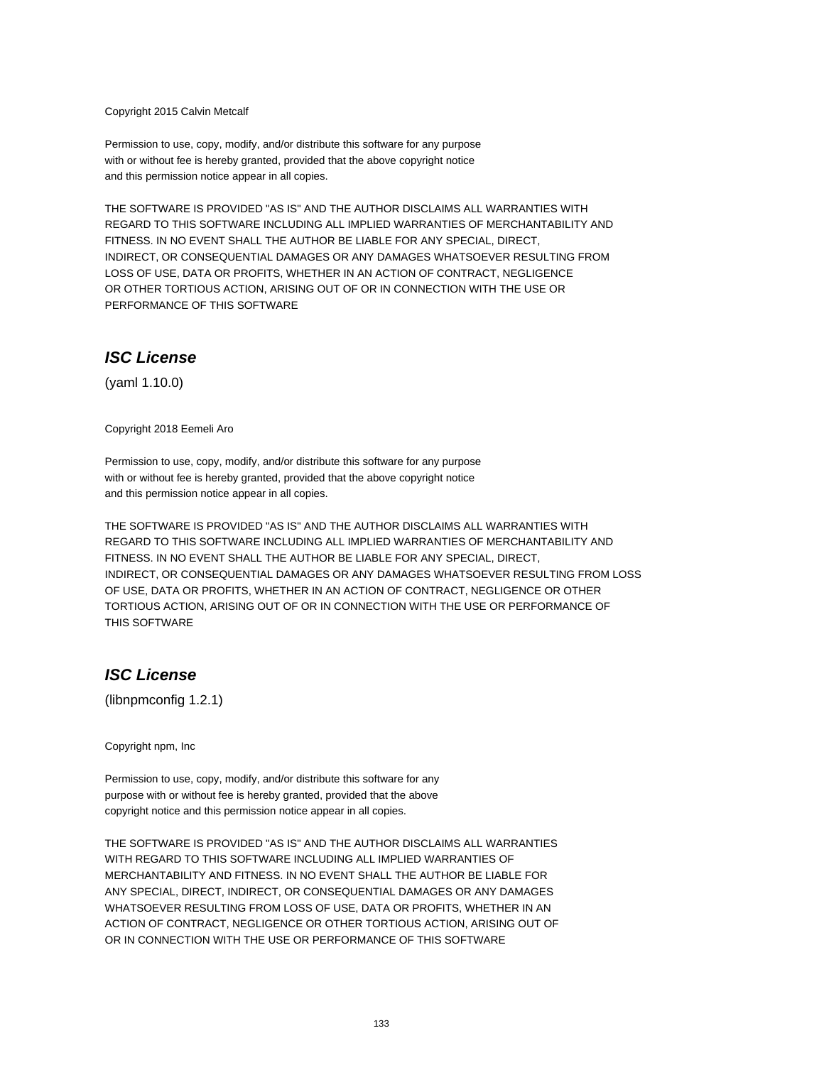Copyright 2015 Calvin Metcalf

Permission to use, copy, modify, and/or distribute this software for any purpose
with or without fee is hereby granted, provided that the above copyright notice
and this permission notice appear in all copies.

THE SOFTWARE IS PROVIDED "AS IS" AND THE AUTHOR DISCLAIMS ALL WARRANTIES WITH
REGARD TO THIS SOFTWARE INCLUDING ALL IMPLIED WARRANTIES OF MERCHANTABILITY AND
FITNESS. IN NO EVENT SHALL THE AUTHOR BE LIABLE FOR ANY SPECIAL, DIRECT,
INDIRECT, OR CONSEQUENTIAL DAMAGES OR ANY DAMAGES WHATSOEVER RESULTING FROM
LOSS OF USE, DATA OR PROFITS, WHETHER IN AN ACTION OF CONTRACT, NEGLIGENCE
OR OTHER TORTIOUS ACTION, ARISING OUT OF OR IN CONNECTION WITH THE USE OR
PERFORMANCE OF THIS SOFTWARE

## *ISC License*

(yaml 1.10.0)

Copyright 2018 Eemeli Aro

Permission to use, copy, modify, and/or distribute this software for any purpose
with or without fee is hereby granted, provided that the above copyright notice
and this permission notice appear in all copies.

THE SOFTWARE IS PROVIDED "AS IS" AND THE AUTHOR DISCLAIMS ALL WARRANTIES WITH
REGARD TO THIS SOFTWARE INCLUDING ALL IMPLIED WARRANTIES OF MERCHANTABILITY AND
FITNESS. IN NO EVENT SHALL THE AUTHOR BE LIABLE FOR ANY SPECIAL, DIRECT,
INDIRECT, OR CONSEQUENTIAL DAMAGES OR ANY DAMAGES WHATSOEVER RESULTING FROM LOSS
OF USE, DATA OR PROFITS, WHETHER IN AN ACTION OF CONTRACT, NEGLIGENCE OR OTHER
TORTIOUS ACTION, ARISING OUT OF OR IN CONNECTION WITH THE USE OR PERFORMANCE OF
THIS SOFTWARE

## *ISC License*

(libnpmconfig 1.2.1)

Copyright npm, Inc

Permission to use, copy, modify, and/or distribute this software for any
purpose with or without fee is hereby granted, provided that the above
copyright notice and this permission notice appear in all copies.

THE SOFTWARE IS PROVIDED "AS IS" AND THE AUTHOR DISCLAIMS ALL WARRANTIES
WITH REGARD TO THIS SOFTWARE INCLUDING ALL IMPLIED WARRANTIES OF
MERCHANTABILITY AND FITNESS. IN NO EVENT SHALL THE AUTHOR BE LIABLE FOR
ANY SPECIAL, DIRECT, INDIRECT, OR CONSEQUENTIAL DAMAGES OR ANY DAMAGES
WHATSOEVER RESULTING FROM LOSS OF USE, DATA OR PROFITS, WHETHER IN AN
ACTION OF CONTRACT, NEGLIGENCE OR OTHER TORTIOUS ACTION, ARISING OUT OF
OR IN CONNECTION WITH THE USE OR PERFORMANCE OF THIS SOFTWARE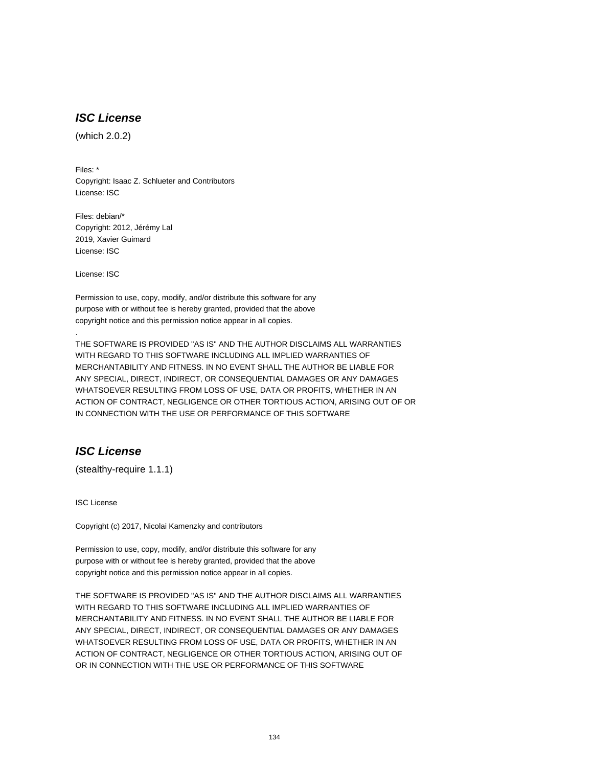## *ISC License*

(which 2.0.2)

Files: *
Copyright: Isaac Z. Schlueter and Contributors
License: ISC

Files: debian/*
Copyright: 2012, Jérémy Lal
2019, Xavier Guimard
License: ISC

License: ISC

Permission to use, copy, modify, and/or distribute this software for any
purpose with or without fee is hereby granted, provided that the above
copyright notice and this permission notice appear in all copies.

.

THE SOFTWARE IS PROVIDED "AS IS" AND THE AUTHOR DISCLAIMS ALL WARRANTIES
WITH REGARD TO THIS SOFTWARE INCLUDING ALL IMPLIED WARRANTIES OF
MERCHANTABILITY AND FITNESS. IN NO EVENT SHALL THE AUTHOR BE LIABLE FOR
ANY SPECIAL, DIRECT, INDIRECT, OR CONSEQUENTIAL DAMAGES OR ANY DAMAGES
WHATSOEVER RESULTING FROM LOSS OF USE, DATA OR PROFITS, WHETHER IN AN
ACTION OF CONTRACT, NEGLIGENCE OR OTHER TORTIOUS ACTION, ARISING OUT OF OR
IN CONNECTION WITH THE USE OR PERFORMANCE OF THIS SOFTWARE

## *ISC License*

(stealthy-require 1.1.1)

ISC License

Copyright (c) 2017, Nicolai Kamenzky and contributors

Permission to use, copy, modify, and/or distribute this software for any
purpose with or without fee is hereby granted, provided that the above
copyright notice and this permission notice appear in all copies.

THE SOFTWARE IS PROVIDED "AS IS" AND THE AUTHOR DISCLAIMS ALL WARRANTIES
WITH REGARD TO THIS SOFTWARE INCLUDING ALL IMPLIED WARRANTIES OF
MERCHANTABILITY AND FITNESS. IN NO EVENT SHALL THE AUTHOR BE LIABLE FOR
ANY SPECIAL, DIRECT, INDIRECT, OR CONSEQUENTIAL DAMAGES OR ANY DAMAGES
WHATSOEVER RESULTING FROM LOSS OF USE, DATA OR PROFITS, WHETHER IN AN
ACTION OF CONTRACT, NEGLIGENCE OR OTHER TORTIOUS ACTION, ARISING OUT OF
OR IN CONNECTION WITH THE USE OR PERFORMANCE OF THIS SOFTWARE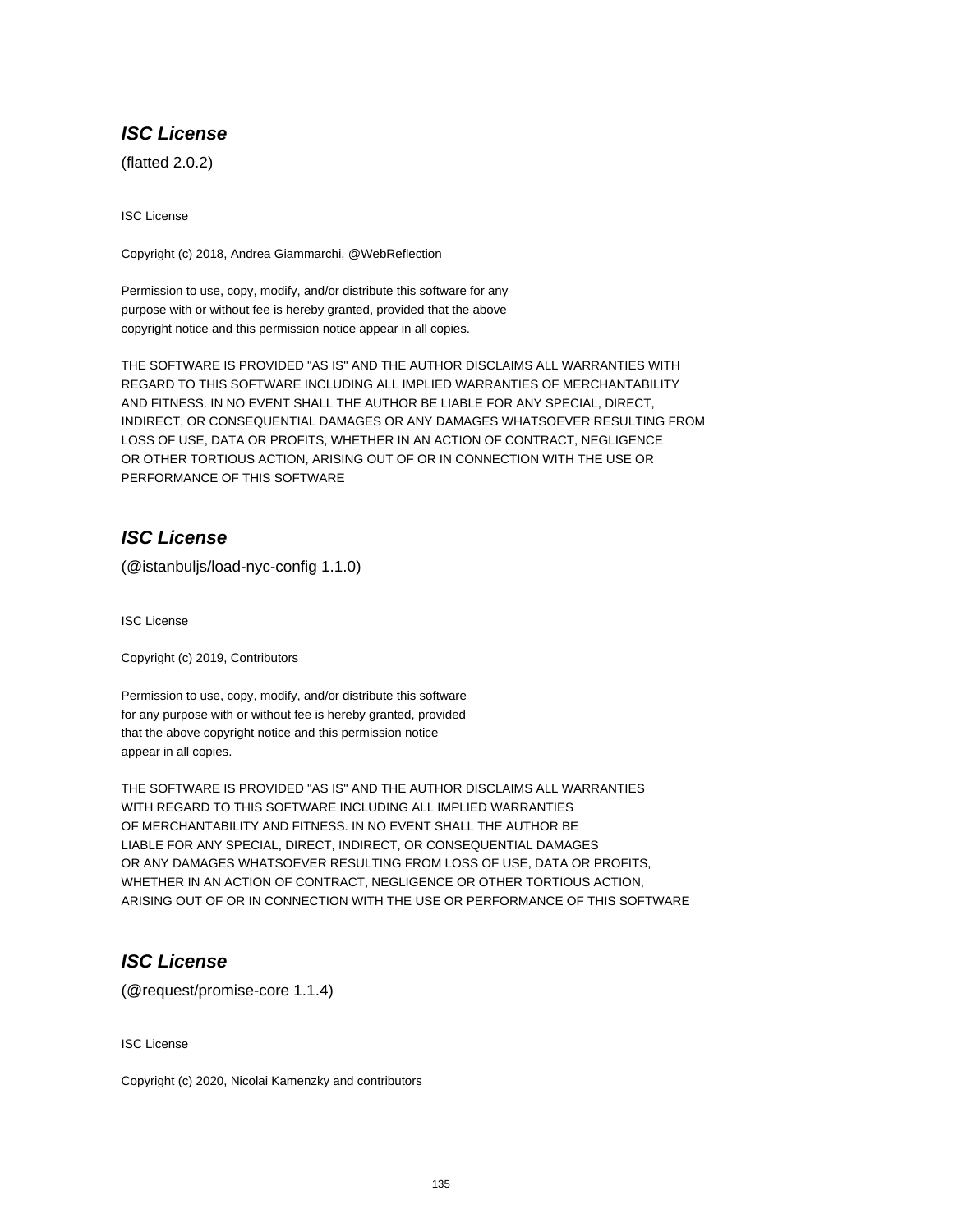## ***ISC License***

(flatted 2.0.2)

ISC License

Copyright (c) 2018, Andrea Giammarchi, @WebReflection

Permission to use, copy, modify, and/or distribute this software for any
purpose with or without fee is hereby granted, provided that the above
copyright notice and this permission notice appear in all copies.

THE SOFTWARE IS PROVIDED "AS IS" AND THE AUTHOR DISCLAIMS ALL WARRANTIES WITH
REGARD TO THIS SOFTWARE INCLUDING ALL IMPLIED WARRANTIES OF MERCHANTABILITY
AND FITNESS. IN NO EVENT SHALL THE AUTHOR BE LIABLE FOR ANY SPECIAL, DIRECT,
INDIRECT, OR CONSEQUENTIAL DAMAGES OR ANY DAMAGES WHATSOEVER RESULTING FROM
LOSS OF USE, DATA OR PROFITS, WHETHER IN AN ACTION OF CONTRACT, NEGLIGENCE
OR OTHER TORTIOUS ACTION, ARISING OUT OF OR IN CONNECTION WITH THE USE OR
PERFORMANCE OF THIS SOFTWARE

## ***ISC License***

(@istanbuljs/load-nyc-config 1.1.0)

ISC License

Copyright (c) 2019, Contributors

Permission to use, copy, modify, and/or distribute this software
for any purpose with or without fee is hereby granted, provided
that the above copyright notice and this permission notice
appear in all copies.

THE SOFTWARE IS PROVIDED "AS IS" AND THE AUTHOR DISCLAIMS ALL WARRANTIES
WITH REGARD TO THIS SOFTWARE INCLUDING ALL IMPLIED WARRANTIES
OF MERCHANTABILITY AND FITNESS. IN NO EVENT SHALL THE AUTHOR BE
LIABLE FOR ANY SPECIAL, DIRECT, INDIRECT, OR CONSEQUENTIAL DAMAGES
OR ANY DAMAGES WHATSOEVER RESULTING FROM LOSS OF USE, DATA OR PROFITS,
WHETHER IN AN ACTION OF CONTRACT, NEGLIGENCE OR OTHER TORTIOUS ACTION,
ARISING OUT OF OR IN CONNECTION WITH THE USE OR PERFORMANCE OF THIS SOFTWARE

## ***ISC License***

(@request/promise-core 1.1.4)

ISC License

Copyright (c) 2020, Nicolai Kamenzky and contributors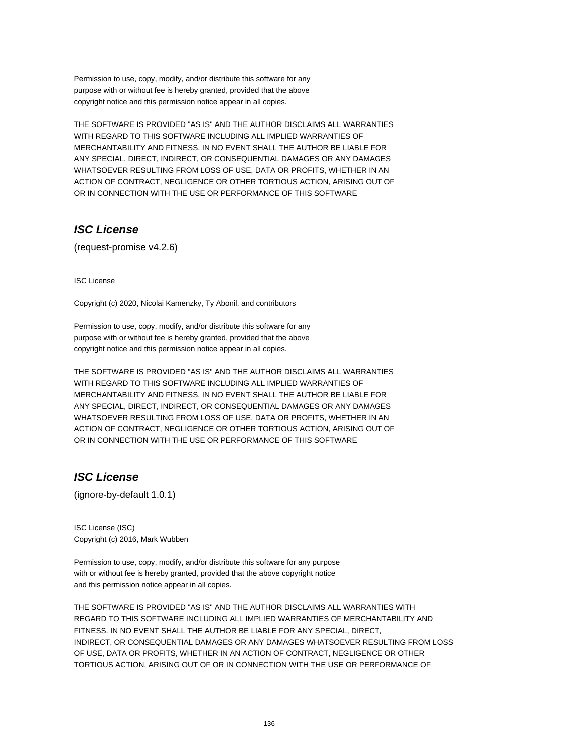Permission to use, copy, modify, and/or distribute this software for any
purpose with or without fee is hereby granted, provided that the above
copyright notice and this permission notice appear in all copies.

THE SOFTWARE IS PROVIDED "AS IS" AND THE AUTHOR DISCLAIMS ALL WARRANTIES
WITH REGARD TO THIS SOFTWARE INCLUDING ALL IMPLIED WARRANTIES OF
MERCHANTABILITY AND FITNESS. IN NO EVENT SHALL THE AUTHOR BE LIABLE FOR
ANY SPECIAL, DIRECT, INDIRECT, OR CONSEQUENTIAL DAMAGES OR ANY DAMAGES
WHATSOEVER RESULTING FROM LOSS OF USE, DATA OR PROFITS, WHETHER IN AN
ACTION OF CONTRACT, NEGLIGENCE OR OTHER TORTIOUS ACTION, ARISING OUT OF
OR IN CONNECTION WITH THE USE OR PERFORMANCE OF THIS SOFTWARE

## ***ISC License***

(request-promise v4.2.6)

ISC License

Copyright (c) 2020, Nicolai Kamenzky, Ty Abonil, and contributors

Permission to use, copy, modify, and/or distribute this software for any
purpose with or without fee is hereby granted, provided that the above
copyright notice and this permission notice appear in all copies.

THE SOFTWARE IS PROVIDED "AS IS" AND THE AUTHOR DISCLAIMS ALL WARRANTIES
WITH REGARD TO THIS SOFTWARE INCLUDING ALL IMPLIED WARRANTIES OF
MERCHANTABILITY AND FITNESS. IN NO EVENT SHALL THE AUTHOR BE LIABLE FOR
ANY SPECIAL, DIRECT, INDIRECT, OR CONSEQUENTIAL DAMAGES OR ANY DAMAGES
WHATSOEVER RESULTING FROM LOSS OF USE, DATA OR PROFITS, WHETHER IN AN
ACTION OF CONTRACT, NEGLIGENCE OR OTHER TORTIOUS ACTION, ARISING OUT OF
OR IN CONNECTION WITH THE USE OR PERFORMANCE OF THIS SOFTWARE

## ***ISC License***

(ignore-by-default 1.0.1)

ISC License (ISC)
Copyright (c) 2016, Mark Wubben

Permission to use, copy, modify, and/or distribute this software for any purpose
with or without fee is hereby granted, provided that the above copyright notice
and this permission notice appear in all copies.

THE SOFTWARE IS PROVIDED "AS IS" AND THE AUTHOR DISCLAIMS ALL WARRANTIES WITH
REGARD TO THIS SOFTWARE INCLUDING ALL IMPLIED WARRANTIES OF MERCHANTABILITY AND
FITNESS. IN NO EVENT SHALL THE AUTHOR BE LIABLE FOR ANY SPECIAL, DIRECT,
INDIRECT, OR CONSEQUENTIAL DAMAGES OR ANY DAMAGES WHATSOEVER RESULTING FROM LOSS
OF USE, DATA OR PROFITS, WHETHER IN AN ACTION OF CONTRACT, NEGLIGENCE OR OTHER
TORTIOUS ACTION, ARISING OUT OF OR IN CONNECTION WITH THE USE OR PERFORMANCE OF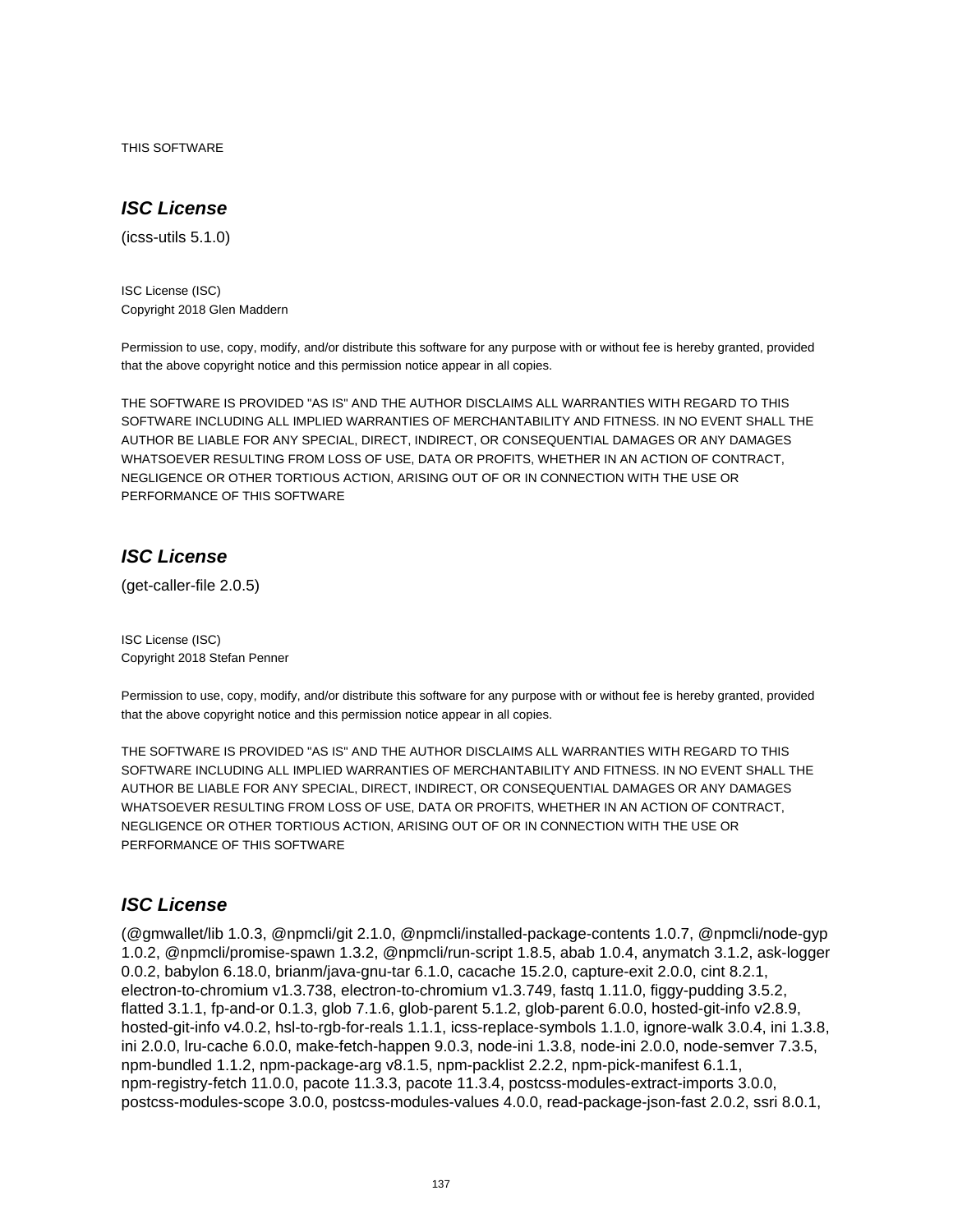THIS SOFTWARE

## *ISC License*

(icss-utils 5.1.0)

ISC License (ISC)
Copyright 2018 Glen Maddern

Permission to use, copy, modify, and/or distribute this software for any purpose with or without fee is hereby granted, provided that the above copyright notice and this permission notice appear in all copies.

THE SOFTWARE IS PROVIDED "AS IS" AND THE AUTHOR DISCLAIMS ALL WARRANTIES WITH REGARD TO THIS SOFTWARE INCLUDING ALL IMPLIED WARRANTIES OF MERCHANTABILITY AND FITNESS. IN NO EVENT SHALL THE AUTHOR BE LIABLE FOR ANY SPECIAL, DIRECT, INDIRECT, OR CONSEQUENTIAL DAMAGES OR ANY DAMAGES WHATSOEVER RESULTING FROM LOSS OF USE, DATA OR PROFITS, WHETHER IN AN ACTION OF CONTRACT, NEGLIGENCE OR OTHER TORTIOUS ACTION, ARISING OUT OF OR IN CONNECTION WITH THE USE OR PERFORMANCE OF THIS SOFTWARE

## *ISC License*

(get-caller-file 2.0.5)

ISC License (ISC)
Copyright 2018 Stefan Penner

Permission to use, copy, modify, and/or distribute this software for any purpose with or without fee is hereby granted, provided that the above copyright notice and this permission notice appear in all copies.

THE SOFTWARE IS PROVIDED "AS IS" AND THE AUTHOR DISCLAIMS ALL WARRANTIES WITH REGARD TO THIS SOFTWARE INCLUDING ALL IMPLIED WARRANTIES OF MERCHANTABILITY AND FITNESS. IN NO EVENT SHALL THE AUTHOR BE LIABLE FOR ANY SPECIAL, DIRECT, INDIRECT, OR CONSEQUENTIAL DAMAGES OR ANY DAMAGES WHATSOEVER RESULTING FROM LOSS OF USE, DATA OR PROFITS, WHETHER IN AN ACTION OF CONTRACT, NEGLIGENCE OR OTHER TORTIOUS ACTION, ARISING OUT OF OR IN CONNECTION WITH THE USE OR PERFORMANCE OF THIS SOFTWARE

## *ISC License*

(@gmwallet/lib 1.0.3, @npmcli/git 2.1.0, @npmcli/installed-package-contents 1.0.7, @npmcli/node-gyp 1.0.2, @npmcli/promise-spawn 1.3.2, @npmcli/run-script 1.8.5, abab 1.0.4, anymatch 3.1.2, ask-logger 0.0.2, babylon 6.18.0, brianm/java-gnu-tar 6.1.0, cacache 15.2.0, capture-exit 2.0.0, cint 8.2.1, electron-to-chromium v1.3.738, electron-to-chromium v1.3.749, fastq 1.11.0, figgy-pudding 3.5.2, flatted 3.1.1, fp-and-or 0.1.3, glob 7.1.6, glob-parent 5.1.2, glob-parent 6.0.0, hosted-git-info v2.8.9, hosted-git-info v4.0.2, hsl-to-rgb-for-reals 1.1.1, icss-replace-symbols 1.1.0, ignore-walk 3.0.4, ini 1.3.8, ini 2.0.0, lru-cache 6.0.0, make-fetch-happen 9.0.3, node-ini 1.3.8, node-ini 2.0.0, node-semver 7.3.5, npm-bundled 1.1.2, npm-package-arg v8.1.5, npm-packlist 2.2.2, npm-pick-manifest 6.1.1, npm-registry-fetch 11.0.0, pacote 11.3.3, pacote 11.3.4, postcss-modules-extract-imports 3.0.0, postcss-modules-scope 3.0.0, postcss-modules-values 4.0.0, read-package-json-fast 2.0.2, ssri 8.0.1,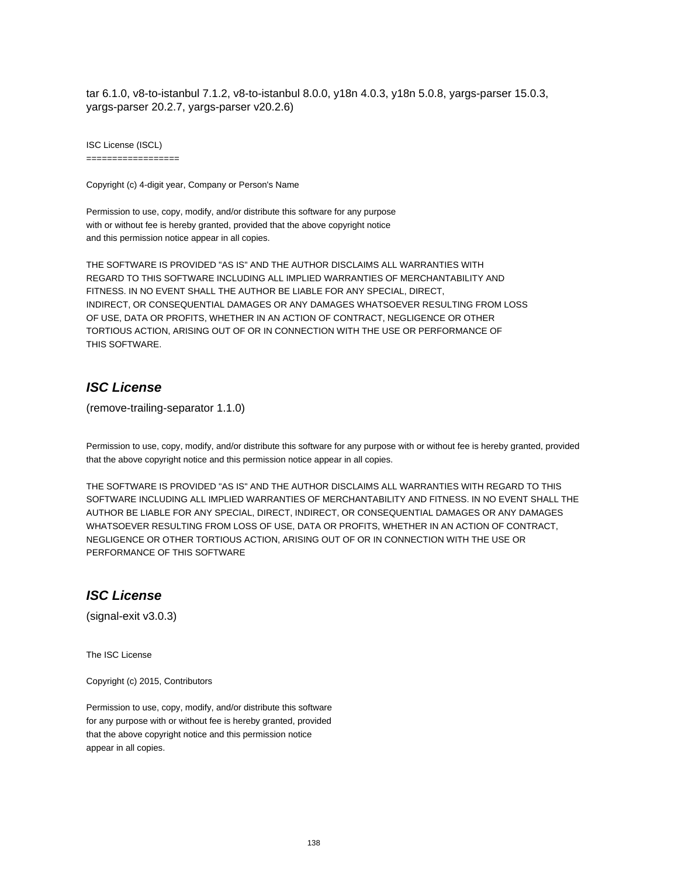tar 6.1.0, v8-to-istanbul 7.1.2, v8-to-istanbul 8.0.0, y18n 4.0.3, y18n 5.0.8, yargs-parser 15.0.3, yargs-parser 20.2.7, yargs-parser v20.2.6)

ISC License (ISCL)
==================

Copyright (c) 4-digit year, Company or Person's Name

Permission to use, copy, modify, and/or distribute this software for any purpose
with or without fee is hereby granted, provided that the above copyright notice
and this permission notice appear in all copies.

THE SOFTWARE IS PROVIDED "AS IS" AND THE AUTHOR DISCLAIMS ALL WARRANTIES WITH
REGARD TO THIS SOFTWARE INCLUDING ALL IMPLIED WARRANTIES OF MERCHANTABILITY AND
FITNESS. IN NO EVENT SHALL THE AUTHOR BE LIABLE FOR ANY SPECIAL, DIRECT,
INDIRECT, OR CONSEQUENTIAL DAMAGES OR ANY DAMAGES WHATSOEVER RESULTING FROM LOSS
OF USE, DATA OR PROFITS, WHETHER IN AN ACTION OF CONTRACT, NEGLIGENCE OR OTHER
TORTIOUS ACTION, ARISING OUT OF OR IN CONNECTION WITH THE USE OR PERFORMANCE OF
THIS SOFTWARE.

## ***ISC License***

(remove-trailing-separator 1.1.0)

Permission to use, copy, modify, and/or distribute this software for any purpose with or without fee is hereby granted, provided that the above copyright notice and this permission notice appear in all copies.

THE SOFTWARE IS PROVIDED "AS IS" AND THE AUTHOR DISCLAIMS ALL WARRANTIES WITH REGARD TO THIS SOFTWARE INCLUDING ALL IMPLIED WARRANTIES OF MERCHANTABILITY AND FITNESS. IN NO EVENT SHALL THE AUTHOR BE LIABLE FOR ANY SPECIAL, DIRECT, INDIRECT, OR CONSEQUENTIAL DAMAGES OR ANY DAMAGES WHATSOEVER RESULTING FROM LOSS OF USE, DATA OR PROFITS, WHETHER IN AN ACTION OF CONTRACT, NEGLIGENCE OR OTHER TORTIOUS ACTION, ARISING OUT OF OR IN CONNECTION WITH THE USE OR PERFORMANCE OF THIS SOFTWARE

## ***ISC License***

(signal-exit v3.0.3)

The ISC License

Copyright (c) 2015, Contributors

Permission to use, copy, modify, and/or distribute this software
for any purpose with or without fee is hereby granted, provided
that the above copyright notice and this permission notice
appear in all copies.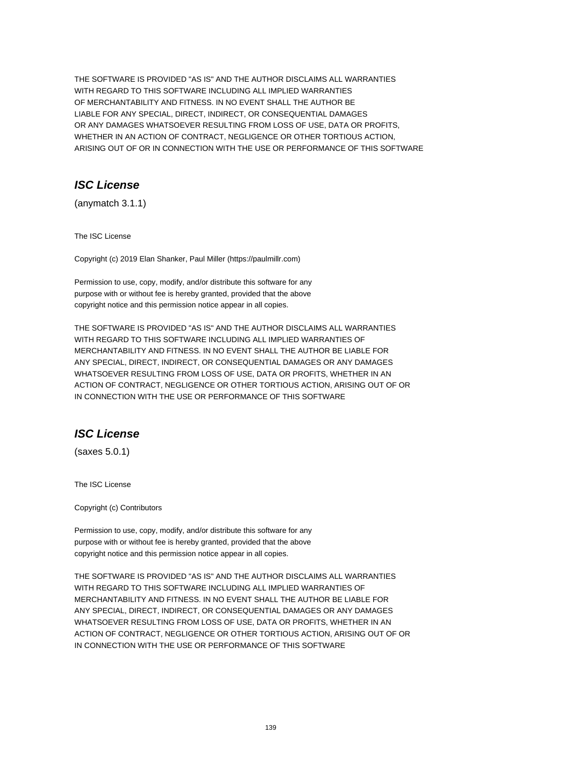THE SOFTWARE IS PROVIDED "AS IS" AND THE AUTHOR DISCLAIMS ALL WARRANTIES
WITH REGARD TO THIS SOFTWARE INCLUDING ALL IMPLIED WARRANTIES
OF MERCHANTABILITY AND FITNESS. IN NO EVENT SHALL THE AUTHOR BE
LIABLE FOR ANY SPECIAL, DIRECT, INDIRECT, OR CONSEQUENTIAL DAMAGES
OR ANY DAMAGES WHATSOEVER RESULTING FROM LOSS OF USE, DATA OR PROFITS,
WHETHER IN AN ACTION OF CONTRACT, NEGLIGENCE OR OTHER TORTIOUS ACTION,
ARISING OUT OF OR IN CONNECTION WITH THE USE OR PERFORMANCE OF THIS SOFTWARE

## *ISC License*

(anymatch 3.1.1)

The ISC License

Copyright (c) 2019 Elan Shanker, Paul Miller (https://paulmillr.com)

Permission to use, copy, modify, and/or distribute this software for any
purpose with or without fee is hereby granted, provided that the above
copyright notice and this permission notice appear in all copies.

THE SOFTWARE IS PROVIDED "AS IS" AND THE AUTHOR DISCLAIMS ALL WARRANTIES
WITH REGARD TO THIS SOFTWARE INCLUDING ALL IMPLIED WARRANTIES OF
MERCHANTABILITY AND FITNESS. IN NO EVENT SHALL THE AUTHOR BE LIABLE FOR
ANY SPECIAL, DIRECT, INDIRECT, OR CONSEQUENTIAL DAMAGES OR ANY DAMAGES
WHATSOEVER RESULTING FROM LOSS OF USE, DATA OR PROFITS, WHETHER IN AN
ACTION OF CONTRACT, NEGLIGENCE OR OTHER TORTIOUS ACTION, ARISING OUT OF OR
IN CONNECTION WITH THE USE OR PERFORMANCE OF THIS SOFTWARE

## *ISC License*

(saxes 5.0.1)

The ISC License

Copyright (c) Contributors

Permission to use, copy, modify, and/or distribute this software for any
purpose with or without fee is hereby granted, provided that the above
copyright notice and this permission notice appear in all copies.

THE SOFTWARE IS PROVIDED "AS IS" AND THE AUTHOR DISCLAIMS ALL WARRANTIES
WITH REGARD TO THIS SOFTWARE INCLUDING ALL IMPLIED WARRANTIES OF
MERCHANTABILITY AND FITNESS. IN NO EVENT SHALL THE AUTHOR BE LIABLE FOR
ANY SPECIAL, DIRECT, INDIRECT, OR CONSEQUENTIAL DAMAGES OR ANY DAMAGES
WHATSOEVER RESULTING FROM LOSS OF USE, DATA OR PROFITS, WHETHER IN AN
ACTION OF CONTRACT, NEGLIGENCE OR OTHER TORTIOUS ACTION, ARISING OUT OF OR
IN CONNECTION WITH THE USE OR PERFORMANCE OF THIS SOFTWARE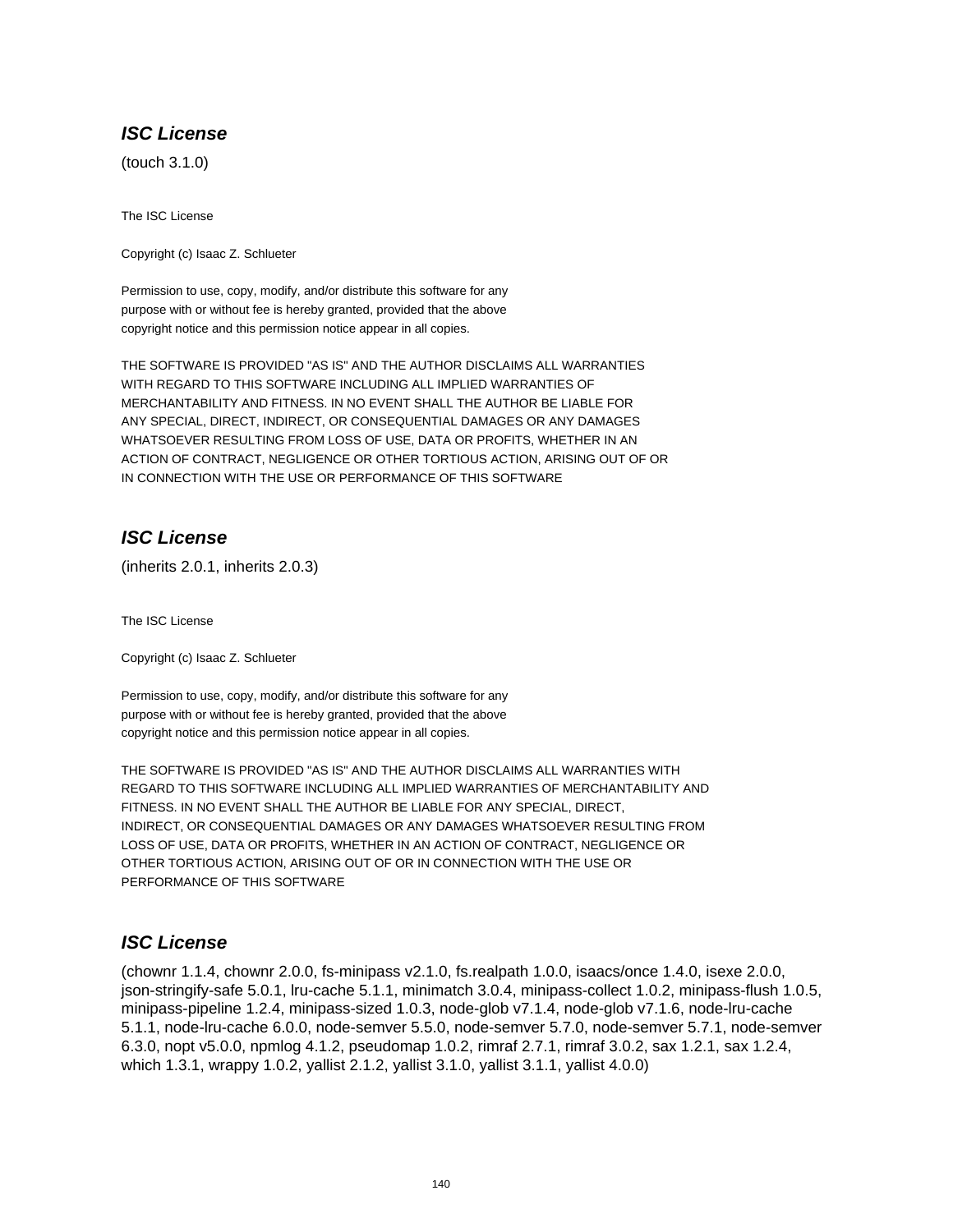### ***ISC License***

(touch 3.1.0)

The ISC License

Copyright (c) Isaac Z. Schlueter

Permission to use, copy, modify, and/or distribute this software for any
purpose with or without fee is hereby granted, provided that the above
copyright notice and this permission notice appear in all copies.

THE SOFTWARE IS PROVIDED "AS IS" AND THE AUTHOR DISCLAIMS ALL WARRANTIES
WITH REGARD TO THIS SOFTWARE INCLUDING ALL IMPLIED WARRANTIES OF
MERCHANTABILITY AND FITNESS. IN NO EVENT SHALL THE AUTHOR BE LIABLE FOR
ANY SPECIAL, DIRECT, INDIRECT, OR CONSEQUENTIAL DAMAGES OR ANY DAMAGES
WHATSOEVER RESULTING FROM LOSS OF USE, DATA OR PROFITS, WHETHER IN AN
ACTION OF CONTRACT, NEGLIGENCE OR OTHER TORTIOUS ACTION, ARISING OUT OF OR
IN CONNECTION WITH THE USE OR PERFORMANCE OF THIS SOFTWARE

### ***ISC License***

(inherits 2.0.1, inherits 2.0.3)

The ISC License

Copyright (c) Isaac Z. Schlueter

Permission to use, copy, modify, and/or distribute this software for any
purpose with or without fee is hereby granted, provided that the above
copyright notice and this permission notice appear in all copies.

THE SOFTWARE IS PROVIDED "AS IS" AND THE AUTHOR DISCLAIMS ALL WARRANTIES WITH
REGARD TO THIS SOFTWARE INCLUDING ALL IMPLIED WARRANTIES OF MERCHANTABILITY AND
FITNESS. IN NO EVENT SHALL THE AUTHOR BE LIABLE FOR ANY SPECIAL, DIRECT,
INDIRECT, OR CONSEQUENTIAL DAMAGES OR ANY DAMAGES WHATSOEVER RESULTING FROM
LOSS OF USE, DATA OR PROFITS, WHETHER IN AN ACTION OF CONTRACT, NEGLIGENCE OR
OTHER TORTIOUS ACTION, ARISING OUT OF OR IN CONNECTION WITH THE USE OR
PERFORMANCE OF THIS SOFTWARE

### ***ISC License***

(chownr 1.1.4, chownr 2.0.0, fs-minipass v2.1.0, fs.realpath 1.0.0, isaacs/once 1.4.0, isexe 2.0.0, json-stringify-safe 5.0.1, lru-cache 5.1.1, minimatch 3.0.4, minipass-collect 1.0.2, minipass-flush 1.0.5, minipass-pipeline 1.2.4, minipass-sized 1.0.3, node-glob v7.1.4, node-glob v7.1.6, node-lru-cache 5.1.1, node-lru-cache 6.0.0, node-semver 5.5.0, node-semver 5.7.0, node-semver 5.7.1, node-semver 6.3.0, nopt v5.0.0, npmlog 4.1.2, pseudomap 1.0.2, rimraf 2.7.1, rimraf 3.0.2, sax 1.2.1, sax 1.2.4, which 1.3.1, wrappy 1.0.2, yallist 2.1.2, yallist 3.1.0, yallist 3.1.1, yallist 4.0.0)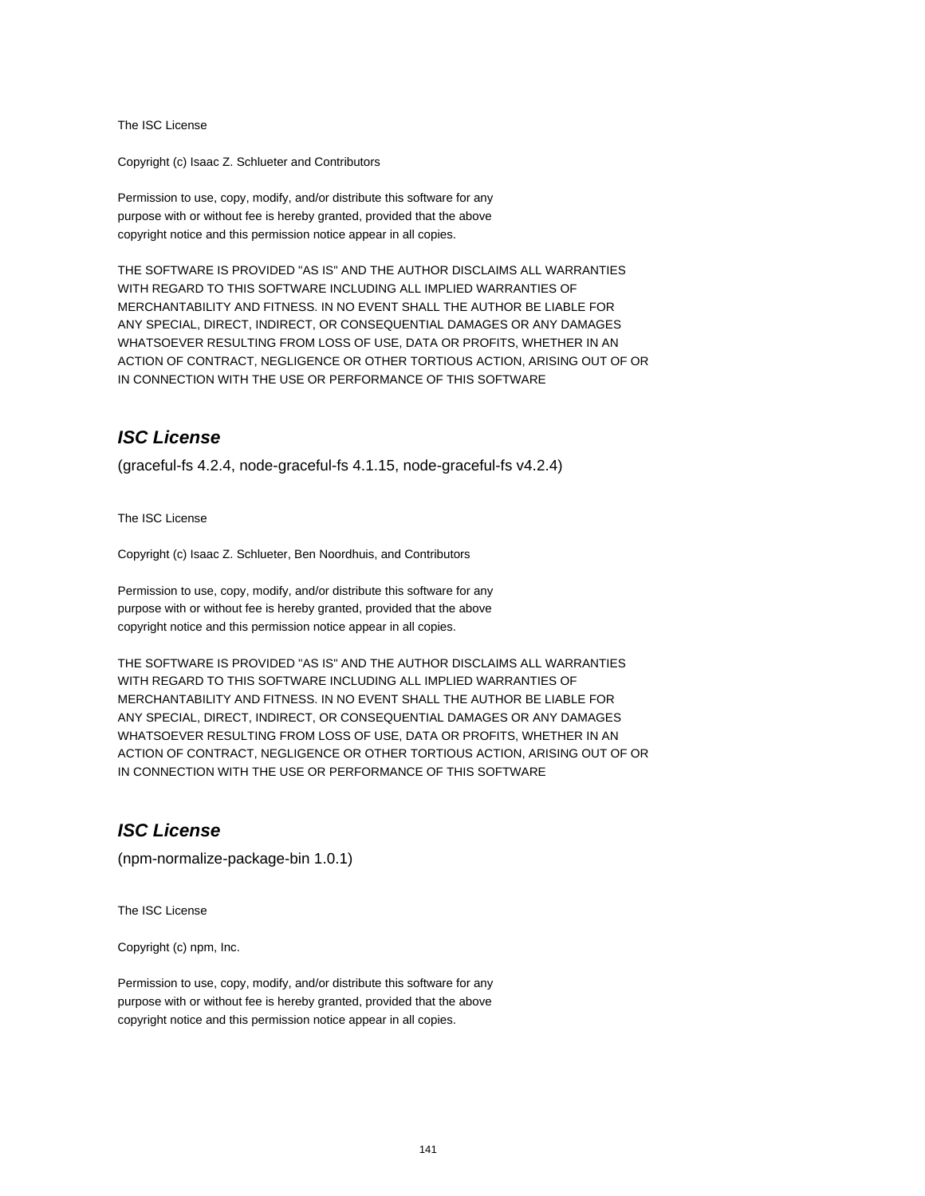The ISC License

Copyright (c) Isaac Z. Schlueter and Contributors

Permission to use, copy, modify, and/or distribute this software for any
purpose with or without fee is hereby granted, provided that the above
copyright notice and this permission notice appear in all copies.

THE SOFTWARE IS PROVIDED "AS IS" AND THE AUTHOR DISCLAIMS ALL WARRANTIES
WITH REGARD TO THIS SOFTWARE INCLUDING ALL IMPLIED WARRANTIES OF
MERCHANTABILITY AND FITNESS. IN NO EVENT SHALL THE AUTHOR BE LIABLE FOR
ANY SPECIAL, DIRECT, INDIRECT, OR CONSEQUENTIAL DAMAGES OR ANY DAMAGES
WHATSOEVER RESULTING FROM LOSS OF USE, DATA OR PROFITS, WHETHER IN AN
ACTION OF CONTRACT, NEGLIGENCE OR OTHER TORTIOUS ACTION, ARISING OUT OF OR
IN CONNECTION WITH THE USE OR PERFORMANCE OF THIS SOFTWARE

## *ISC License*

(graceful-fs 4.2.4, node-graceful-fs 4.1.15, node-graceful-fs v4.2.4)

The ISC License

Copyright (c) Isaac Z. Schlueter, Ben Noordhuis, and Contributors

Permission to use, copy, modify, and/or distribute this software for any
purpose with or without fee is hereby granted, provided that the above
copyright notice and this permission notice appear in all copies.

THE SOFTWARE IS PROVIDED "AS IS" AND THE AUTHOR DISCLAIMS ALL WARRANTIES
WITH REGARD TO THIS SOFTWARE INCLUDING ALL IMPLIED WARRANTIES OF
MERCHANTABILITY AND FITNESS. IN NO EVENT SHALL THE AUTHOR BE LIABLE FOR
ANY SPECIAL, DIRECT, INDIRECT, OR CONSEQUENTIAL DAMAGES OR ANY DAMAGES
WHATSOEVER RESULTING FROM LOSS OF USE, DATA OR PROFITS, WHETHER IN AN
ACTION OF CONTRACT, NEGLIGENCE OR OTHER TORTIOUS ACTION, ARISING OUT OF OR
IN CONNECTION WITH THE USE OR PERFORMANCE OF THIS SOFTWARE

## *ISC License*

(npm-normalize-package-bin 1.0.1)

The ISC License

Copyright (c) npm, Inc.

Permission to use, copy, modify, and/or distribute this software for any
purpose with or without fee is hereby granted, provided that the above
copyright notice and this permission notice appear in all copies.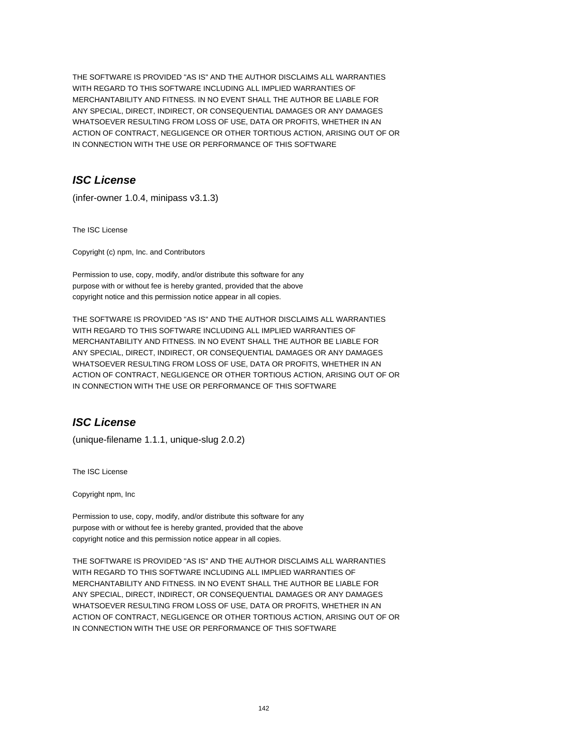THE SOFTWARE IS PROVIDED "AS IS" AND THE AUTHOR DISCLAIMS ALL WARRANTIES
WITH REGARD TO THIS SOFTWARE INCLUDING ALL IMPLIED WARRANTIES OF
MERCHANTABILITY AND FITNESS. IN NO EVENT SHALL THE AUTHOR BE LIABLE FOR
ANY SPECIAL, DIRECT, INDIRECT, OR CONSEQUENTIAL DAMAGES OR ANY DAMAGES
WHATSOEVER RESULTING FROM LOSS OF USE, DATA OR PROFITS, WHETHER IN AN
ACTION OF CONTRACT, NEGLIGENCE OR OTHER TORTIOUS ACTION, ARISING OUT OF OR
IN CONNECTION WITH THE USE OR PERFORMANCE OF THIS SOFTWARE

## *ISC License*

(infer-owner 1.0.4, minipass v3.1.3)

The ISC License

Copyright (c) npm, Inc. and Contributors

Permission to use, copy, modify, and/or distribute this software for any
purpose with or without fee is hereby granted, provided that the above
copyright notice and this permission notice appear in all copies.

THE SOFTWARE IS PROVIDED "AS IS" AND THE AUTHOR DISCLAIMS ALL WARRANTIES
WITH REGARD TO THIS SOFTWARE INCLUDING ALL IMPLIED WARRANTIES OF
MERCHANTABILITY AND FITNESS. IN NO EVENT SHALL THE AUTHOR BE LIABLE FOR
ANY SPECIAL, DIRECT, INDIRECT, OR CONSEQUENTIAL DAMAGES OR ANY DAMAGES
WHATSOEVER RESULTING FROM LOSS OF USE, DATA OR PROFITS, WHETHER IN AN
ACTION OF CONTRACT, NEGLIGENCE OR OTHER TORTIOUS ACTION, ARISING OUT OF OR
IN CONNECTION WITH THE USE OR PERFORMANCE OF THIS SOFTWARE

## *ISC License*

(unique-filename 1.1.1, unique-slug 2.0.2)

The ISC License

Copyright npm, Inc

Permission to use, copy, modify, and/or distribute this software for any
purpose with or without fee is hereby granted, provided that the above
copyright notice and this permission notice appear in all copies.

THE SOFTWARE IS PROVIDED "AS IS" AND THE AUTHOR DISCLAIMS ALL WARRANTIES
WITH REGARD TO THIS SOFTWARE INCLUDING ALL IMPLIED WARRANTIES OF
MERCHANTABILITY AND FITNESS. IN NO EVENT SHALL THE AUTHOR BE LIABLE FOR
ANY SPECIAL, DIRECT, INDIRECT, OR CONSEQUENTIAL DAMAGES OR ANY DAMAGES
WHATSOEVER RESULTING FROM LOSS OF USE, DATA OR PROFITS, WHETHER IN AN
ACTION OF CONTRACT, NEGLIGENCE OR OTHER TORTIOUS ACTION, ARISING OUT OF OR
IN CONNECTION WITH THE USE OR PERFORMANCE OF THIS SOFTWARE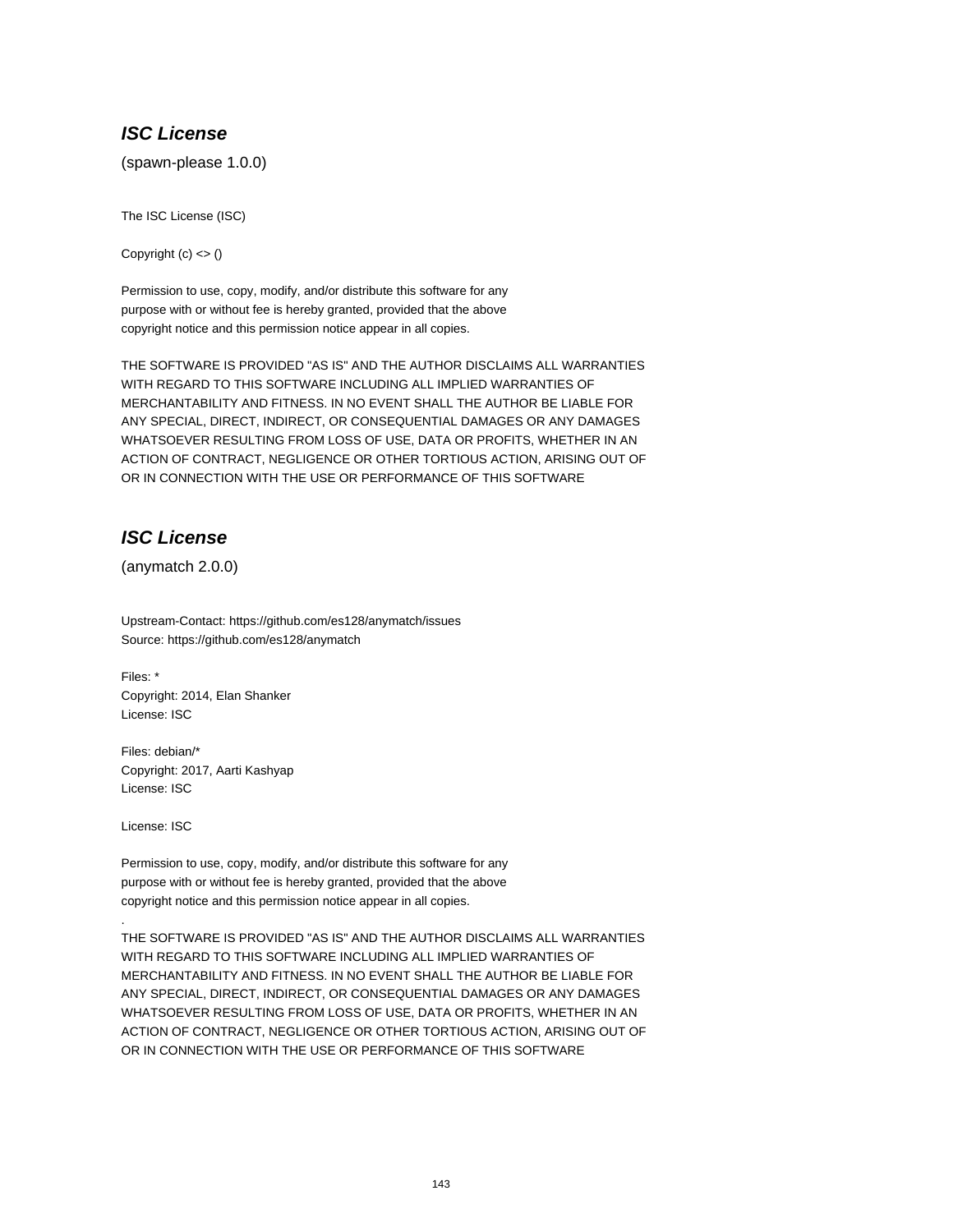### ***ISC License***

(spawn-please 1.0.0)

The ISC License (ISC)

Copyright (c) <> ()

Permission to use, copy, modify, and/or distribute this software for any
purpose with or without fee is hereby granted, provided that the above
copyright notice and this permission notice appear in all copies.

THE SOFTWARE IS PROVIDED "AS IS" AND THE AUTHOR DISCLAIMS ALL WARRANTIES
WITH REGARD TO THIS SOFTWARE INCLUDING ALL IMPLIED WARRANTIES OF
MERCHANTABILITY AND FITNESS. IN NO EVENT SHALL THE AUTHOR BE LIABLE FOR
ANY SPECIAL, DIRECT, INDIRECT, OR CONSEQUENTIAL DAMAGES OR ANY DAMAGES
WHATSOEVER RESULTING FROM LOSS OF USE, DATA OR PROFITS, WHETHER IN AN
ACTION OF CONTRACT, NEGLIGENCE OR OTHER TORTIOUS ACTION, ARISING OUT OF
OR IN CONNECTION WITH THE USE OR PERFORMANCE OF THIS SOFTWARE

### ***ISC License***

(anymatch 2.0.0)

Upstream-Contact: https://github.com/es128/anymatch/issues
Source: https://github.com/es128/anymatch

Files: *
Copyright: 2014, Elan Shanker
License: ISC

Files: debian/*
Copyright: 2017, Aarti Kashyap
License: ISC

License: ISC

Permission to use, copy, modify, and/or distribute this software for any
purpose with or without fee is hereby granted, provided that the above
copyright notice and this permission notice appear in all copies.
.
THE SOFTWARE IS PROVIDED "AS IS" AND THE AUTHOR DISCLAIMS ALL WARRANTIES
WITH REGARD TO THIS SOFTWARE INCLUDING ALL IMPLIED WARRANTIES OF
MERCHANTABILITY AND FITNESS. IN NO EVENT SHALL THE AUTHOR BE LIABLE FOR
ANY SPECIAL, DIRECT, INDIRECT, OR CONSEQUENTIAL DAMAGES OR ANY DAMAGES
WHATSOEVER RESULTING FROM LOSS OF USE, DATA OR PROFITS, WHETHER IN AN
ACTION OF CONTRACT, NEGLIGENCE OR OTHER TORTIOUS ACTION, ARISING OUT OF
OR IN CONNECTION WITH THE USE OR PERFORMANCE OF THIS SOFTWARE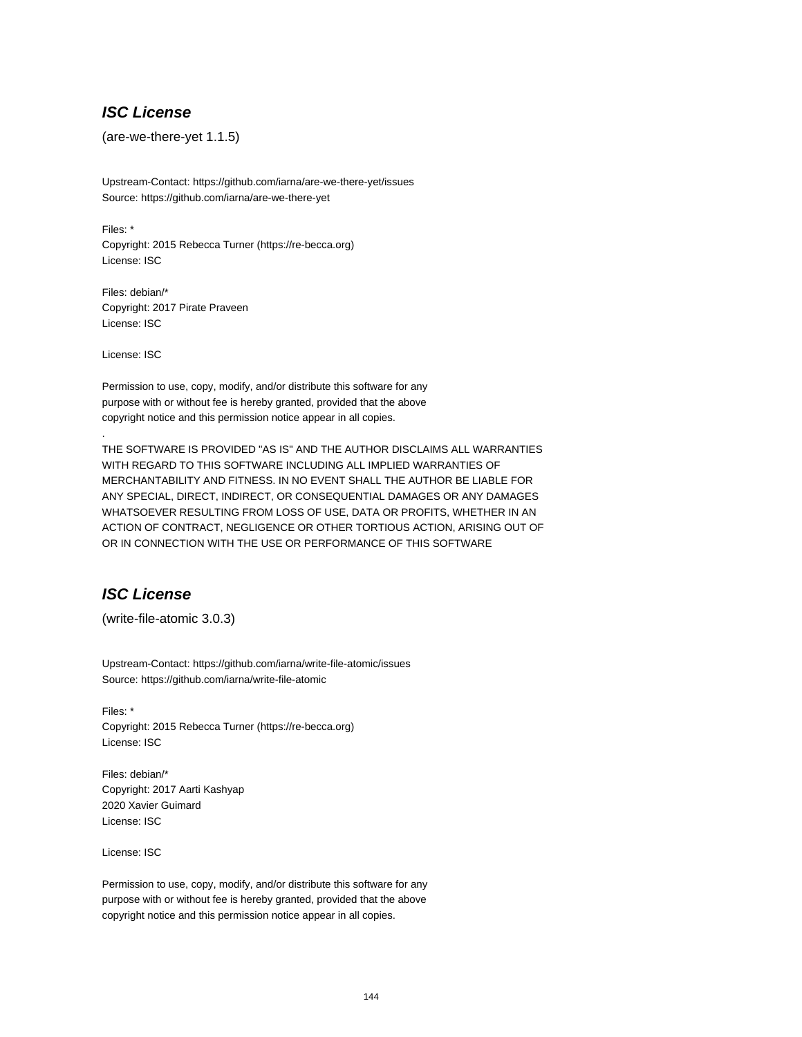## ISC License

(are-we-there-yet 1.1.5)

Upstream-Contact: https://github.com/iarna/are-we-there-yet/issues
Source: https://github.com/iarna/are-we-there-yet

Files: *
Copyright: 2015 Rebecca Turner (https://re-becca.org)
License: ISC

Files: debian/*
Copyright: 2017 Pirate Praveen
License: ISC

License: ISC

Permission to use, copy, modify, and/or distribute this software for any
purpose with or without fee is hereby granted, provided that the above
copyright notice and this permission notice appear in all copies.
.
THE SOFTWARE IS PROVIDED "AS IS" AND THE AUTHOR DISCLAIMS ALL WARRANTIES
WITH REGARD TO THIS SOFTWARE INCLUDING ALL IMPLIED WARRANTIES OF
MERCHANTABILITY AND FITNESS. IN NO EVENT SHALL THE AUTHOR BE LIABLE FOR
ANY SPECIAL, DIRECT, INDIRECT, OR CONSEQUENTIAL DAMAGES OR ANY DAMAGES
WHATSOEVER RESULTING FROM LOSS OF USE, DATA OR PROFITS, WHETHER IN AN
ACTION OF CONTRACT, NEGLIGENCE OR OTHER TORTIOUS ACTION, ARISING OUT OF
OR IN CONNECTION WITH THE USE OR PERFORMANCE OF THIS SOFTWARE

## ISC License

(write-file-atomic 3.0.3)

Upstream-Contact: https://github.com/iarna/write-file-atomic/issues
Source: https://github.com/iarna/write-file-atomic

Files: *
Copyright: 2015 Rebecca Turner (https://re-becca.org)
License: ISC

Files: debian/*
Copyright: 2017 Aarti Kashyap
2020 Xavier Guimard
License: ISC

License: ISC

Permission to use, copy, modify, and/or distribute this software for any
purpose with or without fee is hereby granted, provided that the above
copyright notice and this permission notice appear in all copies.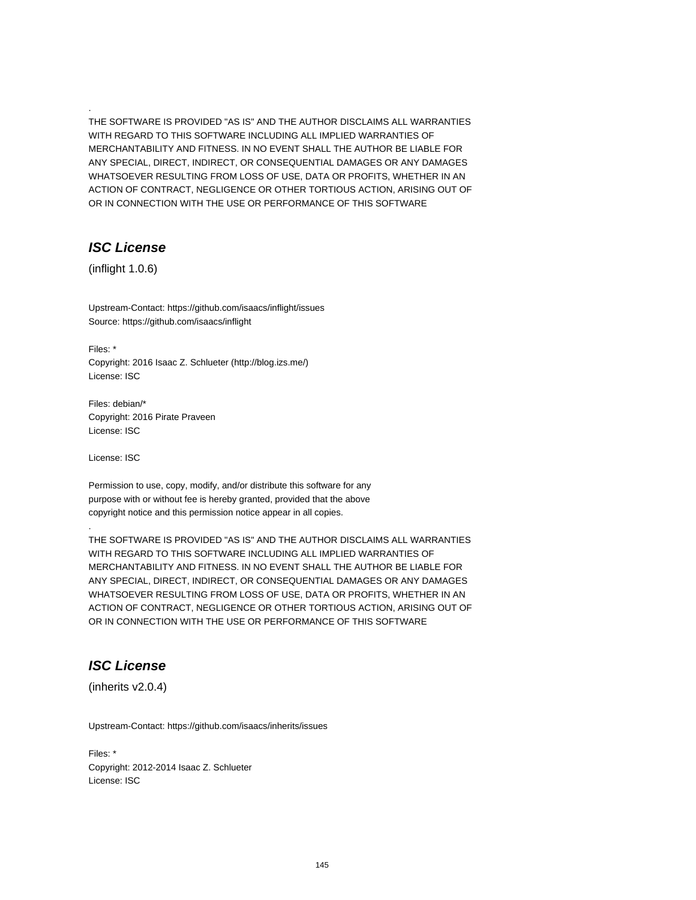.

THE SOFTWARE IS PROVIDED "AS IS" AND THE AUTHOR DISCLAIMS ALL WARRANTIES WITH REGARD TO THIS SOFTWARE INCLUDING ALL IMPLIED WARRANTIES OF MERCHANTABILITY AND FITNESS. IN NO EVENT SHALL THE AUTHOR BE LIABLE FOR ANY SPECIAL, DIRECT, INDIRECT, OR CONSEQUENTIAL DAMAGES OR ANY DAMAGES WHATSOEVER RESULTING FROM LOSS OF USE, DATA OR PROFITS, WHETHER IN AN ACTION OF CONTRACT, NEGLIGENCE OR OTHER TORTIOUS ACTION, ARISING OUT OF OR IN CONNECTION WITH THE USE OR PERFORMANCE OF THIS SOFTWARE

## *ISC License*

(inflight 1.0.6)

Upstream-Contact: https://github.com/isaacs/inflight/issues
Source: https://github.com/isaacs/inflight

Files: *
Copyright: 2016 Isaac Z. Schlueter (http://blog.izs.me/)
License: ISC

Files: debian/*
Copyright: 2016 Pirate Praveen
License: ISC

License: ISC

Permission to use, copy, modify, and/or distribute this software for any purpose with or without fee is hereby granted, provided that the above copyright notice and this permission notice appear in all copies.

.

THE SOFTWARE IS PROVIDED "AS IS" AND THE AUTHOR DISCLAIMS ALL WARRANTIES WITH REGARD TO THIS SOFTWARE INCLUDING ALL IMPLIED WARRANTIES OF MERCHANTABILITY AND FITNESS. IN NO EVENT SHALL THE AUTHOR BE LIABLE FOR ANY SPECIAL, DIRECT, INDIRECT, OR CONSEQUENTIAL DAMAGES OR ANY DAMAGES WHATSOEVER RESULTING FROM LOSS OF USE, DATA OR PROFITS, WHETHER IN AN ACTION OF CONTRACT, NEGLIGENCE OR OTHER TORTIOUS ACTION, ARISING OUT OF OR IN CONNECTION WITH THE USE OR PERFORMANCE OF THIS SOFTWARE

## *ISC License*

(inherits v2.0.4)

Upstream-Contact: https://github.com/isaacs/inherits/issues

Files: *
Copyright: 2012-2014 Isaac Z. Schlueter
License: ISC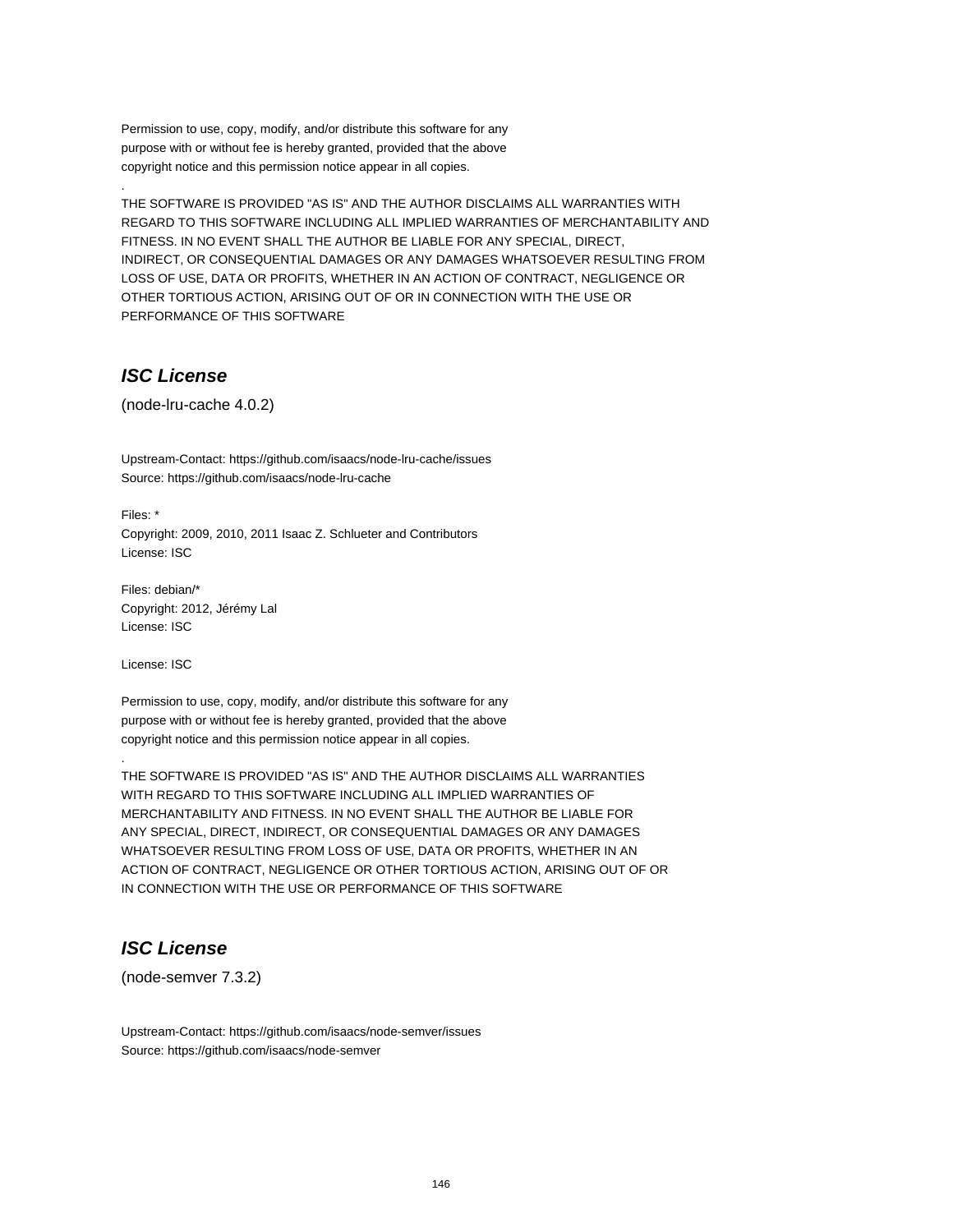Permission to use, copy, modify, and/or distribute this software for any
purpose with or without fee is hereby granted, provided that the above
copyright notice and this permission notice appear in all copies.

.

THE SOFTWARE IS PROVIDED "AS IS" AND THE AUTHOR DISCLAIMS ALL WARRANTIES WITH
REGARD TO THIS SOFTWARE INCLUDING ALL IMPLIED WARRANTIES OF MERCHANTABILITY AND
FITNESS. IN NO EVENT SHALL THE AUTHOR BE LIABLE FOR ANY SPECIAL, DIRECT,
INDIRECT, OR CONSEQUENTIAL DAMAGES OR ANY DAMAGES WHATSOEVER RESULTING FROM
LOSS OF USE, DATA OR PROFITS, WHETHER IN AN ACTION OF CONTRACT, NEGLIGENCE OR
OTHER TORTIOUS ACTION, ARISING OUT OF OR IN CONNECTION WITH THE USE OR
PERFORMANCE OF THIS SOFTWARE

## ***ISC License***

(node-lru-cache 4.0.2)

Upstream-Contact: https://github.com/isaacs/node-lru-cache/issues
Source: https://github.com/isaacs/node-lru-cache

Files: *
Copyright: 2009, 2010, 2011 Isaac Z. Schlueter and Contributors
License: ISC

Files: debian/*
Copyright: 2012, Jérémy Lal
License: ISC

License: ISC

Permission to use, copy, modify, and/or distribute this software for any
purpose with or without fee is hereby granted, provided that the above
copyright notice and this permission notice appear in all copies.

.

THE SOFTWARE IS PROVIDED "AS IS" AND THE AUTHOR DISCLAIMS ALL WARRANTIES
WITH REGARD TO THIS SOFTWARE INCLUDING ALL IMPLIED WARRANTIES OF
MERCHANTABILITY AND FITNESS. IN NO EVENT SHALL THE AUTHOR BE LIABLE FOR
ANY SPECIAL, DIRECT, INDIRECT, OR CONSEQUENTIAL DAMAGES OR ANY DAMAGES
WHATSOEVER RESULTING FROM LOSS OF USE, DATA OR PROFITS, WHETHER IN AN
ACTION OF CONTRACT, NEGLIGENCE OR OTHER TORTIOUS ACTION, ARISING OUT OF OR
IN CONNECTION WITH THE USE OR PERFORMANCE OF THIS SOFTWARE

## ***ISC License***

(node-semver 7.3.2)

Upstream-Contact: https://github.com/isaacs/node-semver/issues
Source: https://github.com/isaacs/node-semver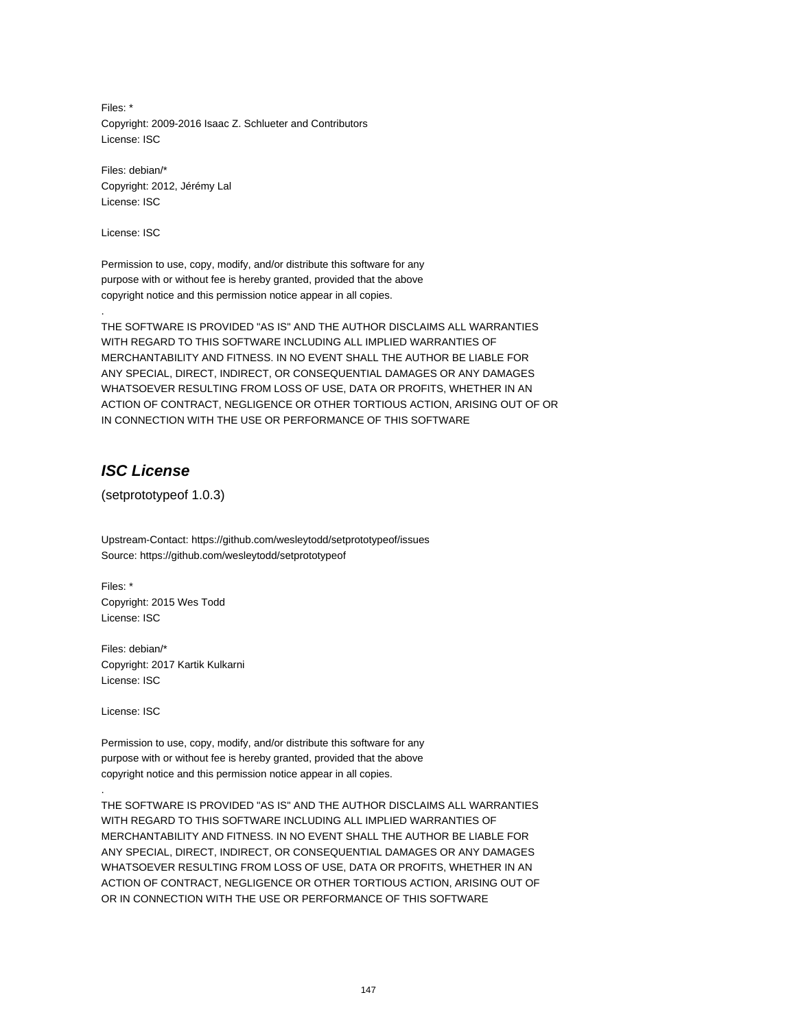Files: *
Copyright: 2009-2016 Isaac Z. Schlueter and Contributors
License: ISC

Files: debian/*
Copyright: 2012, Jérémy Lal
License: ISC

License: ISC

Permission to use, copy, modify, and/or distribute this software for any
purpose with or without fee is hereby granted, provided that the above
copyright notice and this permission notice appear in all copies.
.
THE SOFTWARE IS PROVIDED "AS IS" AND THE AUTHOR DISCLAIMS ALL WARRANTIES
WITH REGARD TO THIS SOFTWARE INCLUDING ALL IMPLIED WARRANTIES OF
MERCHANTABILITY AND FITNESS. IN NO EVENT SHALL THE AUTHOR BE LIABLE FOR
ANY SPECIAL, DIRECT, INDIRECT, OR CONSEQUENTIAL DAMAGES OR ANY DAMAGES
WHATSOEVER RESULTING FROM LOSS OF USE, DATA OR PROFITS, WHETHER IN AN
ACTION OF CONTRACT, NEGLIGENCE OR OTHER TORTIOUS ACTION, ARISING OUT OF OR
IN CONNECTION WITH THE USE OR PERFORMANCE OF THIS SOFTWARE

## *ISC License*

(setprototypeof 1.0.3)

Upstream-Contact: https://github.com/wesleytodd/setprototypeof/issues
Source: https://github.com/wesleytodd/setprototypeof

Files: *
Copyright: 2015 Wes Todd
License: ISC

Files: debian/*
Copyright: 2017 Kartik Kulkarni
License: ISC

License: ISC

Permission to use, copy, modify, and/or distribute this software for any
purpose with or without fee is hereby granted, provided that the above
copyright notice and this permission notice appear in all copies.
.
THE SOFTWARE IS PROVIDED "AS IS" AND THE AUTHOR DISCLAIMS ALL WARRANTIES
WITH REGARD TO THIS SOFTWARE INCLUDING ALL IMPLIED WARRANTIES OF
MERCHANTABILITY AND FITNESS. IN NO EVENT SHALL THE AUTHOR BE LIABLE FOR
ANY SPECIAL, DIRECT, INDIRECT, OR CONSEQUENTIAL DAMAGES OR ANY DAMAGES
WHATSOEVER RESULTING FROM LOSS OF USE, DATA OR PROFITS, WHETHER IN AN
ACTION OF CONTRACT, NEGLIGENCE OR OTHER TORTIOUS ACTION, ARISING OUT OF
OR IN CONNECTION WITH THE USE OR PERFORMANCE OF THIS SOFTWARE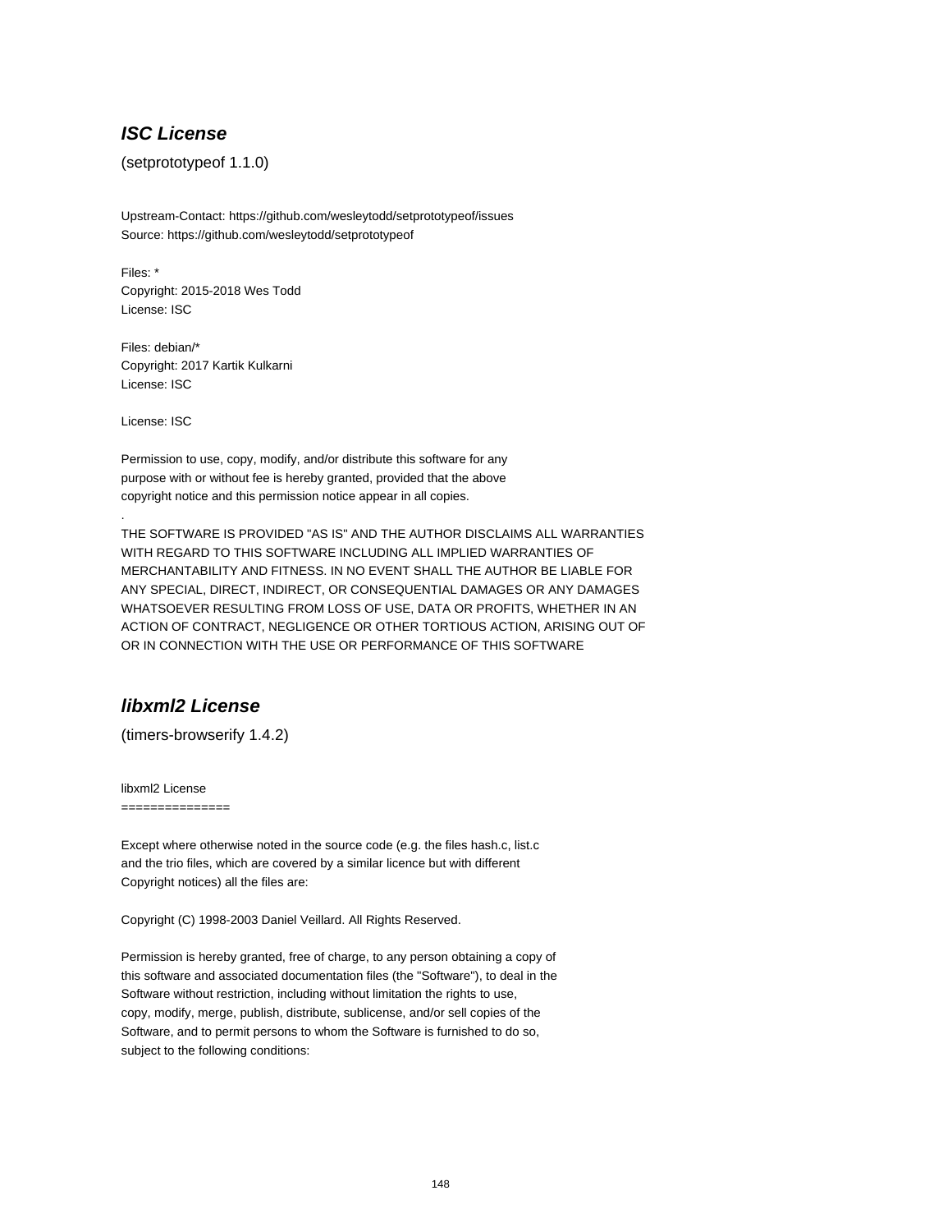## *ISC License*

(setprototypeof 1.1.0)

Upstream-Contact: https://github.com/wesleytodd/setprototypeof/issues
Source: https://github.com/wesleytodd/setprototypeof

Files: *
Copyright: 2015-2018 Wes Todd
License: ISC

Files: debian/*
Copyright: 2017 Kartik Kulkarni
License: ISC

License: ISC

Permission to use, copy, modify, and/or distribute this software for any
purpose with or without fee is hereby granted, provided that the above
copyright notice and this permission notice appear in all copies.

.

THE SOFTWARE IS PROVIDED "AS IS" AND THE AUTHOR DISCLAIMS ALL WARRANTIES
WITH REGARD TO THIS SOFTWARE INCLUDING ALL IMPLIED WARRANTIES OF
MERCHANTABILITY AND FITNESS. IN NO EVENT SHALL THE AUTHOR BE LIABLE FOR
ANY SPECIAL, DIRECT, INDIRECT, OR CONSEQUENTIAL DAMAGES OR ANY DAMAGES
WHATSOEVER RESULTING FROM LOSS OF USE, DATA OR PROFITS, WHETHER IN AN
ACTION OF CONTRACT, NEGLIGENCE OR OTHER TORTIOUS ACTION, ARISING OUT OF
OR IN CONNECTION WITH THE USE OR PERFORMANCE OF THIS SOFTWARE

## *libxml2 License*

(timers-browserify 1.4.2)

libxml2 License
===============

Except where otherwise noted in the source code (e.g. the files hash.c, list.c
and the trio files, which are covered by a similar licence but with different
Copyright notices) all the files are:

Copyright (C) 1998-2003 Daniel Veillard. All Rights Reserved.

Permission is hereby granted, free of charge, to any person obtaining a copy of
this software and associated documentation files (the "Software"), to deal in the
Software without restriction, including without limitation the rights to use,
copy, modify, merge, publish, distribute, sublicense, and/or sell copies of the
Software, and to permit persons to whom the Software is furnished to do so,
subject to the following conditions: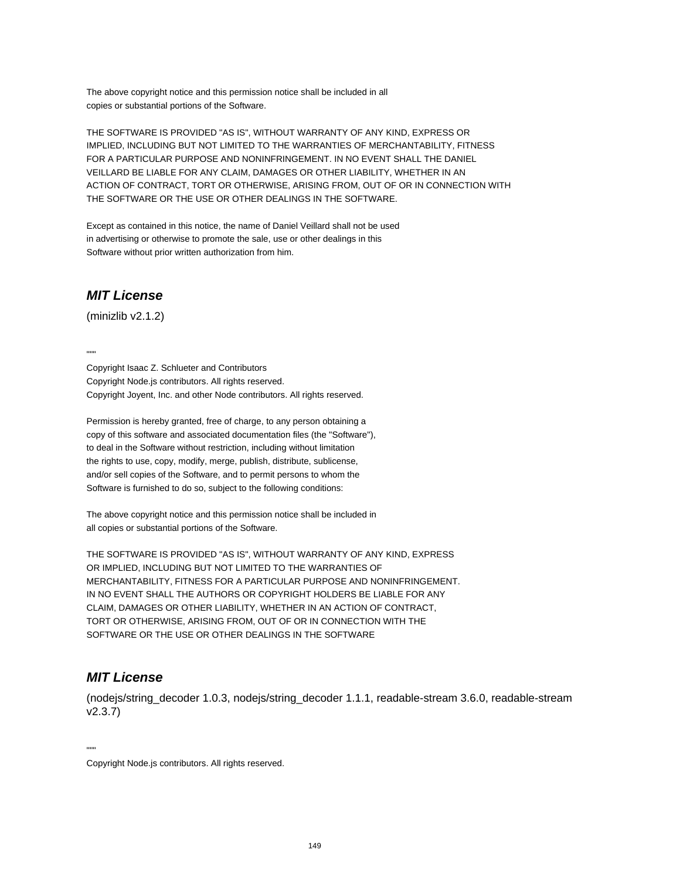The above copyright notice and this permission notice shall be included in all
copies or substantial portions of the Software.

THE SOFTWARE IS PROVIDED "AS IS", WITHOUT WARRANTY OF ANY KIND, EXPRESS OR
IMPLIED, INCLUDING BUT NOT LIMITED TO THE WARRANTIES OF MERCHANTABILITY, FITNESS
FOR A PARTICULAR PURPOSE AND NONINFRINGEMENT. IN NO EVENT SHALL THE DANIEL
VEILLARD BE LIABLE FOR ANY CLAIM, DAMAGES OR OTHER LIABILITY, WHETHER IN AN
ACTION OF CONTRACT, TORT OR OTHERWISE, ARISING FROM, OUT OF OR IN CONNECTION WITH
THE SOFTWARE OR THE USE OR OTHER DEALINGS IN THE SOFTWARE.

Except as contained in this notice, the name of Daniel Veillard shall not be used
in advertising or otherwise to promote the sale, use or other dealings in this
Software without prior written authorization from him.

## *MIT License*

(minizlib v2.1.2)

""""

Copyright Isaac Z. Schlueter and Contributors
Copyright Node.js contributors. All rights reserved.
Copyright Joyent, Inc. and other Node contributors. All rights reserved.

Permission is hereby granted, free of charge, to any person obtaining a
copy of this software and associated documentation files (the "Software"),
to deal in the Software without restriction, including without limitation
the rights to use, copy, modify, merge, publish, distribute, sublicense,
and/or sell copies of the Software, and to permit persons to whom the
Software is furnished to do so, subject to the following conditions:

The above copyright notice and this permission notice shall be included in
all copies or substantial portions of the Software.

THE SOFTWARE IS PROVIDED "AS IS", WITHOUT WARRANTY OF ANY KIND, EXPRESS
OR IMPLIED, INCLUDING BUT NOT LIMITED TO THE WARRANTIES OF
MERCHANTABILITY, FITNESS FOR A PARTICULAR PURPOSE AND NONINFRINGEMENT.
IN NO EVENT SHALL THE AUTHORS OR COPYRIGHT HOLDERS BE LIABLE FOR ANY
CLAIM, DAMAGES OR OTHER LIABILITY, WHETHER IN AN ACTION OF CONTRACT,
TORT OR OTHERWISE, ARISING FROM, OUT OF OR IN CONNECTION WITH THE
SOFTWARE OR THE USE OR OTHER DEALINGS IN THE SOFTWARE

## *MIT License*

(nodejs/string_decoder 1.0.3, nodejs/string_decoder 1.1.1, readable-stream 3.6.0, readable-stream v2.3.7)

""""

Copyright Node.js contributors. All rights reserved.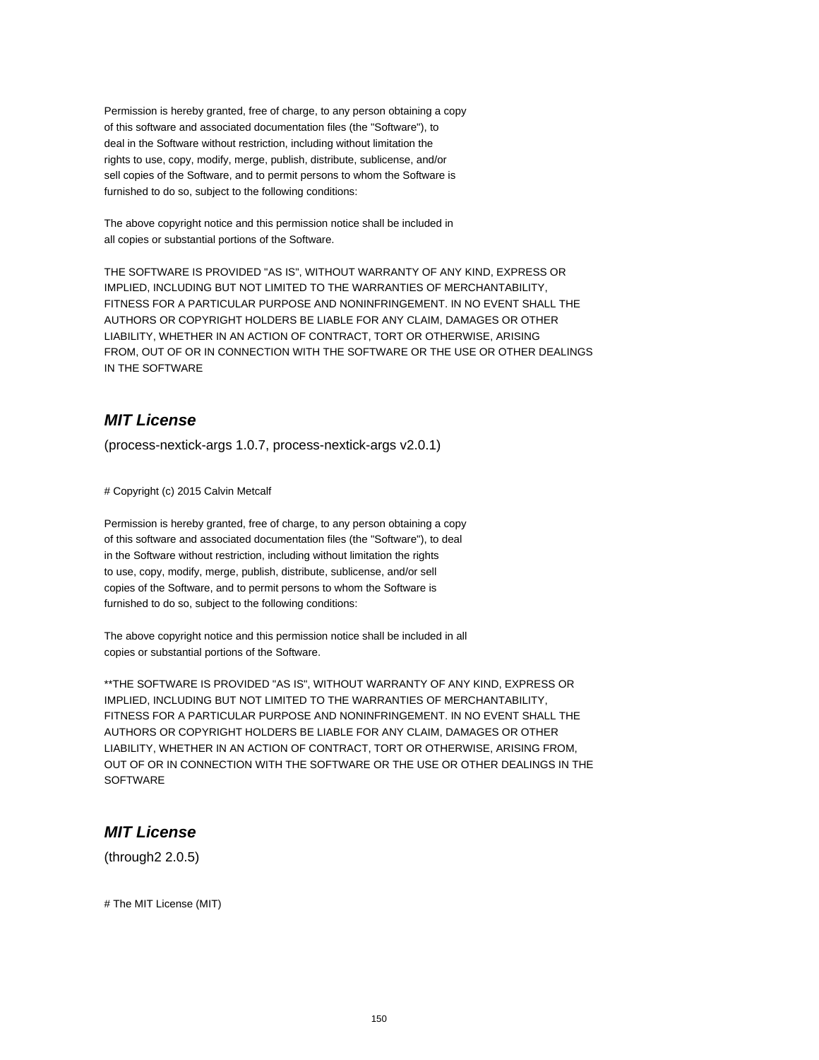Permission is hereby granted, free of charge, to any person obtaining a copy
of this software and associated documentation files (the "Software"), to
deal in the Software without restriction, including without limitation the
rights to use, copy, modify, merge, publish, distribute, sublicense, and/or
sell copies of the Software, and to permit persons to whom the Software is
furnished to do so, subject to the following conditions:

The above copyright notice and this permission notice shall be included in
all copies or substantial portions of the Software.

THE SOFTWARE IS PROVIDED "AS IS", WITHOUT WARRANTY OF ANY KIND, EXPRESS OR
IMPLIED, INCLUDING BUT NOT LIMITED TO THE WARRANTIES OF MERCHANTABILITY,
FITNESS FOR A PARTICULAR PURPOSE AND NONINFRINGEMENT. IN NO EVENT SHALL THE
AUTHORS OR COPYRIGHT HOLDERS BE LIABLE FOR ANY CLAIM, DAMAGES OR OTHER
LIABILITY, WHETHER IN AN ACTION OF CONTRACT, TORT OR OTHERWISE, ARISING
FROM, OUT OF OR IN CONNECTION WITH THE SOFTWARE OR THE USE OR OTHER DEALINGS
IN THE SOFTWARE

## *MIT License*

(process-nextick-args 1.0.7, process-nextick-args v2.0.1)

# Copyright (c) 2015 Calvin Metcalf

Permission is hereby granted, free of charge, to any person obtaining a copy
of this software and associated documentation files (the "Software"), to deal
in the Software without restriction, including without limitation the rights
to use, copy, modify, merge, publish, distribute, sublicense, and/or sell
copies of the Software, and to permit persons to whom the Software is
furnished to do so, subject to the following conditions:

The above copyright notice and this permission notice shall be included in all
copies or substantial portions of the Software.

**THE SOFTWARE IS PROVIDED "AS IS", WITHOUT WARRANTY OF ANY KIND, EXPRESS OR
IMPLIED, INCLUDING BUT NOT LIMITED TO THE WARRANTIES OF MERCHANTABILITY,
FITNESS FOR A PARTICULAR PURPOSE AND NONINFRINGEMENT. IN NO EVENT SHALL THE
AUTHORS OR COPYRIGHT HOLDERS BE LIABLE FOR ANY CLAIM, DAMAGES OR OTHER
LIABILITY, WHETHER IN AN ACTION OF CONTRACT, TORT OR OTHERWISE, ARISING FROM,
OUT OF OR IN CONNECTION WITH THE SOFTWARE OR THE USE OR OTHER DEALINGS IN THE
SOFTWARE

## *MIT License*

(through2 2.0.5)

# The MIT License (MIT)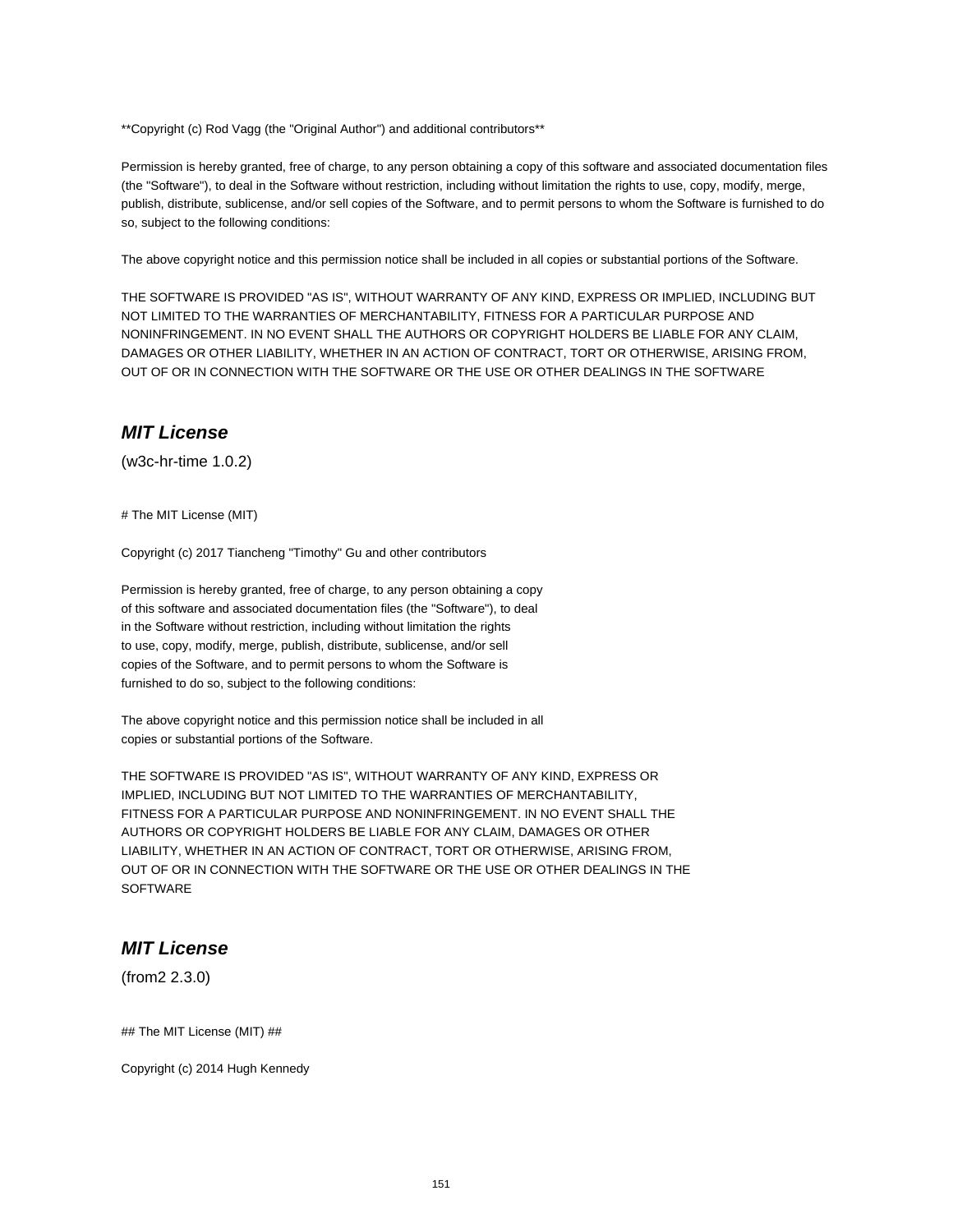**Copyright (c) Rod Vagg (the "Original Author") and additional contributors**

Permission is hereby granted, free of charge, to any person obtaining a copy of this software and associated documentation files (the "Software"), to deal in the Software without restriction, including without limitation the rights to use, copy, modify, merge, publish, distribute, sublicense, and/or sell copies of the Software, and to permit persons to whom the Software is furnished to do so, subject to the following conditions:

The above copyright notice and this permission notice shall be included in all copies or substantial portions of the Software.

THE SOFTWARE IS PROVIDED "AS IS", WITHOUT WARRANTY OF ANY KIND, EXPRESS OR IMPLIED, INCLUDING BUT NOT LIMITED TO THE WARRANTIES OF MERCHANTABILITY, FITNESS FOR A PARTICULAR PURPOSE AND NONINFRINGEMENT. IN NO EVENT SHALL THE AUTHORS OR COPYRIGHT HOLDERS BE LIABLE FOR ANY CLAIM, DAMAGES OR OTHER LIABILITY, WHETHER IN AN ACTION OF CONTRACT, TORT OR OTHERWISE, ARISING FROM, OUT OF OR IN CONNECTION WITH THE SOFTWARE OR THE USE OR OTHER DEALINGS IN THE SOFTWARE

## *MIT License*

(w3c-hr-time 1.0.2)

# The MIT License (MIT)

Copyright (c) 2017 Tiancheng "Timothy" Gu and other contributors

Permission is hereby granted, free of charge, to any person obtaining a copy
of this software and associated documentation files (the "Software"), to deal
in the Software without restriction, including without limitation the rights
to use, copy, modify, merge, publish, distribute, sublicense, and/or sell
copies of the Software, and to permit persons to whom the Software is
furnished to do so, subject to the following conditions:

The above copyright notice and this permission notice shall be included in all
copies or substantial portions of the Software.

THE SOFTWARE IS PROVIDED "AS IS", WITHOUT WARRANTY OF ANY KIND, EXPRESS OR
IMPLIED, INCLUDING BUT NOT LIMITED TO THE WARRANTIES OF MERCHANTABILITY,
FITNESS FOR A PARTICULAR PURPOSE AND NONINFRINGEMENT. IN NO EVENT SHALL THE
AUTHORS OR COPYRIGHT HOLDERS BE LIABLE FOR ANY CLAIM, DAMAGES OR OTHER
LIABILITY, WHETHER IN AN ACTION OF CONTRACT, TORT OR OTHERWISE, ARISING FROM,
OUT OF OR IN CONNECTION WITH THE SOFTWARE OR THE USE OR OTHER DEALINGS IN THE
SOFTWARE

## *MIT License*

(from2 2.3.0)

## The MIT License (MIT) ##

Copyright (c) 2014 Hugh Kennedy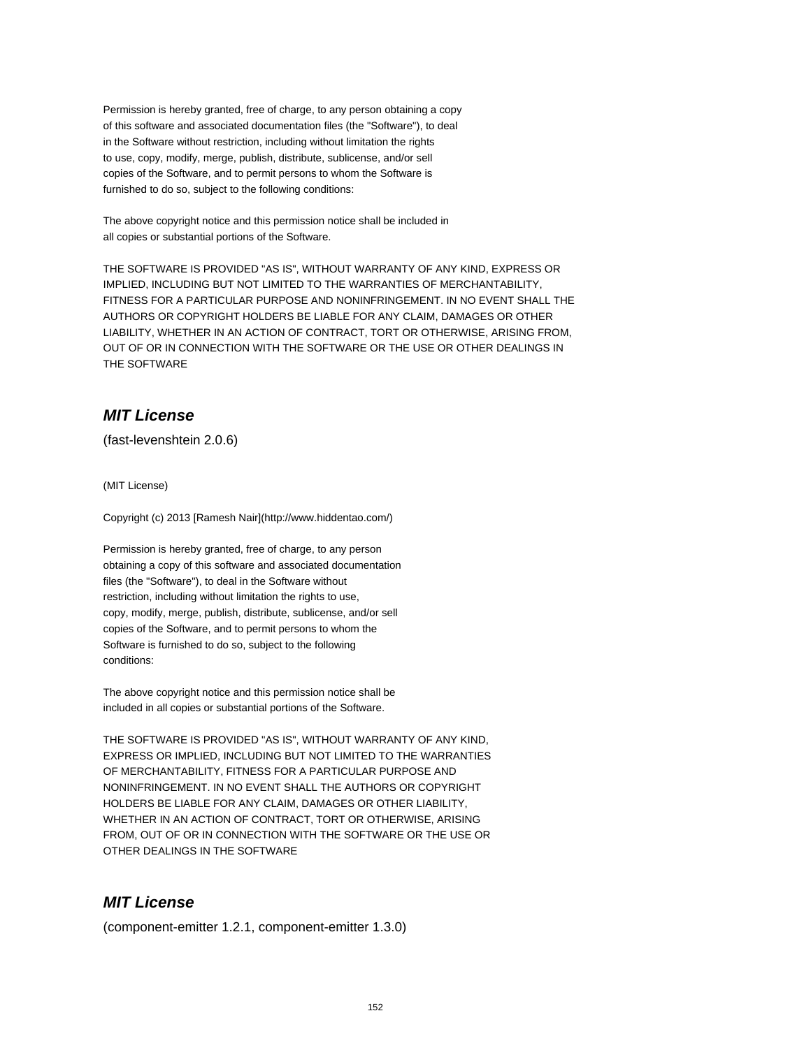Permission is hereby granted, free of charge, to any person obtaining a copy
of this software and associated documentation files (the "Software"), to deal
in the Software without restriction, including without limitation the rights
to use, copy, modify, merge, publish, distribute, sublicense, and/or sell
copies of the Software, and to permit persons to whom the Software is
furnished to do so, subject to the following conditions:

The above copyright notice and this permission notice shall be included in
all copies or substantial portions of the Software.

THE SOFTWARE IS PROVIDED "AS IS", WITHOUT WARRANTY OF ANY KIND, EXPRESS OR
IMPLIED, INCLUDING BUT NOT LIMITED TO THE WARRANTIES OF MERCHANTABILITY,
FITNESS FOR A PARTICULAR PURPOSE AND NONINFRINGEMENT. IN NO EVENT SHALL THE
AUTHORS OR COPYRIGHT HOLDERS BE LIABLE FOR ANY CLAIM, DAMAGES OR OTHER
LIABILITY, WHETHER IN AN ACTION OF CONTRACT, TORT OR OTHERWISE, ARISING FROM,
OUT OF OR IN CONNECTION WITH THE SOFTWARE OR THE USE OR OTHER DEALINGS IN
THE SOFTWARE

## ***MIT License***

(fast-levenshtein 2.0.6)

(MIT License)

Copyright (c) 2013 [Ramesh Nair](http://www.hiddentao.com/)

Permission is hereby granted, free of charge, to any person
obtaining a copy of this software and associated documentation
files (the "Software"), to deal in the Software without
restriction, including without limitation the rights to use,
copy, modify, merge, publish, distribute, sublicense, and/or sell
copies of the Software, and to permit persons to whom the
Software is furnished to do so, subject to the following
conditions:

The above copyright notice and this permission notice shall be
included in all copies or substantial portions of the Software.

THE SOFTWARE IS PROVIDED "AS IS", WITHOUT WARRANTY OF ANY KIND,
EXPRESS OR IMPLIED, INCLUDING BUT NOT LIMITED TO THE WARRANTIES
OF MERCHANTABILITY, FITNESS FOR A PARTICULAR PURPOSE AND
NONINFRINGEMENT. IN NO EVENT SHALL THE AUTHORS OR COPYRIGHT
HOLDERS BE LIABLE FOR ANY CLAIM, DAMAGES OR OTHER LIABILITY,
WHETHER IN AN ACTION OF CONTRACT, TORT OR OTHERWISE, ARISING
FROM, OUT OF OR IN CONNECTION WITH THE SOFTWARE OR THE USE OR
OTHER DEALINGS IN THE SOFTWARE

## ***MIT License***

(component-emitter 1.2.1, component-emitter 1.3.0)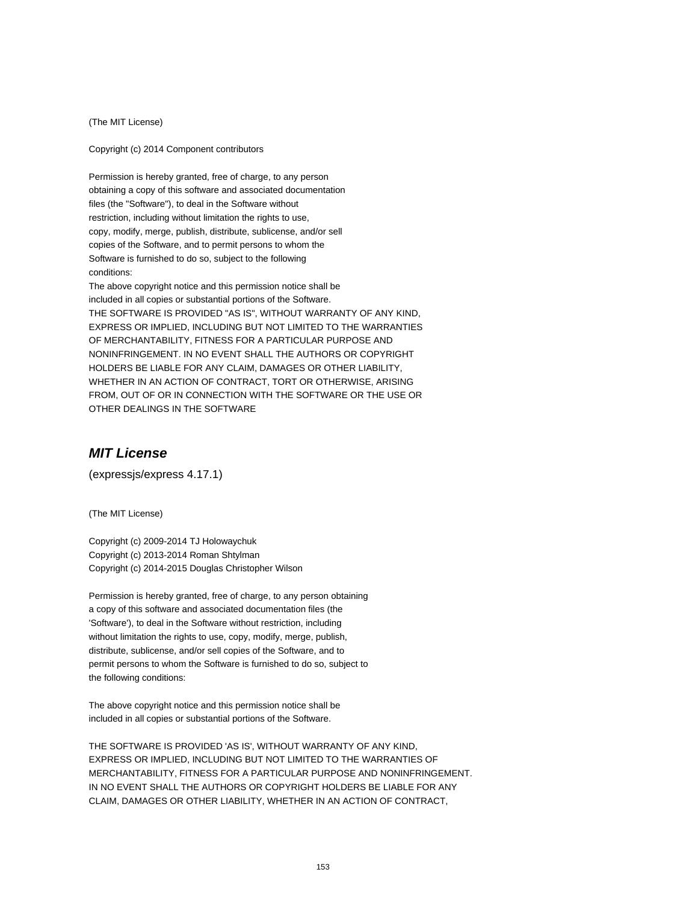(The MIT License)

Copyright (c) 2014 Component contributors

Permission is hereby granted, free of charge, to any person
obtaining a copy of this software and associated documentation
files (the "Software"), to deal in the Software without
restriction, including without limitation the rights to use,
copy, modify, merge, publish, distribute, sublicense, and/or sell
copies of the Software, and to permit persons to whom the
Software is furnished to do so, subject to the following
conditions:
The above copyright notice and this permission notice shall be
included in all copies or substantial portions of the Software.
THE SOFTWARE IS PROVIDED "AS IS", WITHOUT WARRANTY OF ANY KIND,
EXPRESS OR IMPLIED, INCLUDING BUT NOT LIMITED TO THE WARRANTIES
OF MERCHANTABILITY, FITNESS FOR A PARTICULAR PURPOSE AND
NONINFRINGEMENT. IN NO EVENT SHALL THE AUTHORS OR COPYRIGHT
HOLDERS BE LIABLE FOR ANY CLAIM, DAMAGES OR OTHER LIABILITY,
WHETHER IN AN ACTION OF CONTRACT, TORT OR OTHERWISE, ARISING
FROM, OUT OF OR IN CONNECTION WITH THE SOFTWARE OR THE USE OR
OTHER DEALINGS IN THE SOFTWARE

## ***MIT License***

(expressjs/express 4.17.1)

(The MIT License)

Copyright (c) 2009-2014 TJ Holowaychuk
Copyright (c) 2013-2014 Roman Shtylman
Copyright (c) 2014-2015 Douglas Christopher Wilson

Permission is hereby granted, free of charge, to any person obtaining
a copy of this software and associated documentation files (the
'Software'), to deal in the Software without restriction, including
without limitation the rights to use, copy, modify, merge, publish,
distribute, sublicense, and/or sell copies of the Software, and to
permit persons to whom the Software is furnished to do so, subject to
the following conditions:

The above copyright notice and this permission notice shall be
included in all copies or substantial portions of the Software.

THE SOFTWARE IS PROVIDED 'AS IS', WITHOUT WARRANTY OF ANY KIND,
EXPRESS OR IMPLIED, INCLUDING BUT NOT LIMITED TO THE WARRANTIES OF
MERCHANTABILITY, FITNESS FOR A PARTICULAR PURPOSE AND NONINFRINGEMENT.
IN NO EVENT SHALL THE AUTHORS OR COPYRIGHT HOLDERS BE LIABLE FOR ANY
CLAIM, DAMAGES OR OTHER LIABILITY, WHETHER IN AN ACTION OF CONTRACT,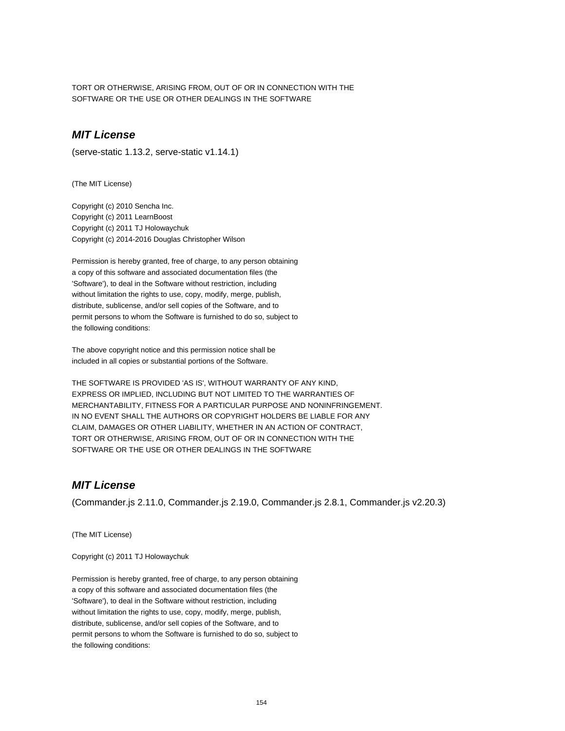TORT OR OTHERWISE, ARISING FROM, OUT OF OR IN CONNECTION WITH THE
SOFTWARE OR THE USE OR OTHER DEALINGS IN THE SOFTWARE

## ***MIT License***

(serve-static 1.13.2, serve-static v1.14.1)

(The MIT License)

Copyright (c) 2010 Sencha Inc.
Copyright (c) 2011 LearnBoost
Copyright (c) 2011 TJ Holowaychuk
Copyright (c) 2014-2016 Douglas Christopher Wilson

Permission is hereby granted, free of charge, to any person obtaining
a copy of this software and associated documentation files (the
'Software'), to deal in the Software without restriction, including
without limitation the rights to use, copy, modify, merge, publish,
distribute, sublicense, and/or sell copies of the Software, and to
permit persons to whom the Software is furnished to do so, subject to
the following conditions:

The above copyright notice and this permission notice shall be
included in all copies or substantial portions of the Software.

THE SOFTWARE IS PROVIDED 'AS IS', WITHOUT WARRANTY OF ANY KIND,
EXPRESS OR IMPLIED, INCLUDING BUT NOT LIMITED TO THE WARRANTIES OF
MERCHANTABILITY, FITNESS FOR A PARTICULAR PURPOSE AND NONINFRINGEMENT.
IN NO EVENT SHALL THE AUTHORS OR COPYRIGHT HOLDERS BE LIABLE FOR ANY
CLAIM, DAMAGES OR OTHER LIABILITY, WHETHER IN AN ACTION OF CONTRACT,
TORT OR OTHERWISE, ARISING FROM, OUT OF OR IN CONNECTION WITH THE
SOFTWARE OR THE USE OR OTHER DEALINGS IN THE SOFTWARE

## ***MIT License***

(Commander.js 2.11.0, Commander.js 2.19.0, Commander.js 2.8.1, Commander.js v2.20.3)

(The MIT License)

Copyright (c) 2011 TJ Holowaychuk

Permission is hereby granted, free of charge, to any person obtaining
a copy of this software and associated documentation files (the
'Software'), to deal in the Software without restriction, including
without limitation the rights to use, copy, modify, merge, publish,
distribute, sublicense, and/or sell copies of the Software, and to
permit persons to whom the Software is furnished to do so, subject to
the following conditions: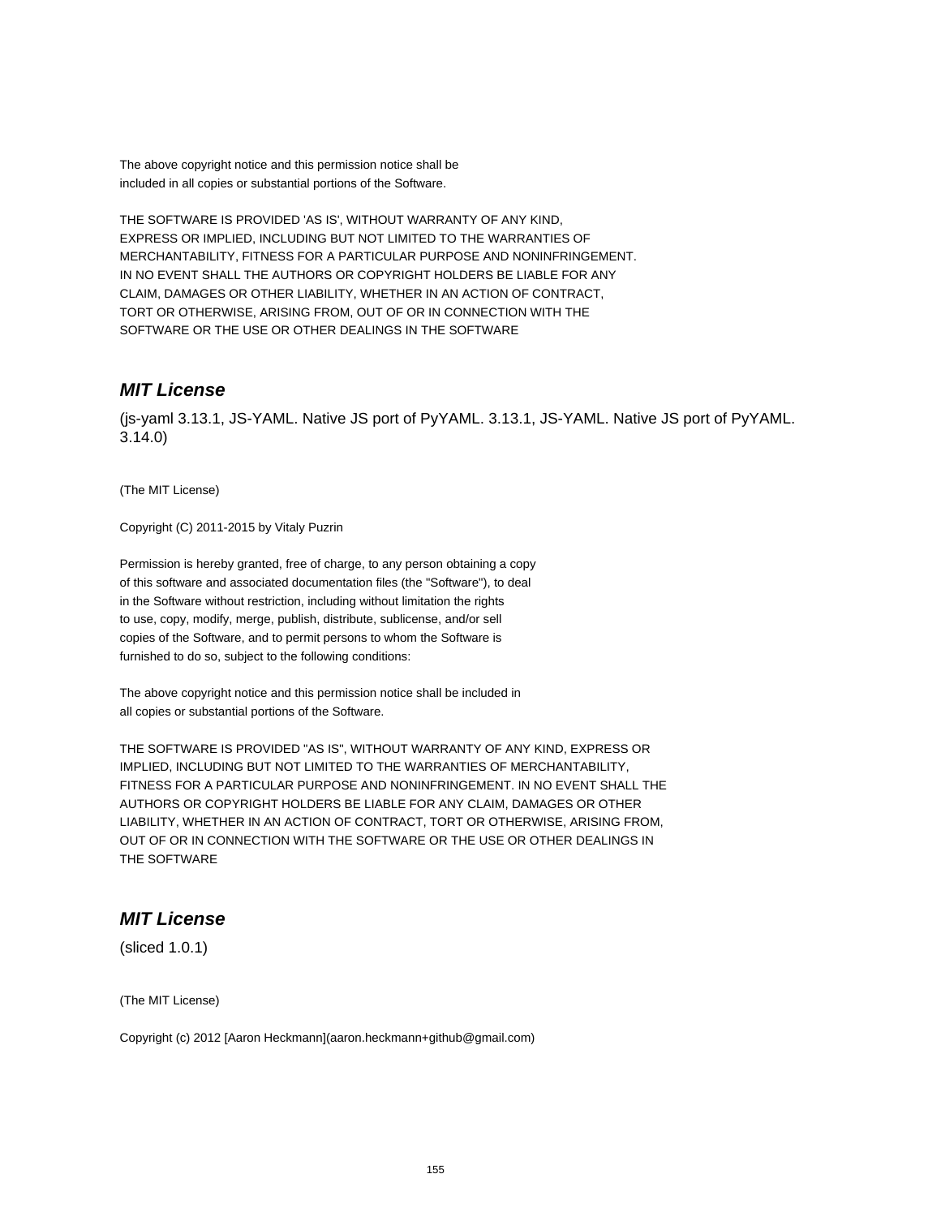The above copyright notice and this permission notice shall be
included in all copies or substantial portions of the Software.

THE SOFTWARE IS PROVIDED 'AS IS', WITHOUT WARRANTY OF ANY KIND,
EXPRESS OR IMPLIED, INCLUDING BUT NOT LIMITED TO THE WARRANTIES OF
MERCHANTABILITY, FITNESS FOR A PARTICULAR PURPOSE AND NONINFRINGEMENT.
IN NO EVENT SHALL THE AUTHORS OR COPYRIGHT HOLDERS BE LIABLE FOR ANY
CLAIM, DAMAGES OR OTHER LIABILITY, WHETHER IN AN ACTION OF CONTRACT,
TORT OR OTHERWISE, ARISING FROM, OUT OF OR IN CONNECTION WITH THE
SOFTWARE OR THE USE OR OTHER DEALINGS IN THE SOFTWARE

## *MIT License*

(js-yaml 3.13.1, JS-YAML. Native JS port of PyYAML. 3.13.1, JS-YAML. Native JS port of PyYAML. 3.14.0)

(The MIT License)

Copyright (C) 2011-2015 by Vitaly Puzrin

Permission is hereby granted, free of charge, to any person obtaining a copy
of this software and associated documentation files (the "Software"), to deal
in the Software without restriction, including without limitation the rights
to use, copy, modify, merge, publish, distribute, sublicense, and/or sell
copies of the Software, and to permit persons to whom the Software is
furnished to do so, subject to the following conditions:

The above copyright notice and this permission notice shall be included in
all copies or substantial portions of the Software.

THE SOFTWARE IS PROVIDED "AS IS", WITHOUT WARRANTY OF ANY KIND, EXPRESS OR
IMPLIED, INCLUDING BUT NOT LIMITED TO THE WARRANTIES OF MERCHANTABILITY,
FITNESS FOR A PARTICULAR PURPOSE AND NONINFRINGEMENT. IN NO EVENT SHALL THE
AUTHORS OR COPYRIGHT HOLDERS BE LIABLE FOR ANY CLAIM, DAMAGES OR OTHER
LIABILITY, WHETHER IN AN ACTION OF CONTRACT, TORT OR OTHERWISE, ARISING FROM,
OUT OF OR IN CONNECTION WITH THE SOFTWARE OR THE USE OR OTHER DEALINGS IN
THE SOFTWARE

## *MIT License*

(sliced 1.0.1)

(The MIT License)

Copyright (c) 2012 [Aaron Heckmann](aaron.heckmann+github@gmail.com)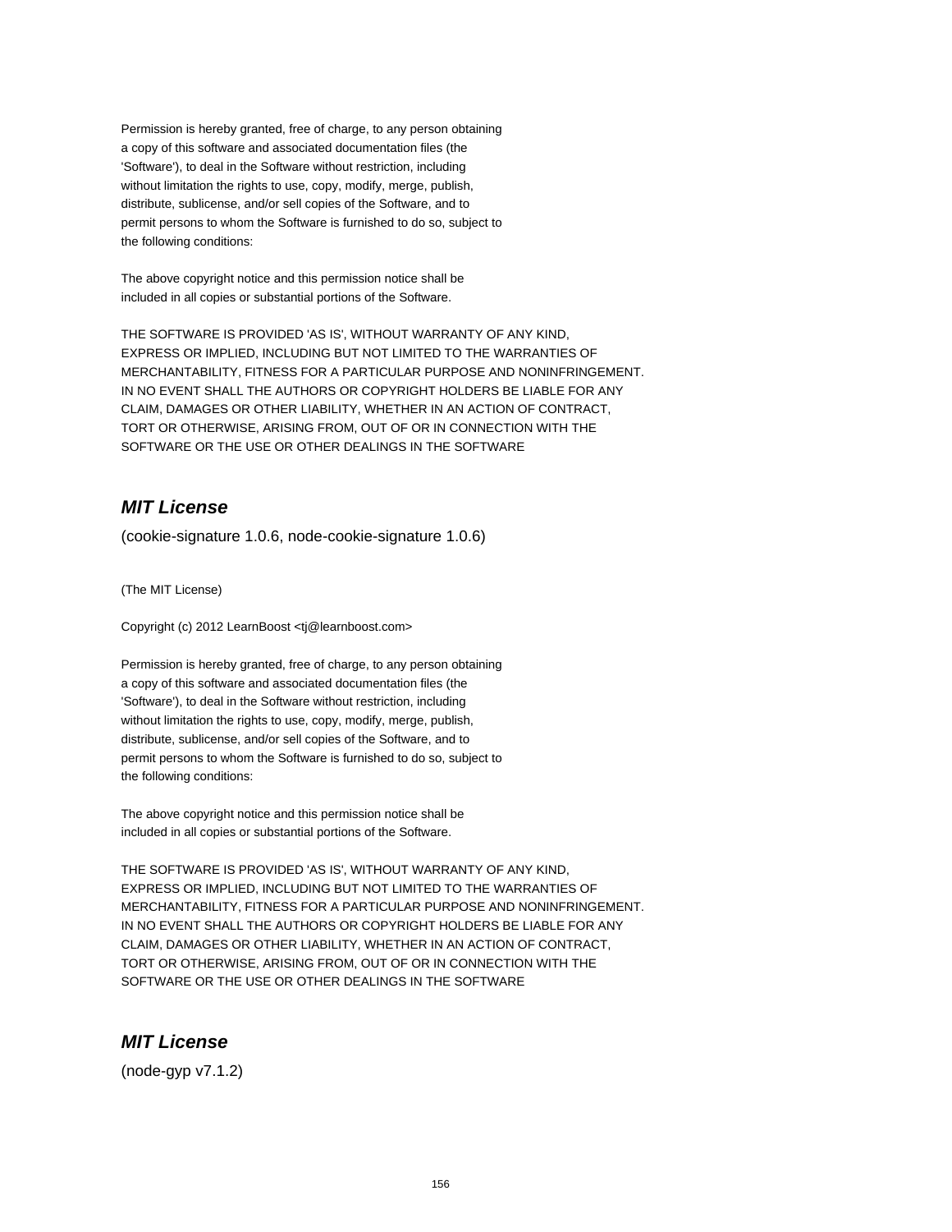Permission is hereby granted, free of charge, to any person obtaining
a copy of this software and associated documentation files (the
'Software'), to deal in the Software without restriction, including
without limitation the rights to use, copy, modify, merge, publish,
distribute, sublicense, and/or sell copies of the Software, and to
permit persons to whom the Software is furnished to do so, subject to
the following conditions:

The above copyright notice and this permission notice shall be
included in all copies or substantial portions of the Software.

THE SOFTWARE IS PROVIDED 'AS IS', WITHOUT WARRANTY OF ANY KIND,
EXPRESS OR IMPLIED, INCLUDING BUT NOT LIMITED TO THE WARRANTIES OF
MERCHANTABILITY, FITNESS FOR A PARTICULAR PURPOSE AND NONINFRINGEMENT.
IN NO EVENT SHALL THE AUTHORS OR COPYRIGHT HOLDERS BE LIABLE FOR ANY
CLAIM, DAMAGES OR OTHER LIABILITY, WHETHER IN AN ACTION OF CONTRACT,
TORT OR OTHERWISE, ARISING FROM, OUT OF OR IN CONNECTION WITH THE
SOFTWARE OR THE USE OR OTHER DEALINGS IN THE SOFTWARE

## *MIT License*

(cookie-signature 1.0.6, node-cookie-signature 1.0.6)

(The MIT License)

Copyright (c) 2012 LearnBoost <tj@learnboost.com>

Permission is hereby granted, free of charge, to any person obtaining
a copy of this software and associated documentation files (the
'Software'), to deal in the Software without restriction, including
without limitation the rights to use, copy, modify, merge, publish,
distribute, sublicense, and/or sell copies of the Software, and to
permit persons to whom the Software is furnished to do so, subject to
the following conditions:

The above copyright notice and this permission notice shall be
included in all copies or substantial portions of the Software.

THE SOFTWARE IS PROVIDED 'AS IS', WITHOUT WARRANTY OF ANY KIND,
EXPRESS OR IMPLIED, INCLUDING BUT NOT LIMITED TO THE WARRANTIES OF
MERCHANTABILITY, FITNESS FOR A PARTICULAR PURPOSE AND NONINFRINGEMENT.
IN NO EVENT SHALL THE AUTHORS OR COPYRIGHT HOLDERS BE LIABLE FOR ANY
CLAIM, DAMAGES OR OTHER LIABILITY, WHETHER IN AN ACTION OF CONTRACT,
TORT OR OTHERWISE, ARISING FROM, OUT OF OR IN CONNECTION WITH THE
SOFTWARE OR THE USE OR OTHER DEALINGS IN THE SOFTWARE

## *MIT License*

(node-gyp v7.1.2)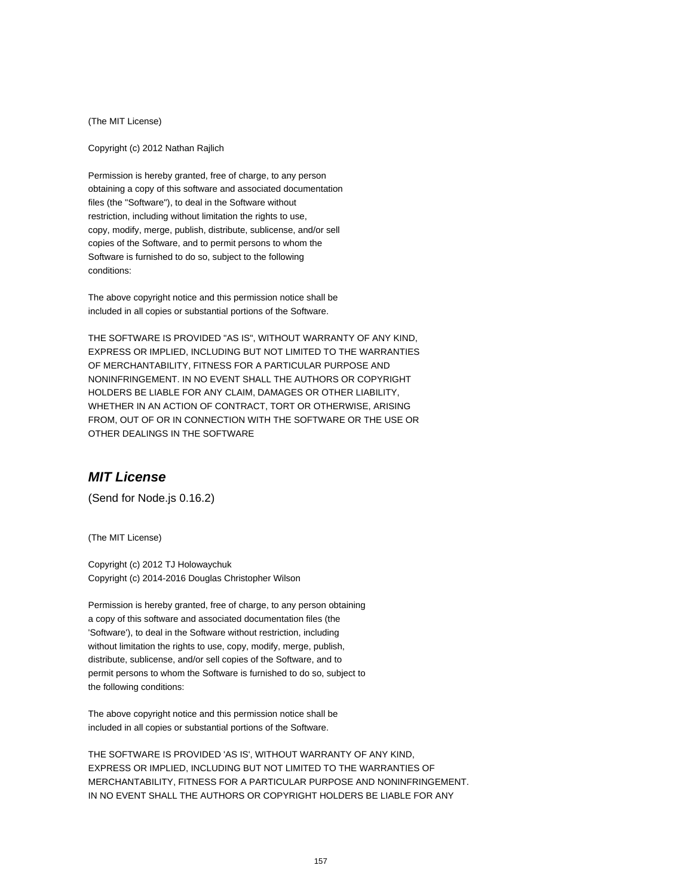(The MIT License)

Copyright (c) 2012 Nathan Rajlich

Permission is hereby granted, free of charge, to any person
obtaining a copy of this software and associated documentation
files (the "Software"), to deal in the Software without
restriction, including without limitation the rights to use,
copy, modify, merge, publish, distribute, sublicense, and/or sell
copies of the Software, and to permit persons to whom the
Software is furnished to do so, subject to the following
conditions:

The above copyright notice and this permission notice shall be
included in all copies or substantial portions of the Software.

THE SOFTWARE IS PROVIDED "AS IS", WITHOUT WARRANTY OF ANY KIND,
EXPRESS OR IMPLIED, INCLUDING BUT NOT LIMITED TO THE WARRANTIES
OF MERCHANTABILITY, FITNESS FOR A PARTICULAR PURPOSE AND
NONINFRINGEMENT. IN NO EVENT SHALL THE AUTHORS OR COPYRIGHT
HOLDERS BE LIABLE FOR ANY CLAIM, DAMAGES OR OTHER LIABILITY,
WHETHER IN AN ACTION OF CONTRACT, TORT OR OTHERWISE, ARISING
FROM, OUT OF OR IN CONNECTION WITH THE SOFTWARE OR THE USE OR
OTHER DEALINGS IN THE SOFTWARE

## *MIT License*

(Send for Node.js 0.16.2)

(The MIT License)

Copyright (c) 2012 TJ Holowaychuk
Copyright (c) 2014-2016 Douglas Christopher Wilson

Permission is hereby granted, free of charge, to any person obtaining
a copy of this software and associated documentation files (the
'Software'), to deal in the Software without restriction, including
without limitation the rights to use, copy, modify, merge, publish,
distribute, sublicense, and/or sell copies of the Software, and to
permit persons to whom the Software is furnished to do so, subject to
the following conditions:

The above copyright notice and this permission notice shall be
included in all copies or substantial portions of the Software.

THE SOFTWARE IS PROVIDED 'AS IS', WITHOUT WARRANTY OF ANY KIND,
EXPRESS OR IMPLIED, INCLUDING BUT NOT LIMITED TO THE WARRANTIES OF
MERCHANTABILITY, FITNESS FOR A PARTICULAR PURPOSE AND NONINFRINGEMENT.
IN NO EVENT SHALL THE AUTHORS OR COPYRIGHT HOLDERS BE LIABLE FOR ANY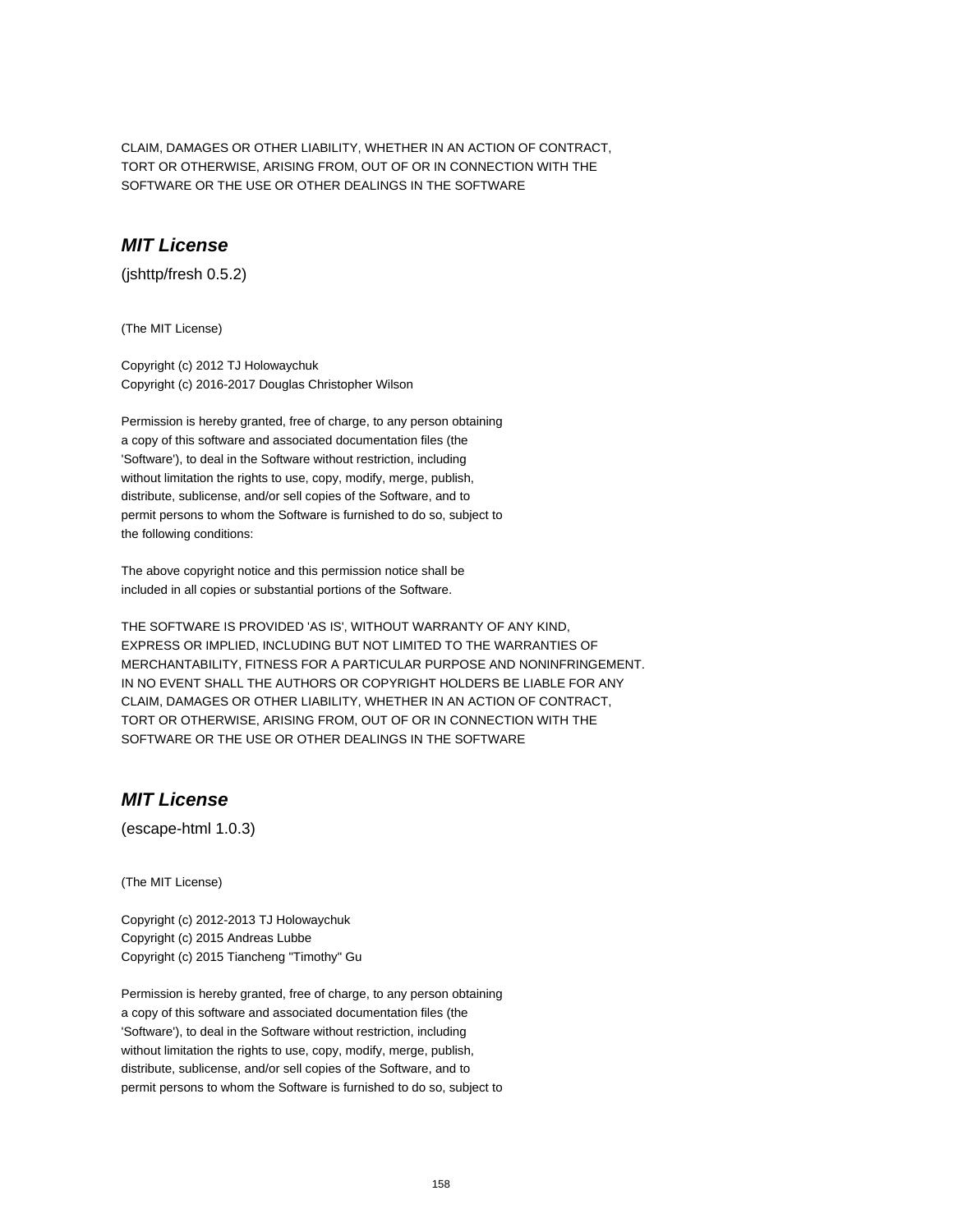CLAIM, DAMAGES OR OTHER LIABILITY, WHETHER IN AN ACTION OF CONTRACT,
TORT OR OTHERWISE, ARISING FROM, OUT OF OR IN CONNECTION WITH THE
SOFTWARE OR THE USE OR OTHER DEALINGS IN THE SOFTWARE

## ***MIT License***

(jshttp/fresh 0.5.2)

(The MIT License)

Copyright (c) 2012 TJ Holowaychuk
Copyright (c) 2016-2017 Douglas Christopher Wilson

Permission is hereby granted, free of charge, to any person obtaining
a copy of this software and associated documentation files (the
'Software'), to deal in the Software without restriction, including
without limitation the rights to use, copy, modify, merge, publish,
distribute, sublicense, and/or sell copies of the Software, and to
permit persons to whom the Software is furnished to do so, subject to
the following conditions:

The above copyright notice and this permission notice shall be
included in all copies or substantial portions of the Software.

THE SOFTWARE IS PROVIDED 'AS IS', WITHOUT WARRANTY OF ANY KIND,
EXPRESS OR IMPLIED, INCLUDING BUT NOT LIMITED TO THE WARRANTIES OF
MERCHANTABILITY, FITNESS FOR A PARTICULAR PURPOSE AND NONINFRINGEMENT.
IN NO EVENT SHALL THE AUTHORS OR COPYRIGHT HOLDERS BE LIABLE FOR ANY
CLAIM, DAMAGES OR OTHER LIABILITY, WHETHER IN AN ACTION OF CONTRACT,
TORT OR OTHERWISE, ARISING FROM, OUT OF OR IN CONNECTION WITH THE
SOFTWARE OR THE USE OR OTHER DEALINGS IN THE SOFTWARE

## ***MIT License***

(escape-html 1.0.3)

(The MIT License)

Copyright (c) 2012-2013 TJ Holowaychuk
Copyright (c) 2015 Andreas Lubbe
Copyright (c) 2015 Tiancheng "Timothy" Gu

Permission is hereby granted, free of charge, to any person obtaining
a copy of this software and associated documentation files (the
'Software'), to deal in the Software without restriction, including
without limitation the rights to use, copy, modify, merge, publish,
distribute, sublicense, and/or sell copies of the Software, and to
permit persons to whom the Software is furnished to do so, subject to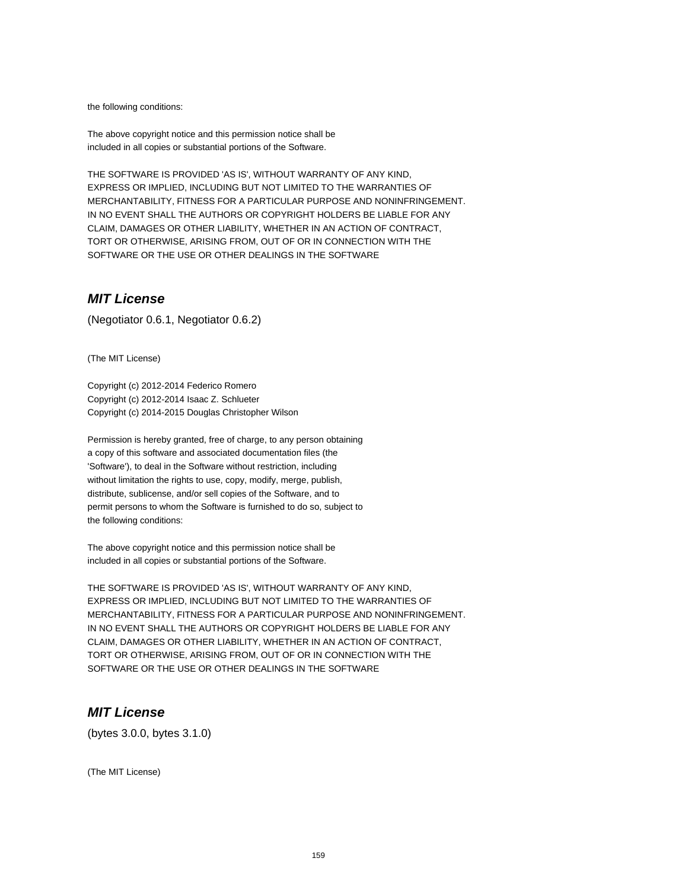the following conditions:

The above copyright notice and this permission notice shall be
included in all copies or substantial portions of the Software.

THE SOFTWARE IS PROVIDED 'AS IS', WITHOUT WARRANTY OF ANY KIND,
EXPRESS OR IMPLIED, INCLUDING BUT NOT LIMITED TO THE WARRANTIES OF
MERCHANTABILITY, FITNESS FOR A PARTICULAR PURPOSE AND NONINFRINGEMENT.
IN NO EVENT SHALL THE AUTHORS OR COPYRIGHT HOLDERS BE LIABLE FOR ANY
CLAIM, DAMAGES OR OTHER LIABILITY, WHETHER IN AN ACTION OF CONTRACT,
TORT OR OTHERWISE, ARISING FROM, OUT OF OR IN CONNECTION WITH THE
SOFTWARE OR THE USE OR OTHER DEALINGS IN THE SOFTWARE

## *MIT License*

(Negotiator 0.6.1, Negotiator 0.6.2)

(The MIT License)

Copyright (c) 2012-2014 Federico Romero
Copyright (c) 2012-2014 Isaac Z. Schlueter
Copyright (c) 2014-2015 Douglas Christopher Wilson

Permission is hereby granted, free of charge, to any person obtaining
a copy of this software and associated documentation files (the
'Software'), to deal in the Software without restriction, including
without limitation the rights to use, copy, modify, merge, publish,
distribute, sublicense, and/or sell copies of the Software, and to
permit persons to whom the Software is furnished to do so, subject to
the following conditions:

The above copyright notice and this permission notice shall be
included in all copies or substantial portions of the Software.

THE SOFTWARE IS PROVIDED 'AS IS', WITHOUT WARRANTY OF ANY KIND,
EXPRESS OR IMPLIED, INCLUDING BUT NOT LIMITED TO THE WARRANTIES OF
MERCHANTABILITY, FITNESS FOR A PARTICULAR PURPOSE AND NONINFRINGEMENT.
IN NO EVENT SHALL THE AUTHORS OR COPYRIGHT HOLDERS BE LIABLE FOR ANY
CLAIM, DAMAGES OR OTHER LIABILITY, WHETHER IN AN ACTION OF CONTRACT,
TORT OR OTHERWISE, ARISING FROM, OUT OF OR IN CONNECTION WITH THE
SOFTWARE OR THE USE OR OTHER DEALINGS IN THE SOFTWARE

## *MIT License*

(bytes 3.0.0, bytes 3.1.0)

(The MIT License)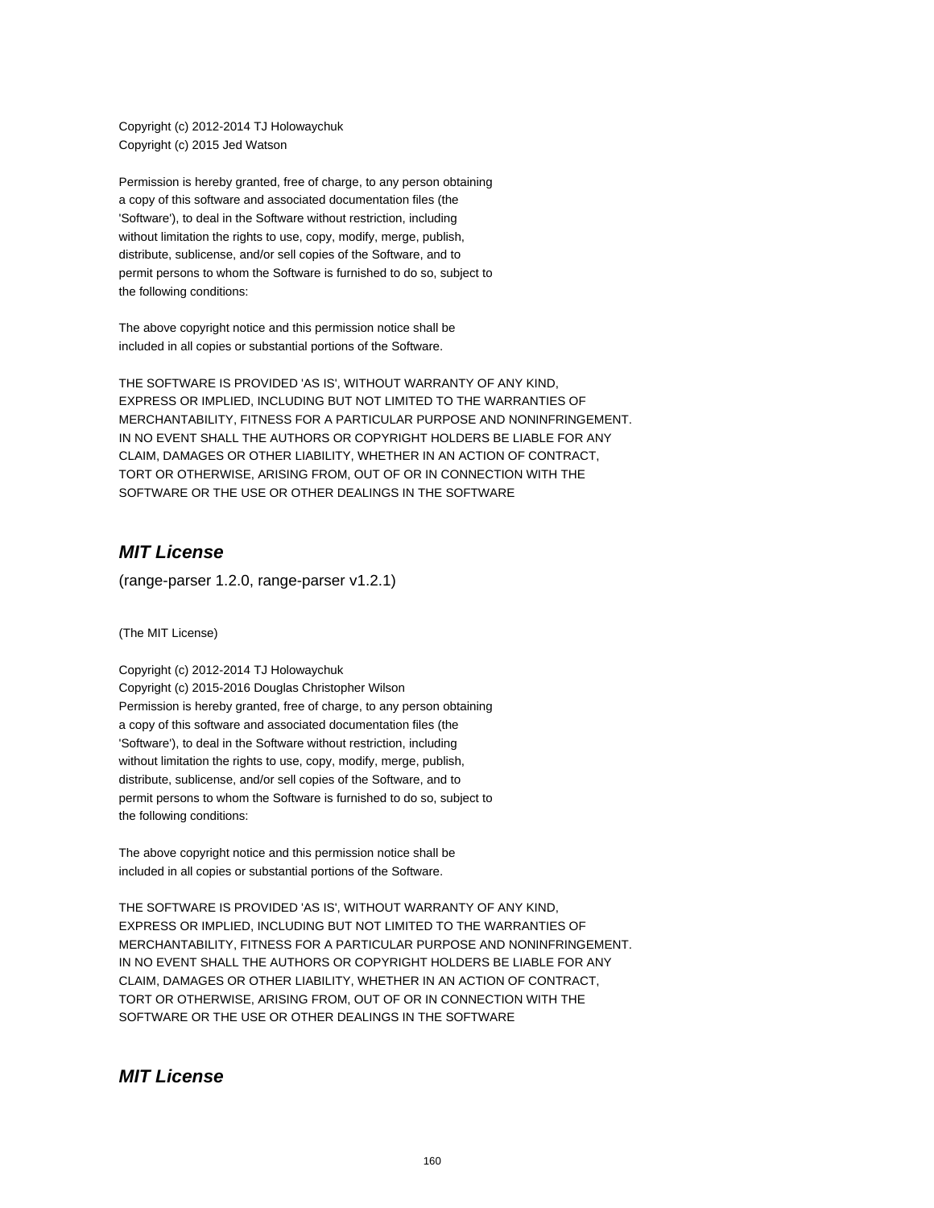Copyright (c) 2012-2014 TJ Holowaychuk
Copyright (c) 2015 Jed Watson

Permission is hereby granted, free of charge, to any person obtaining
a copy of this software and associated documentation files (the
'Software'), to deal in the Software without restriction, including
without limitation the rights to use, copy, modify, merge, publish,
distribute, sublicense, and/or sell copies of the Software, and to
permit persons to whom the Software is furnished to do so, subject to
the following conditions:

The above copyright notice and this permission notice shall be
included in all copies or substantial portions of the Software.

THE SOFTWARE IS PROVIDED 'AS IS', WITHOUT WARRANTY OF ANY KIND,
EXPRESS OR IMPLIED, INCLUDING BUT NOT LIMITED TO THE WARRANTIES OF
MERCHANTABILITY, FITNESS FOR A PARTICULAR PURPOSE AND NONINFRINGEMENT.
IN NO EVENT SHALL THE AUTHORS OR COPYRIGHT HOLDERS BE LIABLE FOR ANY
CLAIM, DAMAGES OR OTHER LIABILITY, WHETHER IN AN ACTION OF CONTRACT,
TORT OR OTHERWISE, ARISING FROM, OUT OF OR IN CONNECTION WITH THE
SOFTWARE OR THE USE OR OTHER DEALINGS IN THE SOFTWARE

## *MIT License*

(range-parser 1.2.0, range-parser v1.2.1)

(The MIT License)

Copyright (c) 2012-2014 TJ Holowaychuk
Copyright (c) 2015-2016 Douglas Christopher Wilson
Permission is hereby granted, free of charge, to any person obtaining
a copy of this software and associated documentation files (the
'Software'), to deal in the Software without restriction, including
without limitation the rights to use, copy, modify, merge, publish,
distribute, sublicense, and/or sell copies of the Software, and to
permit persons to whom the Software is furnished to do so, subject to
the following conditions:

The above copyright notice and this permission notice shall be
included in all copies or substantial portions of the Software.

THE SOFTWARE IS PROVIDED 'AS IS', WITHOUT WARRANTY OF ANY KIND,
EXPRESS OR IMPLIED, INCLUDING BUT NOT LIMITED TO THE WARRANTIES OF
MERCHANTABILITY, FITNESS FOR A PARTICULAR PURPOSE AND NONINFRINGEMENT.
IN NO EVENT SHALL THE AUTHORS OR COPYRIGHT HOLDERS BE LIABLE FOR ANY
CLAIM, DAMAGES OR OTHER LIABILITY, WHETHER IN AN ACTION OF CONTRACT,
TORT OR OTHERWISE, ARISING FROM, OUT OF OR IN CONNECTION WITH THE
SOFTWARE OR THE USE OR OTHER DEALINGS IN THE SOFTWARE

## *MIT License*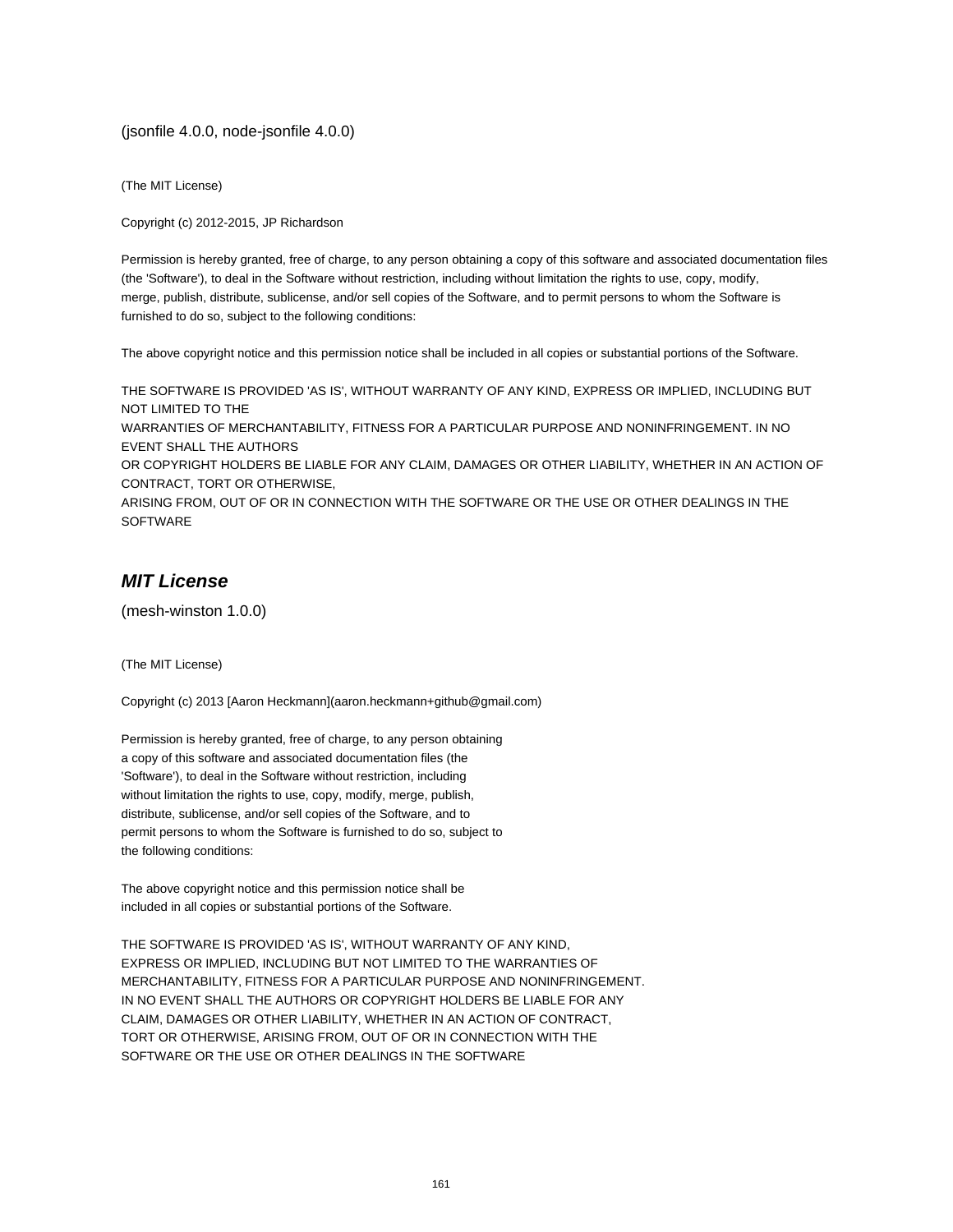(jsonfile 4.0.0, node-jsonfile 4.0.0)

(The MIT License)

Copyright (c) 2012-2015, JP Richardson

Permission is hereby granted, free of charge, to any person obtaining a copy of this software and associated documentation files (the 'Software'), to deal in the Software without restriction, including without limitation the rights to use, copy, modify, merge, publish, distribute, sublicense, and/or sell copies of the Software, and to permit persons to whom the Software is furnished to do so, subject to the following conditions:

The above copyright notice and this permission notice shall be included in all copies or substantial portions of the Software.

THE SOFTWARE IS PROVIDED 'AS IS', WITHOUT WARRANTY OF ANY KIND, EXPRESS OR IMPLIED, INCLUDING BUT NOT LIMITED TO THE
WARRANTIES OF MERCHANTABILITY, FITNESS FOR A PARTICULAR PURPOSE AND NONINFRINGEMENT. IN NO EVENT SHALL THE AUTHORS
OR COPYRIGHT HOLDERS BE LIABLE FOR ANY CLAIM, DAMAGES OR OTHER LIABILITY, WHETHER IN AN ACTION OF CONTRACT, TORT OR OTHERWISE,
ARISING FROM, OUT OF OR IN CONNECTION WITH THE SOFTWARE OR THE USE OR OTHER DEALINGS IN THE SOFTWARE

## *MIT License*

(mesh-winston 1.0.0)

(The MIT License)

Copyright (c) 2013 [Aaron Heckmann](aaron.heckmann+github@gmail.com)

Permission is hereby granted, free of charge, to any person obtaining
a copy of this software and associated documentation files (the
'Software'), to deal in the Software without restriction, including
without limitation the rights to use, copy, modify, merge, publish,
distribute, sublicense, and/or sell copies of the Software, and to
permit persons to whom the Software is furnished to do so, subject to
the following conditions:

The above copyright notice and this permission notice shall be
included in all copies or substantial portions of the Software.

THE SOFTWARE IS PROVIDED 'AS IS', WITHOUT WARRANTY OF ANY KIND,
EXPRESS OR IMPLIED, INCLUDING BUT NOT LIMITED TO THE WARRANTIES OF
MERCHANTABILITY, FITNESS FOR A PARTICULAR PURPOSE AND NONINFRINGEMENT.
IN NO EVENT SHALL THE AUTHORS OR COPYRIGHT HOLDERS BE LIABLE FOR ANY
CLAIM, DAMAGES OR OTHER LIABILITY, WHETHER IN AN ACTION OF CONTRACT,
TORT OR OTHERWISE, ARISING FROM, OUT OF OR IN CONNECTION WITH THE
SOFTWARE OR THE USE OR OTHER DEALINGS IN THE SOFTWARE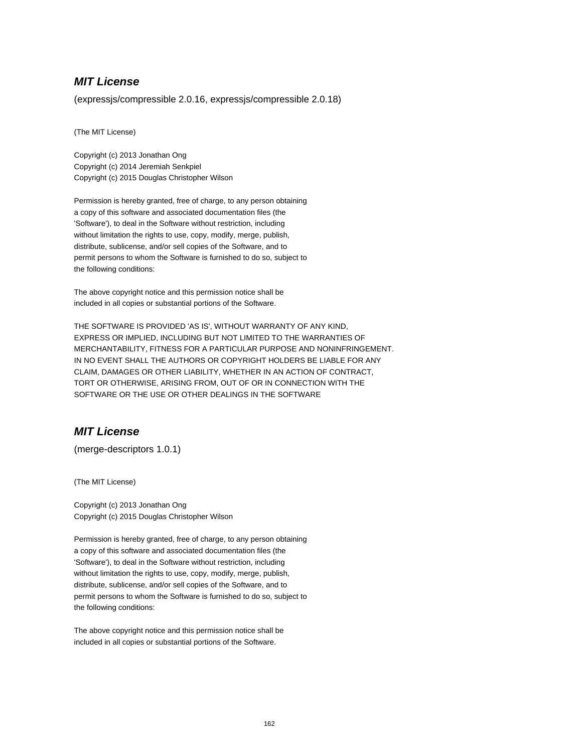## *MIT License*

(expressjs/compressible 2.0.16, expressjs/compressible 2.0.18)

(The MIT License)

Copyright (c) 2013 Jonathan Ong
Copyright (c) 2014 Jeremiah Senkpiel
Copyright (c) 2015 Douglas Christopher Wilson

Permission is hereby granted, free of charge, to any person obtaining
a copy of this software and associated documentation files (the
'Software'), to deal in the Software without restriction, including
without limitation the rights to use, copy, modify, merge, publish,
distribute, sublicense, and/or sell copies of the Software, and to
permit persons to whom the Software is furnished to do so, subject to
the following conditions:

The above copyright notice and this permission notice shall be
included in all copies or substantial portions of the Software.

THE SOFTWARE IS PROVIDED 'AS IS', WITHOUT WARRANTY OF ANY KIND,
EXPRESS OR IMPLIED, INCLUDING BUT NOT LIMITED TO THE WARRANTIES OF
MERCHANTABILITY, FITNESS FOR A PARTICULAR PURPOSE AND NONINFRINGEMENT.
IN NO EVENT SHALL THE AUTHORS OR COPYRIGHT HOLDERS BE LIABLE FOR ANY
CLAIM, DAMAGES OR OTHER LIABILITY, WHETHER IN AN ACTION OF CONTRACT,
TORT OR OTHERWISE, ARISING FROM, OUT OF OR IN CONNECTION WITH THE
SOFTWARE OR THE USE OR OTHER DEALINGS IN THE SOFTWARE

## *MIT License*

(merge-descriptors 1.0.1)

(The MIT License)

Copyright (c) 2013 Jonathan Ong
Copyright (c) 2015 Douglas Christopher Wilson

Permission is hereby granted, free of charge, to any person obtaining
a copy of this software and associated documentation files (the
'Software'), to deal in the Software without restriction, including
without limitation the rights to use, copy, modify, merge, publish,
distribute, sublicense, and/or sell copies of the Software, and to
permit persons to whom the Software is furnished to do so, subject to
the following conditions:

The above copyright notice and this permission notice shall be
included in all copies or substantial portions of the Software.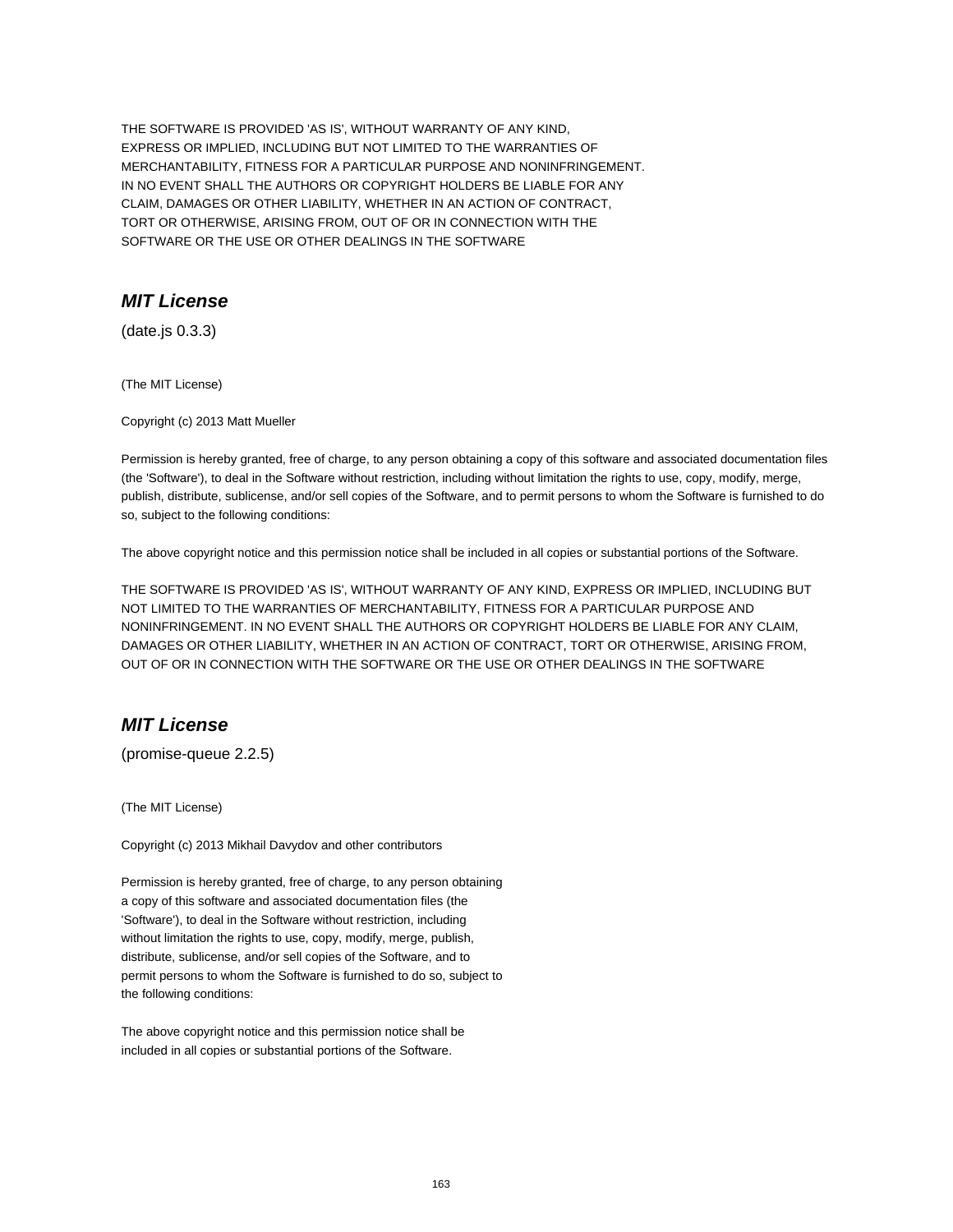THE SOFTWARE IS PROVIDED 'AS IS', WITHOUT WARRANTY OF ANY KIND,
EXPRESS OR IMPLIED, INCLUDING BUT NOT LIMITED TO THE WARRANTIES OF
MERCHANTABILITY, FITNESS FOR A PARTICULAR PURPOSE AND NONINFRINGEMENT.
IN NO EVENT SHALL THE AUTHORS OR COPYRIGHT HOLDERS BE LIABLE FOR ANY
CLAIM, DAMAGES OR OTHER LIABILITY, WHETHER IN AN ACTION OF CONTRACT,
TORT OR OTHERWISE, ARISING FROM, OUT OF OR IN CONNECTION WITH THE
SOFTWARE OR THE USE OR OTHER DEALINGS IN THE SOFTWARE

## *MIT License*

(date.js 0.3.3)

(The MIT License)

Copyright (c) 2013 Matt Mueller

Permission is hereby granted, free of charge, to any person obtaining a copy of this software and associated documentation files (the 'Software'), to deal in the Software without restriction, including without limitation the rights to use, copy, modify, merge, publish, distribute, sublicense, and/or sell copies of the Software, and to permit persons to whom the Software is furnished to do so, subject to the following conditions:

The above copyright notice and this permission notice shall be included in all copies or substantial portions of the Software.

THE SOFTWARE IS PROVIDED 'AS IS', WITHOUT WARRANTY OF ANY KIND, EXPRESS OR IMPLIED, INCLUDING BUT NOT LIMITED TO THE WARRANTIES OF MERCHANTABILITY, FITNESS FOR A PARTICULAR PURPOSE AND NONINFRINGEMENT. IN NO EVENT SHALL THE AUTHORS OR COPYRIGHT HOLDERS BE LIABLE FOR ANY CLAIM, DAMAGES OR OTHER LIABILITY, WHETHER IN AN ACTION OF CONTRACT, TORT OR OTHERWISE, ARISING FROM, OUT OF OR IN CONNECTION WITH THE SOFTWARE OR THE USE OR OTHER DEALINGS IN THE SOFTWARE

## *MIT License*

(promise-queue 2.2.5)

(The MIT License)

Copyright (c) 2013 Mikhail Davydov and other contributors

Permission is hereby granted, free of charge, to any person obtaining
a copy of this software and associated documentation files (the
'Software'), to deal in the Software without restriction, including
without limitation the rights to use, copy, modify, merge, publish,
distribute, sublicense, and/or sell copies of the Software, and to
permit persons to whom the Software is furnished to do so, subject to
the following conditions:

The above copyright notice and this permission notice shall be
included in all copies or substantial portions of the Software.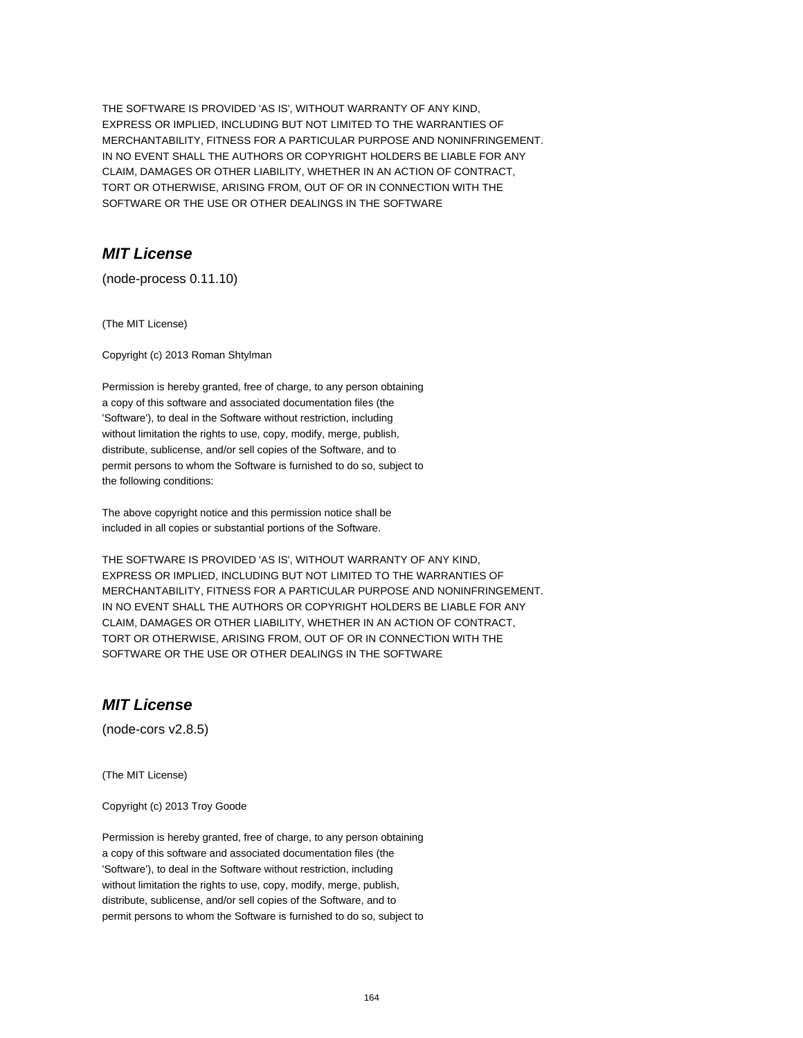THE SOFTWARE IS PROVIDED 'AS IS', WITHOUT WARRANTY OF ANY KIND,
EXPRESS OR IMPLIED, INCLUDING BUT NOT LIMITED TO THE WARRANTIES OF
MERCHANTABILITY, FITNESS FOR A PARTICULAR PURPOSE AND NONINFRINGEMENT.
IN NO EVENT SHALL THE AUTHORS OR COPYRIGHT HOLDERS BE LIABLE FOR ANY
CLAIM, DAMAGES OR OTHER LIABILITY, WHETHER IN AN ACTION OF CONTRACT,
TORT OR OTHERWISE, ARISING FROM, OUT OF OR IN CONNECTION WITH THE
SOFTWARE OR THE USE OR OTHER DEALINGS IN THE SOFTWARE

## *MIT License*

(node-process 0.11.10)

(The MIT License)

Copyright (c) 2013 Roman Shtylman

Permission is hereby granted, free of charge, to any person obtaining
a copy of this software and associated documentation files (the
'Software'), to deal in the Software without restriction, including
without limitation the rights to use, copy, modify, merge, publish,
distribute, sublicense, and/or sell copies of the Software, and to
permit persons to whom the Software is furnished to do so, subject to
the following conditions:

The above copyright notice and this permission notice shall be
included in all copies or substantial portions of the Software.

THE SOFTWARE IS PROVIDED 'AS IS', WITHOUT WARRANTY OF ANY KIND,
EXPRESS OR IMPLIED, INCLUDING BUT NOT LIMITED TO THE WARRANTIES OF
MERCHANTABILITY, FITNESS FOR A PARTICULAR PURPOSE AND NONINFRINGEMENT.
IN NO EVENT SHALL THE AUTHORS OR COPYRIGHT HOLDERS BE LIABLE FOR ANY
CLAIM, DAMAGES OR OTHER LIABILITY, WHETHER IN AN ACTION OF CONTRACT,
TORT OR OTHERWISE, ARISING FROM, OUT OF OR IN CONNECTION WITH THE
SOFTWARE OR THE USE OR OTHER DEALINGS IN THE SOFTWARE

## *MIT License*

(node-cors v2.8.5)

(The MIT License)

Copyright (c) 2013 Troy Goode

Permission is hereby granted, free of charge, to any person obtaining
a copy of this software and associated documentation files (the
'Software'), to deal in the Software without restriction, including
without limitation the rights to use, copy, modify, merge, publish,
distribute, sublicense, and/or sell copies of the Software, and to
permit persons to whom the Software is furnished to do so, subject to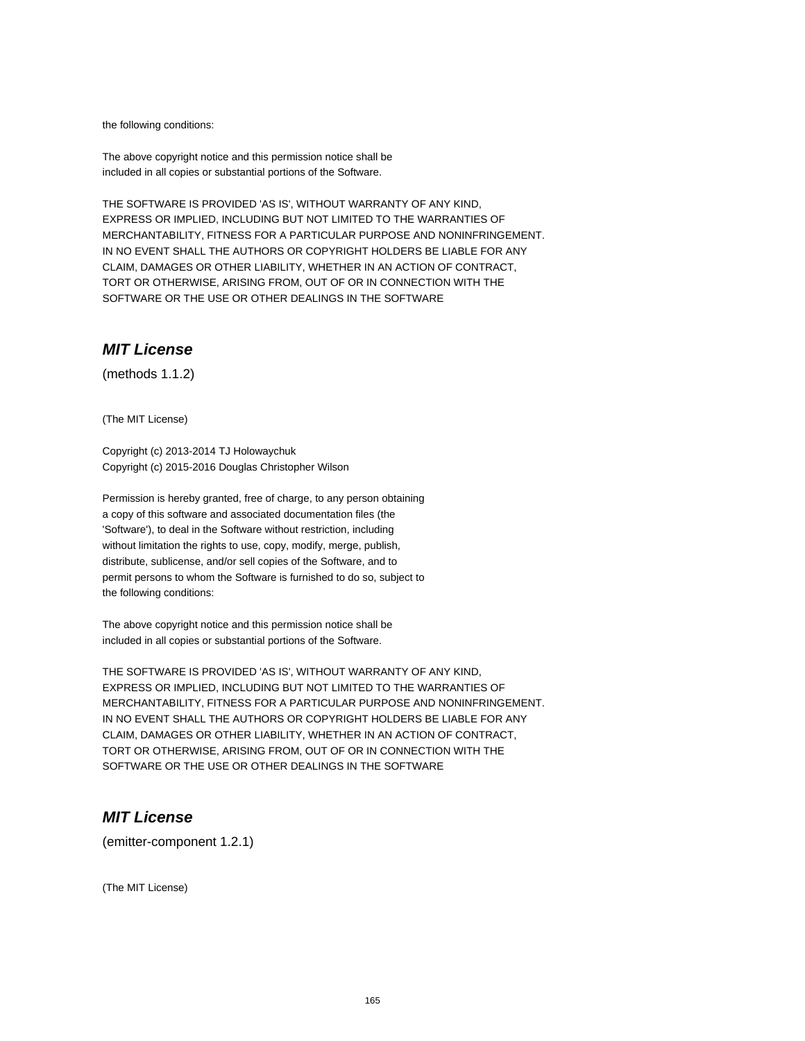the following conditions:

The above copyright notice and this permission notice shall be
included in all copies or substantial portions of the Software.

THE SOFTWARE IS PROVIDED 'AS IS', WITHOUT WARRANTY OF ANY KIND,
EXPRESS OR IMPLIED, INCLUDING BUT NOT LIMITED TO THE WARRANTIES OF
MERCHANTABILITY, FITNESS FOR A PARTICULAR PURPOSE AND NONINFRINGEMENT.
IN NO EVENT SHALL THE AUTHORS OR COPYRIGHT HOLDERS BE LIABLE FOR ANY
CLAIM, DAMAGES OR OTHER LIABILITY, WHETHER IN AN ACTION OF CONTRACT,
TORT OR OTHERWISE, ARISING FROM, OUT OF OR IN CONNECTION WITH THE
SOFTWARE OR THE USE OR OTHER DEALINGS IN THE SOFTWARE

## *MIT License*

(methods 1.1.2)

(The MIT License)

Copyright (c) 2013-2014 TJ Holowaychuk
Copyright (c) 2015-2016 Douglas Christopher Wilson

Permission is hereby granted, free of charge, to any person obtaining
a copy of this software and associated documentation files (the
'Software'), to deal in the Software without restriction, including
without limitation the rights to use, copy, modify, merge, publish,
distribute, sublicense, and/or sell copies of the Software, and to
permit persons to whom the Software is furnished to do so, subject to
the following conditions:

The above copyright notice and this permission notice shall be
included in all copies or substantial portions of the Software.

THE SOFTWARE IS PROVIDED 'AS IS', WITHOUT WARRANTY OF ANY KIND,
EXPRESS OR IMPLIED, INCLUDING BUT NOT LIMITED TO THE WARRANTIES OF
MERCHANTABILITY, FITNESS FOR A PARTICULAR PURPOSE AND NONINFRINGEMENT.
IN NO EVENT SHALL THE AUTHORS OR COPYRIGHT HOLDERS BE LIABLE FOR ANY
CLAIM, DAMAGES OR OTHER LIABILITY, WHETHER IN AN ACTION OF CONTRACT,
TORT OR OTHERWISE, ARISING FROM, OUT OF OR IN CONNECTION WITH THE
SOFTWARE OR THE USE OR OTHER DEALINGS IN THE SOFTWARE

## *MIT License*

(emitter-component 1.2.1)

(The MIT License)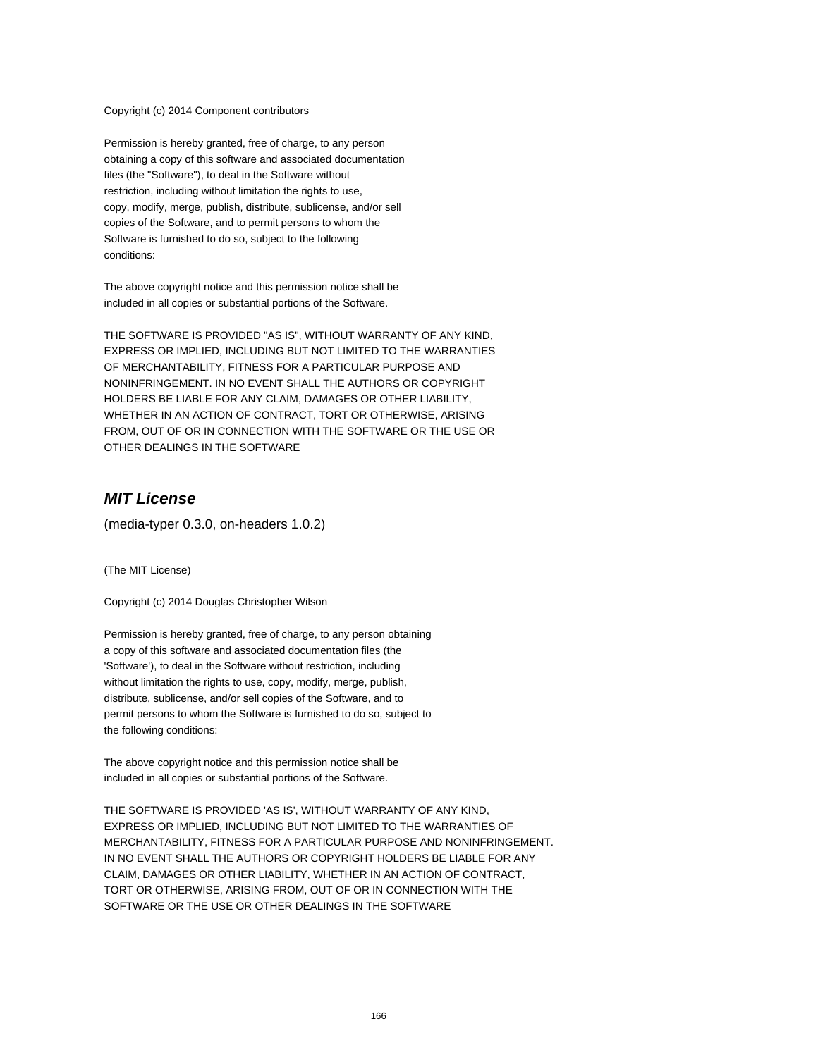Copyright (c) 2014 Component contributors

Permission is hereby granted, free of charge, to any person
obtaining a copy of this software and associated documentation
files (the "Software"), to deal in the Software without
restriction, including without limitation the rights to use,
copy, modify, merge, publish, distribute, sublicense, and/or sell
copies of the Software, and to permit persons to whom the
Software is furnished to do so, subject to the following
conditions:

The above copyright notice and this permission notice shall be
included in all copies or substantial portions of the Software.

THE SOFTWARE IS PROVIDED "AS IS", WITHOUT WARRANTY OF ANY KIND,
EXPRESS OR IMPLIED, INCLUDING BUT NOT LIMITED TO THE WARRANTIES
OF MERCHANTABILITY, FITNESS FOR A PARTICULAR PURPOSE AND
NONINFRINGEMENT. IN NO EVENT SHALL THE AUTHORS OR COPYRIGHT
HOLDERS BE LIABLE FOR ANY CLAIM, DAMAGES OR OTHER LIABILITY,
WHETHER IN AN ACTION OF CONTRACT, TORT OR OTHERWISE, ARISING
FROM, OUT OF OR IN CONNECTION WITH THE SOFTWARE OR THE USE OR
OTHER DEALINGS IN THE SOFTWARE

## ***MIT License***

(media-typer 0.3.0, on-headers 1.0.2)

(The MIT License)

Copyright (c) 2014 Douglas Christopher Wilson

Permission is hereby granted, free of charge, to any person obtaining
a copy of this software and associated documentation files (the
'Software'), to deal in the Software without restriction, including
without limitation the rights to use, copy, modify, merge, publish,
distribute, sublicense, and/or sell copies of the Software, and to
permit persons to whom the Software is furnished to do so, subject to
the following conditions:

The above copyright notice and this permission notice shall be
included in all copies or substantial portions of the Software.

THE SOFTWARE IS PROVIDED 'AS IS', WITHOUT WARRANTY OF ANY KIND,
EXPRESS OR IMPLIED, INCLUDING BUT NOT LIMITED TO THE WARRANTIES OF
MERCHANTABILITY, FITNESS FOR A PARTICULAR PURPOSE AND NONINFRINGEMENT.
IN NO EVENT SHALL THE AUTHORS OR COPYRIGHT HOLDERS BE LIABLE FOR ANY
CLAIM, DAMAGES OR OTHER LIABILITY, WHETHER IN AN ACTION OF CONTRACT,
TORT OR OTHERWISE, ARISING FROM, OUT OF OR IN CONNECTION WITH THE
SOFTWARE OR THE USE OR OTHER DEALINGS IN THE SOFTWARE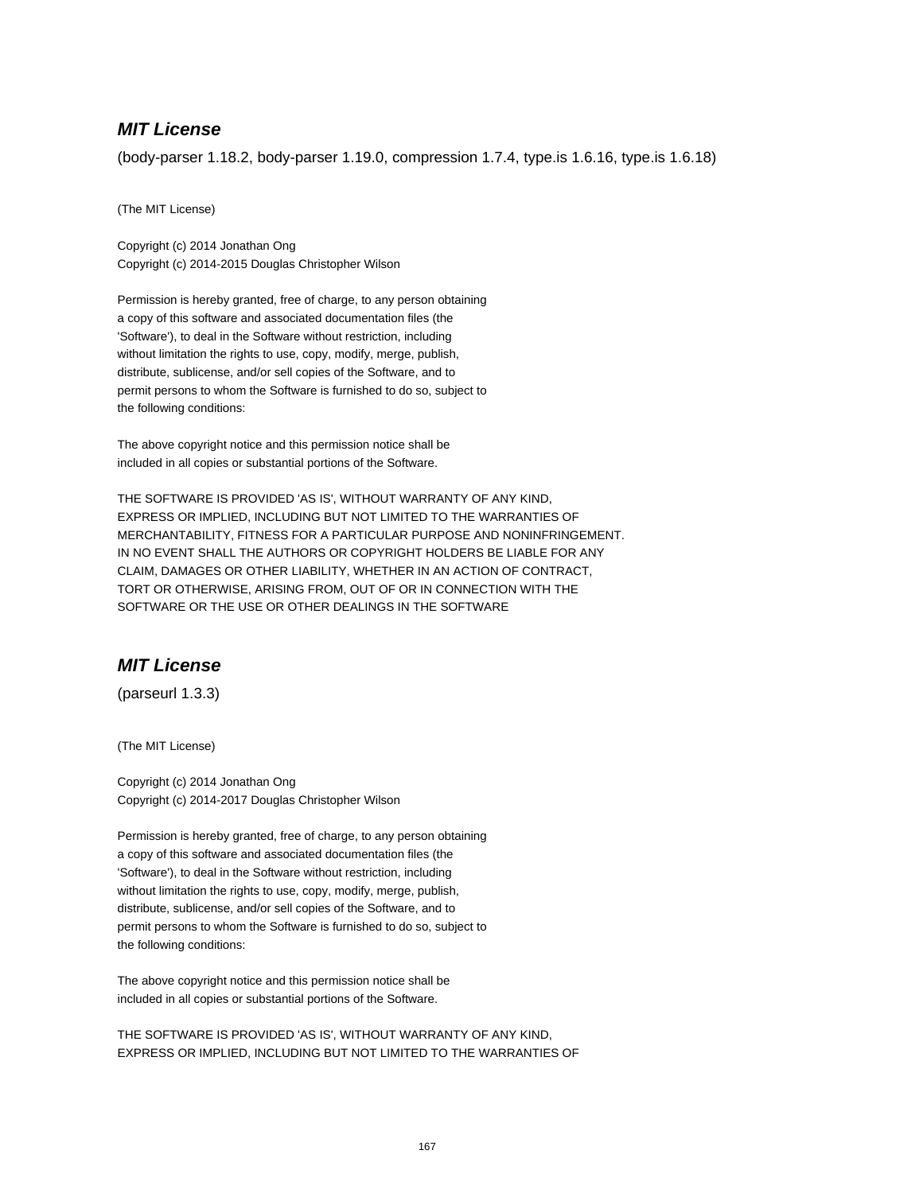## ***MIT License***

(body-parser 1.18.2, body-parser 1.19.0, compression 1.7.4, type.is 1.6.16, type.is 1.6.18)

(The MIT License)

Copyright (c) 2014 Jonathan Ong
Copyright (c) 2014-2015 Douglas Christopher Wilson

Permission is hereby granted, free of charge, to any person obtaining
a copy of this software and associated documentation files (the
'Software'), to deal in the Software without restriction, including
without limitation the rights to use, copy, modify, merge, publish,
distribute, sublicense, and/or sell copies of the Software, and to
permit persons to whom the Software is furnished to do so, subject to
the following conditions:

The above copyright notice and this permission notice shall be
included in all copies or substantial portions of the Software.

THE SOFTWARE IS PROVIDED 'AS IS', WITHOUT WARRANTY OF ANY KIND,
EXPRESS OR IMPLIED, INCLUDING BUT NOT LIMITED TO THE WARRANTIES OF
MERCHANTABILITY, FITNESS FOR A PARTICULAR PURPOSE AND NONINFRINGEMENT.
IN NO EVENT SHALL THE AUTHORS OR COPYRIGHT HOLDERS BE LIABLE FOR ANY
CLAIM, DAMAGES OR OTHER LIABILITY, WHETHER IN AN ACTION OF CONTRACT,
TORT OR OTHERWISE, ARISING FROM, OUT OF OR IN CONNECTION WITH THE
SOFTWARE OR THE USE OR OTHER DEALINGS IN THE SOFTWARE

## ***MIT License***

(parseurl 1.3.3)

(The MIT License)

Copyright (c) 2014 Jonathan Ong
Copyright (c) 2014-2017 Douglas Christopher Wilson

Permission is hereby granted, free of charge, to any person obtaining
a copy of this software and associated documentation files (the
'Software'), to deal in the Software without restriction, including
without limitation the rights to use, copy, modify, merge, publish,
distribute, sublicense, and/or sell copies of the Software, and to
permit persons to whom the Software is furnished to do so, subject to
the following conditions:

The above copyright notice and this permission notice shall be
included in all copies or substantial portions of the Software.

THE SOFTWARE IS PROVIDED 'AS IS', WITHOUT WARRANTY OF ANY KIND,
EXPRESS OR IMPLIED, INCLUDING BUT NOT LIMITED TO THE WARRANTIES OF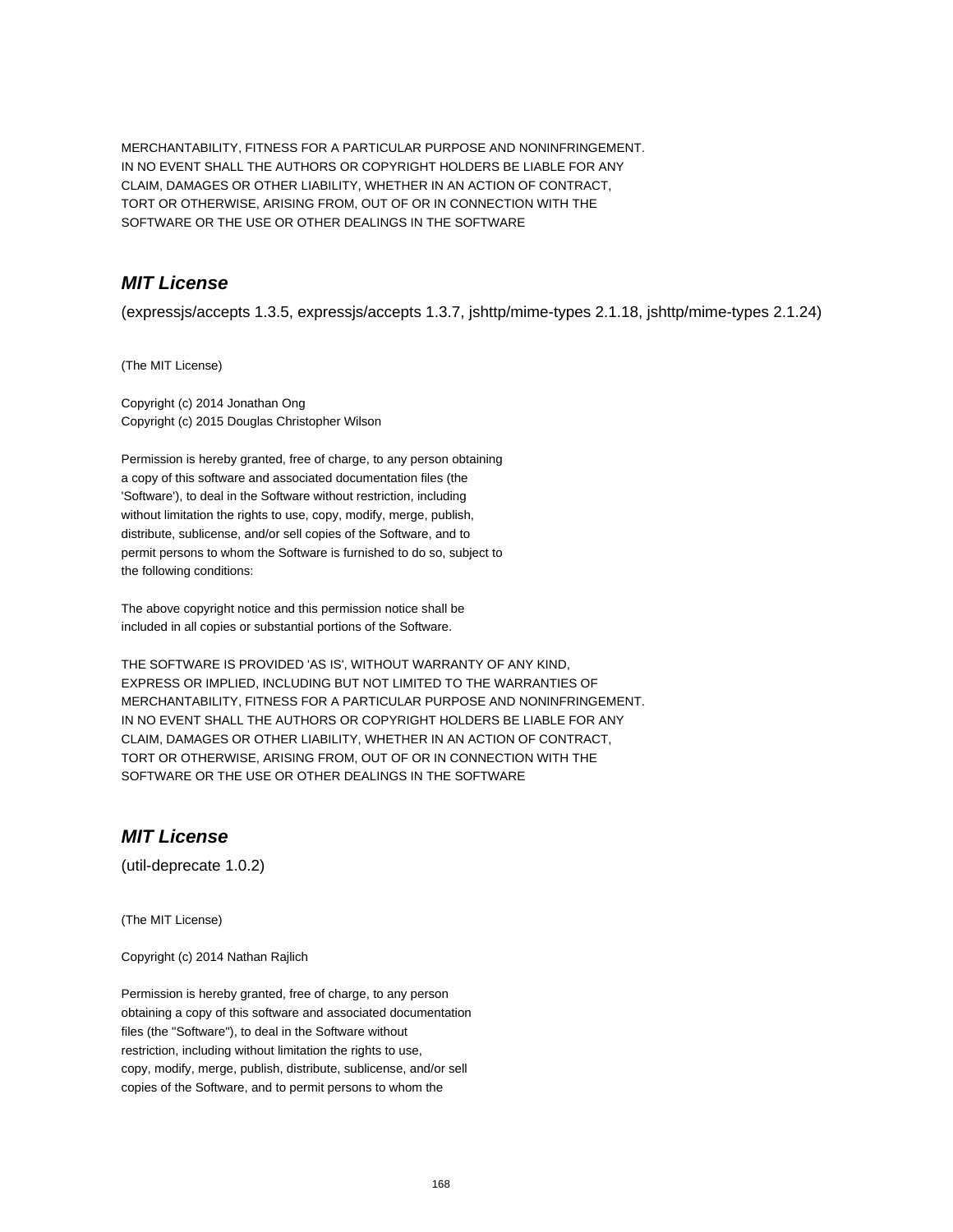MERCHANTABILITY, FITNESS FOR A PARTICULAR PURPOSE AND NONINFRINGEMENT.
IN NO EVENT SHALL THE AUTHORS OR COPYRIGHT HOLDERS BE LIABLE FOR ANY
CLAIM, DAMAGES OR OTHER LIABILITY, WHETHER IN AN ACTION OF CONTRACT,
TORT OR OTHERWISE, ARISING FROM, OUT OF OR IN CONNECTION WITH THE
SOFTWARE OR THE USE OR OTHER DEALINGS IN THE SOFTWARE

## *MIT License*

(expressjs/accepts 1.3.5, expressjs/accepts 1.3.7, jshttp/mime-types 2.1.18, jshttp/mime-types 2.1.24)

(The MIT License)

Copyright (c) 2014 Jonathan Ong
Copyright (c) 2015 Douglas Christopher Wilson

Permission is hereby granted, free of charge, to any person obtaining
a copy of this software and associated documentation files (the
'Software'), to deal in the Software without restriction, including
without limitation the rights to use, copy, modify, merge, publish,
distribute, sublicense, and/or sell copies of the Software, and to
permit persons to whom the Software is furnished to do so, subject to
the following conditions:

The above copyright notice and this permission notice shall be
included in all copies or substantial portions of the Software.

THE SOFTWARE IS PROVIDED 'AS IS', WITHOUT WARRANTY OF ANY KIND,
EXPRESS OR IMPLIED, INCLUDING BUT NOT LIMITED TO THE WARRANTIES OF
MERCHANTABILITY, FITNESS FOR A PARTICULAR PURPOSE AND NONINFRINGEMENT.
IN NO EVENT SHALL THE AUTHORS OR COPYRIGHT HOLDERS BE LIABLE FOR ANY
CLAIM, DAMAGES OR OTHER LIABILITY, WHETHER IN AN ACTION OF CONTRACT,
TORT OR OTHERWISE, ARISING FROM, OUT OF OR IN CONNECTION WITH THE
SOFTWARE OR THE USE OR OTHER DEALINGS IN THE SOFTWARE

## *MIT License*

(util-deprecate 1.0.2)

(The MIT License)

Copyright (c) 2014 Nathan Rajlich

Permission is hereby granted, free of charge, to any person
obtaining a copy of this software and associated documentation
files (the "Software"), to deal in the Software without
restriction, including without limitation the rights to use,
copy, modify, merge, publish, distribute, sublicense, and/or sell
copies of the Software, and to permit persons to whom the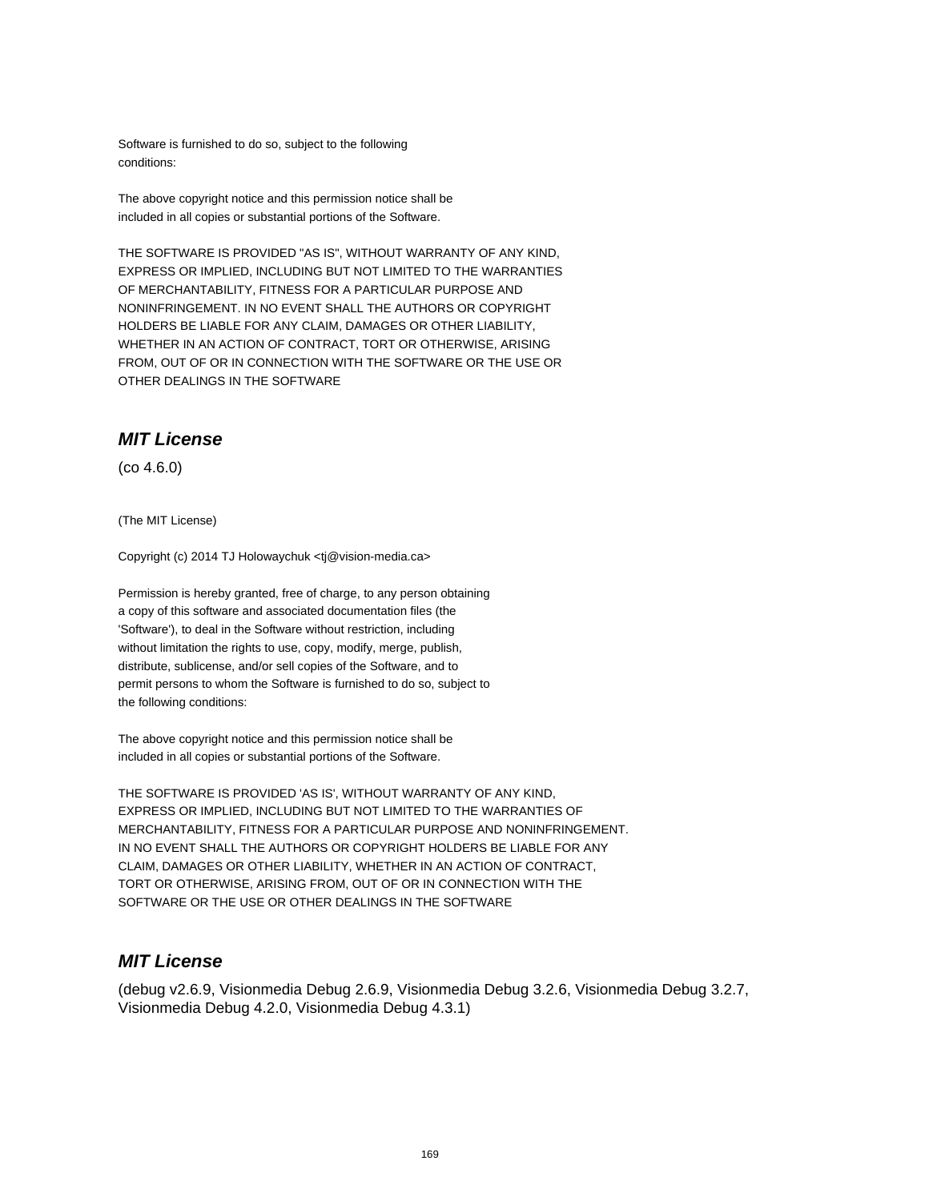Software is furnished to do so, subject to the following
conditions:

The above copyright notice and this permission notice shall be
included in all copies or substantial portions of the Software.

THE SOFTWARE IS PROVIDED "AS IS", WITHOUT WARRANTY OF ANY KIND,
EXPRESS OR IMPLIED, INCLUDING BUT NOT LIMITED TO THE WARRANTIES
OF MERCHANTABILITY, FITNESS FOR A PARTICULAR PURPOSE AND
NONINFRINGEMENT. IN NO EVENT SHALL THE AUTHORS OR COPYRIGHT
HOLDERS BE LIABLE FOR ANY CLAIM, DAMAGES OR OTHER LIABILITY,
WHETHER IN AN ACTION OF CONTRACT, TORT OR OTHERWISE, ARISING
FROM, OUT OF OR IN CONNECTION WITH THE SOFTWARE OR THE USE OR
OTHER DEALINGS IN THE SOFTWARE

## *MIT License*

(co 4.6.0)

(The MIT License)

Copyright (c) 2014 TJ Holowaychuk <tj@vision-media.ca>

Permission is hereby granted, free of charge, to any person obtaining
a copy of this software and associated documentation files (the
'Software'), to deal in the Software without restriction, including
without limitation the rights to use, copy, modify, merge, publish,
distribute, sublicense, and/or sell copies of the Software, and to
permit persons to whom the Software is furnished to do so, subject to
the following conditions:

The above copyright notice and this permission notice shall be
included in all copies or substantial portions of the Software.

THE SOFTWARE IS PROVIDED 'AS IS', WITHOUT WARRANTY OF ANY KIND,
EXPRESS OR IMPLIED, INCLUDING BUT NOT LIMITED TO THE WARRANTIES OF
MERCHANTABILITY, FITNESS FOR A PARTICULAR PURPOSE AND NONINFRINGEMENT.
IN NO EVENT SHALL THE AUTHORS OR COPYRIGHT HOLDERS BE LIABLE FOR ANY
CLAIM, DAMAGES OR OTHER LIABILITY, WHETHER IN AN ACTION OF CONTRACT,
TORT OR OTHERWISE, ARISING FROM, OUT OF OR IN CONNECTION WITH THE
SOFTWARE OR THE USE OR OTHER DEALINGS IN THE SOFTWARE

## *MIT License*

(debug v2.6.9, Visionmedia Debug 2.6.9, Visionmedia Debug 3.2.6, Visionmedia Debug 3.2.7, Visionmedia Debug 4.2.0, Visionmedia Debug 4.3.1)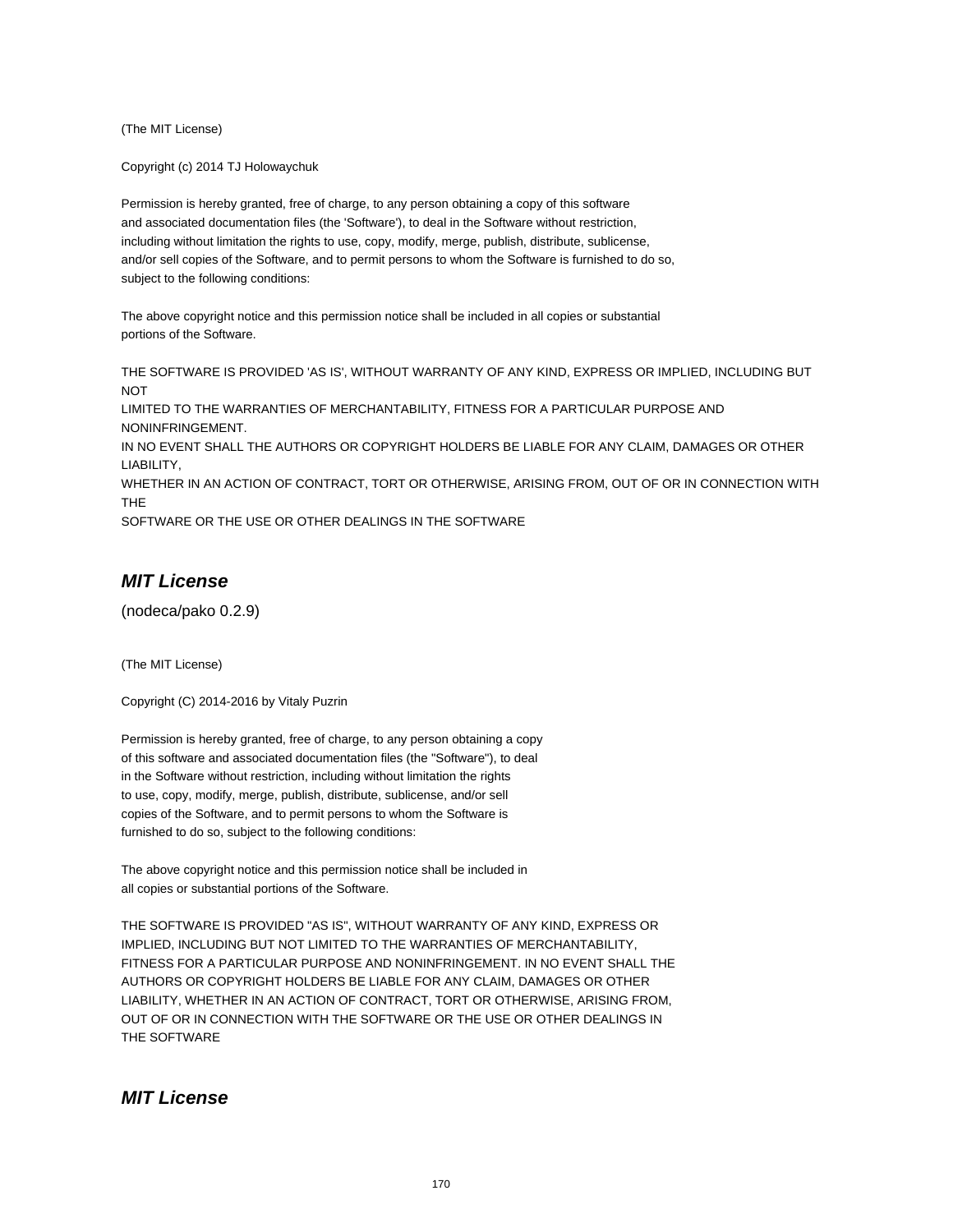(The MIT License)

Copyright (c) 2014 TJ Holowaychuk

Permission is hereby granted, free of charge, to any person obtaining a copy of this software
and associated documentation files (the 'Software'), to deal in the Software without restriction,
including without limitation the rights to use, copy, modify, merge, publish, distribute, sublicense,
and/or sell copies of the Software, and to permit persons to whom the Software is furnished to do so,
subject to the following conditions:

The above copyright notice and this permission notice shall be included in all copies or substantial
portions of the Software.

THE SOFTWARE IS PROVIDED 'AS IS', WITHOUT WARRANTY OF ANY KIND, EXPRESS OR IMPLIED, INCLUDING BUT NOT
LIMITED TO THE WARRANTIES OF MERCHANTABILITY, FITNESS FOR A PARTICULAR PURPOSE AND NONINFRINGEMENT.
IN NO EVENT SHALL THE AUTHORS OR COPYRIGHT HOLDERS BE LIABLE FOR ANY CLAIM, DAMAGES OR OTHER LIABILITY,
WHETHER IN AN ACTION OF CONTRACT, TORT OR OTHERWISE, ARISING FROM, OUT OF OR IN CONNECTION WITH THE
SOFTWARE OR THE USE OR OTHER DEALINGS IN THE SOFTWARE

## *MIT License*

(nodeca/pako 0.2.9)

(The MIT License)

Copyright (C) 2014-2016 by Vitaly Puzrin

Permission is hereby granted, free of charge, to any person obtaining a copy
of this software and associated documentation files (the "Software"), to deal
in the Software without restriction, including without limitation the rights
to use, copy, modify, merge, publish, distribute, sublicense, and/or sell
copies of the Software, and to permit persons to whom the Software is
furnished to do so, subject to the following conditions:

The above copyright notice and this permission notice shall be included in
all copies or substantial portions of the Software.

THE SOFTWARE IS PROVIDED "AS IS", WITHOUT WARRANTY OF ANY KIND, EXPRESS OR
IMPLIED, INCLUDING BUT NOT LIMITED TO THE WARRANTIES OF MERCHANTABILITY,
FITNESS FOR A PARTICULAR PURPOSE AND NONINFRINGEMENT. IN NO EVENT SHALL THE
AUTHORS OR COPYRIGHT HOLDERS BE LIABLE FOR ANY CLAIM, DAMAGES OR OTHER
LIABILITY, WHETHER IN AN ACTION OF CONTRACT, TORT OR OTHERWISE, ARISING FROM,
OUT OF OR IN CONNECTION WITH THE SOFTWARE OR THE USE OR OTHER DEALINGS IN
THE SOFTWARE

## *MIT License*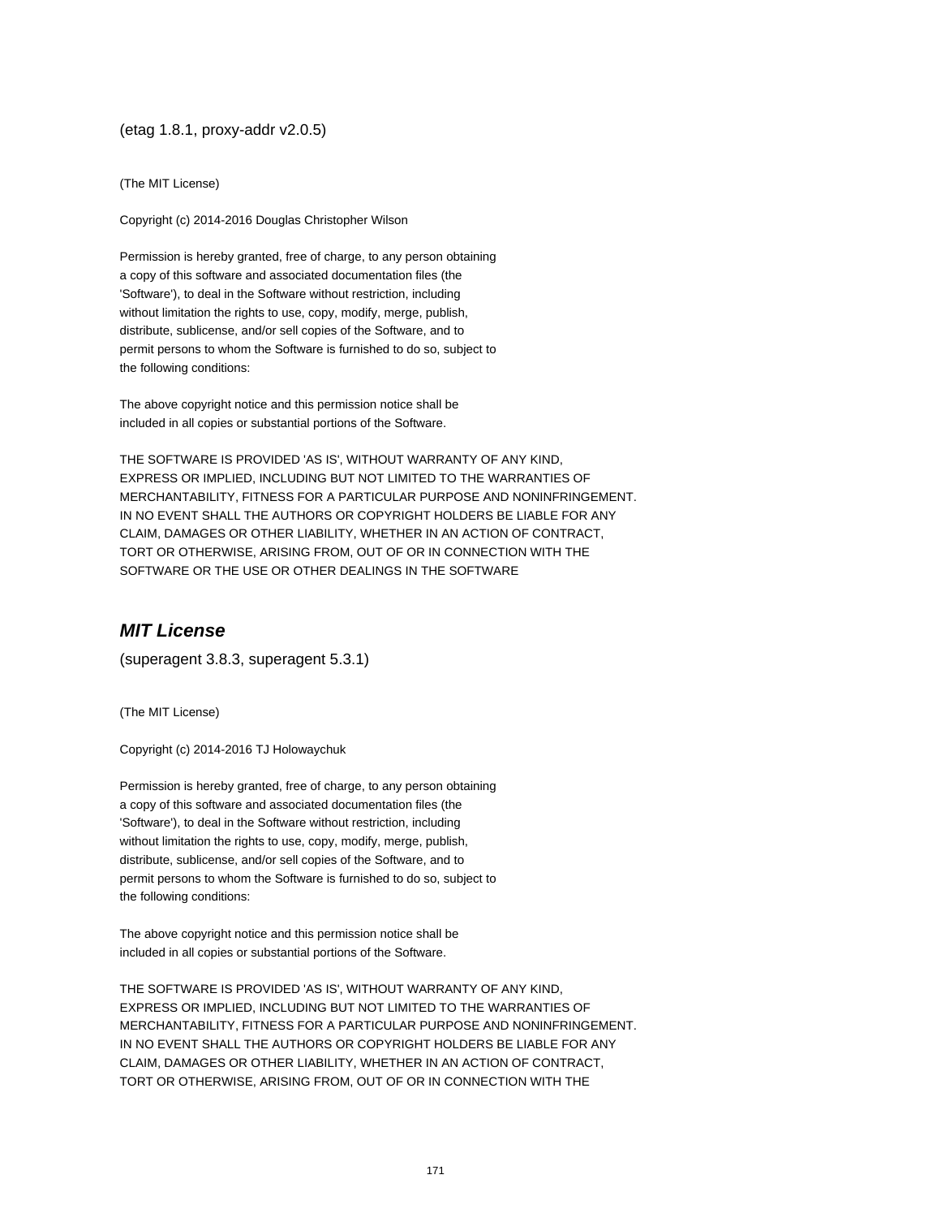(etag 1.8.1, proxy-addr v2.0.5)

(The MIT License)

Copyright (c) 2014-2016 Douglas Christopher Wilson

Permission is hereby granted, free of charge, to any person obtaining
a copy of this software and associated documentation files (the
'Software'), to deal in the Software without restriction, including
without limitation the rights to use, copy, modify, merge, publish,
distribute, sublicense, and/or sell copies of the Software, and to
permit persons to whom the Software is furnished to do so, subject to
the following conditions:

The above copyright notice and this permission notice shall be
included in all copies or substantial portions of the Software.

THE SOFTWARE IS PROVIDED 'AS IS', WITHOUT WARRANTY OF ANY KIND,
EXPRESS OR IMPLIED, INCLUDING BUT NOT LIMITED TO THE WARRANTIES OF
MERCHANTABILITY, FITNESS FOR A PARTICULAR PURPOSE AND NONINFRINGEMENT.
IN NO EVENT SHALL THE AUTHORS OR COPYRIGHT HOLDERS BE LIABLE FOR ANY
CLAIM, DAMAGES OR OTHER LIABILITY, WHETHER IN AN ACTION OF CONTRACT,
TORT OR OTHERWISE, ARISING FROM, OUT OF OR IN CONNECTION WITH THE
SOFTWARE OR THE USE OR OTHER DEALINGS IN THE SOFTWARE

## *MIT License*

(superagent 3.8.3, superagent 5.3.1)

(The MIT License)

Copyright (c) 2014-2016 TJ Holowaychuk

Permission is hereby granted, free of charge, to any person obtaining
a copy of this software and associated documentation files (the
'Software'), to deal in the Software without restriction, including
without limitation the rights to use, copy, modify, merge, publish,
distribute, sublicense, and/or sell copies of the Software, and to
permit persons to whom the Software is furnished to do so, subject to
the following conditions:

The above copyright notice and this permission notice shall be
included in all copies or substantial portions of the Software.

THE SOFTWARE IS PROVIDED 'AS IS', WITHOUT WARRANTY OF ANY KIND,
EXPRESS OR IMPLIED, INCLUDING BUT NOT LIMITED TO THE WARRANTIES OF
MERCHANTABILITY, FITNESS FOR A PARTICULAR PURPOSE AND NONINFRINGEMENT.
IN NO EVENT SHALL THE AUTHORS OR COPYRIGHT HOLDERS BE LIABLE FOR ANY
CLAIM, DAMAGES OR OTHER LIABILITY, WHETHER IN AN ACTION OF CONTRACT,
TORT OR OTHERWISE, ARISING FROM, OUT OF OR IN CONNECTION WITH THE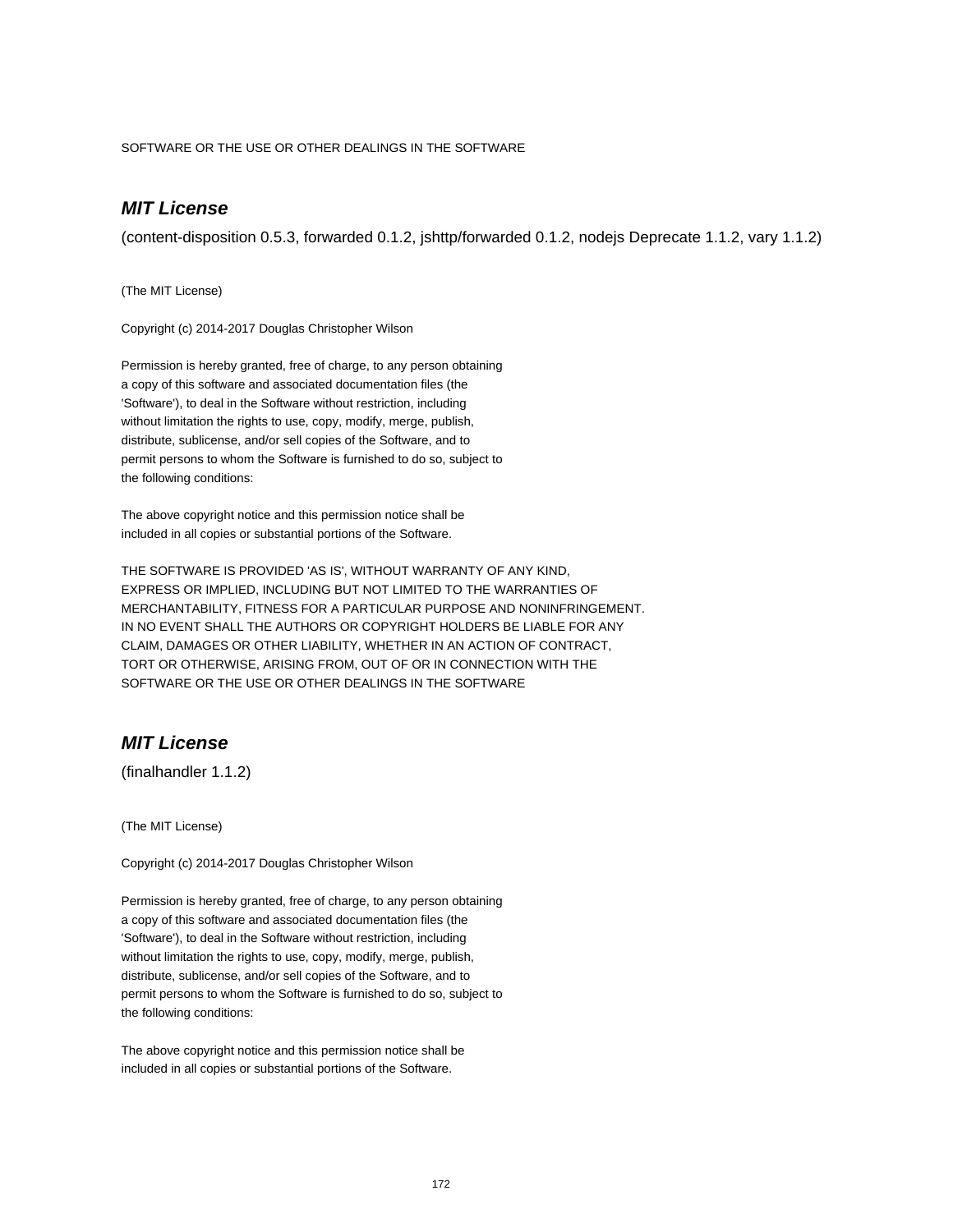SOFTWARE OR THE USE OR OTHER DEALINGS IN THE SOFTWARE

## *MIT License*

(content-disposition 0.5.3, forwarded 0.1.2, jshttp/forwarded 0.1.2, nodejs Deprecate 1.1.2, vary 1.1.2)

(The MIT License)

Copyright (c) 2014-2017 Douglas Christopher Wilson

Permission is hereby granted, free of charge, to any person obtaining
a copy of this software and associated documentation files (the
'Software'), to deal in the Software without restriction, including
without limitation the rights to use, copy, modify, merge, publish,
distribute, sublicense, and/or sell copies of the Software, and to
permit persons to whom the Software is furnished to do so, subject to
the following conditions:

The above copyright notice and this permission notice shall be
included in all copies or substantial portions of the Software.

THE SOFTWARE IS PROVIDED 'AS IS', WITHOUT WARRANTY OF ANY KIND,
EXPRESS OR IMPLIED, INCLUDING BUT NOT LIMITED TO THE WARRANTIES OF
MERCHANTABILITY, FITNESS FOR A PARTICULAR PURPOSE AND NONINFRINGEMENT.
IN NO EVENT SHALL THE AUTHORS OR COPYRIGHT HOLDERS BE LIABLE FOR ANY
CLAIM, DAMAGES OR OTHER LIABILITY, WHETHER IN AN ACTION OF CONTRACT,
TORT OR OTHERWISE, ARISING FROM, OUT OF OR IN CONNECTION WITH THE
SOFTWARE OR THE USE OR OTHER DEALINGS IN THE SOFTWARE

## *MIT License*

(finalhandler 1.1.2)

(The MIT License)

Copyright (c) 2014-2017 Douglas Christopher Wilson

Permission is hereby granted, free of charge, to any person obtaining
a copy of this software and associated documentation files (the
'Software'), to deal in the Software without restriction, including
without limitation the rights to use, copy, modify, merge, publish,
distribute, sublicense, and/or sell copies of the Software, and to
permit persons to whom the Software is furnished to do so, subject to
the following conditions:

The above copyright notice and this permission notice shall be
included in all copies or substantial portions of the Software.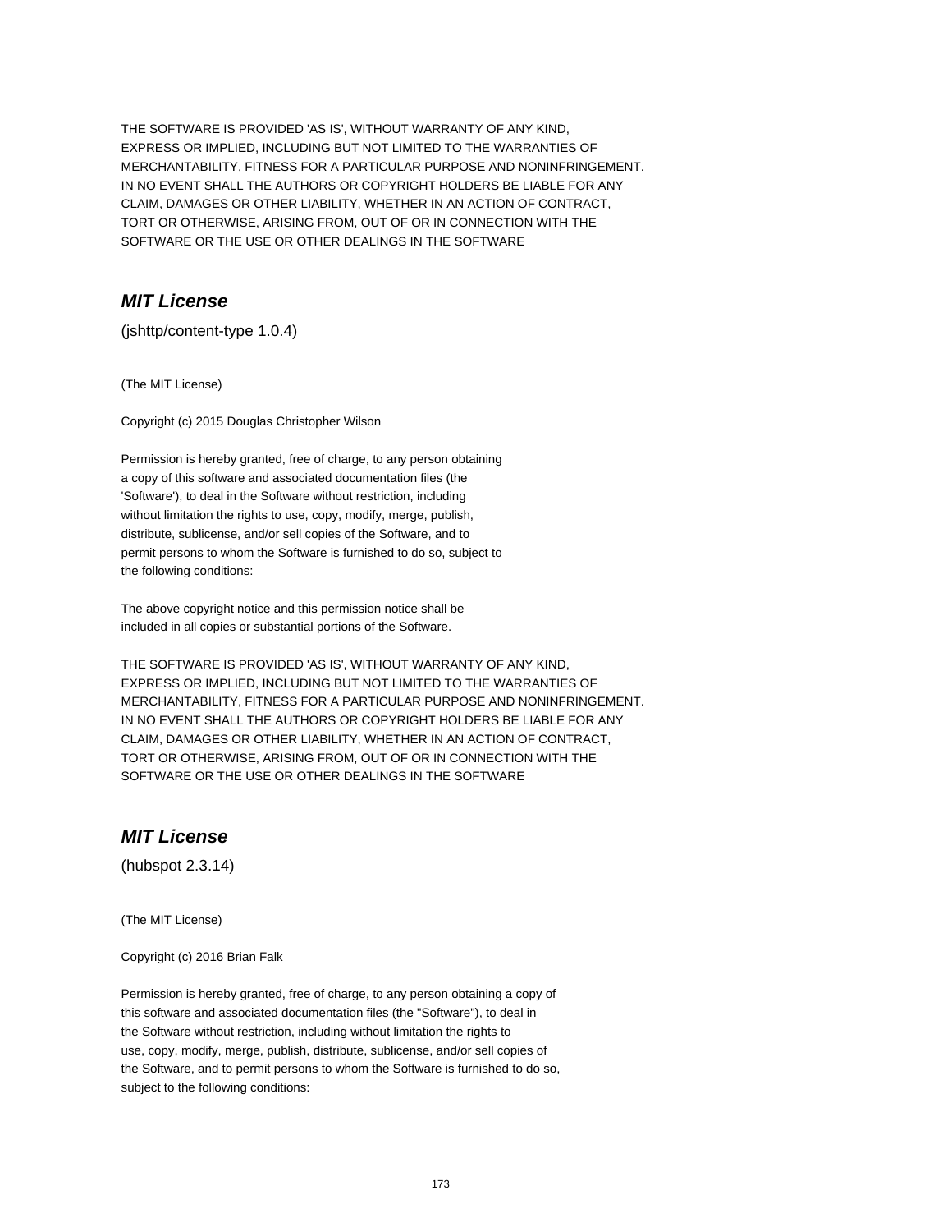THE SOFTWARE IS PROVIDED 'AS IS', WITHOUT WARRANTY OF ANY KIND,
EXPRESS OR IMPLIED, INCLUDING BUT NOT LIMITED TO THE WARRANTIES OF
MERCHANTABILITY, FITNESS FOR A PARTICULAR PURPOSE AND NONINFRINGEMENT.
IN NO EVENT SHALL THE AUTHORS OR COPYRIGHT HOLDERS BE LIABLE FOR ANY
CLAIM, DAMAGES OR OTHER LIABILITY, WHETHER IN AN ACTION OF CONTRACT,
TORT OR OTHERWISE, ARISING FROM, OUT OF OR IN CONNECTION WITH THE
SOFTWARE OR THE USE OR OTHER DEALINGS IN THE SOFTWARE

## *MIT License*

(jshttp/content-type 1.0.4)

(The MIT License)

Copyright (c) 2015 Douglas Christopher Wilson

Permission is hereby granted, free of charge, to any person obtaining
a copy of this software and associated documentation files (the
'Software'), to deal in the Software without restriction, including
without limitation the rights to use, copy, modify, merge, publish,
distribute, sublicense, and/or sell copies of the Software, and to
permit persons to whom the Software is furnished to do so, subject to
the following conditions:

The above copyright notice and this permission notice shall be
included in all copies or substantial portions of the Software.

THE SOFTWARE IS PROVIDED 'AS IS', WITHOUT WARRANTY OF ANY KIND,
EXPRESS OR IMPLIED, INCLUDING BUT NOT LIMITED TO THE WARRANTIES OF
MERCHANTABILITY, FITNESS FOR A PARTICULAR PURPOSE AND NONINFRINGEMENT.
IN NO EVENT SHALL THE AUTHORS OR COPYRIGHT HOLDERS BE LIABLE FOR ANY
CLAIM, DAMAGES OR OTHER LIABILITY, WHETHER IN AN ACTION OF CONTRACT,
TORT OR OTHERWISE, ARISING FROM, OUT OF OR IN CONNECTION WITH THE
SOFTWARE OR THE USE OR OTHER DEALINGS IN THE SOFTWARE

## *MIT License*

(hubspot 2.3.14)

(The MIT License)

Copyright (c) 2016 Brian Falk

Permission is hereby granted, free of charge, to any person obtaining a copy of
this software and associated documentation files (the "Software"), to deal in
the Software without restriction, including without limitation the rights to
use, copy, modify, merge, publish, distribute, sublicense, and/or sell copies of
the Software, and to permit persons to whom the Software is furnished to do so,
subject to the following conditions: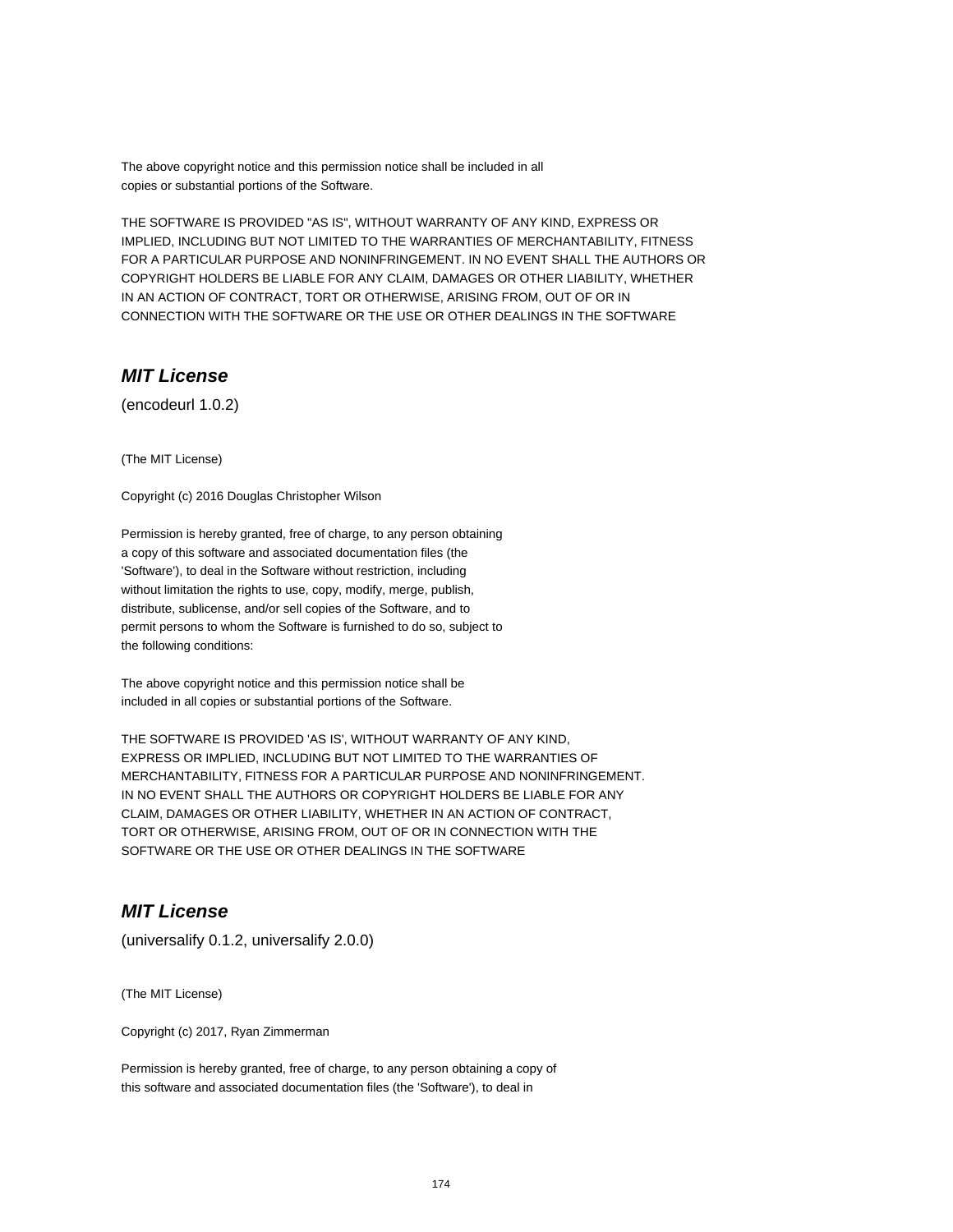The above copyright notice and this permission notice shall be included in all
copies or substantial portions of the Software.

THE SOFTWARE IS PROVIDED "AS IS", WITHOUT WARRANTY OF ANY KIND, EXPRESS OR
IMPLIED, INCLUDING BUT NOT LIMITED TO THE WARRANTIES OF MERCHANTABILITY, FITNESS
FOR A PARTICULAR PURPOSE AND NONINFRINGEMENT. IN NO EVENT SHALL THE AUTHORS OR
COPYRIGHT HOLDERS BE LIABLE FOR ANY CLAIM, DAMAGES OR OTHER LIABILITY, WHETHER
IN AN ACTION OF CONTRACT, TORT OR OTHERWISE, ARISING FROM, OUT OF OR IN
CONNECTION WITH THE SOFTWARE OR THE USE OR OTHER DEALINGS IN THE SOFTWARE

## ***MIT License***

(encodeurl 1.0.2)

(The MIT License)

Copyright (c) 2016 Douglas Christopher Wilson

Permission is hereby granted, free of charge, to any person obtaining
a copy of this software and associated documentation files (the
'Software'), to deal in the Software without restriction, including
without limitation the rights to use, copy, modify, merge, publish,
distribute, sublicense, and/or sell copies of the Software, and to
permit persons to whom the Software is furnished to do so, subject to
the following conditions:

The above copyright notice and this permission notice shall be
included in all copies or substantial portions of the Software.

THE SOFTWARE IS PROVIDED 'AS IS', WITHOUT WARRANTY OF ANY KIND,
EXPRESS OR IMPLIED, INCLUDING BUT NOT LIMITED TO THE WARRANTIES OF
MERCHANTABILITY, FITNESS FOR A PARTICULAR PURPOSE AND NONINFRINGEMENT.
IN NO EVENT SHALL THE AUTHORS OR COPYRIGHT HOLDERS BE LIABLE FOR ANY
CLAIM, DAMAGES OR OTHER LIABILITY, WHETHER IN AN ACTION OF CONTRACT,
TORT OR OTHERWISE, ARISING FROM, OUT OF OR IN CONNECTION WITH THE
SOFTWARE OR THE USE OR OTHER DEALINGS IN THE SOFTWARE

## ***MIT License***

(universalify 0.1.2, universalify 2.0.0)

(The MIT License)

Copyright (c) 2017, Ryan Zimmerman

Permission is hereby granted, free of charge, to any person obtaining a copy of
this software and associated documentation files (the 'Software'), to deal in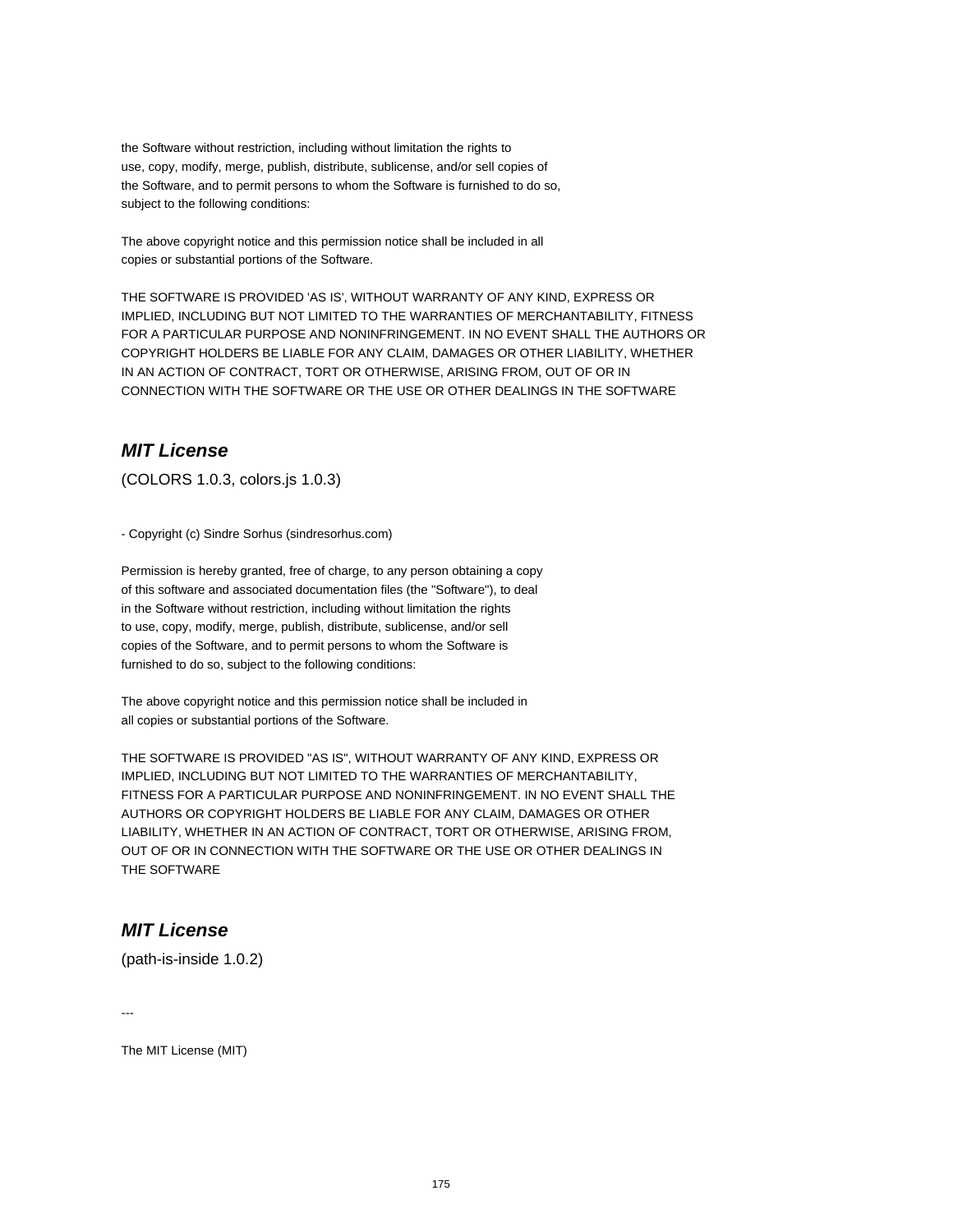the Software without restriction, including without limitation the rights to
use, copy, modify, merge, publish, distribute, sublicense, and/or sell copies of
the Software, and to permit persons to whom the Software is furnished to do so,
subject to the following conditions:

The above copyright notice and this permission notice shall be included in all
copies or substantial portions of the Software.

THE SOFTWARE IS PROVIDED 'AS IS', WITHOUT WARRANTY OF ANY KIND, EXPRESS OR
IMPLIED, INCLUDING BUT NOT LIMITED TO THE WARRANTIES OF MERCHANTABILITY, FITNESS
FOR A PARTICULAR PURPOSE AND NONINFRINGEMENT. IN NO EVENT SHALL THE AUTHORS OR
COPYRIGHT HOLDERS BE LIABLE FOR ANY CLAIM, DAMAGES OR OTHER LIABILITY, WHETHER
IN AN ACTION OF CONTRACT, TORT OR OTHERWISE, ARISING FROM, OUT OF OR IN
CONNECTION WITH THE SOFTWARE OR THE USE OR OTHER DEALINGS IN THE SOFTWARE

## ***MIT License***

(COLORS 1.0.3, colors.js 1.0.3)

- Copyright (c) Sindre Sorhus (sindresorhus.com)

Permission is hereby granted, free of charge, to any person obtaining a copy
of this software and associated documentation files (the "Software"), to deal
in the Software without restriction, including without limitation the rights
to use, copy, modify, merge, publish, distribute, sublicense, and/or sell
copies of the Software, and to permit persons to whom the Software is
furnished to do so, subject to the following conditions:

The above copyright notice and this permission notice shall be included in
all copies or substantial portions of the Software.

THE SOFTWARE IS PROVIDED "AS IS", WITHOUT WARRANTY OF ANY KIND, EXPRESS OR
IMPLIED, INCLUDING BUT NOT LIMITED TO THE WARRANTIES OF MERCHANTABILITY,
FITNESS FOR A PARTICULAR PURPOSE AND NONINFRINGEMENT. IN NO EVENT SHALL THE
AUTHORS OR COPYRIGHT HOLDERS BE LIABLE FOR ANY CLAIM, DAMAGES OR OTHER
LIABILITY, WHETHER IN AN ACTION OF CONTRACT, TORT OR OTHERWISE, ARISING FROM,
OUT OF OR IN CONNECTION WITH THE SOFTWARE OR THE USE OR OTHER DEALINGS IN
THE SOFTWARE

## ***MIT License***

(path-is-inside 1.0.2)

---

The MIT License (MIT)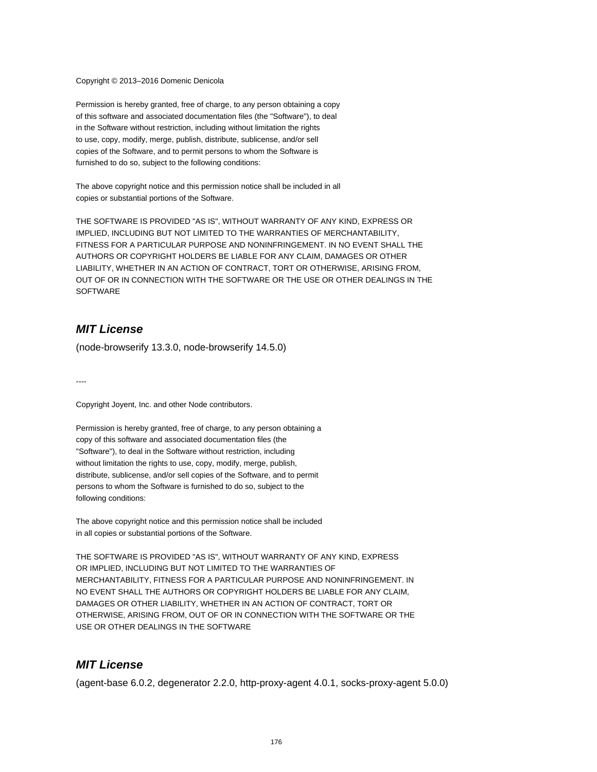Copyright © 2013–2016 Domenic Denicola

Permission is hereby granted, free of charge, to any person obtaining a copy
of this software and associated documentation files (the "Software"), to deal
in the Software without restriction, including without limitation the rights
to use, copy, modify, merge, publish, distribute, sublicense, and/or sell
copies of the Software, and to permit persons to whom the Software is
furnished to do so, subject to the following conditions:

The above copyright notice and this permission notice shall be included in all
copies or substantial portions of the Software.

THE SOFTWARE IS PROVIDED "AS IS", WITHOUT WARRANTY OF ANY KIND, EXPRESS OR
IMPLIED, INCLUDING BUT NOT LIMITED TO THE WARRANTIES OF MERCHANTABILITY,
FITNESS FOR A PARTICULAR PURPOSE AND NONINFRINGEMENT. IN NO EVENT SHALL THE
AUTHORS OR COPYRIGHT HOLDERS BE LIABLE FOR ANY CLAIM, DAMAGES OR OTHER
LIABILITY, WHETHER IN AN ACTION OF CONTRACT, TORT OR OTHERWISE, ARISING FROM,
OUT OF OR IN CONNECTION WITH THE SOFTWARE OR THE USE OR OTHER DEALINGS IN THE
SOFTWARE

## *MIT License*

(node-browserify 13.3.0, node-browserify 14.5.0)

----

Copyright Joyent, Inc. and other Node contributors.

Permission is hereby granted, free of charge, to any person obtaining a
copy of this software and associated documentation files (the
"Software"), to deal in the Software without restriction, including
without limitation the rights to use, copy, modify, merge, publish,
distribute, sublicense, and/or sell copies of the Software, and to permit
persons to whom the Software is furnished to do so, subject to the
following conditions:

The above copyright notice and this permission notice shall be included
in all copies or substantial portions of the Software.

THE SOFTWARE IS PROVIDED "AS IS", WITHOUT WARRANTY OF ANY KIND, EXPRESS
OR IMPLIED, INCLUDING BUT NOT LIMITED TO THE WARRANTIES OF
MERCHANTABILITY, FITNESS FOR A PARTICULAR PURPOSE AND NONINFRINGEMENT. IN
NO EVENT SHALL THE AUTHORS OR COPYRIGHT HOLDERS BE LIABLE FOR ANY CLAIM,
DAMAGES OR OTHER LIABILITY, WHETHER IN AN ACTION OF CONTRACT, TORT OR
OTHERWISE, ARISING FROM, OUT OF OR IN CONNECTION WITH THE SOFTWARE OR THE
USE OR OTHER DEALINGS IN THE SOFTWARE

## *MIT License*

(agent-base 6.0.2, degenerator 2.2.0, http-proxy-agent 4.0.1, socks-proxy-agent 5.0.0)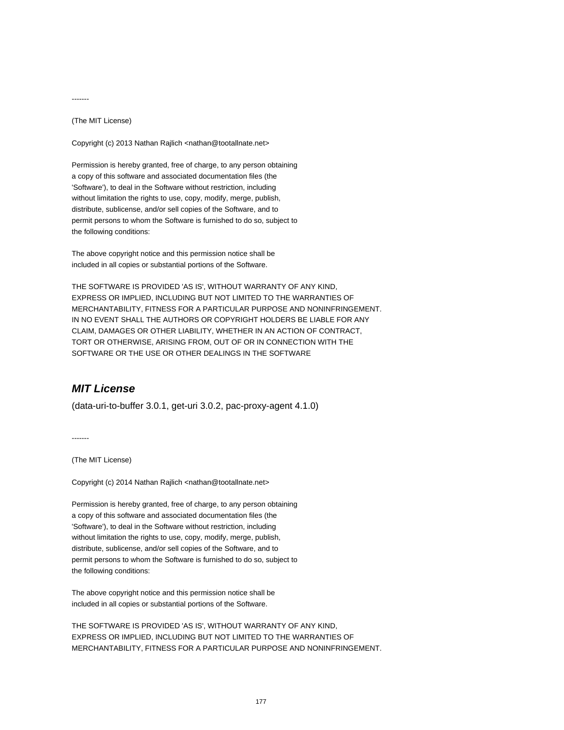-------

(The MIT License)

Copyright (c) 2013 Nathan Rajlich <nathan@tootallnate.net>

Permission is hereby granted, free of charge, to any person obtaining
a copy of this software and associated documentation files (the
'Software'), to deal in the Software without restriction, including
without limitation the rights to use, copy, modify, merge, publish,
distribute, sublicense, and/or sell copies of the Software, and to
permit persons to whom the Software is furnished to do so, subject to
the following conditions:

The above copyright notice and this permission notice shall be
included in all copies or substantial portions of the Software.

THE SOFTWARE IS PROVIDED 'AS IS', WITHOUT WARRANTY OF ANY KIND,
EXPRESS OR IMPLIED, INCLUDING BUT NOT LIMITED TO THE WARRANTIES OF
MERCHANTABILITY, FITNESS FOR A PARTICULAR PURPOSE AND NONINFRINGEMENT.
IN NO EVENT SHALL THE AUTHORS OR COPYRIGHT HOLDERS BE LIABLE FOR ANY
CLAIM, DAMAGES OR OTHER LIABILITY, WHETHER IN AN ACTION OF CONTRACT,
TORT OR OTHERWISE, ARISING FROM, OUT OF OR IN CONNECTION WITH THE
SOFTWARE OR THE USE OR OTHER DEALINGS IN THE SOFTWARE

## ***MIT License***

(data-uri-to-buffer 3.0.1, get-uri 3.0.2, pac-proxy-agent 4.1.0)

-------

(The MIT License)

Copyright (c) 2014 Nathan Rajlich <nathan@tootallnate.net>

Permission is hereby granted, free of charge, to any person obtaining
a copy of this software and associated documentation files (the
'Software'), to deal in the Software without restriction, including
without limitation the rights to use, copy, modify, merge, publish,
distribute, sublicense, and/or sell copies of the Software, and to
permit persons to whom the Software is furnished to do so, subject to
the following conditions:

The above copyright notice and this permission notice shall be
included in all copies or substantial portions of the Software.

THE SOFTWARE IS PROVIDED 'AS IS', WITHOUT WARRANTY OF ANY KIND,
EXPRESS OR IMPLIED, INCLUDING BUT NOT LIMITED TO THE WARRANTIES OF
MERCHANTABILITY, FITNESS FOR A PARTICULAR PURPOSE AND NONINFRINGEMENT.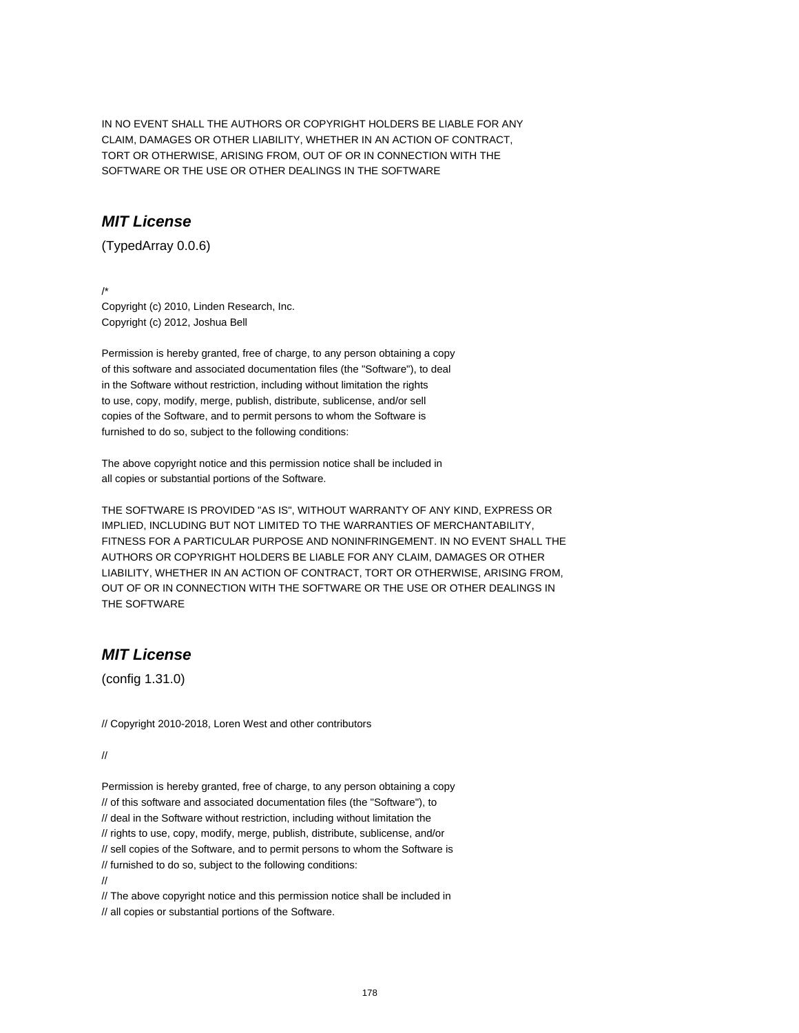IN NO EVENT SHALL THE AUTHORS OR COPYRIGHT HOLDERS BE LIABLE FOR ANY
CLAIM, DAMAGES OR OTHER LIABILITY, WHETHER IN AN ACTION OF CONTRACT,
TORT OR OTHERWISE, ARISING FROM, OUT OF OR IN CONNECTION WITH THE
SOFTWARE OR THE USE OR OTHER DEALINGS IN THE SOFTWARE

## *MIT License*

(TypedArray 0.0.6)

/*
Copyright (c) 2010, Linden Research, Inc.
Copyright (c) 2012, Joshua Bell

Permission is hereby granted, free of charge, to any person obtaining a copy
of this software and associated documentation files (the "Software"), to deal
in the Software without restriction, including without limitation the rights
to use, copy, modify, merge, publish, distribute, sublicense, and/or sell
copies of the Software, and to permit persons to whom the Software is
furnished to do so, subject to the following conditions:

The above copyright notice and this permission notice shall be included in
all copies or substantial portions of the Software.

THE SOFTWARE IS PROVIDED "AS IS", WITHOUT WARRANTY OF ANY KIND, EXPRESS OR
IMPLIED, INCLUDING BUT NOT LIMITED TO THE WARRANTIES OF MERCHANTABILITY,
FITNESS FOR A PARTICULAR PURPOSE AND NONINFRINGEMENT. IN NO EVENT SHALL THE
AUTHORS OR COPYRIGHT HOLDERS BE LIABLE FOR ANY CLAIM, DAMAGES OR OTHER
LIABILITY, WHETHER IN AN ACTION OF CONTRACT, TORT OR OTHERWISE, ARISING FROM,
OUT OF OR IN CONNECTION WITH THE SOFTWARE OR THE USE OR OTHER DEALINGS IN
THE SOFTWARE

## *MIT License*

(config 1.31.0)

// Copyright 2010-2018, Loren West and other contributors

//

Permission is hereby granted, free of charge, to any person obtaining a copy
// of this software and associated documentation files (the "Software"), to
// deal in the Software without restriction, including without limitation the
// rights to use, copy, modify, merge, publish, distribute, sublicense, and/or
// sell copies of the Software, and to permit persons to whom the Software is
// furnished to do so, subject to the following conditions:
//
// The above copyright notice and this permission notice shall be included in
// all copies or substantial portions of the Software.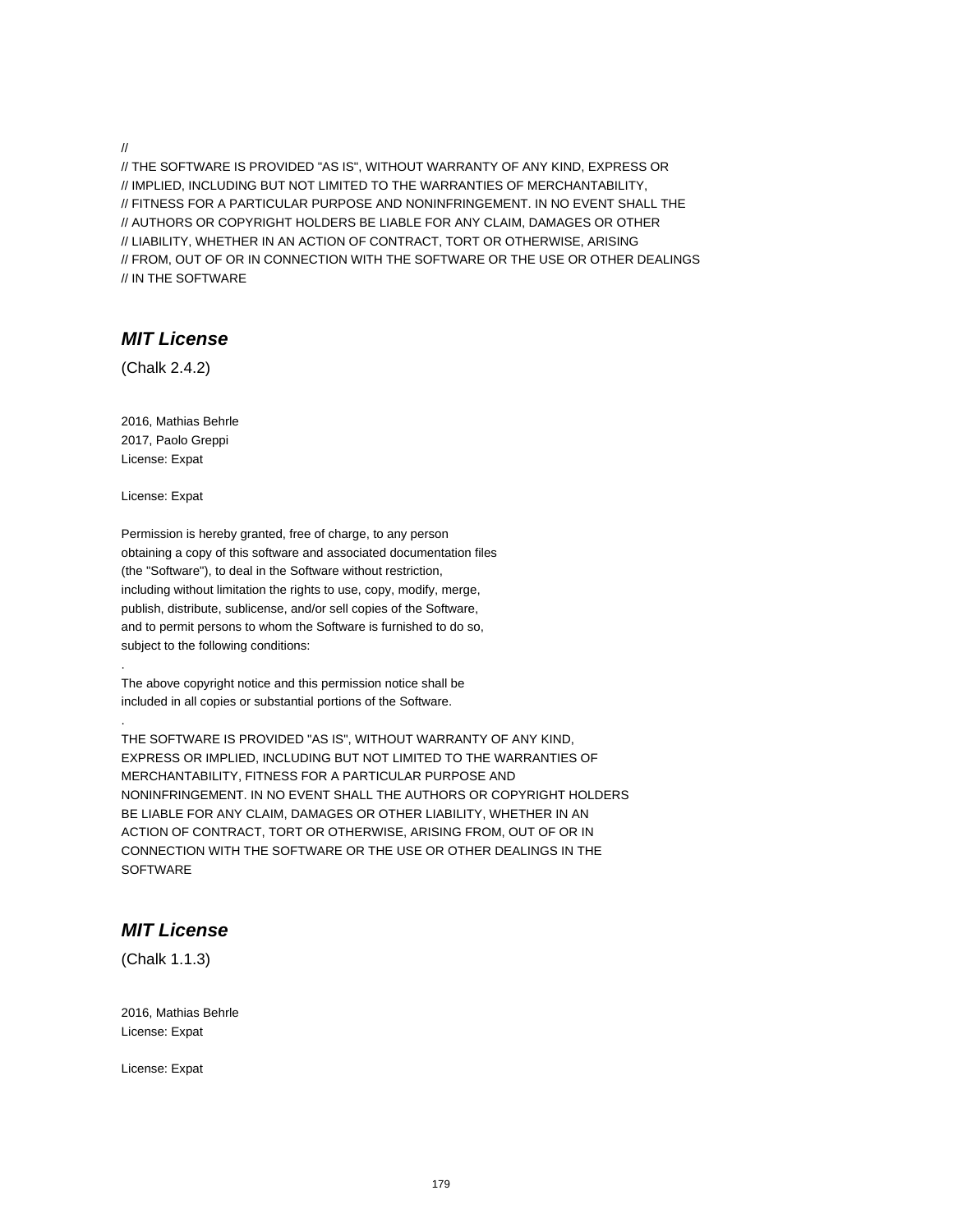//
// THE SOFTWARE IS PROVIDED "AS IS", WITHOUT WARRANTY OF ANY KIND, EXPRESS OR
// IMPLIED, INCLUDING BUT NOT LIMITED TO THE WARRANTIES OF MERCHANTABILITY,
// FITNESS FOR A PARTICULAR PURPOSE AND NONINFRINGEMENT. IN NO EVENT SHALL THE
// AUTHORS OR COPYRIGHT HOLDERS BE LIABLE FOR ANY CLAIM, DAMAGES OR OTHER
// LIABILITY, WHETHER IN AN ACTION OF CONTRACT, TORT OR OTHERWISE, ARISING
// FROM, OUT OF OR IN CONNECTION WITH THE SOFTWARE OR THE USE OR OTHER DEALINGS
// IN THE SOFTWARE

## *MIT License*

(Chalk 2.4.2)

2016, Mathias Behrle
2017, Paolo Greppi
License: Expat

License: Expat

Permission is hereby granted, free of charge, to any person
obtaining a copy of this software and associated documentation files
(the "Software"), to deal in the Software without restriction,
including without limitation the rights to use, copy, modify, merge,
publish, distribute, sublicense, and/or sell copies of the Software,
and to permit persons to whom the Software is furnished to do so,
subject to the following conditions:
.
The above copyright notice and this permission notice shall be
included in all copies or substantial portions of the Software.
.
THE SOFTWARE IS PROVIDED "AS IS", WITHOUT WARRANTY OF ANY KIND,
EXPRESS OR IMPLIED, INCLUDING BUT NOT LIMITED TO THE WARRANTIES OF
MERCHANTABILITY, FITNESS FOR A PARTICULAR PURPOSE AND
NONINFRINGEMENT. IN NO EVENT SHALL THE AUTHORS OR COPYRIGHT HOLDERS
BE LIABLE FOR ANY CLAIM, DAMAGES OR OTHER LIABILITY, WHETHER IN AN
ACTION OF CONTRACT, TORT OR OTHERWISE, ARISING FROM, OUT OF OR IN
CONNECTION WITH THE SOFTWARE OR THE USE OR OTHER DEALINGS IN THE
SOFTWARE

## *MIT License*

(Chalk 1.1.3)

2016, Mathias Behrle
License: Expat

License: Expat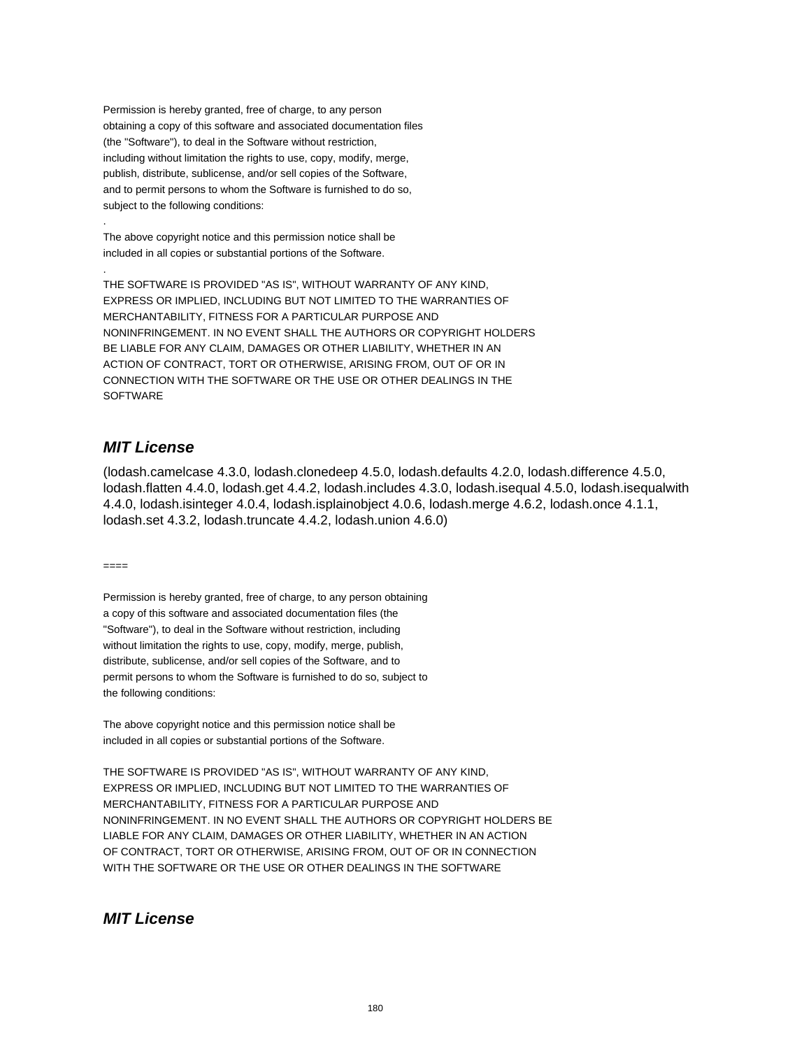Permission is hereby granted, free of charge, to any person
obtaining a copy of this software and associated documentation files
(the "Software"), to deal in the Software without restriction,
including without limitation the rights to use, copy, modify, merge,
publish, distribute, sublicense, and/or sell copies of the Software,
and to permit persons to whom the Software is furnished to do so,
subject to the following conditions:

.

The above copyright notice and this permission notice shall be
included in all copies or substantial portions of the Software.

.

THE SOFTWARE IS PROVIDED "AS IS", WITHOUT WARRANTY OF ANY KIND,
EXPRESS OR IMPLIED, INCLUDING BUT NOT LIMITED TO THE WARRANTIES OF
MERCHANTABILITY, FITNESS FOR A PARTICULAR PURPOSE AND
NONINFRINGEMENT. IN NO EVENT SHALL THE AUTHORS OR COPYRIGHT HOLDERS
BE LIABLE FOR ANY CLAIM, DAMAGES OR OTHER LIABILITY, WHETHER IN AN
ACTION OF CONTRACT, TORT OR OTHERWISE, ARISING FROM, OUT OF OR IN
CONNECTION WITH THE SOFTWARE OR THE USE OR OTHER DEALINGS IN THE
SOFTWARE

## *MIT License*

(lodash.camelcase 4.3.0, lodash.clonedeep 4.5.0, lodash.defaults 4.2.0, lodash.difference 4.5.0, lodash.flatten 4.4.0, lodash.get 4.4.2, lodash.includes 4.3.0, lodash.isequal 4.5.0, lodash.isequalwith 4.4.0, lodash.isinteger 4.0.4, lodash.isplainobject 4.0.6, lodash.merge 4.6.2, lodash.once 4.1.1, lodash.set 4.3.2, lodash.truncate 4.4.2, lodash.union 4.6.0)

====

Permission is hereby granted, free of charge, to any person obtaining
a copy of this software and associated documentation files (the
"Software"), to deal in the Software without restriction, including
without limitation the rights to use, copy, modify, merge, publish,
distribute, sublicense, and/or sell copies of the Software, and to
permit persons to whom the Software is furnished to do so, subject to
the following conditions:

The above copyright notice and this permission notice shall be
included in all copies or substantial portions of the Software.

THE SOFTWARE IS PROVIDED "AS IS", WITHOUT WARRANTY OF ANY KIND,
EXPRESS OR IMPLIED, INCLUDING BUT NOT LIMITED TO THE WARRANTIES OF
MERCHANTABILITY, FITNESS FOR A PARTICULAR PURPOSE AND
NONINFRINGEMENT. IN NO EVENT SHALL THE AUTHORS OR COPYRIGHT HOLDERS BE
LIABLE FOR ANY CLAIM, DAMAGES OR OTHER LIABILITY, WHETHER IN AN ACTION
OF CONTRACT, TORT OR OTHERWISE, ARISING FROM, OUT OF OR IN CONNECTION
WITH THE SOFTWARE OR THE USE OR OTHER DEALINGS IN THE SOFTWARE

## *MIT License*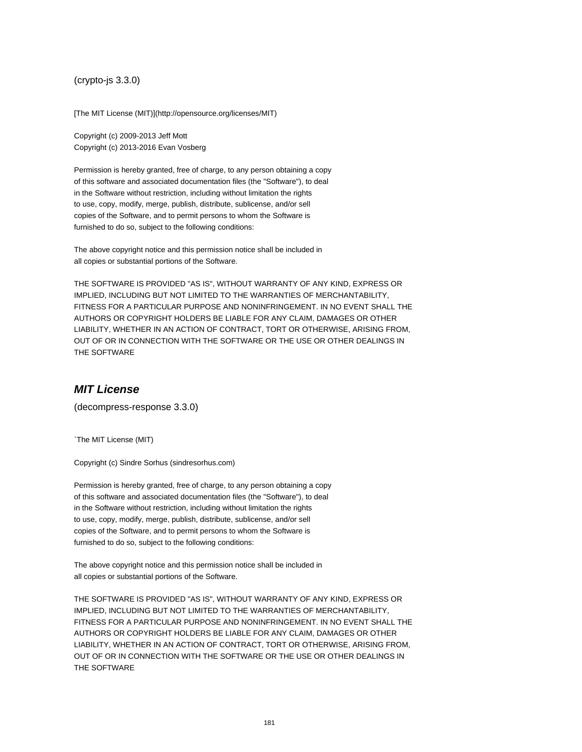(crypto-js 3.3.0)

[The MIT License (MIT)](http://opensource.org/licenses/MIT)

Copyright (c) 2009-2013 Jeff Mott
Copyright (c) 2013-2016 Evan Vosberg

Permission is hereby granted, free of charge, to any person obtaining a copy
of this software and associated documentation files (the "Software"), to deal
in the Software without restriction, including without limitation the rights
to use, copy, modify, merge, publish, distribute, sublicense, and/or sell
copies of the Software, and to permit persons to whom the Software is
furnished to do so, subject to the following conditions:

The above copyright notice and this permission notice shall be included in
all copies or substantial portions of the Software.

THE SOFTWARE IS PROVIDED "AS IS", WITHOUT WARRANTY OF ANY KIND, EXPRESS OR
IMPLIED, INCLUDING BUT NOT LIMITED TO THE WARRANTIES OF MERCHANTABILITY,
FITNESS FOR A PARTICULAR PURPOSE AND NONINFRINGEMENT. IN NO EVENT SHALL THE
AUTHORS OR COPYRIGHT HOLDERS BE LIABLE FOR ANY CLAIM, DAMAGES OR OTHER
LIABILITY, WHETHER IN AN ACTION OF CONTRACT, TORT OR OTHERWISE, ARISING FROM,
OUT OF OR IN CONNECTION WITH THE SOFTWARE OR THE USE OR OTHER DEALINGS IN
THE SOFTWARE

## *MIT License*

(decompress-response 3.3.0)

`The MIT License (MIT)

Copyright (c) Sindre Sorhus (sindresorhus.com)

Permission is hereby granted, free of charge, to any person obtaining a copy
of this software and associated documentation files (the "Software"), to deal
in the Software without restriction, including without limitation the rights
to use, copy, modify, merge, publish, distribute, sublicense, and/or sell
copies of the Software, and to permit persons to whom the Software is
furnished to do so, subject to the following conditions:

The above copyright notice and this permission notice shall be included in
all copies or substantial portions of the Software.

THE SOFTWARE IS PROVIDED "AS IS", WITHOUT WARRANTY OF ANY KIND, EXPRESS OR
IMPLIED, INCLUDING BUT NOT LIMITED TO THE WARRANTIES OF MERCHANTABILITY,
FITNESS FOR A PARTICULAR PURPOSE AND NONINFRINGEMENT. IN NO EVENT SHALL THE
AUTHORS OR COPYRIGHT HOLDERS BE LIABLE FOR ANY CLAIM, DAMAGES OR OTHER
LIABILITY, WHETHER IN AN ACTION OF CONTRACT, TORT OR OTHERWISE, ARISING FROM,
OUT OF OR IN CONNECTION WITH THE SOFTWARE OR THE USE OR OTHER DEALINGS IN
THE SOFTWARE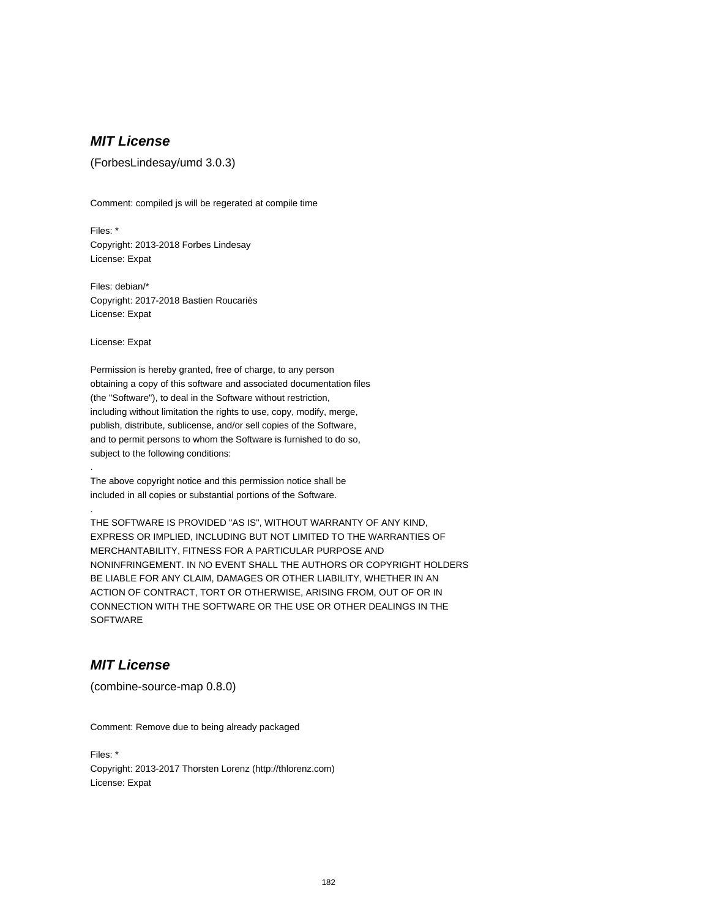## ***MIT License***

(ForbesLindesay/umd 3.0.3)

Comment: compiled js will be regerated at compile time

Files: *
Copyright: 2013-2018 Forbes Lindesay
License: Expat

Files: debian/*
Copyright: 2017-2018 Bastien Roucariès
License: Expat

License: Expat

Permission is hereby granted, free of charge, to any person
obtaining a copy of this software and associated documentation files
(the "Software"), to deal in the Software without restriction,
including without limitation the rights to use, copy, modify, merge,
publish, distribute, sublicense, and/or sell copies of the Software,
and to permit persons to whom the Software is furnished to do so,
subject to the following conditions:
.
The above copyright notice and this permission notice shall be
included in all copies or substantial portions of the Software.
.
THE SOFTWARE IS PROVIDED "AS IS", WITHOUT WARRANTY OF ANY KIND,
EXPRESS OR IMPLIED, INCLUDING BUT NOT LIMITED TO THE WARRANTIES OF
MERCHANTABILITY, FITNESS FOR A PARTICULAR PURPOSE AND
NONINFRINGEMENT. IN NO EVENT SHALL THE AUTHORS OR COPYRIGHT HOLDERS
BE LIABLE FOR ANY CLAIM, DAMAGES OR OTHER LIABILITY, WHETHER IN AN
ACTION OF CONTRACT, TORT OR OTHERWISE, ARISING FROM, OUT OF OR IN
CONNECTION WITH THE SOFTWARE OR THE USE OR OTHER DEALINGS IN THE
SOFTWARE

## ***MIT License***

(combine-source-map 0.8.0)

Comment: Remove due to being already packaged

Files: *
Copyright: 2013-2017 Thorsten Lorenz (http://thlorenz.com)
License: Expat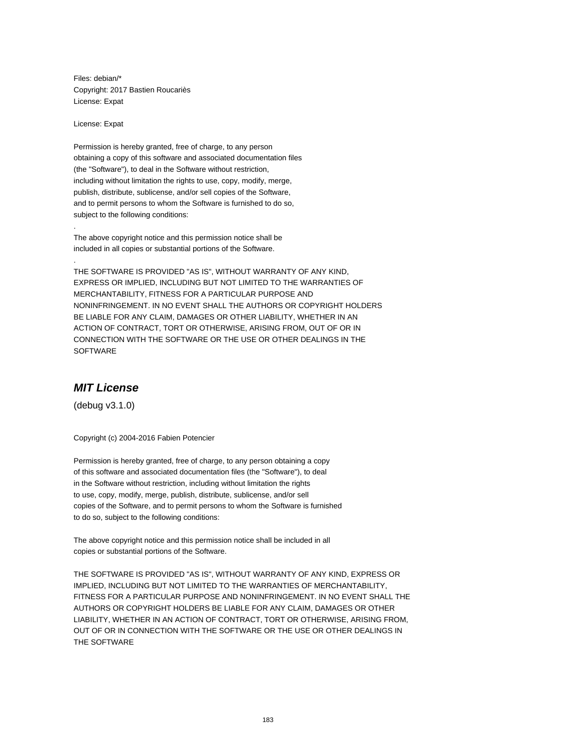Files: debian/*
Copyright: 2017 Bastien Roucariès
License: Expat

License: Expat

Permission is hereby granted, free of charge, to any person
obtaining a copy of this software and associated documentation files
(the "Software"), to deal in the Software without restriction,
including without limitation the rights to use, copy, modify, merge,
publish, distribute, sublicense, and/or sell copies of the Software,
and to permit persons to whom the Software is furnished to do so,
subject to the following conditions:

.

The above copyright notice and this permission notice shall be
included in all copies or substantial portions of the Software.

.

THE SOFTWARE IS PROVIDED "AS IS", WITHOUT WARRANTY OF ANY KIND,
EXPRESS OR IMPLIED, INCLUDING BUT NOT LIMITED TO THE WARRANTIES OF
MERCHANTABILITY, FITNESS FOR A PARTICULAR PURPOSE AND
NONINFRINGEMENT. IN NO EVENT SHALL THE AUTHORS OR COPYRIGHT HOLDERS
BE LIABLE FOR ANY CLAIM, DAMAGES OR OTHER LIABILITY, WHETHER IN AN
ACTION OF CONTRACT, TORT OR OTHERWISE, ARISING FROM, OUT OF OR IN
CONNECTION WITH THE SOFTWARE OR THE USE OR OTHER DEALINGS IN THE
SOFTWARE

## *MIT License*

(debug v3.1.0)

Copyright (c) 2004-2016 Fabien Potencier

Permission is hereby granted, free of charge, to any person obtaining a copy
of this software and associated documentation files (the "Software"), to deal
in the Software without restriction, including without limitation the rights
to use, copy, modify, merge, publish, distribute, sublicense, and/or sell
copies of the Software, and to permit persons to whom the Software is furnished
to do so, subject to the following conditions:

The above copyright notice and this permission notice shall be included in all
copies or substantial portions of the Software.

THE SOFTWARE IS PROVIDED "AS IS", WITHOUT WARRANTY OF ANY KIND, EXPRESS OR
IMPLIED, INCLUDING BUT NOT LIMITED TO THE WARRANTIES OF MERCHANTABILITY,
FITNESS FOR A PARTICULAR PURPOSE AND NONINFRINGEMENT. IN NO EVENT SHALL THE
AUTHORS OR COPYRIGHT HOLDERS BE LIABLE FOR ANY CLAIM, DAMAGES OR OTHER
LIABILITY, WHETHER IN AN ACTION OF CONTRACT, TORT OR OTHERWISE, ARISING FROM,
OUT OF OR IN CONNECTION WITH THE SOFTWARE OR THE USE OR OTHER DEALINGS IN
THE SOFTWARE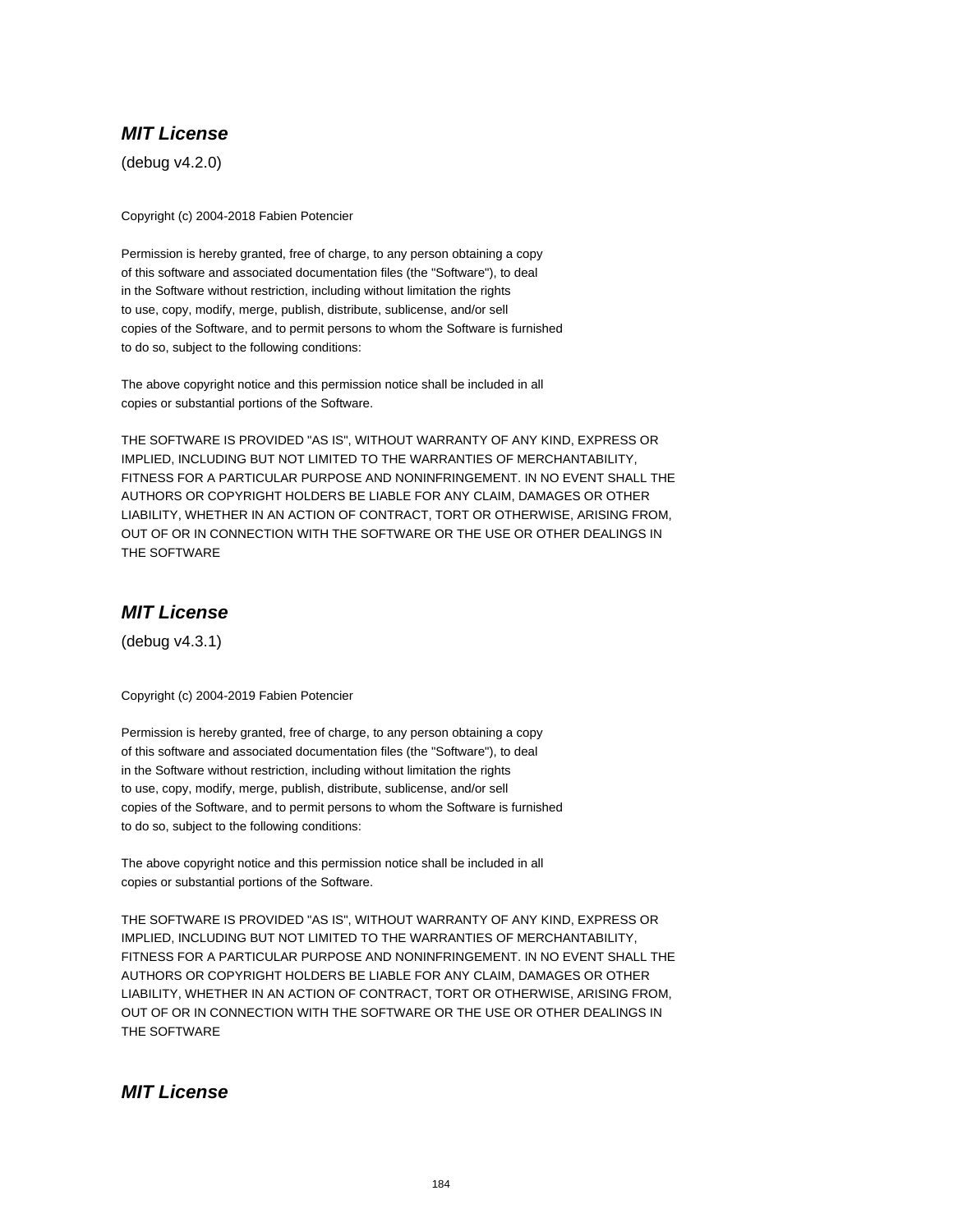## ***MIT License***

(debug v4.2.0)

Copyright (c) 2004-2018 Fabien Potencier

Permission is hereby granted, free of charge, to any person obtaining a copy
of this software and associated documentation files (the "Software"), to deal
in the Software without restriction, including without limitation the rights
to use, copy, modify, merge, publish, distribute, sublicense, and/or sell
copies of the Software, and to permit persons to whom the Software is furnished
to do so, subject to the following conditions:

The above copyright notice and this permission notice shall be included in all
copies or substantial portions of the Software.

THE SOFTWARE IS PROVIDED "AS IS", WITHOUT WARRANTY OF ANY KIND, EXPRESS OR
IMPLIED, INCLUDING BUT NOT LIMITED TO THE WARRANTIES OF MERCHANTABILITY,
FITNESS FOR A PARTICULAR PURPOSE AND NONINFRINGEMENT. IN NO EVENT SHALL THE
AUTHORS OR COPYRIGHT HOLDERS BE LIABLE FOR ANY CLAIM, DAMAGES OR OTHER
LIABILITY, WHETHER IN AN ACTION OF CONTRACT, TORT OR OTHERWISE, ARISING FROM,
OUT OF OR IN CONNECTION WITH THE SOFTWARE OR THE USE OR OTHER DEALINGS IN
THE SOFTWARE

## ***MIT License***

(debug v4.3.1)

Copyright (c) 2004-2019 Fabien Potencier

Permission is hereby granted, free of charge, to any person obtaining a copy
of this software and associated documentation files (the "Software"), to deal
in the Software without restriction, including without limitation the rights
to use, copy, modify, merge, publish, distribute, sublicense, and/or sell
copies of the Software, and to permit persons to whom the Software is furnished
to do so, subject to the following conditions:

The above copyright notice and this permission notice shall be included in all
copies or substantial portions of the Software.

THE SOFTWARE IS PROVIDED "AS IS", WITHOUT WARRANTY OF ANY KIND, EXPRESS OR
IMPLIED, INCLUDING BUT NOT LIMITED TO THE WARRANTIES OF MERCHANTABILITY,
FITNESS FOR A PARTICULAR PURPOSE AND NONINFRINGEMENT. IN NO EVENT SHALL THE
AUTHORS OR COPYRIGHT HOLDERS BE LIABLE FOR ANY CLAIM, DAMAGES OR OTHER
LIABILITY, WHETHER IN AN ACTION OF CONTRACT, TORT OR OTHERWISE, ARISING FROM,
OUT OF OR IN CONNECTION WITH THE SOFTWARE OR THE USE OR OTHER DEALINGS IN
THE SOFTWARE

## ***MIT License***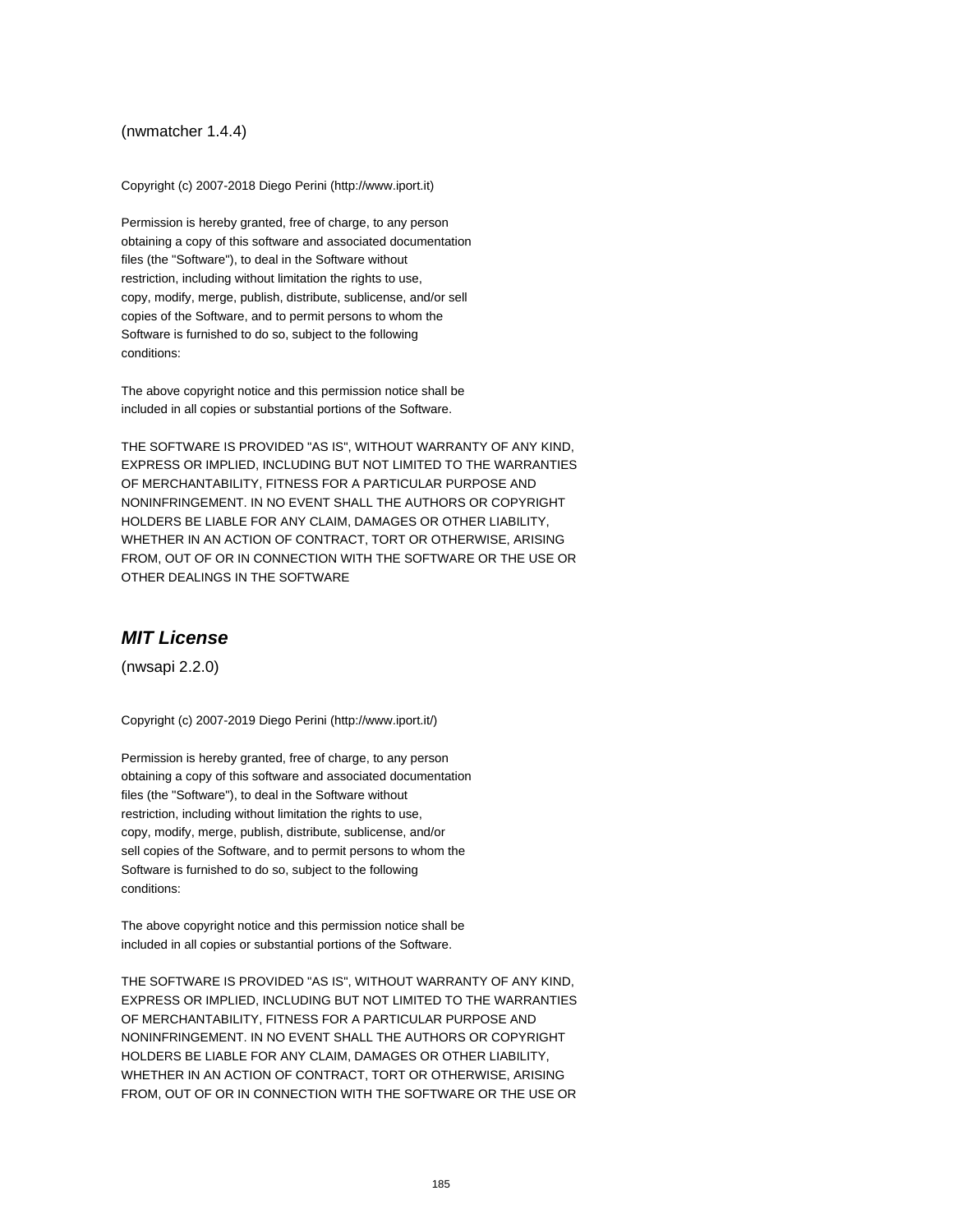(nwmatcher 1.4.4)

Copyright (c) 2007-2018 Diego Perini (http://www.iport.it)

Permission is hereby granted, free of charge, to any person
obtaining a copy of this software and associated documentation
files (the "Software"), to deal in the Software without
restriction, including without limitation the rights to use,
copy, modify, merge, publish, distribute, sublicense, and/or sell
copies of the Software, and to permit persons to whom the
Software is furnished to do so, subject to the following
conditions:

The above copyright notice and this permission notice shall be
included in all copies or substantial portions of the Software.

THE SOFTWARE IS PROVIDED "AS IS", WITHOUT WARRANTY OF ANY KIND,
EXPRESS OR IMPLIED, INCLUDING BUT NOT LIMITED TO THE WARRANTIES
OF MERCHANTABILITY, FITNESS FOR A PARTICULAR PURPOSE AND
NONINFRINGEMENT. IN NO EVENT SHALL THE AUTHORS OR COPYRIGHT
HOLDERS BE LIABLE FOR ANY CLAIM, DAMAGES OR OTHER LIABILITY,
WHETHER IN AN ACTION OF CONTRACT, TORT OR OTHERWISE, ARISING
FROM, OUT OF OR IN CONNECTION WITH THE SOFTWARE OR THE USE OR
OTHER DEALINGS IN THE SOFTWARE

## *MIT License*

(nwsapi 2.2.0)

Copyright (c) 2007-2019 Diego Perini (http://www.iport.it/)

Permission is hereby granted, free of charge, to any person
obtaining a copy of this software and associated documentation
files (the "Software"), to deal in the Software without
restriction, including without limitation the rights to use,
copy, modify, merge, publish, distribute, sublicense, and/or
sell copies of the Software, and to permit persons to whom the
Software is furnished to do so, subject to the following
conditions:

The above copyright notice and this permission notice shall be
included in all copies or substantial portions of the Software.

THE SOFTWARE IS PROVIDED "AS IS", WITHOUT WARRANTY OF ANY KIND,
EXPRESS OR IMPLIED, INCLUDING BUT NOT LIMITED TO THE WARRANTIES
OF MERCHANTABILITY, FITNESS FOR A PARTICULAR PURPOSE AND
NONINFRINGEMENT. IN NO EVENT SHALL THE AUTHORS OR COPYRIGHT
HOLDERS BE LIABLE FOR ANY CLAIM, DAMAGES OR OTHER LIABILITY,
WHETHER IN AN ACTION OF CONTRACT, TORT OR OTHERWISE, ARISING
FROM, OUT OF OR IN CONNECTION WITH THE SOFTWARE OR THE USE OR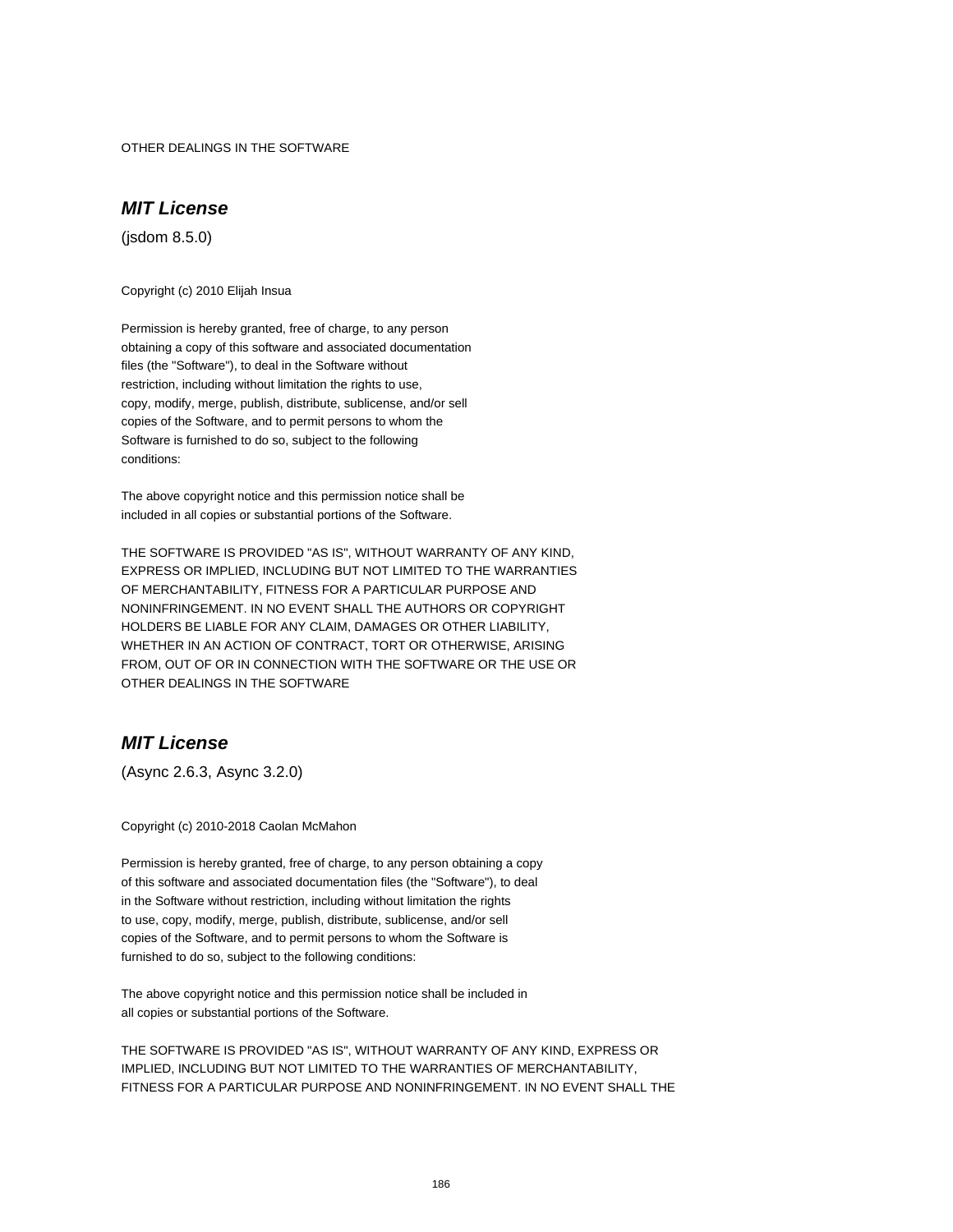OTHER DEALINGS IN THE SOFTWARE

## ***MIT License***

(jsdom 8.5.0)

Copyright (c) 2010 Elijah Insua

Permission is hereby granted, free of charge, to any person
obtaining a copy of this software and associated documentation
files (the "Software"), to deal in the Software without
restriction, including without limitation the rights to use,
copy, modify, merge, publish, distribute, sublicense, and/or sell
copies of the Software, and to permit persons to whom the
Software is furnished to do so, subject to the following
conditions:

The above copyright notice and this permission notice shall be
included in all copies or substantial portions of the Software.

THE SOFTWARE IS PROVIDED "AS IS", WITHOUT WARRANTY OF ANY KIND,
EXPRESS OR IMPLIED, INCLUDING BUT NOT LIMITED TO THE WARRANTIES
OF MERCHANTABILITY, FITNESS FOR A PARTICULAR PURPOSE AND
NONINFRINGEMENT. IN NO EVENT SHALL THE AUTHORS OR COPYRIGHT
HOLDERS BE LIABLE FOR ANY CLAIM, DAMAGES OR OTHER LIABILITY,
WHETHER IN AN ACTION OF CONTRACT, TORT OR OTHERWISE, ARISING
FROM, OUT OF OR IN CONNECTION WITH THE SOFTWARE OR THE USE OR
OTHER DEALINGS IN THE SOFTWARE

## ***MIT License***

(Async 2.6.3, Async 3.2.0)

Copyright (c) 2010-2018 Caolan McMahon

Permission is hereby granted, free of charge, to any person obtaining a copy
of this software and associated documentation files (the "Software"), to deal
in the Software without restriction, including without limitation the rights
to use, copy, modify, merge, publish, distribute, sublicense, and/or sell
copies of the Software, and to permit persons to whom the Software is
furnished to do so, subject to the following conditions:

The above copyright notice and this permission notice shall be included in
all copies or substantial portions of the Software.

THE SOFTWARE IS PROVIDED "AS IS", WITHOUT WARRANTY OF ANY KIND, EXPRESS OR
IMPLIED, INCLUDING BUT NOT LIMITED TO THE WARRANTIES OF MERCHANTABILITY,
FITNESS FOR A PARTICULAR PURPOSE AND NONINFRINGEMENT. IN NO EVENT SHALL THE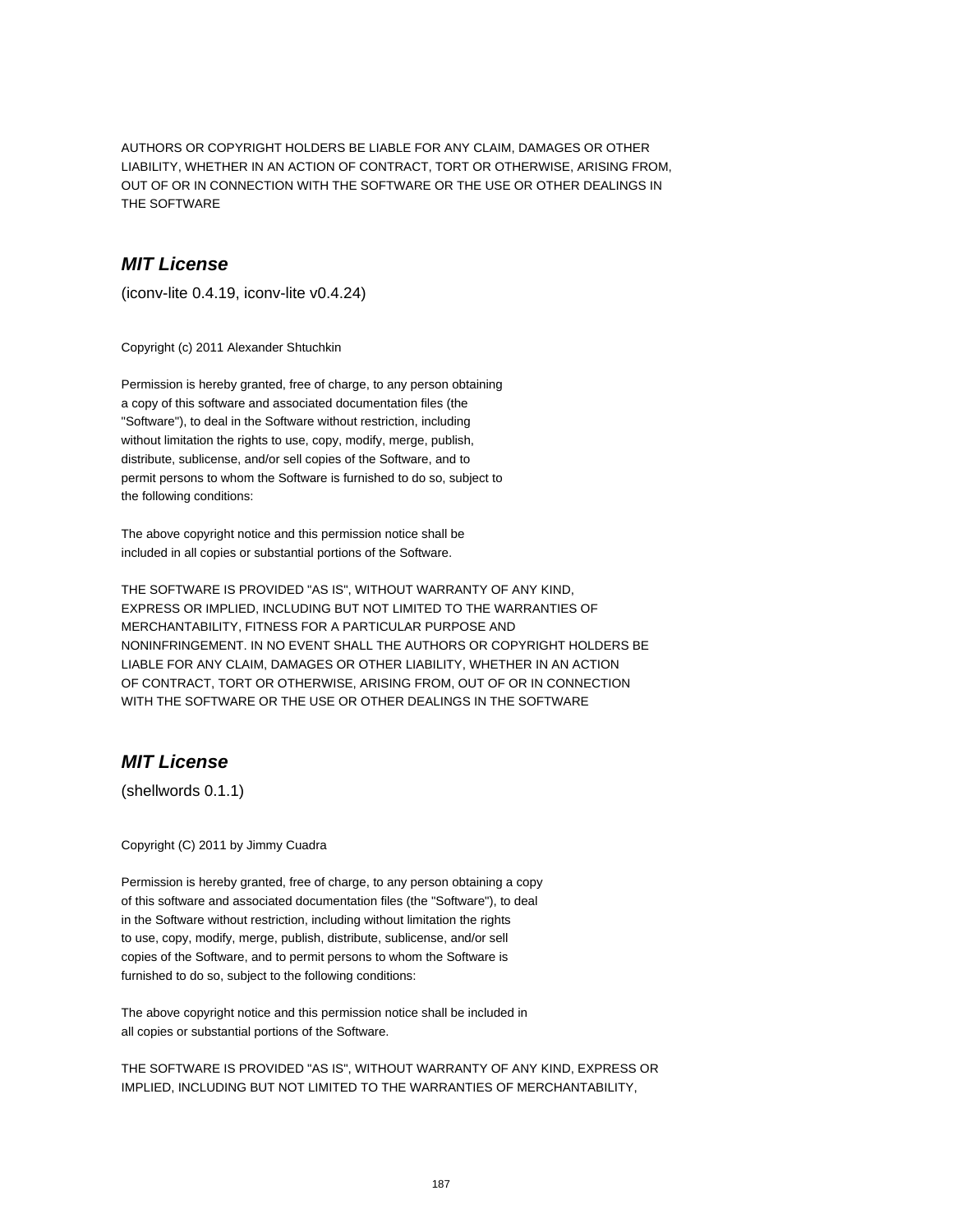AUTHORS OR COPYRIGHT HOLDERS BE LIABLE FOR ANY CLAIM, DAMAGES OR OTHER
LIABILITY, WHETHER IN AN ACTION OF CONTRACT, TORT OR OTHERWISE, ARISING FROM,
OUT OF OR IN CONNECTION WITH THE SOFTWARE OR THE USE OR OTHER DEALINGS IN
THE SOFTWARE

## *MIT License*

(iconv-lite 0.4.19, iconv-lite v0.4.24)

Copyright (c) 2011 Alexander Shtuchkin

Permission is hereby granted, free of charge, to any person obtaining
a copy of this software and associated documentation files (the
"Software"), to deal in the Software without restriction, including
without limitation the rights to use, copy, modify, merge, publish,
distribute, sublicense, and/or sell copies of the Software, and to
permit persons to whom the Software is furnished to do so, subject to
the following conditions:

The above copyright notice and this permission notice shall be
included in all copies or substantial portions of the Software.

THE SOFTWARE IS PROVIDED "AS IS", WITHOUT WARRANTY OF ANY KIND,
EXPRESS OR IMPLIED, INCLUDING BUT NOT LIMITED TO THE WARRANTIES OF
MERCHANTABILITY, FITNESS FOR A PARTICULAR PURPOSE AND
NONINFRINGEMENT. IN NO EVENT SHALL THE AUTHORS OR COPYRIGHT HOLDERS BE
LIABLE FOR ANY CLAIM, DAMAGES OR OTHER LIABILITY, WHETHER IN AN ACTION
OF CONTRACT, TORT OR OTHERWISE, ARISING FROM, OUT OF OR IN CONNECTION
WITH THE SOFTWARE OR THE USE OR OTHER DEALINGS IN THE SOFTWARE

## *MIT License*

(shellwords 0.1.1)

Copyright (C) 2011 by Jimmy Cuadra

Permission is hereby granted, free of charge, to any person obtaining a copy
of this software and associated documentation files (the "Software"), to deal
in the Software without restriction, including without limitation the rights
to use, copy, modify, merge, publish, distribute, sublicense, and/or sell
copies of the Software, and to permit persons to whom the Software is
furnished to do so, subject to the following conditions:

The above copyright notice and this permission notice shall be included in
all copies or substantial portions of the Software.

THE SOFTWARE IS PROVIDED "AS IS", WITHOUT WARRANTY OF ANY KIND, EXPRESS OR
IMPLIED, INCLUDING BUT NOT LIMITED TO THE WARRANTIES OF MERCHANTABILITY,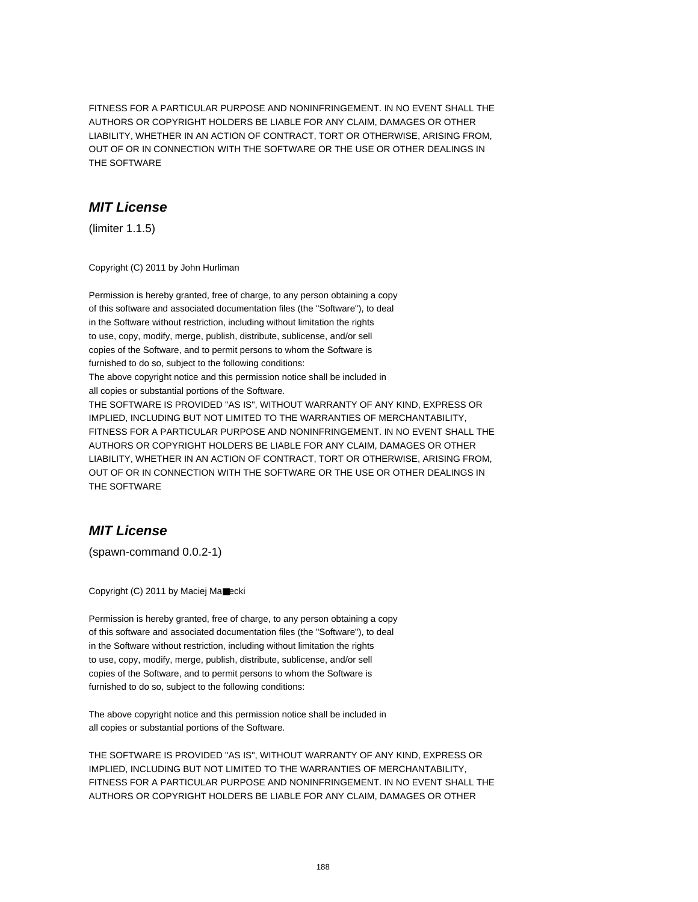FITNESS FOR A PARTICULAR PURPOSE AND NONINFRINGEMENT. IN NO EVENT SHALL THE
AUTHORS OR COPYRIGHT HOLDERS BE LIABLE FOR ANY CLAIM, DAMAGES OR OTHER
LIABILITY, WHETHER IN AN ACTION OF CONTRACT, TORT OR OTHERWISE, ARISING FROM,
OUT OF OR IN CONNECTION WITH THE SOFTWARE OR THE USE OR OTHER DEALINGS IN
THE SOFTWARE

## *MIT License*

(limiter 1.1.5)

Copyright (C) 2011 by John Hurliman

Permission is hereby granted, free of charge, to any person obtaining a copy
of this software and associated documentation files (the "Software"), to deal
in the Software without restriction, including without limitation the rights
to use, copy, modify, merge, publish, distribute, sublicense, and/or sell
copies of the Software, and to permit persons to whom the Software is
furnished to do so, subject to the following conditions:
The above copyright notice and this permission notice shall be included in
all copies or substantial portions of the Software.
THE SOFTWARE IS PROVIDED "AS IS", WITHOUT WARRANTY OF ANY KIND, EXPRESS OR
IMPLIED, INCLUDING BUT NOT LIMITED TO THE WARRANTIES OF MERCHANTABILITY,
FITNESS FOR A PARTICULAR PURPOSE AND NONINFRINGEMENT. IN NO EVENT SHALL THE
AUTHORS OR COPYRIGHT HOLDERS BE LIABLE FOR ANY CLAIM, DAMAGES OR OTHER
LIABILITY, WHETHER IN AN ACTION OF CONTRACT, TORT OR OTHERWISE, ARISING FROM,
OUT OF OR IN CONNECTION WITH THE SOFTWARE OR THE USE OR OTHER DEALINGS IN
THE SOFTWARE

## *MIT License*

(spawn-command 0.0.2-1)

Copyright (C) 2011 by Maciej Ma■ecki

Permission is hereby granted, free of charge, to any person obtaining a copy
of this software and associated documentation files (the "Software"), to deal
in the Software without restriction, including without limitation the rights
to use, copy, modify, merge, publish, distribute, sublicense, and/or sell
copies of the Software, and to permit persons to whom the Software is
furnished to do so, subject to the following conditions:

The above copyright notice and this permission notice shall be included in
all copies or substantial portions of the Software.

THE SOFTWARE IS PROVIDED "AS IS", WITHOUT WARRANTY OF ANY KIND, EXPRESS OR
IMPLIED, INCLUDING BUT NOT LIMITED TO THE WARRANTIES OF MERCHANTABILITY,
FITNESS FOR A PARTICULAR PURPOSE AND NONINFRINGEMENT. IN NO EVENT SHALL THE
AUTHORS OR COPYRIGHT HOLDERS BE LIABLE FOR ANY CLAIM, DAMAGES OR OTHER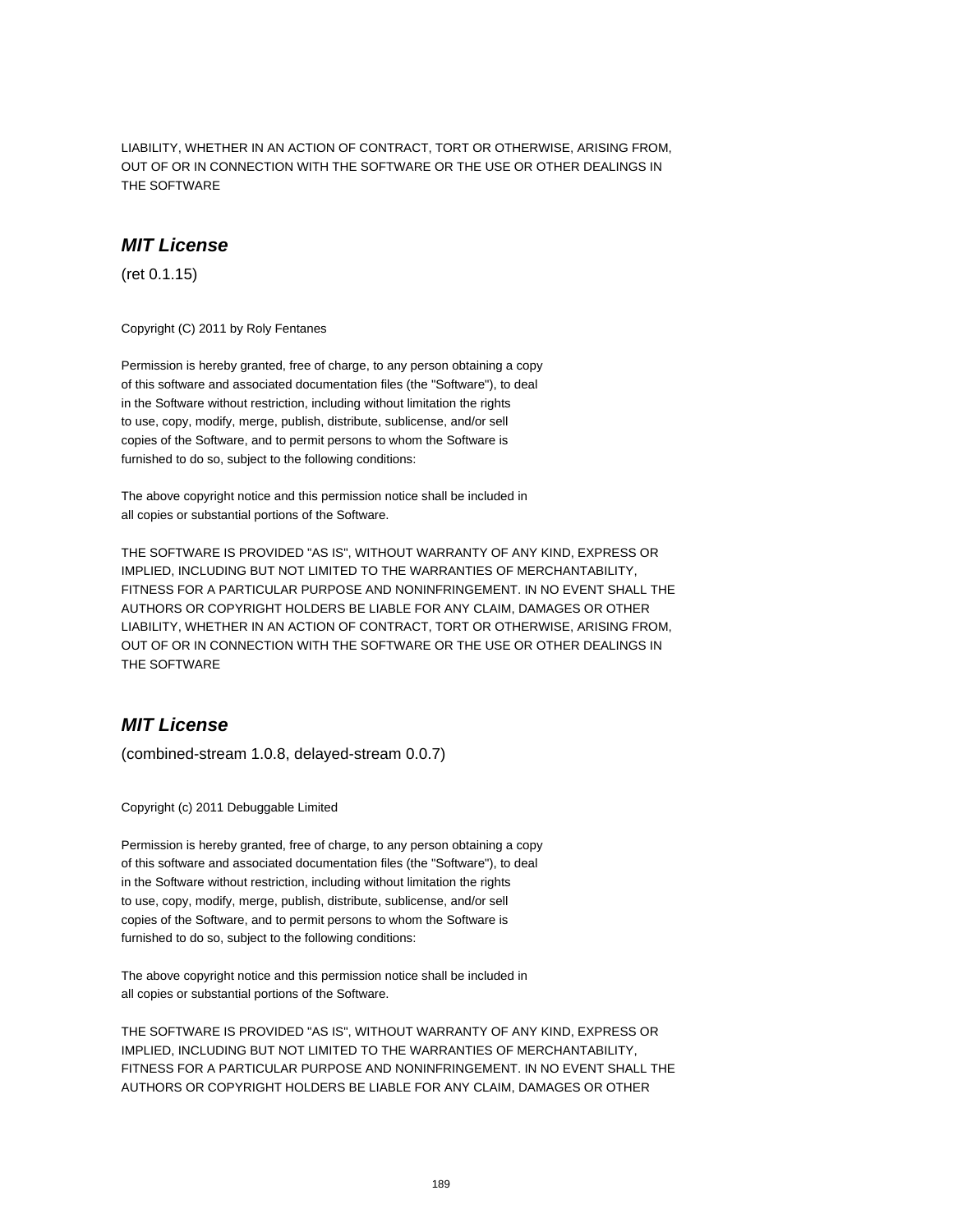LIABILITY, WHETHER IN AN ACTION OF CONTRACT, TORT OR OTHERWISE, ARISING FROM,
OUT OF OR IN CONNECTION WITH THE SOFTWARE OR THE USE OR OTHER DEALINGS IN
THE SOFTWARE

## *MIT License*

(ret 0.1.15)

Copyright (C) 2011 by Roly Fentanes

Permission is hereby granted, free of charge, to any person obtaining a copy
of this software and associated documentation files (the "Software"), to deal
in the Software without restriction, including without limitation the rights
to use, copy, modify, merge, publish, distribute, sublicense, and/or sell
copies of the Software, and to permit persons to whom the Software is
furnished to do so, subject to the following conditions:

The above copyright notice and this permission notice shall be included in
all copies or substantial portions of the Software.

THE SOFTWARE IS PROVIDED "AS IS", WITHOUT WARRANTY OF ANY KIND, EXPRESS OR
IMPLIED, INCLUDING BUT NOT LIMITED TO THE WARRANTIES OF MERCHANTABILITY,
FITNESS FOR A PARTICULAR PURPOSE AND NONINFRINGEMENT. IN NO EVENT SHALL THE
AUTHORS OR COPYRIGHT HOLDERS BE LIABLE FOR ANY CLAIM, DAMAGES OR OTHER
LIABILITY, WHETHER IN AN ACTION OF CONTRACT, TORT OR OTHERWISE, ARISING FROM,
OUT OF OR IN CONNECTION WITH THE SOFTWARE OR THE USE OR OTHER DEALINGS IN
THE SOFTWARE

## *MIT License*

(combined-stream 1.0.8, delayed-stream 0.0.7)

Copyright (c) 2011 Debuggable Limited

Permission is hereby granted, free of charge, to any person obtaining a copy
of this software and associated documentation files (the "Software"), to deal
in the Software without restriction, including without limitation the rights
to use, copy, modify, merge, publish, distribute, sublicense, and/or sell
copies of the Software, and to permit persons to whom the Software is
furnished to do so, subject to the following conditions:

The above copyright notice and this permission notice shall be included in
all copies or substantial portions of the Software.

THE SOFTWARE IS PROVIDED "AS IS", WITHOUT WARRANTY OF ANY KIND, EXPRESS OR
IMPLIED, INCLUDING BUT NOT LIMITED TO THE WARRANTIES OF MERCHANTABILITY,
FITNESS FOR A PARTICULAR PURPOSE AND NONINFRINGEMENT. IN NO EVENT SHALL THE
AUTHORS OR COPYRIGHT HOLDERS BE LIABLE FOR ANY CLAIM, DAMAGES OR OTHER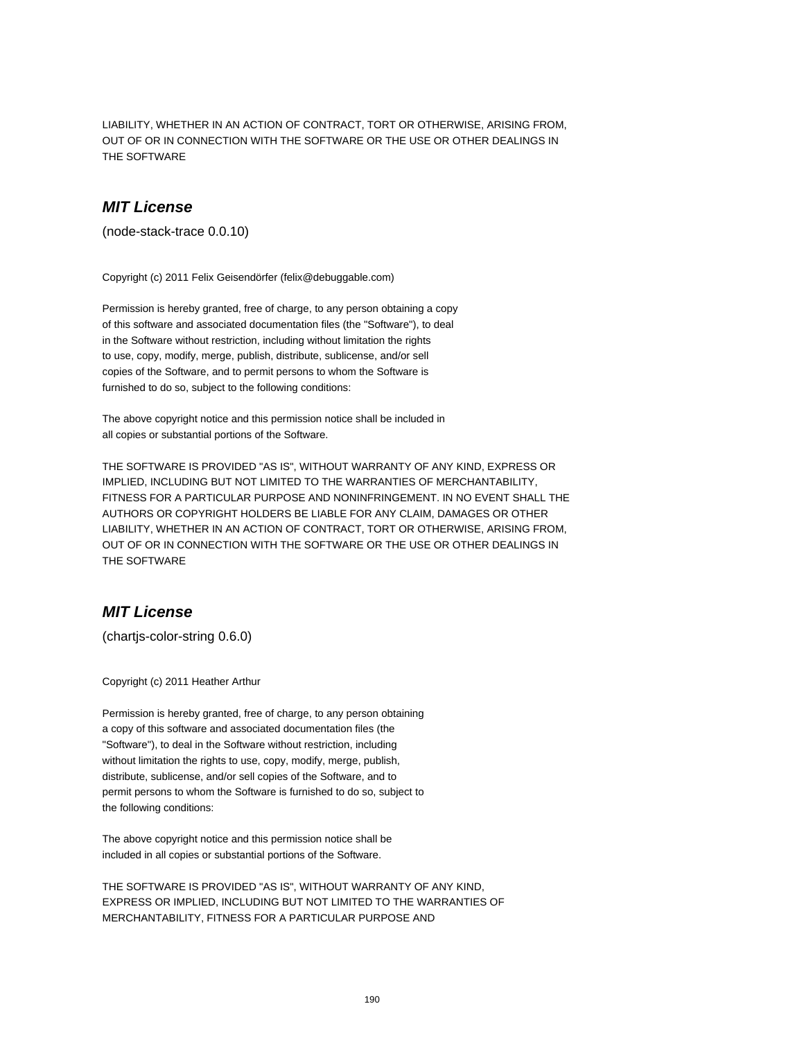LIABILITY, WHETHER IN AN ACTION OF CONTRACT, TORT OR OTHERWISE, ARISING FROM, OUT OF OR IN CONNECTION WITH THE SOFTWARE OR THE USE OR OTHER DEALINGS IN THE SOFTWARE

## *MIT License*

(node-stack-trace 0.0.10)

Copyright (c) 2011 Felix Geisendörfer (felix@debuggable.com)

Permission is hereby granted, free of charge, to any person obtaining a copy of this software and associated documentation files (the "Software"), to deal in the Software without restriction, including without limitation the rights to use, copy, modify, merge, publish, distribute, sublicense, and/or sell copies of the Software, and to permit persons to whom the Software is furnished to do so, subject to the following conditions:

The above copyright notice and this permission notice shall be included in all copies or substantial portions of the Software.

THE SOFTWARE IS PROVIDED "AS IS", WITHOUT WARRANTY OF ANY KIND, EXPRESS OR IMPLIED, INCLUDING BUT NOT LIMITED TO THE WARRANTIES OF MERCHANTABILITY, FITNESS FOR A PARTICULAR PURPOSE AND NONINFRINGEMENT. IN NO EVENT SHALL THE AUTHORS OR COPYRIGHT HOLDERS BE LIABLE FOR ANY CLAIM, DAMAGES OR OTHER LIABILITY, WHETHER IN AN ACTION OF CONTRACT, TORT OR OTHERWISE, ARISING FROM, OUT OF OR IN CONNECTION WITH THE SOFTWARE OR THE USE OR OTHER DEALINGS IN THE SOFTWARE

## *MIT License*

(chartjs-color-string 0.6.0)

Copyright (c) 2011 Heather Arthur

Permission is hereby granted, free of charge, to any person obtaining a copy of this software and associated documentation files (the "Software"), to deal in the Software without restriction, including without limitation the rights to use, copy, modify, merge, publish, distribute, sublicense, and/or sell copies of the Software, and to permit persons to whom the Software is furnished to do so, subject to the following conditions:

The above copyright notice and this permission notice shall be included in all copies or substantial portions of the Software.

THE SOFTWARE IS PROVIDED "AS IS", WITHOUT WARRANTY OF ANY KIND, EXPRESS OR IMPLIED, INCLUDING BUT NOT LIMITED TO THE WARRANTIES OF MERCHANTABILITY, FITNESS FOR A PARTICULAR PURPOSE AND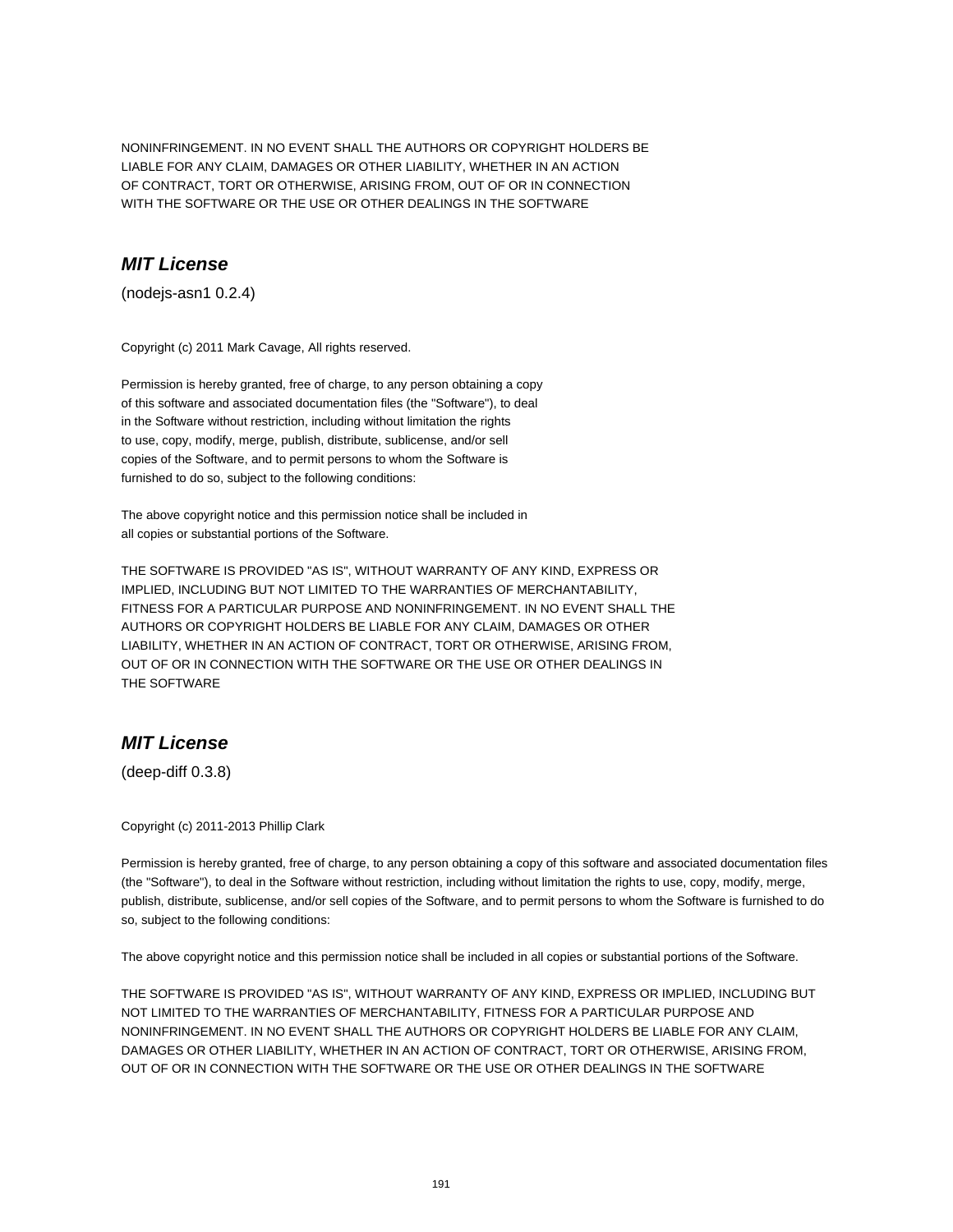NONINFRINGEMENT. IN NO EVENT SHALL THE AUTHORS OR COPYRIGHT HOLDERS BE
LIABLE FOR ANY CLAIM, DAMAGES OR OTHER LIABILITY, WHETHER IN AN ACTION
OF CONTRACT, TORT OR OTHERWISE, ARISING FROM, OUT OF OR IN CONNECTION
WITH THE SOFTWARE OR THE USE OR OTHER DEALINGS IN THE SOFTWARE

## *MIT License*

(nodejs-asn1 0.2.4)

Copyright (c) 2011 Mark Cavage, All rights reserved.

Permission is hereby granted, free of charge, to any person obtaining a copy
of this software and associated documentation files (the "Software"), to deal
in the Software without restriction, including without limitation the rights
to use, copy, modify, merge, publish, distribute, sublicense, and/or sell
copies of the Software, and to permit persons to whom the Software is
furnished to do so, subject to the following conditions:

The above copyright notice and this permission notice shall be included in
all copies or substantial portions of the Software.

THE SOFTWARE IS PROVIDED "AS IS", WITHOUT WARRANTY OF ANY KIND, EXPRESS OR
IMPLIED, INCLUDING BUT NOT LIMITED TO THE WARRANTIES OF MERCHANTABILITY,
FITNESS FOR A PARTICULAR PURPOSE AND NONINFRINGEMENT. IN NO EVENT SHALL THE
AUTHORS OR COPYRIGHT HOLDERS BE LIABLE FOR ANY CLAIM, DAMAGES OR OTHER
LIABILITY, WHETHER IN AN ACTION OF CONTRACT, TORT OR OTHERWISE, ARISING FROM,
OUT OF OR IN CONNECTION WITH THE SOFTWARE OR THE USE OR OTHER DEALINGS IN
THE SOFTWARE

## *MIT License*

(deep-diff 0.3.8)

Copyright (c) 2011-2013 Phillip Clark

Permission is hereby granted, free of charge, to any person obtaining a copy of this software and associated documentation files (the "Software"), to deal in the Software without restriction, including without limitation the rights to use, copy, modify, merge, publish, distribute, sublicense, and/or sell copies of the Software, and to permit persons to whom the Software is furnished to do so, subject to the following conditions:

The above copyright notice and this permission notice shall be included in all copies or substantial portions of the Software.

THE SOFTWARE IS PROVIDED "AS IS", WITHOUT WARRANTY OF ANY KIND, EXPRESS OR IMPLIED, INCLUDING BUT NOT LIMITED TO THE WARRANTIES OF MERCHANTABILITY, FITNESS FOR A PARTICULAR PURPOSE AND NONINFRINGEMENT. IN NO EVENT SHALL THE AUTHORS OR COPYRIGHT HOLDERS BE LIABLE FOR ANY CLAIM, DAMAGES OR OTHER LIABILITY, WHETHER IN AN ACTION OF CONTRACT, TORT OR OTHERWISE, ARISING FROM, OUT OF OR IN CONNECTION WITH THE SOFTWARE OR THE USE OR OTHER DEALINGS IN THE SOFTWARE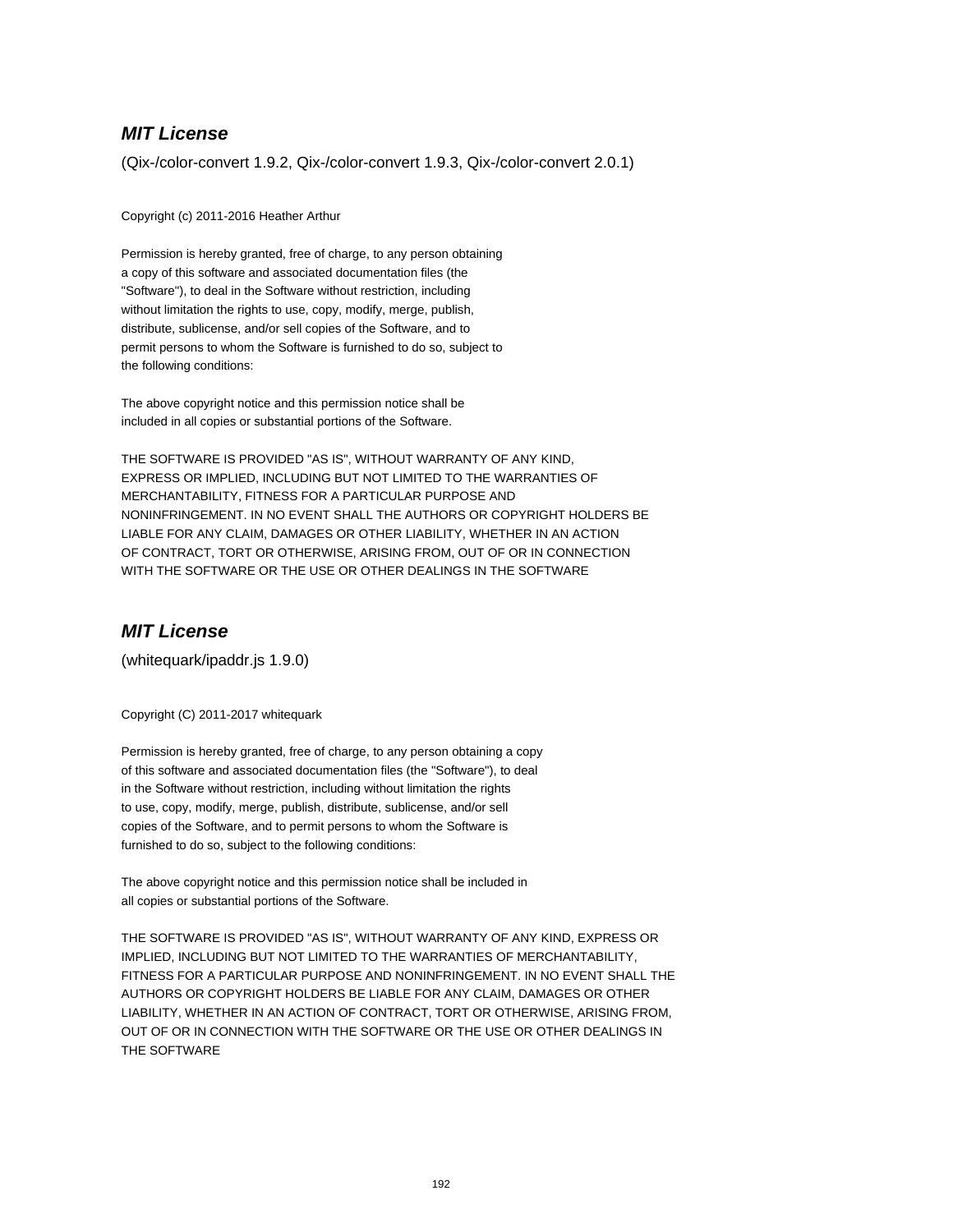## *MIT License*

(Qix-/color-convert 1.9.2, Qix-/color-convert 1.9.3, Qix-/color-convert 2.0.1)

Copyright (c) 2011-2016 Heather Arthur

Permission is hereby granted, free of charge, to any person obtaining
a copy of this software and associated documentation files (the
"Software"), to deal in the Software without restriction, including
without limitation the rights to use, copy, modify, merge, publish,
distribute, sublicense, and/or sell copies of the Software, and to
permit persons to whom the Software is furnished to do so, subject to
the following conditions:

The above copyright notice and this permission notice shall be
included in all copies or substantial portions of the Software.

THE SOFTWARE IS PROVIDED "AS IS", WITHOUT WARRANTY OF ANY KIND,
EXPRESS OR IMPLIED, INCLUDING BUT NOT LIMITED TO THE WARRANTIES OF
MERCHANTABILITY, FITNESS FOR A PARTICULAR PURPOSE AND
NONINFRINGEMENT. IN NO EVENT SHALL THE AUTHORS OR COPYRIGHT HOLDERS BE
LIABLE FOR ANY CLAIM, DAMAGES OR OTHER LIABILITY, WHETHER IN AN ACTION
OF CONTRACT, TORT OR OTHERWISE, ARISING FROM, OUT OF OR IN CONNECTION
WITH THE SOFTWARE OR THE USE OR OTHER DEALINGS IN THE SOFTWARE

## *MIT License*

(whitequark/ipaddr.js 1.9.0)

Copyright (C) 2011-2017 whitequark

Permission is hereby granted, free of charge, to any person obtaining a copy
of this software and associated documentation files (the "Software"), to deal
in the Software without restriction, including without limitation the rights
to use, copy, modify, merge, publish, distribute, sublicense, and/or sell
copies of the Software, and to permit persons to whom the Software is
furnished to do so, subject to the following conditions:

The above copyright notice and this permission notice shall be included in
all copies or substantial portions of the Software.

THE SOFTWARE IS PROVIDED "AS IS", WITHOUT WARRANTY OF ANY KIND, EXPRESS OR
IMPLIED, INCLUDING BUT NOT LIMITED TO THE WARRANTIES OF MERCHANTABILITY,
FITNESS FOR A PARTICULAR PURPOSE AND NONINFRINGEMENT. IN NO EVENT SHALL THE
AUTHORS OR COPYRIGHT HOLDERS BE LIABLE FOR ANY CLAIM, DAMAGES OR OTHER
LIABILITY, WHETHER IN AN ACTION OF CONTRACT, TORT OR OTHERWISE, ARISING FROM,
OUT OF OR IN CONNECTION WITH THE SOFTWARE OR THE USE OR OTHER DEALINGS IN
THE SOFTWARE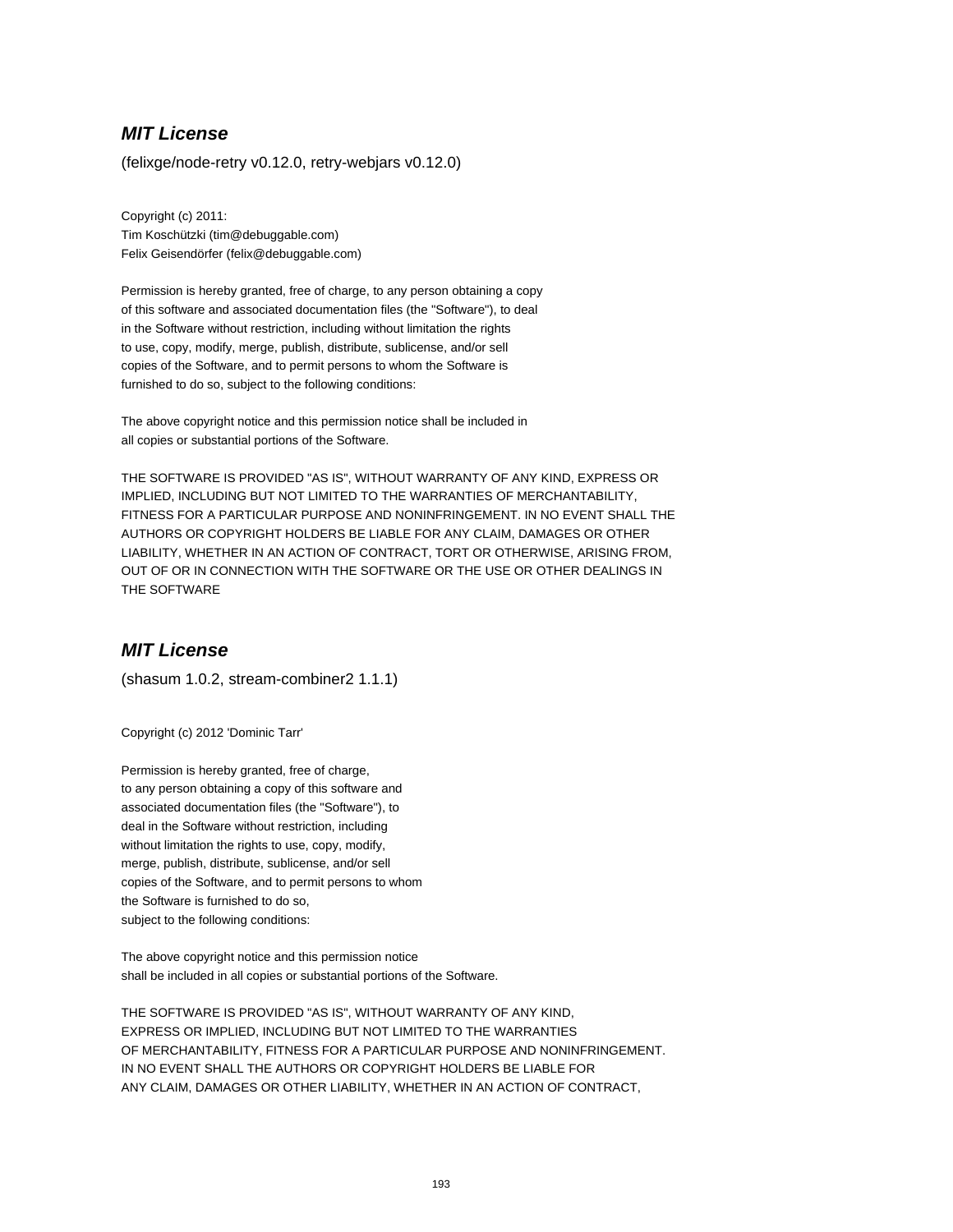## *MIT License*

(felixge/node-retry v0.12.0, retry-webjars v0.12.0)

Copyright (c) 2011:
Tim Koschützki (tim@debuggable.com)
Felix Geisendörfer (felix@debuggable.com)

Permission is hereby granted, free of charge, to any person obtaining a copy
of this software and associated documentation files (the "Software"), to deal
in the Software without restriction, including without limitation the rights
to use, copy, modify, merge, publish, distribute, sublicense, and/or sell
copies of the Software, and to permit persons to whom the Software is
furnished to do so, subject to the following conditions:

The above copyright notice and this permission notice shall be included in
all copies or substantial portions of the Software.

THE SOFTWARE IS PROVIDED "AS IS", WITHOUT WARRANTY OF ANY KIND, EXPRESS OR
IMPLIED, INCLUDING BUT NOT LIMITED TO THE WARRANTIES OF MERCHANTABILITY,
FITNESS FOR A PARTICULAR PURPOSE AND NONINFRINGEMENT. IN NO EVENT SHALL THE
AUTHORS OR COPYRIGHT HOLDERS BE LIABLE FOR ANY CLAIM, DAMAGES OR OTHER
LIABILITY, WHETHER IN AN ACTION OF CONTRACT, TORT OR OTHERWISE, ARISING FROM,
OUT OF OR IN CONNECTION WITH THE SOFTWARE OR THE USE OR OTHER DEALINGS IN
THE SOFTWARE

## *MIT License*

(shasum 1.0.2, stream-combiner2 1.1.1)

Copyright (c) 2012 'Dominic Tarr'

Permission is hereby granted, free of charge,
to any person obtaining a copy of this software and
associated documentation files (the "Software"), to
deal in the Software without restriction, including
without limitation the rights to use, copy, modify,
merge, publish, distribute, sublicense, and/or sell
copies of the Software, and to permit persons to whom
the Software is furnished to do so,
subject to the following conditions:

The above copyright notice and this permission notice
shall be included in all copies or substantial portions of the Software.

THE SOFTWARE IS PROVIDED "AS IS", WITHOUT WARRANTY OF ANY KIND,
EXPRESS OR IMPLIED, INCLUDING BUT NOT LIMITED TO THE WARRANTIES
OF MERCHANTABILITY, FITNESS FOR A PARTICULAR PURPOSE AND NONINFRINGEMENT.
IN NO EVENT SHALL THE AUTHORS OR COPYRIGHT HOLDERS BE LIABLE FOR
ANY CLAIM, DAMAGES OR OTHER LIABILITY, WHETHER IN AN ACTION OF CONTRACT,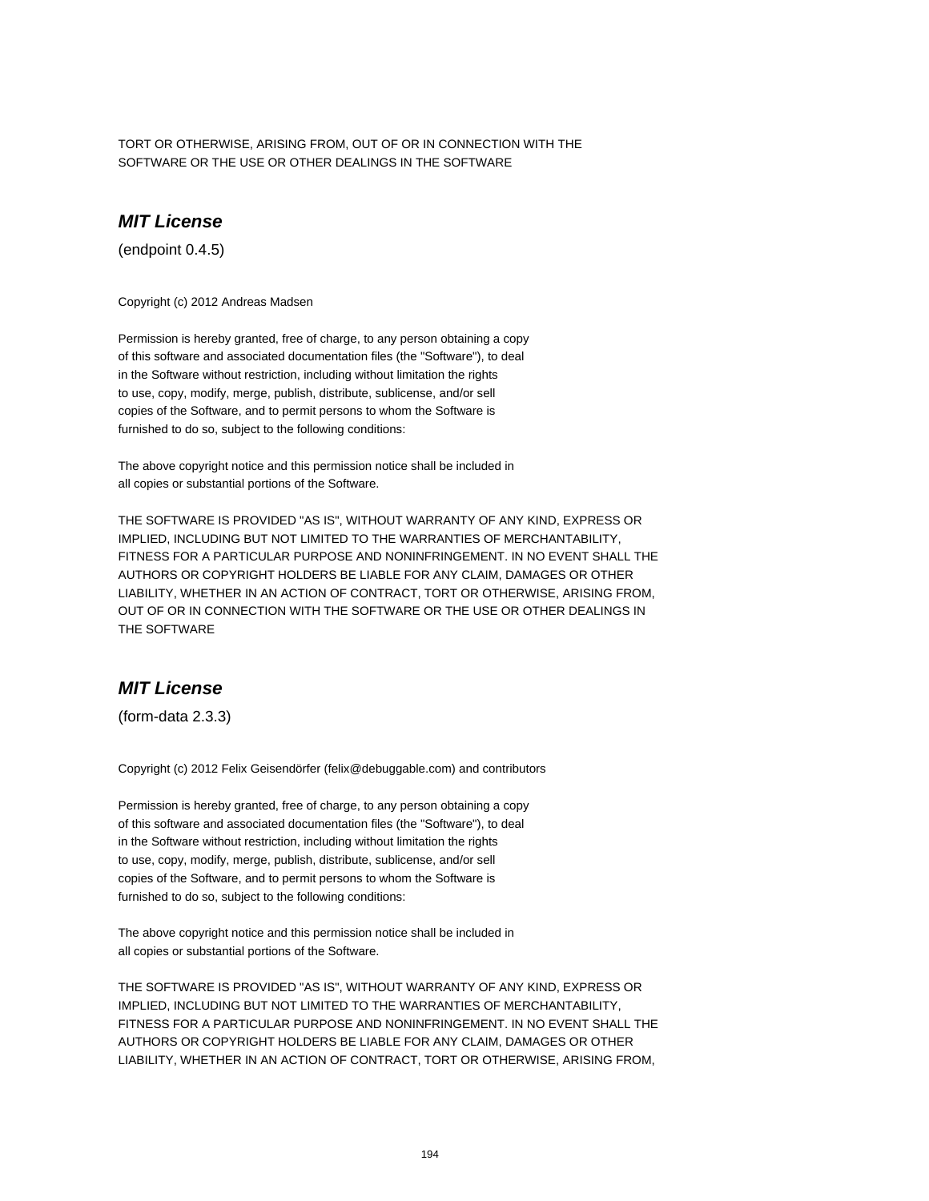TORT OR OTHERWISE, ARISING FROM, OUT OF OR IN CONNECTION WITH THE
SOFTWARE OR THE USE OR OTHER DEALINGS IN THE SOFTWARE

## ***MIT License***

(endpoint 0.4.5)

Copyright (c) 2012 Andreas Madsen

Permission is hereby granted, free of charge, to any person obtaining a copy
of this software and associated documentation files (the "Software"), to deal
in the Software without restriction, including without limitation the rights
to use, copy, modify, merge, publish, distribute, sublicense, and/or sell
copies of the Software, and to permit persons to whom the Software is
furnished to do so, subject to the following conditions:

The above copyright notice and this permission notice shall be included in
all copies or substantial portions of the Software.

THE SOFTWARE IS PROVIDED "AS IS", WITHOUT WARRANTY OF ANY KIND, EXPRESS OR
IMPLIED, INCLUDING BUT NOT LIMITED TO THE WARRANTIES OF MERCHANTABILITY,
FITNESS FOR A PARTICULAR PURPOSE AND NONINFRINGEMENT. IN NO EVENT SHALL THE
AUTHORS OR COPYRIGHT HOLDERS BE LIABLE FOR ANY CLAIM, DAMAGES OR OTHER
LIABILITY, WHETHER IN AN ACTION OF CONTRACT, TORT OR OTHERWISE, ARISING FROM,
OUT OF OR IN CONNECTION WITH THE SOFTWARE OR THE USE OR OTHER DEALINGS IN
THE SOFTWARE

## ***MIT License***

(form-data 2.3.3)

Copyright (c) 2012 Felix Geisendörfer (felix@debuggable.com) and contributors

Permission is hereby granted, free of charge, to any person obtaining a copy
of this software and associated documentation files (the "Software"), to deal
in the Software without restriction, including without limitation the rights
to use, copy, modify, merge, publish, distribute, sublicense, and/or sell
copies of the Software, and to permit persons to whom the Software is
furnished to do so, subject to the following conditions:

The above copyright notice and this permission notice shall be included in
all copies or substantial portions of the Software.

THE SOFTWARE IS PROVIDED "AS IS", WITHOUT WARRANTY OF ANY KIND, EXPRESS OR
IMPLIED, INCLUDING BUT NOT LIMITED TO THE WARRANTIES OF MERCHANTABILITY,
FITNESS FOR A PARTICULAR PURPOSE AND NONINFRINGEMENT. IN NO EVENT SHALL THE
AUTHORS OR COPYRIGHT HOLDERS BE LIABLE FOR ANY CLAIM, DAMAGES OR OTHER
LIABILITY, WHETHER IN AN ACTION OF CONTRACT, TORT OR OTHERWISE, ARISING FROM,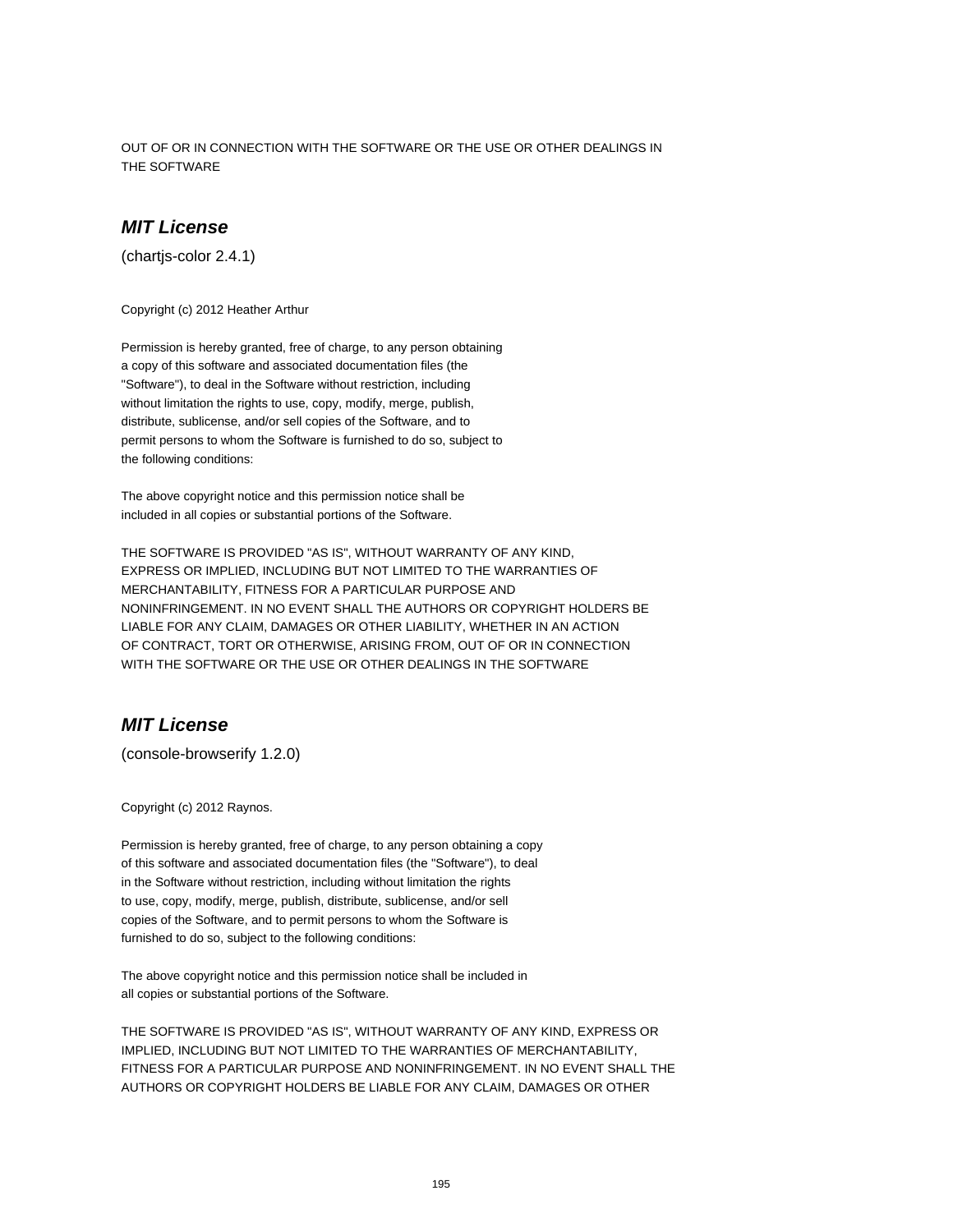OUT OF OR IN CONNECTION WITH THE SOFTWARE OR THE USE OR OTHER DEALINGS IN THE SOFTWARE

## *MIT License*

(chartjs-color 2.4.1)

Copyright (c) 2012 Heather Arthur

Permission is hereby granted, free of charge, to any person obtaining a copy of this software and associated documentation files (the "Software"), to deal in the Software without restriction, including without limitation the rights to use, copy, modify, merge, publish, distribute, sublicense, and/or sell copies of the Software, and to permit persons to whom the Software is furnished to do so, subject to the following conditions:

The above copyright notice and this permission notice shall be included in all copies or substantial portions of the Software.

THE SOFTWARE IS PROVIDED "AS IS", WITHOUT WARRANTY OF ANY KIND, EXPRESS OR IMPLIED, INCLUDING BUT NOT LIMITED TO THE WARRANTIES OF MERCHANTABILITY, FITNESS FOR A PARTICULAR PURPOSE AND NONINFRINGEMENT. IN NO EVENT SHALL THE AUTHORS OR COPYRIGHT HOLDERS BE LIABLE FOR ANY CLAIM, DAMAGES OR OTHER LIABILITY, WHETHER IN AN ACTION OF CONTRACT, TORT OR OTHERWISE, ARISING FROM, OUT OF OR IN CONNECTION WITH THE SOFTWARE OR THE USE OR OTHER DEALINGS IN THE SOFTWARE

## *MIT License*

(console-browserify 1.2.0)

Copyright (c) 2012 Raynos.

Permission is hereby granted, free of charge, to any person obtaining a copy of this software and associated documentation files (the "Software"), to deal in the Software without restriction, including without limitation the rights to use, copy, modify, merge, publish, distribute, sublicense, and/or sell copies of the Software, and to permit persons to whom the Software is furnished to do so, subject to the following conditions:

The above copyright notice and this permission notice shall be included in all copies or substantial portions of the Software.

THE SOFTWARE IS PROVIDED "AS IS", WITHOUT WARRANTY OF ANY KIND, EXPRESS OR IMPLIED, INCLUDING BUT NOT LIMITED TO THE WARRANTIES OF MERCHANTABILITY, FITNESS FOR A PARTICULAR PURPOSE AND NONINFRINGEMENT. IN NO EVENT SHALL THE AUTHORS OR COPYRIGHT HOLDERS BE LIABLE FOR ANY CLAIM, DAMAGES OR OTHER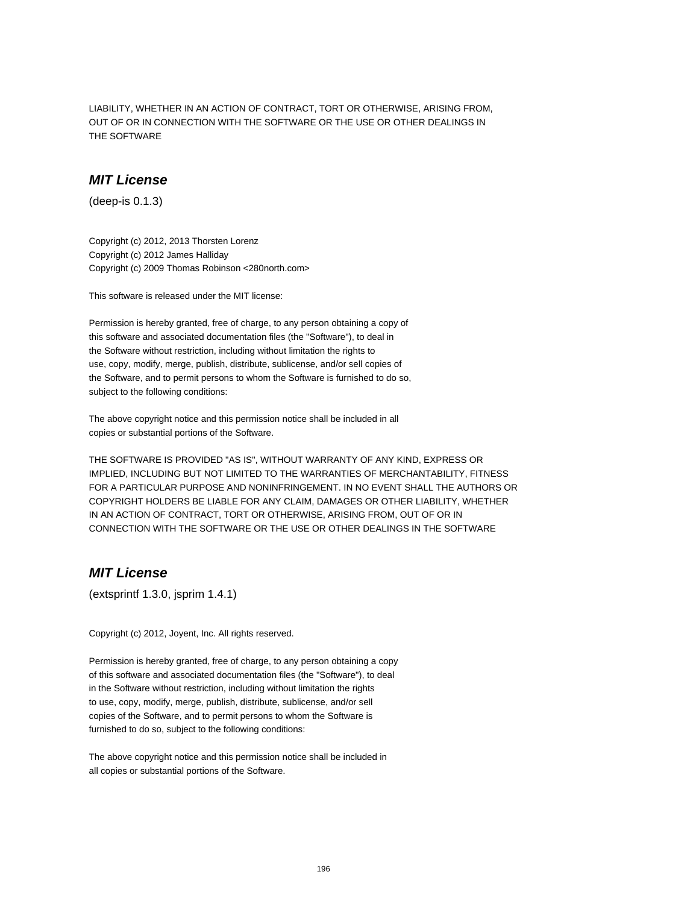LIABILITY, WHETHER IN AN ACTION OF CONTRACT, TORT OR OTHERWISE, ARISING FROM, OUT OF OR IN CONNECTION WITH THE SOFTWARE OR THE USE OR OTHER DEALINGS IN THE SOFTWARE

## *MIT License*

(deep-is 0.1.3)

Copyright (c) 2012, 2013 Thorsten Lorenz
Copyright (c) 2012 James Halliday
Copyright (c) 2009 Thomas Robinson <280north.com>

This software is released under the MIT license:

Permission is hereby granted, free of charge, to any person obtaining a copy of this software and associated documentation files (the "Software"), to deal in the Software without restriction, including without limitation the rights to use, copy, modify, merge, publish, distribute, sublicense, and/or sell copies of the Software, and to permit persons to whom the Software is furnished to do so, subject to the following conditions:

The above copyright notice and this permission notice shall be included in all copies or substantial portions of the Software.

THE SOFTWARE IS PROVIDED "AS IS", WITHOUT WARRANTY OF ANY KIND, EXPRESS OR IMPLIED, INCLUDING BUT NOT LIMITED TO THE WARRANTIES OF MERCHANTABILITY, FITNESS FOR A PARTICULAR PURPOSE AND NONINFRINGEMENT. IN NO EVENT SHALL THE AUTHORS OR COPYRIGHT HOLDERS BE LIABLE FOR ANY CLAIM, DAMAGES OR OTHER LIABILITY, WHETHER IN AN ACTION OF CONTRACT, TORT OR OTHERWISE, ARISING FROM, OUT OF OR IN CONNECTION WITH THE SOFTWARE OR THE USE OR OTHER DEALINGS IN THE SOFTWARE

## *MIT License*

(extsprintf 1.3.0, jsprim 1.4.1)

Copyright (c) 2012, Joyent, Inc. All rights reserved.

Permission is hereby granted, free of charge, to any person obtaining a copy of this software and associated documentation files (the "Software"), to deal in the Software without restriction, including without limitation the rights to use, copy, modify, merge, publish, distribute, sublicense, and/or sell copies of the Software, and to permit persons to whom the Software is furnished to do so, subject to the following conditions:

The above copyright notice and this permission notice shall be included in all copies or substantial portions of the Software.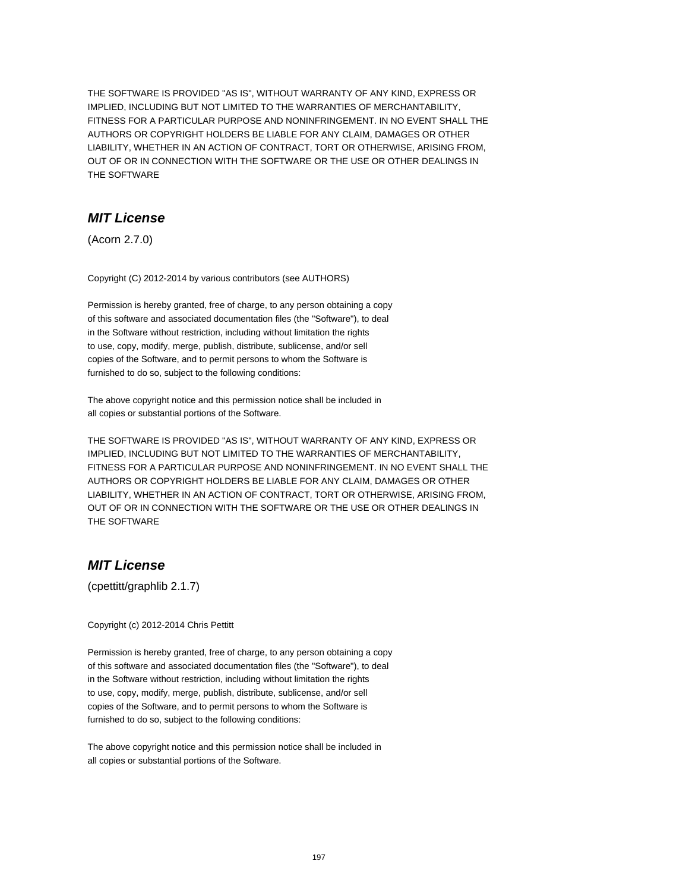THE SOFTWARE IS PROVIDED "AS IS", WITHOUT WARRANTY OF ANY KIND, EXPRESS OR IMPLIED, INCLUDING BUT NOT LIMITED TO THE WARRANTIES OF MERCHANTABILITY, FITNESS FOR A PARTICULAR PURPOSE AND NONINFRINGEMENT. IN NO EVENT SHALL THE AUTHORS OR COPYRIGHT HOLDERS BE LIABLE FOR ANY CLAIM, DAMAGES OR OTHER LIABILITY, WHETHER IN AN ACTION OF CONTRACT, TORT OR OTHERWISE, ARISING FROM, OUT OF OR IN CONNECTION WITH THE SOFTWARE OR THE USE OR OTHER DEALINGS IN THE SOFTWARE

## *MIT License*

(Acorn 2.7.0)

Copyright (C) 2012-2014 by various contributors (see AUTHORS)

Permission is hereby granted, free of charge, to any person obtaining a copy of this software and associated documentation files (the "Software"), to deal in the Software without restriction, including without limitation the rights to use, copy, modify, merge, publish, distribute, sublicense, and/or sell copies of the Software, and to permit persons to whom the Software is furnished to do so, subject to the following conditions:

The above copyright notice and this permission notice shall be included in all copies or substantial portions of the Software.

THE SOFTWARE IS PROVIDED "AS IS", WITHOUT WARRANTY OF ANY KIND, EXPRESS OR IMPLIED, INCLUDING BUT NOT LIMITED TO THE WARRANTIES OF MERCHANTABILITY, FITNESS FOR A PARTICULAR PURPOSE AND NONINFRINGEMENT. IN NO EVENT SHALL THE AUTHORS OR COPYRIGHT HOLDERS BE LIABLE FOR ANY CLAIM, DAMAGES OR OTHER LIABILITY, WHETHER IN AN ACTION OF CONTRACT, TORT OR OTHERWISE, ARISING FROM, OUT OF OR IN CONNECTION WITH THE SOFTWARE OR THE USE OR OTHER DEALINGS IN THE SOFTWARE

## *MIT License*

(cpettitt/graphlib 2.1.7)

Copyright (c) 2012-2014 Chris Pettitt

Permission is hereby granted, free of charge, to any person obtaining a copy of this software and associated documentation files (the "Software"), to deal in the Software without restriction, including without limitation the rights to use, copy, modify, merge, publish, distribute, sublicense, and/or sell copies of the Software, and to permit persons to whom the Software is furnished to do so, subject to the following conditions:

The above copyright notice and this permission notice shall be included in all copies or substantial portions of the Software.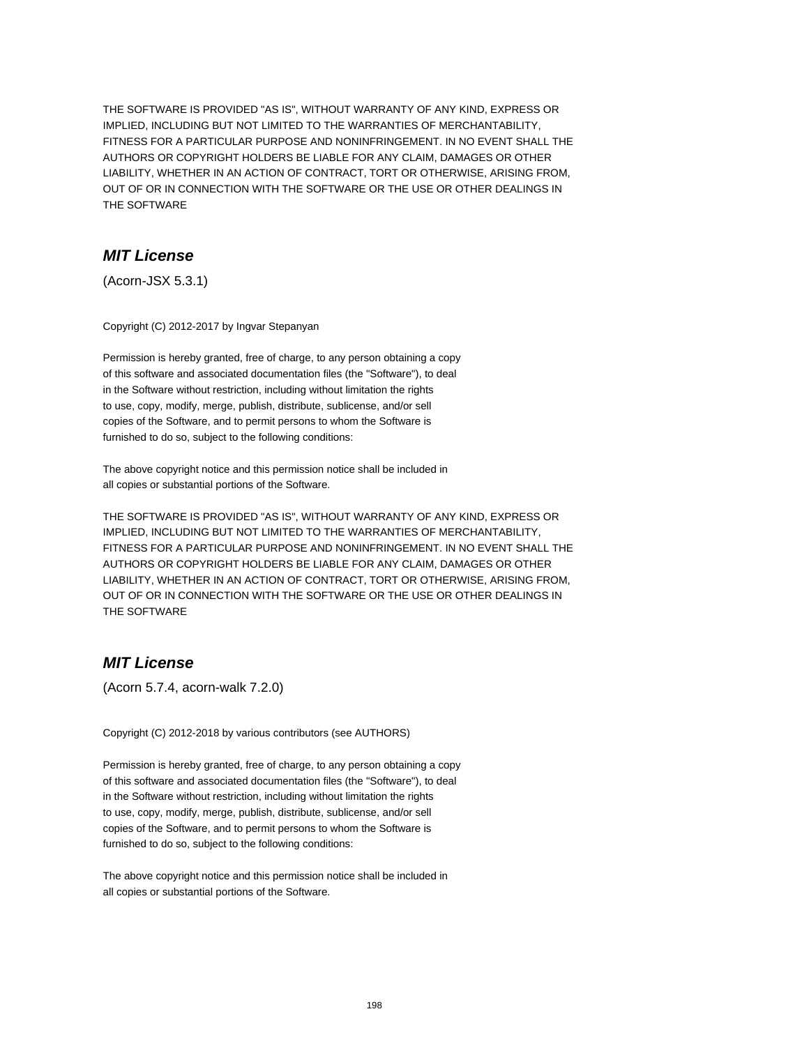THE SOFTWARE IS PROVIDED "AS IS", WITHOUT WARRANTY OF ANY KIND, EXPRESS OR IMPLIED, INCLUDING BUT NOT LIMITED TO THE WARRANTIES OF MERCHANTABILITY, FITNESS FOR A PARTICULAR PURPOSE AND NONINFRINGEMENT. IN NO EVENT SHALL THE AUTHORS OR COPYRIGHT HOLDERS BE LIABLE FOR ANY CLAIM, DAMAGES OR OTHER LIABILITY, WHETHER IN AN ACTION OF CONTRACT, TORT OR OTHERWISE, ARISING FROM, OUT OF OR IN CONNECTION WITH THE SOFTWARE OR THE USE OR OTHER DEALINGS IN THE SOFTWARE

## *MIT License*

(Acorn-JSX 5.3.1)

Copyright (C) 2012-2017 by Ingvar Stepanyan

Permission is hereby granted, free of charge, to any person obtaining a copy of this software and associated documentation files (the "Software"), to deal in the Software without restriction, including without limitation the rights to use, copy, modify, merge, publish, distribute, sublicense, and/or sell copies of the Software, and to permit persons to whom the Software is furnished to do so, subject to the following conditions:

The above copyright notice and this permission notice shall be included in all copies or substantial portions of the Software.

THE SOFTWARE IS PROVIDED "AS IS", WITHOUT WARRANTY OF ANY KIND, EXPRESS OR IMPLIED, INCLUDING BUT NOT LIMITED TO THE WARRANTIES OF MERCHANTABILITY, FITNESS FOR A PARTICULAR PURPOSE AND NONINFRINGEMENT. IN NO EVENT SHALL THE AUTHORS OR COPYRIGHT HOLDERS BE LIABLE FOR ANY CLAIM, DAMAGES OR OTHER LIABILITY, WHETHER IN AN ACTION OF CONTRACT, TORT OR OTHERWISE, ARISING FROM, OUT OF OR IN CONNECTION WITH THE SOFTWARE OR THE USE OR OTHER DEALINGS IN THE SOFTWARE

## *MIT License*

(Acorn 5.7.4, acorn-walk 7.2.0)

Copyright (C) 2012-2018 by various contributors (see AUTHORS)

Permission is hereby granted, free of charge, to any person obtaining a copy of this software and associated documentation files (the "Software"), to deal in the Software without restriction, including without limitation the rights to use, copy, modify, merge, publish, distribute, sublicense, and/or sell copies of the Software, and to permit persons to whom the Software is furnished to do so, subject to the following conditions:

The above copyright notice and this permission notice shall be included in all copies or substantial portions of the Software.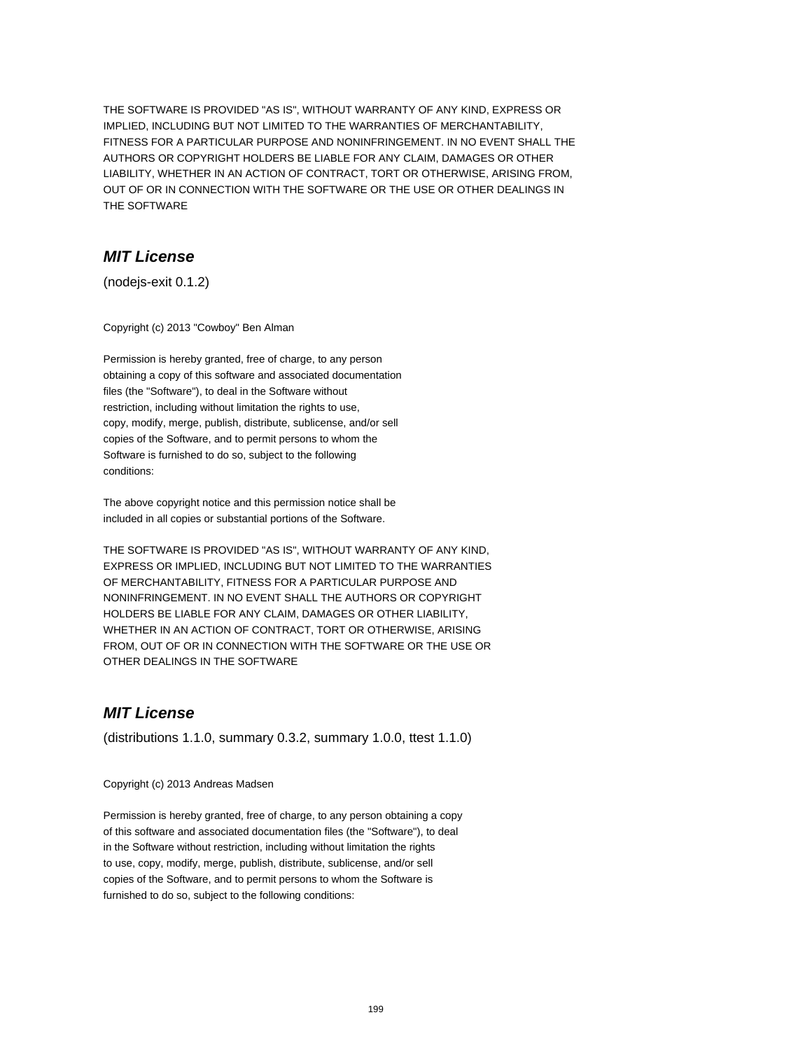THE SOFTWARE IS PROVIDED "AS IS", WITHOUT WARRANTY OF ANY KIND, EXPRESS OR IMPLIED, INCLUDING BUT NOT LIMITED TO THE WARRANTIES OF MERCHANTABILITY, FITNESS FOR A PARTICULAR PURPOSE AND NONINFRINGEMENT. IN NO EVENT SHALL THE AUTHORS OR COPYRIGHT HOLDERS BE LIABLE FOR ANY CLAIM, DAMAGES OR OTHER LIABILITY, WHETHER IN AN ACTION OF CONTRACT, TORT OR OTHERWISE, ARISING FROM, OUT OF OR IN CONNECTION WITH THE SOFTWARE OR THE USE OR OTHER DEALINGS IN THE SOFTWARE

## ***MIT License***

(nodejs-exit 0.1.2)

Copyright (c) 2013 "Cowboy" Ben Alman

Permission is hereby granted, free of charge, to any person obtaining a copy of this software and associated documentation files (the "Software"), to deal in the Software without restriction, including without limitation the rights to use, copy, modify, merge, publish, distribute, sublicense, and/or sell copies of the Software, and to permit persons to whom the Software is furnished to do so, subject to the following conditions:

The above copyright notice and this permission notice shall be included in all copies or substantial portions of the Software.

THE SOFTWARE IS PROVIDED "AS IS", WITHOUT WARRANTY OF ANY KIND, EXPRESS OR IMPLIED, INCLUDING BUT NOT LIMITED TO THE WARRANTIES OF MERCHANTABILITY, FITNESS FOR A PARTICULAR PURPOSE AND NONINFRINGEMENT. IN NO EVENT SHALL THE AUTHORS OR COPYRIGHT HOLDERS BE LIABLE FOR ANY CLAIM, DAMAGES OR OTHER LIABILITY, WHETHER IN AN ACTION OF CONTRACT, TORT OR OTHERWISE, ARISING FROM, OUT OF OR IN CONNECTION WITH THE SOFTWARE OR THE USE OR OTHER DEALINGS IN THE SOFTWARE

## ***MIT License***

(distributions 1.1.0, summary 0.3.2, summary 1.0.0, ttest 1.1.0)

Copyright (c) 2013 Andreas Madsen

Permission is hereby granted, free of charge, to any person obtaining a copy of this software and associated documentation files (the "Software"), to deal in the Software without restriction, including without limitation the rights to use, copy, modify, merge, publish, distribute, sublicense, and/or sell copies of the Software, and to permit persons to whom the Software is furnished to do so, subject to the following conditions: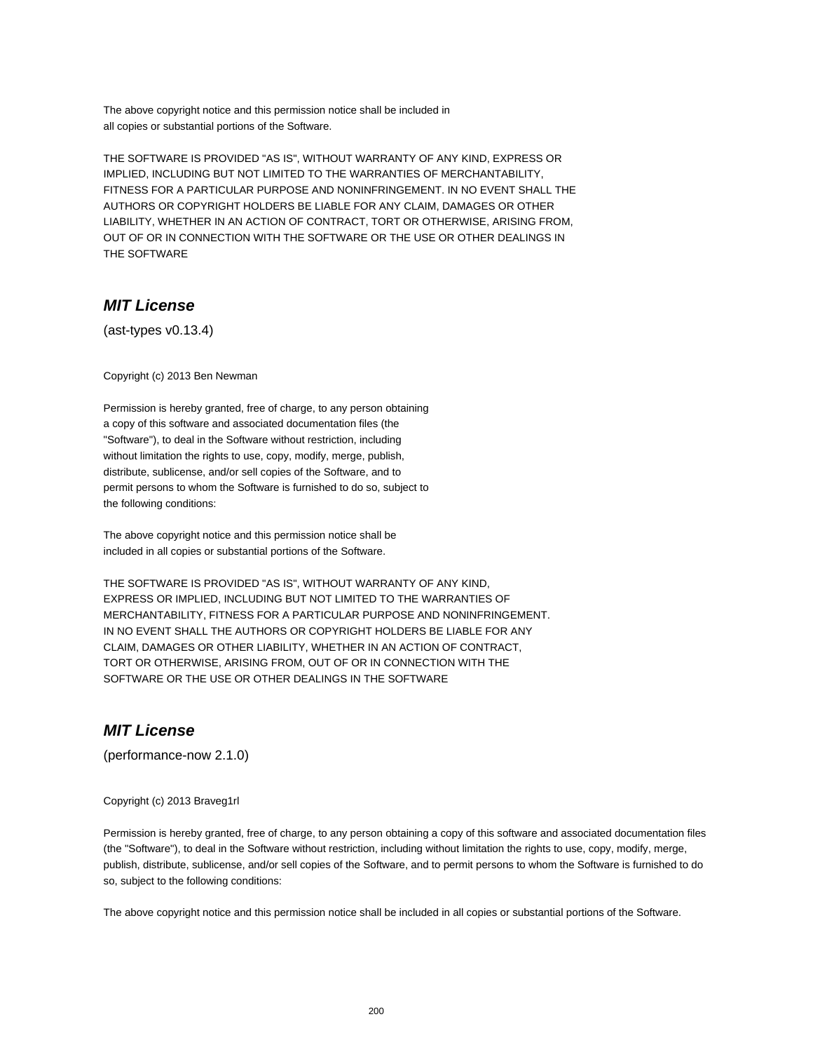The above copyright notice and this permission notice shall be included in
all copies or substantial portions of the Software.

THE SOFTWARE IS PROVIDED "AS IS", WITHOUT WARRANTY OF ANY KIND, EXPRESS OR
IMPLIED, INCLUDING BUT NOT LIMITED TO THE WARRANTIES OF MERCHANTABILITY,
FITNESS FOR A PARTICULAR PURPOSE AND NONINFRINGEMENT. IN NO EVENT SHALL THE
AUTHORS OR COPYRIGHT HOLDERS BE LIABLE FOR ANY CLAIM, DAMAGES OR OTHER
LIABILITY, WHETHER IN AN ACTION OF CONTRACT, TORT OR OTHERWISE, ARISING FROM,
OUT OF OR IN CONNECTION WITH THE SOFTWARE OR THE USE OR OTHER DEALINGS IN
THE SOFTWARE

## ***MIT License***

(ast-types v0.13.4)

Copyright (c) 2013 Ben Newman

Permission is hereby granted, free of charge, to any person obtaining
a copy of this software and associated documentation files (the
"Software"), to deal in the Software without restriction, including
without limitation the rights to use, copy, modify, merge, publish,
distribute, sublicense, and/or sell copies of the Software, and to
permit persons to whom the Software is furnished to do so, subject to
the following conditions:

The above copyright notice and this permission notice shall be
included in all copies or substantial portions of the Software.

THE SOFTWARE IS PROVIDED "AS IS", WITHOUT WARRANTY OF ANY KIND,
EXPRESS OR IMPLIED, INCLUDING BUT NOT LIMITED TO THE WARRANTIES OF
MERCHANTABILITY, FITNESS FOR A PARTICULAR PURPOSE AND NONINFRINGEMENT.
IN NO EVENT SHALL THE AUTHORS OR COPYRIGHT HOLDERS BE LIABLE FOR ANY
CLAIM, DAMAGES OR OTHER LIABILITY, WHETHER IN AN ACTION OF CONTRACT,
TORT OR OTHERWISE, ARISING FROM, OUT OF OR IN CONNECTION WITH THE
SOFTWARE OR THE USE OR OTHER DEALINGS IN THE SOFTWARE

## ***MIT License***

(performance-now 2.1.0)

Copyright (c) 2013 Braveg1rl

Permission is hereby granted, free of charge, to any person obtaining a copy of this software and associated documentation files (the "Software"), to deal in the Software without restriction, including without limitation the rights to use, copy, modify, merge, publish, distribute, sublicense, and/or sell copies of the Software, and to permit persons to whom the Software is furnished to do so, subject to the following conditions:

The above copyright notice and this permission notice shall be included in all copies or substantial portions of the Software.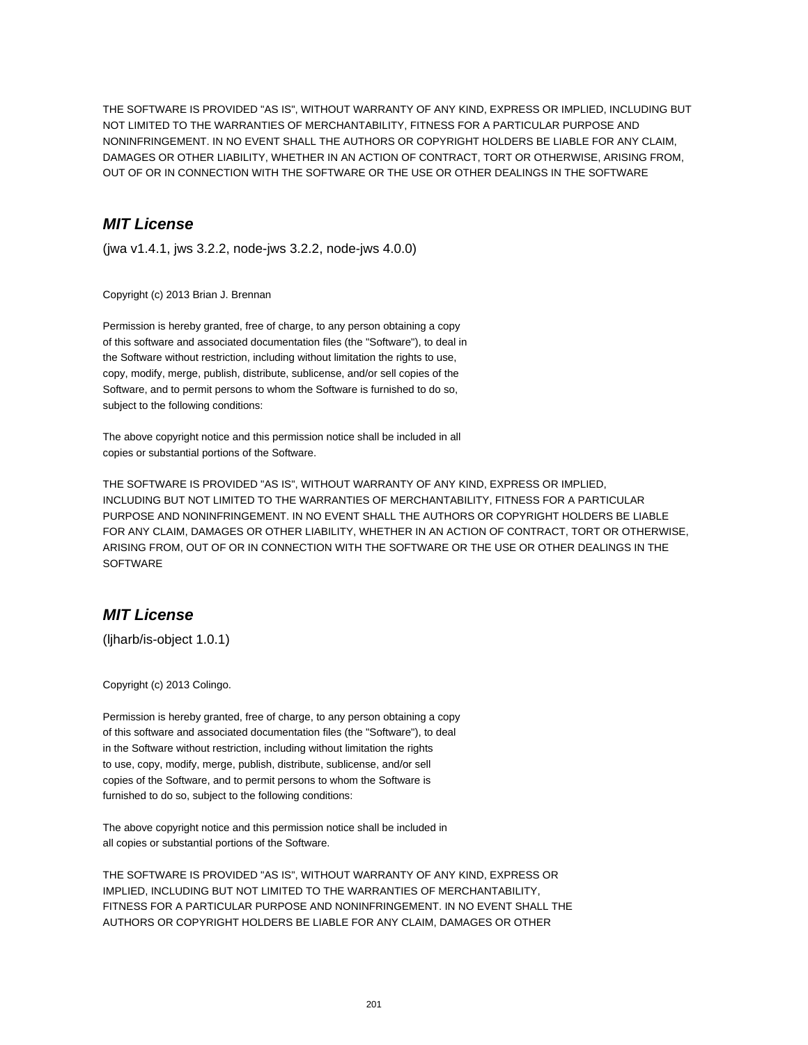THE SOFTWARE IS PROVIDED "AS IS", WITHOUT WARRANTY OF ANY KIND, EXPRESS OR IMPLIED, INCLUDING BUT NOT LIMITED TO THE WARRANTIES OF MERCHANTABILITY, FITNESS FOR A PARTICULAR PURPOSE AND NONINFRINGEMENT. IN NO EVENT SHALL THE AUTHORS OR COPYRIGHT HOLDERS BE LIABLE FOR ANY CLAIM, DAMAGES OR OTHER LIABILITY, WHETHER IN AN ACTION OF CONTRACT, TORT OR OTHERWISE, ARISING FROM, OUT OF OR IN CONNECTION WITH THE SOFTWARE OR THE USE OR OTHER DEALINGS IN THE SOFTWARE

## *MIT License*

(jwa v1.4.1, jws 3.2.2, node-jws 3.2.2, node-jws 4.0.0)

Copyright (c) 2013 Brian J. Brennan

Permission is hereby granted, free of charge, to any person obtaining a copy of this software and associated documentation files (the "Software"), to deal in the Software without restriction, including without limitation the rights to use, copy, modify, merge, publish, distribute, sublicense, and/or sell copies of the Software, and to permit persons to whom the Software is furnished to do so, subject to the following conditions:

The above copyright notice and this permission notice shall be included in all copies or substantial portions of the Software.

THE SOFTWARE IS PROVIDED "AS IS", WITHOUT WARRANTY OF ANY KIND, EXPRESS OR IMPLIED, INCLUDING BUT NOT LIMITED TO THE WARRANTIES OF MERCHANTABILITY, FITNESS FOR A PARTICULAR PURPOSE AND NONINFRINGEMENT. IN NO EVENT SHALL THE AUTHORS OR COPYRIGHT HOLDERS BE LIABLE FOR ANY CLAIM, DAMAGES OR OTHER LIABILITY, WHETHER IN AN ACTION OF CONTRACT, TORT OR OTHERWISE, ARISING FROM, OUT OF OR IN CONNECTION WITH THE SOFTWARE OR THE USE OR OTHER DEALINGS IN THE SOFTWARE

## *MIT License*

(ljharb/is-object 1.0.1)

Copyright (c) 2013 Colingo.

Permission is hereby granted, free of charge, to any person obtaining a copy of this software and associated documentation files (the "Software"), to deal in the Software without restriction, including without limitation the rights to use, copy, modify, merge, publish, distribute, sublicense, and/or sell copies of the Software, and to permit persons to whom the Software is furnished to do so, subject to the following conditions:

The above copyright notice and this permission notice shall be included in all copies or substantial portions of the Software.

THE SOFTWARE IS PROVIDED "AS IS", WITHOUT WARRANTY OF ANY KIND, EXPRESS OR IMPLIED, INCLUDING BUT NOT LIMITED TO THE WARRANTIES OF MERCHANTABILITY, FITNESS FOR A PARTICULAR PURPOSE AND NONINFRINGEMENT. IN NO EVENT SHALL THE AUTHORS OR COPYRIGHT HOLDERS BE LIABLE FOR ANY CLAIM, DAMAGES OR OTHER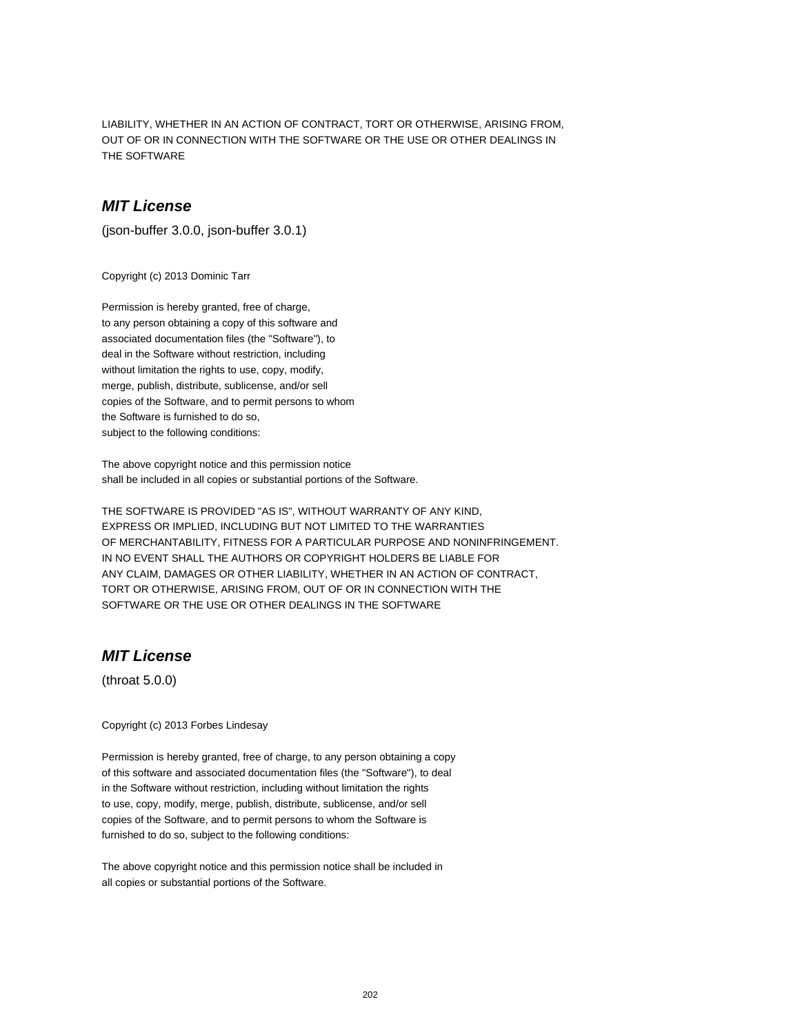LIABILITY, WHETHER IN AN ACTION OF CONTRACT, TORT OR OTHERWISE, ARISING FROM, OUT OF OR IN CONNECTION WITH THE SOFTWARE OR THE USE OR OTHER DEALINGS IN THE SOFTWARE

## ***MIT License***

(json-buffer 3.0.0, json-buffer 3.0.1)

Copyright (c) 2013 Dominic Tarr

Permission is hereby granted, free of charge,
to any person obtaining a copy of this software and
associated documentation files (the "Software"), to
deal in the Software without restriction, including
without limitation the rights to use, copy, modify,
merge, publish, distribute, sublicense, and/or sell
copies of the Software, and to permit persons to whom
the Software is furnished to do so,
subject to the following conditions:

The above copyright notice and this permission notice
shall be included in all copies or substantial portions of the Software.

THE SOFTWARE IS PROVIDED "AS IS", WITHOUT WARRANTY OF ANY KIND,
EXPRESS OR IMPLIED, INCLUDING BUT NOT LIMITED TO THE WARRANTIES
OF MERCHANTABILITY, FITNESS FOR A PARTICULAR PURPOSE AND NONINFRINGEMENT.
IN NO EVENT SHALL THE AUTHORS OR COPYRIGHT HOLDERS BE LIABLE FOR
ANY CLAIM, DAMAGES OR OTHER LIABILITY, WHETHER IN AN ACTION OF CONTRACT,
TORT OR OTHERWISE, ARISING FROM, OUT OF OR IN CONNECTION WITH THE
SOFTWARE OR THE USE OR OTHER DEALINGS IN THE SOFTWARE

## ***MIT License***

(throat 5.0.0)

Copyright (c) 2013 Forbes Lindesay

Permission is hereby granted, free of charge, to any person obtaining a copy
of this software and associated documentation files (the "Software"), to deal
in the Software without restriction, including without limitation the rights
to use, copy, modify, merge, publish, distribute, sublicense, and/or sell
copies of the Software, and to permit persons to whom the Software is
furnished to do so, subject to the following conditions:

The above copyright notice and this permission notice shall be included in
all copies or substantial portions of the Software.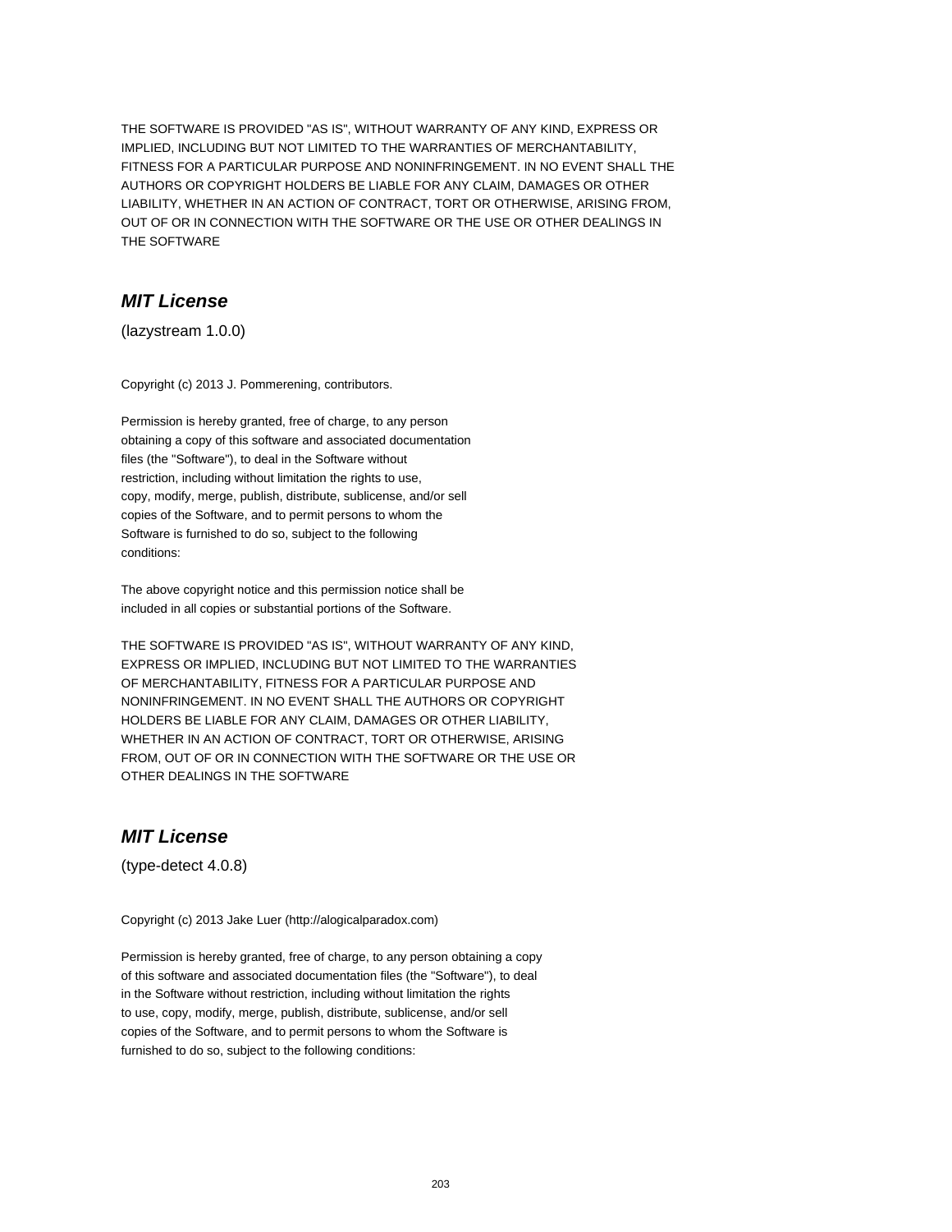THE SOFTWARE IS PROVIDED "AS IS", WITHOUT WARRANTY OF ANY KIND, EXPRESS OR IMPLIED, INCLUDING BUT NOT LIMITED TO THE WARRANTIES OF MERCHANTABILITY, FITNESS FOR A PARTICULAR PURPOSE AND NONINFRINGEMENT. IN NO EVENT SHALL THE AUTHORS OR COPYRIGHT HOLDERS BE LIABLE FOR ANY CLAIM, DAMAGES OR OTHER LIABILITY, WHETHER IN AN ACTION OF CONTRACT, TORT OR OTHERWISE, ARISING FROM, OUT OF OR IN CONNECTION WITH THE SOFTWARE OR THE USE OR OTHER DEALINGS IN THE SOFTWARE

## *MIT License*

(lazystream 1.0.0)

Copyright (c) 2013 J. Pommerening, contributors.

Permission is hereby granted, free of charge, to any person obtaining a copy of this software and associated documentation files (the "Software"), to deal in the Software without restriction, including without limitation the rights to use, copy, modify, merge, publish, distribute, sublicense, and/or sell copies of the Software, and to permit persons to whom the Software is furnished to do so, subject to the following conditions:

The above copyright notice and this permission notice shall be included in all copies or substantial portions of the Software.

THE SOFTWARE IS PROVIDED "AS IS", WITHOUT WARRANTY OF ANY KIND, EXPRESS OR IMPLIED, INCLUDING BUT NOT LIMITED TO THE WARRANTIES OF MERCHANTABILITY, FITNESS FOR A PARTICULAR PURPOSE AND NONINFRINGEMENT. IN NO EVENT SHALL THE AUTHORS OR COPYRIGHT HOLDERS BE LIABLE FOR ANY CLAIM, DAMAGES OR OTHER LIABILITY, WHETHER IN AN ACTION OF CONTRACT, TORT OR OTHERWISE, ARISING FROM, OUT OF OR IN CONNECTION WITH THE SOFTWARE OR THE USE OR OTHER DEALINGS IN THE SOFTWARE

## *MIT License*

(type-detect 4.0.8)

Copyright (c) 2013 Jake Luer (http://alogicalparadox.com)

Permission is hereby granted, free of charge, to any person obtaining a copy of this software and associated documentation files (the "Software"), to deal in the Software without restriction, including without limitation the rights to use, copy, modify, merge, publish, distribute, sublicense, and/or sell copies of the Software, and to permit persons to whom the Software is furnished to do so, subject to the following conditions: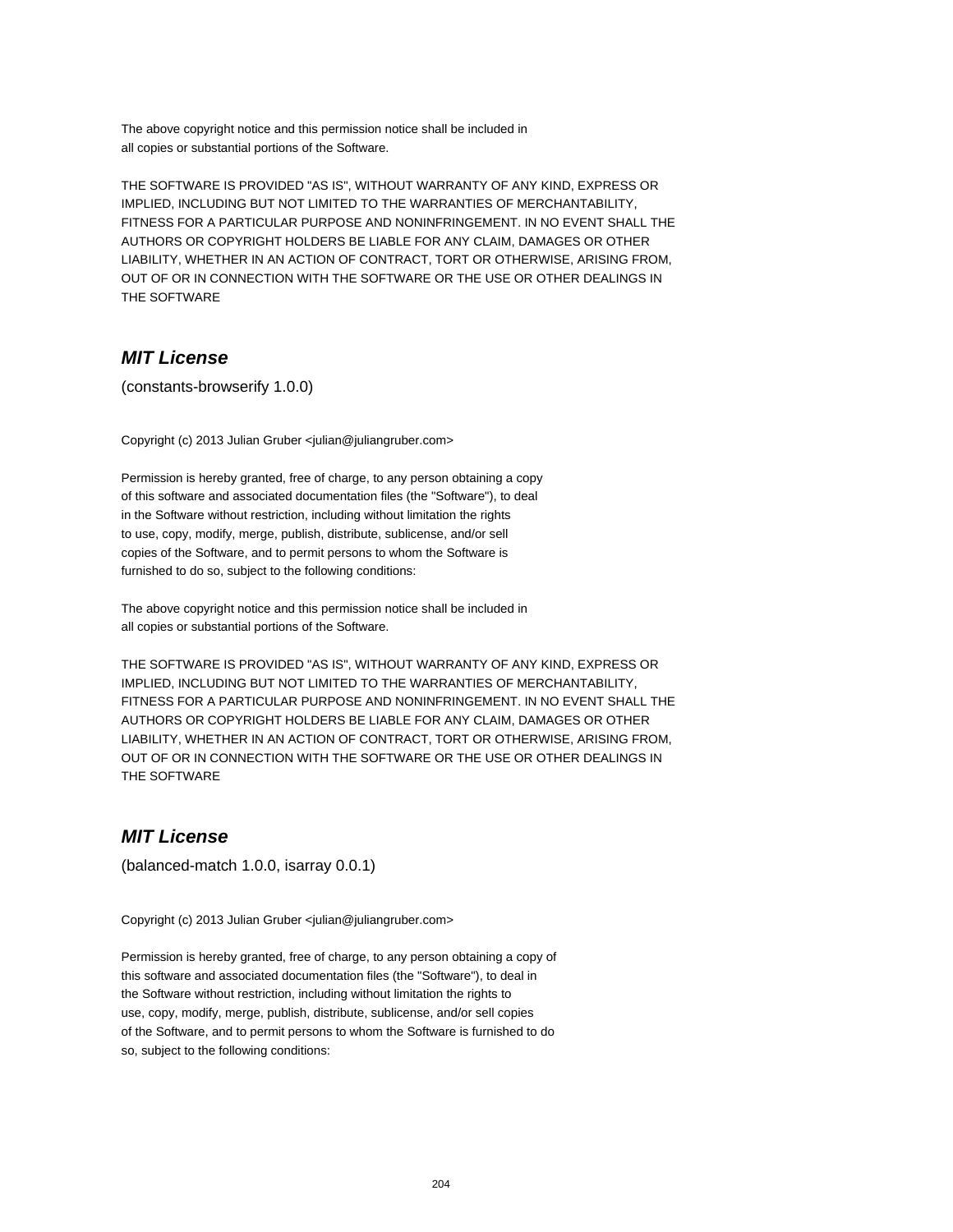The above copyright notice and this permission notice shall be included in
all copies or substantial portions of the Software.

THE SOFTWARE IS PROVIDED "AS IS", WITHOUT WARRANTY OF ANY KIND, EXPRESS OR
IMPLIED, INCLUDING BUT NOT LIMITED TO THE WARRANTIES OF MERCHANTABILITY,
FITNESS FOR A PARTICULAR PURPOSE AND NONINFRINGEMENT. IN NO EVENT SHALL THE
AUTHORS OR COPYRIGHT HOLDERS BE LIABLE FOR ANY CLAIM, DAMAGES OR OTHER
LIABILITY, WHETHER IN AN ACTION OF CONTRACT, TORT OR OTHERWISE, ARISING FROM,
OUT OF OR IN CONNECTION WITH THE SOFTWARE OR THE USE OR OTHER DEALINGS IN
THE SOFTWARE

## *MIT License*

(constants-browserify 1.0.0)

Copyright (c) 2013 Julian Gruber <julian@juliangruber.com>

Permission is hereby granted, free of charge, to any person obtaining a copy
of this software and associated documentation files (the "Software"), to deal
in the Software without restriction, including without limitation the rights
to use, copy, modify, merge, publish, distribute, sublicense, and/or sell
copies of the Software, and to permit persons to whom the Software is
furnished to do so, subject to the following conditions:

The above copyright notice and this permission notice shall be included in
all copies or substantial portions of the Software.

THE SOFTWARE IS PROVIDED "AS IS", WITHOUT WARRANTY OF ANY KIND, EXPRESS OR
IMPLIED, INCLUDING BUT NOT LIMITED TO THE WARRANTIES OF MERCHANTABILITY,
FITNESS FOR A PARTICULAR PURPOSE AND NONINFRINGEMENT. IN NO EVENT SHALL THE
AUTHORS OR COPYRIGHT HOLDERS BE LIABLE FOR ANY CLAIM, DAMAGES OR OTHER
LIABILITY, WHETHER IN AN ACTION OF CONTRACT, TORT OR OTHERWISE, ARISING FROM,
OUT OF OR IN CONNECTION WITH THE SOFTWARE OR THE USE OR OTHER DEALINGS IN
THE SOFTWARE

## *MIT License*

(balanced-match 1.0.0, isarray 0.0.1)

Copyright (c) 2013 Julian Gruber <julian@juliangruber.com>

Permission is hereby granted, free of charge, to any person obtaining a copy of
this software and associated documentation files (the "Software"), to deal in
the Software without restriction, including without limitation the rights to
use, copy, modify, merge, publish, distribute, sublicense, and/or sell copies
of the Software, and to permit persons to whom the Software is furnished to do
so, subject to the following conditions: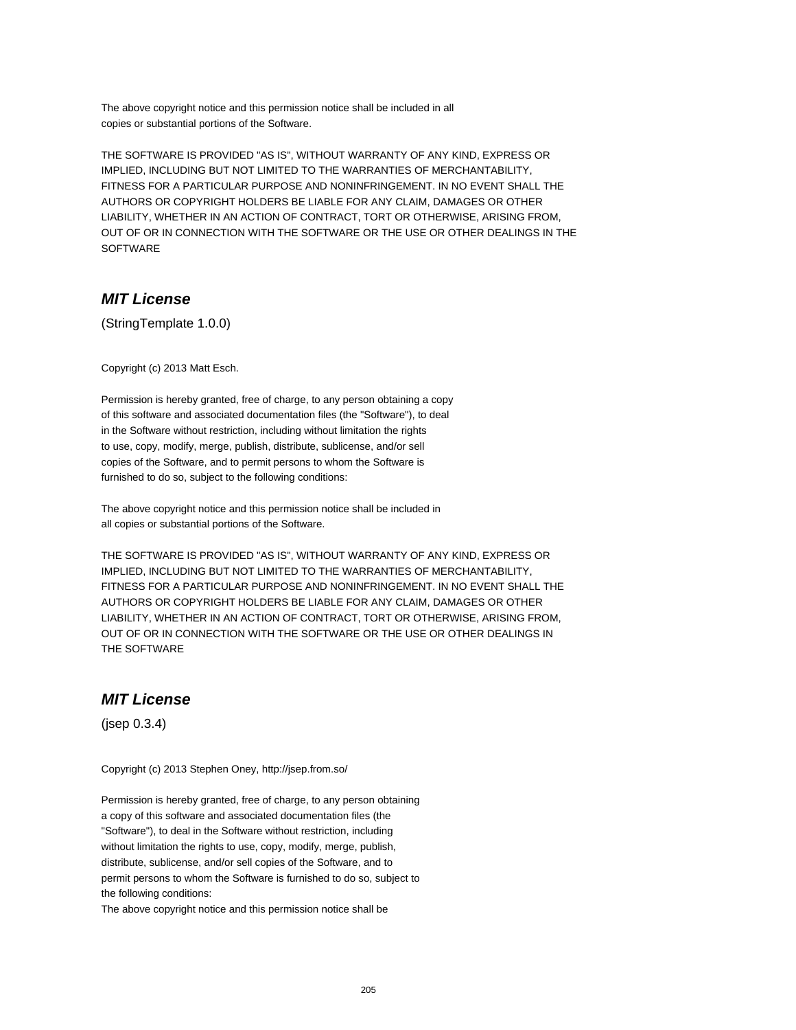The above copyright notice and this permission notice shall be included in all
copies or substantial portions of the Software.

THE SOFTWARE IS PROVIDED "AS IS", WITHOUT WARRANTY OF ANY KIND, EXPRESS OR IMPLIED, INCLUDING BUT NOT LIMITED TO THE WARRANTIES OF MERCHANTABILITY, FITNESS FOR A PARTICULAR PURPOSE AND NONINFRINGEMENT. IN NO EVENT SHALL THE AUTHORS OR COPYRIGHT HOLDERS BE LIABLE FOR ANY CLAIM, DAMAGES OR OTHER LIABILITY, WHETHER IN AN ACTION OF CONTRACT, TORT OR OTHERWISE, ARISING FROM, OUT OF OR IN CONNECTION WITH THE SOFTWARE OR THE USE OR OTHER DEALINGS IN THE SOFTWARE

## *MIT License*

(StringTemplate 1.0.0)

Copyright (c) 2013 Matt Esch.

Permission is hereby granted, free of charge, to any person obtaining a copy
of this software and associated documentation files (the "Software"), to deal
in the Software without restriction, including without limitation the rights
to use, copy, modify, merge, publish, distribute, sublicense, and/or sell
copies of the Software, and to permit persons to whom the Software is
furnished to do so, subject to the following conditions:

The above copyright notice and this permission notice shall be included in
all copies or substantial portions of the Software.

THE SOFTWARE IS PROVIDED "AS IS", WITHOUT WARRANTY OF ANY KIND, EXPRESS OR IMPLIED, INCLUDING BUT NOT LIMITED TO THE WARRANTIES OF MERCHANTABILITY, FITNESS FOR A PARTICULAR PURPOSE AND NONINFRINGEMENT. IN NO EVENT SHALL THE AUTHORS OR COPYRIGHT HOLDERS BE LIABLE FOR ANY CLAIM, DAMAGES OR OTHER LIABILITY, WHETHER IN AN ACTION OF CONTRACT, TORT OR OTHERWISE, ARISING FROM, OUT OF OR IN CONNECTION WITH THE SOFTWARE OR THE USE OR OTHER DEALINGS IN THE SOFTWARE

## *MIT License*

(jsep 0.3.4)

Copyright (c) 2013 Stephen Oney, http://jsep.from.so/

Permission is hereby granted, free of charge, to any person obtaining
a copy of this software and associated documentation files (the
"Software"), to deal in the Software without restriction, including
without limitation the rights to use, copy, modify, merge, publish,
distribute, sublicense, and/or sell copies of the Software, and to
permit persons to whom the Software is furnished to do so, subject to
the following conditions:
The above copyright notice and this permission notice shall be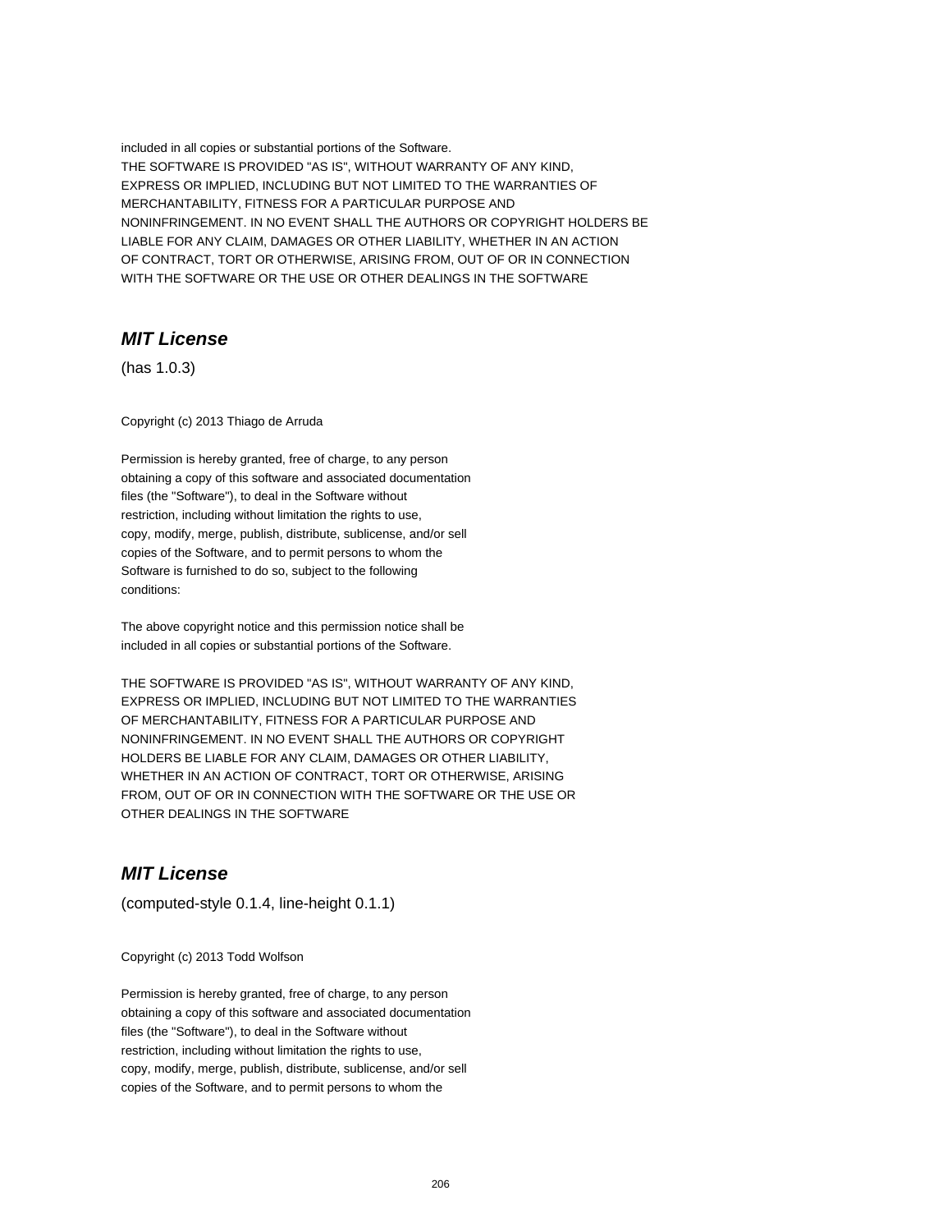included in all copies or substantial portions of the Software.
THE SOFTWARE IS PROVIDED "AS IS", WITHOUT WARRANTY OF ANY KIND,
EXPRESS OR IMPLIED, INCLUDING BUT NOT LIMITED TO THE WARRANTIES OF
MERCHANTABILITY, FITNESS FOR A PARTICULAR PURPOSE AND
NONINFRINGEMENT. IN NO EVENT SHALL THE AUTHORS OR COPYRIGHT HOLDERS BE
LIABLE FOR ANY CLAIM, DAMAGES OR OTHER LIABILITY, WHETHER IN AN ACTION
OF CONTRACT, TORT OR OTHERWISE, ARISING FROM, OUT OF OR IN CONNECTION
WITH THE SOFTWARE OR THE USE OR OTHER DEALINGS IN THE SOFTWARE

## *MIT License*

(has 1.0.3)

Copyright (c) 2013 Thiago de Arruda

Permission is hereby granted, free of charge, to any person
obtaining a copy of this software and associated documentation
files (the "Software"), to deal in the Software without
restriction, including without limitation the rights to use,
copy, modify, merge, publish, distribute, sublicense, and/or sell
copies of the Software, and to permit persons to whom the
Software is furnished to do so, subject to the following
conditions:

The above copyright notice and this permission notice shall be
included in all copies or substantial portions of the Software.

THE SOFTWARE IS PROVIDED "AS IS", WITHOUT WARRANTY OF ANY KIND,
EXPRESS OR IMPLIED, INCLUDING BUT NOT LIMITED TO THE WARRANTIES
OF MERCHANTABILITY, FITNESS FOR A PARTICULAR PURPOSE AND
NONINFRINGEMENT. IN NO EVENT SHALL THE AUTHORS OR COPYRIGHT
HOLDERS BE LIABLE FOR ANY CLAIM, DAMAGES OR OTHER LIABILITY,
WHETHER IN AN ACTION OF CONTRACT, TORT OR OTHERWISE, ARISING
FROM, OUT OF OR IN CONNECTION WITH THE SOFTWARE OR THE USE OR
OTHER DEALINGS IN THE SOFTWARE

## *MIT License*

(computed-style 0.1.4, line-height 0.1.1)

Copyright (c) 2013 Todd Wolfson

Permission is hereby granted, free of charge, to any person
obtaining a copy of this software and associated documentation
files (the "Software"), to deal in the Software without
restriction, including without limitation the rights to use,
copy, modify, merge, publish, distribute, sublicense, and/or sell
copies of the Software, and to permit persons to whom the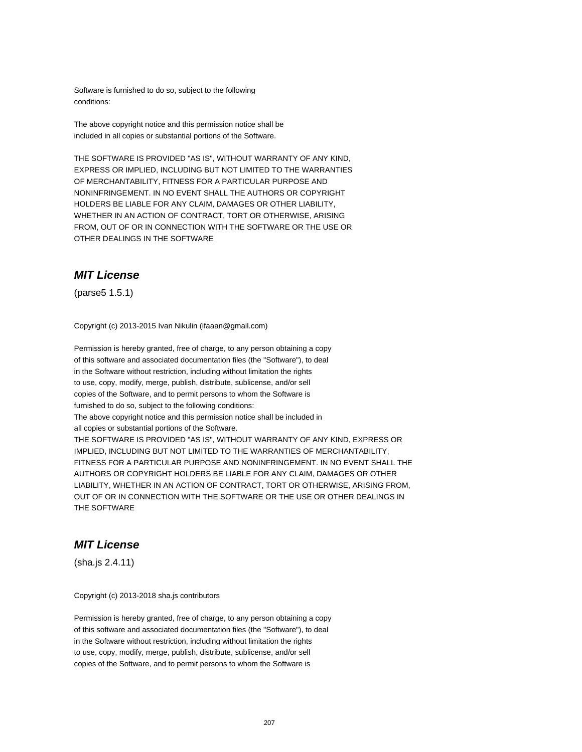Software is furnished to do so, subject to the following
conditions:

The above copyright notice and this permission notice shall be
included in all copies or substantial portions of the Software.

THE SOFTWARE IS PROVIDED "AS IS", WITHOUT WARRANTY OF ANY KIND,
EXPRESS OR IMPLIED, INCLUDING BUT NOT LIMITED TO THE WARRANTIES
OF MERCHANTABILITY, FITNESS FOR A PARTICULAR PURPOSE AND
NONINFRINGEMENT. IN NO EVENT SHALL THE AUTHORS OR COPYRIGHT
HOLDERS BE LIABLE FOR ANY CLAIM, DAMAGES OR OTHER LIABILITY,
WHETHER IN AN ACTION OF CONTRACT, TORT OR OTHERWISE, ARISING
FROM, OUT OF OR IN CONNECTION WITH THE SOFTWARE OR THE USE OR
OTHER DEALINGS IN THE SOFTWARE

## *MIT License*

(parse5 1.5.1)

Copyright (c) 2013-2015 Ivan Nikulin (ifaaan@gmail.com)

Permission is hereby granted, free of charge, to any person obtaining a copy
of this software and associated documentation files (the "Software"), to deal
in the Software without restriction, including without limitation the rights
to use, copy, modify, merge, publish, distribute, sublicense, and/or sell
copies of the Software, and to permit persons to whom the Software is
furnished to do so, subject to the following conditions:
The above copyright notice and this permission notice shall be included in
all copies or substantial portions of the Software.
THE SOFTWARE IS PROVIDED "AS IS", WITHOUT WARRANTY OF ANY KIND, EXPRESS OR
IMPLIED, INCLUDING BUT NOT LIMITED TO THE WARRANTIES OF MERCHANTABILITY,
FITNESS FOR A PARTICULAR PURPOSE AND NONINFRINGEMENT. IN NO EVENT SHALL THE
AUTHORS OR COPYRIGHT HOLDERS BE LIABLE FOR ANY CLAIM, DAMAGES OR OTHER
LIABILITY, WHETHER IN AN ACTION OF CONTRACT, TORT OR OTHERWISE, ARISING FROM,
OUT OF OR IN CONNECTION WITH THE SOFTWARE OR THE USE OR OTHER DEALINGS IN
THE SOFTWARE

## *MIT License*

(sha.js 2.4.11)

Copyright (c) 2013-2018 sha.js contributors

Permission is hereby granted, free of charge, to any person obtaining a copy
of this software and associated documentation files (the "Software"), to deal
in the Software without restriction, including without limitation the rights
to use, copy, modify, merge, publish, distribute, sublicense, and/or sell
copies of the Software, and to permit persons to whom the Software is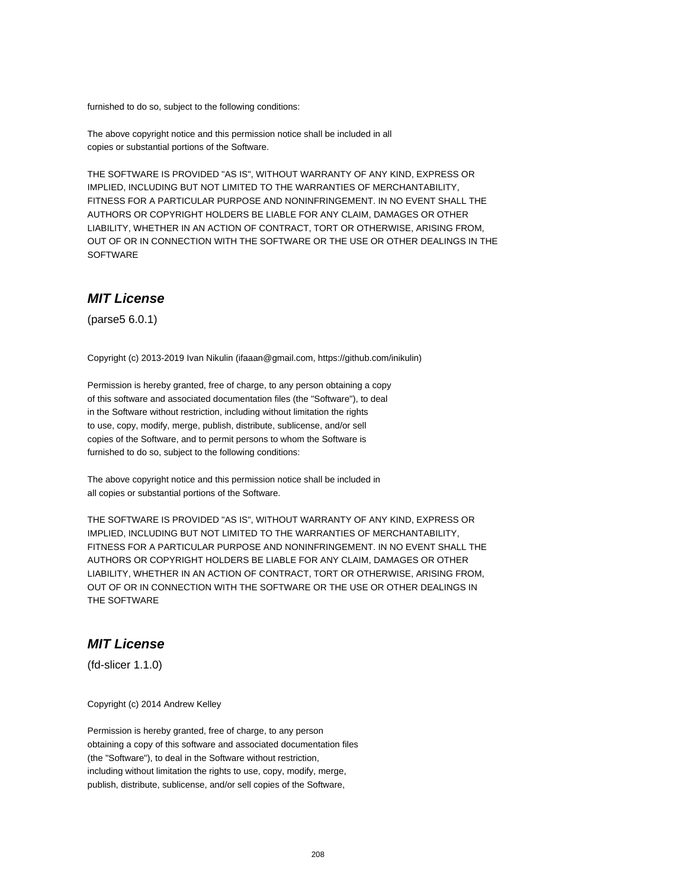furnished to do so, subject to the following conditions:

The above copyright notice and this permission notice shall be included in all
copies or substantial portions of the Software.

THE SOFTWARE IS PROVIDED "AS IS", WITHOUT WARRANTY OF ANY KIND, EXPRESS OR
IMPLIED, INCLUDING BUT NOT LIMITED TO THE WARRANTIES OF MERCHANTABILITY,
FITNESS FOR A PARTICULAR PURPOSE AND NONINFRINGEMENT. IN NO EVENT SHALL THE
AUTHORS OR COPYRIGHT HOLDERS BE LIABLE FOR ANY CLAIM, DAMAGES OR OTHER
LIABILITY, WHETHER IN AN ACTION OF CONTRACT, TORT OR OTHERWISE, ARISING FROM,
OUT OF OR IN CONNECTION WITH THE SOFTWARE OR THE USE OR OTHER DEALINGS IN THE
SOFTWARE

## *MIT License*

(parse5 6.0.1)

Copyright (c) 2013-2019 Ivan Nikulin (ifaaan@gmail.com, https://github.com/inikulin)

Permission is hereby granted, free of charge, to any person obtaining a copy
of this software and associated documentation files (the "Software"), to deal
in the Software without restriction, including without limitation the rights
to use, copy, modify, merge, publish, distribute, sublicense, and/or sell
copies of the Software, and to permit persons to whom the Software is
furnished to do so, subject to the following conditions:

The above copyright notice and this permission notice shall be included in
all copies or substantial portions of the Software.

THE SOFTWARE IS PROVIDED "AS IS", WITHOUT WARRANTY OF ANY KIND, EXPRESS OR
IMPLIED, INCLUDING BUT NOT LIMITED TO THE WARRANTIES OF MERCHANTABILITY,
FITNESS FOR A PARTICULAR PURPOSE AND NONINFRINGEMENT. IN NO EVENT SHALL THE
AUTHORS OR COPYRIGHT HOLDERS BE LIABLE FOR ANY CLAIM, DAMAGES OR OTHER
LIABILITY, WHETHER IN AN ACTION OF CONTRACT, TORT OR OTHERWISE, ARISING FROM,
OUT OF OR IN CONNECTION WITH THE SOFTWARE OR THE USE OR OTHER DEALINGS IN
THE SOFTWARE

## *MIT License*

(fd-slicer 1.1.0)

Copyright (c) 2014 Andrew Kelley

Permission is hereby granted, free of charge, to any person
obtaining a copy of this software and associated documentation files
(the "Software"), to deal in the Software without restriction,
including without limitation the rights to use, copy, modify, merge,
publish, distribute, sublicense, and/or sell copies of the Software,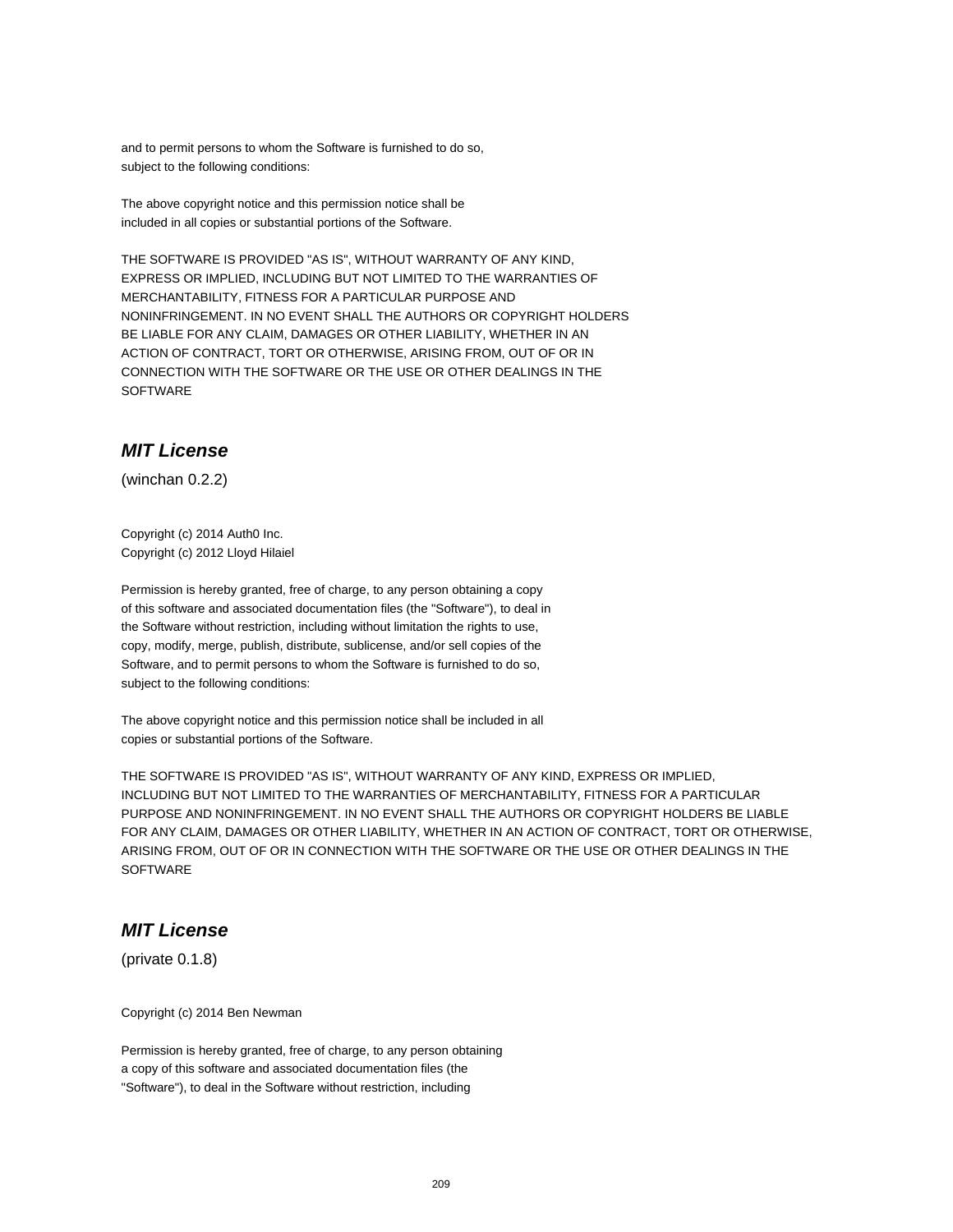and to permit persons to whom the Software is furnished to do so,
subject to the following conditions:

The above copyright notice and this permission notice shall be
included in all copies or substantial portions of the Software.

THE SOFTWARE IS PROVIDED "AS IS", WITHOUT WARRANTY OF ANY KIND,
EXPRESS OR IMPLIED, INCLUDING BUT NOT LIMITED TO THE WARRANTIES OF
MERCHANTABILITY, FITNESS FOR A PARTICULAR PURPOSE AND
NONINFRINGEMENT. IN NO EVENT SHALL THE AUTHORS OR COPYRIGHT HOLDERS
BE LIABLE FOR ANY CLAIM, DAMAGES OR OTHER LIABILITY, WHETHER IN AN
ACTION OF CONTRACT, TORT OR OTHERWISE, ARISING FROM, OUT OF OR IN
CONNECTION WITH THE SOFTWARE OR THE USE OR OTHER DEALINGS IN THE
SOFTWARE

### *MIT License*

(winchan 0.2.2)

Copyright (c) 2014 Auth0 Inc.
Copyright (c) 2012 Lloyd Hilaiel

Permission is hereby granted, free of charge, to any person obtaining a copy
of this software and associated documentation files (the "Software"), to deal in
the Software without restriction, including without limitation the rights to use,
copy, modify, merge, publish, distribute, sublicense, and/or sell copies of the
Software, and to permit persons to whom the Software is furnished to do so,
subject to the following conditions:

The above copyright notice and this permission notice shall be included in all
copies or substantial portions of the Software.

THE SOFTWARE IS PROVIDED "AS IS", WITHOUT WARRANTY OF ANY KIND, EXPRESS OR IMPLIED,
INCLUDING BUT NOT LIMITED TO THE WARRANTIES OF MERCHANTABILITY, FITNESS FOR A PARTICULAR
PURPOSE AND NONINFRINGEMENT. IN NO EVENT SHALL THE AUTHORS OR COPYRIGHT HOLDERS BE LIABLE
FOR ANY CLAIM, DAMAGES OR OTHER LIABILITY, WHETHER IN AN ACTION OF CONTRACT, TORT OR OTHERWISE,
ARISING FROM, OUT OF OR IN CONNECTION WITH THE SOFTWARE OR THE USE OR OTHER DEALINGS IN THE
SOFTWARE

### *MIT License*

(private 0.1.8)

Copyright (c) 2014 Ben Newman

Permission is hereby granted, free of charge, to any person obtaining
a copy of this software and associated documentation files (the
"Software"), to deal in the Software without restriction, including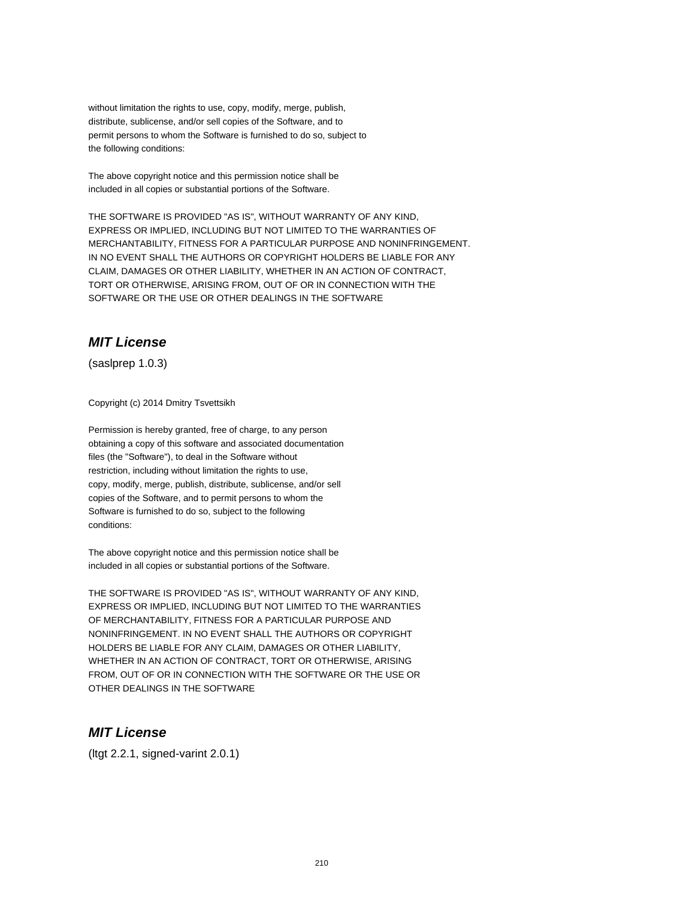without limitation the rights to use, copy, modify, merge, publish,
distribute, sublicense, and/or sell copies of the Software, and to
permit persons to whom the Software is furnished to do so, subject to
the following conditions:

The above copyright notice and this permission notice shall be
included in all copies or substantial portions of the Software.

THE SOFTWARE IS PROVIDED "AS IS", WITHOUT WARRANTY OF ANY KIND,
EXPRESS OR IMPLIED, INCLUDING BUT NOT LIMITED TO THE WARRANTIES OF
MERCHANTABILITY, FITNESS FOR A PARTICULAR PURPOSE AND NONINFRINGEMENT.
IN NO EVENT SHALL THE AUTHORS OR COPYRIGHT HOLDERS BE LIABLE FOR ANY
CLAIM, DAMAGES OR OTHER LIABILITY, WHETHER IN AN ACTION OF CONTRACT,
TORT OR OTHERWISE, ARISING FROM, OUT OF OR IN CONNECTION WITH THE
SOFTWARE OR THE USE OR OTHER DEALINGS IN THE SOFTWARE

## *MIT License*

(saslprep 1.0.3)

Copyright (c) 2014 Dmitry Tsvettsikh

Permission is hereby granted, free of charge, to any person
obtaining a copy of this software and associated documentation
files (the "Software"), to deal in the Software without
restriction, including without limitation the rights to use,
copy, modify, merge, publish, distribute, sublicense, and/or sell
copies of the Software, and to permit persons to whom the
Software is furnished to do so, subject to the following
conditions:

The above copyright notice and this permission notice shall be
included in all copies or substantial portions of the Software.

THE SOFTWARE IS PROVIDED "AS IS", WITHOUT WARRANTY OF ANY KIND,
EXPRESS OR IMPLIED, INCLUDING BUT NOT LIMITED TO THE WARRANTIES
OF MERCHANTABILITY, FITNESS FOR A PARTICULAR PURPOSE AND
NONINFRINGEMENT. IN NO EVENT SHALL THE AUTHORS OR COPYRIGHT
HOLDERS BE LIABLE FOR ANY CLAIM, DAMAGES OR OTHER LIABILITY,
WHETHER IN AN ACTION OF CONTRACT, TORT OR OTHERWISE, ARISING
FROM, OUT OF OR IN CONNECTION WITH THE SOFTWARE OR THE USE OR
OTHER DEALINGS IN THE SOFTWARE

## *MIT License*

(ltgt 2.2.1, signed-varint 2.0.1)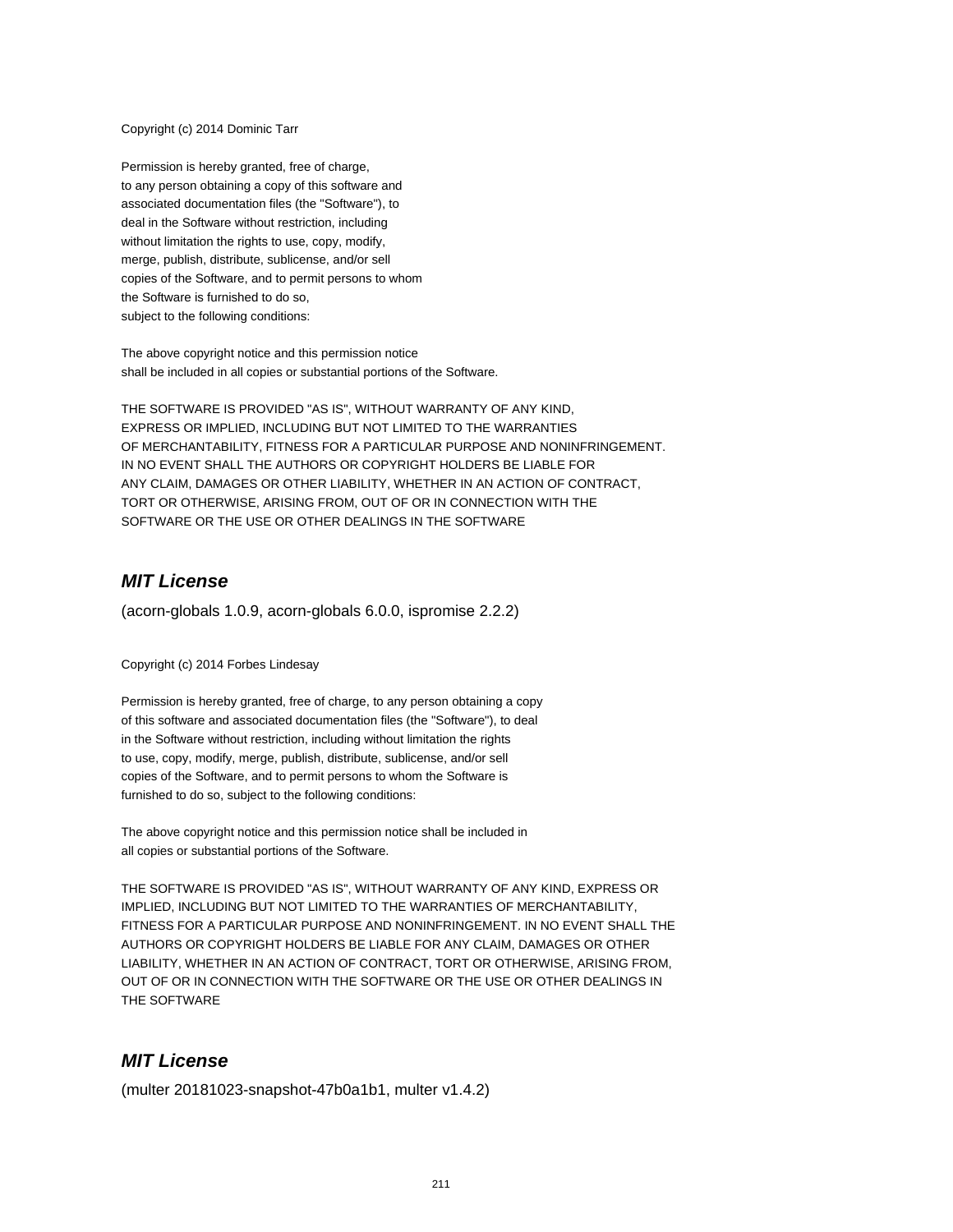Copyright (c) 2014 Dominic Tarr

Permission is hereby granted, free of charge,
to any person obtaining a copy of this software and
associated documentation files (the "Software"), to
deal in the Software without restriction, including
without limitation the rights to use, copy, modify,
merge, publish, distribute, sublicense, and/or sell
copies of the Software, and to permit persons to whom
the Software is furnished to do so,
subject to the following conditions:

The above copyright notice and this permission notice
shall be included in all copies or substantial portions of the Software.

THE SOFTWARE IS PROVIDED "AS IS", WITHOUT WARRANTY OF ANY KIND,
EXPRESS OR IMPLIED, INCLUDING BUT NOT LIMITED TO THE WARRANTIES
OF MERCHANTABILITY, FITNESS FOR A PARTICULAR PURPOSE AND NONINFRINGEMENT.
IN NO EVENT SHALL THE AUTHORS OR COPYRIGHT HOLDERS BE LIABLE FOR
ANY CLAIM, DAMAGES OR OTHER LIABILITY, WHETHER IN AN ACTION OF CONTRACT,
TORT OR OTHERWISE, ARISING FROM, OUT OF OR IN CONNECTION WITH THE
SOFTWARE OR THE USE OR OTHER DEALINGS IN THE SOFTWARE

## *MIT License*

(acorn-globals 1.0.9, acorn-globals 6.0.0, ispromise 2.2.2)

Copyright (c) 2014 Forbes Lindesay

Permission is hereby granted, free of charge, to any person obtaining a copy
of this software and associated documentation files (the "Software"), to deal
in the Software without restriction, including without limitation the rights
to use, copy, modify, merge, publish, distribute, sublicense, and/or sell
copies of the Software, and to permit persons to whom the Software is
furnished to do so, subject to the following conditions:

The above copyright notice and this permission notice shall be included in
all copies or substantial portions of the Software.

THE SOFTWARE IS PROVIDED "AS IS", WITHOUT WARRANTY OF ANY KIND, EXPRESS OR
IMPLIED, INCLUDING BUT NOT LIMITED TO THE WARRANTIES OF MERCHANTABILITY,
FITNESS FOR A PARTICULAR PURPOSE AND NONINFRINGEMENT. IN NO EVENT SHALL THE
AUTHORS OR COPYRIGHT HOLDERS BE LIABLE FOR ANY CLAIM, DAMAGES OR OTHER
LIABILITY, WHETHER IN AN ACTION OF CONTRACT, TORT OR OTHERWISE, ARISING FROM,
OUT OF OR IN CONNECTION WITH THE SOFTWARE OR THE USE OR OTHER DEALINGS IN
THE SOFTWARE

## *MIT License*

(multer 20181023-snapshot-47b0a1b1, multer v1.4.2)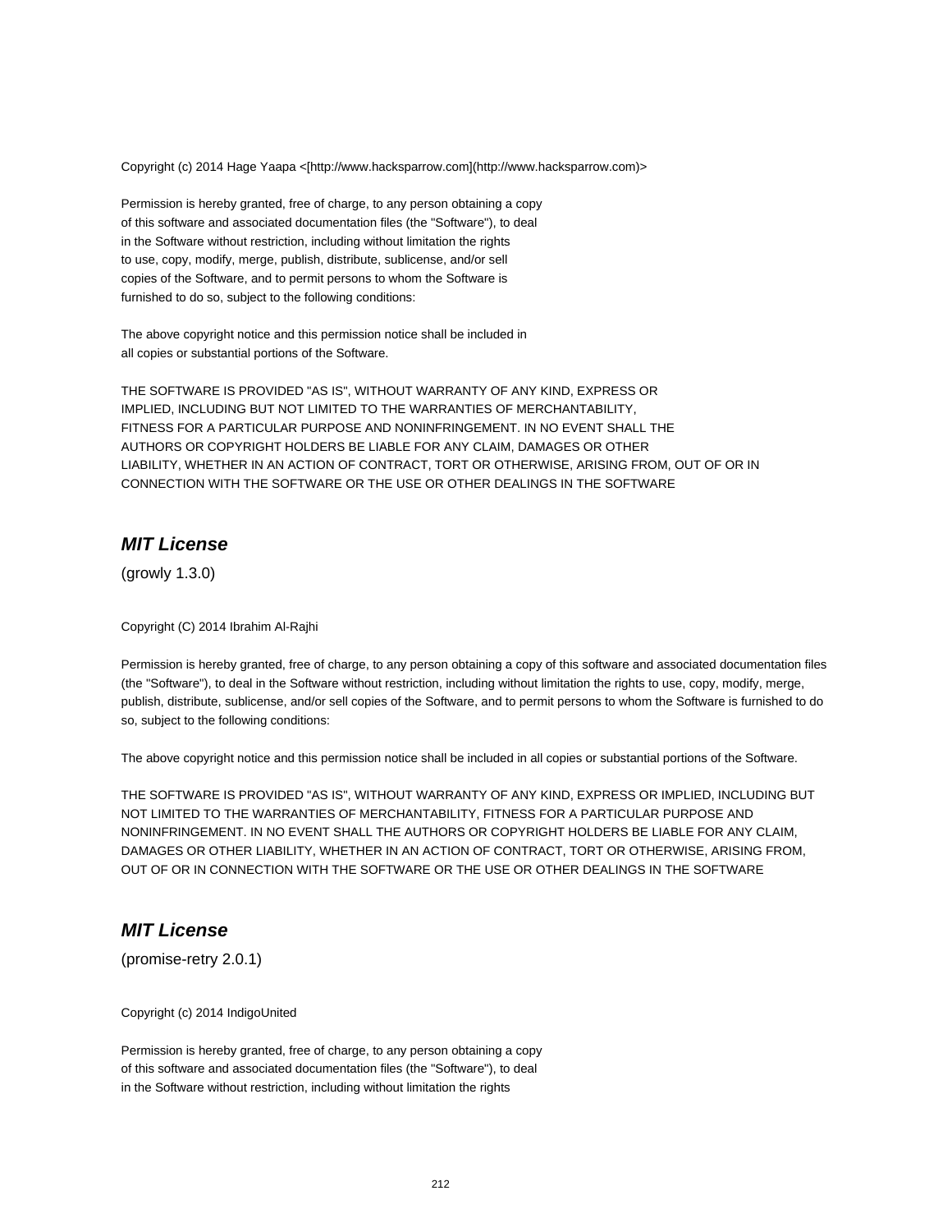Copyright (c) 2014 Hage Yaapa <[http://www.hacksparrow.com](http://www.hacksparrow.com)>

Permission is hereby granted, free of charge, to any person obtaining a copy
of this software and associated documentation files (the "Software"), to deal
in the Software without restriction, including without limitation the rights
to use, copy, modify, merge, publish, distribute, sublicense, and/or sell
copies of the Software, and to permit persons to whom the Software is
furnished to do so, subject to the following conditions:

The above copyright notice and this permission notice shall be included in
all copies or substantial portions of the Software.

THE SOFTWARE IS PROVIDED "AS IS", WITHOUT WARRANTY OF ANY KIND, EXPRESS OR
IMPLIED, INCLUDING BUT NOT LIMITED TO THE WARRANTIES OF MERCHANTABILITY,
FITNESS FOR A PARTICULAR PURPOSE AND NONINFRINGEMENT. IN NO EVENT SHALL THE
AUTHORS OR COPYRIGHT HOLDERS BE LIABLE FOR ANY CLAIM, DAMAGES OR OTHER
LIABILITY, WHETHER IN AN ACTION OF CONTRACT, TORT OR OTHERWISE, ARISING FROM, OUT OF OR IN
CONNECTION WITH THE SOFTWARE OR THE USE OR OTHER DEALINGS IN THE SOFTWARE

## *MIT License*

(growly 1.3.0)

Copyright (C) 2014 Ibrahim Al-Rajhi

Permission is hereby granted, free of charge, to any person obtaining a copy of this software and associated documentation files (the "Software"), to deal in the Software without restriction, including without limitation the rights to use, copy, modify, merge, publish, distribute, sublicense, and/or sell copies of the Software, and to permit persons to whom the Software is furnished to do so, subject to the following conditions:

The above copyright notice and this permission notice shall be included in all copies or substantial portions of the Software.

THE SOFTWARE IS PROVIDED "AS IS", WITHOUT WARRANTY OF ANY KIND, EXPRESS OR IMPLIED, INCLUDING BUT NOT LIMITED TO THE WARRANTIES OF MERCHANTABILITY, FITNESS FOR A PARTICULAR PURPOSE AND NONINFRINGEMENT. IN NO EVENT SHALL THE AUTHORS OR COPYRIGHT HOLDERS BE LIABLE FOR ANY CLAIM, DAMAGES OR OTHER LIABILITY, WHETHER IN AN ACTION OF CONTRACT, TORT OR OTHERWISE, ARISING FROM, OUT OF OR IN CONNECTION WITH THE SOFTWARE OR THE USE OR OTHER DEALINGS IN THE SOFTWARE

## *MIT License*

(promise-retry 2.0.1)

Copyright (c) 2014 IndigoUnited

Permission is hereby granted, free of charge, to any person obtaining a copy
of this software and associated documentation files (the "Software"), to deal
in the Software without restriction, including without limitation the rights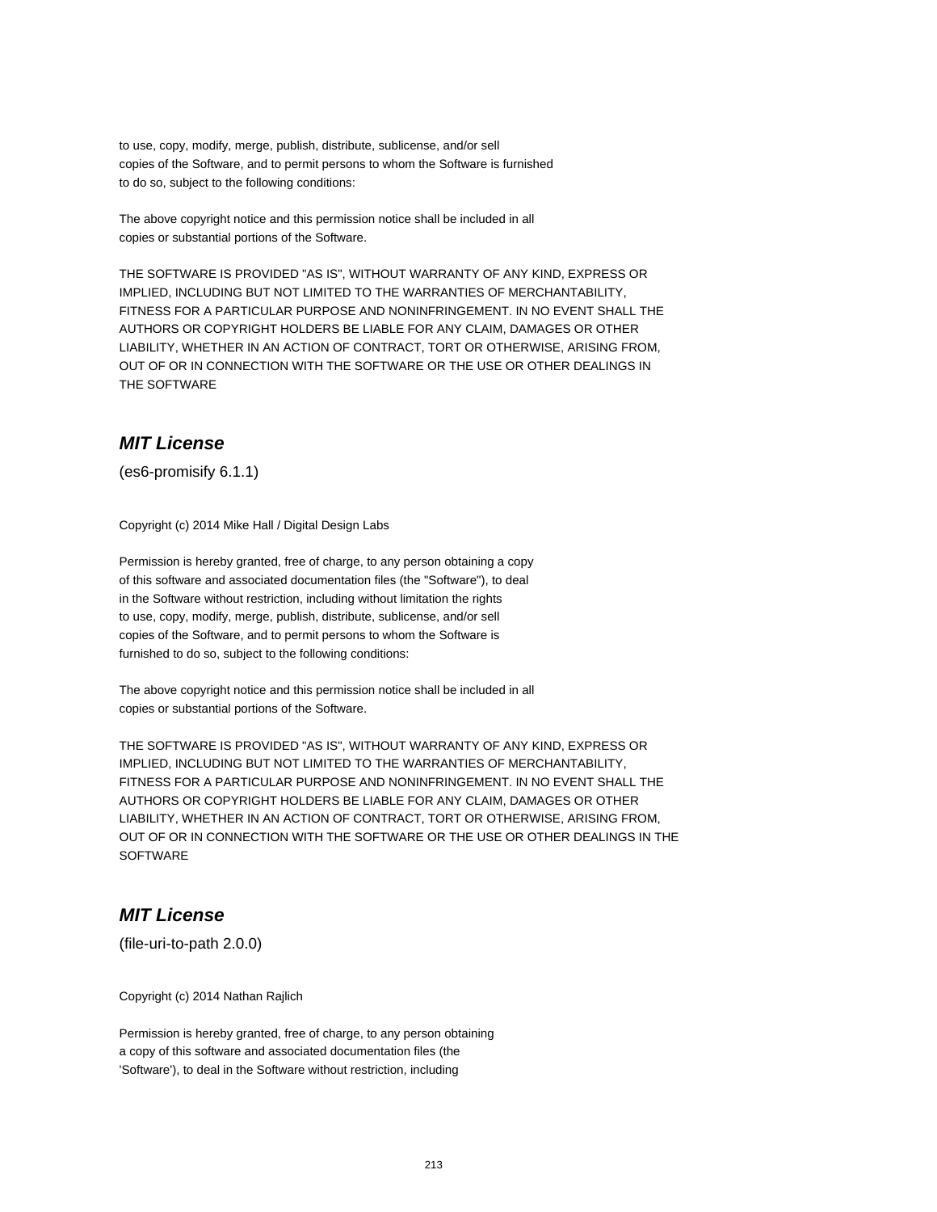to use, copy, modify, merge, publish, distribute, sublicense, and/or sell
copies of the Software, and to permit persons to whom the Software is furnished
to do so, subject to the following conditions:

The above copyright notice and this permission notice shall be included in all
copies or substantial portions of the Software.

THE SOFTWARE IS PROVIDED "AS IS", WITHOUT WARRANTY OF ANY KIND, EXPRESS OR
IMPLIED, INCLUDING BUT NOT LIMITED TO THE WARRANTIES OF MERCHANTABILITY,
FITNESS FOR A PARTICULAR PURPOSE AND NONINFRINGEMENT. IN NO EVENT SHALL THE
AUTHORS OR COPYRIGHT HOLDERS BE LIABLE FOR ANY CLAIM, DAMAGES OR OTHER
LIABILITY, WHETHER IN AN ACTION OF CONTRACT, TORT OR OTHERWISE, ARISING FROM,
OUT OF OR IN CONNECTION WITH THE SOFTWARE OR THE USE OR OTHER DEALINGS IN
THE SOFTWARE

## ***MIT License***

(es6-promisify 6.1.1)

Copyright (c) 2014 Mike Hall / Digital Design Labs

Permission is hereby granted, free of charge, to any person obtaining a copy
of this software and associated documentation files (the "Software"), to deal
in the Software without restriction, including without limitation the rights
to use, copy, modify, merge, publish, distribute, sublicense, and/or sell
copies of the Software, and to permit persons to whom the Software is
furnished to do so, subject to the following conditions:

The above copyright notice and this permission notice shall be included in all
copies or substantial portions of the Software.

THE SOFTWARE IS PROVIDED "AS IS", WITHOUT WARRANTY OF ANY KIND, EXPRESS OR
IMPLIED, INCLUDING BUT NOT LIMITED TO THE WARRANTIES OF MERCHANTABILITY,
FITNESS FOR A PARTICULAR PURPOSE AND NONINFRINGEMENT. IN NO EVENT SHALL THE
AUTHORS OR COPYRIGHT HOLDERS BE LIABLE FOR ANY CLAIM, DAMAGES OR OTHER
LIABILITY, WHETHER IN AN ACTION OF CONTRACT, TORT OR OTHERWISE, ARISING FROM,
OUT OF OR IN CONNECTION WITH THE SOFTWARE OR THE USE OR OTHER DEALINGS IN THE
SOFTWARE

## ***MIT License***

(file-uri-to-path 2.0.0)

Copyright (c) 2014 Nathan Rajlich

Permission is hereby granted, free of charge, to any person obtaining
a copy of this software and associated documentation files (the
'Software'), to deal in the Software without restriction, including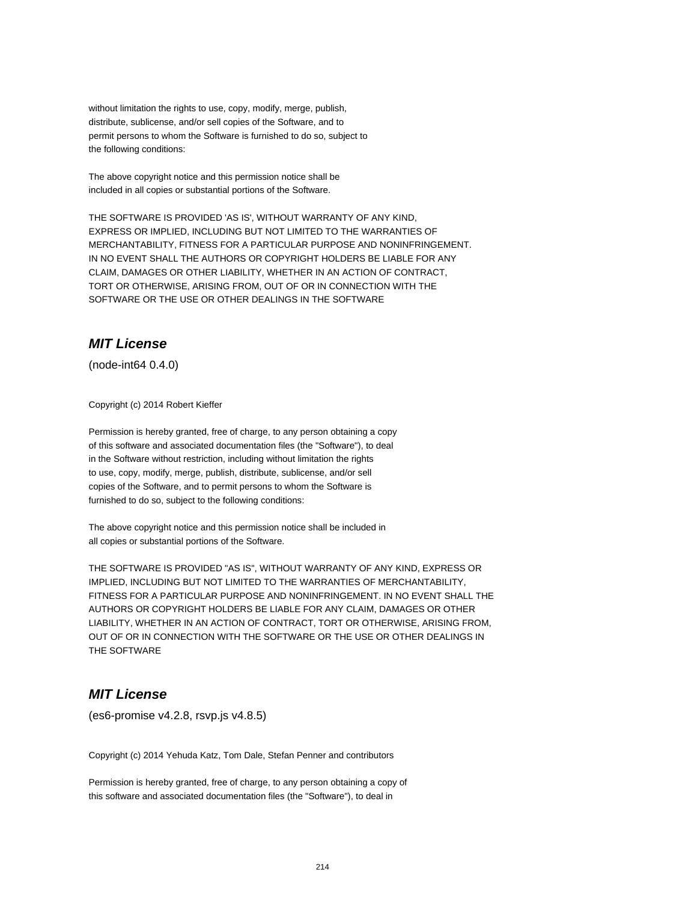without limitation the rights to use, copy, modify, merge, publish,
distribute, sublicense, and/or sell copies of the Software, and to
permit persons to whom the Software is furnished to do so, subject to
the following conditions:

The above copyright notice and this permission notice shall be
included in all copies or substantial portions of the Software.

THE SOFTWARE IS PROVIDED 'AS IS', WITHOUT WARRANTY OF ANY KIND,
EXPRESS OR IMPLIED, INCLUDING BUT NOT LIMITED TO THE WARRANTIES OF
MERCHANTABILITY, FITNESS FOR A PARTICULAR PURPOSE AND NONINFRINGEMENT.
IN NO EVENT SHALL THE AUTHORS OR COPYRIGHT HOLDERS BE LIABLE FOR ANY
CLAIM, DAMAGES OR OTHER LIABILITY, WHETHER IN AN ACTION OF CONTRACT,
TORT OR OTHERWISE, ARISING FROM, OUT OF OR IN CONNECTION WITH THE
SOFTWARE OR THE USE OR OTHER DEALINGS IN THE SOFTWARE

## *MIT License*

(node-int64 0.4.0)

Copyright (c) 2014 Robert Kieffer

Permission is hereby granted, free of charge, to any person obtaining a copy
of this software and associated documentation files (the "Software"), to deal
in the Software without restriction, including without limitation the rights
to use, copy, modify, merge, publish, distribute, sublicense, and/or sell
copies of the Software, and to permit persons to whom the Software is
furnished to do so, subject to the following conditions:

The above copyright notice and this permission notice shall be included in
all copies or substantial portions of the Software.

THE SOFTWARE IS PROVIDED "AS IS", WITHOUT WARRANTY OF ANY KIND, EXPRESS OR
IMPLIED, INCLUDING BUT NOT LIMITED TO THE WARRANTIES OF MERCHANTABILITY,
FITNESS FOR A PARTICULAR PURPOSE AND NONINFRINGEMENT. IN NO EVENT SHALL THE
AUTHORS OR COPYRIGHT HOLDERS BE LIABLE FOR ANY CLAIM, DAMAGES OR OTHER
LIABILITY, WHETHER IN AN ACTION OF CONTRACT, TORT OR OTHERWISE, ARISING FROM,
OUT OF OR IN CONNECTION WITH THE SOFTWARE OR THE USE OR OTHER DEALINGS IN
THE SOFTWARE

## *MIT License*

(es6-promise v4.2.8, rsvp.js v4.8.5)

Copyright (c) 2014 Yehuda Katz, Tom Dale, Stefan Penner and contributors

Permission is hereby granted, free of charge, to any person obtaining a copy of
this software and associated documentation files (the "Software"), to deal in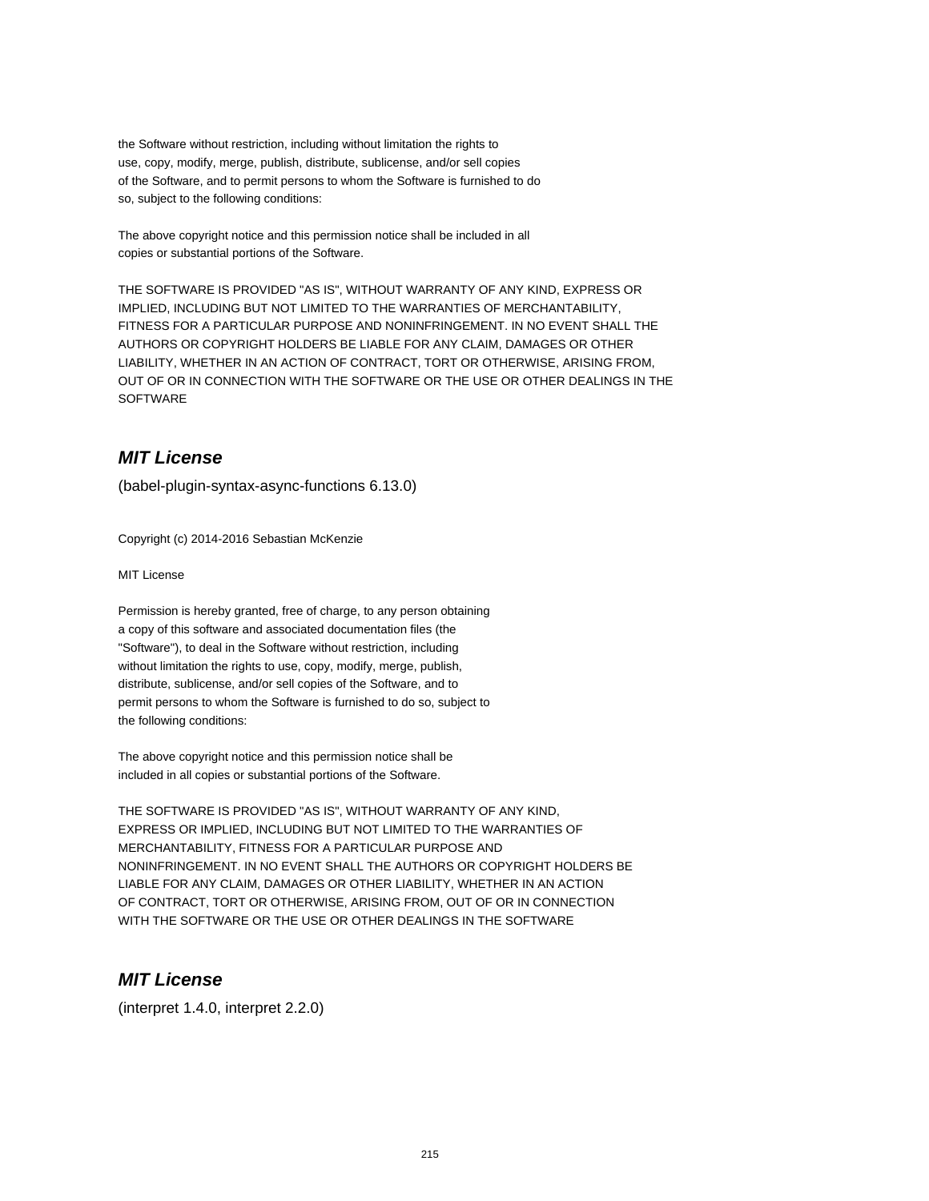the Software without restriction, including without limitation the rights to
use, copy, modify, merge, publish, distribute, sublicense, and/or sell copies
of the Software, and to permit persons to whom the Software is furnished to do
so, subject to the following conditions:

The above copyright notice and this permission notice shall be included in all
copies or substantial portions of the Software.

THE SOFTWARE IS PROVIDED "AS IS", WITHOUT WARRANTY OF ANY KIND, EXPRESS OR
IMPLIED, INCLUDING BUT NOT LIMITED TO THE WARRANTIES OF MERCHANTABILITY,
FITNESS FOR A PARTICULAR PURPOSE AND NONINFRINGEMENT. IN NO EVENT SHALL THE
AUTHORS OR COPYRIGHT HOLDERS BE LIABLE FOR ANY CLAIM, DAMAGES OR OTHER
LIABILITY, WHETHER IN AN ACTION OF CONTRACT, TORT OR OTHERWISE, ARISING FROM,
OUT OF OR IN CONNECTION WITH THE SOFTWARE OR THE USE OR OTHER DEALINGS IN THE
SOFTWARE

## *MIT License*

(babel-plugin-syntax-async-functions 6.13.0)

Copyright (c) 2014-2016 Sebastian McKenzie

MIT License

Permission is hereby granted, free of charge, to any person obtaining
a copy of this software and associated documentation files (the
"Software"), to deal in the Software without restriction, including
without limitation the rights to use, copy, modify, merge, publish,
distribute, sublicense, and/or sell copies of the Software, and to
permit persons to whom the Software is furnished to do so, subject to
the following conditions:

The above copyright notice and this permission notice shall be
included in all copies or substantial portions of the Software.

THE SOFTWARE IS PROVIDED "AS IS", WITHOUT WARRANTY OF ANY KIND,
EXPRESS OR IMPLIED, INCLUDING BUT NOT LIMITED TO THE WARRANTIES OF
MERCHANTABILITY, FITNESS FOR A PARTICULAR PURPOSE AND
NONINFRINGEMENT. IN NO EVENT SHALL THE AUTHORS OR COPYRIGHT HOLDERS BE
LIABLE FOR ANY CLAIM, DAMAGES OR OTHER LIABILITY, WHETHER IN AN ACTION
OF CONTRACT, TORT OR OTHERWISE, ARISING FROM, OUT OF OR IN CONNECTION
WITH THE SOFTWARE OR THE USE OR OTHER DEALINGS IN THE SOFTWARE

## *MIT License*

(interpret 1.4.0, interpret 2.2.0)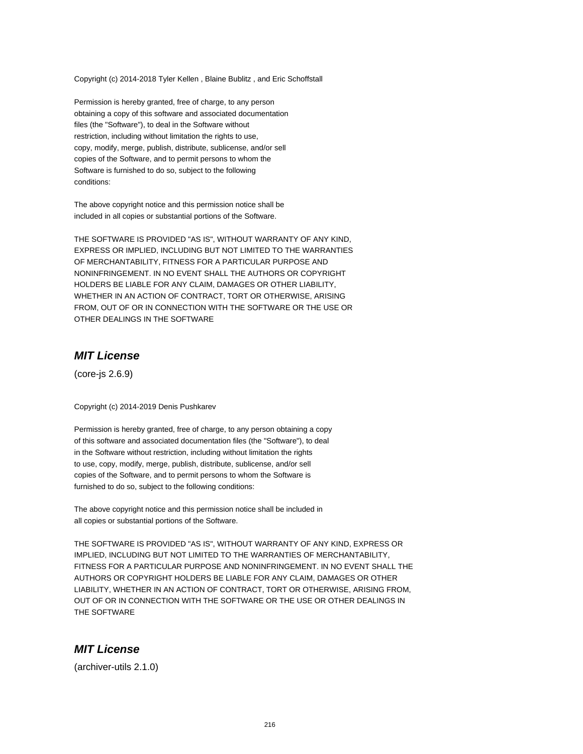Copyright (c) 2014-2018 Tyler Kellen , Blaine Bublitz , and Eric Schoffstall

Permission is hereby granted, free of charge, to any person
obtaining a copy of this software and associated documentation
files (the "Software"), to deal in the Software without
restriction, including without limitation the rights to use,
copy, modify, merge, publish, distribute, sublicense, and/or sell
copies of the Software, and to permit persons to whom the
Software is furnished to do so, subject to the following
conditions:

The above copyright notice and this permission notice shall be
included in all copies or substantial portions of the Software.

THE SOFTWARE IS PROVIDED "AS IS", WITHOUT WARRANTY OF ANY KIND,
EXPRESS OR IMPLIED, INCLUDING BUT NOT LIMITED TO THE WARRANTIES
OF MERCHANTABILITY, FITNESS FOR A PARTICULAR PURPOSE AND
NONINFRINGEMENT. IN NO EVENT SHALL THE AUTHORS OR COPYRIGHT
HOLDERS BE LIABLE FOR ANY CLAIM, DAMAGES OR OTHER LIABILITY,
WHETHER IN AN ACTION OF CONTRACT, TORT OR OTHERWISE, ARISING
FROM, OUT OF OR IN CONNECTION WITH THE SOFTWARE OR THE USE OR
OTHER DEALINGS IN THE SOFTWARE

## *MIT License*

(core-js 2.6.9)

Copyright (c) 2014-2019 Denis Pushkarev

Permission is hereby granted, free of charge, to any person obtaining a copy
of this software and associated documentation files (the "Software"), to deal
in the Software without restriction, including without limitation the rights
to use, copy, modify, merge, publish, distribute, sublicense, and/or sell
copies of the Software, and to permit persons to whom the Software is
furnished to do so, subject to the following conditions:

The above copyright notice and this permission notice shall be included in
all copies or substantial portions of the Software.

THE SOFTWARE IS PROVIDED "AS IS", WITHOUT WARRANTY OF ANY KIND, EXPRESS OR
IMPLIED, INCLUDING BUT NOT LIMITED TO THE WARRANTIES OF MERCHANTABILITY,
FITNESS FOR A PARTICULAR PURPOSE AND NONINFRINGEMENT. IN NO EVENT SHALL THE
AUTHORS OR COPYRIGHT HOLDERS BE LIABLE FOR ANY CLAIM, DAMAGES OR OTHER
LIABILITY, WHETHER IN AN ACTION OF CONTRACT, TORT OR OTHERWISE, ARISING FROM,
OUT OF OR IN CONNECTION WITH THE SOFTWARE OR THE USE OR OTHER DEALINGS IN
THE SOFTWARE

## *MIT License*

(archiver-utils 2.1.0)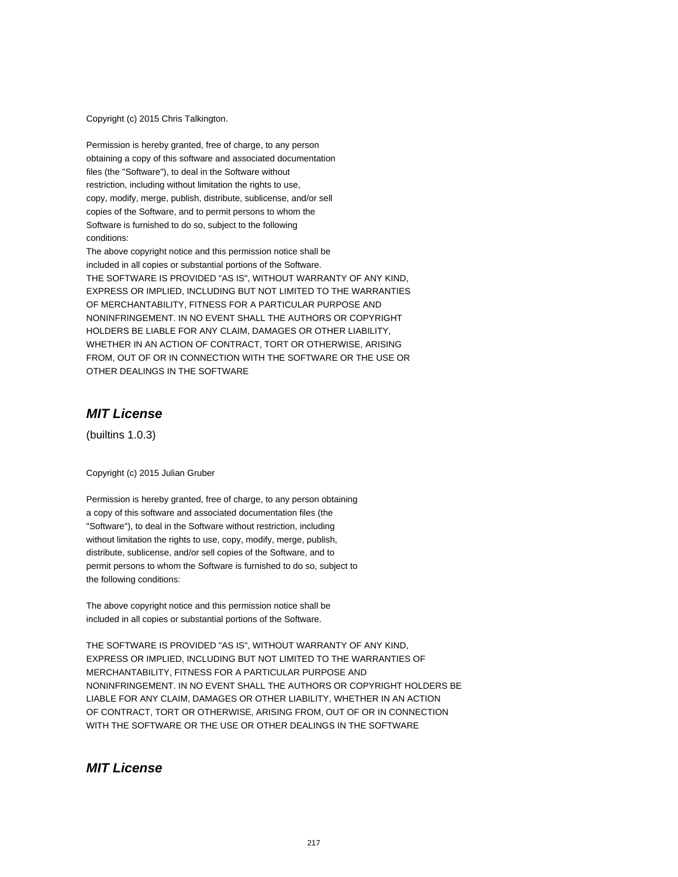Copyright (c) 2015 Chris Talkington.

Permission is hereby granted, free of charge, to any person
obtaining a copy of this software and associated documentation
files (the "Software"), to deal in the Software without
restriction, including without limitation the rights to use,
copy, modify, merge, publish, distribute, sublicense, and/or sell
copies of the Software, and to permit persons to whom the
Software is furnished to do so, subject to the following
conditions:
The above copyright notice and this permission notice shall be
included in all copies or substantial portions of the Software.
THE SOFTWARE IS PROVIDED "AS IS", WITHOUT WARRANTY OF ANY KIND,
EXPRESS OR IMPLIED, INCLUDING BUT NOT LIMITED TO THE WARRANTIES
OF MERCHANTABILITY, FITNESS FOR A PARTICULAR PURPOSE AND
NONINFRINGEMENT. IN NO EVENT SHALL THE AUTHORS OR COPYRIGHT
HOLDERS BE LIABLE FOR ANY CLAIM, DAMAGES OR OTHER LIABILITY,
WHETHER IN AN ACTION OF CONTRACT, TORT OR OTHERWISE, ARISING
FROM, OUT OF OR IN CONNECTION WITH THE SOFTWARE OR THE USE OR
OTHER DEALINGS IN THE SOFTWARE

## *MIT License*

(builtins 1.0.3)

Copyright (c) 2015 Julian Gruber

Permission is hereby granted, free of charge, to any person obtaining
a copy of this software and associated documentation files (the
"Software"), to deal in the Software without restriction, including
without limitation the rights to use, copy, modify, merge, publish,
distribute, sublicense, and/or sell copies of the Software, and to
permit persons to whom the Software is furnished to do so, subject to
the following conditions:

The above copyright notice and this permission notice shall be
included in all copies or substantial portions of the Software.

THE SOFTWARE IS PROVIDED "AS IS", WITHOUT WARRANTY OF ANY KIND,
EXPRESS OR IMPLIED, INCLUDING BUT NOT LIMITED TO THE WARRANTIES OF
MERCHANTABILITY, FITNESS FOR A PARTICULAR PURPOSE AND
NONINFRINGEMENT. IN NO EVENT SHALL THE AUTHORS OR COPYRIGHT HOLDERS BE
LIABLE FOR ANY CLAIM, DAMAGES OR OTHER LIABILITY, WHETHER IN AN ACTION
OF CONTRACT, TORT OR OTHERWISE, ARISING FROM, OUT OF OR IN CONNECTION
WITH THE SOFTWARE OR THE USE OR OTHER DEALINGS IN THE SOFTWARE

## *MIT License*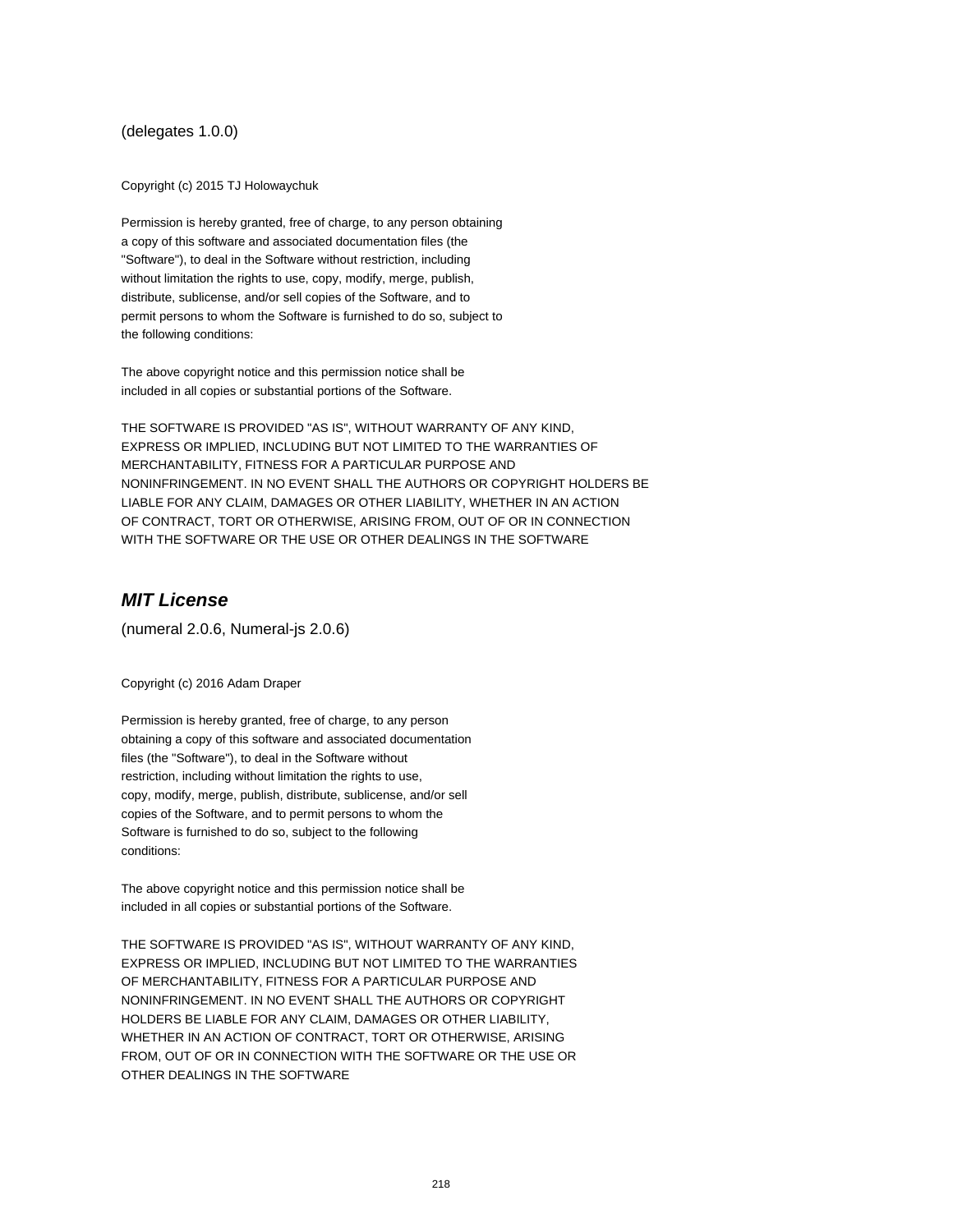(delegates 1.0.0)

Copyright (c) 2015 TJ Holowaychuk

Permission is hereby granted, free of charge, to any person obtaining
a copy of this software and associated documentation files (the
"Software"), to deal in the Software without restriction, including
without limitation the rights to use, copy, modify, merge, publish,
distribute, sublicense, and/or sell copies of the Software, and to
permit persons to whom the Software is furnished to do so, subject to
the following conditions:

The above copyright notice and this permission notice shall be
included in all copies or substantial portions of the Software.

THE SOFTWARE IS PROVIDED "AS IS", WITHOUT WARRANTY OF ANY KIND,
EXPRESS OR IMPLIED, INCLUDING BUT NOT LIMITED TO THE WARRANTIES OF
MERCHANTABILITY, FITNESS FOR A PARTICULAR PURPOSE AND
NONINFRINGEMENT. IN NO EVENT SHALL THE AUTHORS OR COPYRIGHT HOLDERS BE
LIABLE FOR ANY CLAIM, DAMAGES OR OTHER LIABILITY, WHETHER IN AN ACTION
OF CONTRACT, TORT OR OTHERWISE, ARISING FROM, OUT OF OR IN CONNECTION
WITH THE SOFTWARE OR THE USE OR OTHER DEALINGS IN THE SOFTWARE

## *MIT License*

(numeral 2.0.6, Numeral-js 2.0.6)

Copyright (c) 2016 Adam Draper

Permission is hereby granted, free of charge, to any person
obtaining a copy of this software and associated documentation
files (the "Software"), to deal in the Software without
restriction, including without limitation the rights to use,
copy, modify, merge, publish, distribute, sublicense, and/or sell
copies of the Software, and to permit persons to whom the
Software is furnished to do so, subject to the following
conditions:

The above copyright notice and this permission notice shall be
included in all copies or substantial portions of the Software.

THE SOFTWARE IS PROVIDED "AS IS", WITHOUT WARRANTY OF ANY KIND,
EXPRESS OR IMPLIED, INCLUDING BUT NOT LIMITED TO THE WARRANTIES
OF MERCHANTABILITY, FITNESS FOR A PARTICULAR PURPOSE AND
NONINFRINGEMENT. IN NO EVENT SHALL THE AUTHORS OR COPYRIGHT
HOLDERS BE LIABLE FOR ANY CLAIM, DAMAGES OR OTHER LIABILITY,
WHETHER IN AN ACTION OF CONTRACT, TORT OR OTHERWISE, ARISING
FROM, OUT OF OR IN CONNECTION WITH THE SOFTWARE OR THE USE OR
OTHER DEALINGS IN THE SOFTWARE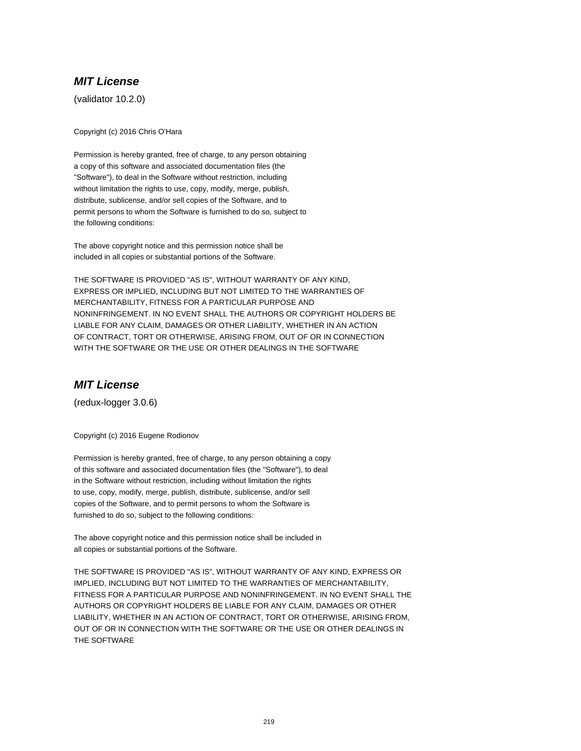## ***MIT License***

(validator 10.2.0)

Copyright (c) 2016 Chris O'Hara

Permission is hereby granted, free of charge, to any person obtaining
a copy of this software and associated documentation files (the
"Software"), to deal in the Software without restriction, including
without limitation the rights to use, copy, modify, merge, publish,
distribute, sublicense, and/or sell copies of the Software, and to
permit persons to whom the Software is furnished to do so, subject to
the following conditions:

The above copyright notice and this permission notice shall be
included in all copies or substantial portions of the Software.

THE SOFTWARE IS PROVIDED "AS IS", WITHOUT WARRANTY OF ANY KIND,
EXPRESS OR IMPLIED, INCLUDING BUT NOT LIMITED TO THE WARRANTIES OF
MERCHANTABILITY, FITNESS FOR A PARTICULAR PURPOSE AND
NONINFRINGEMENT. IN NO EVENT SHALL THE AUTHORS OR COPYRIGHT HOLDERS BE
LIABLE FOR ANY CLAIM, DAMAGES OR OTHER LIABILITY, WHETHER IN AN ACTION
OF CONTRACT, TORT OR OTHERWISE, ARISING FROM, OUT OF OR IN CONNECTION
WITH THE SOFTWARE OR THE USE OR OTHER DEALINGS IN THE SOFTWARE

## ***MIT License***

(redux-logger 3.0.6)

Copyright (c) 2016 Eugene Rodionov

Permission is hereby granted, free of charge, to any person obtaining a copy
of this software and associated documentation files (the "Software"), to deal
in the Software without restriction, including without limitation the rights
to use, copy, modify, merge, publish, distribute, sublicense, and/or sell
copies of the Software, and to permit persons to whom the Software is
furnished to do so, subject to the following conditions:

The above copyright notice and this permission notice shall be included in
all copies or substantial portions of the Software.

THE SOFTWARE IS PROVIDED "AS IS", WITHOUT WARRANTY OF ANY KIND, EXPRESS OR
IMPLIED, INCLUDING BUT NOT LIMITED TO THE WARRANTIES OF MERCHANTABILITY,
FITNESS FOR A PARTICULAR PURPOSE AND NONINFRINGEMENT. IN NO EVENT SHALL THE
AUTHORS OR COPYRIGHT HOLDERS BE LIABLE FOR ANY CLAIM, DAMAGES OR OTHER
LIABILITY, WHETHER IN AN ACTION OF CONTRACT, TORT OR OTHERWISE, ARISING FROM,
OUT OF OR IN CONNECTION WITH THE SOFTWARE OR THE USE OR OTHER DEALINGS IN
THE SOFTWARE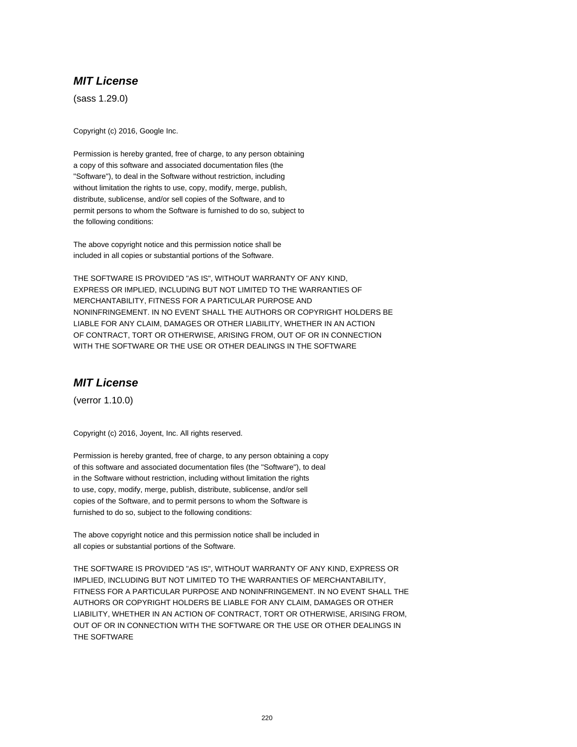### *MIT License*

(sass 1.29.0)

Copyright (c) 2016, Google Inc.

Permission is hereby granted, free of charge, to any person obtaining
a copy of this software and associated documentation files (the
"Software"), to deal in the Software without restriction, including
without limitation the rights to use, copy, modify, merge, publish,
distribute, sublicense, and/or sell copies of the Software, and to
permit persons to whom the Software is furnished to do so, subject to
the following conditions:

The above copyright notice and this permission notice shall be
included in all copies or substantial portions of the Software.

THE SOFTWARE IS PROVIDED "AS IS", WITHOUT WARRANTY OF ANY KIND,
EXPRESS OR IMPLIED, INCLUDING BUT NOT LIMITED TO THE WARRANTIES OF
MERCHANTABILITY, FITNESS FOR A PARTICULAR PURPOSE AND
NONINFRINGEMENT. IN NO EVENT SHALL THE AUTHORS OR COPYRIGHT HOLDERS BE
LIABLE FOR ANY CLAIM, DAMAGES OR OTHER LIABILITY, WHETHER IN AN ACTION
OF CONTRACT, TORT OR OTHERWISE, ARISING FROM, OUT OF OR IN CONNECTION
WITH THE SOFTWARE OR THE USE OR OTHER DEALINGS IN THE SOFTWARE

### *MIT License*

(verror 1.10.0)

Copyright (c) 2016, Joyent, Inc. All rights reserved.

Permission is hereby granted, free of charge, to any person obtaining a copy
of this software and associated documentation files (the "Software"), to deal
in the Software without restriction, including without limitation the rights
to use, copy, modify, merge, publish, distribute, sublicense, and/or sell
copies of the Software, and to permit persons to whom the Software is
furnished to do so, subject to the following conditions:

The above copyright notice and this permission notice shall be included in
all copies or substantial portions of the Software.

THE SOFTWARE IS PROVIDED "AS IS", WITHOUT WARRANTY OF ANY KIND, EXPRESS OR
IMPLIED, INCLUDING BUT NOT LIMITED TO THE WARRANTIES OF MERCHANTABILITY,
FITNESS FOR A PARTICULAR PURPOSE AND NONINFRINGEMENT. IN NO EVENT SHALL THE
AUTHORS OR COPYRIGHT HOLDERS BE LIABLE FOR ANY CLAIM, DAMAGES OR OTHER
LIABILITY, WHETHER IN AN ACTION OF CONTRACT, TORT OR OTHERWISE, ARISING FROM,
OUT OF OR IN CONNECTION WITH THE SOFTWARE OR THE USE OR OTHER DEALINGS IN
THE SOFTWARE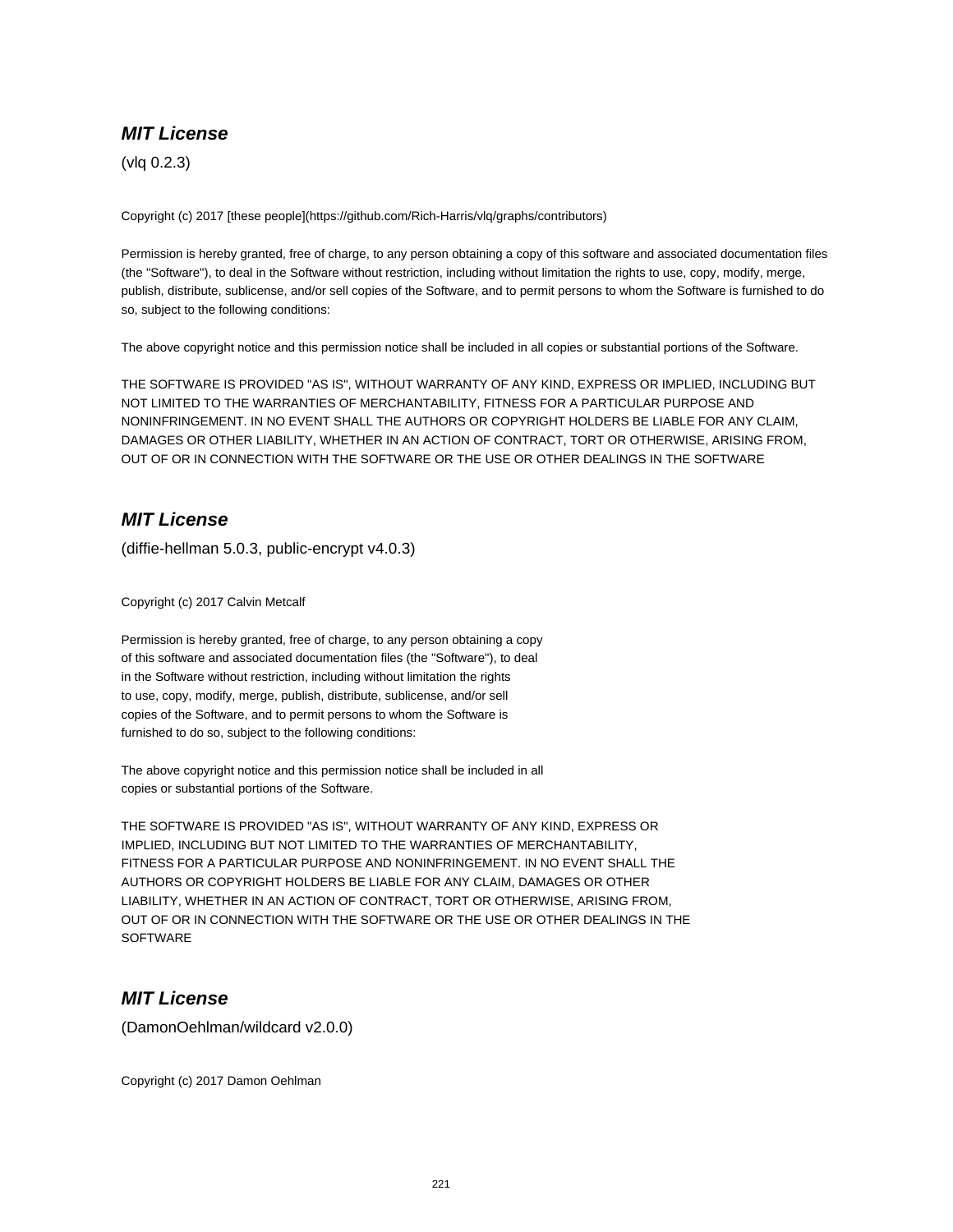### ***MIT License***

(vlq 0.2.3)

Copyright (c) 2017 [these people](https://github.com/Rich-Harris/vlq/graphs/contributors)

Permission is hereby granted, free of charge, to any person obtaining a copy of this software and associated documentation files (the "Software"), to deal in the Software without restriction, including without limitation the rights to use, copy, modify, merge, publish, distribute, sublicense, and/or sell copies of the Software, and to permit persons to whom the Software is furnished to do so, subject to the following conditions:

The above copyright notice and this permission notice shall be included in all copies or substantial portions of the Software.

THE SOFTWARE IS PROVIDED "AS IS", WITHOUT WARRANTY OF ANY KIND, EXPRESS OR IMPLIED, INCLUDING BUT NOT LIMITED TO THE WARRANTIES OF MERCHANTABILITY, FITNESS FOR A PARTICULAR PURPOSE AND NONINFRINGEMENT. IN NO EVENT SHALL THE AUTHORS OR COPYRIGHT HOLDERS BE LIABLE FOR ANY CLAIM, DAMAGES OR OTHER LIABILITY, WHETHER IN AN ACTION OF CONTRACT, TORT OR OTHERWISE, ARISING FROM, OUT OF OR IN CONNECTION WITH THE SOFTWARE OR THE USE OR OTHER DEALINGS IN THE SOFTWARE

### ***MIT License***

(diffie-hellman 5.0.3, public-encrypt v4.0.3)

Copyright (c) 2017 Calvin Metcalf

Permission is hereby granted, free of charge, to any person obtaining a copy
of this software and associated documentation files (the "Software"), to deal
in the Software without restriction, including without limitation the rights
to use, copy, modify, merge, publish, distribute, sublicense, and/or sell
copies of the Software, and to permit persons to whom the Software is
furnished to do so, subject to the following conditions:

The above copyright notice and this permission notice shall be included in all
copies or substantial portions of the Software.

THE SOFTWARE IS PROVIDED "AS IS", WITHOUT WARRANTY OF ANY KIND, EXPRESS OR
IMPLIED, INCLUDING BUT NOT LIMITED TO THE WARRANTIES OF MERCHANTABILITY,
FITNESS FOR A PARTICULAR PURPOSE AND NONINFRINGEMENT. IN NO EVENT SHALL THE
AUTHORS OR COPYRIGHT HOLDERS BE LIABLE FOR ANY CLAIM, DAMAGES OR OTHER
LIABILITY, WHETHER IN AN ACTION OF CONTRACT, TORT OR OTHERWISE, ARISING FROM,
OUT OF OR IN CONNECTION WITH THE SOFTWARE OR THE USE OR OTHER DEALINGS IN THE
SOFTWARE

### ***MIT License***

(DamonOehlman/wildcard v2.0.0)

Copyright (c) 2017 Damon Oehlman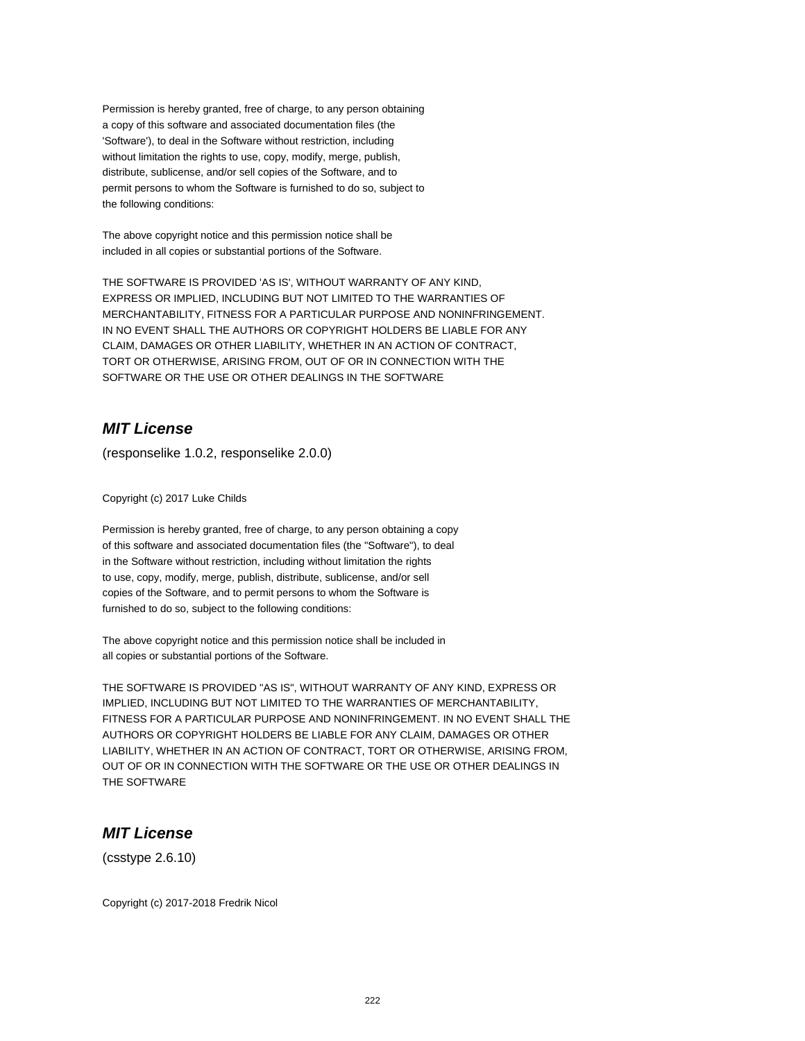Permission is hereby granted, free of charge, to any person obtaining
a copy of this software and associated documentation files (the
'Software'), to deal in the Software without restriction, including
without limitation the rights to use, copy, modify, merge, publish,
distribute, sublicense, and/or sell copies of the Software, and to
permit persons to whom the Software is furnished to do so, subject to
the following conditions:

The above copyright notice and this permission notice shall be
included in all copies or substantial portions of the Software.

THE SOFTWARE IS PROVIDED 'AS IS', WITHOUT WARRANTY OF ANY KIND,
EXPRESS OR IMPLIED, INCLUDING BUT NOT LIMITED TO THE WARRANTIES OF
MERCHANTABILITY, FITNESS FOR A PARTICULAR PURPOSE AND NONINFRINGEMENT.
IN NO EVENT SHALL THE AUTHORS OR COPYRIGHT HOLDERS BE LIABLE FOR ANY
CLAIM, DAMAGES OR OTHER LIABILITY, WHETHER IN AN ACTION OF CONTRACT,
TORT OR OTHERWISE, ARISING FROM, OUT OF OR IN CONNECTION WITH THE
SOFTWARE OR THE USE OR OTHER DEALINGS IN THE SOFTWARE

## *MIT License*

(responselike 1.0.2, responselike 2.0.0)

Copyright (c) 2017 Luke Childs

Permission is hereby granted, free of charge, to any person obtaining a copy
of this software and associated documentation files (the "Software"), to deal
in the Software without restriction, including without limitation the rights
to use, copy, modify, merge, publish, distribute, sublicense, and/or sell
copies of the Software, and to permit persons to whom the Software is
furnished to do so, subject to the following conditions:

The above copyright notice and this permission notice shall be included in
all copies or substantial portions of the Software.

THE SOFTWARE IS PROVIDED "AS IS", WITHOUT WARRANTY OF ANY KIND, EXPRESS OR
IMPLIED, INCLUDING BUT NOT LIMITED TO THE WARRANTIES OF MERCHANTABILITY,
FITNESS FOR A PARTICULAR PURPOSE AND NONINFRINGEMENT. IN NO EVENT SHALL THE
AUTHORS OR COPYRIGHT HOLDERS BE LIABLE FOR ANY CLAIM, DAMAGES OR OTHER
LIABILITY, WHETHER IN AN ACTION OF CONTRACT, TORT OR OTHERWISE, ARISING FROM,
OUT OF OR IN CONNECTION WITH THE SOFTWARE OR THE USE OR OTHER DEALINGS IN
THE SOFTWARE

## *MIT License*

(csstype 2.6.10)

Copyright (c) 2017-2018 Fredrik Nicol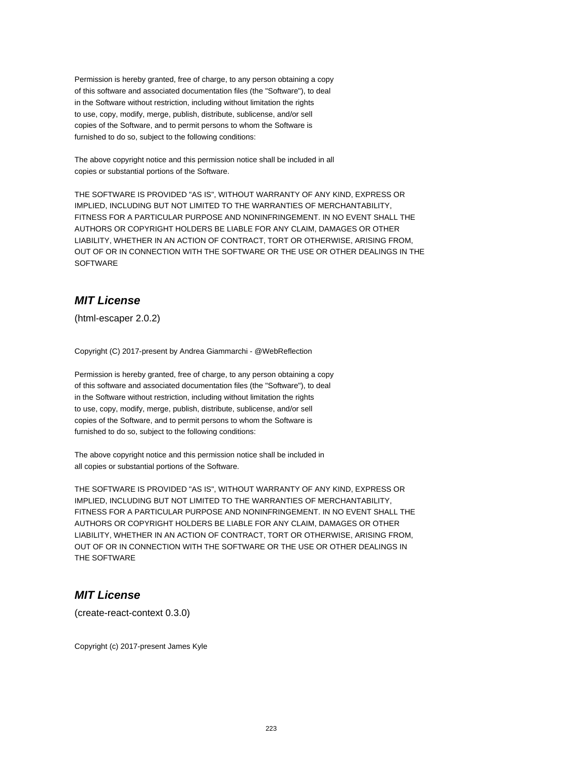Permission is hereby granted, free of charge, to any person obtaining a copy
of this software and associated documentation files (the "Software"), to deal
in the Software without restriction, including without limitation the rights
to use, copy, modify, merge, publish, distribute, sublicense, and/or sell
copies of the Software, and to permit persons to whom the Software is
furnished to do so, subject to the following conditions:

The above copyright notice and this permission notice shall be included in all
copies or substantial portions of the Software.

THE SOFTWARE IS PROVIDED "AS IS", WITHOUT WARRANTY OF ANY KIND, EXPRESS OR
IMPLIED, INCLUDING BUT NOT LIMITED TO THE WARRANTIES OF MERCHANTABILITY,
FITNESS FOR A PARTICULAR PURPOSE AND NONINFRINGEMENT. IN NO EVENT SHALL THE
AUTHORS OR COPYRIGHT HOLDERS BE LIABLE FOR ANY CLAIM, DAMAGES OR OTHER
LIABILITY, WHETHER IN AN ACTION OF CONTRACT, TORT OR OTHERWISE, ARISING FROM,
OUT OF OR IN CONNECTION WITH THE SOFTWARE OR THE USE OR OTHER DEALINGS IN THE
SOFTWARE

## ***MIT License***

(html-escaper 2.0.2)

Copyright (C) 2017-present by Andrea Giammarchi - @WebReflection

Permission is hereby granted, free of charge, to any person obtaining a copy
of this software and associated documentation files (the "Software"), to deal
in the Software without restriction, including without limitation the rights
to use, copy, modify, merge, publish, distribute, sublicense, and/or sell
copies of the Software, and to permit persons to whom the Software is
furnished to do so, subject to the following conditions:

The above copyright notice and this permission notice shall be included in
all copies or substantial portions of the Software.

THE SOFTWARE IS PROVIDED "AS IS", WITHOUT WARRANTY OF ANY KIND, EXPRESS OR
IMPLIED, INCLUDING BUT NOT LIMITED TO THE WARRANTIES OF MERCHANTABILITY,
FITNESS FOR A PARTICULAR PURPOSE AND NONINFRINGEMENT. IN NO EVENT SHALL THE
AUTHORS OR COPYRIGHT HOLDERS BE LIABLE FOR ANY CLAIM, DAMAGES OR OTHER
LIABILITY, WHETHER IN AN ACTION OF CONTRACT, TORT OR OTHERWISE, ARISING FROM,
OUT OF OR IN CONNECTION WITH THE SOFTWARE OR THE USE OR OTHER DEALINGS IN
THE SOFTWARE

## ***MIT License***

(create-react-context 0.3.0)

Copyright (c) 2017-present James Kyle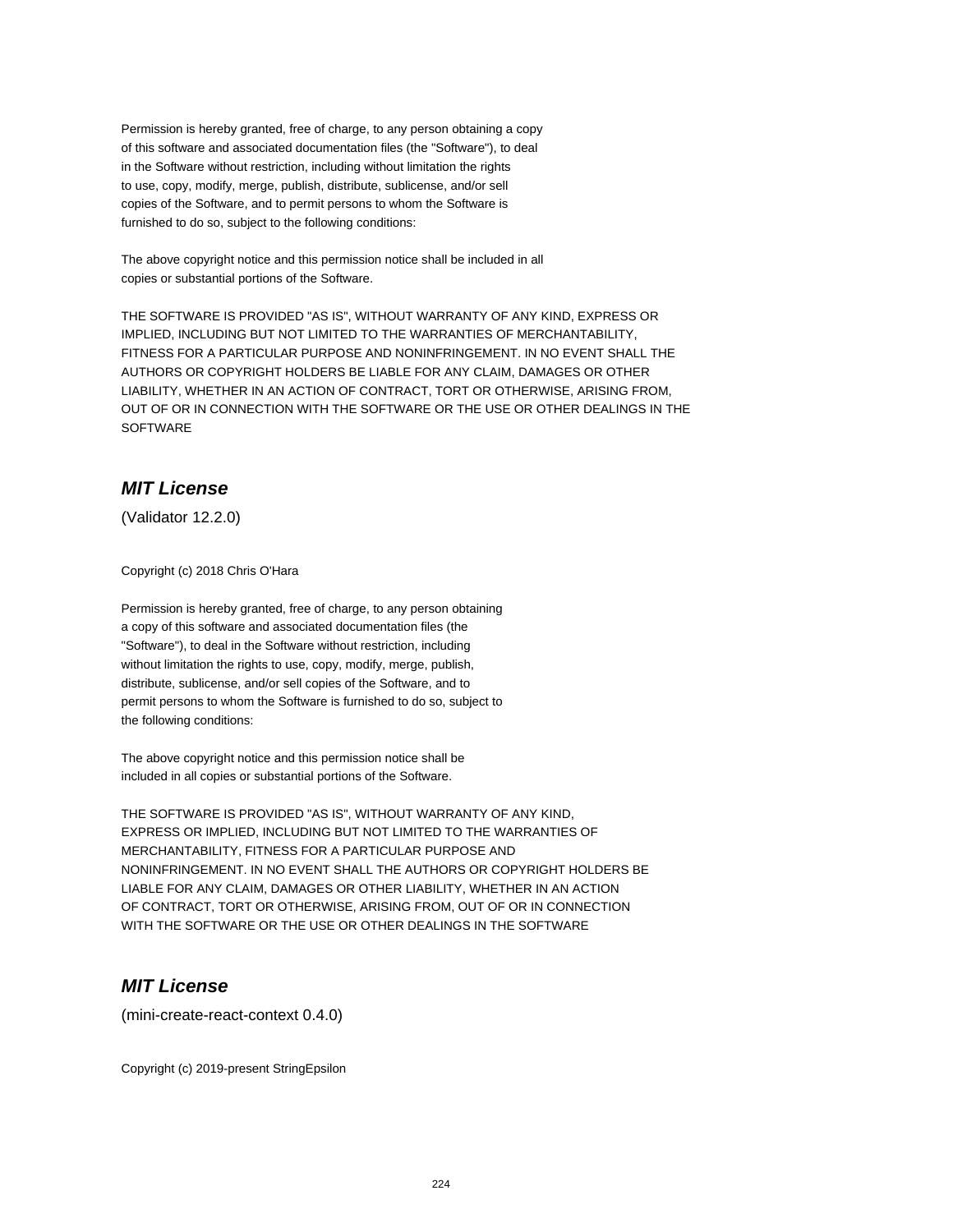Permission is hereby granted, free of charge, to any person obtaining a copy
of this software and associated documentation files (the "Software"), to deal
in the Software without restriction, including without limitation the rights
to use, copy, modify, merge, publish, distribute, sublicense, and/or sell
copies of the Software, and to permit persons to whom the Software is
furnished to do so, subject to the following conditions:

The above copyright notice and this permission notice shall be included in all
copies or substantial portions of the Software.

THE SOFTWARE IS PROVIDED "AS IS", WITHOUT WARRANTY OF ANY KIND, EXPRESS OR
IMPLIED, INCLUDING BUT NOT LIMITED TO THE WARRANTIES OF MERCHANTABILITY,
FITNESS FOR A PARTICULAR PURPOSE AND NONINFRINGEMENT. IN NO EVENT SHALL THE
AUTHORS OR COPYRIGHT HOLDERS BE LIABLE FOR ANY CLAIM, DAMAGES OR OTHER
LIABILITY, WHETHER IN AN ACTION OF CONTRACT, TORT OR OTHERWISE, ARISING FROM,
OUT OF OR IN CONNECTION WITH THE SOFTWARE OR THE USE OR OTHER DEALINGS IN THE
SOFTWARE

## ***MIT License***

(Validator 12.2.0)

Copyright (c) 2018 Chris O'Hara

Permission is hereby granted, free of charge, to any person obtaining
a copy of this software and associated documentation files (the
"Software"), to deal in the Software without restriction, including
without limitation the rights to use, copy, modify, merge, publish,
distribute, sublicense, and/or sell copies of the Software, and to
permit persons to whom the Software is furnished to do so, subject to
the following conditions:

The above copyright notice and this permission notice shall be
included in all copies or substantial portions of the Software.

THE SOFTWARE IS PROVIDED "AS IS", WITHOUT WARRANTY OF ANY KIND,
EXPRESS OR IMPLIED, INCLUDING BUT NOT LIMITED TO THE WARRANTIES OF
MERCHANTABILITY, FITNESS FOR A PARTICULAR PURPOSE AND
NONINFRINGEMENT. IN NO EVENT SHALL THE AUTHORS OR COPYRIGHT HOLDERS BE
LIABLE FOR ANY CLAIM, DAMAGES OR OTHER LIABILITY, WHETHER IN AN ACTION
OF CONTRACT, TORT OR OTHERWISE, ARISING FROM, OUT OF OR IN CONNECTION
WITH THE SOFTWARE OR THE USE OR OTHER DEALINGS IN THE SOFTWARE

## ***MIT License***

(mini-create-react-context 0.4.0)

Copyright (c) 2019-present StringEpsilon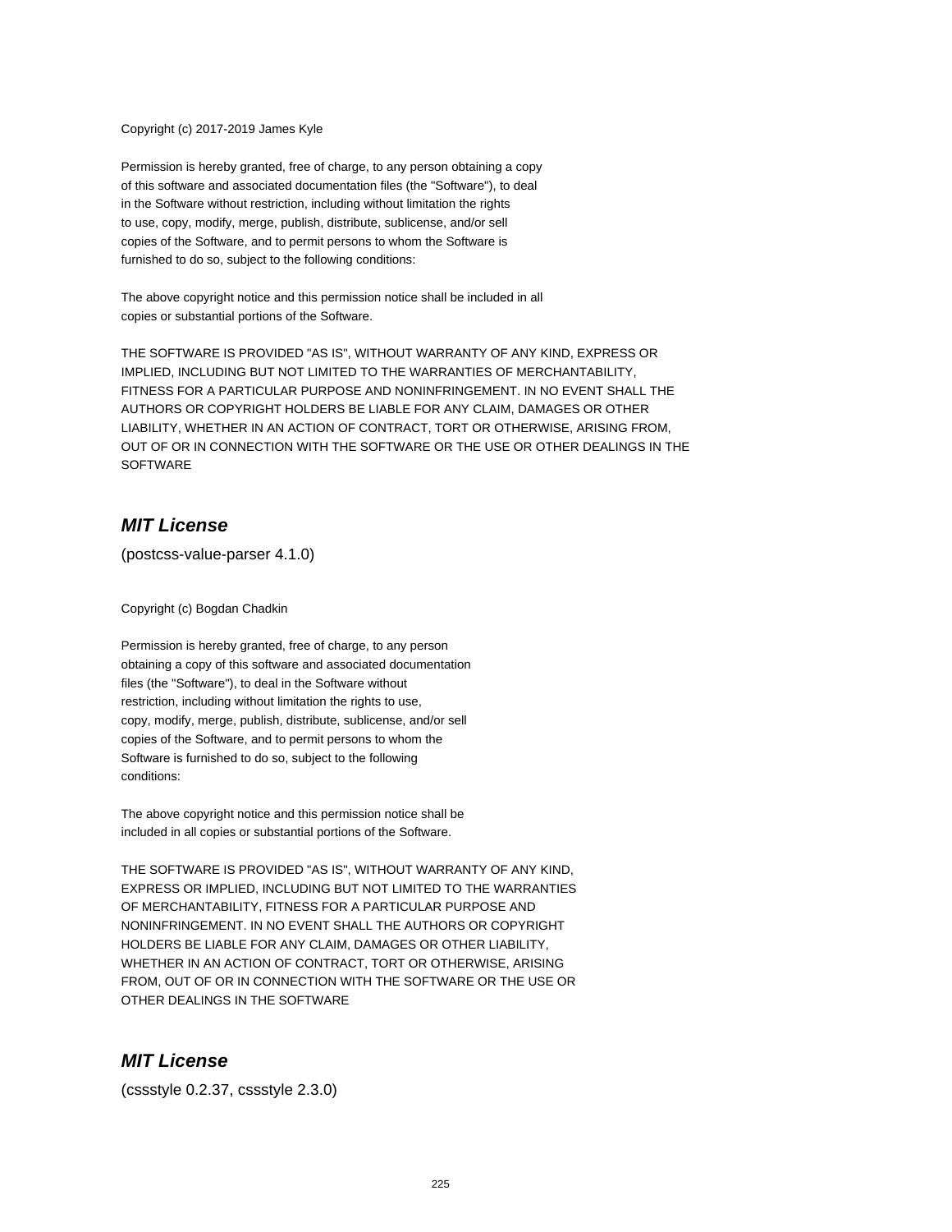Copyright (c) 2017-2019 James Kyle

Permission is hereby granted, free of charge, to any person obtaining a copy
of this software and associated documentation files (the "Software"), to deal
in the Software without restriction, including without limitation the rights
to use, copy, modify, merge, publish, distribute, sublicense, and/or sell
copies of the Software, and to permit persons to whom the Software is
furnished to do so, subject to the following conditions:

The above copyright notice and this permission notice shall be included in all
copies or substantial portions of the Software.

THE SOFTWARE IS PROVIDED "AS IS", WITHOUT WARRANTY OF ANY KIND, EXPRESS OR
IMPLIED, INCLUDING BUT NOT LIMITED TO THE WARRANTIES OF MERCHANTABILITY,
FITNESS FOR A PARTICULAR PURPOSE AND NONINFRINGEMENT. IN NO EVENT SHALL THE
AUTHORS OR COPYRIGHT HOLDERS BE LIABLE FOR ANY CLAIM, DAMAGES OR OTHER
LIABILITY, WHETHER IN AN ACTION OF CONTRACT, TORT OR OTHERWISE, ARISING FROM,
OUT OF OR IN CONNECTION WITH THE SOFTWARE OR THE USE OR OTHER DEALINGS IN THE
SOFTWARE

## *MIT License*

(postcss-value-parser 4.1.0)

Copyright (c) Bogdan Chadkin

Permission is hereby granted, free of charge, to any person
obtaining a copy of this software and associated documentation
files (the "Software"), to deal in the Software without
restriction, including without limitation the rights to use,
copy, modify, merge, publish, distribute, sublicense, and/or sell
copies of the Software, and to permit persons to whom the
Software is furnished to do so, subject to the following
conditions:

The above copyright notice and this permission notice shall be
included in all copies or substantial portions of the Software.

THE SOFTWARE IS PROVIDED "AS IS", WITHOUT WARRANTY OF ANY KIND,
EXPRESS OR IMPLIED, INCLUDING BUT NOT LIMITED TO THE WARRANTIES
OF MERCHANTABILITY, FITNESS FOR A PARTICULAR PURPOSE AND
NONINFRINGEMENT. IN NO EVENT SHALL THE AUTHORS OR COPYRIGHT
HOLDERS BE LIABLE FOR ANY CLAIM, DAMAGES OR OTHER LIABILITY,
WHETHER IN AN ACTION OF CONTRACT, TORT OR OTHERWISE, ARISING
FROM, OUT OF OR IN CONNECTION WITH THE SOFTWARE OR THE USE OR
OTHER DEALINGS IN THE SOFTWARE

## *MIT License*

(cssstyle 0.2.37, cssstyle 2.3.0)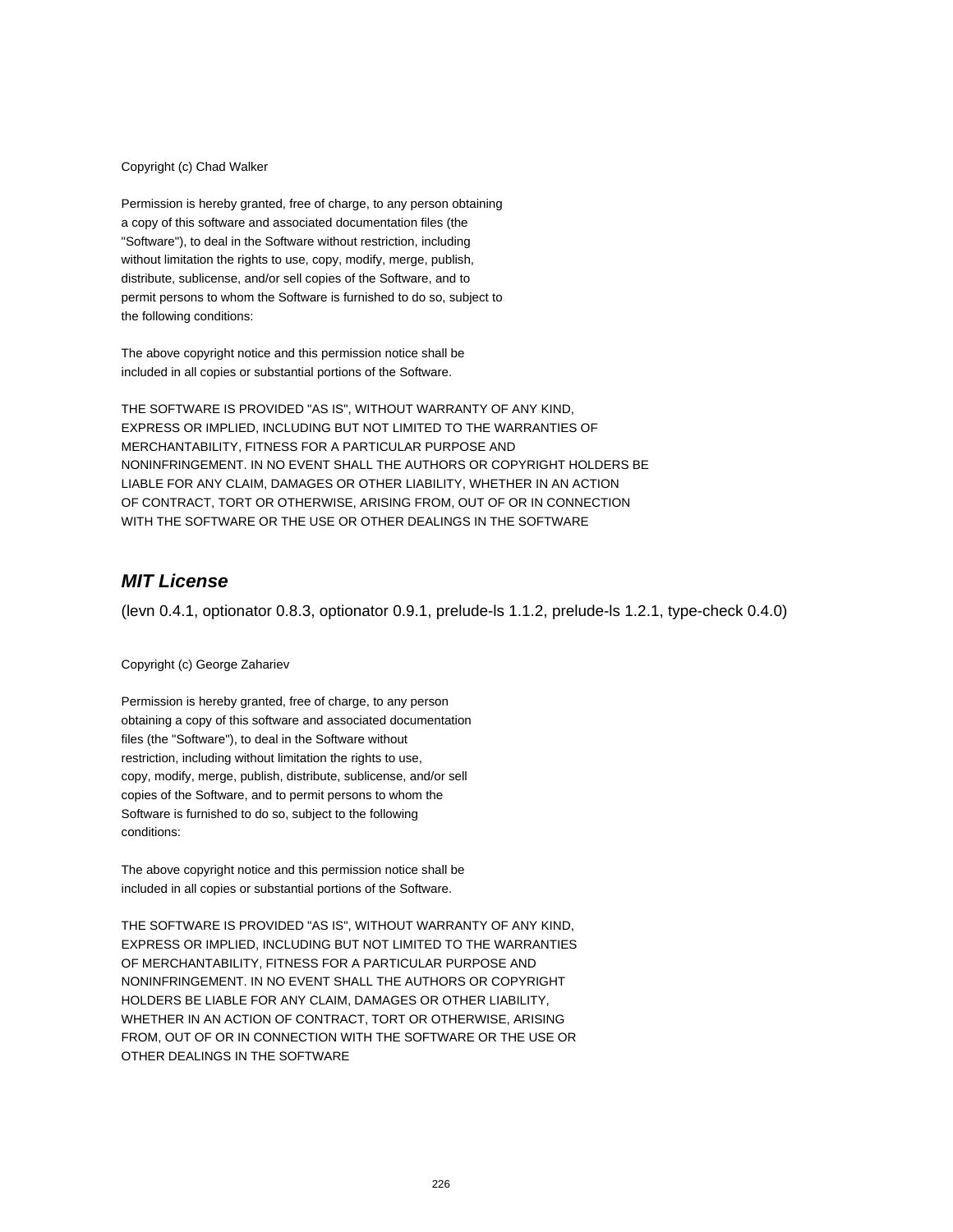Copyright (c) Chad Walker

Permission is hereby granted, free of charge, to any person obtaining
a copy of this software and associated documentation files (the
"Software"), to deal in the Software without restriction, including
without limitation the rights to use, copy, modify, merge, publish,
distribute, sublicense, and/or sell copies of the Software, and to
permit persons to whom the Software is furnished to do so, subject to
the following conditions:

The above copyright notice and this permission notice shall be
included in all copies or substantial portions of the Software.

THE SOFTWARE IS PROVIDED "AS IS", WITHOUT WARRANTY OF ANY KIND,
EXPRESS OR IMPLIED, INCLUDING BUT NOT LIMITED TO THE WARRANTIES OF
MERCHANTABILITY, FITNESS FOR A PARTICULAR PURPOSE AND
NONINFRINGEMENT. IN NO EVENT SHALL THE AUTHORS OR COPYRIGHT HOLDERS BE
LIABLE FOR ANY CLAIM, DAMAGES OR OTHER LIABILITY, WHETHER IN AN ACTION
OF CONTRACT, TORT OR OTHERWISE, ARISING FROM, OUT OF OR IN CONNECTION
WITH THE SOFTWARE OR THE USE OR OTHER DEALINGS IN THE SOFTWARE

### *MIT License*

(levn 0.4.1, optionator 0.8.3, optionator 0.9.1, prelude-ls 1.1.2, prelude-ls 1.2.1, type-check 0.4.0)

Copyright (c) George Zahariev

Permission is hereby granted, free of charge, to any person
obtaining a copy of this software and associated documentation
files (the "Software"), to deal in the Software without
restriction, including without limitation the rights to use,
copy, modify, merge, publish, distribute, sublicense, and/or sell
copies of the Software, and to permit persons to whom the
Software is furnished to do so, subject to the following
conditions:

The above copyright notice and this permission notice shall be
included in all copies or substantial portions of the Software.

THE SOFTWARE IS PROVIDED "AS IS", WITHOUT WARRANTY OF ANY KIND,
EXPRESS OR IMPLIED, INCLUDING BUT NOT LIMITED TO THE WARRANTIES
OF MERCHANTABILITY, FITNESS FOR A PARTICULAR PURPOSE AND
NONINFRINGEMENT. IN NO EVENT SHALL THE AUTHORS OR COPYRIGHT
HOLDERS BE LIABLE FOR ANY CLAIM, DAMAGES OR OTHER LIABILITY,
WHETHER IN AN ACTION OF CONTRACT, TORT OR OTHERWISE, ARISING
FROM, OUT OF OR IN CONNECTION WITH THE SOFTWARE OR THE USE OR
OTHER DEALINGS IN THE SOFTWARE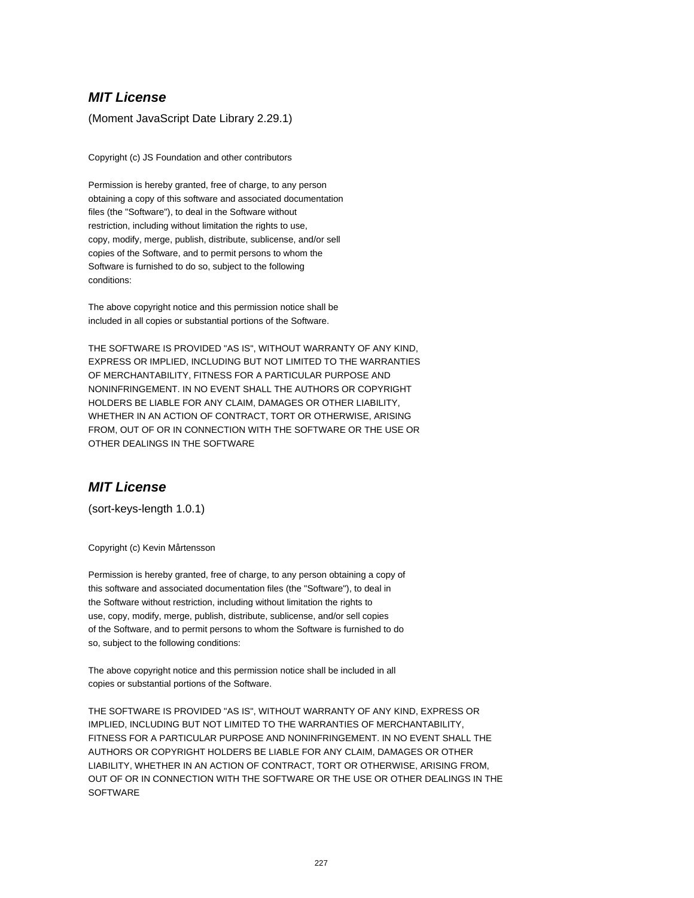### ***MIT License***

(Moment JavaScript Date Library 2.29.1)

Copyright (c) JS Foundation and other contributors

Permission is hereby granted, free of charge, to any person
obtaining a copy of this software and associated documentation
files (the "Software"), to deal in the Software without
restriction, including without limitation the rights to use,
copy, modify, merge, publish, distribute, sublicense, and/or sell
copies of the Software, and to permit persons to whom the
Software is furnished to do so, subject to the following
conditions:

The above copyright notice and this permission notice shall be
included in all copies or substantial portions of the Software.

THE SOFTWARE IS PROVIDED "AS IS", WITHOUT WARRANTY OF ANY KIND,
EXPRESS OR IMPLIED, INCLUDING BUT NOT LIMITED TO THE WARRANTIES
OF MERCHANTABILITY, FITNESS FOR A PARTICULAR PURPOSE AND
NONINFRINGEMENT. IN NO EVENT SHALL THE AUTHORS OR COPYRIGHT
HOLDERS BE LIABLE FOR ANY CLAIM, DAMAGES OR OTHER LIABILITY,
WHETHER IN AN ACTION OF CONTRACT, TORT OR OTHERWISE, ARISING
FROM, OUT OF OR IN CONNECTION WITH THE SOFTWARE OR THE USE OR
OTHER DEALINGS IN THE SOFTWARE

### ***MIT License***

(sort-keys-length 1.0.1)

Copyright (c) Kevin Mårtensson

Permission is hereby granted, free of charge, to any person obtaining a copy of
this software and associated documentation files (the "Software"), to deal in
the Software without restriction, including without limitation the rights to
use, copy, modify, merge, publish, distribute, sublicense, and/or sell copies
of the Software, and to permit persons to whom the Software is furnished to do
so, subject to the following conditions:

The above copyright notice and this permission notice shall be included in all
copies or substantial portions of the Software.

THE SOFTWARE IS PROVIDED "AS IS", WITHOUT WARRANTY OF ANY KIND, EXPRESS OR
IMPLIED, INCLUDING BUT NOT LIMITED TO THE WARRANTIES OF MERCHANTABILITY,
FITNESS FOR A PARTICULAR PURPOSE AND NONINFRINGEMENT. IN NO EVENT SHALL THE
AUTHORS OR COPYRIGHT HOLDERS BE LIABLE FOR ANY CLAIM, DAMAGES OR OTHER
LIABILITY, WHETHER IN AN ACTION OF CONTRACT, TORT OR OTHERWISE, ARISING FROM,
OUT OF OR IN CONNECTION WITH THE SOFTWARE OR THE USE OR OTHER DEALINGS IN THE
SOFTWARE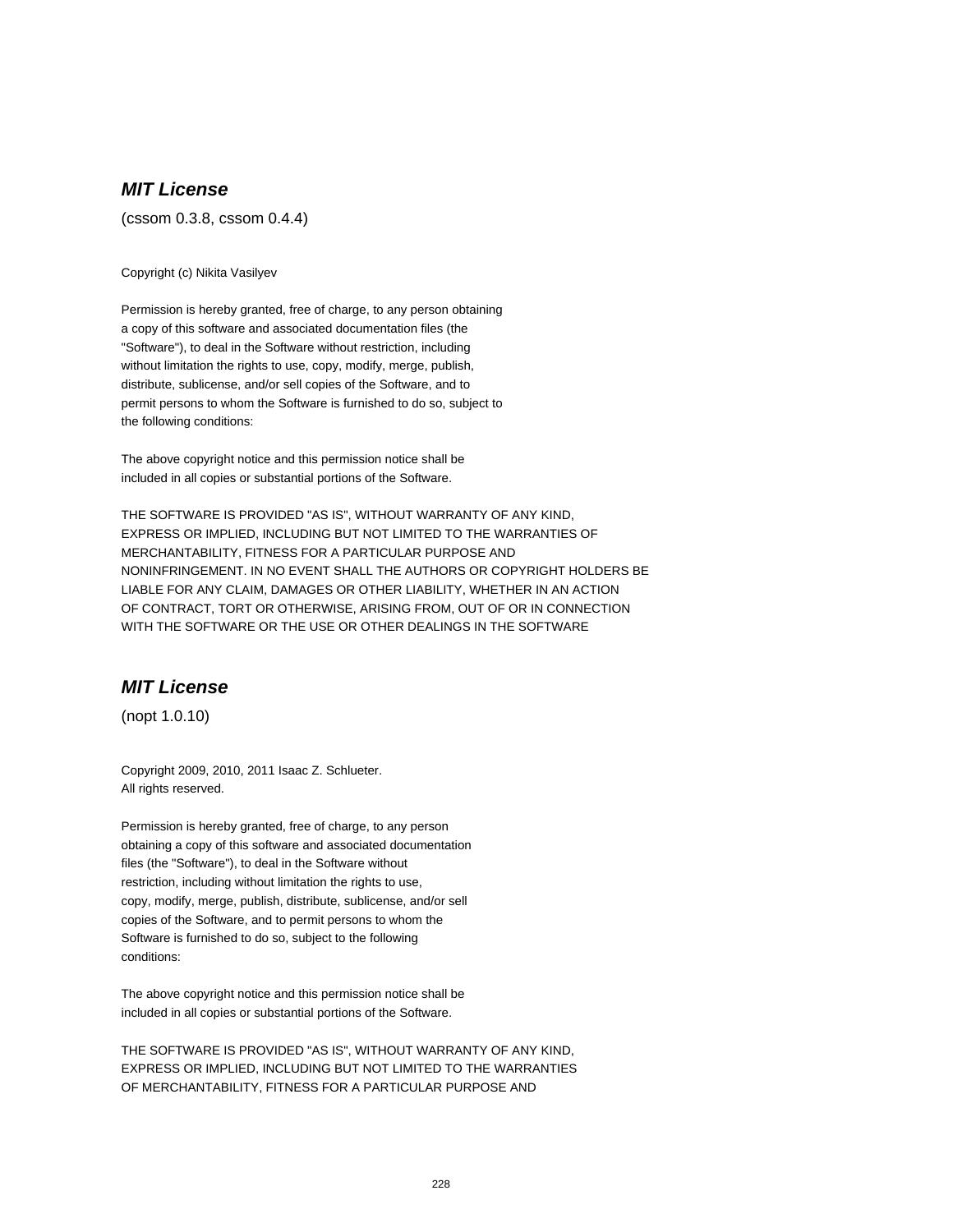### ***MIT License***

(cssom 0.3.8, cssom 0.4.4)

Copyright (c) Nikita Vasilyev

Permission is hereby granted, free of charge, to any person obtaining
a copy of this software and associated documentation files (the
"Software"), to deal in the Software without restriction, including
without limitation the rights to use, copy, modify, merge, publish,
distribute, sublicense, and/or sell copies of the Software, and to
permit persons to whom the Software is furnished to do so, subject to
the following conditions:

The above copyright notice and this permission notice shall be
included in all copies or substantial portions of the Software.

THE SOFTWARE IS PROVIDED "AS IS", WITHOUT WARRANTY OF ANY KIND,
EXPRESS OR IMPLIED, INCLUDING BUT NOT LIMITED TO THE WARRANTIES OF
MERCHANTABILITY, FITNESS FOR A PARTICULAR PURPOSE AND
NONINFRINGEMENT. IN NO EVENT SHALL THE AUTHORS OR COPYRIGHT HOLDERS BE
LIABLE FOR ANY CLAIM, DAMAGES OR OTHER LIABILITY, WHETHER IN AN ACTION
OF CONTRACT, TORT OR OTHERWISE, ARISING FROM, OUT OF OR IN CONNECTION
WITH THE SOFTWARE OR THE USE OR OTHER DEALINGS IN THE SOFTWARE

### ***MIT License***

(nopt 1.0.10)

Copyright 2009, 2010, 2011 Isaac Z. Schlueter.
All rights reserved.

Permission is hereby granted, free of charge, to any person
obtaining a copy of this software and associated documentation
files (the "Software"), to deal in the Software without
restriction, including without limitation the rights to use,
copy, modify, merge, publish, distribute, sublicense, and/or sell
copies of the Software, and to permit persons to whom the
Software is furnished to do so, subject to the following
conditions:

The above copyright notice and this permission notice shall be
included in all copies or substantial portions of the Software.

THE SOFTWARE IS PROVIDED "AS IS", WITHOUT WARRANTY OF ANY KIND,
EXPRESS OR IMPLIED, INCLUDING BUT NOT LIMITED TO THE WARRANTIES
OF MERCHANTABILITY, FITNESS FOR A PARTICULAR PURPOSE AND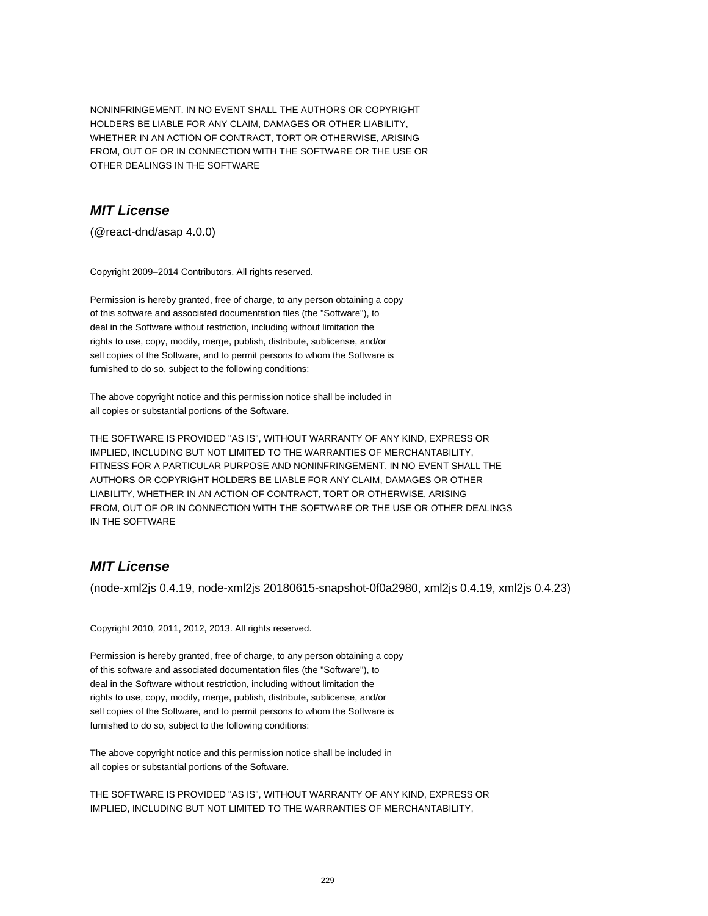NONINFRINGEMENT. IN NO EVENT SHALL THE AUTHORS OR COPYRIGHT
HOLDERS BE LIABLE FOR ANY CLAIM, DAMAGES OR OTHER LIABILITY,
WHETHER IN AN ACTION OF CONTRACT, TORT OR OTHERWISE, ARISING
FROM, OUT OF OR IN CONNECTION WITH THE SOFTWARE OR THE USE OR
OTHER DEALINGS IN THE SOFTWARE

### *MIT License*

(@react-dnd/asap 4.0.0)

Copyright 2009–2014 Contributors. All rights reserved.

Permission is hereby granted, free of charge, to any person obtaining a copy
of this software and associated documentation files (the "Software"), to
deal in the Software without restriction, including without limitation the
rights to use, copy, modify, merge, publish, distribute, sublicense, and/or
sell copies of the Software, and to permit persons to whom the Software is
furnished to do so, subject to the following conditions:

The above copyright notice and this permission notice shall be included in
all copies or substantial portions of the Software.

THE SOFTWARE IS PROVIDED "AS IS", WITHOUT WARRANTY OF ANY KIND, EXPRESS OR
IMPLIED, INCLUDING BUT NOT LIMITED TO THE WARRANTIES OF MERCHANTABILITY,
FITNESS FOR A PARTICULAR PURPOSE AND NONINFRINGEMENT. IN NO EVENT SHALL THE
AUTHORS OR COPYRIGHT HOLDERS BE LIABLE FOR ANY CLAIM, DAMAGES OR OTHER
LIABILITY, WHETHER IN AN ACTION OF CONTRACT, TORT OR OTHERWISE, ARISING
FROM, OUT OF OR IN CONNECTION WITH THE SOFTWARE OR THE USE OR OTHER DEALINGS
IN THE SOFTWARE

### *MIT License*

(node-xml2js 0.4.19, node-xml2js 20180615-snapshot-0f0a2980, xml2js 0.4.19, xml2js 0.4.23)

Copyright 2010, 2011, 2012, 2013. All rights reserved.

Permission is hereby granted, free of charge, to any person obtaining a copy
of this software and associated documentation files (the "Software"), to
deal in the Software without restriction, including without limitation the
rights to use, copy, modify, merge, publish, distribute, sublicense, and/or
sell copies of the Software, and to permit persons to whom the Software is
furnished to do so, subject to the following conditions:

The above copyright notice and this permission notice shall be included in
all copies or substantial portions of the Software.

THE SOFTWARE IS PROVIDED "AS IS", WITHOUT WARRANTY OF ANY KIND, EXPRESS OR
IMPLIED, INCLUDING BUT NOT LIMITED TO THE WARRANTIES OF MERCHANTABILITY,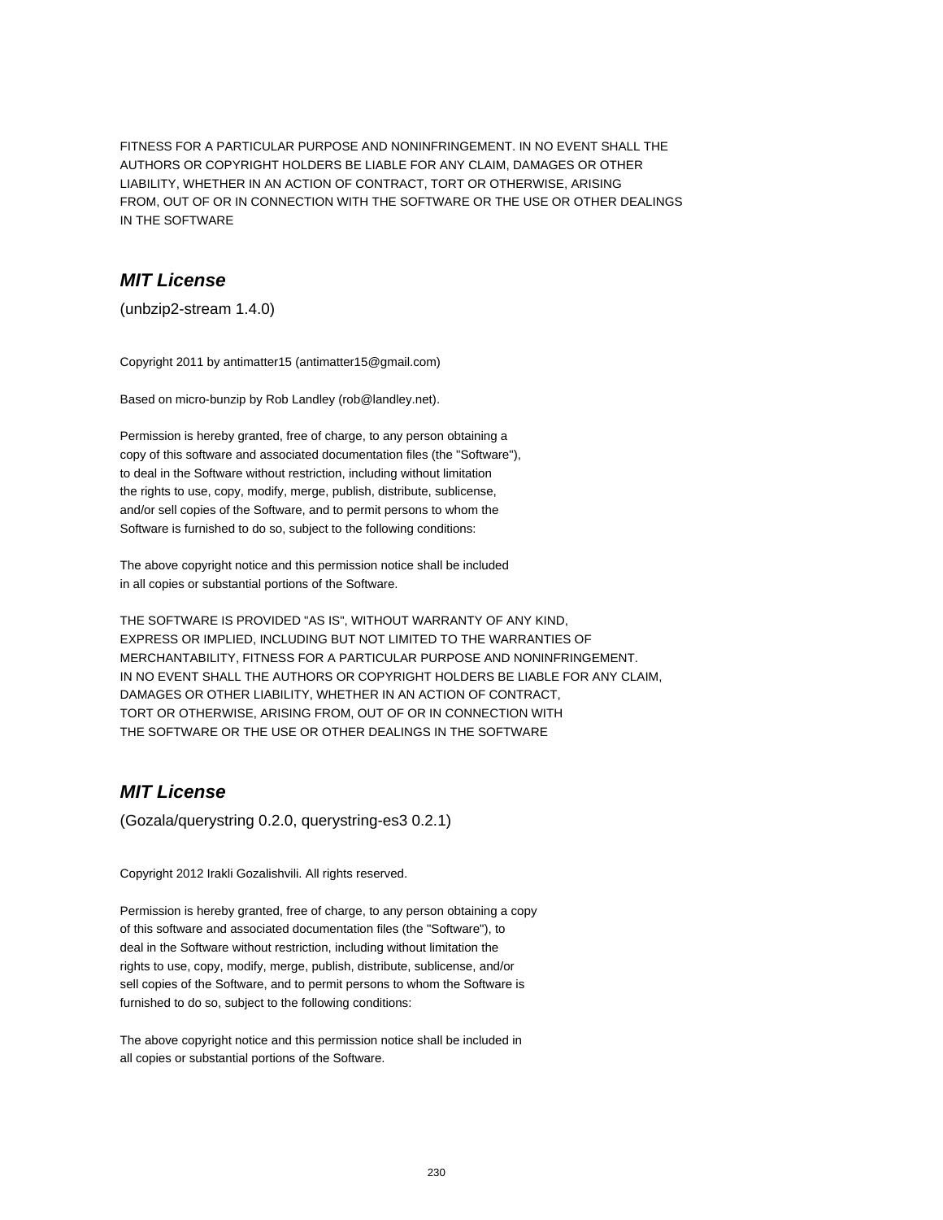FITNESS FOR A PARTICULAR PURPOSE AND NONINFRINGEMENT. IN NO EVENT SHALL THE
AUTHORS OR COPYRIGHT HOLDERS BE LIABLE FOR ANY CLAIM, DAMAGES OR OTHER
LIABILITY, WHETHER IN AN ACTION OF CONTRACT, TORT OR OTHERWISE, ARISING
FROM, OUT OF OR IN CONNECTION WITH THE SOFTWARE OR THE USE OR OTHER DEALINGS
IN THE SOFTWARE

## *MIT License*

(unbzip2-stream 1.4.0)

Copyright 2011 by antimatter15 (antimatter15@gmail.com)

Based on micro-bunzip by Rob Landley (rob@landley.net).

Permission is hereby granted, free of charge, to any person obtaining a
copy of this software and associated documentation files (the "Software"),
to deal in the Software without restriction, including without limitation
the rights to use, copy, modify, merge, publish, distribute, sublicense,
and/or sell copies of the Software, and to permit persons to whom the
Software is furnished to do so, subject to the following conditions:

The above copyright notice and this permission notice shall be included
in all copies or substantial portions of the Software.

THE SOFTWARE IS PROVIDED "AS IS", WITHOUT WARRANTY OF ANY KIND,
EXPRESS OR IMPLIED, INCLUDING BUT NOT LIMITED TO THE WARRANTIES OF
MERCHANTABILITY, FITNESS FOR A PARTICULAR PURPOSE AND NONINFRINGEMENT.
IN NO EVENT SHALL THE AUTHORS OR COPYRIGHT HOLDERS BE LIABLE FOR ANY CLAIM,
DAMAGES OR OTHER LIABILITY, WHETHER IN AN ACTION OF CONTRACT,
TORT OR OTHERWISE, ARISING FROM, OUT OF OR IN CONNECTION WITH
THE SOFTWARE OR THE USE OR OTHER DEALINGS IN THE SOFTWARE

## *MIT License*

(Gozala/querystring 0.2.0, querystring-es3 0.2.1)

Copyright 2012 Irakli Gozalishvili. All rights reserved.

Permission is hereby granted, free of charge, to any person obtaining a copy
of this software and associated documentation files (the "Software"), to
deal in the Software without restriction, including without limitation the
rights to use, copy, modify, merge, publish, distribute, sublicense, and/or
sell copies of the Software, and to permit persons to whom the Software is
furnished to do so, subject to the following conditions:

The above copyright notice and this permission notice shall be included in
all copies or substantial portions of the Software.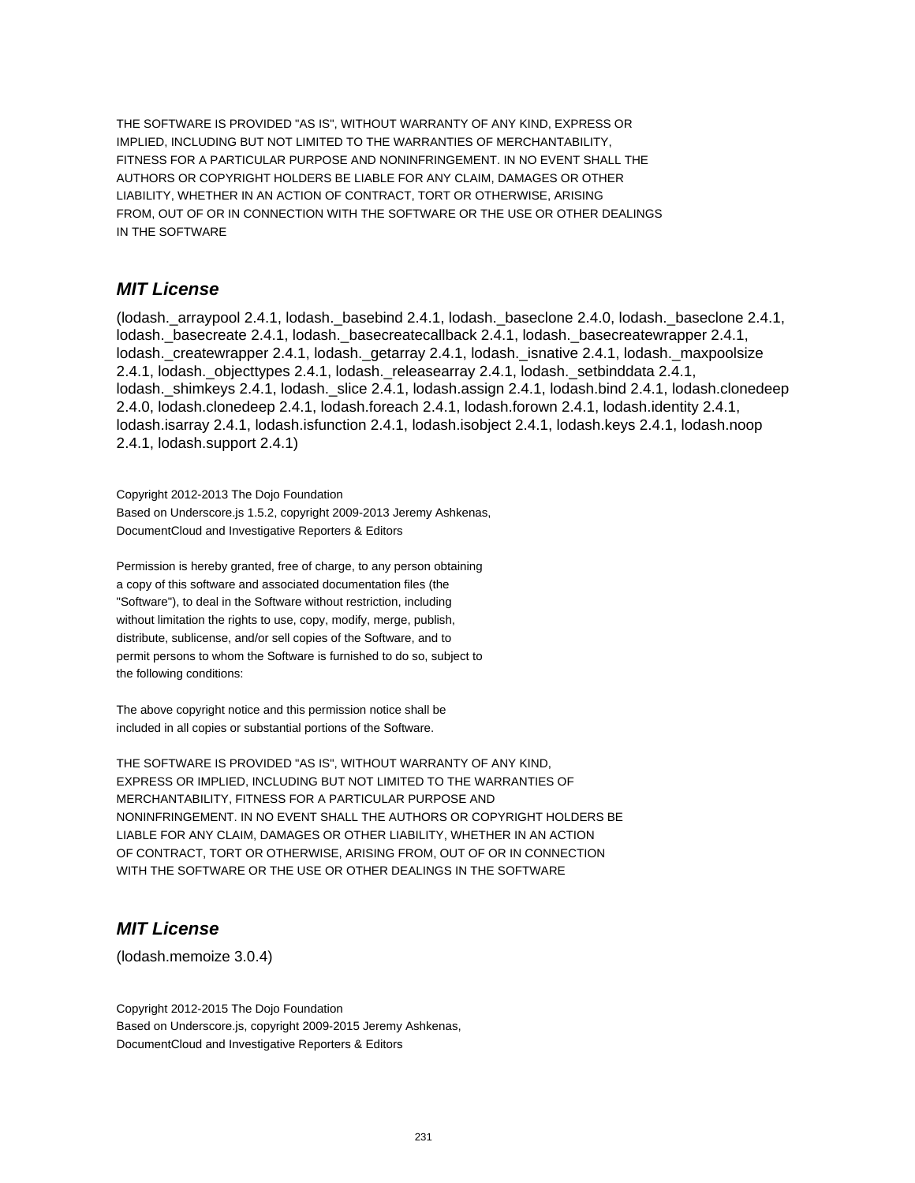THE SOFTWARE IS PROVIDED "AS IS", WITHOUT WARRANTY OF ANY KIND, EXPRESS OR
IMPLIED, INCLUDING BUT NOT LIMITED TO THE WARRANTIES OF MERCHANTABILITY,
FITNESS FOR A PARTICULAR PURPOSE AND NONINFRINGEMENT. IN NO EVENT SHALL THE
AUTHORS OR COPYRIGHT HOLDERS BE LIABLE FOR ANY CLAIM, DAMAGES OR OTHER
LIABILITY, WHETHER IN AN ACTION OF CONTRACT, TORT OR OTHERWISE, ARISING
FROM, OUT OF OR IN CONNECTION WITH THE SOFTWARE OR THE USE OR OTHER DEALINGS
IN THE SOFTWARE

## *MIT License*

(lodash._arraypool 2.4.1, lodash._basebind 2.4.1, lodash._baseclone 2.4.0, lodash._baseclone 2.4.1, lodash._basecreate 2.4.1, lodash._basecreatecallback 2.4.1, lodash._basecreatewrapper 2.4.1, lodash._createwrapper 2.4.1, lodash._getarray 2.4.1, lodash._isnative 2.4.1, lodash._maxpoolsize 2.4.1, lodash._objecttypes 2.4.1, lodash._releasearray 2.4.1, lodash._setbinddata 2.4.1, lodash._shimkeys 2.4.1, lodash._slice 2.4.1, lodash.assign 2.4.1, lodash.bind 2.4.1, lodash.clonedeep 2.4.0, lodash.clonedeep 2.4.1, lodash.foreach 2.4.1, lodash.forown 2.4.1, lodash.identity 2.4.1, lodash.isarray 2.4.1, lodash.isfunction 2.4.1, lodash.isobject 2.4.1, lodash.keys 2.4.1, lodash.noop 2.4.1, lodash.support 2.4.1)

Copyright 2012-2013 The Dojo Foundation
Based on Underscore.js 1.5.2, copyright 2009-2013 Jeremy Ashkenas,
DocumentCloud and Investigative Reporters & Editors

Permission is hereby granted, free of charge, to any person obtaining
a copy of this software and associated documentation files (the
"Software"), to deal in the Software without restriction, including
without limitation the rights to use, copy, modify, merge, publish,
distribute, sublicense, and/or sell copies of the Software, and to
permit persons to whom the Software is furnished to do so, subject to
the following conditions:

The above copyright notice and this permission notice shall be
included in all copies or substantial portions of the Software.

THE SOFTWARE IS PROVIDED "AS IS", WITHOUT WARRANTY OF ANY KIND,
EXPRESS OR IMPLIED, INCLUDING BUT NOT LIMITED TO THE WARRANTIES OF
MERCHANTABILITY, FITNESS FOR A PARTICULAR PURPOSE AND
NONINFRINGEMENT. IN NO EVENT SHALL THE AUTHORS OR COPYRIGHT HOLDERS BE
LIABLE FOR ANY CLAIM, DAMAGES OR OTHER LIABILITY, WHETHER IN AN ACTION
OF CONTRACT, TORT OR OTHERWISE, ARISING FROM, OUT OF OR IN CONNECTION
WITH THE SOFTWARE OR THE USE OR OTHER DEALINGS IN THE SOFTWARE

## *MIT License*

(lodash.memoize 3.0.4)

Copyright 2012-2015 The Dojo Foundation
Based on Underscore.js, copyright 2009-2015 Jeremy Ashkenas,
DocumentCloud and Investigative Reporters & Editors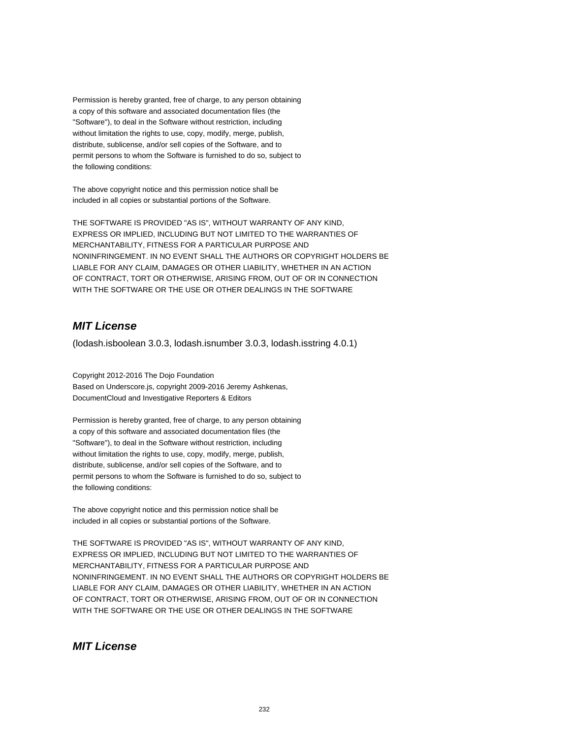Permission is hereby granted, free of charge, to any person obtaining
a copy of this software and associated documentation files (the
"Software"), to deal in the Software without restriction, including
without limitation the rights to use, copy, modify, merge, publish,
distribute, sublicense, and/or sell copies of the Software, and to
permit persons to whom the Software is furnished to do so, subject to
the following conditions:

The above copyright notice and this permission notice shall be
included in all copies or substantial portions of the Software.

THE SOFTWARE IS PROVIDED "AS IS", WITHOUT WARRANTY OF ANY KIND,
EXPRESS OR IMPLIED, INCLUDING BUT NOT LIMITED TO THE WARRANTIES OF
MERCHANTABILITY, FITNESS FOR A PARTICULAR PURPOSE AND
NONINFRINGEMENT. IN NO EVENT SHALL THE AUTHORS OR COPYRIGHT HOLDERS BE
LIABLE FOR ANY CLAIM, DAMAGES OR OTHER LIABILITY, WHETHER IN AN ACTION
OF CONTRACT, TORT OR OTHERWISE, ARISING FROM, OUT OF OR IN CONNECTION
WITH THE SOFTWARE OR THE USE OR OTHER DEALINGS IN THE SOFTWARE

## ***MIT License***

(lodash.isboolean 3.0.3, lodash.isnumber 3.0.3, lodash.isstring 4.0.1)

Copyright 2012-2016 The Dojo Foundation
Based on Underscore.js, copyright 2009-2016 Jeremy Ashkenas,
DocumentCloud and Investigative Reporters & Editors

Permission is hereby granted, free of charge, to any person obtaining
a copy of this software and associated documentation files (the
"Software"), to deal in the Software without restriction, including
without limitation the rights to use, copy, modify, merge, publish,
distribute, sublicense, and/or sell copies of the Software, and to
permit persons to whom the Software is furnished to do so, subject to
the following conditions:

The above copyright notice and this permission notice shall be
included in all copies or substantial portions of the Software.

THE SOFTWARE IS PROVIDED "AS IS", WITHOUT WARRANTY OF ANY KIND,
EXPRESS OR IMPLIED, INCLUDING BUT NOT LIMITED TO THE WARRANTIES OF
MERCHANTABILITY, FITNESS FOR A PARTICULAR PURPOSE AND
NONINFRINGEMENT. IN NO EVENT SHALL THE AUTHORS OR COPYRIGHT HOLDERS BE
LIABLE FOR ANY CLAIM, DAMAGES OR OTHER LIABILITY, WHETHER IN AN ACTION
OF CONTRACT, TORT OR OTHERWISE, ARISING FROM, OUT OF OR IN CONNECTION
WITH THE SOFTWARE OR THE USE OR OTHER DEALINGS IN THE SOFTWARE

## ***MIT License***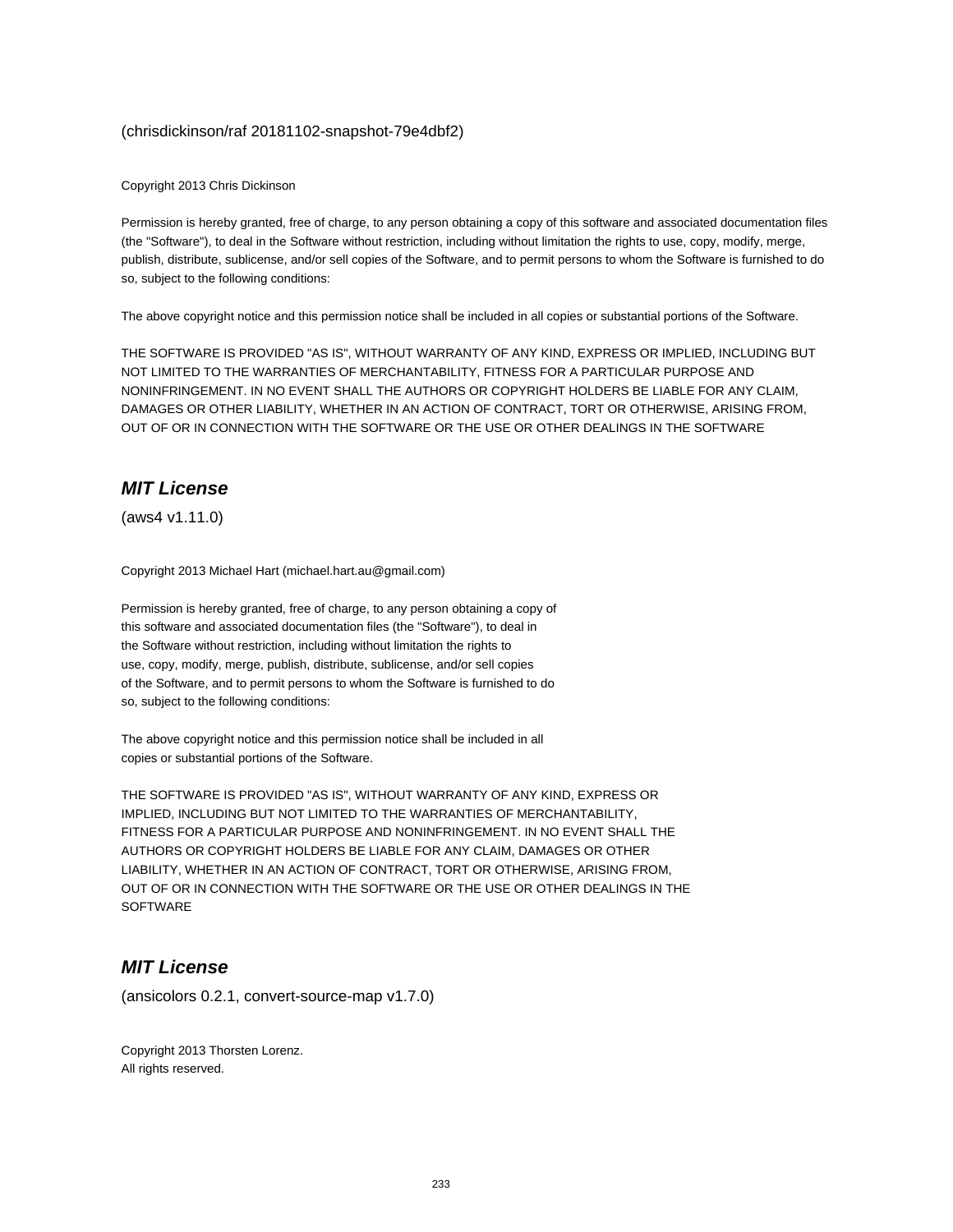(chrisdickinson/raf 20181102-snapshot-79e4dbf2)

Copyright 2013 Chris Dickinson

Permission is hereby granted, free of charge, to any person obtaining a copy of this software and associated documentation files (the "Software"), to deal in the Software without restriction, including without limitation the rights to use, copy, modify, merge, publish, distribute, sublicense, and/or sell copies of the Software, and to permit persons to whom the Software is furnished to do so, subject to the following conditions:

The above copyright notice and this permission notice shall be included in all copies or substantial portions of the Software.

THE SOFTWARE IS PROVIDED "AS IS", WITHOUT WARRANTY OF ANY KIND, EXPRESS OR IMPLIED, INCLUDING BUT NOT LIMITED TO THE WARRANTIES OF MERCHANTABILITY, FITNESS FOR A PARTICULAR PURPOSE AND NONINFRINGEMENT. IN NO EVENT SHALL THE AUTHORS OR COPYRIGHT HOLDERS BE LIABLE FOR ANY CLAIM, DAMAGES OR OTHER LIABILITY, WHETHER IN AN ACTION OF CONTRACT, TORT OR OTHERWISE, ARISING FROM, OUT OF OR IN CONNECTION WITH THE SOFTWARE OR THE USE OR OTHER DEALINGS IN THE SOFTWARE

## *MIT License*

(aws4 v1.11.0)

Copyright 2013 Michael Hart (michael.hart.au@gmail.com)

Permission is hereby granted, free of charge, to any person obtaining a copy of
this software and associated documentation files (the "Software"), to deal in
the Software without restriction, including without limitation the rights to
use, copy, modify, merge, publish, distribute, sublicense, and/or sell copies
of the Software, and to permit persons to whom the Software is furnished to do
so, subject to the following conditions:

The above copyright notice and this permission notice shall be included in all
copies or substantial portions of the Software.

THE SOFTWARE IS PROVIDED "AS IS", WITHOUT WARRANTY OF ANY KIND, EXPRESS OR
IMPLIED, INCLUDING BUT NOT LIMITED TO THE WARRANTIES OF MERCHANTABILITY,
FITNESS FOR A PARTICULAR PURPOSE AND NONINFRINGEMENT. IN NO EVENT SHALL THE
AUTHORS OR COPYRIGHT HOLDERS BE LIABLE FOR ANY CLAIM, DAMAGES OR OTHER
LIABILITY, WHETHER IN AN ACTION OF CONTRACT, TORT OR OTHERWISE, ARISING FROM,
OUT OF OR IN CONNECTION WITH THE SOFTWARE OR THE USE OR OTHER DEALINGS IN THE
SOFTWARE

## *MIT License*

(ansicolors 0.2.1, convert-source-map v1.7.0)

Copyright 2013 Thorsten Lorenz.
All rights reserved.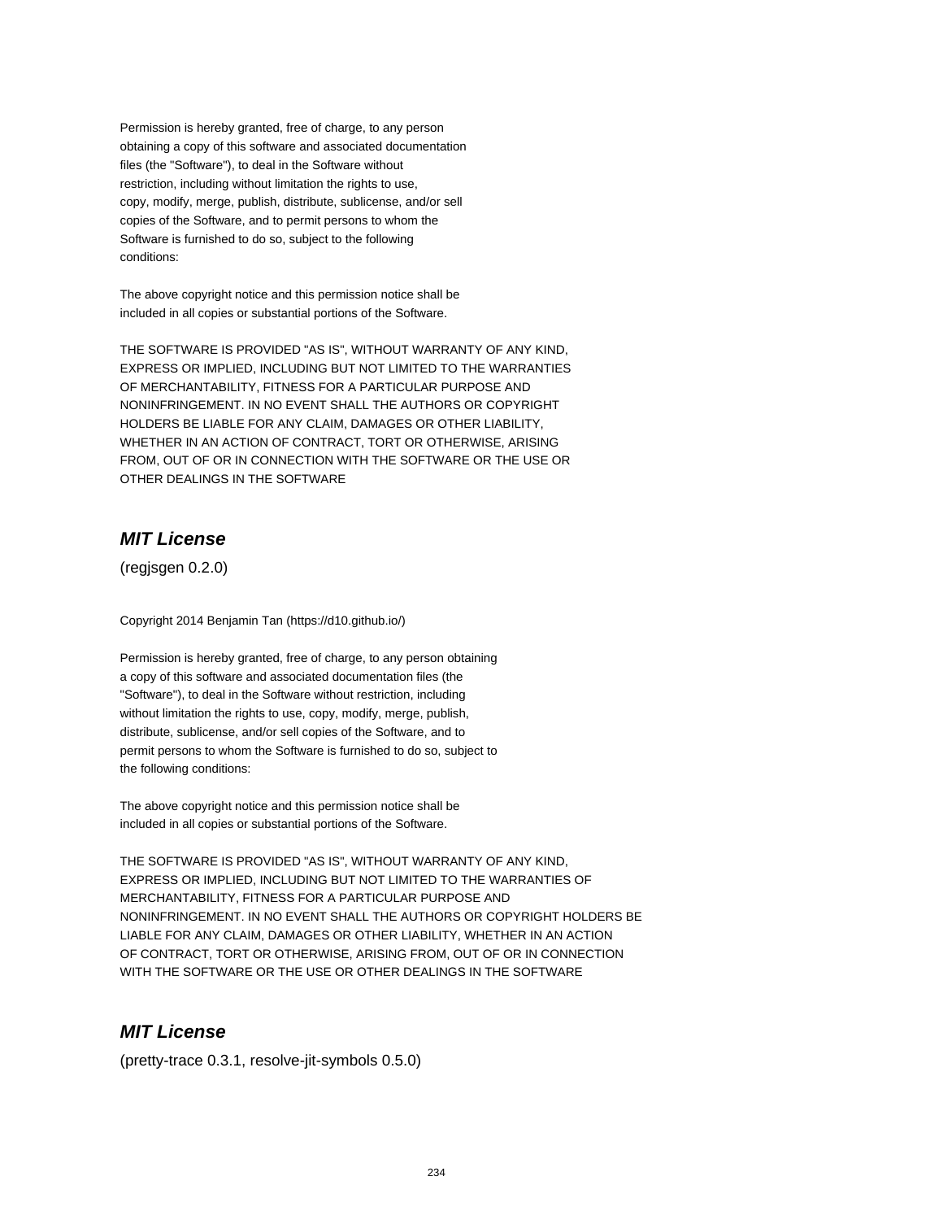Permission is hereby granted, free of charge, to any person
obtaining a copy of this software and associated documentation
files (the "Software"), to deal in the Software without
restriction, including without limitation the rights to use,
copy, modify, merge, publish, distribute, sublicense, and/or sell
copies of the Software, and to permit persons to whom the
Software is furnished to do so, subject to the following
conditions:

The above copyright notice and this permission notice shall be
included in all copies or substantial portions of the Software.

THE SOFTWARE IS PROVIDED "AS IS", WITHOUT WARRANTY OF ANY KIND,
EXPRESS OR IMPLIED, INCLUDING BUT NOT LIMITED TO THE WARRANTIES
OF MERCHANTABILITY, FITNESS FOR A PARTICULAR PURPOSE AND
NONINFRINGEMENT. IN NO EVENT SHALL THE AUTHORS OR COPYRIGHT
HOLDERS BE LIABLE FOR ANY CLAIM, DAMAGES OR OTHER LIABILITY,
WHETHER IN AN ACTION OF CONTRACT, TORT OR OTHERWISE, ARISING
FROM, OUT OF OR IN CONNECTION WITH THE SOFTWARE OR THE USE OR
OTHER DEALINGS IN THE SOFTWARE

## *MIT License*

(regjsgen 0.2.0)

Copyright 2014 Benjamin Tan (https://d10.github.io/)

Permission is hereby granted, free of charge, to any person obtaining
a copy of this software and associated documentation files (the
"Software"), to deal in the Software without restriction, including
without limitation the rights to use, copy, modify, merge, publish,
distribute, sublicense, and/or sell copies of the Software, and to
permit persons to whom the Software is furnished to do so, subject to
the following conditions:

The above copyright notice and this permission notice shall be
included in all copies or substantial portions of the Software.

THE SOFTWARE IS PROVIDED "AS IS", WITHOUT WARRANTY OF ANY KIND,
EXPRESS OR IMPLIED, INCLUDING BUT NOT LIMITED TO THE WARRANTIES OF
MERCHANTABILITY, FITNESS FOR A PARTICULAR PURPOSE AND
NONINFRINGEMENT. IN NO EVENT SHALL THE AUTHORS OR COPYRIGHT HOLDERS BE
LIABLE FOR ANY CLAIM, DAMAGES OR OTHER LIABILITY, WHETHER IN AN ACTION
OF CONTRACT, TORT OR OTHERWISE, ARISING FROM, OUT OF OR IN CONNECTION
WITH THE SOFTWARE OR THE USE OR OTHER DEALINGS IN THE SOFTWARE

## *MIT License*

(pretty-trace 0.3.1, resolve-jit-symbols 0.5.0)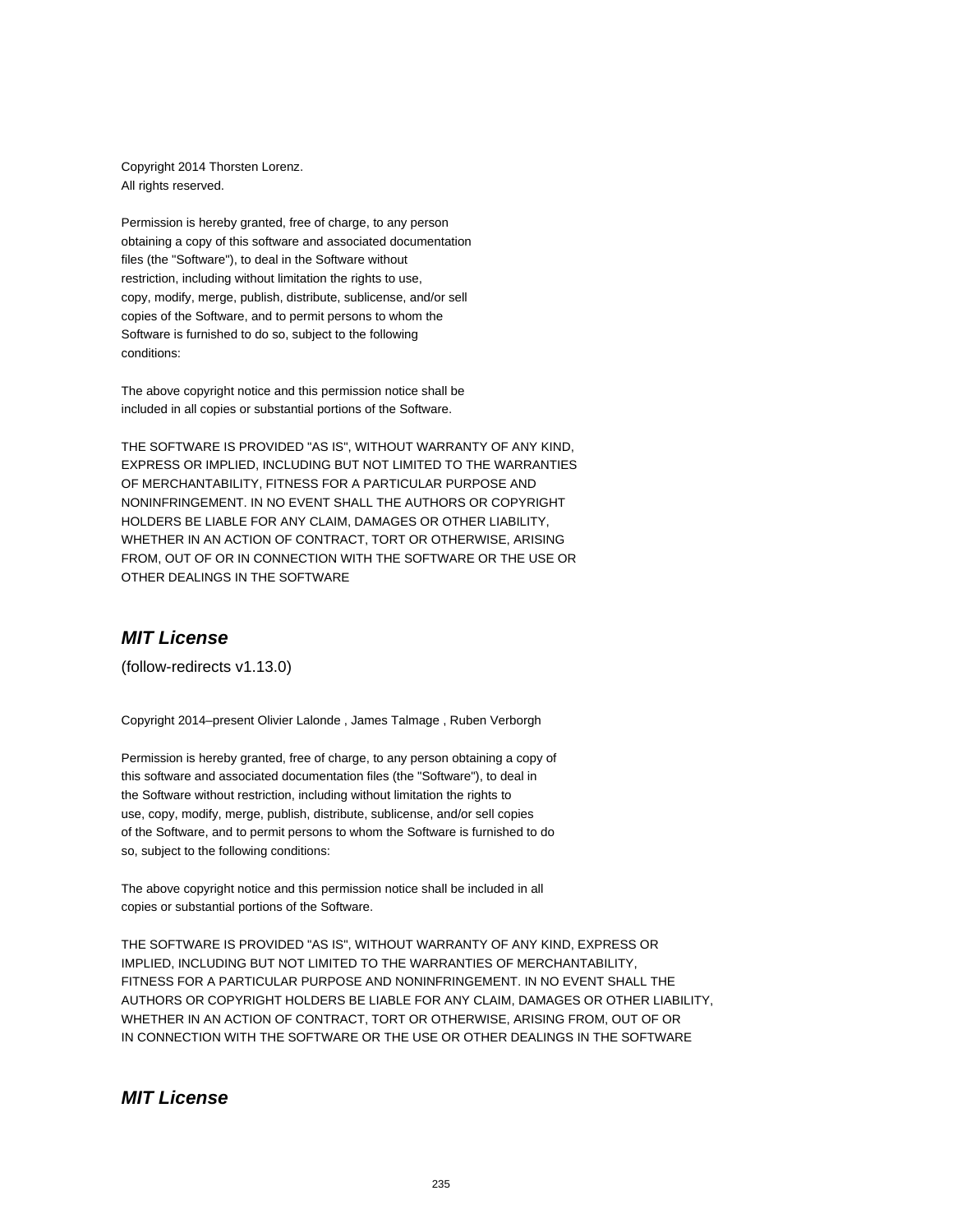Copyright 2014 Thorsten Lorenz.
All rights reserved.

Permission is hereby granted, free of charge, to any person
obtaining a copy of this software and associated documentation
files (the "Software"), to deal in the Software without
restriction, including without limitation the rights to use,
copy, modify, merge, publish, distribute, sublicense, and/or sell
copies of the Software, and to permit persons to whom the
Software is furnished to do so, subject to the following
conditions:

The above copyright notice and this permission notice shall be
included in all copies or substantial portions of the Software.

THE SOFTWARE IS PROVIDED "AS IS", WITHOUT WARRANTY OF ANY KIND,
EXPRESS OR IMPLIED, INCLUDING BUT NOT LIMITED TO THE WARRANTIES
OF MERCHANTABILITY, FITNESS FOR A PARTICULAR PURPOSE AND
NONINFRINGEMENT. IN NO EVENT SHALL THE AUTHORS OR COPYRIGHT
HOLDERS BE LIABLE FOR ANY CLAIM, DAMAGES OR OTHER LIABILITY,
WHETHER IN AN ACTION OF CONTRACT, TORT OR OTHERWISE, ARISING
FROM, OUT OF OR IN CONNECTION WITH THE SOFTWARE OR THE USE OR
OTHER DEALINGS IN THE SOFTWARE

## *MIT License*

(follow-redirects v1.13.0)

Copyright 2014–present Olivier Lalonde , James Talmage , Ruben Verborgh

Permission is hereby granted, free of charge, to any person obtaining a copy of
this software and associated documentation files (the "Software"), to deal in
the Software without restriction, including without limitation the rights to
use, copy, modify, merge, publish, distribute, sublicense, and/or sell copies
of the Software, and to permit persons to whom the Software is furnished to do
so, subject to the following conditions:

The above copyright notice and this permission notice shall be included in all
copies or substantial portions of the Software.

THE SOFTWARE IS PROVIDED "AS IS", WITHOUT WARRANTY OF ANY KIND, EXPRESS OR
IMPLIED, INCLUDING BUT NOT LIMITED TO THE WARRANTIES OF MERCHANTABILITY,
FITNESS FOR A PARTICULAR PURPOSE AND NONINFRINGEMENT. IN NO EVENT SHALL THE
AUTHORS OR COPYRIGHT HOLDERS BE LIABLE FOR ANY CLAIM, DAMAGES OR OTHER LIABILITY,
WHETHER IN AN ACTION OF CONTRACT, TORT OR OTHERWISE, ARISING FROM, OUT OF OR
IN CONNECTION WITH THE SOFTWARE OR THE USE OR OTHER DEALINGS IN THE SOFTWARE

## *MIT License*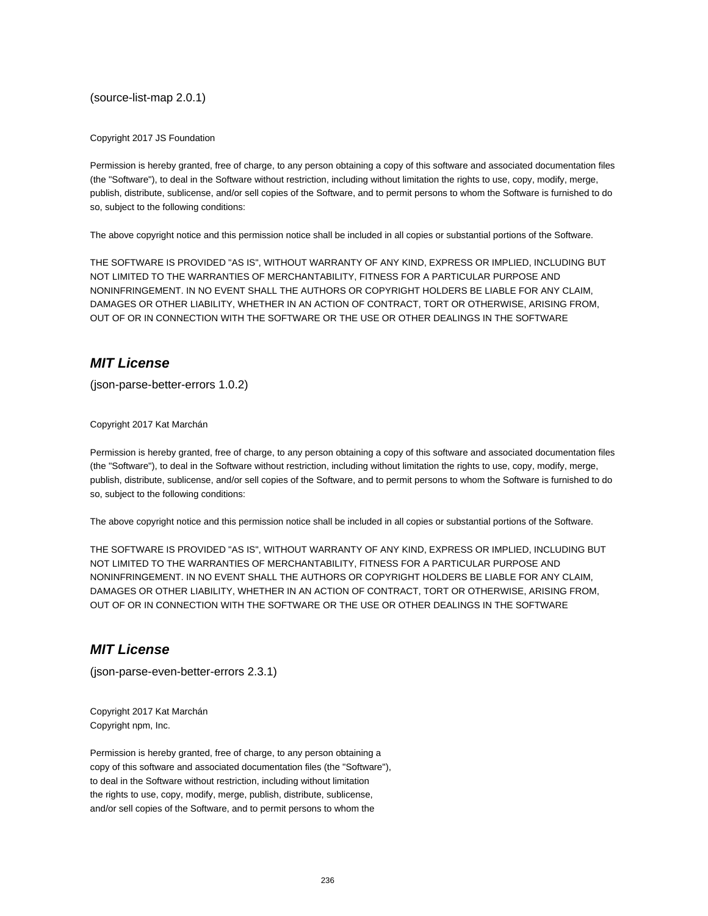(source-list-map 2.0.1)

Copyright 2017 JS Foundation

Permission is hereby granted, free of charge, to any person obtaining a copy of this software and associated documentation files (the "Software"), to deal in the Software without restriction, including without limitation the rights to use, copy, modify, merge, publish, distribute, sublicense, and/or sell copies of the Software, and to permit persons to whom the Software is furnished to do so, subject to the following conditions:

The above copyright notice and this permission notice shall be included in all copies or substantial portions of the Software.

THE SOFTWARE IS PROVIDED "AS IS", WITHOUT WARRANTY OF ANY KIND, EXPRESS OR IMPLIED, INCLUDING BUT NOT LIMITED TO THE WARRANTIES OF MERCHANTABILITY, FITNESS FOR A PARTICULAR PURPOSE AND NONINFRINGEMENT. IN NO EVENT SHALL THE AUTHORS OR COPYRIGHT HOLDERS BE LIABLE FOR ANY CLAIM, DAMAGES OR OTHER LIABILITY, WHETHER IN AN ACTION OF CONTRACT, TORT OR OTHERWISE, ARISING FROM, OUT OF OR IN CONNECTION WITH THE SOFTWARE OR THE USE OR OTHER DEALINGS IN THE SOFTWARE

## *MIT License*

(json-parse-better-errors 1.0.2)

Copyright 2017 Kat Marchán

Permission is hereby granted, free of charge, to any person obtaining a copy of this software and associated documentation files (the "Software"), to deal in the Software without restriction, including without limitation the rights to use, copy, modify, merge, publish, distribute, sublicense, and/or sell copies of the Software, and to permit persons to whom the Software is furnished to do so, subject to the following conditions:

The above copyright notice and this permission notice shall be included in all copies or substantial portions of the Software.

THE SOFTWARE IS PROVIDED "AS IS", WITHOUT WARRANTY OF ANY KIND, EXPRESS OR IMPLIED, INCLUDING BUT NOT LIMITED TO THE WARRANTIES OF MERCHANTABILITY, FITNESS FOR A PARTICULAR PURPOSE AND NONINFRINGEMENT. IN NO EVENT SHALL THE AUTHORS OR COPYRIGHT HOLDERS BE LIABLE FOR ANY CLAIM, DAMAGES OR OTHER LIABILITY, WHETHER IN AN ACTION OF CONTRACT, TORT OR OTHERWISE, ARISING FROM, OUT OF OR IN CONNECTION WITH THE SOFTWARE OR THE USE OR OTHER DEALINGS IN THE SOFTWARE

## *MIT License*

(json-parse-even-better-errors 2.3.1)

Copyright 2017 Kat Marchán
Copyright npm, Inc.

Permission is hereby granted, free of charge, to any person obtaining a
copy of this software and associated documentation files (the "Software"),
to deal in the Software without restriction, including without limitation
the rights to use, copy, modify, merge, publish, distribute, sublicense,
and/or sell copies of the Software, and to permit persons to whom the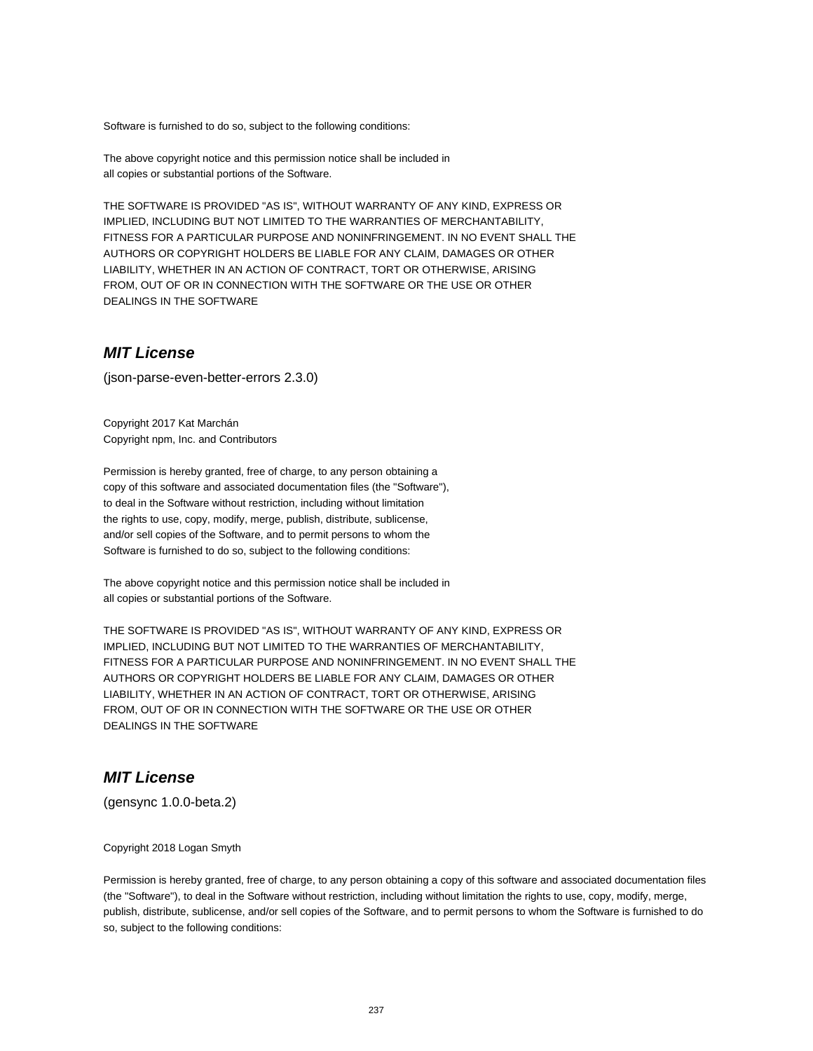Software is furnished to do so, subject to the following conditions:

The above copyright notice and this permission notice shall be included in
all copies or substantial portions of the Software.

THE SOFTWARE IS PROVIDED "AS IS", WITHOUT WARRANTY OF ANY KIND, EXPRESS OR
IMPLIED, INCLUDING BUT NOT LIMITED TO THE WARRANTIES OF MERCHANTABILITY,
FITNESS FOR A PARTICULAR PURPOSE AND NONINFRINGEMENT. IN NO EVENT SHALL THE
AUTHORS OR COPYRIGHT HOLDERS BE LIABLE FOR ANY CLAIM, DAMAGES OR OTHER
LIABILITY, WHETHER IN AN ACTION OF CONTRACT, TORT OR OTHERWISE, ARISING
FROM, OUT OF OR IN CONNECTION WITH THE SOFTWARE OR THE USE OR OTHER
DEALINGS IN THE SOFTWARE

## *MIT License*

(json-parse-even-better-errors 2.3.0)

Copyright 2017 Kat Marchán
Copyright npm, Inc. and Contributors

Permission is hereby granted, free of charge, to any person obtaining a
copy of this software and associated documentation files (the "Software"),
to deal in the Software without restriction, including without limitation
the rights to use, copy, modify, merge, publish, distribute, sublicense,
and/or sell copies of the Software, and to permit persons to whom the
Software is furnished to do so, subject to the following conditions:

The above copyright notice and this permission notice shall be included in
all copies or substantial portions of the Software.

THE SOFTWARE IS PROVIDED "AS IS", WITHOUT WARRANTY OF ANY KIND, EXPRESS OR
IMPLIED, INCLUDING BUT NOT LIMITED TO THE WARRANTIES OF MERCHANTABILITY,
FITNESS FOR A PARTICULAR PURPOSE AND NONINFRINGEMENT. IN NO EVENT SHALL THE
AUTHORS OR COPYRIGHT HOLDERS BE LIABLE FOR ANY CLAIM, DAMAGES OR OTHER
LIABILITY, WHETHER IN AN ACTION OF CONTRACT, TORT OR OTHERWISE, ARISING
FROM, OUT OF OR IN CONNECTION WITH THE SOFTWARE OR THE USE OR OTHER
DEALINGS IN THE SOFTWARE

## *MIT License*

(gensync 1.0.0-beta.2)

Copyright 2018 Logan Smyth

Permission is hereby granted, free of charge, to any person obtaining a copy of this software and associated documentation files (the "Software"), to deal in the Software without restriction, including without limitation the rights to use, copy, modify, merge, publish, distribute, sublicense, and/or sell copies of the Software, and to permit persons to whom the Software is furnished to do so, subject to the following conditions: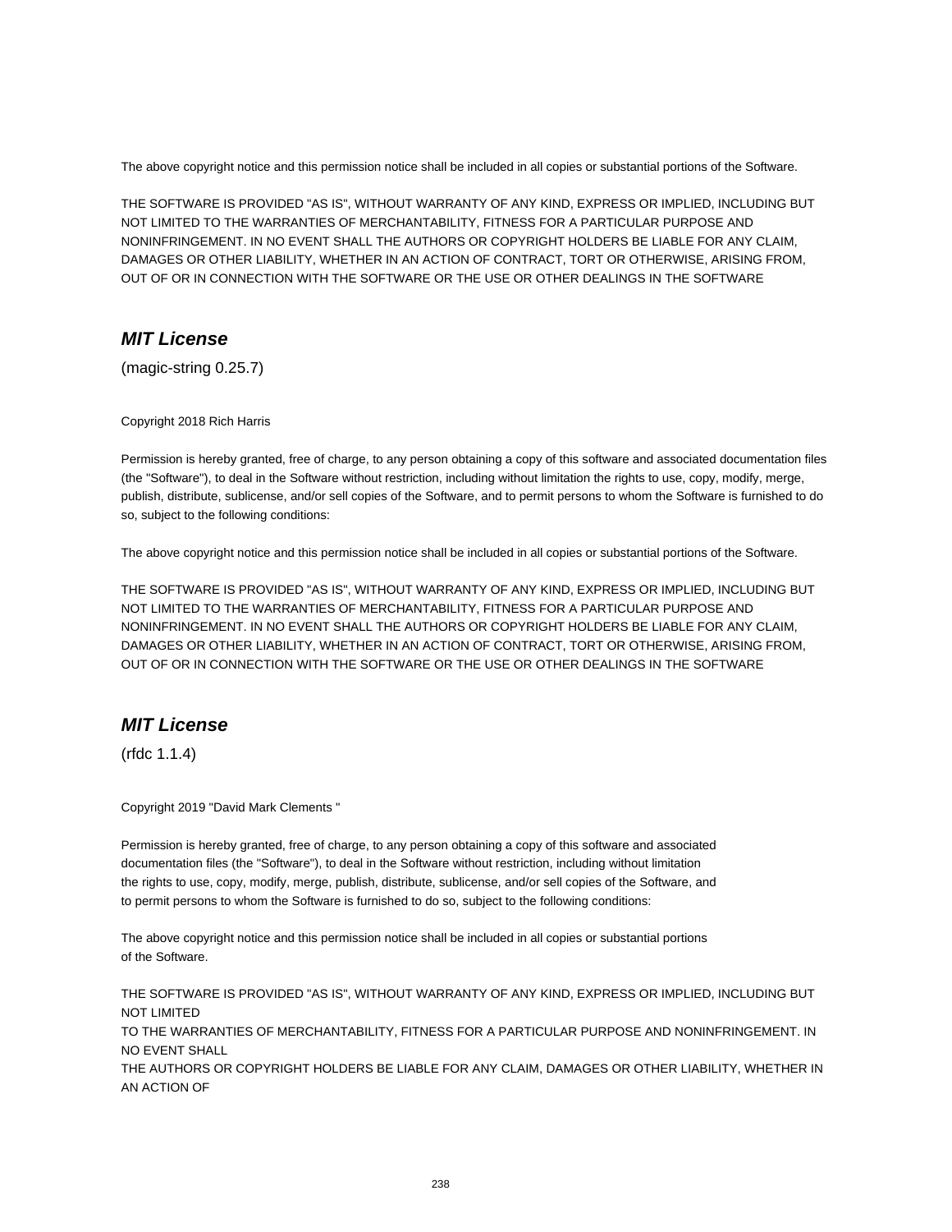The above copyright notice and this permission notice shall be included in all copies or substantial portions of the Software.

THE SOFTWARE IS PROVIDED "AS IS", WITHOUT WARRANTY OF ANY KIND, EXPRESS OR IMPLIED, INCLUDING BUT NOT LIMITED TO THE WARRANTIES OF MERCHANTABILITY, FITNESS FOR A PARTICULAR PURPOSE AND NONINFRINGEMENT. IN NO EVENT SHALL THE AUTHORS OR COPYRIGHT HOLDERS BE LIABLE FOR ANY CLAIM, DAMAGES OR OTHER LIABILITY, WHETHER IN AN ACTION OF CONTRACT, TORT OR OTHERWISE, ARISING FROM, OUT OF OR IN CONNECTION WITH THE SOFTWARE OR THE USE OR OTHER DEALINGS IN THE SOFTWARE

## *MIT License*

(magic-string 0.25.7)

Copyright 2018 Rich Harris

Permission is hereby granted, free of charge, to any person obtaining a copy of this software and associated documentation files (the "Software"), to deal in the Software without restriction, including without limitation the rights to use, copy, modify, merge, publish, distribute, sublicense, and/or sell copies of the Software, and to permit persons to whom the Software is furnished to do so, subject to the following conditions:

The above copyright notice and this permission notice shall be included in all copies or substantial portions of the Software.

THE SOFTWARE IS PROVIDED "AS IS", WITHOUT WARRANTY OF ANY KIND, EXPRESS OR IMPLIED, INCLUDING BUT NOT LIMITED TO THE WARRANTIES OF MERCHANTABILITY, FITNESS FOR A PARTICULAR PURPOSE AND NONINFRINGEMENT. IN NO EVENT SHALL THE AUTHORS OR COPYRIGHT HOLDERS BE LIABLE FOR ANY CLAIM, DAMAGES OR OTHER LIABILITY, WHETHER IN AN ACTION OF CONTRACT, TORT OR OTHERWISE, ARISING FROM, OUT OF OR IN CONNECTION WITH THE SOFTWARE OR THE USE OR OTHER DEALINGS IN THE SOFTWARE

## *MIT License*

(rfdc 1.1.4)

Copyright 2019 "David Mark Clements "

Permission is hereby granted, free of charge, to any person obtaining a copy of this software and associated documentation files (the "Software"), to deal in the Software without restriction, including without limitation the rights to use, copy, modify, merge, publish, distribute, sublicense, and/or sell copies of the Software, and to permit persons to whom the Software is furnished to do so, subject to the following conditions:

The above copyright notice and this permission notice shall be included in all copies or substantial portions of the Software.

THE SOFTWARE IS PROVIDED "AS IS", WITHOUT WARRANTY OF ANY KIND, EXPRESS OR IMPLIED, INCLUDING BUT NOT LIMITED
TO THE WARRANTIES OF MERCHANTABILITY, FITNESS FOR A PARTICULAR PURPOSE AND NONINFRINGEMENT. IN NO EVENT SHALL
THE AUTHORS OR COPYRIGHT HOLDERS BE LIABLE FOR ANY CLAIM, DAMAGES OR OTHER LIABILITY, WHETHER IN AN ACTION OF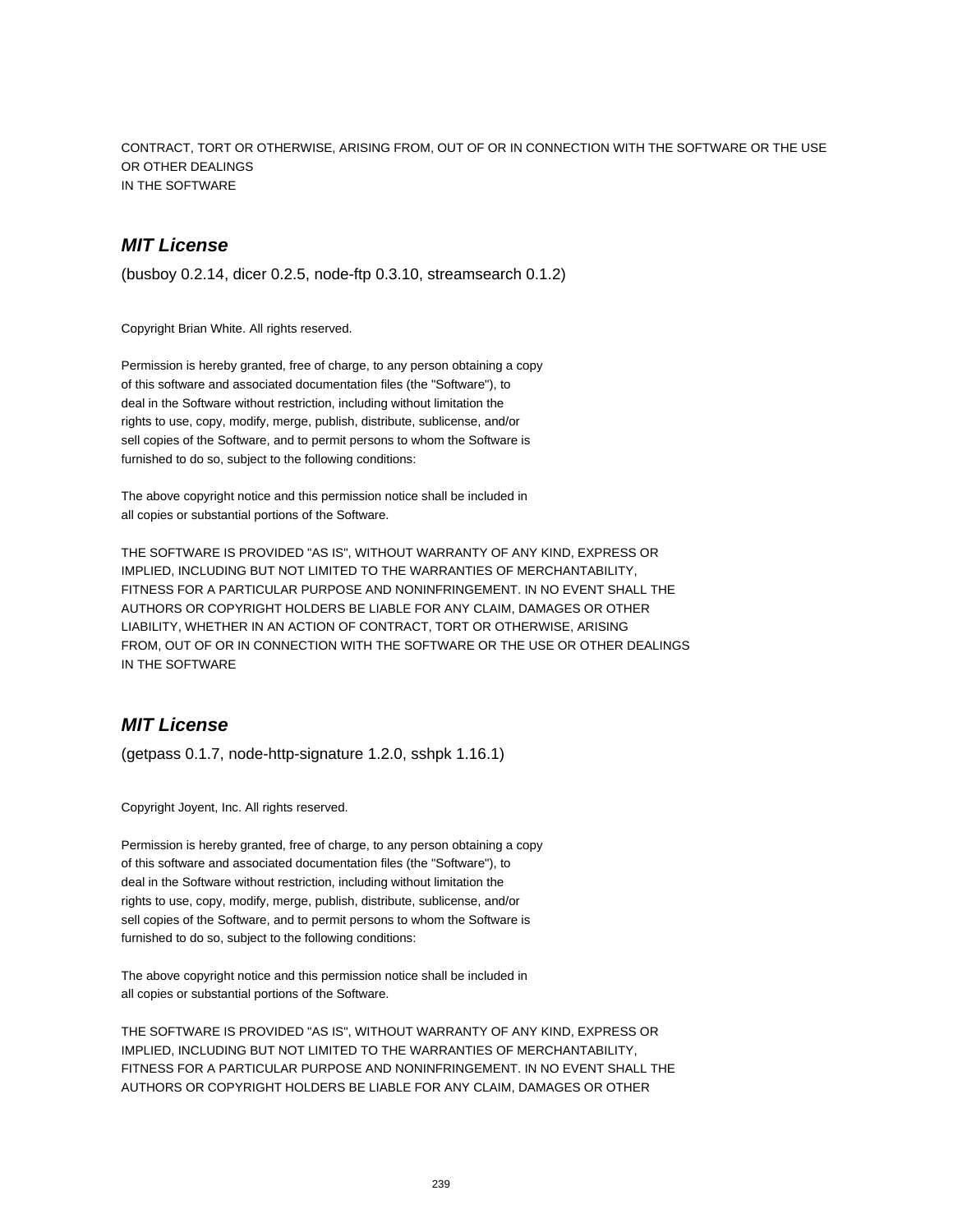CONTRACT, TORT OR OTHERWISE, ARISING FROM, OUT OF OR IN CONNECTION WITH THE SOFTWARE OR THE USE OR OTHER DEALINGS
IN THE SOFTWARE

## *MIT License*

(busboy 0.2.14, dicer 0.2.5, node-ftp 0.3.10, streamsearch 0.1.2)

Copyright Brian White. All rights reserved.

Permission is hereby granted, free of charge, to any person obtaining a copy
of this software and associated documentation files (the "Software"), to
deal in the Software without restriction, including without limitation the
rights to use, copy, modify, merge, publish, distribute, sublicense, and/or
sell copies of the Software, and to permit persons to whom the Software is
furnished to do so, subject to the following conditions:

The above copyright notice and this permission notice shall be included in
all copies or substantial portions of the Software.

THE SOFTWARE IS PROVIDED "AS IS", WITHOUT WARRANTY OF ANY KIND, EXPRESS OR
IMPLIED, INCLUDING BUT NOT LIMITED TO THE WARRANTIES OF MERCHANTABILITY,
FITNESS FOR A PARTICULAR PURPOSE AND NONINFRINGEMENT. IN NO EVENT SHALL THE
AUTHORS OR COPYRIGHT HOLDERS BE LIABLE FOR ANY CLAIM, DAMAGES OR OTHER
LIABILITY, WHETHER IN AN ACTION OF CONTRACT, TORT OR OTHERWISE, ARISING
FROM, OUT OF OR IN CONNECTION WITH THE SOFTWARE OR THE USE OR OTHER DEALINGS
IN THE SOFTWARE

## *MIT License*

(getpass 0.1.7, node-http-signature 1.2.0, sshpk 1.16.1)

Copyright Joyent, Inc. All rights reserved.

Permission is hereby granted, free of charge, to any person obtaining a copy
of this software and associated documentation files (the "Software"), to
deal in the Software without restriction, including without limitation the
rights to use, copy, modify, merge, publish, distribute, sublicense, and/or
sell copies of the Software, and to permit persons to whom the Software is
furnished to do so, subject to the following conditions:

The above copyright notice and this permission notice shall be included in
all copies or substantial portions of the Software.

THE SOFTWARE IS PROVIDED "AS IS", WITHOUT WARRANTY OF ANY KIND, EXPRESS OR
IMPLIED, INCLUDING BUT NOT LIMITED TO THE WARRANTIES OF MERCHANTABILITY,
FITNESS FOR A PARTICULAR PURPOSE AND NONINFRINGEMENT. IN NO EVENT SHALL THE
AUTHORS OR COPYRIGHT HOLDERS BE LIABLE FOR ANY CLAIM, DAMAGES OR OTHER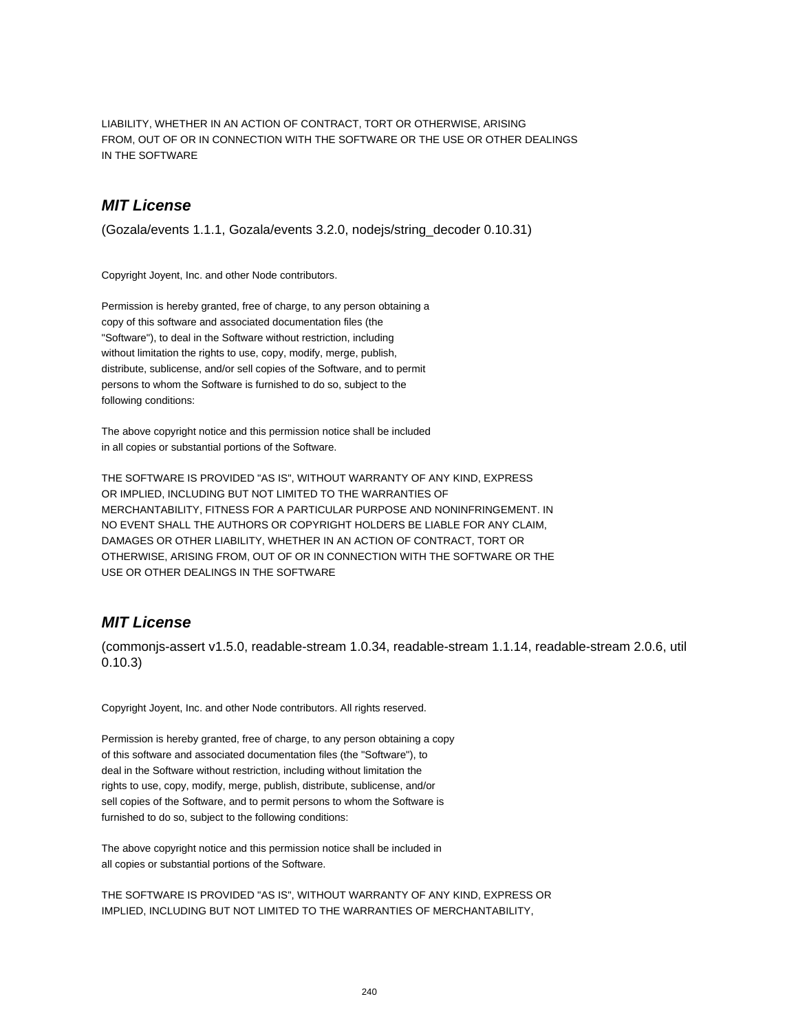LIABILITY, WHETHER IN AN ACTION OF CONTRACT, TORT OR OTHERWISE, ARISING
FROM, OUT OF OR IN CONNECTION WITH THE SOFTWARE OR THE USE OR OTHER DEALINGS
IN THE SOFTWARE

## ***MIT License***

(Gozala/events 1.1.1, Gozala/events 3.2.0, nodejs/string_decoder 0.10.31)

Copyright Joyent, Inc. and other Node contributors.

Permission is hereby granted, free of charge, to any person obtaining a
copy of this software and associated documentation files (the
"Software"), to deal in the Software without restriction, including
without limitation the rights to use, copy, modify, merge, publish,
distribute, sublicense, and/or sell copies of the Software, and to permit
persons to whom the Software is furnished to do so, subject to the
following conditions:

The above copyright notice and this permission notice shall be included
in all copies or substantial portions of the Software.

THE SOFTWARE IS PROVIDED "AS IS", WITHOUT WARRANTY OF ANY KIND, EXPRESS
OR IMPLIED, INCLUDING BUT NOT LIMITED TO THE WARRANTIES OF
MERCHANTABILITY, FITNESS FOR A PARTICULAR PURPOSE AND NONINFRINGEMENT. IN
NO EVENT SHALL THE AUTHORS OR COPYRIGHT HOLDERS BE LIABLE FOR ANY CLAIM,
DAMAGES OR OTHER LIABILITY, WHETHER IN AN ACTION OF CONTRACT, TORT OR
OTHERWISE, ARISING FROM, OUT OF OR IN CONNECTION WITH THE SOFTWARE OR THE
USE OR OTHER DEALINGS IN THE SOFTWARE

## ***MIT License***

(commonjs-assert v1.5.0, readable-stream 1.0.34, readable-stream 1.1.14, readable-stream 2.0.6, util 0.10.3)

Copyright Joyent, Inc. and other Node contributors. All rights reserved.

Permission is hereby granted, free of charge, to any person obtaining a copy
of this software and associated documentation files (the "Software"), to
deal in the Software without restriction, including without limitation the
rights to use, copy, modify, merge, publish, distribute, sublicense, and/or
sell copies of the Software, and to permit persons to whom the Software is
furnished to do so, subject to the following conditions:

The above copyright notice and this permission notice shall be included in
all copies or substantial portions of the Software.

THE SOFTWARE IS PROVIDED "AS IS", WITHOUT WARRANTY OF ANY KIND, EXPRESS OR
IMPLIED, INCLUDING BUT NOT LIMITED TO THE WARRANTIES OF MERCHANTABILITY,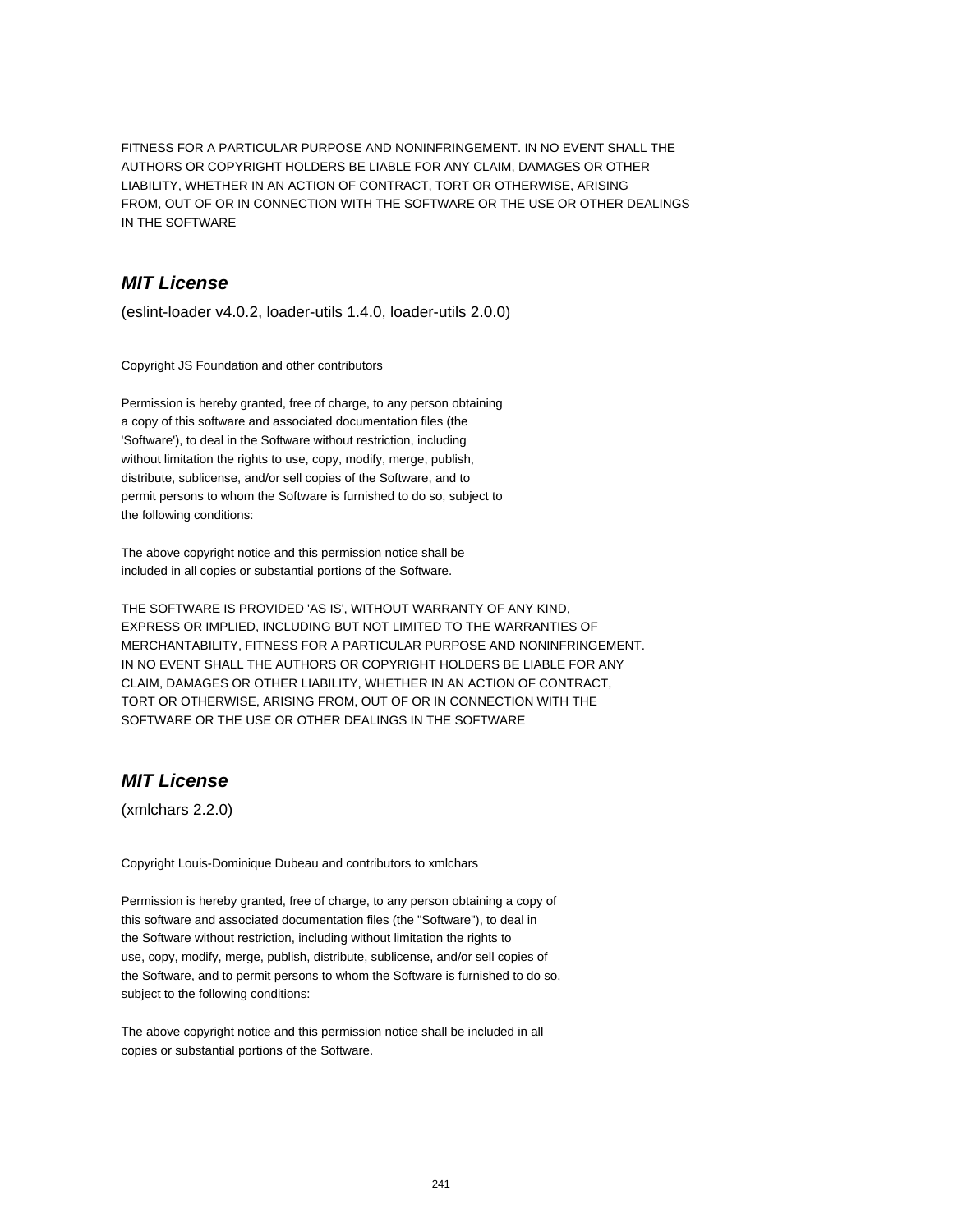FITNESS FOR A PARTICULAR PURPOSE AND NONINFRINGEMENT. IN NO EVENT SHALL THE
AUTHORS OR COPYRIGHT HOLDERS BE LIABLE FOR ANY CLAIM, DAMAGES OR OTHER
LIABILITY, WHETHER IN AN ACTION OF CONTRACT, TORT OR OTHERWISE, ARISING
FROM, OUT OF OR IN CONNECTION WITH THE SOFTWARE OR THE USE OR OTHER DEALINGS
IN THE SOFTWARE

## *MIT License*

(eslint-loader v4.0.2, loader-utils 1.4.0, loader-utils 2.0.0)

Copyright JS Foundation and other contributors

Permission is hereby granted, free of charge, to any person obtaining
a copy of this software and associated documentation files (the
'Software'), to deal in the Software without restriction, including
without limitation the rights to use, copy, modify, merge, publish,
distribute, sublicense, and/or sell copies of the Software, and to
permit persons to whom the Software is furnished to do so, subject to
the following conditions:

The above copyright notice and this permission notice shall be
included in all copies or substantial portions of the Software.

THE SOFTWARE IS PROVIDED 'AS IS', WITHOUT WARRANTY OF ANY KIND,
EXPRESS OR IMPLIED, INCLUDING BUT NOT LIMITED TO THE WARRANTIES OF
MERCHANTABILITY, FITNESS FOR A PARTICULAR PURPOSE AND NONINFRINGEMENT.
IN NO EVENT SHALL THE AUTHORS OR COPYRIGHT HOLDERS BE LIABLE FOR ANY
CLAIM, DAMAGES OR OTHER LIABILITY, WHETHER IN AN ACTION OF CONTRACT,
TORT OR OTHERWISE, ARISING FROM, OUT OF OR IN CONNECTION WITH THE
SOFTWARE OR THE USE OR OTHER DEALINGS IN THE SOFTWARE

## *MIT License*

(xmlchars 2.2.0)

Copyright Louis-Dominique Dubeau and contributors to xmlchars

Permission is hereby granted, free of charge, to any person obtaining a copy of
this software and associated documentation files (the "Software"), to deal in
the Software without restriction, including without limitation the rights to
use, copy, modify, merge, publish, distribute, sublicense, and/or sell copies of
the Software, and to permit persons to whom the Software is furnished to do so,
subject to the following conditions:

The above copyright notice and this permission notice shall be included in all
copies or substantial portions of the Software.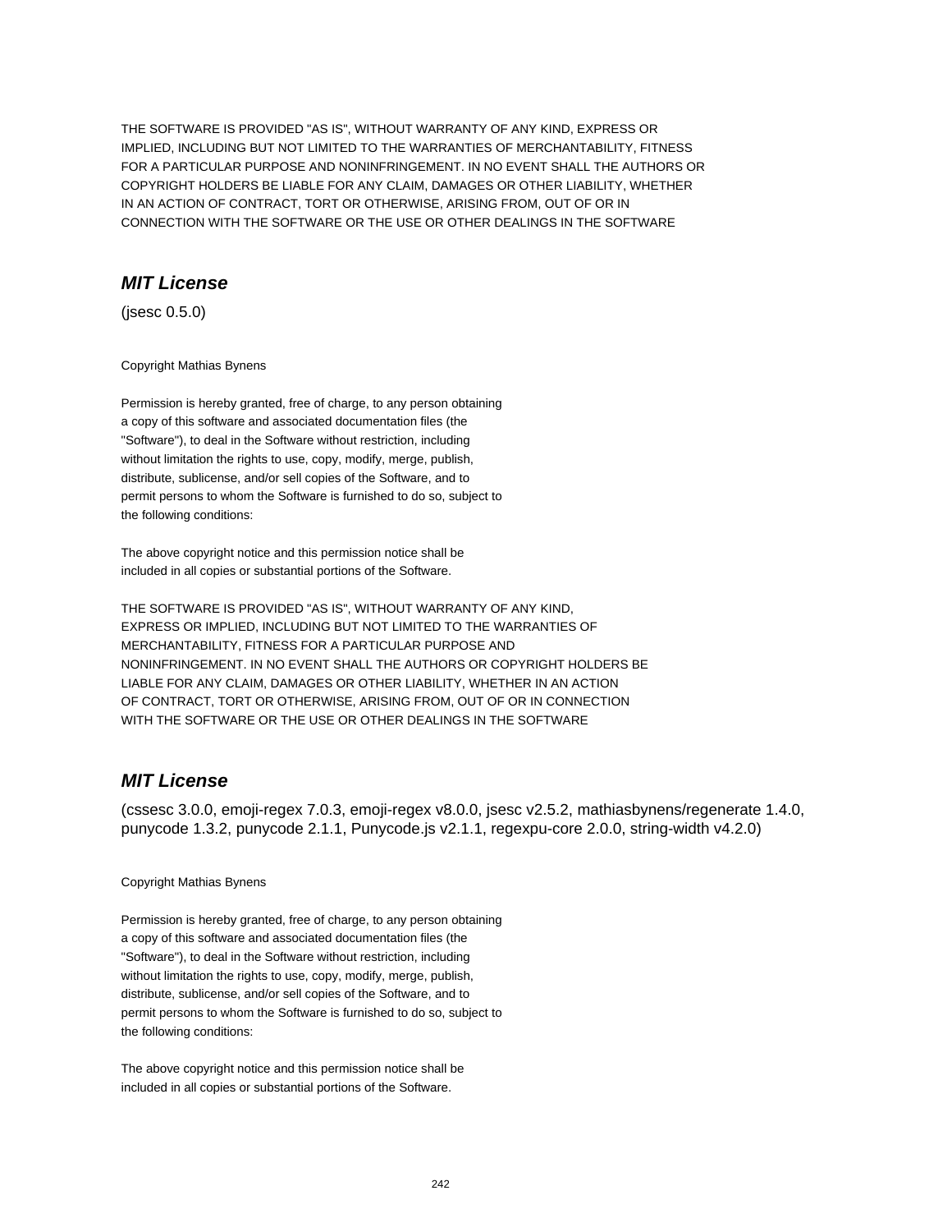THE SOFTWARE IS PROVIDED "AS IS", WITHOUT WARRANTY OF ANY KIND, EXPRESS OR IMPLIED, INCLUDING BUT NOT LIMITED TO THE WARRANTIES OF MERCHANTABILITY, FITNESS FOR A PARTICULAR PURPOSE AND NONINFRINGEMENT. IN NO EVENT SHALL THE AUTHORS OR COPYRIGHT HOLDERS BE LIABLE FOR ANY CLAIM, DAMAGES OR OTHER LIABILITY, WHETHER IN AN ACTION OF CONTRACT, TORT OR OTHERWISE, ARISING FROM, OUT OF OR IN CONNECTION WITH THE SOFTWARE OR THE USE OR OTHER DEALINGS IN THE SOFTWARE

## *MIT License*

(jsesc 0.5.0)

Copyright Mathias Bynens

Permission is hereby granted, free of charge, to any person obtaining a copy of this software and associated documentation files (the "Software"), to deal in the Software without restriction, including without limitation the rights to use, copy, modify, merge, publish, distribute, sublicense, and/or sell copies of the Software, and to permit persons to whom the Software is furnished to do so, subject to the following conditions:

The above copyright notice and this permission notice shall be included in all copies or substantial portions of the Software.

THE SOFTWARE IS PROVIDED "AS IS", WITHOUT WARRANTY OF ANY KIND, EXPRESS OR IMPLIED, INCLUDING BUT NOT LIMITED TO THE WARRANTIES OF MERCHANTABILITY, FITNESS FOR A PARTICULAR PURPOSE AND NONINFRINGEMENT. IN NO EVENT SHALL THE AUTHORS OR COPYRIGHT HOLDERS BE LIABLE FOR ANY CLAIM, DAMAGES OR OTHER LIABILITY, WHETHER IN AN ACTION OF CONTRACT, TORT OR OTHERWISE, ARISING FROM, OUT OF OR IN CONNECTION WITH THE SOFTWARE OR THE USE OR OTHER DEALINGS IN THE SOFTWARE

## *MIT License*

(cssesc 3.0.0, emoji-regex 7.0.3, emoji-regex v8.0.0, jsesc v2.5.2, mathiasbynens/regenerate 1.4.0, punycode 1.3.2, punycode 2.1.1, Punycode.js v2.1.1, regexpu-core 2.0.0, string-width v4.2.0)

Copyright Mathias Bynens

Permission is hereby granted, free of charge, to any person obtaining a copy of this software and associated documentation files (the "Software"), to deal in the Software without restriction, including without limitation the rights to use, copy, modify, merge, publish, distribute, sublicense, and/or sell copies of the Software, and to permit persons to whom the Software is furnished to do so, subject to the following conditions:

The above copyright notice and this permission notice shall be included in all copies or substantial portions of the Software.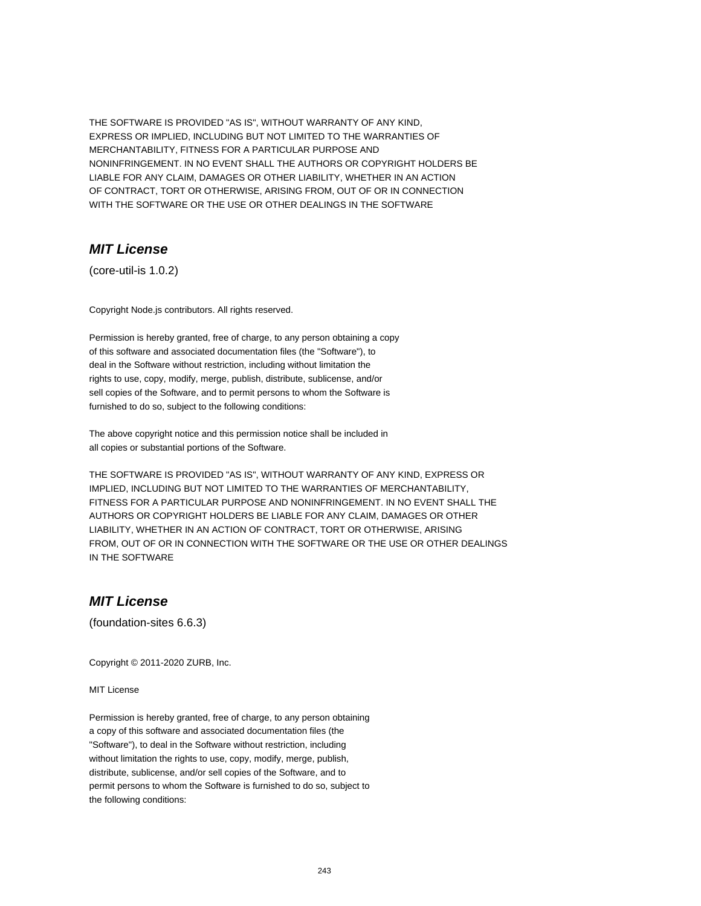THE SOFTWARE IS PROVIDED "AS IS", WITHOUT WARRANTY OF ANY KIND,
EXPRESS OR IMPLIED, INCLUDING BUT NOT LIMITED TO THE WARRANTIES OF
MERCHANTABILITY, FITNESS FOR A PARTICULAR PURPOSE AND
NONINFRINGEMENT. IN NO EVENT SHALL THE AUTHORS OR COPYRIGHT HOLDERS BE
LIABLE FOR ANY CLAIM, DAMAGES OR OTHER LIABILITY, WHETHER IN AN ACTION
OF CONTRACT, TORT OR OTHERWISE, ARISING FROM, OUT OF OR IN CONNECTION
WITH THE SOFTWARE OR THE USE OR OTHER DEALINGS IN THE SOFTWARE

## *MIT License*

(core-util-is 1.0.2)

Copyright Node.js contributors. All rights reserved.

Permission is hereby granted, free of charge, to any person obtaining a copy
of this software and associated documentation files (the "Software"), to
deal in the Software without restriction, including without limitation the
rights to use, copy, modify, merge, publish, distribute, sublicense, and/or
sell copies of the Software, and to permit persons to whom the Software is
furnished to do so, subject to the following conditions:

The above copyright notice and this permission notice shall be included in
all copies or substantial portions of the Software.

THE SOFTWARE IS PROVIDED "AS IS", WITHOUT WARRANTY OF ANY KIND, EXPRESS OR
IMPLIED, INCLUDING BUT NOT LIMITED TO THE WARRANTIES OF MERCHANTABILITY,
FITNESS FOR A PARTICULAR PURPOSE AND NONINFRINGEMENT. IN NO EVENT SHALL THE
AUTHORS OR COPYRIGHT HOLDERS BE LIABLE FOR ANY CLAIM, DAMAGES OR OTHER
LIABILITY, WHETHER IN AN ACTION OF CONTRACT, TORT OR OTHERWISE, ARISING
FROM, OUT OF OR IN CONNECTION WITH THE SOFTWARE OR THE USE OR OTHER DEALINGS
IN THE SOFTWARE

## *MIT License*

(foundation-sites 6.6.3)

Copyright © 2011-2020 ZURB, Inc.

MIT License

Permission is hereby granted, free of charge, to any person obtaining
a copy of this software and associated documentation files (the
"Software"), to deal in the Software without restriction, including
without limitation the rights to use, copy, modify, merge, publish,
distribute, sublicense, and/or sell copies of the Software, and to
permit persons to whom the Software is furnished to do so, subject to
the following conditions: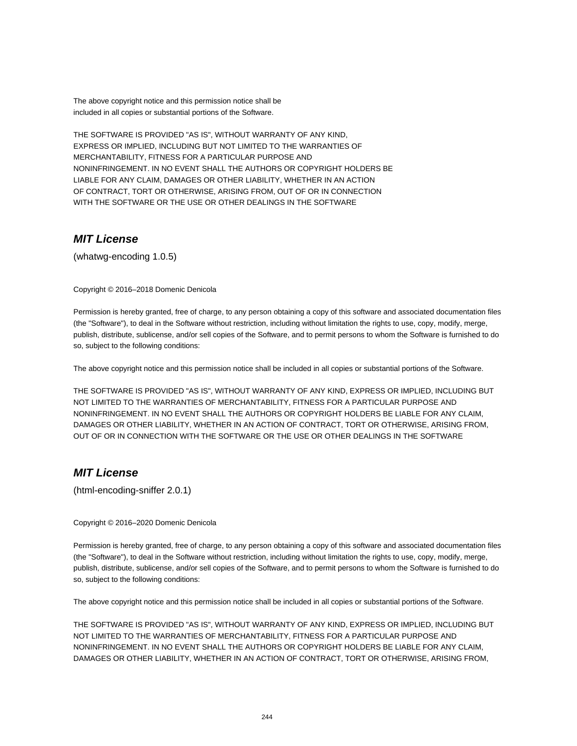The above copyright notice and this permission notice shall be
included in all copies or substantial portions of the Software.

THE SOFTWARE IS PROVIDED "AS IS", WITHOUT WARRANTY OF ANY KIND,
EXPRESS OR IMPLIED, INCLUDING BUT NOT LIMITED TO THE WARRANTIES OF
MERCHANTABILITY, FITNESS FOR A PARTICULAR PURPOSE AND
NONINFRINGEMENT. IN NO EVENT SHALL THE AUTHORS OR COPYRIGHT HOLDERS BE
LIABLE FOR ANY CLAIM, DAMAGES OR OTHER LIABILITY, WHETHER IN AN ACTION
OF CONTRACT, TORT OR OTHERWISE, ARISING FROM, OUT OF OR IN CONNECTION
WITH THE SOFTWARE OR THE USE OR OTHER DEALINGS IN THE SOFTWARE

## *MIT License*

(whatwg-encoding 1.0.5)

Copyright © 2016–2018 Domenic Denicola

Permission is hereby granted, free of charge, to any person obtaining a copy of this software and associated documentation files (the "Software"), to deal in the Software without restriction, including without limitation the rights to use, copy, modify, merge, publish, distribute, sublicense, and/or sell copies of the Software, and to permit persons to whom the Software is furnished to do so, subject to the following conditions:

The above copyright notice and this permission notice shall be included in all copies or substantial portions of the Software.

THE SOFTWARE IS PROVIDED "AS IS", WITHOUT WARRANTY OF ANY KIND, EXPRESS OR IMPLIED, INCLUDING BUT NOT LIMITED TO THE WARRANTIES OF MERCHANTABILITY, FITNESS FOR A PARTICULAR PURPOSE AND NONINFRINGEMENT. IN NO EVENT SHALL THE AUTHORS OR COPYRIGHT HOLDERS BE LIABLE FOR ANY CLAIM, DAMAGES OR OTHER LIABILITY, WHETHER IN AN ACTION OF CONTRACT, TORT OR OTHERWISE, ARISING FROM, OUT OF OR IN CONNECTION WITH THE SOFTWARE OR THE USE OR OTHER DEALINGS IN THE SOFTWARE

## *MIT License*

(html-encoding-sniffer 2.0.1)

Copyright © 2016–2020 Domenic Denicola

Permission is hereby granted, free of charge, to any person obtaining a copy of this software and associated documentation files (the "Software"), to deal in the Software without restriction, including without limitation the rights to use, copy, modify, merge, publish, distribute, sublicense, and/or sell copies of the Software, and to permit persons to whom the Software is furnished to do so, subject to the following conditions:

The above copyright notice and this permission notice shall be included in all copies or substantial portions of the Software.

THE SOFTWARE IS PROVIDED "AS IS", WITHOUT WARRANTY OF ANY KIND, EXPRESS OR IMPLIED, INCLUDING BUT NOT LIMITED TO THE WARRANTIES OF MERCHANTABILITY, FITNESS FOR A PARTICULAR PURPOSE AND NONINFRINGEMENT. IN NO EVENT SHALL THE AUTHORS OR COPYRIGHT HOLDERS BE LIABLE FOR ANY CLAIM, DAMAGES OR OTHER LIABILITY, WHETHER IN AN ACTION OF CONTRACT, TORT OR OTHERWISE, ARISING FROM,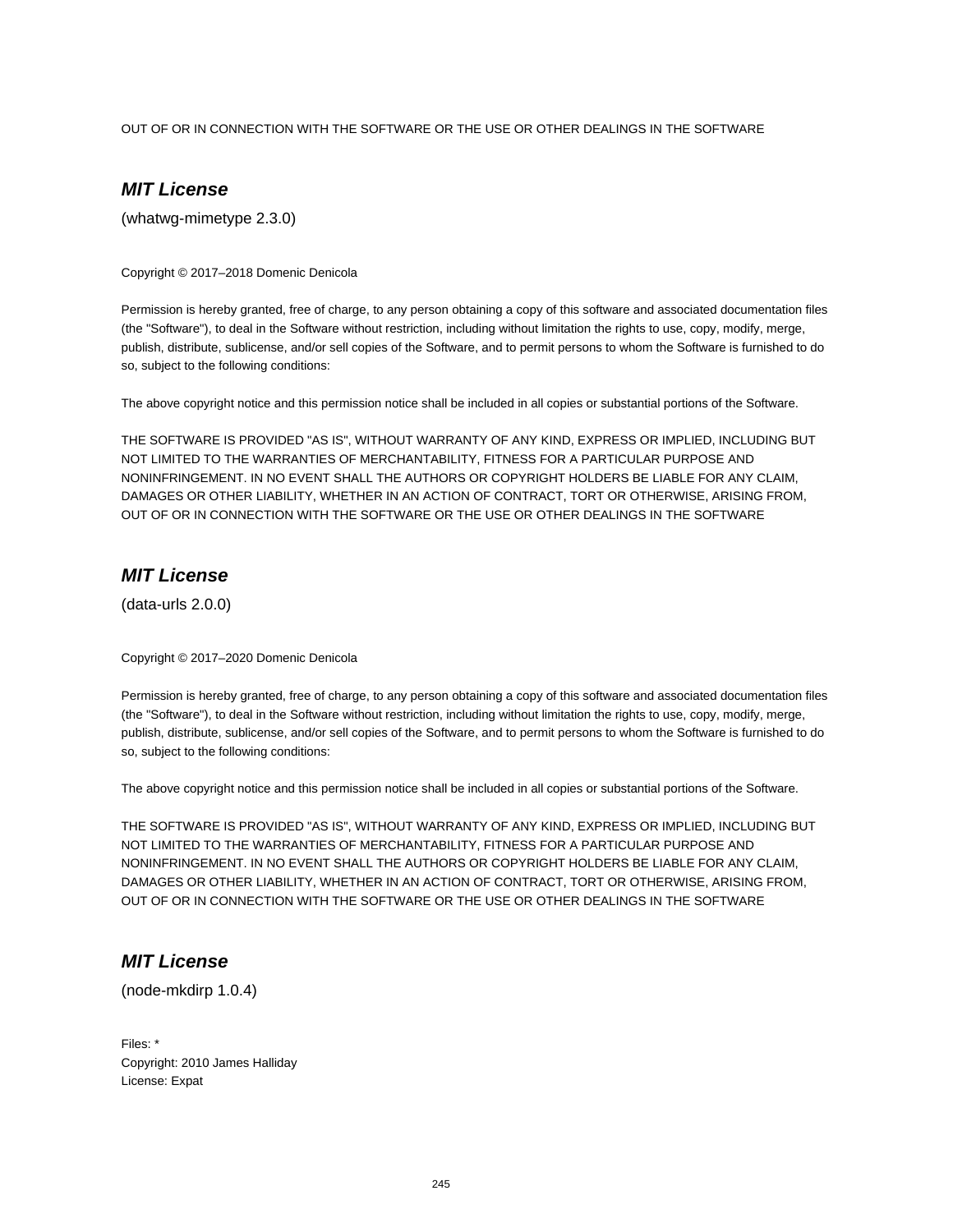OUT OF OR IN CONNECTION WITH THE SOFTWARE OR THE USE OR OTHER DEALINGS IN THE SOFTWARE

## *MIT License*

(whatwg-mimetype 2.3.0)

Copyright © 2017–2018 Domenic Denicola

Permission is hereby granted, free of charge, to any person obtaining a copy of this software and associated documentation files (the "Software"), to deal in the Software without restriction, including without limitation the rights to use, copy, modify, merge, publish, distribute, sublicense, and/or sell copies of the Software, and to permit persons to whom the Software is furnished to do so, subject to the following conditions:

The above copyright notice and this permission notice shall be included in all copies or substantial portions of the Software.

THE SOFTWARE IS PROVIDED "AS IS", WITHOUT WARRANTY OF ANY KIND, EXPRESS OR IMPLIED, INCLUDING BUT NOT LIMITED TO THE WARRANTIES OF MERCHANTABILITY, FITNESS FOR A PARTICULAR PURPOSE AND NONINFRINGEMENT. IN NO EVENT SHALL THE AUTHORS OR COPYRIGHT HOLDERS BE LIABLE FOR ANY CLAIM, DAMAGES OR OTHER LIABILITY, WHETHER IN AN ACTION OF CONTRACT, TORT OR OTHERWISE, ARISING FROM, OUT OF OR IN CONNECTION WITH THE SOFTWARE OR THE USE OR OTHER DEALINGS IN THE SOFTWARE

## *MIT License*

(data-urls 2.0.0)

Copyright © 2017–2020 Domenic Denicola

Permission is hereby granted, free of charge, to any person obtaining a copy of this software and associated documentation files (the "Software"), to deal in the Software without restriction, including without limitation the rights to use, copy, modify, merge, publish, distribute, sublicense, and/or sell copies of the Software, and to permit persons to whom the Software is furnished to do so, subject to the following conditions:

The above copyright notice and this permission notice shall be included in all copies or substantial portions of the Software.

THE SOFTWARE IS PROVIDED "AS IS", WITHOUT WARRANTY OF ANY KIND, EXPRESS OR IMPLIED, INCLUDING BUT NOT LIMITED TO THE WARRANTIES OF MERCHANTABILITY, FITNESS FOR A PARTICULAR PURPOSE AND NONINFRINGEMENT. IN NO EVENT SHALL THE AUTHORS OR COPYRIGHT HOLDERS BE LIABLE FOR ANY CLAIM, DAMAGES OR OTHER LIABILITY, WHETHER IN AN ACTION OF CONTRACT, TORT OR OTHERWISE, ARISING FROM, OUT OF OR IN CONNECTION WITH THE SOFTWARE OR THE USE OR OTHER DEALINGS IN THE SOFTWARE

## *MIT License*

(node-mkdirp 1.0.4)

Files: *
Copyright: 2010 James Halliday
License: Expat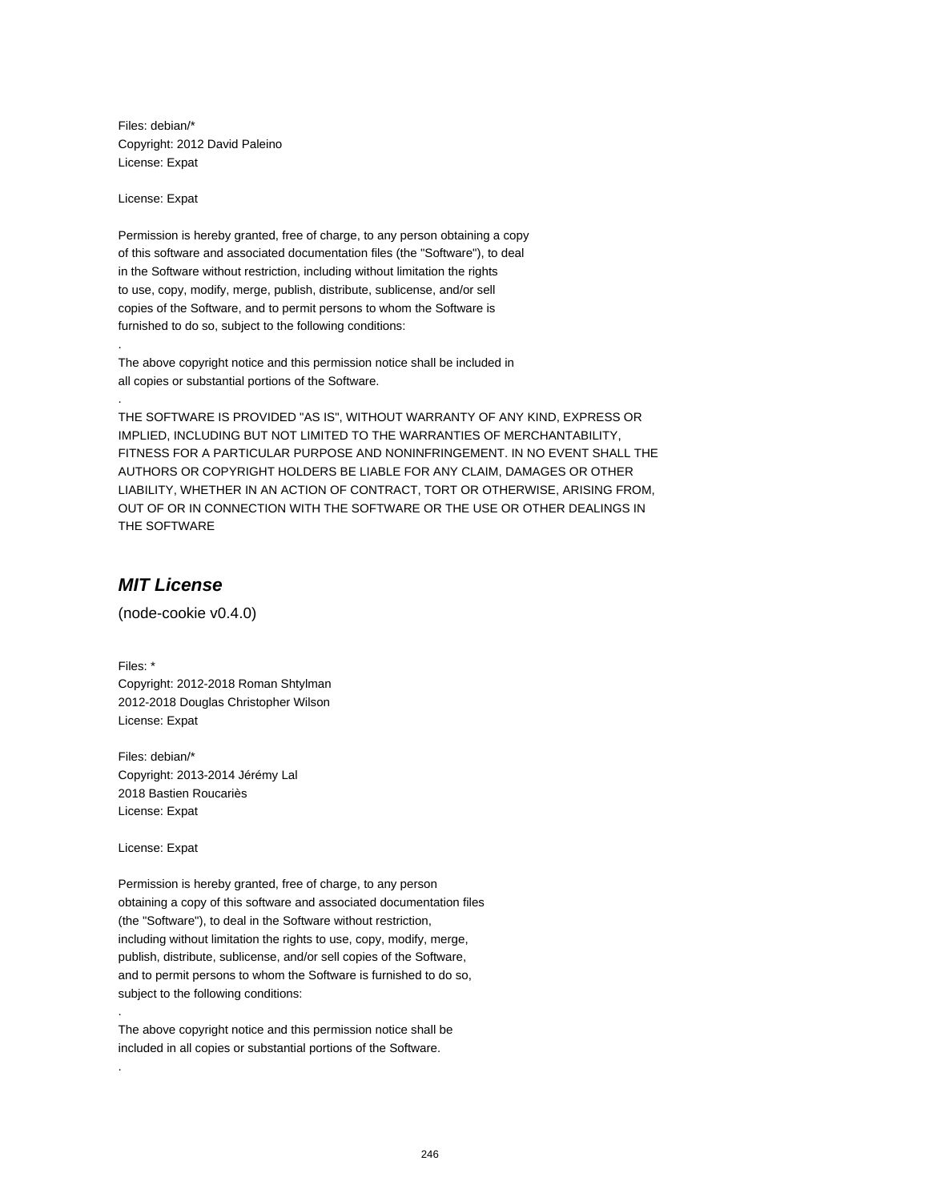Files: debian/*
Copyright: 2012 David Paleino
License: Expat

License: Expat

Permission is hereby granted, free of charge, to any person obtaining a copy
of this software and associated documentation files (the "Software"), to deal
in the Software without restriction, including without limitation the rights
to use, copy, modify, merge, publish, distribute, sublicense, and/or sell
copies of the Software, and to permit persons to whom the Software is
furnished to do so, subject to the following conditions:

.

The above copyright notice and this permission notice shall be included in
all copies or substantial portions of the Software.

.

THE SOFTWARE IS PROVIDED "AS IS", WITHOUT WARRANTY OF ANY KIND, EXPRESS OR
IMPLIED, INCLUDING BUT NOT LIMITED TO THE WARRANTIES OF MERCHANTABILITY,
FITNESS FOR A PARTICULAR PURPOSE AND NONINFRINGEMENT. IN NO EVENT SHALL THE
AUTHORS OR COPYRIGHT HOLDERS BE LIABLE FOR ANY CLAIM, DAMAGES OR OTHER
LIABILITY, WHETHER IN AN ACTION OF CONTRACT, TORT OR OTHERWISE, ARISING FROM,
OUT OF OR IN CONNECTION WITH THE SOFTWARE OR THE USE OR OTHER DEALINGS IN
THE SOFTWARE

## *MIT License*

(node-cookie v0.4.0)

Files: *
Copyright: 2012-2018 Roman Shtylman
2012-2018 Douglas Christopher Wilson
License: Expat

Files: debian/*
Copyright: 2013-2014 Jérémy Lal
2018 Bastien Roucariès
License: Expat

License: Expat

Permission is hereby granted, free of charge, to any person
obtaining a copy of this software and associated documentation files
(the "Software"), to deal in the Software without restriction,
including without limitation the rights to use, copy, modify, merge,
publish, distribute, sublicense, and/or sell copies of the Software,
and to permit persons to whom the Software is furnished to do so,
subject to the following conditions:

.

The above copyright notice and this permission notice shall be
included in all copies or substantial portions of the Software.

.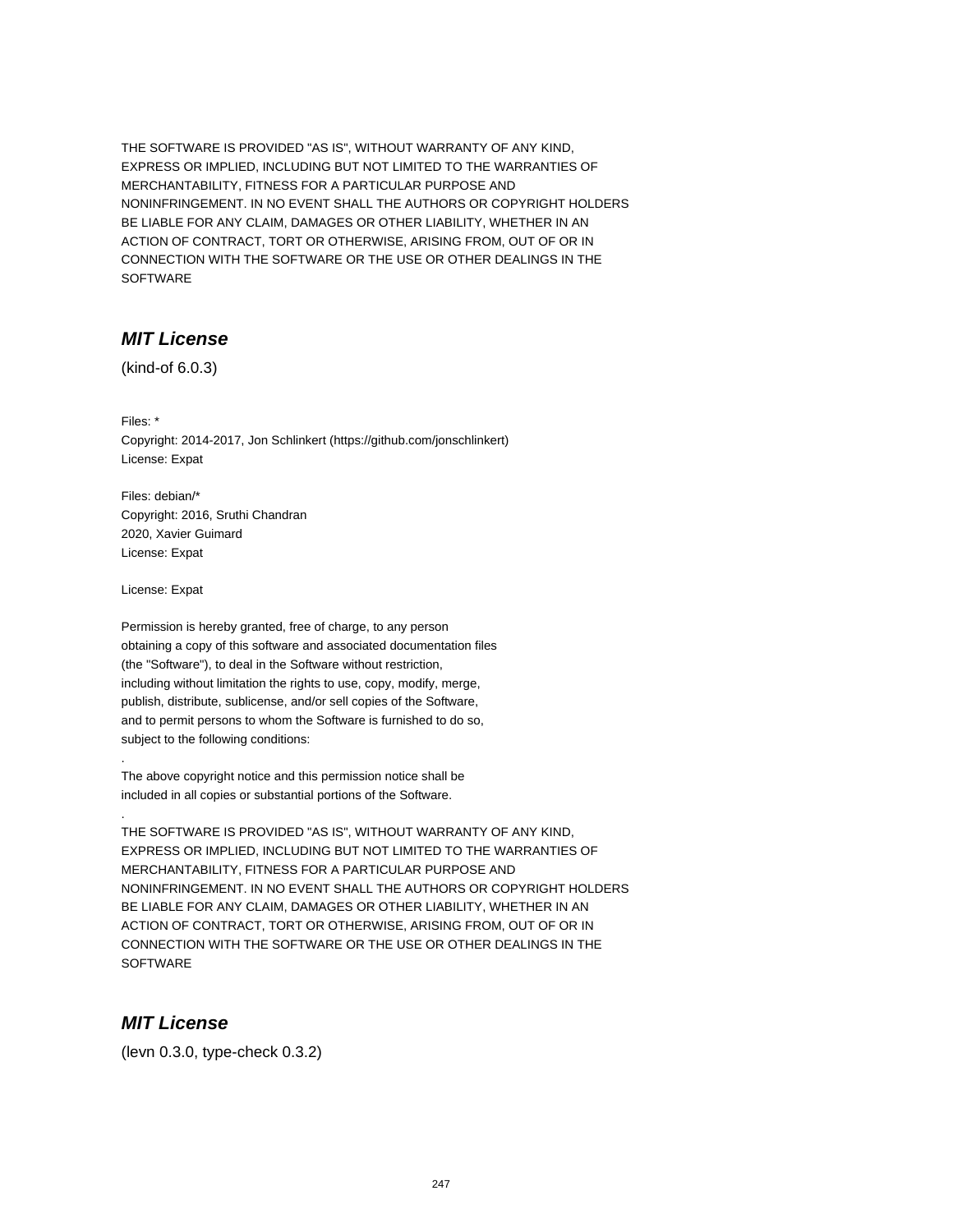THE SOFTWARE IS PROVIDED "AS IS", WITHOUT WARRANTY OF ANY KIND,
EXPRESS OR IMPLIED, INCLUDING BUT NOT LIMITED TO THE WARRANTIES OF
MERCHANTABILITY, FITNESS FOR A PARTICULAR PURPOSE AND
NONINFRINGEMENT. IN NO EVENT SHALL THE AUTHORS OR COPYRIGHT HOLDERS
BE LIABLE FOR ANY CLAIM, DAMAGES OR OTHER LIABILITY, WHETHER IN AN
ACTION OF CONTRACT, TORT OR OTHERWISE, ARISING FROM, OUT OF OR IN
CONNECTION WITH THE SOFTWARE OR THE USE OR OTHER DEALINGS IN THE
SOFTWARE

## *MIT License*

(kind-of 6.0.3)

Files: *
Copyright: 2014-2017, Jon Schlinkert (https://github.com/jonschlinkert)
License: Expat

Files: debian/*
Copyright: 2016, Sruthi Chandran
2020, Xavier Guimard
License: Expat

License: Expat

Permission is hereby granted, free of charge, to any person
obtaining a copy of this software and associated documentation files
(the "Software"), to deal in the Software without restriction,
including without limitation the rights to use, copy, modify, merge,
publish, distribute, sublicense, and/or sell copies of the Software,
and to permit persons to whom the Software is furnished to do so,
subject to the following conditions:
.
The above copyright notice and this permission notice shall be
included in all copies or substantial portions of the Software.
.
THE SOFTWARE IS PROVIDED "AS IS", WITHOUT WARRANTY OF ANY KIND,
EXPRESS OR IMPLIED, INCLUDING BUT NOT LIMITED TO THE WARRANTIES OF
MERCHANTABILITY, FITNESS FOR A PARTICULAR PURPOSE AND
NONINFRINGEMENT. IN NO EVENT SHALL THE AUTHORS OR COPYRIGHT HOLDERS
BE LIABLE FOR ANY CLAIM, DAMAGES OR OTHER LIABILITY, WHETHER IN AN
ACTION OF CONTRACT, TORT OR OTHERWISE, ARISING FROM, OUT OF OR IN
CONNECTION WITH THE SOFTWARE OR THE USE OR OTHER DEALINGS IN THE
SOFTWARE

## *MIT License*

(levn 0.3.0, type-check 0.3.2)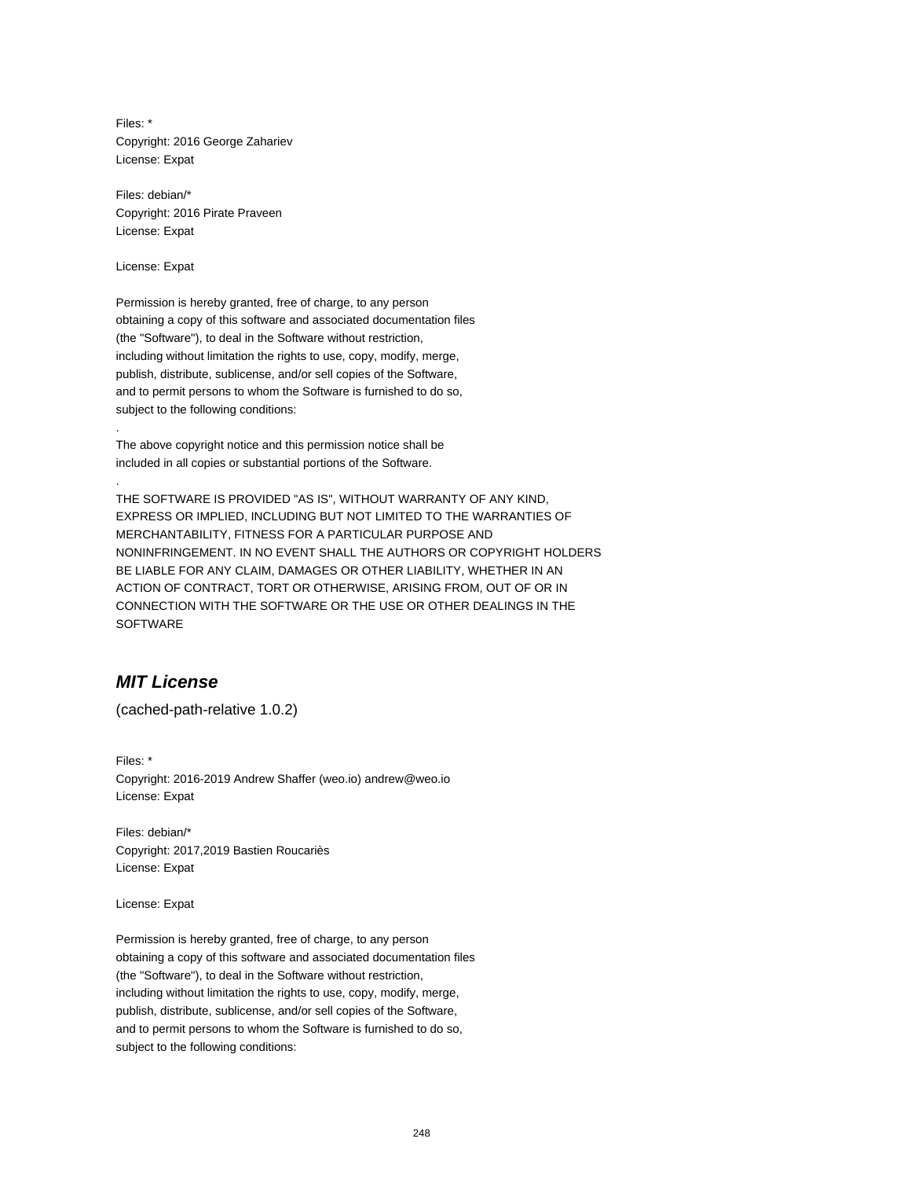Files: *
Copyright: 2016 George Zahariev
License: Expat

Files: debian/*
Copyright: 2016 Pirate Praveen
License: Expat

License: Expat

Permission is hereby granted, free of charge, to any person
obtaining a copy of this software and associated documentation files
(the "Software"), to deal in the Software without restriction,
including without limitation the rights to use, copy, modify, merge,
publish, distribute, sublicense, and/or sell copies of the Software,
and to permit persons to whom the Software is furnished to do so,
subject to the following conditions:

.

The above copyright notice and this permission notice shall be
included in all copies or substantial portions of the Software.

.

THE SOFTWARE IS PROVIDED "AS IS", WITHOUT WARRANTY OF ANY KIND,
EXPRESS OR IMPLIED, INCLUDING BUT NOT LIMITED TO THE WARRANTIES OF
MERCHANTABILITY, FITNESS FOR A PARTICULAR PURPOSE AND
NONINFRINGEMENT. IN NO EVENT SHALL THE AUTHORS OR COPYRIGHT HOLDERS
BE LIABLE FOR ANY CLAIM, DAMAGES OR OTHER LIABILITY, WHETHER IN AN
ACTION OF CONTRACT, TORT OR OTHERWISE, ARISING FROM, OUT OF OR IN
CONNECTION WITH THE SOFTWARE OR THE USE OR OTHER DEALINGS IN THE
SOFTWARE

## *MIT License*

(cached-path-relative 1.0.2)

Files: *
Copyright: 2016-2019 Andrew Shaffer (weo.io) andrew@weo.io
License: Expat

Files: debian/*
Copyright: 2017,2019 Bastien Roucariès
License: Expat

License: Expat

Permission is hereby granted, free of charge, to any person
obtaining a copy of this software and associated documentation files
(the "Software"), to deal in the Software without restriction,
including without limitation the rights to use, copy, modify, merge,
publish, distribute, sublicense, and/or sell copies of the Software,
and to permit persons to whom the Software is furnished to do so,
subject to the following conditions: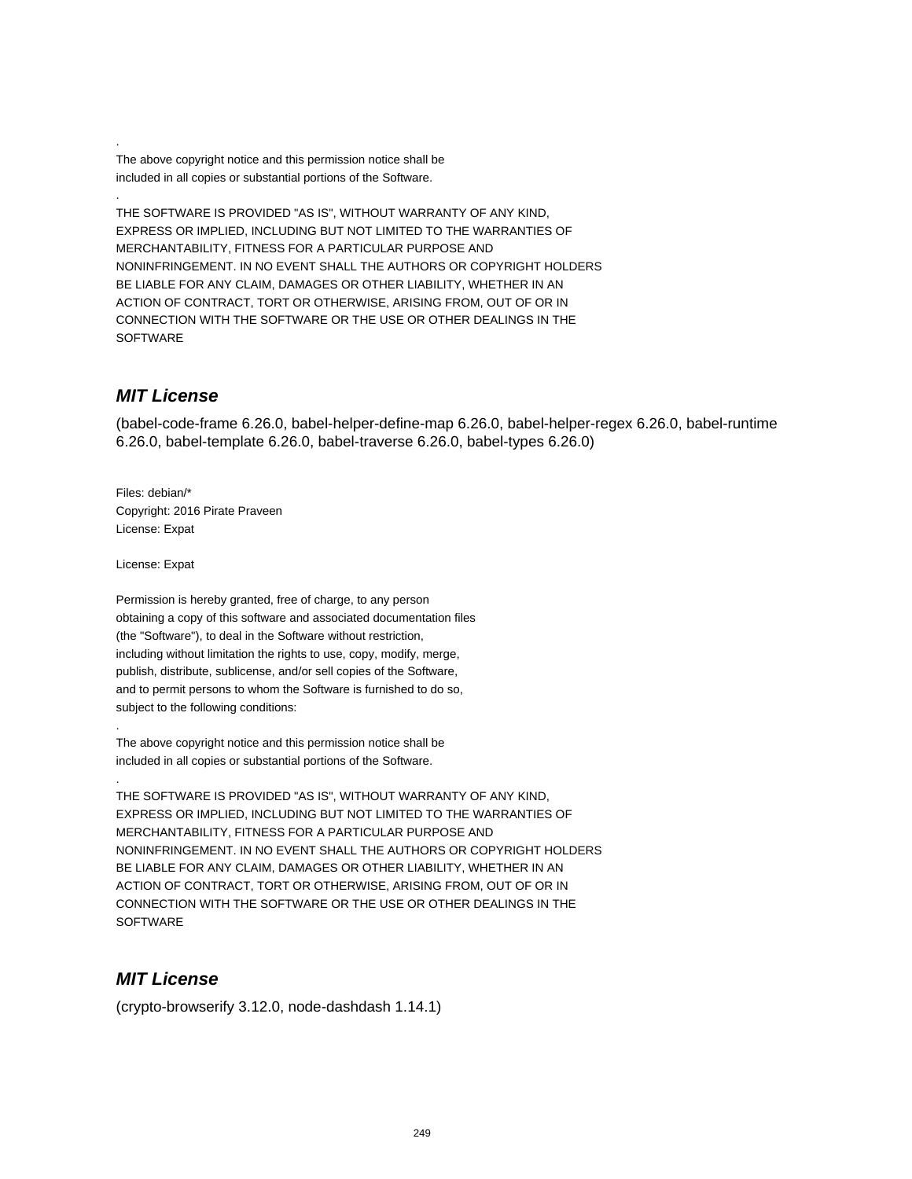.

The above copyright notice and this permission notice shall be
included in all copies or substantial portions of the Software.

.

THE SOFTWARE IS PROVIDED "AS IS", WITHOUT WARRANTY OF ANY KIND,
EXPRESS OR IMPLIED, INCLUDING BUT NOT LIMITED TO THE WARRANTIES OF
MERCHANTABILITY, FITNESS FOR A PARTICULAR PURPOSE AND
NONINFRINGEMENT. IN NO EVENT SHALL THE AUTHORS OR COPYRIGHT HOLDERS
BE LIABLE FOR ANY CLAIM, DAMAGES OR OTHER LIABILITY, WHETHER IN AN
ACTION OF CONTRACT, TORT OR OTHERWISE, ARISING FROM, OUT OF OR IN
CONNECTION WITH THE SOFTWARE OR THE USE OR OTHER DEALINGS IN THE
SOFTWARE

## *MIT License*

(babel-code-frame 6.26.0, babel-helper-define-map 6.26.0, babel-helper-regex 6.26.0, babel-runtime 6.26.0, babel-template 6.26.0, babel-traverse 6.26.0, babel-types 6.26.0)

Files: debian/*
Copyright: 2016 Pirate Praveen
License: Expat

License: Expat

Permission is hereby granted, free of charge, to any person
obtaining a copy of this software and associated documentation files
(the "Software"), to deal in the Software without restriction,
including without limitation the rights to use, copy, modify, merge,
publish, distribute, sublicense, and/or sell copies of the Software,
and to permit persons to whom the Software is furnished to do so,
subject to the following conditions:

.

The above copyright notice and this permission notice shall be
included in all copies or substantial portions of the Software.

.

THE SOFTWARE IS PROVIDED "AS IS", WITHOUT WARRANTY OF ANY KIND,
EXPRESS OR IMPLIED, INCLUDING BUT NOT LIMITED TO THE WARRANTIES OF
MERCHANTABILITY, FITNESS FOR A PARTICULAR PURPOSE AND
NONINFRINGEMENT. IN NO EVENT SHALL THE AUTHORS OR COPYRIGHT HOLDERS
BE LIABLE FOR ANY CLAIM, DAMAGES OR OTHER LIABILITY, WHETHER IN AN
ACTION OF CONTRACT, TORT OR OTHERWISE, ARISING FROM, OUT OF OR IN
CONNECTION WITH THE SOFTWARE OR THE USE OR OTHER DEALINGS IN THE
SOFTWARE

## *MIT License*

(crypto-browserify 3.12.0, node-dashdash 1.14.1)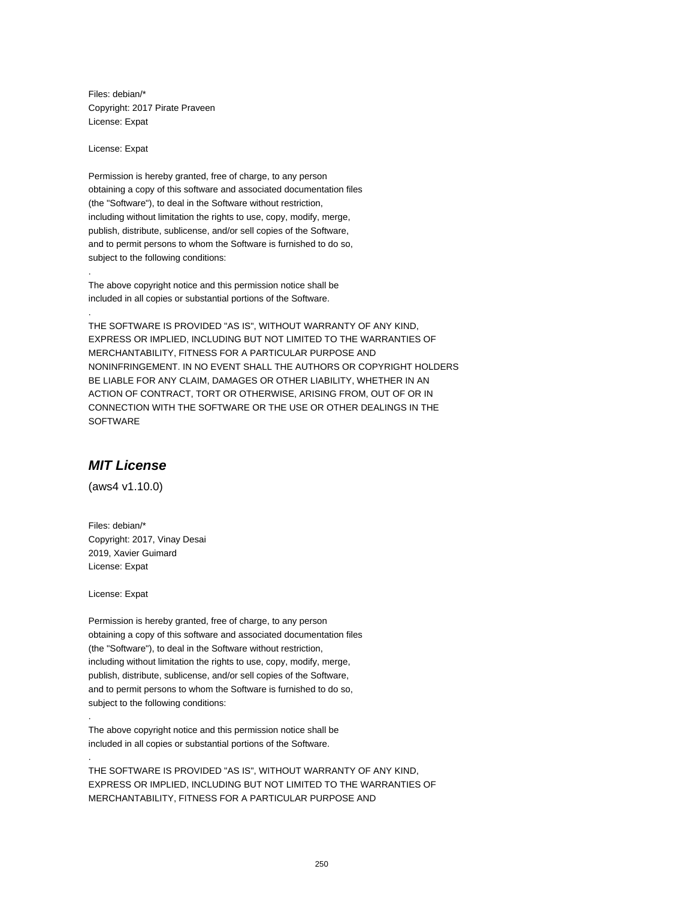Files: debian/*
Copyright: 2017 Pirate Praveen
License: Expat

License: Expat

Permission is hereby granted, free of charge, to any person
obtaining a copy of this software and associated documentation files
(the "Software"), to deal in the Software without restriction,
including without limitation the rights to use, copy, modify, merge,
publish, distribute, sublicense, and/or sell copies of the Software,
and to permit persons to whom the Software is furnished to do so,
subject to the following conditions:

.

The above copyright notice and this permission notice shall be
included in all copies or substantial portions of the Software.

.

THE SOFTWARE IS PROVIDED "AS IS", WITHOUT WARRANTY OF ANY KIND,
EXPRESS OR IMPLIED, INCLUDING BUT NOT LIMITED TO THE WARRANTIES OF
MERCHANTABILITY, FITNESS FOR A PARTICULAR PURPOSE AND
NONINFRINGEMENT. IN NO EVENT SHALL THE AUTHORS OR COPYRIGHT HOLDERS
BE LIABLE FOR ANY CLAIM, DAMAGES OR OTHER LIABILITY, WHETHER IN AN
ACTION OF CONTRACT, TORT OR OTHERWISE, ARISING FROM, OUT OF OR IN
CONNECTION WITH THE SOFTWARE OR THE USE OR OTHER DEALINGS IN THE
SOFTWARE

## *MIT License*

(aws4 v1.10.0)

Files: debian/*
Copyright: 2017, Vinay Desai
2019, Xavier Guimard
License: Expat

License: Expat

Permission is hereby granted, free of charge, to any person
obtaining a copy of this software and associated documentation files
(the "Software"), to deal in the Software without restriction,
including without limitation the rights to use, copy, modify, merge,
publish, distribute, sublicense, and/or sell copies of the Software,
and to permit persons to whom the Software is furnished to do so,
subject to the following conditions:

.

The above copyright notice and this permission notice shall be
included in all copies or substantial portions of the Software.

.

THE SOFTWARE IS PROVIDED "AS IS", WITHOUT WARRANTY OF ANY KIND,
EXPRESS OR IMPLIED, INCLUDING BUT NOT LIMITED TO THE WARRANTIES OF
MERCHANTABILITY, FITNESS FOR A PARTICULAR PURPOSE AND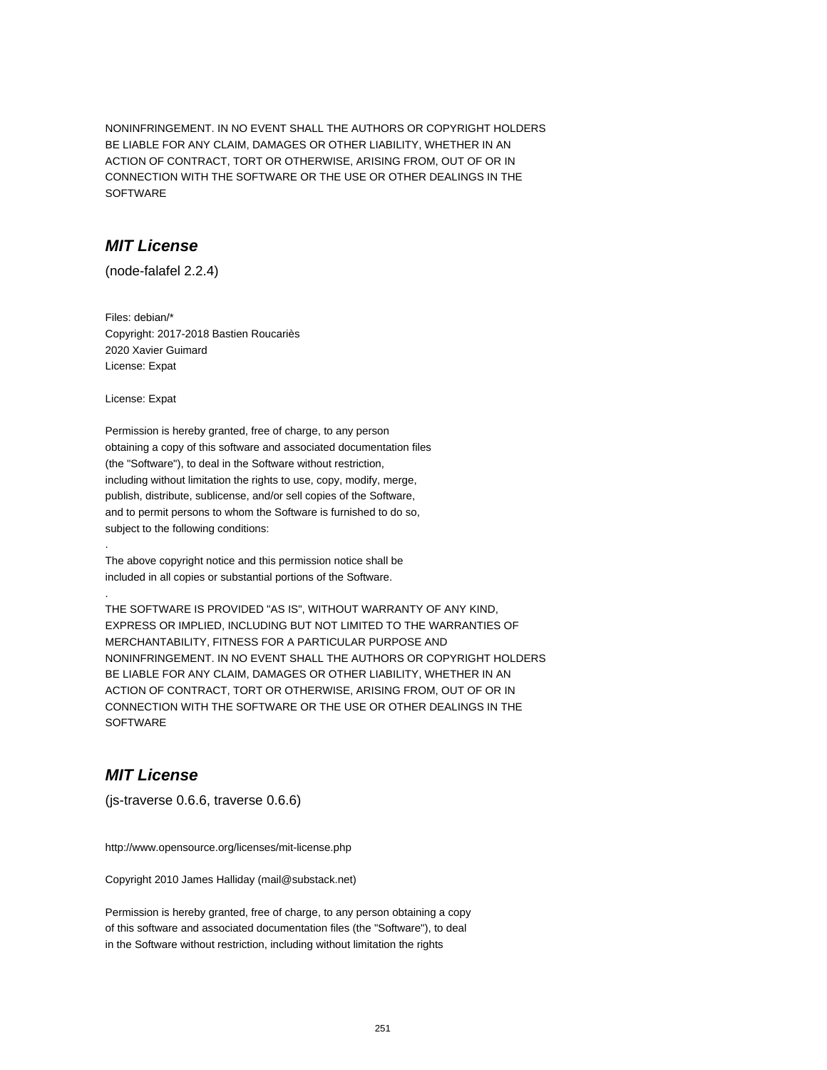NONINFRINGEMENT. IN NO EVENT SHALL THE AUTHORS OR COPYRIGHT HOLDERS
BE LIABLE FOR ANY CLAIM, DAMAGES OR OTHER LIABILITY, WHETHER IN AN
ACTION OF CONTRACT, TORT OR OTHERWISE, ARISING FROM, OUT OF OR IN
CONNECTION WITH THE SOFTWARE OR THE USE OR OTHER DEALINGS IN THE
SOFTWARE

## ***MIT License***

(node-falafel 2.2.4)

Files: debian/*
Copyright: 2017-2018 Bastien Roucariès
2020 Xavier Guimard
License: Expat

License: Expat

Permission is hereby granted, free of charge, to any person
obtaining a copy of this software and associated documentation files
(the "Software"), to deal in the Software without restriction,
including without limitation the rights to use, copy, modify, merge,
publish, distribute, sublicense, and/or sell copies of the Software,
and to permit persons to whom the Software is furnished to do so,
subject to the following conditions:
.
The above copyright notice and this permission notice shall be
included in all copies or substantial portions of the Software.
.
THE SOFTWARE IS PROVIDED "AS IS", WITHOUT WARRANTY OF ANY KIND,
EXPRESS OR IMPLIED, INCLUDING BUT NOT LIMITED TO THE WARRANTIES OF
MERCHANTABILITY, FITNESS FOR A PARTICULAR PURPOSE AND
NONINFRINGEMENT. IN NO EVENT SHALL THE AUTHORS OR COPYRIGHT HOLDERS
BE LIABLE FOR ANY CLAIM, DAMAGES OR OTHER LIABILITY, WHETHER IN AN
ACTION OF CONTRACT, TORT OR OTHERWISE, ARISING FROM, OUT OF OR IN
CONNECTION WITH THE SOFTWARE OR THE USE OR OTHER DEALINGS IN THE
SOFTWARE

## ***MIT License***

(js-traverse 0.6.6, traverse 0.6.6)

http://www.opensource.org/licenses/mit-license.php

Copyright 2010 James Halliday (mail@substack.net)

Permission is hereby granted, free of charge, to any person obtaining a copy
of this software and associated documentation files (the "Software"), to deal
in the Software without restriction, including without limitation the rights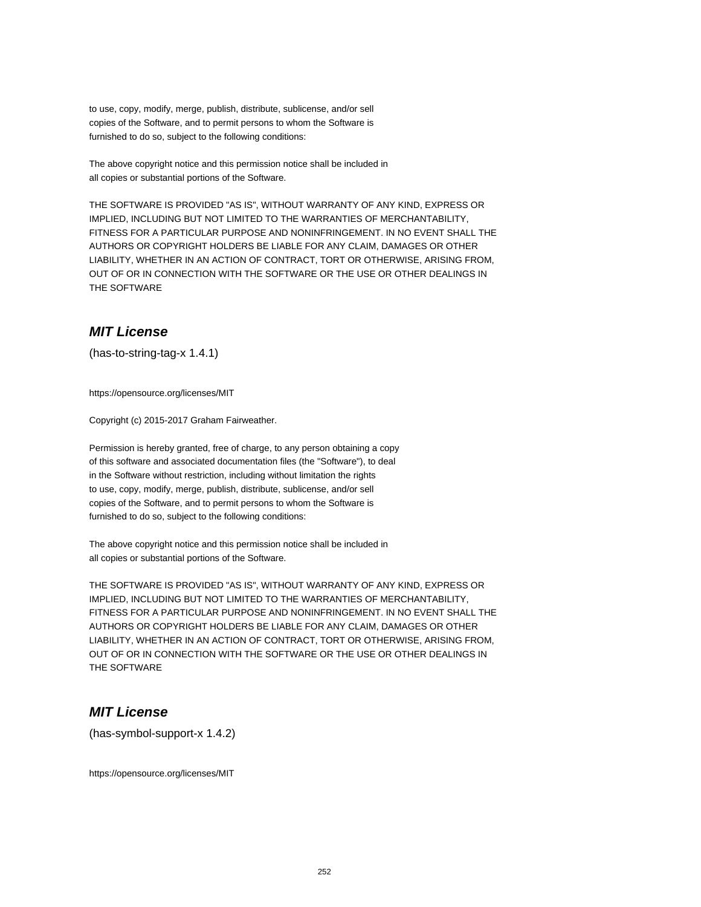to use, copy, modify, merge, publish, distribute, sublicense, and/or sell
copies of the Software, and to permit persons to whom the Software is
furnished to do so, subject to the following conditions:

The above copyright notice and this permission notice shall be included in
all copies or substantial portions of the Software.

THE SOFTWARE IS PROVIDED "AS IS", WITHOUT WARRANTY OF ANY KIND, EXPRESS OR
IMPLIED, INCLUDING BUT NOT LIMITED TO THE WARRANTIES OF MERCHANTABILITY,
FITNESS FOR A PARTICULAR PURPOSE AND NONINFRINGEMENT. IN NO EVENT SHALL THE
AUTHORS OR COPYRIGHT HOLDERS BE LIABLE FOR ANY CLAIM, DAMAGES OR OTHER
LIABILITY, WHETHER IN AN ACTION OF CONTRACT, TORT OR OTHERWISE, ARISING FROM,
OUT OF OR IN CONNECTION WITH THE SOFTWARE OR THE USE OR OTHER DEALINGS IN
THE SOFTWARE

## *MIT License*

(has-to-string-tag-x 1.4.1)

https://opensource.org/licenses/MIT

Copyright (c) 2015-2017 Graham Fairweather.

Permission is hereby granted, free of charge, to any person obtaining a copy
of this software and associated documentation files (the "Software"), to deal
in the Software without restriction, including without limitation the rights
to use, copy, modify, merge, publish, distribute, sublicense, and/or sell
copies of the Software, and to permit persons to whom the Software is
furnished to do so, subject to the following conditions:

The above copyright notice and this permission notice shall be included in
all copies or substantial portions of the Software.

THE SOFTWARE IS PROVIDED "AS IS", WITHOUT WARRANTY OF ANY KIND, EXPRESS OR
IMPLIED, INCLUDING BUT NOT LIMITED TO THE WARRANTIES OF MERCHANTABILITY,
FITNESS FOR A PARTICULAR PURPOSE AND NONINFRINGEMENT. IN NO EVENT SHALL THE
AUTHORS OR COPYRIGHT HOLDERS BE LIABLE FOR ANY CLAIM, DAMAGES OR OTHER
LIABILITY, WHETHER IN AN ACTION OF CONTRACT, TORT OR OTHERWISE, ARISING FROM,
OUT OF OR IN CONNECTION WITH THE SOFTWARE OR THE USE OR OTHER DEALINGS IN
THE SOFTWARE

## *MIT License*

(has-symbol-support-x 1.4.2)

https://opensource.org/licenses/MIT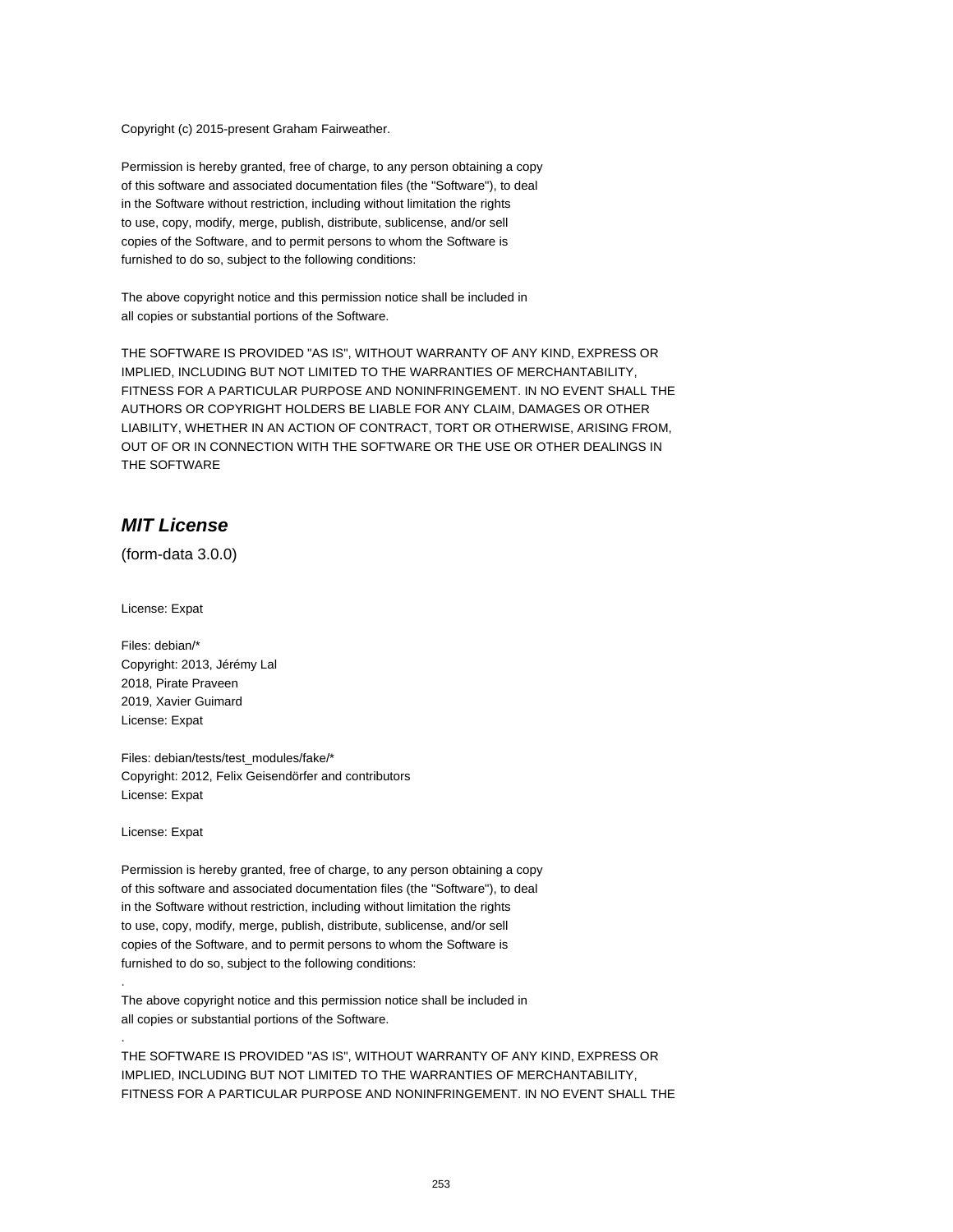Copyright (c) 2015-present Graham Fairweather.

Permission is hereby granted, free of charge, to any person obtaining a copy
of this software and associated documentation files (the "Software"), to deal
in the Software without restriction, including without limitation the rights
to use, copy, modify, merge, publish, distribute, sublicense, and/or sell
copies of the Software, and to permit persons to whom the Software is
furnished to do so, subject to the following conditions:

The above copyright notice and this permission notice shall be included in
all copies or substantial portions of the Software.

THE SOFTWARE IS PROVIDED "AS IS", WITHOUT WARRANTY OF ANY KIND, EXPRESS OR
IMPLIED, INCLUDING BUT NOT LIMITED TO THE WARRANTIES OF MERCHANTABILITY,
FITNESS FOR A PARTICULAR PURPOSE AND NONINFRINGEMENT. IN NO EVENT SHALL THE
AUTHORS OR COPYRIGHT HOLDERS BE LIABLE FOR ANY CLAIM, DAMAGES OR OTHER
LIABILITY, WHETHER IN AN ACTION OF CONTRACT, TORT OR OTHERWISE, ARISING FROM,
OUT OF OR IN CONNECTION WITH THE SOFTWARE OR THE USE OR OTHER DEALINGS IN
THE SOFTWARE

## *MIT License*

(form-data 3.0.0)

License: Expat

Files: debian/*
Copyright: 2013, Jérémy Lal
2018, Pirate Praveen
2019, Xavier Guimard
License: Expat

Files: debian/tests/test_modules/fake/*
Copyright: 2012, Felix Geisendörfer and contributors
License: Expat

License: Expat

Permission is hereby granted, free of charge, to any person obtaining a copy
of this software and associated documentation files (the "Software"), to deal
in the Software without restriction, including without limitation the rights
to use, copy, modify, merge, publish, distribute, sublicense, and/or sell
copies of the Software, and to permit persons to whom the Software is
furnished to do so, subject to the following conditions:

.

The above copyright notice and this permission notice shall be included in
all copies or substantial portions of the Software.

.

THE SOFTWARE IS PROVIDED "AS IS", WITHOUT WARRANTY OF ANY KIND, EXPRESS OR
IMPLIED, INCLUDING BUT NOT LIMITED TO THE WARRANTIES OF MERCHANTABILITY,
FITNESS FOR A PARTICULAR PURPOSE AND NONINFRINGEMENT. IN NO EVENT SHALL THE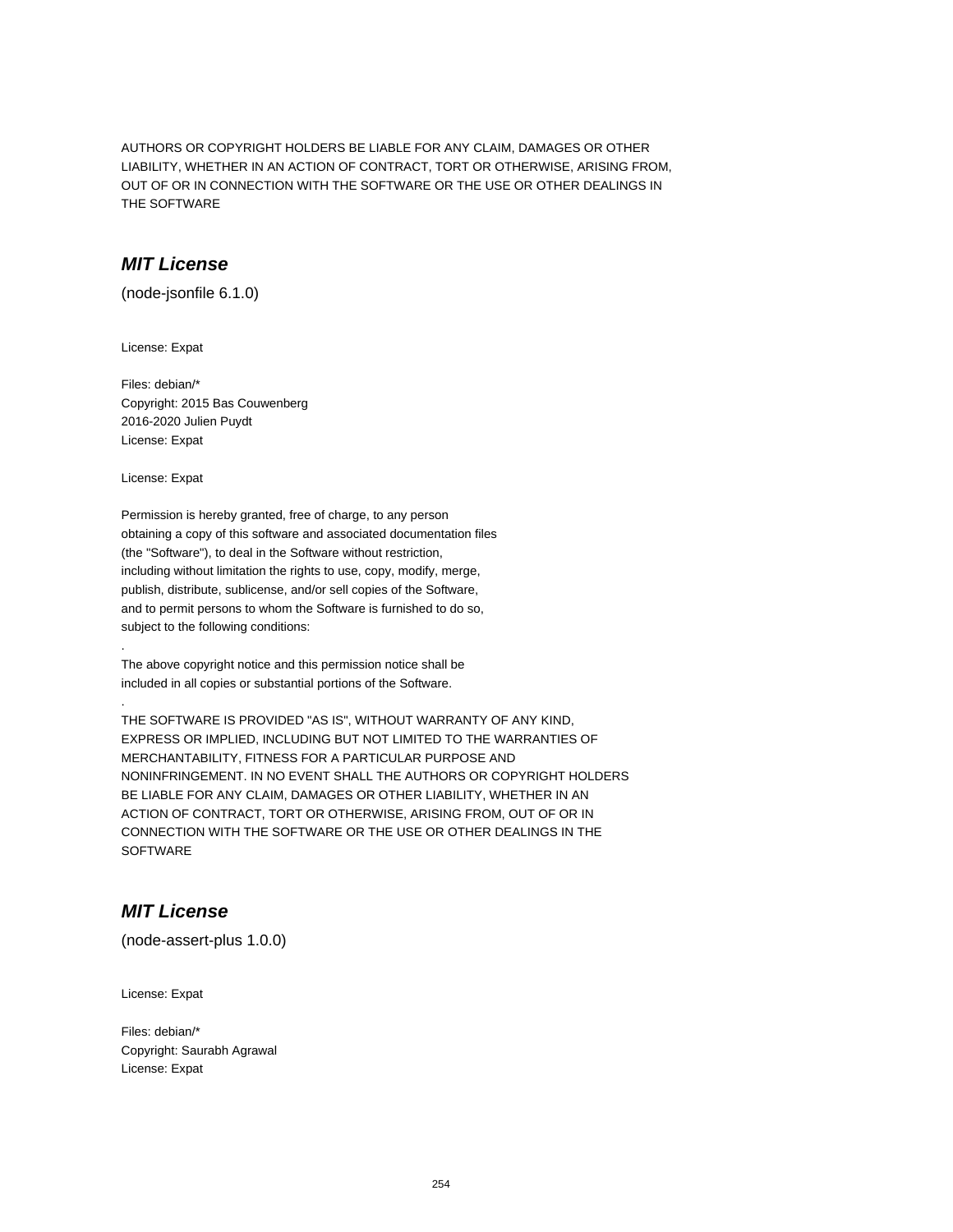AUTHORS OR COPYRIGHT HOLDERS BE LIABLE FOR ANY CLAIM, DAMAGES OR OTHER LIABILITY, WHETHER IN AN ACTION OF CONTRACT, TORT OR OTHERWISE, ARISING FROM, OUT OF OR IN CONNECTION WITH THE SOFTWARE OR THE USE OR OTHER DEALINGS IN THE SOFTWARE

## *MIT License*

(node-jsonfile 6.1.0)

License: Expat

Files: debian/*
Copyright: 2015 Bas Couwenberg
2016-2020 Julien Puydt
License: Expat

License: Expat

Permission is hereby granted, free of charge, to any person
obtaining a copy of this software and associated documentation files
(the "Software"), to deal in the Software without restriction,
including without limitation the rights to use, copy, modify, merge,
publish, distribute, sublicense, and/or sell copies of the Software,
and to permit persons to whom the Software is furnished to do so,
subject to the following conditions:
.
The above copyright notice and this permission notice shall be
included in all copies or substantial portions of the Software.
.
THE SOFTWARE IS PROVIDED "AS IS", WITHOUT WARRANTY OF ANY KIND,
EXPRESS OR IMPLIED, INCLUDING BUT NOT LIMITED TO THE WARRANTIES OF
MERCHANTABILITY, FITNESS FOR A PARTICULAR PURPOSE AND
NONINFRINGEMENT. IN NO EVENT SHALL THE AUTHORS OR COPYRIGHT HOLDERS
BE LIABLE FOR ANY CLAIM, DAMAGES OR OTHER LIABILITY, WHETHER IN AN
ACTION OF CONTRACT, TORT OR OTHERWISE, ARISING FROM, OUT OF OR IN
CONNECTION WITH THE SOFTWARE OR THE USE OR OTHER DEALINGS IN THE
SOFTWARE

## *MIT License*

(node-assert-plus 1.0.0)

License: Expat

Files: debian/*
Copyright: Saurabh Agrawal
License: Expat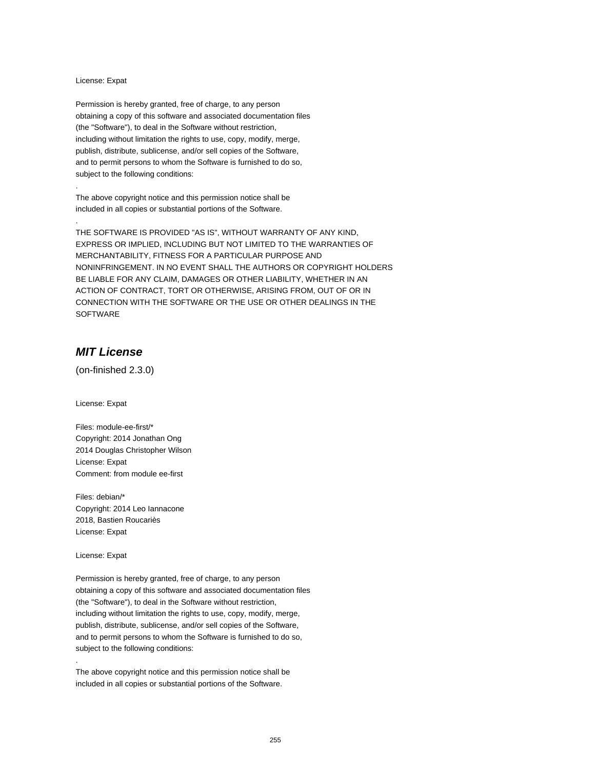License: Expat

Permission is hereby granted, free of charge, to any person
obtaining a copy of this software and associated documentation files
(the "Software"), to deal in the Software without restriction,
including without limitation the rights to use, copy, modify, merge,
publish, distribute, sublicense, and/or sell copies of the Software,
and to permit persons to whom the Software is furnished to do so,
subject to the following conditions:
.
The above copyright notice and this permission notice shall be
included in all copies or substantial portions of the Software.
.
THE SOFTWARE IS PROVIDED "AS IS", WITHOUT WARRANTY OF ANY KIND,
EXPRESS OR IMPLIED, INCLUDING BUT NOT LIMITED TO THE WARRANTIES OF
MERCHANTABILITY, FITNESS FOR A PARTICULAR PURPOSE AND
NONINFRINGEMENT. IN NO EVENT SHALL THE AUTHORS OR COPYRIGHT HOLDERS
BE LIABLE FOR ANY CLAIM, DAMAGES OR OTHER LIABILITY, WHETHER IN AN
ACTION OF CONTRACT, TORT OR OTHERWISE, ARISING FROM, OUT OF OR IN
CONNECTION WITH THE SOFTWARE OR THE USE OR OTHER DEALINGS IN THE
SOFTWARE

## *MIT License*

(on-finished 2.3.0)

License: Expat

Files: module-ee-first/*
Copyright: 2014 Jonathan Ong
2014 Douglas Christopher Wilson
License: Expat
Comment: from module ee-first

Files: debian/*
Copyright: 2014 Leo Iannacone
2018, Bastien Roucariès
License: Expat

License: Expat

Permission is hereby granted, free of charge, to any person
obtaining a copy of this software and associated documentation files
(the "Software"), to deal in the Software without restriction,
including without limitation the rights to use, copy, modify, merge,
publish, distribute, sublicense, and/or sell copies of the Software,
and to permit persons to whom the Software is furnished to do so,
subject to the following conditions:
.
The above copyright notice and this permission notice shall be
included in all copies or substantial portions of the Software.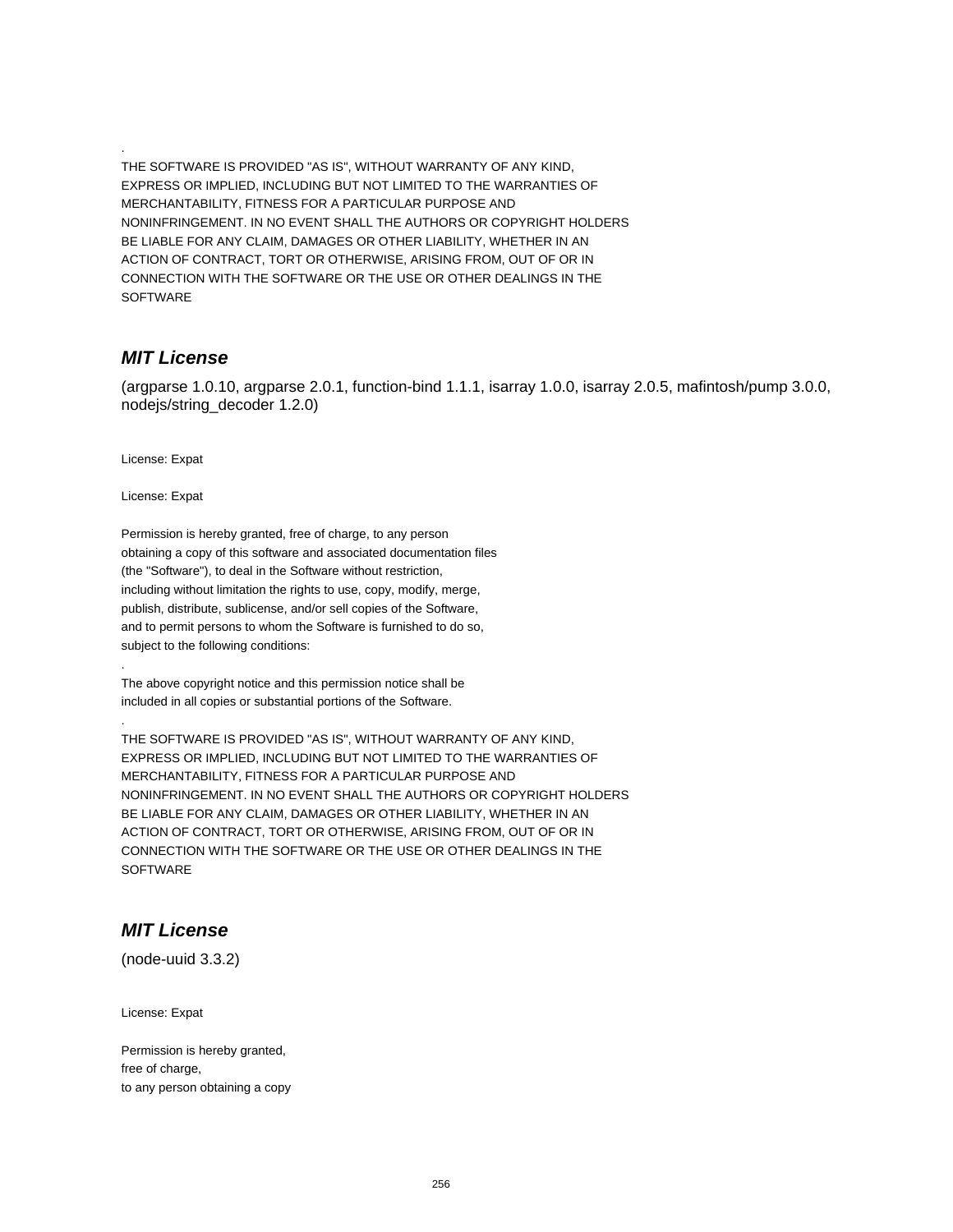.
THE SOFTWARE IS PROVIDED "AS IS", WITHOUT WARRANTY OF ANY KIND,
EXPRESS OR IMPLIED, INCLUDING BUT NOT LIMITED TO THE WARRANTIES OF
MERCHANTABILITY, FITNESS FOR A PARTICULAR PURPOSE AND
NONINFRINGEMENT. IN NO EVENT SHALL THE AUTHORS OR COPYRIGHT HOLDERS
BE LIABLE FOR ANY CLAIM, DAMAGES OR OTHER LIABILITY, WHETHER IN AN
ACTION OF CONTRACT, TORT OR OTHERWISE, ARISING FROM, OUT OF OR IN
CONNECTION WITH THE SOFTWARE OR THE USE OR OTHER DEALINGS IN THE
SOFTWARE

## *MIT License*

(argparse 1.0.10, argparse 2.0.1, function-bind 1.1.1, isarray 1.0.0, isarray 2.0.5, mafintosh/pump 3.0.0, nodejs/string_decoder 1.2.0)

License: Expat

License: Expat

Permission is hereby granted, free of charge, to any person
obtaining a copy of this software and associated documentation files
(the "Software"), to deal in the Software without restriction,
including without limitation the rights to use, copy, modify, merge,
publish, distribute, sublicense, and/or sell copies of the Software,
and to permit persons to whom the Software is furnished to do so,
subject to the following conditions:
.
The above copyright notice and this permission notice shall be
included in all copies or substantial portions of the Software.
.
THE SOFTWARE IS PROVIDED "AS IS", WITHOUT WARRANTY OF ANY KIND,
EXPRESS OR IMPLIED, INCLUDING BUT NOT LIMITED TO THE WARRANTIES OF
MERCHANTABILITY, FITNESS FOR A PARTICULAR PURPOSE AND
NONINFRINGEMENT. IN NO EVENT SHALL THE AUTHORS OR COPYRIGHT HOLDERS
BE LIABLE FOR ANY CLAIM, DAMAGES OR OTHER LIABILITY, WHETHER IN AN
ACTION OF CONTRACT, TORT OR OTHERWISE, ARISING FROM, OUT OF OR IN
CONNECTION WITH THE SOFTWARE OR THE USE OR OTHER DEALINGS IN THE
SOFTWARE

## *MIT License*

(node-uuid 3.3.2)

License: Expat

Permission is hereby granted,
free of charge,
to any person obtaining a copy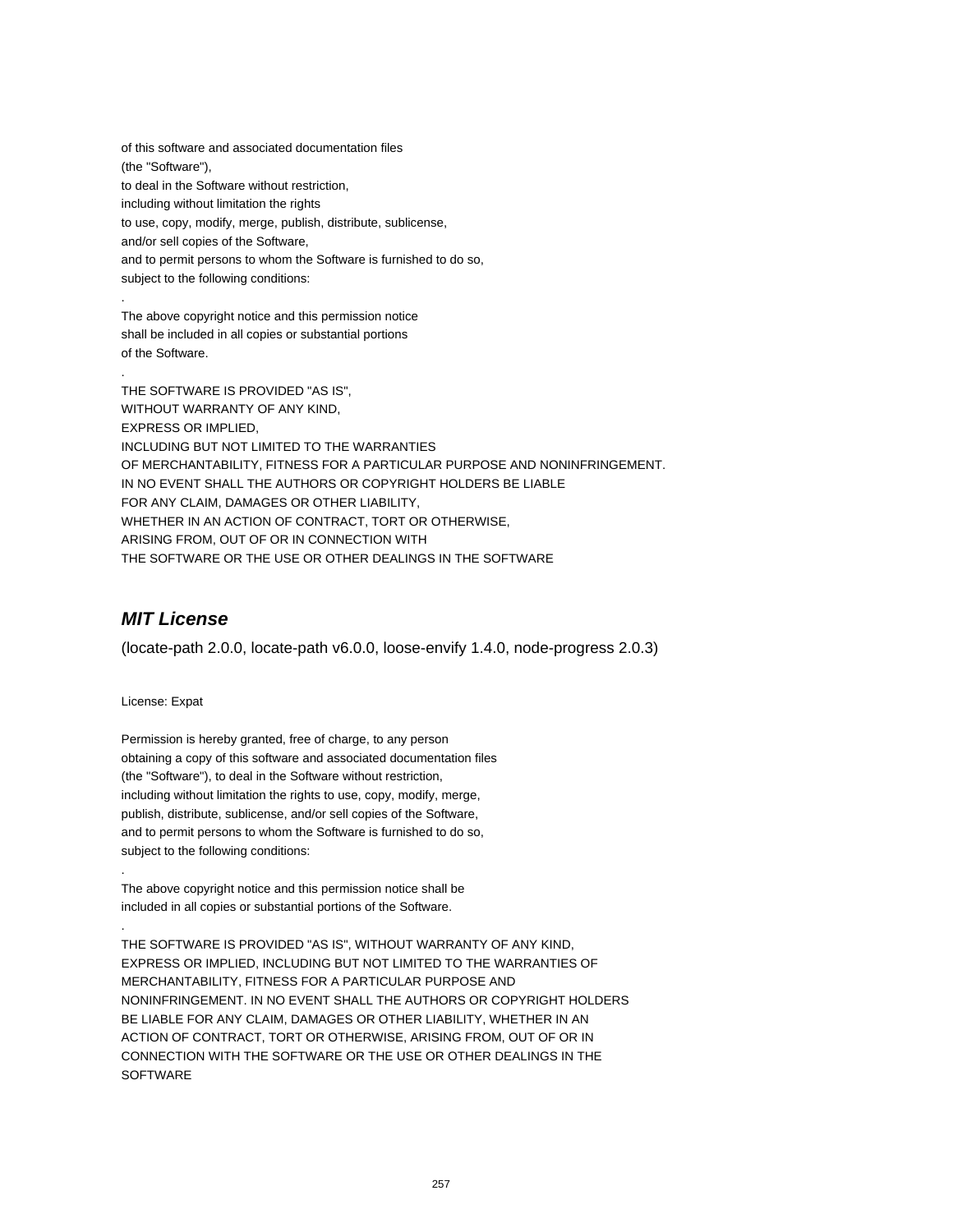of this software and associated documentation files
(the "Software"),
to deal in the Software without restriction,
including without limitation the rights
to use, copy, modify, merge, publish, distribute, sublicense,
and/or sell copies of the Software,
and to permit persons to whom the Software is furnished to do so,
subject to the following conditions:
.
The above copyright notice and this permission notice
shall be included in all copies or substantial portions
of the Software.
.
THE SOFTWARE IS PROVIDED "AS IS",
WITHOUT WARRANTY OF ANY KIND,
EXPRESS OR IMPLIED,
INCLUDING BUT NOT LIMITED TO THE WARRANTIES
OF MERCHANTABILITY, FITNESS FOR A PARTICULAR PURPOSE AND NONINFRINGEMENT.
IN NO EVENT SHALL THE AUTHORS OR COPYRIGHT HOLDERS BE LIABLE
FOR ANY CLAIM, DAMAGES OR OTHER LIABILITY,
WHETHER IN AN ACTION OF CONTRACT, TORT OR OTHERWISE,
ARISING FROM, OUT OF OR IN CONNECTION WITH
THE SOFTWARE OR THE USE OR OTHER DEALINGS IN THE SOFTWARE

## *MIT License*

(locate-path 2.0.0, locate-path v6.0.0, loose-envify 1.4.0, node-progress 2.0.3)

License: Expat

Permission is hereby granted, free of charge, to any person
obtaining a copy of this software and associated documentation files
(the "Software"), to deal in the Software without restriction,
including without limitation the rights to use, copy, modify, merge,
publish, distribute, sublicense, and/or sell copies of the Software,
and to permit persons to whom the Software is furnished to do so,
subject to the following conditions:
.
The above copyright notice and this permission notice shall be
included in all copies or substantial portions of the Software.
.
THE SOFTWARE IS PROVIDED "AS IS", WITHOUT WARRANTY OF ANY KIND,
EXPRESS OR IMPLIED, INCLUDING BUT NOT LIMITED TO THE WARRANTIES OF
MERCHANTABILITY, FITNESS FOR A PARTICULAR PURPOSE AND
NONINFRINGEMENT. IN NO EVENT SHALL THE AUTHORS OR COPYRIGHT HOLDERS
BE LIABLE FOR ANY CLAIM, DAMAGES OR OTHER LIABILITY, WHETHER IN AN
ACTION OF CONTRACT, TORT OR OTHERWISE, ARISING FROM, OUT OF OR IN
CONNECTION WITH THE SOFTWARE OR THE USE OR OTHER DEALINGS IN THE
SOFTWARE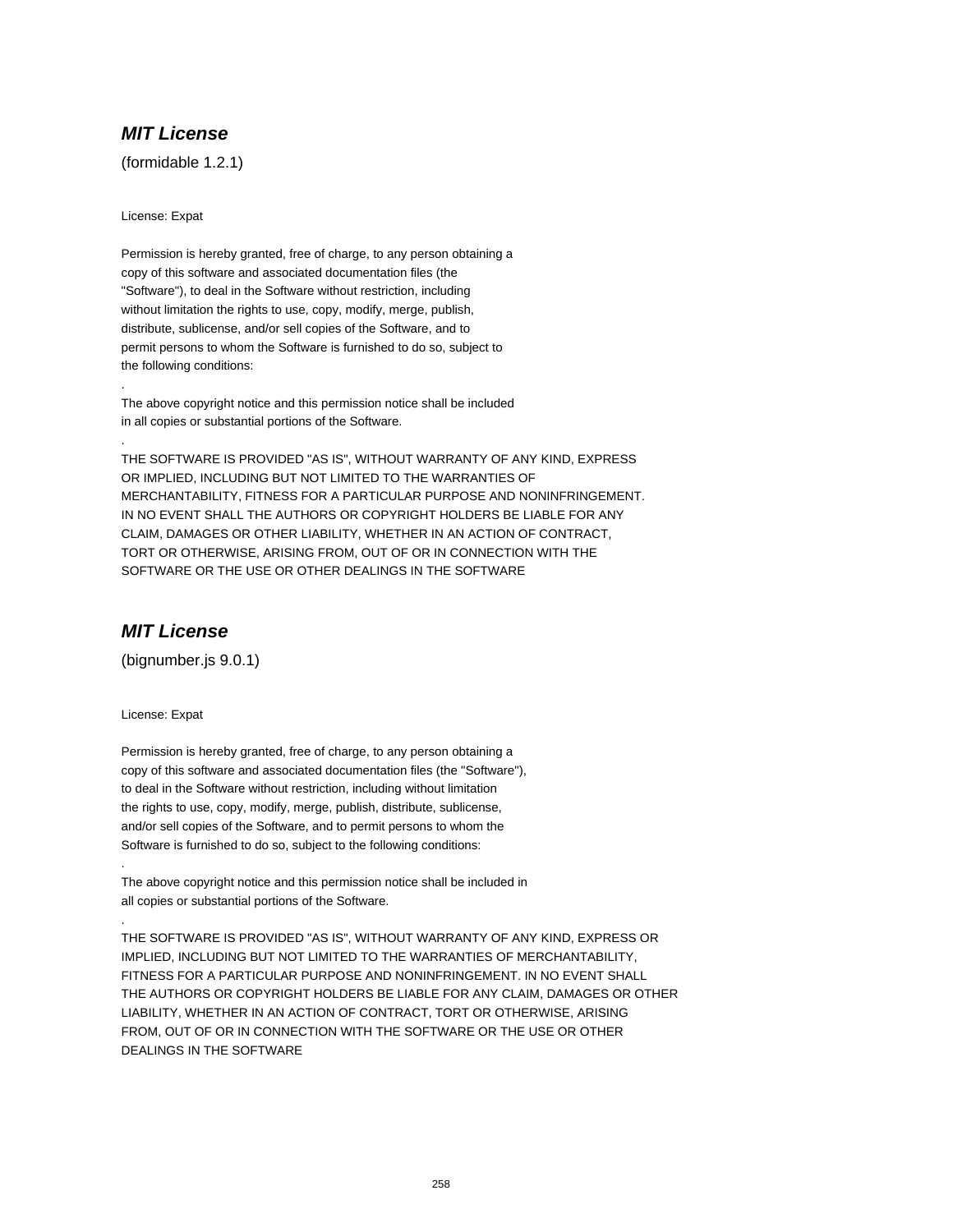## ***MIT License***

(formidable 1.2.1)

License: Expat

Permission is hereby granted, free of charge, to any person obtaining a
copy of this software and associated documentation files (the
"Software"), to deal in the Software without restriction, including
without limitation the rights to use, copy, modify, merge, publish,
distribute, sublicense, and/or sell copies of the Software, and to
permit persons to whom the Software is furnished to do so, subject to
the following conditions:

.

The above copyright notice and this permission notice shall be included
in all copies or substantial portions of the Software.

.

THE SOFTWARE IS PROVIDED "AS IS", WITHOUT WARRANTY OF ANY KIND, EXPRESS
OR IMPLIED, INCLUDING BUT NOT LIMITED TO THE WARRANTIES OF
MERCHANTABILITY, FITNESS FOR A PARTICULAR PURPOSE AND NONINFRINGEMENT.
IN NO EVENT SHALL THE AUTHORS OR COPYRIGHT HOLDERS BE LIABLE FOR ANY
CLAIM, DAMAGES OR OTHER LIABILITY, WHETHER IN AN ACTION OF CONTRACT,
TORT OR OTHERWISE, ARISING FROM, OUT OF OR IN CONNECTION WITH THE
SOFTWARE OR THE USE OR OTHER DEALINGS IN THE SOFTWARE

## ***MIT License***

(bignumber.js 9.0.1)

License: Expat

Permission is hereby granted, free of charge, to any person obtaining a
copy of this software and associated documentation files (the "Software"),
to deal in the Software without restriction, including without limitation
the rights to use, copy, modify, merge, publish, distribute, sublicense,
and/or sell copies of the Software, and to permit persons to whom the
Software is furnished to do so, subject to the following conditions:

.

The above copyright notice and this permission notice shall be included in
all copies or substantial portions of the Software.

.

THE SOFTWARE IS PROVIDED "AS IS", WITHOUT WARRANTY OF ANY KIND, EXPRESS OR
IMPLIED, INCLUDING BUT NOT LIMITED TO THE WARRANTIES OF MERCHANTABILITY,
FITNESS FOR A PARTICULAR PURPOSE AND NONINFRINGEMENT. IN NO EVENT SHALL
THE AUTHORS OR COPYRIGHT HOLDERS BE LIABLE FOR ANY CLAIM, DAMAGES OR OTHER
LIABILITY, WHETHER IN AN ACTION OF CONTRACT, TORT OR OTHERWISE, ARISING
FROM, OUT OF OR IN CONNECTION WITH THE SOFTWARE OR THE USE OR OTHER
DEALINGS IN THE SOFTWARE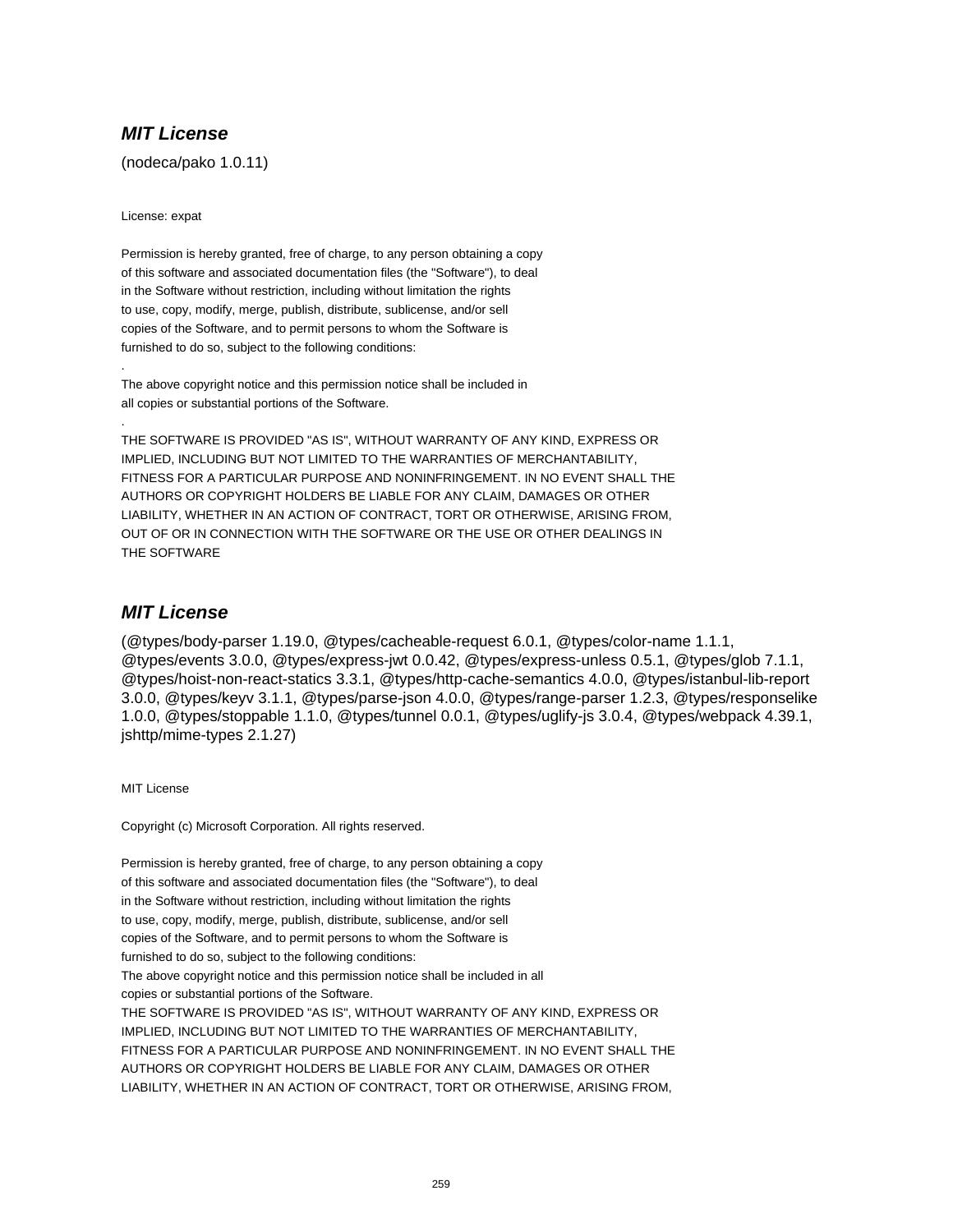## *MIT License*

(nodeca/pako 1.0.11)

License: expat

Permission is hereby granted, free of charge, to any person obtaining a copy
of this software and associated documentation files (the "Software"), to deal
in the Software without restriction, including without limitation the rights
to use, copy, modify, merge, publish, distribute, sublicense, and/or sell
copies of the Software, and to permit persons to whom the Software is
furnished to do so, subject to the following conditions:
.
The above copyright notice and this permission notice shall be included in
all copies or substantial portions of the Software.
.
THE SOFTWARE IS PROVIDED "AS IS", WITHOUT WARRANTY OF ANY KIND, EXPRESS OR
IMPLIED, INCLUDING BUT NOT LIMITED TO THE WARRANTIES OF MERCHANTABILITY,
FITNESS FOR A PARTICULAR PURPOSE AND NONINFRINGEMENT. IN NO EVENT SHALL THE
AUTHORS OR COPYRIGHT HOLDERS BE LIABLE FOR ANY CLAIM, DAMAGES OR OTHER
LIABILITY, WHETHER IN AN ACTION OF CONTRACT, TORT OR OTHERWISE, ARISING FROM,
OUT OF OR IN CONNECTION WITH THE SOFTWARE OR THE USE OR OTHER DEALINGS IN
THE SOFTWARE

## *MIT License*

(@types/body-parser 1.19.0, @types/cacheable-request 6.0.1, @types/color-name 1.1.1, @types/events 3.0.0, @types/express-jwt 0.0.42, @types/express-unless 0.5.1, @types/glob 7.1.1, @types/hoist-non-react-statics 3.3.1, @types/http-cache-semantics 4.0.0, @types/istanbul-lib-report 3.0.0, @types/keyv 3.1.1, @types/parse-json 4.0.0, @types/range-parser 1.2.3, @types/responselike 1.0.0, @types/stoppable 1.1.0, @types/tunnel 0.0.1, @types/uglify-js 3.0.4, @types/webpack 4.39.1, jshttp/mime-types 2.1.27)

MIT License

Copyright (c) Microsoft Corporation. All rights reserved.

Permission is hereby granted, free of charge, to any person obtaining a copy
of this software and associated documentation files (the "Software"), to deal
in the Software without restriction, including without limitation the rights
to use, copy, modify, merge, publish, distribute, sublicense, and/or sell
copies of the Software, and to permit persons to whom the Software is
furnished to do so, subject to the following conditions:
The above copyright notice and this permission notice shall be included in all
copies or substantial portions of the Software.
THE SOFTWARE IS PROVIDED "AS IS", WITHOUT WARRANTY OF ANY KIND, EXPRESS OR
IMPLIED, INCLUDING BUT NOT LIMITED TO THE WARRANTIES OF MERCHANTABILITY,
FITNESS FOR A PARTICULAR PURPOSE AND NONINFRINGEMENT. IN NO EVENT SHALL THE
AUTHORS OR COPYRIGHT HOLDERS BE LIABLE FOR ANY CLAIM, DAMAGES OR OTHER
LIABILITY, WHETHER IN AN ACTION OF CONTRACT, TORT OR OTHERWISE, ARISING FROM,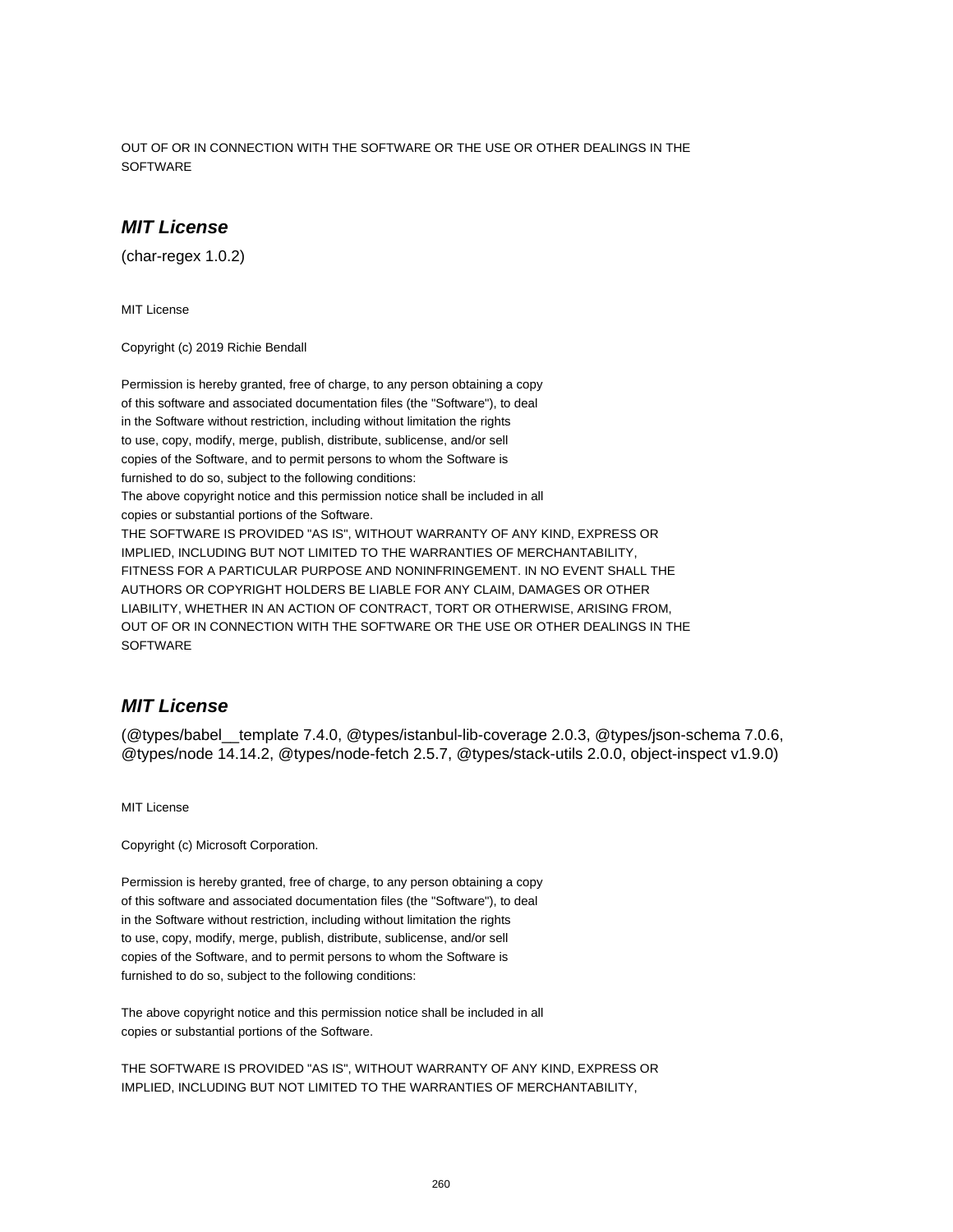OUT OF OR IN CONNECTION WITH THE SOFTWARE OR THE USE OR OTHER DEALINGS IN THE SOFTWARE

## *MIT License*

(char-regex 1.0.2)

MIT License

Copyright (c) 2019 Richie Bendall

Permission is hereby granted, free of charge, to any person obtaining a copy
of this software and associated documentation files (the "Software"), to deal
in the Software without restriction, including without limitation the rights
to use, copy, modify, merge, publish, distribute, sublicense, and/or sell
copies of the Software, and to permit persons to whom the Software is
furnished to do so, subject to the following conditions:
The above copyright notice and this permission notice shall be included in all
copies or substantial portions of the Software.
THE SOFTWARE IS PROVIDED "AS IS", WITHOUT WARRANTY OF ANY KIND, EXPRESS OR
IMPLIED, INCLUDING BUT NOT LIMITED TO THE WARRANTIES OF MERCHANTABILITY,
FITNESS FOR A PARTICULAR PURPOSE AND NONINFRINGEMENT. IN NO EVENT SHALL THE
AUTHORS OR COPYRIGHT HOLDERS BE LIABLE FOR ANY CLAIM, DAMAGES OR OTHER
LIABILITY, WHETHER IN AN ACTION OF CONTRACT, TORT OR OTHERWISE, ARISING FROM,
OUT OF OR IN CONNECTION WITH THE SOFTWARE OR THE USE OR OTHER DEALINGS IN THE
SOFTWARE

## *MIT License*

(@types/babel__template 7.4.0, @types/istanbul-lib-coverage 2.0.3, @types/json-schema 7.0.6, @types/node 14.14.2, @types/node-fetch 2.5.7, @types/stack-utils 2.0.0, object-inspect v1.9.0)

MIT License

Copyright (c) Microsoft Corporation.

Permission is hereby granted, free of charge, to any person obtaining a copy
of this software and associated documentation files (the "Software"), to deal
in the Software without restriction, including without limitation the rights
to use, copy, modify, merge, publish, distribute, sublicense, and/or sell
copies of the Software, and to permit persons to whom the Software is
furnished to do so, subject to the following conditions:

The above copyright notice and this permission notice shall be included in all
copies or substantial portions of the Software.

THE SOFTWARE IS PROVIDED "AS IS", WITHOUT WARRANTY OF ANY KIND, EXPRESS OR
IMPLIED, INCLUDING BUT NOT LIMITED TO THE WARRANTIES OF MERCHANTABILITY,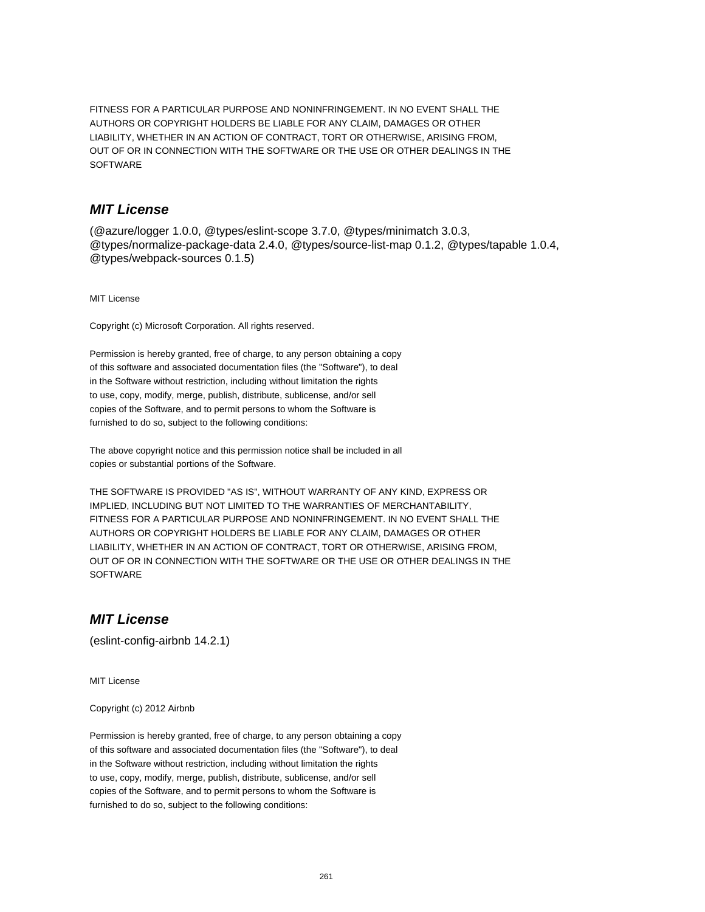FITNESS FOR A PARTICULAR PURPOSE AND NONINFRINGEMENT. IN NO EVENT SHALL THE
AUTHORS OR COPYRIGHT HOLDERS BE LIABLE FOR ANY CLAIM, DAMAGES OR OTHER
LIABILITY, WHETHER IN AN ACTION OF CONTRACT, TORT OR OTHERWISE, ARISING FROM,
OUT OF OR IN CONNECTION WITH THE SOFTWARE OR THE USE OR OTHER DEALINGS IN THE
SOFTWARE

## *MIT License*

(@azure/logger 1.0.0, @types/eslint-scope 3.7.0, @types/minimatch 3.0.3, @types/normalize-package-data 2.4.0, @types/source-list-map 0.1.2, @types/tapable 1.0.4, @types/webpack-sources 0.1.5)

MIT License

Copyright (c) Microsoft Corporation. All rights reserved.

Permission is hereby granted, free of charge, to any person obtaining a copy
of this software and associated documentation files (the "Software"), to deal
in the Software without restriction, including without limitation the rights
to use, copy, modify, merge, publish, distribute, sublicense, and/or sell
copies of the Software, and to permit persons to whom the Software is
furnished to do so, subject to the following conditions:

The above copyright notice and this permission notice shall be included in all
copies or substantial portions of the Software.

THE SOFTWARE IS PROVIDED "AS IS", WITHOUT WARRANTY OF ANY KIND, EXPRESS OR
IMPLIED, INCLUDING BUT NOT LIMITED TO THE WARRANTIES OF MERCHANTABILITY,
FITNESS FOR A PARTICULAR PURPOSE AND NONINFRINGEMENT. IN NO EVENT SHALL THE
AUTHORS OR COPYRIGHT HOLDERS BE LIABLE FOR ANY CLAIM, DAMAGES OR OTHER
LIABILITY, WHETHER IN AN ACTION OF CONTRACT, TORT OR OTHERWISE, ARISING FROM,
OUT OF OR IN CONNECTION WITH THE SOFTWARE OR THE USE OR OTHER DEALINGS IN THE
SOFTWARE

## *MIT License*

(eslint-config-airbnb 14.2.1)

MIT License

Copyright (c) 2012 Airbnb

Permission is hereby granted, free of charge, to any person obtaining a copy
of this software and associated documentation files (the "Software"), to deal
in the Software without restriction, including without limitation the rights
to use, copy, modify, merge, publish, distribute, sublicense, and/or sell
copies of the Software, and to permit persons to whom the Software is
furnished to do so, subject to the following conditions: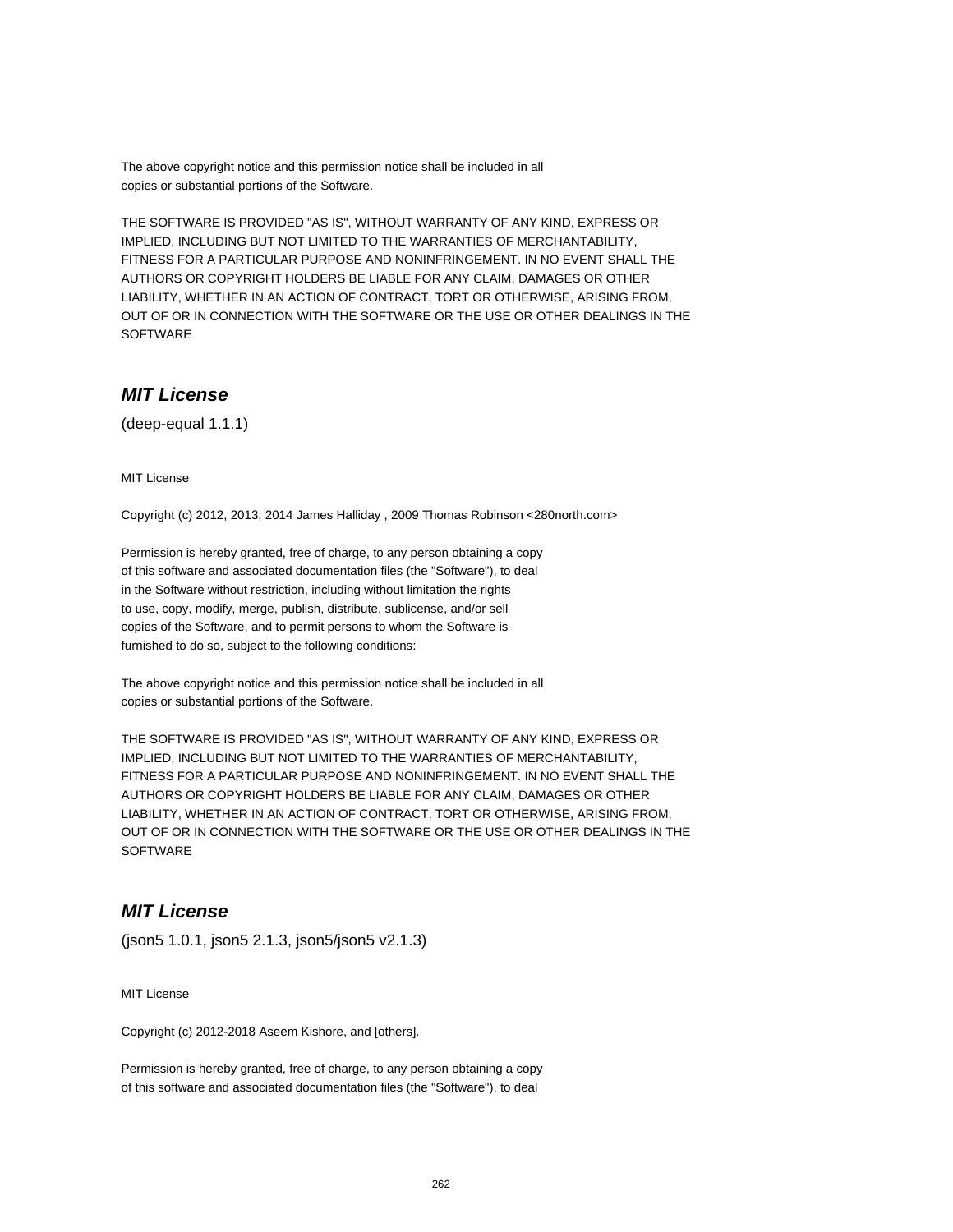The above copyright notice and this permission notice shall be included in all
copies or substantial portions of the Software.

THE SOFTWARE IS PROVIDED "AS IS", WITHOUT WARRANTY OF ANY KIND, EXPRESS OR
IMPLIED, INCLUDING BUT NOT LIMITED TO THE WARRANTIES OF MERCHANTABILITY,
FITNESS FOR A PARTICULAR PURPOSE AND NONINFRINGEMENT. IN NO EVENT SHALL THE
AUTHORS OR COPYRIGHT HOLDERS BE LIABLE FOR ANY CLAIM, DAMAGES OR OTHER
LIABILITY, WHETHER IN AN ACTION OF CONTRACT, TORT OR OTHERWISE, ARISING FROM,
OUT OF OR IN CONNECTION WITH THE SOFTWARE OR THE USE OR OTHER DEALINGS IN THE
SOFTWARE

## *MIT License*

(deep-equal 1.1.1)

MIT License

Copyright (c) 2012, 2013, 2014 James Halliday , 2009 Thomas Robinson <280north.com>

Permission is hereby granted, free of charge, to any person obtaining a copy
of this software and associated documentation files (the "Software"), to deal
in the Software without restriction, including without limitation the rights
to use, copy, modify, merge, publish, distribute, sublicense, and/or sell
copies of the Software, and to permit persons to whom the Software is
furnished to do so, subject to the following conditions:

The above copyright notice and this permission notice shall be included in all
copies or substantial portions of the Software.

THE SOFTWARE IS PROVIDED "AS IS", WITHOUT WARRANTY OF ANY KIND, EXPRESS OR
IMPLIED, INCLUDING BUT NOT LIMITED TO THE WARRANTIES OF MERCHANTABILITY,
FITNESS FOR A PARTICULAR PURPOSE AND NONINFRINGEMENT. IN NO EVENT SHALL THE
AUTHORS OR COPYRIGHT HOLDERS BE LIABLE FOR ANY CLAIM, DAMAGES OR OTHER
LIABILITY, WHETHER IN AN ACTION OF CONTRACT, TORT OR OTHERWISE, ARISING FROM,
OUT OF OR IN CONNECTION WITH THE SOFTWARE OR THE USE OR OTHER DEALINGS IN THE
SOFTWARE

## *MIT License*

(json5 1.0.1, json5 2.1.3, json5/json5 v2.1.3)

MIT License

Copyright (c) 2012-2018 Aseem Kishore, and [others].

Permission is hereby granted, free of charge, to any person obtaining a copy
of this software and associated documentation files (the "Software"), to deal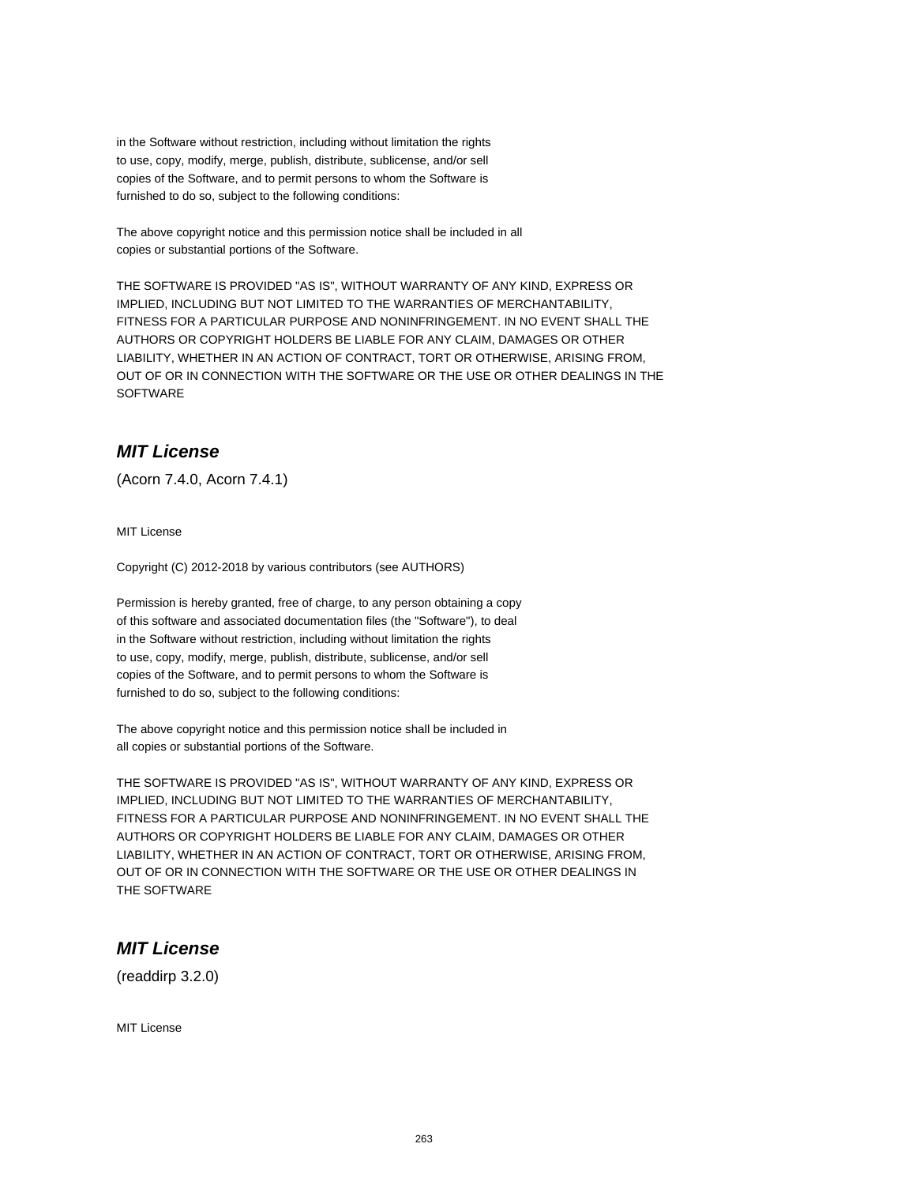in the Software without restriction, including without limitation the rights
to use, copy, modify, merge, publish, distribute, sublicense, and/or sell
copies of the Software, and to permit persons to whom the Software is
furnished to do so, subject to the following conditions:

The above copyright notice and this permission notice shall be included in all
copies or substantial portions of the Software.

THE SOFTWARE IS PROVIDED "AS IS", WITHOUT WARRANTY OF ANY KIND, EXPRESS OR
IMPLIED, INCLUDING BUT NOT LIMITED TO THE WARRANTIES OF MERCHANTABILITY,
FITNESS FOR A PARTICULAR PURPOSE AND NONINFRINGEMENT. IN NO EVENT SHALL THE
AUTHORS OR COPYRIGHT HOLDERS BE LIABLE FOR ANY CLAIM, DAMAGES OR OTHER
LIABILITY, WHETHER IN AN ACTION OF CONTRACT, TORT OR OTHERWISE, ARISING FROM,
OUT OF OR IN CONNECTION WITH THE SOFTWARE OR THE USE OR OTHER DEALINGS IN THE
SOFTWARE

## *MIT License*

(Acorn 7.4.0, Acorn 7.4.1)

MIT License

Copyright (C) 2012-2018 by various contributors (see AUTHORS)

Permission is hereby granted, free of charge, to any person obtaining a copy
of this software and associated documentation files (the "Software"), to deal
in the Software without restriction, including without limitation the rights
to use, copy, modify, merge, publish, distribute, sublicense, and/or sell
copies of the Software, and to permit persons to whom the Software is
furnished to do so, subject to the following conditions:

The above copyright notice and this permission notice shall be included in
all copies or substantial portions of the Software.

THE SOFTWARE IS PROVIDED "AS IS", WITHOUT WARRANTY OF ANY KIND, EXPRESS OR
IMPLIED, INCLUDING BUT NOT LIMITED TO THE WARRANTIES OF MERCHANTABILITY,
FITNESS FOR A PARTICULAR PURPOSE AND NONINFRINGEMENT. IN NO EVENT SHALL THE
AUTHORS OR COPYRIGHT HOLDERS BE LIABLE FOR ANY CLAIM, DAMAGES OR OTHER
LIABILITY, WHETHER IN AN ACTION OF CONTRACT, TORT OR OTHERWISE, ARISING FROM,
OUT OF OR IN CONNECTION WITH THE SOFTWARE OR THE USE OR OTHER DEALINGS IN
THE SOFTWARE

## *MIT License*

(readdirp 3.2.0)

MIT License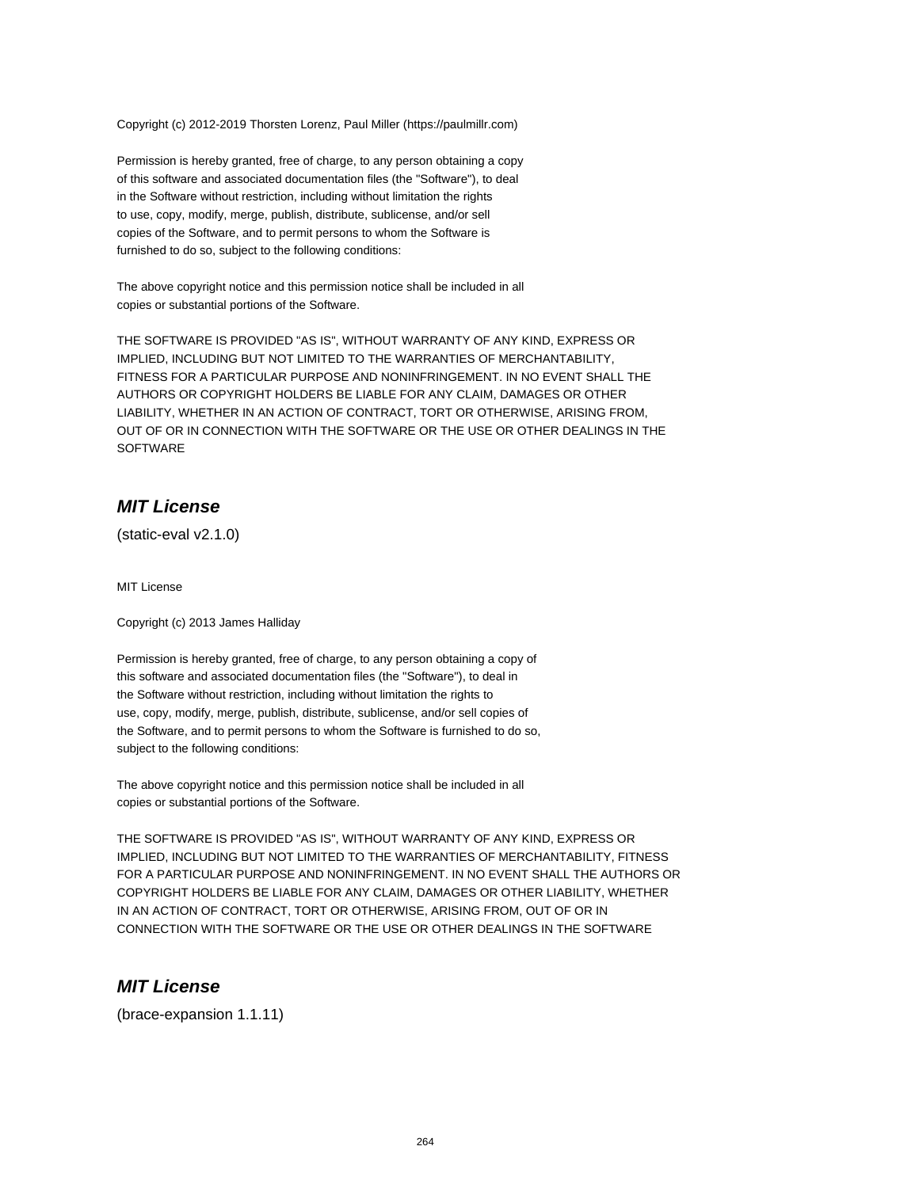Copyright (c) 2012-2019 Thorsten Lorenz, Paul Miller (https://paulmillr.com)

Permission is hereby granted, free of charge, to any person obtaining a copy
of this software and associated documentation files (the "Software"), to deal
in the Software without restriction, including without limitation the rights
to use, copy, modify, merge, publish, distribute, sublicense, and/or sell
copies of the Software, and to permit persons to whom the Software is
furnished to do so, subject to the following conditions:

The above copyright notice and this permission notice shall be included in all
copies or substantial portions of the Software.

THE SOFTWARE IS PROVIDED "AS IS", WITHOUT WARRANTY OF ANY KIND, EXPRESS OR
IMPLIED, INCLUDING BUT NOT LIMITED TO THE WARRANTIES OF MERCHANTABILITY,
FITNESS FOR A PARTICULAR PURPOSE AND NONINFRINGEMENT. IN NO EVENT SHALL THE
AUTHORS OR COPYRIGHT HOLDERS BE LIABLE FOR ANY CLAIM, DAMAGES OR OTHER
LIABILITY, WHETHER IN AN ACTION OF CONTRACT, TORT OR OTHERWISE, ARISING FROM,
OUT OF OR IN CONNECTION WITH THE SOFTWARE OR THE USE OR OTHER DEALINGS IN THE
SOFTWARE

## *MIT License*

(static-eval v2.1.0)

MIT License

Copyright (c) 2013 James Halliday

Permission is hereby granted, free of charge, to any person obtaining a copy of
this software and associated documentation files (the "Software"), to deal in
the Software without restriction, including without limitation the rights to
use, copy, modify, merge, publish, distribute, sublicense, and/or sell copies of
the Software, and to permit persons to whom the Software is furnished to do so,
subject to the following conditions:

The above copyright notice and this permission notice shall be included in all
copies or substantial portions of the Software.

THE SOFTWARE IS PROVIDED "AS IS", WITHOUT WARRANTY OF ANY KIND, EXPRESS OR
IMPLIED, INCLUDING BUT NOT LIMITED TO THE WARRANTIES OF MERCHANTABILITY, FITNESS
FOR A PARTICULAR PURPOSE AND NONINFRINGEMENT. IN NO EVENT SHALL THE AUTHORS OR
COPYRIGHT HOLDERS BE LIABLE FOR ANY CLAIM, DAMAGES OR OTHER LIABILITY, WHETHER
IN AN ACTION OF CONTRACT, TORT OR OTHERWISE, ARISING FROM, OUT OF OR IN
CONNECTION WITH THE SOFTWARE OR THE USE OR OTHER DEALINGS IN THE SOFTWARE

## *MIT License*

(brace-expansion 1.1.11)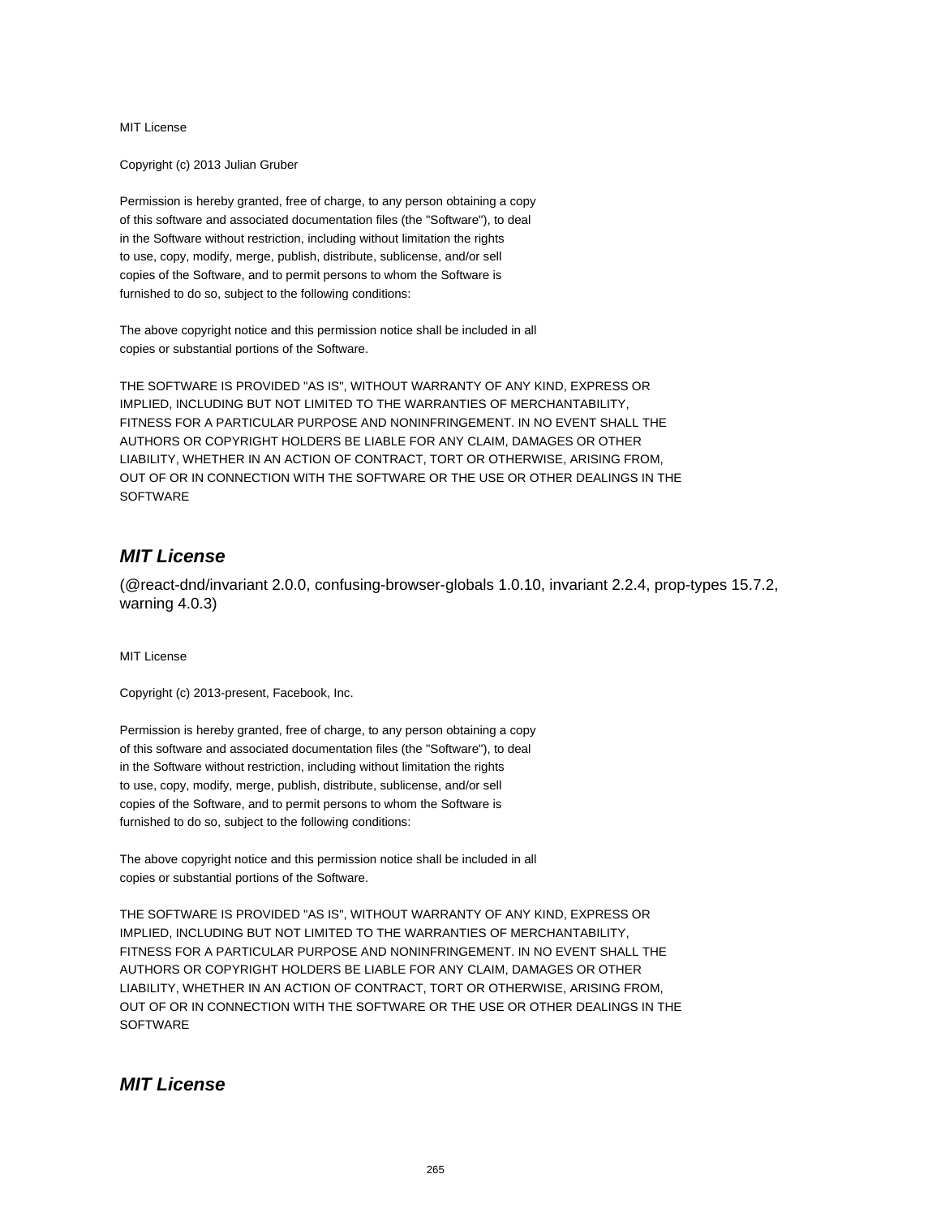MIT License

Copyright (c) 2013 Julian Gruber

Permission is hereby granted, free of charge, to any person obtaining a copy
of this software and associated documentation files (the "Software"), to deal
in the Software without restriction, including without limitation the rights
to use, copy, modify, merge, publish, distribute, sublicense, and/or sell
copies of the Software, and to permit persons to whom the Software is
furnished to do so, subject to the following conditions:

The above copyright notice and this permission notice shall be included in all
copies or substantial portions of the Software.

THE SOFTWARE IS PROVIDED "AS IS", WITHOUT WARRANTY OF ANY KIND, EXPRESS OR
IMPLIED, INCLUDING BUT NOT LIMITED TO THE WARRANTIES OF MERCHANTABILITY,
FITNESS FOR A PARTICULAR PURPOSE AND NONINFRINGEMENT. IN NO EVENT SHALL THE
AUTHORS OR COPYRIGHT HOLDERS BE LIABLE FOR ANY CLAIM, DAMAGES OR OTHER
LIABILITY, WHETHER IN AN ACTION OF CONTRACT, TORT OR OTHERWISE, ARISING FROM,
OUT OF OR IN CONNECTION WITH THE SOFTWARE OR THE USE OR OTHER DEALINGS IN THE
SOFTWARE

## *MIT License*

(@react-dnd/invariant 2.0.0, confusing-browser-globals 1.0.10, invariant 2.2.4, prop-types 15.7.2, warning 4.0.3)

MIT License

Copyright (c) 2013-present, Facebook, Inc.

Permission is hereby granted, free of charge, to any person obtaining a copy
of this software and associated documentation files (the "Software"), to deal
in the Software without restriction, including without limitation the rights
to use, copy, modify, merge, publish, distribute, sublicense, and/or sell
copies of the Software, and to permit persons to whom the Software is
furnished to do so, subject to the following conditions:

The above copyright notice and this permission notice shall be included in all
copies or substantial portions of the Software.

THE SOFTWARE IS PROVIDED "AS IS", WITHOUT WARRANTY OF ANY KIND, EXPRESS OR
IMPLIED, INCLUDING BUT NOT LIMITED TO THE WARRANTIES OF MERCHANTABILITY,
FITNESS FOR A PARTICULAR PURPOSE AND NONINFRINGEMENT. IN NO EVENT SHALL THE
AUTHORS OR COPYRIGHT HOLDERS BE LIABLE FOR ANY CLAIM, DAMAGES OR OTHER
LIABILITY, WHETHER IN AN ACTION OF CONTRACT, TORT OR OTHERWISE, ARISING FROM,
OUT OF OR IN CONNECTION WITH THE SOFTWARE OR THE USE OR OTHER DEALINGS IN THE
SOFTWARE

## *MIT License*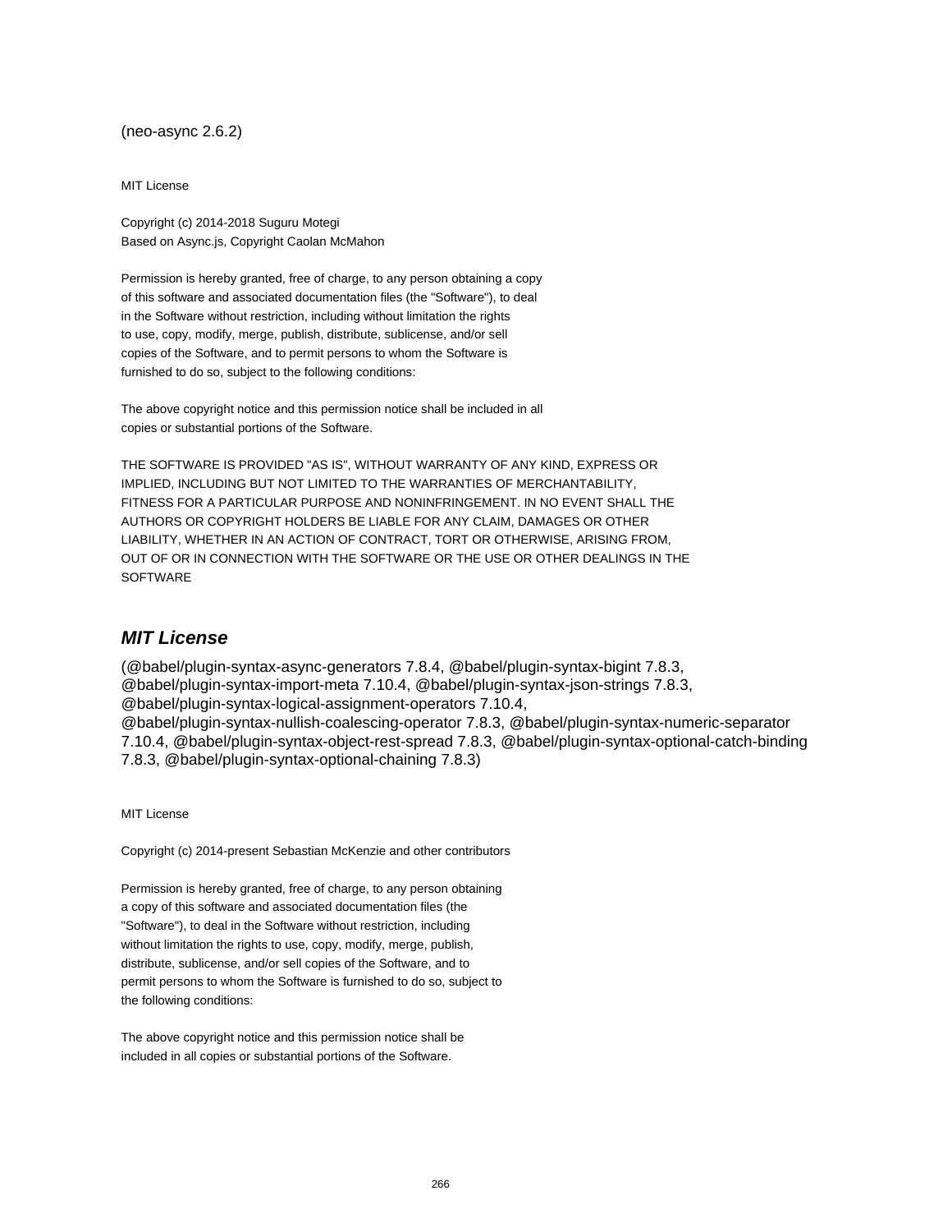(neo-async 2.6.2)

MIT License

Copyright (c) 2014-2018 Suguru Motegi
Based on Async.js, Copyright Caolan McMahon

Permission is hereby granted, free of charge, to any person obtaining a copy
of this software and associated documentation files (the "Software"), to deal
in the Software without restriction, including without limitation the rights
to use, copy, modify, merge, publish, distribute, sublicense, and/or sell
copies of the Software, and to permit persons to whom the Software is
furnished to do so, subject to the following conditions:

The above copyright notice and this permission notice shall be included in all
copies or substantial portions of the Software.

THE SOFTWARE IS PROVIDED "AS IS", WITHOUT WARRANTY OF ANY KIND, EXPRESS OR
IMPLIED, INCLUDING BUT NOT LIMITED TO THE WARRANTIES OF MERCHANTABILITY,
FITNESS FOR A PARTICULAR PURPOSE AND NONINFRINGEMENT. IN NO EVENT SHALL THE
AUTHORS OR COPYRIGHT HOLDERS BE LIABLE FOR ANY CLAIM, DAMAGES OR OTHER
LIABILITY, WHETHER IN AN ACTION OF CONTRACT, TORT OR OTHERWISE, ARISING FROM,
OUT OF OR IN CONNECTION WITH THE SOFTWARE OR THE USE OR OTHER DEALINGS IN THE
SOFTWARE

## *MIT License*

(@babel/plugin-syntax-async-generators 7.8.4, @babel/plugin-syntax-bigint 7.8.3, @babel/plugin-syntax-import-meta 7.10.4, @babel/plugin-syntax-json-strings 7.8.3, @babel/plugin-syntax-logical-assignment-operators 7.10.4, @babel/plugin-syntax-nullish-coalescing-operator 7.8.3, @babel/plugin-syntax-numeric-separator 7.10.4, @babel/plugin-syntax-object-rest-spread 7.8.3, @babel/plugin-syntax-optional-catch-binding 7.8.3, @babel/plugin-syntax-optional-chaining 7.8.3)

MIT License

Copyright (c) 2014-present Sebastian McKenzie and other contributors

Permission is hereby granted, free of charge, to any person obtaining
a copy of this software and associated documentation files (the
"Software"), to deal in the Software without restriction, including
without limitation the rights to use, copy, modify, merge, publish,
distribute, sublicense, and/or sell copies of the Software, and to
permit persons to whom the Software is furnished to do so, subject to
the following conditions:

The above copyright notice and this permission notice shall be
included in all copies or substantial portions of the Software.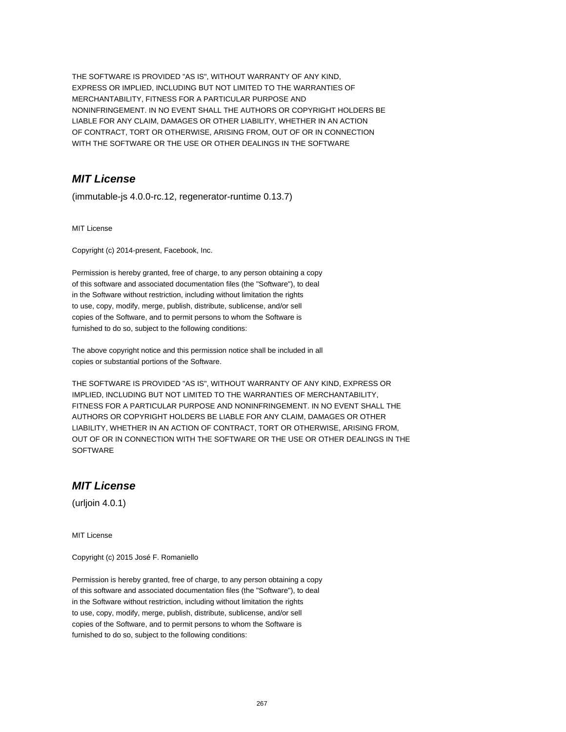THE SOFTWARE IS PROVIDED "AS IS", WITHOUT WARRANTY OF ANY KIND,
EXPRESS OR IMPLIED, INCLUDING BUT NOT LIMITED TO THE WARRANTIES OF
MERCHANTABILITY, FITNESS FOR A PARTICULAR PURPOSE AND
NONINFRINGEMENT. IN NO EVENT SHALL THE AUTHORS OR COPYRIGHT HOLDERS BE
LIABLE FOR ANY CLAIM, DAMAGES OR OTHER LIABILITY, WHETHER IN AN ACTION
OF CONTRACT, TORT OR OTHERWISE, ARISING FROM, OUT OF OR IN CONNECTION
WITH THE SOFTWARE OR THE USE OR OTHER DEALINGS IN THE SOFTWARE

## *MIT License*

(immutable-js 4.0.0-rc.12, regenerator-runtime 0.13.7)

MIT License

Copyright (c) 2014-present, Facebook, Inc.

Permission is hereby granted, free of charge, to any person obtaining a copy
of this software and associated documentation files (the "Software"), to deal
in the Software without restriction, including without limitation the rights
to use, copy, modify, merge, publish, distribute, sublicense, and/or sell
copies of the Software, and to permit persons to whom the Software is
furnished to do so, subject to the following conditions:

The above copyright notice and this permission notice shall be included in all
copies or substantial portions of the Software.

THE SOFTWARE IS PROVIDED "AS IS", WITHOUT WARRANTY OF ANY KIND, EXPRESS OR
IMPLIED, INCLUDING BUT NOT LIMITED TO THE WARRANTIES OF MERCHANTABILITY,
FITNESS FOR A PARTICULAR PURPOSE AND NONINFRINGEMENT. IN NO EVENT SHALL THE
AUTHORS OR COPYRIGHT HOLDERS BE LIABLE FOR ANY CLAIM, DAMAGES OR OTHER
LIABILITY, WHETHER IN AN ACTION OF CONTRACT, TORT OR OTHERWISE, ARISING FROM,
OUT OF OR IN CONNECTION WITH THE SOFTWARE OR THE USE OR OTHER DEALINGS IN THE
SOFTWARE

## *MIT License*

(urljoin 4.0.1)

MIT License

Copyright (c) 2015 José F. Romaniello

Permission is hereby granted, free of charge, to any person obtaining a copy
of this software and associated documentation files (the "Software"), to deal
in the Software without restriction, including without limitation the rights
to use, copy, modify, merge, publish, distribute, sublicense, and/or sell
copies of the Software, and to permit persons to whom the Software is
furnished to do so, subject to the following conditions: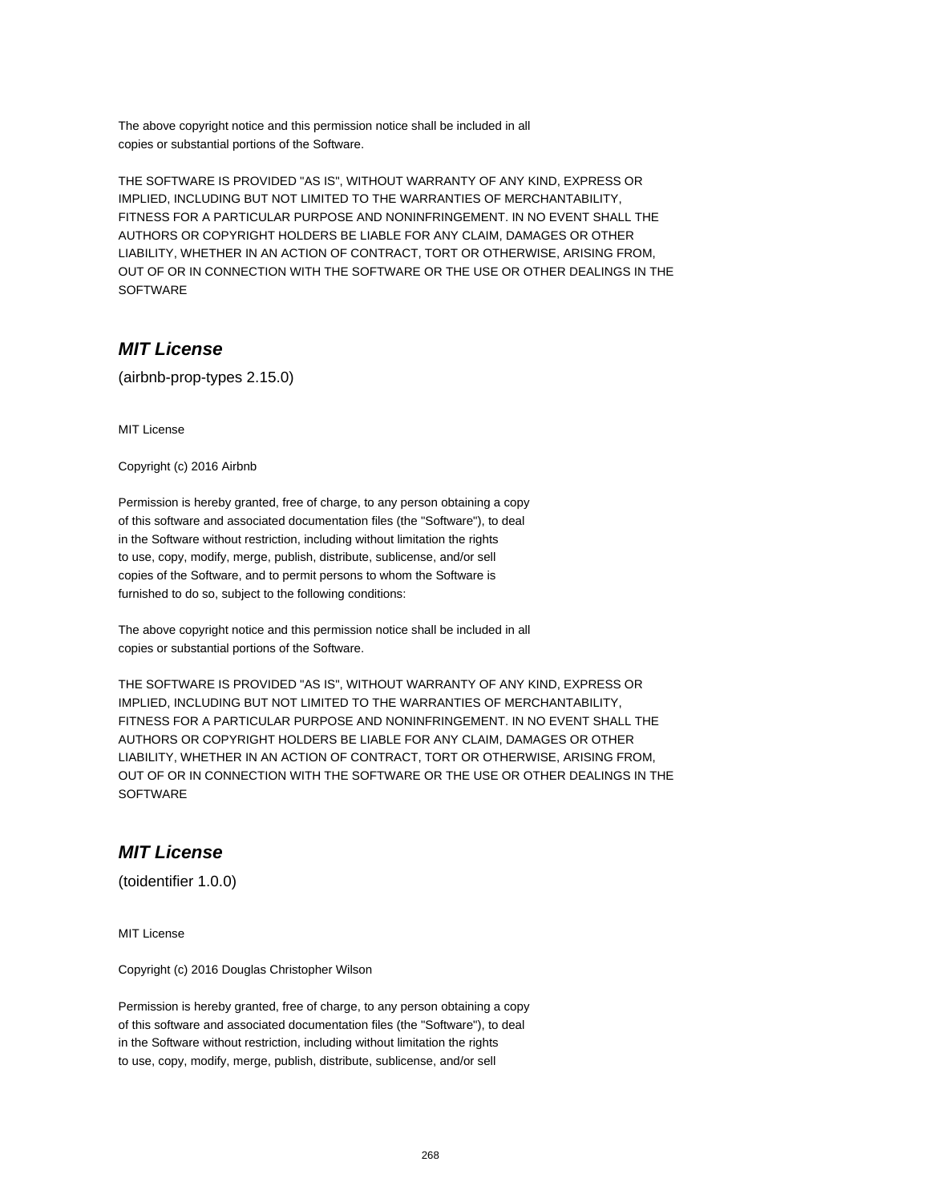The above copyright notice and this permission notice shall be included in all
copies or substantial portions of the Software.

THE SOFTWARE IS PROVIDED "AS IS", WITHOUT WARRANTY OF ANY KIND, EXPRESS OR
IMPLIED, INCLUDING BUT NOT LIMITED TO THE WARRANTIES OF MERCHANTABILITY,
FITNESS FOR A PARTICULAR PURPOSE AND NONINFRINGEMENT. IN NO EVENT SHALL THE
AUTHORS OR COPYRIGHT HOLDERS BE LIABLE FOR ANY CLAIM, DAMAGES OR OTHER
LIABILITY, WHETHER IN AN ACTION OF CONTRACT, TORT OR OTHERWISE, ARISING FROM,
OUT OF OR IN CONNECTION WITH THE SOFTWARE OR THE USE OR OTHER DEALINGS IN THE
SOFTWARE

## *MIT License*

(airbnb-prop-types 2.15.0)

MIT License

Copyright (c) 2016 Airbnb

Permission is hereby granted, free of charge, to any person obtaining a copy
of this software and associated documentation files (the "Software"), to deal
in the Software without restriction, including without limitation the rights
to use, copy, modify, merge, publish, distribute, sublicense, and/or sell
copies of the Software, and to permit persons to whom the Software is
furnished to do so, subject to the following conditions:

The above copyright notice and this permission notice shall be included in all
copies or substantial portions of the Software.

THE SOFTWARE IS PROVIDED "AS IS", WITHOUT WARRANTY OF ANY KIND, EXPRESS OR
IMPLIED, INCLUDING BUT NOT LIMITED TO THE WARRANTIES OF MERCHANTABILITY,
FITNESS FOR A PARTICULAR PURPOSE AND NONINFRINGEMENT. IN NO EVENT SHALL THE
AUTHORS OR COPYRIGHT HOLDERS BE LIABLE FOR ANY CLAIM, DAMAGES OR OTHER
LIABILITY, WHETHER IN AN ACTION OF CONTRACT, TORT OR OTHERWISE, ARISING FROM,
OUT OF OR IN CONNECTION WITH THE SOFTWARE OR THE USE OR OTHER DEALINGS IN THE
SOFTWARE

## *MIT License*

(toidentifier 1.0.0)

MIT License

Copyright (c) 2016 Douglas Christopher Wilson

Permission is hereby granted, free of charge, to any person obtaining a copy
of this software and associated documentation files (the "Software"), to deal
in the Software without restriction, including without limitation the rights
to use, copy, modify, merge, publish, distribute, sublicense, and/or sell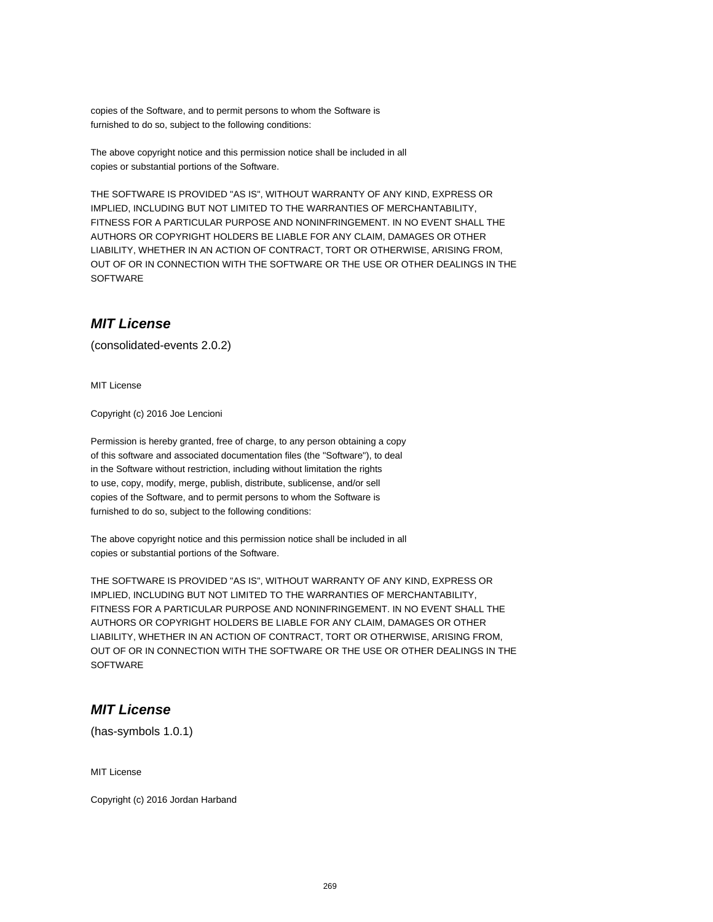copies of the Software, and to permit persons to whom the Software is
furnished to do so, subject to the following conditions:

The above copyright notice and this permission notice shall be included in all
copies or substantial portions of the Software.

THE SOFTWARE IS PROVIDED "AS IS", WITHOUT WARRANTY OF ANY KIND, EXPRESS OR
IMPLIED, INCLUDING BUT NOT LIMITED TO THE WARRANTIES OF MERCHANTABILITY,
FITNESS FOR A PARTICULAR PURPOSE AND NONINFRINGEMENT. IN NO EVENT SHALL THE
AUTHORS OR COPYRIGHT HOLDERS BE LIABLE FOR ANY CLAIM, DAMAGES OR OTHER
LIABILITY, WHETHER IN AN ACTION OF CONTRACT, TORT OR OTHERWISE, ARISING FROM,
OUT OF OR IN CONNECTION WITH THE SOFTWARE OR THE USE OR OTHER DEALINGS IN THE
SOFTWARE

## *MIT License*

(consolidated-events 2.0.2)

MIT License

Copyright (c) 2016 Joe Lencioni

Permission is hereby granted, free of charge, to any person obtaining a copy
of this software and associated documentation files (the "Software"), to deal
in the Software without restriction, including without limitation the rights
to use, copy, modify, merge, publish, distribute, sublicense, and/or sell
copies of the Software, and to permit persons to whom the Software is
furnished to do so, subject to the following conditions:

The above copyright notice and this permission notice shall be included in all
copies or substantial portions of the Software.

THE SOFTWARE IS PROVIDED "AS IS", WITHOUT WARRANTY OF ANY KIND, EXPRESS OR
IMPLIED, INCLUDING BUT NOT LIMITED TO THE WARRANTIES OF MERCHANTABILITY,
FITNESS FOR A PARTICULAR PURPOSE AND NONINFRINGEMENT. IN NO EVENT SHALL THE
AUTHORS OR COPYRIGHT HOLDERS BE LIABLE FOR ANY CLAIM, DAMAGES OR OTHER
LIABILITY, WHETHER IN AN ACTION OF CONTRACT, TORT OR OTHERWISE, ARISING FROM,
OUT OF OR IN CONNECTION WITH THE SOFTWARE OR THE USE OR OTHER DEALINGS IN THE
SOFTWARE

## *MIT License*

(has-symbols 1.0.1)

MIT License

Copyright (c) 2016 Jordan Harband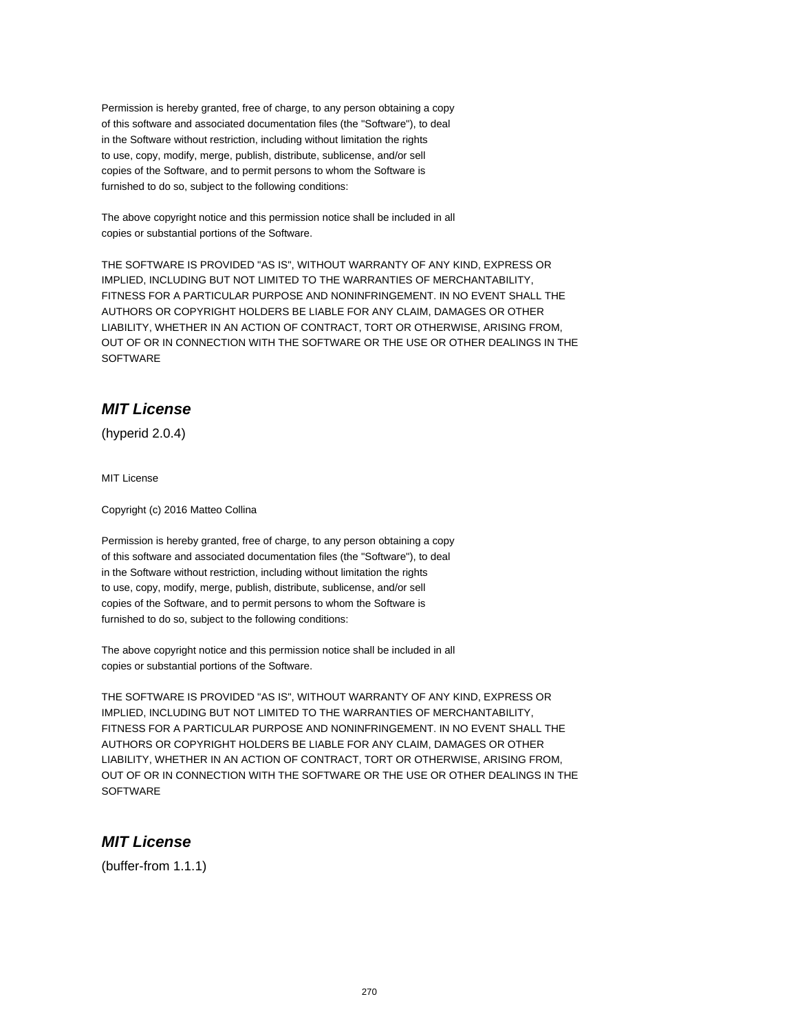Permission is hereby granted, free of charge, to any person obtaining a copy
of this software and associated documentation files (the "Software"), to deal
in the Software without restriction, including without limitation the rights
to use, copy, modify, merge, publish, distribute, sublicense, and/or sell
copies of the Software, and to permit persons to whom the Software is
furnished to do so, subject to the following conditions:

The above copyright notice and this permission notice shall be included in all
copies or substantial portions of the Software.

THE SOFTWARE IS PROVIDED "AS IS", WITHOUT WARRANTY OF ANY KIND, EXPRESS OR
IMPLIED, INCLUDING BUT NOT LIMITED TO THE WARRANTIES OF MERCHANTABILITY,
FITNESS FOR A PARTICULAR PURPOSE AND NONINFRINGEMENT. IN NO EVENT SHALL THE
AUTHORS OR COPYRIGHT HOLDERS BE LIABLE FOR ANY CLAIM, DAMAGES OR OTHER
LIABILITY, WHETHER IN AN ACTION OF CONTRACT, TORT OR OTHERWISE, ARISING FROM,
OUT OF OR IN CONNECTION WITH THE SOFTWARE OR THE USE OR OTHER DEALINGS IN THE
SOFTWARE

## *MIT License*

(hyperid 2.0.4)

MIT License

Copyright (c) 2016 Matteo Collina

Permission is hereby granted, free of charge, to any person obtaining a copy
of this software and associated documentation files (the "Software"), to deal
in the Software without restriction, including without limitation the rights
to use, copy, modify, merge, publish, distribute, sublicense, and/or sell
copies of the Software, and to permit persons to whom the Software is
furnished to do so, subject to the following conditions:

The above copyright notice and this permission notice shall be included in all
copies or substantial portions of the Software.

THE SOFTWARE IS PROVIDED "AS IS", WITHOUT WARRANTY OF ANY KIND, EXPRESS OR
IMPLIED, INCLUDING BUT NOT LIMITED TO THE WARRANTIES OF MERCHANTABILITY,
FITNESS FOR A PARTICULAR PURPOSE AND NONINFRINGEMENT. IN NO EVENT SHALL THE
AUTHORS OR COPYRIGHT HOLDERS BE LIABLE FOR ANY CLAIM, DAMAGES OR OTHER
LIABILITY, WHETHER IN AN ACTION OF CONTRACT, TORT OR OTHERWISE, ARISING FROM,
OUT OF OR IN CONNECTION WITH THE SOFTWARE OR THE USE OR OTHER DEALINGS IN THE
SOFTWARE

## *MIT License*

(buffer-from 1.1.1)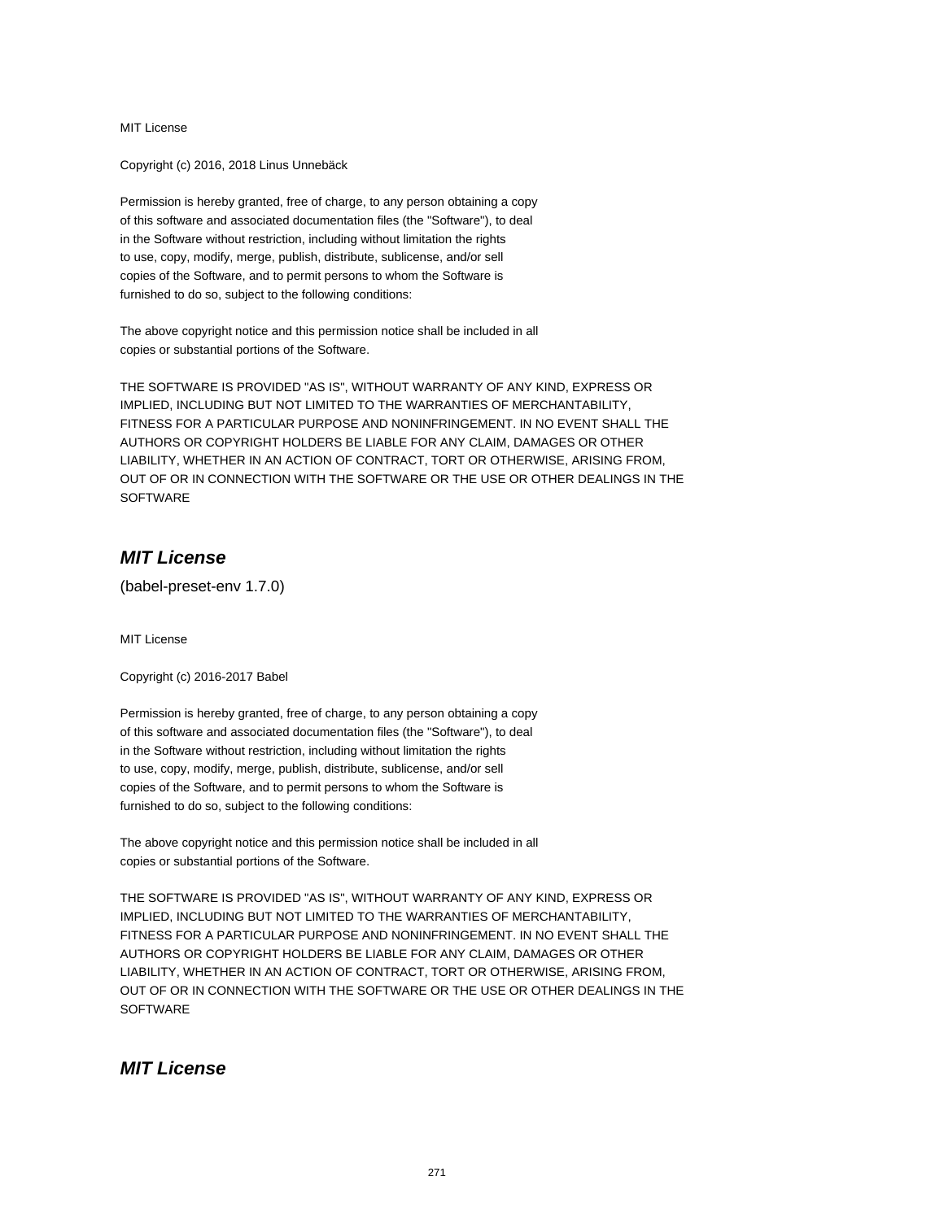MIT License

Copyright (c) 2016, 2018 Linus Unnebäck

Permission is hereby granted, free of charge, to any person obtaining a copy
of this software and associated documentation files (the "Software"), to deal
in the Software without restriction, including without limitation the rights
to use, copy, modify, merge, publish, distribute, sublicense, and/or sell
copies of the Software, and to permit persons to whom the Software is
furnished to do so, subject to the following conditions:

The above copyright notice and this permission notice shall be included in all
copies or substantial portions of the Software.

THE SOFTWARE IS PROVIDED "AS IS", WITHOUT WARRANTY OF ANY KIND, EXPRESS OR
IMPLIED, INCLUDING BUT NOT LIMITED TO THE WARRANTIES OF MERCHANTABILITY,
FITNESS FOR A PARTICULAR PURPOSE AND NONINFRINGEMENT. IN NO EVENT SHALL THE
AUTHORS OR COPYRIGHT HOLDERS BE LIABLE FOR ANY CLAIM, DAMAGES OR OTHER
LIABILITY, WHETHER IN AN ACTION OF CONTRACT, TORT OR OTHERWISE, ARISING FROM,
OUT OF OR IN CONNECTION WITH THE SOFTWARE OR THE USE OR OTHER DEALINGS IN THE
SOFTWARE

## *MIT License*

(babel-preset-env 1.7.0)

MIT License

Copyright (c) 2016-2017 Babel

Permission is hereby granted, free of charge, to any person obtaining a copy
of this software and associated documentation files (the "Software"), to deal
in the Software without restriction, including without limitation the rights
to use, copy, modify, merge, publish, distribute, sublicense, and/or sell
copies of the Software, and to permit persons to whom the Software is
furnished to do so, subject to the following conditions:

The above copyright notice and this permission notice shall be included in all
copies or substantial portions of the Software.

THE SOFTWARE IS PROVIDED "AS IS", WITHOUT WARRANTY OF ANY KIND, EXPRESS OR
IMPLIED, INCLUDING BUT NOT LIMITED TO THE WARRANTIES OF MERCHANTABILITY,
FITNESS FOR A PARTICULAR PURPOSE AND NONINFRINGEMENT. IN NO EVENT SHALL THE
AUTHORS OR COPYRIGHT HOLDERS BE LIABLE FOR ANY CLAIM, DAMAGES OR OTHER
LIABILITY, WHETHER IN AN ACTION OF CONTRACT, TORT OR OTHERWISE, ARISING FROM,
OUT OF OR IN CONNECTION WITH THE SOFTWARE OR THE USE OR OTHER DEALINGS IN THE
SOFTWARE

## *MIT License*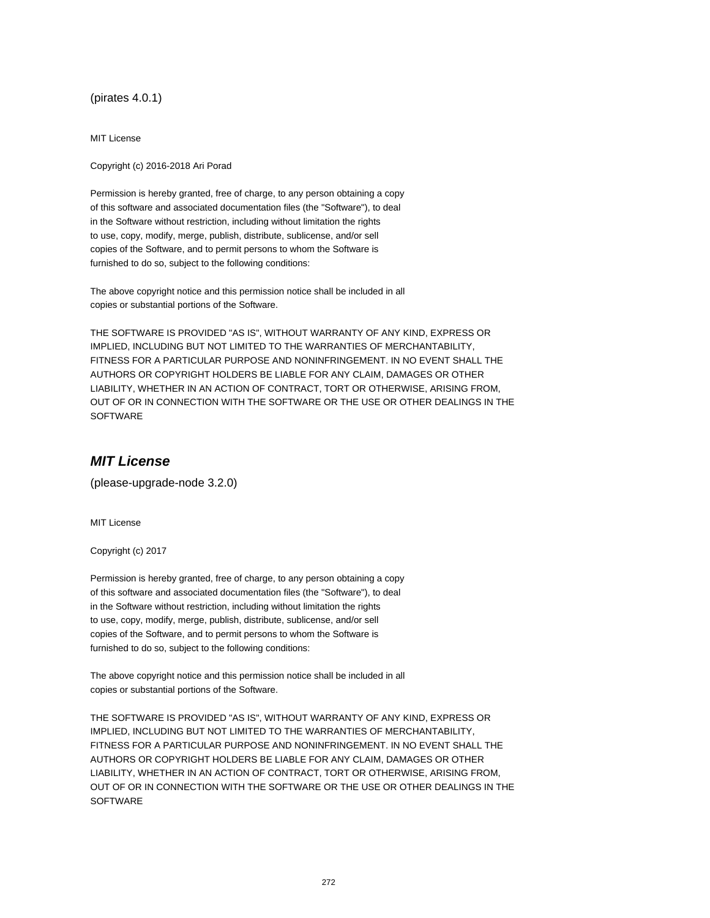(pirates 4.0.1)

MIT License

Copyright (c) 2016-2018 Ari Porad

Permission is hereby granted, free of charge, to any person obtaining a copy
of this software and associated documentation files (the "Software"), to deal
in the Software without restriction, including without limitation the rights
to use, copy, modify, merge, publish, distribute, sublicense, and/or sell
copies of the Software, and to permit persons to whom the Software is
furnished to do so, subject to the following conditions:

The above copyright notice and this permission notice shall be included in all
copies or substantial portions of the Software.

THE SOFTWARE IS PROVIDED "AS IS", WITHOUT WARRANTY OF ANY KIND, EXPRESS OR
IMPLIED, INCLUDING BUT NOT LIMITED TO THE WARRANTIES OF MERCHANTABILITY,
FITNESS FOR A PARTICULAR PURPOSE AND NONINFRINGEMENT. IN NO EVENT SHALL THE
AUTHORS OR COPYRIGHT HOLDERS BE LIABLE FOR ANY CLAIM, DAMAGES OR OTHER
LIABILITY, WHETHER IN AN ACTION OF CONTRACT, TORT OR OTHERWISE, ARISING FROM,
OUT OF OR IN CONNECTION WITH THE SOFTWARE OR THE USE OR OTHER DEALINGS IN THE
SOFTWARE

## *MIT License*

(please-upgrade-node 3.2.0)

MIT License

Copyright (c) 2017

Permission is hereby granted, free of charge, to any person obtaining a copy
of this software and associated documentation files (the "Software"), to deal
in the Software without restriction, including without limitation the rights
to use, copy, modify, merge, publish, distribute, sublicense, and/or sell
copies of the Software, and to permit persons to whom the Software is
furnished to do so, subject to the following conditions:

The above copyright notice and this permission notice shall be included in all
copies or substantial portions of the Software.

THE SOFTWARE IS PROVIDED "AS IS", WITHOUT WARRANTY OF ANY KIND, EXPRESS OR
IMPLIED, INCLUDING BUT NOT LIMITED TO THE WARRANTIES OF MERCHANTABILITY,
FITNESS FOR A PARTICULAR PURPOSE AND NONINFRINGEMENT. IN NO EVENT SHALL THE
AUTHORS OR COPYRIGHT HOLDERS BE LIABLE FOR ANY CLAIM, DAMAGES OR OTHER
LIABILITY, WHETHER IN AN ACTION OF CONTRACT, TORT OR OTHERWISE, ARISING FROM,
OUT OF OR IN CONNECTION WITH THE SOFTWARE OR THE USE OR OTHER DEALINGS IN THE
SOFTWARE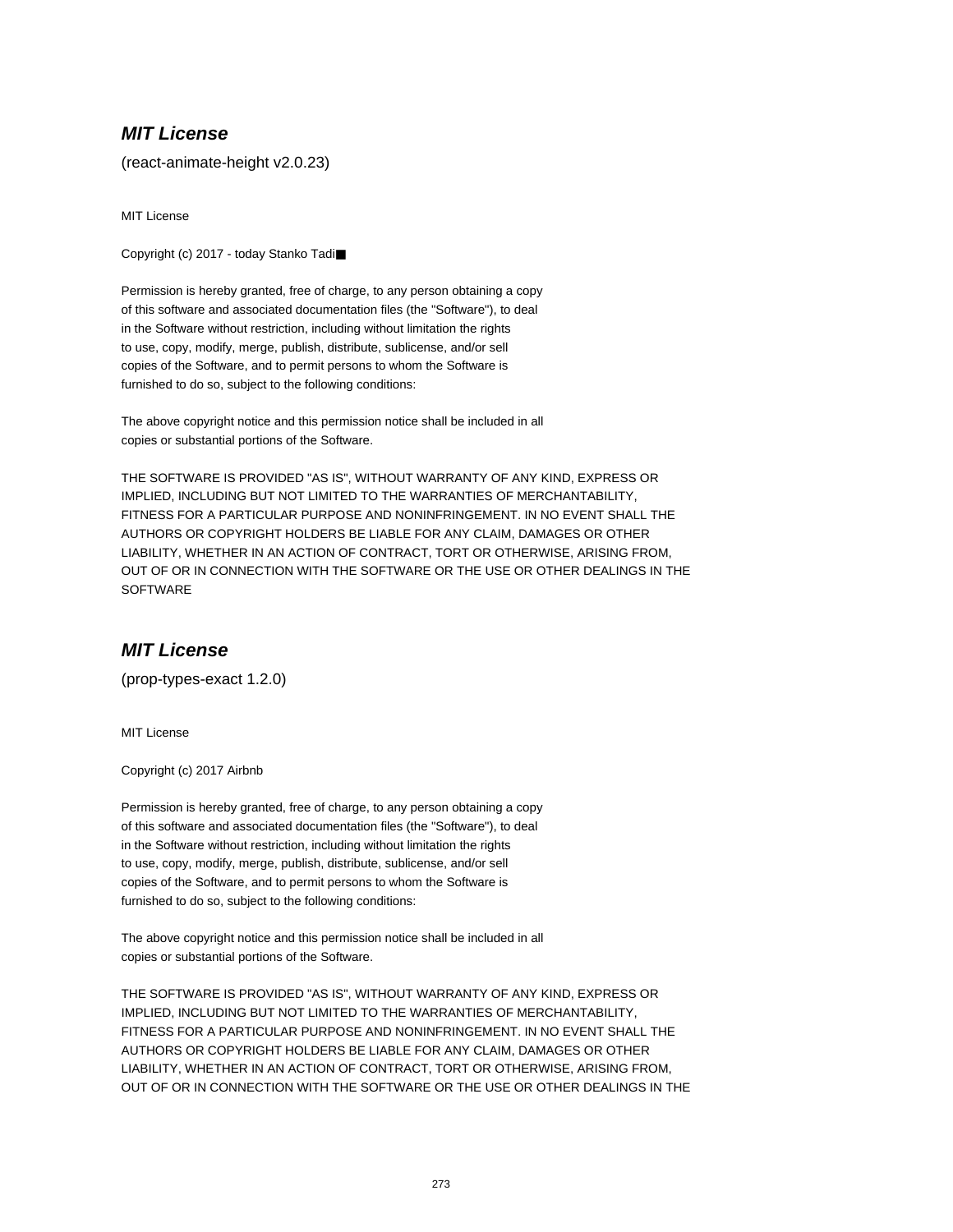## ***MIT License***

(react-animate-height v2.0.23)

MIT License

Copyright (c) 2017 - today Stanko Tadi■

Permission is hereby granted, free of charge, to any person obtaining a copy
of this software and associated documentation files (the "Software"), to deal
in the Software without restriction, including without limitation the rights
to use, copy, modify, merge, publish, distribute, sublicense, and/or sell
copies of the Software, and to permit persons to whom the Software is
furnished to do so, subject to the following conditions:

The above copyright notice and this permission notice shall be included in all
copies or substantial portions of the Software.

THE SOFTWARE IS PROVIDED "AS IS", WITHOUT WARRANTY OF ANY KIND, EXPRESS OR
IMPLIED, INCLUDING BUT NOT LIMITED TO THE WARRANTIES OF MERCHANTABILITY,
FITNESS FOR A PARTICULAR PURPOSE AND NONINFRINGEMENT. IN NO EVENT SHALL THE
AUTHORS OR COPYRIGHT HOLDERS BE LIABLE FOR ANY CLAIM, DAMAGES OR OTHER
LIABILITY, WHETHER IN AN ACTION OF CONTRACT, TORT OR OTHERWISE, ARISING FROM,
OUT OF OR IN CONNECTION WITH THE SOFTWARE OR THE USE OR OTHER DEALINGS IN THE
SOFTWARE

## ***MIT License***

(prop-types-exact 1.2.0)

MIT License

Copyright (c) 2017 Airbnb

Permission is hereby granted, free of charge, to any person obtaining a copy
of this software and associated documentation files (the "Software"), to deal
in the Software without restriction, including without limitation the rights
to use, copy, modify, merge, publish, distribute, sublicense, and/or sell
copies of the Software, and to permit persons to whom the Software is
furnished to do so, subject to the following conditions:

The above copyright notice and this permission notice shall be included in all
copies or substantial portions of the Software.

THE SOFTWARE IS PROVIDED "AS IS", WITHOUT WARRANTY OF ANY KIND, EXPRESS OR
IMPLIED, INCLUDING BUT NOT LIMITED TO THE WARRANTIES OF MERCHANTABILITY,
FITNESS FOR A PARTICULAR PURPOSE AND NONINFRINGEMENT. IN NO EVENT SHALL THE
AUTHORS OR COPYRIGHT HOLDERS BE LIABLE FOR ANY CLAIM, DAMAGES OR OTHER
LIABILITY, WHETHER IN AN ACTION OF CONTRACT, TORT OR OTHERWISE, ARISING FROM,
OUT OF OR IN CONNECTION WITH THE SOFTWARE OR THE USE OR OTHER DEALINGS IN THE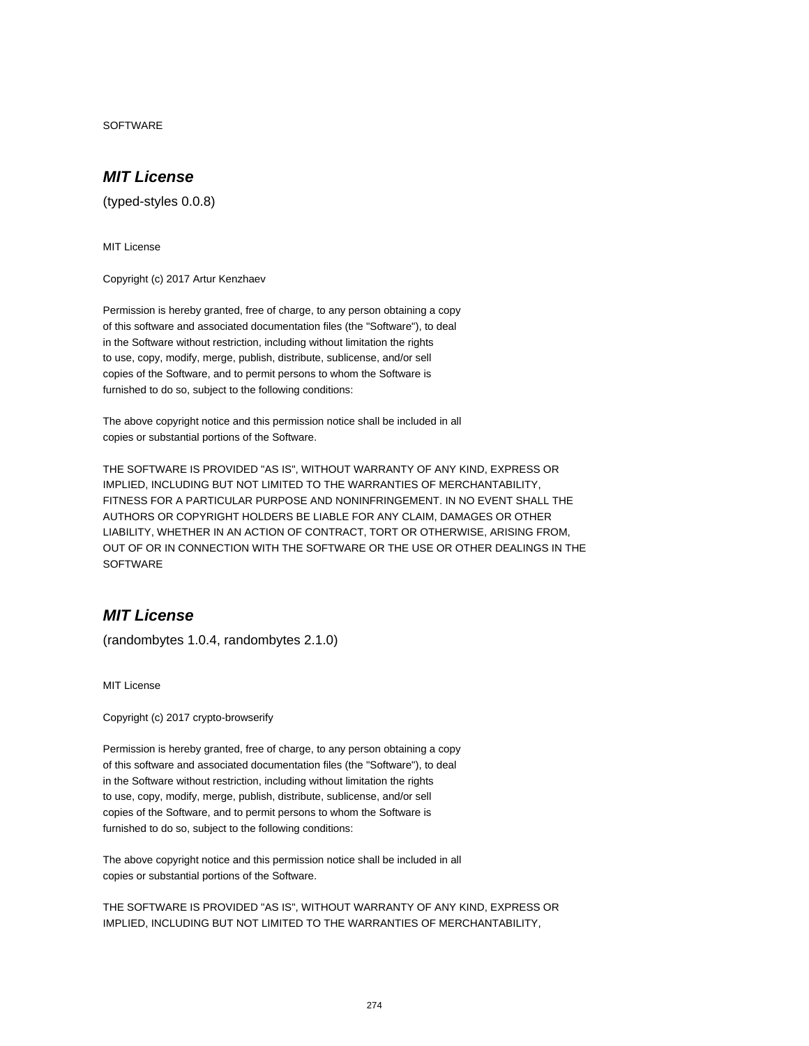SOFTWARE

## *MIT License*

(typed-styles 0.0.8)

MIT License

Copyright (c) 2017 Artur Kenzhaev

Permission is hereby granted, free of charge, to any person obtaining a copy
of this software and associated documentation files (the "Software"), to deal
in the Software without restriction, including without limitation the rights
to use, copy, modify, merge, publish, distribute, sublicense, and/or sell
copies of the Software, and to permit persons to whom the Software is
furnished to do so, subject to the following conditions:

The above copyright notice and this permission notice shall be included in all
copies or substantial portions of the Software.

THE SOFTWARE IS PROVIDED "AS IS", WITHOUT WARRANTY OF ANY KIND, EXPRESS OR
IMPLIED, INCLUDING BUT NOT LIMITED TO THE WARRANTIES OF MERCHANTABILITY,
FITNESS FOR A PARTICULAR PURPOSE AND NONINFRINGEMENT. IN NO EVENT SHALL THE
AUTHORS OR COPYRIGHT HOLDERS BE LIABLE FOR ANY CLAIM, DAMAGES OR OTHER
LIABILITY, WHETHER IN AN ACTION OF CONTRACT, TORT OR OTHERWISE, ARISING FROM,
OUT OF OR IN CONNECTION WITH THE SOFTWARE OR THE USE OR OTHER DEALINGS IN THE
SOFTWARE

## *MIT License*

(randombytes 1.0.4, randombytes 2.1.0)

MIT License

Copyright (c) 2017 crypto-browserify

Permission is hereby granted, free of charge, to any person obtaining a copy
of this software and associated documentation files (the "Software"), to deal
in the Software without restriction, including without limitation the rights
to use, copy, modify, merge, publish, distribute, sublicense, and/or sell
copies of the Software, and to permit persons to whom the Software is
furnished to do so, subject to the following conditions:

The above copyright notice and this permission notice shall be included in all
copies or substantial portions of the Software.

THE SOFTWARE IS PROVIDED "AS IS", WITHOUT WARRANTY OF ANY KIND, EXPRESS OR
IMPLIED, INCLUDING BUT NOT LIMITED TO THE WARRANTIES OF MERCHANTABILITY,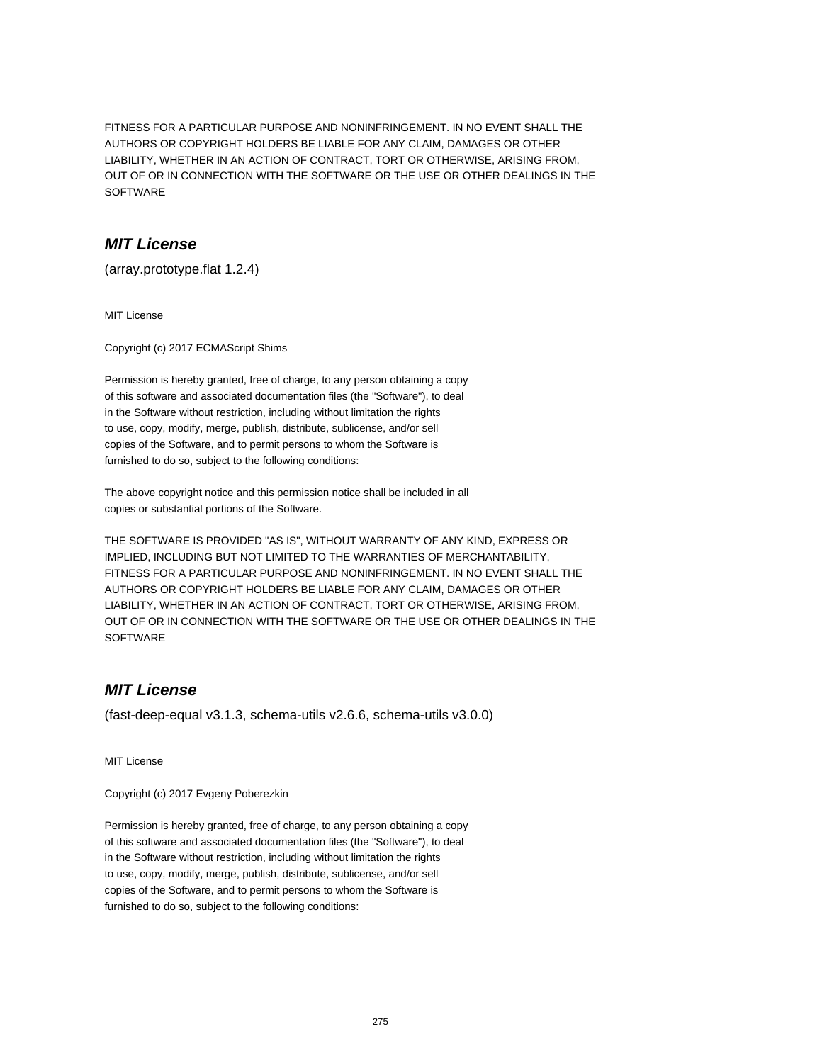FITNESS FOR A PARTICULAR PURPOSE AND NONINFRINGEMENT. IN NO EVENT SHALL THE AUTHORS OR COPYRIGHT HOLDERS BE LIABLE FOR ANY CLAIM, DAMAGES OR OTHER LIABILITY, WHETHER IN AN ACTION OF CONTRACT, TORT OR OTHERWISE, ARISING FROM, OUT OF OR IN CONNECTION WITH THE SOFTWARE OR THE USE OR OTHER DEALINGS IN THE SOFTWARE

## *MIT License*

(array.prototype.flat 1.2.4)

MIT License

Copyright (c) 2017 ECMAScript Shims

Permission is hereby granted, free of charge, to any person obtaining a copy of this software and associated documentation files (the "Software"), to deal in the Software without restriction, including without limitation the rights to use, copy, modify, merge, publish, distribute, sublicense, and/or sell copies of the Software, and to permit persons to whom the Software is furnished to do so, subject to the following conditions:

The above copyright notice and this permission notice shall be included in all copies or substantial portions of the Software.

THE SOFTWARE IS PROVIDED "AS IS", WITHOUT WARRANTY OF ANY KIND, EXPRESS OR IMPLIED, INCLUDING BUT NOT LIMITED TO THE WARRANTIES OF MERCHANTABILITY, FITNESS FOR A PARTICULAR PURPOSE AND NONINFRINGEMENT. IN NO EVENT SHALL THE AUTHORS OR COPYRIGHT HOLDERS BE LIABLE FOR ANY CLAIM, DAMAGES OR OTHER LIABILITY, WHETHER IN AN ACTION OF CONTRACT, TORT OR OTHERWISE, ARISING FROM, OUT OF OR IN CONNECTION WITH THE SOFTWARE OR THE USE OR OTHER DEALINGS IN THE SOFTWARE

## *MIT License*

(fast-deep-equal v3.1.3, schema-utils v2.6.6, schema-utils v3.0.0)

MIT License

Copyright (c) 2017 Evgeny Poberezkin

Permission is hereby granted, free of charge, to any person obtaining a copy of this software and associated documentation files (the "Software"), to deal in the Software without restriction, including without limitation the rights to use, copy, modify, merge, publish, distribute, sublicense, and/or sell copies of the Software, and to permit persons to whom the Software is furnished to do so, subject to the following conditions: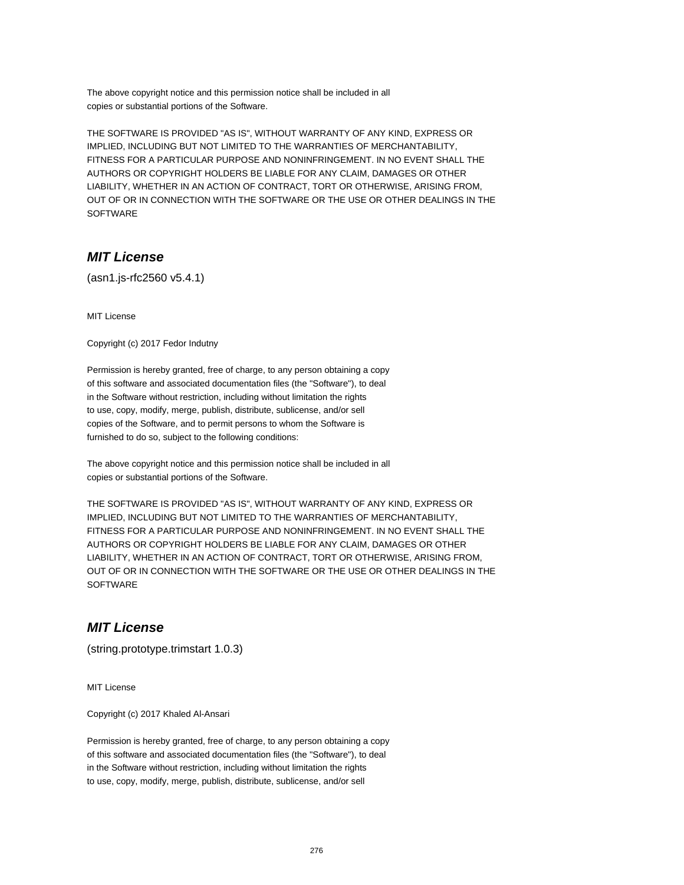The above copyright notice and this permission notice shall be included in all
copies or substantial portions of the Software.

THE SOFTWARE IS PROVIDED "AS IS", WITHOUT WARRANTY OF ANY KIND, EXPRESS OR
IMPLIED, INCLUDING BUT NOT LIMITED TO THE WARRANTIES OF MERCHANTABILITY,
FITNESS FOR A PARTICULAR PURPOSE AND NONINFRINGEMENT. IN NO EVENT SHALL THE
AUTHORS OR COPYRIGHT HOLDERS BE LIABLE FOR ANY CLAIM, DAMAGES OR OTHER
LIABILITY, WHETHER IN AN ACTION OF CONTRACT, TORT OR OTHERWISE, ARISING FROM,
OUT OF OR IN CONNECTION WITH THE SOFTWARE OR THE USE OR OTHER DEALINGS IN THE
SOFTWARE

## *MIT License*

(asn1.js-rfc2560 v5.4.1)

MIT License

Copyright (c) 2017 Fedor Indutny

Permission is hereby granted, free of charge, to any person obtaining a copy
of this software and associated documentation files (the "Software"), to deal
in the Software without restriction, including without limitation the rights
to use, copy, modify, merge, publish, distribute, sublicense, and/or sell
copies of the Software, and to permit persons to whom the Software is
furnished to do so, subject to the following conditions:

The above copyright notice and this permission notice shall be included in all
copies or substantial portions of the Software.

THE SOFTWARE IS PROVIDED "AS IS", WITHOUT WARRANTY OF ANY KIND, EXPRESS OR
IMPLIED, INCLUDING BUT NOT LIMITED TO THE WARRANTIES OF MERCHANTABILITY,
FITNESS FOR A PARTICULAR PURPOSE AND NONINFRINGEMENT. IN NO EVENT SHALL THE
AUTHORS OR COPYRIGHT HOLDERS BE LIABLE FOR ANY CLAIM, DAMAGES OR OTHER
LIABILITY, WHETHER IN AN ACTION OF CONTRACT, TORT OR OTHERWISE, ARISING FROM,
OUT OF OR IN CONNECTION WITH THE SOFTWARE OR THE USE OR OTHER DEALINGS IN THE
SOFTWARE

## *MIT License*

(string.prototype.trimstart 1.0.3)

MIT License

Copyright (c) 2017 Khaled Al-Ansari

Permission is hereby granted, free of charge, to any person obtaining a copy
of this software and associated documentation files (the "Software"), to deal
in the Software without restriction, including without limitation the rights
to use, copy, modify, merge, publish, distribute, sublicense, and/or sell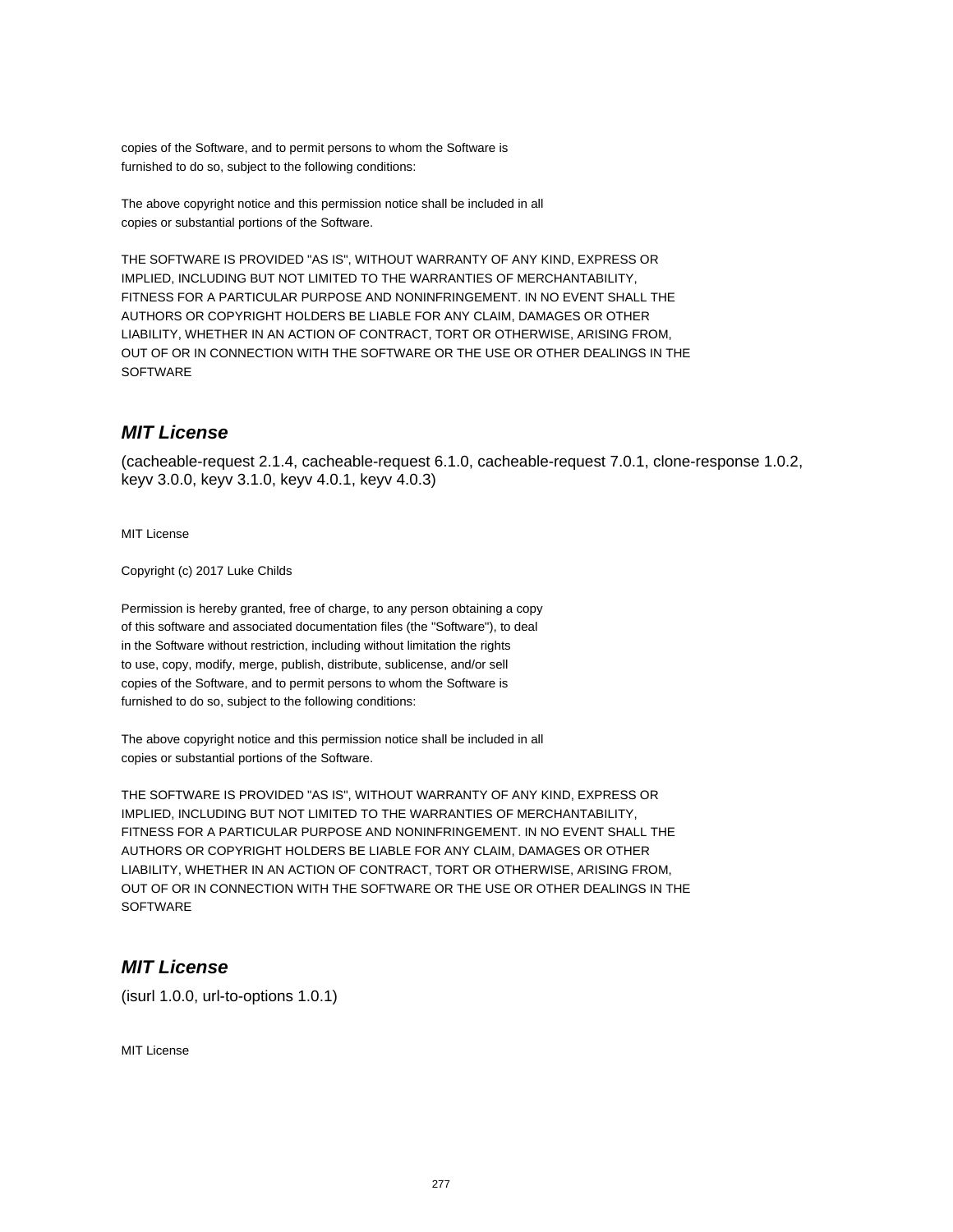copies of the Software, and to permit persons to whom the Software is
furnished to do so, subject to the following conditions:

The above copyright notice and this permission notice shall be included in all
copies or substantial portions of the Software.

THE SOFTWARE IS PROVIDED "AS IS", WITHOUT WARRANTY OF ANY KIND, EXPRESS OR
IMPLIED, INCLUDING BUT NOT LIMITED TO THE WARRANTIES OF MERCHANTABILITY,
FITNESS FOR A PARTICULAR PURPOSE AND NONINFRINGEMENT. IN NO EVENT SHALL THE
AUTHORS OR COPYRIGHT HOLDERS BE LIABLE FOR ANY CLAIM, DAMAGES OR OTHER
LIABILITY, WHETHER IN AN ACTION OF CONTRACT, TORT OR OTHERWISE, ARISING FROM,
OUT OF OR IN CONNECTION WITH THE SOFTWARE OR THE USE OR OTHER DEALINGS IN THE
SOFTWARE

## *MIT License*

(cacheable-request 2.1.4, cacheable-request 6.1.0, cacheable-request 7.0.1, clone-response 1.0.2, keyv 3.0.0, keyv 3.1.0, keyv 4.0.1, keyv 4.0.3)

MIT License

Copyright (c) 2017 Luke Childs

Permission is hereby granted, free of charge, to any person obtaining a copy
of this software and associated documentation files (the "Software"), to deal
in the Software without restriction, including without limitation the rights
to use, copy, modify, merge, publish, distribute, sublicense, and/or sell
copies of the Software, and to permit persons to whom the Software is
furnished to do so, subject to the following conditions:

The above copyright notice and this permission notice shall be included in all
copies or substantial portions of the Software.

THE SOFTWARE IS PROVIDED "AS IS", WITHOUT WARRANTY OF ANY KIND, EXPRESS OR
IMPLIED, INCLUDING BUT NOT LIMITED TO THE WARRANTIES OF MERCHANTABILITY,
FITNESS FOR A PARTICULAR PURPOSE AND NONINFRINGEMENT. IN NO EVENT SHALL THE
AUTHORS OR COPYRIGHT HOLDERS BE LIABLE FOR ANY CLAIM, DAMAGES OR OTHER
LIABILITY, WHETHER IN AN ACTION OF CONTRACT, TORT OR OTHERWISE, ARISING FROM,
OUT OF OR IN CONNECTION WITH THE SOFTWARE OR THE USE OR OTHER DEALINGS IN THE
SOFTWARE

## *MIT License*

(isurl 1.0.0, url-to-options 1.0.1)

MIT License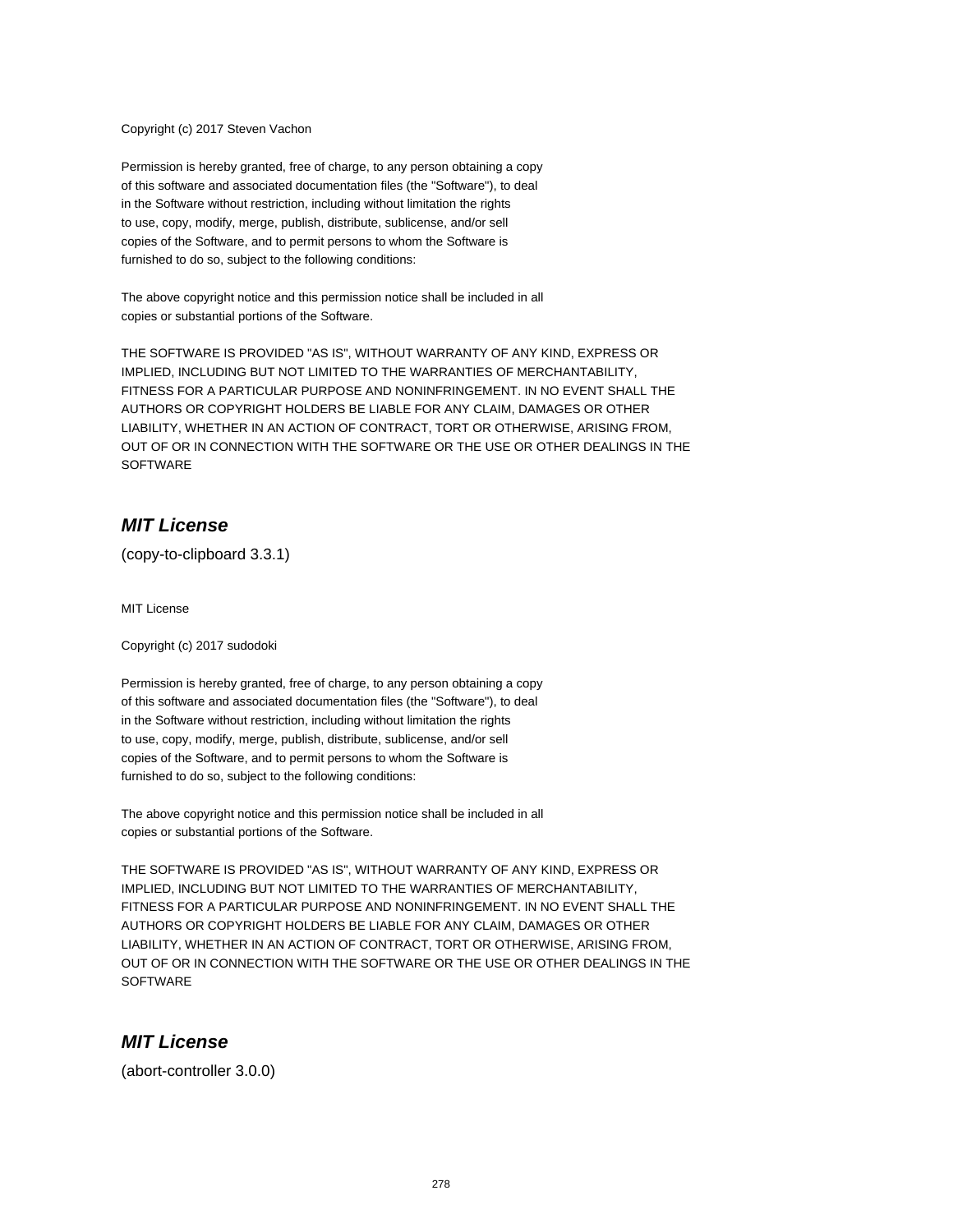Copyright (c) 2017 Steven Vachon

Permission is hereby granted, free of charge, to any person obtaining a copy
of this software and associated documentation files (the "Software"), to deal
in the Software without restriction, including without limitation the rights
to use, copy, modify, merge, publish, distribute, sublicense, and/or sell
copies of the Software, and to permit persons to whom the Software is
furnished to do so, subject to the following conditions:

The above copyright notice and this permission notice shall be included in all
copies or substantial portions of the Software.

THE SOFTWARE IS PROVIDED "AS IS", WITHOUT WARRANTY OF ANY KIND, EXPRESS OR
IMPLIED, INCLUDING BUT NOT LIMITED TO THE WARRANTIES OF MERCHANTABILITY,
FITNESS FOR A PARTICULAR PURPOSE AND NONINFRINGEMENT. IN NO EVENT SHALL THE
AUTHORS OR COPYRIGHT HOLDERS BE LIABLE FOR ANY CLAIM, DAMAGES OR OTHER
LIABILITY, WHETHER IN AN ACTION OF CONTRACT, TORT OR OTHERWISE, ARISING FROM,
OUT OF OR IN CONNECTION WITH THE SOFTWARE OR THE USE OR OTHER DEALINGS IN THE
SOFTWARE

## ***MIT License***

(copy-to-clipboard 3.3.1)

MIT License

Copyright (c) 2017 sudodoki

Permission is hereby granted, free of charge, to any person obtaining a copy
of this software and associated documentation files (the "Software"), to deal
in the Software without restriction, including without limitation the rights
to use, copy, modify, merge, publish, distribute, sublicense, and/or sell
copies of the Software, and to permit persons to whom the Software is
furnished to do so, subject to the following conditions:

The above copyright notice and this permission notice shall be included in all
copies or substantial portions of the Software.

THE SOFTWARE IS PROVIDED "AS IS", WITHOUT WARRANTY OF ANY KIND, EXPRESS OR
IMPLIED, INCLUDING BUT NOT LIMITED TO THE WARRANTIES OF MERCHANTABILITY,
FITNESS FOR A PARTICULAR PURPOSE AND NONINFRINGEMENT. IN NO EVENT SHALL THE
AUTHORS OR COPYRIGHT HOLDERS BE LIABLE FOR ANY CLAIM, DAMAGES OR OTHER
LIABILITY, WHETHER IN AN ACTION OF CONTRACT, TORT OR OTHERWISE, ARISING FROM,
OUT OF OR IN CONNECTION WITH THE SOFTWARE OR THE USE OR OTHER DEALINGS IN THE
SOFTWARE

## ***MIT License***

(abort-controller 3.0.0)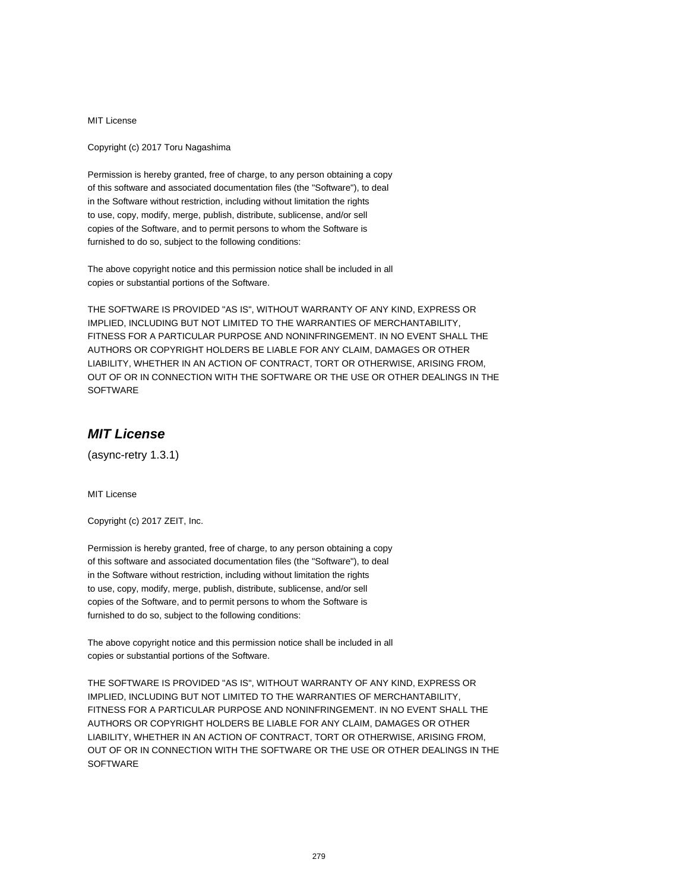MIT License

Copyright (c) 2017 Toru Nagashima

Permission is hereby granted, free of charge, to any person obtaining a copy
of this software and associated documentation files (the "Software"), to deal
in the Software without restriction, including without limitation the rights
to use, copy, modify, merge, publish, distribute, sublicense, and/or sell
copies of the Software, and to permit persons to whom the Software is
furnished to do so, subject to the following conditions:

The above copyright notice and this permission notice shall be included in all
copies or substantial portions of the Software.

THE SOFTWARE IS PROVIDED "AS IS", WITHOUT WARRANTY OF ANY KIND, EXPRESS OR
IMPLIED, INCLUDING BUT NOT LIMITED TO THE WARRANTIES OF MERCHANTABILITY,
FITNESS FOR A PARTICULAR PURPOSE AND NONINFRINGEMENT. IN NO EVENT SHALL THE
AUTHORS OR COPYRIGHT HOLDERS BE LIABLE FOR ANY CLAIM, DAMAGES OR OTHER
LIABILITY, WHETHER IN AN ACTION OF CONTRACT, TORT OR OTHERWISE, ARISING FROM,
OUT OF OR IN CONNECTION WITH THE SOFTWARE OR THE USE OR OTHER DEALINGS IN THE
SOFTWARE

## *MIT License*

(async-retry 1.3.1)

MIT License

Copyright (c) 2017 ZEIT, Inc.

Permission is hereby granted, free of charge, to any person obtaining a copy
of this software and associated documentation files (the "Software"), to deal
in the Software without restriction, including without limitation the rights
to use, copy, modify, merge, publish, distribute, sublicense, and/or sell
copies of the Software, and to permit persons to whom the Software is
furnished to do so, subject to the following conditions:

The above copyright notice and this permission notice shall be included in all
copies or substantial portions of the Software.

THE SOFTWARE IS PROVIDED "AS IS", WITHOUT WARRANTY OF ANY KIND, EXPRESS OR
IMPLIED, INCLUDING BUT NOT LIMITED TO THE WARRANTIES OF MERCHANTABILITY,
FITNESS FOR A PARTICULAR PURPOSE AND NONINFRINGEMENT. IN NO EVENT SHALL THE
AUTHORS OR COPYRIGHT HOLDERS BE LIABLE FOR ANY CLAIM, DAMAGES OR OTHER
LIABILITY, WHETHER IN AN ACTION OF CONTRACT, TORT OR OTHERWISE, ARISING FROM,
OUT OF OR IN CONNECTION WITH THE SOFTWARE OR THE USE OR OTHER DEALINGS IN THE
SOFTWARE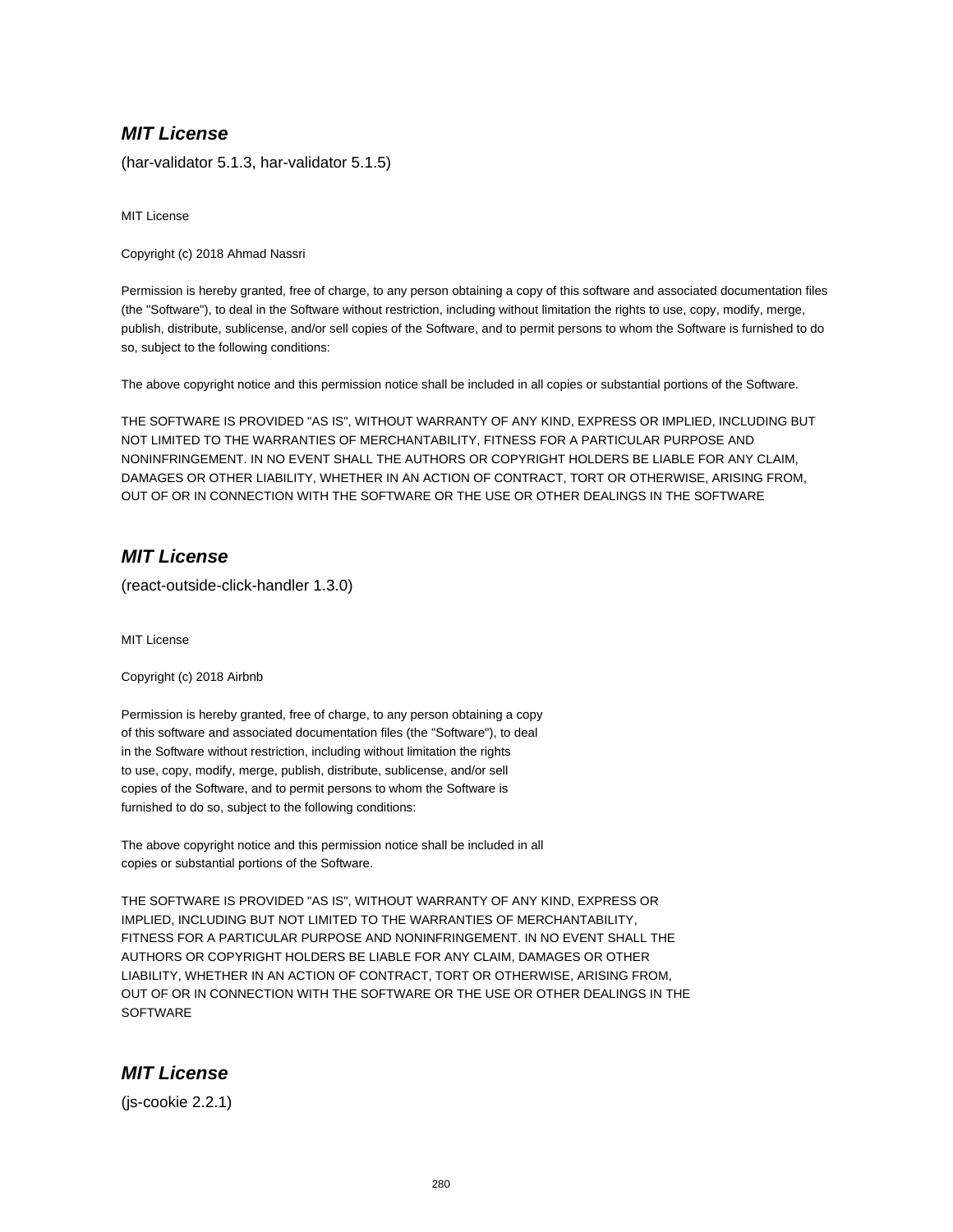### ***MIT License***

(har-validator 5.1.3, har-validator 5.1.5)

MIT License

Copyright (c) 2018 Ahmad Nassri

Permission is hereby granted, free of charge, to any person obtaining a copy of this software and associated documentation files (the "Software"), to deal in the Software without restriction, including without limitation the rights to use, copy, modify, merge, publish, distribute, sublicense, and/or sell copies of the Software, and to permit persons to whom the Software is furnished to do so, subject to the following conditions:

The above copyright notice and this permission notice shall be included in all copies or substantial portions of the Software.

THE SOFTWARE IS PROVIDED "AS IS", WITHOUT WARRANTY OF ANY KIND, EXPRESS OR IMPLIED, INCLUDING BUT NOT LIMITED TO THE WARRANTIES OF MERCHANTABILITY, FITNESS FOR A PARTICULAR PURPOSE AND NONINFRINGEMENT. IN NO EVENT SHALL THE AUTHORS OR COPYRIGHT HOLDERS BE LIABLE FOR ANY CLAIM, DAMAGES OR OTHER LIABILITY, WHETHER IN AN ACTION OF CONTRACT, TORT OR OTHERWISE, ARISING FROM, OUT OF OR IN CONNECTION WITH THE SOFTWARE OR THE USE OR OTHER DEALINGS IN THE SOFTWARE

### ***MIT License***

(react-outside-click-handler 1.3.0)

MIT License

Copyright (c) 2018 Airbnb

Permission is hereby granted, free of charge, to any person obtaining a copy of this software and associated documentation files (the "Software"), to deal in the Software without restriction, including without limitation the rights to use, copy, modify, merge, publish, distribute, sublicense, and/or sell copies of the Software, and to permit persons to whom the Software is furnished to do so, subject to the following conditions:

The above copyright notice and this permission notice shall be included in all copies or substantial portions of the Software.

THE SOFTWARE IS PROVIDED "AS IS", WITHOUT WARRANTY OF ANY KIND, EXPRESS OR IMPLIED, INCLUDING BUT NOT LIMITED TO THE WARRANTIES OF MERCHANTABILITY, FITNESS FOR A PARTICULAR PURPOSE AND NONINFRINGEMENT. IN NO EVENT SHALL THE AUTHORS OR COPYRIGHT HOLDERS BE LIABLE FOR ANY CLAIM, DAMAGES OR OTHER LIABILITY, WHETHER IN AN ACTION OF CONTRACT, TORT OR OTHERWISE, ARISING FROM, OUT OF OR IN CONNECTION WITH THE SOFTWARE OR THE USE OR OTHER DEALINGS IN THE SOFTWARE

### ***MIT License***

(js-cookie 2.2.1)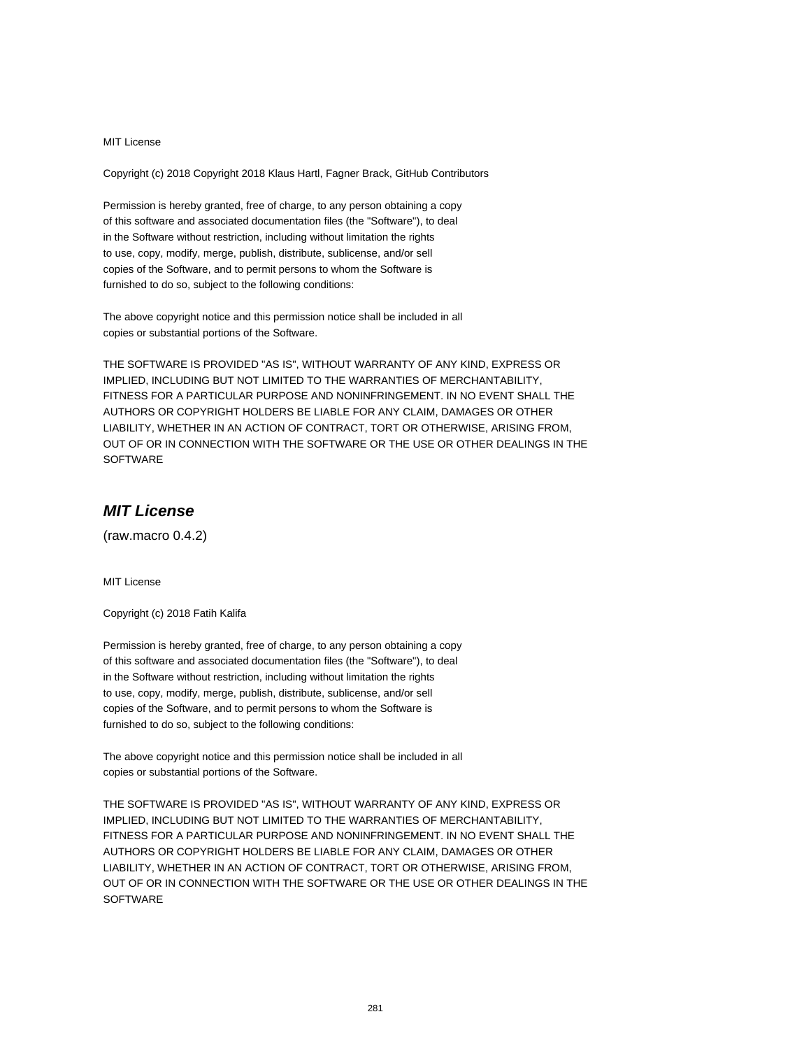MIT License

Copyright (c) 2018 Copyright 2018 Klaus Hartl, Fagner Brack, GitHub Contributors

Permission is hereby granted, free of charge, to any person obtaining a copy
of this software and associated documentation files (the "Software"), to deal
in the Software without restriction, including without limitation the rights
to use, copy, modify, merge, publish, distribute, sublicense, and/or sell
copies of the Software, and to permit persons to whom the Software is
furnished to do so, subject to the following conditions:

The above copyright notice and this permission notice shall be included in all
copies or substantial portions of the Software.

THE SOFTWARE IS PROVIDED "AS IS", WITHOUT WARRANTY OF ANY KIND, EXPRESS OR
IMPLIED, INCLUDING BUT NOT LIMITED TO THE WARRANTIES OF MERCHANTABILITY,
FITNESS FOR A PARTICULAR PURPOSE AND NONINFRINGEMENT. IN NO EVENT SHALL THE
AUTHORS OR COPYRIGHT HOLDERS BE LIABLE FOR ANY CLAIM, DAMAGES OR OTHER
LIABILITY, WHETHER IN AN ACTION OF CONTRACT, TORT OR OTHERWISE, ARISING FROM,
OUT OF OR IN CONNECTION WITH THE SOFTWARE OR THE USE OR OTHER DEALINGS IN THE
SOFTWARE

## *MIT License*

(raw.macro 0.4.2)

MIT License

Copyright (c) 2018 Fatih Kalifa

Permission is hereby granted, free of charge, to any person obtaining a copy
of this software and associated documentation files (the "Software"), to deal
in the Software without restriction, including without limitation the rights
to use, copy, modify, merge, publish, distribute, sublicense, and/or sell
copies of the Software, and to permit persons to whom the Software is
furnished to do so, subject to the following conditions:

The above copyright notice and this permission notice shall be included in all
copies or substantial portions of the Software.

THE SOFTWARE IS PROVIDED "AS IS", WITHOUT WARRANTY OF ANY KIND, EXPRESS OR
IMPLIED, INCLUDING BUT NOT LIMITED TO THE WARRANTIES OF MERCHANTABILITY,
FITNESS FOR A PARTICULAR PURPOSE AND NONINFRINGEMENT. IN NO EVENT SHALL THE
AUTHORS OR COPYRIGHT HOLDERS BE LIABLE FOR ANY CLAIM, DAMAGES OR OTHER
LIABILITY, WHETHER IN AN ACTION OF CONTRACT, TORT OR OTHERWISE, ARISING FROM,
OUT OF OR IN CONNECTION WITH THE SOFTWARE OR THE USE OR OTHER DEALINGS IN THE
SOFTWARE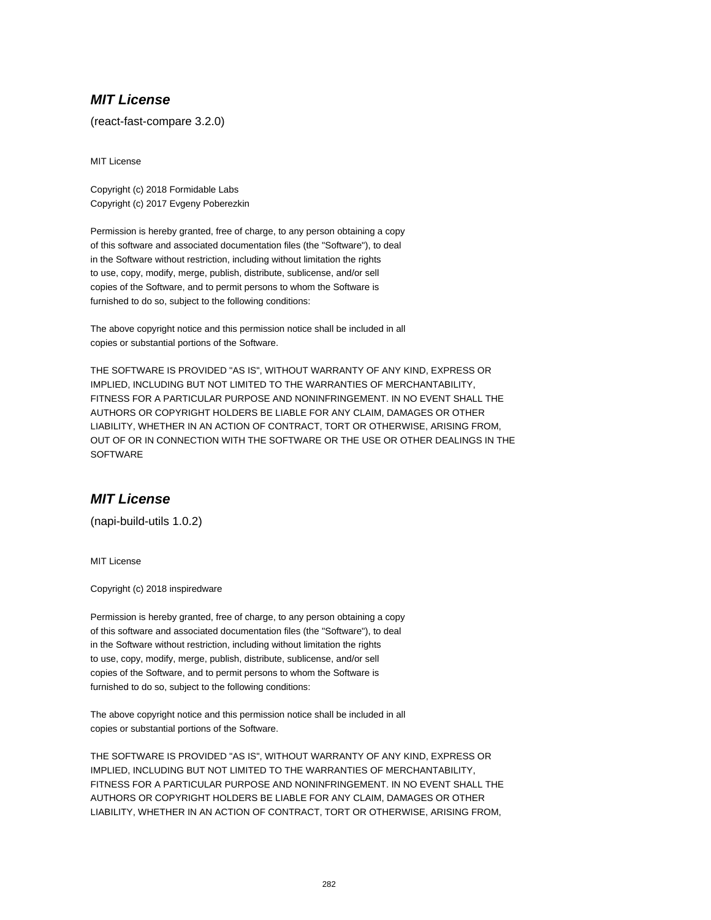## ***MIT License***

(react-fast-compare 3.2.0)

MIT License

Copyright (c) 2018 Formidable Labs
Copyright (c) 2017 Evgeny Poberezkin

Permission is hereby granted, free of charge, to any person obtaining a copy
of this software and associated documentation files (the "Software"), to deal
in the Software without restriction, including without limitation the rights
to use, copy, modify, merge, publish, distribute, sublicense, and/or sell
copies of the Software, and to permit persons to whom the Software is
furnished to do so, subject to the following conditions:

The above copyright notice and this permission notice shall be included in all
copies or substantial portions of the Software.

THE SOFTWARE IS PROVIDED "AS IS", WITHOUT WARRANTY OF ANY KIND, EXPRESS OR
IMPLIED, INCLUDING BUT NOT LIMITED TO THE WARRANTIES OF MERCHANTABILITY,
FITNESS FOR A PARTICULAR PURPOSE AND NONINFRINGEMENT. IN NO EVENT SHALL THE
AUTHORS OR COPYRIGHT HOLDERS BE LIABLE FOR ANY CLAIM, DAMAGES OR OTHER
LIABILITY, WHETHER IN AN ACTION OF CONTRACT, TORT OR OTHERWISE, ARISING FROM,
OUT OF OR IN CONNECTION WITH THE SOFTWARE OR THE USE OR OTHER DEALINGS IN THE
SOFTWARE

## ***MIT License***

(napi-build-utils 1.0.2)

MIT License

Copyright (c) 2018 inspiredware

Permission is hereby granted, free of charge, to any person obtaining a copy
of this software and associated documentation files (the "Software"), to deal
in the Software without restriction, including without limitation the rights
to use, copy, modify, merge, publish, distribute, sublicense, and/or sell
copies of the Software, and to permit persons to whom the Software is
furnished to do so, subject to the following conditions:

The above copyright notice and this permission notice shall be included in all
copies or substantial portions of the Software.

THE SOFTWARE IS PROVIDED "AS IS", WITHOUT WARRANTY OF ANY KIND, EXPRESS OR
IMPLIED, INCLUDING BUT NOT LIMITED TO THE WARRANTIES OF MERCHANTABILITY,
FITNESS FOR A PARTICULAR PURPOSE AND NONINFRINGEMENT. IN NO EVENT SHALL THE
AUTHORS OR COPYRIGHT HOLDERS BE LIABLE FOR ANY CLAIM, DAMAGES OR OTHER
LIABILITY, WHETHER IN AN ACTION OF CONTRACT, TORT OR OTHERWISE, ARISING FROM,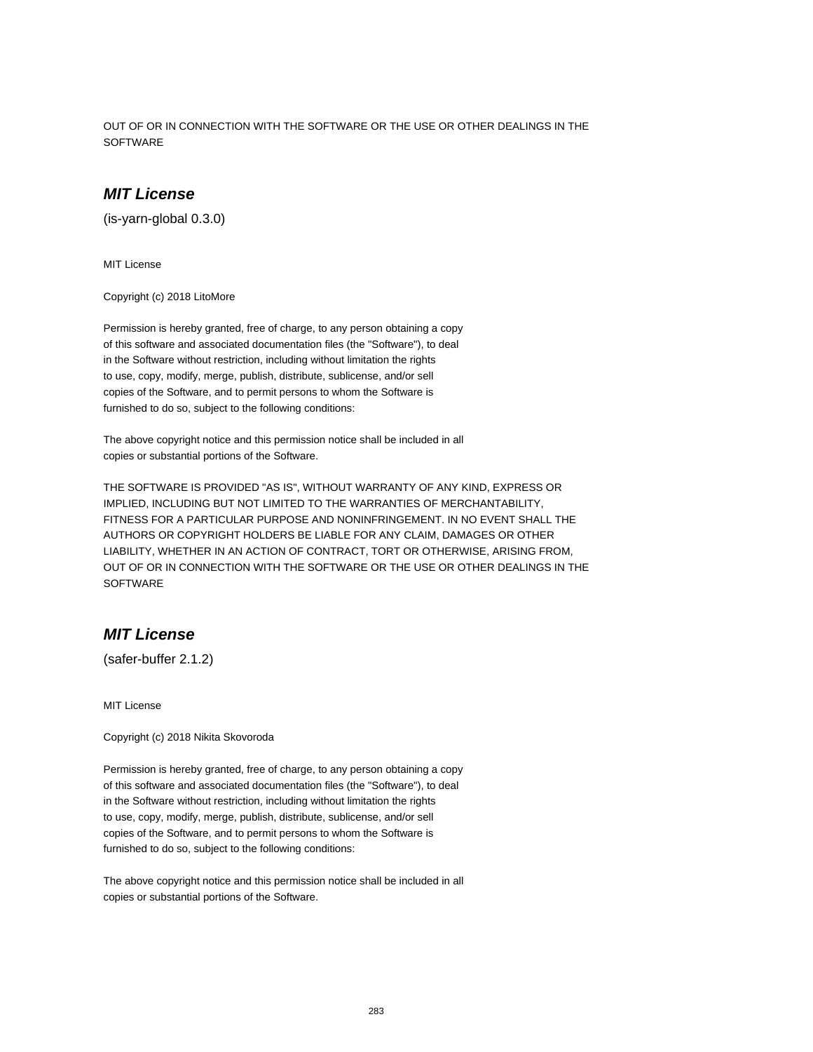OUT OF OR IN CONNECTION WITH THE SOFTWARE OR THE USE OR OTHER DEALINGS IN THE SOFTWARE

## *MIT License*

(is-yarn-global 0.3.0)

MIT License

Copyright (c) 2018 LitoMore

Permission is hereby granted, free of charge, to any person obtaining a copy
of this software and associated documentation files (the "Software"), to deal
in the Software without restriction, including without limitation the rights
to use, copy, modify, merge, publish, distribute, sublicense, and/or sell
copies of the Software, and to permit persons to whom the Software is
furnished to do so, subject to the following conditions:

The above copyright notice and this permission notice shall be included in all
copies or substantial portions of the Software.

THE SOFTWARE IS PROVIDED "AS IS", WITHOUT WARRANTY OF ANY KIND, EXPRESS OR
IMPLIED, INCLUDING BUT NOT LIMITED TO THE WARRANTIES OF MERCHANTABILITY,
FITNESS FOR A PARTICULAR PURPOSE AND NONINFRINGEMENT. IN NO EVENT SHALL THE
AUTHORS OR COPYRIGHT HOLDERS BE LIABLE FOR ANY CLAIM, DAMAGES OR OTHER
LIABILITY, WHETHER IN AN ACTION OF CONTRACT, TORT OR OTHERWISE, ARISING FROM,
OUT OF OR IN CONNECTION WITH THE SOFTWARE OR THE USE OR OTHER DEALINGS IN THE
SOFTWARE

## *MIT License*

(safer-buffer 2.1.2)

MIT License

Copyright (c) 2018 Nikita Skovoroda

Permission is hereby granted, free of charge, to any person obtaining a copy
of this software and associated documentation files (the "Software"), to deal
in the Software without restriction, including without limitation the rights
to use, copy, modify, merge, publish, distribute, sublicense, and/or sell
copies of the Software, and to permit persons to whom the Software is
furnished to do so, subject to the following conditions:

The above copyright notice and this permission notice shall be included in all
copies or substantial portions of the Software.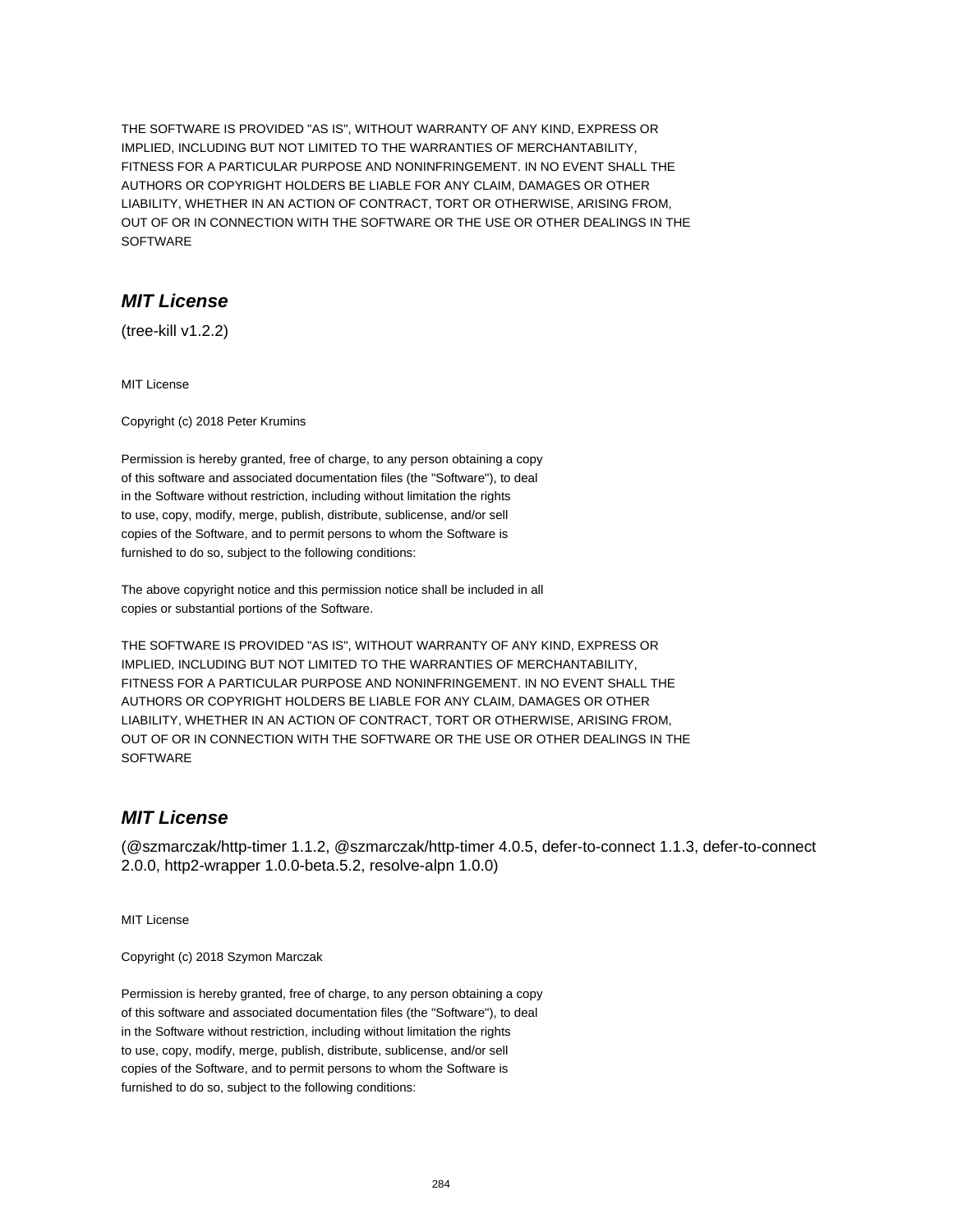THE SOFTWARE IS PROVIDED "AS IS", WITHOUT WARRANTY OF ANY KIND, EXPRESS OR
IMPLIED, INCLUDING BUT NOT LIMITED TO THE WARRANTIES OF MERCHANTABILITY,
FITNESS FOR A PARTICULAR PURPOSE AND NONINFRINGEMENT. IN NO EVENT SHALL THE
AUTHORS OR COPYRIGHT HOLDERS BE LIABLE FOR ANY CLAIM, DAMAGES OR OTHER
LIABILITY, WHETHER IN AN ACTION OF CONTRACT, TORT OR OTHERWISE, ARISING FROM,
OUT OF OR IN CONNECTION WITH THE SOFTWARE OR THE USE OR OTHER DEALINGS IN THE
SOFTWARE

## *MIT License*

(tree-kill v1.2.2)

MIT License

Copyright (c) 2018 Peter Krumins

Permission is hereby granted, free of charge, to any person obtaining a copy
of this software and associated documentation files (the "Software"), to deal
in the Software without restriction, including without limitation the rights
to use, copy, modify, merge, publish, distribute, sublicense, and/or sell
copies of the Software, and to permit persons to whom the Software is
furnished to do so, subject to the following conditions:

The above copyright notice and this permission notice shall be included in all
copies or substantial portions of the Software.

THE SOFTWARE IS PROVIDED "AS IS", WITHOUT WARRANTY OF ANY KIND, EXPRESS OR
IMPLIED, INCLUDING BUT NOT LIMITED TO THE WARRANTIES OF MERCHANTABILITY,
FITNESS FOR A PARTICULAR PURPOSE AND NONINFRINGEMENT. IN NO EVENT SHALL THE
AUTHORS OR COPYRIGHT HOLDERS BE LIABLE FOR ANY CLAIM, DAMAGES OR OTHER
LIABILITY, WHETHER IN AN ACTION OF CONTRACT, TORT OR OTHERWISE, ARISING FROM,
OUT OF OR IN CONNECTION WITH THE SOFTWARE OR THE USE OR OTHER DEALINGS IN THE
SOFTWARE

## *MIT License*

(@szmarczak/http-timer 1.1.2, @szmarczak/http-timer 4.0.5, defer-to-connect 1.1.3, defer-to-connect 2.0.0, http2-wrapper 1.0.0-beta.5.2, resolve-alpn 1.0.0)

MIT License

Copyright (c) 2018 Szymon Marczak

Permission is hereby granted, free of charge, to any person obtaining a copy
of this software and associated documentation files (the "Software"), to deal
in the Software without restriction, including without limitation the rights
to use, copy, modify, merge, publish, distribute, sublicense, and/or sell
copies of the Software, and to permit persons to whom the Software is
furnished to do so, subject to the following conditions: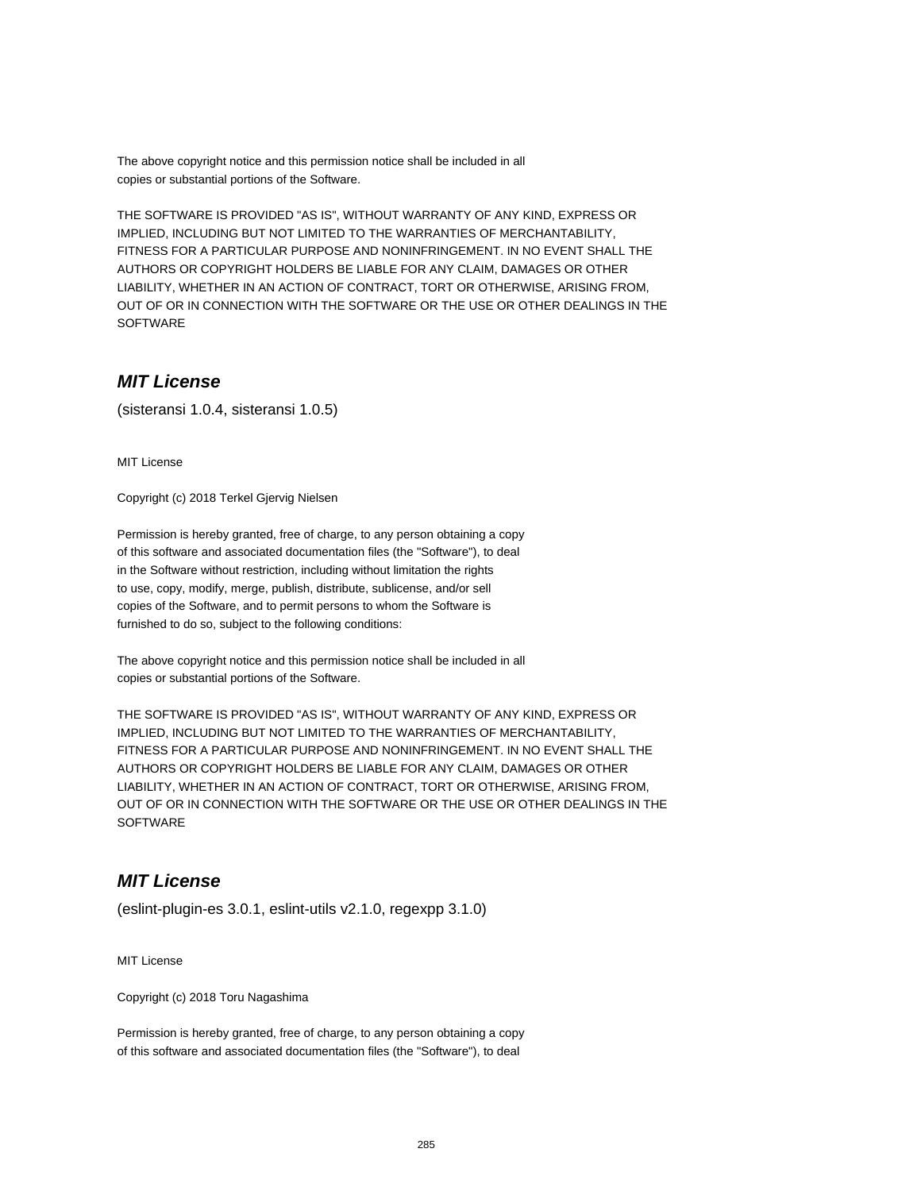The above copyright notice and this permission notice shall be included in all
copies or substantial portions of the Software.

THE SOFTWARE IS PROVIDED "AS IS", WITHOUT WARRANTY OF ANY KIND, EXPRESS OR
IMPLIED, INCLUDING BUT NOT LIMITED TO THE WARRANTIES OF MERCHANTABILITY,
FITNESS FOR A PARTICULAR PURPOSE AND NONINFRINGEMENT. IN NO EVENT SHALL THE
AUTHORS OR COPYRIGHT HOLDERS BE LIABLE FOR ANY CLAIM, DAMAGES OR OTHER
LIABILITY, WHETHER IN AN ACTION OF CONTRACT, TORT OR OTHERWISE, ARISING FROM,
OUT OF OR IN CONNECTION WITH THE SOFTWARE OR THE USE OR OTHER DEALINGS IN THE
SOFTWARE

## *MIT License*

(sisteransi 1.0.4, sisteransi 1.0.5)

MIT License

Copyright (c) 2018 Terkel Gjervig Nielsen

Permission is hereby granted, free of charge, to any person obtaining a copy
of this software and associated documentation files (the "Software"), to deal
in the Software without restriction, including without limitation the rights
to use, copy, modify, merge, publish, distribute, sublicense, and/or sell
copies of the Software, and to permit persons to whom the Software is
furnished to do so, subject to the following conditions:

The above copyright notice and this permission notice shall be included in all
copies or substantial portions of the Software.

THE SOFTWARE IS PROVIDED "AS IS", WITHOUT WARRANTY OF ANY KIND, EXPRESS OR
IMPLIED, INCLUDING BUT NOT LIMITED TO THE WARRANTIES OF MERCHANTABILITY,
FITNESS FOR A PARTICULAR PURPOSE AND NONINFRINGEMENT. IN NO EVENT SHALL THE
AUTHORS OR COPYRIGHT HOLDERS BE LIABLE FOR ANY CLAIM, DAMAGES OR OTHER
LIABILITY, WHETHER IN AN ACTION OF CONTRACT, TORT OR OTHERWISE, ARISING FROM,
OUT OF OR IN CONNECTION WITH THE SOFTWARE OR THE USE OR OTHER DEALINGS IN THE
SOFTWARE

## *MIT License*

(eslint-plugin-es 3.0.1, eslint-utils v2.1.0, regexpp 3.1.0)

MIT License

Copyright (c) 2018 Toru Nagashima

Permission is hereby granted, free of charge, to any person obtaining a copy
of this software and associated documentation files (the "Software"), to deal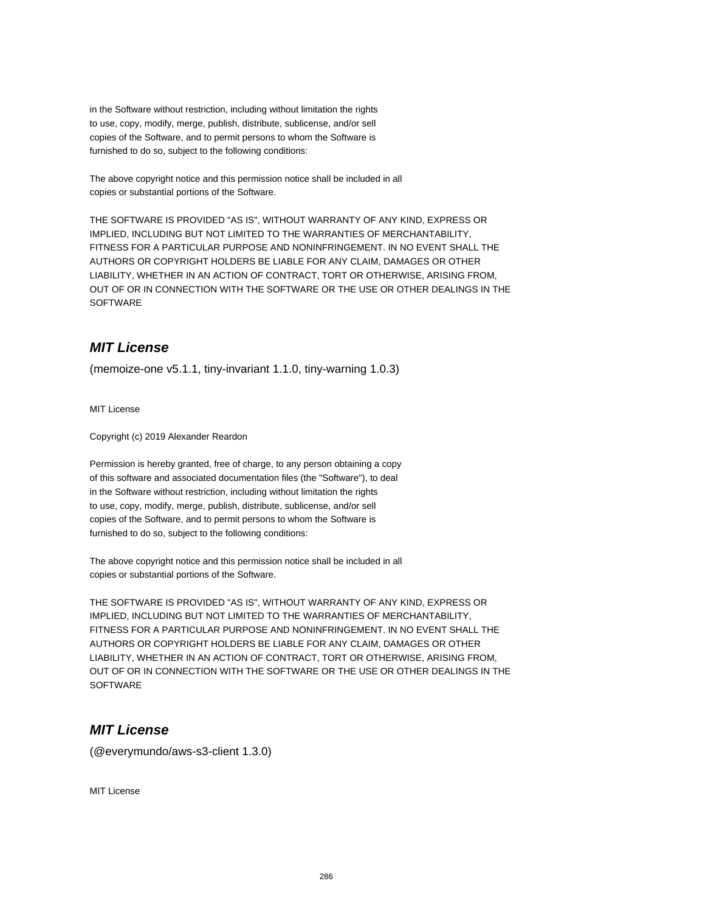in the Software without restriction, including without limitation the rights
to use, copy, modify, merge, publish, distribute, sublicense, and/or sell
copies of the Software, and to permit persons to whom the Software is
furnished to do so, subject to the following conditions:

The above copyright notice and this permission notice shall be included in all
copies or substantial portions of the Software.

THE SOFTWARE IS PROVIDED "AS IS", WITHOUT WARRANTY OF ANY KIND, EXPRESS OR
IMPLIED, INCLUDING BUT NOT LIMITED TO THE WARRANTIES OF MERCHANTABILITY,
FITNESS FOR A PARTICULAR PURPOSE AND NONINFRINGEMENT. IN NO EVENT SHALL THE
AUTHORS OR COPYRIGHT HOLDERS BE LIABLE FOR ANY CLAIM, DAMAGES OR OTHER
LIABILITY, WHETHER IN AN ACTION OF CONTRACT, TORT OR OTHERWISE, ARISING FROM,
OUT OF OR IN CONNECTION WITH THE SOFTWARE OR THE USE OR OTHER DEALINGS IN THE
SOFTWARE

## *MIT License*

(memoize-one v5.1.1, tiny-invariant 1.1.0, tiny-warning 1.0.3)

MIT License

Copyright (c) 2019 Alexander Reardon

Permission is hereby granted, free of charge, to any person obtaining a copy
of this software and associated documentation files (the "Software"), to deal
in the Software without restriction, including without limitation the rights
to use, copy, modify, merge, publish, distribute, sublicense, and/or sell
copies of the Software, and to permit persons to whom the Software is
furnished to do so, subject to the following conditions:

The above copyright notice and this permission notice shall be included in all
copies or substantial portions of the Software.

THE SOFTWARE IS PROVIDED "AS IS", WITHOUT WARRANTY OF ANY KIND, EXPRESS OR
IMPLIED, INCLUDING BUT NOT LIMITED TO THE WARRANTIES OF MERCHANTABILITY,
FITNESS FOR A PARTICULAR PURPOSE AND NONINFRINGEMENT. IN NO EVENT SHALL THE
AUTHORS OR COPYRIGHT HOLDERS BE LIABLE FOR ANY CLAIM, DAMAGES OR OTHER
LIABILITY, WHETHER IN AN ACTION OF CONTRACT, TORT OR OTHERWISE, ARISING FROM,
OUT OF OR IN CONNECTION WITH THE SOFTWARE OR THE USE OR OTHER DEALINGS IN THE
SOFTWARE

## *MIT License*

(@everymundo/aws-s3-client 1.3.0)

MIT License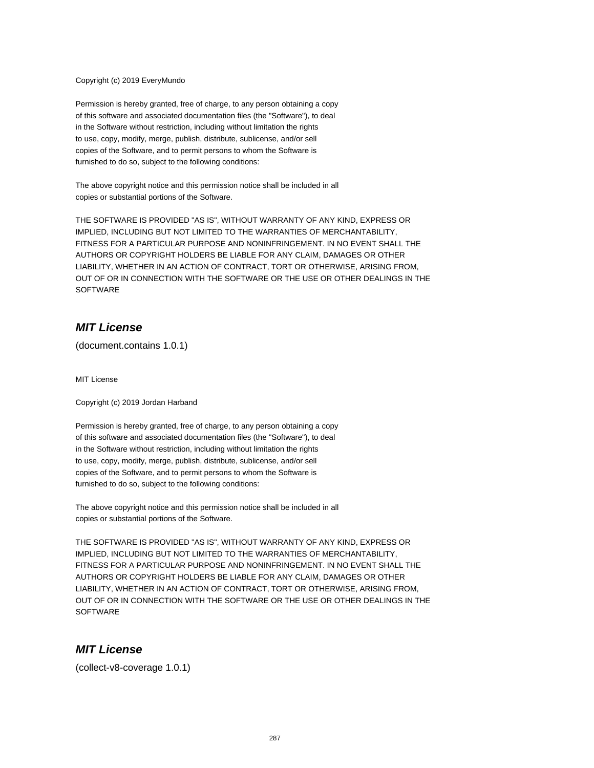Copyright (c) 2019 EveryMundo

Permission is hereby granted, free of charge, to any person obtaining a copy
of this software and associated documentation files (the "Software"), to deal
in the Software without restriction, including without limitation the rights
to use, copy, modify, merge, publish, distribute, sublicense, and/or sell
copies of the Software, and to permit persons to whom the Software is
furnished to do so, subject to the following conditions:

The above copyright notice and this permission notice shall be included in all
copies or substantial portions of the Software.

THE SOFTWARE IS PROVIDED "AS IS", WITHOUT WARRANTY OF ANY KIND, EXPRESS OR
IMPLIED, INCLUDING BUT NOT LIMITED TO THE WARRANTIES OF MERCHANTABILITY,
FITNESS FOR A PARTICULAR PURPOSE AND NONINFRINGEMENT. IN NO EVENT SHALL THE
AUTHORS OR COPYRIGHT HOLDERS BE LIABLE FOR ANY CLAIM, DAMAGES OR OTHER
LIABILITY, WHETHER IN AN ACTION OF CONTRACT, TORT OR OTHERWISE, ARISING FROM,
OUT OF OR IN CONNECTION WITH THE SOFTWARE OR THE USE OR OTHER DEALINGS IN THE
SOFTWARE

## *MIT License*

(document.contains 1.0.1)

MIT License

Copyright (c) 2019 Jordan Harband

Permission is hereby granted, free of charge, to any person obtaining a copy
of this software and associated documentation files (the "Software"), to deal
in the Software without restriction, including without limitation the rights
to use, copy, modify, merge, publish, distribute, sublicense, and/or sell
copies of the Software, and to permit persons to whom the Software is
furnished to do so, subject to the following conditions:

The above copyright notice and this permission notice shall be included in all
copies or substantial portions of the Software.

THE SOFTWARE IS PROVIDED "AS IS", WITHOUT WARRANTY OF ANY KIND, EXPRESS OR
IMPLIED, INCLUDING BUT NOT LIMITED TO THE WARRANTIES OF MERCHANTABILITY,
FITNESS FOR A PARTICULAR PURPOSE AND NONINFRINGEMENT. IN NO EVENT SHALL THE
AUTHORS OR COPYRIGHT HOLDERS BE LIABLE FOR ANY CLAIM, DAMAGES OR OTHER
LIABILITY, WHETHER IN AN ACTION OF CONTRACT, TORT OR OTHERWISE, ARISING FROM,
OUT OF OR IN CONNECTION WITH THE SOFTWARE OR THE USE OR OTHER DEALINGS IN THE
SOFTWARE

## *MIT License*

(collect-v8-coverage 1.0.1)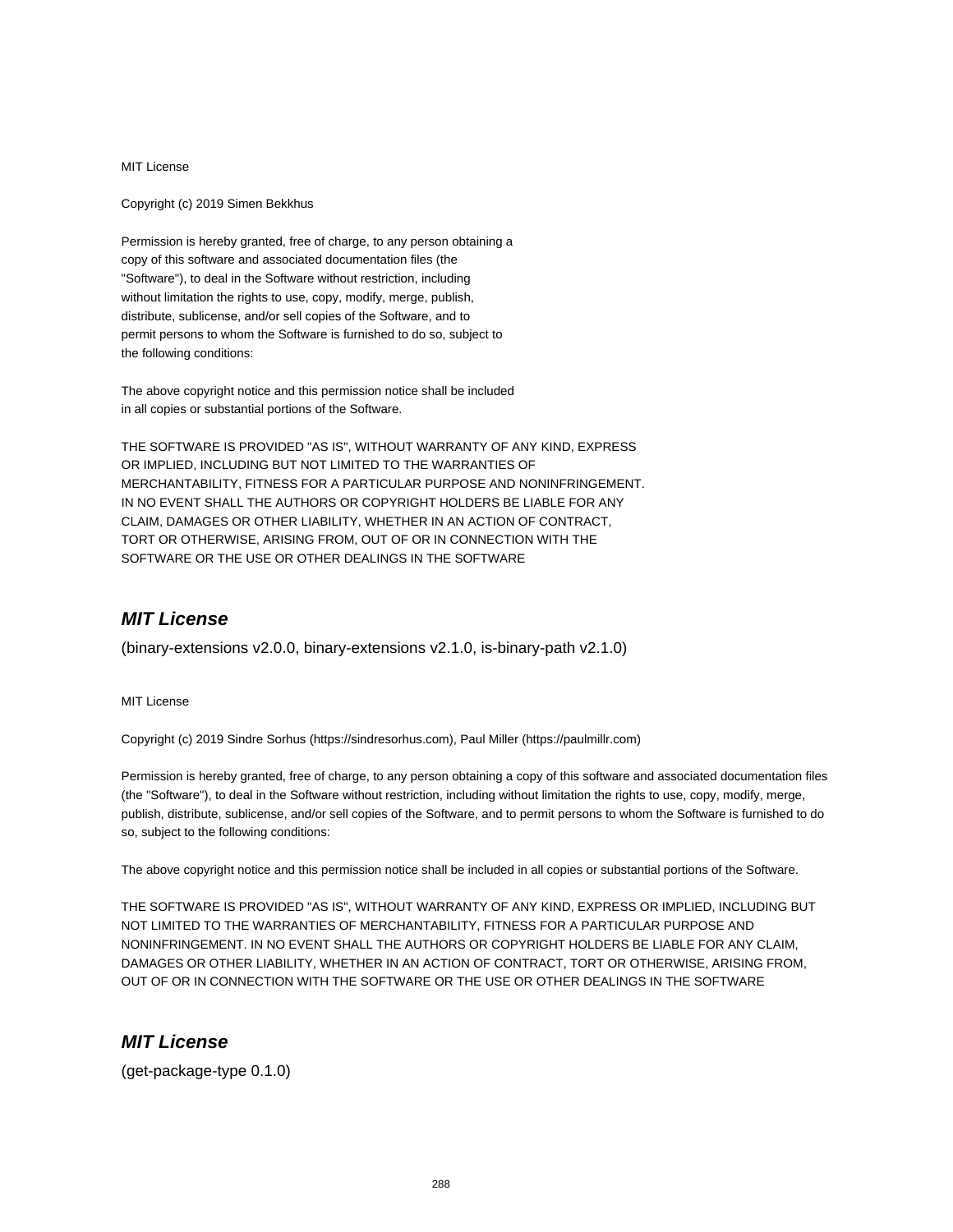MIT License

Copyright (c) 2019 Simen Bekkhus

Permission is hereby granted, free of charge, to any person obtaining a
copy of this software and associated documentation files (the
"Software"), to deal in the Software without restriction, including
without limitation the rights to use, copy, modify, merge, publish,
distribute, sublicense, and/or sell copies of the Software, and to
permit persons to whom the Software is furnished to do so, subject to
the following conditions:

The above copyright notice and this permission notice shall be included
in all copies or substantial portions of the Software.

THE SOFTWARE IS PROVIDED "AS IS", WITHOUT WARRANTY OF ANY KIND, EXPRESS
OR IMPLIED, INCLUDING BUT NOT LIMITED TO THE WARRANTIES OF
MERCHANTABILITY, FITNESS FOR A PARTICULAR PURPOSE AND NONINFRINGEMENT.
IN NO EVENT SHALL THE AUTHORS OR COPYRIGHT HOLDERS BE LIABLE FOR ANY
CLAIM, DAMAGES OR OTHER LIABILITY, WHETHER IN AN ACTION OF CONTRACT,
TORT OR OTHERWISE, ARISING FROM, OUT OF OR IN CONNECTION WITH THE
SOFTWARE OR THE USE OR OTHER DEALINGS IN THE SOFTWARE

## *MIT License*

(binary-extensions v2.0.0, binary-extensions v2.1.0, is-binary-path v2.1.0)

MIT License

Copyright (c) 2019 Sindre Sorhus (https://sindresorhus.com), Paul Miller (https://paulmillr.com)

Permission is hereby granted, free of charge, to any person obtaining a copy of this software and associated documentation files (the "Software"), to deal in the Software without restriction, including without limitation the rights to use, copy, modify, merge, publish, distribute, sublicense, and/or sell copies of the Software, and to permit persons to whom the Software is furnished to do so, subject to the following conditions:

The above copyright notice and this permission notice shall be included in all copies or substantial portions of the Software.

THE SOFTWARE IS PROVIDED "AS IS", WITHOUT WARRANTY OF ANY KIND, EXPRESS OR IMPLIED, INCLUDING BUT NOT LIMITED TO THE WARRANTIES OF MERCHANTABILITY, FITNESS FOR A PARTICULAR PURPOSE AND NONINFRINGEMENT. IN NO EVENT SHALL THE AUTHORS OR COPYRIGHT HOLDERS BE LIABLE FOR ANY CLAIM, DAMAGES OR OTHER LIABILITY, WHETHER IN AN ACTION OF CONTRACT, TORT OR OTHERWISE, ARISING FROM, OUT OF OR IN CONNECTION WITH THE SOFTWARE OR THE USE OR OTHER DEALINGS IN THE SOFTWARE

## *MIT License*

(get-package-type 0.1.0)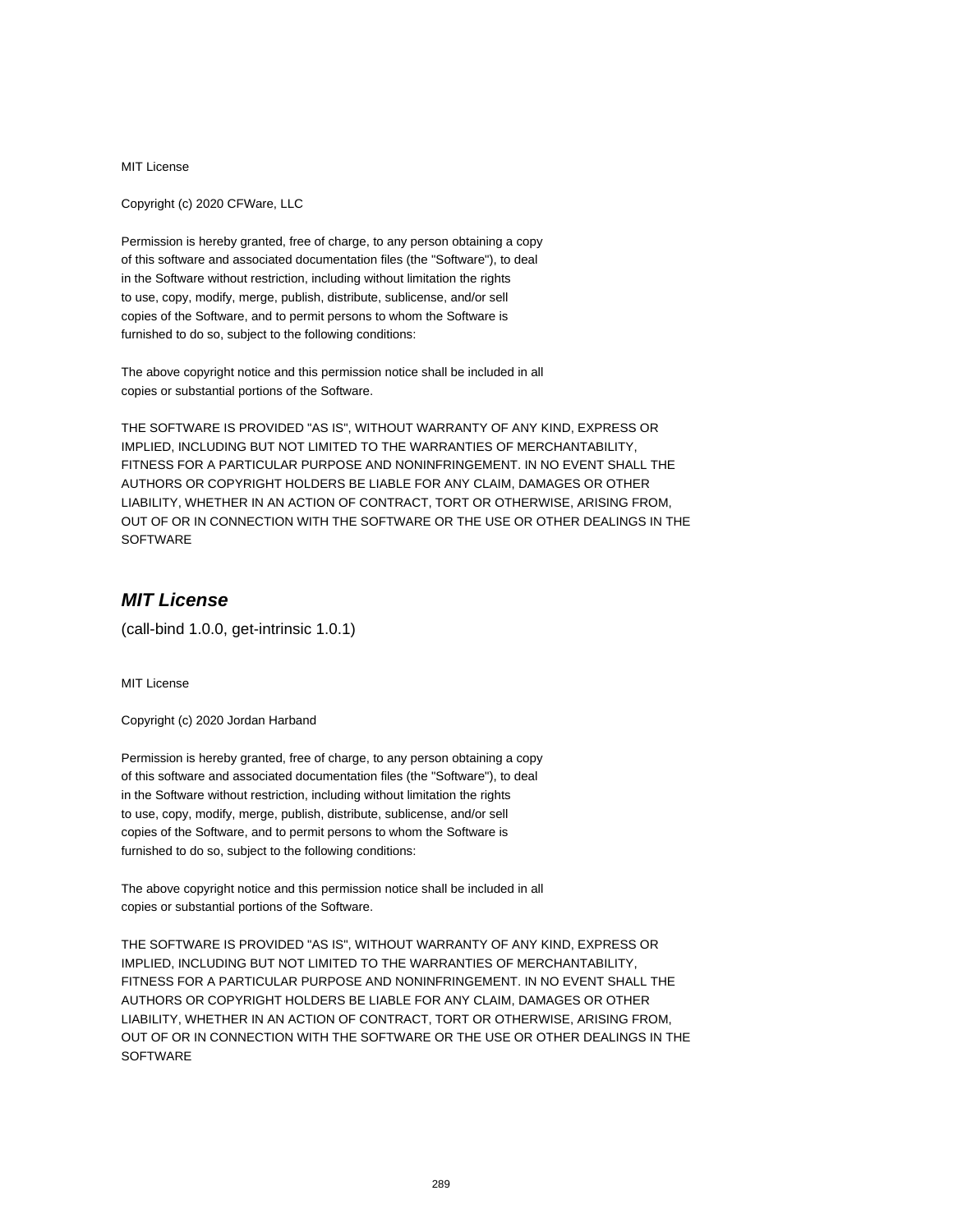MIT License

Copyright (c) 2020 CFWare, LLC

Permission is hereby granted, free of charge, to any person obtaining a copy
of this software and associated documentation files (the "Software"), to deal
in the Software without restriction, including without limitation the rights
to use, copy, modify, merge, publish, distribute, sublicense, and/or sell
copies of the Software, and to permit persons to whom the Software is
furnished to do so, subject to the following conditions:

The above copyright notice and this permission notice shall be included in all
copies or substantial portions of the Software.

THE SOFTWARE IS PROVIDED "AS IS", WITHOUT WARRANTY OF ANY KIND, EXPRESS OR
IMPLIED, INCLUDING BUT NOT LIMITED TO THE WARRANTIES OF MERCHANTABILITY,
FITNESS FOR A PARTICULAR PURPOSE AND NONINFRINGEMENT. IN NO EVENT SHALL THE
AUTHORS OR COPYRIGHT HOLDERS BE LIABLE FOR ANY CLAIM, DAMAGES OR OTHER
LIABILITY, WHETHER IN AN ACTION OF CONTRACT, TORT OR OTHERWISE, ARISING FROM,
OUT OF OR IN CONNECTION WITH THE SOFTWARE OR THE USE OR OTHER DEALINGS IN THE
SOFTWARE

## ***MIT License***

(call-bind 1.0.0, get-intrinsic 1.0.1)

MIT License

Copyright (c) 2020 Jordan Harband

Permission is hereby granted, free of charge, to any person obtaining a copy
of this software and associated documentation files (the "Software"), to deal
in the Software without restriction, including without limitation the rights
to use, copy, modify, merge, publish, distribute, sublicense, and/or sell
copies of the Software, and to permit persons to whom the Software is
furnished to do so, subject to the following conditions:

The above copyright notice and this permission notice shall be included in all
copies or substantial portions of the Software.

THE SOFTWARE IS PROVIDED "AS IS", WITHOUT WARRANTY OF ANY KIND, EXPRESS OR
IMPLIED, INCLUDING BUT NOT LIMITED TO THE WARRANTIES OF MERCHANTABILITY,
FITNESS FOR A PARTICULAR PURPOSE AND NONINFRINGEMENT. IN NO EVENT SHALL THE
AUTHORS OR COPYRIGHT HOLDERS BE LIABLE FOR ANY CLAIM, DAMAGES OR OTHER
LIABILITY, WHETHER IN AN ACTION OF CONTRACT, TORT OR OTHERWISE, ARISING FROM,
OUT OF OR IN CONNECTION WITH THE SOFTWARE OR THE USE OR OTHER DEALINGS IN THE
SOFTWARE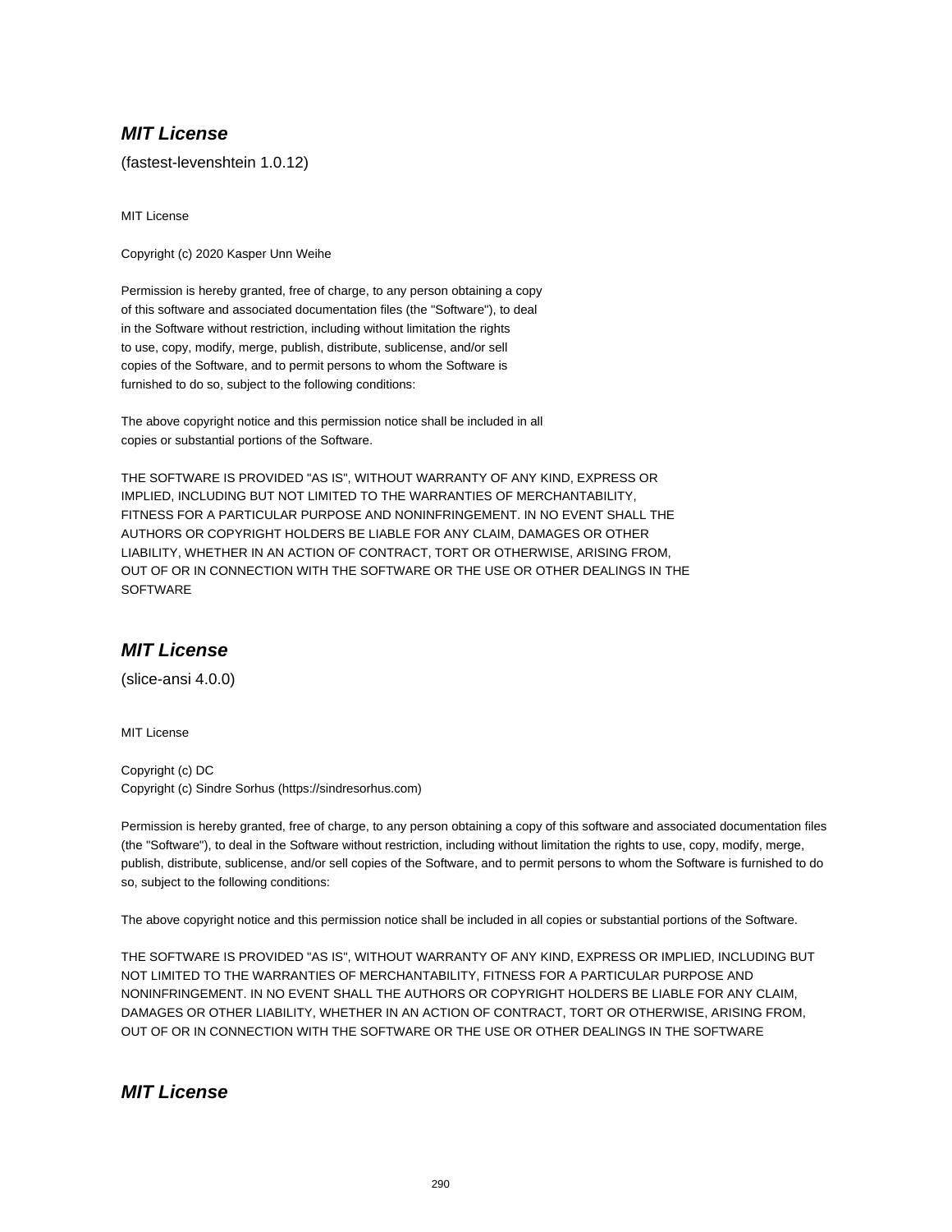## ***MIT License***

(fastest-levenshtein 1.0.12)

MIT License

Copyright (c) 2020 Kasper Unn Weihe

Permission is hereby granted, free of charge, to any person obtaining a copy
of this software and associated documentation files (the "Software"), to deal
in the Software without restriction, including without limitation the rights
to use, copy, modify, merge, publish, distribute, sublicense, and/or sell
copies of the Software, and to permit persons to whom the Software is
furnished to do so, subject to the following conditions:

The above copyright notice and this permission notice shall be included in all
copies or substantial portions of the Software.

THE SOFTWARE IS PROVIDED "AS IS", WITHOUT WARRANTY OF ANY KIND, EXPRESS OR
IMPLIED, INCLUDING BUT NOT LIMITED TO THE WARRANTIES OF MERCHANTABILITY,
FITNESS FOR A PARTICULAR PURPOSE AND NONINFRINGEMENT. IN NO EVENT SHALL THE
AUTHORS OR COPYRIGHT HOLDERS BE LIABLE FOR ANY CLAIM, DAMAGES OR OTHER
LIABILITY, WHETHER IN AN ACTION OF CONTRACT, TORT OR OTHERWISE, ARISING FROM,
OUT OF OR IN CONNECTION WITH THE SOFTWARE OR THE USE OR OTHER DEALINGS IN THE
SOFTWARE

## ***MIT License***

(slice-ansi 4.0.0)

MIT License

Copyright (c) DC
Copyright (c) Sindre Sorhus (https://sindresorhus.com)

Permission is hereby granted, free of charge, to any person obtaining a copy of this software and associated documentation files (the "Software"), to deal in the Software without restriction, including without limitation the rights to use, copy, modify, merge, publish, distribute, sublicense, and/or sell copies of the Software, and to permit persons to whom the Software is furnished to do so, subject to the following conditions:

The above copyright notice and this permission notice shall be included in all copies or substantial portions of the Software.

THE SOFTWARE IS PROVIDED "AS IS", WITHOUT WARRANTY OF ANY KIND, EXPRESS OR IMPLIED, INCLUDING BUT NOT LIMITED TO THE WARRANTIES OF MERCHANTABILITY, FITNESS FOR A PARTICULAR PURPOSE AND NONINFRINGEMENT. IN NO EVENT SHALL THE AUTHORS OR COPYRIGHT HOLDERS BE LIABLE FOR ANY CLAIM, DAMAGES OR OTHER LIABILITY, WHETHER IN AN ACTION OF CONTRACT, TORT OR OTHERWISE, ARISING FROM, OUT OF OR IN CONNECTION WITH THE SOFTWARE OR THE USE OR OTHER DEALINGS IN THE SOFTWARE

## ***MIT License***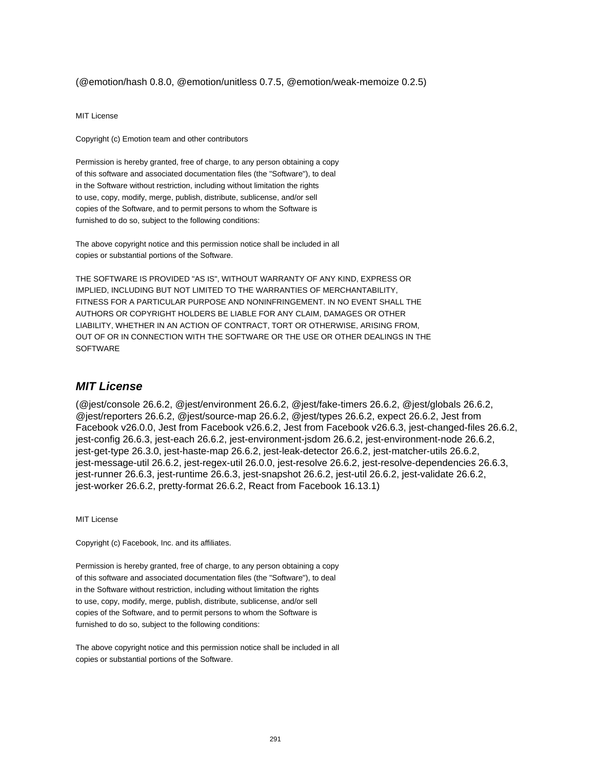(@emotion/hash 0.8.0, @emotion/unitless 0.7.5, @emotion/weak-memoize 0.2.5)

MIT License

Copyright (c) Emotion team and other contributors

Permission is hereby granted, free of charge, to any person obtaining a copy
of this software and associated documentation files (the "Software"), to deal
in the Software without restriction, including without limitation the rights
to use, copy, modify, merge, publish, distribute, sublicense, and/or sell
copies of the Software, and to permit persons to whom the Software is
furnished to do so, subject to the following conditions:

The above copyright notice and this permission notice shall be included in all
copies or substantial portions of the Software.

THE SOFTWARE IS PROVIDED "AS IS", WITHOUT WARRANTY OF ANY KIND, EXPRESS OR
IMPLIED, INCLUDING BUT NOT LIMITED TO THE WARRANTIES OF MERCHANTABILITY,
FITNESS FOR A PARTICULAR PURPOSE AND NONINFRINGEMENT. IN NO EVENT SHALL THE
AUTHORS OR COPYRIGHT HOLDERS BE LIABLE FOR ANY CLAIM, DAMAGES OR OTHER
LIABILITY, WHETHER IN AN ACTION OF CONTRACT, TORT OR OTHERWISE, ARISING FROM,
OUT OF OR IN CONNECTION WITH THE SOFTWARE OR THE USE OR OTHER DEALINGS IN THE
SOFTWARE

## *MIT License*

(@jest/console 26.6.2, @jest/environment 26.6.2, @jest/fake-timers 26.6.2, @jest/globals 26.6.2, @jest/reporters 26.6.2, @jest/source-map 26.6.2, @jest/types 26.6.2, expect 26.6.2, Jest from Facebook v26.0.0, Jest from Facebook v26.6.2, Jest from Facebook v26.6.3, jest-changed-files 26.6.2, jest-config 26.6.3, jest-each 26.6.2, jest-environment-jsdom 26.6.2, jest-environment-node 26.6.2, jest-get-type 26.3.0, jest-haste-map 26.6.2, jest-leak-detector 26.6.2, jest-matcher-utils 26.6.2, jest-message-util 26.6.2, jest-regex-util 26.0.0, jest-resolve 26.6.2, jest-resolve-dependencies 26.6.3, jest-runner 26.6.3, jest-runtime 26.6.3, jest-snapshot 26.6.2, jest-util 26.6.2, jest-validate 26.6.2, jest-worker 26.6.2, pretty-format 26.6.2, React from Facebook 16.13.1)

MIT License

Copyright (c) Facebook, Inc. and its affiliates.

Permission is hereby granted, free of charge, to any person obtaining a copy
of this software and associated documentation files (the "Software"), to deal
in the Software without restriction, including without limitation the rights
to use, copy, modify, merge, publish, distribute, sublicense, and/or sell
copies of the Software, and to permit persons to whom the Software is
furnished to do so, subject to the following conditions:

The above copyright notice and this permission notice shall be included in all
copies or substantial portions of the Software.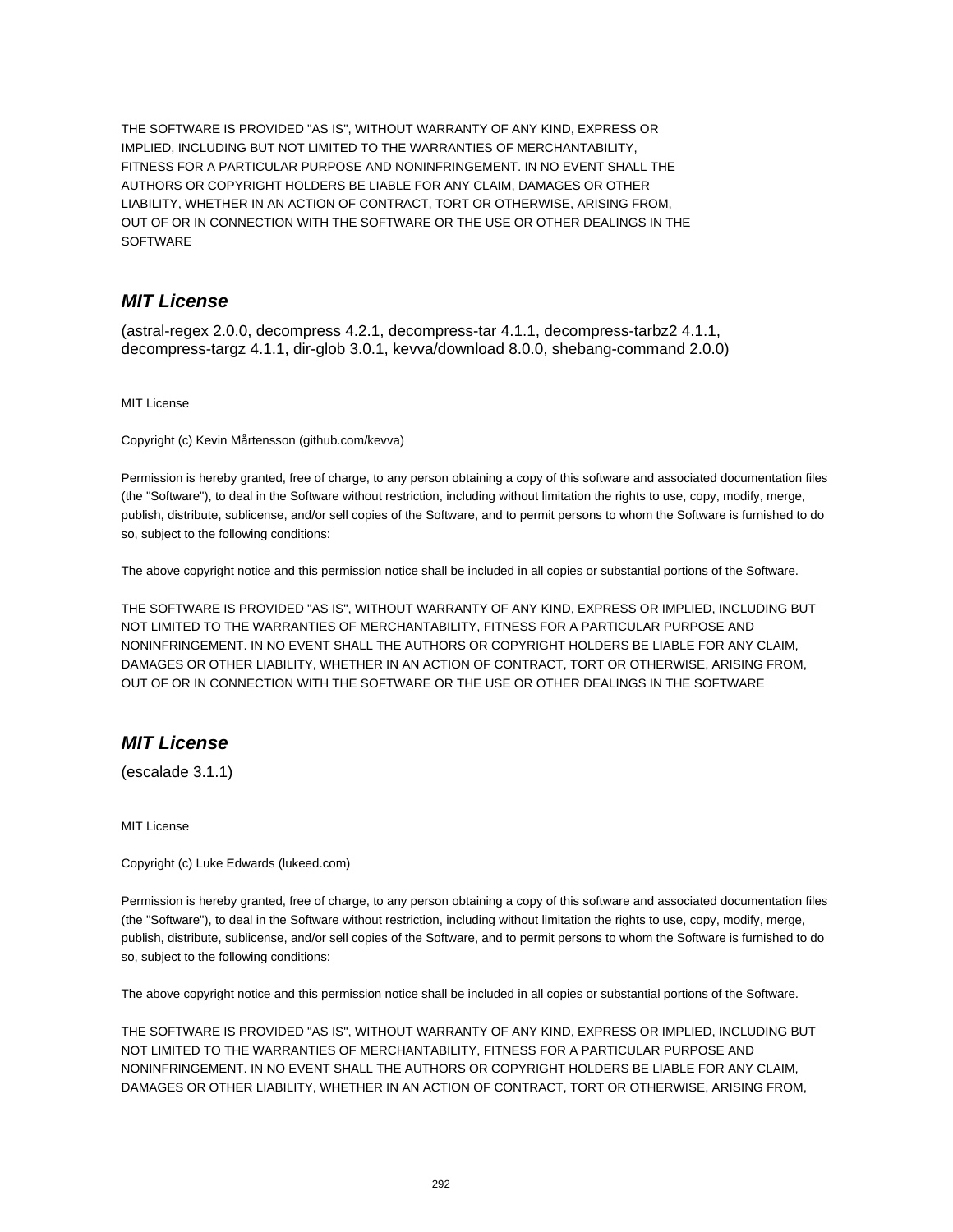THE SOFTWARE IS PROVIDED "AS IS", WITHOUT WARRANTY OF ANY KIND, EXPRESS OR IMPLIED, INCLUDING BUT NOT LIMITED TO THE WARRANTIES OF MERCHANTABILITY, FITNESS FOR A PARTICULAR PURPOSE AND NONINFRINGEMENT. IN NO EVENT SHALL THE AUTHORS OR COPYRIGHT HOLDERS BE LIABLE FOR ANY CLAIM, DAMAGES OR OTHER LIABILITY, WHETHER IN AN ACTION OF CONTRACT, TORT OR OTHERWISE, ARISING FROM, OUT OF OR IN CONNECTION WITH THE SOFTWARE OR THE USE OR OTHER DEALINGS IN THE SOFTWARE

## *MIT License*

(astral-regex 2.0.0, decompress 4.2.1, decompress-tar 4.1.1, decompress-tarbz2 4.1.1, decompress-targz 4.1.1, dir-glob 3.0.1, kevva/download 8.0.0, shebang-command 2.0.0)

MIT License

Copyright (c) Kevin Mårtensson (github.com/kevva)

Permission is hereby granted, free of charge, to any person obtaining a copy of this software and associated documentation files (the "Software"), to deal in the Software without restriction, including without limitation the rights to use, copy, modify, merge, publish, distribute, sublicense, and/or sell copies of the Software, and to permit persons to whom the Software is furnished to do so, subject to the following conditions:

The above copyright notice and this permission notice shall be included in all copies or substantial portions of the Software.

THE SOFTWARE IS PROVIDED "AS IS", WITHOUT WARRANTY OF ANY KIND, EXPRESS OR IMPLIED, INCLUDING BUT NOT LIMITED TO THE WARRANTIES OF MERCHANTABILITY, FITNESS FOR A PARTICULAR PURPOSE AND NONINFRINGEMENT. IN NO EVENT SHALL THE AUTHORS OR COPYRIGHT HOLDERS BE LIABLE FOR ANY CLAIM, DAMAGES OR OTHER LIABILITY, WHETHER IN AN ACTION OF CONTRACT, TORT OR OTHERWISE, ARISING FROM, OUT OF OR IN CONNECTION WITH THE SOFTWARE OR THE USE OR OTHER DEALINGS IN THE SOFTWARE

## *MIT License*

(escalade 3.1.1)

MIT License

Copyright (c) Luke Edwards (lukeed.com)

Permission is hereby granted, free of charge, to any person obtaining a copy of this software and associated documentation files (the "Software"), to deal in the Software without restriction, including without limitation the rights to use, copy, modify, merge, publish, distribute, sublicense, and/or sell copies of the Software, and to permit persons to whom the Software is furnished to do so, subject to the following conditions:

The above copyright notice and this permission notice shall be included in all copies or substantial portions of the Software.

THE SOFTWARE IS PROVIDED "AS IS", WITHOUT WARRANTY OF ANY KIND, EXPRESS OR IMPLIED, INCLUDING BUT NOT LIMITED TO THE WARRANTIES OF MERCHANTABILITY, FITNESS FOR A PARTICULAR PURPOSE AND NONINFRINGEMENT. IN NO EVENT SHALL THE AUTHORS OR COPYRIGHT HOLDERS BE LIABLE FOR ANY CLAIM, DAMAGES OR OTHER LIABILITY, WHETHER IN AN ACTION OF CONTRACT, TORT OR OTHERWISE, ARISING FROM,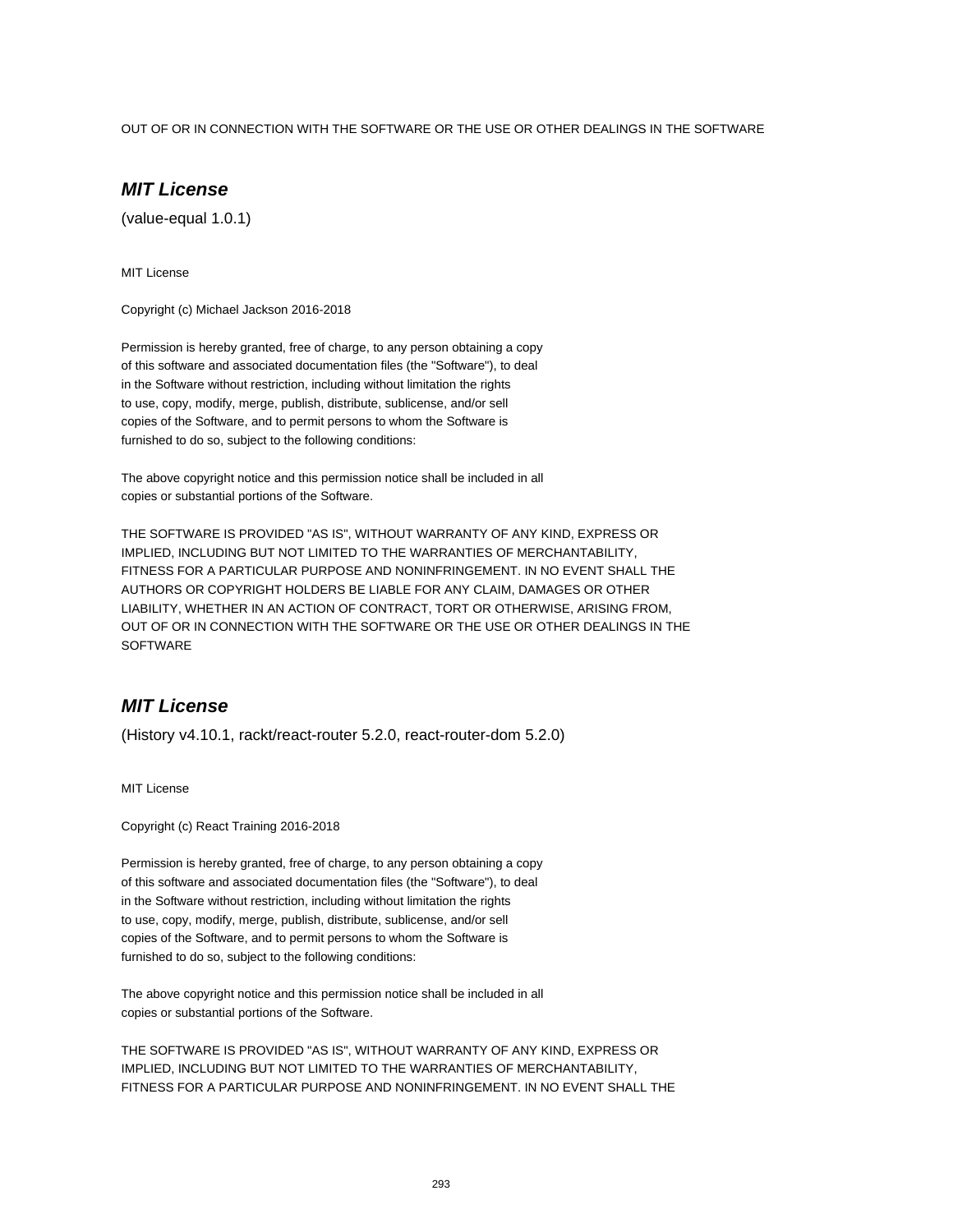OUT OF OR IN CONNECTION WITH THE SOFTWARE OR THE USE OR OTHER DEALINGS IN THE SOFTWARE

## *MIT License*

(value-equal 1.0.1)

MIT License

Copyright (c) Michael Jackson 2016-2018

Permission is hereby granted, free of charge, to any person obtaining a copy
of this software and associated documentation files (the "Software"), to deal
in the Software without restriction, including without limitation the rights
to use, copy, modify, merge, publish, distribute, sublicense, and/or sell
copies of the Software, and to permit persons to whom the Software is
furnished to do so, subject to the following conditions:

The above copyright notice and this permission notice shall be included in all
copies or substantial portions of the Software.

THE SOFTWARE IS PROVIDED "AS IS", WITHOUT WARRANTY OF ANY KIND, EXPRESS OR
IMPLIED, INCLUDING BUT NOT LIMITED TO THE WARRANTIES OF MERCHANTABILITY,
FITNESS FOR A PARTICULAR PURPOSE AND NONINFRINGEMENT. IN NO EVENT SHALL THE
AUTHORS OR COPYRIGHT HOLDERS BE LIABLE FOR ANY CLAIM, DAMAGES OR OTHER
LIABILITY, WHETHER IN AN ACTION OF CONTRACT, TORT OR OTHERWISE, ARISING FROM,
OUT OF OR IN CONNECTION WITH THE SOFTWARE OR THE USE OR OTHER DEALINGS IN THE
SOFTWARE

## *MIT License*

(History v4.10.1, rackt/react-router 5.2.0, react-router-dom 5.2.0)

MIT License

Copyright (c) React Training 2016-2018

Permission is hereby granted, free of charge, to any person obtaining a copy
of this software and associated documentation files (the "Software"), to deal
in the Software without restriction, including without limitation the rights
to use, copy, modify, merge, publish, distribute, sublicense, and/or sell
copies of the Software, and to permit persons to whom the Software is
furnished to do so, subject to the following conditions:

The above copyright notice and this permission notice shall be included in all
copies or substantial portions of the Software.

THE SOFTWARE IS PROVIDED "AS IS", WITHOUT WARRANTY OF ANY KIND, EXPRESS OR
IMPLIED, INCLUDING BUT NOT LIMITED TO THE WARRANTIES OF MERCHANTABILITY,
FITNESS FOR A PARTICULAR PURPOSE AND NONINFRINGEMENT. IN NO EVENT SHALL THE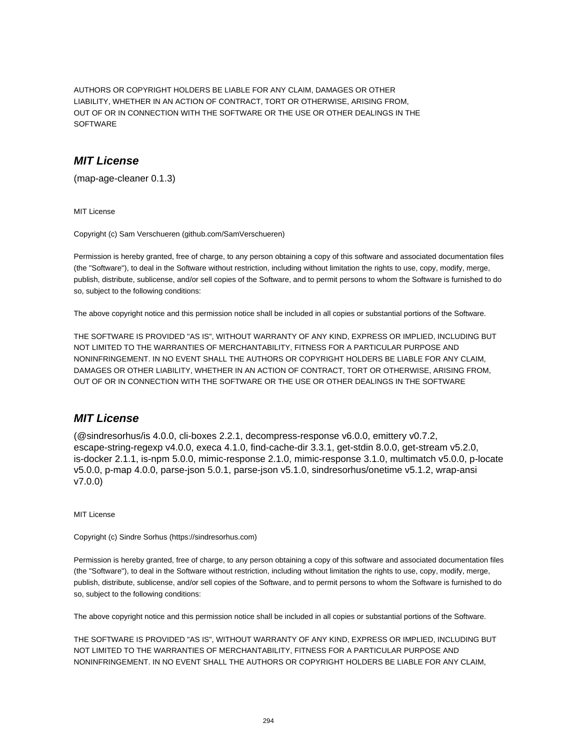AUTHORS OR COPYRIGHT HOLDERS BE LIABLE FOR ANY CLAIM, DAMAGES OR OTHER
LIABILITY, WHETHER IN AN ACTION OF CONTRACT, TORT OR OTHERWISE, ARISING FROM,
OUT OF OR IN CONNECTION WITH THE SOFTWARE OR THE USE OR OTHER DEALINGS IN THE
SOFTWARE

## *MIT License*

(map-age-cleaner 0.1.3)

MIT License

Copyright (c) Sam Verschueren (github.com/SamVerschueren)

Permission is hereby granted, free of charge, to any person obtaining a copy of this software and associated documentation files (the "Software"), to deal in the Software without restriction, including without limitation the rights to use, copy, modify, merge, publish, distribute, sublicense, and/or sell copies of the Software, and to permit persons to whom the Software is furnished to do so, subject to the following conditions:

The above copyright notice and this permission notice shall be included in all copies or substantial portions of the Software.

THE SOFTWARE IS PROVIDED "AS IS", WITHOUT WARRANTY OF ANY KIND, EXPRESS OR IMPLIED, INCLUDING BUT NOT LIMITED TO THE WARRANTIES OF MERCHANTABILITY, FITNESS FOR A PARTICULAR PURPOSE AND NONINFRINGEMENT. IN NO EVENT SHALL THE AUTHORS OR COPYRIGHT HOLDERS BE LIABLE FOR ANY CLAIM, DAMAGES OR OTHER LIABILITY, WHETHER IN AN ACTION OF CONTRACT, TORT OR OTHERWISE, ARISING FROM, OUT OF OR IN CONNECTION WITH THE SOFTWARE OR THE USE OR OTHER DEALINGS IN THE SOFTWARE

## *MIT License*

(@sindresorhus/is 4.0.0, cli-boxes 2.2.1, decompress-response v6.0.0, emittery v0.7.2, escape-string-regexp v4.0.0, execa 4.1.0, find-cache-dir 3.3.1, get-stdin 8.0.0, get-stream v5.2.0, is-docker 2.1.1, is-npm 5.0.0, mimic-response 2.1.0, mimic-response 3.1.0, multimatch v5.0.0, p-locate v5.0.0, p-map 4.0.0, parse-json 5.0.1, parse-json v5.1.0, sindresorhus/onetime v5.1.2, wrap-ansi v7.0.0)

MIT License

Copyright (c) Sindre Sorhus (https://sindresorhus.com)

Permission is hereby granted, free of charge, to any person obtaining a copy of this software and associated documentation files (the "Software"), to deal in the Software without restriction, including without limitation the rights to use, copy, modify, merge, publish, distribute, sublicense, and/or sell copies of the Software, and to permit persons to whom the Software is furnished to do so, subject to the following conditions:

The above copyright notice and this permission notice shall be included in all copies or substantial portions of the Software.

THE SOFTWARE IS PROVIDED "AS IS", WITHOUT WARRANTY OF ANY KIND, EXPRESS OR IMPLIED, INCLUDING BUT NOT LIMITED TO THE WARRANTIES OF MERCHANTABILITY, FITNESS FOR A PARTICULAR PURPOSE AND NONINFRINGEMENT. IN NO EVENT SHALL THE AUTHORS OR COPYRIGHT HOLDERS BE LIABLE FOR ANY CLAIM,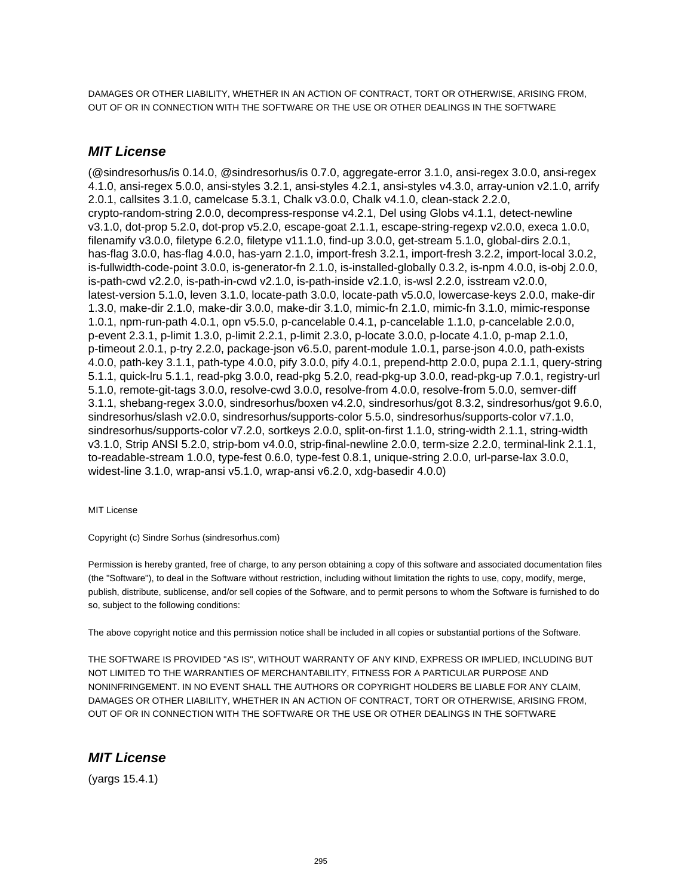DAMAGES OR OTHER LIABILITY, WHETHER IN AN ACTION OF CONTRACT, TORT OR OTHERWISE, ARISING FROM, OUT OF OR IN CONNECTION WITH THE SOFTWARE OR THE USE OR OTHER DEALINGS IN THE SOFTWARE

## *MIT License*

(@sindresorhus/is 0.14.0, @sindresorhus/is 0.7.0, aggregate-error 3.1.0, ansi-regex 3.0.0, ansi-regex 4.1.0, ansi-regex 5.0.0, ansi-styles 3.2.1, ansi-styles 4.2.1, ansi-styles v4.3.0, array-union v2.1.0, arrify 2.0.1, callsites 3.1.0, camelcase 5.3.1, Chalk v3.0.0, Chalk v4.1.0, clean-stack 2.2.0, crypto-random-string 2.0.0, decompress-response v4.2.1, Del using Globs v4.1.1, detect-newline v3.1.0, dot-prop 5.2.0, dot-prop v5.2.0, escape-goat 2.1.1, escape-string-regexp v2.0.0, execa 1.0.0, filenamify v3.0.0, filetype 6.2.0, filetype v11.1.0, find-up 3.0.0, get-stream 5.1.0, global-dirs 2.0.1, has-flag 3.0.0, has-flag 4.0.0, has-yarn 2.1.0, import-fresh 3.2.1, import-fresh 3.2.2, import-local 3.0.2, is-fullwidth-code-point 3.0.0, is-generator-fn 2.1.0, is-installed-globally 0.3.2, is-npm 4.0.0, is-obj 2.0.0, is-path-cwd v2.2.0, is-path-in-cwd v2.1.0, is-path-inside v2.1.0, is-wsl 2.2.0, isstream v2.0.0, latest-version 5.1.0, leven 3.1.0, locate-path 3.0.0, locate-path v5.0.0, lowercase-keys 2.0.0, make-dir 1.3.0, make-dir 2.1.0, make-dir 3.0.0, make-dir 3.1.0, mimic-fn 2.1.0, mimic-fn 3.1.0, mimic-response 1.0.1, npm-run-path 4.0.1, opn v5.5.0, p-cancelable 0.4.1, p-cancelable 1.1.0, p-cancelable 2.0.0, p-event 2.3.1, p-limit 1.3.0, p-limit 2.2.1, p-limit 2.3.0, p-locate 3.0.0, p-locate 4.1.0, p-map 2.1.0, p-timeout 2.0.1, p-try 2.2.0, package-json v6.5.0, parent-module 1.0.1, parse-json 4.0.0, path-exists 4.0.0, path-key 3.1.1, path-type 4.0.0, pify 3.0.0, pify 4.0.1, prepend-http 2.0.0, pupa 2.1.1, query-string 5.1.1, quick-lru 5.1.1, read-pkg 3.0.0, read-pkg 5.2.0, read-pkg-up 3.0.0, read-pkg-up 7.0.1, registry-url 5.1.0, remote-git-tags 3.0.0, resolve-cwd 3.0.0, resolve-from 4.0.0, resolve-from 5.0.0, semver-diff 3.1.1, shebang-regex 3.0.0, sindresorhus/boxen v4.2.0, sindresorhus/got 8.3.2, sindresorhus/got 9.6.0, sindresorhus/slash v2.0.0, sindresorhus/supports-color 5.5.0, sindresorhus/supports-color v7.1.0, sindresorhus/supports-color v7.2.0, sortkeys 2.0.0, split-on-first 1.1.0, string-width 2.1.1, string-width v3.1.0, Strip ANSI 5.2.0, strip-bom v4.0.0, strip-final-newline 2.0.0, term-size 2.2.0, terminal-link 2.1.1, to-readable-stream 1.0.0, type-fest 0.6.0, type-fest 0.8.1, unique-string 2.0.0, url-parse-lax 3.0.0, widest-line 3.1.0, wrap-ansi v5.1.0, wrap-ansi v6.2.0, xdg-basedir 4.0.0)

MIT License

Copyright (c) Sindre Sorhus (sindresorhus.com)

Permission is hereby granted, free of charge, to any person obtaining a copy of this software and associated documentation files (the "Software"), to deal in the Software without restriction, including without limitation the rights to use, copy, modify, merge, publish, distribute, sublicense, and/or sell copies of the Software, and to permit persons to whom the Software is furnished to do so, subject to the following conditions:

The above copyright notice and this permission notice shall be included in all copies or substantial portions of the Software.

THE SOFTWARE IS PROVIDED "AS IS", WITHOUT WARRANTY OF ANY KIND, EXPRESS OR IMPLIED, INCLUDING BUT NOT LIMITED TO THE WARRANTIES OF MERCHANTABILITY, FITNESS FOR A PARTICULAR PURPOSE AND NONINFRINGEMENT. IN NO EVENT SHALL THE AUTHORS OR COPYRIGHT HOLDERS BE LIABLE FOR ANY CLAIM, DAMAGES OR OTHER LIABILITY, WHETHER IN AN ACTION OF CONTRACT, TORT OR OTHERWISE, ARISING FROM, OUT OF OR IN CONNECTION WITH THE SOFTWARE OR THE USE OR OTHER DEALINGS IN THE SOFTWARE

## *MIT License*

(yargs 15.4.1)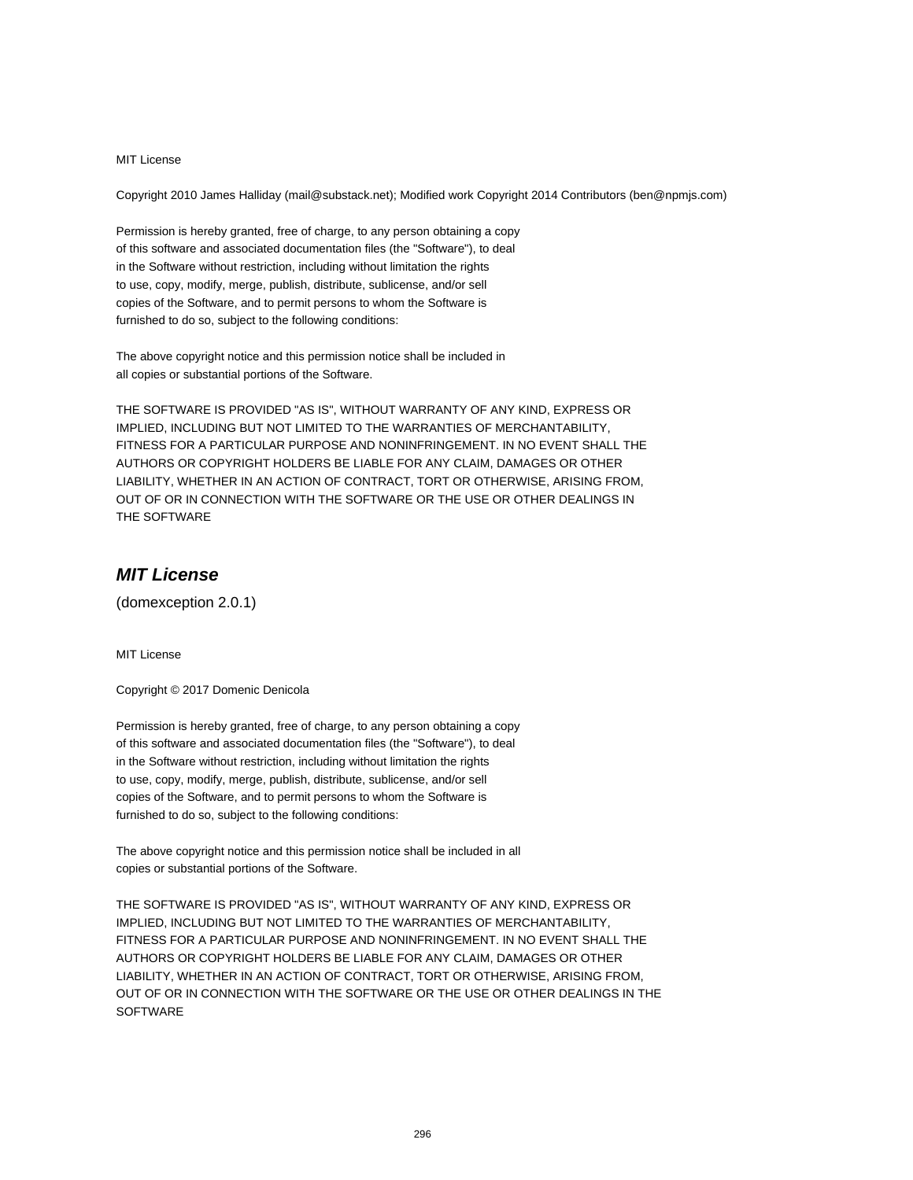MIT License

Copyright 2010 James Halliday (mail@substack.net); Modified work Copyright 2014 Contributors (ben@npmjs.com)

Permission is hereby granted, free of charge, to any person obtaining a copy
of this software and associated documentation files (the "Software"), to deal
in the Software without restriction, including without limitation the rights
to use, copy, modify, merge, publish, distribute, sublicense, and/or sell
copies of the Software, and to permit persons to whom the Software is
furnished to do so, subject to the following conditions:

The above copyright notice and this permission notice shall be included in
all copies or substantial portions of the Software.

THE SOFTWARE IS PROVIDED "AS IS", WITHOUT WARRANTY OF ANY KIND, EXPRESS OR
IMPLIED, INCLUDING BUT NOT LIMITED TO THE WARRANTIES OF MERCHANTABILITY,
FITNESS FOR A PARTICULAR PURPOSE AND NONINFRINGEMENT. IN NO EVENT SHALL THE
AUTHORS OR COPYRIGHT HOLDERS BE LIABLE FOR ANY CLAIM, DAMAGES OR OTHER
LIABILITY, WHETHER IN AN ACTION OF CONTRACT, TORT OR OTHERWISE, ARISING FROM,
OUT OF OR IN CONNECTION WITH THE SOFTWARE OR THE USE OR OTHER DEALINGS IN
THE SOFTWARE

## ***MIT License***

(domexception 2.0.1)

MIT License

Copyright © 2017 Domenic Denicola

Permission is hereby granted, free of charge, to any person obtaining a copy
of this software and associated documentation files (the "Software"), to deal
in the Software without restriction, including without limitation the rights
to use, copy, modify, merge, publish, distribute, sublicense, and/or sell
copies of the Software, and to permit persons to whom the Software is
furnished to do so, subject to the following conditions:

The above copyright notice and this permission notice shall be included in all
copies or substantial portions of the Software.

THE SOFTWARE IS PROVIDED "AS IS", WITHOUT WARRANTY OF ANY KIND, EXPRESS OR
IMPLIED, INCLUDING BUT NOT LIMITED TO THE WARRANTIES OF MERCHANTABILITY,
FITNESS FOR A PARTICULAR PURPOSE AND NONINFRINGEMENT. IN NO EVENT SHALL THE
AUTHORS OR COPYRIGHT HOLDERS BE LIABLE FOR ANY CLAIM, DAMAGES OR OTHER
LIABILITY, WHETHER IN AN ACTION OF CONTRACT, TORT OR OTHERWISE, ARISING FROM,
OUT OF OR IN CONNECTION WITH THE SOFTWARE OR THE USE OR OTHER DEALINGS IN THE
SOFTWARE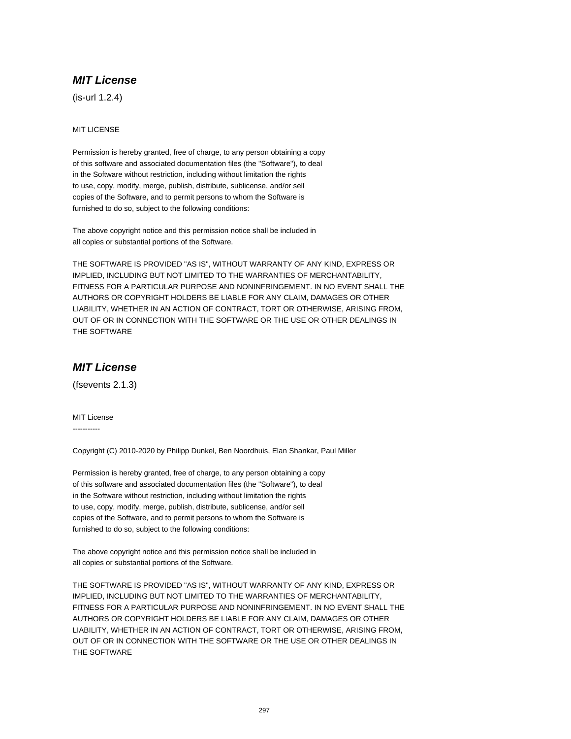## *MIT License*

(is-url 1.2.4)

MIT LICENSE

Permission is hereby granted, free of charge, to any person obtaining a copy
of this software and associated documentation files (the "Software"), to deal
in the Software without restriction, including without limitation the rights
to use, copy, modify, merge, publish, distribute, sublicense, and/or sell
copies of the Software, and to permit persons to whom the Software is
furnished to do so, subject to the following conditions:

The above copyright notice and this permission notice shall be included in
all copies or substantial portions of the Software.

THE SOFTWARE IS PROVIDED "AS IS", WITHOUT WARRANTY OF ANY KIND, EXPRESS OR
IMPLIED, INCLUDING BUT NOT LIMITED TO THE WARRANTIES OF MERCHANTABILITY,
FITNESS FOR A PARTICULAR PURPOSE AND NONINFRINGEMENT. IN NO EVENT SHALL THE
AUTHORS OR COPYRIGHT HOLDERS BE LIABLE FOR ANY CLAIM, DAMAGES OR OTHER
LIABILITY, WHETHER IN AN ACTION OF CONTRACT, TORT OR OTHERWISE, ARISING FROM,
OUT OF OR IN CONNECTION WITH THE SOFTWARE OR THE USE OR OTHER DEALINGS IN
THE SOFTWARE

## *MIT License*

(fsevents 2.1.3)

MIT License
-----------

Copyright (C) 2010-2020 by Philipp Dunkel, Ben Noordhuis, Elan Shankar, Paul Miller

Permission is hereby granted, free of charge, to any person obtaining a copy
of this software and associated documentation files (the "Software"), to deal
in the Software without restriction, including without limitation the rights
to use, copy, modify, merge, publish, distribute, sublicense, and/or sell
copies of the Software, and to permit persons to whom the Software is
furnished to do so, subject to the following conditions:

The above copyright notice and this permission notice shall be included in
all copies or substantial portions of the Software.

THE SOFTWARE IS PROVIDED "AS IS", WITHOUT WARRANTY OF ANY KIND, EXPRESS OR
IMPLIED, INCLUDING BUT NOT LIMITED TO THE WARRANTIES OF MERCHANTABILITY,
FITNESS FOR A PARTICULAR PURPOSE AND NONINFRINGEMENT. IN NO EVENT SHALL THE
AUTHORS OR COPYRIGHT HOLDERS BE LIABLE FOR ANY CLAIM, DAMAGES OR OTHER
LIABILITY, WHETHER IN AN ACTION OF CONTRACT, TORT OR OTHERWISE, ARISING FROM,
OUT OF OR IN CONNECTION WITH THE SOFTWARE OR THE USE OR OTHER DEALINGS IN
THE SOFTWARE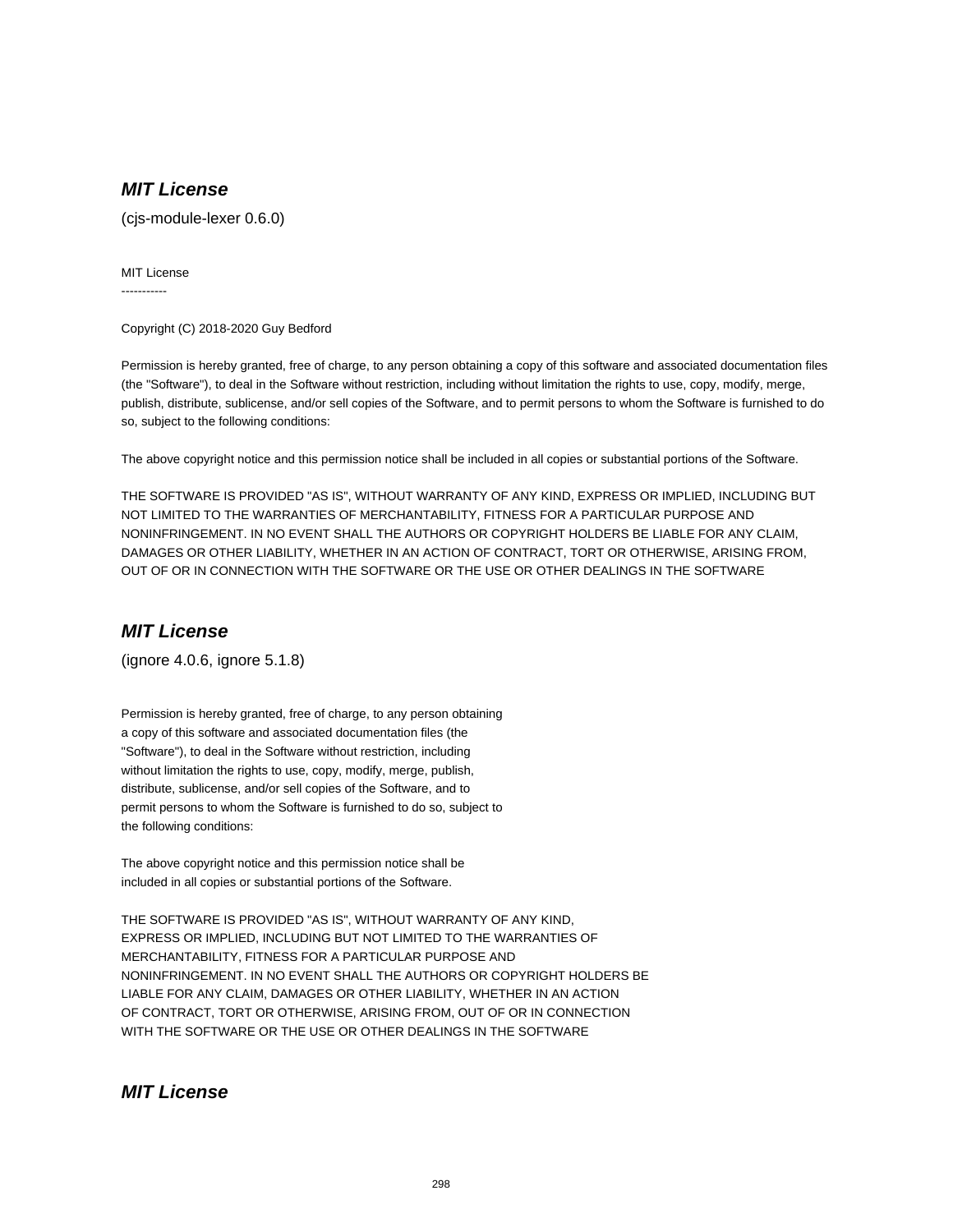### *MIT License*

(cjs-module-lexer 0.6.0)

MIT License
-----------

Copyright (C) 2018-2020 Guy Bedford

Permission is hereby granted, free of charge, to any person obtaining a copy of this software and associated documentation files (the "Software"), to deal in the Software without restriction, including without limitation the rights to use, copy, modify, merge, publish, distribute, sublicense, and/or sell copies of the Software, and to permit persons to whom the Software is furnished to do so, subject to the following conditions:

The above copyright notice and this permission notice shall be included in all copies or substantial portions of the Software.

THE SOFTWARE IS PROVIDED "AS IS", WITHOUT WARRANTY OF ANY KIND, EXPRESS OR IMPLIED, INCLUDING BUT NOT LIMITED TO THE WARRANTIES OF MERCHANTABILITY, FITNESS FOR A PARTICULAR PURPOSE AND NONINFRINGEMENT. IN NO EVENT SHALL THE AUTHORS OR COPYRIGHT HOLDERS BE LIABLE FOR ANY CLAIM, DAMAGES OR OTHER LIABILITY, WHETHER IN AN ACTION OF CONTRACT, TORT OR OTHERWISE, ARISING FROM, OUT OF OR IN CONNECTION WITH THE SOFTWARE OR THE USE OR OTHER DEALINGS IN THE SOFTWARE

### *MIT License*

(ignore 4.0.6, ignore 5.1.8)

Permission is hereby granted, free of charge, to any person obtaining
a copy of this software and associated documentation files (the
"Software"), to deal in the Software without restriction, including
without limitation the rights to use, copy, modify, merge, publish,
distribute, sublicense, and/or sell copies of the Software, and to
permit persons to whom the Software is furnished to do so, subject to
the following conditions:

The above copyright notice and this permission notice shall be
included in all copies or substantial portions of the Software.

THE SOFTWARE IS PROVIDED "AS IS", WITHOUT WARRANTY OF ANY KIND,
EXPRESS OR IMPLIED, INCLUDING BUT NOT LIMITED TO THE WARRANTIES OF
MERCHANTABILITY, FITNESS FOR A PARTICULAR PURPOSE AND
NONINFRINGEMENT. IN NO EVENT SHALL THE AUTHORS OR COPYRIGHT HOLDERS BE
LIABLE FOR ANY CLAIM, DAMAGES OR OTHER LIABILITY, WHETHER IN AN ACTION
OF CONTRACT, TORT OR OTHERWISE, ARISING FROM, OUT OF OR IN CONNECTION
WITH THE SOFTWARE OR THE USE OR OTHER DEALINGS IN THE SOFTWARE

### *MIT License*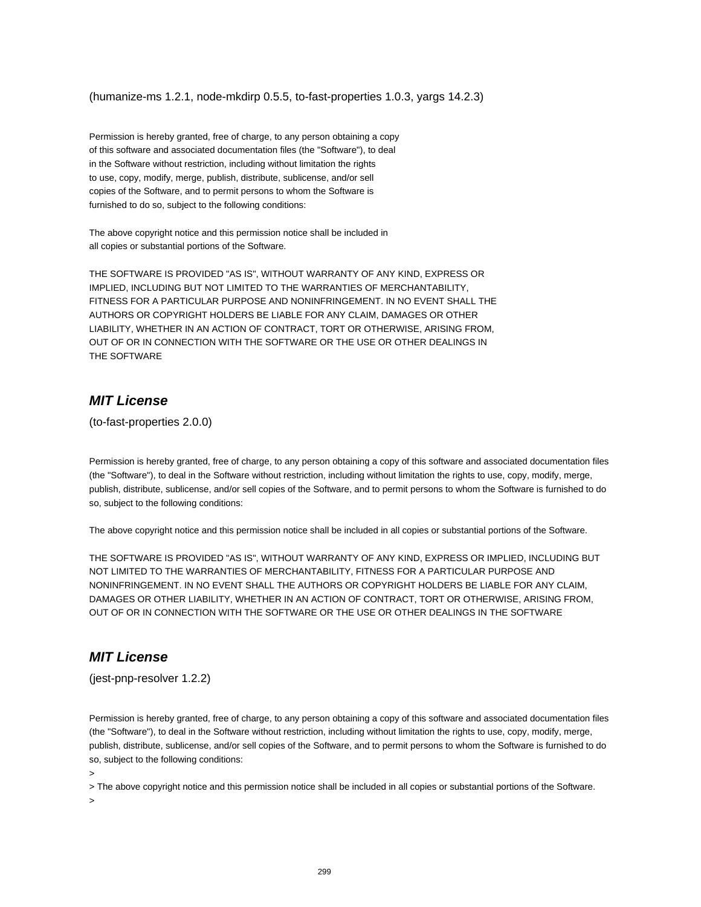(humanize-ms 1.2.1, node-mkdirp 0.5.5, to-fast-properties 1.0.3, yargs 14.2.3)

Permission is hereby granted, free of charge, to any person obtaining a copy
of this software and associated documentation files (the "Software"), to deal
in the Software without restriction, including without limitation the rights
to use, copy, modify, merge, publish, distribute, sublicense, and/or sell
copies of the Software, and to permit persons to whom the Software is
furnished to do so, subject to the following conditions:

The above copyright notice and this permission notice shall be included in
all copies or substantial portions of the Software.

THE SOFTWARE IS PROVIDED "AS IS", WITHOUT WARRANTY OF ANY KIND, EXPRESS OR
IMPLIED, INCLUDING BUT NOT LIMITED TO THE WARRANTIES OF MERCHANTABILITY,
FITNESS FOR A PARTICULAR PURPOSE AND NONINFRINGEMENT. IN NO EVENT SHALL THE
AUTHORS OR COPYRIGHT HOLDERS BE LIABLE FOR ANY CLAIM, DAMAGES OR OTHER
LIABILITY, WHETHER IN AN ACTION OF CONTRACT, TORT OR OTHERWISE, ARISING FROM,
OUT OF OR IN CONNECTION WITH THE SOFTWARE OR THE USE OR OTHER DEALINGS IN
THE SOFTWARE

## *MIT License*

(to-fast-properties 2.0.0)

Permission is hereby granted, free of charge, to any person obtaining a copy of this software and associated documentation files (the "Software"), to deal in the Software without restriction, including without limitation the rights to use, copy, modify, merge, publish, distribute, sublicense, and/or sell copies of the Software, and to permit persons to whom the Software is furnished to do so, subject to the following conditions:

The above copyright notice and this permission notice shall be included in all copies or substantial portions of the Software.

THE SOFTWARE IS PROVIDED "AS IS", WITHOUT WARRANTY OF ANY KIND, EXPRESS OR IMPLIED, INCLUDING BUT NOT LIMITED TO THE WARRANTIES OF MERCHANTABILITY, FITNESS FOR A PARTICULAR PURPOSE AND NONINFRINGEMENT. IN NO EVENT SHALL THE AUTHORS OR COPYRIGHT HOLDERS BE LIABLE FOR ANY CLAIM, DAMAGES OR OTHER LIABILITY, WHETHER IN AN ACTION OF CONTRACT, TORT OR OTHERWISE, ARISING FROM, OUT OF OR IN CONNECTION WITH THE SOFTWARE OR THE USE OR OTHER DEALINGS IN THE SOFTWARE

## *MIT License*

(jest-pnp-resolver 1.2.2)

Permission is hereby granted, free of charge, to any person obtaining a copy of this software and associated documentation files (the "Software"), to deal in the Software without restriction, including without limitation the rights to use, copy, modify, merge, publish, distribute, sublicense, and/or sell copies of the Software, and to permit persons to whom the Software is furnished to do so, subject to the following conditions:

>

> The above copyright notice and this permission notice shall be included in all copies or substantial portions of the Software.

>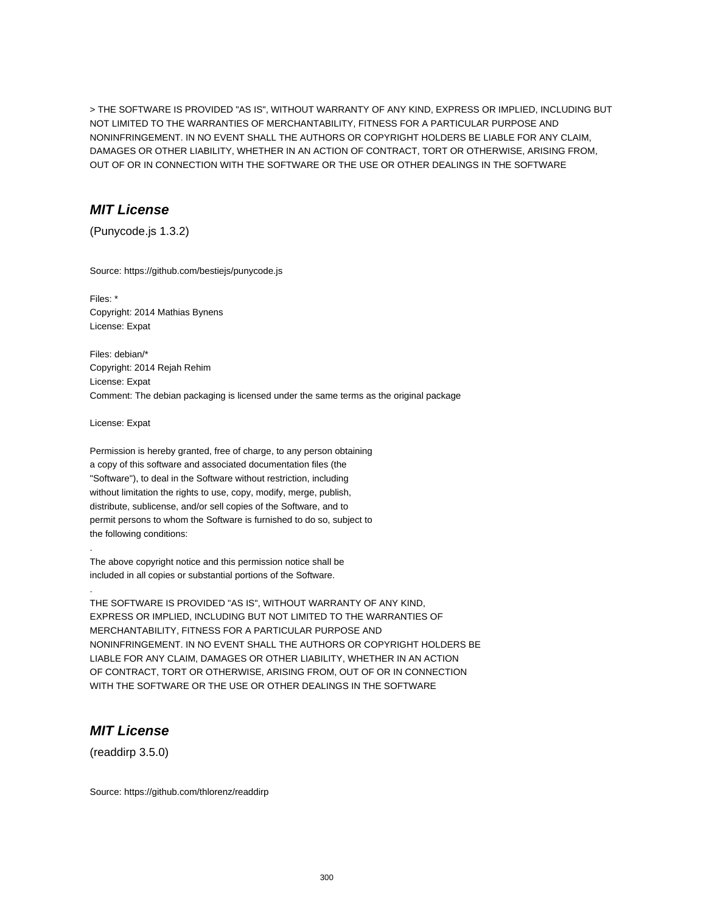> THE SOFTWARE IS PROVIDED "AS IS", WITHOUT WARRANTY OF ANY KIND, EXPRESS OR IMPLIED, INCLUDING BUT NOT LIMITED TO THE WARRANTIES OF MERCHANTABILITY, FITNESS FOR A PARTICULAR PURPOSE AND NONINFRINGEMENT. IN NO EVENT SHALL THE AUTHORS OR COPYRIGHT HOLDERS BE LIABLE FOR ANY CLAIM, DAMAGES OR OTHER LIABILITY, WHETHER IN AN ACTION OF CONTRACT, TORT OR OTHERWISE, ARISING FROM, OUT OF OR IN CONNECTION WITH THE SOFTWARE OR THE USE OR OTHER DEALINGS IN THE SOFTWARE

## *MIT License*

(Punycode.js 1.3.2)

Source: https://github.com/bestiejs/punycode.js

Files: *
Copyright: 2014 Mathias Bynens
License: Expat

Files: debian/*
Copyright: 2014 Rejah Rehim
License: Expat
Comment: The debian packaging is licensed under the same terms as the original package

License: Expat

Permission is hereby granted, free of charge, to any person obtaining
a copy of this software and associated documentation files (the
"Software"), to deal in the Software without restriction, including
without limitation the rights to use, copy, modify, merge, publish,
distribute, sublicense, and/or sell copies of the Software, and to
permit persons to whom the Software is furnished to do so, subject to
the following conditions:
.
The above copyright notice and this permission notice shall be
included in all copies or substantial portions of the Software.
.
THE SOFTWARE IS PROVIDED "AS IS", WITHOUT WARRANTY OF ANY KIND,
EXPRESS OR IMPLIED, INCLUDING BUT NOT LIMITED TO THE WARRANTIES OF
MERCHANTABILITY, FITNESS FOR A PARTICULAR PURPOSE AND
NONINFRINGEMENT. IN NO EVENT SHALL THE AUTHORS OR COPYRIGHT HOLDERS BE
LIABLE FOR ANY CLAIM, DAMAGES OR OTHER LIABILITY, WHETHER IN AN ACTION
OF CONTRACT, TORT OR OTHERWISE, ARISING FROM, OUT OF OR IN CONNECTION
WITH THE SOFTWARE OR THE USE OR OTHER DEALINGS IN THE SOFTWARE

## *MIT License*

(readdirp 3.5.0)

Source: https://github.com/thlorenz/readdirp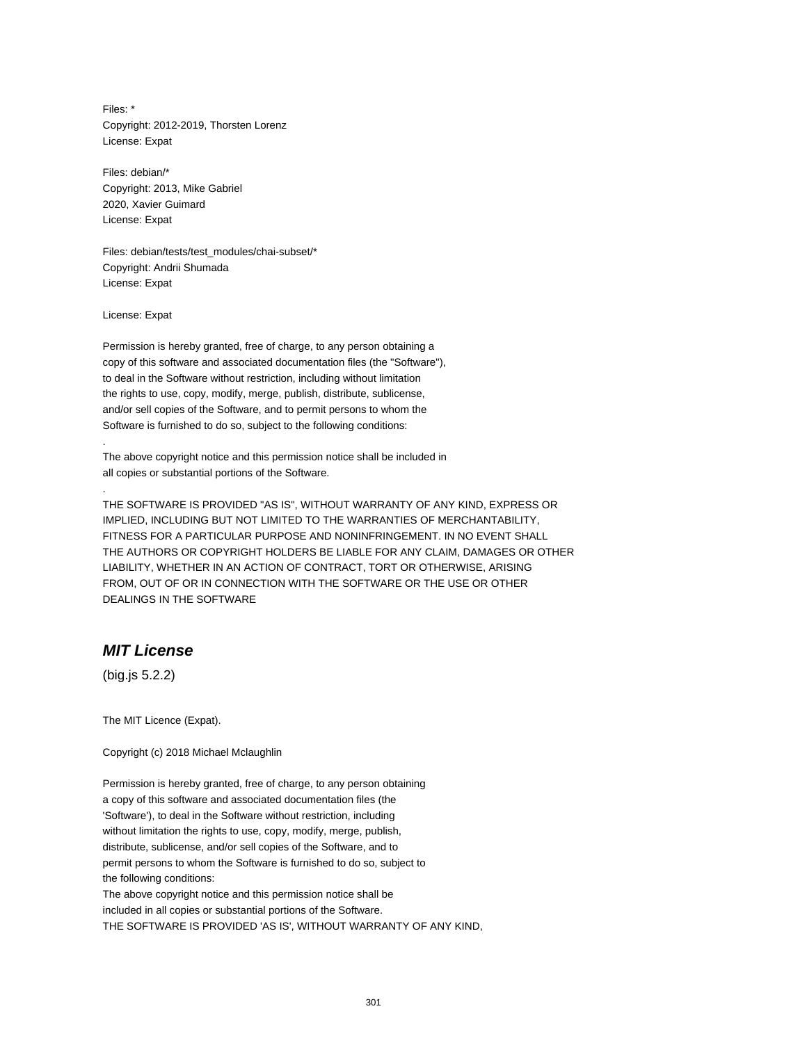Files: *
Copyright: 2012-2019, Thorsten Lorenz
License: Expat

Files: debian/*
Copyright: 2013, Mike Gabriel
2020, Xavier Guimard
License: Expat

Files: debian/tests/test_modules/chai-subset/*
Copyright: Andrii Shumada
License: Expat

License: Expat

Permission is hereby granted, free of charge, to any person obtaining a
copy of this software and associated documentation files (the "Software"),
to deal in the Software without restriction, including without limitation
the rights to use, copy, modify, merge, publish, distribute, sublicense,
and/or sell copies of the Software, and to permit persons to whom the
Software is furnished to do so, subject to the following conditions:
.
The above copyright notice and this permission notice shall be included in
all copies or substantial portions of the Software.
.
THE SOFTWARE IS PROVIDED "AS IS", WITHOUT WARRANTY OF ANY KIND, EXPRESS OR
IMPLIED, INCLUDING BUT NOT LIMITED TO THE WARRANTIES OF MERCHANTABILITY,
FITNESS FOR A PARTICULAR PURPOSE AND NONINFRINGEMENT. IN NO EVENT SHALL
THE AUTHORS OR COPYRIGHT HOLDERS BE LIABLE FOR ANY CLAIM, DAMAGES OR OTHER
LIABILITY, WHETHER IN AN ACTION OF CONTRACT, TORT OR OTHERWISE, ARISING
FROM, OUT OF OR IN CONNECTION WITH THE SOFTWARE OR THE USE OR OTHER
DEALINGS IN THE SOFTWARE

## *MIT License*

(big.js 5.2.2)

The MIT Licence (Expat).

Copyright (c) 2018 Michael Mclaughlin

Permission is hereby granted, free of charge, to any person obtaining
a copy of this software and associated documentation files (the
'Software'), to deal in the Software without restriction, including
without limitation the rights to use, copy, modify, merge, publish,
distribute, sublicense, and/or sell copies of the Software, and to
permit persons to whom the Software is furnished to do so, subject to
the following conditions:
The above copyright notice and this permission notice shall be
included in all copies or substantial portions of the Software.
THE SOFTWARE IS PROVIDED 'AS IS', WITHOUT WARRANTY OF ANY KIND,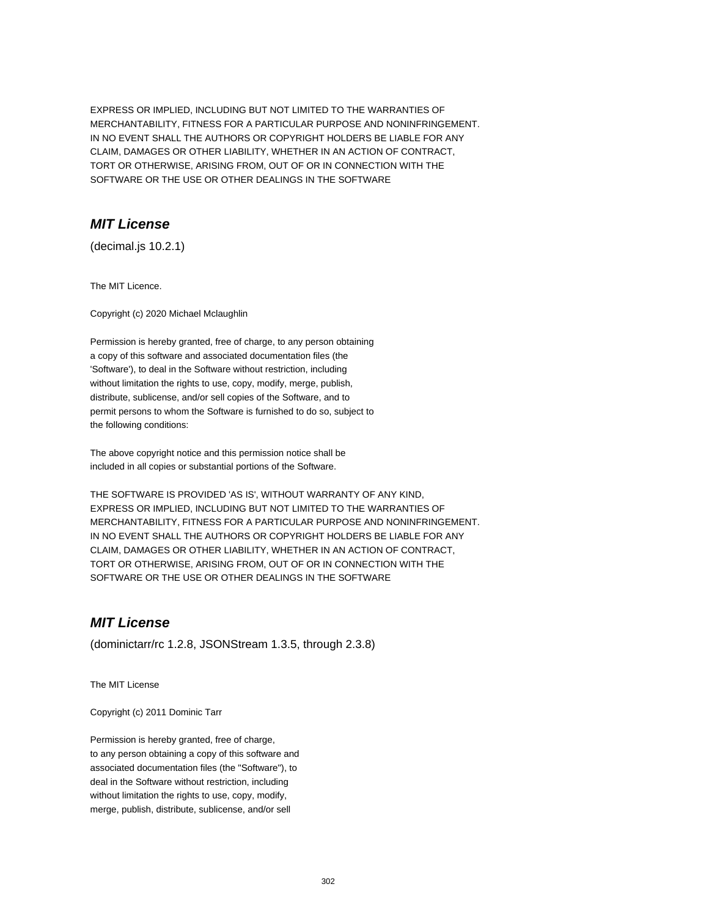EXPRESS OR IMPLIED, INCLUDING BUT NOT LIMITED TO THE WARRANTIES OF
MERCHANTABILITY, FITNESS FOR A PARTICULAR PURPOSE AND NONINFRINGEMENT.
IN NO EVENT SHALL THE AUTHORS OR COPYRIGHT HOLDERS BE LIABLE FOR ANY
CLAIM, DAMAGES OR OTHER LIABILITY, WHETHER IN AN ACTION OF CONTRACT,
TORT OR OTHERWISE, ARISING FROM, OUT OF OR IN CONNECTION WITH THE
SOFTWARE OR THE USE OR OTHER DEALINGS IN THE SOFTWARE

## ***MIT License***

(decimal.js 10.2.1)

The MIT Licence.

Copyright (c) 2020 Michael Mclaughlin

Permission is hereby granted, free of charge, to any person obtaining
a copy of this software and associated documentation files (the
'Software'), to deal in the Software without restriction, including
without limitation the rights to use, copy, modify, merge, publish,
distribute, sublicense, and/or sell copies of the Software, and to
permit persons to whom the Software is furnished to do so, subject to
the following conditions:

The above copyright notice and this permission notice shall be
included in all copies or substantial portions of the Software.

THE SOFTWARE IS PROVIDED 'AS IS', WITHOUT WARRANTY OF ANY KIND,
EXPRESS OR IMPLIED, INCLUDING BUT NOT LIMITED TO THE WARRANTIES OF
MERCHANTABILITY, FITNESS FOR A PARTICULAR PURPOSE AND NONINFRINGEMENT.
IN NO EVENT SHALL THE AUTHORS OR COPYRIGHT HOLDERS BE LIABLE FOR ANY
CLAIM, DAMAGES OR OTHER LIABILITY, WHETHER IN AN ACTION OF CONTRACT,
TORT OR OTHERWISE, ARISING FROM, OUT OF OR IN CONNECTION WITH THE
SOFTWARE OR THE USE OR OTHER DEALINGS IN THE SOFTWARE

## ***MIT License***

(dominictarr/rc 1.2.8, JSONStream 1.3.5, through 2.3.8)

The MIT License

Copyright (c) 2011 Dominic Tarr

Permission is hereby granted, free of charge,
to any person obtaining a copy of this software and
associated documentation files (the "Software"), to
deal in the Software without restriction, including
without limitation the rights to use, copy, modify,
merge, publish, distribute, sublicense, and/or sell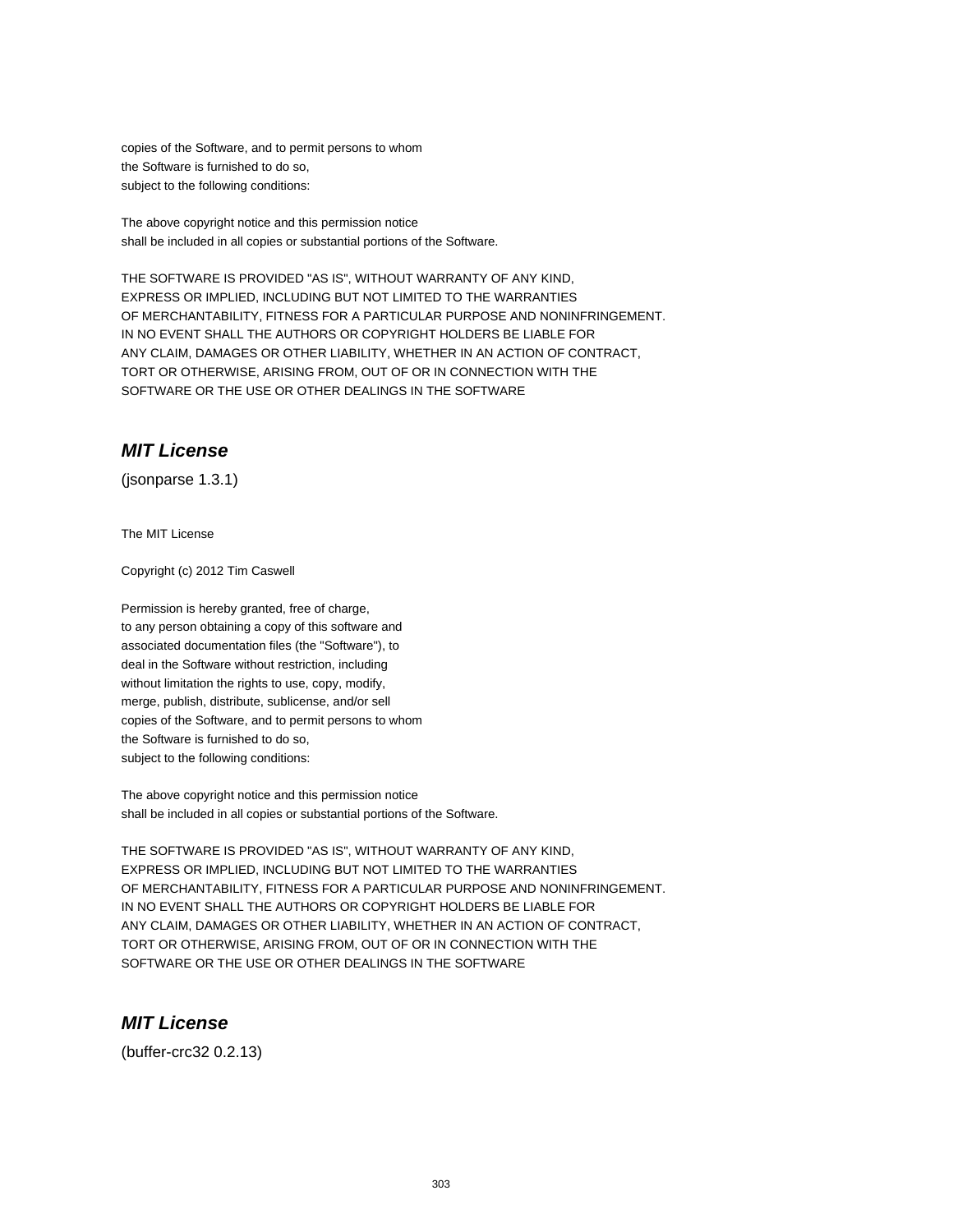copies of the Software, and to permit persons to whom
the Software is furnished to do so,
subject to the following conditions:

The above copyright notice and this permission notice
shall be included in all copies or substantial portions of the Software.

THE SOFTWARE IS PROVIDED "AS IS", WITHOUT WARRANTY OF ANY KIND,
EXPRESS OR IMPLIED, INCLUDING BUT NOT LIMITED TO THE WARRANTIES
OF MERCHANTABILITY, FITNESS FOR A PARTICULAR PURPOSE AND NONINFRINGEMENT.
IN NO EVENT SHALL THE AUTHORS OR COPYRIGHT HOLDERS BE LIABLE FOR
ANY CLAIM, DAMAGES OR OTHER LIABILITY, WHETHER IN AN ACTION OF CONTRACT,
TORT OR OTHERWISE, ARISING FROM, OUT OF OR IN CONNECTION WITH THE
SOFTWARE OR THE USE OR OTHER DEALINGS IN THE SOFTWARE

## *MIT License*

(jsonparse 1.3.1)

The MIT License

Copyright (c) 2012 Tim Caswell

Permission is hereby granted, free of charge,
to any person obtaining a copy of this software and
associated documentation files (the "Software"), to
deal in the Software without restriction, including
without limitation the rights to use, copy, modify,
merge, publish, distribute, sublicense, and/or sell
copies of the Software, and to permit persons to whom
the Software is furnished to do so,
subject to the following conditions:

The above copyright notice and this permission notice
shall be included in all copies or substantial portions of the Software.

THE SOFTWARE IS PROVIDED "AS IS", WITHOUT WARRANTY OF ANY KIND,
EXPRESS OR IMPLIED, INCLUDING BUT NOT LIMITED TO THE WARRANTIES
OF MERCHANTABILITY, FITNESS FOR A PARTICULAR PURPOSE AND NONINFRINGEMENT.
IN NO EVENT SHALL THE AUTHORS OR COPYRIGHT HOLDERS BE LIABLE FOR
ANY CLAIM, DAMAGES OR OTHER LIABILITY, WHETHER IN AN ACTION OF CONTRACT,
TORT OR OTHERWISE, ARISING FROM, OUT OF OR IN CONNECTION WITH THE
SOFTWARE OR THE USE OR OTHER DEALINGS IN THE SOFTWARE

## *MIT License*

(buffer-crc32 0.2.13)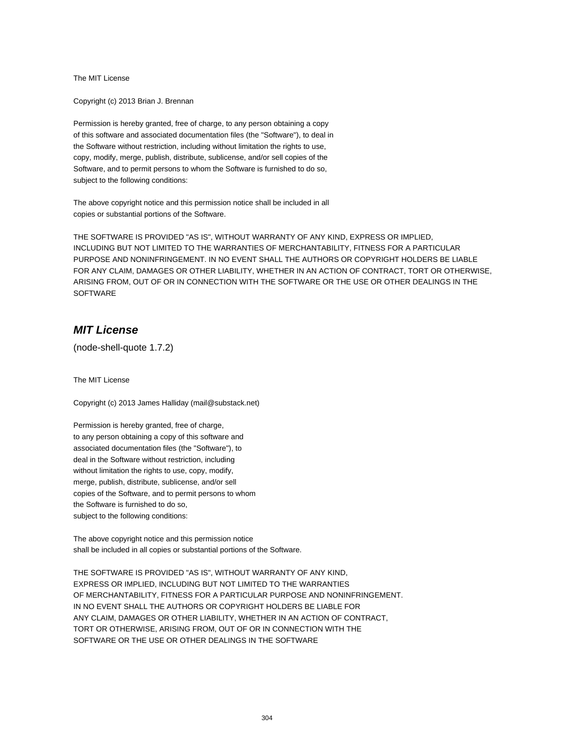The MIT License

Copyright (c) 2013 Brian J. Brennan

Permission is hereby granted, free of charge, to any person obtaining a copy
of this software and associated documentation files (the "Software"), to deal in
the Software without restriction, including without limitation the rights to use,
copy, modify, merge, publish, distribute, sublicense, and/or sell copies of the
Software, and to permit persons to whom the Software is furnished to do so,
subject to the following conditions:

The above copyright notice and this permission notice shall be included in all
copies or substantial portions of the Software.

THE SOFTWARE IS PROVIDED "AS IS", WITHOUT WARRANTY OF ANY KIND, EXPRESS OR IMPLIED,
INCLUDING BUT NOT LIMITED TO THE WARRANTIES OF MERCHANTABILITY, FITNESS FOR A PARTICULAR
PURPOSE AND NONINFRINGEMENT. IN NO EVENT SHALL THE AUTHORS OR COPYRIGHT HOLDERS BE LIABLE
FOR ANY CLAIM, DAMAGES OR OTHER LIABILITY, WHETHER IN AN ACTION OF CONTRACT, TORT OR OTHERWISE,
ARISING FROM, OUT OF OR IN CONNECTION WITH THE SOFTWARE OR THE USE OR OTHER DEALINGS IN THE
SOFTWARE

## *MIT License*

(node-shell-quote 1.7.2)

The MIT License

Copyright (c) 2013 James Halliday (mail@substack.net)

Permission is hereby granted, free of charge,
to any person obtaining a copy of this software and
associated documentation files (the "Software"), to
deal in the Software without restriction, including
without limitation the rights to use, copy, modify,
merge, publish, distribute, sublicense, and/or sell
copies of the Software, and to permit persons to whom
the Software is furnished to do so,
subject to the following conditions:

The above copyright notice and this permission notice
shall be included in all copies or substantial portions of the Software.

THE SOFTWARE IS PROVIDED "AS IS", WITHOUT WARRANTY OF ANY KIND,
EXPRESS OR IMPLIED, INCLUDING BUT NOT LIMITED TO THE WARRANTIES
OF MERCHANTABILITY, FITNESS FOR A PARTICULAR PURPOSE AND NONINFRINGEMENT.
IN NO EVENT SHALL THE AUTHORS OR COPYRIGHT HOLDERS BE LIABLE FOR
ANY CLAIM, DAMAGES OR OTHER LIABILITY, WHETHER IN AN ACTION OF CONTRACT,
TORT OR OTHERWISE, ARISING FROM, OUT OF OR IN CONNECTION WITH THE
SOFTWARE OR THE USE OR OTHER DEALINGS IN THE SOFTWARE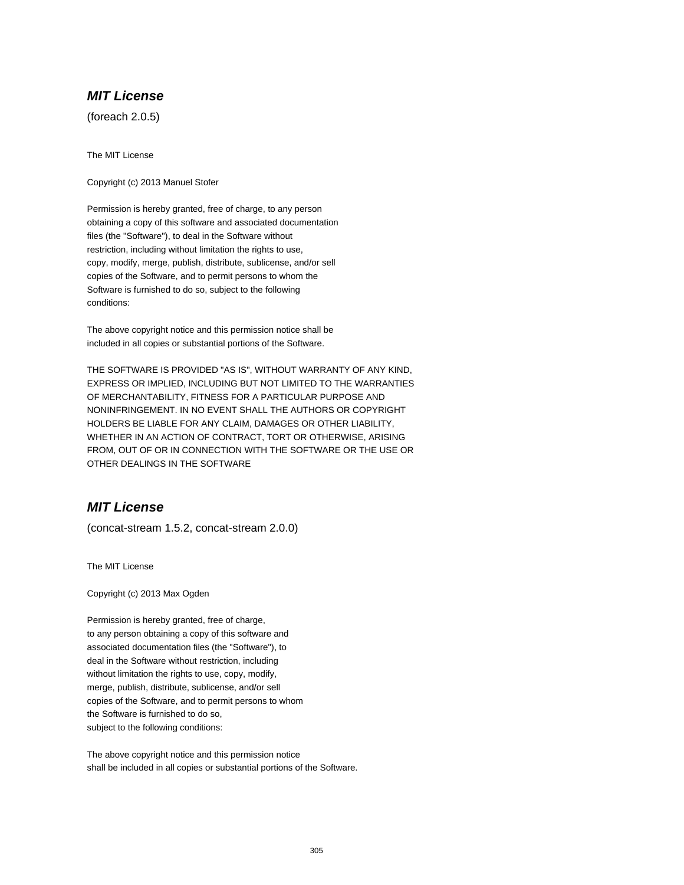## *MIT License*

(foreach 2.0.5)

The MIT License

Copyright (c) 2013 Manuel Stofer

Permission is hereby granted, free of charge, to any person
obtaining a copy of this software and associated documentation
files (the "Software"), to deal in the Software without
restriction, including without limitation the rights to use,
copy, modify, merge, publish, distribute, sublicense, and/or sell
copies of the Software, and to permit persons to whom the
Software is furnished to do so, subject to the following
conditions:

The above copyright notice and this permission notice shall be
included in all copies or substantial portions of the Software.

THE SOFTWARE IS PROVIDED "AS IS", WITHOUT WARRANTY OF ANY KIND,
EXPRESS OR IMPLIED, INCLUDING BUT NOT LIMITED TO THE WARRANTIES
OF MERCHANTABILITY, FITNESS FOR A PARTICULAR PURPOSE AND
NONINFRINGEMENT. IN NO EVENT SHALL THE AUTHORS OR COPYRIGHT
HOLDERS BE LIABLE FOR ANY CLAIM, DAMAGES OR OTHER LIABILITY,
WHETHER IN AN ACTION OF CONTRACT, TORT OR OTHERWISE, ARISING
FROM, OUT OF OR IN CONNECTION WITH THE SOFTWARE OR THE USE OR
OTHER DEALINGS IN THE SOFTWARE

## *MIT License*

(concat-stream 1.5.2, concat-stream 2.0.0)

The MIT License

Copyright (c) 2013 Max Ogden

Permission is hereby granted, free of charge,
to any person obtaining a copy of this software and
associated documentation files (the "Software"), to
deal in the Software without restriction, including
without limitation the rights to use, copy, modify,
merge, publish, distribute, sublicense, and/or sell
copies of the Software, and to permit persons to whom
the Software is furnished to do so,
subject to the following conditions:

The above copyright notice and this permission notice
shall be included in all copies or substantial portions of the Software.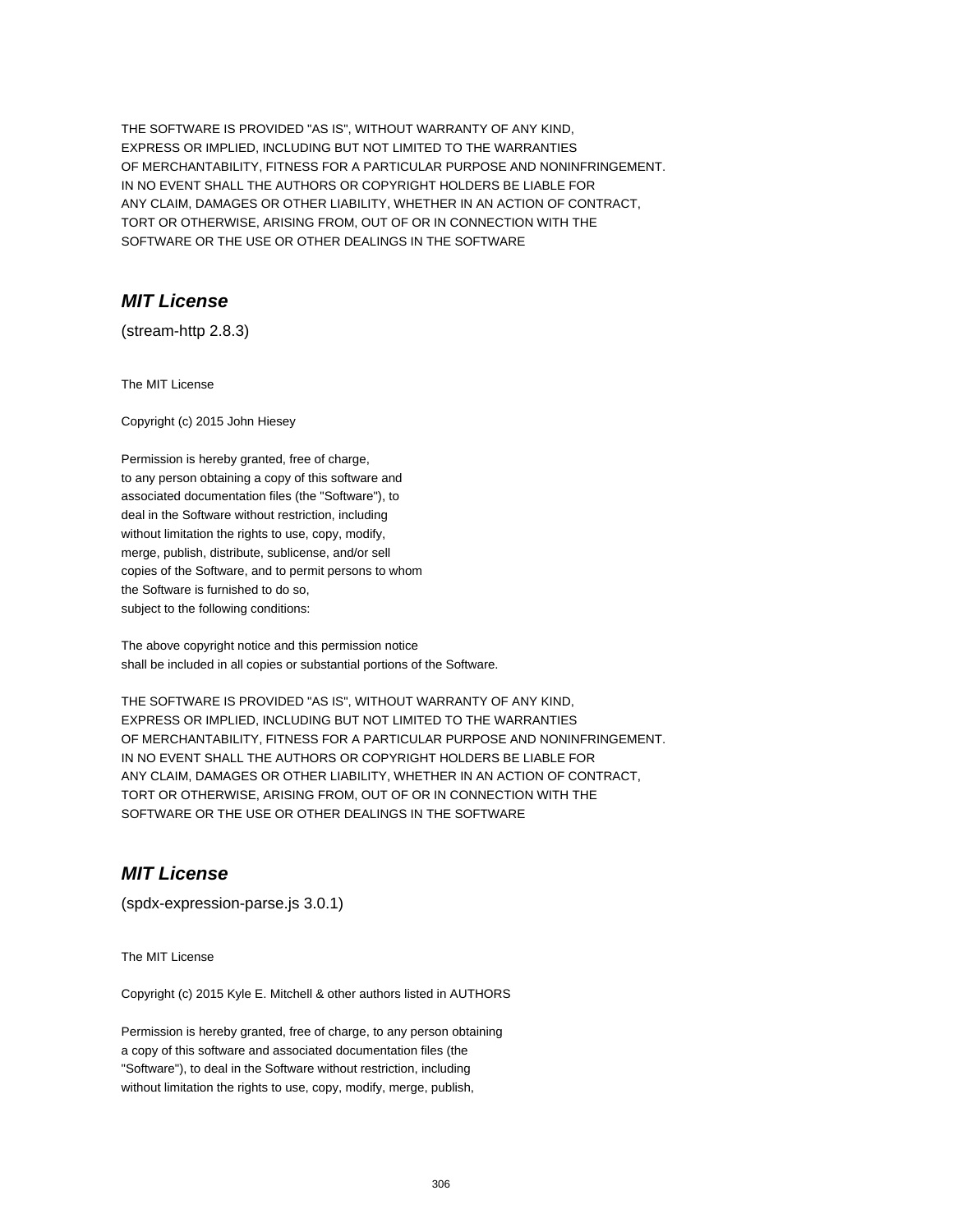THE SOFTWARE IS PROVIDED "AS IS", WITHOUT WARRANTY OF ANY KIND,
EXPRESS OR IMPLIED, INCLUDING BUT NOT LIMITED TO THE WARRANTIES
OF MERCHANTABILITY, FITNESS FOR A PARTICULAR PURPOSE AND NONINFRINGEMENT.
IN NO EVENT SHALL THE AUTHORS OR COPYRIGHT HOLDERS BE LIABLE FOR
ANY CLAIM, DAMAGES OR OTHER LIABILITY, WHETHER IN AN ACTION OF CONTRACT,
TORT OR OTHERWISE, ARISING FROM, OUT OF OR IN CONNECTION WITH THE
SOFTWARE OR THE USE OR OTHER DEALINGS IN THE SOFTWARE

## *MIT License*

(stream-http 2.8.3)

The MIT License

Copyright (c) 2015 John Hiesey

Permission is hereby granted, free of charge,
to any person obtaining a copy of this software and
associated documentation files (the "Software"), to
deal in the Software without restriction, including
without limitation the rights to use, copy, modify,
merge, publish, distribute, sublicense, and/or sell
copies of the Software, and to permit persons to whom
the Software is furnished to do so,
subject to the following conditions:

The above copyright notice and this permission notice
shall be included in all copies or substantial portions of the Software.

THE SOFTWARE IS PROVIDED "AS IS", WITHOUT WARRANTY OF ANY KIND,
EXPRESS OR IMPLIED, INCLUDING BUT NOT LIMITED TO THE WARRANTIES
OF MERCHANTABILITY, FITNESS FOR A PARTICULAR PURPOSE AND NONINFRINGEMENT.
IN NO EVENT SHALL THE AUTHORS OR COPYRIGHT HOLDERS BE LIABLE FOR
ANY CLAIM, DAMAGES OR OTHER LIABILITY, WHETHER IN AN ACTION OF CONTRACT,
TORT OR OTHERWISE, ARISING FROM, OUT OF OR IN CONNECTION WITH THE
SOFTWARE OR THE USE OR OTHER DEALINGS IN THE SOFTWARE

## *MIT License*

(spdx-expression-parse.js 3.0.1)

The MIT License

Copyright (c) 2015 Kyle E. Mitchell & other authors listed in AUTHORS

Permission is hereby granted, free of charge, to any person obtaining
a copy of this software and associated documentation files (the
"Software"), to deal in the Software without restriction, including
without limitation the rights to use, copy, modify, merge, publish,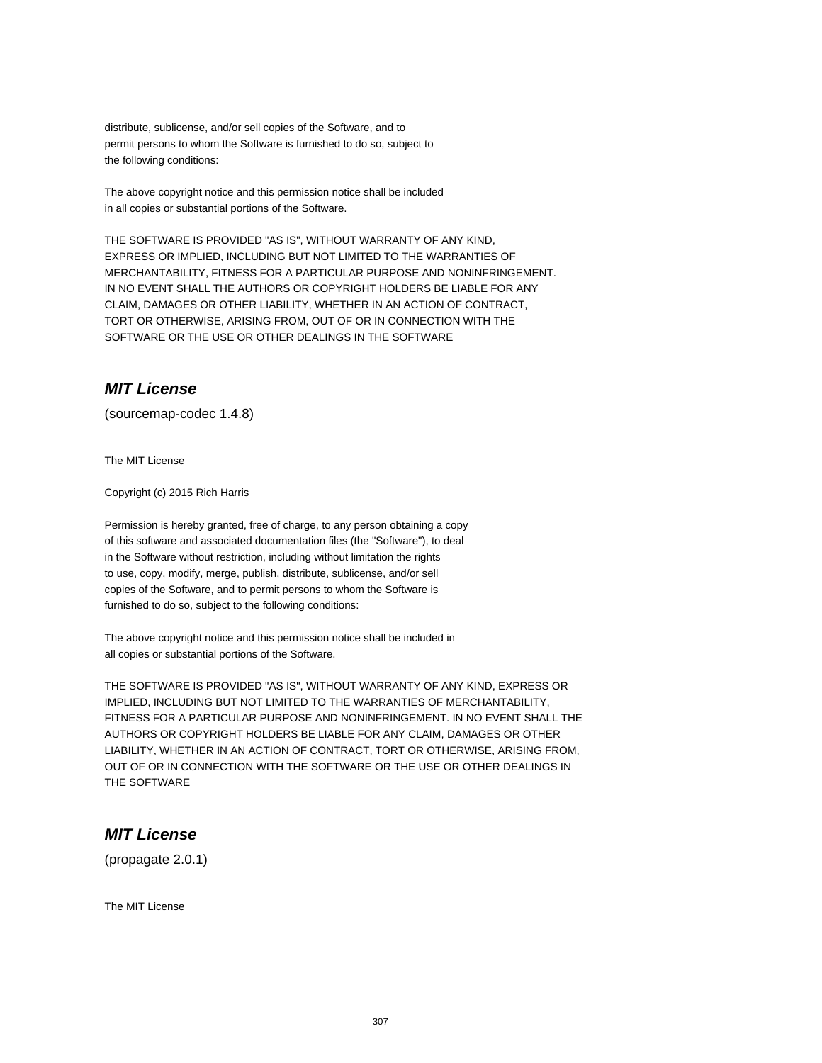distribute, sublicense, and/or sell copies of the Software, and to
permit persons to whom the Software is furnished to do so, subject to
the following conditions:

The above copyright notice and this permission notice shall be included
in all copies or substantial portions of the Software.

THE SOFTWARE IS PROVIDED "AS IS", WITHOUT WARRANTY OF ANY KIND,
EXPRESS OR IMPLIED, INCLUDING BUT NOT LIMITED TO THE WARRANTIES OF
MERCHANTABILITY, FITNESS FOR A PARTICULAR PURPOSE AND NONINFRINGEMENT.
IN NO EVENT SHALL THE AUTHORS OR COPYRIGHT HOLDERS BE LIABLE FOR ANY
CLAIM, DAMAGES OR OTHER LIABILITY, WHETHER IN AN ACTION OF CONTRACT,
TORT OR OTHERWISE, ARISING FROM, OUT OF OR IN CONNECTION WITH THE
SOFTWARE OR THE USE OR OTHER DEALINGS IN THE SOFTWARE

## *MIT License*

(sourcemap-codec 1.4.8)

The MIT License

Copyright (c) 2015 Rich Harris

Permission is hereby granted, free of charge, to any person obtaining a copy
of this software and associated documentation files (the "Software"), to deal
in the Software without restriction, including without limitation the rights
to use, copy, modify, merge, publish, distribute, sublicense, and/or sell
copies of the Software, and to permit persons to whom the Software is
furnished to do so, subject to the following conditions:

The above copyright notice and this permission notice shall be included in
all copies or substantial portions of the Software.

THE SOFTWARE IS PROVIDED "AS IS", WITHOUT WARRANTY OF ANY KIND, EXPRESS OR
IMPLIED, INCLUDING BUT NOT LIMITED TO THE WARRANTIES OF MERCHANTABILITY,
FITNESS FOR A PARTICULAR PURPOSE AND NONINFRINGEMENT. IN NO EVENT SHALL THE
AUTHORS OR COPYRIGHT HOLDERS BE LIABLE FOR ANY CLAIM, DAMAGES OR OTHER
LIABILITY, WHETHER IN AN ACTION OF CONTRACT, TORT OR OTHERWISE, ARISING FROM,
OUT OF OR IN CONNECTION WITH THE SOFTWARE OR THE USE OR OTHER DEALINGS IN
THE SOFTWARE

## *MIT License*

(propagate 2.0.1)

The MIT License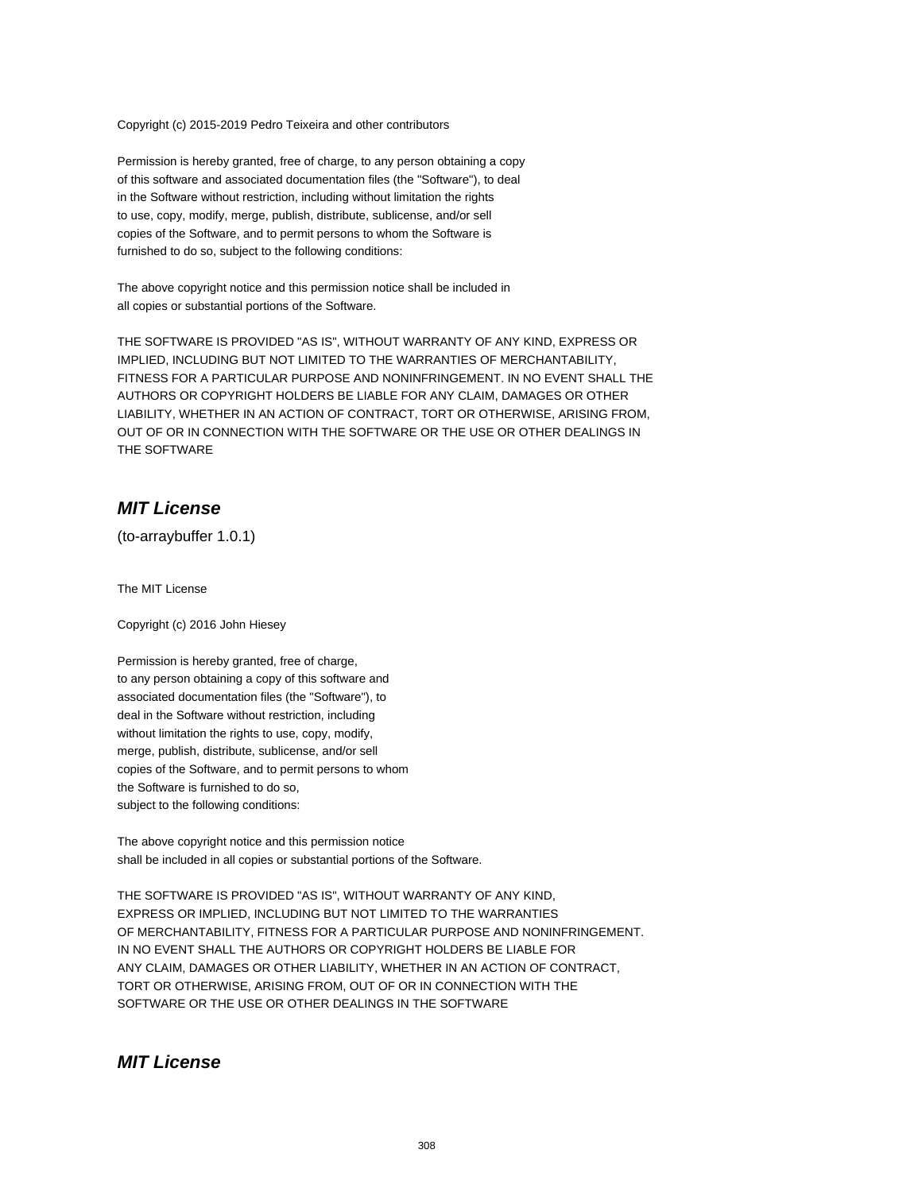Copyright (c) 2015-2019 Pedro Teixeira and other contributors

Permission is hereby granted, free of charge, to any person obtaining a copy
of this software and associated documentation files (the "Software"), to deal
in the Software without restriction, including without limitation the rights
to use, copy, modify, merge, publish, distribute, sublicense, and/or sell
copies of the Software, and to permit persons to whom the Software is
furnished to do so, subject to the following conditions:

The above copyright notice and this permission notice shall be included in
all copies or substantial portions of the Software.

THE SOFTWARE IS PROVIDED "AS IS", WITHOUT WARRANTY OF ANY KIND, EXPRESS OR
IMPLIED, INCLUDING BUT NOT LIMITED TO THE WARRANTIES OF MERCHANTABILITY,
FITNESS FOR A PARTICULAR PURPOSE AND NONINFRINGEMENT. IN NO EVENT SHALL THE
AUTHORS OR COPYRIGHT HOLDERS BE LIABLE FOR ANY CLAIM, DAMAGES OR OTHER
LIABILITY, WHETHER IN AN ACTION OF CONTRACT, TORT OR OTHERWISE, ARISING FROM,
OUT OF OR IN CONNECTION WITH THE SOFTWARE OR THE USE OR OTHER DEALINGS IN
THE SOFTWARE

## ***MIT License***

(to-arraybuffer 1.0.1)

The MIT License

Copyright (c) 2016 John Hiesey

Permission is hereby granted, free of charge,
to any person obtaining a copy of this software and
associated documentation files (the "Software"), to
deal in the Software without restriction, including
without limitation the rights to use, copy, modify,
merge, publish, distribute, sublicense, and/or sell
copies of the Software, and to permit persons to whom
the Software is furnished to do so,
subject to the following conditions:

The above copyright notice and this permission notice
shall be included in all copies or substantial portions of the Software.

THE SOFTWARE IS PROVIDED "AS IS", WITHOUT WARRANTY OF ANY KIND,
EXPRESS OR IMPLIED, INCLUDING BUT NOT LIMITED TO THE WARRANTIES
OF MERCHANTABILITY, FITNESS FOR A PARTICULAR PURPOSE AND NONINFRINGEMENT.
IN NO EVENT SHALL THE AUTHORS OR COPYRIGHT HOLDERS BE LIABLE FOR
ANY CLAIM, DAMAGES OR OTHER LIABILITY, WHETHER IN AN ACTION OF CONTRACT,
TORT OR OTHERWISE, ARISING FROM, OUT OF OR IN CONNECTION WITH THE
SOFTWARE OR THE USE OR OTHER DEALINGS IN THE SOFTWARE

## ***MIT License***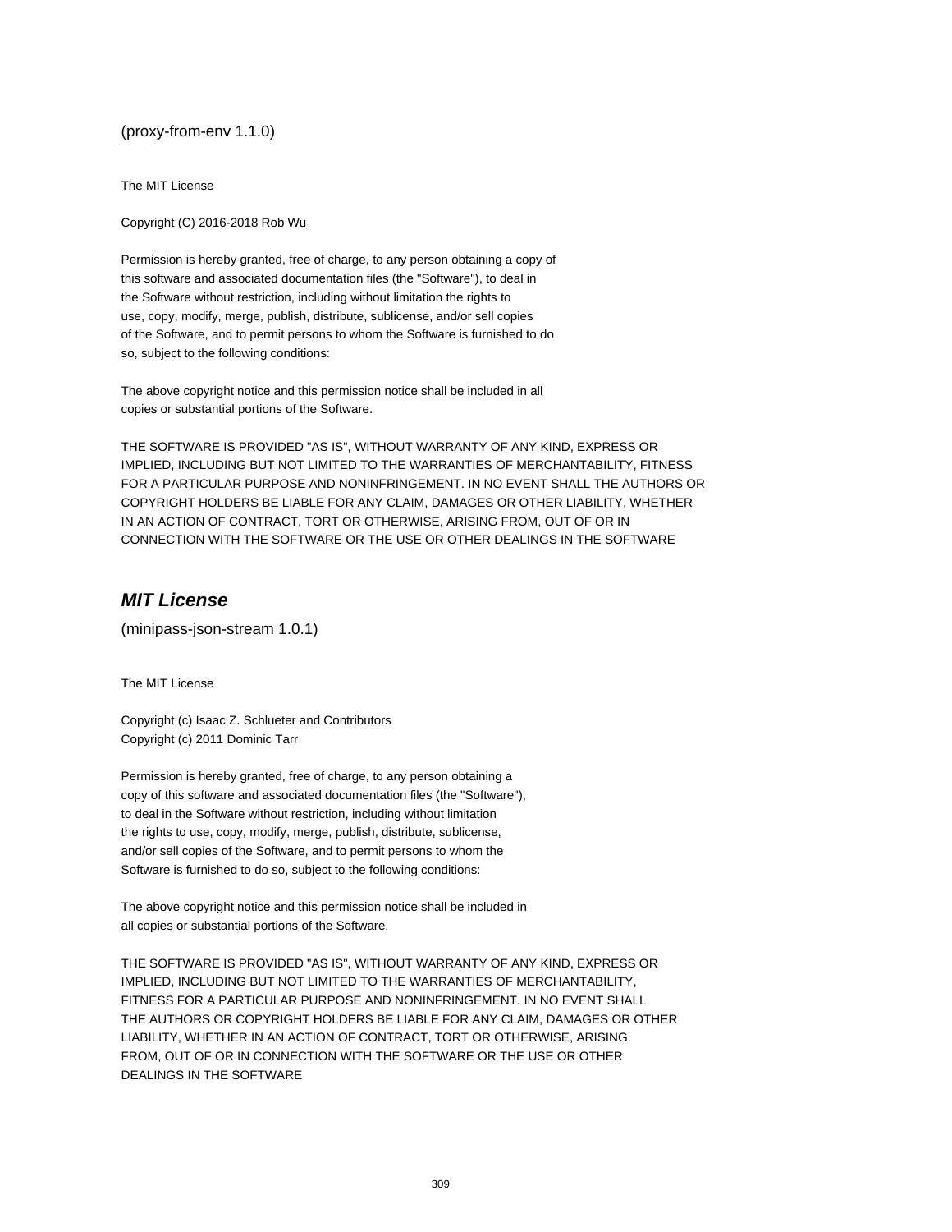(proxy-from-env 1.1.0)

The MIT License

Copyright (C) 2016-2018 Rob Wu

Permission is hereby granted, free of charge, to any person obtaining a copy of
this software and associated documentation files (the "Software"), to deal in
the Software without restriction, including without limitation the rights to
use, copy, modify, merge, publish, distribute, sublicense, and/or sell copies
of the Software, and to permit persons to whom the Software is furnished to do
so, subject to the following conditions:

The above copyright notice and this permission notice shall be included in all
copies or substantial portions of the Software.

THE SOFTWARE IS PROVIDED "AS IS", WITHOUT WARRANTY OF ANY KIND, EXPRESS OR
IMPLIED, INCLUDING BUT NOT LIMITED TO THE WARRANTIES OF MERCHANTABILITY, FITNESS
FOR A PARTICULAR PURPOSE AND NONINFRINGEMENT. IN NO EVENT SHALL THE AUTHORS OR
COPYRIGHT HOLDERS BE LIABLE FOR ANY CLAIM, DAMAGES OR OTHER LIABILITY, WHETHER
IN AN ACTION OF CONTRACT, TORT OR OTHERWISE, ARISING FROM, OUT OF OR IN
CONNECTION WITH THE SOFTWARE OR THE USE OR OTHER DEALINGS IN THE SOFTWARE

## *MIT License*

(minipass-json-stream 1.0.1)

The MIT License

Copyright (c) Isaac Z. Schlueter and Contributors
Copyright (c) 2011 Dominic Tarr

Permission is hereby granted, free of charge, to any person obtaining a
copy of this software and associated documentation files (the "Software"),
to deal in the Software without restriction, including without limitation
the rights to use, copy, modify, merge, publish, distribute, sublicense,
and/or sell copies of the Software, and to permit persons to whom the
Software is furnished to do so, subject to the following conditions:

The above copyright notice and this permission notice shall be included in
all copies or substantial portions of the Software.

THE SOFTWARE IS PROVIDED "AS IS", WITHOUT WARRANTY OF ANY KIND, EXPRESS OR
IMPLIED, INCLUDING BUT NOT LIMITED TO THE WARRANTIES OF MERCHANTABILITY,
FITNESS FOR A PARTICULAR PURPOSE AND NONINFRINGEMENT. IN NO EVENT SHALL
THE AUTHORS OR COPYRIGHT HOLDERS BE LIABLE FOR ANY CLAIM, DAMAGES OR OTHER
LIABILITY, WHETHER IN AN ACTION OF CONTRACT, TORT OR OTHERWISE, ARISING
FROM, OUT OF OR IN CONNECTION WITH THE SOFTWARE OR THE USE OR OTHER
DEALINGS IN THE SOFTWARE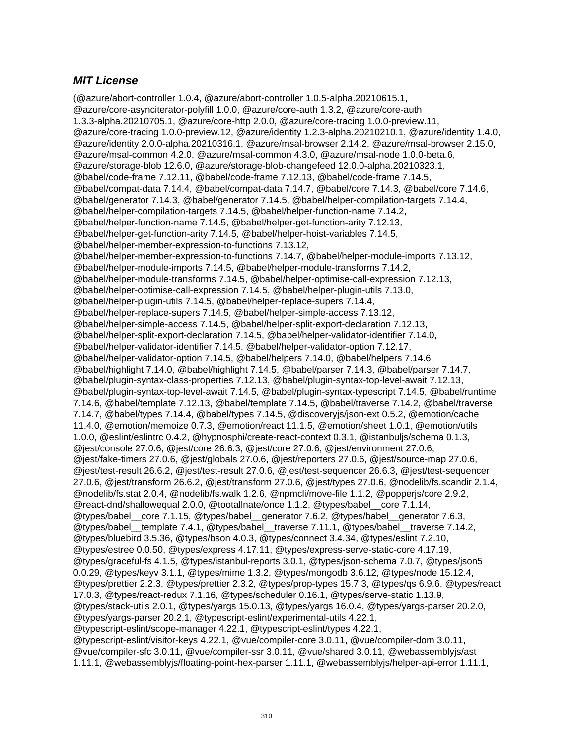### *MIT License*

(@azure/abort-controller 1.0.4, @azure/abort-controller 1.0.5-alpha.20210615.1, @azure/core-asynciterator-polyfill 1.0.0, @azure/core-auth 1.3.2, @azure/core-auth 1.3.3-alpha.20210705.1, @azure/core-http 2.0.0, @azure/core-tracing 1.0.0-preview.11, @azure/core-tracing 1.0.0-preview.12, @azure/identity 1.2.3-alpha.20210210.1, @azure/identity 1.4.0, @azure/identity 2.0.0-alpha.20210316.1, @azure/msal-browser 2.14.2, @azure/msal-browser 2.15.0, @azure/msal-common 4.2.0, @azure/msal-common 4.3.0, @azure/msal-node 1.0.0-beta.6, @azure/storage-blob 12.6.0, @azure/storage-blob-changefeed 12.0.0-alpha.20210323.1, @babel/code-frame 7.12.11, @babel/code-frame 7.12.13, @babel/code-frame 7.14.5, @babel/compat-data 7.14.4, @babel/compat-data 7.14.7, @babel/core 7.14.3, @babel/core 7.14.6, @babel/generator 7.14.3, @babel/generator 7.14.5, @babel/helper-compilation-targets 7.14.4, @babel/helper-compilation-targets 7.14.5, @babel/helper-function-name 7.14.2, @babel/helper-function-name 7.14.5, @babel/helper-get-function-arity 7.12.13, @babel/helper-get-function-arity 7.14.5, @babel/helper-hoist-variables 7.14.5, @babel/helper-member-expression-to-functions 7.13.12, @babel/helper-member-expression-to-functions 7.14.7, @babel/helper-module-imports 7.13.12, @babel/helper-module-imports 7.14.5, @babel/helper-module-transforms 7.14.2, @babel/helper-module-transforms 7.14.5, @babel/helper-optimise-call-expression 7.12.13, @babel/helper-optimise-call-expression 7.14.5, @babel/helper-plugin-utils 7.13.0, @babel/helper-plugin-utils 7.14.5, @babel/helper-replace-supers 7.14.4, @babel/helper-replace-supers 7.14.5, @babel/helper-simple-access 7.13.12, @babel/helper-simple-access 7.14.5, @babel/helper-split-export-declaration 7.12.13, @babel/helper-split-export-declaration 7.14.5, @babel/helper-validator-identifier 7.14.0, @babel/helper-validator-identifier 7.14.5, @babel/helper-validator-option 7.12.17, @babel/helper-validator-option 7.14.5, @babel/helpers 7.14.0, @babel/helpers 7.14.6, @babel/highlight 7.14.0, @babel/highlight 7.14.5, @babel/parser 7.14.3, @babel/parser 7.14.7, @babel/plugin-syntax-class-properties 7.12.13, @babel/plugin-syntax-top-level-await 7.12.13, @babel/plugin-syntax-top-level-await 7.14.5, @babel/plugin-syntax-typescript 7.14.5, @babel/runtime 7.14.6, @babel/template 7.12.13, @babel/template 7.14.5, @babel/traverse 7.14.2, @babel/traverse 7.14.7, @babel/types 7.14.4, @babel/types 7.14.5, @discoveryjs/json-ext 0.5.2, @emotion/cache 11.4.0, @emotion/memoize 0.7.3, @emotion/react 11.1.5, @emotion/sheet 1.0.1, @emotion/utils 1.0.0, @eslint/eslintrc 0.4.2, @hypnosphi/create-react-context 0.3.1, @istanbuljs/schema 0.1.3, @jest/console 27.0.6, @jest/core 26.6.3, @jest/core 27.0.6, @jest/environment 27.0.6, @jest/fake-timers 27.0.6, @jest/globals 27.0.6, @jest/reporters 27.0.6, @jest/source-map 27.0.6, @jest/test-result 26.6.2, @jest/test-result 27.0.6, @jest/test-sequencer 26.6.3, @jest/test-sequencer 27.0.6, @jest/transform 26.6.2, @jest/transform 27.0.6, @jest/types 27.0.6, @nodelib/fs.scandir 2.1.4, @nodelib/fs.stat 2.0.4, @nodelib/fs.walk 1.2.6, @npmcli/move-file 1.1.2, @popperjs/core 2.9.2, @react-dnd/shallowequal 2.0.0, @tootallnate/once 1.1.2, @types/babel__core 7.1.14, @types/babel__core 7.1.15, @types/babel__generator 7.6.2, @types/babel__generator 7.6.3, @types/babel__template 7.4.1, @types/babel__traverse 7.11.1, @types/babel__traverse 7.14.2, @types/bluebird 3.5.36, @types/bson 4.0.3, @types/connect 3.4.34, @types/eslint 7.2.10, @types/estree 0.0.50, @types/express 4.17.11, @types/express-serve-static-core 4.17.19, @types/graceful-fs 4.1.5, @types/istanbul-reports 3.0.1, @types/json-schema 7.0.7, @types/json5 0.0.29, @types/keyv 3.1.1, @types/mime 1.3.2, @types/mongodb 3.6.12, @types/node 15.12.4, @types/prettier 2.2.3, @types/prettier 2.3.2, @types/prop-types 15.7.3, @types/qs 6.9.6, @types/react 17.0.3, @types/react-redux 7.1.16, @types/scheduler 0.16.1, @types/serve-static 1.13.9, @types/stack-utils 2.0.1, @types/yargs 15.0.13, @types/yargs 16.0.4, @types/yargs-parser 20.2.0, @types/yargs-parser 20.2.1, @typescript-eslint/experimental-utils 4.22.1, @typescript-eslint/scope-manager 4.22.1, @typescript-eslint/types 4.22.1, @typescript-eslint/visitor-keys 4.22.1, @vue/compiler-core 3.0.11, @vue/compiler-dom 3.0.11, @vue/compiler-sfc 3.0.11, @vue/compiler-ssr 3.0.11, @vue/shared 3.0.11, @webassemblyjs/ast 1.11.1, @webassemblyjs/floating-point-hex-parser 1.11.1, @webassemblyjs/helper-api-error 1.11.1,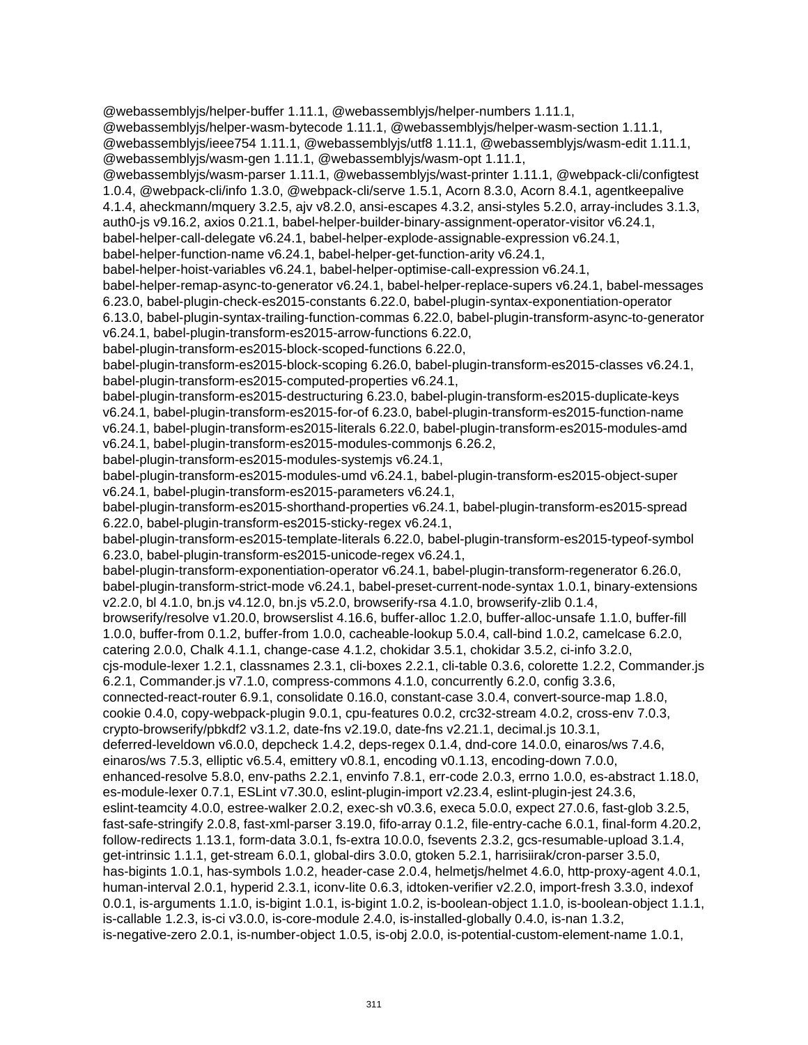@webassemblyjs/helper-buffer 1.11.1, @webassemblyjs/helper-numbers 1.11.1, @webassemblyjs/helper-wasm-bytecode 1.11.1, @webassemblyjs/helper-wasm-section 1.11.1, @webassemblyjs/ieee754 1.11.1, @webassemblyjs/utf8 1.11.1, @webassemblyjs/wasm-edit 1.11.1, @webassemblyjs/wasm-gen 1.11.1, @webassemblyjs/wasm-opt 1.11.1, @webassemblyjs/wasm-parser 1.11.1, @webassemblyjs/wast-printer 1.11.1, @webpack-cli/configtest 1.0.4, @webpack-cli/info 1.3.0, @webpack-cli/serve 1.5.1, Acorn 8.3.0, Acorn 8.4.1, agentkeepalive 4.1.4, aheckmann/mquery 3.2.5, ajv v8.2.0, ansi-escapes 4.3.2, ansi-styles 5.2.0, array-includes 3.1.3, auth0-js v9.16.2, axios 0.21.1, babel-helper-builder-binary-assignment-operator-visitor v6.24.1, babel-helper-call-delegate v6.24.1, babel-helper-explode-assignable-expression v6.24.1, babel-helper-function-name v6.24.1, babel-helper-get-function-arity v6.24.1, babel-helper-hoist-variables v6.24.1, babel-helper-optimise-call-expression v6.24.1, babel-helper-remap-async-to-generator v6.24.1, babel-helper-replace-supers v6.24.1, babel-messages 6.23.0, babel-plugin-check-es2015-constants 6.22.0, babel-plugin-syntax-exponentiation-operator 6.13.0, babel-plugin-syntax-trailing-function-commas 6.22.0, babel-plugin-transform-async-to-generator v6.24.1, babel-plugin-transform-es2015-arrow-functions 6.22.0, babel-plugin-transform-es2015-block-scoped-functions 6.22.0, babel-plugin-transform-es2015-block-scoping 6.26.0, babel-plugin-transform-es2015-classes v6.24.1, babel-plugin-transform-es2015-computed-properties v6.24.1, babel-plugin-transform-es2015-destructuring 6.23.0, babel-plugin-transform-es2015-duplicate-keys v6.24.1, babel-plugin-transform-es2015-for-of 6.23.0, babel-plugin-transform-es2015-function-name v6.24.1, babel-plugin-transform-es2015-literals 6.22.0, babel-plugin-transform-es2015-modules-amd v6.24.1, babel-plugin-transform-es2015-modules-commonjs 6.26.2, babel-plugin-transform-es2015-modules-systemjs v6.24.1, babel-plugin-transform-es2015-modules-umd v6.24.1, babel-plugin-transform-es2015-object-super v6.24.1, babel-plugin-transform-es2015-parameters v6.24.1, babel-plugin-transform-es2015-shorthand-properties v6.24.1, babel-plugin-transform-es2015-spread 6.22.0, babel-plugin-transform-es2015-sticky-regex v6.24.1, babel-plugin-transform-es2015-template-literals 6.22.0, babel-plugin-transform-es2015-typeof-symbol 6.23.0, babel-plugin-transform-es2015-unicode-regex v6.24.1, babel-plugin-transform-exponentiation-operator v6.24.1, babel-plugin-transform-regenerator 6.26.0, babel-plugin-transform-strict-mode v6.24.1, babel-preset-current-node-syntax 1.0.1, binary-extensions v2.2.0, bl 4.1.0, bn.js v4.12.0, bn.js v5.2.0, browserify-rsa 4.1.0, browserify-zlib 0.1.4, browserify/resolve v1.20.0, browserslist 4.16.6, buffer-alloc 1.2.0, buffer-alloc-unsafe 1.1.0, buffer-fill 1.0.0, buffer-from 0.1.2, buffer-from 1.0.0, cacheable-lookup 5.0.4, call-bind 1.0.2, camelcase 6.2.0, catering 2.0.0, Chalk 4.1.1, change-case 4.1.2, chokidar 3.5.1, chokidar 3.5.2, ci-info 3.2.0, cjs-module-lexer 1.2.1, classnames 2.3.1, cli-boxes 2.2.1, cli-table 0.3.6, colorette 1.2.2, Commander.js 6.2.1, Commander.js v7.1.0, compress-commons 4.1.0, concurrently 6.2.0, config 3.3.6, connected-react-router 6.9.1, consolidate 0.16.0, constant-case 3.0.4, convert-source-map 1.8.0, cookie 0.4.0, copy-webpack-plugin 9.0.1, cpu-features 0.0.2, crc32-stream 4.0.2, cross-env 7.0.3, crypto-browserify/pbkdf2 v3.1.2, date-fns v2.19.0, date-fns v2.21.1, decimal.js 10.3.1, deferred-leveldown v6.0.0, depcheck 1.4.2, deps-regex 0.1.4, dnd-core 14.0.0, einaros/ws 7.4.6, einaros/ws 7.5.3, elliptic v6.5.4, emittery v0.8.1, encoding v0.1.13, encoding-down 7.0.0, enhanced-resolve 5.8.0, env-paths 2.2.1, envinfo 7.8.1, err-code 2.0.3, errno 1.0.0, es-abstract 1.18.0, es-module-lexer 0.7.1, ESLint v7.30.0, eslint-plugin-import v2.23.4, eslint-plugin-jest 24.3.6, eslint-teamcity 4.0.0, estree-walker 2.0.2, exec-sh v0.3.6, execa 5.0.0, expect 27.0.6, fast-glob 3.2.5, fast-safe-stringify 2.0.8, fast-xml-parser 3.19.0, fifo-array 0.1.2, file-entry-cache 6.0.1, final-form 4.20.2, follow-redirects 1.13.1, form-data 3.0.1, fs-extra 10.0.0, fsevents 2.3.2, gcs-resumable-upload 3.1.4, get-intrinsic 1.1.1, get-stream 6.0.1, global-dirs 3.0.0, gtoken 5.2.1, harrisiirak/cron-parser 3.5.0, has-bigints 1.0.1, has-symbols 1.0.2, header-case 2.0.4, helmetjs/helmet 4.6.0, http-proxy-agent 4.0.1, human-interval 2.0.1, hyperid 2.3.1, iconv-lite 0.6.3, idtoken-verifier v2.2.0, import-fresh 3.3.0, indexof 0.0.1, is-arguments 1.1.0, is-bigint 1.0.1, is-bigint 1.0.2, is-boolean-object 1.1.0, is-boolean-object 1.1.1, is-callable 1.2.3, is-ci v3.0.0, is-core-module 2.4.0, is-installed-globally 0.4.0, is-nan 1.3.2, is-negative-zero 2.0.1, is-number-object 1.0.5, is-obj 2.0.0, is-potential-custom-element-name 1.0.1,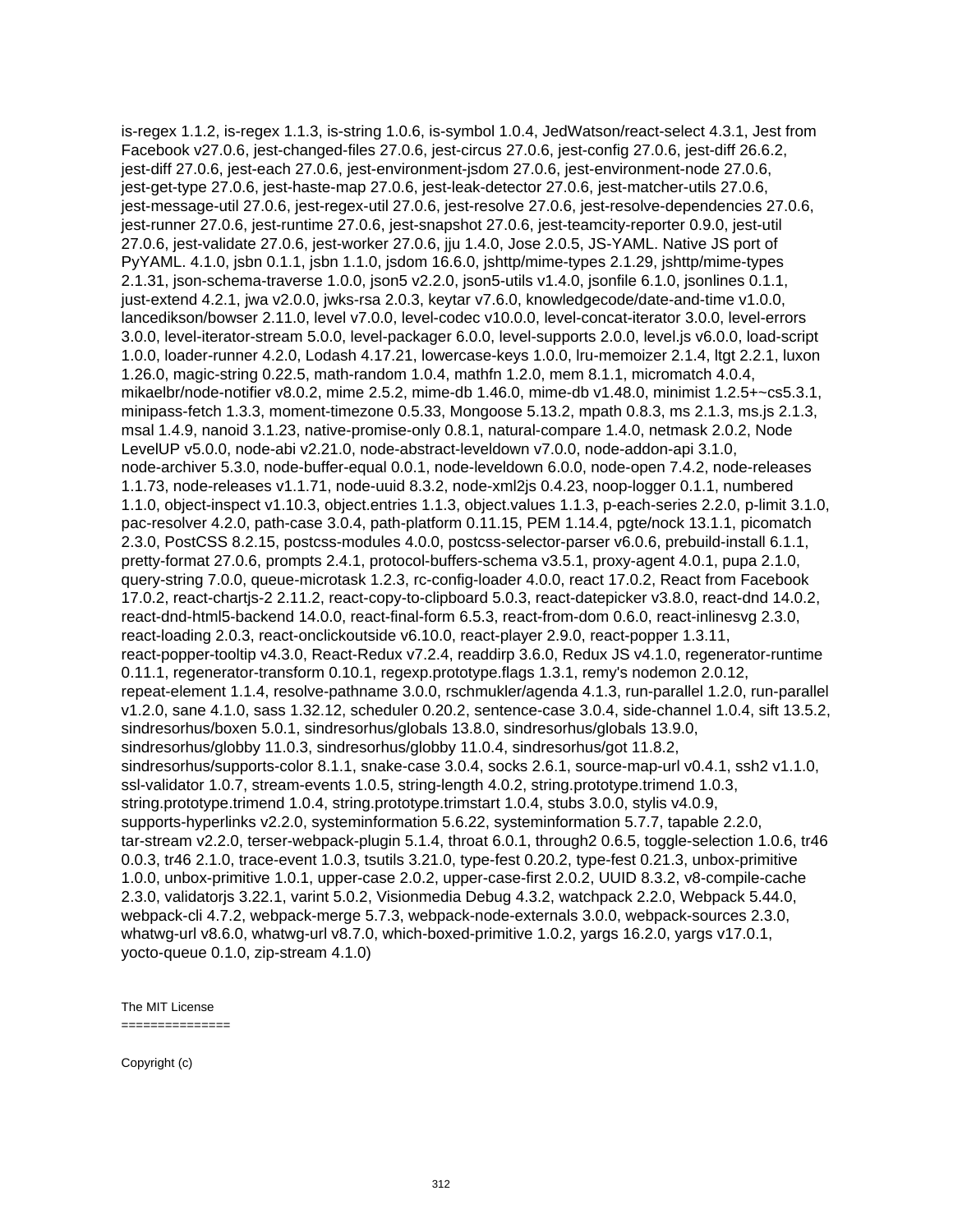is-regex 1.1.2, is-regex 1.1.3, is-string 1.0.6, is-symbol 1.0.4, JedWatson/react-select 4.3.1, Jest from Facebook v27.0.6, jest-changed-files 27.0.6, jest-circus 27.0.6, jest-config 27.0.6, jest-diff 26.6.2, jest-diff 27.0.6, jest-each 27.0.6, jest-environment-jsdom 27.0.6, jest-environment-node 27.0.6, jest-get-type 27.0.6, jest-haste-map 27.0.6, jest-leak-detector 27.0.6, jest-matcher-utils 27.0.6, jest-message-util 27.0.6, jest-regex-util 27.0.6, jest-resolve 27.0.6, jest-resolve-dependencies 27.0.6, jest-runner 27.0.6, jest-runtime 27.0.6, jest-snapshot 27.0.6, jest-teamcity-reporter 0.9.0, jest-util 27.0.6, jest-validate 27.0.6, jest-worker 27.0.6, jju 1.4.0, Jose 2.0.5, JS-YAML. Native JS port of PyYAML. 4.1.0, jsbn 0.1.1, jsbn 1.1.0, jsdom 16.6.0, jshttp/mime-types 2.1.29, jshttp/mime-types 2.1.31, json-schema-traverse 1.0.0, json5 v2.2.0, json5-utils v1.4.0, jsonfile 6.1.0, jsonlines 0.1.1, just-extend 4.2.1, jwa v2.0.0, jwks-rsa 2.0.3, keytar v7.6.0, knowledgecode/date-and-time v1.0.0, lancedikson/bowser 2.11.0, level v7.0.0, level-codec v10.0.0, level-concat-iterator 3.0.0, level-errors 3.0.0, level-iterator-stream 5.0.0, level-packager 6.0.0, level-supports 2.0.0, level.js v6.0.0, load-script 1.0.0, loader-runner 4.2.0, Lodash 4.17.21, lowercase-keys 1.0.0, lru-memoizer 2.1.4, ltgt 2.2.1, luxon 1.26.0, magic-string 0.22.5, math-random 1.0.4, mathfn 1.2.0, mem 8.1.1, micromatch 4.0.4, mikaelbr/node-notifier v8.0.2, mime 2.5.2, mime-db 1.46.0, mime-db v1.48.0, minimist 1.2.5+~cs5.3.1, minipass-fetch 1.3.3, moment-timezone 0.5.33, Mongoose 5.13.2, mpath 0.8.3, ms 2.1.3, ms.js 2.1.3, msal 1.4.9, nanoid 3.1.23, native-promise-only 0.8.1, natural-compare 1.4.0, netmask 2.0.2, Node LevelUP v5.0.0, node-abi v2.21.0, node-abstract-leveldown v7.0.0, node-addon-api 3.1.0, node-archiver 5.3.0, node-buffer-equal 0.0.1, node-leveldown 6.0.0, node-open 7.4.2, node-releases 1.1.73, node-releases v1.1.71, node-uuid 8.3.2, node-xml2js 0.4.23, noop-logger 0.1.1, numbered 1.1.0, object-inspect v1.10.3, object.entries 1.1.3, object.values 1.1.3, p-each-series 2.2.0, p-limit 3.1.0, pac-resolver 4.2.0, path-case 3.0.4, path-platform 0.11.15, PEM 1.14.4, pgte/nock 13.1.1, picomatch 2.3.0, PostCSS 8.2.15, postcss-modules 4.0.0, postcss-selector-parser v6.0.6, prebuild-install 6.1.1, pretty-format 27.0.6, prompts 2.4.1, protocol-buffers-schema v3.5.1, proxy-agent 4.0.1, pupa 2.1.0, query-string 7.0.0, queue-microtask 1.2.3, rc-config-loader 4.0.0, react 17.0.2, React from Facebook 17.0.2, react-chartjs-2 2.11.2, react-copy-to-clipboard 5.0.3, react-datepicker v3.8.0, react-dnd 14.0.2, react-dnd-html5-backend 14.0.0, react-final-form 6.5.3, react-from-dom 0.6.0, react-inlinesvg 2.3.0, react-loading 2.0.3, react-onclickoutside v6.10.0, react-player 2.9.0, react-popper 1.3.11, react-popper-tooltip v4.3.0, React-Redux v7.2.4, readdirp 3.6.0, Redux JS v4.1.0, regenerator-runtime 0.11.1, regenerator-transform 0.10.1, regexp.prototype.flags 1.3.1, remy's nodemon 2.0.12, repeat-element 1.1.4, resolve-pathname 3.0.0, rschmukler/agenda 4.1.3, run-parallel 1.2.0, run-parallel v1.2.0, sane 4.1.0, sass 1.32.12, scheduler 0.20.2, sentence-case 3.0.4, side-channel 1.0.4, sift 13.5.2, sindresorhus/boxen 5.0.1, sindresorhus/globals 13.8.0, sindresorhus/globals 13.9.0, sindresorhus/globby 11.0.3, sindresorhus/globby 11.0.4, sindresorhus/got 11.8.2, sindresorhus/supports-color 8.1.1, snake-case 3.0.4, socks 2.6.1, source-map-url v0.4.1, ssh2 v1.1.0, ssl-validator 1.0.7, stream-events 1.0.5, string-length 4.0.2, string.prototype.trimend 1.0.3, string.prototype.trimend 1.0.4, string.prototype.trimstart 1.0.4, stubs 3.0.0, stylis v4.0.9, supports-hyperlinks v2.2.0, systeminformation 5.6.22, systeminformation 5.7.7, tapable 2.2.0, tar-stream v2.2.0, terser-webpack-plugin 5.1.4, throat 6.0.1, through2 0.6.5, toggle-selection 1.0.6, tr46 0.0.3, tr46 2.1.0, trace-event 1.0.3, tsutils 3.21.0, type-fest 0.20.2, type-fest 0.21.3, unbox-primitive 1.0.0, unbox-primitive 1.0.1, upper-case 2.0.2, upper-case-first 2.0.2, UUID 8.3.2, v8-compile-cache 2.3.0, validatorjs 3.22.1, varint 5.0.2, Visionmedia Debug 4.3.2, watchpack 2.2.0, Webpack 5.44.0, webpack-cli 4.7.2, webpack-merge 5.7.3, webpack-node-externals 3.0.0, webpack-sources 2.3.0, whatwg-url v8.6.0, whatwg-url v8.7.0, which-boxed-primitive 1.0.2, yargs 16.2.0, yargs v17.0.1, yocto-queue 0.1.0, zip-stream 4.1.0)

The MIT License
===============

Copyright (c)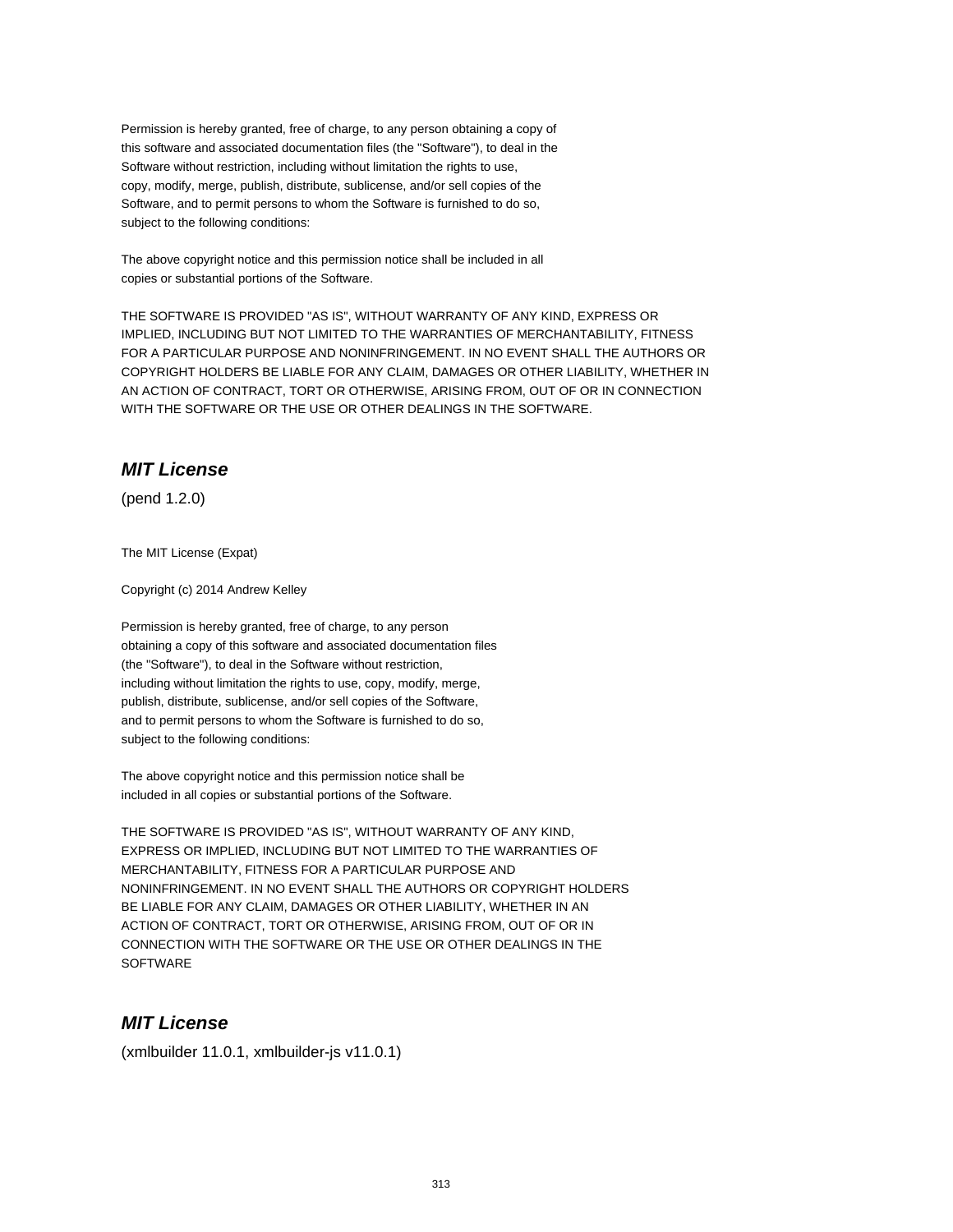Permission is hereby granted, free of charge, to any person obtaining a copy of this software and associated documentation files (the "Software"), to deal in the Software without restriction, including without limitation the rights to use, copy, modify, merge, publish, distribute, sublicense, and/or sell copies of the Software, and to permit persons to whom the Software is furnished to do so, subject to the following conditions:

The above copyright notice and this permission notice shall be included in all copies or substantial portions of the Software.

THE SOFTWARE IS PROVIDED "AS IS", WITHOUT WARRANTY OF ANY KIND, EXPRESS OR IMPLIED, INCLUDING BUT NOT LIMITED TO THE WARRANTIES OF MERCHANTABILITY, FITNESS FOR A PARTICULAR PURPOSE AND NONINFRINGEMENT. IN NO EVENT SHALL THE AUTHORS OR COPYRIGHT HOLDERS BE LIABLE FOR ANY CLAIM, DAMAGES OR OTHER LIABILITY, WHETHER IN AN ACTION OF CONTRACT, TORT OR OTHERWISE, ARISING FROM, OUT OF OR IN CONNECTION WITH THE SOFTWARE OR THE USE OR OTHER DEALINGS IN THE SOFTWARE.

## *MIT License*

(pend 1.2.0)

The MIT License (Expat)

Copyright (c) 2014 Andrew Kelley

Permission is hereby granted, free of charge, to any person obtaining a copy of this software and associated documentation files (the "Software"), to deal in the Software without restriction, including without limitation the rights to use, copy, modify, merge, publish, distribute, sublicense, and/or sell copies of the Software, and to permit persons to whom the Software is furnished to do so, subject to the following conditions:

The above copyright notice and this permission notice shall be included in all copies or substantial portions of the Software.

THE SOFTWARE IS PROVIDED "AS IS", WITHOUT WARRANTY OF ANY KIND, EXPRESS OR IMPLIED, INCLUDING BUT NOT LIMITED TO THE WARRANTIES OF MERCHANTABILITY, FITNESS FOR A PARTICULAR PURPOSE AND NONINFRINGEMENT. IN NO EVENT SHALL THE AUTHORS OR COPYRIGHT HOLDERS BE LIABLE FOR ANY CLAIM, DAMAGES OR OTHER LIABILITY, WHETHER IN AN ACTION OF CONTRACT, TORT OR OTHERWISE, ARISING FROM, OUT OF OR IN CONNECTION WITH THE SOFTWARE OR THE USE OR OTHER DEALINGS IN THE SOFTWARE

## *MIT License*

(xmlbuilder 11.0.1, xmlbuilder-js v11.0.1)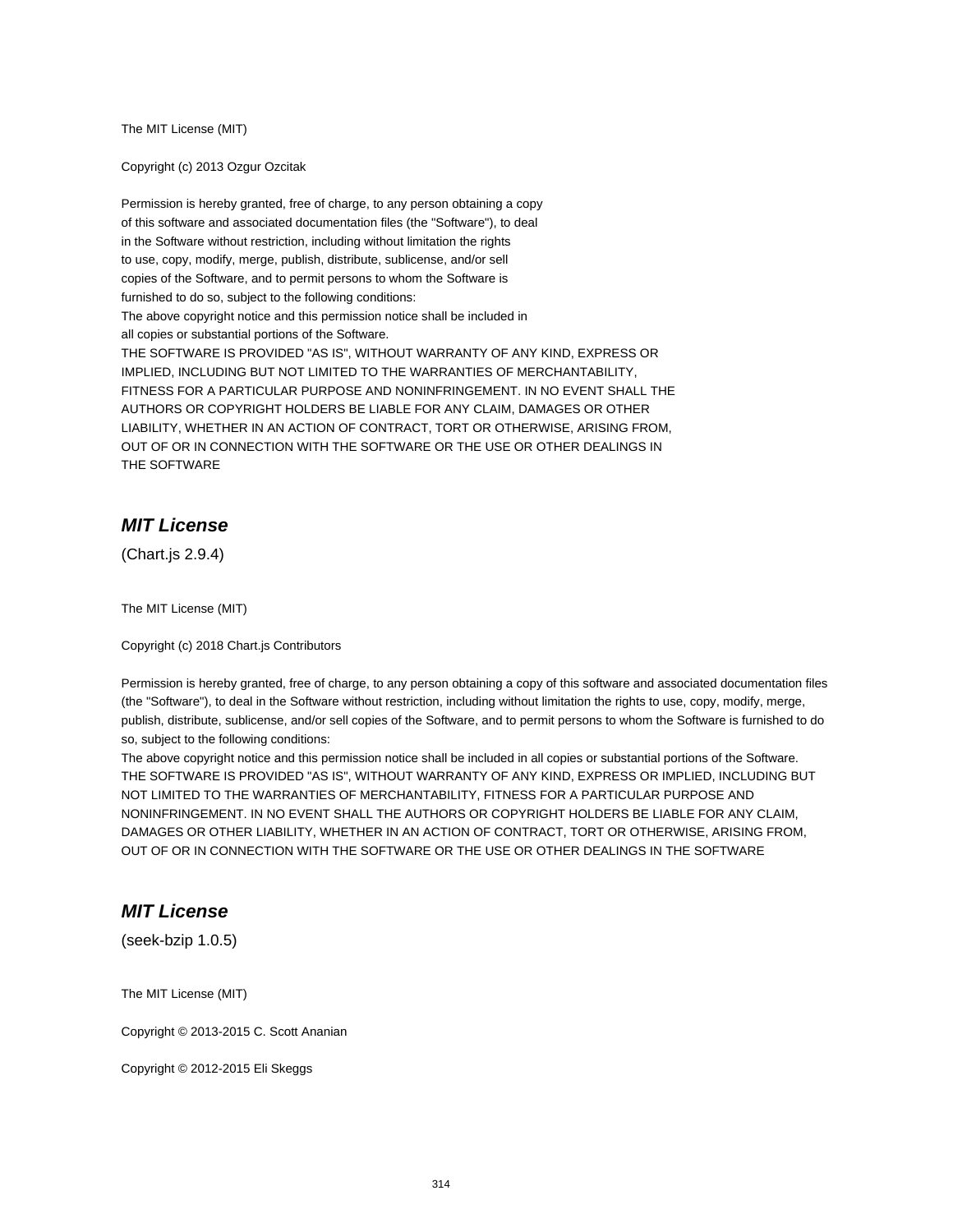The MIT License (MIT)

Copyright (c) 2013 Ozgur Ozcitak

Permission is hereby granted, free of charge, to any person obtaining a copy
of this software and associated documentation files (the "Software"), to deal
in the Software without restriction, including without limitation the rights
to use, copy, modify, merge, publish, distribute, sublicense, and/or sell
copies of the Software, and to permit persons to whom the Software is
furnished to do so, subject to the following conditions:
The above copyright notice and this permission notice shall be included in
all copies or substantial portions of the Software.
THE SOFTWARE IS PROVIDED "AS IS", WITHOUT WARRANTY OF ANY KIND, EXPRESS OR
IMPLIED, INCLUDING BUT NOT LIMITED TO THE WARRANTIES OF MERCHANTABILITY,
FITNESS FOR A PARTICULAR PURPOSE AND NONINFRINGEMENT. IN NO EVENT SHALL THE
AUTHORS OR COPYRIGHT HOLDERS BE LIABLE FOR ANY CLAIM, DAMAGES OR OTHER
LIABILITY, WHETHER IN AN ACTION OF CONTRACT, TORT OR OTHERWISE, ARISING FROM,
OUT OF OR IN CONNECTION WITH THE SOFTWARE OR THE USE OR OTHER DEALINGS IN
THE SOFTWARE

## *MIT License*

(Chart.js 2.9.4)

The MIT License (MIT)

Copyright (c) 2018 Chart.js Contributors

Permission is hereby granted, free of charge, to any person obtaining a copy of this software and associated documentation files (the "Software"), to deal in the Software without restriction, including without limitation the rights to use, copy, modify, merge, publish, distribute, sublicense, and/or sell copies of the Software, and to permit persons to whom the Software is furnished to do so, subject to the following conditions:
The above copyright notice and this permission notice shall be included in all copies or substantial portions of the Software.
THE SOFTWARE IS PROVIDED "AS IS", WITHOUT WARRANTY OF ANY KIND, EXPRESS OR IMPLIED, INCLUDING BUT NOT LIMITED TO THE WARRANTIES OF MERCHANTABILITY, FITNESS FOR A PARTICULAR PURPOSE AND NONINFRINGEMENT. IN NO EVENT SHALL THE AUTHORS OR COPYRIGHT HOLDERS BE LIABLE FOR ANY CLAIM, DAMAGES OR OTHER LIABILITY, WHETHER IN AN ACTION OF CONTRACT, TORT OR OTHERWISE, ARISING FROM, OUT OF OR IN CONNECTION WITH THE SOFTWARE OR THE USE OR OTHER DEALINGS IN THE SOFTWARE

## *MIT License*

(seek-bzip 1.0.5)

The MIT License (MIT)

Copyright © 2013-2015 C. Scott Ananian

Copyright © 2012-2015 Eli Skeggs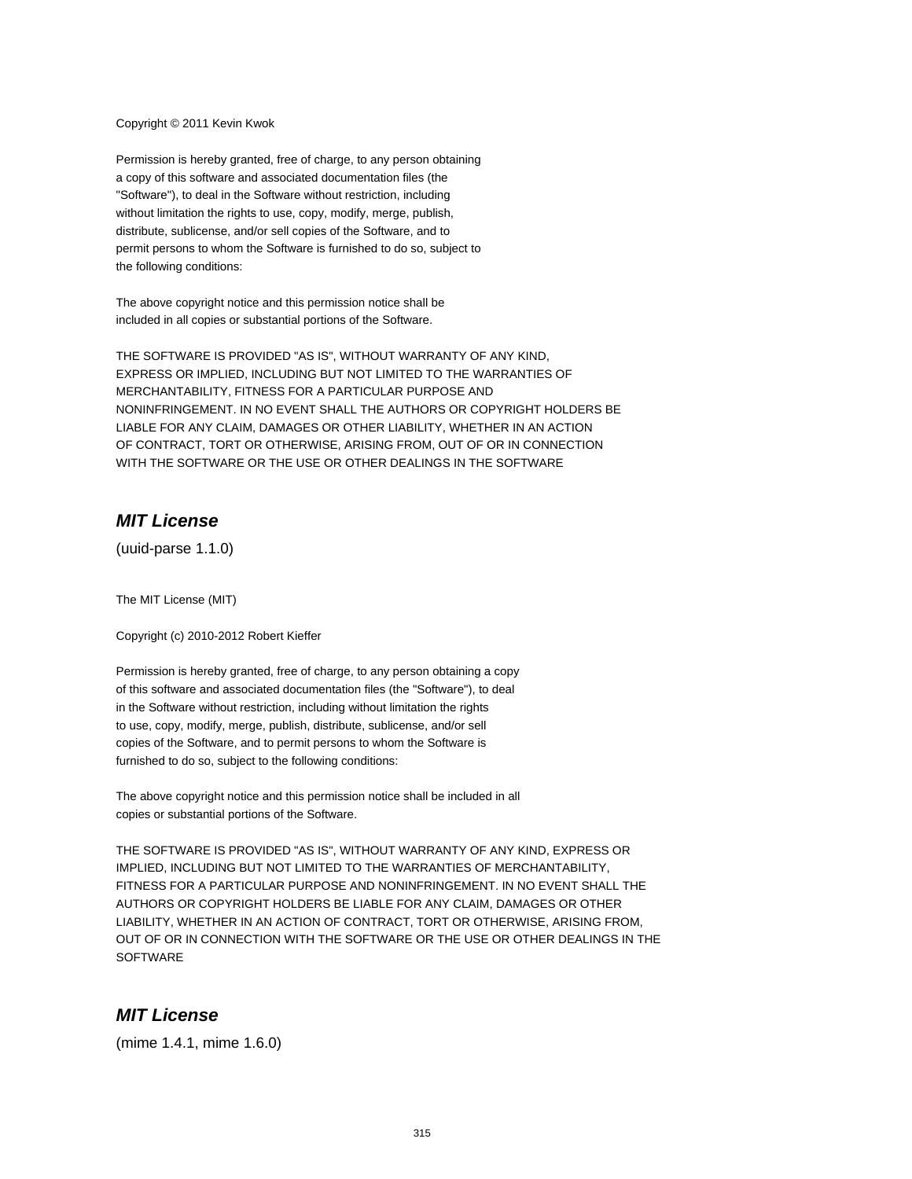Copyright © 2011 Kevin Kwok

Permission is hereby granted, free of charge, to any person obtaining
a copy of this software and associated documentation files (the
"Software"), to deal in the Software without restriction, including
without limitation the rights to use, copy, modify, merge, publish,
distribute, sublicense, and/or sell copies of the Software, and to
permit persons to whom the Software is furnished to do so, subject to
the following conditions:

The above copyright notice and this permission notice shall be
included in all copies or substantial portions of the Software.

THE SOFTWARE IS PROVIDED "AS IS", WITHOUT WARRANTY OF ANY KIND,
EXPRESS OR IMPLIED, INCLUDING BUT NOT LIMITED TO THE WARRANTIES OF
MERCHANTABILITY, FITNESS FOR A PARTICULAR PURPOSE AND
NONINFRINGEMENT. IN NO EVENT SHALL THE AUTHORS OR COPYRIGHT HOLDERS BE
LIABLE FOR ANY CLAIM, DAMAGES OR OTHER LIABILITY, WHETHER IN AN ACTION
OF CONTRACT, TORT OR OTHERWISE, ARISING FROM, OUT OF OR IN CONNECTION
WITH THE SOFTWARE OR THE USE OR OTHER DEALINGS IN THE SOFTWARE

## *MIT License*

(uuid-parse 1.1.0)

The MIT License (MIT)

Copyright (c) 2010-2012 Robert Kieffer

Permission is hereby granted, free of charge, to any person obtaining a copy
of this software and associated documentation files (the "Software"), to deal
in the Software without restriction, including without limitation the rights
to use, copy, modify, merge, publish, distribute, sublicense, and/or sell
copies of the Software, and to permit persons to whom the Software is
furnished to do so, subject to the following conditions:

The above copyright notice and this permission notice shall be included in all
copies or substantial portions of the Software.

THE SOFTWARE IS PROVIDED "AS IS", WITHOUT WARRANTY OF ANY KIND, EXPRESS OR
IMPLIED, INCLUDING BUT NOT LIMITED TO THE WARRANTIES OF MERCHANTABILITY,
FITNESS FOR A PARTICULAR PURPOSE AND NONINFRINGEMENT. IN NO EVENT SHALL THE
AUTHORS OR COPYRIGHT HOLDERS BE LIABLE FOR ANY CLAIM, DAMAGES OR OTHER
LIABILITY, WHETHER IN AN ACTION OF CONTRACT, TORT OR OTHERWISE, ARISING FROM,
OUT OF OR IN CONNECTION WITH THE SOFTWARE OR THE USE OR OTHER DEALINGS IN THE
SOFTWARE

## *MIT License*

(mime 1.4.1, mime 1.6.0)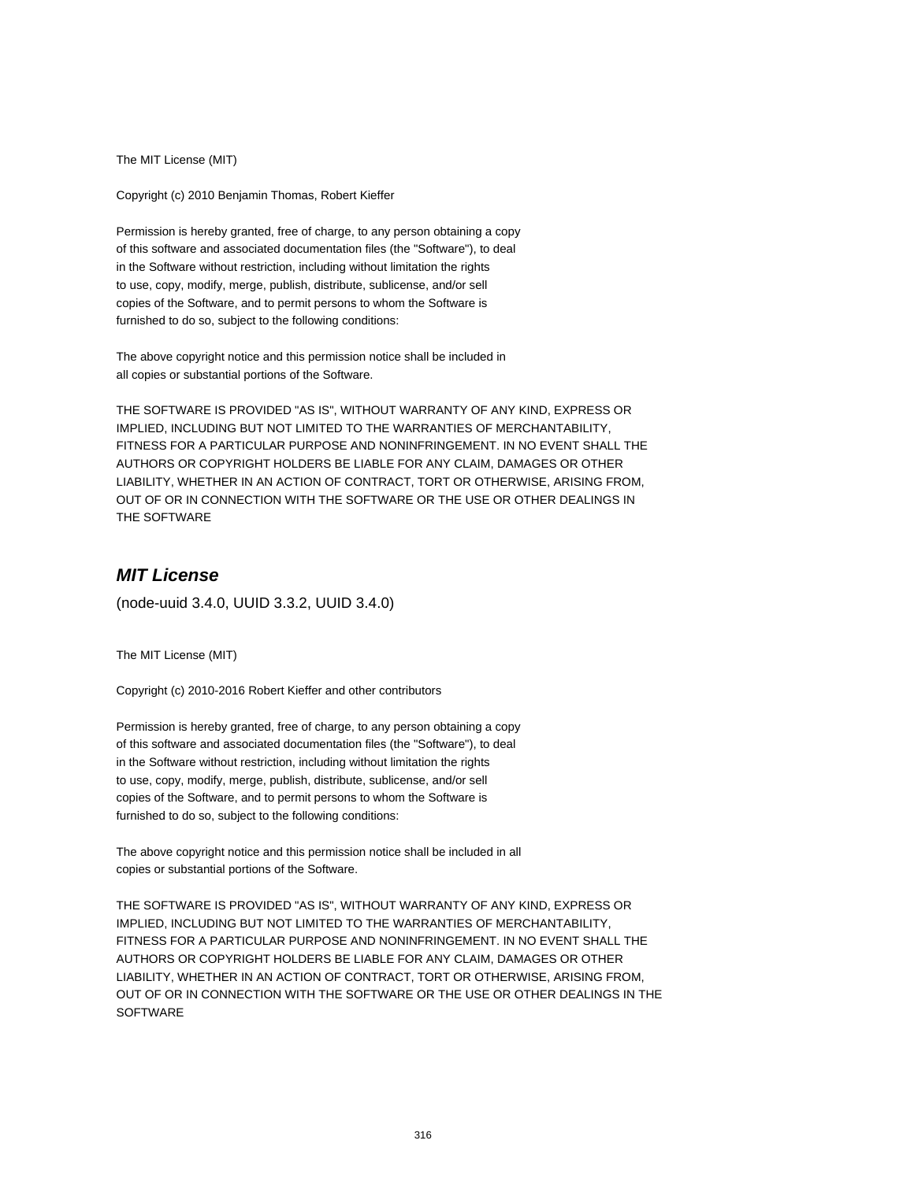The MIT License (MIT)

Copyright (c) 2010 Benjamin Thomas, Robert Kieffer

Permission is hereby granted, free of charge, to any person obtaining a copy
of this software and associated documentation files (the "Software"), to deal
in the Software without restriction, including without limitation the rights
to use, copy, modify, merge, publish, distribute, sublicense, and/or sell
copies of the Software, and to permit persons to whom the Software is
furnished to do so, subject to the following conditions:

The above copyright notice and this permission notice shall be included in
all copies or substantial portions of the Software.

THE SOFTWARE IS PROVIDED "AS IS", WITHOUT WARRANTY OF ANY KIND, EXPRESS OR
IMPLIED, INCLUDING BUT NOT LIMITED TO THE WARRANTIES OF MERCHANTABILITY,
FITNESS FOR A PARTICULAR PURPOSE AND NONINFRINGEMENT. IN NO EVENT SHALL THE
AUTHORS OR COPYRIGHT HOLDERS BE LIABLE FOR ANY CLAIM, DAMAGES OR OTHER
LIABILITY, WHETHER IN AN ACTION OF CONTRACT, TORT OR OTHERWISE, ARISING FROM,
OUT OF OR IN CONNECTION WITH THE SOFTWARE OR THE USE OR OTHER DEALINGS IN
THE SOFTWARE

## ***MIT License***

(node-uuid 3.4.0, UUID 3.3.2, UUID 3.4.0)

The MIT License (MIT)

Copyright (c) 2010-2016 Robert Kieffer and other contributors

Permission is hereby granted, free of charge, to any person obtaining a copy
of this software and associated documentation files (the "Software"), to deal
in the Software without restriction, including without limitation the rights
to use, copy, modify, merge, publish, distribute, sublicense, and/or sell
copies of the Software, and to permit persons to whom the Software is
furnished to do so, subject to the following conditions:

The above copyright notice and this permission notice shall be included in all
copies or substantial portions of the Software.

THE SOFTWARE IS PROVIDED "AS IS", WITHOUT WARRANTY OF ANY KIND, EXPRESS OR
IMPLIED, INCLUDING BUT NOT LIMITED TO THE WARRANTIES OF MERCHANTABILITY,
FITNESS FOR A PARTICULAR PURPOSE AND NONINFRINGEMENT. IN NO EVENT SHALL THE
AUTHORS OR COPYRIGHT HOLDERS BE LIABLE FOR ANY CLAIM, DAMAGES OR OTHER
LIABILITY, WHETHER IN AN ACTION OF CONTRACT, TORT OR OTHERWISE, ARISING FROM,
OUT OF OR IN CONNECTION WITH THE SOFTWARE OR THE USE OR OTHER DEALINGS IN THE
SOFTWARE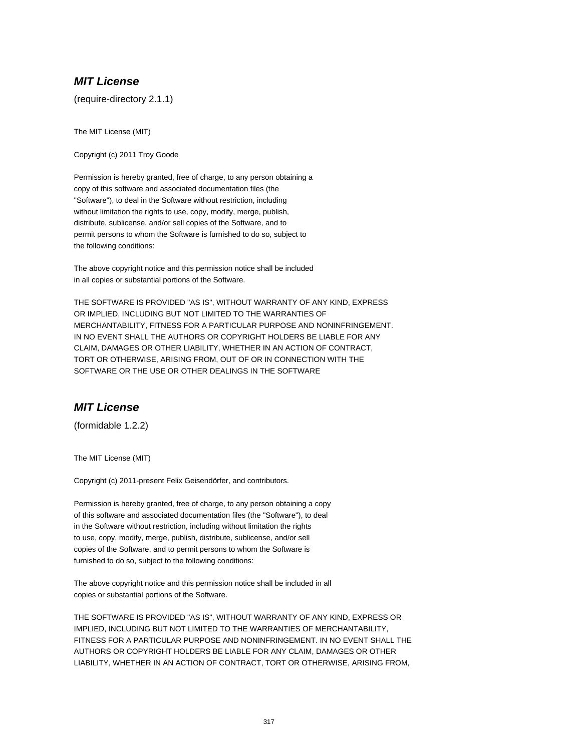### ***MIT License***

(require-directory 2.1.1)

The MIT License (MIT)

Copyright (c) 2011 Troy Goode

Permission is hereby granted, free of charge, to any person obtaining a
copy of this software and associated documentation files (the
"Software"), to deal in the Software without restriction, including
without limitation the rights to use, copy, modify, merge, publish,
distribute, sublicense, and/or sell copies of the Software, and to
permit persons to whom the Software is furnished to do so, subject to
the following conditions:

The above copyright notice and this permission notice shall be included
in all copies or substantial portions of the Software.

THE SOFTWARE IS PROVIDED "AS IS", WITHOUT WARRANTY OF ANY KIND, EXPRESS
OR IMPLIED, INCLUDING BUT NOT LIMITED TO THE WARRANTIES OF
MERCHANTABILITY, FITNESS FOR A PARTICULAR PURPOSE AND NONINFRINGEMENT.
IN NO EVENT SHALL THE AUTHORS OR COPYRIGHT HOLDERS BE LIABLE FOR ANY
CLAIM, DAMAGES OR OTHER LIABILITY, WHETHER IN AN ACTION OF CONTRACT,
TORT OR OTHERWISE, ARISING FROM, OUT OF OR IN CONNECTION WITH THE
SOFTWARE OR THE USE OR OTHER DEALINGS IN THE SOFTWARE

### ***MIT License***

(formidable 1.2.2)

The MIT License (MIT)

Copyright (c) 2011-present Felix Geisendörfer, and contributors.

Permission is hereby granted, free of charge, to any person obtaining a copy
of this software and associated documentation files (the "Software"), to deal
in the Software without restriction, including without limitation the rights
to use, copy, modify, merge, publish, distribute, sublicense, and/or sell
copies of the Software, and to permit persons to whom the Software is
furnished to do so, subject to the following conditions:

The above copyright notice and this permission notice shall be included in all
copies or substantial portions of the Software.

THE SOFTWARE IS PROVIDED "AS IS", WITHOUT WARRANTY OF ANY KIND, EXPRESS OR
IMPLIED, INCLUDING BUT NOT LIMITED TO THE WARRANTIES OF MERCHANTABILITY,
FITNESS FOR A PARTICULAR PURPOSE AND NONINFRINGEMENT. IN NO EVENT SHALL THE
AUTHORS OR COPYRIGHT HOLDERS BE LIABLE FOR ANY CLAIM, DAMAGES OR OTHER
LIABILITY, WHETHER IN AN ACTION OF CONTRACT, TORT OR OTHERWISE, ARISING FROM,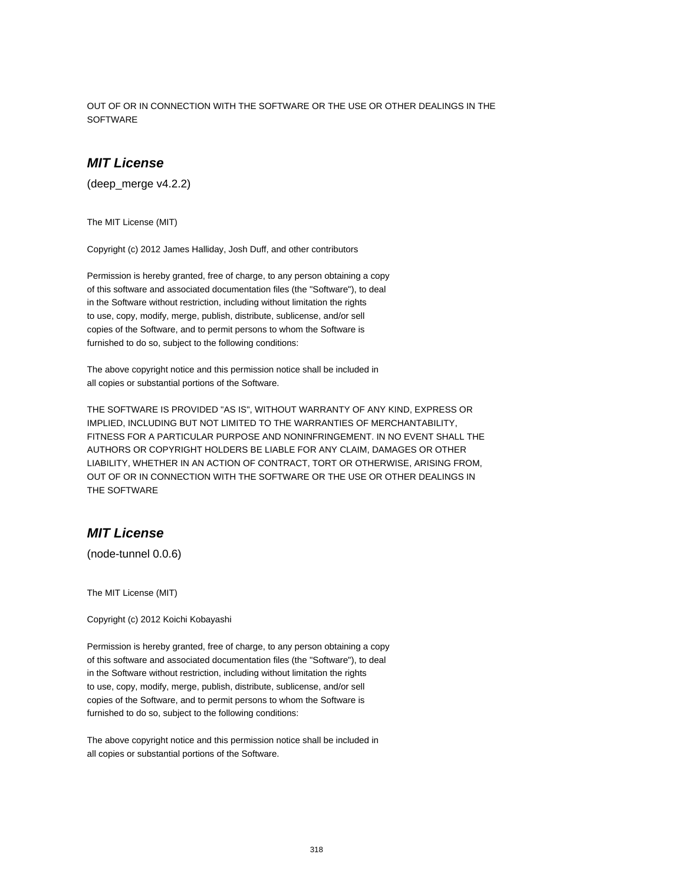OUT OF OR IN CONNECTION WITH THE SOFTWARE OR THE USE OR OTHER DEALINGS IN THE SOFTWARE

### ***MIT License***

(deep_merge v4.2.2)

The MIT License (MIT)

Copyright (c) 2012 James Halliday, Josh Duff, and other contributors

Permission is hereby granted, free of charge, to any person obtaining a copy
of this software and associated documentation files (the "Software"), to deal
in the Software without restriction, including without limitation the rights
to use, copy, modify, merge, publish, distribute, sublicense, and/or sell
copies of the Software, and to permit persons to whom the Software is
furnished to do so, subject to the following conditions:

The above copyright notice and this permission notice shall be included in
all copies or substantial portions of the Software.

THE SOFTWARE IS PROVIDED "AS IS", WITHOUT WARRANTY OF ANY KIND, EXPRESS OR
IMPLIED, INCLUDING BUT NOT LIMITED TO THE WARRANTIES OF MERCHANTABILITY,
FITNESS FOR A PARTICULAR PURPOSE AND NONINFRINGEMENT. IN NO EVENT SHALL THE
AUTHORS OR COPYRIGHT HOLDERS BE LIABLE FOR ANY CLAIM, DAMAGES OR OTHER
LIABILITY, WHETHER IN AN ACTION OF CONTRACT, TORT OR OTHERWISE, ARISING FROM,
OUT OF OR IN CONNECTION WITH THE SOFTWARE OR THE USE OR OTHER DEALINGS IN
THE SOFTWARE

### ***MIT License***

(node-tunnel 0.0.6)

The MIT License (MIT)

Copyright (c) 2012 Koichi Kobayashi

Permission is hereby granted, free of charge, to any person obtaining a copy
of this software and associated documentation files (the "Software"), to deal
in the Software without restriction, including without limitation the rights
to use, copy, modify, merge, publish, distribute, sublicense, and/or sell
copies of the Software, and to permit persons to whom the Software is
furnished to do so, subject to the following conditions:

The above copyright notice and this permission notice shall be included in
all copies or substantial portions of the Software.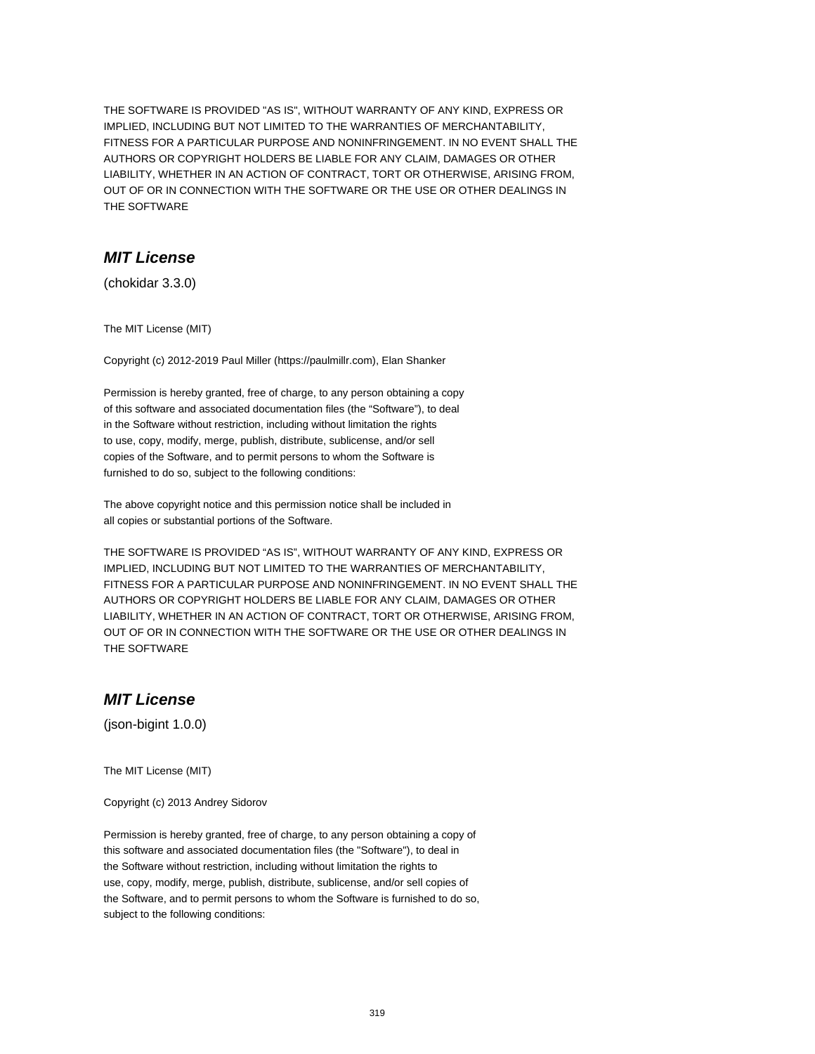THE SOFTWARE IS PROVIDED "AS IS", WITHOUT WARRANTY OF ANY KIND, EXPRESS OR IMPLIED, INCLUDING BUT NOT LIMITED TO THE WARRANTIES OF MERCHANTABILITY, FITNESS FOR A PARTICULAR PURPOSE AND NONINFRINGEMENT. IN NO EVENT SHALL THE AUTHORS OR COPYRIGHT HOLDERS BE LIABLE FOR ANY CLAIM, DAMAGES OR OTHER LIABILITY, WHETHER IN AN ACTION OF CONTRACT, TORT OR OTHERWISE, ARISING FROM, OUT OF OR IN CONNECTION WITH THE SOFTWARE OR THE USE OR OTHER DEALINGS IN THE SOFTWARE

## *MIT License*

(chokidar 3.3.0)

The MIT License (MIT)

Copyright (c) 2012-2019 Paul Miller (https://paulmillr.com), Elan Shanker

Permission is hereby granted, free of charge, to any person obtaining a copy of this software and associated documentation files (the “Software”), to deal in the Software without restriction, including without limitation the rights to use, copy, modify, merge, publish, distribute, sublicense, and/or sell copies of the Software, and to permit persons to whom the Software is furnished to do so, subject to the following conditions:

The above copyright notice and this permission notice shall be included in all copies or substantial portions of the Software.

THE SOFTWARE IS PROVIDED “AS IS”, WITHOUT WARRANTY OF ANY KIND, EXPRESS OR IMPLIED, INCLUDING BUT NOT LIMITED TO THE WARRANTIES OF MERCHANTABILITY, FITNESS FOR A PARTICULAR PURPOSE AND NONINFRINGEMENT. IN NO EVENT SHALL THE AUTHORS OR COPYRIGHT HOLDERS BE LIABLE FOR ANY CLAIM, DAMAGES OR OTHER LIABILITY, WHETHER IN AN ACTION OF CONTRACT, TORT OR OTHERWISE, ARISING FROM, OUT OF OR IN CONNECTION WITH THE SOFTWARE OR THE USE OR OTHER DEALINGS IN THE SOFTWARE

## *MIT License*

(json-bigint 1.0.0)

The MIT License (MIT)

Copyright (c) 2013 Andrey Sidorov

Permission is hereby granted, free of charge, to any person obtaining a copy of this software and associated documentation files (the "Software"), to deal in the Software without restriction, including without limitation the rights to use, copy, modify, merge, publish, distribute, sublicense, and/or sell copies of the Software, and to permit persons to whom the Software is furnished to do so, subject to the following conditions: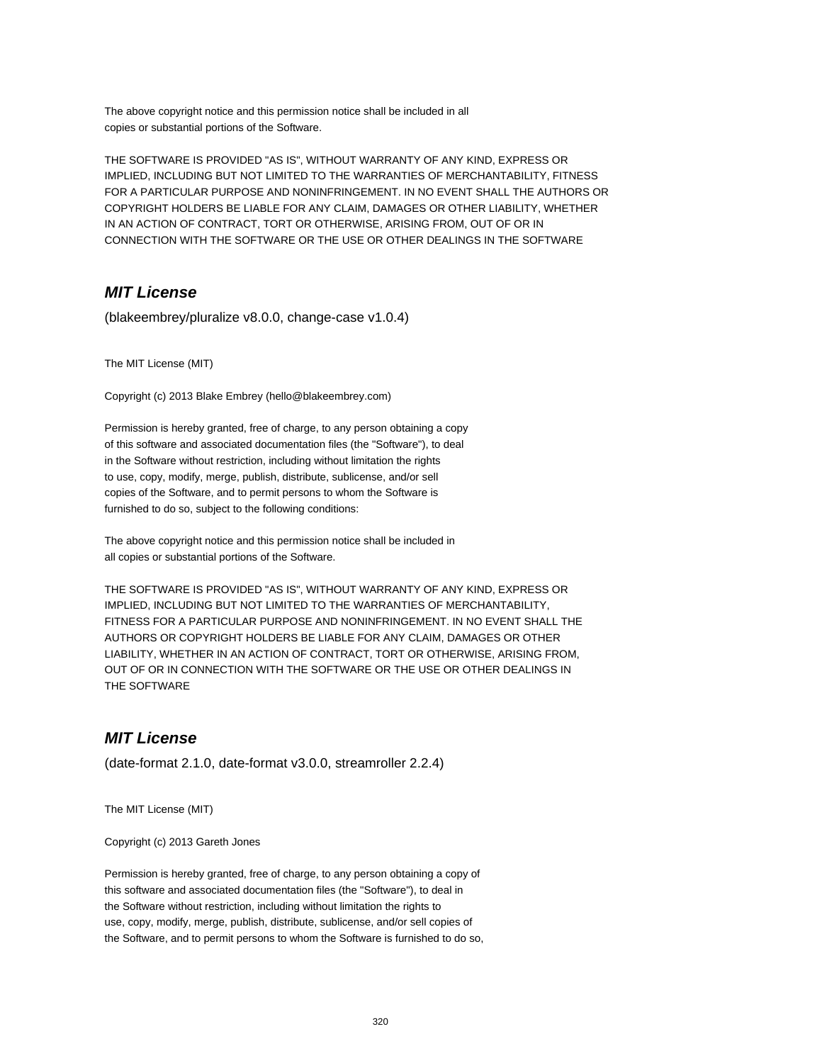The above copyright notice and this permission notice shall be included in all
copies or substantial portions of the Software.

THE SOFTWARE IS PROVIDED "AS IS", WITHOUT WARRANTY OF ANY KIND, EXPRESS OR
IMPLIED, INCLUDING BUT NOT LIMITED TO THE WARRANTIES OF MERCHANTABILITY, FITNESS
FOR A PARTICULAR PURPOSE AND NONINFRINGEMENT. IN NO EVENT SHALL THE AUTHORS OR
COPYRIGHT HOLDERS BE LIABLE FOR ANY CLAIM, DAMAGES OR OTHER LIABILITY, WHETHER
IN AN ACTION OF CONTRACT, TORT OR OTHERWISE, ARISING FROM, OUT OF OR IN
CONNECTION WITH THE SOFTWARE OR THE USE OR OTHER DEALINGS IN THE SOFTWARE

## ***MIT License***

(blakeembrey/pluralize v8.0.0, change-case v1.0.4)

The MIT License (MIT)

Copyright (c) 2013 Blake Embrey (hello@blakeembrey.com)

Permission is hereby granted, free of charge, to any person obtaining a copy
of this software and associated documentation files (the "Software"), to deal
in the Software without restriction, including without limitation the rights
to use, copy, modify, merge, publish, distribute, sublicense, and/or sell
copies of the Software, and to permit persons to whom the Software is
furnished to do so, subject to the following conditions:

The above copyright notice and this permission notice shall be included in
all copies or substantial portions of the Software.

THE SOFTWARE IS PROVIDED "AS IS", WITHOUT WARRANTY OF ANY KIND, EXPRESS OR
IMPLIED, INCLUDING BUT NOT LIMITED TO THE WARRANTIES OF MERCHANTABILITY,
FITNESS FOR A PARTICULAR PURPOSE AND NONINFRINGEMENT. IN NO EVENT SHALL THE
AUTHORS OR COPYRIGHT HOLDERS BE LIABLE FOR ANY CLAIM, DAMAGES OR OTHER
LIABILITY, WHETHER IN AN ACTION OF CONTRACT, TORT OR OTHERWISE, ARISING FROM,
OUT OF OR IN CONNECTION WITH THE SOFTWARE OR THE USE OR OTHER DEALINGS IN
THE SOFTWARE

## ***MIT License***

(date-format 2.1.0, date-format v3.0.0, streamroller 2.2.4)

The MIT License (MIT)

Copyright (c) 2013 Gareth Jones

Permission is hereby granted, free of charge, to any person obtaining a copy of
this software and associated documentation files (the "Software"), to deal in
the Software without restriction, including without limitation the rights to
use, copy, modify, merge, publish, distribute, sublicense, and/or sell copies of
the Software, and to permit persons to whom the Software is furnished to do so,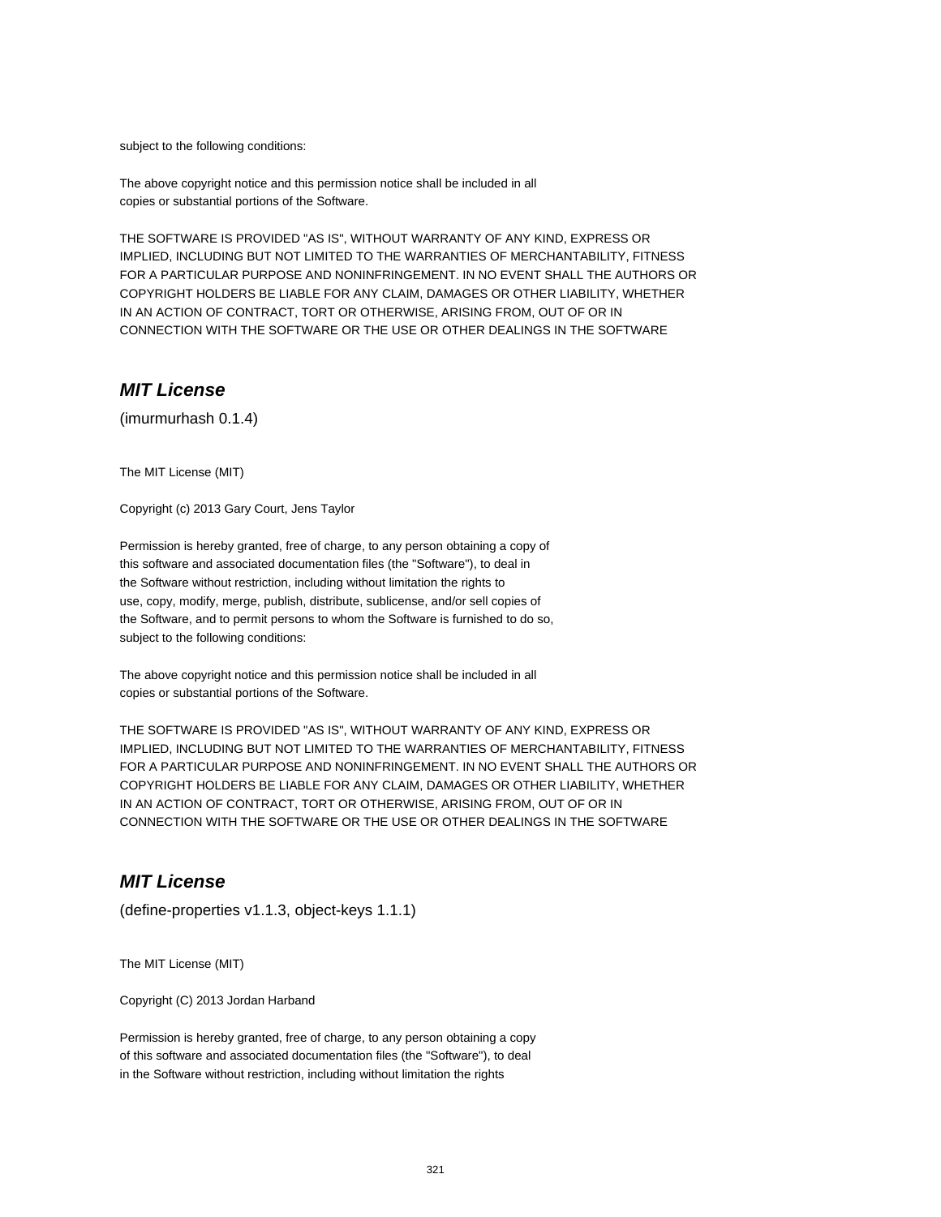subject to the following conditions:

The above copyright notice and this permission notice shall be included in all
copies or substantial portions of the Software.

THE SOFTWARE IS PROVIDED "AS IS", WITHOUT WARRANTY OF ANY KIND, EXPRESS OR
IMPLIED, INCLUDING BUT NOT LIMITED TO THE WARRANTIES OF MERCHANTABILITY, FITNESS
FOR A PARTICULAR PURPOSE AND NONINFRINGEMENT. IN NO EVENT SHALL THE AUTHORS OR
COPYRIGHT HOLDERS BE LIABLE FOR ANY CLAIM, DAMAGES OR OTHER LIABILITY, WHETHER
IN AN ACTION OF CONTRACT, TORT OR OTHERWISE, ARISING FROM, OUT OF OR IN
CONNECTION WITH THE SOFTWARE OR THE USE OR OTHER DEALINGS IN THE SOFTWARE

## *MIT License*

(imurmurhash 0.1.4)

The MIT License (MIT)

Copyright (c) 2013 Gary Court, Jens Taylor

Permission is hereby granted, free of charge, to any person obtaining a copy of
this software and associated documentation files (the "Software"), to deal in
the Software without restriction, including without limitation the rights to
use, copy, modify, merge, publish, distribute, sublicense, and/or sell copies of
the Software, and to permit persons to whom the Software is furnished to do so,
subject to the following conditions:

The above copyright notice and this permission notice shall be included in all
copies or substantial portions of the Software.

THE SOFTWARE IS PROVIDED "AS IS", WITHOUT WARRANTY OF ANY KIND, EXPRESS OR
IMPLIED, INCLUDING BUT NOT LIMITED TO THE WARRANTIES OF MERCHANTABILITY, FITNESS
FOR A PARTICULAR PURPOSE AND NONINFRINGEMENT. IN NO EVENT SHALL THE AUTHORS OR
COPYRIGHT HOLDERS BE LIABLE FOR ANY CLAIM, DAMAGES OR OTHER LIABILITY, WHETHER
IN AN ACTION OF CONTRACT, TORT OR OTHERWISE, ARISING FROM, OUT OF OR IN
CONNECTION WITH THE SOFTWARE OR THE USE OR OTHER DEALINGS IN THE SOFTWARE

## *MIT License*

(define-properties v1.1.3, object-keys 1.1.1)

The MIT License (MIT)

Copyright (C) 2013 Jordan Harband

Permission is hereby granted, free of charge, to any person obtaining a copy
of this software and associated documentation files (the "Software"), to deal
in the Software without restriction, including without limitation the rights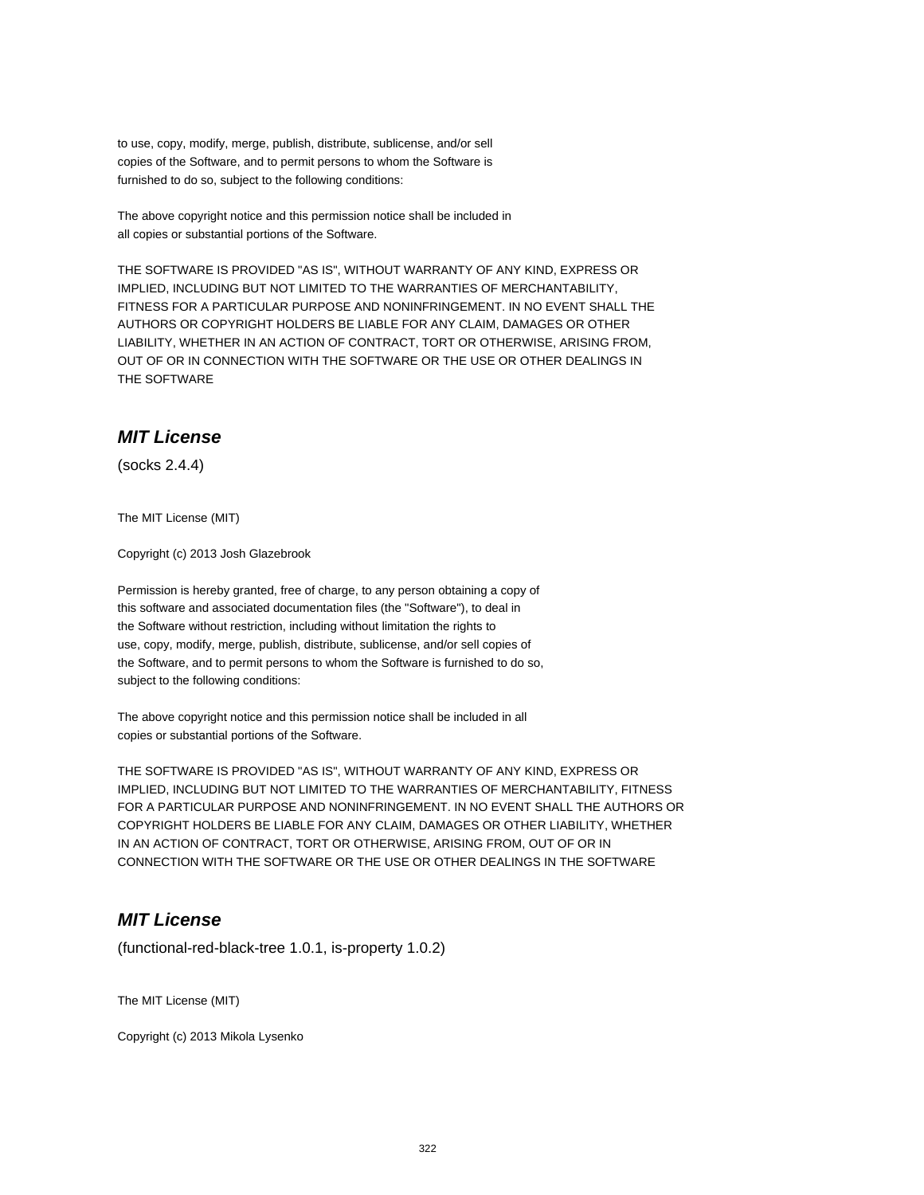to use, copy, modify, merge, publish, distribute, sublicense, and/or sell
copies of the Software, and to permit persons to whom the Software is
furnished to do so, subject to the following conditions:

The above copyright notice and this permission notice shall be included in
all copies or substantial portions of the Software.

THE SOFTWARE IS PROVIDED "AS IS", WITHOUT WARRANTY OF ANY KIND, EXPRESS OR
IMPLIED, INCLUDING BUT NOT LIMITED TO THE WARRANTIES OF MERCHANTABILITY,
FITNESS FOR A PARTICULAR PURPOSE AND NONINFRINGEMENT. IN NO EVENT SHALL THE
AUTHORS OR COPYRIGHT HOLDERS BE LIABLE FOR ANY CLAIM, DAMAGES OR OTHER
LIABILITY, WHETHER IN AN ACTION OF CONTRACT, TORT OR OTHERWISE, ARISING FROM,
OUT OF OR IN CONNECTION WITH THE SOFTWARE OR THE USE OR OTHER DEALINGS IN
THE SOFTWARE

## *MIT License*

(socks 2.4.4)

The MIT License (MIT)

Copyright (c) 2013 Josh Glazebrook

Permission is hereby granted, free of charge, to any person obtaining a copy of
this software and associated documentation files (the "Software"), to deal in
the Software without restriction, including without limitation the rights to
use, copy, modify, merge, publish, distribute, sublicense, and/or sell copies of
the Software, and to permit persons to whom the Software is furnished to do so,
subject to the following conditions:

The above copyright notice and this permission notice shall be included in all
copies or substantial portions of the Software.

THE SOFTWARE IS PROVIDED "AS IS", WITHOUT WARRANTY OF ANY KIND, EXPRESS OR
IMPLIED, INCLUDING BUT NOT LIMITED TO THE WARRANTIES OF MERCHANTABILITY, FITNESS
FOR A PARTICULAR PURPOSE AND NONINFRINGEMENT. IN NO EVENT SHALL THE AUTHORS OR
COPYRIGHT HOLDERS BE LIABLE FOR ANY CLAIM, DAMAGES OR OTHER LIABILITY, WHETHER
IN AN ACTION OF CONTRACT, TORT OR OTHERWISE, ARISING FROM, OUT OF OR IN
CONNECTION WITH THE SOFTWARE OR THE USE OR OTHER DEALINGS IN THE SOFTWARE

## *MIT License*

(functional-red-black-tree 1.0.1, is-property 1.0.2)

The MIT License (MIT)

Copyright (c) 2013 Mikola Lysenko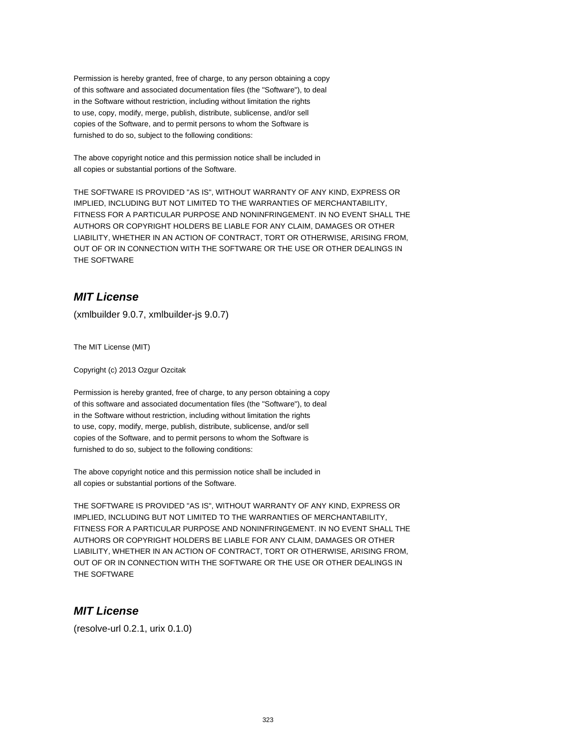Permission is hereby granted, free of charge, to any person obtaining a copy
of this software and associated documentation files (the "Software"), to deal
in the Software without restriction, including without limitation the rights
to use, copy, modify, merge, publish, distribute, sublicense, and/or sell
copies of the Software, and to permit persons to whom the Software is
furnished to do so, subject to the following conditions:

The above copyright notice and this permission notice shall be included in
all copies or substantial portions of the Software.

THE SOFTWARE IS PROVIDED "AS IS", WITHOUT WARRANTY OF ANY KIND, EXPRESS OR
IMPLIED, INCLUDING BUT NOT LIMITED TO THE WARRANTIES OF MERCHANTABILITY,
FITNESS FOR A PARTICULAR PURPOSE AND NONINFRINGEMENT. IN NO EVENT SHALL THE
AUTHORS OR COPYRIGHT HOLDERS BE LIABLE FOR ANY CLAIM, DAMAGES OR OTHER
LIABILITY, WHETHER IN AN ACTION OF CONTRACT, TORT OR OTHERWISE, ARISING FROM,
OUT OF OR IN CONNECTION WITH THE SOFTWARE OR THE USE OR OTHER DEALINGS IN
THE SOFTWARE

## *MIT License*

(xmlbuilder 9.0.7, xmlbuilder-js 9.0.7)

The MIT License (MIT)

Copyright (c) 2013 Ozgur Ozcitak

Permission is hereby granted, free of charge, to any person obtaining a copy
of this software and associated documentation files (the "Software"), to deal
in the Software without restriction, including without limitation the rights
to use, copy, modify, merge, publish, distribute, sublicense, and/or sell
copies of the Software, and to permit persons to whom the Software is
furnished to do so, subject to the following conditions:

The above copyright notice and this permission notice shall be included in
all copies or substantial portions of the Software.

THE SOFTWARE IS PROVIDED "AS IS", WITHOUT WARRANTY OF ANY KIND, EXPRESS OR
IMPLIED, INCLUDING BUT NOT LIMITED TO THE WARRANTIES OF MERCHANTABILITY,
FITNESS FOR A PARTICULAR PURPOSE AND NONINFRINGEMENT. IN NO EVENT SHALL THE
AUTHORS OR COPYRIGHT HOLDERS BE LIABLE FOR ANY CLAIM, DAMAGES OR OTHER
LIABILITY, WHETHER IN AN ACTION OF CONTRACT, TORT OR OTHERWISE, ARISING FROM,
OUT OF OR IN CONNECTION WITH THE SOFTWARE OR THE USE OR OTHER DEALINGS IN
THE SOFTWARE

## *MIT License*

(resolve-url 0.2.1, urix 0.1.0)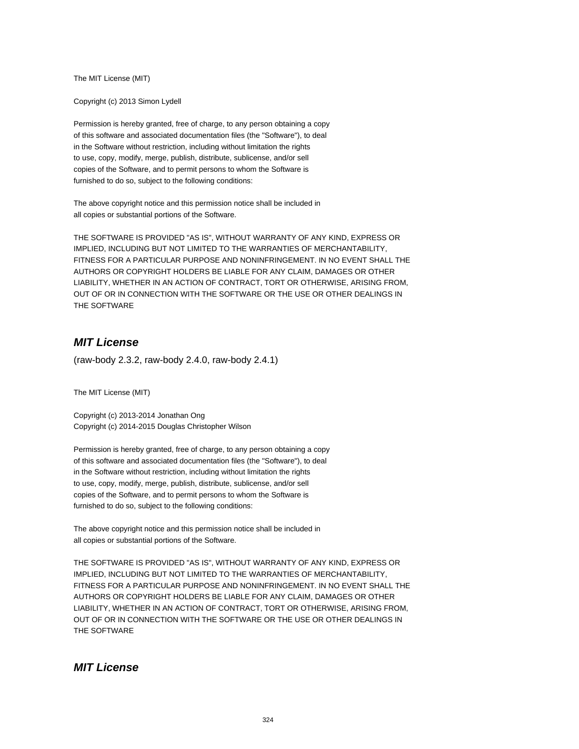The MIT License (MIT)

Copyright (c) 2013 Simon Lydell

Permission is hereby granted, free of charge, to any person obtaining a copy
of this software and associated documentation files (the "Software"), to deal
in the Software without restriction, including without limitation the rights
to use, copy, modify, merge, publish, distribute, sublicense, and/or sell
copies of the Software, and to permit persons to whom the Software is
furnished to do so, subject to the following conditions:

The above copyright notice and this permission notice shall be included in
all copies or substantial portions of the Software.

THE SOFTWARE IS PROVIDED "AS IS", WITHOUT WARRANTY OF ANY KIND, EXPRESS OR
IMPLIED, INCLUDING BUT NOT LIMITED TO THE WARRANTIES OF MERCHANTABILITY,
FITNESS FOR A PARTICULAR PURPOSE AND NONINFRINGEMENT. IN NO EVENT SHALL THE
AUTHORS OR COPYRIGHT HOLDERS BE LIABLE FOR ANY CLAIM, DAMAGES OR OTHER
LIABILITY, WHETHER IN AN ACTION OF CONTRACT, TORT OR OTHERWISE, ARISING FROM,
OUT OF OR IN CONNECTION WITH THE SOFTWARE OR THE USE OR OTHER DEALINGS IN
THE SOFTWARE

## *MIT License*

(raw-body 2.3.2, raw-body 2.4.0, raw-body 2.4.1)

The MIT License (MIT)

Copyright (c) 2013-2014 Jonathan Ong
Copyright (c) 2014-2015 Douglas Christopher Wilson

Permission is hereby granted, free of charge, to any person obtaining a copy
of this software and associated documentation files (the "Software"), to deal
in the Software without restriction, including without limitation the rights
to use, copy, modify, merge, publish, distribute, sublicense, and/or sell
copies of the Software, and to permit persons to whom the Software is
furnished to do so, subject to the following conditions:

The above copyright notice and this permission notice shall be included in
all copies or substantial portions of the Software.

THE SOFTWARE IS PROVIDED "AS IS", WITHOUT WARRANTY OF ANY KIND, EXPRESS OR
IMPLIED, INCLUDING BUT NOT LIMITED TO THE WARRANTIES OF MERCHANTABILITY,
FITNESS FOR A PARTICULAR PURPOSE AND NONINFRINGEMENT. IN NO EVENT SHALL THE
AUTHORS OR COPYRIGHT HOLDERS BE LIABLE FOR ANY CLAIM, DAMAGES OR OTHER
LIABILITY, WHETHER IN AN ACTION OF CONTRACT, TORT OR OTHERWISE, ARISING FROM,
OUT OF OR IN CONNECTION WITH THE SOFTWARE OR THE USE OR OTHER DEALINGS IN
THE SOFTWARE

## *MIT License*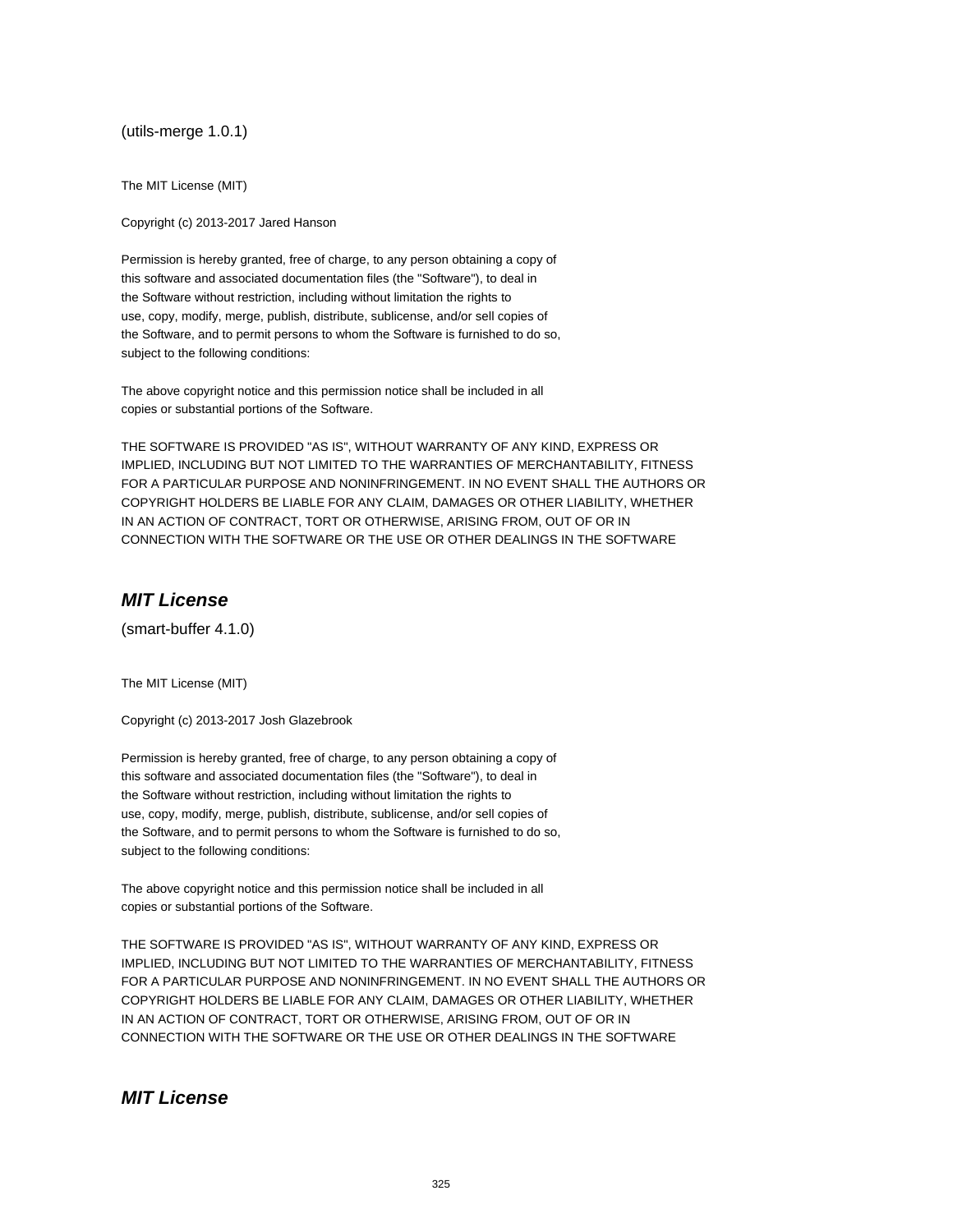(utils-merge 1.0.1)

The MIT License (MIT)

Copyright (c) 2013-2017 Jared Hanson

Permission is hereby granted, free of charge, to any person obtaining a copy of
this software and associated documentation files (the "Software"), to deal in
the Software without restriction, including without limitation the rights to
use, copy, modify, merge, publish, distribute, sublicense, and/or sell copies of
the Software, and to permit persons to whom the Software is furnished to do so,
subject to the following conditions:

The above copyright notice and this permission notice shall be included in all
copies or substantial portions of the Software.

THE SOFTWARE IS PROVIDED "AS IS", WITHOUT WARRANTY OF ANY KIND, EXPRESS OR
IMPLIED, INCLUDING BUT NOT LIMITED TO THE WARRANTIES OF MERCHANTABILITY, FITNESS
FOR A PARTICULAR PURPOSE AND NONINFRINGEMENT. IN NO EVENT SHALL THE AUTHORS OR
COPYRIGHT HOLDERS BE LIABLE FOR ANY CLAIM, DAMAGES OR OTHER LIABILITY, WHETHER
IN AN ACTION OF CONTRACT, TORT OR OTHERWISE, ARISING FROM, OUT OF OR IN
CONNECTION WITH THE SOFTWARE OR THE USE OR OTHER DEALINGS IN THE SOFTWARE

## *MIT License*

(smart-buffer 4.1.0)

The MIT License (MIT)

Copyright (c) 2013-2017 Josh Glazebrook

Permission is hereby granted, free of charge, to any person obtaining a copy of
this software and associated documentation files (the "Software"), to deal in
the Software without restriction, including without limitation the rights to
use, copy, modify, merge, publish, distribute, sublicense, and/or sell copies of
the Software, and to permit persons to whom the Software is furnished to do so,
subject to the following conditions:

The above copyright notice and this permission notice shall be included in all
copies or substantial portions of the Software.

THE SOFTWARE IS PROVIDED "AS IS", WITHOUT WARRANTY OF ANY KIND, EXPRESS OR
IMPLIED, INCLUDING BUT NOT LIMITED TO THE WARRANTIES OF MERCHANTABILITY, FITNESS
FOR A PARTICULAR PURPOSE AND NONINFRINGEMENT. IN NO EVENT SHALL THE AUTHORS OR
COPYRIGHT HOLDERS BE LIABLE FOR ANY CLAIM, DAMAGES OR OTHER LIABILITY, WHETHER
IN AN ACTION OF CONTRACT, TORT OR OTHERWISE, ARISING FROM, OUT OF OR IN
CONNECTION WITH THE SOFTWARE OR THE USE OR OTHER DEALINGS IN THE SOFTWARE

## *MIT License*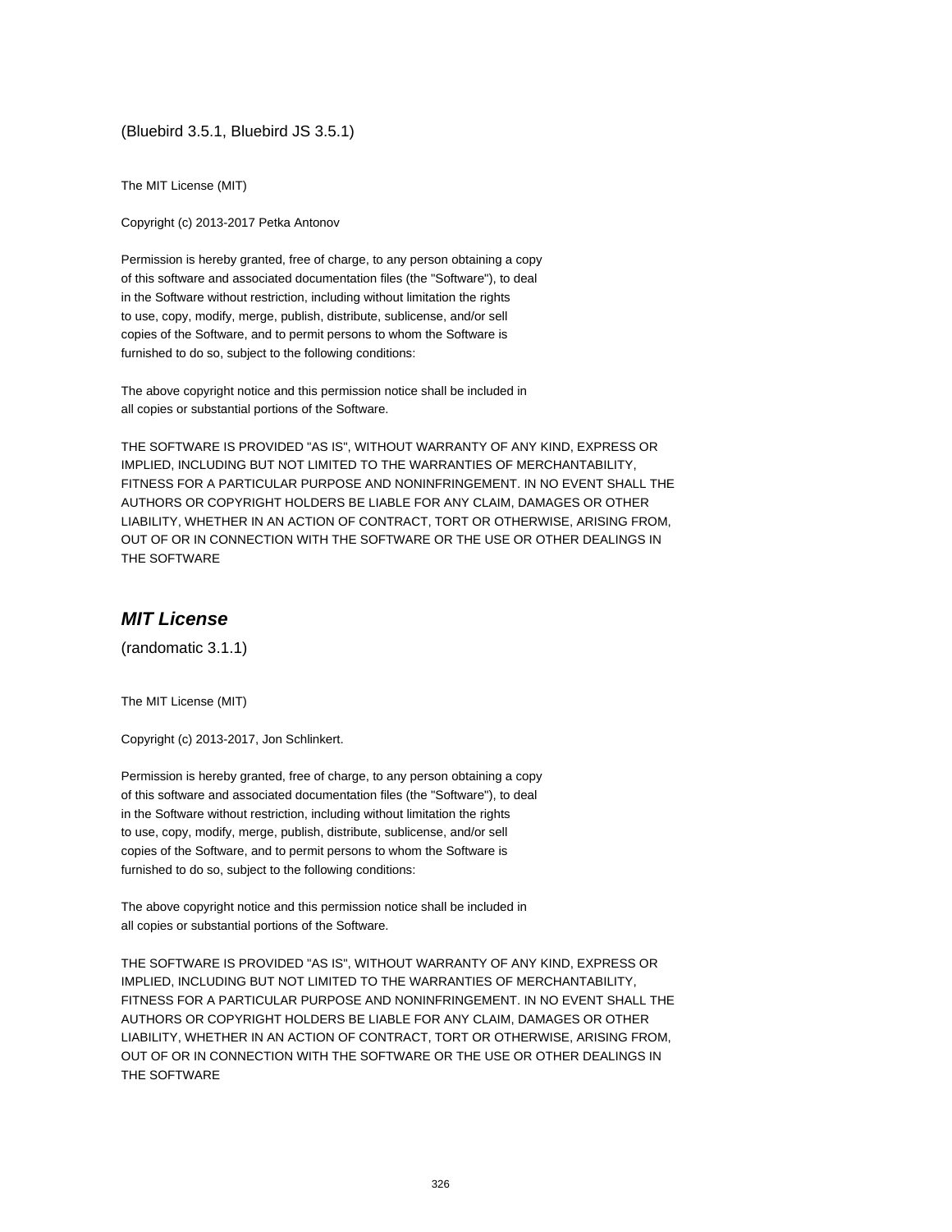(Bluebird 3.5.1, Bluebird JS 3.5.1)

The MIT License (MIT)

Copyright (c) 2013-2017 Petka Antonov

Permission is hereby granted, free of charge, to any person obtaining a copy
of this software and associated documentation files (the "Software"), to deal
in the Software without restriction, including without limitation the rights
to use, copy, modify, merge, publish, distribute, sublicense, and/or sell
copies of the Software, and to permit persons to whom the Software is
furnished to do so, subject to the following conditions:

The above copyright notice and this permission notice shall be included in
all copies or substantial portions of the Software.

THE SOFTWARE IS PROVIDED "AS IS", WITHOUT WARRANTY OF ANY KIND, EXPRESS OR
IMPLIED, INCLUDING BUT NOT LIMITED TO THE WARRANTIES OF MERCHANTABILITY,
FITNESS FOR A PARTICULAR PURPOSE AND NONINFRINGEMENT. IN NO EVENT SHALL THE
AUTHORS OR COPYRIGHT HOLDERS BE LIABLE FOR ANY CLAIM, DAMAGES OR OTHER
LIABILITY, WHETHER IN AN ACTION OF CONTRACT, TORT OR OTHERWISE, ARISING FROM,
OUT OF OR IN CONNECTION WITH THE SOFTWARE OR THE USE OR OTHER DEALINGS IN
THE SOFTWARE

## *MIT License*

(randomatic 3.1.1)

The MIT License (MIT)

Copyright (c) 2013-2017, Jon Schlinkert.

Permission is hereby granted, free of charge, to any person obtaining a copy
of this software and associated documentation files (the "Software"), to deal
in the Software without restriction, including without limitation the rights
to use, copy, modify, merge, publish, distribute, sublicense, and/or sell
copies of the Software, and to permit persons to whom the Software is
furnished to do so, subject to the following conditions:

The above copyright notice and this permission notice shall be included in
all copies or substantial portions of the Software.

THE SOFTWARE IS PROVIDED "AS IS", WITHOUT WARRANTY OF ANY KIND, EXPRESS OR
IMPLIED, INCLUDING BUT NOT LIMITED TO THE WARRANTIES OF MERCHANTABILITY,
FITNESS FOR A PARTICULAR PURPOSE AND NONINFRINGEMENT. IN NO EVENT SHALL THE
AUTHORS OR COPYRIGHT HOLDERS BE LIABLE FOR ANY CLAIM, DAMAGES OR OTHER
LIABILITY, WHETHER IN AN ACTION OF CONTRACT, TORT OR OTHERWISE, ARISING FROM,
OUT OF OR IN CONNECTION WITH THE SOFTWARE OR THE USE OR OTHER DEALINGS IN
THE SOFTWARE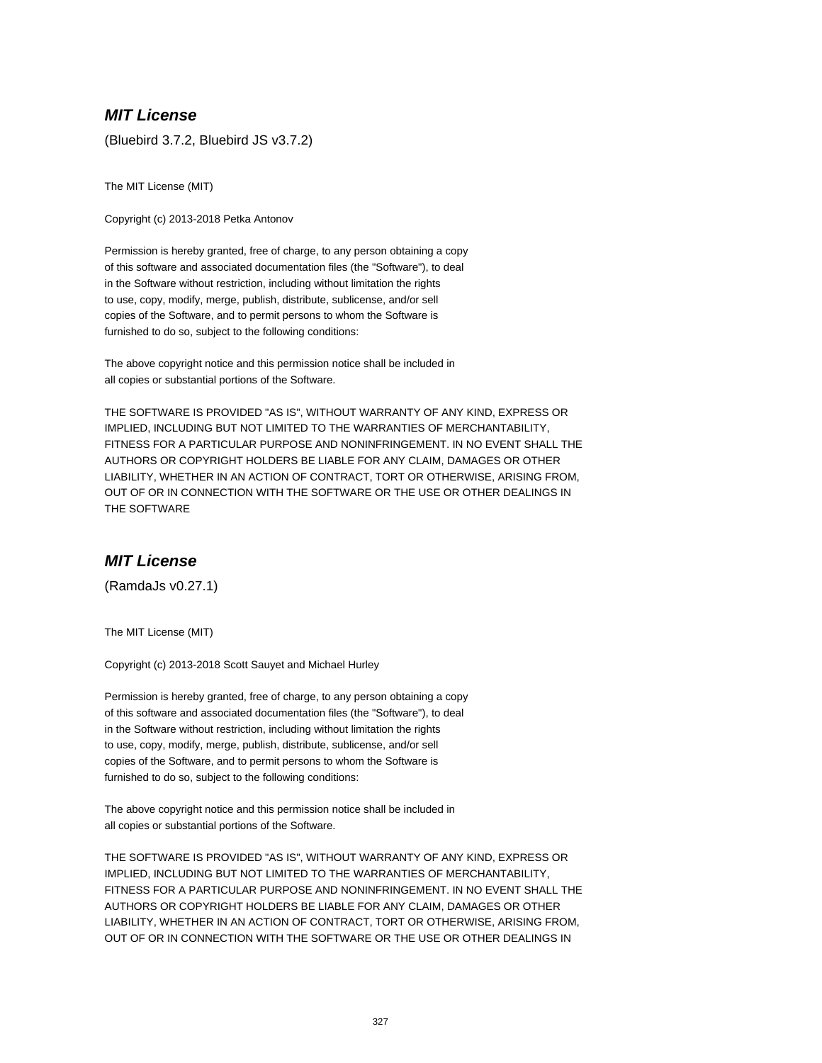### ***MIT License***

(Bluebird 3.7.2, Bluebird JS v3.7.2)

The MIT License (MIT)

Copyright (c) 2013-2018 Petka Antonov

Permission is hereby granted, free of charge, to any person obtaining a copy
of this software and associated documentation files (the "Software"), to deal
in the Software without restriction, including without limitation the rights
to use, copy, modify, merge, publish, distribute, sublicense, and/or sell
copies of the Software, and to permit persons to whom the Software is
furnished to do so, subject to the following conditions:

The above copyright notice and this permission notice shall be included in
all copies or substantial portions of the Software.

THE SOFTWARE IS PROVIDED "AS IS", WITHOUT WARRANTY OF ANY KIND, EXPRESS OR
IMPLIED, INCLUDING BUT NOT LIMITED TO THE WARRANTIES OF MERCHANTABILITY,
FITNESS FOR A PARTICULAR PURPOSE AND NONINFRINGEMENT. IN NO EVENT SHALL THE
AUTHORS OR COPYRIGHT HOLDERS BE LIABLE FOR ANY CLAIM, DAMAGES OR OTHER
LIABILITY, WHETHER IN AN ACTION OF CONTRACT, TORT OR OTHERWISE, ARISING FROM,
OUT OF OR IN CONNECTION WITH THE SOFTWARE OR THE USE OR OTHER DEALINGS IN
THE SOFTWARE

### ***MIT License***

(RamdaJs v0.27.1)

The MIT License (MIT)

Copyright (c) 2013-2018 Scott Sauyet and Michael Hurley

Permission is hereby granted, free of charge, to any person obtaining a copy
of this software and associated documentation files (the "Software"), to deal
in the Software without restriction, including without limitation the rights
to use, copy, modify, merge, publish, distribute, sublicense, and/or sell
copies of the Software, and to permit persons to whom the Software is
furnished to do so, subject to the following conditions:

The above copyright notice and this permission notice shall be included in
all copies or substantial portions of the Software.

THE SOFTWARE IS PROVIDED "AS IS", WITHOUT WARRANTY OF ANY KIND, EXPRESS OR
IMPLIED, INCLUDING BUT NOT LIMITED TO THE WARRANTIES OF MERCHANTABILITY,
FITNESS FOR A PARTICULAR PURPOSE AND NONINFRINGEMENT. IN NO EVENT SHALL THE
AUTHORS OR COPYRIGHT HOLDERS BE LIABLE FOR ANY CLAIM, DAMAGES OR OTHER
LIABILITY, WHETHER IN AN ACTION OF CONTRACT, TORT OR OTHERWISE, ARISING FROM,
OUT OF OR IN CONNECTION WITH THE SOFTWARE OR THE USE OR OTHER DEALINGS IN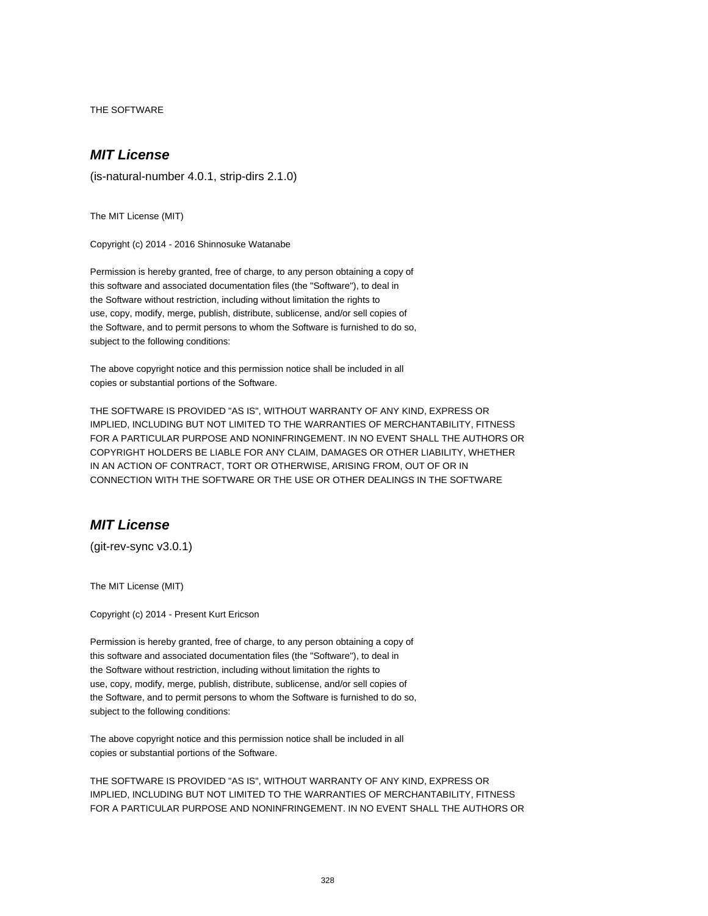THE SOFTWARE

## *MIT License*

(is-natural-number 4.0.1, strip-dirs 2.1.0)

The MIT License (MIT)

Copyright (c) 2014 - 2016 Shinnosuke Watanabe

Permission is hereby granted, free of charge, to any person obtaining a copy of
this software and associated documentation files (the "Software"), to deal in
the Software without restriction, including without limitation the rights to
use, copy, modify, merge, publish, distribute, sublicense, and/or sell copies of
the Software, and to permit persons to whom the Software is furnished to do so,
subject to the following conditions:

The above copyright notice and this permission notice shall be included in all
copies or substantial portions of the Software.

THE SOFTWARE IS PROVIDED "AS IS", WITHOUT WARRANTY OF ANY KIND, EXPRESS OR
IMPLIED, INCLUDING BUT NOT LIMITED TO THE WARRANTIES OF MERCHANTABILITY, FITNESS
FOR A PARTICULAR PURPOSE AND NONINFRINGEMENT. IN NO EVENT SHALL THE AUTHORS OR
COPYRIGHT HOLDERS BE LIABLE FOR ANY CLAIM, DAMAGES OR OTHER LIABILITY, WHETHER
IN AN ACTION OF CONTRACT, TORT OR OTHERWISE, ARISING FROM, OUT OF OR IN
CONNECTION WITH THE SOFTWARE OR THE USE OR OTHER DEALINGS IN THE SOFTWARE

## *MIT License*

(git-rev-sync v3.0.1)

The MIT License (MIT)

Copyright (c) 2014 - Present Kurt Ericson

Permission is hereby granted, free of charge, to any person obtaining a copy of
this software and associated documentation files (the "Software"), to deal in
the Software without restriction, including without limitation the rights to
use, copy, modify, merge, publish, distribute, sublicense, and/or sell copies of
the Software, and to permit persons to whom the Software is furnished to do so,
subject to the following conditions:

The above copyright notice and this permission notice shall be included in all
copies or substantial portions of the Software.

THE SOFTWARE IS PROVIDED "AS IS", WITHOUT WARRANTY OF ANY KIND, EXPRESS OR
IMPLIED, INCLUDING BUT NOT LIMITED TO THE WARRANTIES OF MERCHANTABILITY, FITNESS
FOR A PARTICULAR PURPOSE AND NONINFRINGEMENT. IN NO EVENT SHALL THE AUTHORS OR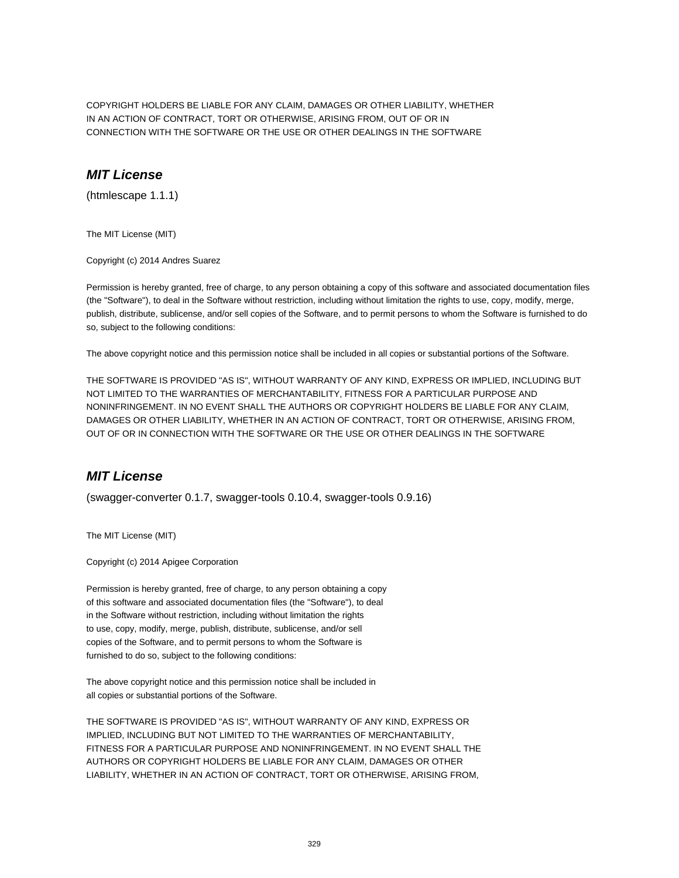COPYRIGHT HOLDERS BE LIABLE FOR ANY CLAIM, DAMAGES OR OTHER LIABILITY, WHETHER
IN AN ACTION OF CONTRACT, TORT OR OTHERWISE, ARISING FROM, OUT OF OR IN
CONNECTION WITH THE SOFTWARE OR THE USE OR OTHER DEALINGS IN THE SOFTWARE

## *MIT License*

(htmlescape 1.1.1)

The MIT License (MIT)

Copyright (c) 2014 Andres Suarez

Permission is hereby granted, free of charge, to any person obtaining a copy of this software and associated documentation files (the "Software"), to deal in the Software without restriction, including without limitation the rights to use, copy, modify, merge, publish, distribute, sublicense, and/or sell copies of the Software, and to permit persons to whom the Software is furnished to do so, subject to the following conditions:

The above copyright notice and this permission notice shall be included in all copies or substantial portions of the Software.

THE SOFTWARE IS PROVIDED "AS IS", WITHOUT WARRANTY OF ANY KIND, EXPRESS OR IMPLIED, INCLUDING BUT NOT LIMITED TO THE WARRANTIES OF MERCHANTABILITY, FITNESS FOR A PARTICULAR PURPOSE AND NONINFRINGEMENT. IN NO EVENT SHALL THE AUTHORS OR COPYRIGHT HOLDERS BE LIABLE FOR ANY CLAIM, DAMAGES OR OTHER LIABILITY, WHETHER IN AN ACTION OF CONTRACT, TORT OR OTHERWISE, ARISING FROM, OUT OF OR IN CONNECTION WITH THE SOFTWARE OR THE USE OR OTHER DEALINGS IN THE SOFTWARE

## *MIT License*

(swagger-converter 0.1.7, swagger-tools 0.10.4, swagger-tools 0.9.16)

The MIT License (MIT)

Copyright (c) 2014 Apigee Corporation

Permission is hereby granted, free of charge, to any person obtaining a copy
of this software and associated documentation files (the "Software"), to deal
in the Software without restriction, including without limitation the rights
to use, copy, modify, merge, publish, distribute, sublicense, and/or sell
copies of the Software, and to permit persons to whom the Software is
furnished to do so, subject to the following conditions:

The above copyright notice and this permission notice shall be included in
all copies or substantial portions of the Software.

THE SOFTWARE IS PROVIDED "AS IS", WITHOUT WARRANTY OF ANY KIND, EXPRESS OR
IMPLIED, INCLUDING BUT NOT LIMITED TO THE WARRANTIES OF MERCHANTABILITY,
FITNESS FOR A PARTICULAR PURPOSE AND NONINFRINGEMENT. IN NO EVENT SHALL THE
AUTHORS OR COPYRIGHT HOLDERS BE LIABLE FOR ANY CLAIM, DAMAGES OR OTHER
LIABILITY, WHETHER IN AN ACTION OF CONTRACT, TORT OR OTHERWISE, ARISING FROM,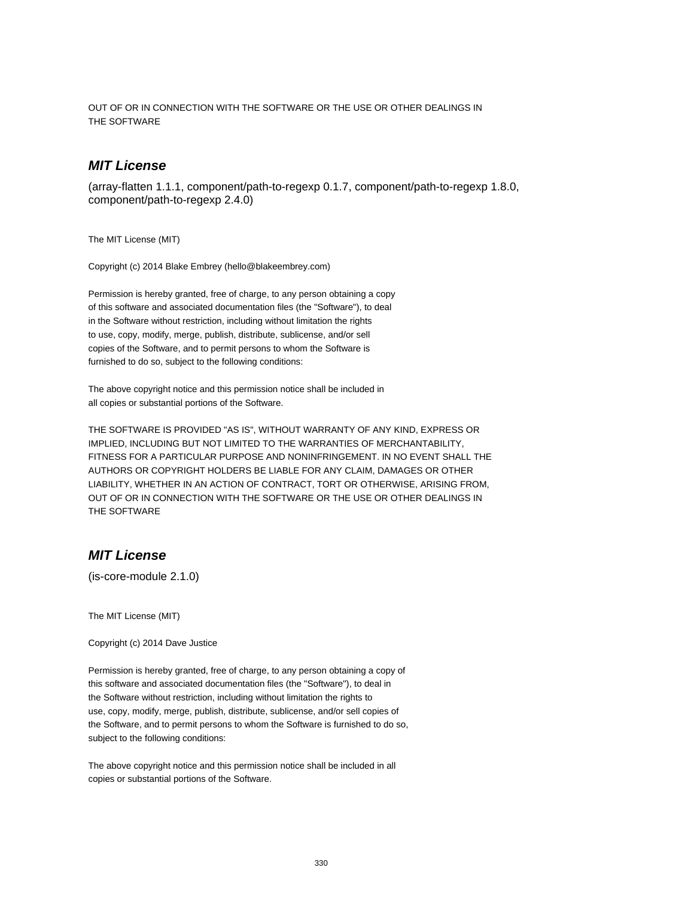OUT OF OR IN CONNECTION WITH THE SOFTWARE OR THE USE OR OTHER DEALINGS IN
THE SOFTWARE

### ***MIT License***

(array-flatten 1.1.1, component/path-to-regexp 0.1.7, component/path-to-regexp 1.8.0, component/path-to-regexp 2.4.0)

The MIT License (MIT)

Copyright (c) 2014 Blake Embrey (hello@blakeembrey.com)

Permission is hereby granted, free of charge, to any person obtaining a copy
of this software and associated documentation files (the "Software"), to deal
in the Software without restriction, including without limitation the rights
to use, copy, modify, merge, publish, distribute, sublicense, and/or sell
copies of the Software, and to permit persons to whom the Software is
furnished to do so, subject to the following conditions:

The above copyright notice and this permission notice shall be included in
all copies or substantial portions of the Software.

THE SOFTWARE IS PROVIDED "AS IS", WITHOUT WARRANTY OF ANY KIND, EXPRESS OR
IMPLIED, INCLUDING BUT NOT LIMITED TO THE WARRANTIES OF MERCHANTABILITY,
FITNESS FOR A PARTICULAR PURPOSE AND NONINFRINGEMENT. IN NO EVENT SHALL THE
AUTHORS OR COPYRIGHT HOLDERS BE LIABLE FOR ANY CLAIM, DAMAGES OR OTHER
LIABILITY, WHETHER IN AN ACTION OF CONTRACT, TORT OR OTHERWISE, ARISING FROM,
OUT OF OR IN CONNECTION WITH THE SOFTWARE OR THE USE OR OTHER DEALINGS IN
THE SOFTWARE

### ***MIT License***

(is-core-module 2.1.0)

The MIT License (MIT)

Copyright (c) 2014 Dave Justice

Permission is hereby granted, free of charge, to any person obtaining a copy of
this software and associated documentation files (the "Software"), to deal in
the Software without restriction, including without limitation the rights to
use, copy, modify, merge, publish, distribute, sublicense, and/or sell copies of
the Software, and to permit persons to whom the Software is furnished to do so,
subject to the following conditions:

The above copyright notice and this permission notice shall be included in all
copies or substantial portions of the Software.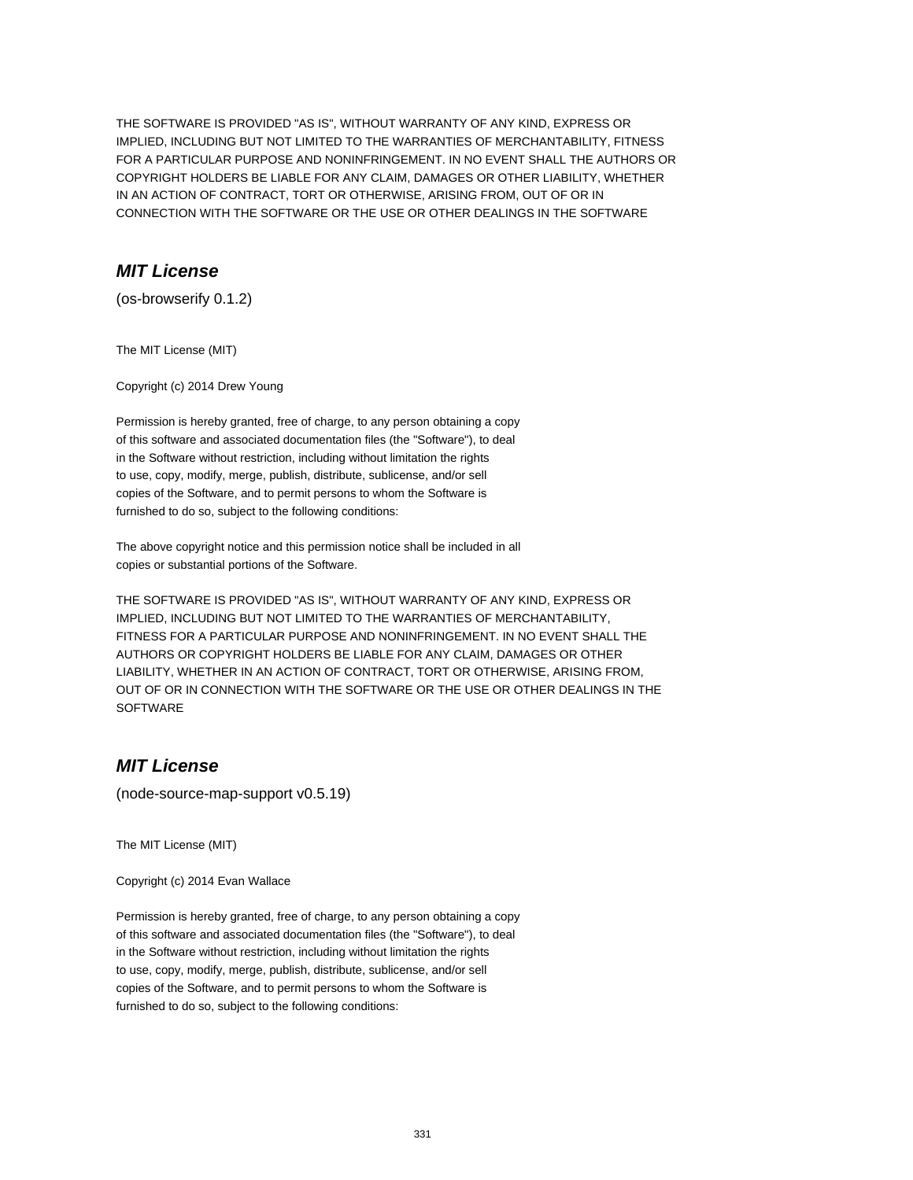THE SOFTWARE IS PROVIDED "AS IS", WITHOUT WARRANTY OF ANY KIND, EXPRESS OR
IMPLIED, INCLUDING BUT NOT LIMITED TO THE WARRANTIES OF MERCHANTABILITY, FITNESS
FOR A PARTICULAR PURPOSE AND NONINFRINGEMENT. IN NO EVENT SHALL THE AUTHORS OR
COPYRIGHT HOLDERS BE LIABLE FOR ANY CLAIM, DAMAGES OR OTHER LIABILITY, WHETHER
IN AN ACTION OF CONTRACT, TORT OR OTHERWISE, ARISING FROM, OUT OF OR IN
CONNECTION WITH THE SOFTWARE OR THE USE OR OTHER DEALINGS IN THE SOFTWARE

## *MIT License*

(os-browserify 0.1.2)

The MIT License (MIT)

Copyright (c) 2014 Drew Young

Permission is hereby granted, free of charge, to any person obtaining a copy
of this software and associated documentation files (the "Software"), to deal
in the Software without restriction, including without limitation the rights
to use, copy, modify, merge, publish, distribute, sublicense, and/or sell
copies of the Software, and to permit persons to whom the Software is
furnished to do so, subject to the following conditions:

The above copyright notice and this permission notice shall be included in all
copies or substantial portions of the Software.

THE SOFTWARE IS PROVIDED "AS IS", WITHOUT WARRANTY OF ANY KIND, EXPRESS OR
IMPLIED, INCLUDING BUT NOT LIMITED TO THE WARRANTIES OF MERCHANTABILITY,
FITNESS FOR A PARTICULAR PURPOSE AND NONINFRINGEMENT. IN NO EVENT SHALL THE
AUTHORS OR COPYRIGHT HOLDERS BE LIABLE FOR ANY CLAIM, DAMAGES OR OTHER
LIABILITY, WHETHER IN AN ACTION OF CONTRACT, TORT OR OTHERWISE, ARISING FROM,
OUT OF OR IN CONNECTION WITH THE SOFTWARE OR THE USE OR OTHER DEALINGS IN THE
SOFTWARE

## *MIT License*

(node-source-map-support v0.5.19)

The MIT License (MIT)

Copyright (c) 2014 Evan Wallace

Permission is hereby granted, free of charge, to any person obtaining a copy
of this software and associated documentation files (the "Software"), to deal
in the Software without restriction, including without limitation the rights
to use, copy, modify, merge, publish, distribute, sublicense, and/or sell
copies of the Software, and to permit persons to whom the Software is
furnished to do so, subject to the following conditions: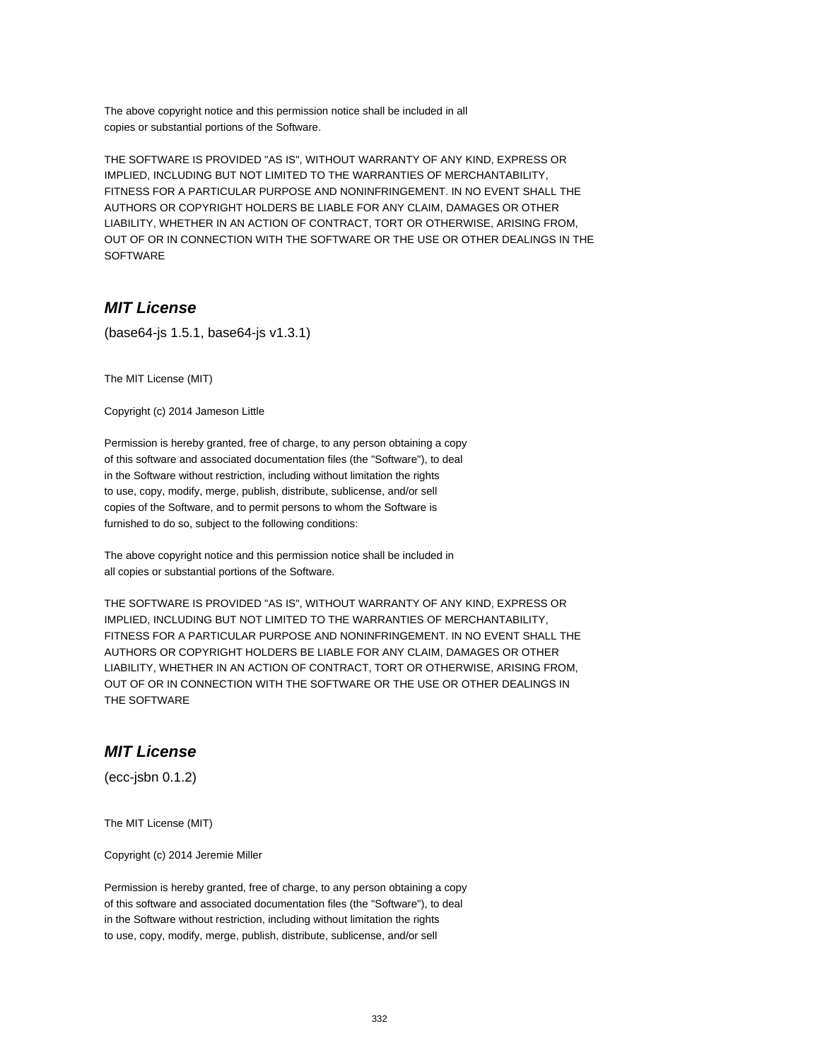The above copyright notice and this permission notice shall be included in all
copies or substantial portions of the Software.

THE SOFTWARE IS PROVIDED "AS IS", WITHOUT WARRANTY OF ANY KIND, EXPRESS OR
IMPLIED, INCLUDING BUT NOT LIMITED TO THE WARRANTIES OF MERCHANTABILITY,
FITNESS FOR A PARTICULAR PURPOSE AND NONINFRINGEMENT. IN NO EVENT SHALL THE
AUTHORS OR COPYRIGHT HOLDERS BE LIABLE FOR ANY CLAIM, DAMAGES OR OTHER
LIABILITY, WHETHER IN AN ACTION OF CONTRACT, TORT OR OTHERWISE, ARISING FROM,
OUT OF OR IN CONNECTION WITH THE SOFTWARE OR THE USE OR OTHER DEALINGS IN THE
SOFTWARE

## ***MIT License***

(base64-js 1.5.1, base64-js v1.3.1)

The MIT License (MIT)

Copyright (c) 2014 Jameson Little

Permission is hereby granted, free of charge, to any person obtaining a copy
of this software and associated documentation files (the "Software"), to deal
in the Software without restriction, including without limitation the rights
to use, copy, modify, merge, publish, distribute, sublicense, and/or sell
copies of the Software, and to permit persons to whom the Software is
furnished to do so, subject to the following conditions:

The above copyright notice and this permission notice shall be included in
all copies or substantial portions of the Software.

THE SOFTWARE IS PROVIDED "AS IS", WITHOUT WARRANTY OF ANY KIND, EXPRESS OR
IMPLIED, INCLUDING BUT NOT LIMITED TO THE WARRANTIES OF MERCHANTABILITY,
FITNESS FOR A PARTICULAR PURPOSE AND NONINFRINGEMENT. IN NO EVENT SHALL THE
AUTHORS OR COPYRIGHT HOLDERS BE LIABLE FOR ANY CLAIM, DAMAGES OR OTHER
LIABILITY, WHETHER IN AN ACTION OF CONTRACT, TORT OR OTHERWISE, ARISING FROM,
OUT OF OR IN CONNECTION WITH THE SOFTWARE OR THE USE OR OTHER DEALINGS IN
THE SOFTWARE

## ***MIT License***

(ecc-jsbn 0.1.2)

The MIT License (MIT)

Copyright (c) 2014 Jeremie Miller

Permission is hereby granted, free of charge, to any person obtaining a copy
of this software and associated documentation files (the "Software"), to deal
in the Software without restriction, including without limitation the rights
to use, copy, modify, merge, publish, distribute, sublicense, and/or sell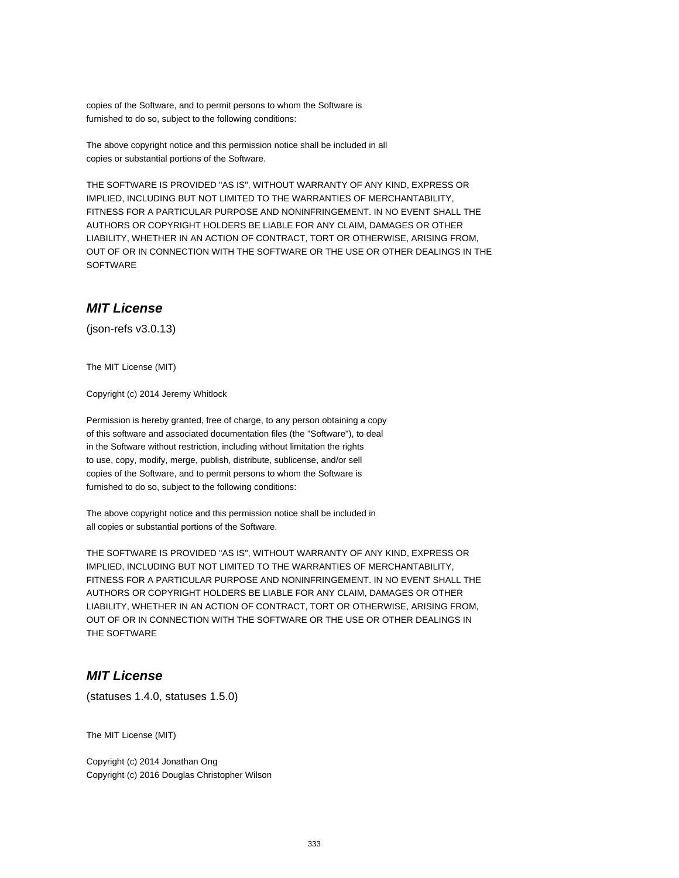copies of the Software, and to permit persons to whom the Software is
furnished to do so, subject to the following conditions:

The above copyright notice and this permission notice shall be included in all
copies or substantial portions of the Software.

THE SOFTWARE IS PROVIDED "AS IS", WITHOUT WARRANTY OF ANY KIND, EXPRESS OR
IMPLIED, INCLUDING BUT NOT LIMITED TO THE WARRANTIES OF MERCHANTABILITY,
FITNESS FOR A PARTICULAR PURPOSE AND NONINFRINGEMENT. IN NO EVENT SHALL THE
AUTHORS OR COPYRIGHT HOLDERS BE LIABLE FOR ANY CLAIM, DAMAGES OR OTHER
LIABILITY, WHETHER IN AN ACTION OF CONTRACT, TORT OR OTHERWISE, ARISING FROM,
OUT OF OR IN CONNECTION WITH THE SOFTWARE OR THE USE OR OTHER DEALINGS IN THE
SOFTWARE

## *MIT License*

(json-refs v3.0.13)

The MIT License (MIT)

Copyright (c) 2014 Jeremy Whitlock

Permission is hereby granted, free of charge, to any person obtaining a copy
of this software and associated documentation files (the "Software"), to deal
in the Software without restriction, including without limitation the rights
to use, copy, modify, merge, publish, distribute, sublicense, and/or sell
copies of the Software, and to permit persons to whom the Software is
furnished to do so, subject to the following conditions:

The above copyright notice and this permission notice shall be included in
all copies or substantial portions of the Software.

THE SOFTWARE IS PROVIDED "AS IS", WITHOUT WARRANTY OF ANY KIND, EXPRESS OR
IMPLIED, INCLUDING BUT NOT LIMITED TO THE WARRANTIES OF MERCHANTABILITY,
FITNESS FOR A PARTICULAR PURPOSE AND NONINFRINGEMENT. IN NO EVENT SHALL THE
AUTHORS OR COPYRIGHT HOLDERS BE LIABLE FOR ANY CLAIM, DAMAGES OR OTHER
LIABILITY, WHETHER IN AN ACTION OF CONTRACT, TORT OR OTHERWISE, ARISING FROM,
OUT OF OR IN CONNECTION WITH THE SOFTWARE OR THE USE OR OTHER DEALINGS IN
THE SOFTWARE

## *MIT License*

(statuses 1.4.0, statuses 1.5.0)

The MIT License (MIT)

Copyright (c) 2014 Jonathan Ong
Copyright (c) 2016 Douglas Christopher Wilson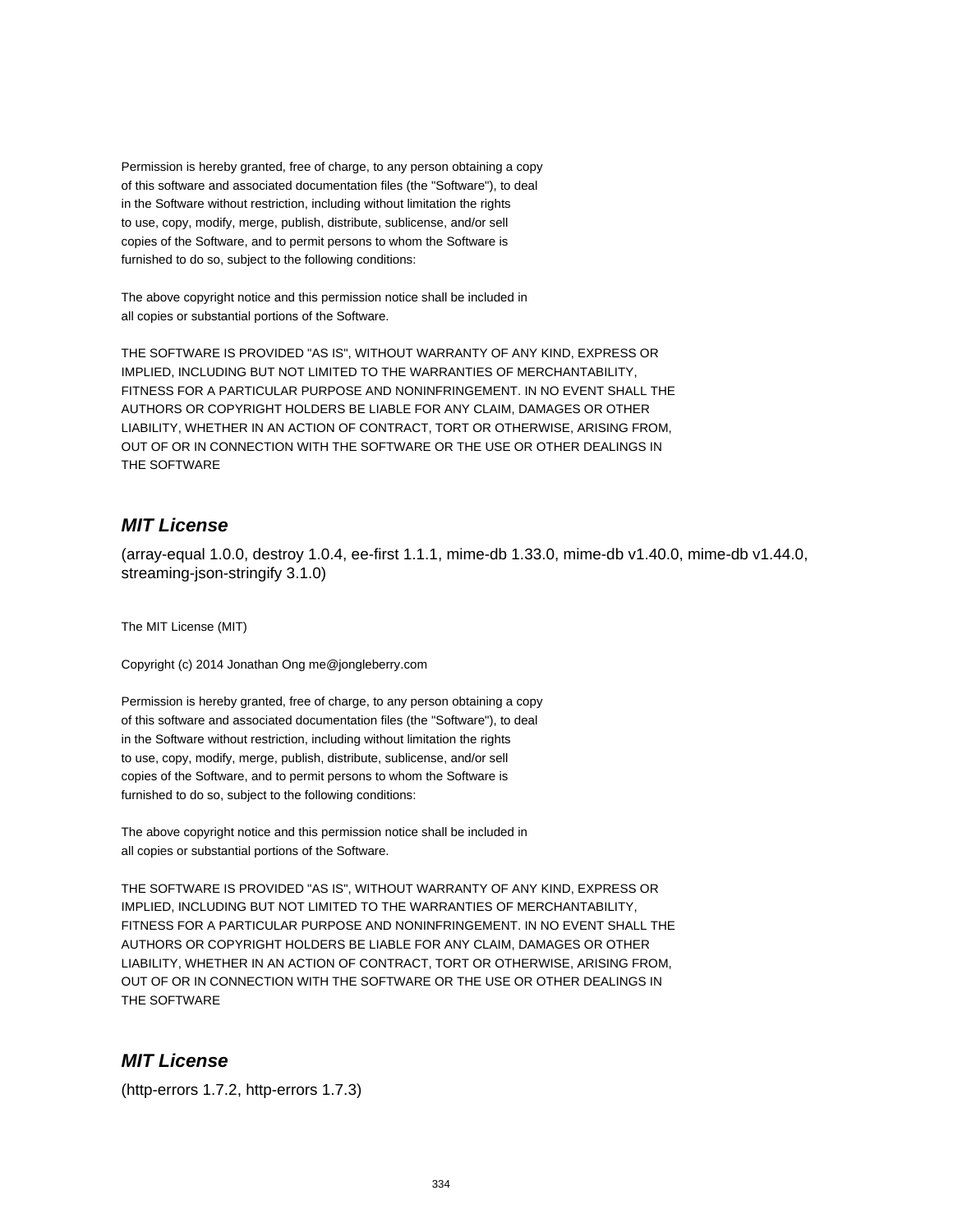Permission is hereby granted, free of charge, to any person obtaining a copy
of this software and associated documentation files (the "Software"), to deal
in the Software without restriction, including without limitation the rights
to use, copy, modify, merge, publish, distribute, sublicense, and/or sell
copies of the Software, and to permit persons to whom the Software is
furnished to do so, subject to the following conditions:

The above copyright notice and this permission notice shall be included in
all copies or substantial portions of the Software.

THE SOFTWARE IS PROVIDED "AS IS", WITHOUT WARRANTY OF ANY KIND, EXPRESS OR
IMPLIED, INCLUDING BUT NOT LIMITED TO THE WARRANTIES OF MERCHANTABILITY,
FITNESS FOR A PARTICULAR PURPOSE AND NONINFRINGEMENT. IN NO EVENT SHALL THE
AUTHORS OR COPYRIGHT HOLDERS BE LIABLE FOR ANY CLAIM, DAMAGES OR OTHER
LIABILITY, WHETHER IN AN ACTION OF CONTRACT, TORT OR OTHERWISE, ARISING FROM,
OUT OF OR IN CONNECTION WITH THE SOFTWARE OR THE USE OR OTHER DEALINGS IN
THE SOFTWARE

## ***MIT License***

(array-equal 1.0.0, destroy 1.0.4, ee-first 1.1.1, mime-db 1.33.0, mime-db v1.40.0, mime-db v1.44.0, streaming-json-stringify 3.1.0)

The MIT License (MIT)

Copyright (c) 2014 Jonathan Ong me@jongleberry.com

Permission is hereby granted, free of charge, to any person obtaining a copy
of this software and associated documentation files (the "Software"), to deal
in the Software without restriction, including without limitation the rights
to use, copy, modify, merge, publish, distribute, sublicense, and/or sell
copies of the Software, and to permit persons to whom the Software is
furnished to do so, subject to the following conditions:

The above copyright notice and this permission notice shall be included in
all copies or substantial portions of the Software.

THE SOFTWARE IS PROVIDED "AS IS", WITHOUT WARRANTY OF ANY KIND, EXPRESS OR
IMPLIED, INCLUDING BUT NOT LIMITED TO THE WARRANTIES OF MERCHANTABILITY,
FITNESS FOR A PARTICULAR PURPOSE AND NONINFRINGEMENT. IN NO EVENT SHALL THE
AUTHORS OR COPYRIGHT HOLDERS BE LIABLE FOR ANY CLAIM, DAMAGES OR OTHER
LIABILITY, WHETHER IN AN ACTION OF CONTRACT, TORT OR OTHERWISE, ARISING FROM,
OUT OF OR IN CONNECTION WITH THE SOFTWARE OR THE USE OR OTHER DEALINGS IN
THE SOFTWARE

## ***MIT License***

(http-errors 1.7.2, http-errors 1.7.3)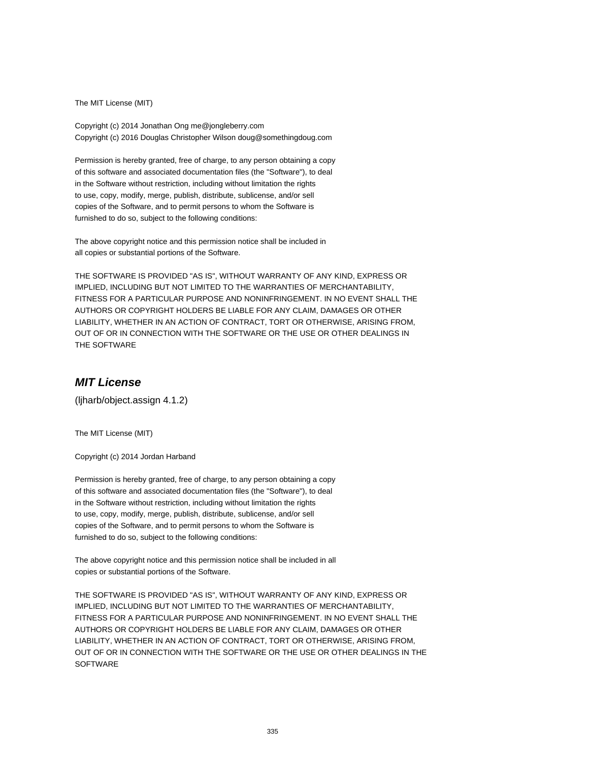The MIT License (MIT)

Copyright (c) 2014 Jonathan Ong me@jongleberry.com
Copyright (c) 2016 Douglas Christopher Wilson doug@somethingdoug.com

Permission is hereby granted, free of charge, to any person obtaining a copy
of this software and associated documentation files (the "Software"), to deal
in the Software without restriction, including without limitation the rights
to use, copy, modify, merge, publish, distribute, sublicense, and/or sell
copies of the Software, and to permit persons to whom the Software is
furnished to do so, subject to the following conditions:

The above copyright notice and this permission notice shall be included in
all copies or substantial portions of the Software.

THE SOFTWARE IS PROVIDED "AS IS", WITHOUT WARRANTY OF ANY KIND, EXPRESS OR
IMPLIED, INCLUDING BUT NOT LIMITED TO THE WARRANTIES OF MERCHANTABILITY,
FITNESS FOR A PARTICULAR PURPOSE AND NONINFRINGEMENT. IN NO EVENT SHALL THE
AUTHORS OR COPYRIGHT HOLDERS BE LIABLE FOR ANY CLAIM, DAMAGES OR OTHER
LIABILITY, WHETHER IN AN ACTION OF CONTRACT, TORT OR OTHERWISE, ARISING FROM,
OUT OF OR IN CONNECTION WITH THE SOFTWARE OR THE USE OR OTHER DEALINGS IN
THE SOFTWARE

## *MIT License*

(ljharb/object.assign 4.1.2)

The MIT License (MIT)

Copyright (c) 2014 Jordan Harband

Permission is hereby granted, free of charge, to any person obtaining a copy
of this software and associated documentation files (the "Software"), to deal
in the Software without restriction, including without limitation the rights
to use, copy, modify, merge, publish, distribute, sublicense, and/or sell
copies of the Software, and to permit persons to whom the Software is
furnished to do so, subject to the following conditions:

The above copyright notice and this permission notice shall be included in all
copies or substantial portions of the Software.

THE SOFTWARE IS PROVIDED "AS IS", WITHOUT WARRANTY OF ANY KIND, EXPRESS OR
IMPLIED, INCLUDING BUT NOT LIMITED TO THE WARRANTIES OF MERCHANTABILITY,
FITNESS FOR A PARTICULAR PURPOSE AND NONINFRINGEMENT. IN NO EVENT SHALL THE
AUTHORS OR COPYRIGHT HOLDERS BE LIABLE FOR ANY CLAIM, DAMAGES OR OTHER
LIABILITY, WHETHER IN AN ACTION OF CONTRACT, TORT OR OTHERWISE, ARISING FROM,
OUT OF OR IN CONNECTION WITH THE SOFTWARE OR THE USE OR OTHER DEALINGS IN THE
SOFTWARE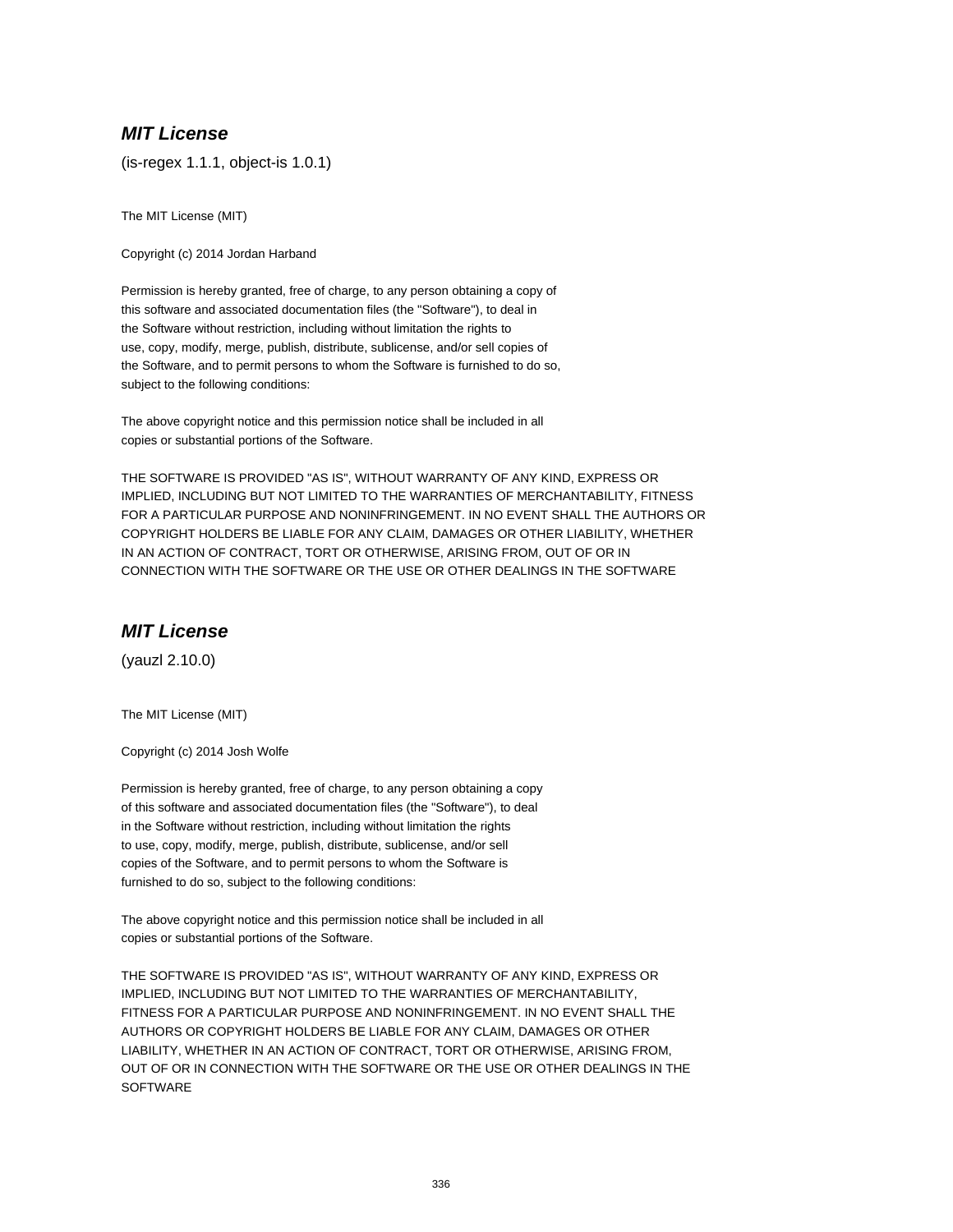### ***MIT License***

(is-regex 1.1.1, object-is 1.0.1)

The MIT License (MIT)

Copyright (c) 2014 Jordan Harband

Permission is hereby granted, free of charge, to any person obtaining a copy of
this software and associated documentation files (the "Software"), to deal in
the Software without restriction, including without limitation the rights to
use, copy, modify, merge, publish, distribute, sublicense, and/or sell copies of
the Software, and to permit persons to whom the Software is furnished to do so,
subject to the following conditions:

The above copyright notice and this permission notice shall be included in all
copies or substantial portions of the Software.

THE SOFTWARE IS PROVIDED "AS IS", WITHOUT WARRANTY OF ANY KIND, EXPRESS OR
IMPLIED, INCLUDING BUT NOT LIMITED TO THE WARRANTIES OF MERCHANTABILITY, FITNESS
FOR A PARTICULAR PURPOSE AND NONINFRINGEMENT. IN NO EVENT SHALL THE AUTHORS OR
COPYRIGHT HOLDERS BE LIABLE FOR ANY CLAIM, DAMAGES OR OTHER LIABILITY, WHETHER
IN AN ACTION OF CONTRACT, TORT OR OTHERWISE, ARISING FROM, OUT OF OR IN
CONNECTION WITH THE SOFTWARE OR THE USE OR OTHER DEALINGS IN THE SOFTWARE

### ***MIT License***

(yauzl 2.10.0)

The MIT License (MIT)

Copyright (c) 2014 Josh Wolfe

Permission is hereby granted, free of charge, to any person obtaining a copy
of this software and associated documentation files (the "Software"), to deal
in the Software without restriction, including without limitation the rights
to use, copy, modify, merge, publish, distribute, sublicense, and/or sell
copies of the Software, and to permit persons to whom the Software is
furnished to do so, subject to the following conditions:

The above copyright notice and this permission notice shall be included in all
copies or substantial portions of the Software.

THE SOFTWARE IS PROVIDED "AS IS", WITHOUT WARRANTY OF ANY KIND, EXPRESS OR
IMPLIED, INCLUDING BUT NOT LIMITED TO THE WARRANTIES OF MERCHANTABILITY,
FITNESS FOR A PARTICULAR PURPOSE AND NONINFRINGEMENT. IN NO EVENT SHALL THE
AUTHORS OR COPYRIGHT HOLDERS BE LIABLE FOR ANY CLAIM, DAMAGES OR OTHER
LIABILITY, WHETHER IN AN ACTION OF CONTRACT, TORT OR OTHERWISE, ARISING FROM,
OUT OF OR IN CONNECTION WITH THE SOFTWARE OR THE USE OR OTHER DEALINGS IN THE
SOFTWARE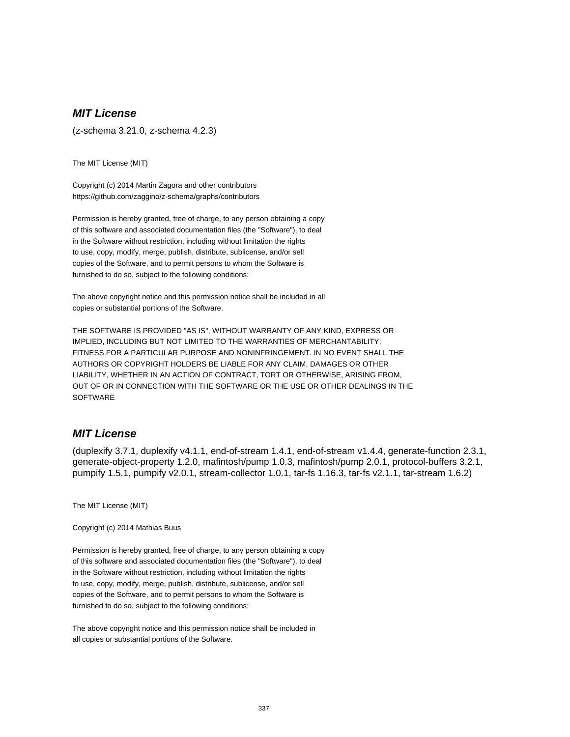### *MIT License*

(z-schema 3.21.0, z-schema 4.2.3)

The MIT License (MIT)

Copyright (c) 2014 Martin Zagora and other contributors
https://github.com/zaggino/z-schema/graphs/contributors

Permission is hereby granted, free of charge, to any person obtaining a copy
of this software and associated documentation files (the "Software"), to deal
in the Software without restriction, including without limitation the rights
to use, copy, modify, merge, publish, distribute, sublicense, and/or sell
copies of the Software, and to permit persons to whom the Software is
furnished to do so, subject to the following conditions:

The above copyright notice and this permission notice shall be included in all
copies or substantial portions of the Software.

THE SOFTWARE IS PROVIDED "AS IS", WITHOUT WARRANTY OF ANY KIND, EXPRESS OR
IMPLIED, INCLUDING BUT NOT LIMITED TO THE WARRANTIES OF MERCHANTABILITY,
FITNESS FOR A PARTICULAR PURPOSE AND NONINFRINGEMENT. IN NO EVENT SHALL THE
AUTHORS OR COPYRIGHT HOLDERS BE LIABLE FOR ANY CLAIM, DAMAGES OR OTHER
LIABILITY, WHETHER IN AN ACTION OF CONTRACT, TORT OR OTHERWISE, ARISING FROM,
OUT OF OR IN CONNECTION WITH THE SOFTWARE OR THE USE OR OTHER DEALINGS IN THE
SOFTWARE

### *MIT License*

(duplexify 3.7.1, duplexify v4.1.1, end-of-stream 1.4.1, end-of-stream v1.4.4, generate-function 2.3.1, generate-object-property 1.2.0, mafintosh/pump 1.0.3, mafintosh/pump 2.0.1, protocol-buffers 3.2.1, pumpify 1.5.1, pumpify v2.0.1, stream-collector 1.0.1, tar-fs 1.16.3, tar-fs v2.1.1, tar-stream 1.6.2)

The MIT License (MIT)

Copyright (c) 2014 Mathias Buus

Permission is hereby granted, free of charge, to any person obtaining a copy
of this software and associated documentation files (the "Software"), to deal
in the Software without restriction, including without limitation the rights
to use, copy, modify, merge, publish, distribute, sublicense, and/or sell
copies of the Software, and to permit persons to whom the Software is
furnished to do so, subject to the following conditions:

The above copyright notice and this permission notice shall be included in
all copies or substantial portions of the Software.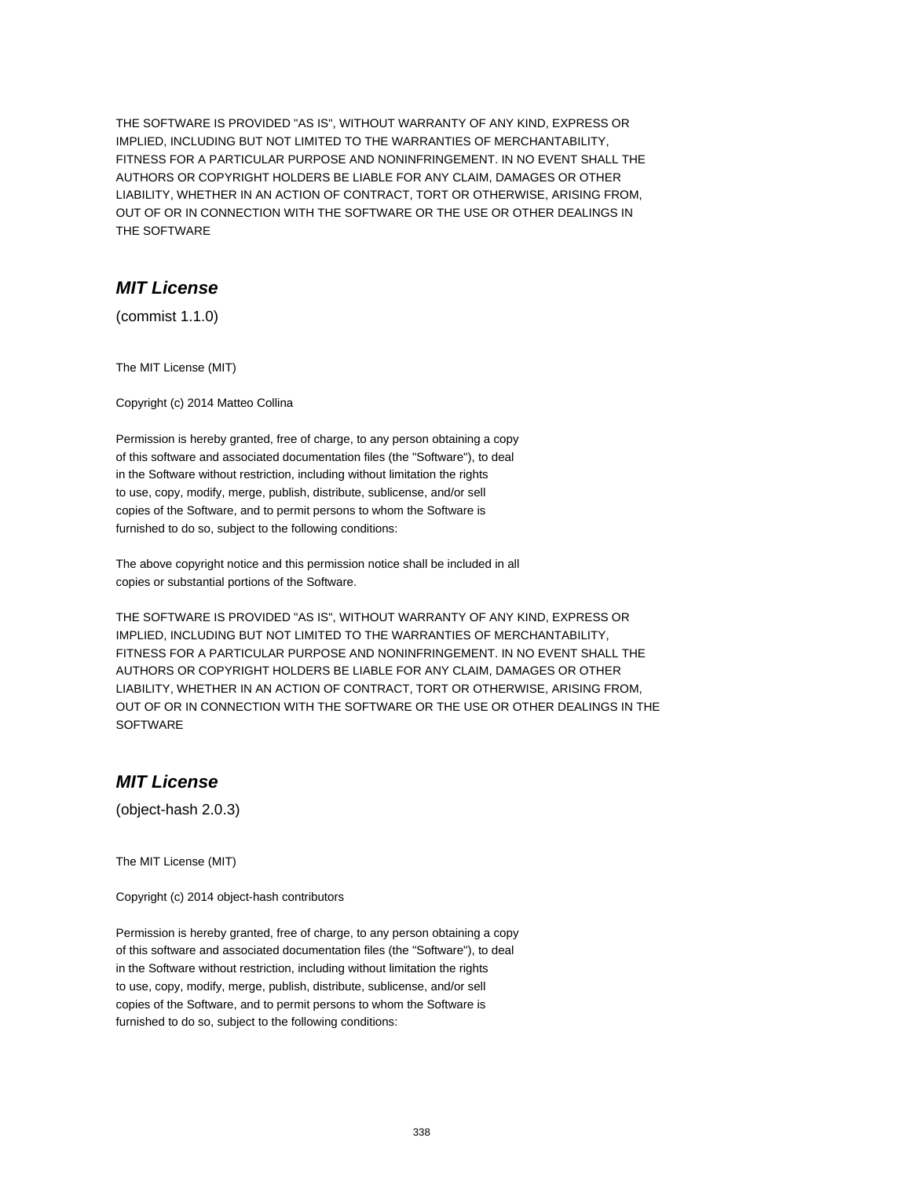THE SOFTWARE IS PROVIDED "AS IS", WITHOUT WARRANTY OF ANY KIND, EXPRESS OR
IMPLIED, INCLUDING BUT NOT LIMITED TO THE WARRANTIES OF MERCHANTABILITY,
FITNESS FOR A PARTICULAR PURPOSE AND NONINFRINGEMENT. IN NO EVENT SHALL THE
AUTHORS OR COPYRIGHT HOLDERS BE LIABLE FOR ANY CLAIM, DAMAGES OR OTHER
LIABILITY, WHETHER IN AN ACTION OF CONTRACT, TORT OR OTHERWISE, ARISING FROM,
OUT OF OR IN CONNECTION WITH THE SOFTWARE OR THE USE OR OTHER DEALINGS IN
THE SOFTWARE

## *MIT License*

(commit 1.1.0)

The MIT License (MIT)

Copyright (c) 2014 Matteo Collina

Permission is hereby granted, free of charge, to any person obtaining a copy
of this software and associated documentation files (the "Software"), to deal
in the Software without restriction, including without limitation the rights
to use, copy, modify, merge, publish, distribute, sublicense, and/or sell
copies of the Software, and to permit persons to whom the Software is
furnished to do so, subject to the following conditions:

The above copyright notice and this permission notice shall be included in all
copies or substantial portions of the Software.

THE SOFTWARE IS PROVIDED "AS IS", WITHOUT WARRANTY OF ANY KIND, EXPRESS OR
IMPLIED, INCLUDING BUT NOT LIMITED TO THE WARRANTIES OF MERCHANTABILITY,
FITNESS FOR A PARTICULAR PURPOSE AND NONINFRINGEMENT. IN NO EVENT SHALL THE
AUTHORS OR COPYRIGHT HOLDERS BE LIABLE FOR ANY CLAIM, DAMAGES OR OTHER
LIABILITY, WHETHER IN AN ACTION OF CONTRACT, TORT OR OTHERWISE, ARISING FROM,
OUT OF OR IN CONNECTION WITH THE SOFTWARE OR THE USE OR OTHER DEALINGS IN THE
SOFTWARE

## *MIT License*

(object-hash 2.0.3)

The MIT License (MIT)

Copyright (c) 2014 object-hash contributors

Permission is hereby granted, free of charge, to any person obtaining a copy
of this software and associated documentation files (the "Software"), to deal
in the Software without restriction, including without limitation the rights
to use, copy, modify, merge, publish, distribute, sublicense, and/or sell
copies of the Software, and to permit persons to whom the Software is
furnished to do so, subject to the following conditions: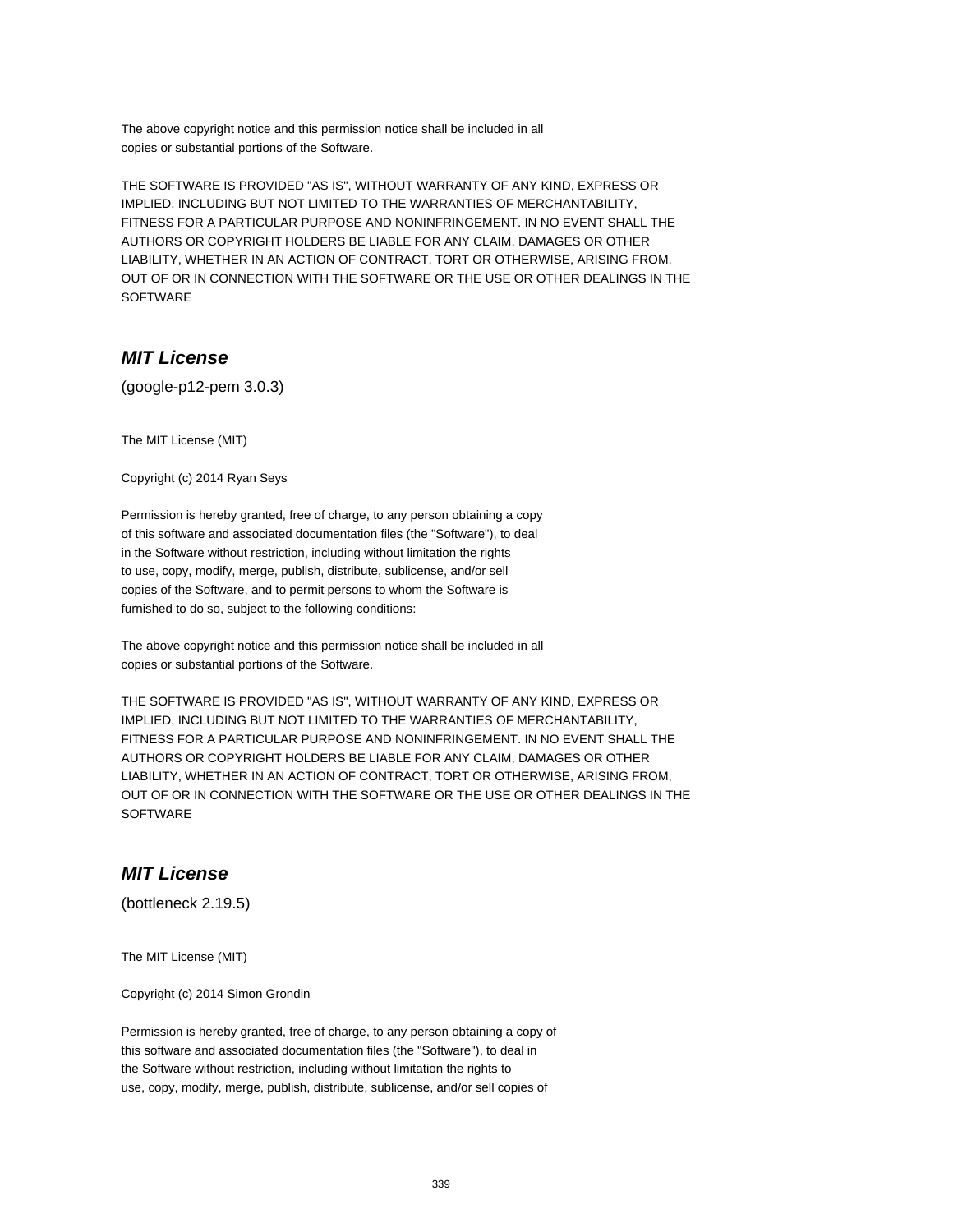The above copyright notice and this permission notice shall be included in all
copies or substantial portions of the Software.

THE SOFTWARE IS PROVIDED "AS IS", WITHOUT WARRANTY OF ANY KIND, EXPRESS OR
IMPLIED, INCLUDING BUT NOT LIMITED TO THE WARRANTIES OF MERCHANTABILITY,
FITNESS FOR A PARTICULAR PURPOSE AND NONINFRINGEMENT. IN NO EVENT SHALL THE
AUTHORS OR COPYRIGHT HOLDERS BE LIABLE FOR ANY CLAIM, DAMAGES OR OTHER
LIABILITY, WHETHER IN AN ACTION OF CONTRACT, TORT OR OTHERWISE, ARISING FROM,
OUT OF OR IN CONNECTION WITH THE SOFTWARE OR THE USE OR OTHER DEALINGS IN THE
SOFTWARE

## *MIT License*

(google-p12-pem 3.0.3)

The MIT License (MIT)

Copyright (c) 2014 Ryan Seys

Permission is hereby granted, free of charge, to any person obtaining a copy
of this software and associated documentation files (the "Software"), to deal
in the Software without restriction, including without limitation the rights
to use, copy, modify, merge, publish, distribute, sublicense, and/or sell
copies of the Software, and to permit persons to whom the Software is
furnished to do so, subject to the following conditions:

The above copyright notice and this permission notice shall be included in all
copies or substantial portions of the Software.

THE SOFTWARE IS PROVIDED "AS IS", WITHOUT WARRANTY OF ANY KIND, EXPRESS OR
IMPLIED, INCLUDING BUT NOT LIMITED TO THE WARRANTIES OF MERCHANTABILITY,
FITNESS FOR A PARTICULAR PURPOSE AND NONINFRINGEMENT. IN NO EVENT SHALL THE
AUTHORS OR COPYRIGHT HOLDERS BE LIABLE FOR ANY CLAIM, DAMAGES OR OTHER
LIABILITY, WHETHER IN AN ACTION OF CONTRACT, TORT OR OTHERWISE, ARISING FROM,
OUT OF OR IN CONNECTION WITH THE SOFTWARE OR THE USE OR OTHER DEALINGS IN THE
SOFTWARE

## *MIT License*

(bottleneck 2.19.5)

The MIT License (MIT)

Copyright (c) 2014 Simon Grondin

Permission is hereby granted, free of charge, to any person obtaining a copy of
this software and associated documentation files (the "Software"), to deal in
the Software without restriction, including without limitation the rights to
use, copy, modify, merge, publish, distribute, sublicense, and/or sell copies of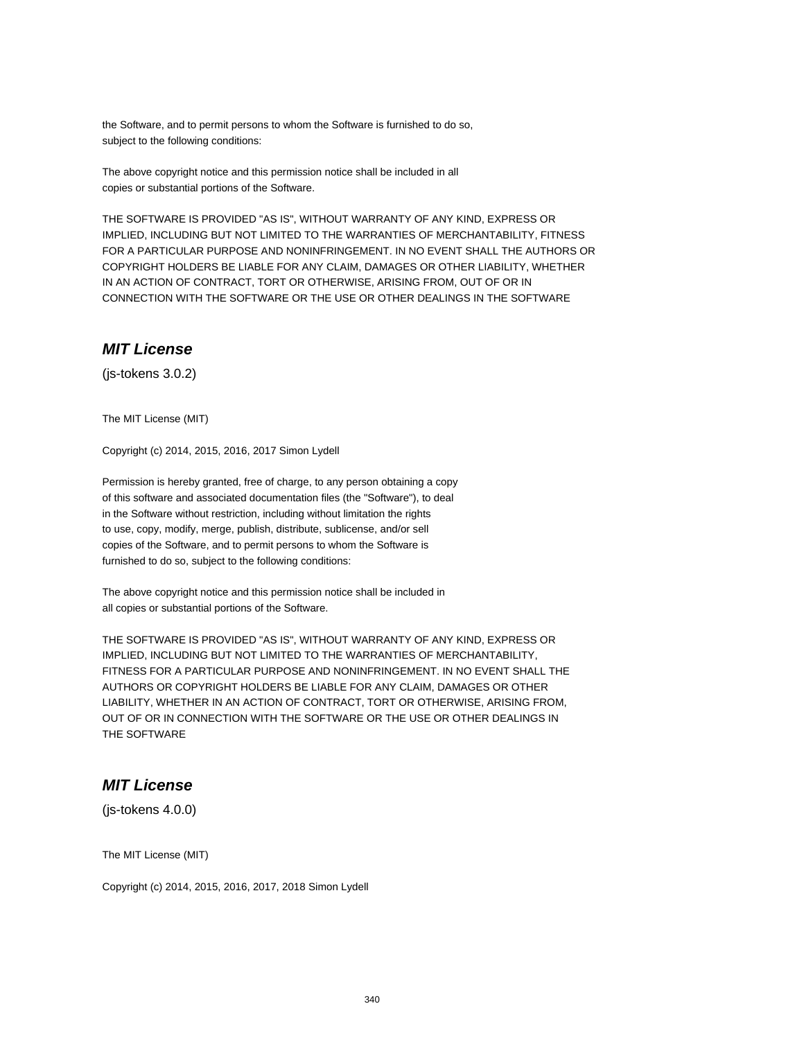the Software, and to permit persons to whom the Software is furnished to do so,
subject to the following conditions:

The above copyright notice and this permission notice shall be included in all
copies or substantial portions of the Software.

THE SOFTWARE IS PROVIDED "AS IS", WITHOUT WARRANTY OF ANY KIND, EXPRESS OR
IMPLIED, INCLUDING BUT NOT LIMITED TO THE WARRANTIES OF MERCHANTABILITY, FITNESS
FOR A PARTICULAR PURPOSE AND NONINFRINGEMENT. IN NO EVENT SHALL THE AUTHORS OR
COPYRIGHT HOLDERS BE LIABLE FOR ANY CLAIM, DAMAGES OR OTHER LIABILITY, WHETHER
IN AN ACTION OF CONTRACT, TORT OR OTHERWISE, ARISING FROM, OUT OF OR IN
CONNECTION WITH THE SOFTWARE OR THE USE OR OTHER DEALINGS IN THE SOFTWARE

## ***MIT License***

(js-tokens 3.0.2)

The MIT License (MIT)

Copyright (c) 2014, 2015, 2016, 2017 Simon Lydell

Permission is hereby granted, free of charge, to any person obtaining a copy
of this software and associated documentation files (the "Software"), to deal
in the Software without restriction, including without limitation the rights
to use, copy, modify, merge, publish, distribute, sublicense, and/or sell
copies of the Software, and to permit persons to whom the Software is
furnished to do so, subject to the following conditions:

The above copyright notice and this permission notice shall be included in
all copies or substantial portions of the Software.

THE SOFTWARE IS PROVIDED "AS IS", WITHOUT WARRANTY OF ANY KIND, EXPRESS OR
IMPLIED, INCLUDING BUT NOT LIMITED TO THE WARRANTIES OF MERCHANTABILITY,
FITNESS FOR A PARTICULAR PURPOSE AND NONINFRINGEMENT. IN NO EVENT SHALL THE
AUTHORS OR COPYRIGHT HOLDERS BE LIABLE FOR ANY CLAIM, DAMAGES OR OTHER
LIABILITY, WHETHER IN AN ACTION OF CONTRACT, TORT OR OTHERWISE, ARISING FROM,
OUT OF OR IN CONNECTION WITH THE SOFTWARE OR THE USE OR OTHER DEALINGS IN
THE SOFTWARE

## ***MIT License***

(js-tokens 4.0.0)

The MIT License (MIT)

Copyright (c) 2014, 2015, 2016, 2017, 2018 Simon Lydell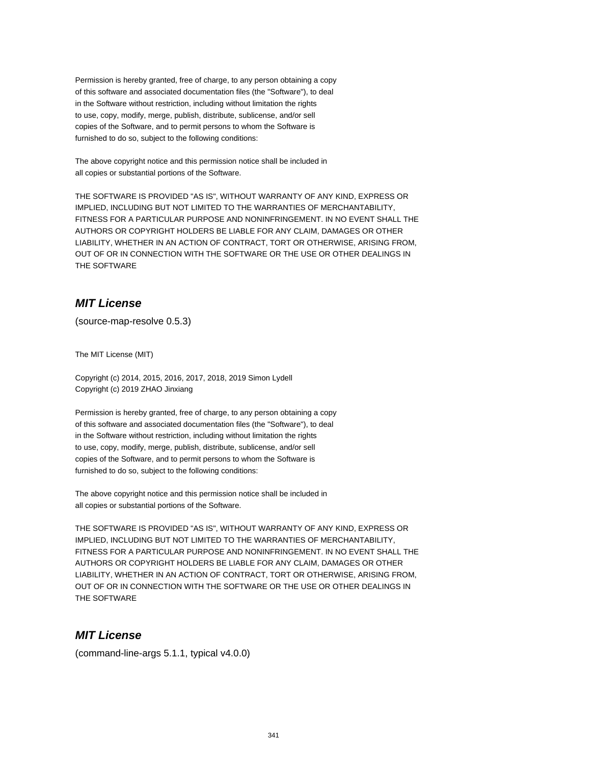Permission is hereby granted, free of charge, to any person obtaining a copy
of this software and associated documentation files (the "Software"), to deal
in the Software without restriction, including without limitation the rights
to use, copy, modify, merge, publish, distribute, sublicense, and/or sell
copies of the Software, and to permit persons to whom the Software is
furnished to do so, subject to the following conditions:

The above copyright notice and this permission notice shall be included in
all copies or substantial portions of the Software.

THE SOFTWARE IS PROVIDED "AS IS", WITHOUT WARRANTY OF ANY KIND, EXPRESS OR
IMPLIED, INCLUDING BUT NOT LIMITED TO THE WARRANTIES OF MERCHANTABILITY,
FITNESS FOR A PARTICULAR PURPOSE AND NONINFRINGEMENT. IN NO EVENT SHALL THE
AUTHORS OR COPYRIGHT HOLDERS BE LIABLE FOR ANY CLAIM, DAMAGES OR OTHER
LIABILITY, WHETHER IN AN ACTION OF CONTRACT, TORT OR OTHERWISE, ARISING FROM,
OUT OF OR IN CONNECTION WITH THE SOFTWARE OR THE USE OR OTHER DEALINGS IN
THE SOFTWARE

## ***MIT License***

(source-map-resolve 0.5.3)

The MIT License (MIT)

Copyright (c) 2014, 2015, 2016, 2017, 2018, 2019 Simon Lydell
Copyright (c) 2019 ZHAO Jinxiang

Permission is hereby granted, free of charge, to any person obtaining a copy
of this software and associated documentation files (the "Software"), to deal
in the Software without restriction, including without limitation the rights
to use, copy, modify, merge, publish, distribute, sublicense, and/or sell
copies of the Software, and to permit persons to whom the Software is
furnished to do so, subject to the following conditions:

The above copyright notice and this permission notice shall be included in
all copies or substantial portions of the Software.

THE SOFTWARE IS PROVIDED "AS IS", WITHOUT WARRANTY OF ANY KIND, EXPRESS OR
IMPLIED, INCLUDING BUT NOT LIMITED TO THE WARRANTIES OF MERCHANTABILITY,
FITNESS FOR A PARTICULAR PURPOSE AND NONINFRINGEMENT. IN NO EVENT SHALL THE
AUTHORS OR COPYRIGHT HOLDERS BE LIABLE FOR ANY CLAIM, DAMAGES OR OTHER
LIABILITY, WHETHER IN AN ACTION OF CONTRACT, TORT OR OTHERWISE, ARISING FROM,
OUT OF OR IN CONNECTION WITH THE SOFTWARE OR THE USE OR OTHER DEALINGS IN
THE SOFTWARE

## ***MIT License***

(command-line-args 5.1.1, typical v4.0.0)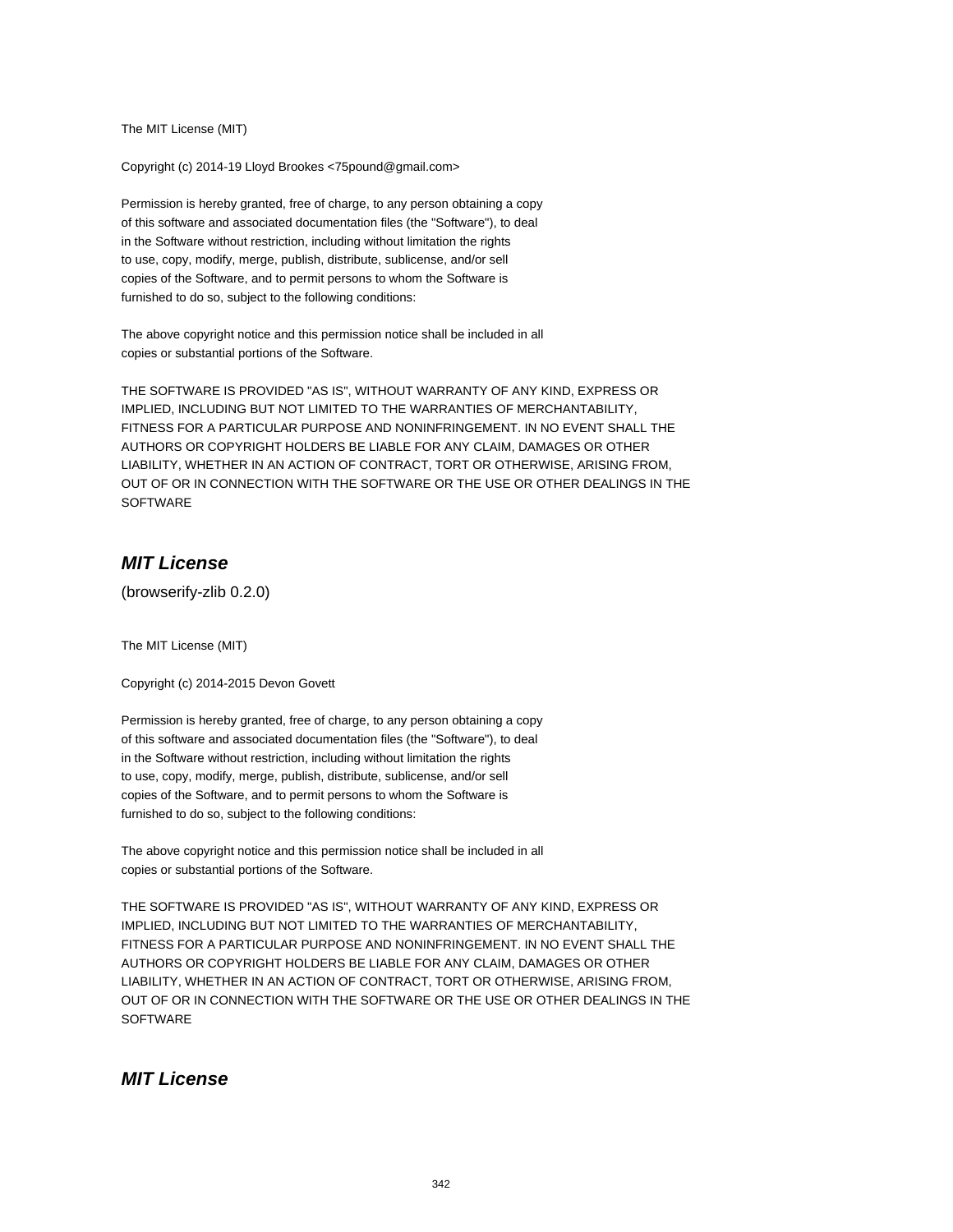The MIT License (MIT)

Copyright (c) 2014-19 Lloyd Brookes <75pound@gmail.com>

Permission is hereby granted, free of charge, to any person obtaining a copy
of this software and associated documentation files (the "Software"), to deal
in the Software without restriction, including without limitation the rights
to use, copy, modify, merge, publish, distribute, sublicense, and/or sell
copies of the Software, and to permit persons to whom the Software is
furnished to do so, subject to the following conditions:

The above copyright notice and this permission notice shall be included in all
copies or substantial portions of the Software.

THE SOFTWARE IS PROVIDED "AS IS", WITHOUT WARRANTY OF ANY KIND, EXPRESS OR
IMPLIED, INCLUDING BUT NOT LIMITED TO THE WARRANTIES OF MERCHANTABILITY,
FITNESS FOR A PARTICULAR PURPOSE AND NONINFRINGEMENT. IN NO EVENT SHALL THE
AUTHORS OR COPYRIGHT HOLDERS BE LIABLE FOR ANY CLAIM, DAMAGES OR OTHER
LIABILITY, WHETHER IN AN ACTION OF CONTRACT, TORT OR OTHERWISE, ARISING FROM,
OUT OF OR IN CONNECTION WITH THE SOFTWARE OR THE USE OR OTHER DEALINGS IN THE
SOFTWARE

## *MIT License*

(browserify-zlib 0.2.0)

The MIT License (MIT)

Copyright (c) 2014-2015 Devon Govett

Permission is hereby granted, free of charge, to any person obtaining a copy
of this software and associated documentation files (the "Software"), to deal
in the Software without restriction, including without limitation the rights
to use, copy, modify, merge, publish, distribute, sublicense, and/or sell
copies of the Software, and to permit persons to whom the Software is
furnished to do so, subject to the following conditions:

The above copyright notice and this permission notice shall be included in all
copies or substantial portions of the Software.

THE SOFTWARE IS PROVIDED "AS IS", WITHOUT WARRANTY OF ANY KIND, EXPRESS OR
IMPLIED, INCLUDING BUT NOT LIMITED TO THE WARRANTIES OF MERCHANTABILITY,
FITNESS FOR A PARTICULAR PURPOSE AND NONINFRINGEMENT. IN NO EVENT SHALL THE
AUTHORS OR COPYRIGHT HOLDERS BE LIABLE FOR ANY CLAIM, DAMAGES OR OTHER
LIABILITY, WHETHER IN AN ACTION OF CONTRACT, TORT OR OTHERWISE, ARISING FROM,
OUT OF OR IN CONNECTION WITH THE SOFTWARE OR THE USE OR OTHER DEALINGS IN THE
SOFTWARE

## *MIT License*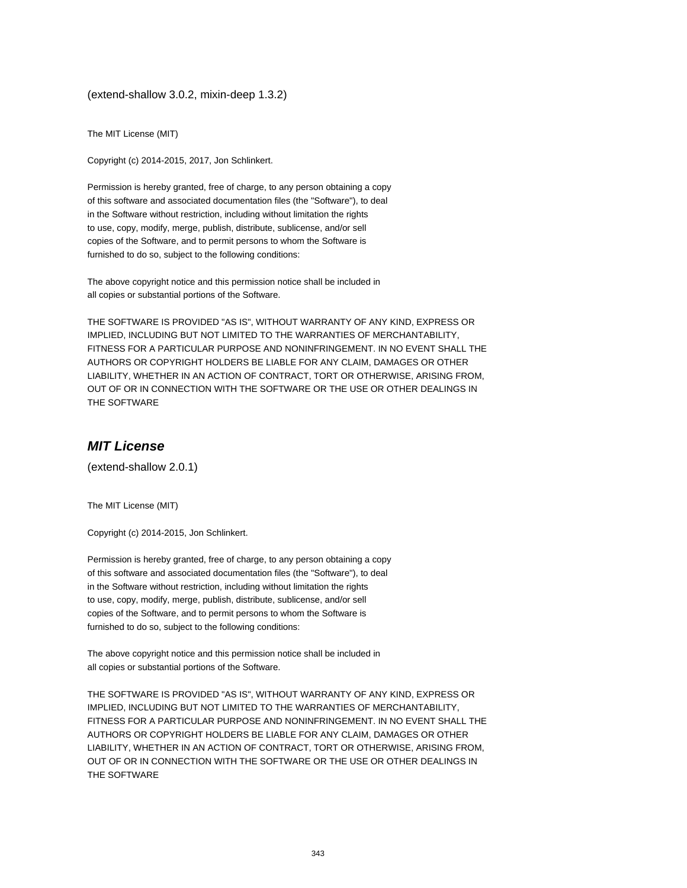(extend-shallow 3.0.2, mixin-deep 1.3.2)

The MIT License (MIT)

Copyright (c) 2014-2015, 2017, Jon Schlinkert.

Permission is hereby granted, free of charge, to any person obtaining a copy
of this software and associated documentation files (the "Software"), to deal
in the Software without restriction, including without limitation the rights
to use, copy, modify, merge, publish, distribute, sublicense, and/or sell
copies of the Software, and to permit persons to whom the Software is
furnished to do so, subject to the following conditions:

The above copyright notice and this permission notice shall be included in
all copies or substantial portions of the Software.

THE SOFTWARE IS PROVIDED "AS IS", WITHOUT WARRANTY OF ANY KIND, EXPRESS OR
IMPLIED, INCLUDING BUT NOT LIMITED TO THE WARRANTIES OF MERCHANTABILITY,
FITNESS FOR A PARTICULAR PURPOSE AND NONINFRINGEMENT. IN NO EVENT SHALL THE
AUTHORS OR COPYRIGHT HOLDERS BE LIABLE FOR ANY CLAIM, DAMAGES OR OTHER
LIABILITY, WHETHER IN AN ACTION OF CONTRACT, TORT OR OTHERWISE, ARISING FROM,
OUT OF OR IN CONNECTION WITH THE SOFTWARE OR THE USE OR OTHER DEALINGS IN
THE SOFTWARE

## *MIT License*

(extend-shallow 2.0.1)

The MIT License (MIT)

Copyright (c) 2014-2015, Jon Schlinkert.

Permission is hereby granted, free of charge, to any person obtaining a copy
of this software and associated documentation files (the "Software"), to deal
in the Software without restriction, including without limitation the rights
to use, copy, modify, merge, publish, distribute, sublicense, and/or sell
copies of the Software, and to permit persons to whom the Software is
furnished to do so, subject to the following conditions:

The above copyright notice and this permission notice shall be included in
all copies or substantial portions of the Software.

THE SOFTWARE IS PROVIDED "AS IS", WITHOUT WARRANTY OF ANY KIND, EXPRESS OR
IMPLIED, INCLUDING BUT NOT LIMITED TO THE WARRANTIES OF MERCHANTABILITY,
FITNESS FOR A PARTICULAR PURPOSE AND NONINFRINGEMENT. IN NO EVENT SHALL THE
AUTHORS OR COPYRIGHT HOLDERS BE LIABLE FOR ANY CLAIM, DAMAGES OR OTHER
LIABILITY, WHETHER IN AN ACTION OF CONTRACT, TORT OR OTHERWISE, ARISING FROM,
OUT OF OR IN CONNECTION WITH THE SOFTWARE OR THE USE OR OTHER DEALINGS IN
THE SOFTWARE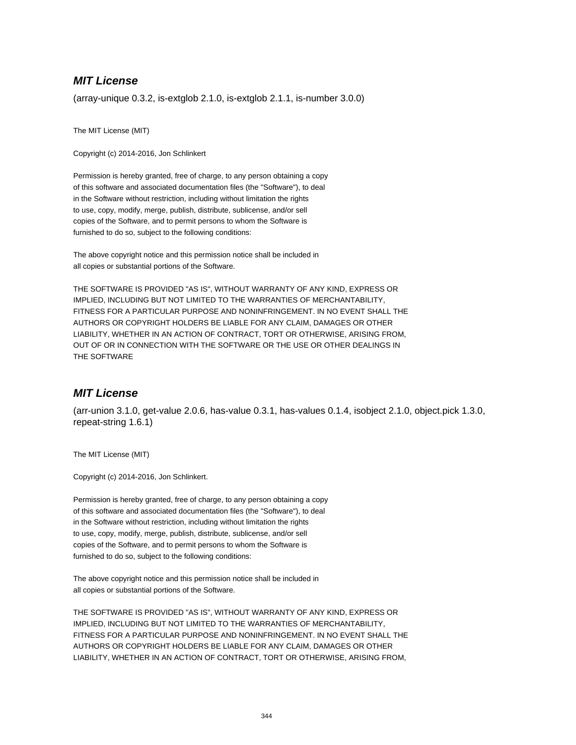### ***MIT License***

(array-unique 0.3.2, is-extglob 2.1.0, is-extglob 2.1.1, is-number 3.0.0)

The MIT License (MIT)

Copyright (c) 2014-2016, Jon Schlinkert

Permission is hereby granted, free of charge, to any person obtaining a copy
of this software and associated documentation files (the "Software"), to deal
in the Software without restriction, including without limitation the rights
to use, copy, modify, merge, publish, distribute, sublicense, and/or sell
copies of the Software, and to permit persons to whom the Software is
furnished to do so, subject to the following conditions:

The above copyright notice and this permission notice shall be included in
all copies or substantial portions of the Software.

THE SOFTWARE IS PROVIDED "AS IS", WITHOUT WARRANTY OF ANY KIND, EXPRESS OR
IMPLIED, INCLUDING BUT NOT LIMITED TO THE WARRANTIES OF MERCHANTABILITY,
FITNESS FOR A PARTICULAR PURPOSE AND NONINFRINGEMENT. IN NO EVENT SHALL THE
AUTHORS OR COPYRIGHT HOLDERS BE LIABLE FOR ANY CLAIM, DAMAGES OR OTHER
LIABILITY, WHETHER IN AN ACTION OF CONTRACT, TORT OR OTHERWISE, ARISING FROM,
OUT OF OR IN CONNECTION WITH THE SOFTWARE OR THE USE OR OTHER DEALINGS IN
THE SOFTWARE

### ***MIT License***

(arr-union 3.1.0, get-value 2.0.6, has-value 0.3.1, has-values 0.1.4, isobject 2.1.0, object.pick 1.3.0, repeat-string 1.6.1)

The MIT License (MIT)

Copyright (c) 2014-2016, Jon Schlinkert.

Permission is hereby granted, free of charge, to any person obtaining a copy
of this software and associated documentation files (the "Software"), to deal
in the Software without restriction, including without limitation the rights
to use, copy, modify, merge, publish, distribute, sublicense, and/or sell
copies of the Software, and to permit persons to whom the Software is
furnished to do so, subject to the following conditions:

The above copyright notice and this permission notice shall be included in
all copies or substantial portions of the Software.

THE SOFTWARE IS PROVIDED "AS IS", WITHOUT WARRANTY OF ANY KIND, EXPRESS OR
IMPLIED, INCLUDING BUT NOT LIMITED TO THE WARRANTIES OF MERCHANTABILITY,
FITNESS FOR A PARTICULAR PURPOSE AND NONINFRINGEMENT. IN NO EVENT SHALL THE
AUTHORS OR COPYRIGHT HOLDERS BE LIABLE FOR ANY CLAIM, DAMAGES OR OTHER
LIABILITY, WHETHER IN AN ACTION OF CONTRACT, TORT OR OTHERWISE, ARISING FROM,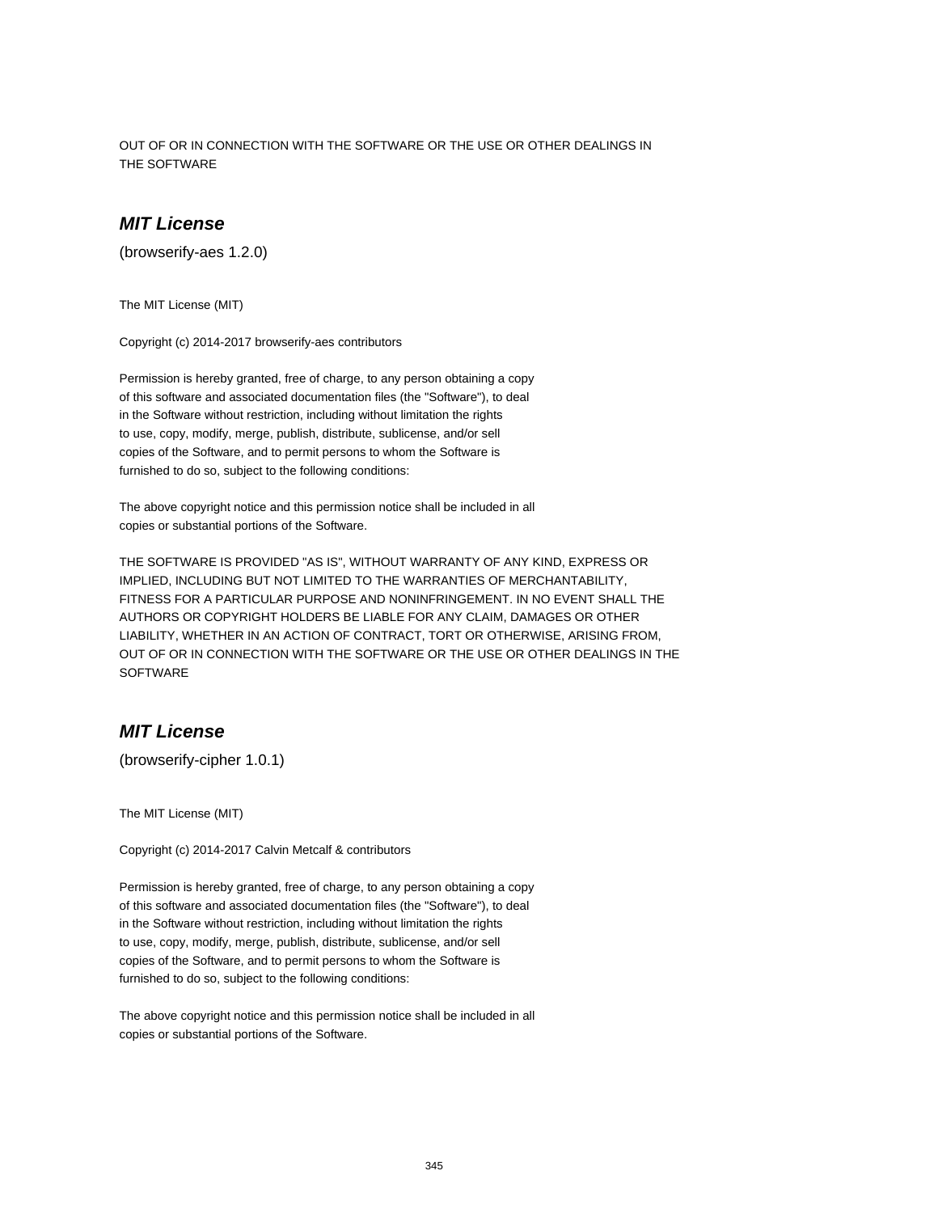OUT OF OR IN CONNECTION WITH THE SOFTWARE OR THE USE OR OTHER DEALINGS IN
THE SOFTWARE

### ***MIT License***

(browserify-aes 1.2.0)

The MIT License (MIT)

Copyright (c) 2014-2017 browserify-aes contributors

Permission is hereby granted, free of charge, to any person obtaining a copy
of this software and associated documentation files (the "Software"), to deal
in the Software without restriction, including without limitation the rights
to use, copy, modify, merge, publish, distribute, sublicense, and/or sell
copies of the Software, and to permit persons to whom the Software is
furnished to do so, subject to the following conditions:

The above copyright notice and this permission notice shall be included in all
copies or substantial portions of the Software.

THE SOFTWARE IS PROVIDED "AS IS", WITHOUT WARRANTY OF ANY KIND, EXPRESS OR
IMPLIED, INCLUDING BUT NOT LIMITED TO THE WARRANTIES OF MERCHANTABILITY,
FITNESS FOR A PARTICULAR PURPOSE AND NONINFRINGEMENT. IN NO EVENT SHALL THE
AUTHORS OR COPYRIGHT HOLDERS BE LIABLE FOR ANY CLAIM, DAMAGES OR OTHER
LIABILITY, WHETHER IN AN ACTION OF CONTRACT, TORT OR OTHERWISE, ARISING FROM,
OUT OF OR IN CONNECTION WITH THE SOFTWARE OR THE USE OR OTHER DEALINGS IN THE
SOFTWARE

### ***MIT License***

(browserify-cipher 1.0.1)

The MIT License (MIT)

Copyright (c) 2014-2017 Calvin Metcalf & contributors

Permission is hereby granted, free of charge, to any person obtaining a copy
of this software and associated documentation files (the "Software"), to deal
in the Software without restriction, including without limitation the rights
to use, copy, modify, merge, publish, distribute, sublicense, and/or sell
copies of the Software, and to permit persons to whom the Software is
furnished to do so, subject to the following conditions:

The above copyright notice and this permission notice shall be included in all
copies or substantial portions of the Software.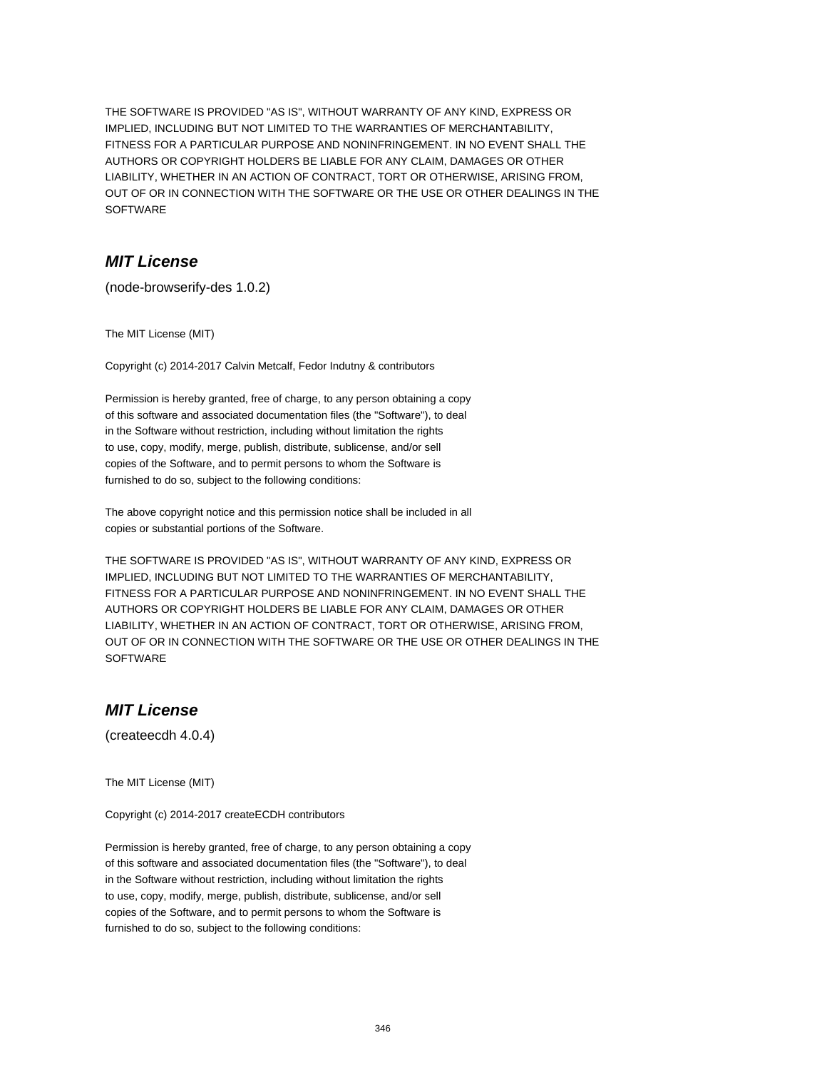THE SOFTWARE IS PROVIDED "AS IS", WITHOUT WARRANTY OF ANY KIND, EXPRESS OR
IMPLIED, INCLUDING BUT NOT LIMITED TO THE WARRANTIES OF MERCHANTABILITY,
FITNESS FOR A PARTICULAR PURPOSE AND NONINFRINGEMENT. IN NO EVENT SHALL THE
AUTHORS OR COPYRIGHT HOLDERS BE LIABLE FOR ANY CLAIM, DAMAGES OR OTHER
LIABILITY, WHETHER IN AN ACTION OF CONTRACT, TORT OR OTHERWISE, ARISING FROM,
OUT OF OR IN CONNECTION WITH THE SOFTWARE OR THE USE OR OTHER DEALINGS IN THE
SOFTWARE

## *MIT License*

(node-browserify-des 1.0.2)

The MIT License (MIT)

Copyright (c) 2014-2017 Calvin Metcalf, Fedor Indutny & contributors

Permission is hereby granted, free of charge, to any person obtaining a copy
of this software and associated documentation files (the "Software"), to deal
in the Software without restriction, including without limitation the rights
to use, copy, modify, merge, publish, distribute, sublicense, and/or sell
copies of the Software, and to permit persons to whom the Software is
furnished to do so, subject to the following conditions:

The above copyright notice and this permission notice shall be included in all
copies or substantial portions of the Software.

THE SOFTWARE IS PROVIDED "AS IS", WITHOUT WARRANTY OF ANY KIND, EXPRESS OR
IMPLIED, INCLUDING BUT NOT LIMITED TO THE WARRANTIES OF MERCHANTABILITY,
FITNESS FOR A PARTICULAR PURPOSE AND NONINFRINGEMENT. IN NO EVENT SHALL THE
AUTHORS OR COPYRIGHT HOLDERS BE LIABLE FOR ANY CLAIM, DAMAGES OR OTHER
LIABILITY, WHETHER IN AN ACTION OF CONTRACT, TORT OR OTHERWISE, ARISING FROM,
OUT OF OR IN CONNECTION WITH THE SOFTWARE OR THE USE OR OTHER DEALINGS IN THE
SOFTWARE

## *MIT License*

(createecdh 4.0.4)

The MIT License (MIT)

Copyright (c) 2014-2017 createECDH contributors

Permission is hereby granted, free of charge, to any person obtaining a copy
of this software and associated documentation files (the "Software"), to deal
in the Software without restriction, including without limitation the rights
to use, copy, modify, merge, publish, distribute, sublicense, and/or sell
copies of the Software, and to permit persons to whom the Software is
furnished to do so, subject to the following conditions: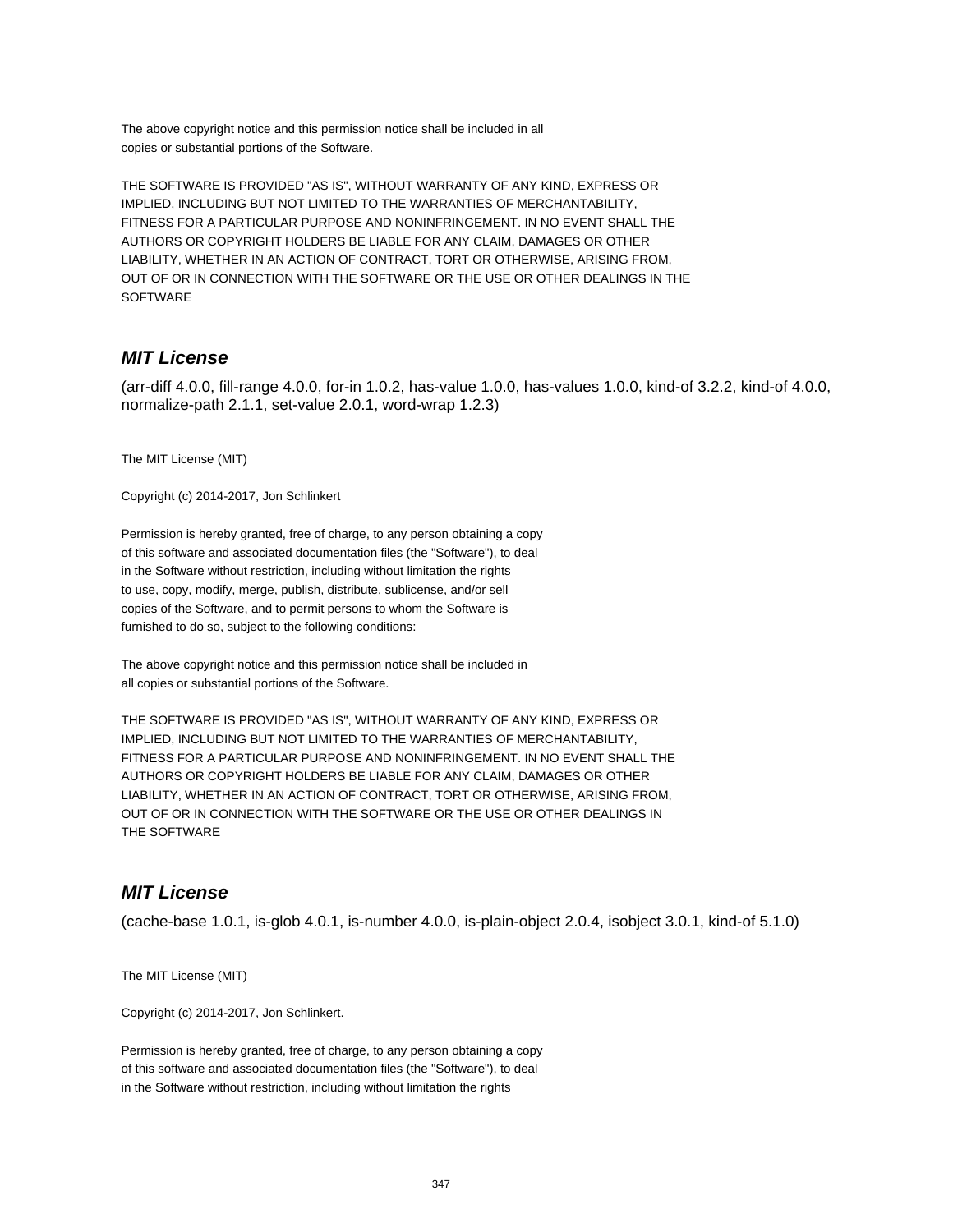The above copyright notice and this permission notice shall be included in all
copies or substantial portions of the Software.

THE SOFTWARE IS PROVIDED "AS IS", WITHOUT WARRANTY OF ANY KIND, EXPRESS OR
IMPLIED, INCLUDING BUT NOT LIMITED TO THE WARRANTIES OF MERCHANTABILITY,
FITNESS FOR A PARTICULAR PURPOSE AND NONINFRINGEMENT. IN NO EVENT SHALL THE
AUTHORS OR COPYRIGHT HOLDERS BE LIABLE FOR ANY CLAIM, DAMAGES OR OTHER
LIABILITY, WHETHER IN AN ACTION OF CONTRACT, TORT OR OTHERWISE, ARISING FROM,
OUT OF OR IN CONNECTION WITH THE SOFTWARE OR THE USE OR OTHER DEALINGS IN THE
SOFTWARE

## *MIT License*

(arr-diff 4.0.0, fill-range 4.0.0, for-in 1.0.2, has-value 1.0.0, has-values 1.0.0, kind-of 3.2.2, kind-of 4.0.0, normalize-path 2.1.1, set-value 2.0.1, word-wrap 1.2.3)

The MIT License (MIT)

Copyright (c) 2014-2017, Jon Schlinkert

Permission is hereby granted, free of charge, to any person obtaining a copy
of this software and associated documentation files (the "Software"), to deal
in the Software without restriction, including without limitation the rights
to use, copy, modify, merge, publish, distribute, sublicense, and/or sell
copies of the Software, and to permit persons to whom the Software is
furnished to do so, subject to the following conditions:

The above copyright notice and this permission notice shall be included in
all copies or substantial portions of the Software.

THE SOFTWARE IS PROVIDED "AS IS", WITHOUT WARRANTY OF ANY KIND, EXPRESS OR
IMPLIED, INCLUDING BUT NOT LIMITED TO THE WARRANTIES OF MERCHANTABILITY,
FITNESS FOR A PARTICULAR PURPOSE AND NONINFRINGEMENT. IN NO EVENT SHALL THE
AUTHORS OR COPYRIGHT HOLDERS BE LIABLE FOR ANY CLAIM, DAMAGES OR OTHER
LIABILITY, WHETHER IN AN ACTION OF CONTRACT, TORT OR OTHERWISE, ARISING FROM,
OUT OF OR IN CONNECTION WITH THE SOFTWARE OR THE USE OR OTHER DEALINGS IN
THE SOFTWARE

## *MIT License*

(cache-base 1.0.1, is-glob 4.0.1, is-number 4.0.0, is-plain-object 2.0.4, isobject 3.0.1, kind-of 5.1.0)

The MIT License (MIT)

Copyright (c) 2014-2017, Jon Schlinkert.

Permission is hereby granted, free of charge, to any person obtaining a copy
of this software and associated documentation files (the "Software"), to deal
in the Software without restriction, including without limitation the rights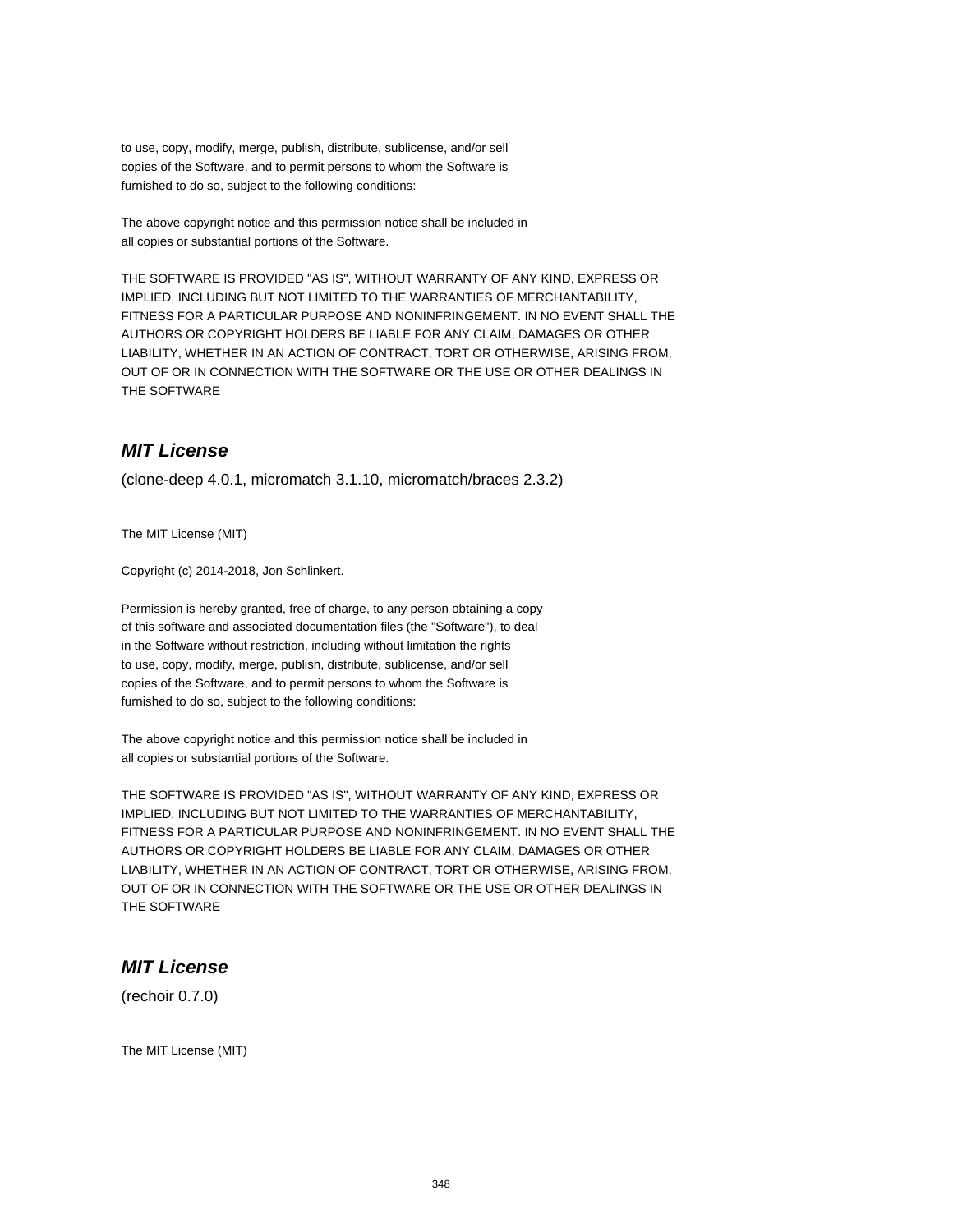to use, copy, modify, merge, publish, distribute, sublicense, and/or sell
copies of the Software, and to permit persons to whom the Software is
furnished to do so, subject to the following conditions:

The above copyright notice and this permission notice shall be included in
all copies or substantial portions of the Software.

THE SOFTWARE IS PROVIDED "AS IS", WITHOUT WARRANTY OF ANY KIND, EXPRESS OR
IMPLIED, INCLUDING BUT NOT LIMITED TO THE WARRANTIES OF MERCHANTABILITY,
FITNESS FOR A PARTICULAR PURPOSE AND NONINFRINGEMENT. IN NO EVENT SHALL THE
AUTHORS OR COPYRIGHT HOLDERS BE LIABLE FOR ANY CLAIM, DAMAGES OR OTHER
LIABILITY, WHETHER IN AN ACTION OF CONTRACT, TORT OR OTHERWISE, ARISING FROM,
OUT OF OR IN CONNECTION WITH THE SOFTWARE OR THE USE OR OTHER DEALINGS IN
THE SOFTWARE

## *MIT License*

(clone-deep 4.0.1, micromatch 3.1.10, micromatch/braces 2.3.2)

The MIT License (MIT)

Copyright (c) 2014-2018, Jon Schlinkert.

Permission is hereby granted, free of charge, to any person obtaining a copy
of this software and associated documentation files (the "Software"), to deal
in the Software without restriction, including without limitation the rights
to use, copy, modify, merge, publish, distribute, sublicense, and/or sell
copies of the Software, and to permit persons to whom the Software is
furnished to do so, subject to the following conditions:

The above copyright notice and this permission notice shall be included in
all copies or substantial portions of the Software.

THE SOFTWARE IS PROVIDED "AS IS", WITHOUT WARRANTY OF ANY KIND, EXPRESS OR
IMPLIED, INCLUDING BUT NOT LIMITED TO THE WARRANTIES OF MERCHANTABILITY,
FITNESS FOR A PARTICULAR PURPOSE AND NONINFRINGEMENT. IN NO EVENT SHALL THE
AUTHORS OR COPYRIGHT HOLDERS BE LIABLE FOR ANY CLAIM, DAMAGES OR OTHER
LIABILITY, WHETHER IN AN ACTION OF CONTRACT, TORT OR OTHERWISE, ARISING FROM,
OUT OF OR IN CONNECTION WITH THE SOFTWARE OR THE USE OR OTHER DEALINGS IN
THE SOFTWARE

## *MIT License*

(rechoir 0.7.0)

The MIT License (MIT)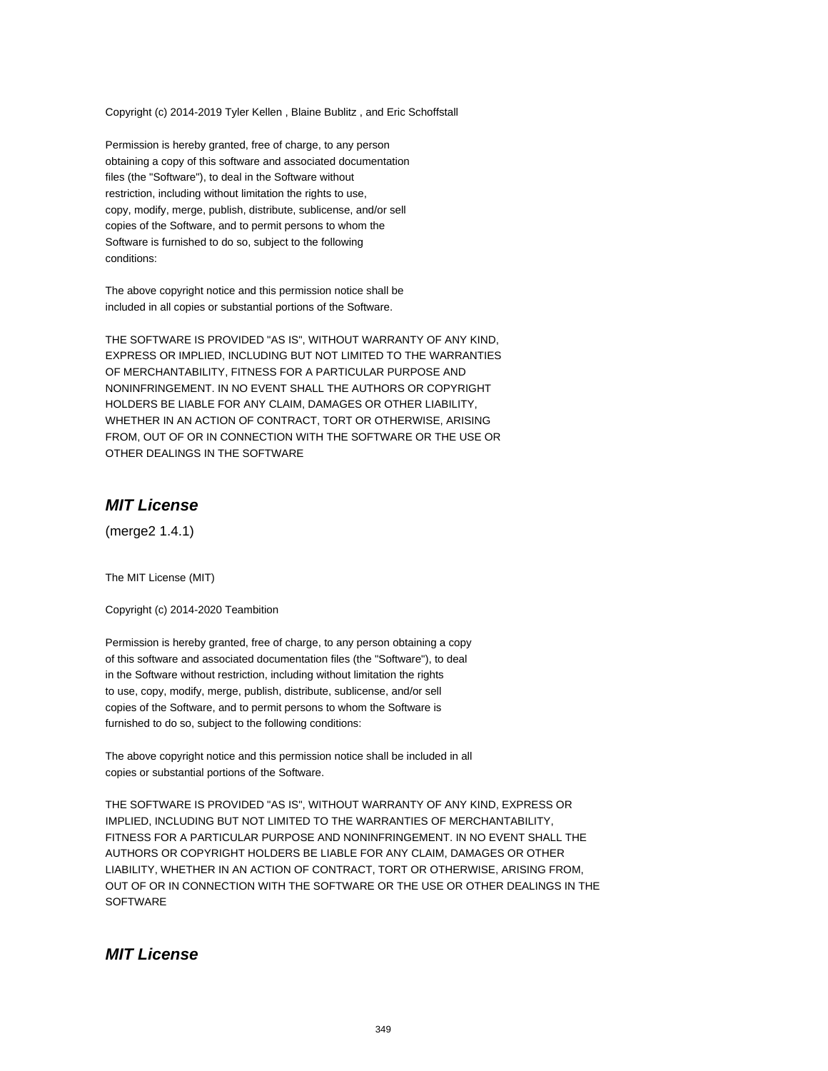Copyright (c) 2014-2019 Tyler Kellen , Blaine Bublitz , and Eric Schoffstall

Permission is hereby granted, free of charge, to any person
obtaining a copy of this software and associated documentation
files (the "Software"), to deal in the Software without
restriction, including without limitation the rights to use,
copy, modify, merge, publish, distribute, sublicense, and/or sell
copies of the Software, and to permit persons to whom the
Software is furnished to do so, subject to the following
conditions:

The above copyright notice and this permission notice shall be
included in all copies or substantial portions of the Software.

THE SOFTWARE IS PROVIDED "AS IS", WITHOUT WARRANTY OF ANY KIND,
EXPRESS OR IMPLIED, INCLUDING BUT NOT LIMITED TO THE WARRANTIES
OF MERCHANTABILITY, FITNESS FOR A PARTICULAR PURPOSE AND
NONINFRINGEMENT. IN NO EVENT SHALL THE AUTHORS OR COPYRIGHT
HOLDERS BE LIABLE FOR ANY CLAIM, DAMAGES OR OTHER LIABILITY,
WHETHER IN AN ACTION OF CONTRACT, TORT OR OTHERWISE, ARISING
FROM, OUT OF OR IN CONNECTION WITH THE SOFTWARE OR THE USE OR
OTHER DEALINGS IN THE SOFTWARE

## *MIT License*

(merge2 1.4.1)

The MIT License (MIT)

Copyright (c) 2014-2020 Teambition

Permission is hereby granted, free of charge, to any person obtaining a copy
of this software and associated documentation files (the "Software"), to deal
in the Software without restriction, including without limitation the rights
to use, copy, modify, merge, publish, distribute, sublicense, and/or sell
copies of the Software, and to permit persons to whom the Software is
furnished to do so, subject to the following conditions:

The above copyright notice and this permission notice shall be included in all
copies or substantial portions of the Software.

THE SOFTWARE IS PROVIDED "AS IS", WITHOUT WARRANTY OF ANY KIND, EXPRESS OR
IMPLIED, INCLUDING BUT NOT LIMITED TO THE WARRANTIES OF MERCHANTABILITY,
FITNESS FOR A PARTICULAR PURPOSE AND NONINFRINGEMENT. IN NO EVENT SHALL THE
AUTHORS OR COPYRIGHT HOLDERS BE LIABLE FOR ANY CLAIM, DAMAGES OR OTHER
LIABILITY, WHETHER IN AN ACTION OF CONTRACT, TORT OR OTHERWISE, ARISING FROM,
OUT OF OR IN CONNECTION WITH THE SOFTWARE OR THE USE OR OTHER DEALINGS IN THE
SOFTWARE

## *MIT License*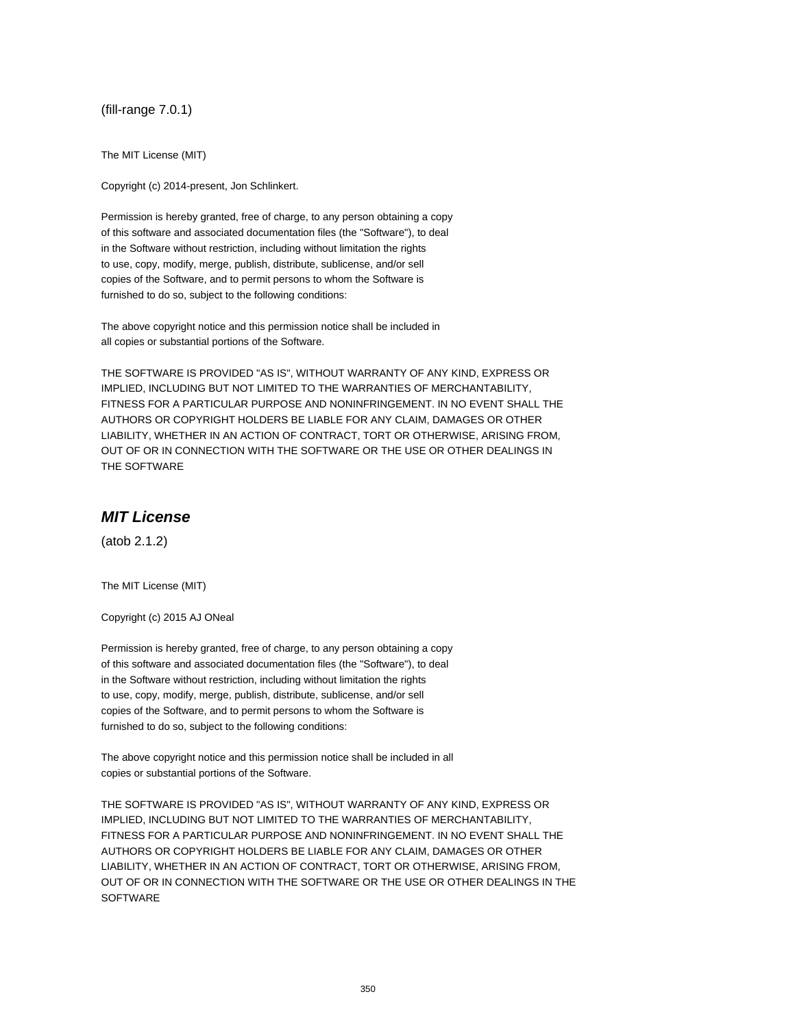(fill-range 7.0.1)

The MIT License (MIT)

Copyright (c) 2014-present, Jon Schlinkert.

Permission is hereby granted, free of charge, to any person obtaining a copy
of this software and associated documentation files (the "Software"), to deal
in the Software without restriction, including without limitation the rights
to use, copy, modify, merge, publish, distribute, sublicense, and/or sell
copies of the Software, and to permit persons to whom the Software is
furnished to do so, subject to the following conditions:

The above copyright notice and this permission notice shall be included in
all copies or substantial portions of the Software.

THE SOFTWARE IS PROVIDED "AS IS", WITHOUT WARRANTY OF ANY KIND, EXPRESS OR
IMPLIED, INCLUDING BUT NOT LIMITED TO THE WARRANTIES OF MERCHANTABILITY,
FITNESS FOR A PARTICULAR PURPOSE AND NONINFRINGEMENT. IN NO EVENT SHALL THE
AUTHORS OR COPYRIGHT HOLDERS BE LIABLE FOR ANY CLAIM, DAMAGES OR OTHER
LIABILITY, WHETHER IN AN ACTION OF CONTRACT, TORT OR OTHERWISE, ARISING FROM,
OUT OF OR IN CONNECTION WITH THE SOFTWARE OR THE USE OR OTHER DEALINGS IN
THE SOFTWARE

## ***MIT License***

(atob 2.1.2)

The MIT License (MIT)

Copyright (c) 2015 AJ ONeal

Permission is hereby granted, free of charge, to any person obtaining a copy
of this software and associated documentation files (the "Software"), to deal
in the Software without restriction, including without limitation the rights
to use, copy, modify, merge, publish, distribute, sublicense, and/or sell
copies of the Software, and to permit persons to whom the Software is
furnished to do so, subject to the following conditions:

The above copyright notice and this permission notice shall be included in all
copies or substantial portions of the Software.

THE SOFTWARE IS PROVIDED "AS IS", WITHOUT WARRANTY OF ANY KIND, EXPRESS OR
IMPLIED, INCLUDING BUT NOT LIMITED TO THE WARRANTIES OF MERCHANTABILITY,
FITNESS FOR A PARTICULAR PURPOSE AND NONINFRINGEMENT. IN NO EVENT SHALL THE
AUTHORS OR COPYRIGHT HOLDERS BE LIABLE FOR ANY CLAIM, DAMAGES OR OTHER
LIABILITY, WHETHER IN AN ACTION OF CONTRACT, TORT OR OTHERWISE, ARISING FROM,
OUT OF OR IN CONNECTION WITH THE SOFTWARE OR THE USE OR OTHER DEALINGS IN THE
SOFTWARE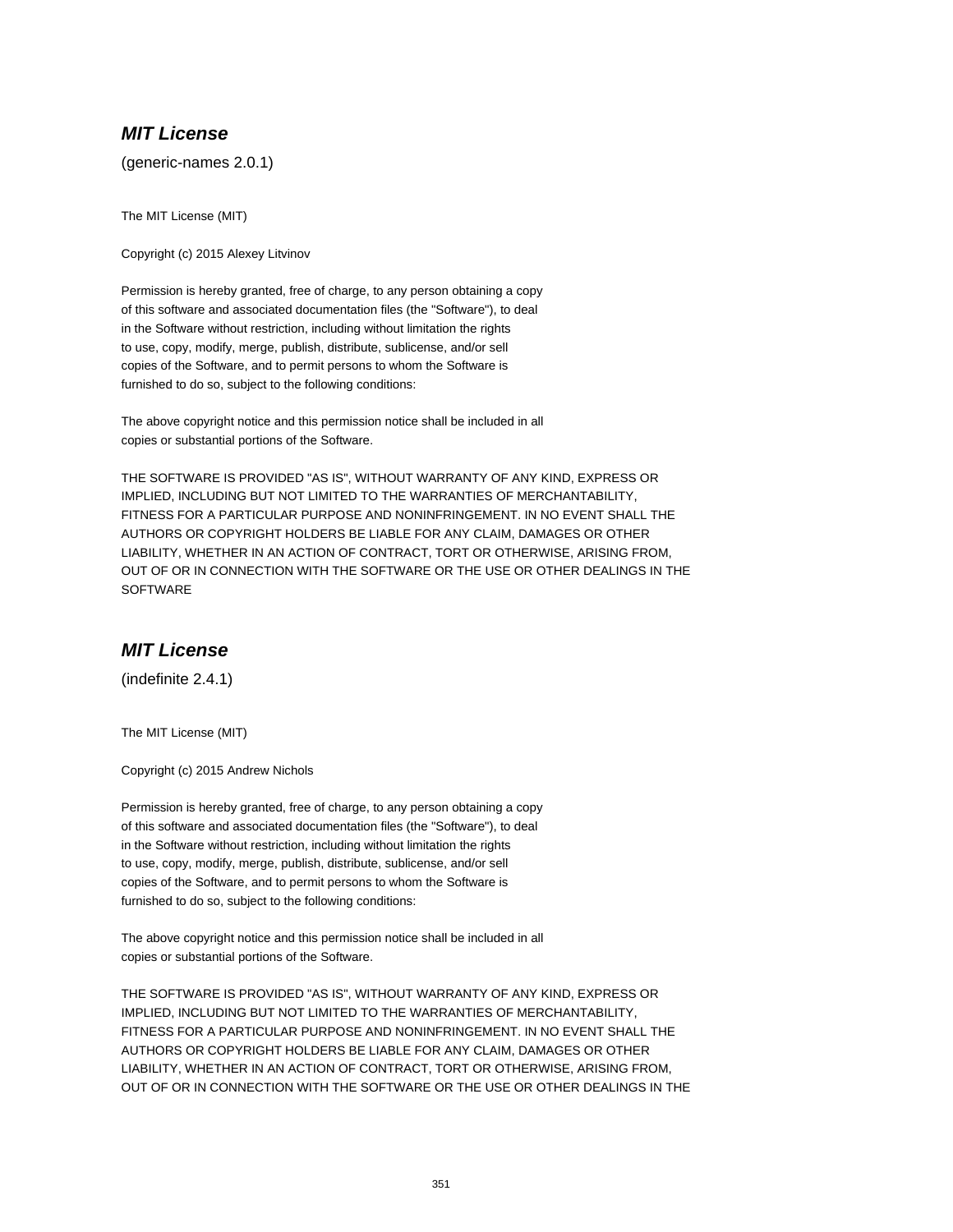## ***MIT License***

(generic-names 2.0.1)

The MIT License (MIT)

Copyright (c) 2015 Alexey Litvinov

Permission is hereby granted, free of charge, to any person obtaining a copy
of this software and associated documentation files (the "Software"), to deal
in the Software without restriction, including without limitation the rights
to use, copy, modify, merge, publish, distribute, sublicense, and/or sell
copies of the Software, and to permit persons to whom the Software is
furnished to do so, subject to the following conditions:

The above copyright notice and this permission notice shall be included in all
copies or substantial portions of the Software.

THE SOFTWARE IS PROVIDED "AS IS", WITHOUT WARRANTY OF ANY KIND, EXPRESS OR
IMPLIED, INCLUDING BUT NOT LIMITED TO THE WARRANTIES OF MERCHANTABILITY,
FITNESS FOR A PARTICULAR PURPOSE AND NONINFRINGEMENT. IN NO EVENT SHALL THE
AUTHORS OR COPYRIGHT HOLDERS BE LIABLE FOR ANY CLAIM, DAMAGES OR OTHER
LIABILITY, WHETHER IN AN ACTION OF CONTRACT, TORT OR OTHERWISE, ARISING FROM,
OUT OF OR IN CONNECTION WITH THE SOFTWARE OR THE USE OR OTHER DEALINGS IN THE
SOFTWARE

## ***MIT License***

(indefinite 2.4.1)

The MIT License (MIT)

Copyright (c) 2015 Andrew Nichols

Permission is hereby granted, free of charge, to any person obtaining a copy
of this software and associated documentation files (the "Software"), to deal
in the Software without restriction, including without limitation the rights
to use, copy, modify, merge, publish, distribute, sublicense, and/or sell
copies of the Software, and to permit persons to whom the Software is
furnished to do so, subject to the following conditions:

The above copyright notice and this permission notice shall be included in all
copies or substantial portions of the Software.

THE SOFTWARE IS PROVIDED "AS IS", WITHOUT WARRANTY OF ANY KIND, EXPRESS OR
IMPLIED, INCLUDING BUT NOT LIMITED TO THE WARRANTIES OF MERCHANTABILITY,
FITNESS FOR A PARTICULAR PURPOSE AND NONINFRINGEMENT. IN NO EVENT SHALL THE
AUTHORS OR COPYRIGHT HOLDERS BE LIABLE FOR ANY CLAIM, DAMAGES OR OTHER
LIABILITY, WHETHER IN AN ACTION OF CONTRACT, TORT OR OTHERWISE, ARISING FROM,
OUT OF OR IN CONNECTION WITH THE SOFTWARE OR THE USE OR OTHER DEALINGS IN THE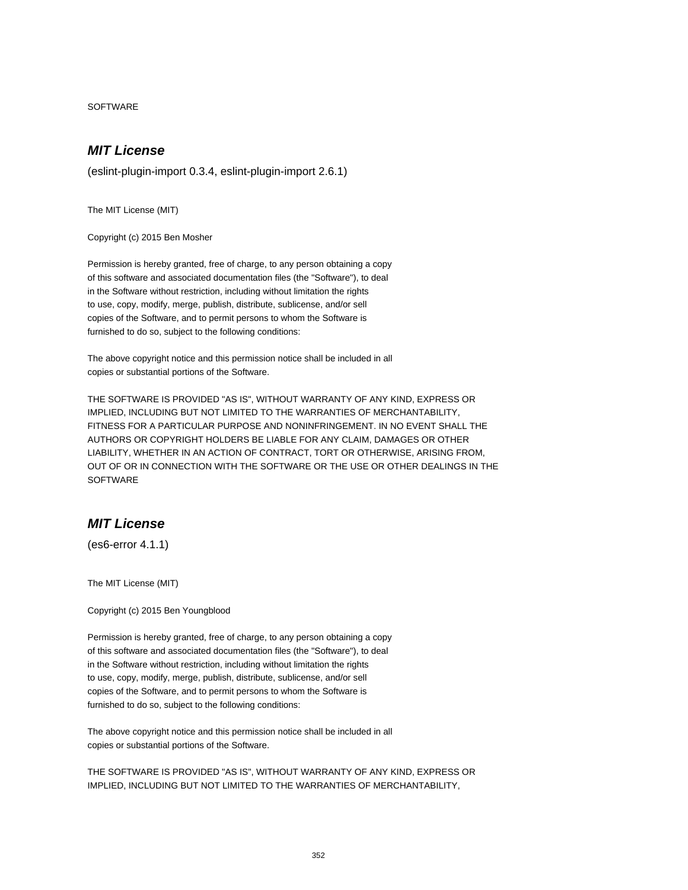SOFTWARE

## ***MIT License***

(eslint-plugin-import 0.3.4, eslint-plugin-import 2.6.1)

The MIT License (MIT)

Copyright (c) 2015 Ben Mosher

Permission is hereby granted, free of charge, to any person obtaining a copy
of this software and associated documentation files (the "Software"), to deal
in the Software without restriction, including without limitation the rights
to use, copy, modify, merge, publish, distribute, sublicense, and/or sell
copies of the Software, and to permit persons to whom the Software is
furnished to do so, subject to the following conditions:

The above copyright notice and this permission notice shall be included in all
copies or substantial portions of the Software.

THE SOFTWARE IS PROVIDED "AS IS", WITHOUT WARRANTY OF ANY KIND, EXPRESS OR
IMPLIED, INCLUDING BUT NOT LIMITED TO THE WARRANTIES OF MERCHANTABILITY,
FITNESS FOR A PARTICULAR PURPOSE AND NONINFRINGEMENT. IN NO EVENT SHALL THE
AUTHORS OR COPYRIGHT HOLDERS BE LIABLE FOR ANY CLAIM, DAMAGES OR OTHER
LIABILITY, WHETHER IN AN ACTION OF CONTRACT, TORT OR OTHERWISE, ARISING FROM,
OUT OF OR IN CONNECTION WITH THE SOFTWARE OR THE USE OR OTHER DEALINGS IN THE
SOFTWARE

## ***MIT License***

(es6-error 4.1.1)

The MIT License (MIT)

Copyright (c) 2015 Ben Youngblood

Permission is hereby granted, free of charge, to any person obtaining a copy
of this software and associated documentation files (the "Software"), to deal
in the Software without restriction, including without limitation the rights
to use, copy, modify, merge, publish, distribute, sublicense, and/or sell
copies of the Software, and to permit persons to whom the Software is
furnished to do so, subject to the following conditions:

The above copyright notice and this permission notice shall be included in all
copies or substantial portions of the Software.

THE SOFTWARE IS PROVIDED "AS IS", WITHOUT WARRANTY OF ANY KIND, EXPRESS OR
IMPLIED, INCLUDING BUT NOT LIMITED TO THE WARRANTIES OF MERCHANTABILITY,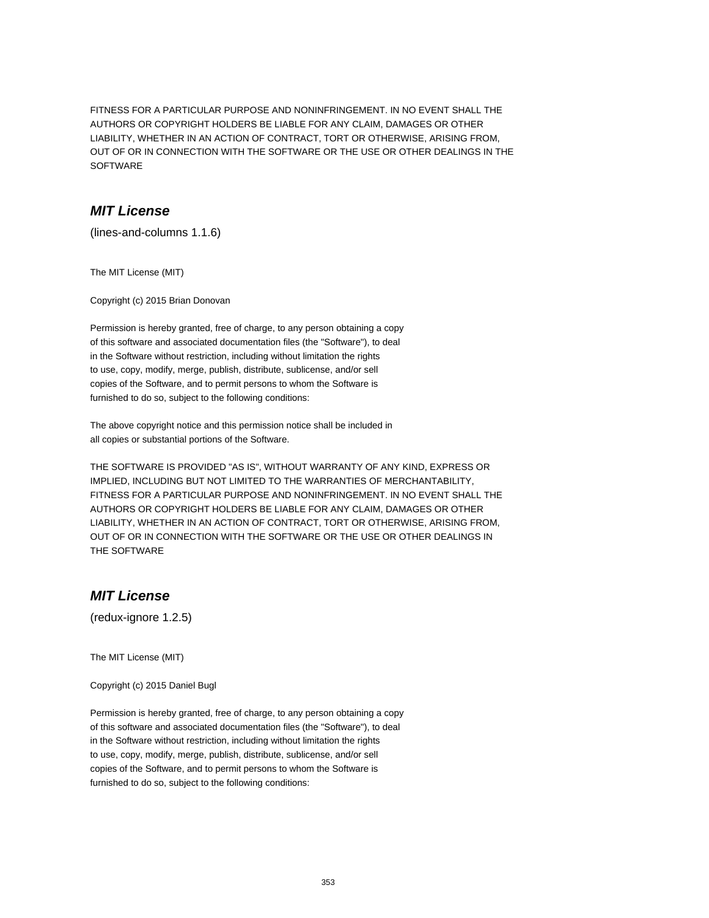FITNESS FOR A PARTICULAR PURPOSE AND NONINFRINGEMENT. IN NO EVENT SHALL THE
AUTHORS OR COPYRIGHT HOLDERS BE LIABLE FOR ANY CLAIM, DAMAGES OR OTHER
LIABILITY, WHETHER IN AN ACTION OF CONTRACT, TORT OR OTHERWISE, ARISING FROM,
OUT OF OR IN CONNECTION WITH THE SOFTWARE OR THE USE OR OTHER DEALINGS IN THE
SOFTWARE

## *MIT License*

(lines-and-columns 1.1.6)

The MIT License (MIT)

Copyright (c) 2015 Brian Donovan

Permission is hereby granted, free of charge, to any person obtaining a copy
of this software and associated documentation files (the "Software"), to deal
in the Software without restriction, including without limitation the rights
to use, copy, modify, merge, publish, distribute, sublicense, and/or sell
copies of the Software, and to permit persons to whom the Software is
furnished to do so, subject to the following conditions:

The above copyright notice and this permission notice shall be included in
all copies or substantial portions of the Software.

THE SOFTWARE IS PROVIDED "AS IS", WITHOUT WARRANTY OF ANY KIND, EXPRESS OR
IMPLIED, INCLUDING BUT NOT LIMITED TO THE WARRANTIES OF MERCHANTABILITY,
FITNESS FOR A PARTICULAR PURPOSE AND NONINFRINGEMENT. IN NO EVENT SHALL THE
AUTHORS OR COPYRIGHT HOLDERS BE LIABLE FOR ANY CLAIM, DAMAGES OR OTHER
LIABILITY, WHETHER IN AN ACTION OF CONTRACT, TORT OR OTHERWISE, ARISING FROM,
OUT OF OR IN CONNECTION WITH THE SOFTWARE OR THE USE OR OTHER DEALINGS IN
THE SOFTWARE

## *MIT License*

(redux-ignore 1.2.5)

The MIT License (MIT)

Copyright (c) 2015 Daniel Bugl

Permission is hereby granted, free of charge, to any person obtaining a copy
of this software and associated documentation files (the "Software"), to deal
in the Software without restriction, including without limitation the rights
to use, copy, modify, merge, publish, distribute, sublicense, and/or sell
copies of the Software, and to permit persons to whom the Software is
furnished to do so, subject to the following conditions: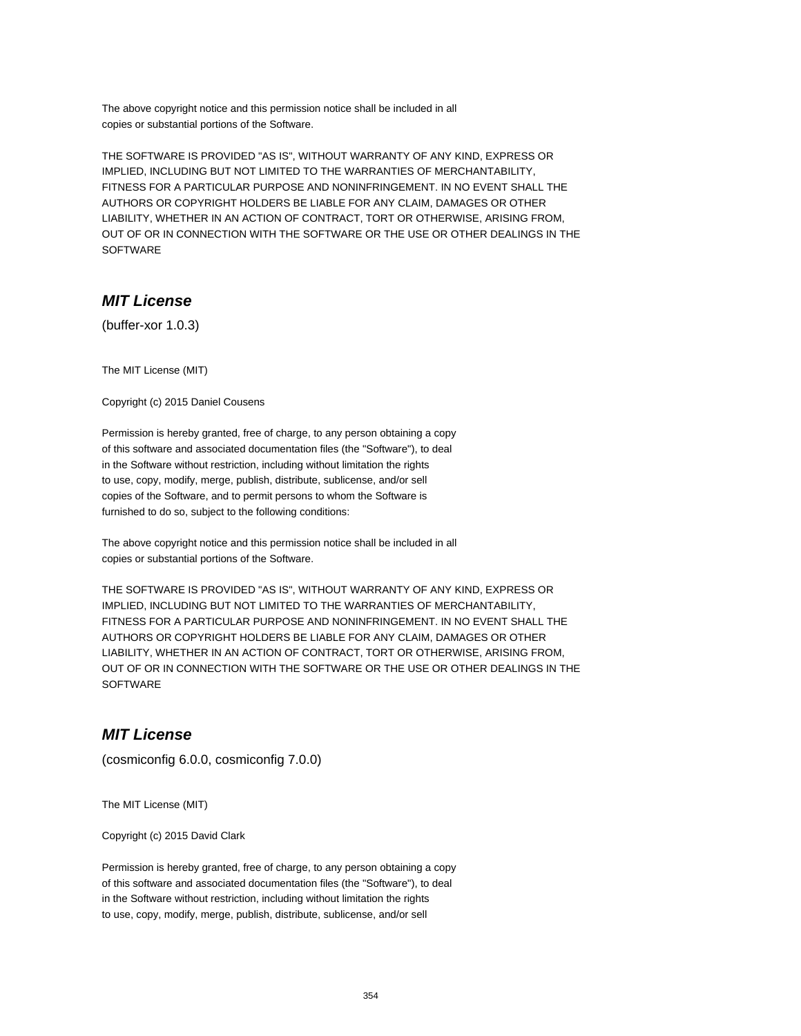The above copyright notice and this permission notice shall be included in all
copies or substantial portions of the Software.

THE SOFTWARE IS PROVIDED "AS IS", WITHOUT WARRANTY OF ANY KIND, EXPRESS OR
IMPLIED, INCLUDING BUT NOT LIMITED TO THE WARRANTIES OF MERCHANTABILITY,
FITNESS FOR A PARTICULAR PURPOSE AND NONINFRINGEMENT. IN NO EVENT SHALL THE
AUTHORS OR COPYRIGHT HOLDERS BE LIABLE FOR ANY CLAIM, DAMAGES OR OTHER
LIABILITY, WHETHER IN AN ACTION OF CONTRACT, TORT OR OTHERWISE, ARISING FROM,
OUT OF OR IN CONNECTION WITH THE SOFTWARE OR THE USE OR OTHER DEALINGS IN THE
SOFTWARE

### *MIT License*

(buffer-xor 1.0.3)

The MIT License (MIT)

Copyright (c) 2015 Daniel Cousens

Permission is hereby granted, free of charge, to any person obtaining a copy
of this software and associated documentation files (the "Software"), to deal
in the Software without restriction, including without limitation the rights
to use, copy, modify, merge, publish, distribute, sublicense, and/or sell
copies of the Software, and to permit persons to whom the Software is
furnished to do so, subject to the following conditions:

The above copyright notice and this permission notice shall be included in all
copies or substantial portions of the Software.

THE SOFTWARE IS PROVIDED "AS IS", WITHOUT WARRANTY OF ANY KIND, EXPRESS OR
IMPLIED, INCLUDING BUT NOT LIMITED TO THE WARRANTIES OF MERCHANTABILITY,
FITNESS FOR A PARTICULAR PURPOSE AND NONINFRINGEMENT. IN NO EVENT SHALL THE
AUTHORS OR COPYRIGHT HOLDERS BE LIABLE FOR ANY CLAIM, DAMAGES OR OTHER
LIABILITY, WHETHER IN AN ACTION OF CONTRACT, TORT OR OTHERWISE, ARISING FROM,
OUT OF OR IN CONNECTION WITH THE SOFTWARE OR THE USE OR OTHER DEALINGS IN THE
SOFTWARE

### *MIT License*

(cosmiconfig 6.0.0, cosmiconfig 7.0.0)

The MIT License (MIT)

Copyright (c) 2015 David Clark

Permission is hereby granted, free of charge, to any person obtaining a copy
of this software and associated documentation files (the "Software"), to deal
in the Software without restriction, including without limitation the rights
to use, copy, modify, merge, publish, distribute, sublicense, and/or sell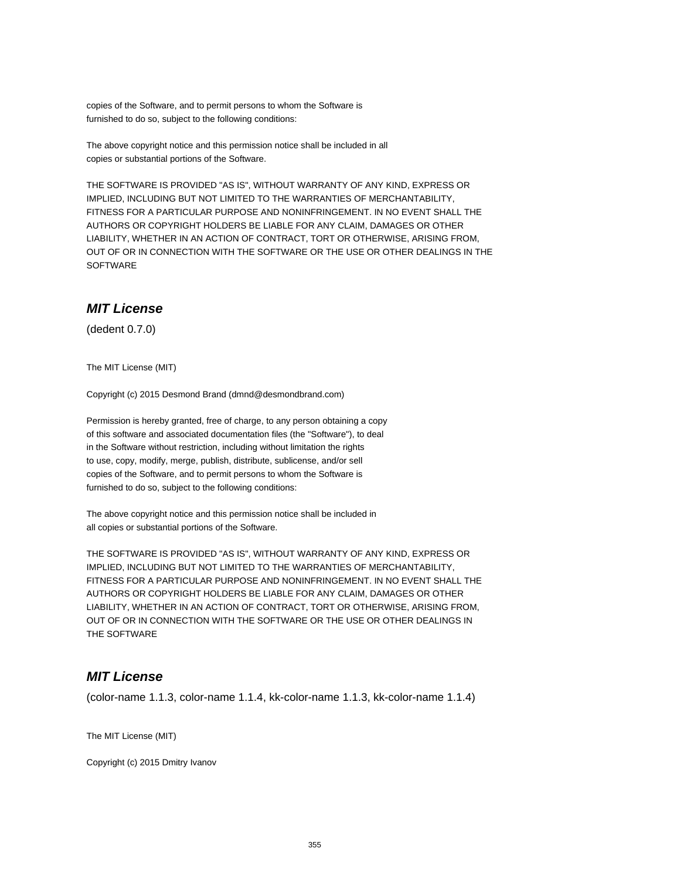copies of the Software, and to permit persons to whom the Software is
furnished to do so, subject to the following conditions:

The above copyright notice and this permission notice shall be included in all
copies or substantial portions of the Software.

THE SOFTWARE IS PROVIDED "AS IS", WITHOUT WARRANTY OF ANY KIND, EXPRESS OR
IMPLIED, INCLUDING BUT NOT LIMITED TO THE WARRANTIES OF MERCHANTABILITY,
FITNESS FOR A PARTICULAR PURPOSE AND NONINFRINGEMENT. IN NO EVENT SHALL THE
AUTHORS OR COPYRIGHT HOLDERS BE LIABLE FOR ANY CLAIM, DAMAGES OR OTHER
LIABILITY, WHETHER IN AN ACTION OF CONTRACT, TORT OR OTHERWISE, ARISING FROM,
OUT OF OR IN CONNECTION WITH THE SOFTWARE OR THE USE OR OTHER DEALINGS IN THE
SOFTWARE

## *MIT License*

(dedent 0.7.0)

The MIT License (MIT)

Copyright (c) 2015 Desmond Brand (dmnd@desmondbrand.com)

Permission is hereby granted, free of charge, to any person obtaining a copy
of this software and associated documentation files (the "Software"), to deal
in the Software without restriction, including without limitation the rights
to use, copy, modify, merge, publish, distribute, sublicense, and/or sell
copies of the Software, and to permit persons to whom the Software is
furnished to do so, subject to the following conditions:

The above copyright notice and this permission notice shall be included in
all copies or substantial portions of the Software.

THE SOFTWARE IS PROVIDED "AS IS", WITHOUT WARRANTY OF ANY KIND, EXPRESS OR
IMPLIED, INCLUDING BUT NOT LIMITED TO THE WARRANTIES OF MERCHANTABILITY,
FITNESS FOR A PARTICULAR PURPOSE AND NONINFRINGEMENT. IN NO EVENT SHALL THE
AUTHORS OR COPYRIGHT HOLDERS BE LIABLE FOR ANY CLAIM, DAMAGES OR OTHER
LIABILITY, WHETHER IN AN ACTION OF CONTRACT, TORT OR OTHERWISE, ARISING FROM,
OUT OF OR IN CONNECTION WITH THE SOFTWARE OR THE USE OR OTHER DEALINGS IN
THE SOFTWARE

## *MIT License*

(color-name 1.1.3, color-name 1.1.4, kk-color-name 1.1.3, kk-color-name 1.1.4)

The MIT License (MIT)

Copyright (c) 2015 Dmitry Ivanov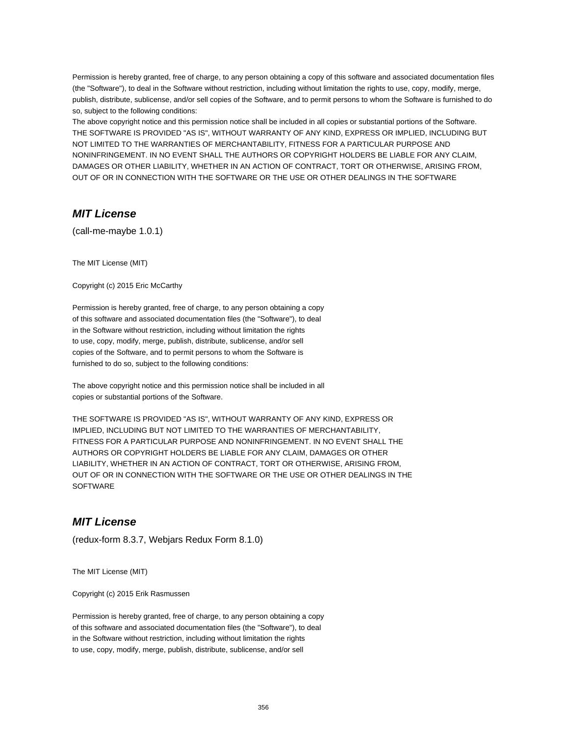Permission is hereby granted, free of charge, to any person obtaining a copy of this software and associated documentation files (the "Software"), to deal in the Software without restriction, including without limitation the rights to use, copy, modify, merge, publish, distribute, sublicense, and/or sell copies of the Software, and to permit persons to whom the Software is furnished to do so, subject to the following conditions:
The above copyright notice and this permission notice shall be included in all copies or substantial portions of the Software.
THE SOFTWARE IS PROVIDED "AS IS", WITHOUT WARRANTY OF ANY KIND, EXPRESS OR IMPLIED, INCLUDING BUT NOT LIMITED TO THE WARRANTIES OF MERCHANTABILITY, FITNESS FOR A PARTICULAR PURPOSE AND NONINFRINGEMENT. IN NO EVENT SHALL THE AUTHORS OR COPYRIGHT HOLDERS BE LIABLE FOR ANY CLAIM, DAMAGES OR OTHER LIABILITY, WHETHER IN AN ACTION OF CONTRACT, TORT OR OTHERWISE, ARISING FROM, OUT OF OR IN CONNECTION WITH THE SOFTWARE OR THE USE OR OTHER DEALINGS IN THE SOFTWARE

## *MIT License*

(call-me-maybe 1.0.1)

The MIT License (MIT)

Copyright (c) 2015 Eric McCarthy

Permission is hereby granted, free of charge, to any person obtaining a copy
of this software and associated documentation files (the "Software"), to deal
in the Software without restriction, including without limitation the rights
to use, copy, modify, merge, publish, distribute, sublicense, and/or sell
copies of the Software, and to permit persons to whom the Software is
furnished to do so, subject to the following conditions:

The above copyright notice and this permission notice shall be included in all
copies or substantial portions of the Software.

THE SOFTWARE IS PROVIDED "AS IS", WITHOUT WARRANTY OF ANY KIND, EXPRESS OR
IMPLIED, INCLUDING BUT NOT LIMITED TO THE WARRANTIES OF MERCHANTABILITY,
FITNESS FOR A PARTICULAR PURPOSE AND NONINFRINGEMENT. IN NO EVENT SHALL THE
AUTHORS OR COPYRIGHT HOLDERS BE LIABLE FOR ANY CLAIM, DAMAGES OR OTHER
LIABILITY, WHETHER IN AN ACTION OF CONTRACT, TORT OR OTHERWISE, ARISING FROM,
OUT OF OR IN CONNECTION WITH THE SOFTWARE OR THE USE OR OTHER DEALINGS IN THE
SOFTWARE

## *MIT License*

(redux-form 8.3.7, Webjars Redux Form 8.1.0)

The MIT License (MIT)

Copyright (c) 2015 Erik Rasmussen

Permission is hereby granted, free of charge, to any person obtaining a copy
of this software and associated documentation files (the "Software"), to deal
in the Software without restriction, including without limitation the rights
to use, copy, modify, merge, publish, distribute, sublicense, and/or sell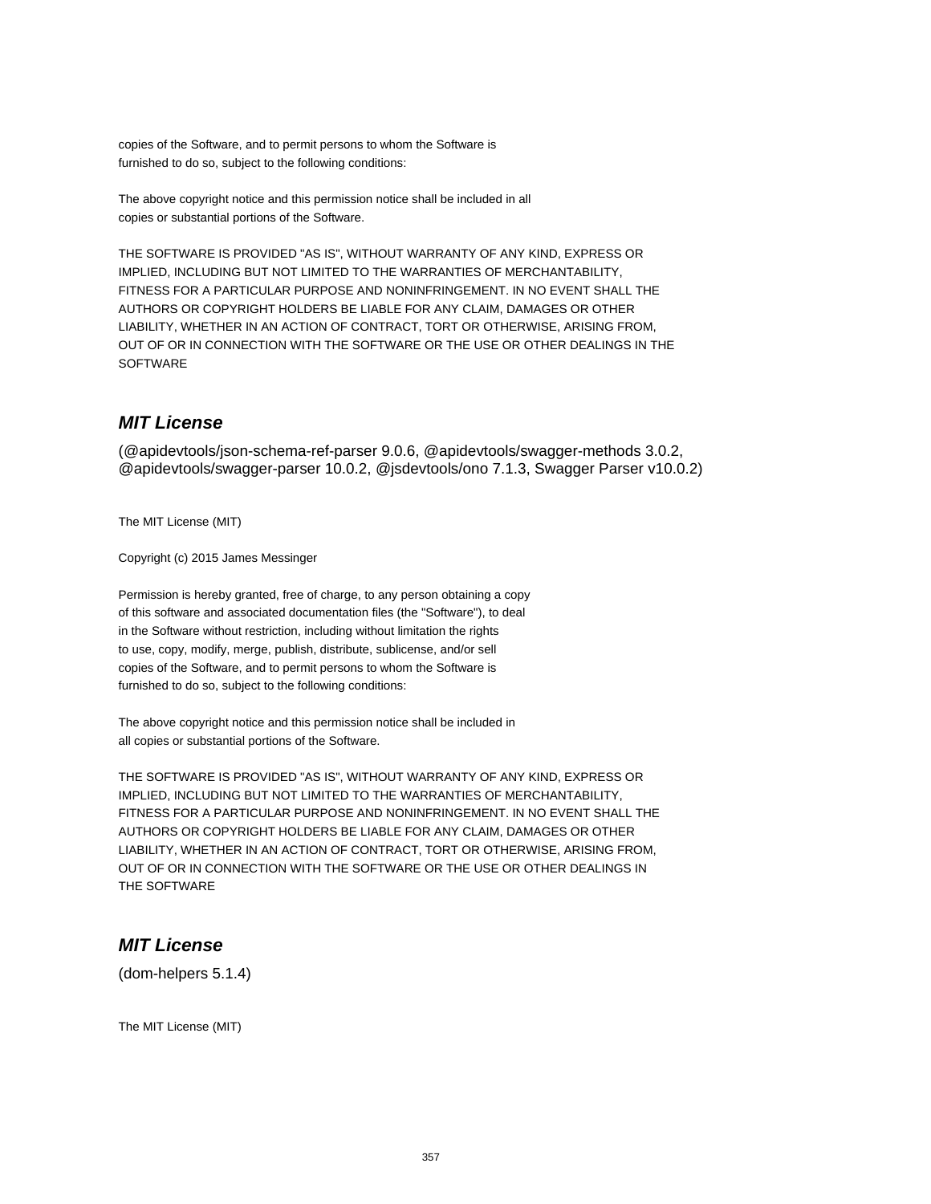copies of the Software, and to permit persons to whom the Software is
furnished to do so, subject to the following conditions:

The above copyright notice and this permission notice shall be included in all
copies or substantial portions of the Software.

THE SOFTWARE IS PROVIDED "AS IS", WITHOUT WARRANTY OF ANY KIND, EXPRESS OR
IMPLIED, INCLUDING BUT NOT LIMITED TO THE WARRANTIES OF MERCHANTABILITY,
FITNESS FOR A PARTICULAR PURPOSE AND NONINFRINGEMENT. IN NO EVENT SHALL THE
AUTHORS OR COPYRIGHT HOLDERS BE LIABLE FOR ANY CLAIM, DAMAGES OR OTHER
LIABILITY, WHETHER IN AN ACTION OF CONTRACT, TORT OR OTHERWISE, ARISING FROM,
OUT OF OR IN CONNECTION WITH THE SOFTWARE OR THE USE OR OTHER DEALINGS IN THE
SOFTWARE

## *MIT License*

(@apidevtools/json-schema-ref-parser 9.0.6, @apidevtools/swagger-methods 3.0.2, @apidevtools/swagger-parser 10.0.2, @jsdevtools/ono 7.1.3, Swagger Parser v10.0.2)

The MIT License (MIT)

Copyright (c) 2015 James Messinger

Permission is hereby granted, free of charge, to any person obtaining a copy
of this software and associated documentation files (the "Software"), to deal
in the Software without restriction, including without limitation the rights
to use, copy, modify, merge, publish, distribute, sublicense, and/or sell
copies of the Software, and to permit persons to whom the Software is
furnished to do so, subject to the following conditions:

The above copyright notice and this permission notice shall be included in
all copies or substantial portions of the Software.

THE SOFTWARE IS PROVIDED "AS IS", WITHOUT WARRANTY OF ANY KIND, EXPRESS OR
IMPLIED, INCLUDING BUT NOT LIMITED TO THE WARRANTIES OF MERCHANTABILITY,
FITNESS FOR A PARTICULAR PURPOSE AND NONINFRINGEMENT. IN NO EVENT SHALL THE
AUTHORS OR COPYRIGHT HOLDERS BE LIABLE FOR ANY CLAIM, DAMAGES OR OTHER
LIABILITY, WHETHER IN AN ACTION OF CONTRACT, TORT OR OTHERWISE, ARISING FROM,
OUT OF OR IN CONNECTION WITH THE SOFTWARE OR THE USE OR OTHER DEALINGS IN
THE SOFTWARE

## *MIT License*

(dom-helpers 5.1.4)

The MIT License (MIT)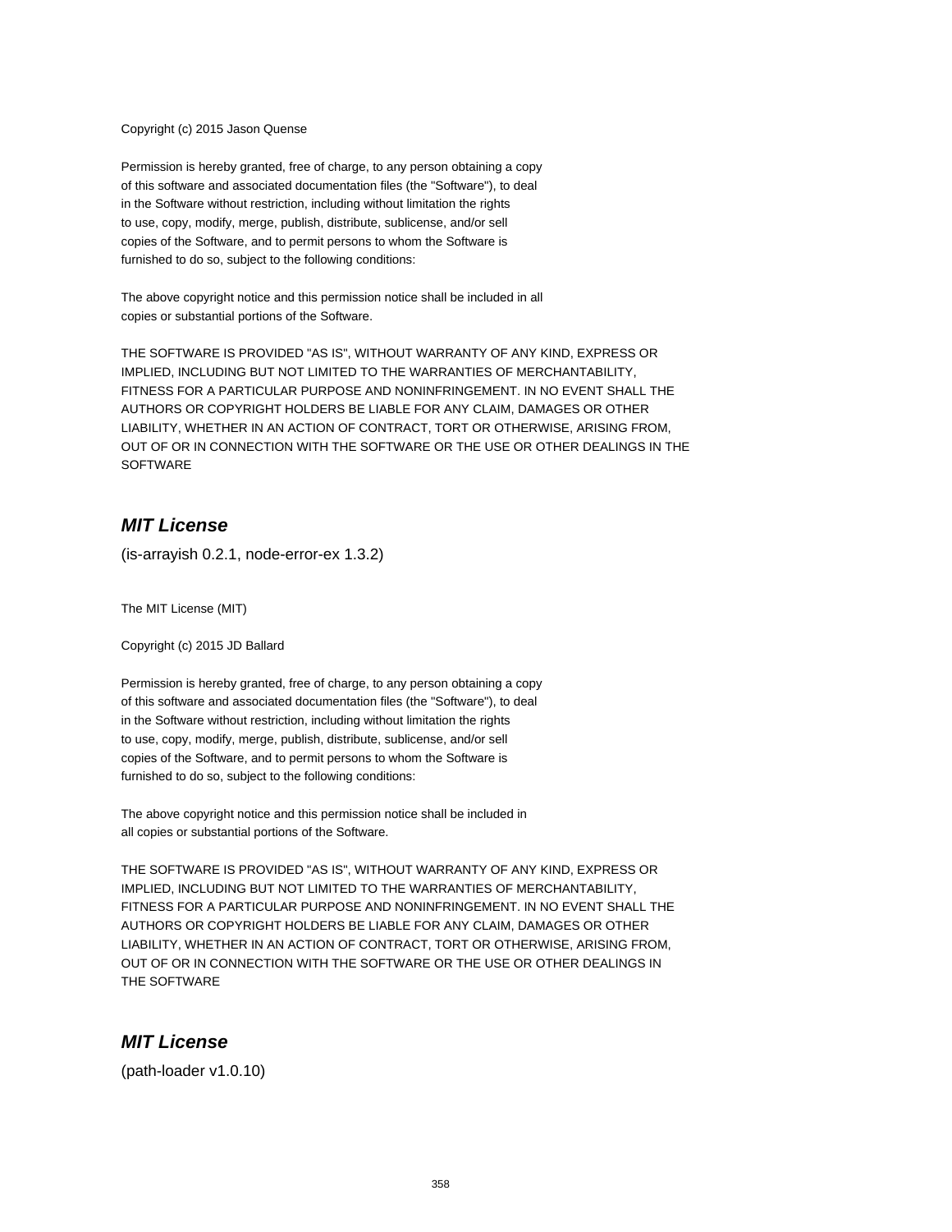Copyright (c) 2015 Jason Quense

Permission is hereby granted, free of charge, to any person obtaining a copy
of this software and associated documentation files (the "Software"), to deal
in the Software without restriction, including without limitation the rights
to use, copy, modify, merge, publish, distribute, sublicense, and/or sell
copies of the Software, and to permit persons to whom the Software is
furnished to do so, subject to the following conditions:

The above copyright notice and this permission notice shall be included in all
copies or substantial portions of the Software.

THE SOFTWARE IS PROVIDED "AS IS", WITHOUT WARRANTY OF ANY KIND, EXPRESS OR
IMPLIED, INCLUDING BUT NOT LIMITED TO THE WARRANTIES OF MERCHANTABILITY,
FITNESS FOR A PARTICULAR PURPOSE AND NONINFRINGEMENT. IN NO EVENT SHALL THE
AUTHORS OR COPYRIGHT HOLDERS BE LIABLE FOR ANY CLAIM, DAMAGES OR OTHER
LIABILITY, WHETHER IN AN ACTION OF CONTRACT, TORT OR OTHERWISE, ARISING FROM,
OUT OF OR IN CONNECTION WITH THE SOFTWARE OR THE USE OR OTHER DEALINGS IN THE
SOFTWARE

## ***MIT License***

(is-arrayish 0.2.1, node-error-ex 1.3.2)

The MIT License (MIT)

Copyright (c) 2015 JD Ballard

Permission is hereby granted, free of charge, to any person obtaining a copy
of this software and associated documentation files (the "Software"), to deal
in the Software without restriction, including without limitation the rights
to use, copy, modify, merge, publish, distribute, sublicense, and/or sell
copies of the Software, and to permit persons to whom the Software is
furnished to do so, subject to the following conditions:

The above copyright notice and this permission notice shall be included in
all copies or substantial portions of the Software.

THE SOFTWARE IS PROVIDED "AS IS", WITHOUT WARRANTY OF ANY KIND, EXPRESS OR
IMPLIED, INCLUDING BUT NOT LIMITED TO THE WARRANTIES OF MERCHANTABILITY,
FITNESS FOR A PARTICULAR PURPOSE AND NONINFRINGEMENT. IN NO EVENT SHALL THE
AUTHORS OR COPYRIGHT HOLDERS BE LIABLE FOR ANY CLAIM, DAMAGES OR OTHER
LIABILITY, WHETHER IN AN ACTION OF CONTRACT, TORT OR OTHERWISE, ARISING FROM,
OUT OF OR IN CONNECTION WITH THE SOFTWARE OR THE USE OR OTHER DEALINGS IN
THE SOFTWARE

## ***MIT License***

(path-loader v1.0.10)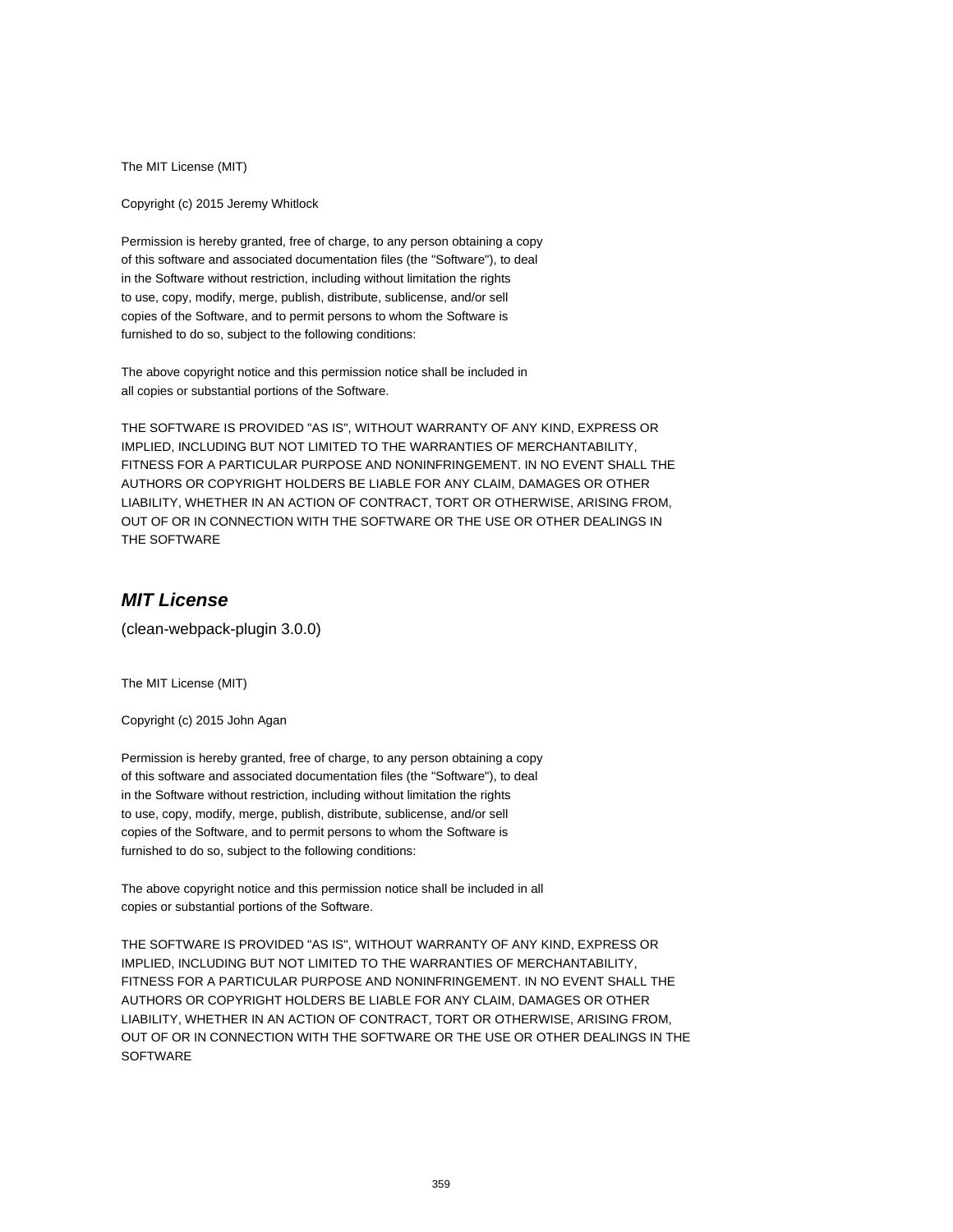The MIT License (MIT)

Copyright (c) 2015 Jeremy Whitlock

Permission is hereby granted, free of charge, to any person obtaining a copy
of this software and associated documentation files (the "Software"), to deal
in the Software without restriction, including without limitation the rights
to use, copy, modify, merge, publish, distribute, sublicense, and/or sell
copies of the Software, and to permit persons to whom the Software is
furnished to do so, subject to the following conditions:

The above copyright notice and this permission notice shall be included in
all copies or substantial portions of the Software.

THE SOFTWARE IS PROVIDED "AS IS", WITHOUT WARRANTY OF ANY KIND, EXPRESS OR
IMPLIED, INCLUDING BUT NOT LIMITED TO THE WARRANTIES OF MERCHANTABILITY,
FITNESS FOR A PARTICULAR PURPOSE AND NONINFRINGEMENT. IN NO EVENT SHALL THE
AUTHORS OR COPYRIGHT HOLDERS BE LIABLE FOR ANY CLAIM, DAMAGES OR OTHER
LIABILITY, WHETHER IN AN ACTION OF CONTRACT, TORT OR OTHERWISE, ARISING FROM,
OUT OF OR IN CONNECTION WITH THE SOFTWARE OR THE USE OR OTHER DEALINGS IN
THE SOFTWARE

## *MIT License*

(clean-webpack-plugin 3.0.0)

The MIT License (MIT)

Copyright (c) 2015 John Agan

Permission is hereby granted, free of charge, to any person obtaining a copy
of this software and associated documentation files (the "Software"), to deal
in the Software without restriction, including without limitation the rights
to use, copy, modify, merge, publish, distribute, sublicense, and/or sell
copies of the Software, and to permit persons to whom the Software is
furnished to do so, subject to the following conditions:

The above copyright notice and this permission notice shall be included in all
copies or substantial portions of the Software.

THE SOFTWARE IS PROVIDED "AS IS", WITHOUT WARRANTY OF ANY KIND, EXPRESS OR
IMPLIED, INCLUDING BUT NOT LIMITED TO THE WARRANTIES OF MERCHANTABILITY,
FITNESS FOR A PARTICULAR PURPOSE AND NONINFRINGEMENT. IN NO EVENT SHALL THE
AUTHORS OR COPYRIGHT HOLDERS BE LIABLE FOR ANY CLAIM, DAMAGES OR OTHER
LIABILITY, WHETHER IN AN ACTION OF CONTRACT, TORT OR OTHERWISE, ARISING FROM,
OUT OF OR IN CONNECTION WITH THE SOFTWARE OR THE USE OR OTHER DEALINGS IN THE
SOFTWARE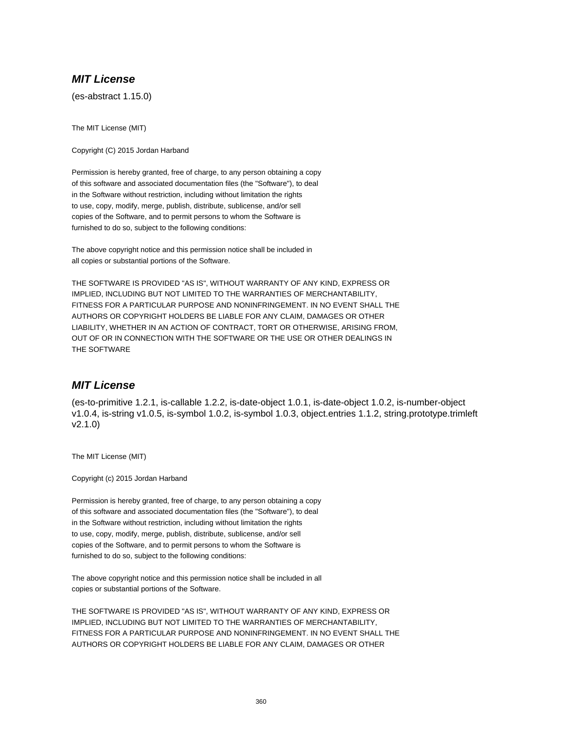### *MIT License*

(es-abstract 1.15.0)

The MIT License (MIT)

Copyright (C) 2015 Jordan Harband

Permission is hereby granted, free of charge, to any person obtaining a copy
of this software and associated documentation files (the "Software"), to deal
in the Software without restriction, including without limitation the rights
to use, copy, modify, merge, publish, distribute, sublicense, and/or sell
copies of the Software, and to permit persons to whom the Software is
furnished to do so, subject to the following conditions:

The above copyright notice and this permission notice shall be included in
all copies or substantial portions of the Software.

THE SOFTWARE IS PROVIDED "AS IS", WITHOUT WARRANTY OF ANY KIND, EXPRESS OR
IMPLIED, INCLUDING BUT NOT LIMITED TO THE WARRANTIES OF MERCHANTABILITY,
FITNESS FOR A PARTICULAR PURPOSE AND NONINFRINGEMENT. IN NO EVENT SHALL THE
AUTHORS OR COPYRIGHT HOLDERS BE LIABLE FOR ANY CLAIM, DAMAGES OR OTHER
LIABILITY, WHETHER IN AN ACTION OF CONTRACT, TORT OR OTHERWISE, ARISING FROM,
OUT OF OR IN CONNECTION WITH THE SOFTWARE OR THE USE OR OTHER DEALINGS IN
THE SOFTWARE

### *MIT License*

(es-to-primitive 1.2.1, is-callable 1.2.2, is-date-object 1.0.1, is-date-object 1.0.2, is-number-object v1.0.4, is-string v1.0.5, is-symbol 1.0.2, is-symbol 1.0.3, object.entries 1.1.2, string.prototype.trimleft v2.1.0)

The MIT License (MIT)

Copyright (c) 2015 Jordan Harband

Permission is hereby granted, free of charge, to any person obtaining a copy
of this software and associated documentation files (the "Software"), to deal
in the Software without restriction, including without limitation the rights
to use, copy, modify, merge, publish, distribute, sublicense, and/or sell
copies of the Software, and to permit persons to whom the Software is
furnished to do so, subject to the following conditions:

The above copyright notice and this permission notice shall be included in all
copies or substantial portions of the Software.

THE SOFTWARE IS PROVIDED "AS IS", WITHOUT WARRANTY OF ANY KIND, EXPRESS OR
IMPLIED, INCLUDING BUT NOT LIMITED TO THE WARRANTIES OF MERCHANTABILITY,
FITNESS FOR A PARTICULAR PURPOSE AND NONINFRINGEMENT. IN NO EVENT SHALL THE
AUTHORS OR COPYRIGHT HOLDERS BE LIABLE FOR ANY CLAIM, DAMAGES OR OTHER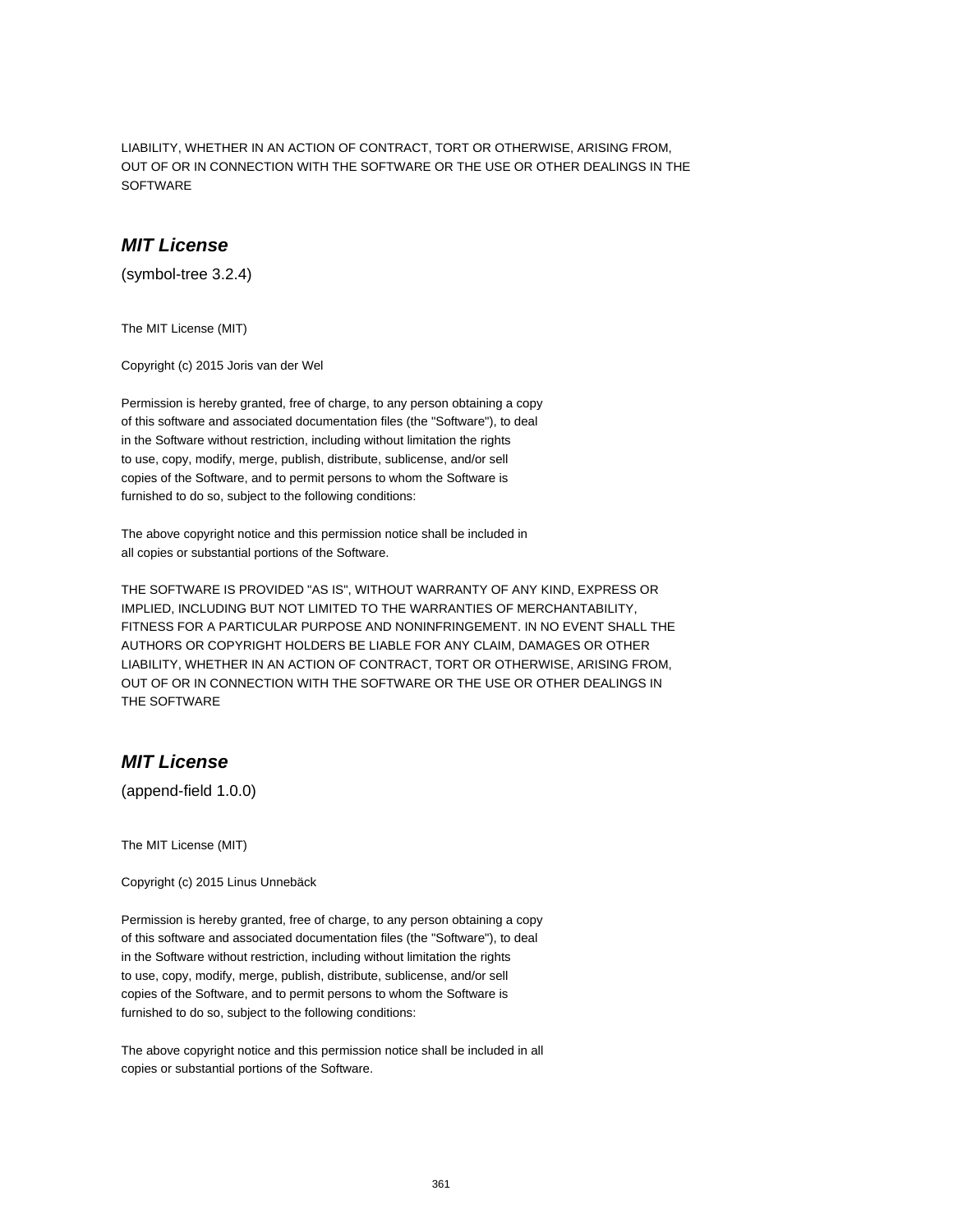LIABILITY, WHETHER IN AN ACTION OF CONTRACT, TORT OR OTHERWISE, ARISING FROM, OUT OF OR IN CONNECTION WITH THE SOFTWARE OR THE USE OR OTHER DEALINGS IN THE SOFTWARE

## *MIT License*

(symbol-tree 3.2.4)

The MIT License (MIT)

Copyright (c) 2015 Joris van der Wel

Permission is hereby granted, free of charge, to any person obtaining a copy of this software and associated documentation files (the "Software"), to deal in the Software without restriction, including without limitation the rights to use, copy, modify, merge, publish, distribute, sublicense, and/or sell copies of the Software, and to permit persons to whom the Software is furnished to do so, subject to the following conditions:

The above copyright notice and this permission notice shall be included in all copies or substantial portions of the Software.

THE SOFTWARE IS PROVIDED "AS IS", WITHOUT WARRANTY OF ANY KIND, EXPRESS OR IMPLIED, INCLUDING BUT NOT LIMITED TO THE WARRANTIES OF MERCHANTABILITY, FITNESS FOR A PARTICULAR PURPOSE AND NONINFRINGEMENT. IN NO EVENT SHALL THE AUTHORS OR COPYRIGHT HOLDERS BE LIABLE FOR ANY CLAIM, DAMAGES OR OTHER LIABILITY, WHETHER IN AN ACTION OF CONTRACT, TORT OR OTHERWISE, ARISING FROM, OUT OF OR IN CONNECTION WITH THE SOFTWARE OR THE USE OR OTHER DEALINGS IN THE SOFTWARE

## *MIT License*

(append-field 1.0.0)

The MIT License (MIT)

Copyright (c) 2015 Linus Unnebäck

Permission is hereby granted, free of charge, to any person obtaining a copy of this software and associated documentation files (the "Software"), to deal in the Software without restriction, including without limitation the rights to use, copy, modify, merge, publish, distribute, sublicense, and/or sell copies of the Software, and to permit persons to whom the Software is furnished to do so, subject to the following conditions:

The above copyright notice and this permission notice shall be included in all copies or substantial portions of the Software.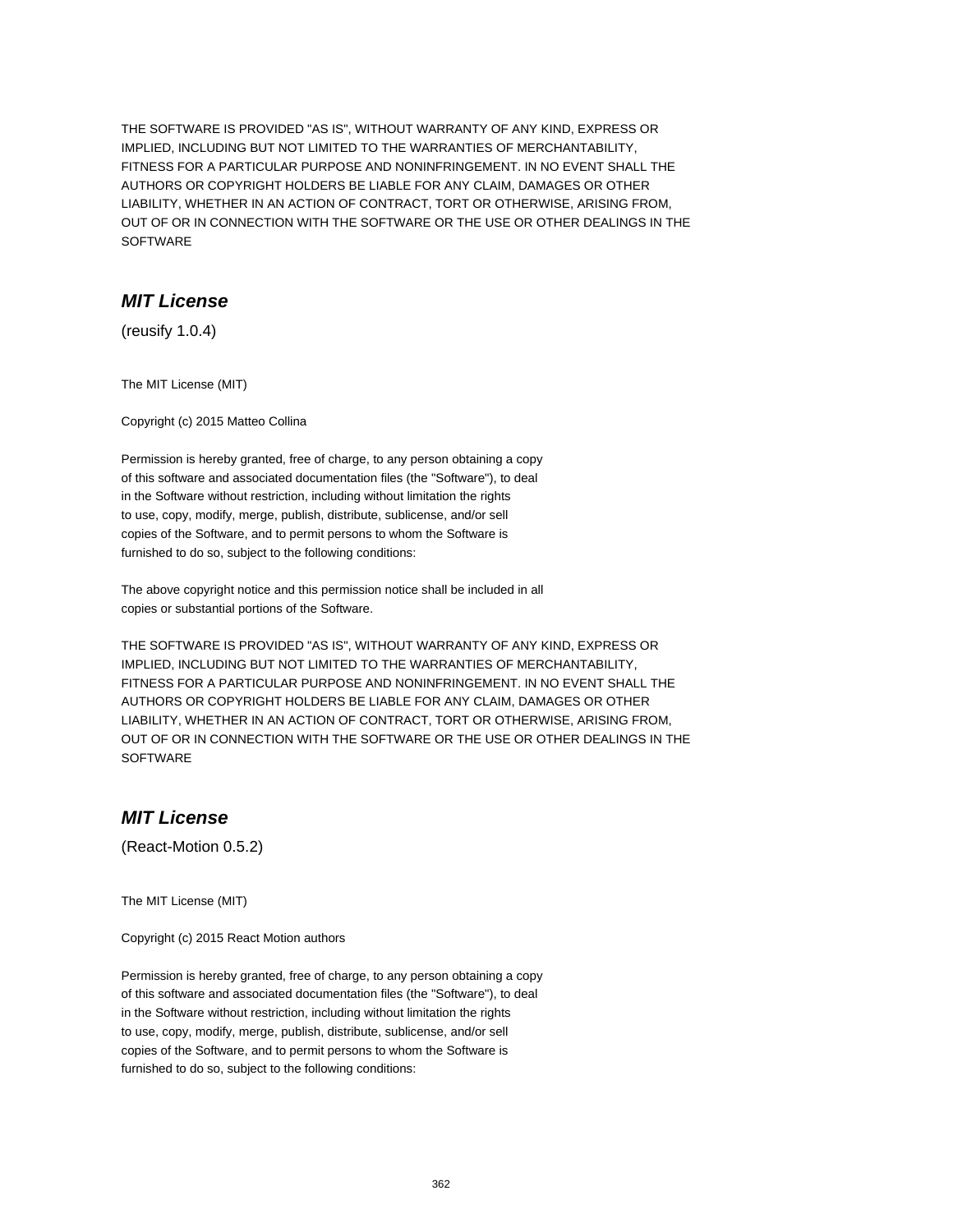THE SOFTWARE IS PROVIDED "AS IS", WITHOUT WARRANTY OF ANY KIND, EXPRESS OR
IMPLIED, INCLUDING BUT NOT LIMITED TO THE WARRANTIES OF MERCHANTABILITY,
FITNESS FOR A PARTICULAR PURPOSE AND NONINFRINGEMENT. IN NO EVENT SHALL THE
AUTHORS OR COPYRIGHT HOLDERS BE LIABLE FOR ANY CLAIM, DAMAGES OR OTHER
LIABILITY, WHETHER IN AN ACTION OF CONTRACT, TORT OR OTHERWISE, ARISING FROM,
OUT OF OR IN CONNECTION WITH THE SOFTWARE OR THE USE OR OTHER DEALINGS IN THE
SOFTWARE

## ***MIT License***

(reusify 1.0.4)

The MIT License (MIT)

Copyright (c) 2015 Matteo Collina

Permission is hereby granted, free of charge, to any person obtaining a copy
of this software and associated documentation files (the "Software"), to deal
in the Software without restriction, including without limitation the rights
to use, copy, modify, merge, publish, distribute, sublicense, and/or sell
copies of the Software, and to permit persons to whom the Software is
furnished to do so, subject to the following conditions:

The above copyright notice and this permission notice shall be included in all
copies or substantial portions of the Software.

THE SOFTWARE IS PROVIDED "AS IS", WITHOUT WARRANTY OF ANY KIND, EXPRESS OR
IMPLIED, INCLUDING BUT NOT LIMITED TO THE WARRANTIES OF MERCHANTABILITY,
FITNESS FOR A PARTICULAR PURPOSE AND NONINFRINGEMENT. IN NO EVENT SHALL THE
AUTHORS OR COPYRIGHT HOLDERS BE LIABLE FOR ANY CLAIM, DAMAGES OR OTHER
LIABILITY, WHETHER IN AN ACTION OF CONTRACT, TORT OR OTHERWISE, ARISING FROM,
OUT OF OR IN CONNECTION WITH THE SOFTWARE OR THE USE OR OTHER DEALINGS IN THE
SOFTWARE

## ***MIT License***

(React-Motion 0.5.2)

The MIT License (MIT)

Copyright (c) 2015 React Motion authors

Permission is hereby granted, free of charge, to any person obtaining a copy
of this software and associated documentation files (the "Software"), to deal
in the Software without restriction, including without limitation the rights
to use, copy, modify, merge, publish, distribute, sublicense, and/or sell
copies of the Software, and to permit persons to whom the Software is
furnished to do so, subject to the following conditions: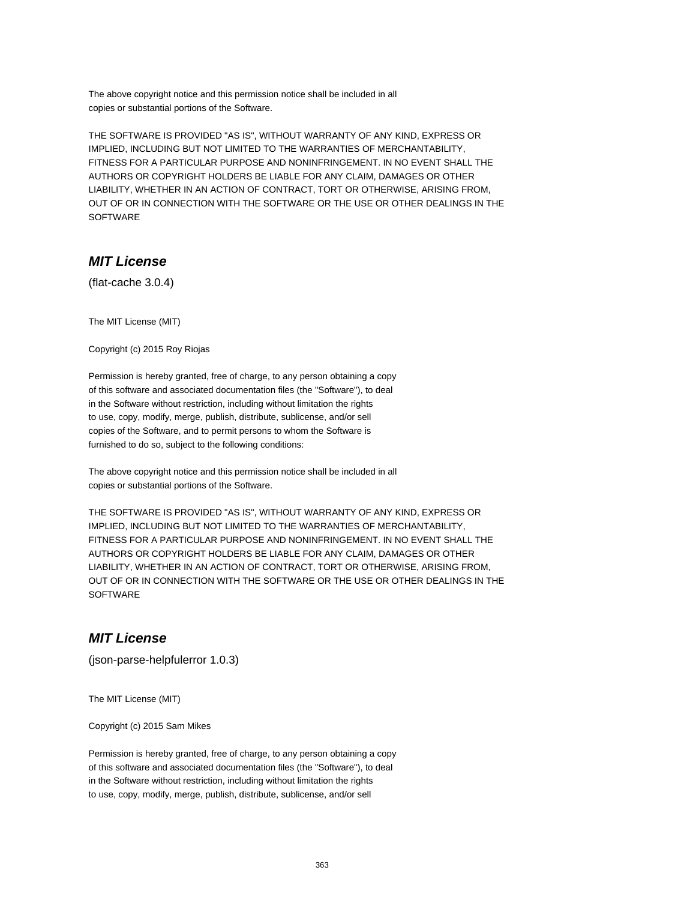The above copyright notice and this permission notice shall be included in all
copies or substantial portions of the Software.

THE SOFTWARE IS PROVIDED "AS IS", WITHOUT WARRANTY OF ANY KIND, EXPRESS OR
IMPLIED, INCLUDING BUT NOT LIMITED TO THE WARRANTIES OF MERCHANTABILITY,
FITNESS FOR A PARTICULAR PURPOSE AND NONINFRINGEMENT. IN NO EVENT SHALL THE
AUTHORS OR COPYRIGHT HOLDERS BE LIABLE FOR ANY CLAIM, DAMAGES OR OTHER
LIABILITY, WHETHER IN AN ACTION OF CONTRACT, TORT OR OTHERWISE, ARISING FROM,
OUT OF OR IN CONNECTION WITH THE SOFTWARE OR THE USE OR OTHER DEALINGS IN THE
SOFTWARE

## *MIT License*

(flat-cache 3.0.4)

The MIT License (MIT)

Copyright (c) 2015 Roy Riojas

Permission is hereby granted, free of charge, to any person obtaining a copy
of this software and associated documentation files (the "Software"), to deal
in the Software without restriction, including without limitation the rights
to use, copy, modify, merge, publish, distribute, sublicense, and/or sell
copies of the Software, and to permit persons to whom the Software is
furnished to do so, subject to the following conditions:

The above copyright notice and this permission notice shall be included in all
copies or substantial portions of the Software.

THE SOFTWARE IS PROVIDED "AS IS", WITHOUT WARRANTY OF ANY KIND, EXPRESS OR
IMPLIED, INCLUDING BUT NOT LIMITED TO THE WARRANTIES OF MERCHANTABILITY,
FITNESS FOR A PARTICULAR PURPOSE AND NONINFRINGEMENT. IN NO EVENT SHALL THE
AUTHORS OR COPYRIGHT HOLDERS BE LIABLE FOR ANY CLAIM, DAMAGES OR OTHER
LIABILITY, WHETHER IN AN ACTION OF CONTRACT, TORT OR OTHERWISE, ARISING FROM,
OUT OF OR IN CONNECTION WITH THE SOFTWARE OR THE USE OR OTHER DEALINGS IN THE
SOFTWARE

## *MIT License*

(json-parse-helpfulerror 1.0.3)

The MIT License (MIT)

Copyright (c) 2015 Sam Mikes

Permission is hereby granted, free of charge, to any person obtaining a copy
of this software and associated documentation files (the "Software"), to deal
in the Software without restriction, including without limitation the rights
to use, copy, modify, merge, publish, distribute, sublicense, and/or sell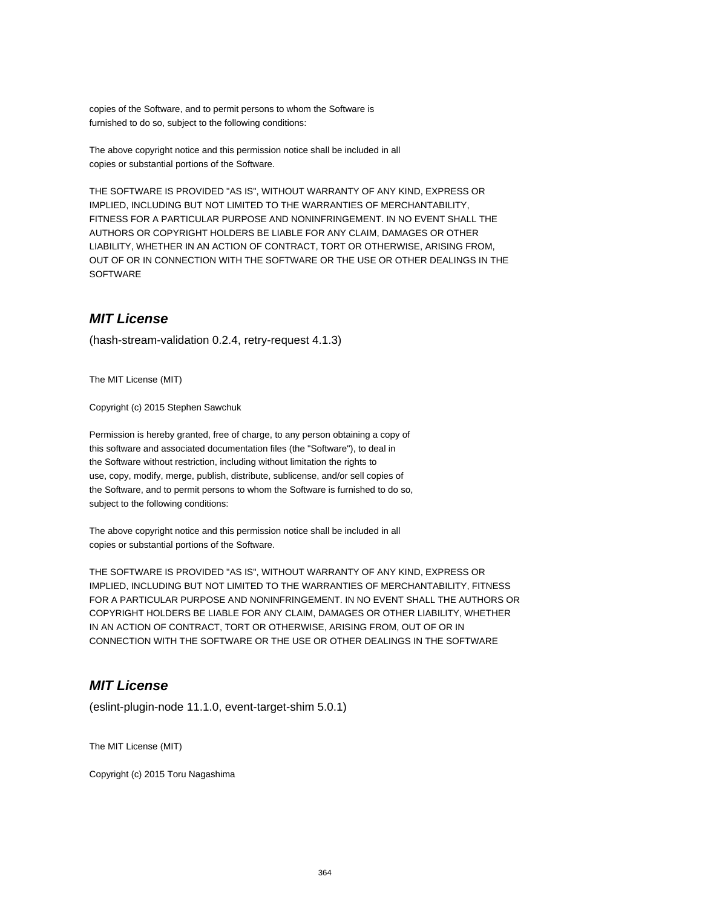copies of the Software, and to permit persons to whom the Software is
furnished to do so, subject to the following conditions:

The above copyright notice and this permission notice shall be included in all
copies or substantial portions of the Software.

THE SOFTWARE IS PROVIDED "AS IS", WITHOUT WARRANTY OF ANY KIND, EXPRESS OR
IMPLIED, INCLUDING BUT NOT LIMITED TO THE WARRANTIES OF MERCHANTABILITY,
FITNESS FOR A PARTICULAR PURPOSE AND NONINFRINGEMENT. IN NO EVENT SHALL THE
AUTHORS OR COPYRIGHT HOLDERS BE LIABLE FOR ANY CLAIM, DAMAGES OR OTHER
LIABILITY, WHETHER IN AN ACTION OF CONTRACT, TORT OR OTHERWISE, ARISING FROM,
OUT OF OR IN CONNECTION WITH THE SOFTWARE OR THE USE OR OTHER DEALINGS IN THE
SOFTWARE

## *MIT License*

(hash-stream-validation 0.2.4, retry-request 4.1.3)

The MIT License (MIT)

Copyright (c) 2015 Stephen Sawchuk

Permission is hereby granted, free of charge, to any person obtaining a copy of
this software and associated documentation files (the "Software"), to deal in
the Software without restriction, including without limitation the rights to
use, copy, modify, merge, publish, distribute, sublicense, and/or sell copies of
the Software, and to permit persons to whom the Software is furnished to do so,
subject to the following conditions:

The above copyright notice and this permission notice shall be included in all
copies or substantial portions of the Software.

THE SOFTWARE IS PROVIDED "AS IS", WITHOUT WARRANTY OF ANY KIND, EXPRESS OR
IMPLIED, INCLUDING BUT NOT LIMITED TO THE WARRANTIES OF MERCHANTABILITY, FITNESS
FOR A PARTICULAR PURPOSE AND NONINFRINGEMENT. IN NO EVENT SHALL THE AUTHORS OR
COPYRIGHT HOLDERS BE LIABLE FOR ANY CLAIM, DAMAGES OR OTHER LIABILITY, WHETHER
IN AN ACTION OF CONTRACT, TORT OR OTHERWISE, ARISING FROM, OUT OF OR IN
CONNECTION WITH THE SOFTWARE OR THE USE OR OTHER DEALINGS IN THE SOFTWARE

## *MIT License*

(eslint-plugin-node 11.1.0, event-target-shim 5.0.1)

The MIT License (MIT)

Copyright (c) 2015 Toru Nagashima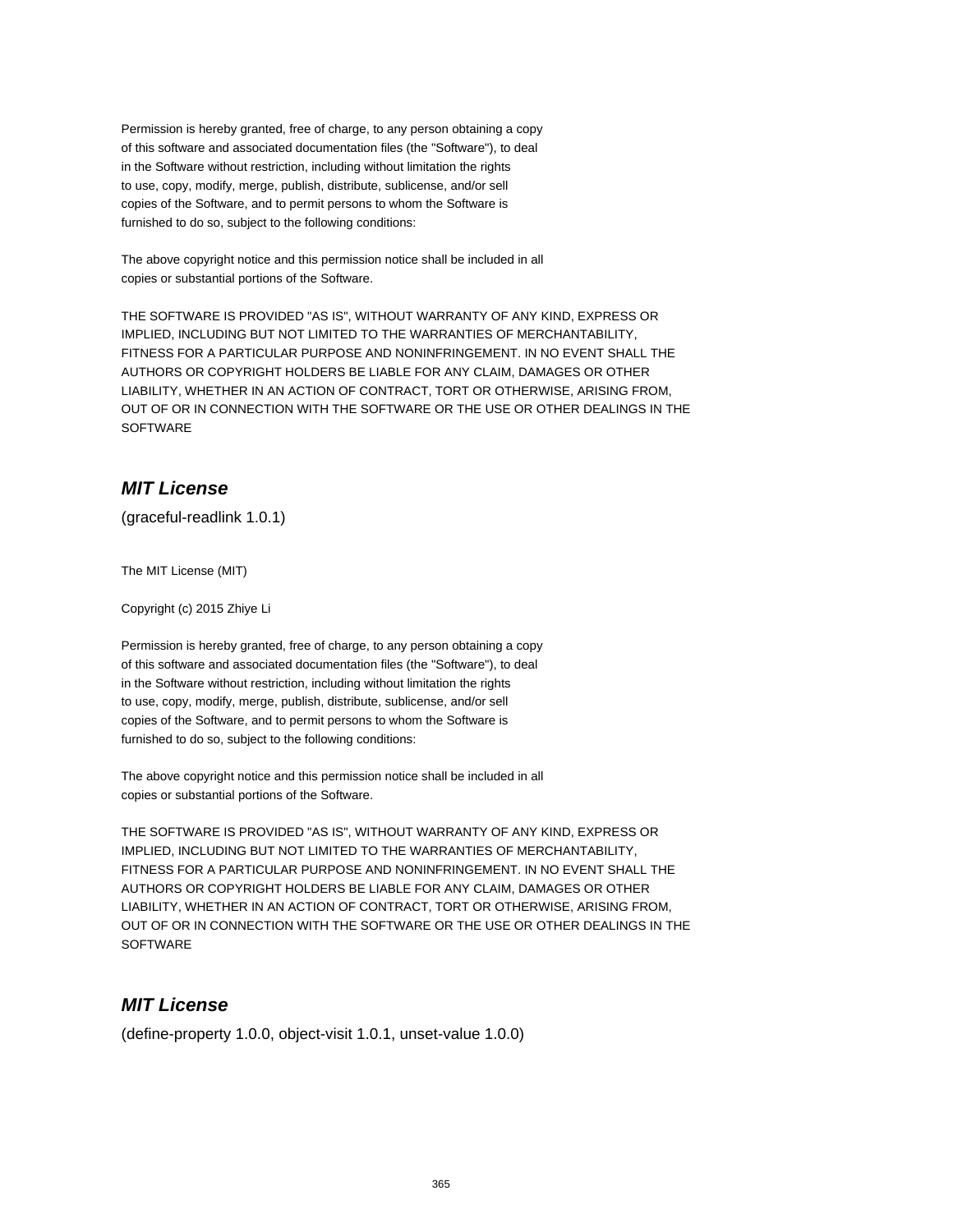Permission is hereby granted, free of charge, to any person obtaining a copy
of this software and associated documentation files (the "Software"), to deal
in the Software without restriction, including without limitation the rights
to use, copy, modify, merge, publish, distribute, sublicense, and/or sell
copies of the Software, and to permit persons to whom the Software is
furnished to do so, subject to the following conditions:

The above copyright notice and this permission notice shall be included in all
copies or substantial portions of the Software.

THE SOFTWARE IS PROVIDED "AS IS", WITHOUT WARRANTY OF ANY KIND, EXPRESS OR
IMPLIED, INCLUDING BUT NOT LIMITED TO THE WARRANTIES OF MERCHANTABILITY,
FITNESS FOR A PARTICULAR PURPOSE AND NONINFRINGEMENT. IN NO EVENT SHALL THE
AUTHORS OR COPYRIGHT HOLDERS BE LIABLE FOR ANY CLAIM, DAMAGES OR OTHER
LIABILITY, WHETHER IN AN ACTION OF CONTRACT, TORT OR OTHERWISE, ARISING FROM,
OUT OF OR IN CONNECTION WITH THE SOFTWARE OR THE USE OR OTHER DEALINGS IN THE
SOFTWARE

## ***MIT License***

(graceful-readlink 1.0.1)

The MIT License (MIT)

Copyright (c) 2015 Zhiye Li

Permission is hereby granted, free of charge, to any person obtaining a copy
of this software and associated documentation files (the "Software"), to deal
in the Software without restriction, including without limitation the rights
to use, copy, modify, merge, publish, distribute, sublicense, and/or sell
copies of the Software, and to permit persons to whom the Software is
furnished to do so, subject to the following conditions:

The above copyright notice and this permission notice shall be included in all
copies or substantial portions of the Software.

THE SOFTWARE IS PROVIDED "AS IS", WITHOUT WARRANTY OF ANY KIND, EXPRESS OR
IMPLIED, INCLUDING BUT NOT LIMITED TO THE WARRANTIES OF MERCHANTABILITY,
FITNESS FOR A PARTICULAR PURPOSE AND NONINFRINGEMENT. IN NO EVENT SHALL THE
AUTHORS OR COPYRIGHT HOLDERS BE LIABLE FOR ANY CLAIM, DAMAGES OR OTHER
LIABILITY, WHETHER IN AN ACTION OF CONTRACT, TORT OR OTHERWISE, ARISING FROM,
OUT OF OR IN CONNECTION WITH THE SOFTWARE OR THE USE OR OTHER DEALINGS IN THE
SOFTWARE

## ***MIT License***

(define-property 1.0.0, object-visit 1.0.1, unset-value 1.0.0)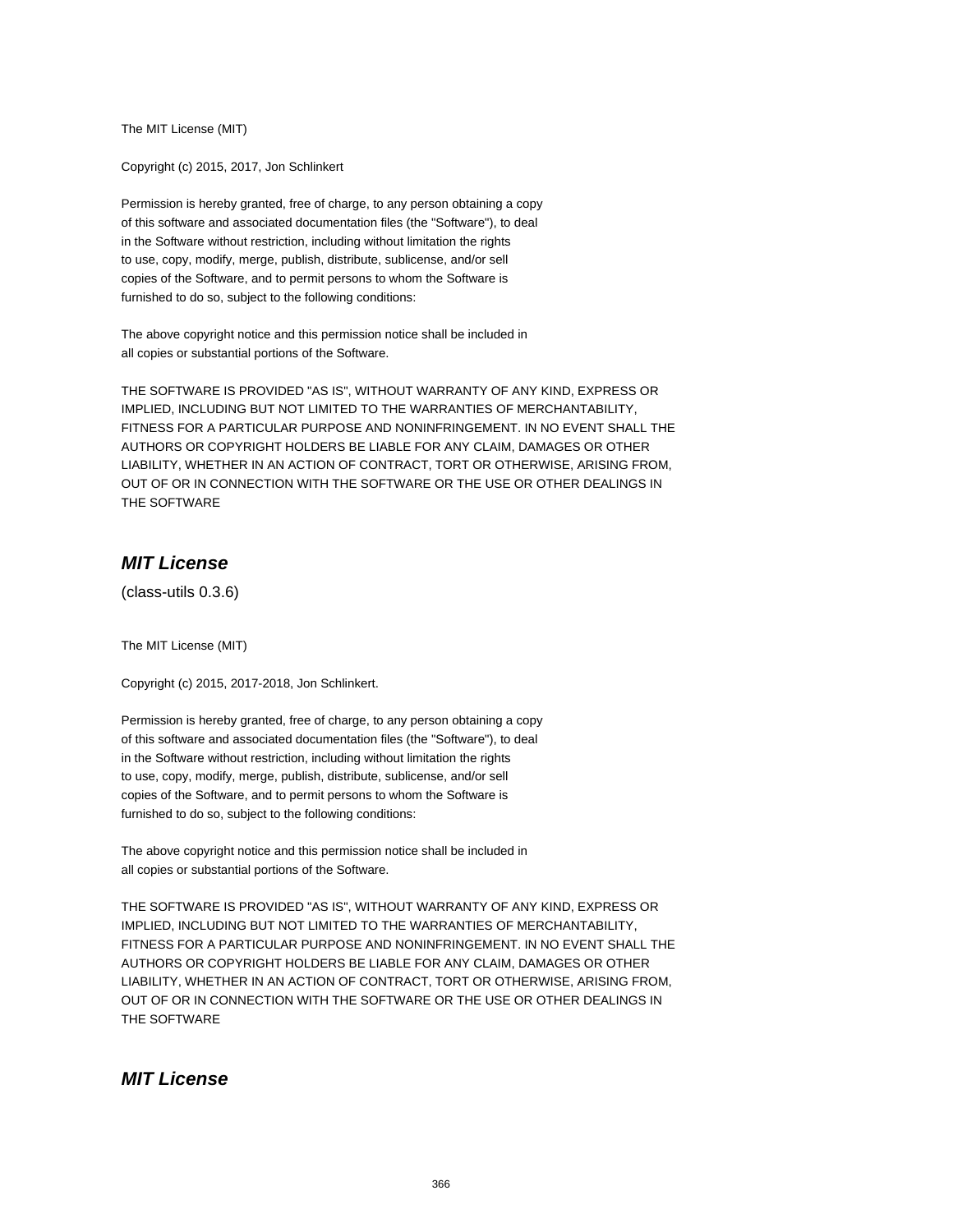The MIT License (MIT)

Copyright (c) 2015, 2017, Jon Schlinkert

Permission is hereby granted, free of charge, to any person obtaining a copy
of this software and associated documentation files (the "Software"), to deal
in the Software without restriction, including without limitation the rights
to use, copy, modify, merge, publish, distribute, sublicense, and/or sell
copies of the Software, and to permit persons to whom the Software is
furnished to do so, subject to the following conditions:

The above copyright notice and this permission notice shall be included in
all copies or substantial portions of the Software.

THE SOFTWARE IS PROVIDED "AS IS", WITHOUT WARRANTY OF ANY KIND, EXPRESS OR
IMPLIED, INCLUDING BUT NOT LIMITED TO THE WARRANTIES OF MERCHANTABILITY,
FITNESS FOR A PARTICULAR PURPOSE AND NONINFRINGEMENT. IN NO EVENT SHALL THE
AUTHORS OR COPYRIGHT HOLDERS BE LIABLE FOR ANY CLAIM, DAMAGES OR OTHER
LIABILITY, WHETHER IN AN ACTION OF CONTRACT, TORT OR OTHERWISE, ARISING FROM,
OUT OF OR IN CONNECTION WITH THE SOFTWARE OR THE USE OR OTHER DEALINGS IN
THE SOFTWARE

## *MIT License*

(class-utils 0.3.6)

The MIT License (MIT)

Copyright (c) 2015, 2017-2018, Jon Schlinkert.

Permission is hereby granted, free of charge, to any person obtaining a copy
of this software and associated documentation files (the "Software"), to deal
in the Software without restriction, including without limitation the rights
to use, copy, modify, merge, publish, distribute, sublicense, and/or sell
copies of the Software, and to permit persons to whom the Software is
furnished to do so, subject to the following conditions:

The above copyright notice and this permission notice shall be included in
all copies or substantial portions of the Software.

THE SOFTWARE IS PROVIDED "AS IS", WITHOUT WARRANTY OF ANY KIND, EXPRESS OR
IMPLIED, INCLUDING BUT NOT LIMITED TO THE WARRANTIES OF MERCHANTABILITY,
FITNESS FOR A PARTICULAR PURPOSE AND NONINFRINGEMENT. IN NO EVENT SHALL THE
AUTHORS OR COPYRIGHT HOLDERS BE LIABLE FOR ANY CLAIM, DAMAGES OR OTHER
LIABILITY, WHETHER IN AN ACTION OF CONTRACT, TORT OR OTHERWISE, ARISING FROM,
OUT OF OR IN CONNECTION WITH THE SOFTWARE OR THE USE OR OTHER DEALINGS IN
THE SOFTWARE

## *MIT License*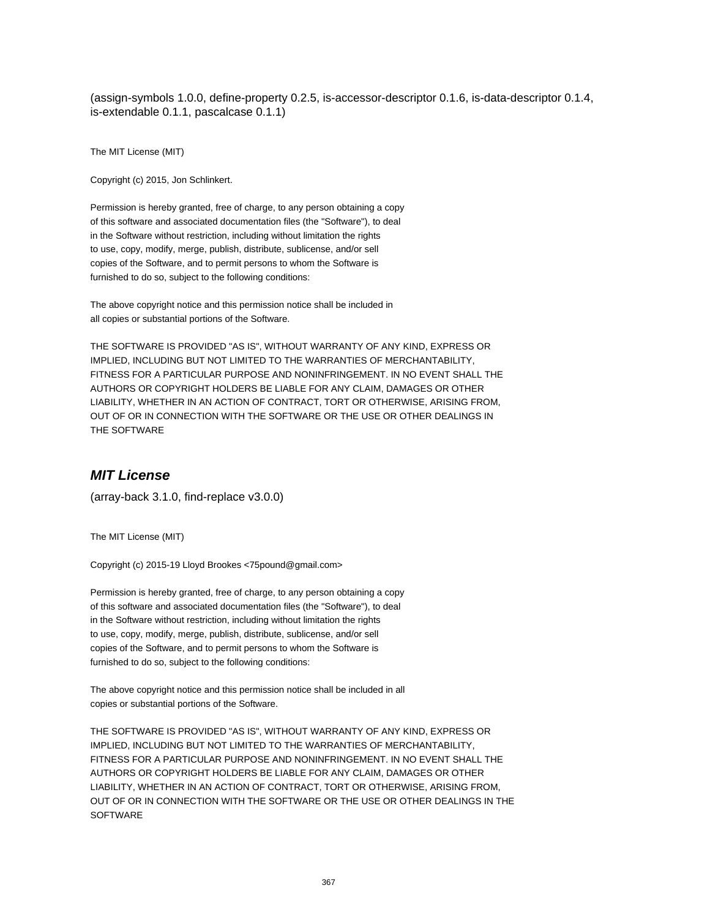(assign-symbols 1.0.0, define-property 0.2.5, is-accessor-descriptor 0.1.6, is-data-descriptor 0.1.4, is-extendable 0.1.1, pascalcase 0.1.1)

The MIT License (MIT)

Copyright (c) 2015, Jon Schlinkert.

Permission is hereby granted, free of charge, to any person obtaining a copy
of this software and associated documentation files (the "Software"), to deal
in the Software without restriction, including without limitation the rights
to use, copy, modify, merge, publish, distribute, sublicense, and/or sell
copies of the Software, and to permit persons to whom the Software is
furnished to do so, subject to the following conditions:

The above copyright notice and this permission notice shall be included in
all copies or substantial portions of the Software.

THE SOFTWARE IS PROVIDED "AS IS", WITHOUT WARRANTY OF ANY KIND, EXPRESS OR
IMPLIED, INCLUDING BUT NOT LIMITED TO THE WARRANTIES OF MERCHANTABILITY,
FITNESS FOR A PARTICULAR PURPOSE AND NONINFRINGEMENT. IN NO EVENT SHALL THE
AUTHORS OR COPYRIGHT HOLDERS BE LIABLE FOR ANY CLAIM, DAMAGES OR OTHER
LIABILITY, WHETHER IN AN ACTION OF CONTRACT, TORT OR OTHERWISE, ARISING FROM,
OUT OF OR IN CONNECTION WITH THE SOFTWARE OR THE USE OR OTHER DEALINGS IN
THE SOFTWARE

## *MIT License*

(array-back 3.1.0, find-replace v3.0.0)

The MIT License (MIT)

Copyright (c) 2015-19 Lloyd Brookes <75pound@gmail.com>

Permission is hereby granted, free of charge, to any person obtaining a copy
of this software and associated documentation files (the "Software"), to deal
in the Software without restriction, including without limitation the rights
to use, copy, modify, merge, publish, distribute, sublicense, and/or sell
copies of the Software, and to permit persons to whom the Software is
furnished to do so, subject to the following conditions:

The above copyright notice and this permission notice shall be included in all
copies or substantial portions of the Software.

THE SOFTWARE IS PROVIDED "AS IS", WITHOUT WARRANTY OF ANY KIND, EXPRESS OR
IMPLIED, INCLUDING BUT NOT LIMITED TO THE WARRANTIES OF MERCHANTABILITY,
FITNESS FOR A PARTICULAR PURPOSE AND NONINFRINGEMENT. IN NO EVENT SHALL THE
AUTHORS OR COPYRIGHT HOLDERS BE LIABLE FOR ANY CLAIM, DAMAGES OR OTHER
LIABILITY, WHETHER IN AN ACTION OF CONTRACT, TORT OR OTHERWISE, ARISING FROM,
OUT OF OR IN CONNECTION WITH THE SOFTWARE OR THE USE OR OTHER DEALINGS IN THE
SOFTWARE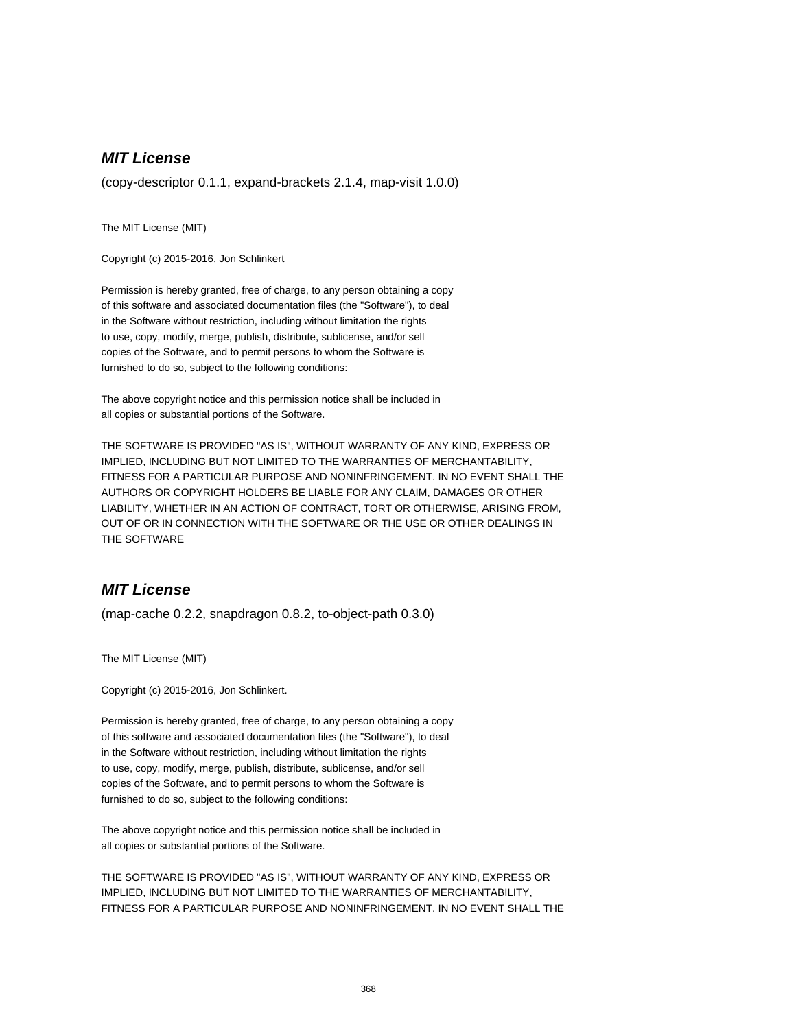## *MIT License*

(copy-descriptor 0.1.1, expand-brackets 2.1.4, map-visit 1.0.0)

The MIT License (MIT)

Copyright (c) 2015-2016, Jon Schlinkert

Permission is hereby granted, free of charge, to any person obtaining a copy
of this software and associated documentation files (the "Software"), to deal
in the Software without restriction, including without limitation the rights
to use, copy, modify, merge, publish, distribute, sublicense, and/or sell
copies of the Software, and to permit persons to whom the Software is
furnished to do so, subject to the following conditions:

The above copyright notice and this permission notice shall be included in
all copies or substantial portions of the Software.

THE SOFTWARE IS PROVIDED "AS IS", WITHOUT WARRANTY OF ANY KIND, EXPRESS OR
IMPLIED, INCLUDING BUT NOT LIMITED TO THE WARRANTIES OF MERCHANTABILITY,
FITNESS FOR A PARTICULAR PURPOSE AND NONINFRINGEMENT. IN NO EVENT SHALL THE
AUTHORS OR COPYRIGHT HOLDERS BE LIABLE FOR ANY CLAIM, DAMAGES OR OTHER
LIABILITY, WHETHER IN AN ACTION OF CONTRACT, TORT OR OTHERWISE, ARISING FROM,
OUT OF OR IN CONNECTION WITH THE SOFTWARE OR THE USE OR OTHER DEALINGS IN
THE SOFTWARE

## *MIT License*

(map-cache 0.2.2, snapdragon 0.8.2, to-object-path 0.3.0)

The MIT License (MIT)

Copyright (c) 2015-2016, Jon Schlinkert.

Permission is hereby granted, free of charge, to any person obtaining a copy
of this software and associated documentation files (the "Software"), to deal
in the Software without restriction, including without limitation the rights
to use, copy, modify, merge, publish, distribute, sublicense, and/or sell
copies of the Software, and to permit persons to whom the Software is
furnished to do so, subject to the following conditions:

The above copyright notice and this permission notice shall be included in
all copies or substantial portions of the Software.

THE SOFTWARE IS PROVIDED "AS IS", WITHOUT WARRANTY OF ANY KIND, EXPRESS OR
IMPLIED, INCLUDING BUT NOT LIMITED TO THE WARRANTIES OF MERCHANTABILITY,
FITNESS FOR A PARTICULAR PURPOSE AND NONINFRINGEMENT. IN NO EVENT SHALL THE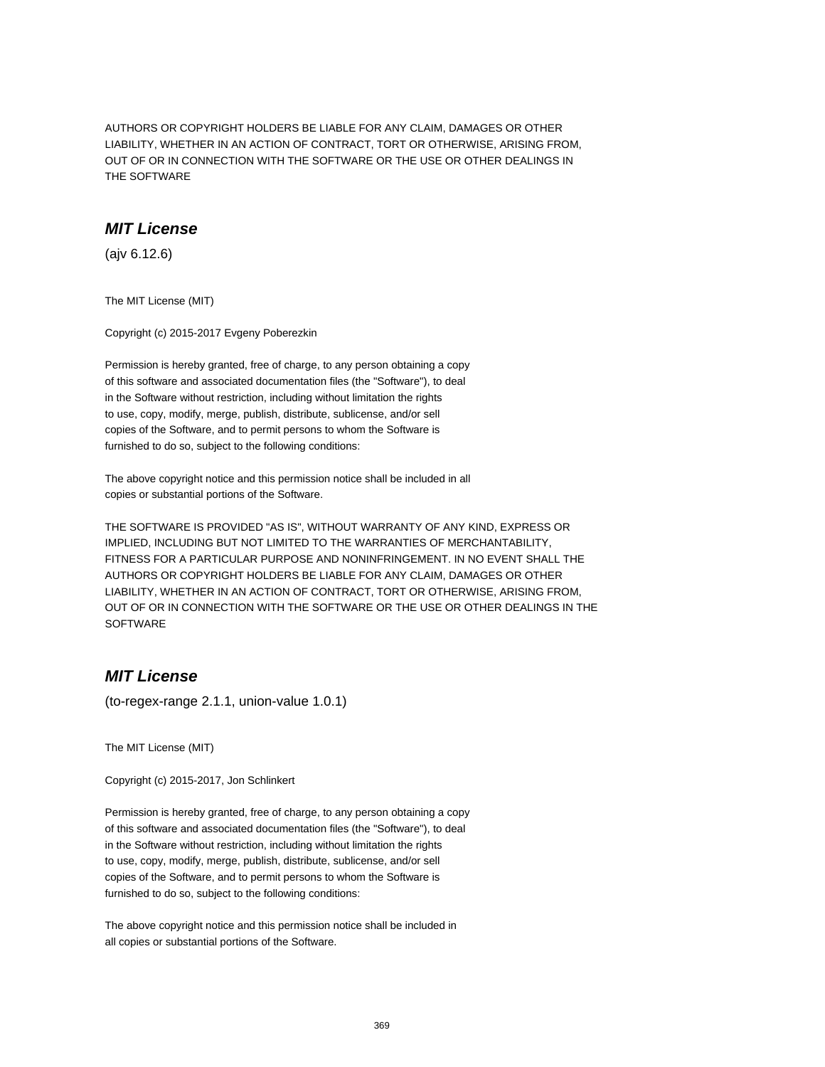AUTHORS OR COPYRIGHT HOLDERS BE LIABLE FOR ANY CLAIM, DAMAGES OR OTHER
LIABILITY, WHETHER IN AN ACTION OF CONTRACT, TORT OR OTHERWISE, ARISING FROM,
OUT OF OR IN CONNECTION WITH THE SOFTWARE OR THE USE OR OTHER DEALINGS IN
THE SOFTWARE

## *MIT License*

(ajv 6.12.6)

The MIT License (MIT)

Copyright (c) 2015-2017 Evgeny Poberezkin

Permission is hereby granted, free of charge, to any person obtaining a copy
of this software and associated documentation files (the "Software"), to deal
in the Software without restriction, including without limitation the rights
to use, copy, modify, merge, publish, distribute, sublicense, and/or sell
copies of the Software, and to permit persons to whom the Software is
furnished to do so, subject to the following conditions:

The above copyright notice and this permission notice shall be included in all
copies or substantial portions of the Software.

THE SOFTWARE IS PROVIDED "AS IS", WITHOUT WARRANTY OF ANY KIND, EXPRESS OR
IMPLIED, INCLUDING BUT NOT LIMITED TO THE WARRANTIES OF MERCHANTABILITY,
FITNESS FOR A PARTICULAR PURPOSE AND NONINFRINGEMENT. IN NO EVENT SHALL THE
AUTHORS OR COPYRIGHT HOLDERS BE LIABLE FOR ANY CLAIM, DAMAGES OR OTHER
LIABILITY, WHETHER IN AN ACTION OF CONTRACT, TORT OR OTHERWISE, ARISING FROM,
OUT OF OR IN CONNECTION WITH THE SOFTWARE OR THE USE OR OTHER DEALINGS IN THE
SOFTWARE

## *MIT License*

(to-regex-range 2.1.1, union-value 1.0.1)

The MIT License (MIT)

Copyright (c) 2015-2017, Jon Schlinkert

Permission is hereby granted, free of charge, to any person obtaining a copy
of this software and associated documentation files (the "Software"), to deal
in the Software without restriction, including without limitation the rights
to use, copy, modify, merge, publish, distribute, sublicense, and/or sell
copies of the Software, and to permit persons to whom the Software is
furnished to do so, subject to the following conditions:

The above copyright notice and this permission notice shall be included in
all copies or substantial portions of the Software.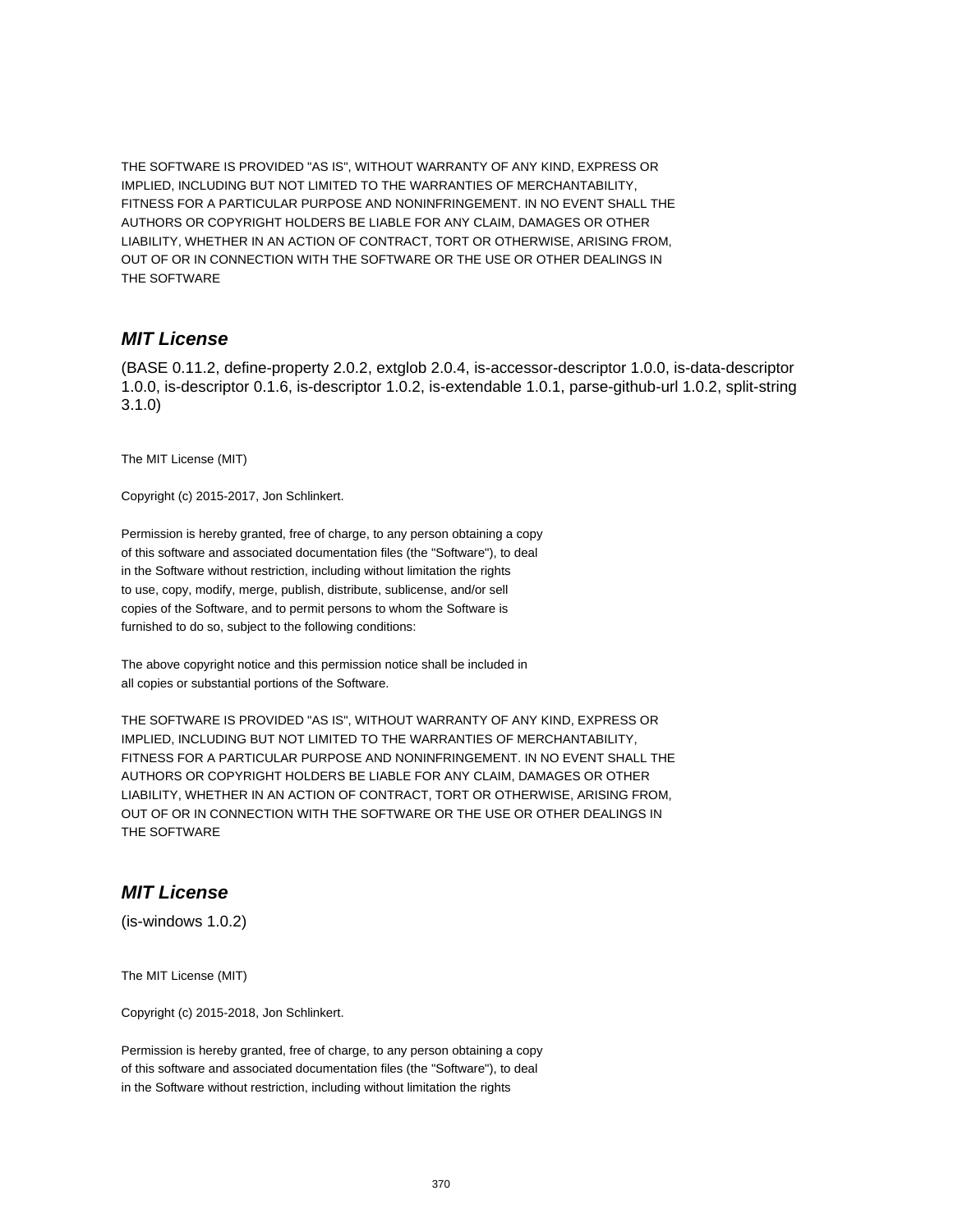THE SOFTWARE IS PROVIDED "AS IS", WITHOUT WARRANTY OF ANY KIND, EXPRESS OR
IMPLIED, INCLUDING BUT NOT LIMITED TO THE WARRANTIES OF MERCHANTABILITY,
FITNESS FOR A PARTICULAR PURPOSE AND NONINFRINGEMENT. IN NO EVENT SHALL THE
AUTHORS OR COPYRIGHT HOLDERS BE LIABLE FOR ANY CLAIM, DAMAGES OR OTHER
LIABILITY, WHETHER IN AN ACTION OF CONTRACT, TORT OR OTHERWISE, ARISING FROM,
OUT OF OR IN CONNECTION WITH THE SOFTWARE OR THE USE OR OTHER DEALINGS IN
THE SOFTWARE

## *MIT License*

(BASE 0.11.2, define-property 2.0.2, extglob 2.0.4, is-accessor-descriptor 1.0.0, is-data-descriptor 1.0.0, is-descriptor 0.1.6, is-descriptor 1.0.2, is-extendable 1.0.1, parse-github-url 1.0.2, split-string 3.1.0)

The MIT License (MIT)

Copyright (c) 2015-2017, Jon Schlinkert.

Permission is hereby granted, free of charge, to any person obtaining a copy
of this software and associated documentation files (the "Software"), to deal
in the Software without restriction, including without limitation the rights
to use, copy, modify, merge, publish, distribute, sublicense, and/or sell
copies of the Software, and to permit persons to whom the Software is
furnished to do so, subject to the following conditions:

The above copyright notice and this permission notice shall be included in
all copies or substantial portions of the Software.

THE SOFTWARE IS PROVIDED "AS IS", WITHOUT WARRANTY OF ANY KIND, EXPRESS OR
IMPLIED, INCLUDING BUT NOT LIMITED TO THE WARRANTIES OF MERCHANTABILITY,
FITNESS FOR A PARTICULAR PURPOSE AND NONINFRINGEMENT. IN NO EVENT SHALL THE
AUTHORS OR COPYRIGHT HOLDERS BE LIABLE FOR ANY CLAIM, DAMAGES OR OTHER
LIABILITY, WHETHER IN AN ACTION OF CONTRACT, TORT OR OTHERWISE, ARISING FROM,
OUT OF OR IN CONNECTION WITH THE SOFTWARE OR THE USE OR OTHER DEALINGS IN
THE SOFTWARE

## *MIT License*

(is-windows 1.0.2)

The MIT License (MIT)

Copyright (c) 2015-2018, Jon Schlinkert.

Permission is hereby granted, free of charge, to any person obtaining a copy
of this software and associated documentation files (the "Software"), to deal
in the Software without restriction, including without limitation the rights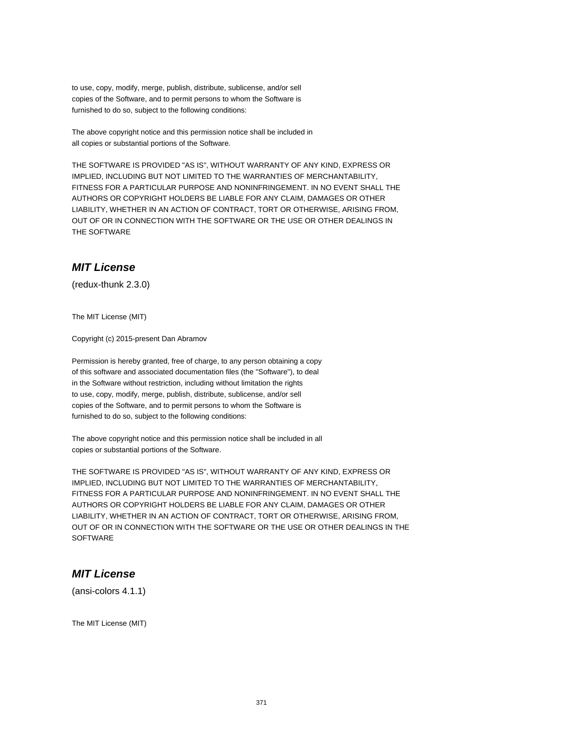to use, copy, modify, merge, publish, distribute, sublicense, and/or sell
copies of the Software, and to permit persons to whom the Software is
furnished to do so, subject to the following conditions:

The above copyright notice and this permission notice shall be included in
all copies or substantial portions of the Software.

THE SOFTWARE IS PROVIDED "AS IS", WITHOUT WARRANTY OF ANY KIND, EXPRESS OR
IMPLIED, INCLUDING BUT NOT LIMITED TO THE WARRANTIES OF MERCHANTABILITY,
FITNESS FOR A PARTICULAR PURPOSE AND NONINFRINGEMENT. IN NO EVENT SHALL THE
AUTHORS OR COPYRIGHT HOLDERS BE LIABLE FOR ANY CLAIM, DAMAGES OR OTHER
LIABILITY, WHETHER IN AN ACTION OF CONTRACT, TORT OR OTHERWISE, ARISING FROM,
OUT OF OR IN CONNECTION WITH THE SOFTWARE OR THE USE OR OTHER DEALINGS IN
THE SOFTWARE

## *MIT License*

(redux-thunk 2.3.0)

The MIT License (MIT)

Copyright (c) 2015-present Dan Abramov

Permission is hereby granted, free of charge, to any person obtaining a copy
of this software and associated documentation files (the "Software"), to deal
in the Software without restriction, including without limitation the rights
to use, copy, modify, merge, publish, distribute, sublicense, and/or sell
copies of the Software, and to permit persons to whom the Software is
furnished to do so, subject to the following conditions:

The above copyright notice and this permission notice shall be included in all
copies or substantial portions of the Software.

THE SOFTWARE IS PROVIDED "AS IS", WITHOUT WARRANTY OF ANY KIND, EXPRESS OR
IMPLIED, INCLUDING BUT NOT LIMITED TO THE WARRANTIES OF MERCHANTABILITY,
FITNESS FOR A PARTICULAR PURPOSE AND NONINFRINGEMENT. IN NO EVENT SHALL THE
AUTHORS OR COPYRIGHT HOLDERS BE LIABLE FOR ANY CLAIM, DAMAGES OR OTHER
LIABILITY, WHETHER IN AN ACTION OF CONTRACT, TORT OR OTHERWISE, ARISING FROM,
OUT OF OR IN CONNECTION WITH THE SOFTWARE OR THE USE OR OTHER DEALINGS IN THE
SOFTWARE

## *MIT License*

(ansi-colors 4.1.1)

The MIT License (MIT)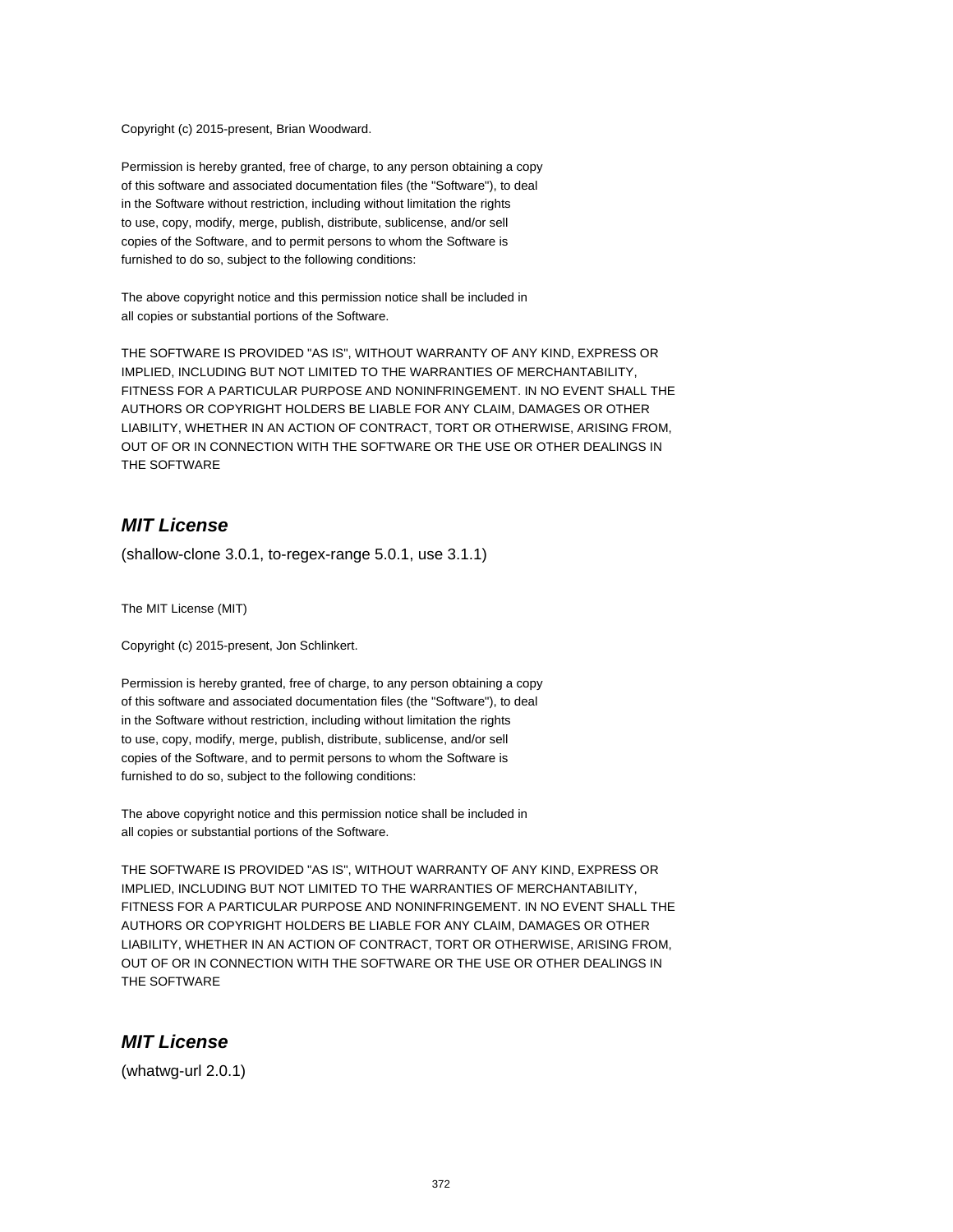Copyright (c) 2015-present, Brian Woodward.

Permission is hereby granted, free of charge, to any person obtaining a copy
of this software and associated documentation files (the "Software"), to deal
in the Software without restriction, including without limitation the rights
to use, copy, modify, merge, publish, distribute, sublicense, and/or sell
copies of the Software, and to permit persons to whom the Software is
furnished to do so, subject to the following conditions:

The above copyright notice and this permission notice shall be included in
all copies or substantial portions of the Software.

THE SOFTWARE IS PROVIDED "AS IS", WITHOUT WARRANTY OF ANY KIND, EXPRESS OR
IMPLIED, INCLUDING BUT NOT LIMITED TO THE WARRANTIES OF MERCHANTABILITY,
FITNESS FOR A PARTICULAR PURPOSE AND NONINFRINGEMENT. IN NO EVENT SHALL THE
AUTHORS OR COPYRIGHT HOLDERS BE LIABLE FOR ANY CLAIM, DAMAGES OR OTHER
LIABILITY, WHETHER IN AN ACTION OF CONTRACT, TORT OR OTHERWISE, ARISING FROM,
OUT OF OR IN CONNECTION WITH THE SOFTWARE OR THE USE OR OTHER DEALINGS IN
THE SOFTWARE

## *MIT License*

(shallow-clone 3.0.1, to-regex-range 5.0.1, use 3.1.1)

The MIT License (MIT)

Copyright (c) 2015-present, Jon Schlinkert.

Permission is hereby granted, free of charge, to any person obtaining a copy
of this software and associated documentation files (the "Software"), to deal
in the Software without restriction, including without limitation the rights
to use, copy, modify, merge, publish, distribute, sublicense, and/or sell
copies of the Software, and to permit persons to whom the Software is
furnished to do so, subject to the following conditions:

The above copyright notice and this permission notice shall be included in
all copies or substantial portions of the Software.

THE SOFTWARE IS PROVIDED "AS IS", WITHOUT WARRANTY OF ANY KIND, EXPRESS OR
IMPLIED, INCLUDING BUT NOT LIMITED TO THE WARRANTIES OF MERCHANTABILITY,
FITNESS FOR A PARTICULAR PURPOSE AND NONINFRINGEMENT. IN NO EVENT SHALL THE
AUTHORS OR COPYRIGHT HOLDERS BE LIABLE FOR ANY CLAIM, DAMAGES OR OTHER
LIABILITY, WHETHER IN AN ACTION OF CONTRACT, TORT OR OTHERWISE, ARISING FROM,
OUT OF OR IN CONNECTION WITH THE SOFTWARE OR THE USE OR OTHER DEALINGS IN
THE SOFTWARE

## *MIT License*

(whatwg-url 2.0.1)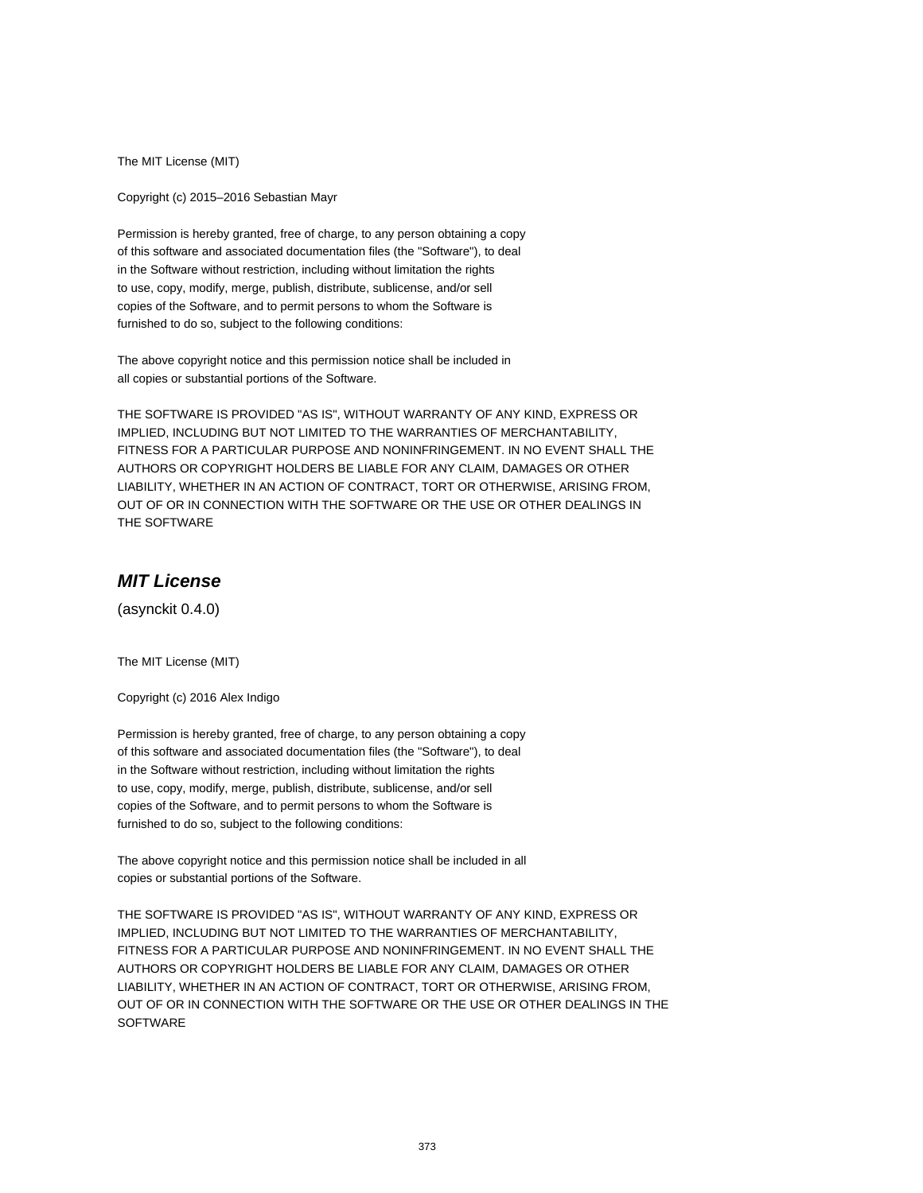The MIT License (MIT)

Copyright (c) 2015–2016 Sebastian Mayr

Permission is hereby granted, free of charge, to any person obtaining a copy
of this software and associated documentation files (the "Software"), to deal
in the Software without restriction, including without limitation the rights
to use, copy, modify, merge, publish, distribute, sublicense, and/or sell
copies of the Software, and to permit persons to whom the Software is
furnished to do so, subject to the following conditions:

The above copyright notice and this permission notice shall be included in
all copies or substantial portions of the Software.

THE SOFTWARE IS PROVIDED "AS IS", WITHOUT WARRANTY OF ANY KIND, EXPRESS OR
IMPLIED, INCLUDING BUT NOT LIMITED TO THE WARRANTIES OF MERCHANTABILITY,
FITNESS FOR A PARTICULAR PURPOSE AND NONINFRINGEMENT. IN NO EVENT SHALL THE
AUTHORS OR COPYRIGHT HOLDERS BE LIABLE FOR ANY CLAIM, DAMAGES OR OTHER
LIABILITY, WHETHER IN AN ACTION OF CONTRACT, TORT OR OTHERWISE, ARISING FROM,
OUT OF OR IN CONNECTION WITH THE SOFTWARE OR THE USE OR OTHER DEALINGS IN
THE SOFTWARE

## *MIT License*

(asynckit 0.4.0)

The MIT License (MIT)

Copyright (c) 2016 Alex Indigo

Permission is hereby granted, free of charge, to any person obtaining a copy
of this software and associated documentation files (the "Software"), to deal
in the Software without restriction, including without limitation the rights
to use, copy, modify, merge, publish, distribute, sublicense, and/or sell
copies of the Software, and to permit persons to whom the Software is
furnished to do so, subject to the following conditions:

The above copyright notice and this permission notice shall be included in all
copies or substantial portions of the Software.

THE SOFTWARE IS PROVIDED "AS IS", WITHOUT WARRANTY OF ANY KIND, EXPRESS OR
IMPLIED, INCLUDING BUT NOT LIMITED TO THE WARRANTIES OF MERCHANTABILITY,
FITNESS FOR A PARTICULAR PURPOSE AND NONINFRINGEMENT. IN NO EVENT SHALL THE
AUTHORS OR COPYRIGHT HOLDERS BE LIABLE FOR ANY CLAIM, DAMAGES OR OTHER
LIABILITY, WHETHER IN AN ACTION OF CONTRACT, TORT OR OTHERWISE, ARISING FROM,
OUT OF OR IN CONNECTION WITH THE SOFTWARE OR THE USE OR OTHER DEALINGS IN THE
SOFTWARE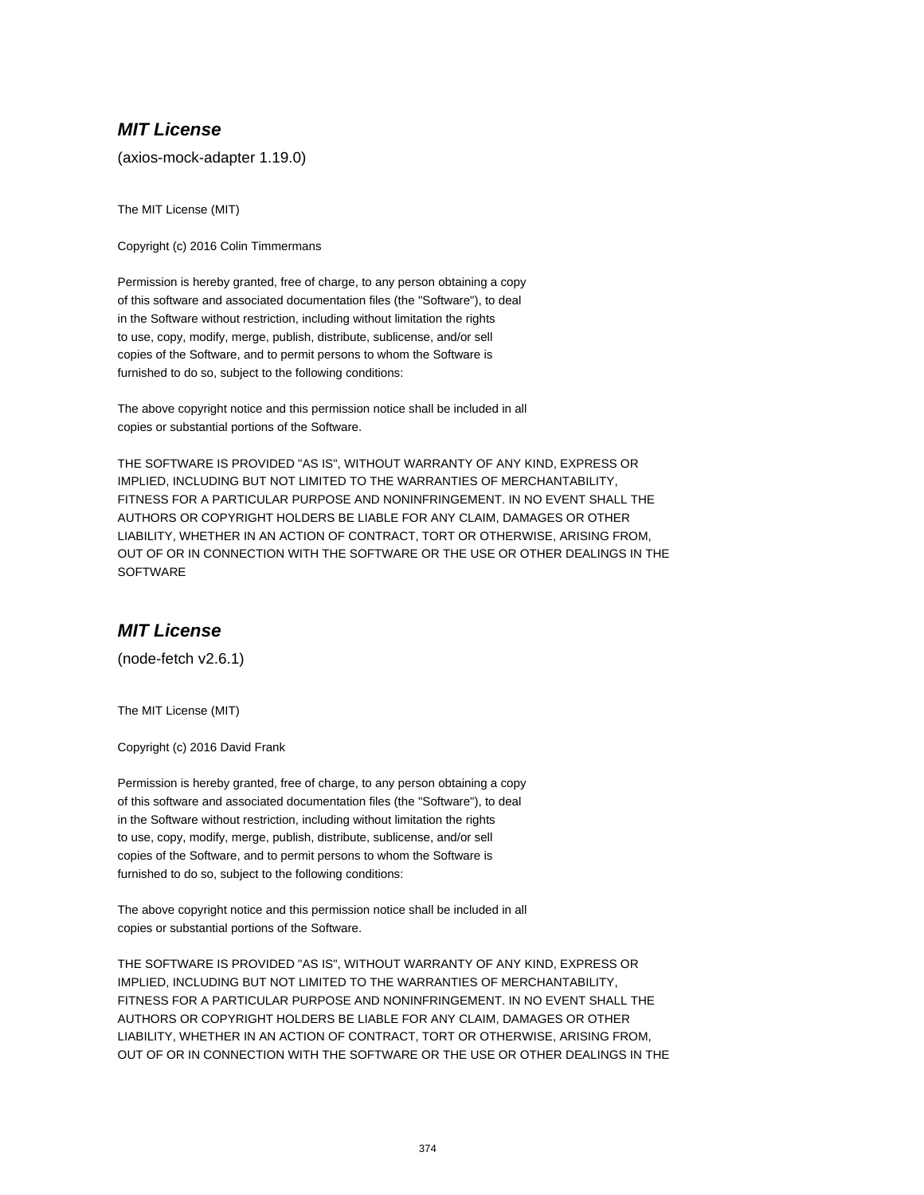### ***MIT License***

(axios-mock-adapter 1.19.0)

The MIT License (MIT)

Copyright (c) 2016 Colin Timmermans

Permission is hereby granted, free of charge, to any person obtaining a copy
of this software and associated documentation files (the "Software"), to deal
in the Software without restriction, including without limitation the rights
to use, copy, modify, merge, publish, distribute, sublicense, and/or sell
copies of the Software, and to permit persons to whom the Software is
furnished to do so, subject to the following conditions:

The above copyright notice and this permission notice shall be included in all
copies or substantial portions of the Software.

THE SOFTWARE IS PROVIDED "AS IS", WITHOUT WARRANTY OF ANY KIND, EXPRESS OR
IMPLIED, INCLUDING BUT NOT LIMITED TO THE WARRANTIES OF MERCHANTABILITY,
FITNESS FOR A PARTICULAR PURPOSE AND NONINFRINGEMENT. IN NO EVENT SHALL THE
AUTHORS OR COPYRIGHT HOLDERS BE LIABLE FOR ANY CLAIM, DAMAGES OR OTHER
LIABILITY, WHETHER IN AN ACTION OF CONTRACT, TORT OR OTHERWISE, ARISING FROM,
OUT OF OR IN CONNECTION WITH THE SOFTWARE OR THE USE OR OTHER DEALINGS IN THE
SOFTWARE

### ***MIT License***

(node-fetch v2.6.1)

The MIT License (MIT)

Copyright (c) 2016 David Frank

Permission is hereby granted, free of charge, to any person obtaining a copy
of this software and associated documentation files (the "Software"), to deal
in the Software without restriction, including without limitation the rights
to use, copy, modify, merge, publish, distribute, sublicense, and/or sell
copies of the Software, and to permit persons to whom the Software is
furnished to do so, subject to the following conditions:

The above copyright notice and this permission notice shall be included in all
copies or substantial portions of the Software.

THE SOFTWARE IS PROVIDED "AS IS", WITHOUT WARRANTY OF ANY KIND, EXPRESS OR
IMPLIED, INCLUDING BUT NOT LIMITED TO THE WARRANTIES OF MERCHANTABILITY,
FITNESS FOR A PARTICULAR PURPOSE AND NONINFRINGEMENT. IN NO EVENT SHALL THE
AUTHORS OR COPYRIGHT HOLDERS BE LIABLE FOR ANY CLAIM, DAMAGES OR OTHER
LIABILITY, WHETHER IN AN ACTION OF CONTRACT, TORT OR OTHERWISE, ARISING FROM,
OUT OF OR IN CONNECTION WITH THE SOFTWARE OR THE USE OR OTHER DEALINGS IN THE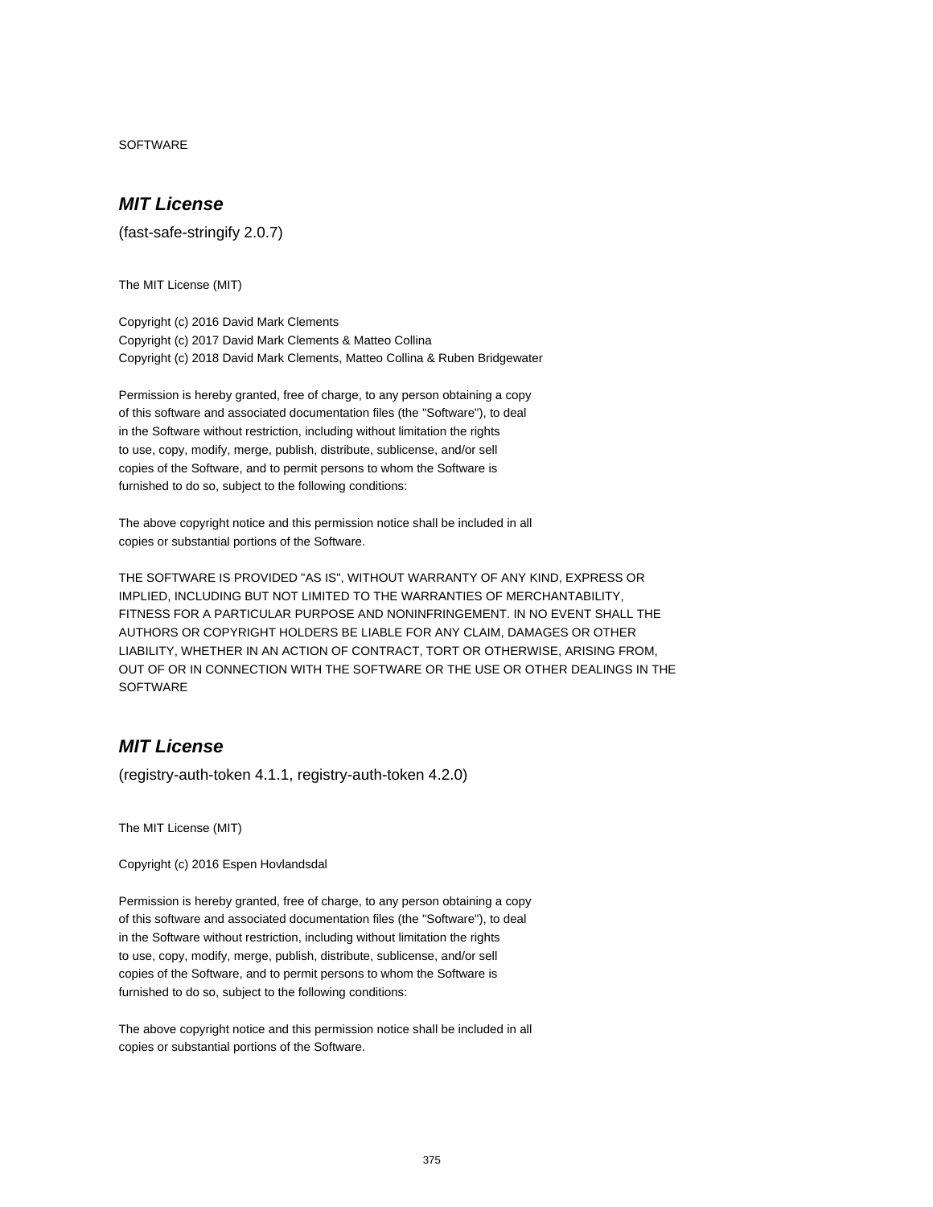SOFTWARE

## *MIT License*

(fast-safe-stringify 2.0.7)

The MIT License (MIT)

Copyright (c) 2016 David Mark Clements
Copyright (c) 2017 David Mark Clements & Matteo Collina
Copyright (c) 2018 David Mark Clements, Matteo Collina & Ruben Bridgewater

Permission is hereby granted, free of charge, to any person obtaining a copy
of this software and associated documentation files (the "Software"), to deal
in the Software without restriction, including without limitation the rights
to use, copy, modify, merge, publish, distribute, sublicense, and/or sell
copies of the Software, and to permit persons to whom the Software is
furnished to do so, subject to the following conditions:

The above copyright notice and this permission notice shall be included in all
copies or substantial portions of the Software.

THE SOFTWARE IS PROVIDED "AS IS", WITHOUT WARRANTY OF ANY KIND, EXPRESS OR
IMPLIED, INCLUDING BUT NOT LIMITED TO THE WARRANTIES OF MERCHANTABILITY,
FITNESS FOR A PARTICULAR PURPOSE AND NONINFRINGEMENT. IN NO EVENT SHALL THE
AUTHORS OR COPYRIGHT HOLDERS BE LIABLE FOR ANY CLAIM, DAMAGES OR OTHER
LIABILITY, WHETHER IN AN ACTION OF CONTRACT, TORT OR OTHERWISE, ARISING FROM,
OUT OF OR IN CONNECTION WITH THE SOFTWARE OR THE USE OR OTHER DEALINGS IN THE
SOFTWARE

## *MIT License*

(registry-auth-token 4.1.1, registry-auth-token 4.2.0)

The MIT License (MIT)

Copyright (c) 2016 Espen Hovlandsdal

Permission is hereby granted, free of charge, to any person obtaining a copy
of this software and associated documentation files (the "Software"), to deal
in the Software without restriction, including without limitation the rights
to use, copy, modify, merge, publish, distribute, sublicense, and/or sell
copies of the Software, and to permit persons to whom the Software is
furnished to do so, subject to the following conditions:

The above copyright notice and this permission notice shall be included in all
copies or substantial portions of the Software.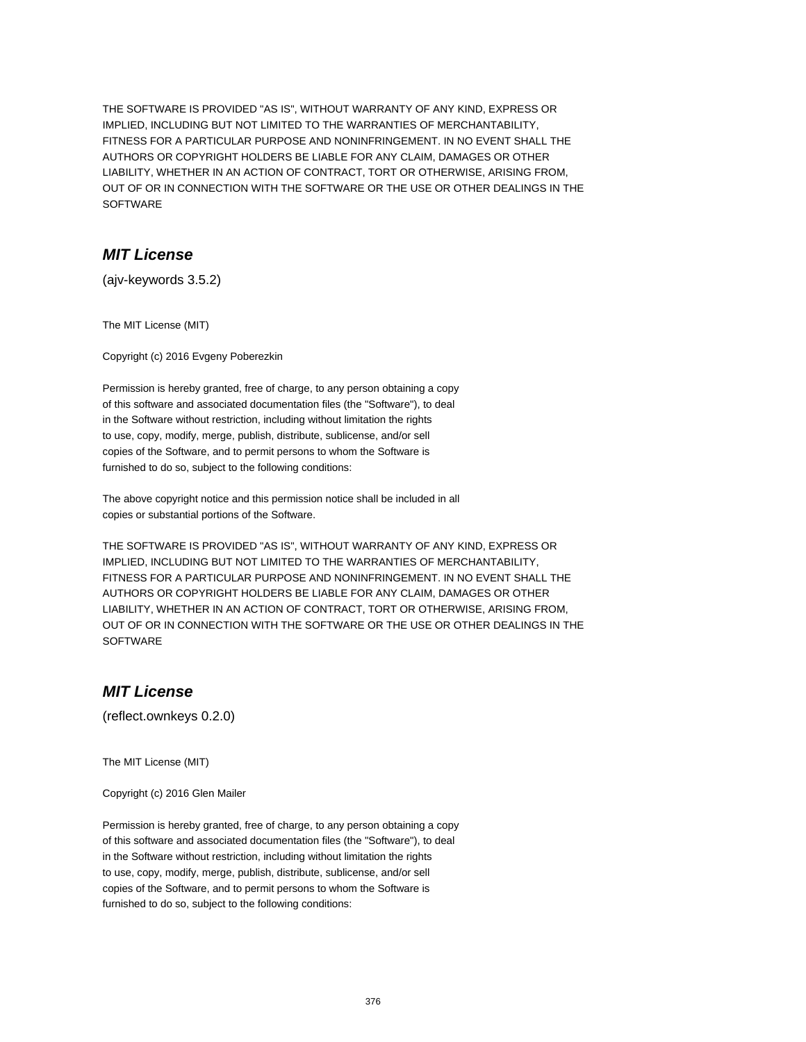THE SOFTWARE IS PROVIDED "AS IS", WITHOUT WARRANTY OF ANY KIND, EXPRESS OR IMPLIED, INCLUDING BUT NOT LIMITED TO THE WARRANTIES OF MERCHANTABILITY, FITNESS FOR A PARTICULAR PURPOSE AND NONINFRINGEMENT. IN NO EVENT SHALL THE AUTHORS OR COPYRIGHT HOLDERS BE LIABLE FOR ANY CLAIM, DAMAGES OR OTHER LIABILITY, WHETHER IN AN ACTION OF CONTRACT, TORT OR OTHERWISE, ARISING FROM, OUT OF OR IN CONNECTION WITH THE SOFTWARE OR THE USE OR OTHER DEALINGS IN THE SOFTWARE

## *MIT License*

(ajv-keywords 3.5.2)

The MIT License (MIT)

Copyright (c) 2016 Evgeny Poberezkin

Permission is hereby granted, free of charge, to any person obtaining a copy of this software and associated documentation files (the "Software"), to deal in the Software without restriction, including without limitation the rights to use, copy, modify, merge, publish, distribute, sublicense, and/or sell copies of the Software, and to permit persons to whom the Software is furnished to do so, subject to the following conditions:

The above copyright notice and this permission notice shall be included in all copies or substantial portions of the Software.

THE SOFTWARE IS PROVIDED "AS IS", WITHOUT WARRANTY OF ANY KIND, EXPRESS OR IMPLIED, INCLUDING BUT NOT LIMITED TO THE WARRANTIES OF MERCHANTABILITY, FITNESS FOR A PARTICULAR PURPOSE AND NONINFRINGEMENT. IN NO EVENT SHALL THE AUTHORS OR COPYRIGHT HOLDERS BE LIABLE FOR ANY CLAIM, DAMAGES OR OTHER LIABILITY, WHETHER IN AN ACTION OF CONTRACT, TORT OR OTHERWISE, ARISING FROM, OUT OF OR IN CONNECTION WITH THE SOFTWARE OR THE USE OR OTHER DEALINGS IN THE SOFTWARE

## *MIT License*

(reflect.ownkeys 0.2.0)

The MIT License (MIT)

Copyright (c) 2016 Glen Mailer

Permission is hereby granted, free of charge, to any person obtaining a copy of this software and associated documentation files (the "Software"), to deal in the Software without restriction, including without limitation the rights to use, copy, modify, merge, publish, distribute, sublicense, and/or sell copies of the Software, and to permit persons to whom the Software is furnished to do so, subject to the following conditions: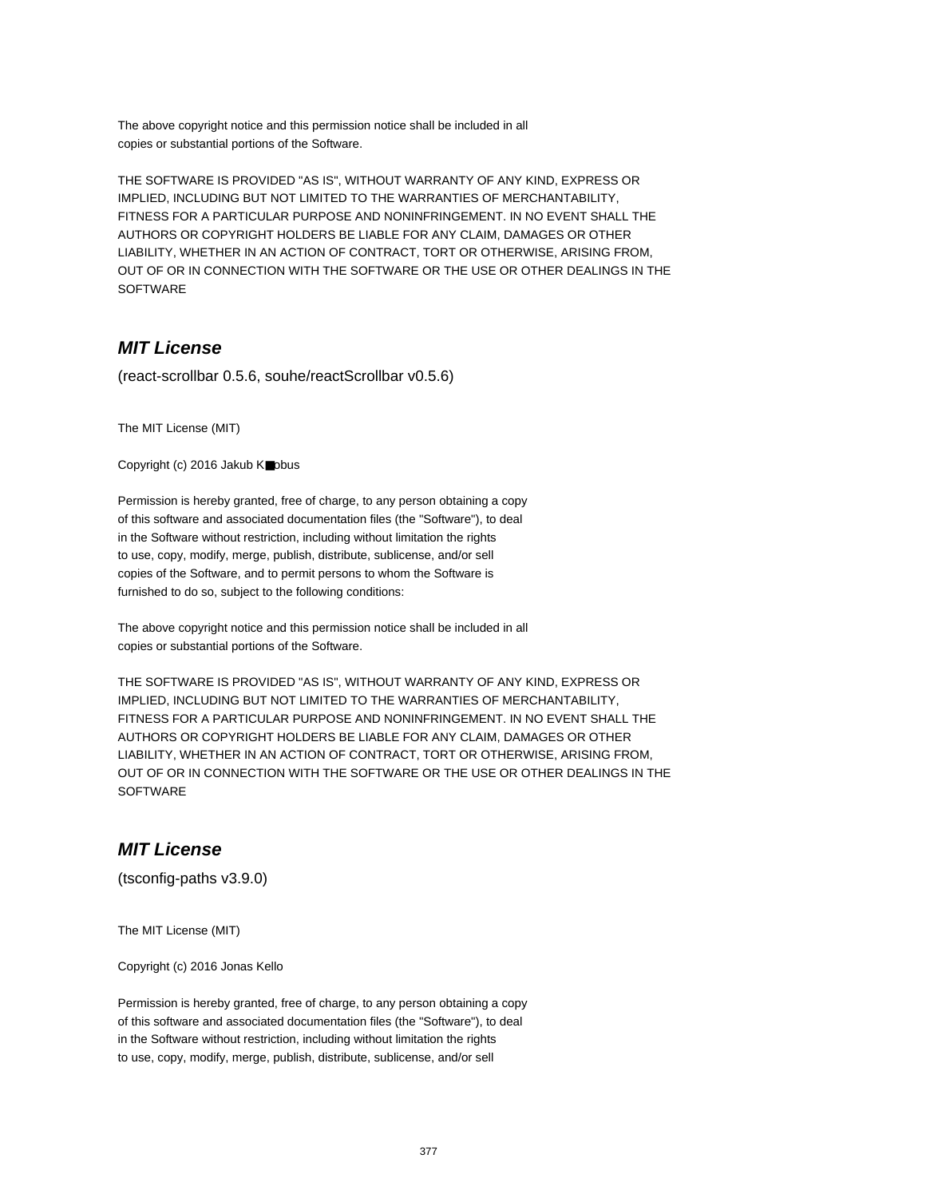The above copyright notice and this permission notice shall be included in all
copies or substantial portions of the Software.

THE SOFTWARE IS PROVIDED "AS IS", WITHOUT WARRANTY OF ANY KIND, EXPRESS OR
IMPLIED, INCLUDING BUT NOT LIMITED TO THE WARRANTIES OF MERCHANTABILITY,
FITNESS FOR A PARTICULAR PURPOSE AND NONINFRINGEMENT. IN NO EVENT SHALL THE
AUTHORS OR COPYRIGHT HOLDERS BE LIABLE FOR ANY CLAIM, DAMAGES OR OTHER
LIABILITY, WHETHER IN AN ACTION OF CONTRACT, TORT OR OTHERWISE, ARISING FROM,
OUT OF OR IN CONNECTION WITH THE SOFTWARE OR THE USE OR OTHER DEALINGS IN THE
SOFTWARE

## ***MIT License***

(react-scrollbar 0.5.6, souhe/reactScrollbar v0.5.6)

The MIT License (MIT)

Copyright (c) 2016 Jakub K■obus

Permission is hereby granted, free of charge, to any person obtaining a copy
of this software and associated documentation files (the "Software"), to deal
in the Software without restriction, including without limitation the rights
to use, copy, modify, merge, publish, distribute, sublicense, and/or sell
copies of the Software, and to permit persons to whom the Software is
furnished to do so, subject to the following conditions:

The above copyright notice and this permission notice shall be included in all
copies or substantial portions of the Software.

THE SOFTWARE IS PROVIDED "AS IS", WITHOUT WARRANTY OF ANY KIND, EXPRESS OR
IMPLIED, INCLUDING BUT NOT LIMITED TO THE WARRANTIES OF MERCHANTABILITY,
FITNESS FOR A PARTICULAR PURPOSE AND NONINFRINGEMENT. IN NO EVENT SHALL THE
AUTHORS OR COPYRIGHT HOLDERS BE LIABLE FOR ANY CLAIM, DAMAGES OR OTHER
LIABILITY, WHETHER IN AN ACTION OF CONTRACT, TORT OR OTHERWISE, ARISING FROM,
OUT OF OR IN CONNECTION WITH THE SOFTWARE OR THE USE OR OTHER DEALINGS IN THE
SOFTWARE

## ***MIT License***

(tsconfig-paths v3.9.0)

The MIT License (MIT)

Copyright (c) 2016 Jonas Kello

Permission is hereby granted, free of charge, to any person obtaining a copy
of this software and associated documentation files (the "Software"), to deal
in the Software without restriction, including without limitation the rights
to use, copy, modify, merge, publish, distribute, sublicense, and/or sell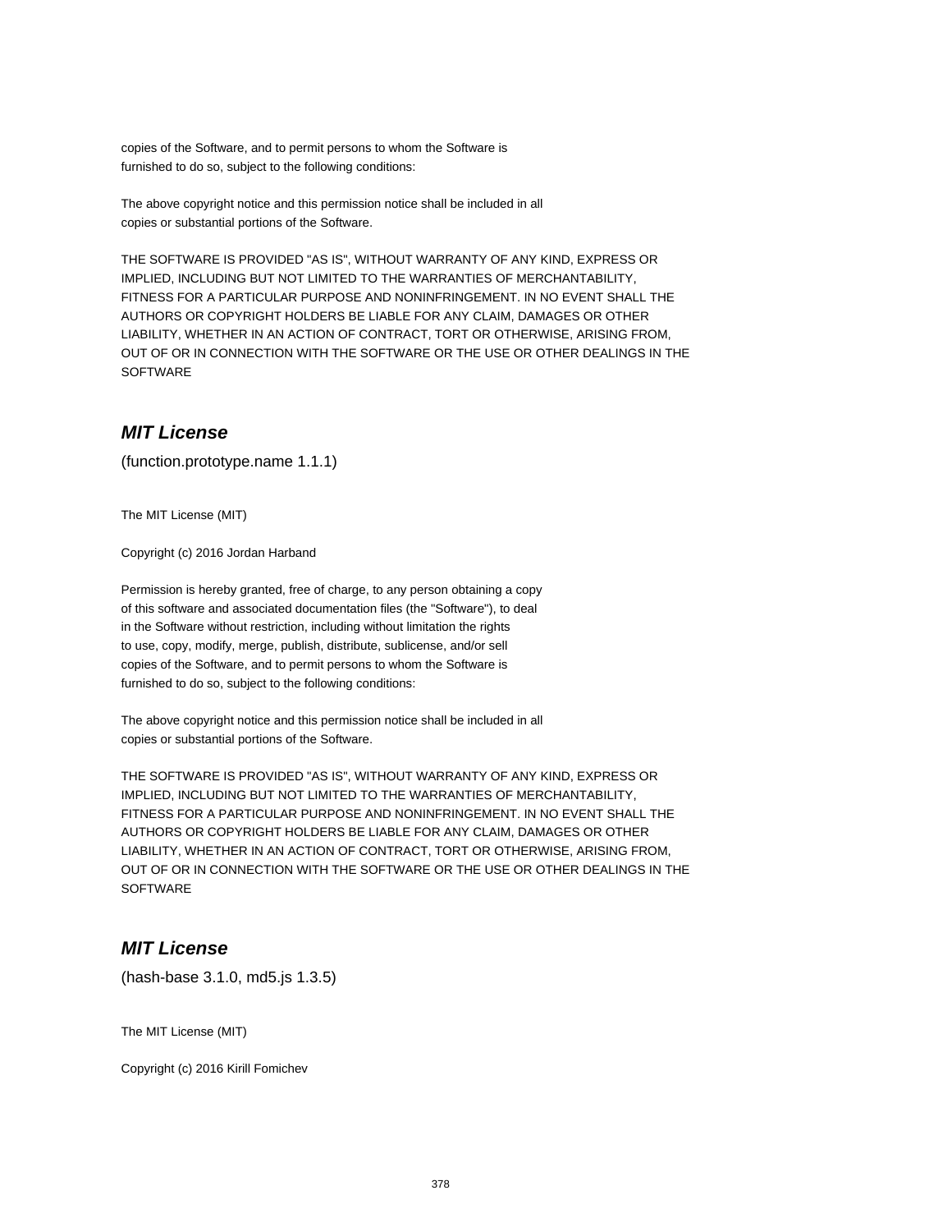copies of the Software, and to permit persons to whom the Software is
furnished to do so, subject to the following conditions:

The above copyright notice and this permission notice shall be included in all
copies or substantial portions of the Software.

THE SOFTWARE IS PROVIDED "AS IS", WITHOUT WARRANTY OF ANY KIND, EXPRESS OR
IMPLIED, INCLUDING BUT NOT LIMITED TO THE WARRANTIES OF MERCHANTABILITY,
FITNESS FOR A PARTICULAR PURPOSE AND NONINFRINGEMENT. IN NO EVENT SHALL THE
AUTHORS OR COPYRIGHT HOLDERS BE LIABLE FOR ANY CLAIM, DAMAGES OR OTHER
LIABILITY, WHETHER IN AN ACTION OF CONTRACT, TORT OR OTHERWISE, ARISING FROM,
OUT OF OR IN CONNECTION WITH THE SOFTWARE OR THE USE OR OTHER DEALINGS IN THE
SOFTWARE

## *MIT License*

(function.prototype.name 1.1.1)

The MIT License (MIT)

Copyright (c) 2016 Jordan Harband

Permission is hereby granted, free of charge, to any person obtaining a copy
of this software and associated documentation files (the "Software"), to deal
in the Software without restriction, including without limitation the rights
to use, copy, modify, merge, publish, distribute, sublicense, and/or sell
copies of the Software, and to permit persons to whom the Software is
furnished to do so, subject to the following conditions:

The above copyright notice and this permission notice shall be included in all
copies or substantial portions of the Software.

THE SOFTWARE IS PROVIDED "AS IS", WITHOUT WARRANTY OF ANY KIND, EXPRESS OR
IMPLIED, INCLUDING BUT NOT LIMITED TO THE WARRANTIES OF MERCHANTABILITY,
FITNESS FOR A PARTICULAR PURPOSE AND NONINFRINGEMENT. IN NO EVENT SHALL THE
AUTHORS OR COPYRIGHT HOLDERS BE LIABLE FOR ANY CLAIM, DAMAGES OR OTHER
LIABILITY, WHETHER IN AN ACTION OF CONTRACT, TORT OR OTHERWISE, ARISING FROM,
OUT OF OR IN CONNECTION WITH THE SOFTWARE OR THE USE OR OTHER DEALINGS IN THE
SOFTWARE

## *MIT License*

(hash-base 3.1.0, md5.js 1.3.5)

The MIT License (MIT)

Copyright (c) 2016 Kirill Fomichev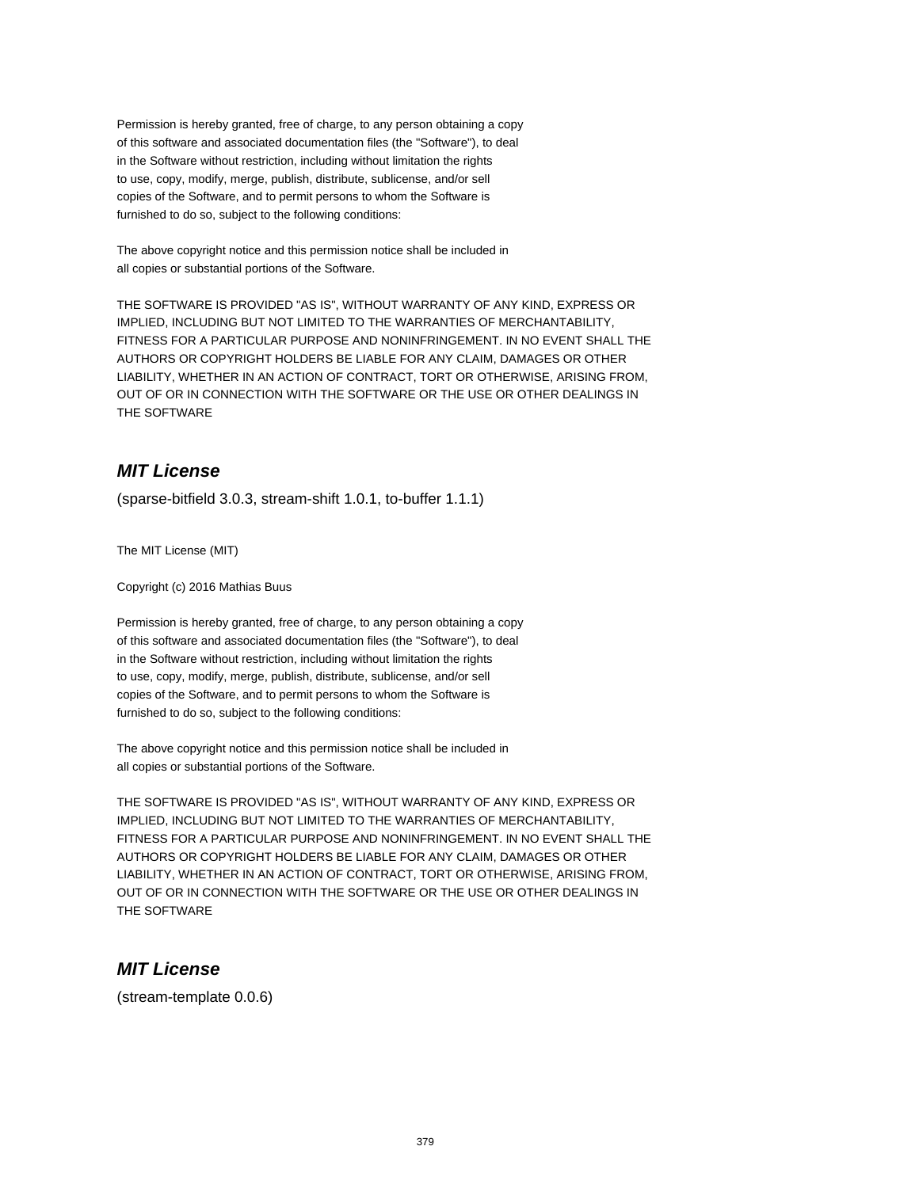Permission is hereby granted, free of charge, to any person obtaining a copy
of this software and associated documentation files (the "Software"), to deal
in the Software without restriction, including without limitation the rights
to use, copy, modify, merge, publish, distribute, sublicense, and/or sell
copies of the Software, and to permit persons to whom the Software is
furnished to do so, subject to the following conditions:

The above copyright notice and this permission notice shall be included in
all copies or substantial portions of the Software.

THE SOFTWARE IS PROVIDED "AS IS", WITHOUT WARRANTY OF ANY KIND, EXPRESS OR
IMPLIED, INCLUDING BUT NOT LIMITED TO THE WARRANTIES OF MERCHANTABILITY,
FITNESS FOR A PARTICULAR PURPOSE AND NONINFRINGEMENT. IN NO EVENT SHALL THE
AUTHORS OR COPYRIGHT HOLDERS BE LIABLE FOR ANY CLAIM, DAMAGES OR OTHER
LIABILITY, WHETHER IN AN ACTION OF CONTRACT, TORT OR OTHERWISE, ARISING FROM,
OUT OF OR IN CONNECTION WITH THE SOFTWARE OR THE USE OR OTHER DEALINGS IN
THE SOFTWARE

## ***MIT License***

(sparse-bitfield 3.0.3, stream-shift 1.0.1, to-buffer 1.1.1)

The MIT License (MIT)

Copyright (c) 2016 Mathias Buus

Permission is hereby granted, free of charge, to any person obtaining a copy
of this software and associated documentation files (the "Software"), to deal
in the Software without restriction, including without limitation the rights
to use, copy, modify, merge, publish, distribute, sublicense, and/or sell
copies of the Software, and to permit persons to whom the Software is
furnished to do so, subject to the following conditions:

The above copyright notice and this permission notice shall be included in
all copies or substantial portions of the Software.

THE SOFTWARE IS PROVIDED "AS IS", WITHOUT WARRANTY OF ANY KIND, EXPRESS OR
IMPLIED, INCLUDING BUT NOT LIMITED TO THE WARRANTIES OF MERCHANTABILITY,
FITNESS FOR A PARTICULAR PURPOSE AND NONINFRINGEMENT. IN NO EVENT SHALL THE
AUTHORS OR COPYRIGHT HOLDERS BE LIABLE FOR ANY CLAIM, DAMAGES OR OTHER
LIABILITY, WHETHER IN AN ACTION OF CONTRACT, TORT OR OTHERWISE, ARISING FROM,
OUT OF OR IN CONNECTION WITH THE SOFTWARE OR THE USE OR OTHER DEALINGS IN
THE SOFTWARE

## ***MIT License***

(stream-template 0.0.6)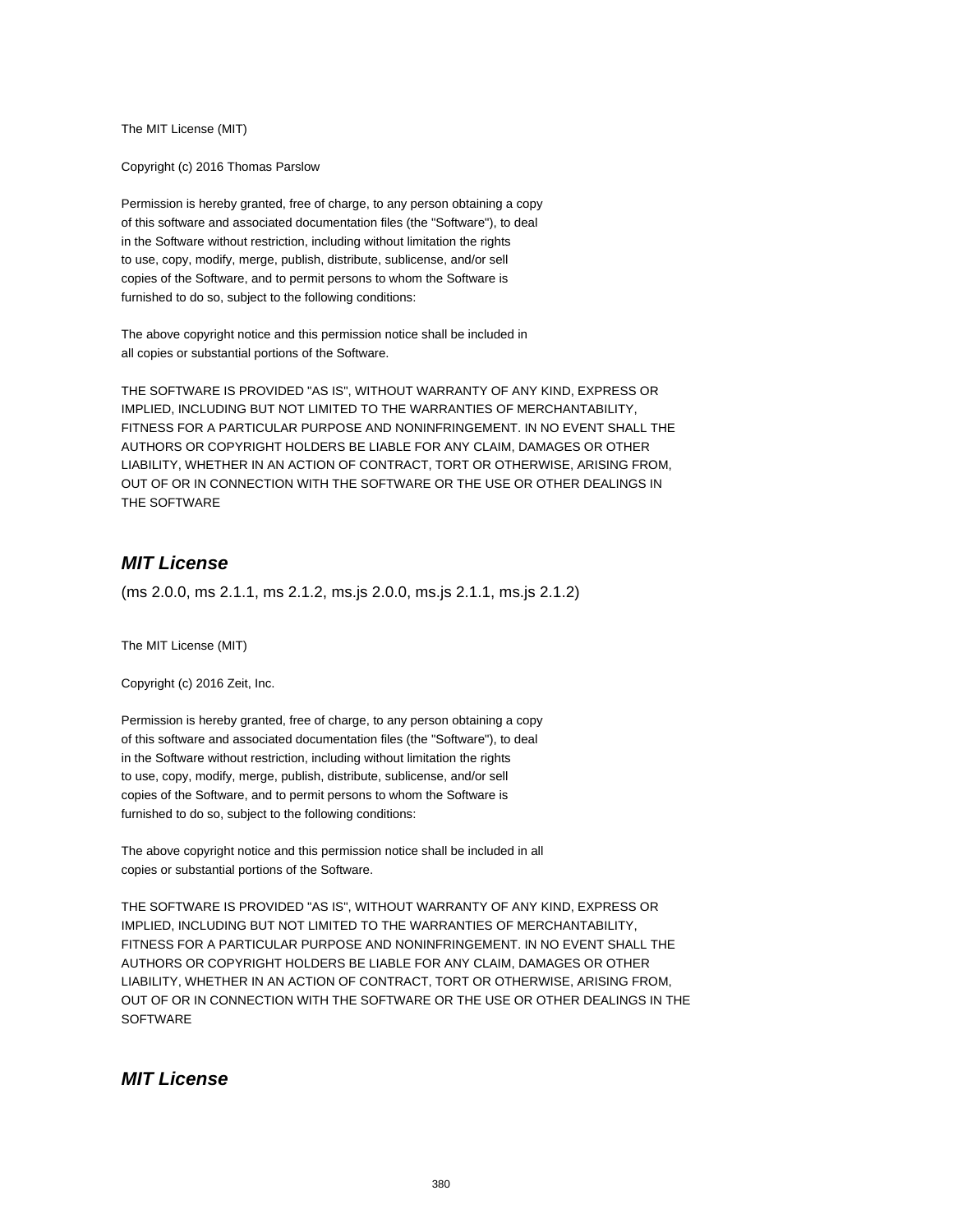The MIT License (MIT)

Copyright (c) 2016 Thomas Parslow

Permission is hereby granted, free of charge, to any person obtaining a copy
of this software and associated documentation files (the "Software"), to deal
in the Software without restriction, including without limitation the rights
to use, copy, modify, merge, publish, distribute, sublicense, and/or sell
copies of the Software, and to permit persons to whom the Software is
furnished to do so, subject to the following conditions:

The above copyright notice and this permission notice shall be included in
all copies or substantial portions of the Software.

THE SOFTWARE IS PROVIDED "AS IS", WITHOUT WARRANTY OF ANY KIND, EXPRESS OR
IMPLIED, INCLUDING BUT NOT LIMITED TO THE WARRANTIES OF MERCHANTABILITY,
FITNESS FOR A PARTICULAR PURPOSE AND NONINFRINGEMENT. IN NO EVENT SHALL THE
AUTHORS OR COPYRIGHT HOLDERS BE LIABLE FOR ANY CLAIM, DAMAGES OR OTHER
LIABILITY, WHETHER IN AN ACTION OF CONTRACT, TORT OR OTHERWISE, ARISING FROM,
OUT OF OR IN CONNECTION WITH THE SOFTWARE OR THE USE OR OTHER DEALINGS IN
THE SOFTWARE

## *MIT License*

(ms 2.0.0, ms 2.1.1, ms 2.1.2, ms.js 2.0.0, ms.js 2.1.1, ms.js 2.1.2)

The MIT License (MIT)

Copyright (c) 2016 Zeit, Inc.

Permission is hereby granted, free of charge, to any person obtaining a copy
of this software and associated documentation files (the "Software"), to deal
in the Software without restriction, including without limitation the rights
to use, copy, modify, merge, publish, distribute, sublicense, and/or sell
copies of the Software, and to permit persons to whom the Software is
furnished to do so, subject to the following conditions:

The above copyright notice and this permission notice shall be included in all
copies or substantial portions of the Software.

THE SOFTWARE IS PROVIDED "AS IS", WITHOUT WARRANTY OF ANY KIND, EXPRESS OR
IMPLIED, INCLUDING BUT NOT LIMITED TO THE WARRANTIES OF MERCHANTABILITY,
FITNESS FOR A PARTICULAR PURPOSE AND NONINFRINGEMENT. IN NO EVENT SHALL THE
AUTHORS OR COPYRIGHT HOLDERS BE LIABLE FOR ANY CLAIM, DAMAGES OR OTHER
LIABILITY, WHETHER IN AN ACTION OF CONTRACT, TORT OR OTHERWISE, ARISING FROM,
OUT OF OR IN CONNECTION WITH THE SOFTWARE OR THE USE OR OTHER DEALINGS IN THE
SOFTWARE

## *MIT License*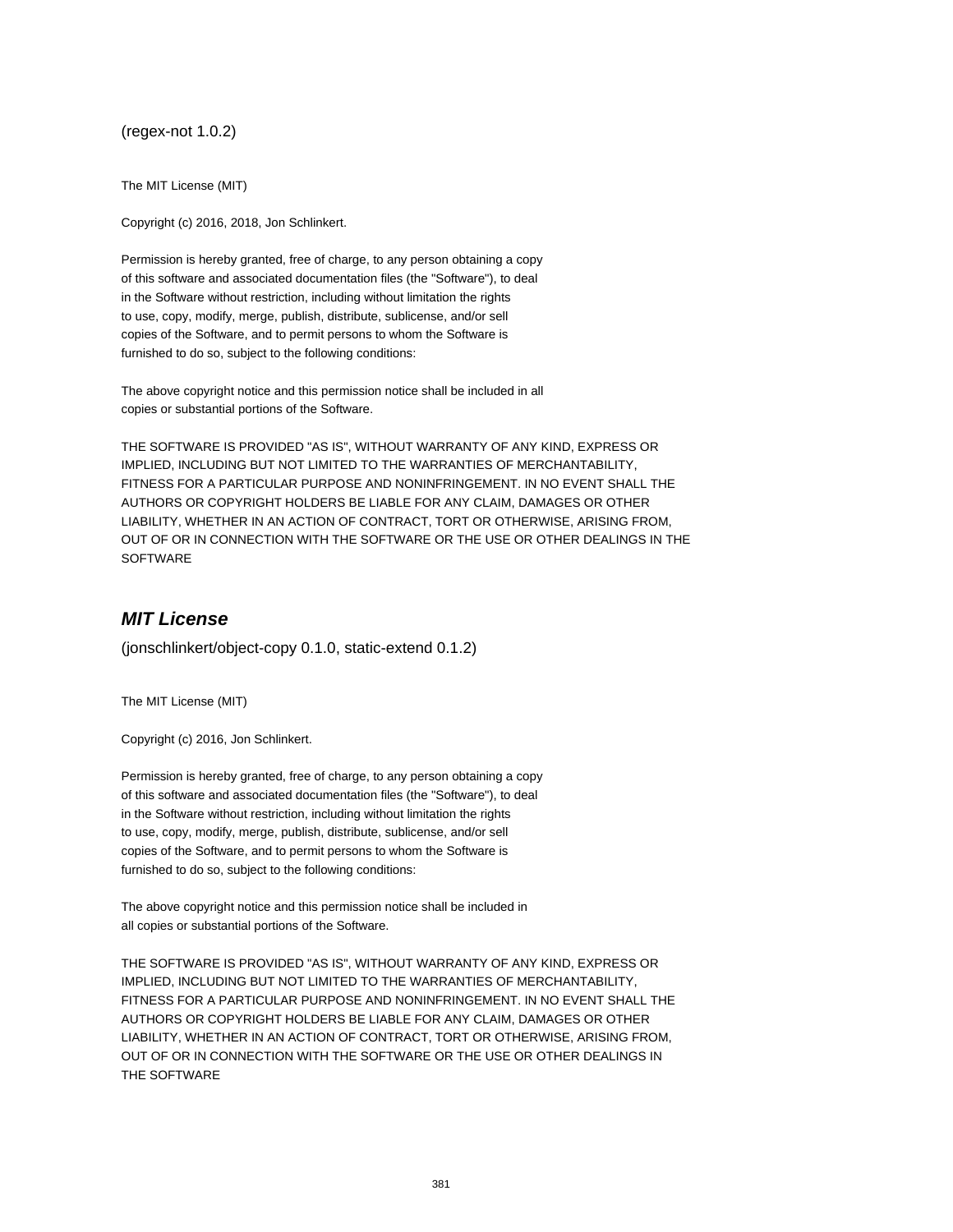(regex-not 1.0.2)

The MIT License (MIT)

Copyright (c) 2016, 2018, Jon Schlinkert.

Permission is hereby granted, free of charge, to any person obtaining a copy
of this software and associated documentation files (the "Software"), to deal
in the Software without restriction, including without limitation the rights
to use, copy, modify, merge, publish, distribute, sublicense, and/or sell
copies of the Software, and to permit persons to whom the Software is
furnished to do so, subject to the following conditions:

The above copyright notice and this permission notice shall be included in all
copies or substantial portions of the Software.

THE SOFTWARE IS PROVIDED "AS IS", WITHOUT WARRANTY OF ANY KIND, EXPRESS OR
IMPLIED, INCLUDING BUT NOT LIMITED TO THE WARRANTIES OF MERCHANTABILITY,
FITNESS FOR A PARTICULAR PURPOSE AND NONINFRINGEMENT. IN NO EVENT SHALL THE
AUTHORS OR COPYRIGHT HOLDERS BE LIABLE FOR ANY CLAIM, DAMAGES OR OTHER
LIABILITY, WHETHER IN AN ACTION OF CONTRACT, TORT OR OTHERWISE, ARISING FROM,
OUT OF OR IN CONNECTION WITH THE SOFTWARE OR THE USE OR OTHER DEALINGS IN THE
SOFTWARE

## *MIT License*

(jonschlinkert/object-copy 0.1.0, static-extend 0.1.2)

The MIT License (MIT)

Copyright (c) 2016, Jon Schlinkert.

Permission is hereby granted, free of charge, to any person obtaining a copy
of this software and associated documentation files (the "Software"), to deal
in the Software without restriction, including without limitation the rights
to use, copy, modify, merge, publish, distribute, sublicense, and/or sell
copies of the Software, and to permit persons to whom the Software is
furnished to do so, subject to the following conditions:

The above copyright notice and this permission notice shall be included in
all copies or substantial portions of the Software.

THE SOFTWARE IS PROVIDED "AS IS", WITHOUT WARRANTY OF ANY KIND, EXPRESS OR
IMPLIED, INCLUDING BUT NOT LIMITED TO THE WARRANTIES OF MERCHANTABILITY,
FITNESS FOR A PARTICULAR PURPOSE AND NONINFRINGEMENT. IN NO EVENT SHALL THE
AUTHORS OR COPYRIGHT HOLDERS BE LIABLE FOR ANY CLAIM, DAMAGES OR OTHER
LIABILITY, WHETHER IN AN ACTION OF CONTRACT, TORT OR OTHERWISE, ARISING FROM,
OUT OF OR IN CONNECTION WITH THE SOFTWARE OR THE USE OR OTHER DEALINGS IN
THE SOFTWARE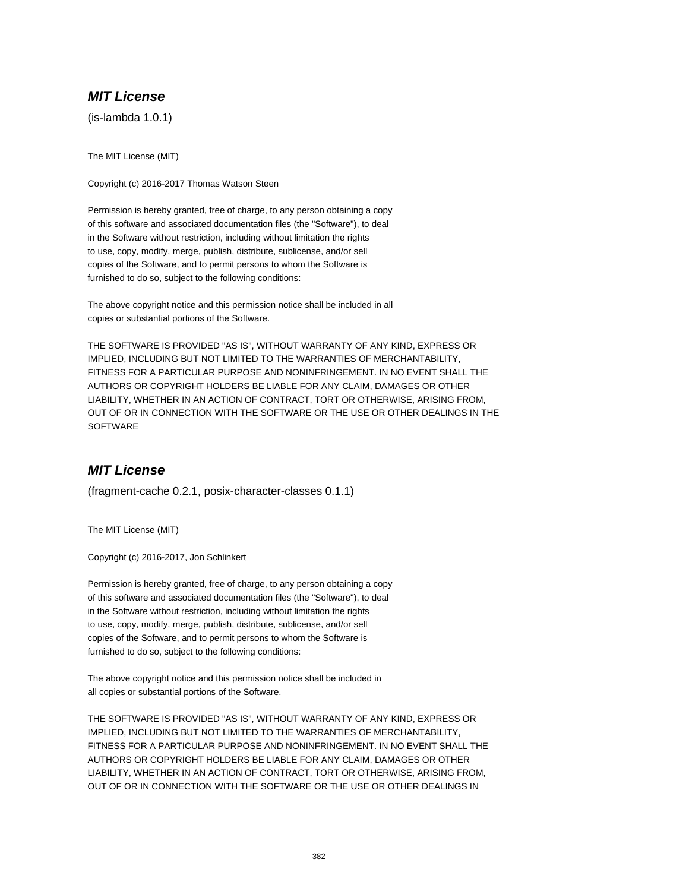## ***MIT License***

(is-lambda 1.0.1)

The MIT License (MIT)

Copyright (c) 2016-2017 Thomas Watson Steen

Permission is hereby granted, free of charge, to any person obtaining a copy
of this software and associated documentation files (the "Software"), to deal
in the Software without restriction, including without limitation the rights
to use, copy, modify, merge, publish, distribute, sublicense, and/or sell
copies of the Software, and to permit persons to whom the Software is
furnished to do so, subject to the following conditions:

The above copyright notice and this permission notice shall be included in all
copies or substantial portions of the Software.

THE SOFTWARE IS PROVIDED "AS IS", WITHOUT WARRANTY OF ANY KIND, EXPRESS OR
IMPLIED, INCLUDING BUT NOT LIMITED TO THE WARRANTIES OF MERCHANTABILITY,
FITNESS FOR A PARTICULAR PURPOSE AND NONINFRINGEMENT. IN NO EVENT SHALL THE
AUTHORS OR COPYRIGHT HOLDERS BE LIABLE FOR ANY CLAIM, DAMAGES OR OTHER
LIABILITY, WHETHER IN AN ACTION OF CONTRACT, TORT OR OTHERWISE, ARISING FROM,
OUT OF OR IN CONNECTION WITH THE SOFTWARE OR THE USE OR OTHER DEALINGS IN THE
SOFTWARE

## ***MIT License***

(fragment-cache 0.2.1, posix-character-classes 0.1.1)

The MIT License (MIT)

Copyright (c) 2016-2017, Jon Schlinkert

Permission is hereby granted, free of charge, to any person obtaining a copy
of this software and associated documentation files (the "Software"), to deal
in the Software without restriction, including without limitation the rights
to use, copy, modify, merge, publish, distribute, sublicense, and/or sell
copies of the Software, and to permit persons to whom the Software is
furnished to do so, subject to the following conditions:

The above copyright notice and this permission notice shall be included in
all copies or substantial portions of the Software.

THE SOFTWARE IS PROVIDED "AS IS", WITHOUT WARRANTY OF ANY KIND, EXPRESS OR
IMPLIED, INCLUDING BUT NOT LIMITED TO THE WARRANTIES OF MERCHANTABILITY,
FITNESS FOR A PARTICULAR PURPOSE AND NONINFRINGEMENT. IN NO EVENT SHALL THE
AUTHORS OR COPYRIGHT HOLDERS BE LIABLE FOR ANY CLAIM, DAMAGES OR OTHER
LIABILITY, WHETHER IN AN ACTION OF CONTRACT, TORT OR OTHERWISE, ARISING FROM,
OUT OF OR IN CONNECTION WITH THE SOFTWARE OR THE USE OR OTHER DEALINGS IN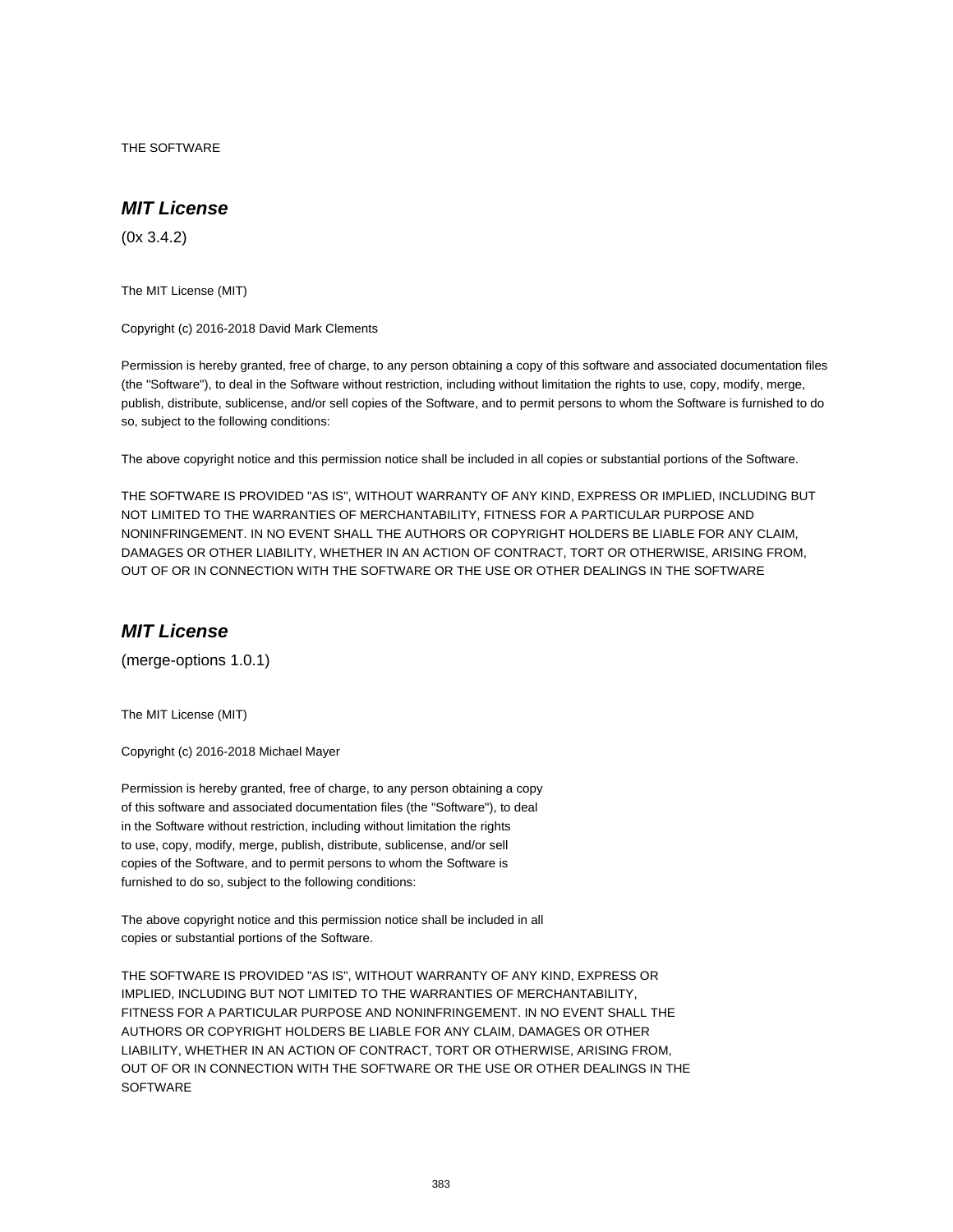THE SOFTWARE

## *MIT License*

(0x 3.4.2)

The MIT License (MIT)

Copyright (c) 2016-2018 David Mark Clements

Permission is hereby granted, free of charge, to any person obtaining a copy of this software and associated documentation files (the "Software"), to deal in the Software without restriction, including without limitation the rights to use, copy, modify, merge, publish, distribute, sublicense, and/or sell copies of the Software, and to permit persons to whom the Software is furnished to do so, subject to the following conditions:

The above copyright notice and this permission notice shall be included in all copies or substantial portions of the Software.

THE SOFTWARE IS PROVIDED "AS IS", WITHOUT WARRANTY OF ANY KIND, EXPRESS OR IMPLIED, INCLUDING BUT NOT LIMITED TO THE WARRANTIES OF MERCHANTABILITY, FITNESS FOR A PARTICULAR PURPOSE AND NONINFRINGEMENT. IN NO EVENT SHALL THE AUTHORS OR COPYRIGHT HOLDERS BE LIABLE FOR ANY CLAIM, DAMAGES OR OTHER LIABILITY, WHETHER IN AN ACTION OF CONTRACT, TORT OR OTHERWISE, ARISING FROM, OUT OF OR IN CONNECTION WITH THE SOFTWARE OR THE USE OR OTHER DEALINGS IN THE SOFTWARE

## *MIT License*

(merge-options 1.0.1)

The MIT License (MIT)

Copyright (c) 2016-2018 Michael Mayer

Permission is hereby granted, free of charge, to any person obtaining a copy of this software and associated documentation files (the "Software"), to deal in the Software without restriction, including without limitation the rights to use, copy, modify, merge, publish, distribute, sublicense, and/or sell copies of the Software, and to permit persons to whom the Software is furnished to do so, subject to the following conditions:

The above copyright notice and this permission notice shall be included in all copies or substantial portions of the Software.

THE SOFTWARE IS PROVIDED "AS IS", WITHOUT WARRANTY OF ANY KIND, EXPRESS OR IMPLIED, INCLUDING BUT NOT LIMITED TO THE WARRANTIES OF MERCHANTABILITY, FITNESS FOR A PARTICULAR PURPOSE AND NONINFRINGEMENT. IN NO EVENT SHALL THE AUTHORS OR COPYRIGHT HOLDERS BE LIABLE FOR ANY CLAIM, DAMAGES OR OTHER LIABILITY, WHETHER IN AN ACTION OF CONTRACT, TORT OR OTHERWISE, ARISING FROM, OUT OF OR IN CONNECTION WITH THE SOFTWARE OR THE USE OR OTHER DEALINGS IN THE SOFTWARE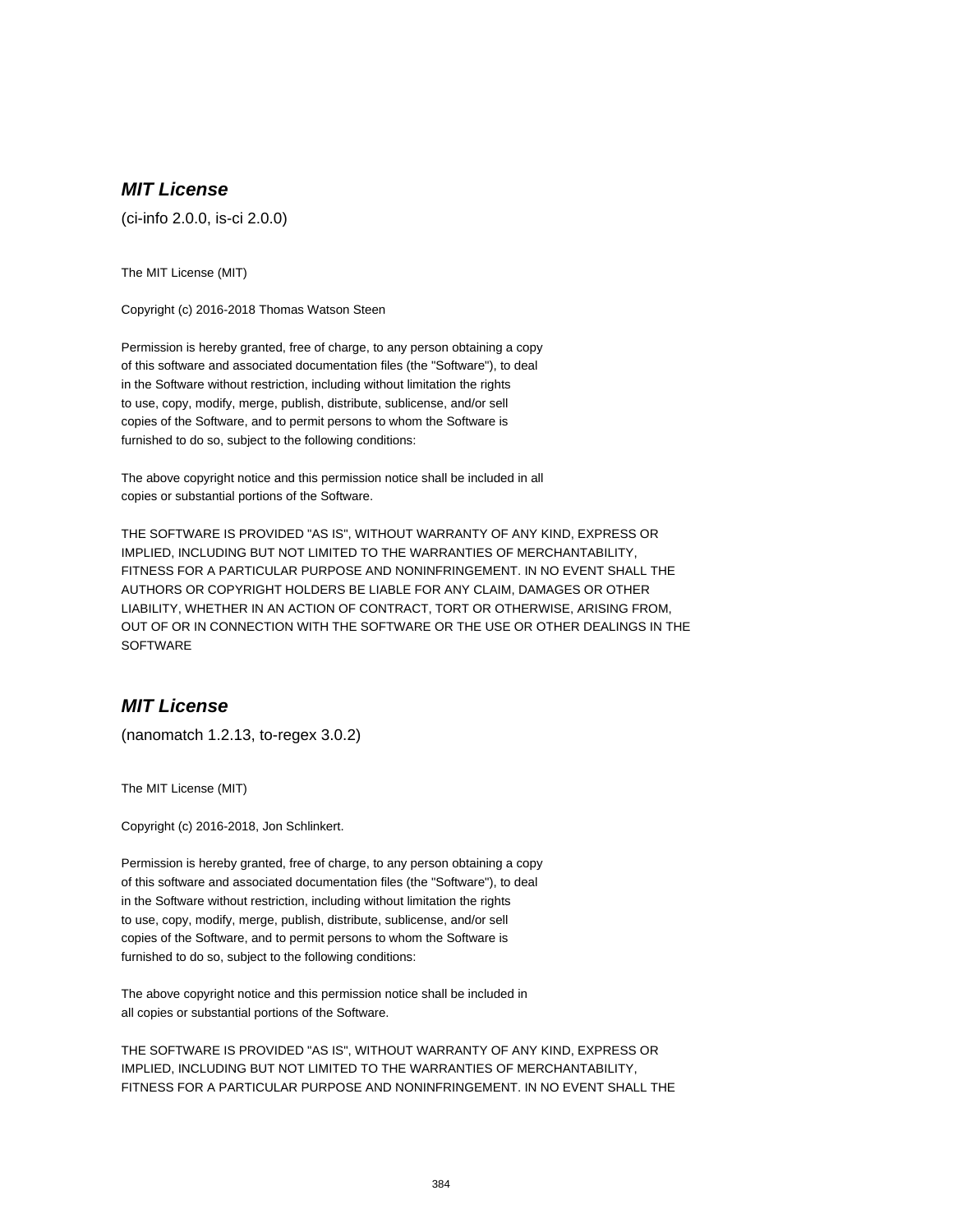## ***MIT License***

(ci-info 2.0.0, is-ci 2.0.0)

The MIT License (MIT)

Copyright (c) 2016-2018 Thomas Watson Steen

Permission is hereby granted, free of charge, to any person obtaining a copy
of this software and associated documentation files (the "Software"), to deal
in the Software without restriction, including without limitation the rights
to use, copy, modify, merge, publish, distribute, sublicense, and/or sell
copies of the Software, and to permit persons to whom the Software is
furnished to do so, subject to the following conditions:

The above copyright notice and this permission notice shall be included in all
copies or substantial portions of the Software.

THE SOFTWARE IS PROVIDED "AS IS", WITHOUT WARRANTY OF ANY KIND, EXPRESS OR
IMPLIED, INCLUDING BUT NOT LIMITED TO THE WARRANTIES OF MERCHANTABILITY,
FITNESS FOR A PARTICULAR PURPOSE AND NONINFRINGEMENT. IN NO EVENT SHALL THE
AUTHORS OR COPYRIGHT HOLDERS BE LIABLE FOR ANY CLAIM, DAMAGES OR OTHER
LIABILITY, WHETHER IN AN ACTION OF CONTRACT, TORT OR OTHERWISE, ARISING FROM,
OUT OF OR IN CONNECTION WITH THE SOFTWARE OR THE USE OR OTHER DEALINGS IN THE
SOFTWARE

## ***MIT License***

(nanomatch 1.2.13, to-regex 3.0.2)

The MIT License (MIT)

Copyright (c) 2016-2018, Jon Schlinkert.

Permission is hereby granted, free of charge, to any person obtaining a copy
of this software and associated documentation files (the "Software"), to deal
in the Software without restriction, including without limitation the rights
to use, copy, modify, merge, publish, distribute, sublicense, and/or sell
copies of the Software, and to permit persons to whom the Software is
furnished to do so, subject to the following conditions:

The above copyright notice and this permission notice shall be included in
all copies or substantial portions of the Software.

THE SOFTWARE IS PROVIDED "AS IS", WITHOUT WARRANTY OF ANY KIND, EXPRESS OR
IMPLIED, INCLUDING BUT NOT LIMITED TO THE WARRANTIES OF MERCHANTABILITY,
FITNESS FOR A PARTICULAR PURPOSE AND NONINFRINGEMENT. IN NO EVENT SHALL THE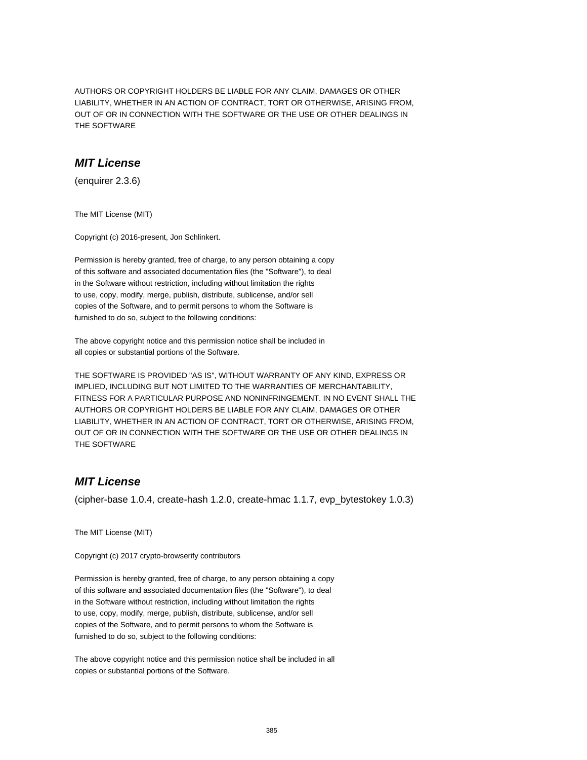AUTHORS OR COPYRIGHT HOLDERS BE LIABLE FOR ANY CLAIM, DAMAGES OR OTHER LIABILITY, WHETHER IN AN ACTION OF CONTRACT, TORT OR OTHERWISE, ARISING FROM, OUT OF OR IN CONNECTION WITH THE SOFTWARE OR THE USE OR OTHER DEALINGS IN THE SOFTWARE

## *MIT License*

(enquirer 2.3.6)

The MIT License (MIT)

Copyright (c) 2016-present, Jon Schlinkert.

Permission is hereby granted, free of charge, to any person obtaining a copy of this software and associated documentation files (the "Software"), to deal in the Software without restriction, including without limitation the rights to use, copy, modify, merge, publish, distribute, sublicense, and/or sell copies of the Software, and to permit persons to whom the Software is furnished to do so, subject to the following conditions:

The above copyright notice and this permission notice shall be included in all copies or substantial portions of the Software.

THE SOFTWARE IS PROVIDED "AS IS", WITHOUT WARRANTY OF ANY KIND, EXPRESS OR IMPLIED, INCLUDING BUT NOT LIMITED TO THE WARRANTIES OF MERCHANTABILITY, FITNESS FOR A PARTICULAR PURPOSE AND NONINFRINGEMENT. IN NO EVENT SHALL THE AUTHORS OR COPYRIGHT HOLDERS BE LIABLE FOR ANY CLAIM, DAMAGES OR OTHER LIABILITY, WHETHER IN AN ACTION OF CONTRACT, TORT OR OTHERWISE, ARISING FROM, OUT OF OR IN CONNECTION WITH THE SOFTWARE OR THE USE OR OTHER DEALINGS IN THE SOFTWARE

## *MIT License*

(cipher-base 1.0.4, create-hash 1.2.0, create-hmac 1.1.7, evp_bytestokey 1.0.3)

The MIT License (MIT)

Copyright (c) 2017 crypto-browserify contributors

Permission is hereby granted, free of charge, to any person obtaining a copy of this software and associated documentation files (the "Software"), to deal in the Software without restriction, including without limitation the rights to use, copy, modify, merge, publish, distribute, sublicense, and/or sell copies of the Software, and to permit persons to whom the Software is furnished to do so, subject to the following conditions:

The above copyright notice and this permission notice shall be included in all copies or substantial portions of the Software.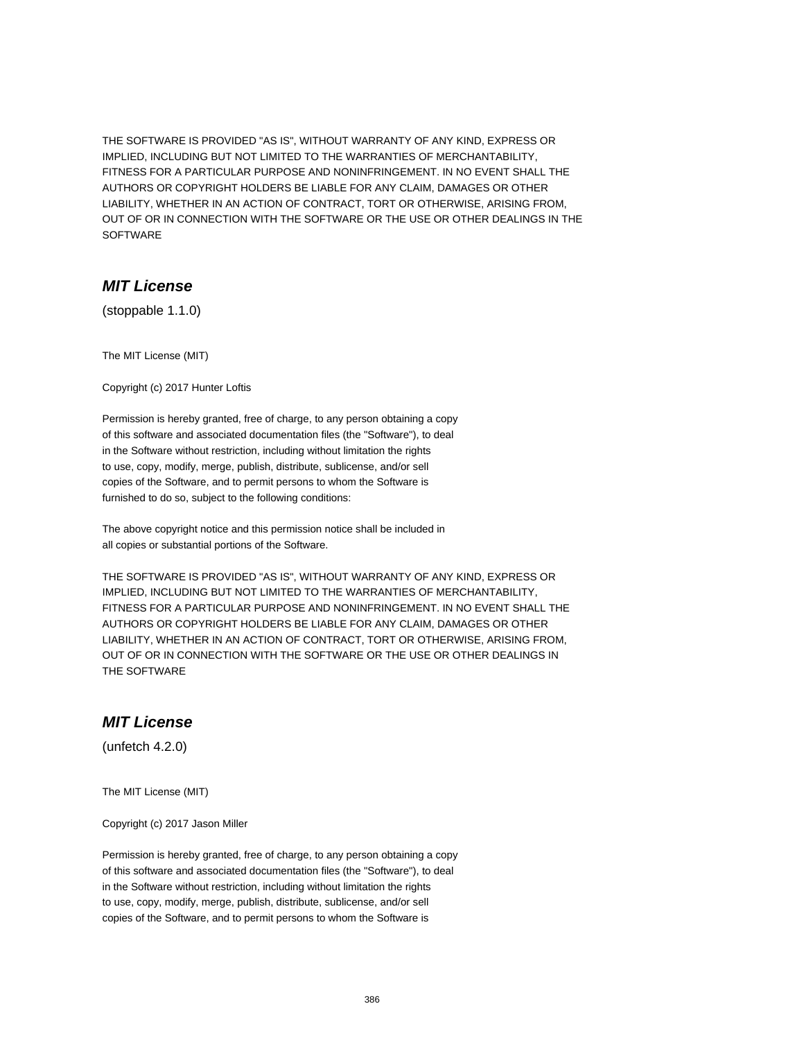THE SOFTWARE IS PROVIDED "AS IS", WITHOUT WARRANTY OF ANY KIND, EXPRESS OR
IMPLIED, INCLUDING BUT NOT LIMITED TO THE WARRANTIES OF MERCHANTABILITY,
FITNESS FOR A PARTICULAR PURPOSE AND NONINFRINGEMENT. IN NO EVENT SHALL THE
AUTHORS OR COPYRIGHT HOLDERS BE LIABLE FOR ANY CLAIM, DAMAGES OR OTHER
LIABILITY, WHETHER IN AN ACTION OF CONTRACT, TORT OR OTHERWISE, ARISING FROM,
OUT OF OR IN CONNECTION WITH THE SOFTWARE OR THE USE OR OTHER DEALINGS IN THE
SOFTWARE

## *MIT License*

(stoppable 1.1.0)

The MIT License (MIT)

Copyright (c) 2017 Hunter Loftis

Permission is hereby granted, free of charge, to any person obtaining a copy
of this software and associated documentation files (the "Software"), to deal
in the Software without restriction, including without limitation the rights
to use, copy, modify, merge, publish, distribute, sublicense, and/or sell
copies of the Software, and to permit persons to whom the Software is
furnished to do so, subject to the following conditions:

The above copyright notice and this permission notice shall be included in
all copies or substantial portions of the Software.

THE SOFTWARE IS PROVIDED "AS IS", WITHOUT WARRANTY OF ANY KIND, EXPRESS OR
IMPLIED, INCLUDING BUT NOT LIMITED TO THE WARRANTIES OF MERCHANTABILITY,
FITNESS FOR A PARTICULAR PURPOSE AND NONINFRINGEMENT. IN NO EVENT SHALL THE
AUTHORS OR COPYRIGHT HOLDERS BE LIABLE FOR ANY CLAIM, DAMAGES OR OTHER
LIABILITY, WHETHER IN AN ACTION OF CONTRACT, TORT OR OTHERWISE, ARISING FROM,
OUT OF OR IN CONNECTION WITH THE SOFTWARE OR THE USE OR OTHER DEALINGS IN
THE SOFTWARE

## *MIT License*

(unfetch 4.2.0)

The MIT License (MIT)

Copyright (c) 2017 Jason Miller

Permission is hereby granted, free of charge, to any person obtaining a copy
of this software and associated documentation files (the "Software"), to deal
in the Software without restriction, including without limitation the rights
to use, copy, modify, merge, publish, distribute, sublicense, and/or sell
copies of the Software, and to permit persons to whom the Software is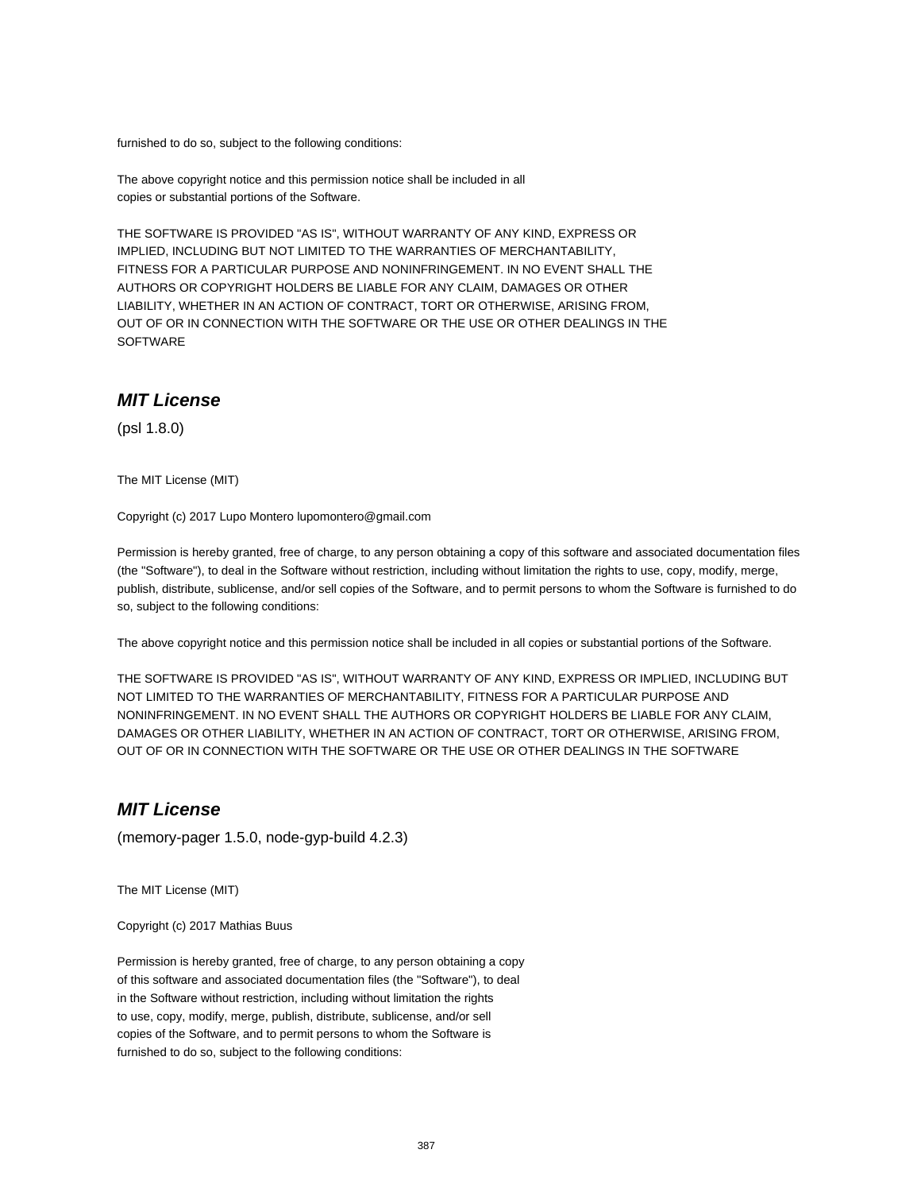furnished to do so, subject to the following conditions:

The above copyright notice and this permission notice shall be included in all
copies or substantial portions of the Software.

THE SOFTWARE IS PROVIDED "AS IS", WITHOUT WARRANTY OF ANY KIND, EXPRESS OR
IMPLIED, INCLUDING BUT NOT LIMITED TO THE WARRANTIES OF MERCHANTABILITY,
FITNESS FOR A PARTICULAR PURPOSE AND NONINFRINGEMENT. IN NO EVENT SHALL THE
AUTHORS OR COPYRIGHT HOLDERS BE LIABLE FOR ANY CLAIM, DAMAGES OR OTHER
LIABILITY, WHETHER IN AN ACTION OF CONTRACT, TORT OR OTHERWISE, ARISING FROM,
OUT OF OR IN CONNECTION WITH THE SOFTWARE OR THE USE OR OTHER DEALINGS IN THE
SOFTWARE

## ***MIT License***

(psl 1.8.0)

The MIT License (MIT)

Copyright (c) 2017 Lupo Montero lupomontero@gmail.com

Permission is hereby granted, free of charge, to any person obtaining a copy of this software and associated documentation files (the "Software"), to deal in the Software without restriction, including without limitation the rights to use, copy, modify, merge, publish, distribute, sublicense, and/or sell copies of the Software, and to permit persons to whom the Software is furnished to do so, subject to the following conditions:

The above copyright notice and this permission notice shall be included in all copies or substantial portions of the Software.

THE SOFTWARE IS PROVIDED "AS IS", WITHOUT WARRANTY OF ANY KIND, EXPRESS OR IMPLIED, INCLUDING BUT NOT LIMITED TO THE WARRANTIES OF MERCHANTABILITY, FITNESS FOR A PARTICULAR PURPOSE AND NONINFRINGEMENT. IN NO EVENT SHALL THE AUTHORS OR COPYRIGHT HOLDERS BE LIABLE FOR ANY CLAIM, DAMAGES OR OTHER LIABILITY, WHETHER IN AN ACTION OF CONTRACT, TORT OR OTHERWISE, ARISING FROM, OUT OF OR IN CONNECTION WITH THE SOFTWARE OR THE USE OR OTHER DEALINGS IN THE SOFTWARE

## ***MIT License***

(memory-pager 1.5.0, node-gyp-build 4.2.3)

The MIT License (MIT)

Copyright (c) 2017 Mathias Buus

Permission is hereby granted, free of charge, to any person obtaining a copy
of this software and associated documentation files (the "Software"), to deal
in the Software without restriction, including without limitation the rights
to use, copy, modify, merge, publish, distribute, sublicense, and/or sell
copies of the Software, and to permit persons to whom the Software is
furnished to do so, subject to the following conditions: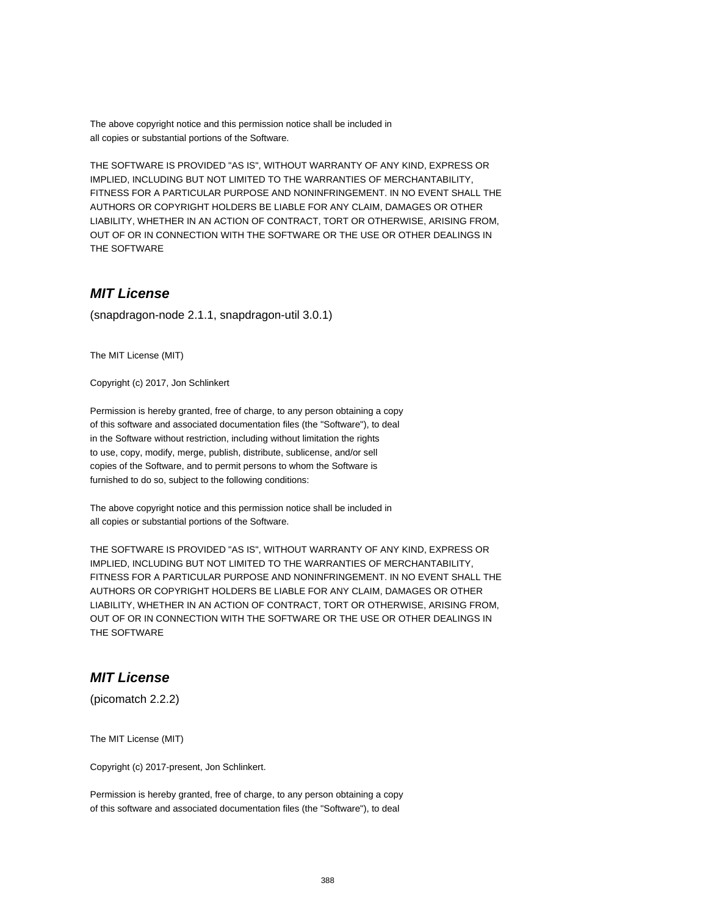The above copyright notice and this permission notice shall be included in
all copies or substantial portions of the Software.

THE SOFTWARE IS PROVIDED "AS IS", WITHOUT WARRANTY OF ANY KIND, EXPRESS OR
IMPLIED, INCLUDING BUT NOT LIMITED TO THE WARRANTIES OF MERCHANTABILITY,
FITNESS FOR A PARTICULAR PURPOSE AND NONINFRINGEMENT. IN NO EVENT SHALL THE
AUTHORS OR COPYRIGHT HOLDERS BE LIABLE FOR ANY CLAIM, DAMAGES OR OTHER
LIABILITY, WHETHER IN AN ACTION OF CONTRACT, TORT OR OTHERWISE, ARISING FROM,
OUT OF OR IN CONNECTION WITH THE SOFTWARE OR THE USE OR OTHER DEALINGS IN
THE SOFTWARE

## *MIT License*

(snapdragon-node 2.1.1, snapdragon-util 3.0.1)

The MIT License (MIT)

Copyright (c) 2017, Jon Schlinkert

Permission is hereby granted, free of charge, to any person obtaining a copy
of this software and associated documentation files (the "Software"), to deal
in the Software without restriction, including without limitation the rights
to use, copy, modify, merge, publish, distribute, sublicense, and/or sell
copies of the Software, and to permit persons to whom the Software is
furnished to do so, subject to the following conditions:

The above copyright notice and this permission notice shall be included in
all copies or substantial portions of the Software.

THE SOFTWARE IS PROVIDED "AS IS", WITHOUT WARRANTY OF ANY KIND, EXPRESS OR
IMPLIED, INCLUDING BUT NOT LIMITED TO THE WARRANTIES OF MERCHANTABILITY,
FITNESS FOR A PARTICULAR PURPOSE AND NONINFRINGEMENT. IN NO EVENT SHALL THE
AUTHORS OR COPYRIGHT HOLDERS BE LIABLE FOR ANY CLAIM, DAMAGES OR OTHER
LIABILITY, WHETHER IN AN ACTION OF CONTRACT, TORT OR OTHERWISE, ARISING FROM,
OUT OF OR IN CONNECTION WITH THE SOFTWARE OR THE USE OR OTHER DEALINGS IN
THE SOFTWARE

## *MIT License*

(picomatch 2.2.2)

The MIT License (MIT)

Copyright (c) 2017-present, Jon Schlinkert.

Permission is hereby granted, free of charge, to any person obtaining a copy
of this software and associated documentation files (the "Software"), to deal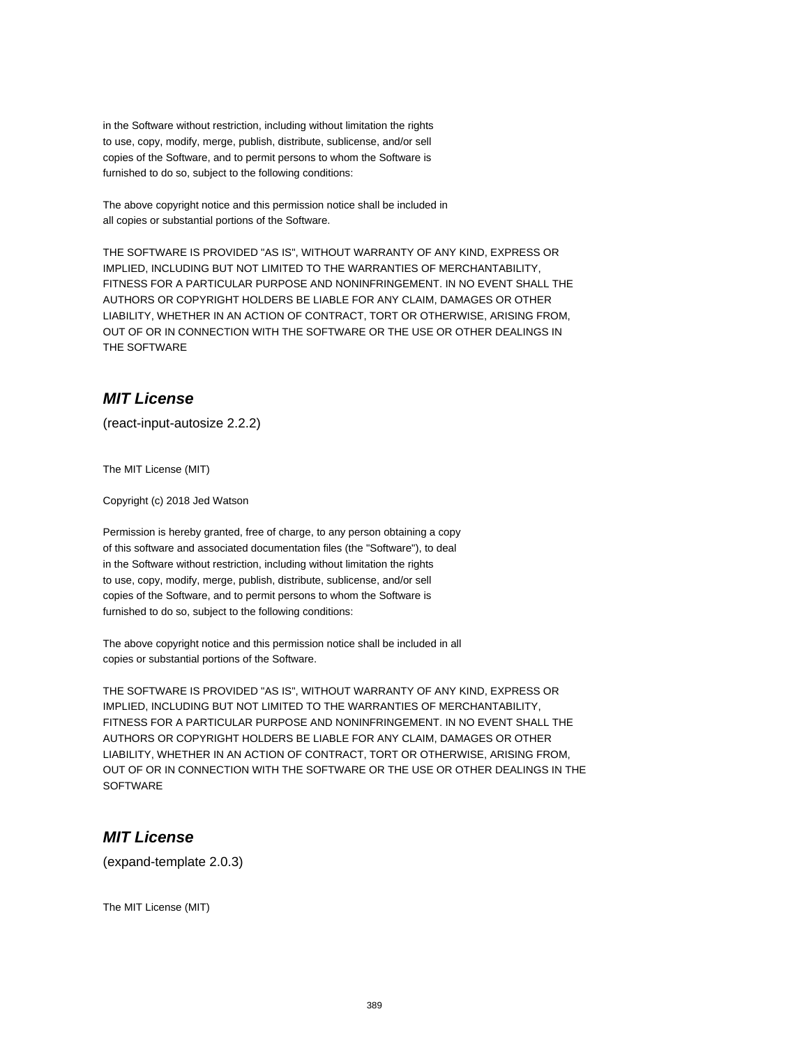in the Software without restriction, including without limitation the rights
to use, copy, modify, merge, publish, distribute, sublicense, and/or sell
copies of the Software, and to permit persons to whom the Software is
furnished to do so, subject to the following conditions:

The above copyright notice and this permission notice shall be included in
all copies or substantial portions of the Software.

THE SOFTWARE IS PROVIDED "AS IS", WITHOUT WARRANTY OF ANY KIND, EXPRESS OR
IMPLIED, INCLUDING BUT NOT LIMITED TO THE WARRANTIES OF MERCHANTABILITY,
FITNESS FOR A PARTICULAR PURPOSE AND NONINFRINGEMENT. IN NO EVENT SHALL THE
AUTHORS OR COPYRIGHT HOLDERS BE LIABLE FOR ANY CLAIM, DAMAGES OR OTHER
LIABILITY, WHETHER IN AN ACTION OF CONTRACT, TORT OR OTHERWISE, ARISING FROM,
OUT OF OR IN CONNECTION WITH THE SOFTWARE OR THE USE OR OTHER DEALINGS IN
THE SOFTWARE

## *MIT License*

(react-input-autosize 2.2.2)

The MIT License (MIT)

Copyright (c) 2018 Jed Watson

Permission is hereby granted, free of charge, to any person obtaining a copy
of this software and associated documentation files (the "Software"), to deal
in the Software without restriction, including without limitation the rights
to use, copy, modify, merge, publish, distribute, sublicense, and/or sell
copies of the Software, and to permit persons to whom the Software is
furnished to do so, subject to the following conditions:

The above copyright notice and this permission notice shall be included in all
copies or substantial portions of the Software.

THE SOFTWARE IS PROVIDED "AS IS", WITHOUT WARRANTY OF ANY KIND, EXPRESS OR
IMPLIED, INCLUDING BUT NOT LIMITED TO THE WARRANTIES OF MERCHANTABILITY,
FITNESS FOR A PARTICULAR PURPOSE AND NONINFRINGEMENT. IN NO EVENT SHALL THE
AUTHORS OR COPYRIGHT HOLDERS BE LIABLE FOR ANY CLAIM, DAMAGES OR OTHER
LIABILITY, WHETHER IN AN ACTION OF CONTRACT, TORT OR OTHERWISE, ARISING FROM,
OUT OF OR IN CONNECTION WITH THE SOFTWARE OR THE USE OR OTHER DEALINGS IN THE
SOFTWARE

## *MIT License*

(expand-template 2.0.3)

The MIT License (MIT)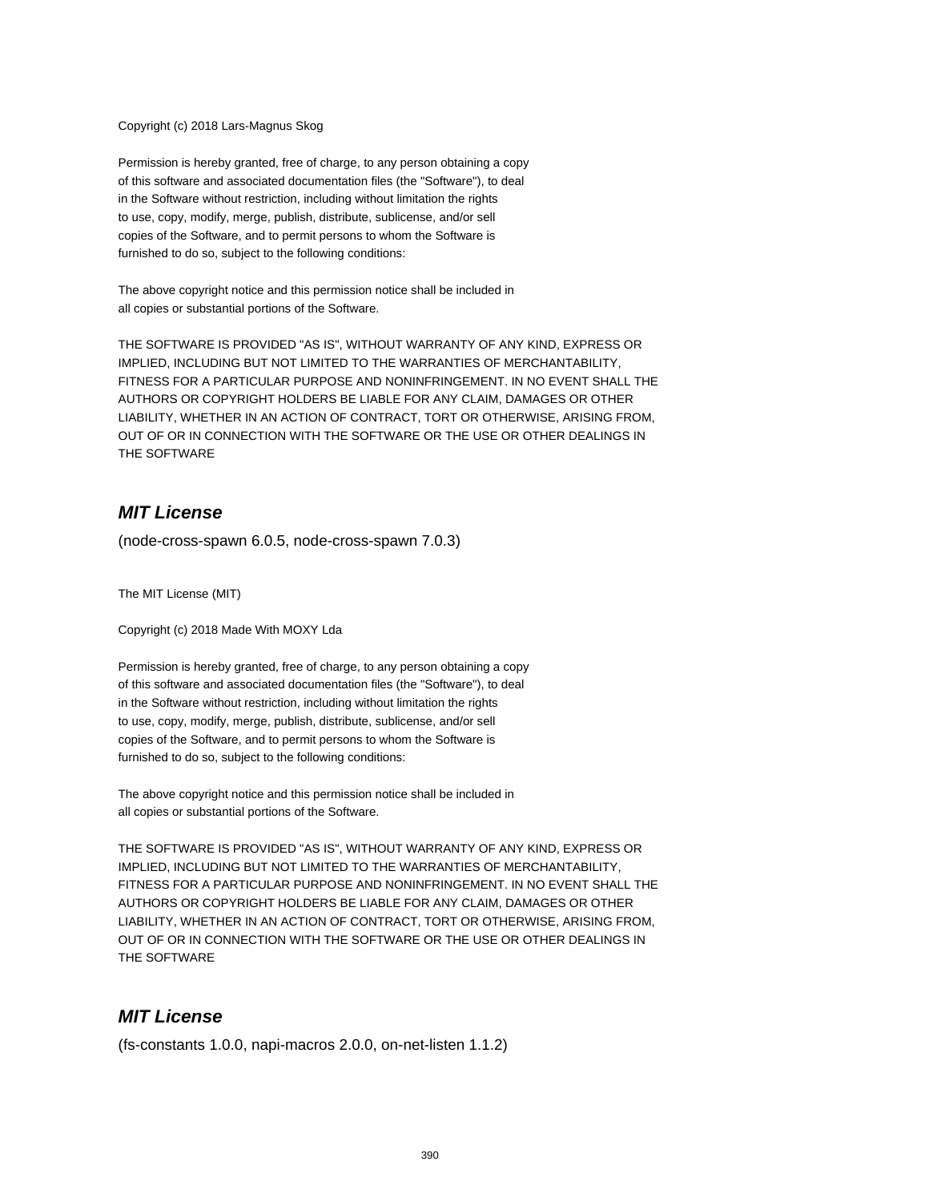Copyright (c) 2018 Lars-Magnus Skog

Permission is hereby granted, free of charge, to any person obtaining a copy
of this software and associated documentation files (the "Software"), to deal
in the Software without restriction, including without limitation the rights
to use, copy, modify, merge, publish, distribute, sublicense, and/or sell
copies of the Software, and to permit persons to whom the Software is
furnished to do so, subject to the following conditions:

The above copyright notice and this permission notice shall be included in
all copies or substantial portions of the Software.

THE SOFTWARE IS PROVIDED "AS IS", WITHOUT WARRANTY OF ANY KIND, EXPRESS OR
IMPLIED, INCLUDING BUT NOT LIMITED TO THE WARRANTIES OF MERCHANTABILITY,
FITNESS FOR A PARTICULAR PURPOSE AND NONINFRINGEMENT. IN NO EVENT SHALL THE
AUTHORS OR COPYRIGHT HOLDERS BE LIABLE FOR ANY CLAIM, DAMAGES OR OTHER
LIABILITY, WHETHER IN AN ACTION OF CONTRACT, TORT OR OTHERWISE, ARISING FROM,
OUT OF OR IN CONNECTION WITH THE SOFTWARE OR THE USE OR OTHER DEALINGS IN
THE SOFTWARE

## ***MIT License***

(node-cross-spawn 6.0.5, node-cross-spawn 7.0.3)

The MIT License (MIT)

Copyright (c) 2018 Made With MOXY Lda

Permission is hereby granted, free of charge, to any person obtaining a copy
of this software and associated documentation files (the "Software"), to deal
in the Software without restriction, including without limitation the rights
to use, copy, modify, merge, publish, distribute, sublicense, and/or sell
copies of the Software, and to permit persons to whom the Software is
furnished to do so, subject to the following conditions:

The above copyright notice and this permission notice shall be included in
all copies or substantial portions of the Software.

THE SOFTWARE IS PROVIDED "AS IS", WITHOUT WARRANTY OF ANY KIND, EXPRESS OR
IMPLIED, INCLUDING BUT NOT LIMITED TO THE WARRANTIES OF MERCHANTABILITY,
FITNESS FOR A PARTICULAR PURPOSE AND NONINFRINGEMENT. IN NO EVENT SHALL THE
AUTHORS OR COPYRIGHT HOLDERS BE LIABLE FOR ANY CLAIM, DAMAGES OR OTHER
LIABILITY, WHETHER IN AN ACTION OF CONTRACT, TORT OR OTHERWISE, ARISING FROM,
OUT OF OR IN CONNECTION WITH THE SOFTWARE OR THE USE OR OTHER DEALINGS IN
THE SOFTWARE

## ***MIT License***

(fs-constants 1.0.0, napi-macros 2.0.0, on-net-listen 1.1.2)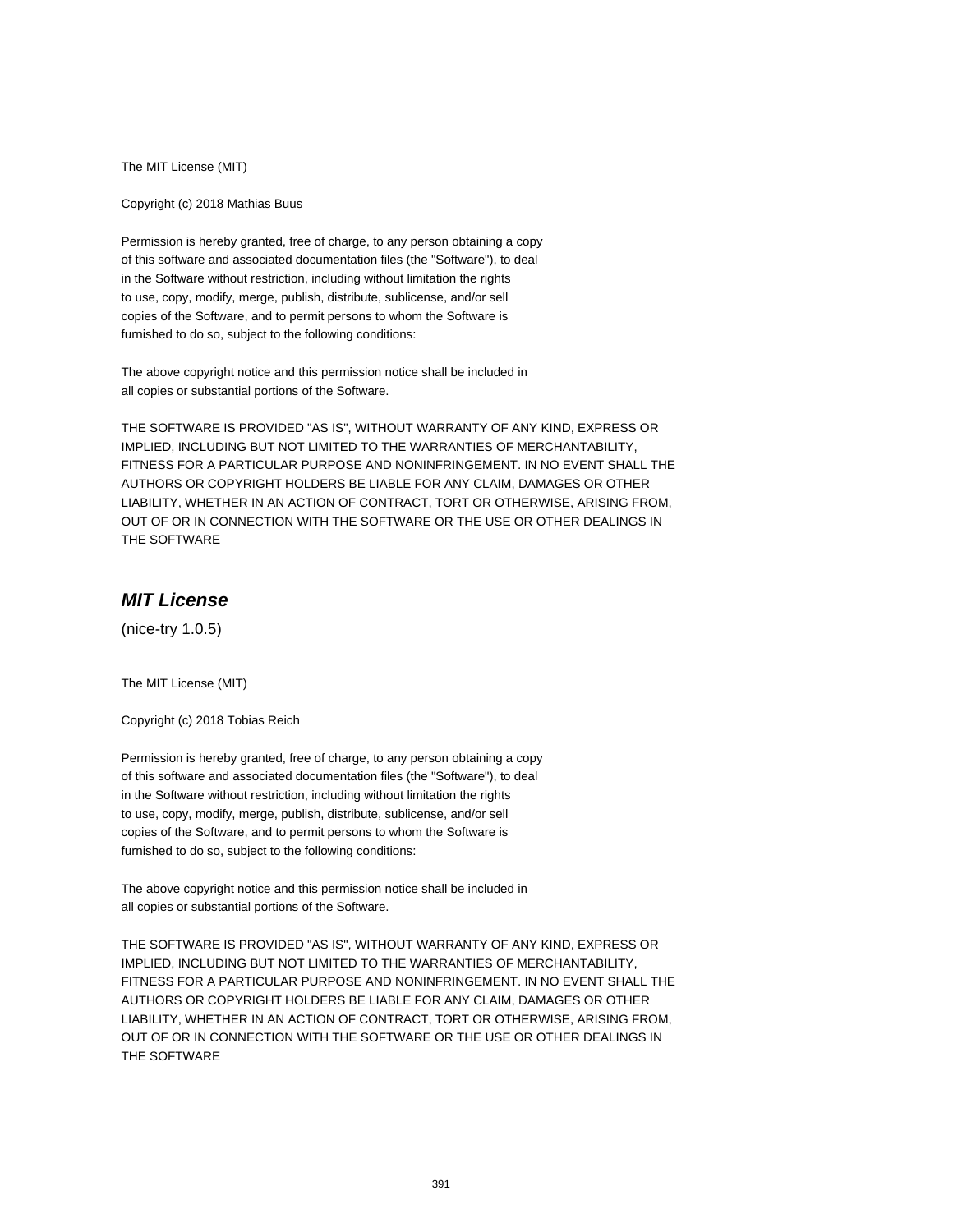The MIT License (MIT)

Copyright (c) 2018 Mathias Buus

Permission is hereby granted, free of charge, to any person obtaining a copy
of this software and associated documentation files (the "Software"), to deal
in the Software without restriction, including without limitation the rights
to use, copy, modify, merge, publish, distribute, sublicense, and/or sell
copies of the Software, and to permit persons to whom the Software is
furnished to do so, subject to the following conditions:

The above copyright notice and this permission notice shall be included in
all copies or substantial portions of the Software.

THE SOFTWARE IS PROVIDED "AS IS", WITHOUT WARRANTY OF ANY KIND, EXPRESS OR
IMPLIED, INCLUDING BUT NOT LIMITED TO THE WARRANTIES OF MERCHANTABILITY,
FITNESS FOR A PARTICULAR PURPOSE AND NONINFRINGEMENT. IN NO EVENT SHALL THE
AUTHORS OR COPYRIGHT HOLDERS BE LIABLE FOR ANY CLAIM, DAMAGES OR OTHER
LIABILITY, WHETHER IN AN ACTION OF CONTRACT, TORT OR OTHERWISE, ARISING FROM,
OUT OF OR IN CONNECTION WITH THE SOFTWARE OR THE USE OR OTHER DEALINGS IN
THE SOFTWARE

## *MIT License*

(nice-try 1.0.5)

The MIT License (MIT)

Copyright (c) 2018 Tobias Reich

Permission is hereby granted, free of charge, to any person obtaining a copy
of this software and associated documentation files (the "Software"), to deal
in the Software without restriction, including without limitation the rights
to use, copy, modify, merge, publish, distribute, sublicense, and/or sell
copies of the Software, and to permit persons to whom the Software is
furnished to do so, subject to the following conditions:

The above copyright notice and this permission notice shall be included in
all copies or substantial portions of the Software.

THE SOFTWARE IS PROVIDED "AS IS", WITHOUT WARRANTY OF ANY KIND, EXPRESS OR
IMPLIED, INCLUDING BUT NOT LIMITED TO THE WARRANTIES OF MERCHANTABILITY,
FITNESS FOR A PARTICULAR PURPOSE AND NONINFRINGEMENT. IN NO EVENT SHALL THE
AUTHORS OR COPYRIGHT HOLDERS BE LIABLE FOR ANY CLAIM, DAMAGES OR OTHER
LIABILITY, WHETHER IN AN ACTION OF CONTRACT, TORT OR OTHERWISE, ARISING FROM,
OUT OF OR IN CONNECTION WITH THE SOFTWARE OR THE USE OR OTHER DEALINGS IN
THE SOFTWARE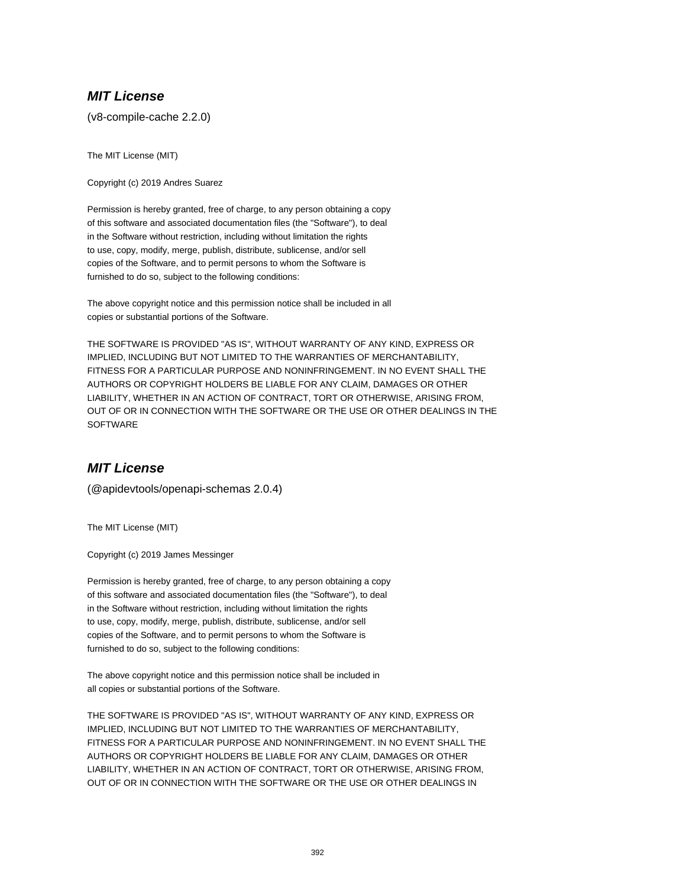## ***MIT License***

(v8-compile-cache 2.2.0)

The MIT License (MIT)

Copyright (c) 2019 Andres Suarez

Permission is hereby granted, free of charge, to any person obtaining a copy
of this software and associated documentation files (the "Software"), to deal
in the Software without restriction, including without limitation the rights
to use, copy, modify, merge, publish, distribute, sublicense, and/or sell
copies of the Software, and to permit persons to whom the Software is
furnished to do so, subject to the following conditions:

The above copyright notice and this permission notice shall be included in all
copies or substantial portions of the Software.

THE SOFTWARE IS PROVIDED "AS IS", WITHOUT WARRANTY OF ANY KIND, EXPRESS OR
IMPLIED, INCLUDING BUT NOT LIMITED TO THE WARRANTIES OF MERCHANTABILITY,
FITNESS FOR A PARTICULAR PURPOSE AND NONINFRINGEMENT. IN NO EVENT SHALL THE
AUTHORS OR COPYRIGHT HOLDERS BE LIABLE FOR ANY CLAIM, DAMAGES OR OTHER
LIABILITY, WHETHER IN AN ACTION OF CONTRACT, TORT OR OTHERWISE, ARISING FROM,
OUT OF OR IN CONNECTION WITH THE SOFTWARE OR THE USE OR OTHER DEALINGS IN THE
SOFTWARE

## ***MIT License***

(@apidevtools/openapi-schemas 2.0.4)

The MIT License (MIT)

Copyright (c) 2019 James Messinger

Permission is hereby granted, free of charge, to any person obtaining a copy
of this software and associated documentation files (the "Software"), to deal
in the Software without restriction, including without limitation the rights
to use, copy, modify, merge, publish, distribute, sublicense, and/or sell
copies of the Software, and to permit persons to whom the Software is
furnished to do so, subject to the following conditions:

The above copyright notice and this permission notice shall be included in
all copies or substantial portions of the Software.

THE SOFTWARE IS PROVIDED "AS IS", WITHOUT WARRANTY OF ANY KIND, EXPRESS OR
IMPLIED, INCLUDING BUT NOT LIMITED TO THE WARRANTIES OF MERCHANTABILITY,
FITNESS FOR A PARTICULAR PURPOSE AND NONINFRINGEMENT. IN NO EVENT SHALL THE
AUTHORS OR COPYRIGHT HOLDERS BE LIABLE FOR ANY CLAIM, DAMAGES OR OTHER
LIABILITY, WHETHER IN AN ACTION OF CONTRACT, TORT OR OTHERWISE, ARISING FROM,
OUT OF OR IN CONNECTION WITH THE SOFTWARE OR THE USE OR OTHER DEALINGS IN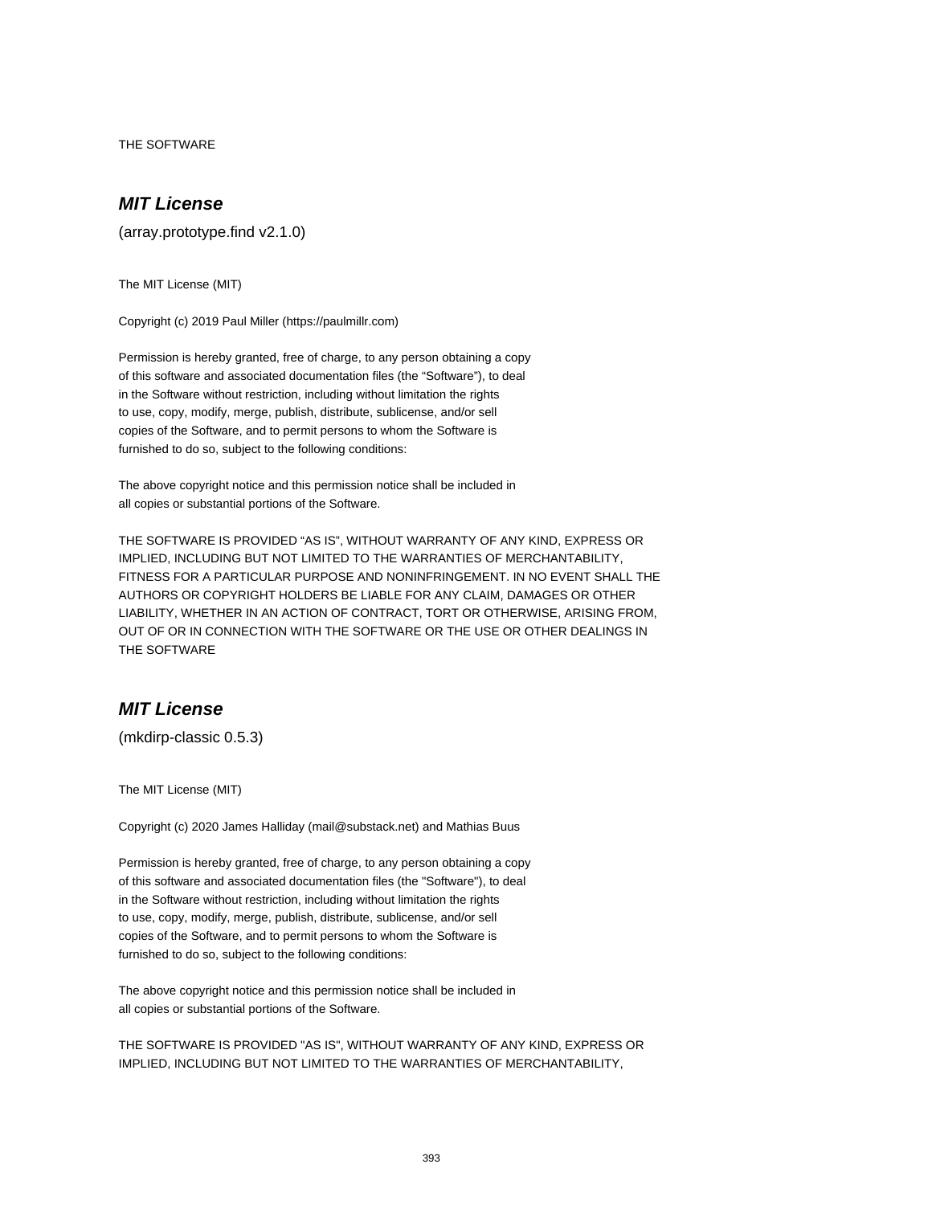THE SOFTWARE

## ***MIT License***

(array.prototype.find v2.1.0)

The MIT License (MIT)

Copyright (c) 2019 Paul Miller (https://paulmillr.com)

Permission is hereby granted, free of charge, to any person obtaining a copy
of this software and associated documentation files (the “Software”), to deal
in the Software without restriction, including without limitation the rights
to use, copy, modify, merge, publish, distribute, sublicense, and/or sell
copies of the Software, and to permit persons to whom the Software is
furnished to do so, subject to the following conditions:

The above copyright notice and this permission notice shall be included in
all copies or substantial portions of the Software.

THE SOFTWARE IS PROVIDED “AS IS”, WITHOUT WARRANTY OF ANY KIND, EXPRESS OR
IMPLIED, INCLUDING BUT NOT LIMITED TO THE WARRANTIES OF MERCHANTABILITY,
FITNESS FOR A PARTICULAR PURPOSE AND NONINFRINGEMENT. IN NO EVENT SHALL THE
AUTHORS OR COPYRIGHT HOLDERS BE LIABLE FOR ANY CLAIM, DAMAGES OR OTHER
LIABILITY, WHETHER IN AN ACTION OF CONTRACT, TORT OR OTHERWISE, ARISING FROM,
OUT OF OR IN CONNECTION WITH THE SOFTWARE OR THE USE OR OTHER DEALINGS IN
THE SOFTWARE

## ***MIT License***

(mkdirp-classic 0.5.3)

The MIT License (MIT)

Copyright (c) 2020 James Halliday (mail@substack.net) and Mathias Buus

Permission is hereby granted, free of charge, to any person obtaining a copy
of this software and associated documentation files (the "Software"), to deal
in the Software without restriction, including without limitation the rights
to use, copy, modify, merge, publish, distribute, sublicense, and/or sell
copies of the Software, and to permit persons to whom the Software is
furnished to do so, subject to the following conditions:

The above copyright notice and this permission notice shall be included in
all copies or substantial portions of the Software.

THE SOFTWARE IS PROVIDED "AS IS", WITHOUT WARRANTY OF ANY KIND, EXPRESS OR
IMPLIED, INCLUDING BUT NOT LIMITED TO THE WARRANTIES OF MERCHANTABILITY,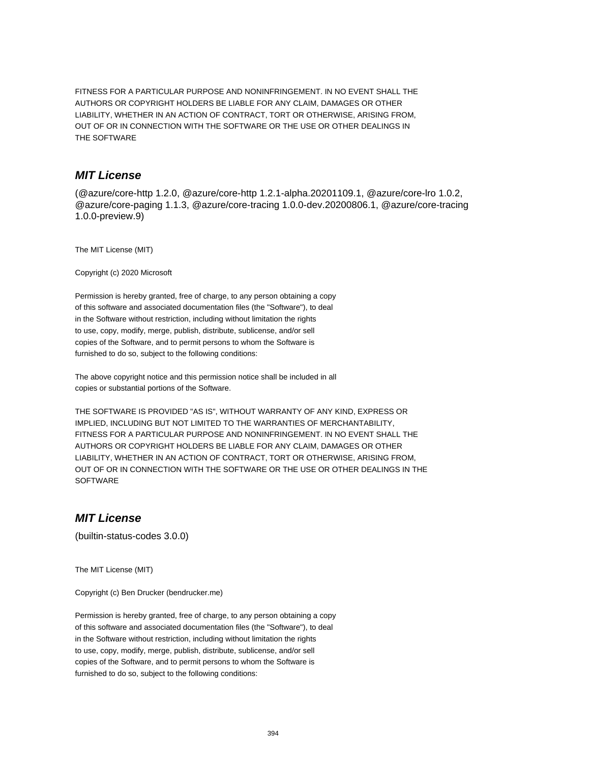FITNESS FOR A PARTICULAR PURPOSE AND NONINFRINGEMENT. IN NO EVENT SHALL THE
AUTHORS OR COPYRIGHT HOLDERS BE LIABLE FOR ANY CLAIM, DAMAGES OR OTHER
LIABILITY, WHETHER IN AN ACTION OF CONTRACT, TORT OR OTHERWISE, ARISING FROM,
OUT OF OR IN CONNECTION WITH THE SOFTWARE OR THE USE OR OTHER DEALINGS IN
THE SOFTWARE

## ***MIT License***

(@azure/core-http 1.2.0, @azure/core-http 1.2.1-alpha.20201109.1, @azure/core-lro 1.0.2, @azure/core-paging 1.1.3, @azure/core-tracing 1.0.0-dev.20200806.1, @azure/core-tracing 1.0.0-preview.9)

The MIT License (MIT)

Copyright (c) 2020 Microsoft

Permission is hereby granted, free of charge, to any person obtaining a copy
of this software and associated documentation files (the "Software"), to deal
in the Software without restriction, including without limitation the rights
to use, copy, modify, merge, publish, distribute, sublicense, and/or sell
copies of the Software, and to permit persons to whom the Software is
furnished to do so, subject to the following conditions:

The above copyright notice and this permission notice shall be included in all
copies or substantial portions of the Software.

THE SOFTWARE IS PROVIDED "AS IS", WITHOUT WARRANTY OF ANY KIND, EXPRESS OR
IMPLIED, INCLUDING BUT NOT LIMITED TO THE WARRANTIES OF MERCHANTABILITY,
FITNESS FOR A PARTICULAR PURPOSE AND NONINFRINGEMENT. IN NO EVENT SHALL THE
AUTHORS OR COPYRIGHT HOLDERS BE LIABLE FOR ANY CLAIM, DAMAGES OR OTHER
LIABILITY, WHETHER IN AN ACTION OF CONTRACT, TORT OR OTHERWISE, ARISING FROM,
OUT OF OR IN CONNECTION WITH THE SOFTWARE OR THE USE OR OTHER DEALINGS IN THE
SOFTWARE

## ***MIT License***

(builtin-status-codes 3.0.0)

The MIT License (MIT)

Copyright (c) Ben Drucker (bendrucker.me)

Permission is hereby granted, free of charge, to any person obtaining a copy
of this software and associated documentation files (the "Software"), to deal
in the Software without restriction, including without limitation the rights
to use, copy, modify, merge, publish, distribute, sublicense, and/or sell
copies of the Software, and to permit persons to whom the Software is
furnished to do so, subject to the following conditions: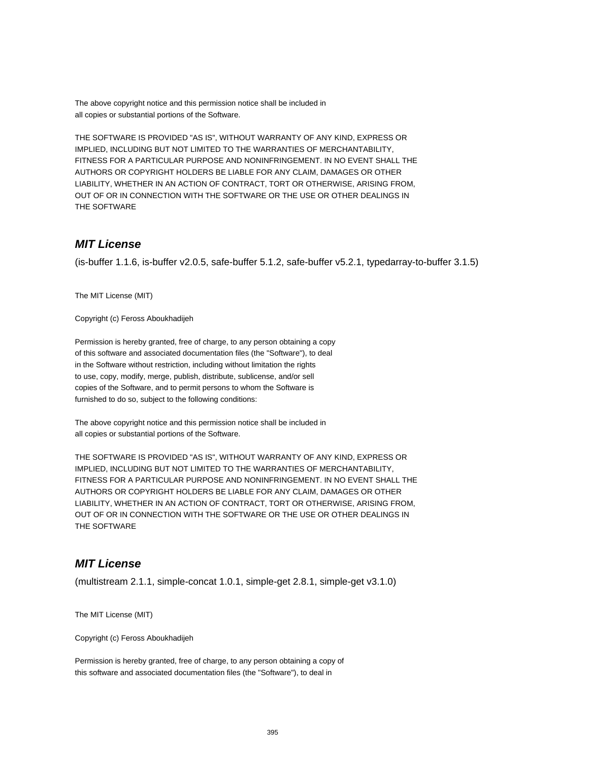The above copyright notice and this permission notice shall be included in
all copies or substantial portions of the Software.

THE SOFTWARE IS PROVIDED "AS IS", WITHOUT WARRANTY OF ANY KIND, EXPRESS OR
IMPLIED, INCLUDING BUT NOT LIMITED TO THE WARRANTIES OF MERCHANTABILITY,
FITNESS FOR A PARTICULAR PURPOSE AND NONINFRINGEMENT. IN NO EVENT SHALL THE
AUTHORS OR COPYRIGHT HOLDERS BE LIABLE FOR ANY CLAIM, DAMAGES OR OTHER
LIABILITY, WHETHER IN AN ACTION OF CONTRACT, TORT OR OTHERWISE, ARISING FROM,
OUT OF OR IN CONNECTION WITH THE SOFTWARE OR THE USE OR OTHER DEALINGS IN
THE SOFTWARE

## *MIT License*

(is-buffer 1.1.6, is-buffer v2.0.5, safe-buffer 5.1.2, safe-buffer v5.2.1, typedarray-to-buffer 3.1.5)

The MIT License (MIT)

Copyright (c) Feross Aboukhadijeh

Permission is hereby granted, free of charge, to any person obtaining a copy
of this software and associated documentation files (the "Software"), to deal
in the Software without restriction, including without limitation the rights
to use, copy, modify, merge, publish, distribute, sublicense, and/or sell
copies of the Software, and to permit persons to whom the Software is
furnished to do so, subject to the following conditions:

The above copyright notice and this permission notice shall be included in
all copies or substantial portions of the Software.

THE SOFTWARE IS PROVIDED "AS IS", WITHOUT WARRANTY OF ANY KIND, EXPRESS OR
IMPLIED, INCLUDING BUT NOT LIMITED TO THE WARRANTIES OF MERCHANTABILITY,
FITNESS FOR A PARTICULAR PURPOSE AND NONINFRINGEMENT. IN NO EVENT SHALL THE
AUTHORS OR COPYRIGHT HOLDERS BE LIABLE FOR ANY CLAIM, DAMAGES OR OTHER
LIABILITY, WHETHER IN AN ACTION OF CONTRACT, TORT OR OTHERWISE, ARISING FROM,
OUT OF OR IN CONNECTION WITH THE SOFTWARE OR THE USE OR OTHER DEALINGS IN
THE SOFTWARE

## *MIT License*

(multistream 2.1.1, simple-concat 1.0.1, simple-get 2.8.1, simple-get v3.1.0)

The MIT License (MIT)

Copyright (c) Feross Aboukhadijeh

Permission is hereby granted, free of charge, to any person obtaining a copy of
this software and associated documentation files (the "Software"), to deal in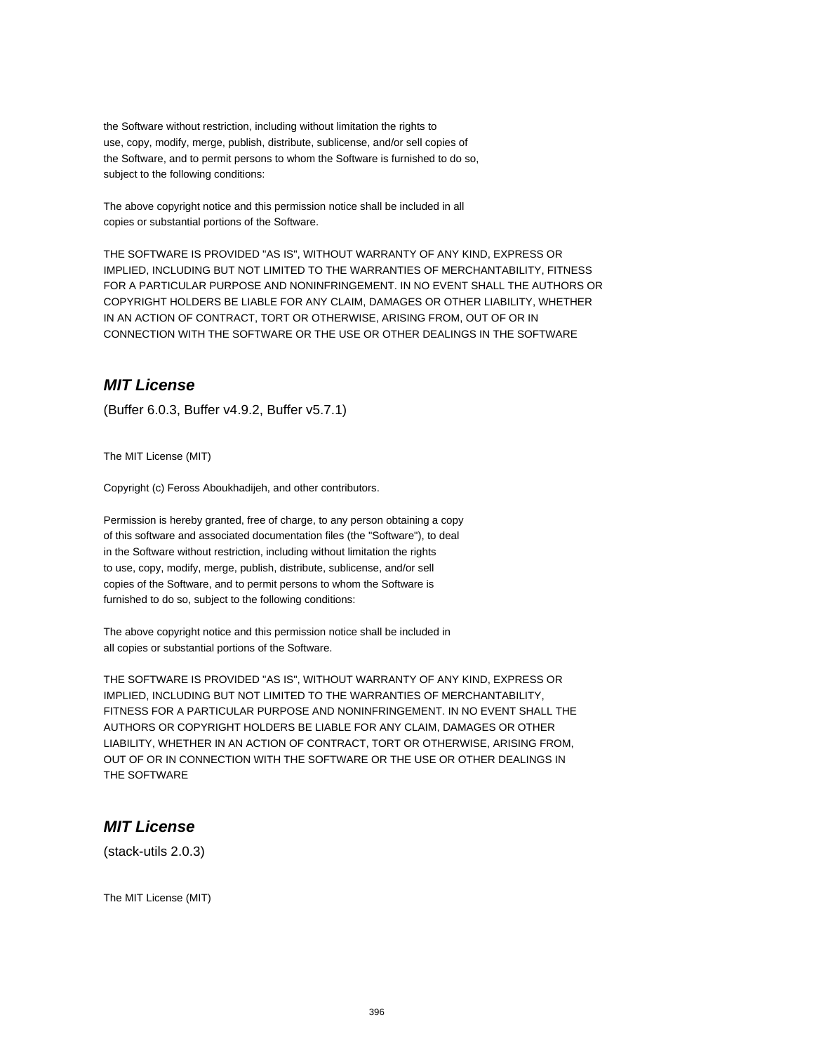the Software without restriction, including without limitation the rights to
use, copy, modify, merge, publish, distribute, sublicense, and/or sell copies of
the Software, and to permit persons to whom the Software is furnished to do so,
subject to the following conditions:

The above copyright notice and this permission notice shall be included in all
copies or substantial portions of the Software.

THE SOFTWARE IS PROVIDED "AS IS", WITHOUT WARRANTY OF ANY KIND, EXPRESS OR
IMPLIED, INCLUDING BUT NOT LIMITED TO THE WARRANTIES OF MERCHANTABILITY, FITNESS
FOR A PARTICULAR PURPOSE AND NONINFRINGEMENT. IN NO EVENT SHALL THE AUTHORS OR
COPYRIGHT HOLDERS BE LIABLE FOR ANY CLAIM, DAMAGES OR OTHER LIABILITY, WHETHER
IN AN ACTION OF CONTRACT, TORT OR OTHERWISE, ARISING FROM, OUT OF OR IN
CONNECTION WITH THE SOFTWARE OR THE USE OR OTHER DEALINGS IN THE SOFTWARE

## *MIT License*

(Buffer 6.0.3, Buffer v4.9.2, Buffer v5.7.1)

The MIT License (MIT)

Copyright (c) Feross Aboukhadijeh, and other contributors.

Permission is hereby granted, free of charge, to any person obtaining a copy
of this software and associated documentation files (the "Software"), to deal
in the Software without restriction, including without limitation the rights
to use, copy, modify, merge, publish, distribute, sublicense, and/or sell
copies of the Software, and to permit persons to whom the Software is
furnished to do so, subject to the following conditions:

The above copyright notice and this permission notice shall be included in
all copies or substantial portions of the Software.

THE SOFTWARE IS PROVIDED "AS IS", WITHOUT WARRANTY OF ANY KIND, EXPRESS OR
IMPLIED, INCLUDING BUT NOT LIMITED TO THE WARRANTIES OF MERCHANTABILITY,
FITNESS FOR A PARTICULAR PURPOSE AND NONINFRINGEMENT. IN NO EVENT SHALL THE
AUTHORS OR COPYRIGHT HOLDERS BE LIABLE FOR ANY CLAIM, DAMAGES OR OTHER
LIABILITY, WHETHER IN AN ACTION OF CONTRACT, TORT OR OTHERWISE, ARISING FROM,
OUT OF OR IN CONNECTION WITH THE SOFTWARE OR THE USE OR OTHER DEALINGS IN
THE SOFTWARE

## *MIT License*

(stack-utils 2.0.3)

The MIT License (MIT)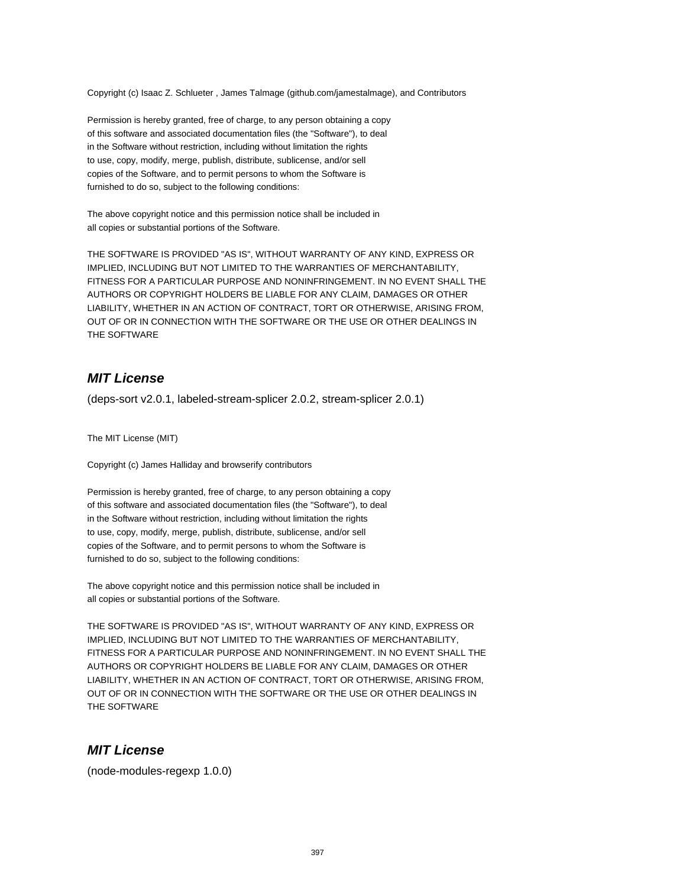Copyright (c) Isaac Z. Schlueter , James Talmage (github.com/jamestalmage), and Contributors

Permission is hereby granted, free of charge, to any person obtaining a copy
of this software and associated documentation files (the "Software"), to deal
in the Software without restriction, including without limitation the rights
to use, copy, modify, merge, publish, distribute, sublicense, and/or sell
copies of the Software, and to permit persons to whom the Software is
furnished to do so, subject to the following conditions:

The above copyright notice and this permission notice shall be included in
all copies or substantial portions of the Software.

THE SOFTWARE IS PROVIDED "AS IS", WITHOUT WARRANTY OF ANY KIND, EXPRESS OR
IMPLIED, INCLUDING BUT NOT LIMITED TO THE WARRANTIES OF MERCHANTABILITY,
FITNESS FOR A PARTICULAR PURPOSE AND NONINFRINGEMENT. IN NO EVENT SHALL THE
AUTHORS OR COPYRIGHT HOLDERS BE LIABLE FOR ANY CLAIM, DAMAGES OR OTHER
LIABILITY, WHETHER IN AN ACTION OF CONTRACT, TORT OR OTHERWISE, ARISING FROM,
OUT OF OR IN CONNECTION WITH THE SOFTWARE OR THE USE OR OTHER DEALINGS IN
THE SOFTWARE

## *MIT License*

(deps-sort v2.0.1, labeled-stream-splicer 2.0.2, stream-splicer 2.0.1)

The MIT License (MIT)

Copyright (c) James Halliday and browserify contributors

Permission is hereby granted, free of charge, to any person obtaining a copy
of this software and associated documentation files (the "Software"), to deal
in the Software without restriction, including without limitation the rights
to use, copy, modify, merge, publish, distribute, sublicense, and/or sell
copies of the Software, and to permit persons to whom the Software is
furnished to do so, subject to the following conditions:

The above copyright notice and this permission notice shall be included in
all copies or substantial portions of the Software.

THE SOFTWARE IS PROVIDED "AS IS", WITHOUT WARRANTY OF ANY KIND, EXPRESS OR
IMPLIED, INCLUDING BUT NOT LIMITED TO THE WARRANTIES OF MERCHANTABILITY,
FITNESS FOR A PARTICULAR PURPOSE AND NONINFRINGEMENT. IN NO EVENT SHALL THE
AUTHORS OR COPYRIGHT HOLDERS BE LIABLE FOR ANY CLAIM, DAMAGES OR OTHER
LIABILITY, WHETHER IN AN ACTION OF CONTRACT, TORT OR OTHERWISE, ARISING FROM,
OUT OF OR IN CONNECTION WITH THE SOFTWARE OR THE USE OR OTHER DEALINGS IN
THE SOFTWARE

## *MIT License*

(node-modules-regexp 1.0.0)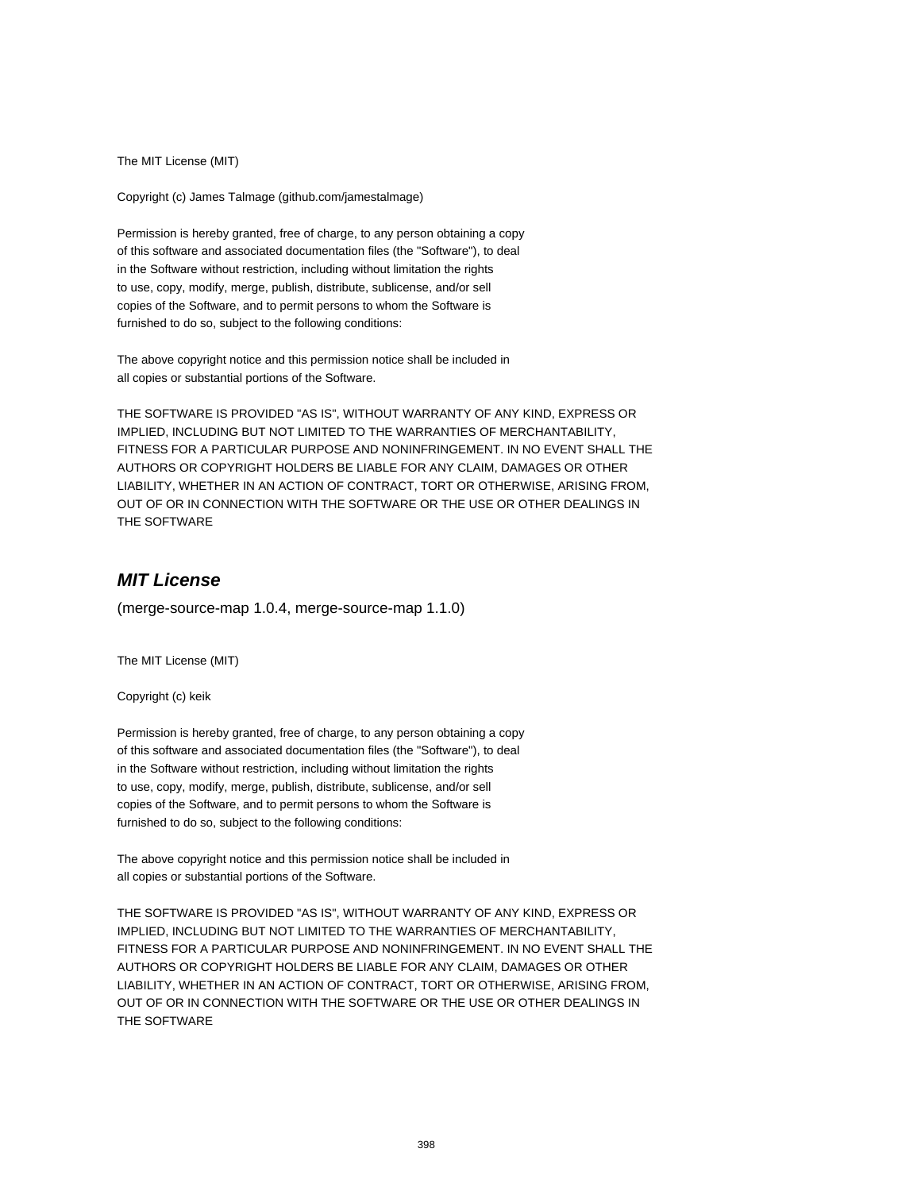The MIT License (MIT)

Copyright (c) James Talmage (github.com/jamestalmage)

Permission is hereby granted, free of charge, to any person obtaining a copy
of this software and associated documentation files (the "Software"), to deal
in the Software without restriction, including without limitation the rights
to use, copy, modify, merge, publish, distribute, sublicense, and/or sell
copies of the Software, and to permit persons to whom the Software is
furnished to do so, subject to the following conditions:

The above copyright notice and this permission notice shall be included in
all copies or substantial portions of the Software.

THE SOFTWARE IS PROVIDED "AS IS", WITHOUT WARRANTY OF ANY KIND, EXPRESS OR
IMPLIED, INCLUDING BUT NOT LIMITED TO THE WARRANTIES OF MERCHANTABILITY,
FITNESS FOR A PARTICULAR PURPOSE AND NONINFRINGEMENT. IN NO EVENT SHALL THE
AUTHORS OR COPYRIGHT HOLDERS BE LIABLE FOR ANY CLAIM, DAMAGES OR OTHER
LIABILITY, WHETHER IN AN ACTION OF CONTRACT, TORT OR OTHERWISE, ARISING FROM,
OUT OF OR IN CONNECTION WITH THE SOFTWARE OR THE USE OR OTHER DEALINGS IN
THE SOFTWARE

### *MIT License*

(merge-source-map 1.0.4, merge-source-map 1.1.0)

The MIT License (MIT)

Copyright (c) keik

Permission is hereby granted, free of charge, to any person obtaining a copy
of this software and associated documentation files (the "Software"), to deal
in the Software without restriction, including without limitation the rights
to use, copy, modify, merge, publish, distribute, sublicense, and/or sell
copies of the Software, and to permit persons to whom the Software is
furnished to do so, subject to the following conditions:

The above copyright notice and this permission notice shall be included in
all copies or substantial portions of the Software.

THE SOFTWARE IS PROVIDED "AS IS", WITHOUT WARRANTY OF ANY KIND, EXPRESS OR
IMPLIED, INCLUDING BUT NOT LIMITED TO THE WARRANTIES OF MERCHANTABILITY,
FITNESS FOR A PARTICULAR PURPOSE AND NONINFRINGEMENT. IN NO EVENT SHALL THE
AUTHORS OR COPYRIGHT HOLDERS BE LIABLE FOR ANY CLAIM, DAMAGES OR OTHER
LIABILITY, WHETHER IN AN ACTION OF CONTRACT, TORT OR OTHERWISE, ARISING FROM,
OUT OF OR IN CONNECTION WITH THE SOFTWARE OR THE USE OR OTHER DEALINGS IN
THE SOFTWARE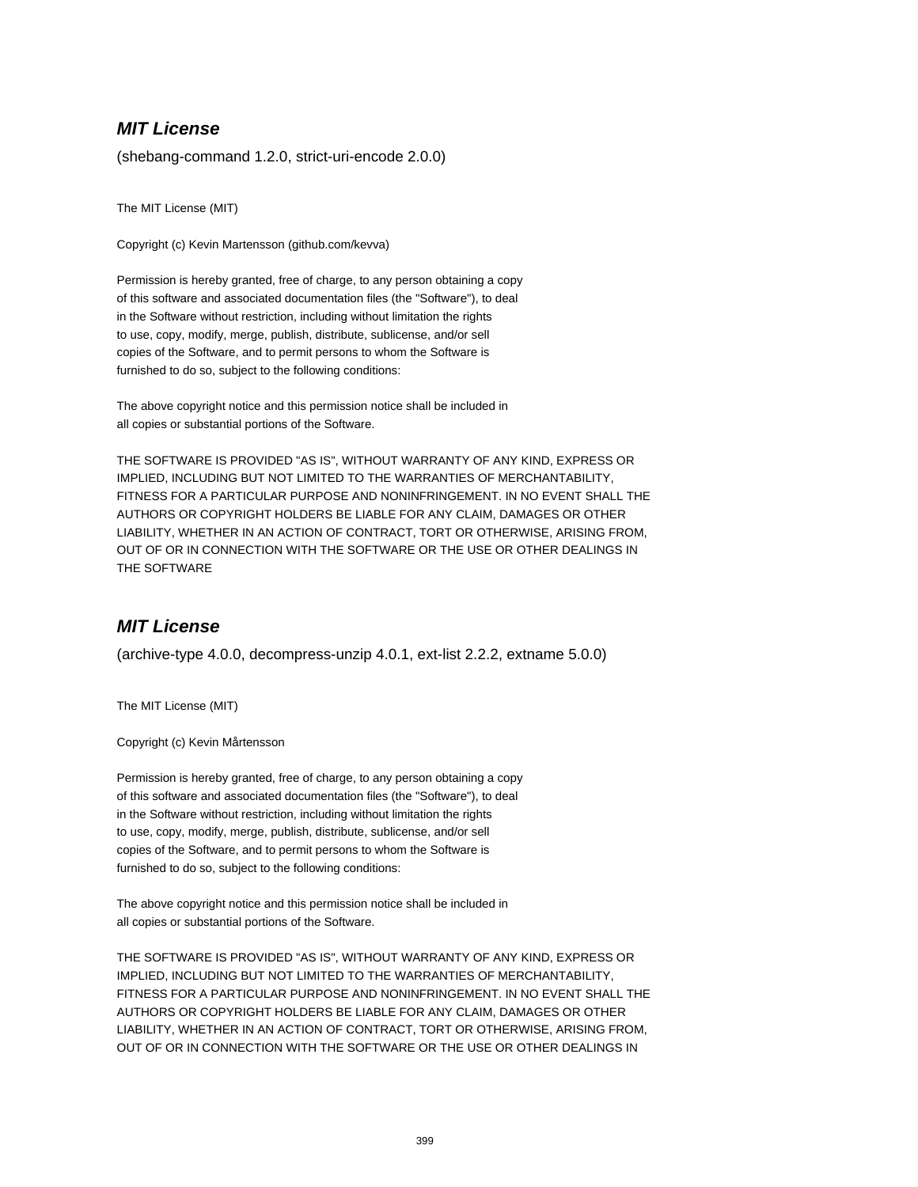### *MIT License*

(shebang-command 1.2.0, strict-uri-encode 2.0.0)

The MIT License (MIT)

Copyright (c) Kevin Martensson (github.com/kevva)

Permission is hereby granted, free of charge, to any person obtaining a copy
of this software and associated documentation files (the "Software"), to deal
in the Software without restriction, including without limitation the rights
to use, copy, modify, merge, publish, distribute, sublicense, and/or sell
copies of the Software, and to permit persons to whom the Software is
furnished to do so, subject to the following conditions:

The above copyright notice and this permission notice shall be included in
all copies or substantial portions of the Software.

THE SOFTWARE IS PROVIDED "AS IS", WITHOUT WARRANTY OF ANY KIND, EXPRESS OR
IMPLIED, INCLUDING BUT NOT LIMITED TO THE WARRANTIES OF MERCHANTABILITY,
FITNESS FOR A PARTICULAR PURPOSE AND NONINFRINGEMENT. IN NO EVENT SHALL THE
AUTHORS OR COPYRIGHT HOLDERS BE LIABLE FOR ANY CLAIM, DAMAGES OR OTHER
LIABILITY, WHETHER IN AN ACTION OF CONTRACT, TORT OR OTHERWISE, ARISING FROM,
OUT OF OR IN CONNECTION WITH THE SOFTWARE OR THE USE OR OTHER DEALINGS IN
THE SOFTWARE

### *MIT License*

(archive-type 4.0.0, decompress-unzip 4.0.1, ext-list 2.2.2, extname 5.0.0)

The MIT License (MIT)

Copyright (c) Kevin Mårtensson

Permission is hereby granted, free of charge, to any person obtaining a copy
of this software and associated documentation files (the "Software"), to deal
in the Software without restriction, including without limitation the rights
to use, copy, modify, merge, publish, distribute, sublicense, and/or sell
copies of the Software, and to permit persons to whom the Software is
furnished to do so, subject to the following conditions:

The above copyright notice and this permission notice shall be included in
all copies or substantial portions of the Software.

THE SOFTWARE IS PROVIDED "AS IS", WITHOUT WARRANTY OF ANY KIND, EXPRESS OR
IMPLIED, INCLUDING BUT NOT LIMITED TO THE WARRANTIES OF MERCHANTABILITY,
FITNESS FOR A PARTICULAR PURPOSE AND NONINFRINGEMENT. IN NO EVENT SHALL THE
AUTHORS OR COPYRIGHT HOLDERS BE LIABLE FOR ANY CLAIM, DAMAGES OR OTHER
LIABILITY, WHETHER IN AN ACTION OF CONTRACT, TORT OR OTHERWISE, ARISING FROM,
OUT OF OR IN CONNECTION WITH THE SOFTWARE OR THE USE OR OTHER DEALINGS IN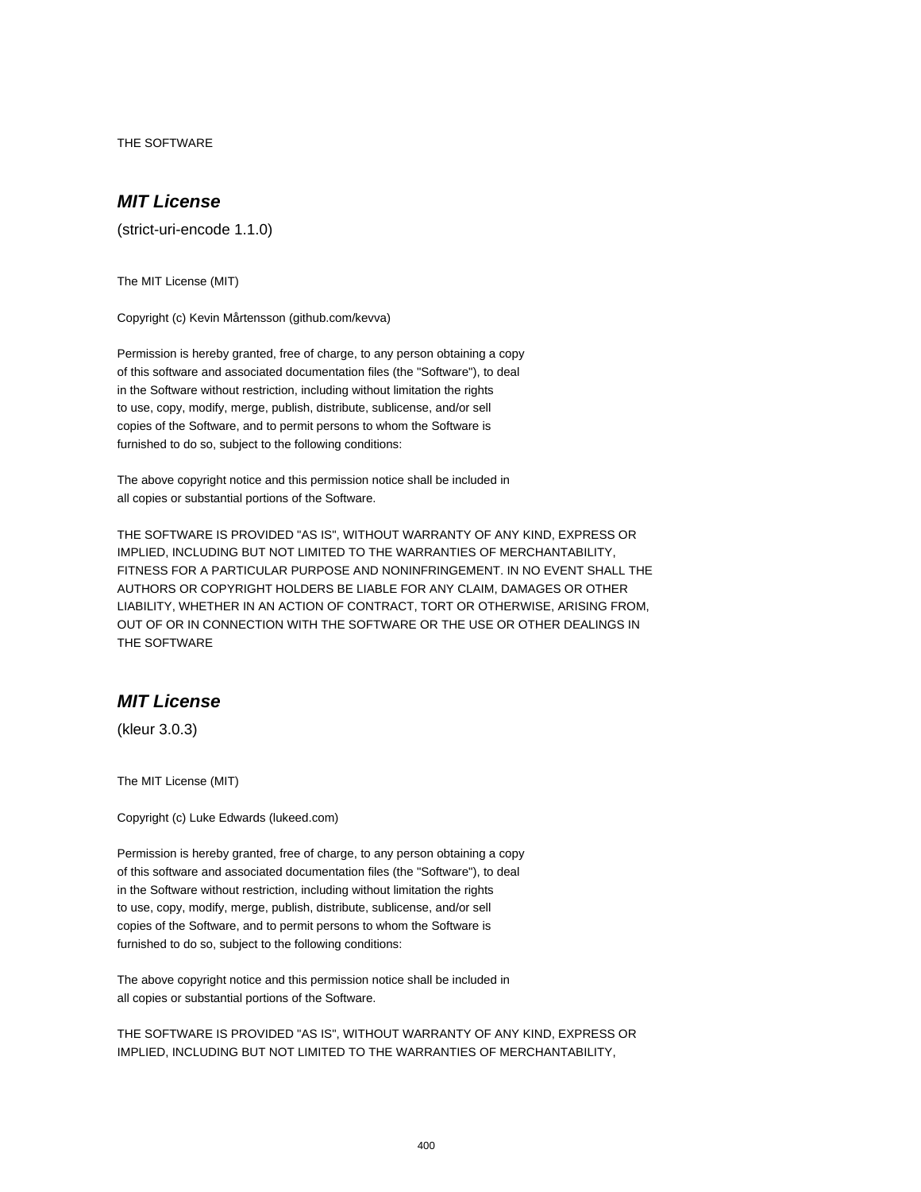THE SOFTWARE

## ***MIT License***

(strict-uri-encode 1.1.0)

The MIT License (MIT)

Copyright (c) Kevin Mårtensson (github.com/kevva)

Permission is hereby granted, free of charge, to any person obtaining a copy
of this software and associated documentation files (the "Software"), to deal
in the Software without restriction, including without limitation the rights
to use, copy, modify, merge, publish, distribute, sublicense, and/or sell
copies of the Software, and to permit persons to whom the Software is
furnished to do so, subject to the following conditions:

The above copyright notice and this permission notice shall be included in
all copies or substantial portions of the Software.

THE SOFTWARE IS PROVIDED "AS IS", WITHOUT WARRANTY OF ANY KIND, EXPRESS OR
IMPLIED, INCLUDING BUT NOT LIMITED TO THE WARRANTIES OF MERCHANTABILITY,
FITNESS FOR A PARTICULAR PURPOSE AND NONINFRINGEMENT. IN NO EVENT SHALL THE
AUTHORS OR COPYRIGHT HOLDERS BE LIABLE FOR ANY CLAIM, DAMAGES OR OTHER
LIABILITY, WHETHER IN AN ACTION OF CONTRACT, TORT OR OTHERWISE, ARISING FROM,
OUT OF OR IN CONNECTION WITH THE SOFTWARE OR THE USE OR OTHER DEALINGS IN
THE SOFTWARE

## ***MIT License***

(kleur 3.0.3)

The MIT License (MIT)

Copyright (c) Luke Edwards (lukeed.com)

Permission is hereby granted, free of charge, to any person obtaining a copy
of this software and associated documentation files (the "Software"), to deal
in the Software without restriction, including without limitation the rights
to use, copy, modify, merge, publish, distribute, sublicense, and/or sell
copies of the Software, and to permit persons to whom the Software is
furnished to do so, subject to the following conditions:

The above copyright notice and this permission notice shall be included in
all copies or substantial portions of the Software.

THE SOFTWARE IS PROVIDED "AS IS", WITHOUT WARRANTY OF ANY KIND, EXPRESS OR
IMPLIED, INCLUDING BUT NOT LIMITED TO THE WARRANTIES OF MERCHANTABILITY,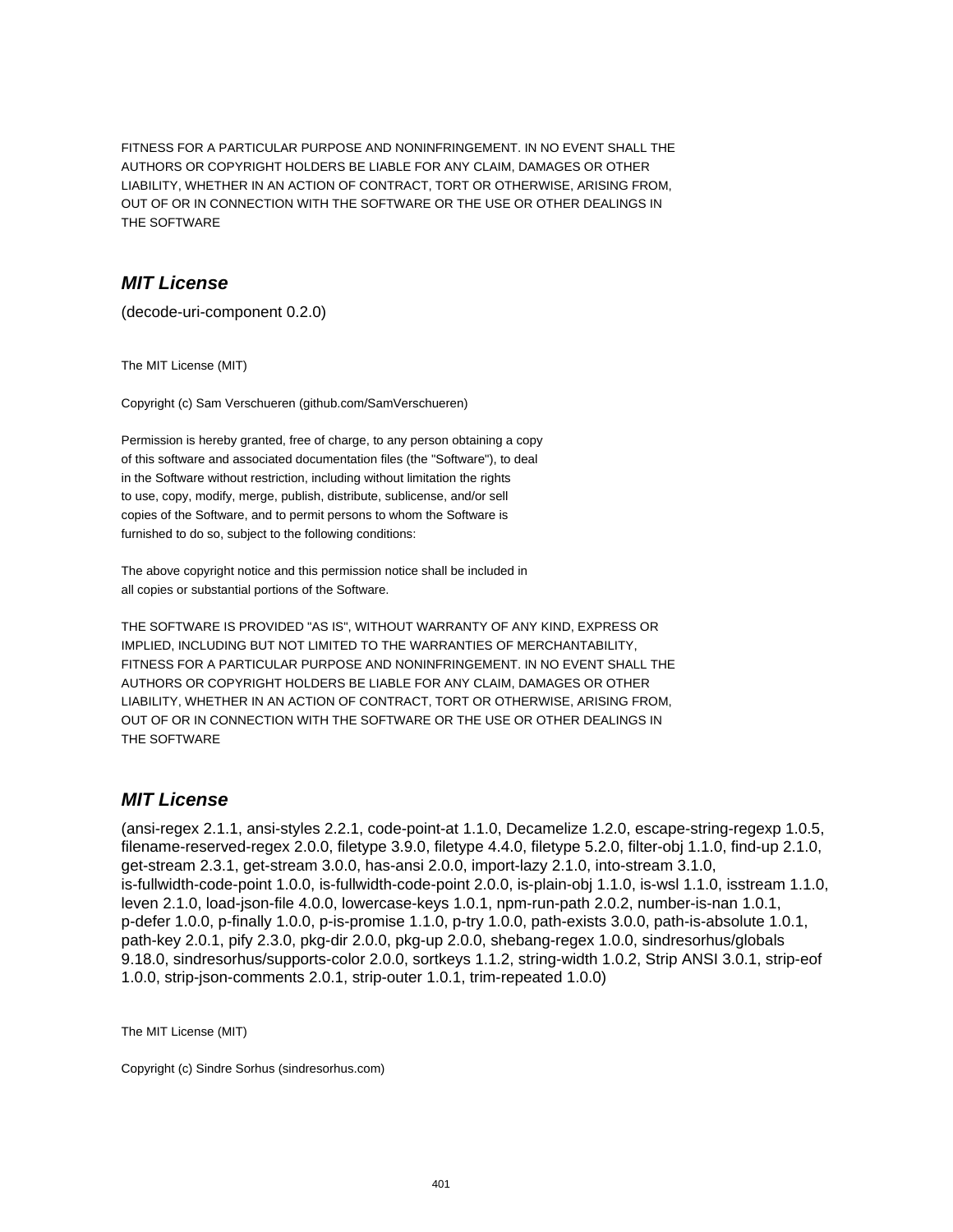FITNESS FOR A PARTICULAR PURPOSE AND NONINFRINGEMENT. IN NO EVENT SHALL THE
AUTHORS OR COPYRIGHT HOLDERS BE LIABLE FOR ANY CLAIM, DAMAGES OR OTHER
LIABILITY, WHETHER IN AN ACTION OF CONTRACT, TORT OR OTHERWISE, ARISING FROM,
OUT OF OR IN CONNECTION WITH THE SOFTWARE OR THE USE OR OTHER DEALINGS IN
THE SOFTWARE

## *MIT License*

(decode-uri-component 0.2.0)

The MIT License (MIT)

Copyright (c) Sam Verschueren (github.com/SamVerschueren)

Permission is hereby granted, free of charge, to any person obtaining a copy
of this software and associated documentation files (the "Software"), to deal
in the Software without restriction, including without limitation the rights
to use, copy, modify, merge, publish, distribute, sublicense, and/or sell
copies of the Software, and to permit persons to whom the Software is
furnished to do so, subject to the following conditions:

The above copyright notice and this permission notice shall be included in
all copies or substantial portions of the Software.

THE SOFTWARE IS PROVIDED "AS IS", WITHOUT WARRANTY OF ANY KIND, EXPRESS OR
IMPLIED, INCLUDING BUT NOT LIMITED TO THE WARRANTIES OF MERCHANTABILITY,
FITNESS FOR A PARTICULAR PURPOSE AND NONINFRINGEMENT. IN NO EVENT SHALL THE
AUTHORS OR COPYRIGHT HOLDERS BE LIABLE FOR ANY CLAIM, DAMAGES OR OTHER
LIABILITY, WHETHER IN AN ACTION OF CONTRACT, TORT OR OTHERWISE, ARISING FROM,
OUT OF OR IN CONNECTION WITH THE SOFTWARE OR THE USE OR OTHER DEALINGS IN
THE SOFTWARE

## *MIT License*

(ansi-regex 2.1.1, ansi-styles 2.2.1, code-point-at 1.1.0, Decamelize 1.2.0, escape-string-regexp 1.0.5, filename-reserved-regex 2.0.0, filetype 3.9.0, filetype 4.4.0, filetype 5.2.0, filter-obj 1.1.0, find-up 2.1.0, get-stream 2.3.1, get-stream 3.0.0, has-ansi 2.0.0, import-lazy 2.1.0, into-stream 3.1.0, is-fullwidth-code-point 1.0.0, is-fullwidth-code-point 2.0.0, is-plain-obj 1.1.0, is-wsl 1.1.0, isstream 1.1.0, leven 2.1.0, load-json-file 4.0.0, lowercase-keys 1.0.1, npm-run-path 2.0.2, number-is-nan 1.0.1, p-defer 1.0.0, p-finally 1.0.0, p-is-promise 1.1.0, p-try 1.0.0, path-exists 3.0.0, path-is-absolute 1.0.1, path-key 2.0.1, pify 2.3.0, pkg-dir 2.0.0, pkg-up 2.0.0, shebang-regex 1.0.0, sindresorhus/globals 9.18.0, sindresorhus/supports-color 2.0.0, sortkeys 1.1.2, string-width 1.0.2, Strip ANSI 3.0.1, strip-eof 1.0.0, strip-json-comments 2.0.1, strip-outer 1.0.1, trim-repeated 1.0.0)

The MIT License (MIT)

Copyright (c) Sindre Sorhus (sindresorhus.com)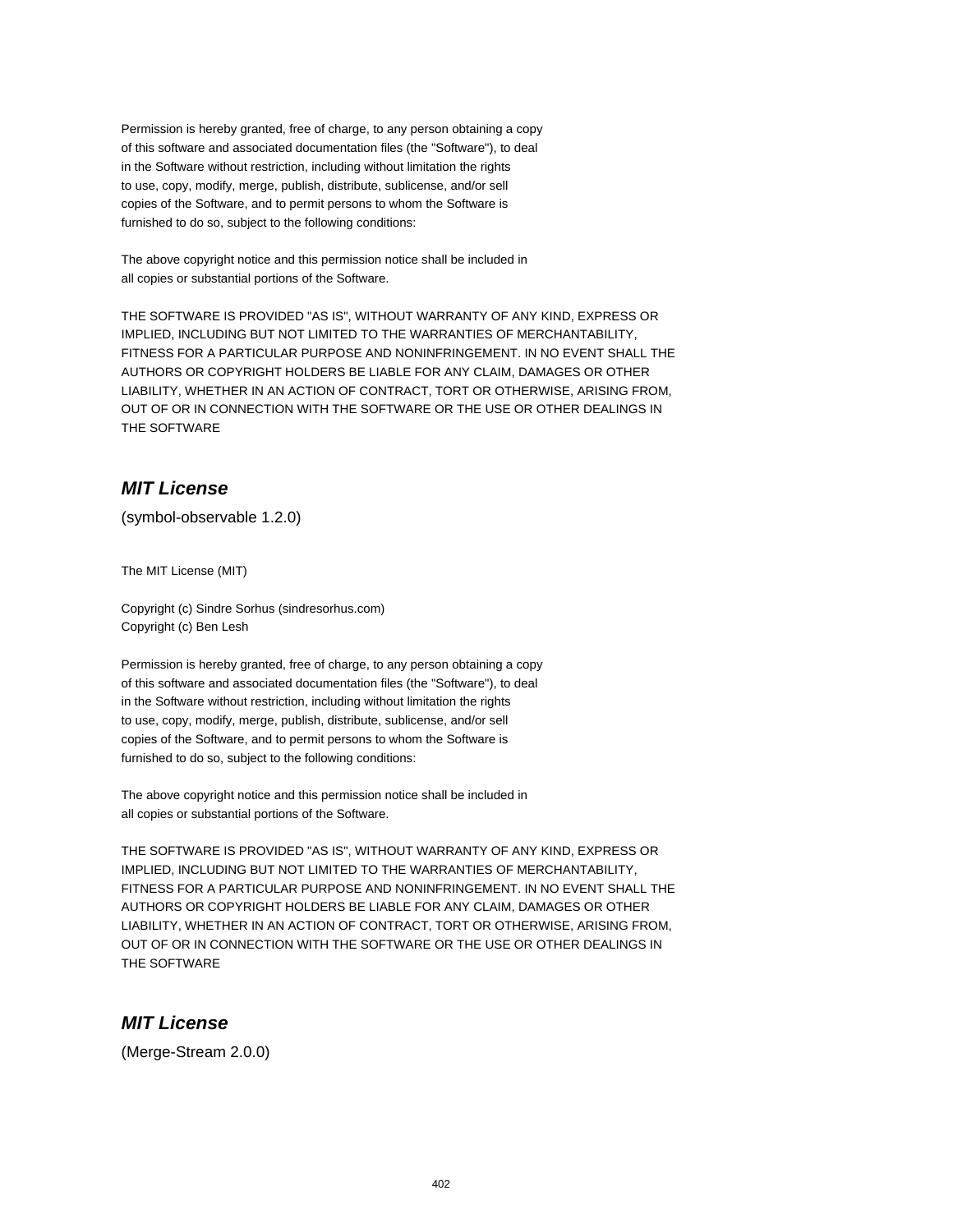Permission is hereby granted, free of charge, to any person obtaining a copy
of this software and associated documentation files (the "Software"), to deal
in the Software without restriction, including without limitation the rights
to use, copy, modify, merge, publish, distribute, sublicense, and/or sell
copies of the Software, and to permit persons to whom the Software is
furnished to do so, subject to the following conditions:

The above copyright notice and this permission notice shall be included in
all copies or substantial portions of the Software.

THE SOFTWARE IS PROVIDED "AS IS", WITHOUT WARRANTY OF ANY KIND, EXPRESS OR
IMPLIED, INCLUDING BUT NOT LIMITED TO THE WARRANTIES OF MERCHANTABILITY,
FITNESS FOR A PARTICULAR PURPOSE AND NONINFRINGEMENT. IN NO EVENT SHALL THE
AUTHORS OR COPYRIGHT HOLDERS BE LIABLE FOR ANY CLAIM, DAMAGES OR OTHER
LIABILITY, WHETHER IN AN ACTION OF CONTRACT, TORT OR OTHERWISE, ARISING FROM,
OUT OF OR IN CONNECTION WITH THE SOFTWARE OR THE USE OR OTHER DEALINGS IN
THE SOFTWARE

## ***MIT License***

(symbol-observable 1.2.0)

The MIT License (MIT)

Copyright (c) Sindre Sorhus (sindresorhus.com)
Copyright (c) Ben Lesh

Permission is hereby granted, free of charge, to any person obtaining a copy
of this software and associated documentation files (the "Software"), to deal
in the Software without restriction, including without limitation the rights
to use, copy, modify, merge, publish, distribute, sublicense, and/or sell
copies of the Software, and to permit persons to whom the Software is
furnished to do so, subject to the following conditions:

The above copyright notice and this permission notice shall be included in
all copies or substantial portions of the Software.

THE SOFTWARE IS PROVIDED "AS IS", WITHOUT WARRANTY OF ANY KIND, EXPRESS OR
IMPLIED, INCLUDING BUT NOT LIMITED TO THE WARRANTIES OF MERCHANTABILITY,
FITNESS FOR A PARTICULAR PURPOSE AND NONINFRINGEMENT. IN NO EVENT SHALL THE
AUTHORS OR COPYRIGHT HOLDERS BE LIABLE FOR ANY CLAIM, DAMAGES OR OTHER
LIABILITY, WHETHER IN AN ACTION OF CONTRACT, TORT OR OTHERWISE, ARISING FROM,
OUT OF OR IN CONNECTION WITH THE SOFTWARE OR THE USE OR OTHER DEALINGS IN
THE SOFTWARE

## ***MIT License***

(Merge-Stream 2.0.0)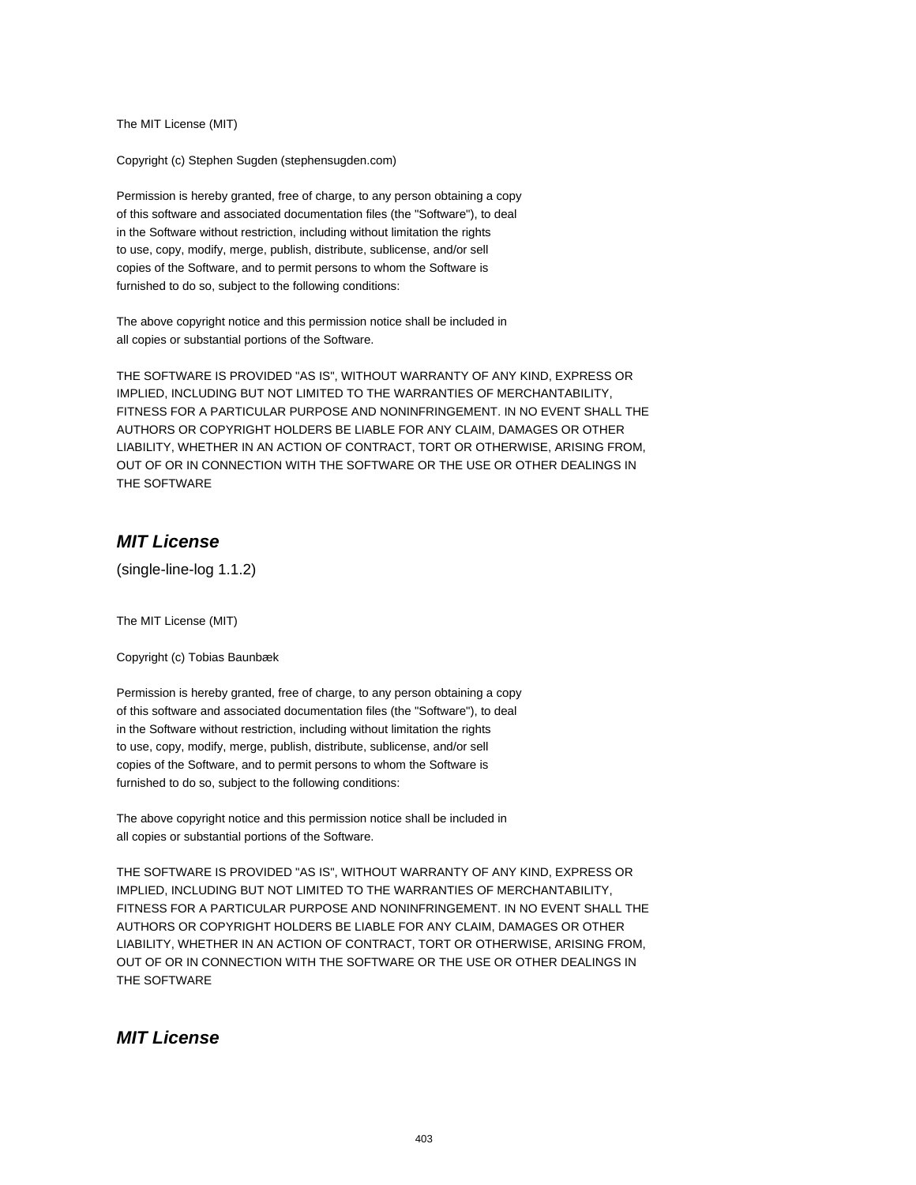The MIT License (MIT)

Copyright (c) Stephen Sugden (stephensugden.com)

Permission is hereby granted, free of charge, to any person obtaining a copy
of this software and associated documentation files (the "Software"), to deal
in the Software without restriction, including without limitation the rights
to use, copy, modify, merge, publish, distribute, sublicense, and/or sell
copies of the Software, and to permit persons to whom the Software is
furnished to do so, subject to the following conditions:

The above copyright notice and this permission notice shall be included in
all copies or substantial portions of the Software.

THE SOFTWARE IS PROVIDED "AS IS", WITHOUT WARRANTY OF ANY KIND, EXPRESS OR
IMPLIED, INCLUDING BUT NOT LIMITED TO THE WARRANTIES OF MERCHANTABILITY,
FITNESS FOR A PARTICULAR PURPOSE AND NONINFRINGEMENT. IN NO EVENT SHALL THE
AUTHORS OR COPYRIGHT HOLDERS BE LIABLE FOR ANY CLAIM, DAMAGES OR OTHER
LIABILITY, WHETHER IN AN ACTION OF CONTRACT, TORT OR OTHERWISE, ARISING FROM,
OUT OF OR IN CONNECTION WITH THE SOFTWARE OR THE USE OR OTHER DEALINGS IN
THE SOFTWARE

## *MIT License*

(single-line-log 1.1.2)

The MIT License (MIT)

Copyright (c) Tobias Baunbæk

Permission is hereby granted, free of charge, to any person obtaining a copy
of this software and associated documentation files (the "Software"), to deal
in the Software without restriction, including without limitation the rights
to use, copy, modify, merge, publish, distribute, sublicense, and/or sell
copies of the Software, and to permit persons to whom the Software is
furnished to do so, subject to the following conditions:

The above copyright notice and this permission notice shall be included in
all copies or substantial portions of the Software.

THE SOFTWARE IS PROVIDED "AS IS", WITHOUT WARRANTY OF ANY KIND, EXPRESS OR
IMPLIED, INCLUDING BUT NOT LIMITED TO THE WARRANTIES OF MERCHANTABILITY,
FITNESS FOR A PARTICULAR PURPOSE AND NONINFRINGEMENT. IN NO EVENT SHALL THE
AUTHORS OR COPYRIGHT HOLDERS BE LIABLE FOR ANY CLAIM, DAMAGES OR OTHER
LIABILITY, WHETHER IN AN ACTION OF CONTRACT, TORT OR OTHERWISE, ARISING FROM,
OUT OF OR IN CONNECTION WITH THE SOFTWARE OR THE USE OR OTHER DEALINGS IN
THE SOFTWARE

## *MIT License*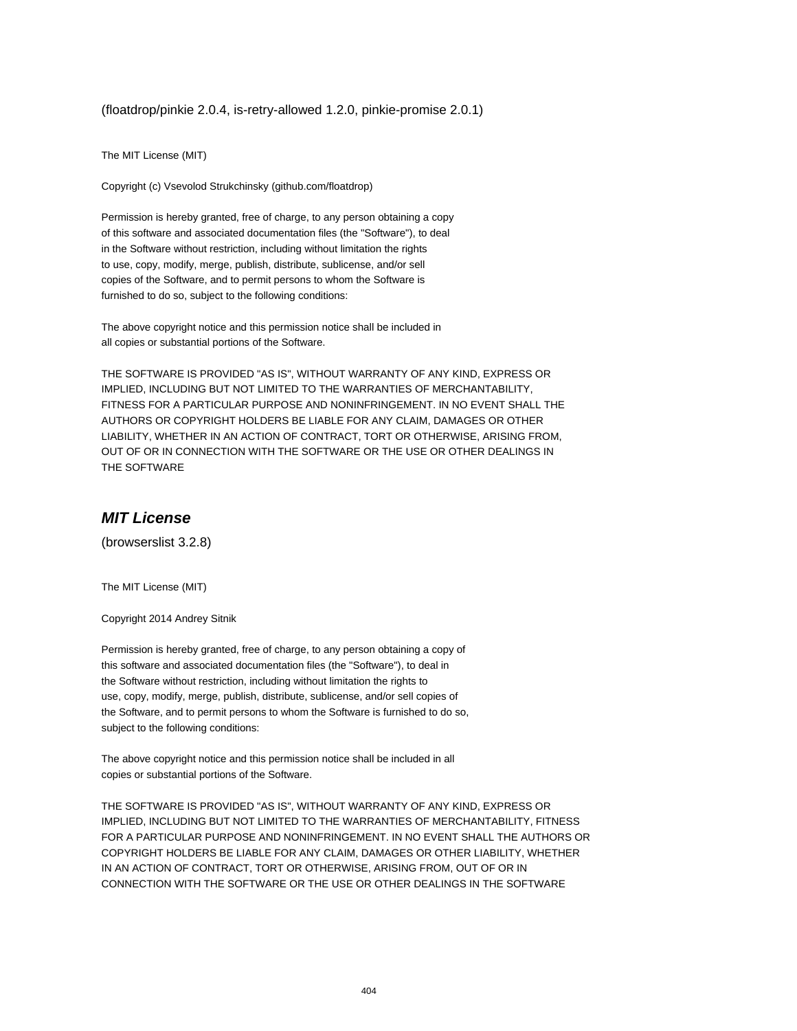(floatdrop/pinkie 2.0.4, is-retry-allowed 1.2.0, pinkie-promise 2.0.1)

The MIT License (MIT)

Copyright (c) Vsevolod Strukchinsky (github.com/floatdrop)

Permission is hereby granted, free of charge, to any person obtaining a copy
of this software and associated documentation files (the "Software"), to deal
in the Software without restriction, including without limitation the rights
to use, copy, modify, merge, publish, distribute, sublicense, and/or sell
copies of the Software, and to permit persons to whom the Software is
furnished to do so, subject to the following conditions:

The above copyright notice and this permission notice shall be included in
all copies or substantial portions of the Software.

THE SOFTWARE IS PROVIDED "AS IS", WITHOUT WARRANTY OF ANY KIND, EXPRESS OR
IMPLIED, INCLUDING BUT NOT LIMITED TO THE WARRANTIES OF MERCHANTABILITY,
FITNESS FOR A PARTICULAR PURPOSE AND NONINFRINGEMENT. IN NO EVENT SHALL THE
AUTHORS OR COPYRIGHT HOLDERS BE LIABLE FOR ANY CLAIM, DAMAGES OR OTHER
LIABILITY, WHETHER IN AN ACTION OF CONTRACT, TORT OR OTHERWISE, ARISING FROM,
OUT OF OR IN CONNECTION WITH THE SOFTWARE OR THE USE OR OTHER DEALINGS IN
THE SOFTWARE

## *MIT License*

(browserslist 3.2.8)

The MIT License (MIT)

Copyright 2014 Andrey Sitnik

Permission is hereby granted, free of charge, to any person obtaining a copy of
this software and associated documentation files (the "Software"), to deal in
the Software without restriction, including without limitation the rights to
use, copy, modify, merge, publish, distribute, sublicense, and/or sell copies of
the Software, and to permit persons to whom the Software is furnished to do so,
subject to the following conditions:

The above copyright notice and this permission notice shall be included in all
copies or substantial portions of the Software.

THE SOFTWARE IS PROVIDED "AS IS", WITHOUT WARRANTY OF ANY KIND, EXPRESS OR
IMPLIED, INCLUDING BUT NOT LIMITED TO THE WARRANTIES OF MERCHANTABILITY, FITNESS
FOR A PARTICULAR PURPOSE AND NONINFRINGEMENT. IN NO EVENT SHALL THE AUTHORS OR
COPYRIGHT HOLDERS BE LIABLE FOR ANY CLAIM, DAMAGES OR OTHER LIABILITY, WHETHER
IN AN ACTION OF CONTRACT, TORT OR OTHERWISE, ARISING FROM, OUT OF OR IN
CONNECTION WITH THE SOFTWARE OR THE USE OR OTHER DEALINGS IN THE SOFTWARE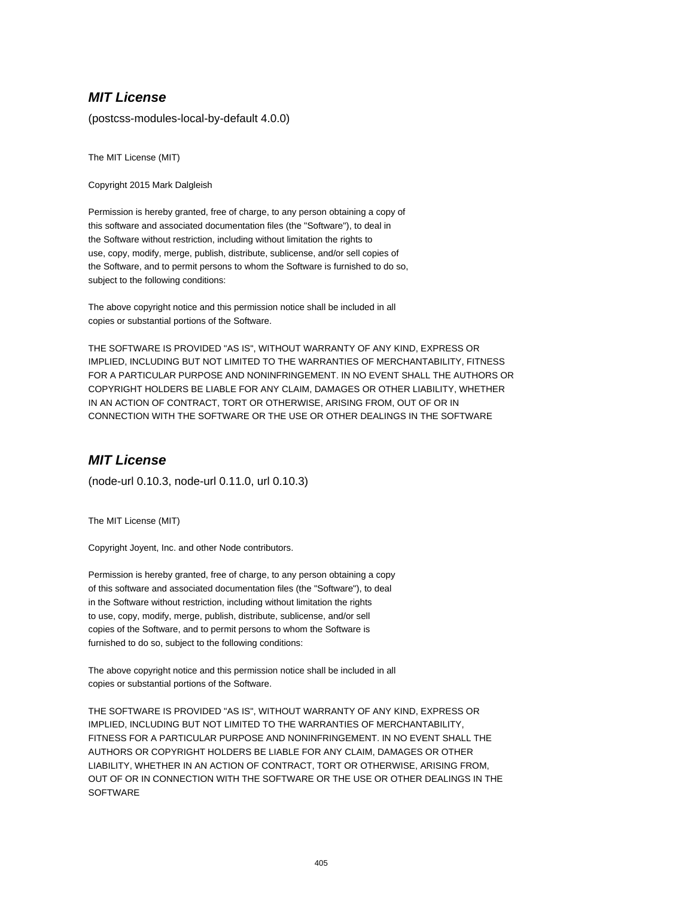## *MIT License*

(postcss-modules-local-by-default 4.0.0)

The MIT License (MIT)

Copyright 2015 Mark Dalgleish

Permission is hereby granted, free of charge, to any person obtaining a copy of
this software and associated documentation files (the "Software"), to deal in
the Software without restriction, including without limitation the rights to
use, copy, modify, merge, publish, distribute, sublicense, and/or sell copies of
the Software, and to permit persons to whom the Software is furnished to do so,
subject to the following conditions:

The above copyright notice and this permission notice shall be included in all
copies or substantial portions of the Software.

THE SOFTWARE IS PROVIDED "AS IS", WITHOUT WARRANTY OF ANY KIND, EXPRESS OR
IMPLIED, INCLUDING BUT NOT LIMITED TO THE WARRANTIES OF MERCHANTABILITY, FITNESS
FOR A PARTICULAR PURPOSE AND NONINFRINGEMENT. IN NO EVENT SHALL THE AUTHORS OR
COPYRIGHT HOLDERS BE LIABLE FOR ANY CLAIM, DAMAGES OR OTHER LIABILITY, WHETHER
IN AN ACTION OF CONTRACT, TORT OR OTHERWISE, ARISING FROM, OUT OF OR IN
CONNECTION WITH THE SOFTWARE OR THE USE OR OTHER DEALINGS IN THE SOFTWARE

## *MIT License*

(node-url 0.10.3, node-url 0.11.0, url 0.10.3)

The MIT License (MIT)

Copyright Joyent, Inc. and other Node contributors.

Permission is hereby granted, free of charge, to any person obtaining a copy
of this software and associated documentation files (the "Software"), to deal
in the Software without restriction, including without limitation the rights
to use, copy, modify, merge, publish, distribute, sublicense, and/or sell
copies of the Software, and to permit persons to whom the Software is
furnished to do so, subject to the following conditions:

The above copyright notice and this permission notice shall be included in all
copies or substantial portions of the Software.

THE SOFTWARE IS PROVIDED "AS IS", WITHOUT WARRANTY OF ANY KIND, EXPRESS OR
IMPLIED, INCLUDING BUT NOT LIMITED TO THE WARRANTIES OF MERCHANTABILITY,
FITNESS FOR A PARTICULAR PURPOSE AND NONINFRINGEMENT. IN NO EVENT SHALL THE
AUTHORS OR COPYRIGHT HOLDERS BE LIABLE FOR ANY CLAIM, DAMAGES OR OTHER
LIABILITY, WHETHER IN AN ACTION OF CONTRACT, TORT OR OTHERWISE, ARISING FROM,
OUT OF OR IN CONNECTION WITH THE SOFTWARE OR THE USE OR OTHER DEALINGS IN THE
SOFTWARE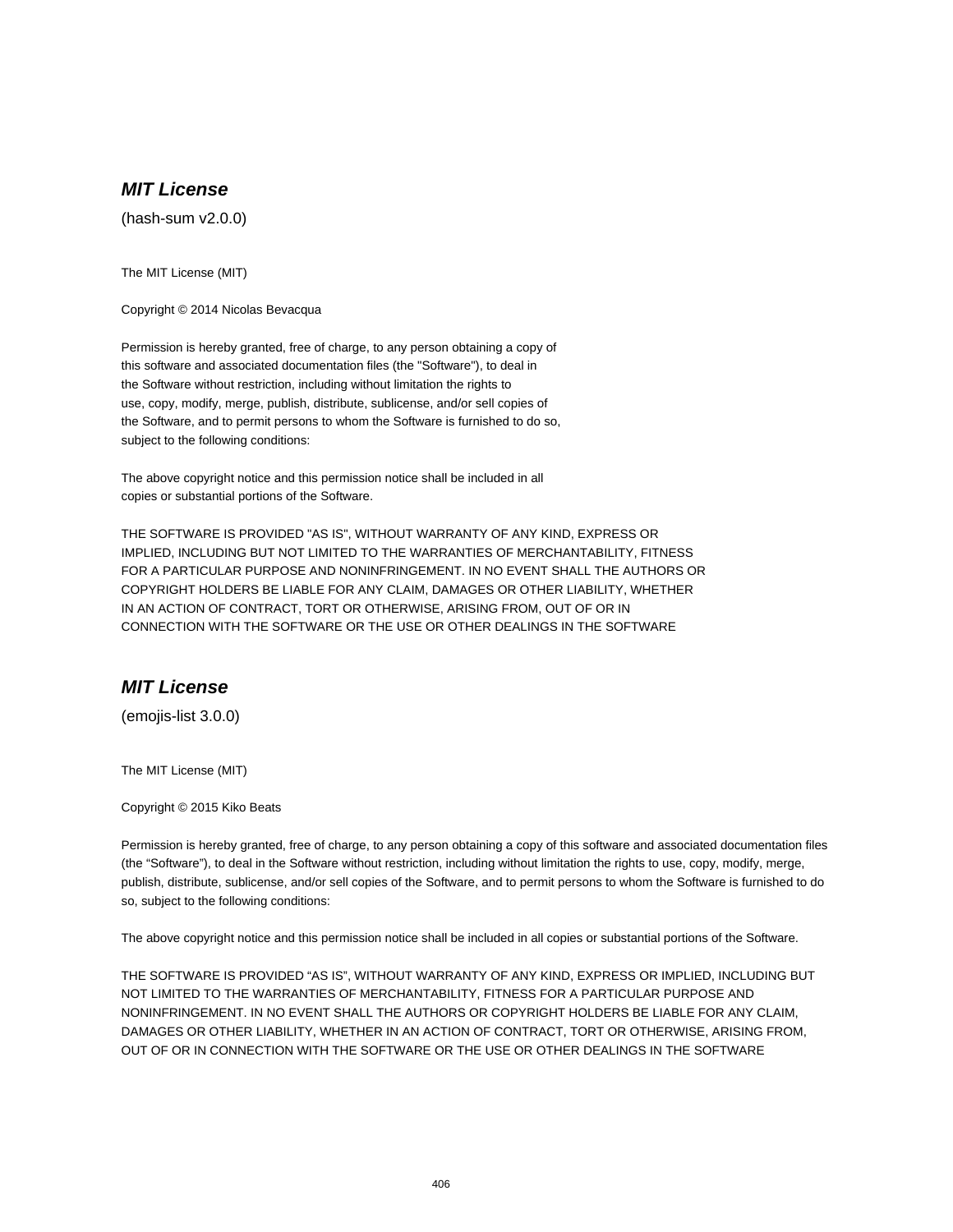### ***MIT License***

(hash-sum v2.0.0)

The MIT License (MIT)

Copyright © 2014 Nicolas Bevacqua

Permission is hereby granted, free of charge, to any person obtaining a copy of
this software and associated documentation files (the "Software"), to deal in
the Software without restriction, including without limitation the rights to
use, copy, modify, merge, publish, distribute, sublicense, and/or sell copies of
the Software, and to permit persons to whom the Software is furnished to do so,
subject to the following conditions:

The above copyright notice and this permission notice shall be included in all
copies or substantial portions of the Software.

THE SOFTWARE IS PROVIDED "AS IS", WITHOUT WARRANTY OF ANY KIND, EXPRESS OR
IMPLIED, INCLUDING BUT NOT LIMITED TO THE WARRANTIES OF MERCHANTABILITY, FITNESS
FOR A PARTICULAR PURPOSE AND NONINFRINGEMENT. IN NO EVENT SHALL THE AUTHORS OR
COPYRIGHT HOLDERS BE LIABLE FOR ANY CLAIM, DAMAGES OR OTHER LIABILITY, WHETHER
IN AN ACTION OF CONTRACT, TORT OR OTHERWISE, ARISING FROM, OUT OF OR IN
CONNECTION WITH THE SOFTWARE OR THE USE OR OTHER DEALINGS IN THE SOFTWARE

### ***MIT License***

(emojis-list 3.0.0)

The MIT License (MIT)

Copyright © 2015 Kiko Beats

Permission is hereby granted, free of charge, to any person obtaining a copy of this software and associated documentation files (the “Software”), to deal in the Software without restriction, including without limitation the rights to use, copy, modify, merge, publish, distribute, sublicense, and/or sell copies of the Software, and to permit persons to whom the Software is furnished to do so, subject to the following conditions:

The above copyright notice and this permission notice shall be included in all copies or substantial portions of the Software.

THE SOFTWARE IS PROVIDED “AS IS”, WITHOUT WARRANTY OF ANY KIND, EXPRESS OR IMPLIED, INCLUDING BUT NOT LIMITED TO THE WARRANTIES OF MERCHANTABILITY, FITNESS FOR A PARTICULAR PURPOSE AND NONINFRINGEMENT. IN NO EVENT SHALL THE AUTHORS OR COPYRIGHT HOLDERS BE LIABLE FOR ANY CLAIM, DAMAGES OR OTHER LIABILITY, WHETHER IN AN ACTION OF CONTRACT, TORT OR OTHERWISE, ARISING FROM, OUT OF OR IN CONNECTION WITH THE SOFTWARE OR THE USE OR OTHER DEALINGS IN THE SOFTWARE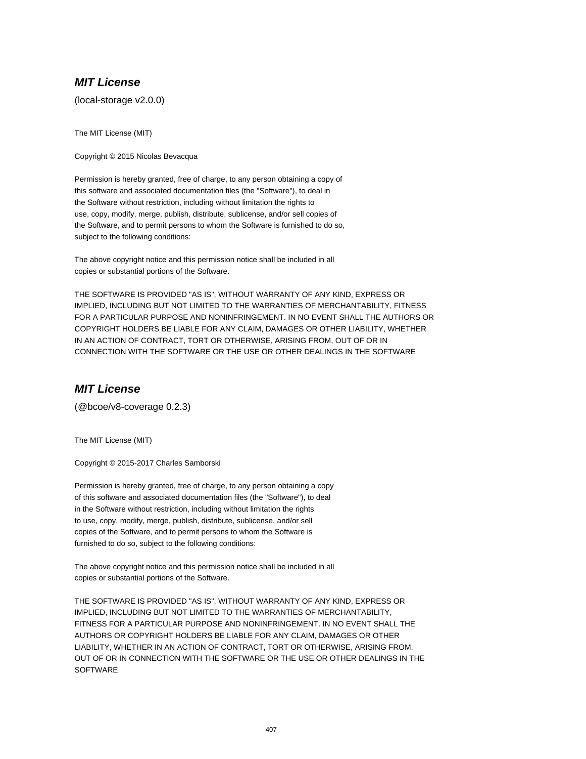### ***MIT License***

(local-storage v2.0.0)

The MIT License (MIT)

Copyright © 2015 Nicolas Bevacqua

Permission is hereby granted, free of charge, to any person obtaining a copy of
this software and associated documentation files (the "Software"), to deal in
the Software without restriction, including without limitation the rights to
use, copy, modify, merge, publish, distribute, sublicense, and/or sell copies of
the Software, and to permit persons to whom the Software is furnished to do so,
subject to the following conditions:

The above copyright notice and this permission notice shall be included in all
copies or substantial portions of the Software.

THE SOFTWARE IS PROVIDED "AS IS", WITHOUT WARRANTY OF ANY KIND, EXPRESS OR
IMPLIED, INCLUDING BUT NOT LIMITED TO THE WARRANTIES OF MERCHANTABILITY, FITNESS
FOR A PARTICULAR PURPOSE AND NONINFRINGEMENT. IN NO EVENT SHALL THE AUTHORS OR
COPYRIGHT HOLDERS BE LIABLE FOR ANY CLAIM, DAMAGES OR OTHER LIABILITY, WHETHER
IN AN ACTION OF CONTRACT, TORT OR OTHERWISE, ARISING FROM, OUT OF OR IN
CONNECTION WITH THE SOFTWARE OR THE USE OR OTHER DEALINGS IN THE SOFTWARE

### ***MIT License***

(@bcoe/v8-coverage 0.2.3)

The MIT License (MIT)

Copyright © 2015-2017 Charles Samborski

Permission is hereby granted, free of charge, to any person obtaining a copy
of this software and associated documentation files (the "Software"), to deal
in the Software without restriction, including without limitation the rights
to use, copy, modify, merge, publish, distribute, sublicense, and/or sell
copies of the Software, and to permit persons to whom the Software is
furnished to do so, subject to the following conditions:

The above copyright notice and this permission notice shall be included in all
copies or substantial portions of the Software.

THE SOFTWARE IS PROVIDED "AS IS", WITHOUT WARRANTY OF ANY KIND, EXPRESS OR
IMPLIED, INCLUDING BUT NOT LIMITED TO THE WARRANTIES OF MERCHANTABILITY,
FITNESS FOR A PARTICULAR PURPOSE AND NONINFRINGEMENT. IN NO EVENT SHALL THE
AUTHORS OR COPYRIGHT HOLDERS BE LIABLE FOR ANY CLAIM, DAMAGES OR OTHER
LIABILITY, WHETHER IN AN ACTION OF CONTRACT, TORT OR OTHERWISE, ARISING FROM,
OUT OF OR IN CONNECTION WITH THE SOFTWARE OR THE USE OR OTHER DEALINGS IN THE
SOFTWARE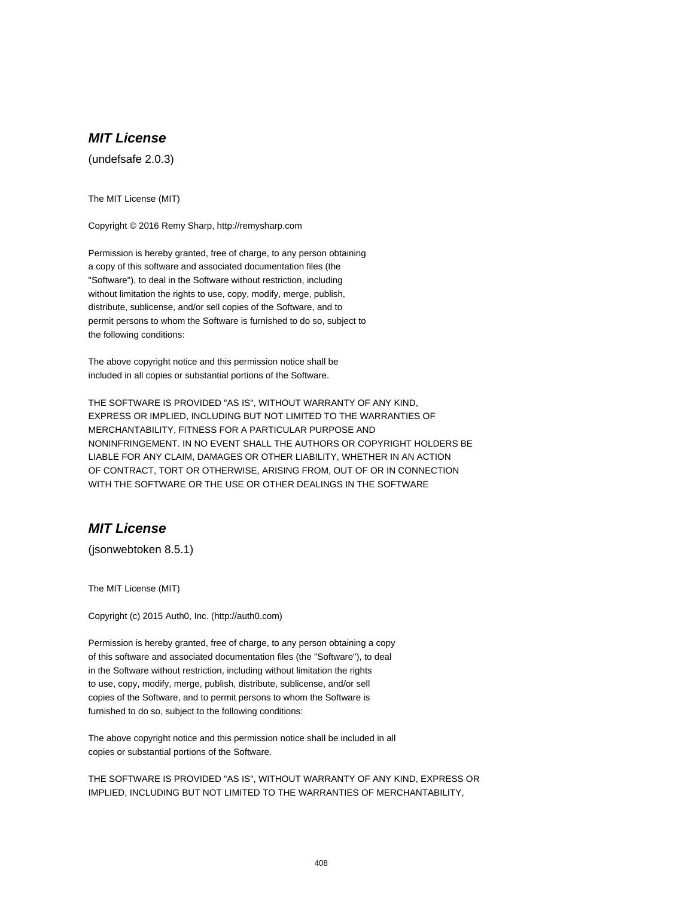### ***MIT License***

(undefsafe 2.0.3)

The MIT License (MIT)

Copyright © 2016 Remy Sharp, http://remysharp.com

Permission is hereby granted, free of charge, to any person obtaining
a copy of this software and associated documentation files (the
"Software"), to deal in the Software without restriction, including
without limitation the rights to use, copy, modify, merge, publish,
distribute, sublicense, and/or sell copies of the Software, and to
permit persons to whom the Software is furnished to do so, subject to
the following conditions:

The above copyright notice and this permission notice shall be
included in all copies or substantial portions of the Software.

THE SOFTWARE IS PROVIDED "AS IS", WITHOUT WARRANTY OF ANY KIND,
EXPRESS OR IMPLIED, INCLUDING BUT NOT LIMITED TO THE WARRANTIES OF
MERCHANTABILITY, FITNESS FOR A PARTICULAR PURPOSE AND
NONINFRINGEMENT. IN NO EVENT SHALL THE AUTHORS OR COPYRIGHT HOLDERS BE
LIABLE FOR ANY CLAIM, DAMAGES OR OTHER LIABILITY, WHETHER IN AN ACTION
OF CONTRACT, TORT OR OTHERWISE, ARISING FROM, OUT OF OR IN CONNECTION
WITH THE SOFTWARE OR THE USE OR OTHER DEALINGS IN THE SOFTWARE

### ***MIT License***

(jsonwebtoken 8.5.1)

The MIT License (MIT)

Copyright (c) 2015 Auth0, Inc. (http://auth0.com)

Permission is hereby granted, free of charge, to any person obtaining a copy
of this software and associated documentation files (the "Software"), to deal
in the Software without restriction, including without limitation the rights
to use, copy, modify, merge, publish, distribute, sublicense, and/or sell
copies of the Software, and to permit persons to whom the Software is
furnished to do so, subject to the following conditions:

The above copyright notice and this permission notice shall be included in all
copies or substantial portions of the Software.

THE SOFTWARE IS PROVIDED "AS IS", WITHOUT WARRANTY OF ANY KIND, EXPRESS OR
IMPLIED, INCLUDING BUT NOT LIMITED TO THE WARRANTIES OF MERCHANTABILITY,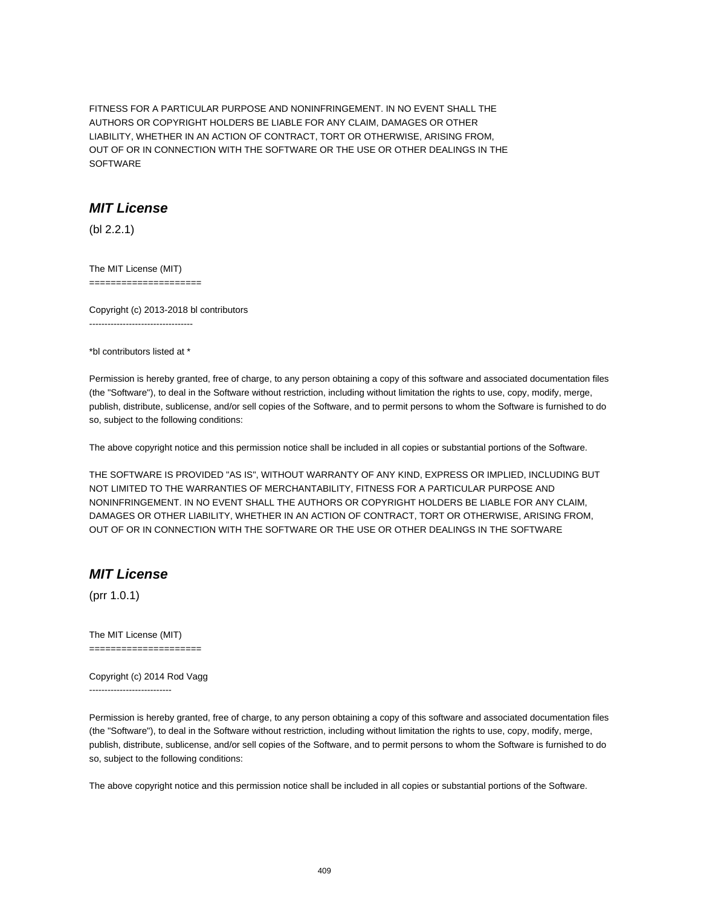FITNESS FOR A PARTICULAR PURPOSE AND NONINFRINGEMENT. IN NO EVENT SHALL THE
AUTHORS OR COPYRIGHT HOLDERS BE LIABLE FOR ANY CLAIM, DAMAGES OR OTHER
LIABILITY, WHETHER IN AN ACTION OF CONTRACT, TORT OR OTHERWISE, ARISING FROM,
OUT OF OR IN CONNECTION WITH THE SOFTWARE OR THE USE OR OTHER DEALINGS IN THE
SOFTWARE

## *MIT License*

(bl 2.2.1)

The MIT License (MIT)
=====================

Copyright (c) 2013-2018 bl contributors
----------------------------------

*bl contributors listed at *

Permission is hereby granted, free of charge, to any person obtaining a copy of this software and associated documentation files (the "Software"), to deal in the Software without restriction, including without limitation the rights to use, copy, modify, merge, publish, distribute, sublicense, and/or sell copies of the Software, and to permit persons to whom the Software is furnished to do so, subject to the following conditions:

The above copyright notice and this permission notice shall be included in all copies or substantial portions of the Software.

THE SOFTWARE IS PROVIDED "AS IS", WITHOUT WARRANTY OF ANY KIND, EXPRESS OR IMPLIED, INCLUDING BUT NOT LIMITED TO THE WARRANTIES OF MERCHANTABILITY, FITNESS FOR A PARTICULAR PURPOSE AND NONINFRINGEMENT. IN NO EVENT SHALL THE AUTHORS OR COPYRIGHT HOLDERS BE LIABLE FOR ANY CLAIM, DAMAGES OR OTHER LIABILITY, WHETHER IN AN ACTION OF CONTRACT, TORT OR OTHERWISE, ARISING FROM, OUT OF OR IN CONNECTION WITH THE SOFTWARE OR THE USE OR OTHER DEALINGS IN THE SOFTWARE

## *MIT License*

(prr 1.0.1)

The MIT License (MIT)
=====================

Copyright (c) 2014 Rod Vagg
---------------------------

Permission is hereby granted, free of charge, to any person obtaining a copy of this software and associated documentation files (the "Software"), to deal in the Software without restriction, including without limitation the rights to use, copy, modify, merge, publish, distribute, sublicense, and/or sell copies of the Software, and to permit persons to whom the Software is furnished to do so, subject to the following conditions:

The above copyright notice and this permission notice shall be included in all copies or substantial portions of the Software.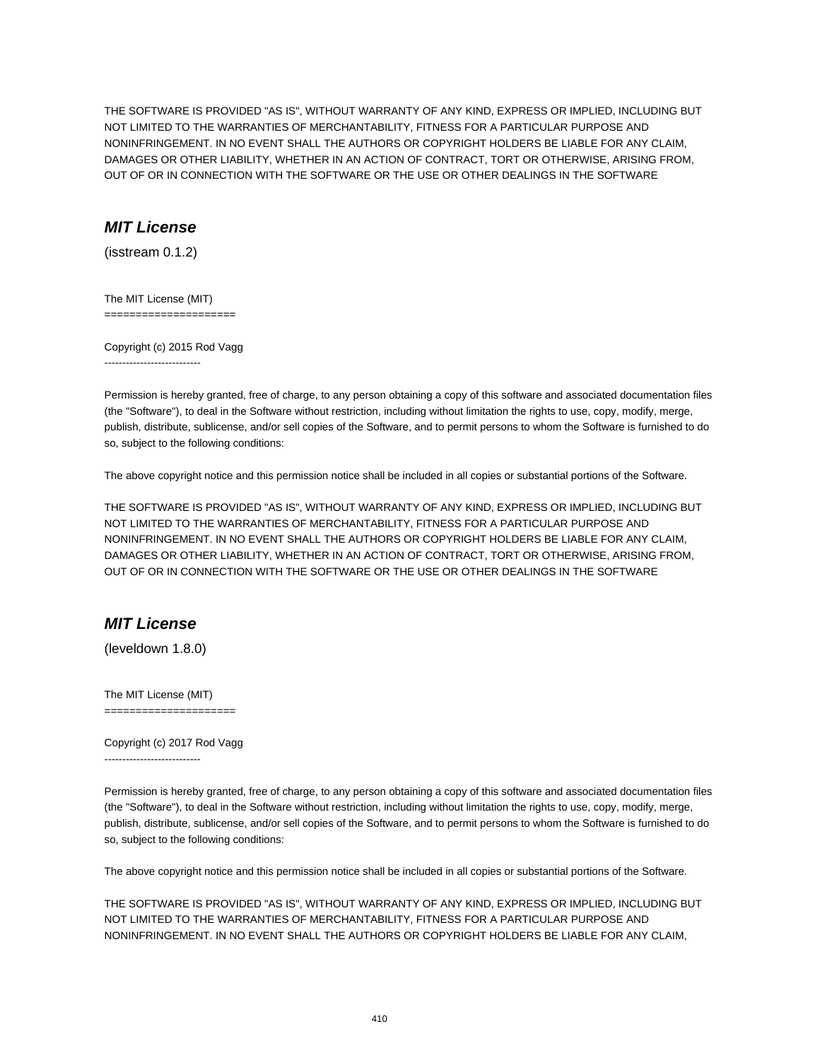THE SOFTWARE IS PROVIDED "AS IS", WITHOUT WARRANTY OF ANY KIND, EXPRESS OR IMPLIED, INCLUDING BUT NOT LIMITED TO THE WARRANTIES OF MERCHANTABILITY, FITNESS FOR A PARTICULAR PURPOSE AND NONINFRINGEMENT. IN NO EVENT SHALL THE AUTHORS OR COPYRIGHT HOLDERS BE LIABLE FOR ANY CLAIM, DAMAGES OR OTHER LIABILITY, WHETHER IN AN ACTION OF CONTRACT, TORT OR OTHERWISE, ARISING FROM, OUT OF OR IN CONNECTION WITH THE SOFTWARE OR THE USE OR OTHER DEALINGS IN THE SOFTWARE

## *MIT License*

(isstream 0.1.2)

The MIT License (MIT)
=====================

Copyright (c) 2015 Rod Vagg
---------------------------

Permission is hereby granted, free of charge, to any person obtaining a copy of this software and associated documentation files (the "Software"), to deal in the Software without restriction, including without limitation the rights to use, copy, modify, merge, publish, distribute, sublicense, and/or sell copies of the Software, and to permit persons to whom the Software is furnished to do so, subject to the following conditions:

The above copyright notice and this permission notice shall be included in all copies or substantial portions of the Software.

THE SOFTWARE IS PROVIDED "AS IS", WITHOUT WARRANTY OF ANY KIND, EXPRESS OR IMPLIED, INCLUDING BUT NOT LIMITED TO THE WARRANTIES OF MERCHANTABILITY, FITNESS FOR A PARTICULAR PURPOSE AND NONINFRINGEMENT. IN NO EVENT SHALL THE AUTHORS OR COPYRIGHT HOLDERS BE LIABLE FOR ANY CLAIM, DAMAGES OR OTHER LIABILITY, WHETHER IN AN ACTION OF CONTRACT, TORT OR OTHERWISE, ARISING FROM, OUT OF OR IN CONNECTION WITH THE SOFTWARE OR THE USE OR OTHER DEALINGS IN THE SOFTWARE

## *MIT License*

(leveldown 1.8.0)

The MIT License (MIT)
=====================

Copyright (c) 2017 Rod Vagg
---------------------------

Permission is hereby granted, free of charge, to any person obtaining a copy of this software and associated documentation files (the "Software"), to deal in the Software without restriction, including without limitation the rights to use, copy, modify, merge, publish, distribute, sublicense, and/or sell copies of the Software, and to permit persons to whom the Software is furnished to do so, subject to the following conditions:

The above copyright notice and this permission notice shall be included in all copies or substantial portions of the Software.

THE SOFTWARE IS PROVIDED "AS IS", WITHOUT WARRANTY OF ANY KIND, EXPRESS OR IMPLIED, INCLUDING BUT NOT LIMITED TO THE WARRANTIES OF MERCHANTABILITY, FITNESS FOR A PARTICULAR PURPOSE AND NONINFRINGEMENT. IN NO EVENT SHALL THE AUTHORS OR COPYRIGHT HOLDERS BE LIABLE FOR ANY CLAIM,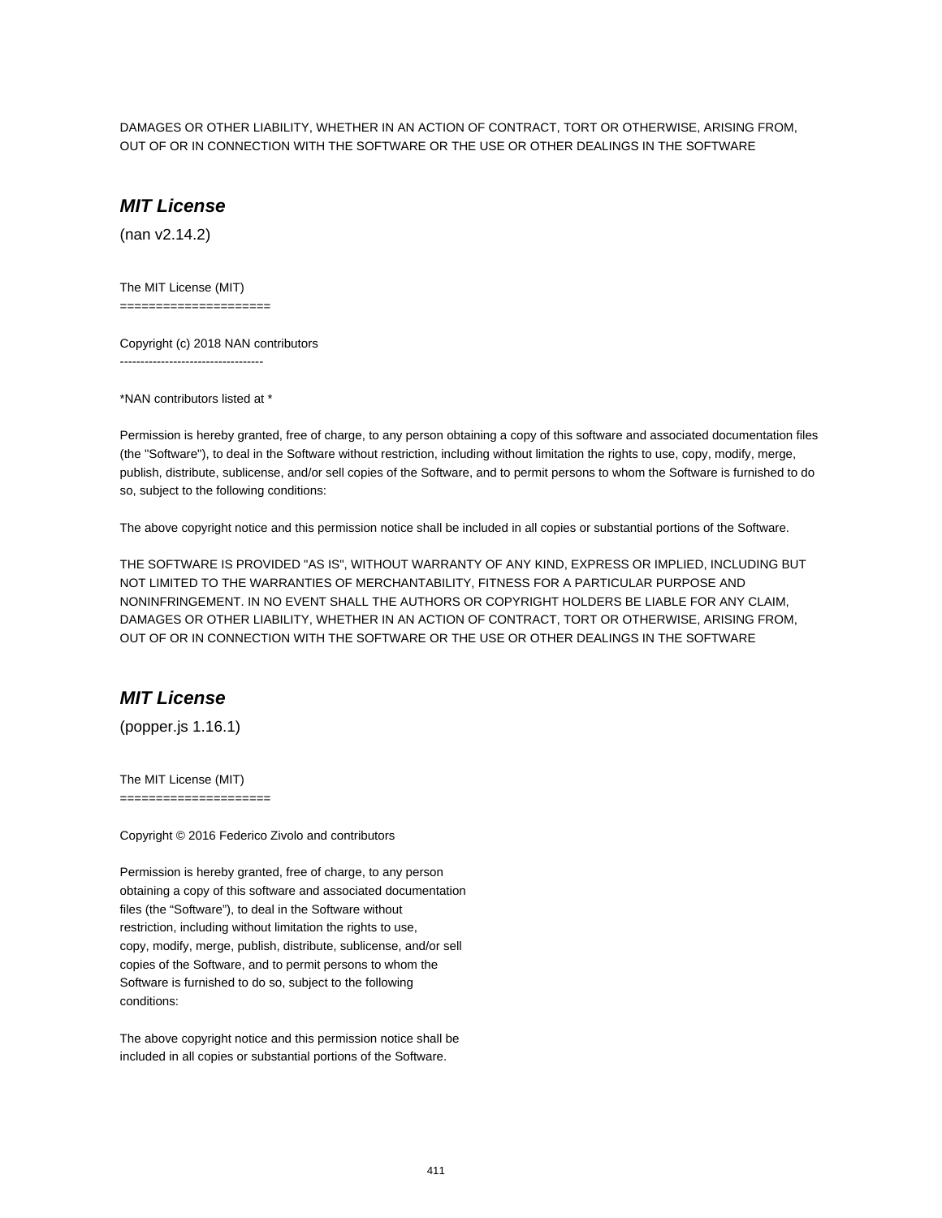DAMAGES OR OTHER LIABILITY, WHETHER IN AN ACTION OF CONTRACT, TORT OR OTHERWISE, ARISING FROM, OUT OF OR IN CONNECTION WITH THE SOFTWARE OR THE USE OR OTHER DEALINGS IN THE SOFTWARE

## *MIT License*

(nan v2.14.2)

The MIT License (MIT)
=====================

Copyright (c) 2018 NAN contributors
-----------------------------------

*NAN contributors listed at *

Permission is hereby granted, free of charge, to any person obtaining a copy of this software and associated documentation files (the "Software"), to deal in the Software without restriction, including without limitation the rights to use, copy, modify, merge, publish, distribute, sublicense, and/or sell copies of the Software, and to permit persons to whom the Software is furnished to do so, subject to the following conditions:

The above copyright notice and this permission notice shall be included in all copies or substantial portions of the Software.

THE SOFTWARE IS PROVIDED "AS IS", WITHOUT WARRANTY OF ANY KIND, EXPRESS OR IMPLIED, INCLUDING BUT NOT LIMITED TO THE WARRANTIES OF MERCHANTABILITY, FITNESS FOR A PARTICULAR PURPOSE AND NONINFRINGEMENT. IN NO EVENT SHALL THE AUTHORS OR COPYRIGHT HOLDERS BE LIABLE FOR ANY CLAIM, DAMAGES OR OTHER LIABILITY, WHETHER IN AN ACTION OF CONTRACT, TORT OR OTHERWISE, ARISING FROM, OUT OF OR IN CONNECTION WITH THE SOFTWARE OR THE USE OR OTHER DEALINGS IN THE SOFTWARE

## *MIT License*

(popper.js 1.16.1)

The MIT License (MIT)
=====================

Copyright © 2016 Federico Zivolo and contributors

Permission is hereby granted, free of charge, to any person obtaining a copy of this software and associated documentation files (the “Software”), to deal in the Software without restriction, including without limitation the rights to use, copy, modify, merge, publish, distribute, sublicense, and/or sell copies of the Software, and to permit persons to whom the Software is furnished to do so, subject to the following conditions:

The above copyright notice and this permission notice shall be included in all copies or substantial portions of the Software.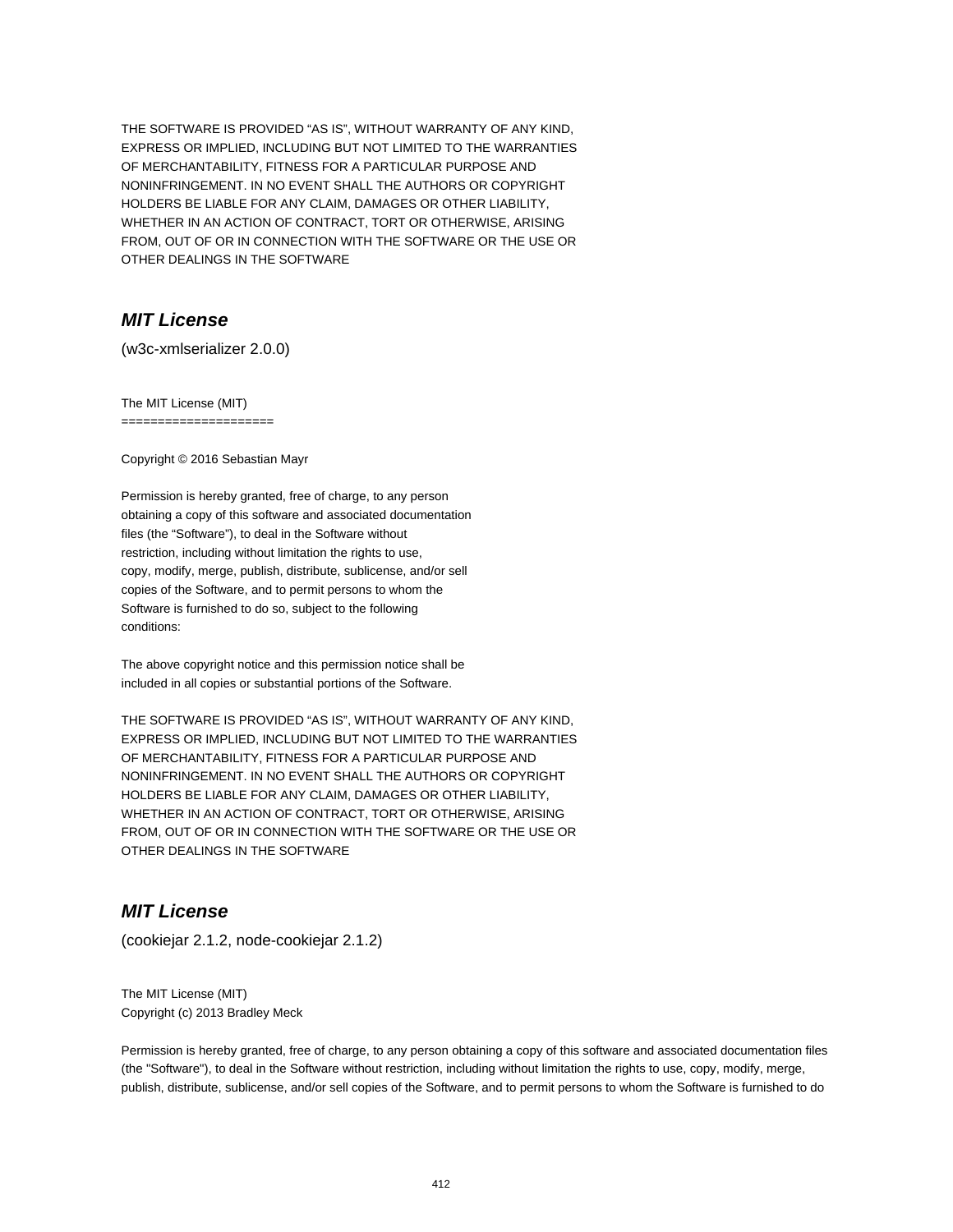THE SOFTWARE IS PROVIDED “AS IS”, WITHOUT WARRANTY OF ANY KIND,
EXPRESS OR IMPLIED, INCLUDING BUT NOT LIMITED TO THE WARRANTIES
OF MERCHANTABILITY, FITNESS FOR A PARTICULAR PURPOSE AND
NONINFRINGEMENT. IN NO EVENT SHALL THE AUTHORS OR COPYRIGHT
HOLDERS BE LIABLE FOR ANY CLAIM, DAMAGES OR OTHER LIABILITY,
WHETHER IN AN ACTION OF CONTRACT, TORT OR OTHERWISE, ARISING
FROM, OUT OF OR IN CONNECTION WITH THE SOFTWARE OR THE USE OR
OTHER DEALINGS IN THE SOFTWARE

## *MIT License*

(w3c-xmlserializer 2.0.0)

The MIT License (MIT)
=====================

Copyright © 2016 Sebastian Mayr

Permission is hereby granted, free of charge, to any person
obtaining a copy of this software and associated documentation
files (the “Software”), to deal in the Software without
restriction, including without limitation the rights to use,
copy, modify, merge, publish, distribute, sublicense, and/or sell
copies of the Software, and to permit persons to whom the
Software is furnished to do so, subject to the following
conditions:

The above copyright notice and this permission notice shall be
included in all copies or substantial portions of the Software.

THE SOFTWARE IS PROVIDED “AS IS”, WITHOUT WARRANTY OF ANY KIND,
EXPRESS OR IMPLIED, INCLUDING BUT NOT LIMITED TO THE WARRANTIES
OF MERCHANTABILITY, FITNESS FOR A PARTICULAR PURPOSE AND
NONINFRINGEMENT. IN NO EVENT SHALL THE AUTHORS OR COPYRIGHT
HOLDERS BE LIABLE FOR ANY CLAIM, DAMAGES OR OTHER LIABILITY,
WHETHER IN AN ACTION OF CONTRACT, TORT OR OTHERWISE, ARISING
FROM, OUT OF OR IN CONNECTION WITH THE SOFTWARE OR THE USE OR
OTHER DEALINGS IN THE SOFTWARE

## *MIT License*

(cookiejar 2.1.2, node-cookiejar 2.1.2)

The MIT License (MIT)
Copyright (c) 2013 Bradley Meck

Permission is hereby granted, free of charge, to any person obtaining a copy of this software and associated documentation files (the "Software"), to deal in the Software without restriction, including without limitation the rights to use, copy, modify, merge, publish, distribute, sublicense, and/or sell copies of the Software, and to permit persons to whom the Software is furnished to do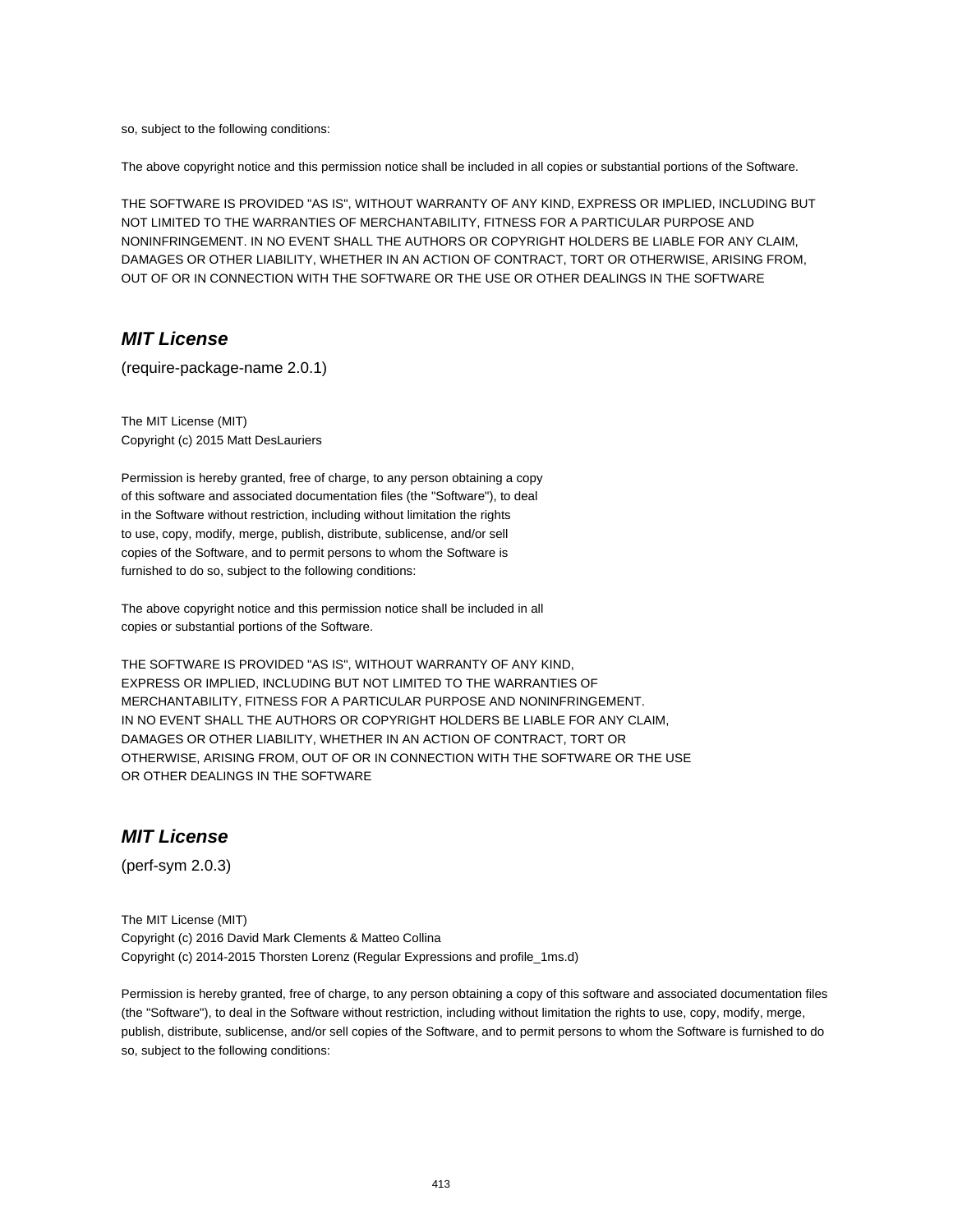so, subject to the following conditions:

The above copyright notice and this permission notice shall be included in all copies or substantial portions of the Software.

THE SOFTWARE IS PROVIDED "AS IS", WITHOUT WARRANTY OF ANY KIND, EXPRESS OR IMPLIED, INCLUDING BUT NOT LIMITED TO THE WARRANTIES OF MERCHANTABILITY, FITNESS FOR A PARTICULAR PURPOSE AND NONINFRINGEMENT. IN NO EVENT SHALL THE AUTHORS OR COPYRIGHT HOLDERS BE LIABLE FOR ANY CLAIM, DAMAGES OR OTHER LIABILITY, WHETHER IN AN ACTION OF CONTRACT, TORT OR OTHERWISE, ARISING FROM, OUT OF OR IN CONNECTION WITH THE SOFTWARE OR THE USE OR OTHER DEALINGS IN THE SOFTWARE

## *MIT License*

(require-package-name 2.0.1)

The MIT License (MIT)
Copyright (c) 2015 Matt DesLauriers

Permission is hereby granted, free of charge, to any person obtaining a copy
of this software and associated documentation files (the "Software"), to deal
in the Software without restriction, including without limitation the rights
to use, copy, modify, merge, publish, distribute, sublicense, and/or sell
copies of the Software, and to permit persons to whom the Software is
furnished to do so, subject to the following conditions:

The above copyright notice and this permission notice shall be included in all
copies or substantial portions of the Software.

THE SOFTWARE IS PROVIDED "AS IS", WITHOUT WARRANTY OF ANY KIND,
EXPRESS OR IMPLIED, INCLUDING BUT NOT LIMITED TO THE WARRANTIES OF
MERCHANTABILITY, FITNESS FOR A PARTICULAR PURPOSE AND NONINFRINGEMENT.
IN NO EVENT SHALL THE AUTHORS OR COPYRIGHT HOLDERS BE LIABLE FOR ANY CLAIM,
DAMAGES OR OTHER LIABILITY, WHETHER IN AN ACTION OF CONTRACT, TORT OR
OTHERWISE, ARISING FROM, OUT OF OR IN CONNECTION WITH THE SOFTWARE OR THE USE
OR OTHER DEALINGS IN THE SOFTWARE

## *MIT License*

(perf-sym 2.0.3)

The MIT License (MIT)
Copyright (c) 2016 David Mark Clements & Matteo Collina
Copyright (c) 2014-2015 Thorsten Lorenz (Regular Expressions and profile_1ms.d)

Permission is hereby granted, free of charge, to any person obtaining a copy of this software and associated documentation files (the "Software"), to deal in the Software without restriction, including without limitation the rights to use, copy, modify, merge, publish, distribute, sublicense, and/or sell copies of the Software, and to permit persons to whom the Software is furnished to do so, subject to the following conditions: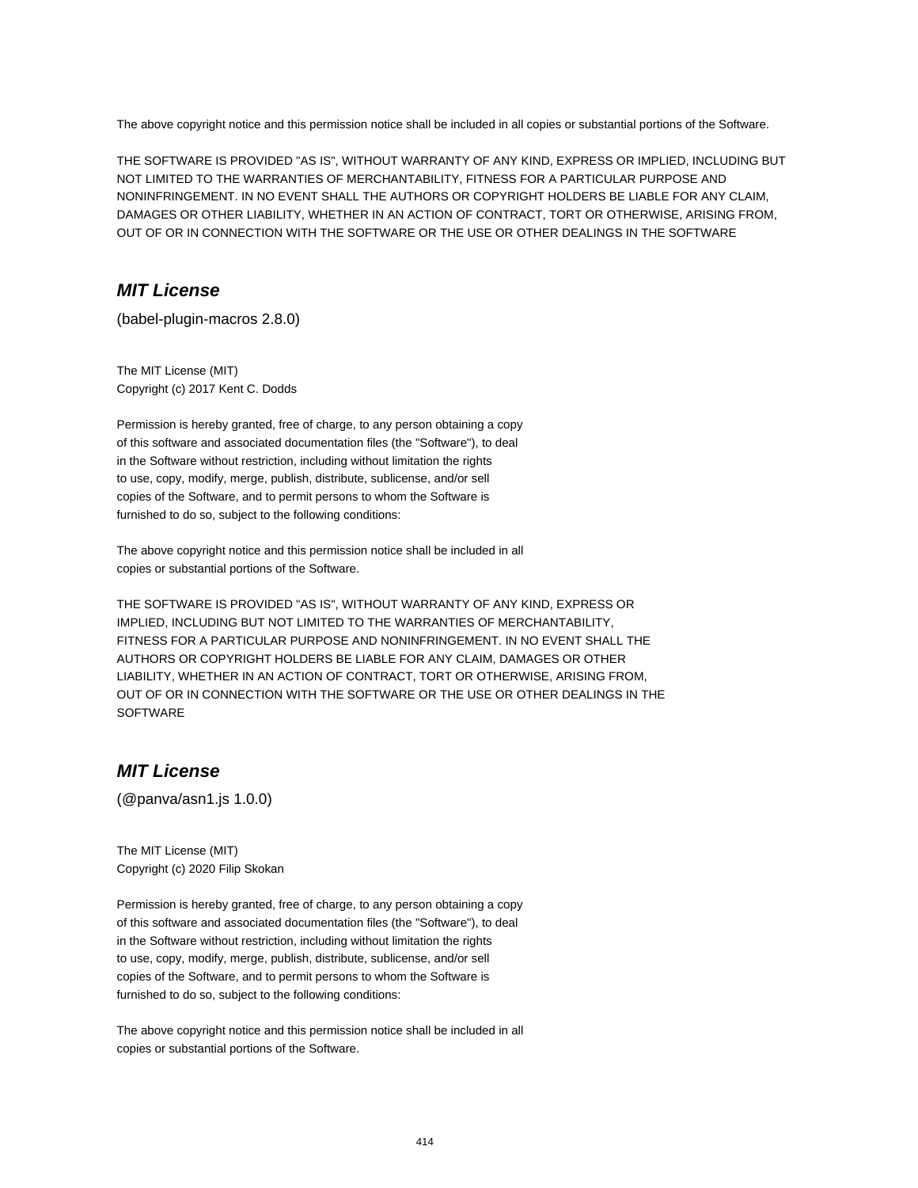The above copyright notice and this permission notice shall be included in all copies or substantial portions of the Software.

THE SOFTWARE IS PROVIDED "AS IS", WITHOUT WARRANTY OF ANY KIND, EXPRESS OR IMPLIED, INCLUDING BUT NOT LIMITED TO THE WARRANTIES OF MERCHANTABILITY, FITNESS FOR A PARTICULAR PURPOSE AND NONINFRINGEMENT. IN NO EVENT SHALL THE AUTHORS OR COPYRIGHT HOLDERS BE LIABLE FOR ANY CLAIM, DAMAGES OR OTHER LIABILITY, WHETHER IN AN ACTION OF CONTRACT, TORT OR OTHERWISE, ARISING FROM, OUT OF OR IN CONNECTION WITH THE SOFTWARE OR THE USE OR OTHER DEALINGS IN THE SOFTWARE

## *MIT License*

(babel-plugin-macros 2.8.0)

The MIT License (MIT)
Copyright (c) 2017 Kent C. Dodds

Permission is hereby granted, free of charge, to any person obtaining a copy of this software and associated documentation files (the "Software"), to deal in the Software without restriction, including without limitation the rights to use, copy, modify, merge, publish, distribute, sublicense, and/or sell copies of the Software, and to permit persons to whom the Software is furnished to do so, subject to the following conditions:

The above copyright notice and this permission notice shall be included in all copies or substantial portions of the Software.

THE SOFTWARE IS PROVIDED "AS IS", WITHOUT WARRANTY OF ANY KIND, EXPRESS OR IMPLIED, INCLUDING BUT NOT LIMITED TO THE WARRANTIES OF MERCHANTABILITY, FITNESS FOR A PARTICULAR PURPOSE AND NONINFRINGEMENT. IN NO EVENT SHALL THE AUTHORS OR COPYRIGHT HOLDERS BE LIABLE FOR ANY CLAIM, DAMAGES OR OTHER LIABILITY, WHETHER IN AN ACTION OF CONTRACT, TORT OR OTHERWISE, ARISING FROM, OUT OF OR IN CONNECTION WITH THE SOFTWARE OR THE USE OR OTHER DEALINGS IN THE SOFTWARE

## *MIT License*

(@panva/asn1.js 1.0.0)

The MIT License (MIT)
Copyright (c) 2020 Filip Skokan

Permission is hereby granted, free of charge, to any person obtaining a copy of this software and associated documentation files (the "Software"), to deal in the Software without restriction, including without limitation the rights to use, copy, modify, merge, publish, distribute, sublicense, and/or sell copies of the Software, and to permit persons to whom the Software is furnished to do so, subject to the following conditions:

The above copyright notice and this permission notice shall be included in all copies or substantial portions of the Software.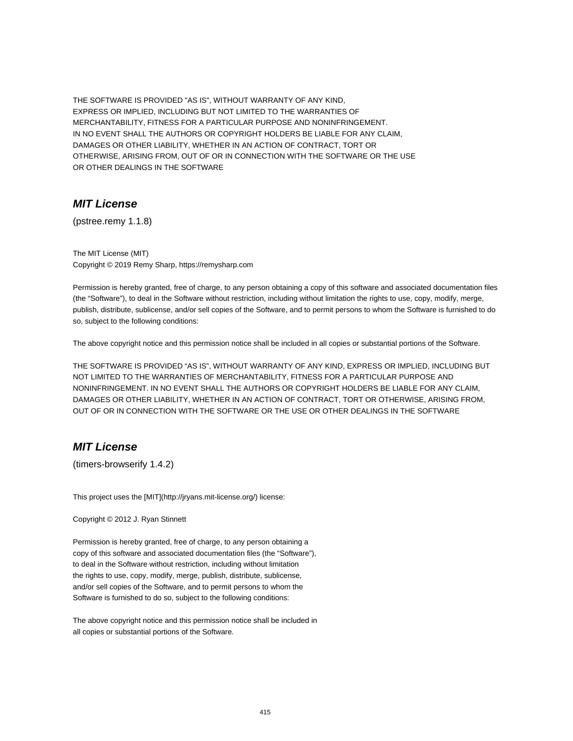THE SOFTWARE IS PROVIDED "AS IS", WITHOUT WARRANTY OF ANY KIND,
EXPRESS OR IMPLIED, INCLUDING BUT NOT LIMITED TO THE WARRANTIES OF
MERCHANTABILITY, FITNESS FOR A PARTICULAR PURPOSE AND NONINFRINGEMENT.
IN NO EVENT SHALL THE AUTHORS OR COPYRIGHT HOLDERS BE LIABLE FOR ANY CLAIM,
DAMAGES OR OTHER LIABILITY, WHETHER IN AN ACTION OF CONTRACT, TORT OR
OTHERWISE, ARISING FROM, OUT OF OR IN CONNECTION WITH THE SOFTWARE OR THE USE
OR OTHER DEALINGS IN THE SOFTWARE

## *MIT License*

(pstree.remy 1.1.8)

The MIT License (MIT)
Copyright © 2019 Remy Sharp, https://remysharp.com

Permission is hereby granted, free of charge, to any person obtaining a copy of this software and associated documentation files (the "Software"), to deal in the Software without restriction, including without limitation the rights to use, copy, modify, merge, publish, distribute, sublicense, and/or sell copies of the Software, and to permit persons to whom the Software is furnished to do so, subject to the following conditions:

The above copyright notice and this permission notice shall be included in all copies or substantial portions of the Software.

THE SOFTWARE IS PROVIDED "AS IS", WITHOUT WARRANTY OF ANY KIND, EXPRESS OR IMPLIED, INCLUDING BUT NOT LIMITED TO THE WARRANTIES OF MERCHANTABILITY, FITNESS FOR A PARTICULAR PURPOSE AND NONINFRINGEMENT. IN NO EVENT SHALL THE AUTHORS OR COPYRIGHT HOLDERS BE LIABLE FOR ANY CLAIM, DAMAGES OR OTHER LIABILITY, WHETHER IN AN ACTION OF CONTRACT, TORT OR OTHERWISE, ARISING FROM, OUT OF OR IN CONNECTION WITH THE SOFTWARE OR THE USE OR OTHER DEALINGS IN THE SOFTWARE

## *MIT License*

(timers-browserify 1.4.2)

This project uses the [MIT](http://jryans.mit-license.org/) license:

Copyright © 2012 J. Ryan Stinnett

Permission is hereby granted, free of charge, to any person obtaining a
copy of this software and associated documentation files (the "Software"),
to deal in the Software without restriction, including without limitation
the rights to use, copy, modify, merge, publish, distribute, sublicense,
and/or sell copies of the Software, and to permit persons to whom the
Software is furnished to do so, subject to the following conditions:

The above copyright notice and this permission notice shall be included in
all copies or substantial portions of the Software.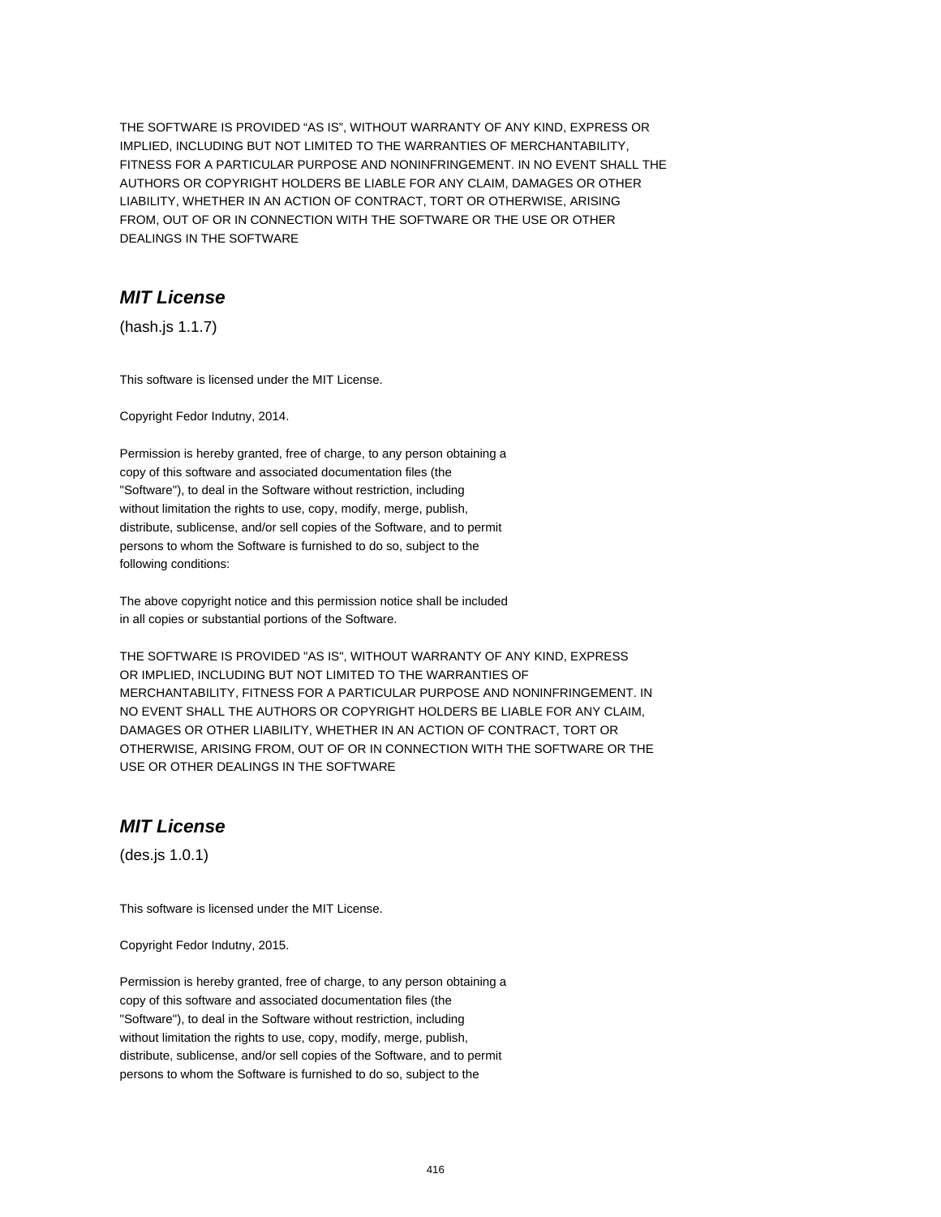THE SOFTWARE IS PROVIDED “AS IS”, WITHOUT WARRANTY OF ANY KIND, EXPRESS OR IMPLIED, INCLUDING BUT NOT LIMITED TO THE WARRANTIES OF MERCHANTABILITY, FITNESS FOR A PARTICULAR PURPOSE AND NONINFRINGEMENT. IN NO EVENT SHALL THE AUTHORS OR COPYRIGHT HOLDERS BE LIABLE FOR ANY CLAIM, DAMAGES OR OTHER LIABILITY, WHETHER IN AN ACTION OF CONTRACT, TORT OR OTHERWISE, ARISING FROM, OUT OF OR IN CONNECTION WITH THE SOFTWARE OR THE USE OR OTHER DEALINGS IN THE SOFTWARE

## ***MIT License***

(hash.js 1.1.7)

This software is licensed under the MIT License.

Copyright Fedor Indutny, 2014.

Permission is hereby granted, free of charge, to any person obtaining a copy of this software and associated documentation files (the "Software"), to deal in the Software without restriction, including without limitation the rights to use, copy, modify, merge, publish, distribute, sublicense, and/or sell copies of the Software, and to permit persons to whom the Software is furnished to do so, subject to the following conditions:

The above copyright notice and this permission notice shall be included in all copies or substantial portions of the Software.

THE SOFTWARE IS PROVIDED "AS IS", WITHOUT WARRANTY OF ANY KIND, EXPRESS OR IMPLIED, INCLUDING BUT NOT LIMITED TO THE WARRANTIES OF MERCHANTABILITY, FITNESS FOR A PARTICULAR PURPOSE AND NONINFRINGEMENT. IN NO EVENT SHALL THE AUTHORS OR COPYRIGHT HOLDERS BE LIABLE FOR ANY CLAIM, DAMAGES OR OTHER LIABILITY, WHETHER IN AN ACTION OF CONTRACT, TORT OR OTHERWISE, ARISING FROM, OUT OF OR IN CONNECTION WITH THE SOFTWARE OR THE USE OR OTHER DEALINGS IN THE SOFTWARE

## ***MIT License***

(des.js 1.0.1)

This software is licensed under the MIT License.

Copyright Fedor Indutny, 2015.

Permission is hereby granted, free of charge, to any person obtaining a copy of this software and associated documentation files (the "Software"), to deal in the Software without restriction, including without limitation the rights to use, copy, modify, merge, publish, distribute, sublicense, and/or sell copies of the Software, and to permit persons to whom the Software is furnished to do so, subject to the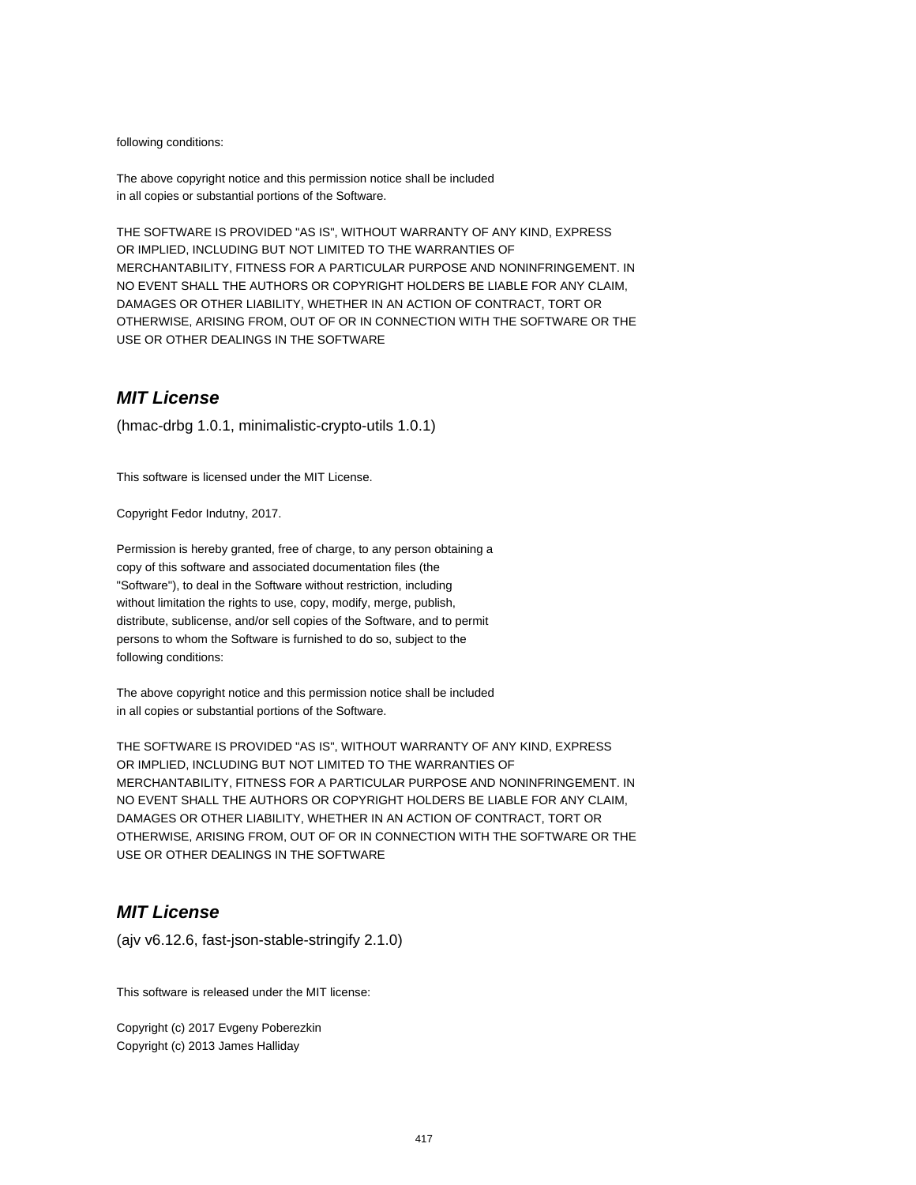following conditions:

The above copyright notice and this permission notice shall be included
in all copies or substantial portions of the Software.

THE SOFTWARE IS PROVIDED "AS IS", WITHOUT WARRANTY OF ANY KIND, EXPRESS
OR IMPLIED, INCLUDING BUT NOT LIMITED TO THE WARRANTIES OF
MERCHANTABILITY, FITNESS FOR A PARTICULAR PURPOSE AND NONINFRINGEMENT. IN
NO EVENT SHALL THE AUTHORS OR COPYRIGHT HOLDERS BE LIABLE FOR ANY CLAIM,
DAMAGES OR OTHER LIABILITY, WHETHER IN AN ACTION OF CONTRACT, TORT OR
OTHERWISE, ARISING FROM, OUT OF OR IN CONNECTION WITH THE SOFTWARE OR THE
USE OR OTHER DEALINGS IN THE SOFTWARE

## *MIT License*

(hmac-drbg 1.0.1, minimalistic-crypto-utils 1.0.1)

This software is licensed under the MIT License.

Copyright Fedor Indutny, 2017.

Permission is hereby granted, free of charge, to any person obtaining a
copy of this software and associated documentation files (the
"Software"), to deal in the Software without restriction, including
without limitation the rights to use, copy, modify, merge, publish,
distribute, sublicense, and/or sell copies of the Software, and to permit
persons to whom the Software is furnished to do so, subject to the
following conditions:

The above copyright notice and this permission notice shall be included
in all copies or substantial portions of the Software.

THE SOFTWARE IS PROVIDED "AS IS", WITHOUT WARRANTY OF ANY KIND, EXPRESS
OR IMPLIED, INCLUDING BUT NOT LIMITED TO THE WARRANTIES OF
MERCHANTABILITY, FITNESS FOR A PARTICULAR PURPOSE AND NONINFRINGEMENT. IN
NO EVENT SHALL THE AUTHORS OR COPYRIGHT HOLDERS BE LIABLE FOR ANY CLAIM,
DAMAGES OR OTHER LIABILITY, WHETHER IN AN ACTION OF CONTRACT, TORT OR
OTHERWISE, ARISING FROM, OUT OF OR IN CONNECTION WITH THE SOFTWARE OR THE
USE OR OTHER DEALINGS IN THE SOFTWARE

## *MIT License*

(ajv v6.12.6, fast-json-stable-stringify 2.1.0)

This software is released under the MIT license:

Copyright (c) 2017 Evgeny Poberezkin
Copyright (c) 2013 James Halliday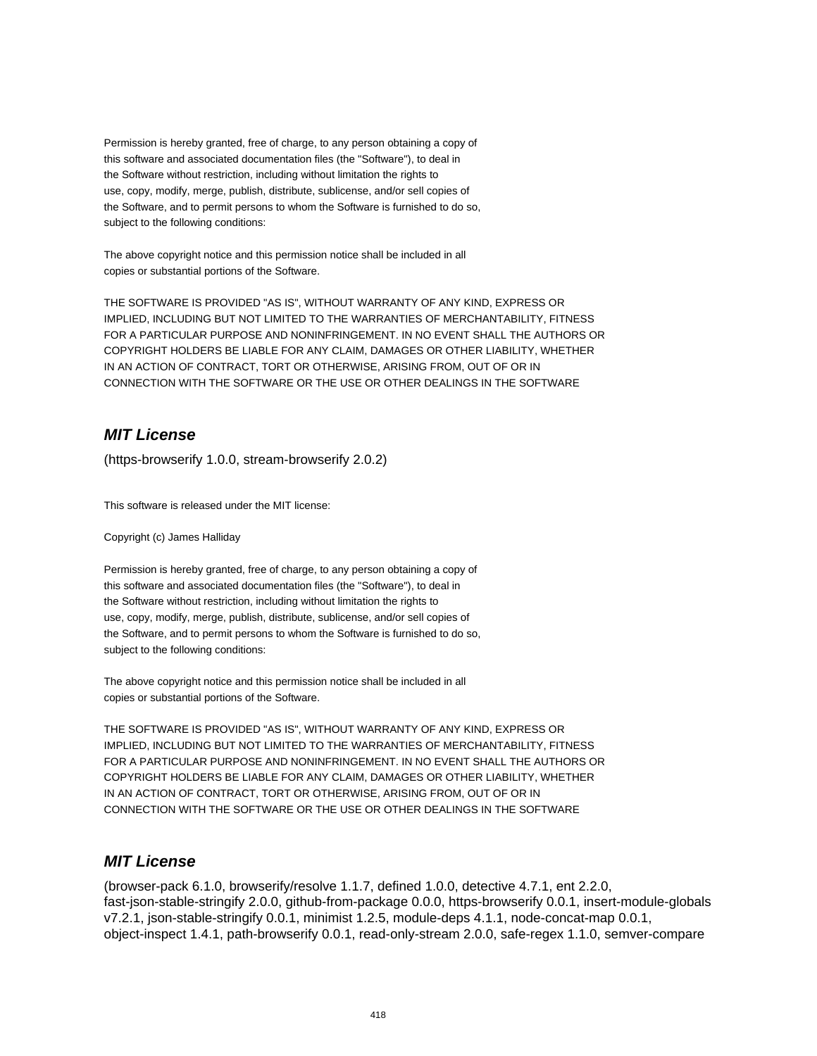Permission is hereby granted, free of charge, to any person obtaining a copy of
this software and associated documentation files (the "Software"), to deal in
the Software without restriction, including without limitation the rights to
use, copy, modify, merge, publish, distribute, sublicense, and/or sell copies of
the Software, and to permit persons to whom the Software is furnished to do so,
subject to the following conditions:

The above copyright notice and this permission notice shall be included in all
copies or substantial portions of the Software.

THE SOFTWARE IS PROVIDED "AS IS", WITHOUT WARRANTY OF ANY KIND, EXPRESS OR
IMPLIED, INCLUDING BUT NOT LIMITED TO THE WARRANTIES OF MERCHANTABILITY, FITNESS
FOR A PARTICULAR PURPOSE AND NONINFRINGEMENT. IN NO EVENT SHALL THE AUTHORS OR
COPYRIGHT HOLDERS BE LIABLE FOR ANY CLAIM, DAMAGES OR OTHER LIABILITY, WHETHER
IN AN ACTION OF CONTRACT, TORT OR OTHERWISE, ARISING FROM, OUT OF OR IN
CONNECTION WITH THE SOFTWARE OR THE USE OR OTHER DEALINGS IN THE SOFTWARE

## *MIT License*

(https-browserify 1.0.0, stream-browserify 2.0.2)

This software is released under the MIT license:

Copyright (c) James Halliday

Permission is hereby granted, free of charge, to any person obtaining a copy of
this software and associated documentation files (the "Software"), to deal in
the Software without restriction, including without limitation the rights to
use, copy, modify, merge, publish, distribute, sublicense, and/or sell copies of
the Software, and to permit persons to whom the Software is furnished to do so,
subject to the following conditions:

The above copyright notice and this permission notice shall be included in all
copies or substantial portions of the Software.

THE SOFTWARE IS PROVIDED "AS IS", WITHOUT WARRANTY OF ANY KIND, EXPRESS OR
IMPLIED, INCLUDING BUT NOT LIMITED TO THE WARRANTIES OF MERCHANTABILITY, FITNESS
FOR A PARTICULAR PURPOSE AND NONINFRINGEMENT. IN NO EVENT SHALL THE AUTHORS OR
COPYRIGHT HOLDERS BE LIABLE FOR ANY CLAIM, DAMAGES OR OTHER LIABILITY, WHETHER
IN AN ACTION OF CONTRACT, TORT OR OTHERWISE, ARISING FROM, OUT OF OR IN
CONNECTION WITH THE SOFTWARE OR THE USE OR OTHER DEALINGS IN THE SOFTWARE

## *MIT License*

(browser-pack 6.1.0, browserify/resolve 1.1.7, defined 1.0.0, detective 4.7.1, ent 2.2.0,
fast-json-stable-stringify 2.0.0, github-from-package 0.0.0, https-browserify 0.0.1, insert-module-globals
v7.2.1, json-stable-stringify 0.0.1, minimist 1.2.5, module-deps 4.1.1, node-concat-map 0.0.1,
object-inspect 1.4.1, path-browserify 0.0.1, read-only-stream 2.0.0, safe-regex 1.1.0, semver-compare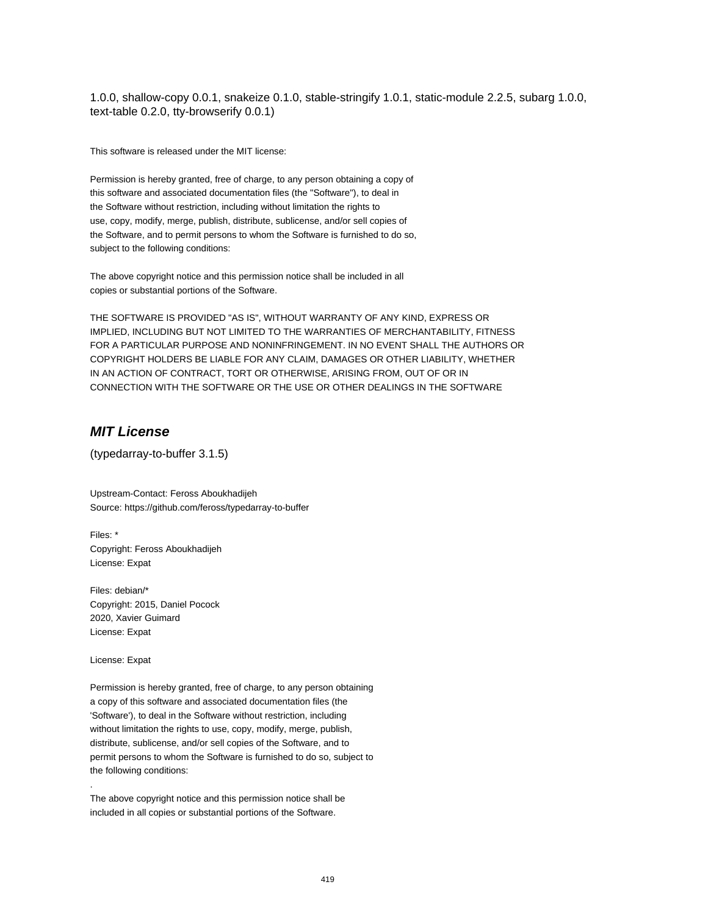1.0.0, shallow-copy 0.0.1, snakeize 0.1.0, stable-stringify 1.0.1, static-module 2.2.5, subarg 1.0.0, text-table 0.2.0, tty-browserify 0.0.1)

This software is released under the MIT license:

Permission is hereby granted, free of charge, to any person obtaining a copy of
this software and associated documentation files (the "Software"), to deal in
the Software without restriction, including without limitation the rights to
use, copy, modify, merge, publish, distribute, sublicense, and/or sell copies of
the Software, and to permit persons to whom the Software is furnished to do so,
subject to the following conditions:

The above copyright notice and this permission notice shall be included in all
copies or substantial portions of the Software.

THE SOFTWARE IS PROVIDED "AS IS", WITHOUT WARRANTY OF ANY KIND, EXPRESS OR
IMPLIED, INCLUDING BUT NOT LIMITED TO THE WARRANTIES OF MERCHANTABILITY, FITNESS
FOR A PARTICULAR PURPOSE AND NONINFRINGEMENT. IN NO EVENT SHALL THE AUTHORS OR
COPYRIGHT HOLDERS BE LIABLE FOR ANY CLAIM, DAMAGES OR OTHER LIABILITY, WHETHER
IN AN ACTION OF CONTRACT, TORT OR OTHERWISE, ARISING FROM, OUT OF OR IN
CONNECTION WITH THE SOFTWARE OR THE USE OR OTHER DEALINGS IN THE SOFTWARE

## *MIT License*

(typedarray-to-buffer 3.1.5)

Upstream-Contact: Feross Aboukhadijeh
Source: https://github.com/feross/typedarray-to-buffer

Files: *
Copyright: Feross Aboukhadijeh
License: Expat

Files: debian/*
Copyright: 2015, Daniel Pocock
2020, Xavier Guimard
License: Expat

License: Expat

Permission is hereby granted, free of charge, to any person obtaining
a copy of this software and associated documentation files (the
'Software'), to deal in the Software without restriction, including
without limitation the rights to use, copy, modify, merge, publish,
distribute, sublicense, and/or sell copies of the Software, and to
permit persons to whom the Software is furnished to do so, subject to
the following conditions:

.

The above copyright notice and this permission notice shall be
included in all copies or substantial portions of the Software.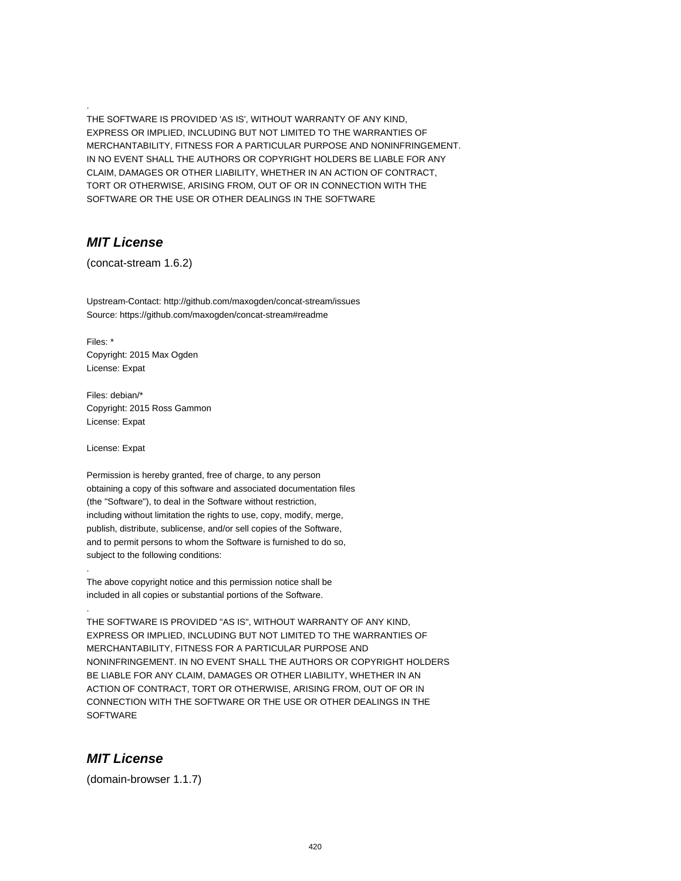.
THE SOFTWARE IS PROVIDED 'AS IS', WITHOUT WARRANTY OF ANY KIND,
EXPRESS OR IMPLIED, INCLUDING BUT NOT LIMITED TO THE WARRANTIES OF
MERCHANTABILITY, FITNESS FOR A PARTICULAR PURPOSE AND NONINFRINGEMENT.
IN NO EVENT SHALL THE AUTHORS OR COPYRIGHT HOLDERS BE LIABLE FOR ANY
CLAIM, DAMAGES OR OTHER LIABILITY, WHETHER IN AN ACTION OF CONTRACT,
TORT OR OTHERWISE, ARISING FROM, OUT OF OR IN CONNECTION WITH THE
SOFTWARE OR THE USE OR OTHER DEALINGS IN THE SOFTWARE

## *MIT License*

(concat-stream 1.6.2)

Upstream-Contact: http://github.com/maxogden/concat-stream/issues
Source: https://github.com/maxogden/concat-stream#readme

Files: *
Copyright: 2015 Max Ogden
License: Expat

Files: debian/*
Copyright: 2015 Ross Gammon
License: Expat

License: Expat

Permission is hereby granted, free of charge, to any person
obtaining a copy of this software and associated documentation files
(the "Software"), to deal in the Software without restriction,
including without limitation the rights to use, copy, modify, merge,
publish, distribute, sublicense, and/or sell copies of the Software,
and to permit persons to whom the Software is furnished to do so,
subject to the following conditions:
.
The above copyright notice and this permission notice shall be
included in all copies or substantial portions of the Software.
.
THE SOFTWARE IS PROVIDED "AS IS", WITHOUT WARRANTY OF ANY KIND,
EXPRESS OR IMPLIED, INCLUDING BUT NOT LIMITED TO THE WARRANTIES OF
MERCHANTABILITY, FITNESS FOR A PARTICULAR PURPOSE AND
NONINFRINGEMENT. IN NO EVENT SHALL THE AUTHORS OR COPYRIGHT HOLDERS
BE LIABLE FOR ANY CLAIM, DAMAGES OR OTHER LIABILITY, WHETHER IN AN
ACTION OF CONTRACT, TORT OR OTHERWISE, ARISING FROM, OUT OF OR IN
CONNECTION WITH THE SOFTWARE OR THE USE OR OTHER DEALINGS IN THE
SOFTWARE

## *MIT License*

(domain-browser 1.1.7)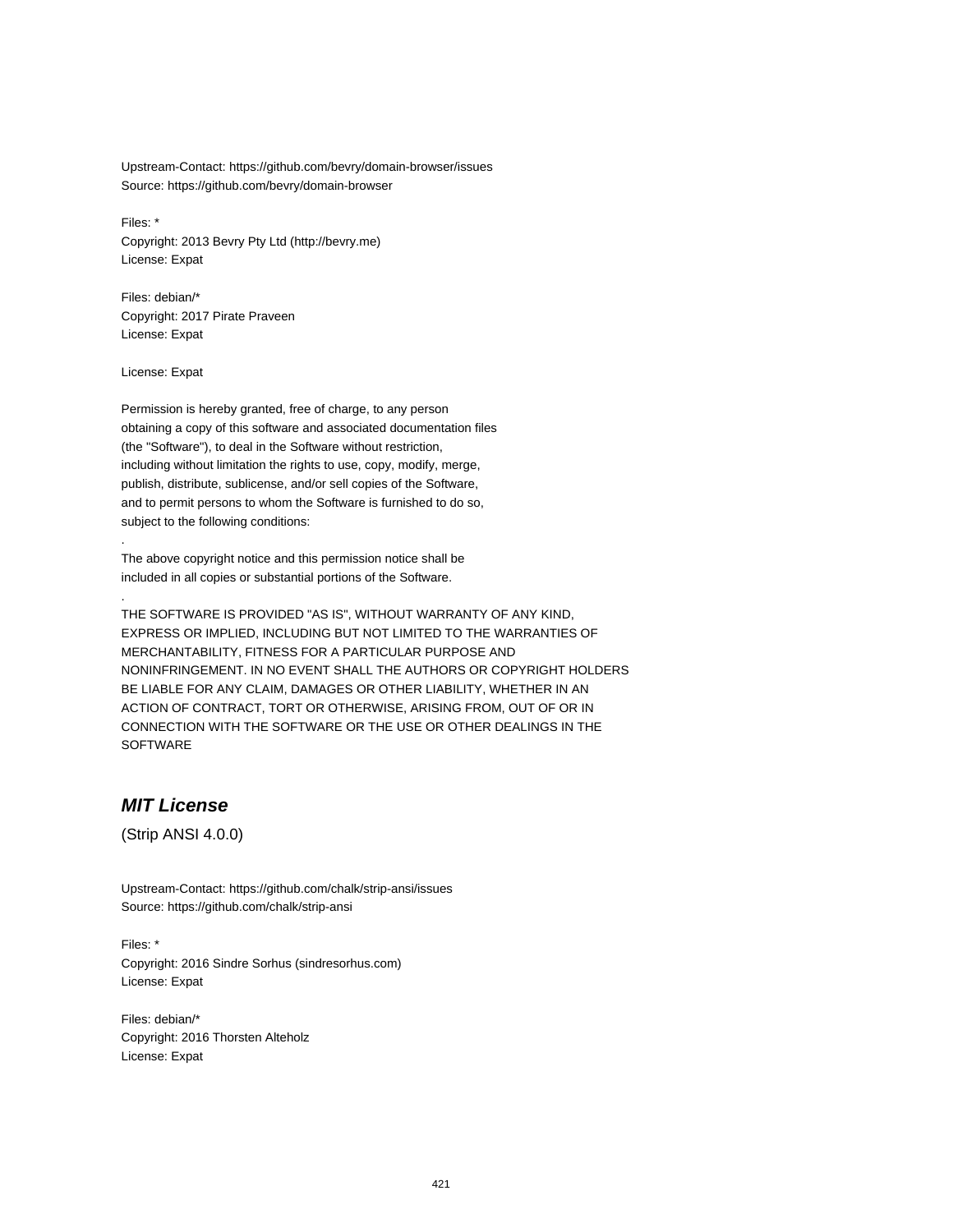Upstream-Contact: https://github.com/bevry/domain-browser/issues
Source: https://github.com/bevry/domain-browser

Files: *
Copyright: 2013 Bevry Pty Ltd (http://bevry.me)
License: Expat

Files: debian/*
Copyright: 2017 Pirate Praveen
License: Expat

License: Expat

Permission is hereby granted, free of charge, to any person
obtaining a copy of this software and associated documentation files
(the "Software"), to deal in the Software without restriction,
including without limitation the rights to use, copy, modify, merge,
publish, distribute, sublicense, and/or sell copies of the Software,
and to permit persons to whom the Software is furnished to do so,
subject to the following conditions:

.

The above copyright notice and this permission notice shall be
included in all copies or substantial portions of the Software.

.

THE SOFTWARE IS PROVIDED "AS IS", WITHOUT WARRANTY OF ANY KIND,
EXPRESS OR IMPLIED, INCLUDING BUT NOT LIMITED TO THE WARRANTIES OF
MERCHANTABILITY, FITNESS FOR A PARTICULAR PURPOSE AND
NONINFRINGEMENT. IN NO EVENT SHALL THE AUTHORS OR COPYRIGHT HOLDERS
BE LIABLE FOR ANY CLAIM, DAMAGES OR OTHER LIABILITY, WHETHER IN AN
ACTION OF CONTRACT, TORT OR OTHERWISE, ARISING FROM, OUT OF OR IN
CONNECTION WITH THE SOFTWARE OR THE USE OR OTHER DEALINGS IN THE
SOFTWARE

## *MIT License*

(Strip ANSI 4.0.0)

Upstream-Contact: https://github.com/chalk/strip-ansi/issues
Source: https://github.com/chalk/strip-ansi

Files: *
Copyright: 2016 Sindre Sorhus (sindresorhus.com)
License: Expat

Files: debian/*
Copyright: 2016 Thorsten Alteholz
License: Expat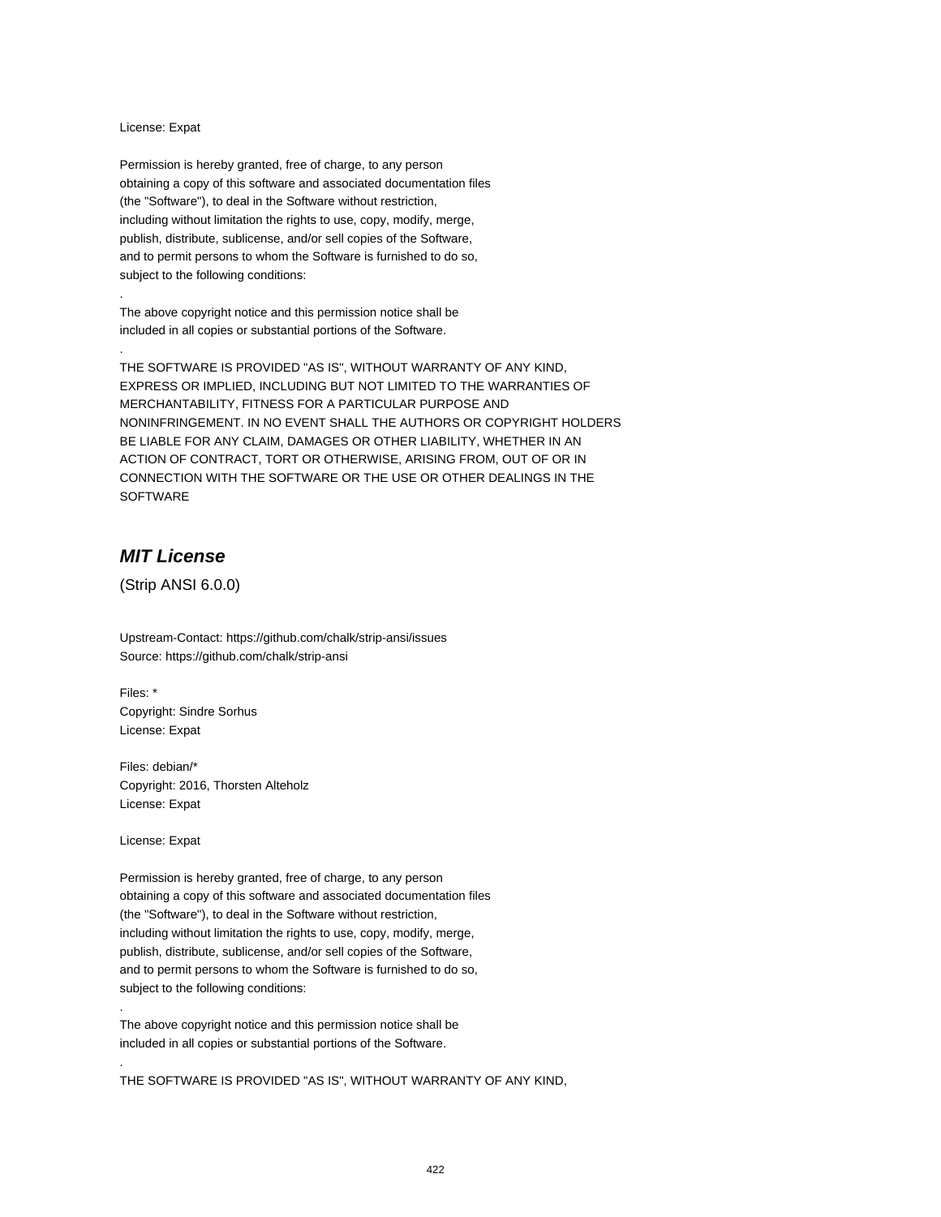License: Expat

Permission is hereby granted, free of charge, to any person
obtaining a copy of this software and associated documentation files
(the "Software"), to deal in the Software without restriction,
including without limitation the rights to use, copy, modify, merge,
publish, distribute, sublicense, and/or sell copies of the Software,
and to permit persons to whom the Software is furnished to do so,
subject to the following conditions:

.

The above copyright notice and this permission notice shall be
included in all copies or substantial portions of the Software.

.

THE SOFTWARE IS PROVIDED "AS IS", WITHOUT WARRANTY OF ANY KIND,
EXPRESS OR IMPLIED, INCLUDING BUT NOT LIMITED TO THE WARRANTIES OF
MERCHANTABILITY, FITNESS FOR A PARTICULAR PURPOSE AND
NONINFRINGEMENT. IN NO EVENT SHALL THE AUTHORS OR COPYRIGHT HOLDERS
BE LIABLE FOR ANY CLAIM, DAMAGES OR OTHER LIABILITY, WHETHER IN AN
ACTION OF CONTRACT, TORT OR OTHERWISE, ARISING FROM, OUT OF OR IN
CONNECTION WITH THE SOFTWARE OR THE USE OR OTHER DEALINGS IN THE
SOFTWARE

## ***MIT License***

(Strip ANSI 6.0.0)

Upstream-Contact: https://github.com/chalk/strip-ansi/issues
Source: https://github.com/chalk/strip-ansi

Files: *
Copyright: Sindre Sorhus
License: Expat

Files: debian/*
Copyright: 2016, Thorsten Alteholz
License: Expat

License: Expat

Permission is hereby granted, free of charge, to any person
obtaining a copy of this software and associated documentation files
(the "Software"), to deal in the Software without restriction,
including without limitation the rights to use, copy, modify, merge,
publish, distribute, sublicense, and/or sell copies of the Software,
and to permit persons to whom the Software is furnished to do so,
subject to the following conditions:

.

The above copyright notice and this permission notice shall be
included in all copies or substantial portions of the Software.

.

THE SOFTWARE IS PROVIDED "AS IS", WITHOUT WARRANTY OF ANY KIND,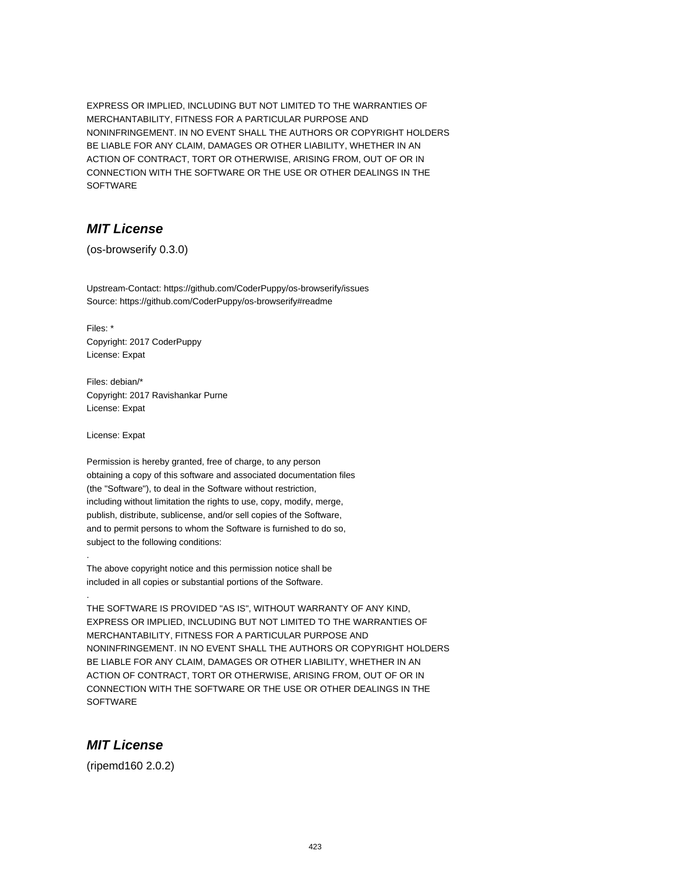EXPRESS OR IMPLIED, INCLUDING BUT NOT LIMITED TO THE WARRANTIES OF
MERCHANTABILITY, FITNESS FOR A PARTICULAR PURPOSE AND
NONINFRINGEMENT. IN NO EVENT SHALL THE AUTHORS OR COPYRIGHT HOLDERS
BE LIABLE FOR ANY CLAIM, DAMAGES OR OTHER LIABILITY, WHETHER IN AN
ACTION OF CONTRACT, TORT OR OTHERWISE, ARISING FROM, OUT OF OR IN
CONNECTION WITH THE SOFTWARE OR THE USE OR OTHER DEALINGS IN THE
SOFTWARE

## ***MIT License***

(os-browserify 0.3.0)

Upstream-Contact: https://github.com/CoderPuppy/os-browserify/issues
Source: https://github.com/CoderPuppy/os-browserify#readme

Files: *
Copyright: 2017 CoderPuppy
License: Expat

Files: debian/*
Copyright: 2017 Ravishankar Purne
License: Expat

License: Expat

Permission is hereby granted, free of charge, to any person
obtaining a copy of this software and associated documentation files
(the "Software"), to deal in the Software without restriction,
including without limitation the rights to use, copy, modify, merge,
publish, distribute, sublicense, and/or sell copies of the Software,
and to permit persons to whom the Software is furnished to do so,
subject to the following conditions:
.
The above copyright notice and this permission notice shall be
included in all copies or substantial portions of the Software.
.
THE SOFTWARE IS PROVIDED "AS IS", WITHOUT WARRANTY OF ANY KIND,
EXPRESS OR IMPLIED, INCLUDING BUT NOT LIMITED TO THE WARRANTIES OF
MERCHANTABILITY, FITNESS FOR A PARTICULAR PURPOSE AND
NONINFRINGEMENT. IN NO EVENT SHALL THE AUTHORS OR COPYRIGHT HOLDERS
BE LIABLE FOR ANY CLAIM, DAMAGES OR OTHER LIABILITY, WHETHER IN AN
ACTION OF CONTRACT, TORT OR OTHERWISE, ARISING FROM, OUT OF OR IN
CONNECTION WITH THE SOFTWARE OR THE USE OR OTHER DEALINGS IN THE
SOFTWARE

## ***MIT License***

(ripemd160 2.0.2)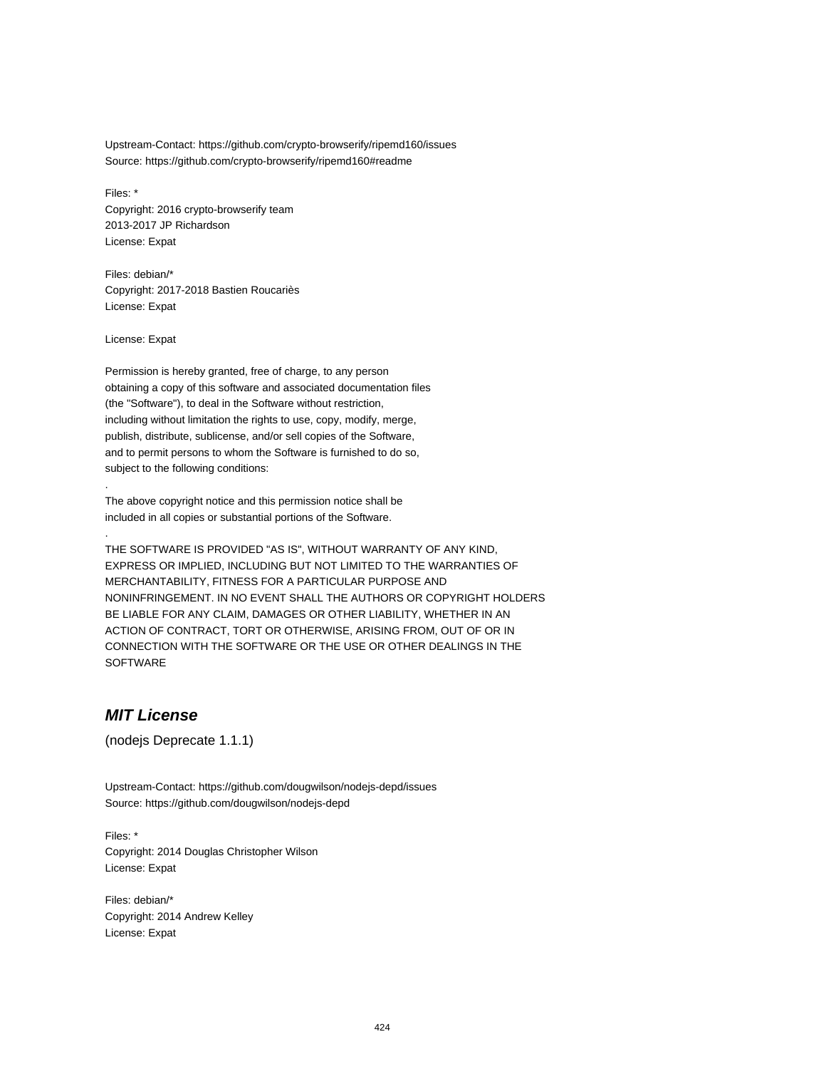Upstream-Contact: https://github.com/crypto-browserify/ripemd160/issues
Source: https://github.com/crypto-browserify/ripemd160#readme

Files: *
Copyright: 2016 crypto-browserify team
2013-2017 JP Richardson
License: Expat

Files: debian/*
Copyright: 2017-2018 Bastien Roucariès
License: Expat

License: Expat

Permission is hereby granted, free of charge, to any person
obtaining a copy of this software and associated documentation files
(the "Software"), to deal in the Software without restriction,
including without limitation the rights to use, copy, modify, merge,
publish, distribute, sublicense, and/or sell copies of the Software,
and to permit persons to whom the Software is furnished to do so,
subject to the following conditions:
.
The above copyright notice and this permission notice shall be
included in all copies or substantial portions of the Software.
.
THE SOFTWARE IS PROVIDED "AS IS", WITHOUT WARRANTY OF ANY KIND,
EXPRESS OR IMPLIED, INCLUDING BUT NOT LIMITED TO THE WARRANTIES OF
MERCHANTABILITY, FITNESS FOR A PARTICULAR PURPOSE AND
NONINFRINGEMENT. IN NO EVENT SHALL THE AUTHORS OR COPYRIGHT HOLDERS
BE LIABLE FOR ANY CLAIM, DAMAGES OR OTHER LIABILITY, WHETHER IN AN
ACTION OF CONTRACT, TORT OR OTHERWISE, ARISING FROM, OUT OF OR IN
CONNECTION WITH THE SOFTWARE OR THE USE OR OTHER DEALINGS IN THE
SOFTWARE

## *MIT License*

(nodejs Deprecate 1.1.1)

Upstream-Contact: https://github.com/dougwilson/nodejs-depd/issues
Source: https://github.com/dougwilson/nodejs-depd

Files: *
Copyright: 2014 Douglas Christopher Wilson
License: Expat

Files: debian/*
Copyright: 2014 Andrew Kelley
License: Expat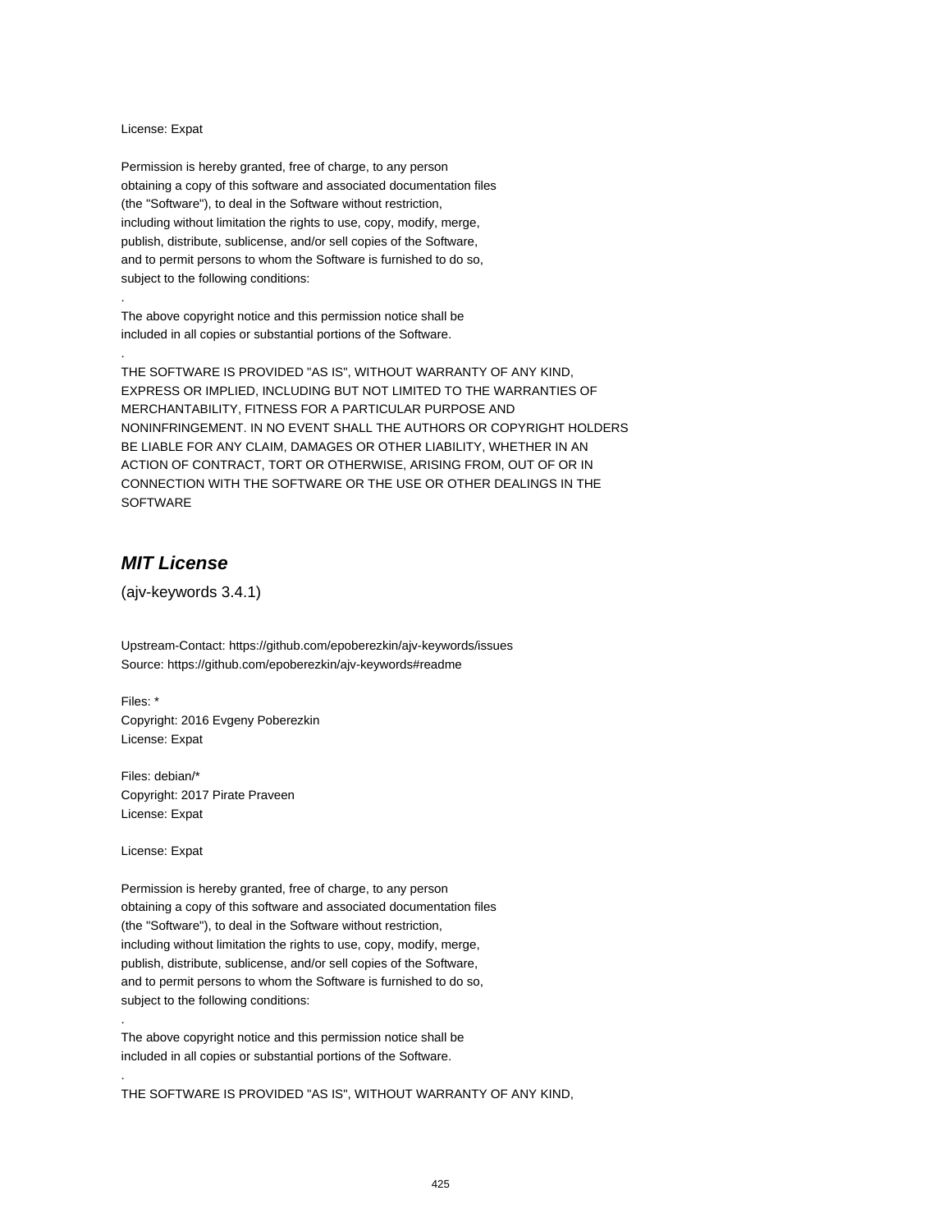License: Expat

Permission is hereby granted, free of charge, to any person
obtaining a copy of this software and associated documentation files
(the "Software"), to deal in the Software without restriction,
including without limitation the rights to use, copy, modify, merge,
publish, distribute, sublicense, and/or sell copies of the Software,
and to permit persons to whom the Software is furnished to do so,
subject to the following conditions:

.

The above copyright notice and this permission notice shall be
included in all copies or substantial portions of the Software.

.

THE SOFTWARE IS PROVIDED "AS IS", WITHOUT WARRANTY OF ANY KIND,
EXPRESS OR IMPLIED, INCLUDING BUT NOT LIMITED TO THE WARRANTIES OF
MERCHANTABILITY, FITNESS FOR A PARTICULAR PURPOSE AND
NONINFRINGEMENT. IN NO EVENT SHALL THE AUTHORS OR COPYRIGHT HOLDERS
BE LIABLE FOR ANY CLAIM, DAMAGES OR OTHER LIABILITY, WHETHER IN AN
ACTION OF CONTRACT, TORT OR OTHERWISE, ARISING FROM, OUT OF OR IN
CONNECTION WITH THE SOFTWARE OR THE USE OR OTHER DEALINGS IN THE
SOFTWARE

## *MIT License*

(ajv-keywords 3.4.1)

Upstream-Contact: https://github.com/epoberezkin/ajv-keywords/issues
Source: https://github.com/epoberezkin/ajv-keywords#readme

Files: *
Copyright: 2016 Evgeny Poberezkin
License: Expat

Files: debian/*
Copyright: 2017 Pirate Praveen
License: Expat

License: Expat

Permission is hereby granted, free of charge, to any person
obtaining a copy of this software and associated documentation files
(the "Software"), to deal in the Software without restriction,
including without limitation the rights to use, copy, modify, merge,
publish, distribute, sublicense, and/or sell copies of the Software,
and to permit persons to whom the Software is furnished to do so,
subject to the following conditions:

.

The above copyright notice and this permission notice shall be
included in all copies or substantial portions of the Software.

.

THE SOFTWARE IS PROVIDED "AS IS", WITHOUT WARRANTY OF ANY KIND,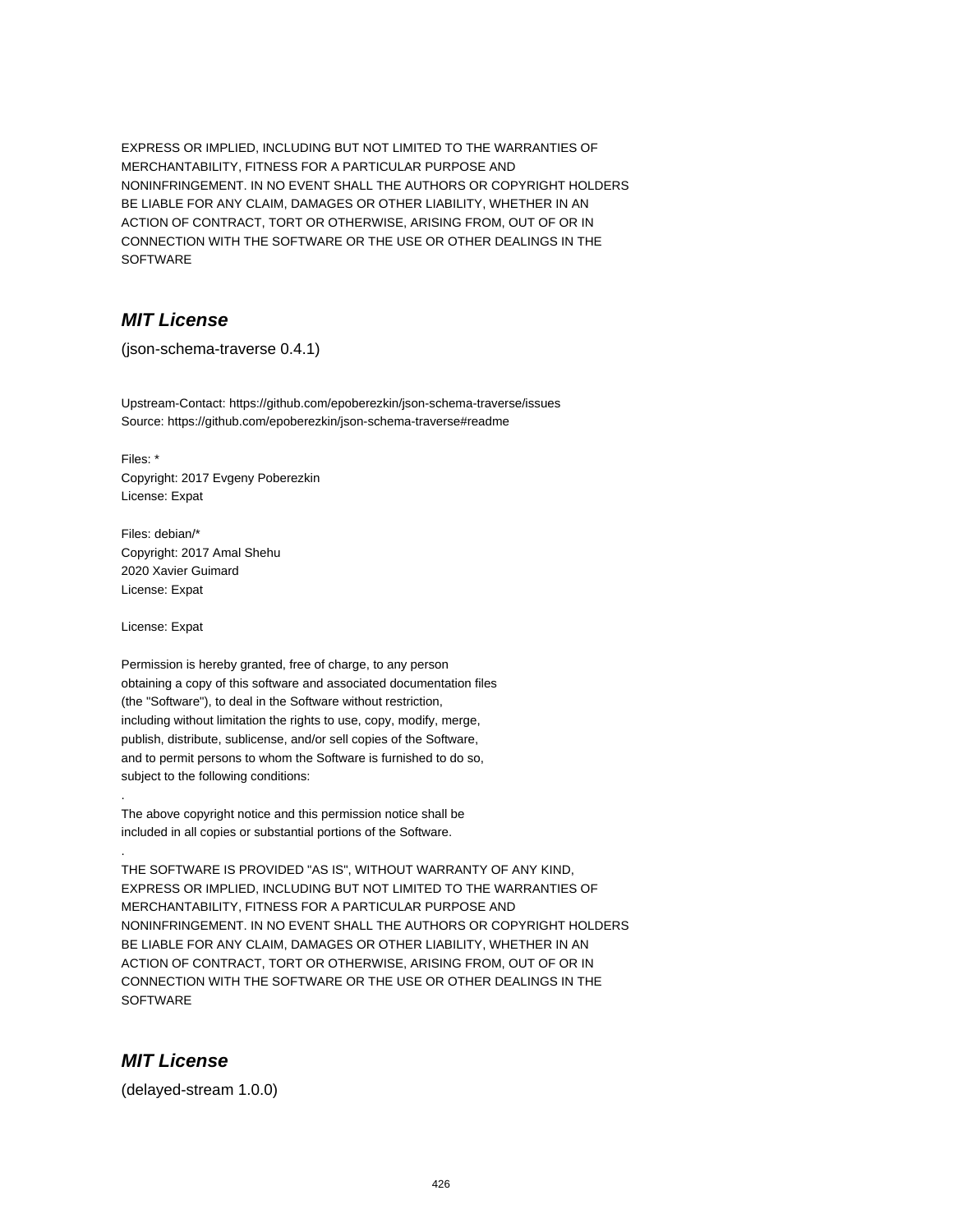EXPRESS OR IMPLIED, INCLUDING BUT NOT LIMITED TO THE WARRANTIES OF
MERCHANTABILITY, FITNESS FOR A PARTICULAR PURPOSE AND
NONINFRINGEMENT. IN NO EVENT SHALL THE AUTHORS OR COPYRIGHT HOLDERS
BE LIABLE FOR ANY CLAIM, DAMAGES OR OTHER LIABILITY, WHETHER IN AN
ACTION OF CONTRACT, TORT OR OTHERWISE, ARISING FROM, OUT OF OR IN
CONNECTION WITH THE SOFTWARE OR THE USE OR OTHER DEALINGS IN THE
SOFTWARE

## *MIT License*

(json-schema-traverse 0.4.1)

Upstream-Contact: https://github.com/epoberezkin/json-schema-traverse/issues
Source: https://github.com/epoberezkin/json-schema-traverse#readme

Files: *
Copyright: 2017 Evgeny Poberezkin
License: Expat

Files: debian/*
Copyright: 2017 Amal Shehu
2020 Xavier Guimard
License: Expat

License: Expat

Permission is hereby granted, free of charge, to any person
obtaining a copy of this software and associated documentation files
(the "Software"), to deal in the Software without restriction,
including without limitation the rights to use, copy, modify, merge,
publish, distribute, sublicense, and/or sell copies of the Software,
and to permit persons to whom the Software is furnished to do so,
subject to the following conditions:

.

The above copyright notice and this permission notice shall be
included in all copies or substantial portions of the Software.

.

THE SOFTWARE IS PROVIDED "AS IS", WITHOUT WARRANTY OF ANY KIND,
EXPRESS OR IMPLIED, INCLUDING BUT NOT LIMITED TO THE WARRANTIES OF
MERCHANTABILITY, FITNESS FOR A PARTICULAR PURPOSE AND
NONINFRINGEMENT. IN NO EVENT SHALL THE AUTHORS OR COPYRIGHT HOLDERS
BE LIABLE FOR ANY CLAIM, DAMAGES OR OTHER LIABILITY, WHETHER IN AN
ACTION OF CONTRACT, TORT OR OTHERWISE, ARISING FROM, OUT OF OR IN
CONNECTION WITH THE SOFTWARE OR THE USE OR OTHER DEALINGS IN THE
SOFTWARE

## *MIT License*

(delayed-stream 1.0.0)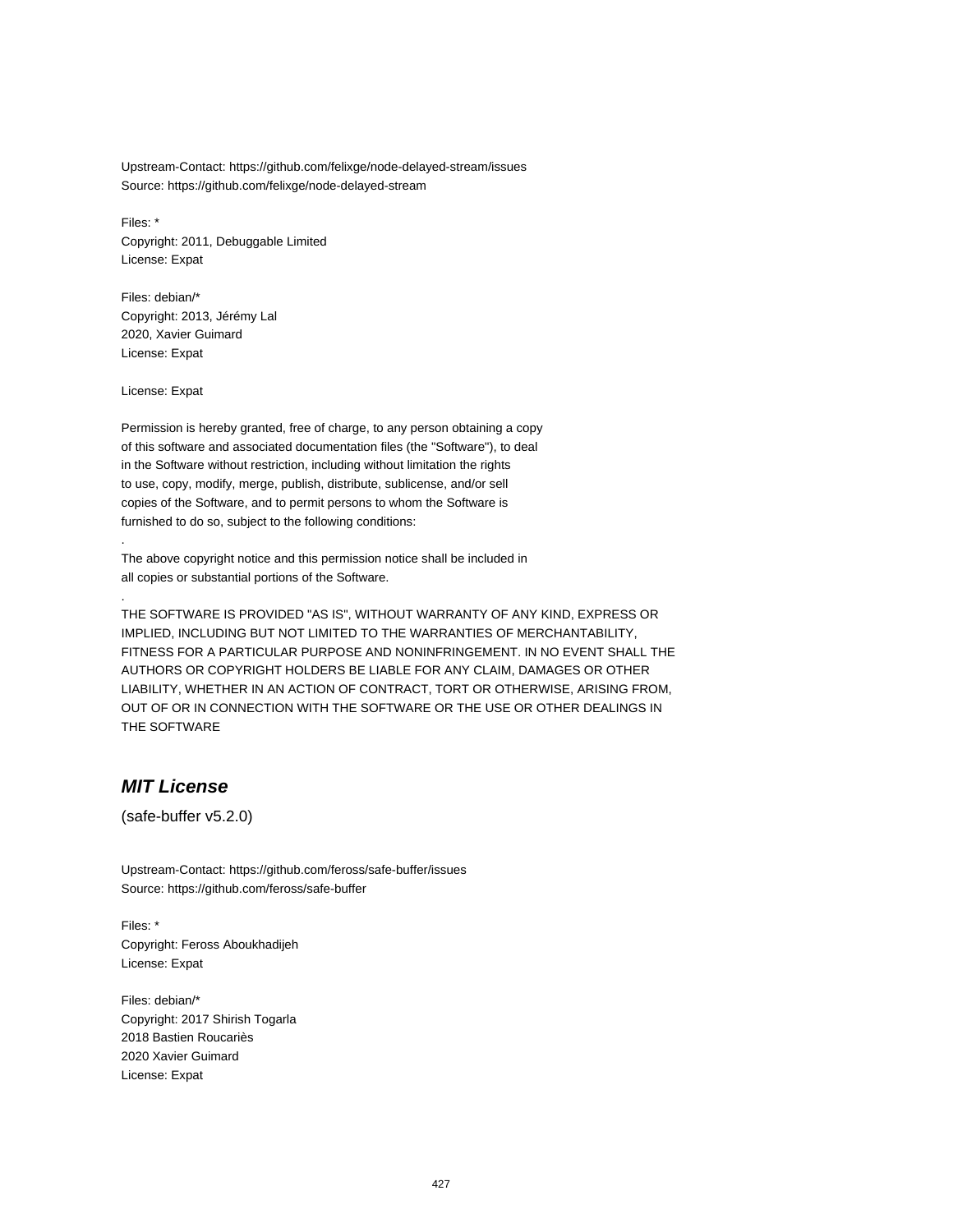Upstream-Contact: https://github.com/felixge/node-delayed-stream/issues
Source: https://github.com/felixge/node-delayed-stream

Files: *
Copyright: 2011, Debuggable Limited
License: Expat

Files: debian/*
Copyright: 2013, Jérémy Lal
2020, Xavier Guimard
License: Expat

License: Expat

Permission is hereby granted, free of charge, to any person obtaining a copy
of this software and associated documentation files (the "Software"), to deal
in the Software without restriction, including without limitation the rights
to use, copy, modify, merge, publish, distribute, sublicense, and/or sell
copies of the Software, and to permit persons to whom the Software is
furnished to do so, subject to the following conditions:

.

The above copyright notice and this permission notice shall be included in
all copies or substantial portions of the Software.

.

THE SOFTWARE IS PROVIDED "AS IS", WITHOUT WARRANTY OF ANY KIND, EXPRESS OR
IMPLIED, INCLUDING BUT NOT LIMITED TO THE WARRANTIES OF MERCHANTABILITY,
FITNESS FOR A PARTICULAR PURPOSE AND NONINFRINGEMENT. IN NO EVENT SHALL THE
AUTHORS OR COPYRIGHT HOLDERS BE LIABLE FOR ANY CLAIM, DAMAGES OR OTHER
LIABILITY, WHETHER IN AN ACTION OF CONTRACT, TORT OR OTHERWISE, ARISING FROM,
OUT OF OR IN CONNECTION WITH THE SOFTWARE OR THE USE OR OTHER DEALINGS IN
THE SOFTWARE

## *MIT License*

(safe-buffer v5.2.0)

Upstream-Contact: https://github.com/feross/safe-buffer/issues
Source: https://github.com/feross/safe-buffer

Files: *
Copyright: Feross Aboukhadijeh
License: Expat

Files: debian/*
Copyright: 2017 Shirish Togarla
2018 Bastien Roucariès
2020 Xavier Guimard
License: Expat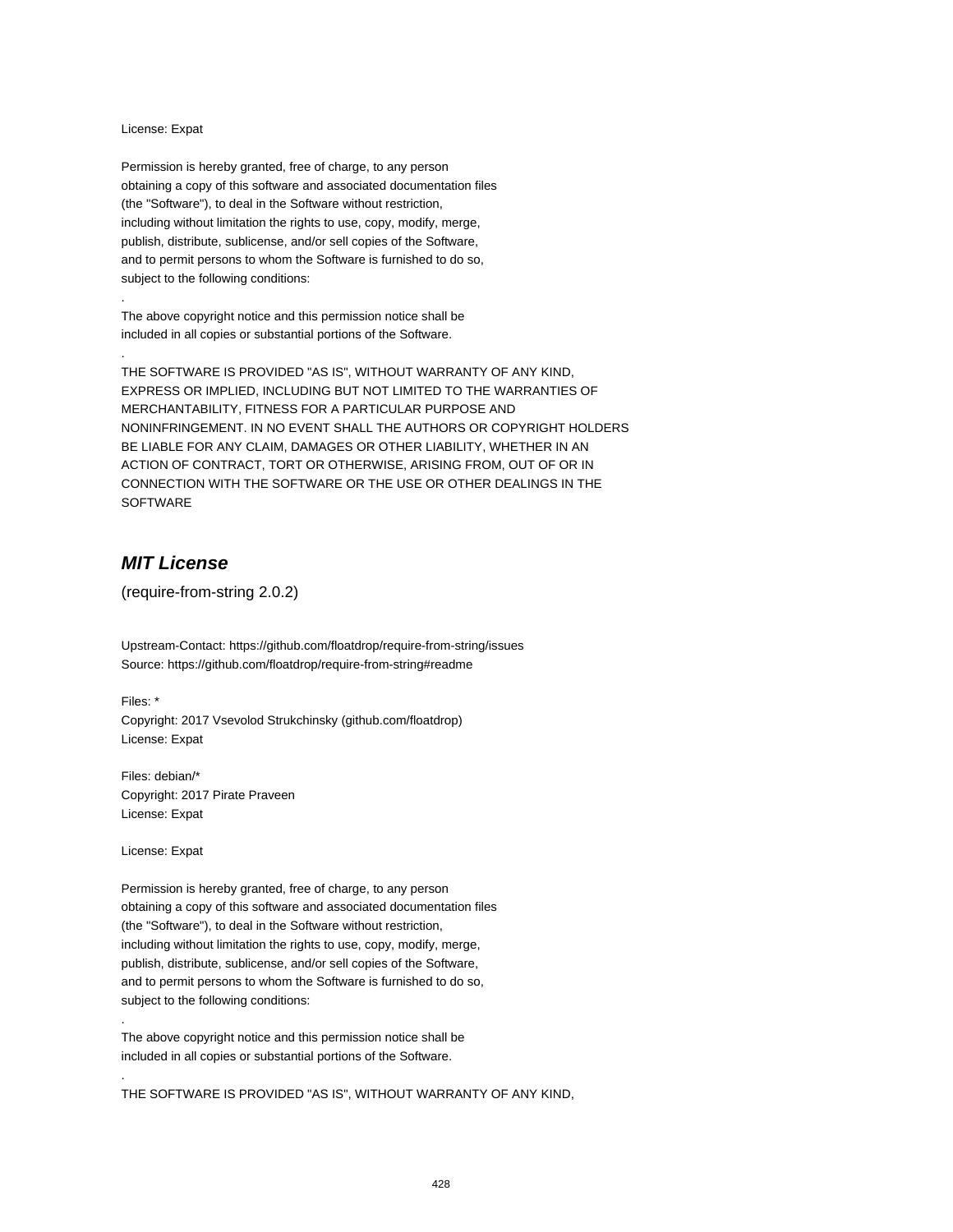License: Expat

Permission is hereby granted, free of charge, to any person
obtaining a copy of this software and associated documentation files
(the "Software"), to deal in the Software without restriction,
including without limitation the rights to use, copy, modify, merge,
publish, distribute, sublicense, and/or sell copies of the Software,
and to permit persons to whom the Software is furnished to do so,
subject to the following conditions:

.

The above copyright notice and this permission notice shall be
included in all copies or substantial portions of the Software.

.

THE SOFTWARE IS PROVIDED "AS IS", WITHOUT WARRANTY OF ANY KIND,
EXPRESS OR IMPLIED, INCLUDING BUT NOT LIMITED TO THE WARRANTIES OF
MERCHANTABILITY, FITNESS FOR A PARTICULAR PURPOSE AND
NONINFRINGEMENT. IN NO EVENT SHALL THE AUTHORS OR COPYRIGHT HOLDERS
BE LIABLE FOR ANY CLAIM, DAMAGES OR OTHER LIABILITY, WHETHER IN AN
ACTION OF CONTRACT, TORT OR OTHERWISE, ARISING FROM, OUT OF OR IN
CONNECTION WITH THE SOFTWARE OR THE USE OR OTHER DEALINGS IN THE
SOFTWARE

## *MIT License*

(require-from-string 2.0.2)

Upstream-Contact: https://github.com/floatdrop/require-from-string/issues
Source: https://github.com/floatdrop/require-from-string#readme

Files: *
Copyright: 2017 Vsevolod Strukchinsky (github.com/floatdrop)
License: Expat

Files: debian/*
Copyright: 2017 Pirate Praveen
License: Expat

License: Expat

Permission is hereby granted, free of charge, to any person
obtaining a copy of this software and associated documentation files
(the "Software"), to deal in the Software without restriction,
including without limitation the rights to use, copy, modify, merge,
publish, distribute, sublicense, and/or sell copies of the Software,
and to permit persons to whom the Software is furnished to do so,
subject to the following conditions:

.

The above copyright notice and this permission notice shall be
included in all copies or substantial portions of the Software.

.

THE SOFTWARE IS PROVIDED "AS IS", WITHOUT WARRANTY OF ANY KIND,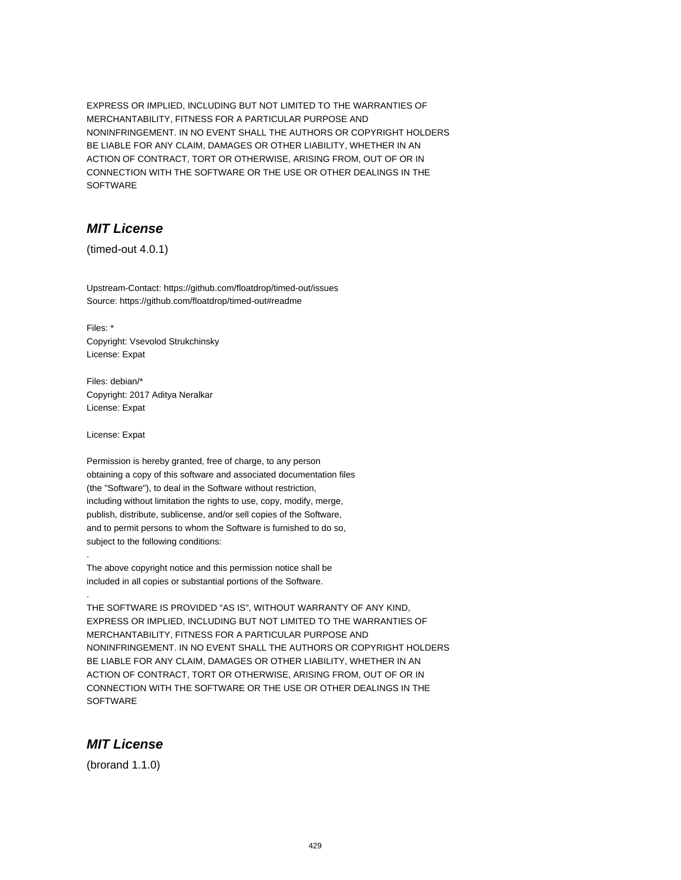EXPRESS OR IMPLIED, INCLUDING BUT NOT LIMITED TO THE WARRANTIES OF
MERCHANTABILITY, FITNESS FOR A PARTICULAR PURPOSE AND
NONINFRINGEMENT. IN NO EVENT SHALL THE AUTHORS OR COPYRIGHT HOLDERS
BE LIABLE FOR ANY CLAIM, DAMAGES OR OTHER LIABILITY, WHETHER IN AN
ACTION OF CONTRACT, TORT OR OTHERWISE, ARISING FROM, OUT OF OR IN
CONNECTION WITH THE SOFTWARE OR THE USE OR OTHER DEALINGS IN THE
SOFTWARE

### *MIT License*

(timed-out 4.0.1)

Upstream-Contact: https://github.com/floatdrop/timed-out/issues
Source: https://github.com/floatdrop/timed-out#readme

Files: *
Copyright: Vsevolod Strukchinsky
License: Expat

Files: debian/*
Copyright: 2017 Aditya Neralkar
License: Expat

License: Expat

Permission is hereby granted, free of charge, to any person
obtaining a copy of this software and associated documentation files
(the "Software"), to deal in the Software without restriction,
including without limitation the rights to use, copy, modify, merge,
publish, distribute, sublicense, and/or sell copies of the Software,
and to permit persons to whom the Software is furnished to do so,
subject to the following conditions:
.
The above copyright notice and this permission notice shall be
included in all copies or substantial portions of the Software.
.
THE SOFTWARE IS PROVIDED "AS IS", WITHOUT WARRANTY OF ANY KIND,
EXPRESS OR IMPLIED, INCLUDING BUT NOT LIMITED TO THE WARRANTIES OF
MERCHANTABILITY, FITNESS FOR A PARTICULAR PURPOSE AND
NONINFRINGEMENT. IN NO EVENT SHALL THE AUTHORS OR COPYRIGHT HOLDERS
BE LIABLE FOR ANY CLAIM, DAMAGES OR OTHER LIABILITY, WHETHER IN AN
ACTION OF CONTRACT, TORT OR OTHERWISE, ARISING FROM, OUT OF OR IN
CONNECTION WITH THE SOFTWARE OR THE USE OR OTHER DEALINGS IN THE
SOFTWARE

### *MIT License*

(brorand 1.1.0)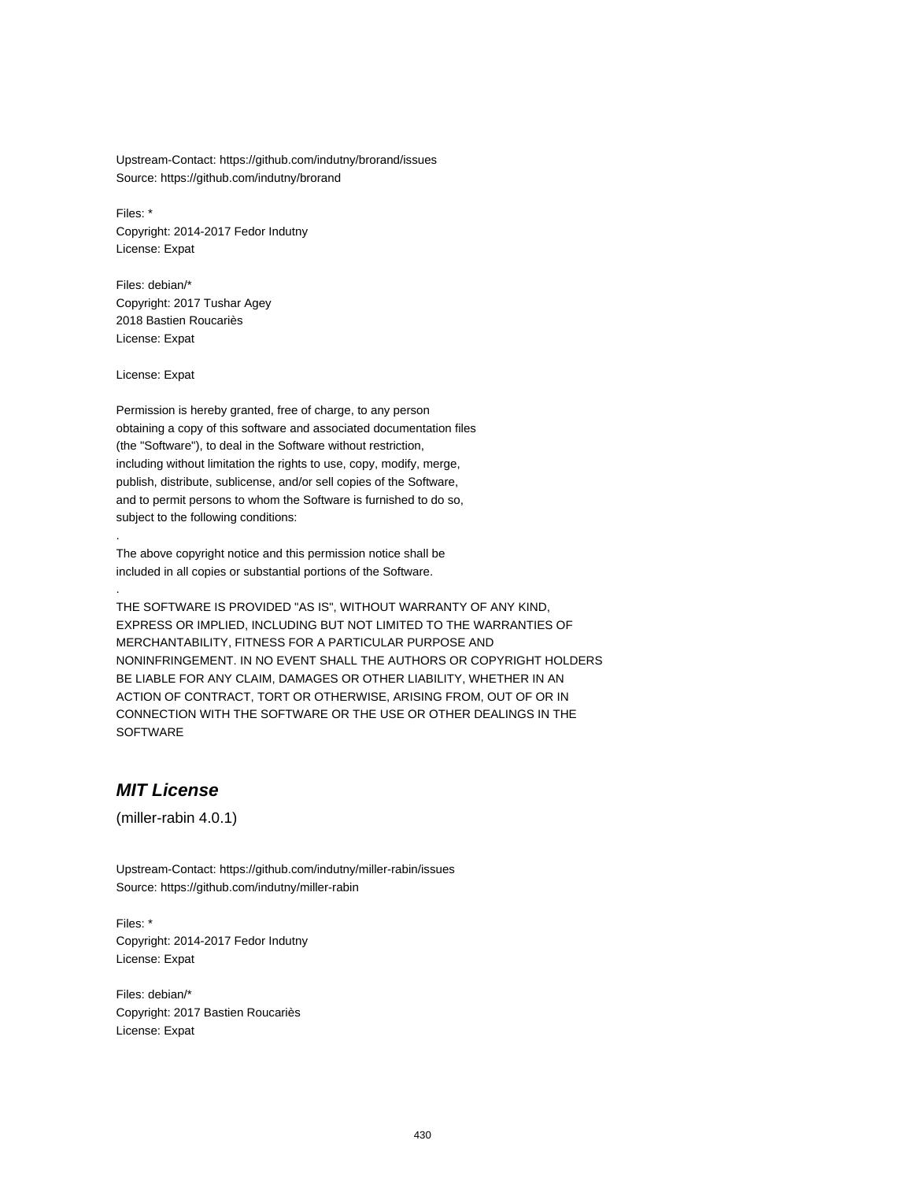Upstream-Contact: https://github.com/indutny/brorand/issues
Source: https://github.com/indutny/brorand

Files: *
Copyright: 2014-2017 Fedor Indutny
License: Expat

Files: debian/*
Copyright: 2017 Tushar Agey
2018 Bastien Roucariès
License: Expat

License: Expat

Permission is hereby granted, free of charge, to any person
obtaining a copy of this software and associated documentation files
(the "Software"), to deal in the Software without restriction,
including without limitation the rights to use, copy, modify, merge,
publish, distribute, sublicense, and/or sell copies of the Software,
and to permit persons to whom the Software is furnished to do so,
subject to the following conditions:

.

The above copyright notice and this permission notice shall be
included in all copies or substantial portions of the Software.

.

THE SOFTWARE IS PROVIDED "AS IS", WITHOUT WARRANTY OF ANY KIND,
EXPRESS OR IMPLIED, INCLUDING BUT NOT LIMITED TO THE WARRANTIES OF
MERCHANTABILITY, FITNESS FOR A PARTICULAR PURPOSE AND
NONINFRINGEMENT. IN NO EVENT SHALL THE AUTHORS OR COPYRIGHT HOLDERS
BE LIABLE FOR ANY CLAIM, DAMAGES OR OTHER LIABILITY, WHETHER IN AN
ACTION OF CONTRACT, TORT OR OTHERWISE, ARISING FROM, OUT OF OR IN
CONNECTION WITH THE SOFTWARE OR THE USE OR OTHER DEALINGS IN THE
SOFTWARE

## *MIT License*

(miller-rabin 4.0.1)

Upstream-Contact: https://github.com/indutny/miller-rabin/issues
Source: https://github.com/indutny/miller-rabin

Files: *
Copyright: 2014-2017 Fedor Indutny
License: Expat

Files: debian/*
Copyright: 2017 Bastien Roucariès
License: Expat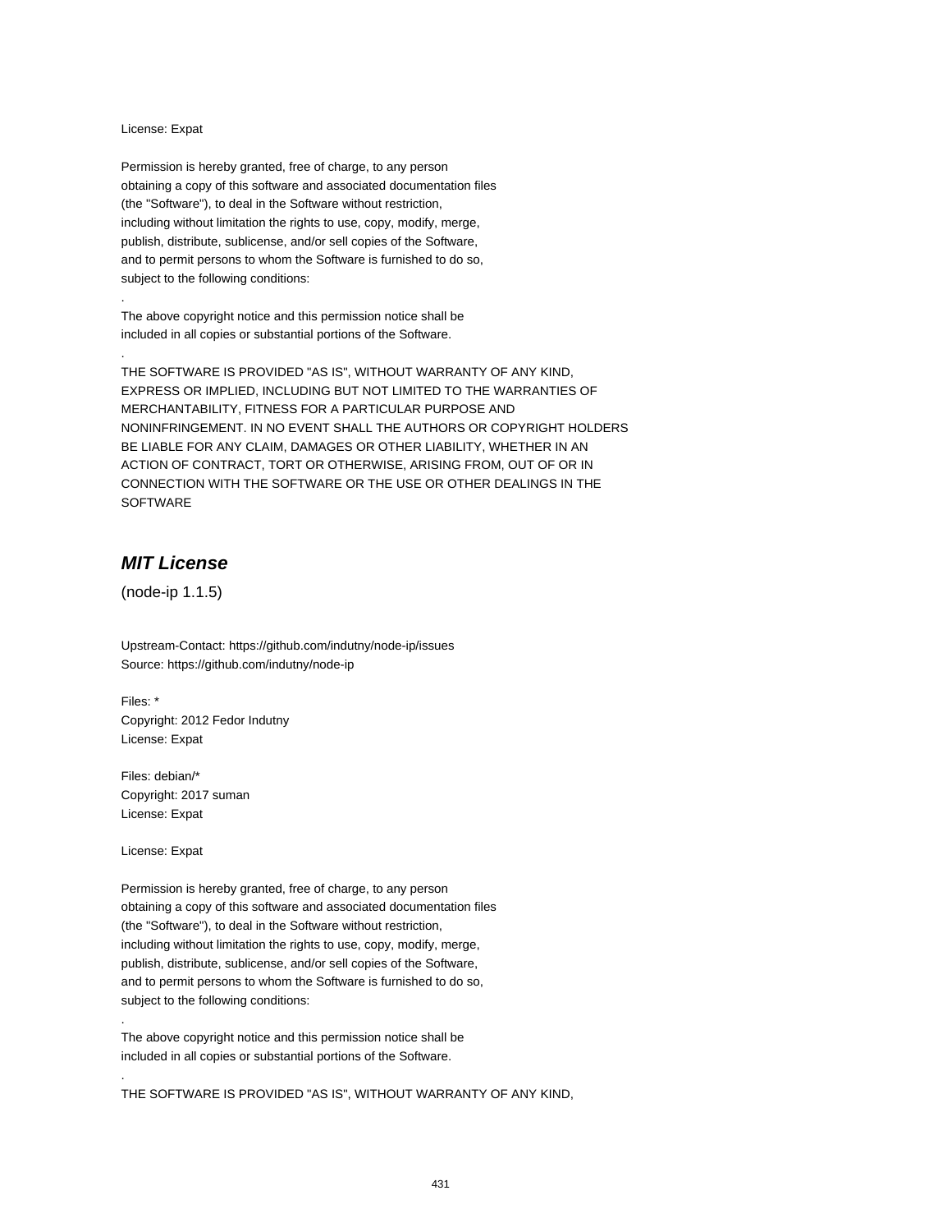License: Expat

Permission is hereby granted, free of charge, to any person
obtaining a copy of this software and associated documentation files
(the "Software"), to deal in the Software without restriction,
including without limitation the rights to use, copy, modify, merge,
publish, distribute, sublicense, and/or sell copies of the Software,
and to permit persons to whom the Software is furnished to do so,
subject to the following conditions:

.

The above copyright notice and this permission notice shall be
included in all copies or substantial portions of the Software.

.

THE SOFTWARE IS PROVIDED "AS IS", WITHOUT WARRANTY OF ANY KIND,
EXPRESS OR IMPLIED, INCLUDING BUT NOT LIMITED TO THE WARRANTIES OF
MERCHANTABILITY, FITNESS FOR A PARTICULAR PURPOSE AND
NONINFRINGEMENT. IN NO EVENT SHALL THE AUTHORS OR COPYRIGHT HOLDERS
BE LIABLE FOR ANY CLAIM, DAMAGES OR OTHER LIABILITY, WHETHER IN AN
ACTION OF CONTRACT, TORT OR OTHERWISE, ARISING FROM, OUT OF OR IN
CONNECTION WITH THE SOFTWARE OR THE USE OR OTHER DEALINGS IN THE
SOFTWARE

## *MIT License*

(node-ip 1.1.5)

Upstream-Contact: https://github.com/indutny/node-ip/issues
Source: https://github.com/indutny/node-ip

Files: *
Copyright: 2012 Fedor Indutny
License: Expat

Files: debian/*
Copyright: 2017 suman
License: Expat

License: Expat

Permission is hereby granted, free of charge, to any person
obtaining a copy of this software and associated documentation files
(the "Software"), to deal in the Software without restriction,
including without limitation the rights to use, copy, modify, merge,
publish, distribute, sublicense, and/or sell copies of the Software,
and to permit persons to whom the Software is furnished to do so,
subject to the following conditions:

.

The above copyright notice and this permission notice shall be
included in all copies or substantial portions of the Software.

.

THE SOFTWARE IS PROVIDED "AS IS", WITHOUT WARRANTY OF ANY KIND,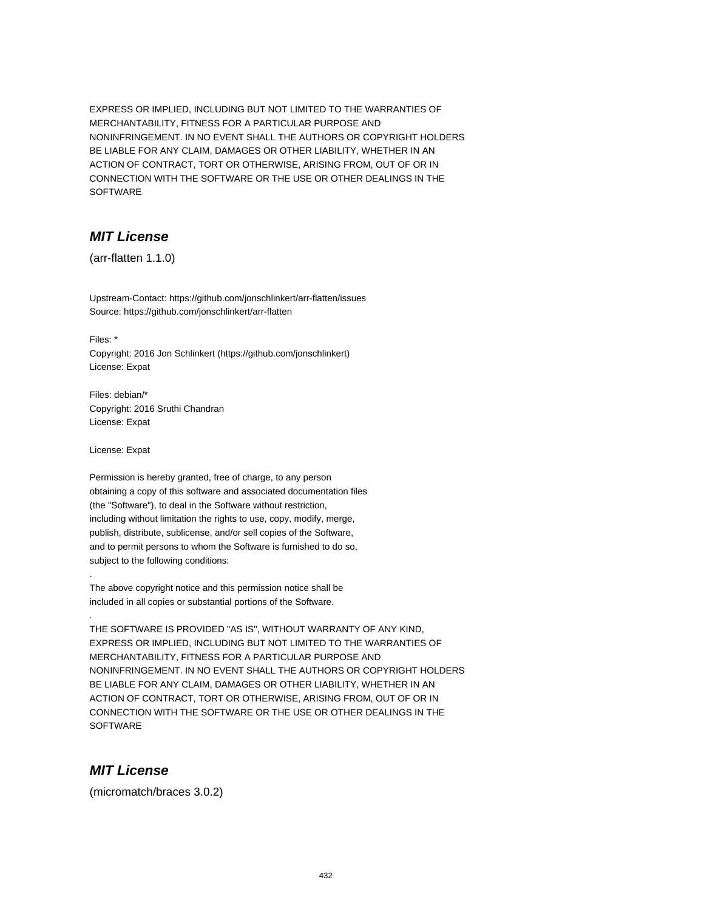EXPRESS OR IMPLIED, INCLUDING BUT NOT LIMITED TO THE WARRANTIES OF
MERCHANTABILITY, FITNESS FOR A PARTICULAR PURPOSE AND
NONINFRINGEMENT. IN NO EVENT SHALL THE AUTHORS OR COPYRIGHT HOLDERS
BE LIABLE FOR ANY CLAIM, DAMAGES OR OTHER LIABILITY, WHETHER IN AN
ACTION OF CONTRACT, TORT OR OTHERWISE, ARISING FROM, OUT OF OR IN
CONNECTION WITH THE SOFTWARE OR THE USE OR OTHER DEALINGS IN THE
SOFTWARE

## *MIT License*

(arr-flatten 1.1.0)

Upstream-Contact: https://github.com/jonschlinkert/arr-flatten/issues
Source: https://github.com/jonschlinkert/arr-flatten

Files: *
Copyright: 2016 Jon Schlinkert (https://github.com/jonschlinkert)
License: Expat

Files: debian/*
Copyright: 2016 Sruthi Chandran
License: Expat

License: Expat

Permission is hereby granted, free of charge, to any person
obtaining a copy of this software and associated documentation files
(the "Software"), to deal in the Software without restriction,
including without limitation the rights to use, copy, modify, merge,
publish, distribute, sublicense, and/or sell copies of the Software,
and to permit persons to whom the Software is furnished to do so,
subject to the following conditions:
.
The above copyright notice and this permission notice shall be
included in all copies or substantial portions of the Software.
.
THE SOFTWARE IS PROVIDED "AS IS", WITHOUT WARRANTY OF ANY KIND,
EXPRESS OR IMPLIED, INCLUDING BUT NOT LIMITED TO THE WARRANTIES OF
MERCHANTABILITY, FITNESS FOR A PARTICULAR PURPOSE AND
NONINFRINGEMENT. IN NO EVENT SHALL THE AUTHORS OR COPYRIGHT HOLDERS
BE LIABLE FOR ANY CLAIM, DAMAGES OR OTHER LIABILITY, WHETHER IN AN
ACTION OF CONTRACT, TORT OR OTHERWISE, ARISING FROM, OUT OF OR IN
CONNECTION WITH THE SOFTWARE OR THE USE OR OTHER DEALINGS IN THE
SOFTWARE

## *MIT License*

(micromatch/braces 3.0.2)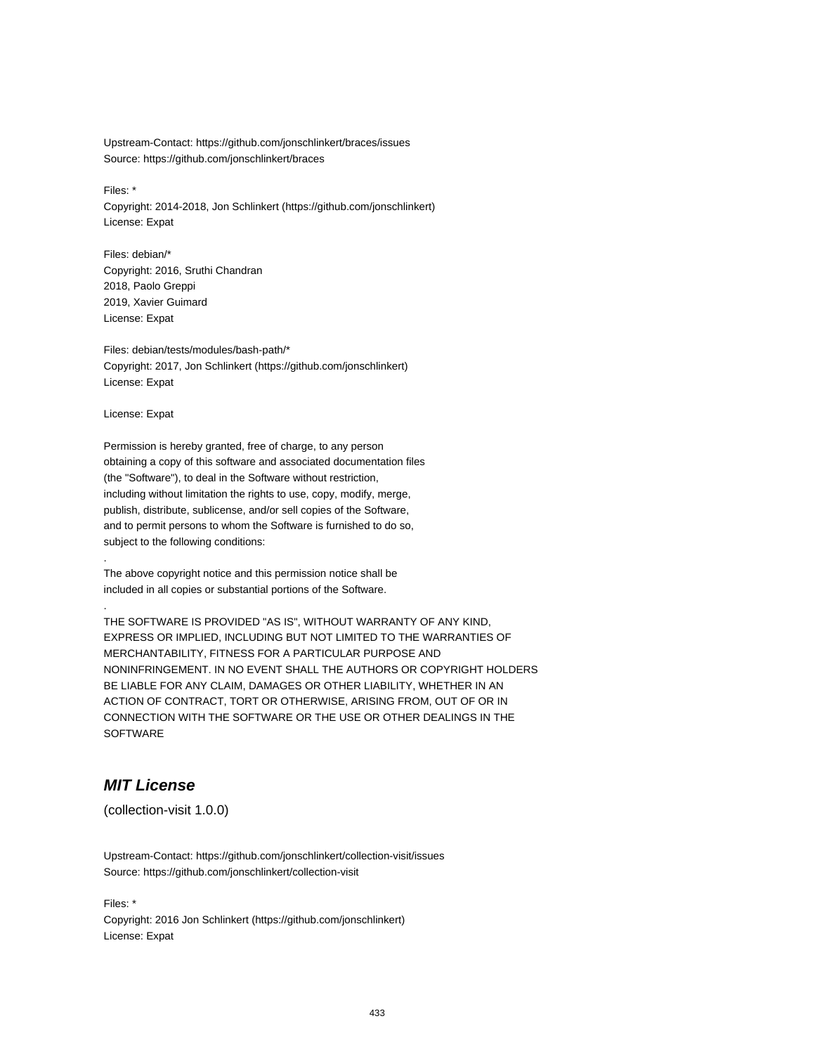Upstream-Contact: https://github.com/jonschlinkert/braces/issues
Source: https://github.com/jonschlinkert/braces

Files: *
Copyright: 2014-2018, Jon Schlinkert (https://github.com/jonschlinkert)
License: Expat

Files: debian/*
Copyright: 2016, Sruthi Chandran
2018, Paolo Greppi
2019, Xavier Guimard
License: Expat

Files: debian/tests/modules/bash-path/*
Copyright: 2017, Jon Schlinkert (https://github.com/jonschlinkert)
License: Expat

License: Expat

Permission is hereby granted, free of charge, to any person
obtaining a copy of this software and associated documentation files
(the "Software"), to deal in the Software without restriction,
including without limitation the rights to use, copy, modify, merge,
publish, distribute, sublicense, and/or sell copies of the Software,
and to permit persons to whom the Software is furnished to do so,
subject to the following conditions:

.

The above copyright notice and this permission notice shall be
included in all copies or substantial portions of the Software.

.

THE SOFTWARE IS PROVIDED "AS IS", WITHOUT WARRANTY OF ANY KIND,
EXPRESS OR IMPLIED, INCLUDING BUT NOT LIMITED TO THE WARRANTIES OF
MERCHANTABILITY, FITNESS FOR A PARTICULAR PURPOSE AND
NONINFRINGEMENT. IN NO EVENT SHALL THE AUTHORS OR COPYRIGHT HOLDERS
BE LIABLE FOR ANY CLAIM, DAMAGES OR OTHER LIABILITY, WHETHER IN AN
ACTION OF CONTRACT, TORT OR OTHERWISE, ARISING FROM, OUT OF OR IN
CONNECTION WITH THE SOFTWARE OR THE USE OR OTHER DEALINGS IN THE
SOFTWARE

## *MIT License*

(collection-visit 1.0.0)

Upstream-Contact: https://github.com/jonschlinkert/collection-visit/issues
Source: https://github.com/jonschlinkert/collection-visit

Files: *
Copyright: 2016 Jon Schlinkert (https://github.com/jonschlinkert)
License: Expat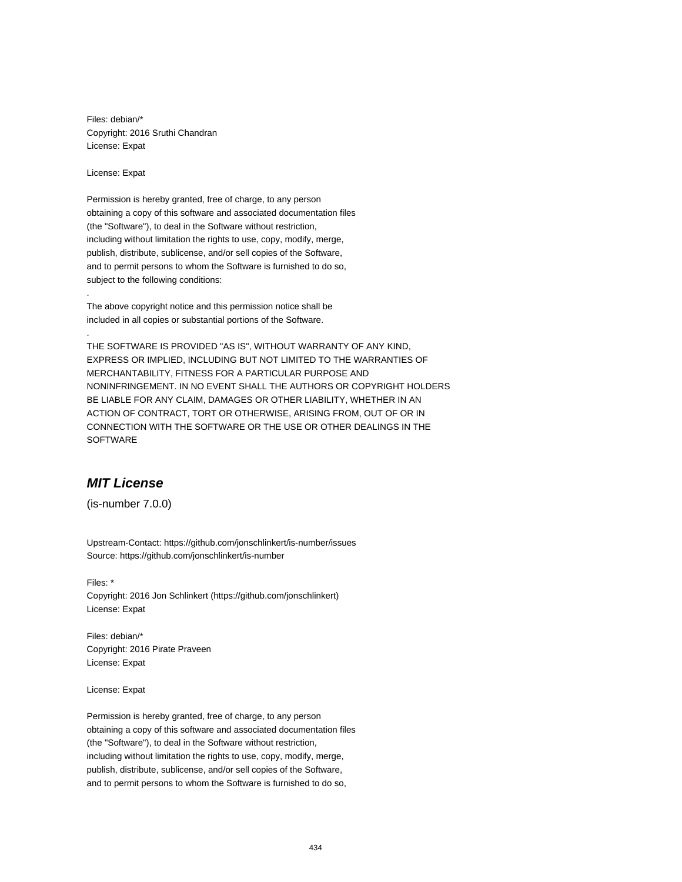Files: debian/*
Copyright: 2016 Sruthi Chandran
License: Expat

License: Expat

Permission is hereby granted, free of charge, to any person
obtaining a copy of this software and associated documentation files
(the "Software"), to deal in the Software without restriction,
including without limitation the rights to use, copy, modify, merge,
publish, distribute, sublicense, and/or sell copies of the Software,
and to permit persons to whom the Software is furnished to do so,
subject to the following conditions:
.
The above copyright notice and this permission notice shall be
included in all copies or substantial portions of the Software.
.
THE SOFTWARE IS PROVIDED "AS IS", WITHOUT WARRANTY OF ANY KIND,
EXPRESS OR IMPLIED, INCLUDING BUT NOT LIMITED TO THE WARRANTIES OF
MERCHANTABILITY, FITNESS FOR A PARTICULAR PURPOSE AND
NONINFRINGEMENT. IN NO EVENT SHALL THE AUTHORS OR COPYRIGHT HOLDERS
BE LIABLE FOR ANY CLAIM, DAMAGES OR OTHER LIABILITY, WHETHER IN AN
ACTION OF CONTRACT, TORT OR OTHERWISE, ARISING FROM, OUT OF OR IN
CONNECTION WITH THE SOFTWARE OR THE USE OR OTHER DEALINGS IN THE
SOFTWARE

## ***MIT License***

(is-number 7.0.0)

Upstream-Contact: https://github.com/jonschlinkert/is-number/issues
Source: https://github.com/jonschlinkert/is-number

Files: *
Copyright: 2016 Jon Schlinkert (https://github.com/jonschlinkert)
License: Expat

Files: debian/*
Copyright: 2016 Pirate Praveen
License: Expat

License: Expat

Permission is hereby granted, free of charge, to any person
obtaining a copy of this software and associated documentation files
(the "Software"), to deal in the Software without restriction,
including without limitation the rights to use, copy, modify, merge,
publish, distribute, sublicense, and/or sell copies of the Software,
and to permit persons to whom the Software is furnished to do so,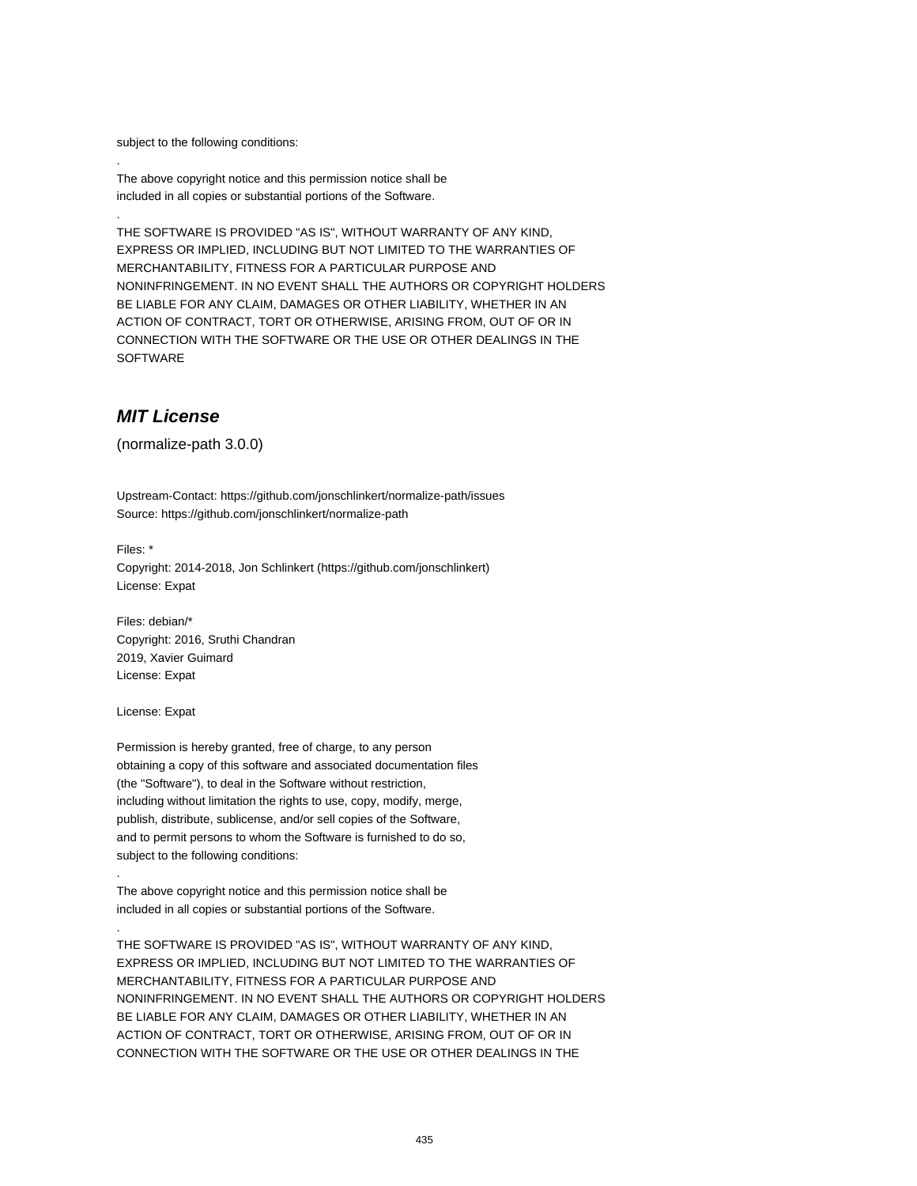subject to the following conditions:

.

The above copyright notice and this permission notice shall be
included in all copies or substantial portions of the Software.

.

THE SOFTWARE IS PROVIDED "AS IS", WITHOUT WARRANTY OF ANY KIND,
EXPRESS OR IMPLIED, INCLUDING BUT NOT LIMITED TO THE WARRANTIES OF
MERCHANTABILITY, FITNESS FOR A PARTICULAR PURPOSE AND
NONINFRINGEMENT. IN NO EVENT SHALL THE AUTHORS OR COPYRIGHT HOLDERS
BE LIABLE FOR ANY CLAIM, DAMAGES OR OTHER LIABILITY, WHETHER IN AN
ACTION OF CONTRACT, TORT OR OTHERWISE, ARISING FROM, OUT OF OR IN
CONNECTION WITH THE SOFTWARE OR THE USE OR OTHER DEALINGS IN THE
SOFTWARE

## *MIT License*

(normalize-path 3.0.0)

Upstream-Contact: https://github.com/jonschlinkert/normalize-path/issues
Source: https://github.com/jonschlinkert/normalize-path

Files: *
Copyright: 2014-2018, Jon Schlinkert (https://github.com/jonschlinkert)
License: Expat

Files: debian/*
Copyright: 2016, Sruthi Chandran
2019, Xavier Guimard
License: Expat

License: Expat

Permission is hereby granted, free of charge, to any person
obtaining a copy of this software and associated documentation files
(the "Software"), to deal in the Software without restriction,
including without limitation the rights to use, copy, modify, merge,
publish, distribute, sublicense, and/or sell copies of the Software,
and to permit persons to whom the Software is furnished to do so,
subject to the following conditions:

.

The above copyright notice and this permission notice shall be
included in all copies or substantial portions of the Software.

.

THE SOFTWARE IS PROVIDED "AS IS", WITHOUT WARRANTY OF ANY KIND,
EXPRESS OR IMPLIED, INCLUDING BUT NOT LIMITED TO THE WARRANTIES OF
MERCHANTABILITY, FITNESS FOR A PARTICULAR PURPOSE AND
NONINFRINGEMENT. IN NO EVENT SHALL THE AUTHORS OR COPYRIGHT HOLDERS
BE LIABLE FOR ANY CLAIM, DAMAGES OR OTHER LIABILITY, WHETHER IN AN
ACTION OF CONTRACT, TORT OR OTHERWISE, ARISING FROM, OUT OF OR IN
CONNECTION WITH THE SOFTWARE OR THE USE OR OTHER DEALINGS IN THE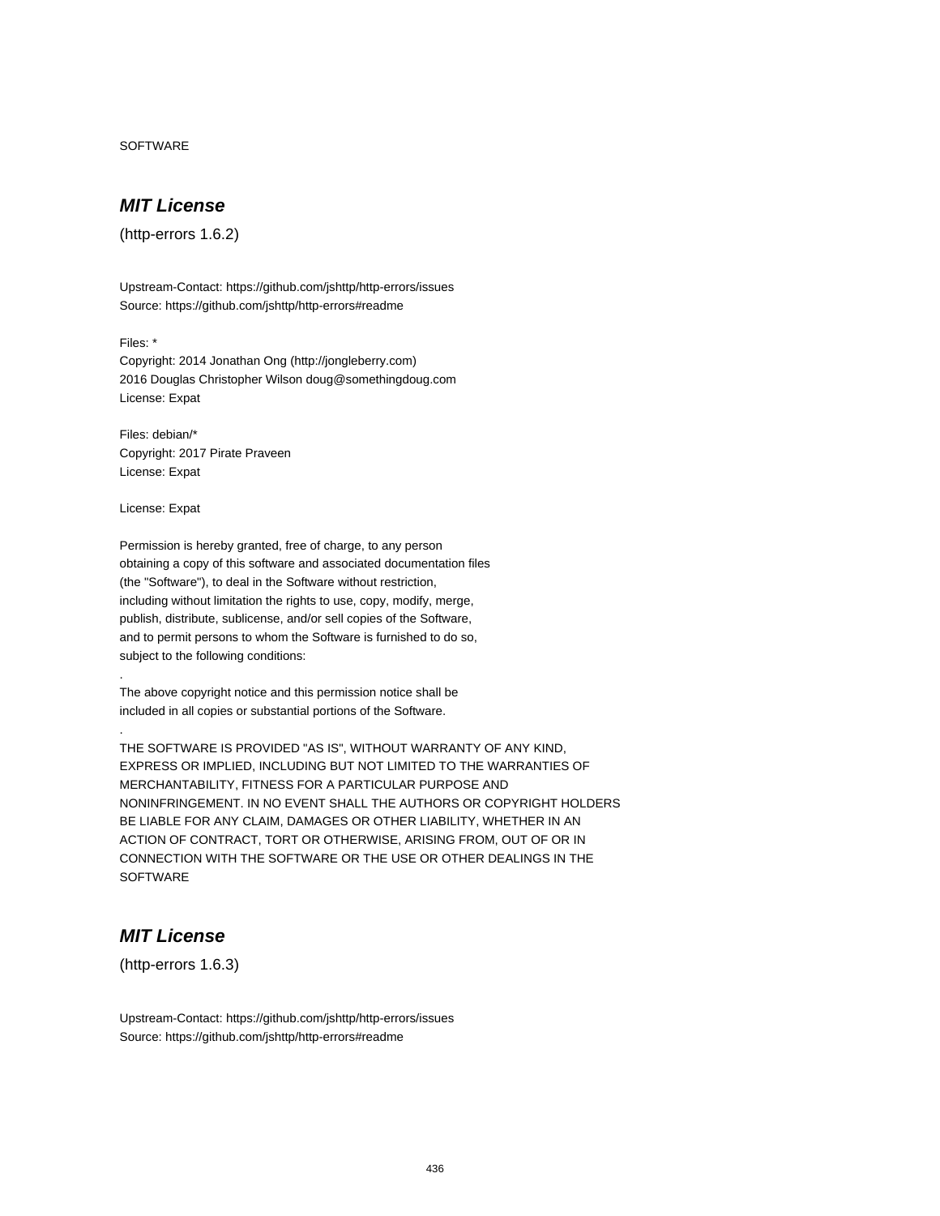SOFTWARE

## *MIT License*

(http-errors 1.6.2)

Upstream-Contact: https://github.com/jshttp/http-errors/issues
Source: https://github.com/jshttp/http-errors#readme

Files: *
Copyright: 2014 Jonathan Ong (http://jongleberry.com)
2016 Douglas Christopher Wilson doug@somethingdoug.com
License: Expat

Files: debian/*
Copyright: 2017 Pirate Praveen
License: Expat

License: Expat

Permission is hereby granted, free of charge, to any person
obtaining a copy of this software and associated documentation files
(the "Software"), to deal in the Software without restriction,
including without limitation the rights to use, copy, modify, merge,
publish, distribute, sublicense, and/or sell copies of the Software,
and to permit persons to whom the Software is furnished to do so,
subject to the following conditions:
.
The above copyright notice and this permission notice shall be
included in all copies or substantial portions of the Software.
.
THE SOFTWARE IS PROVIDED "AS IS", WITHOUT WARRANTY OF ANY KIND,
EXPRESS OR IMPLIED, INCLUDING BUT NOT LIMITED TO THE WARRANTIES OF
MERCHANTABILITY, FITNESS FOR A PARTICULAR PURPOSE AND
NONINFRINGEMENT. IN NO EVENT SHALL THE AUTHORS OR COPYRIGHT HOLDERS
BE LIABLE FOR ANY CLAIM, DAMAGES OR OTHER LIABILITY, WHETHER IN AN
ACTION OF CONTRACT, TORT OR OTHERWISE, ARISING FROM, OUT OF OR IN
CONNECTION WITH THE SOFTWARE OR THE USE OR OTHER DEALINGS IN THE
SOFTWARE

## *MIT License*

(http-errors 1.6.3)

Upstream-Contact: https://github.com/jshttp/http-errors/issues
Source: https://github.com/jshttp/http-errors#readme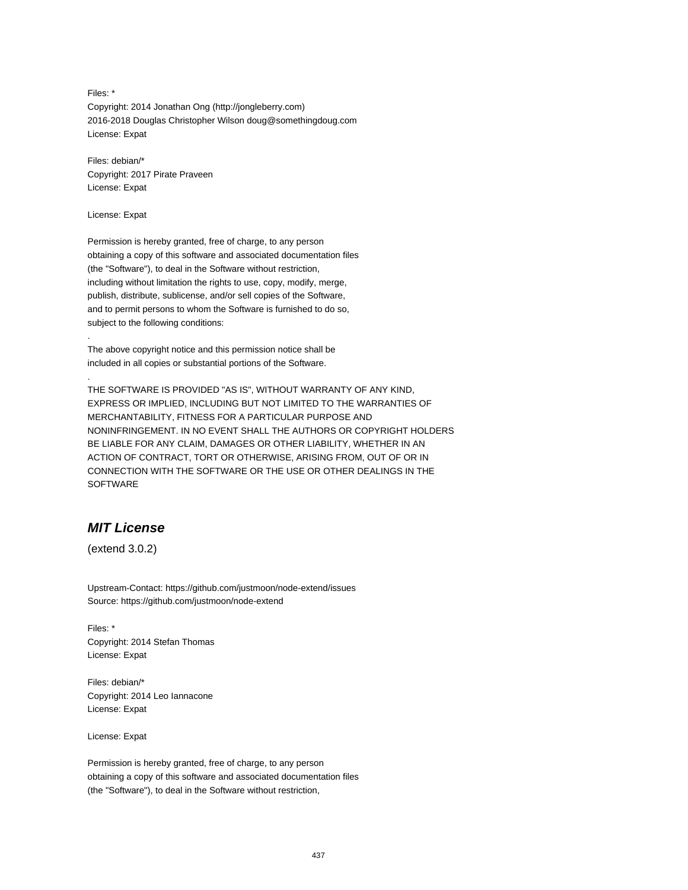Files: *
Copyright: 2014 Jonathan Ong (http://jongleberry.com)
2016-2018 Douglas Christopher Wilson doug@somethingdoug.com
License: Expat

Files: debian/*
Copyright: 2017 Pirate Praveen
License: Expat

License: Expat

Permission is hereby granted, free of charge, to any person
obtaining a copy of this software and associated documentation files
(the "Software"), to deal in the Software without restriction,
including without limitation the rights to use, copy, modify, merge,
publish, distribute, sublicense, and/or sell copies of the Software,
and to permit persons to whom the Software is furnished to do so,
subject to the following conditions:
.
The above copyright notice and this permission notice shall be
included in all copies or substantial portions of the Software.
.
THE SOFTWARE IS PROVIDED "AS IS", WITHOUT WARRANTY OF ANY KIND,
EXPRESS OR IMPLIED, INCLUDING BUT NOT LIMITED TO THE WARRANTIES OF
MERCHANTABILITY, FITNESS FOR A PARTICULAR PURPOSE AND
NONINFRINGEMENT. IN NO EVENT SHALL THE AUTHORS OR COPYRIGHT HOLDERS
BE LIABLE FOR ANY CLAIM, DAMAGES OR OTHER LIABILITY, WHETHER IN AN
ACTION OF CONTRACT, TORT OR OTHERWISE, ARISING FROM, OUT OF OR IN
CONNECTION WITH THE SOFTWARE OR THE USE OR OTHER DEALINGS IN THE
SOFTWARE

## *MIT License*

(extend 3.0.2)

Upstream-Contact: https://github.com/justmoon/node-extend/issues
Source: https://github.com/justmoon/node-extend

Files: *
Copyright: 2014 Stefan Thomas
License: Expat

Files: debian/*
Copyright: 2014 Leo Iannacone
License: Expat

License: Expat

Permission is hereby granted, free of charge, to any person
obtaining a copy of this software and associated documentation files
(the "Software"), to deal in the Software without restriction,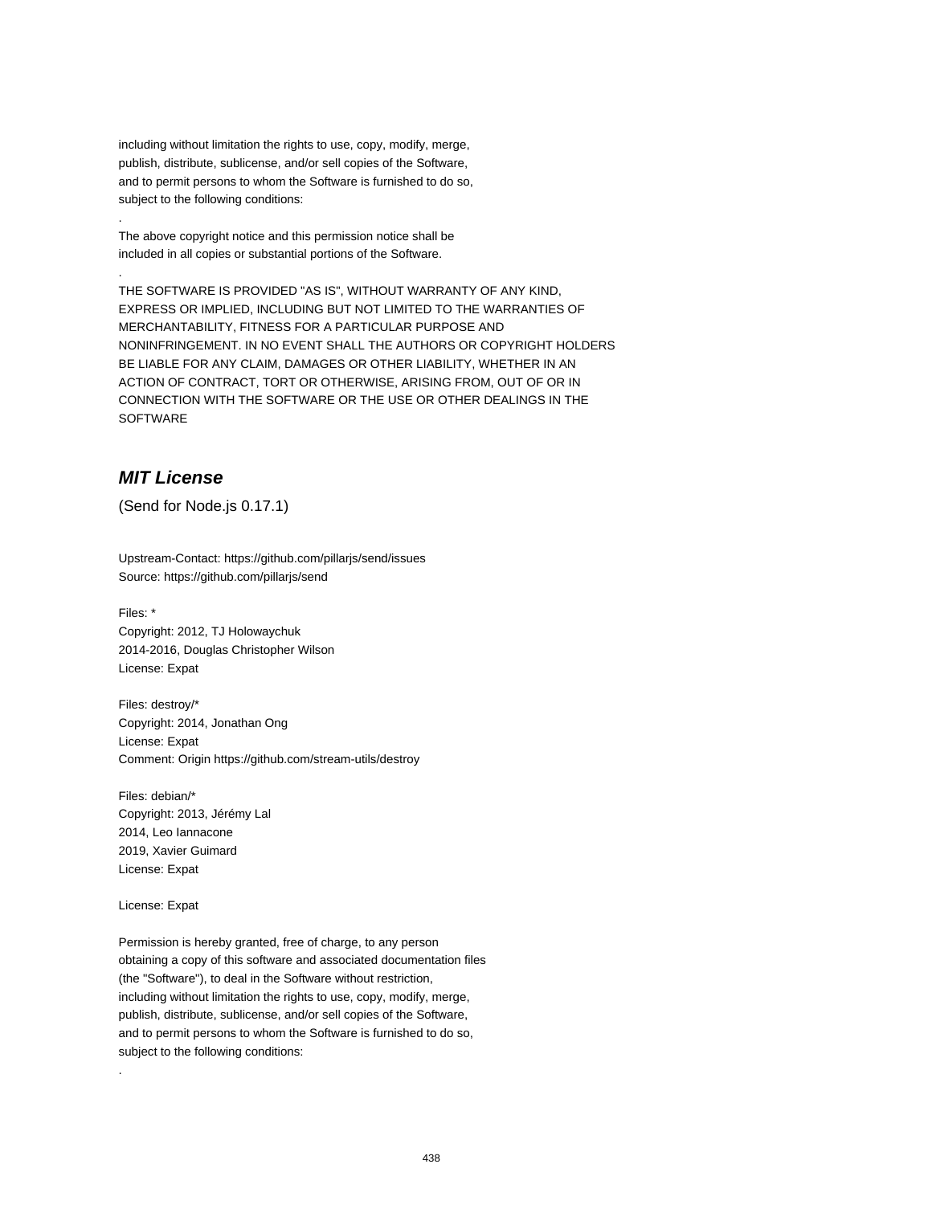including without limitation the rights to use, copy, modify, merge,
publish, distribute, sublicense, and/or sell copies of the Software,
and to permit persons to whom the Software is furnished to do so,
subject to the following conditions:

.

The above copyright notice and this permission notice shall be
included in all copies or substantial portions of the Software.

.

THE SOFTWARE IS PROVIDED "AS IS", WITHOUT WARRANTY OF ANY KIND,
EXPRESS OR IMPLIED, INCLUDING BUT NOT LIMITED TO THE WARRANTIES OF
MERCHANTABILITY, FITNESS FOR A PARTICULAR PURPOSE AND
NONINFRINGEMENT. IN NO EVENT SHALL THE AUTHORS OR COPYRIGHT HOLDERS
BE LIABLE FOR ANY CLAIM, DAMAGES OR OTHER LIABILITY, WHETHER IN AN
ACTION OF CONTRACT, TORT OR OTHERWISE, ARISING FROM, OUT OF OR IN
CONNECTION WITH THE SOFTWARE OR THE USE OR OTHER DEALINGS IN THE
SOFTWARE

## *MIT License*

(Send for Node.js 0.17.1)

Upstream-Contact: https://github.com/pillarjs/send/issues
Source: https://github.com/pillarjs/send

Files: *
Copyright: 2012, TJ Holowaychuk
2014-2016, Douglas Christopher Wilson
License: Expat

Files: destroy/*
Copyright: 2014, Jonathan Ong
License: Expat
Comment: Origin https://github.com/stream-utils/destroy

Files: debian/*
Copyright: 2013, Jérémy Lal
2014, Leo Iannacone
2019, Xavier Guimard
License: Expat

License: Expat

Permission is hereby granted, free of charge, to any person
obtaining a copy of this software and associated documentation files
(the "Software"), to deal in the Software without restriction,
including without limitation the rights to use, copy, modify, merge,
publish, distribute, sublicense, and/or sell copies of the Software,
and to permit persons to whom the Software is furnished to do so,
subject to the following conditions:

.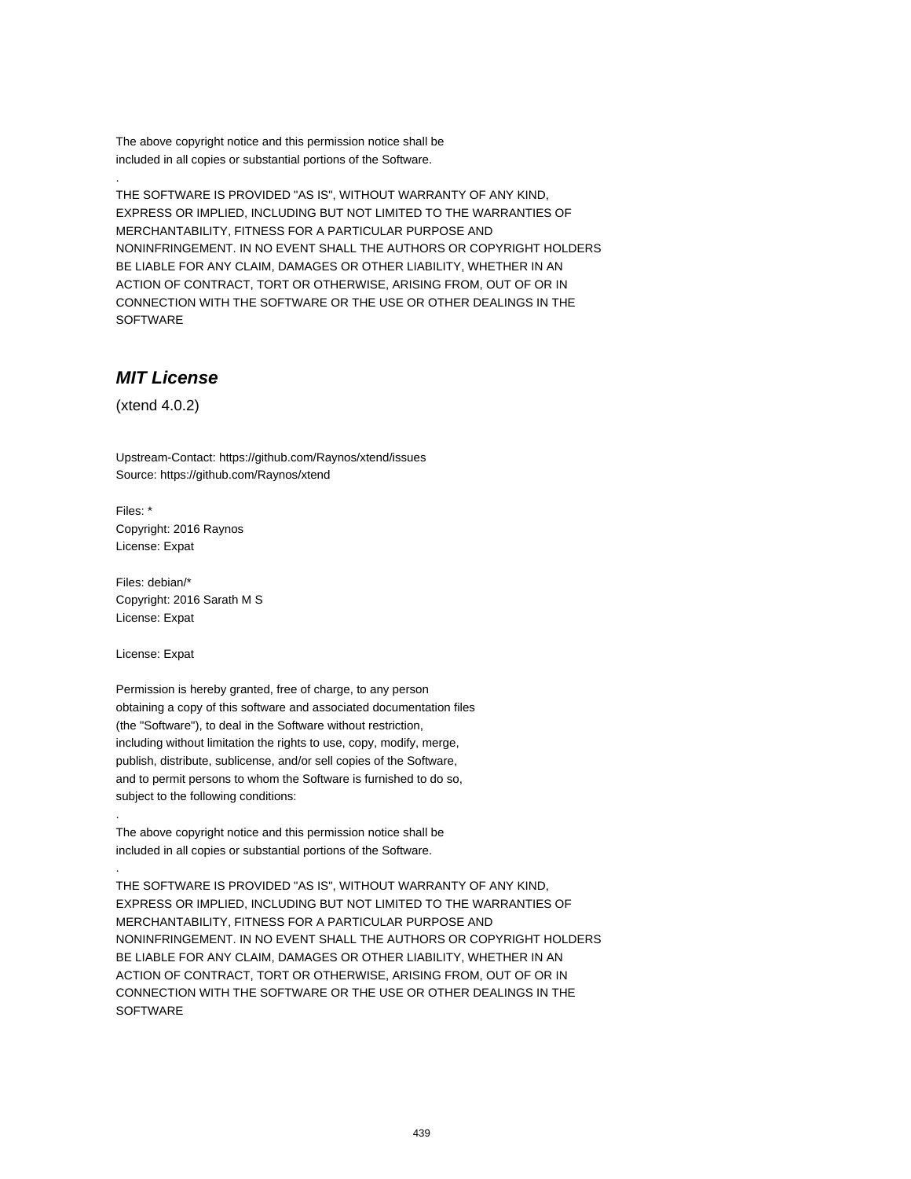The above copyright notice and this permission notice shall be
included in all copies or substantial portions of the Software.

.

THE SOFTWARE IS PROVIDED "AS IS", WITHOUT WARRANTY OF ANY KIND,
EXPRESS OR IMPLIED, INCLUDING BUT NOT LIMITED TO THE WARRANTIES OF
MERCHANTABILITY, FITNESS FOR A PARTICULAR PURPOSE AND
NONINFRINGEMENT. IN NO EVENT SHALL THE AUTHORS OR COPYRIGHT HOLDERS
BE LIABLE FOR ANY CLAIM, DAMAGES OR OTHER LIABILITY, WHETHER IN AN
ACTION OF CONTRACT, TORT OR OTHERWISE, ARISING FROM, OUT OF OR IN
CONNECTION WITH THE SOFTWARE OR THE USE OR OTHER DEALINGS IN THE
SOFTWARE

### *MIT License*

(xtend 4.0.2)

Upstream-Contact: https://github.com/Raynos/xtend/issues
Source: https://github.com/Raynos/xtend

Files: *
Copyright: 2016 Raynos
License: Expat

Files: debian/*
Copyright: 2016 Sarath M S
License: Expat

License: Expat

Permission is hereby granted, free of charge, to any person
obtaining a copy of this software and associated documentation files
(the "Software"), to deal in the Software without restriction,
including without limitation the rights to use, copy, modify, merge,
publish, distribute, sublicense, and/or sell copies of the Software,
and to permit persons to whom the Software is furnished to do so,
subject to the following conditions:

.

The above copyright notice and this permission notice shall be
included in all copies or substantial portions of the Software.

.

THE SOFTWARE IS PROVIDED "AS IS", WITHOUT WARRANTY OF ANY KIND,
EXPRESS OR IMPLIED, INCLUDING BUT NOT LIMITED TO THE WARRANTIES OF
MERCHANTABILITY, FITNESS FOR A PARTICULAR PURPOSE AND
NONINFRINGEMENT. IN NO EVENT SHALL THE AUTHORS OR COPYRIGHT HOLDERS
BE LIABLE FOR ANY CLAIM, DAMAGES OR OTHER LIABILITY, WHETHER IN AN
ACTION OF CONTRACT, TORT OR OTHERWISE, ARISING FROM, OUT OF OR IN
CONNECTION WITH THE SOFTWARE OR THE USE OR OTHER DEALINGS IN THE
SOFTWARE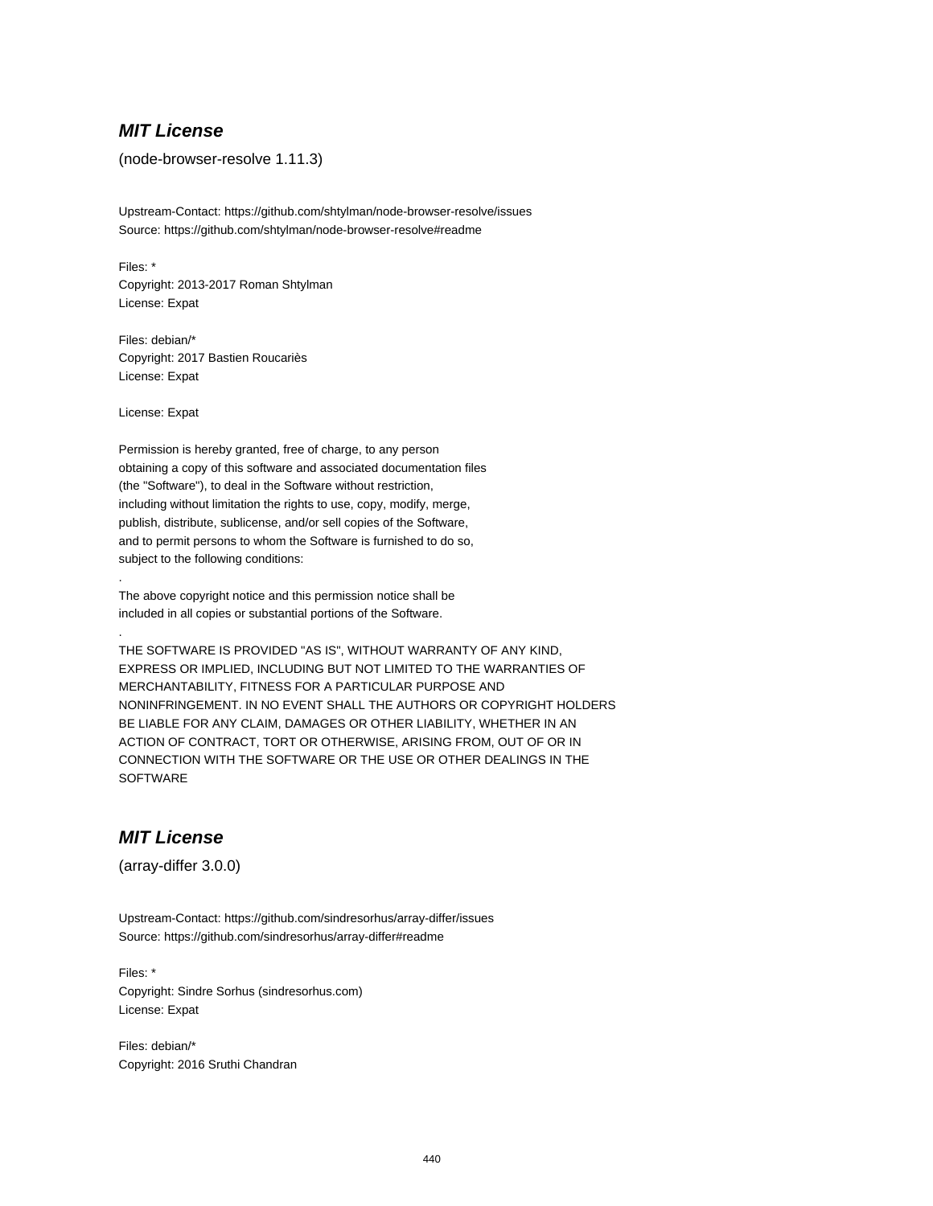## *MIT License*

(node-browser-resolve 1.11.3)

Upstream-Contact: https://github.com/shtylman/node-browser-resolve/issues
Source: https://github.com/shtylman/node-browser-resolve#readme

Files: *
Copyright: 2013-2017 Roman Shtylman
License: Expat

Files: debian/*
Copyright: 2017 Bastien Roucariès
License: Expat

License: Expat

Permission is hereby granted, free of charge, to any person
obtaining a copy of this software and associated documentation files
(the "Software"), to deal in the Software without restriction,
including without limitation the rights to use, copy, modify, merge,
publish, distribute, sublicense, and/or sell copies of the Software,
and to permit persons to whom the Software is furnished to do so,
subject to the following conditions:
.
The above copyright notice and this permission notice shall be
included in all copies or substantial portions of the Software.
.
THE SOFTWARE IS PROVIDED "AS IS", WITHOUT WARRANTY OF ANY KIND,
EXPRESS OR IMPLIED, INCLUDING BUT NOT LIMITED TO THE WARRANTIES OF
MERCHANTABILITY, FITNESS FOR A PARTICULAR PURPOSE AND
NONINFRINGEMENT. IN NO EVENT SHALL THE AUTHORS OR COPYRIGHT HOLDERS
BE LIABLE FOR ANY CLAIM, DAMAGES OR OTHER LIABILITY, WHETHER IN AN
ACTION OF CONTRACT, TORT OR OTHERWISE, ARISING FROM, OUT OF OR IN
CONNECTION WITH THE SOFTWARE OR THE USE OR OTHER DEALINGS IN THE
SOFTWARE

## *MIT License*

(array-differ 3.0.0)

Upstream-Contact: https://github.com/sindresorhus/array-differ/issues
Source: https://github.com/sindresorhus/array-differ#readme

Files: *
Copyright: Sindre Sorhus (sindresorhus.com)
License: Expat

Files: debian/*
Copyright: 2016 Sruthi Chandran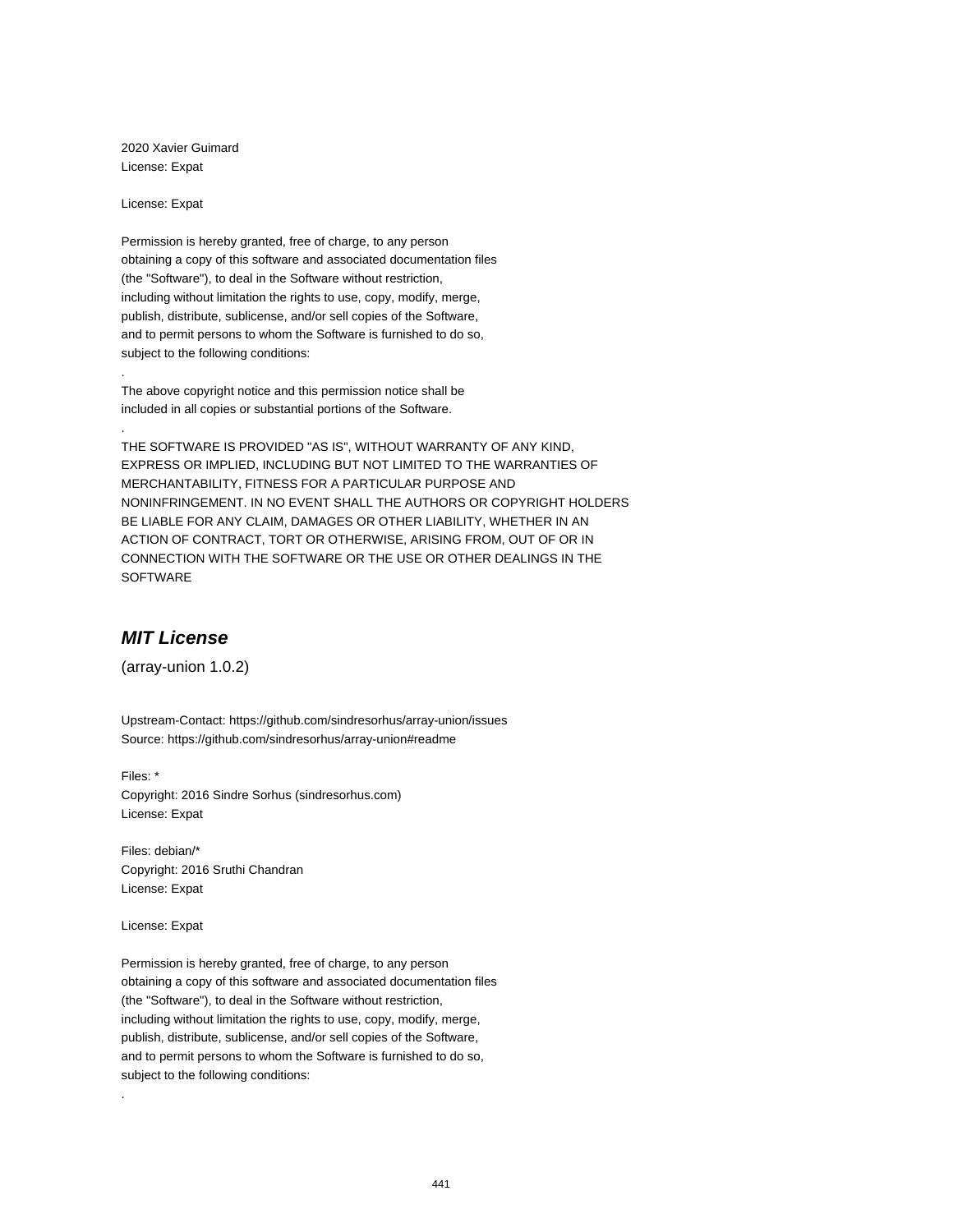2020 Xavier Guimard
License: Expat

License: Expat

Permission is hereby granted, free of charge, to any person
obtaining a copy of this software and associated documentation files
(the "Software"), to deal in the Software without restriction,
including without limitation the rights to use, copy, modify, merge,
publish, distribute, sublicense, and/or sell copies of the Software,
and to permit persons to whom the Software is furnished to do so,
subject to the following conditions:

.

The above copyright notice and this permission notice shall be
included in all copies or substantial portions of the Software.

.

THE SOFTWARE IS PROVIDED "AS IS", WITHOUT WARRANTY OF ANY KIND,
EXPRESS OR IMPLIED, INCLUDING BUT NOT LIMITED TO THE WARRANTIES OF
MERCHANTABILITY, FITNESS FOR A PARTICULAR PURPOSE AND
NONINFRINGEMENT. IN NO EVENT SHALL THE AUTHORS OR COPYRIGHT HOLDERS
BE LIABLE FOR ANY CLAIM, DAMAGES OR OTHER LIABILITY, WHETHER IN AN
ACTION OF CONTRACT, TORT OR OTHERWISE, ARISING FROM, OUT OF OR IN
CONNECTION WITH THE SOFTWARE OR THE USE OR OTHER DEALINGS IN THE
SOFTWARE

## *MIT License*

(array-union 1.0.2)

Upstream-Contact: https://github.com/sindresorhus/array-union/issues
Source: https://github.com/sindresorhus/array-union#readme

Files: *
Copyright: 2016 Sindre Sorhus (sindresorhus.com)
License: Expat

Files: debian/*
Copyright: 2016 Sruthi Chandran
License: Expat

License: Expat

Permission is hereby granted, free of charge, to any person
obtaining a copy of this software and associated documentation files
(the "Software"), to deal in the Software without restriction,
including without limitation the rights to use, copy, modify, merge,
publish, distribute, sublicense, and/or sell copies of the Software,
and to permit persons to whom the Software is furnished to do so,
subject to the following conditions:

.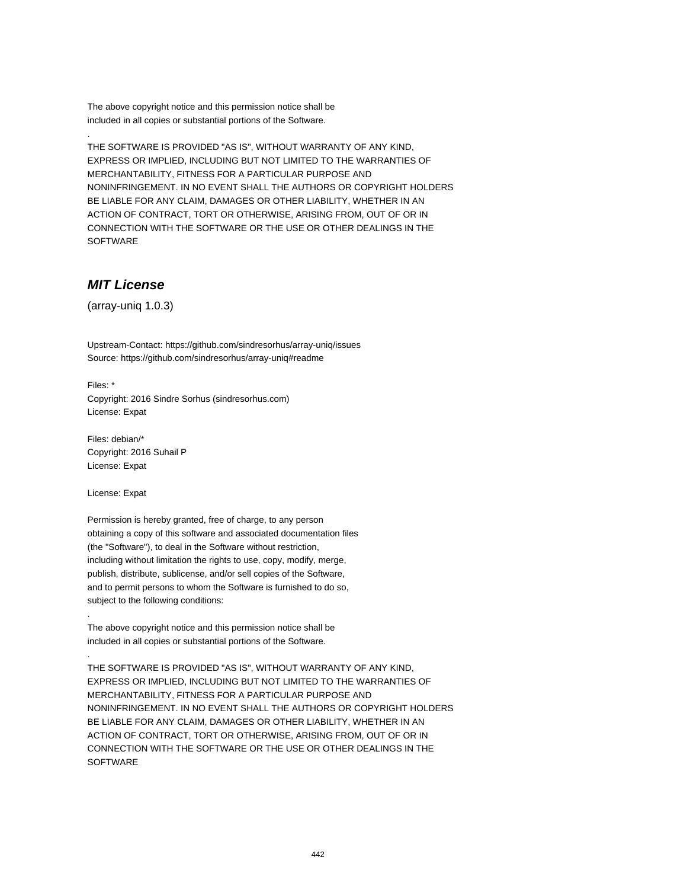The above copyright notice and this permission notice shall be
included in all copies or substantial portions of the Software.

.

THE SOFTWARE IS PROVIDED "AS IS", WITHOUT WARRANTY OF ANY KIND,
EXPRESS OR IMPLIED, INCLUDING BUT NOT LIMITED TO THE WARRANTIES OF
MERCHANTABILITY, FITNESS FOR A PARTICULAR PURPOSE AND
NONINFRINGEMENT. IN NO EVENT SHALL THE AUTHORS OR COPYRIGHT HOLDERS
BE LIABLE FOR ANY CLAIM, DAMAGES OR OTHER LIABILITY, WHETHER IN AN
ACTION OF CONTRACT, TORT OR OTHERWISE, ARISING FROM, OUT OF OR IN
CONNECTION WITH THE SOFTWARE OR THE USE OR OTHER DEALINGS IN THE
SOFTWARE

## ***MIT License***

(array-uniq 1.0.3)

Upstream-Contact: https://github.com/sindresorhus/array-uniq/issues
Source: https://github.com/sindresorhus/array-uniq#readme

Files: *
Copyright: 2016 Sindre Sorhus (sindresorhus.com)
License: Expat

Files: debian/*
Copyright: 2016 Suhail P
License: Expat

License: Expat

Permission is hereby granted, free of charge, to any person
obtaining a copy of this software and associated documentation files
(the "Software"), to deal in the Software without restriction,
including without limitation the rights to use, copy, modify, merge,
publish, distribute, sublicense, and/or sell copies of the Software,
and to permit persons to whom the Software is furnished to do so,
subject to the following conditions:

.

The above copyright notice and this permission notice shall be
included in all copies or substantial portions of the Software.

.

THE SOFTWARE IS PROVIDED "AS IS", WITHOUT WARRANTY OF ANY KIND,
EXPRESS OR IMPLIED, INCLUDING BUT NOT LIMITED TO THE WARRANTIES OF
MERCHANTABILITY, FITNESS FOR A PARTICULAR PURPOSE AND
NONINFRINGEMENT. IN NO EVENT SHALL THE AUTHORS OR COPYRIGHT HOLDERS
BE LIABLE FOR ANY CLAIM, DAMAGES OR OTHER LIABILITY, WHETHER IN AN
ACTION OF CONTRACT, TORT OR OTHERWISE, ARISING FROM, OUT OF OR IN
CONNECTION WITH THE SOFTWARE OR THE USE OR OTHER DEALINGS IN THE
SOFTWARE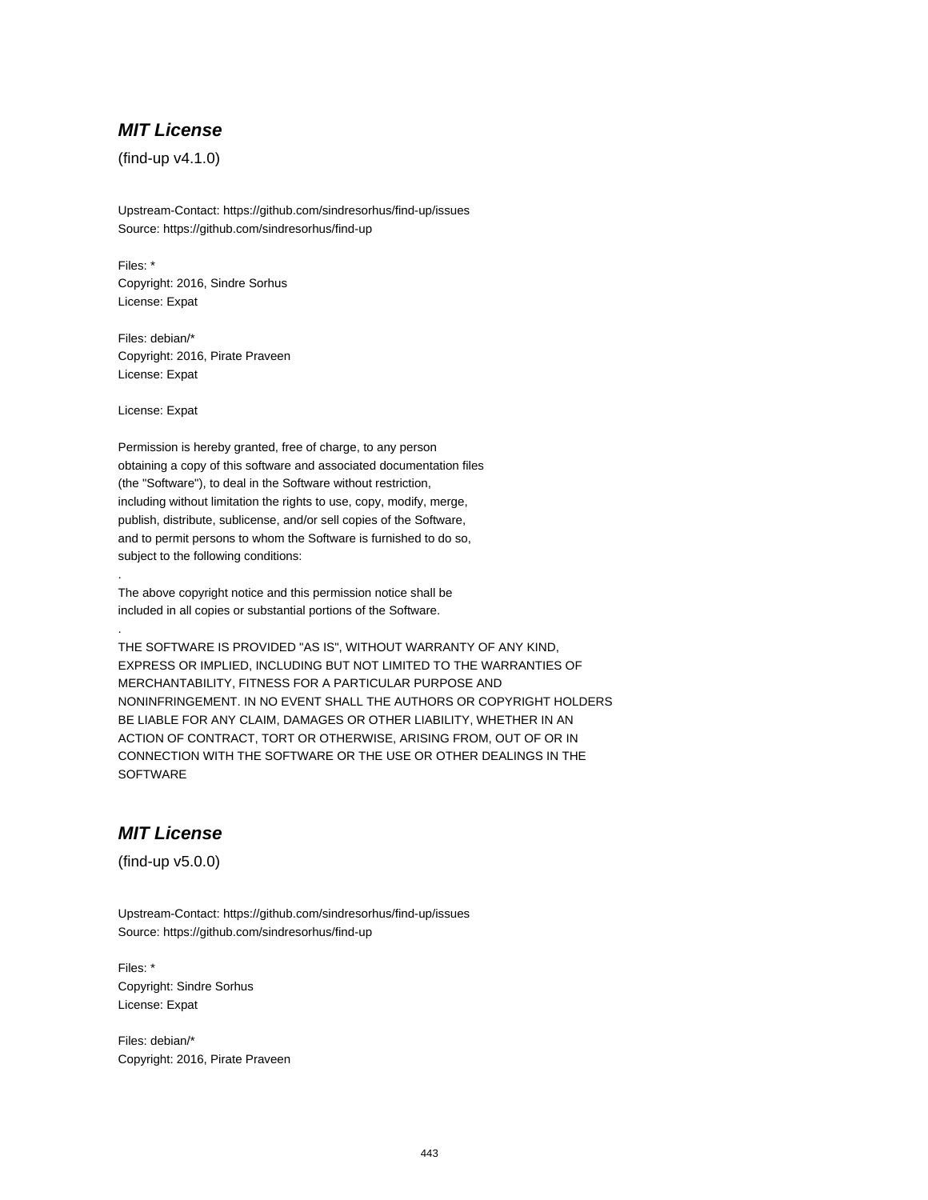## ***MIT License***

(find-up v4.1.0)

Upstream-Contact: https://github.com/sindresorhus/find-up/issues
Source: https://github.com/sindresorhus/find-up

Files: *
Copyright: 2016, Sindre Sorhus
License: Expat

Files: debian/*
Copyright: 2016, Pirate Praveen
License: Expat

License: Expat

Permission is hereby granted, free of charge, to any person
obtaining a copy of this software and associated documentation files
(the "Software"), to deal in the Software without restriction,
including without limitation the rights to use, copy, modify, merge,
publish, distribute, sublicense, and/or sell copies of the Software,
and to permit persons to whom the Software is furnished to do so,
subject to the following conditions:
.
The above copyright notice and this permission notice shall be
included in all copies or substantial portions of the Software.
.
THE SOFTWARE IS PROVIDED "AS IS", WITHOUT WARRANTY OF ANY KIND,
EXPRESS OR IMPLIED, INCLUDING BUT NOT LIMITED TO THE WARRANTIES OF
MERCHANTABILITY, FITNESS FOR A PARTICULAR PURPOSE AND
NONINFRINGEMENT. IN NO EVENT SHALL THE AUTHORS OR COPYRIGHT HOLDERS
BE LIABLE FOR ANY CLAIM, DAMAGES OR OTHER LIABILITY, WHETHER IN AN
ACTION OF CONTRACT, TORT OR OTHERWISE, ARISING FROM, OUT OF OR IN
CONNECTION WITH THE SOFTWARE OR THE USE OR OTHER DEALINGS IN THE
SOFTWARE

## ***MIT License***

(find-up v5.0.0)

Upstream-Contact: https://github.com/sindresorhus/find-up/issues
Source: https://github.com/sindresorhus/find-up

Files: *
Copyright: Sindre Sorhus
License: Expat

Files: debian/*
Copyright: 2016, Pirate Praveen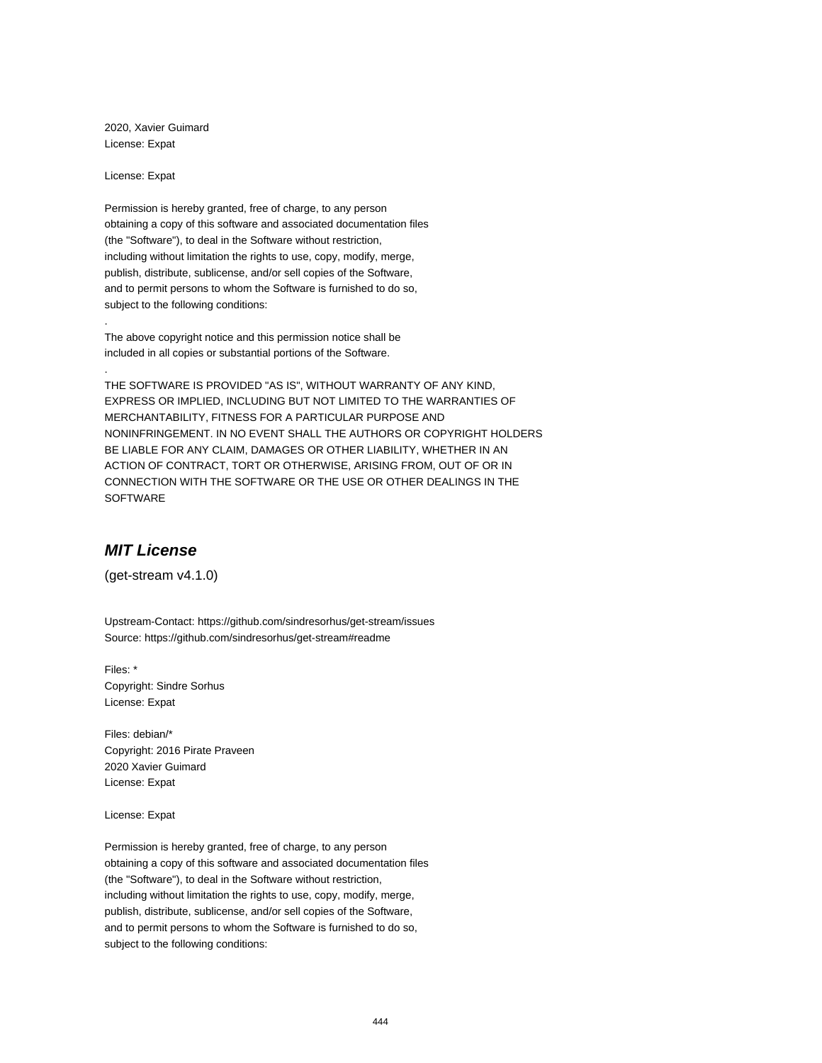2020, Xavier Guimard
License: Expat

License: Expat

Permission is hereby granted, free of charge, to any person
obtaining a copy of this software and associated documentation files
(the "Software"), to deal in the Software without restriction,
including without limitation the rights to use, copy, modify, merge,
publish, distribute, sublicense, and/or sell copies of the Software,
and to permit persons to whom the Software is furnished to do so,
subject to the following conditions:

.

The above copyright notice and this permission notice shall be
included in all copies or substantial portions of the Software.

.

THE SOFTWARE IS PROVIDED "AS IS", WITHOUT WARRANTY OF ANY KIND,
EXPRESS OR IMPLIED, INCLUDING BUT NOT LIMITED TO THE WARRANTIES OF
MERCHANTABILITY, FITNESS FOR A PARTICULAR PURPOSE AND
NONINFRINGEMENT. IN NO EVENT SHALL THE AUTHORS OR COPYRIGHT HOLDERS
BE LIABLE FOR ANY CLAIM, DAMAGES OR OTHER LIABILITY, WHETHER IN AN
ACTION OF CONTRACT, TORT OR OTHERWISE, ARISING FROM, OUT OF OR IN
CONNECTION WITH THE SOFTWARE OR THE USE OR OTHER DEALINGS IN THE
SOFTWARE

## *MIT License*

(get-stream v4.1.0)

Upstream-Contact: https://github.com/sindresorhus/get-stream/issues
Source: https://github.com/sindresorhus/get-stream#readme

Files: *
Copyright: Sindre Sorhus
License: Expat

Files: debian/*
Copyright: 2016 Pirate Praveen
2020 Xavier Guimard
License: Expat

License: Expat

Permission is hereby granted, free of charge, to any person
obtaining a copy of this software and associated documentation files
(the "Software"), to deal in the Software without restriction,
including without limitation the rights to use, copy, modify, merge,
publish, distribute, sublicense, and/or sell copies of the Software,
and to permit persons to whom the Software is furnished to do so,
subject to the following conditions: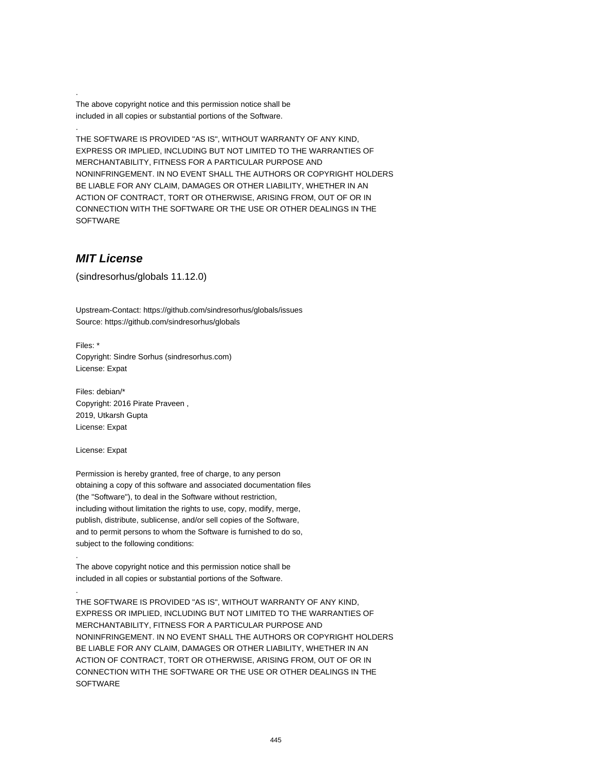.

The above copyright notice and this permission notice shall be
included in all copies or substantial portions of the Software.

.

THE SOFTWARE IS PROVIDED "AS IS", WITHOUT WARRANTY OF ANY KIND,
EXPRESS OR IMPLIED, INCLUDING BUT NOT LIMITED TO THE WARRANTIES OF
MERCHANTABILITY, FITNESS FOR A PARTICULAR PURPOSE AND
NONINFRINGEMENT. IN NO EVENT SHALL THE AUTHORS OR COPYRIGHT HOLDERS
BE LIABLE FOR ANY CLAIM, DAMAGES OR OTHER LIABILITY, WHETHER IN AN
ACTION OF CONTRACT, TORT OR OTHERWISE, ARISING FROM, OUT OF OR IN
CONNECTION WITH THE SOFTWARE OR THE USE OR OTHER DEALINGS IN THE
SOFTWARE

## *MIT License*

(sindresorhus/globals 11.12.0)

Upstream-Contact: https://github.com/sindresorhus/globals/issues
Source: https://github.com/sindresorhus/globals

Files: *
Copyright: Sindre Sorhus (sindresorhus.com)
License: Expat

Files: debian/*
Copyright: 2016 Pirate Praveen ,
2019, Utkarsh Gupta
License: Expat

License: Expat

Permission is hereby granted, free of charge, to any person
obtaining a copy of this software and associated documentation files
(the "Software"), to deal in the Software without restriction,
including without limitation the rights to use, copy, modify, merge,
publish, distribute, sublicense, and/or sell copies of the Software,
and to permit persons to whom the Software is furnished to do so,
subject to the following conditions:

.

The above copyright notice and this permission notice shall be
included in all copies or substantial portions of the Software.

.

THE SOFTWARE IS PROVIDED "AS IS", WITHOUT WARRANTY OF ANY KIND,
EXPRESS OR IMPLIED, INCLUDING BUT NOT LIMITED TO THE WARRANTIES OF
MERCHANTABILITY, FITNESS FOR A PARTICULAR PURPOSE AND
NONINFRINGEMENT. IN NO EVENT SHALL THE AUTHORS OR COPYRIGHT HOLDERS
BE LIABLE FOR ANY CLAIM, DAMAGES OR OTHER LIABILITY, WHETHER IN AN
ACTION OF CONTRACT, TORT OR OTHERWISE, ARISING FROM, OUT OF OR IN
CONNECTION WITH THE SOFTWARE OR THE USE OR OTHER DEALINGS IN THE
SOFTWARE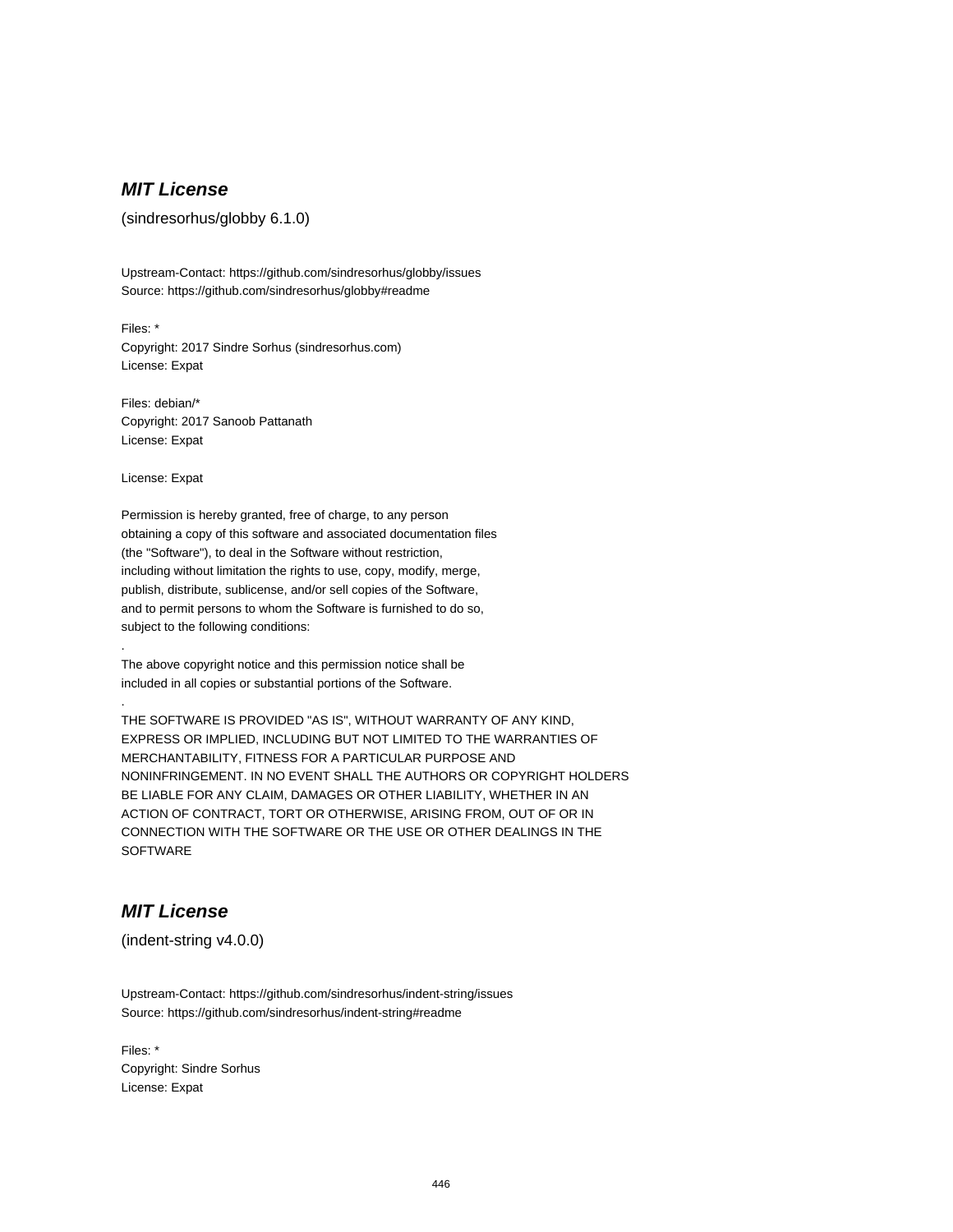## *MIT License*

(sindresorhus/globby 6.1.0)

Upstream-Contact: https://github.com/sindresorhus/globby/issues
Source: https://github.com/sindresorhus/globby#readme

Files: *
Copyright: 2017 Sindre Sorhus (sindresorhus.com)
License: Expat

Files: debian/*
Copyright: 2017 Sanoob Pattanath
License: Expat

License: Expat

Permission is hereby granted, free of charge, to any person
obtaining a copy of this software and associated documentation files
(the "Software"), to deal in the Software without restriction,
including without limitation the rights to use, copy, modify, merge,
publish, distribute, sublicense, and/or sell copies of the Software,
and to permit persons to whom the Software is furnished to do so,
subject to the following conditions:

.

The above copyright notice and this permission notice shall be
included in all copies or substantial portions of the Software.

.

THE SOFTWARE IS PROVIDED "AS IS", WITHOUT WARRANTY OF ANY KIND,
EXPRESS OR IMPLIED, INCLUDING BUT NOT LIMITED TO THE WARRANTIES OF
MERCHANTABILITY, FITNESS FOR A PARTICULAR PURPOSE AND
NONINFRINGEMENT. IN NO EVENT SHALL THE AUTHORS OR COPYRIGHT HOLDERS
BE LIABLE FOR ANY CLAIM, DAMAGES OR OTHER LIABILITY, WHETHER IN AN
ACTION OF CONTRACT, TORT OR OTHERWISE, ARISING FROM, OUT OF OR IN
CONNECTION WITH THE SOFTWARE OR THE USE OR OTHER DEALINGS IN THE
SOFTWARE

## *MIT License*

(indent-string v4.0.0)

Upstream-Contact: https://github.com/sindresorhus/indent-string/issues
Source: https://github.com/sindresorhus/indent-string#readme

Files: *
Copyright: Sindre Sorhus
License: Expat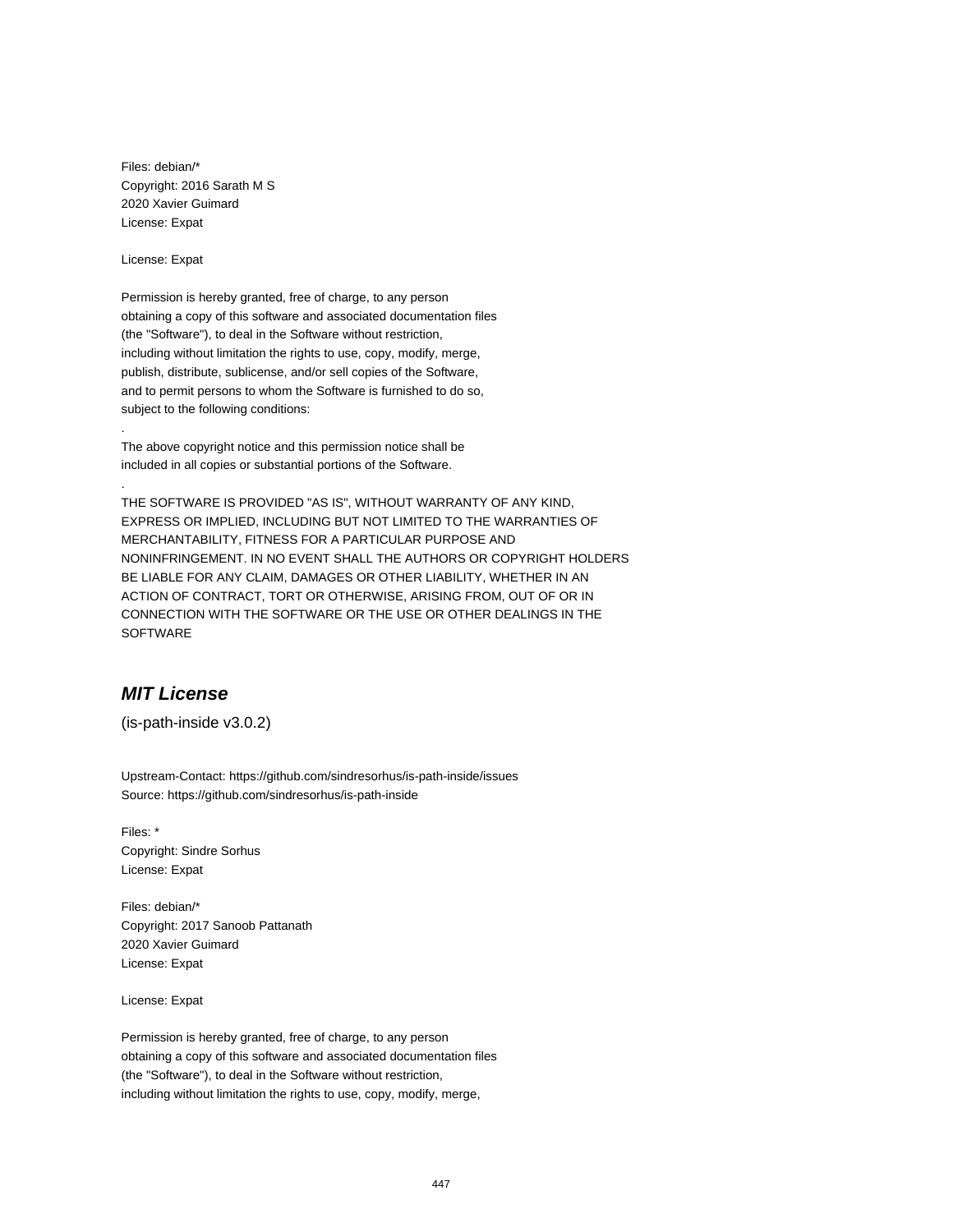Files: debian/*
Copyright: 2016 Sarath M S
2020 Xavier Guimard
License: Expat

License: Expat

Permission is hereby granted, free of charge, to any person
obtaining a copy of this software and associated documentation files
(the "Software"), to deal in the Software without restriction,
including without limitation the rights to use, copy, modify, merge,
publish, distribute, sublicense, and/or sell copies of the Software,
and to permit persons to whom the Software is furnished to do so,
subject to the following conditions:
.
The above copyright notice and this permission notice shall be
included in all copies or substantial portions of the Software.
.
THE SOFTWARE IS PROVIDED "AS IS", WITHOUT WARRANTY OF ANY KIND,
EXPRESS OR IMPLIED, INCLUDING BUT NOT LIMITED TO THE WARRANTIES OF
MERCHANTABILITY, FITNESS FOR A PARTICULAR PURPOSE AND
NONINFRINGEMENT. IN NO EVENT SHALL THE AUTHORS OR COPYRIGHT HOLDERS
BE LIABLE FOR ANY CLAIM, DAMAGES OR OTHER LIABILITY, WHETHER IN AN
ACTION OF CONTRACT, TORT OR OTHERWISE, ARISING FROM, OUT OF OR IN
CONNECTION WITH THE SOFTWARE OR THE USE OR OTHER DEALINGS IN THE
SOFTWARE

### *MIT License*

(is-path-inside v3.0.2)

Upstream-Contact: https://github.com/sindresorhus/is-path-inside/issues
Source: https://github.com/sindresorhus/is-path-inside

Files: *
Copyright: Sindre Sorhus
License: Expat

Files: debian/*
Copyright: 2017 Sanoob Pattanath
2020 Xavier Guimard
License: Expat

License: Expat

Permission is hereby granted, free of charge, to any person
obtaining a copy of this software and associated documentation files
(the "Software"), to deal in the Software without restriction,
including without limitation the rights to use, copy, modify, merge,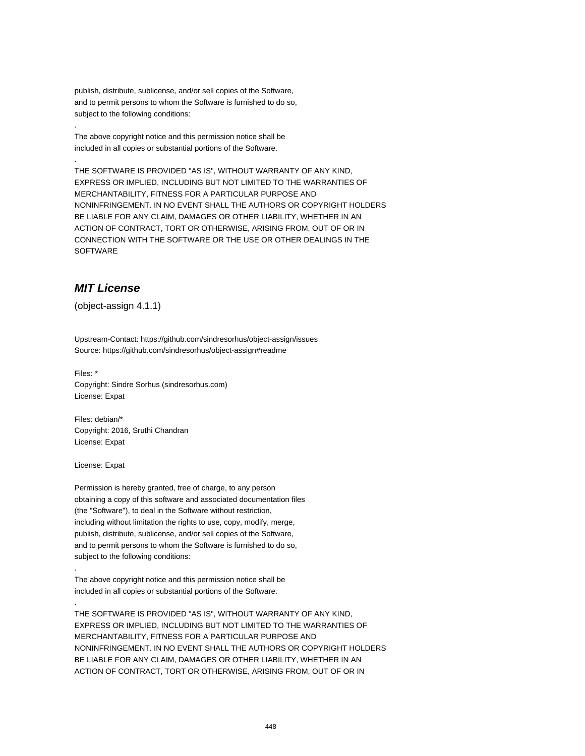publish, distribute, sublicense, and/or sell copies of the Software,
and to permit persons to whom the Software is furnished to do so,
subject to the following conditions:

.

The above copyright notice and this permission notice shall be
included in all copies or substantial portions of the Software.

.

THE SOFTWARE IS PROVIDED "AS IS", WITHOUT WARRANTY OF ANY KIND,
EXPRESS OR IMPLIED, INCLUDING BUT NOT LIMITED TO THE WARRANTIES OF
MERCHANTABILITY, FITNESS FOR A PARTICULAR PURPOSE AND
NONINFRINGEMENT. IN NO EVENT SHALL THE AUTHORS OR COPYRIGHT HOLDERS
BE LIABLE FOR ANY CLAIM, DAMAGES OR OTHER LIABILITY, WHETHER IN AN
ACTION OF CONTRACT, TORT OR OTHERWISE, ARISING FROM, OUT OF OR IN
CONNECTION WITH THE SOFTWARE OR THE USE OR OTHER DEALINGS IN THE
SOFTWARE

## *MIT License*

(object-assign 4.1.1)

Upstream-Contact: https://github.com/sindresorhus/object-assign/issues
Source: https://github.com/sindresorhus/object-assign#readme

Files: *
Copyright: Sindre Sorhus (sindresorhus.com)
License: Expat

Files: debian/*
Copyright: 2016, Sruthi Chandran
License: Expat

License: Expat

Permission is hereby granted, free of charge, to any person
obtaining a copy of this software and associated documentation files
(the "Software"), to deal in the Software without restriction,
including without limitation the rights to use, copy, modify, merge,
publish, distribute, sublicense, and/or sell copies of the Software,
and to permit persons to whom the Software is furnished to do so,
subject to the following conditions:

.

The above copyright notice and this permission notice shall be
included in all copies or substantial portions of the Software.

.

THE SOFTWARE IS PROVIDED "AS IS", WITHOUT WARRANTY OF ANY KIND,
EXPRESS OR IMPLIED, INCLUDING BUT NOT LIMITED TO THE WARRANTIES OF
MERCHANTABILITY, FITNESS FOR A PARTICULAR PURPOSE AND
NONINFRINGEMENT. IN NO EVENT SHALL THE AUTHORS OR COPYRIGHT HOLDERS
BE LIABLE FOR ANY CLAIM, DAMAGES OR OTHER LIABILITY, WHETHER IN AN
ACTION OF CONTRACT, TORT OR OTHERWISE, ARISING FROM, OUT OF OR IN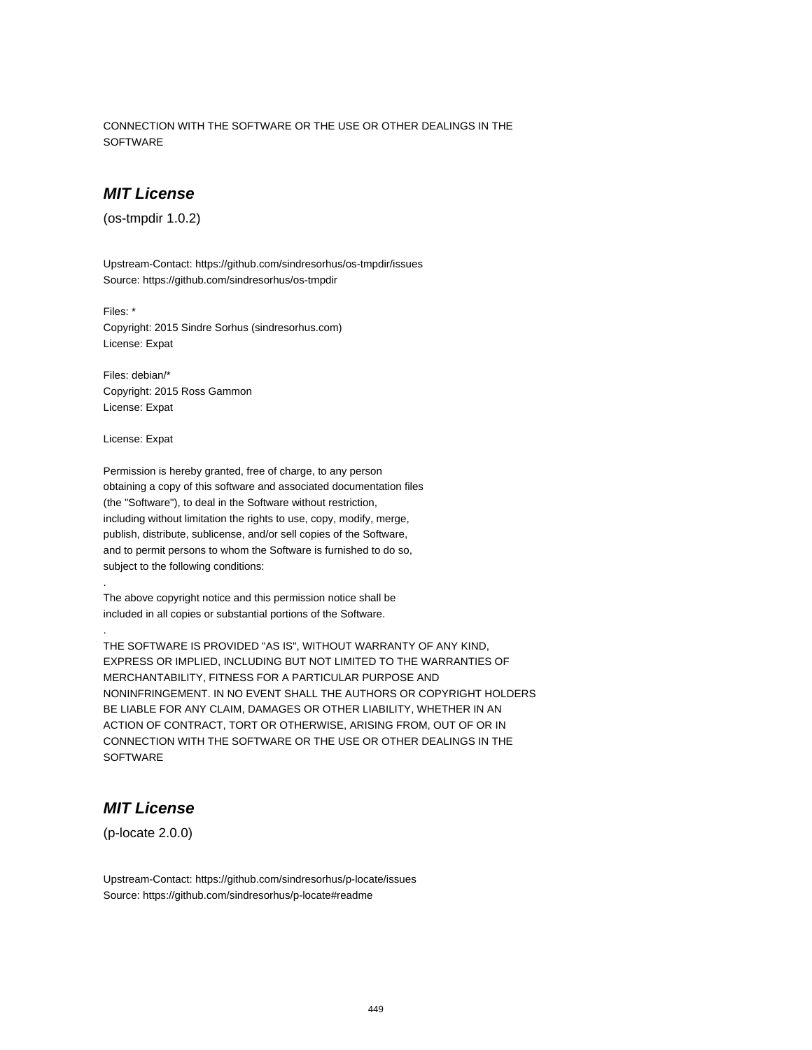CONNECTION WITH THE SOFTWARE OR THE USE OR OTHER DEALINGS IN THE
SOFTWARE

## ***MIT License***

(os-tmpdir 1.0.2)

Upstream-Contact: https://github.com/sindresorhus/os-tmpdir/issues
Source: https://github.com/sindresorhus/os-tmpdir

Files: *
Copyright: 2015 Sindre Sorhus (sindresorhus.com)
License: Expat

Files: debian/*
Copyright: 2015 Ross Gammon
License: Expat

License: Expat

Permission is hereby granted, free of charge, to any person
obtaining a copy of this software and associated documentation files
(the "Software"), to deal in the Software without restriction,
including without limitation the rights to use, copy, modify, merge,
publish, distribute, sublicense, and/or sell copies of the Software,
and to permit persons to whom the Software is furnished to do so,
subject to the following conditions:

.

The above copyright notice and this permission notice shall be
included in all copies or substantial portions of the Software.

.

THE SOFTWARE IS PROVIDED "AS IS", WITHOUT WARRANTY OF ANY KIND,
EXPRESS OR IMPLIED, INCLUDING BUT NOT LIMITED TO THE WARRANTIES OF
MERCHANTABILITY, FITNESS FOR A PARTICULAR PURPOSE AND
NONINFRINGEMENT. IN NO EVENT SHALL THE AUTHORS OR COPYRIGHT HOLDERS
BE LIABLE FOR ANY CLAIM, DAMAGES OR OTHER LIABILITY, WHETHER IN AN
ACTION OF CONTRACT, TORT OR OTHERWISE, ARISING FROM, OUT OF OR IN
CONNECTION WITH THE SOFTWARE OR THE USE OR OTHER DEALINGS IN THE
SOFTWARE

## ***MIT License***

(p-locate 2.0.0)

Upstream-Contact: https://github.com/sindresorhus/p-locate/issues
Source: https://github.com/sindresorhus/p-locate#readme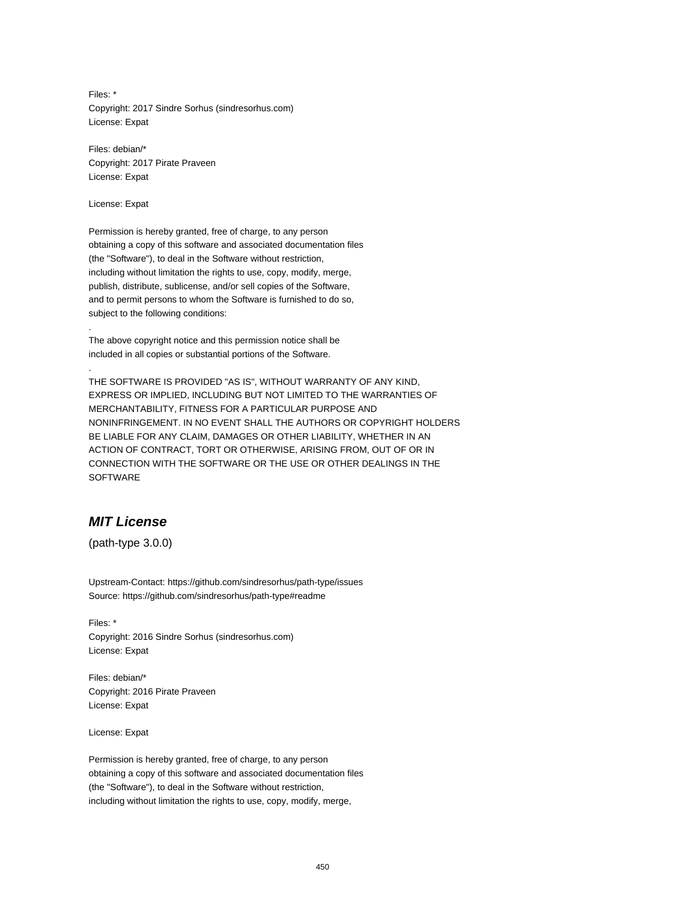Files: *
Copyright: 2017 Sindre Sorhus (sindresorhus.com)
License: Expat

Files: debian/*
Copyright: 2017 Pirate Praveen
License: Expat

License: Expat

Permission is hereby granted, free of charge, to any person
obtaining a copy of this software and associated documentation files
(the "Software"), to deal in the Software without restriction,
including without limitation the rights to use, copy, modify, merge,
publish, distribute, sublicense, and/or sell copies of the Software,
and to permit persons to whom the Software is furnished to do so,
subject to the following conditions:
.
The above copyright notice and this permission notice shall be
included in all copies or substantial portions of the Software.
.
THE SOFTWARE IS PROVIDED "AS IS", WITHOUT WARRANTY OF ANY KIND,
EXPRESS OR IMPLIED, INCLUDING BUT NOT LIMITED TO THE WARRANTIES OF
MERCHANTABILITY, FITNESS FOR A PARTICULAR PURPOSE AND
NONINFRINGEMENT. IN NO EVENT SHALL THE AUTHORS OR COPYRIGHT HOLDERS
BE LIABLE FOR ANY CLAIM, DAMAGES OR OTHER LIABILITY, WHETHER IN AN
ACTION OF CONTRACT, TORT OR OTHERWISE, ARISING FROM, OUT OF OR IN
CONNECTION WITH THE SOFTWARE OR THE USE OR OTHER DEALINGS IN THE
SOFTWARE

## *MIT License*

(path-type 3.0.0)

Upstream-Contact: https://github.com/sindresorhus/path-type/issues
Source: https://github.com/sindresorhus/path-type#readme

Files: *
Copyright: 2016 Sindre Sorhus (sindresorhus.com)
License: Expat

Files: debian/*
Copyright: 2016 Pirate Praveen
License: Expat

License: Expat

Permission is hereby granted, free of charge, to any person
obtaining a copy of this software and associated documentation files
(the "Software"), to deal in the Software without restriction,
including without limitation the rights to use, copy, modify, merge,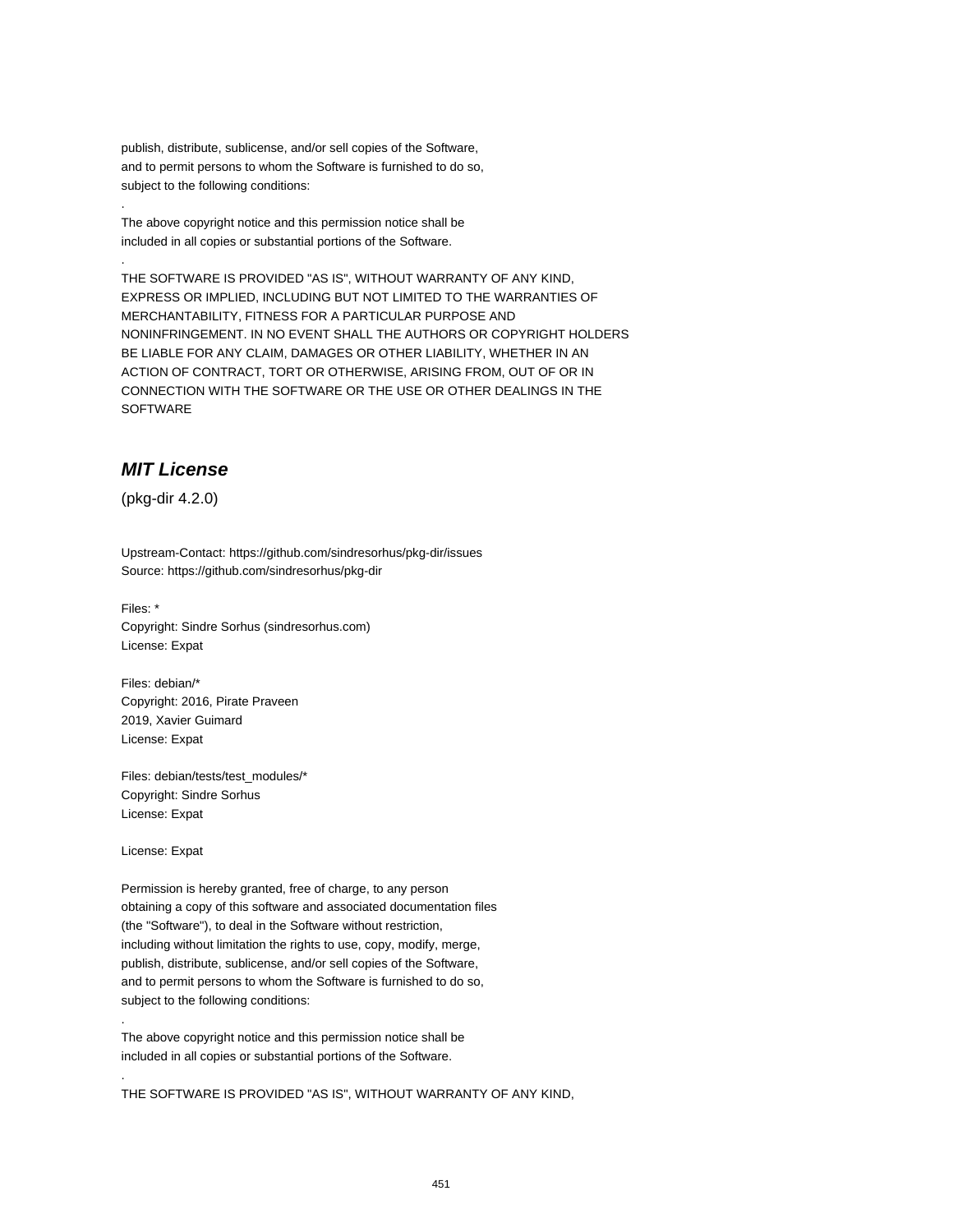publish, distribute, sublicense, and/or sell copies of the Software,
and to permit persons to whom the Software is furnished to do so,
subject to the following conditions:

.

The above copyright notice and this permission notice shall be
included in all copies or substantial portions of the Software.

.

THE SOFTWARE IS PROVIDED "AS IS", WITHOUT WARRANTY OF ANY KIND,
EXPRESS OR IMPLIED, INCLUDING BUT NOT LIMITED TO THE WARRANTIES OF
MERCHANTABILITY, FITNESS FOR A PARTICULAR PURPOSE AND
NONINFRINGEMENT. IN NO EVENT SHALL THE AUTHORS OR COPYRIGHT HOLDERS
BE LIABLE FOR ANY CLAIM, DAMAGES OR OTHER LIABILITY, WHETHER IN AN
ACTION OF CONTRACT, TORT OR OTHERWISE, ARISING FROM, OUT OF OR IN
CONNECTION WITH THE SOFTWARE OR THE USE OR OTHER DEALINGS IN THE
SOFTWARE

## ***MIT License***

(pkg-dir 4.2.0)

Upstream-Contact: https://github.com/sindresorhus/pkg-dir/issues
Source: https://github.com/sindresorhus/pkg-dir

Files: *
Copyright: Sindre Sorhus (sindresorhus.com)
License: Expat

Files: debian/*
Copyright: 2016, Pirate Praveen
2019, Xavier Guimard
License: Expat

Files: debian/tests/test_modules/*
Copyright: Sindre Sorhus
License: Expat

License: Expat

Permission is hereby granted, free of charge, to any person
obtaining a copy of this software and associated documentation files
(the "Software"), to deal in the Software without restriction,
including without limitation the rights to use, copy, modify, merge,
publish, distribute, sublicense, and/or sell copies of the Software,
and to permit persons to whom the Software is furnished to do so,
subject to the following conditions:

.

The above copyright notice and this permission notice shall be
included in all copies or substantial portions of the Software.

.

THE SOFTWARE IS PROVIDED "AS IS", WITHOUT WARRANTY OF ANY KIND,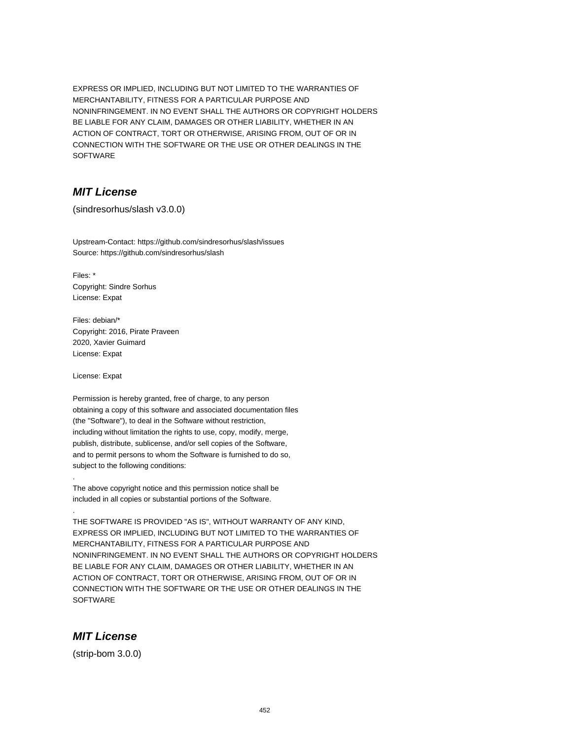EXPRESS OR IMPLIED, INCLUDING BUT NOT LIMITED TO THE WARRANTIES OF
MERCHANTABILITY, FITNESS FOR A PARTICULAR PURPOSE AND
NONINFRINGEMENT. IN NO EVENT SHALL THE AUTHORS OR COPYRIGHT HOLDERS
BE LIABLE FOR ANY CLAIM, DAMAGES OR OTHER LIABILITY, WHETHER IN AN
ACTION OF CONTRACT, TORT OR OTHERWISE, ARISING FROM, OUT OF OR IN
CONNECTION WITH THE SOFTWARE OR THE USE OR OTHER DEALINGS IN THE
SOFTWARE

## ***MIT License***

(sindresorhus/slash v3.0.0)

Upstream-Contact: https://github.com/sindresorhus/slash/issues
Source: https://github.com/sindresorhus/slash

Files: *
Copyright: Sindre Sorhus
License: Expat

Files: debian/*
Copyright: 2016, Pirate Praveen
2020, Xavier Guimard
License: Expat

License: Expat

Permission is hereby granted, free of charge, to any person
obtaining a copy of this software and associated documentation files
(the "Software"), to deal in the Software without restriction,
including without limitation the rights to use, copy, modify, merge,
publish, distribute, sublicense, and/or sell copies of the Software,
and to permit persons to whom the Software is furnished to do so,
subject to the following conditions:
.
The above copyright notice and this permission notice shall be
included in all copies or substantial portions of the Software.
.
THE SOFTWARE IS PROVIDED "AS IS", WITHOUT WARRANTY OF ANY KIND,
EXPRESS OR IMPLIED, INCLUDING BUT NOT LIMITED TO THE WARRANTIES OF
MERCHANTABILITY, FITNESS FOR A PARTICULAR PURPOSE AND
NONINFRINGEMENT. IN NO EVENT SHALL THE AUTHORS OR COPYRIGHT HOLDERS
BE LIABLE FOR ANY CLAIM, DAMAGES OR OTHER LIABILITY, WHETHER IN AN
ACTION OF CONTRACT, TORT OR OTHERWISE, ARISING FROM, OUT OF OR IN
CONNECTION WITH THE SOFTWARE OR THE USE OR OTHER DEALINGS IN THE
SOFTWARE

## ***MIT License***

(strip-bom 3.0.0)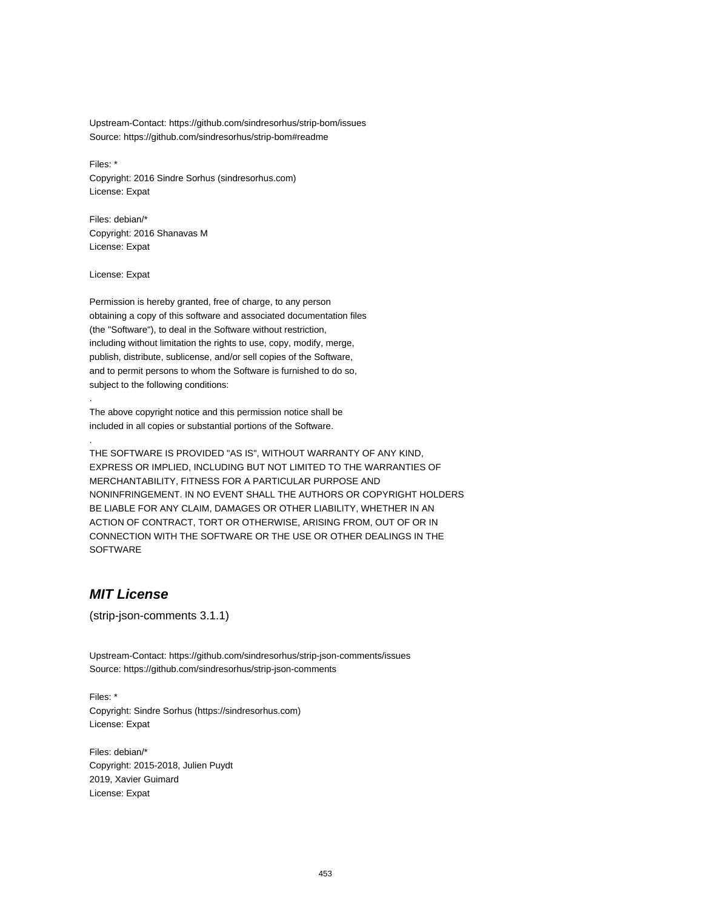Upstream-Contact: https://github.com/sindresorhus/strip-bom/issues
Source: https://github.com/sindresorhus/strip-bom#readme

Files: *
Copyright: 2016 Sindre Sorhus (sindresorhus.com)
License: Expat

Files: debian/*
Copyright: 2016 Shanavas M
License: Expat

License: Expat

Permission is hereby granted, free of charge, to any person
obtaining a copy of this software and associated documentation files
(the "Software"), to deal in the Software without restriction,
including without limitation the rights to use, copy, modify, merge,
publish, distribute, sublicense, and/or sell copies of the Software,
and to permit persons to whom the Software is furnished to do so,
subject to the following conditions:
.
The above copyright notice and this permission notice shall be
included in all copies or substantial portions of the Software.
.
THE SOFTWARE IS PROVIDED "AS IS", WITHOUT WARRANTY OF ANY KIND,
EXPRESS OR IMPLIED, INCLUDING BUT NOT LIMITED TO THE WARRANTIES OF
MERCHANTABILITY, FITNESS FOR A PARTICULAR PURPOSE AND
NONINFRINGEMENT. IN NO EVENT SHALL THE AUTHORS OR COPYRIGHT HOLDERS
BE LIABLE FOR ANY CLAIM, DAMAGES OR OTHER LIABILITY, WHETHER IN AN
ACTION OF CONTRACT, TORT OR OTHERWISE, ARISING FROM, OUT OF OR IN
CONNECTION WITH THE SOFTWARE OR THE USE OR OTHER DEALINGS IN THE
SOFTWARE

## *MIT License*

(strip-json-comments 3.1.1)

Upstream-Contact: https://github.com/sindresorhus/strip-json-comments/issues
Source: https://github.com/sindresorhus/strip-json-comments

Files: *
Copyright: Sindre Sorhus (https://sindresorhus.com)
License: Expat

Files: debian/*
Copyright: 2015-2018, Julien Puydt
2019, Xavier Guimard
License: Expat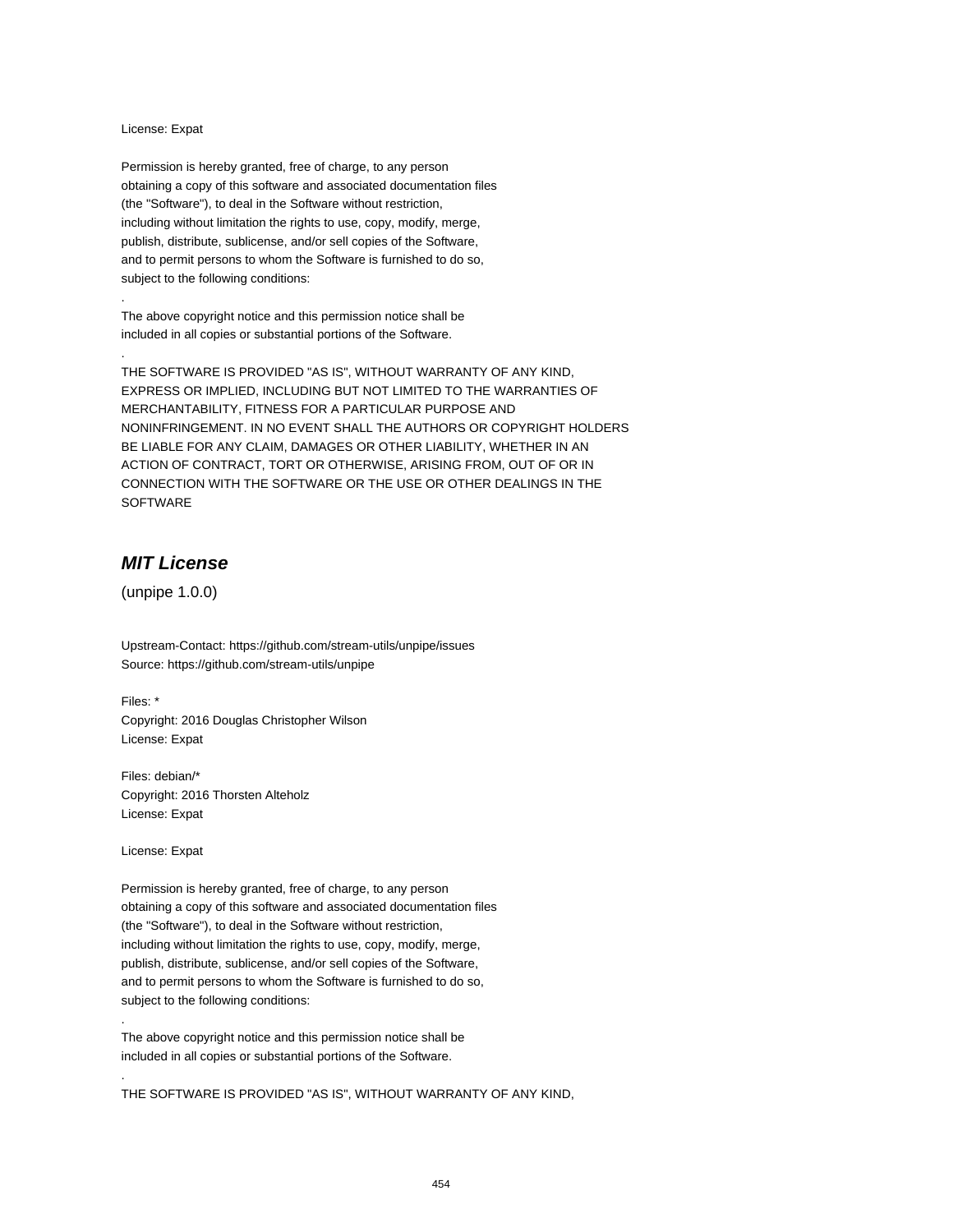License: Expat

Permission is hereby granted, free of charge, to any person
obtaining a copy of this software and associated documentation files
(the "Software"), to deal in the Software without restriction,
including without limitation the rights to use, copy, modify, merge,
publish, distribute, sublicense, and/or sell copies of the Software,
and to permit persons to whom the Software is furnished to do so,
subject to the following conditions:

.

The above copyright notice and this permission notice shall be
included in all copies or substantial portions of the Software.

.

THE SOFTWARE IS PROVIDED "AS IS", WITHOUT WARRANTY OF ANY KIND,
EXPRESS OR IMPLIED, INCLUDING BUT NOT LIMITED TO THE WARRANTIES OF
MERCHANTABILITY, FITNESS FOR A PARTICULAR PURPOSE AND
NONINFRINGEMENT. IN NO EVENT SHALL THE AUTHORS OR COPYRIGHT HOLDERS
BE LIABLE FOR ANY CLAIM, DAMAGES OR OTHER LIABILITY, WHETHER IN AN
ACTION OF CONTRACT, TORT OR OTHERWISE, ARISING FROM, OUT OF OR IN
CONNECTION WITH THE SOFTWARE OR THE USE OR OTHER DEALINGS IN THE
SOFTWARE

## *MIT License*

(unpipe 1.0.0)

Upstream-Contact: https://github.com/stream-utils/unpipe/issues
Source: https://github.com/stream-utils/unpipe

Files: *
Copyright: 2016 Douglas Christopher Wilson
License: Expat

Files: debian/*
Copyright: 2016 Thorsten Alteholz
License: Expat

License: Expat

Permission is hereby granted, free of charge, to any person
obtaining a copy of this software and associated documentation files
(the "Software"), to deal in the Software without restriction,
including without limitation the rights to use, copy, modify, merge,
publish, distribute, sublicense, and/or sell copies of the Software,
and to permit persons to whom the Software is furnished to do so,
subject to the following conditions:

.

The above copyright notice and this permission notice shall be
included in all copies or substantial portions of the Software.

.

THE SOFTWARE IS PROVIDED "AS IS", WITHOUT WARRANTY OF ANY KIND,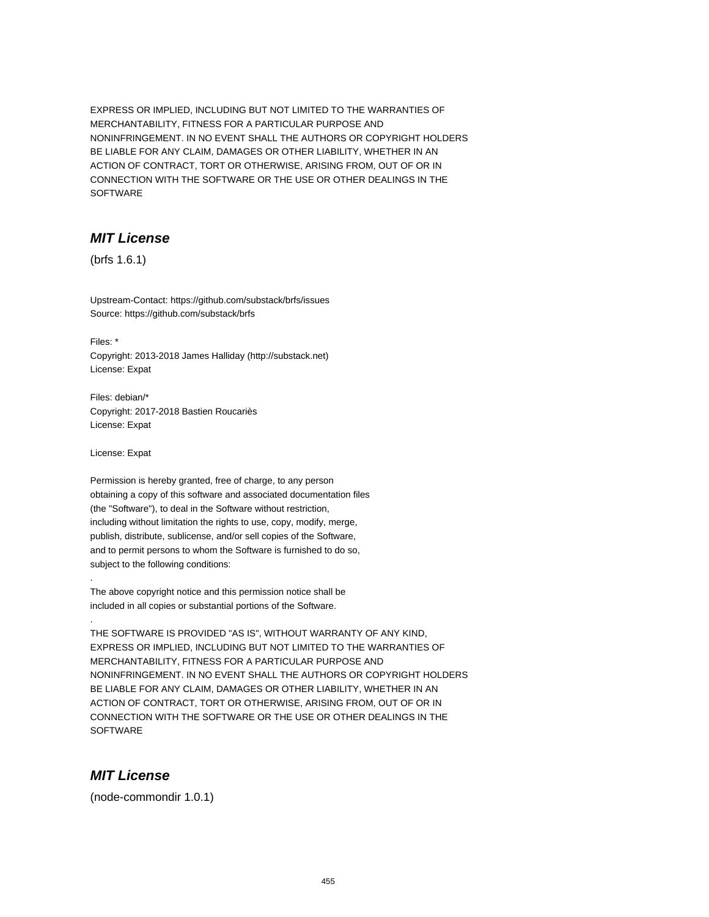EXPRESS OR IMPLIED, INCLUDING BUT NOT LIMITED TO THE WARRANTIES OF
MERCHANTABILITY, FITNESS FOR A PARTICULAR PURPOSE AND
NONINFRINGEMENT. IN NO EVENT SHALL THE AUTHORS OR COPYRIGHT HOLDERS
BE LIABLE FOR ANY CLAIM, DAMAGES OR OTHER LIABILITY, WHETHER IN AN
ACTION OF CONTRACT, TORT OR OTHERWISE, ARISING FROM, OUT OF OR IN
CONNECTION WITH THE SOFTWARE OR THE USE OR OTHER DEALINGS IN THE
SOFTWARE

## ***MIT License***

(brfs 1.6.1)

Upstream-Contact: https://github.com/substack/brfs/issues
Source: https://github.com/substack/brfs

Files: *
Copyright: 2013-2018 James Halliday (http://substack.net)
License: Expat

Files: debian/*
Copyright: 2017-2018 Bastien Roucariès
License: Expat

License: Expat

Permission is hereby granted, free of charge, to any person
obtaining a copy of this software and associated documentation files
(the "Software"), to deal in the Software without restriction,
including without limitation the rights to use, copy, modify, merge,
publish, distribute, sublicense, and/or sell copies of the Software,
and to permit persons to whom the Software is furnished to do so,
subject to the following conditions:

.

The above copyright notice and this permission notice shall be
included in all copies or substantial portions of the Software.

.

THE SOFTWARE IS PROVIDED "AS IS", WITHOUT WARRANTY OF ANY KIND,
EXPRESS OR IMPLIED, INCLUDING BUT NOT LIMITED TO THE WARRANTIES OF
MERCHANTABILITY, FITNESS FOR A PARTICULAR PURPOSE AND
NONINFRINGEMENT. IN NO EVENT SHALL THE AUTHORS OR COPYRIGHT HOLDERS
BE LIABLE FOR ANY CLAIM, DAMAGES OR OTHER LIABILITY, WHETHER IN AN
ACTION OF CONTRACT, TORT OR OTHERWISE, ARISING FROM, OUT OF OR IN
CONNECTION WITH THE SOFTWARE OR THE USE OR OTHER DEALINGS IN THE
SOFTWARE

## ***MIT License***

(node-commondir 1.0.1)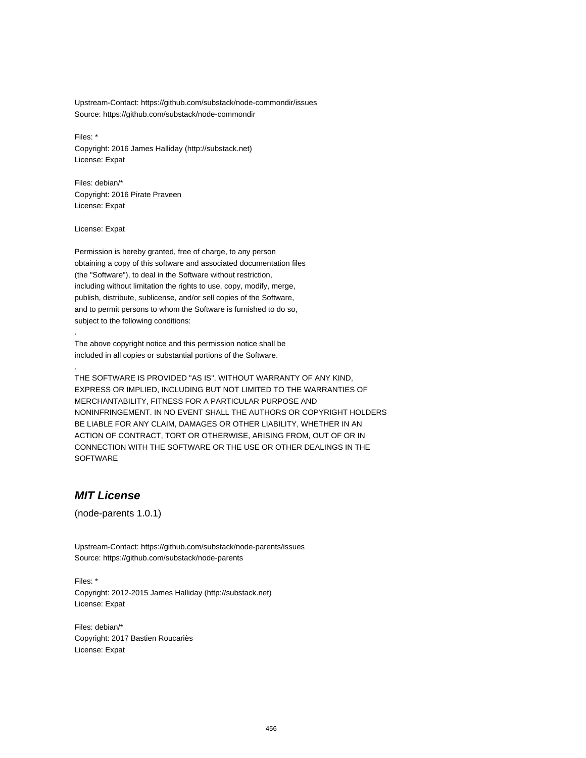Upstream-Contact: https://github.com/substack/node-commondir/issues
Source: https://github.com/substack/node-commondir

Files: *
Copyright: 2016 James Halliday (http://substack.net)
License: Expat

Files: debian/*
Copyright: 2016 Pirate Praveen
License: Expat

License: Expat

Permission is hereby granted, free of charge, to any person
obtaining a copy of this software and associated documentation files
(the "Software"), to deal in the Software without restriction,
including without limitation the rights to use, copy, modify, merge,
publish, distribute, sublicense, and/or sell copies of the Software,
and to permit persons to whom the Software is furnished to do so,
subject to the following conditions:
.
The above copyright notice and this permission notice shall be
included in all copies or substantial portions of the Software.
.
THE SOFTWARE IS PROVIDED "AS IS", WITHOUT WARRANTY OF ANY KIND,
EXPRESS OR IMPLIED, INCLUDING BUT NOT LIMITED TO THE WARRANTIES OF
MERCHANTABILITY, FITNESS FOR A PARTICULAR PURPOSE AND
NONINFRINGEMENT. IN NO EVENT SHALL THE AUTHORS OR COPYRIGHT HOLDERS
BE LIABLE FOR ANY CLAIM, DAMAGES OR OTHER LIABILITY, WHETHER IN AN
ACTION OF CONTRACT, TORT OR OTHERWISE, ARISING FROM, OUT OF OR IN
CONNECTION WITH THE SOFTWARE OR THE USE OR OTHER DEALINGS IN THE
SOFTWARE

## *MIT License*

(node-parents 1.0.1)

Upstream-Contact: https://github.com/substack/node-parents/issues
Source: https://github.com/substack/node-parents

Files: *
Copyright: 2012-2015 James Halliday (http://substack.net)
License: Expat

Files: debian/*
Copyright: 2017 Bastien Roucariès
License: Expat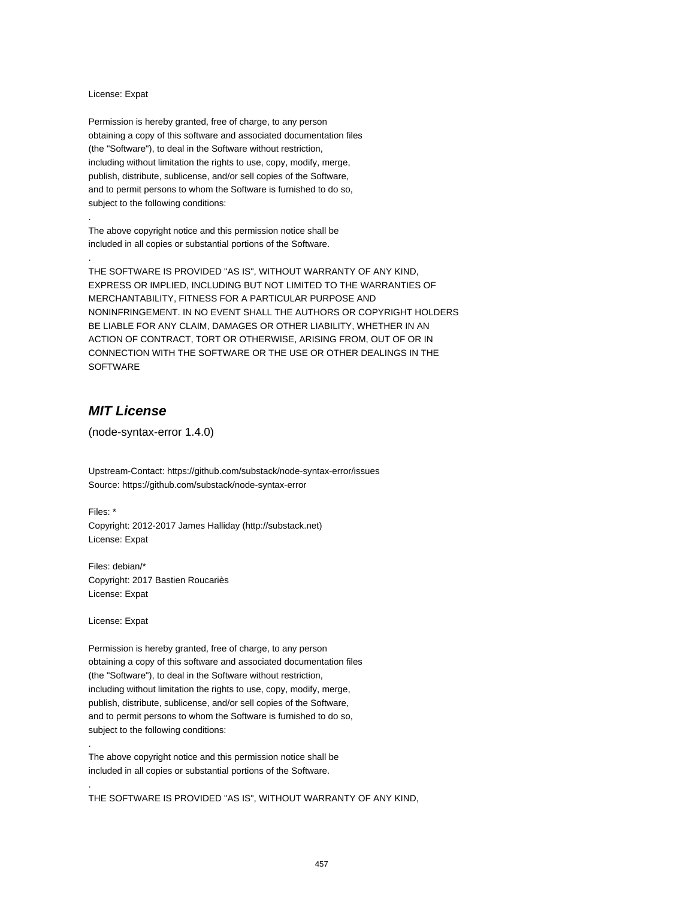License: Expat

Permission is hereby granted, free of charge, to any person
obtaining a copy of this software and associated documentation files
(the "Software"), to deal in the Software without restriction,
including without limitation the rights to use, copy, modify, merge,
publish, distribute, sublicense, and/or sell copies of the Software,
and to permit persons to whom the Software is furnished to do so,
subject to the following conditions:

.

The above copyright notice and this permission notice shall be
included in all copies or substantial portions of the Software.

.

THE SOFTWARE IS PROVIDED "AS IS", WITHOUT WARRANTY OF ANY KIND,
EXPRESS OR IMPLIED, INCLUDING BUT NOT LIMITED TO THE WARRANTIES OF
MERCHANTABILITY, FITNESS FOR A PARTICULAR PURPOSE AND
NONINFRINGEMENT. IN NO EVENT SHALL THE AUTHORS OR COPYRIGHT HOLDERS
BE LIABLE FOR ANY CLAIM, DAMAGES OR OTHER LIABILITY, WHETHER IN AN
ACTION OF CONTRACT, TORT OR OTHERWISE, ARISING FROM, OUT OF OR IN
CONNECTION WITH THE SOFTWARE OR THE USE OR OTHER DEALINGS IN THE
SOFTWARE

## *MIT License*

(node-syntax-error 1.4.0)

Upstream-Contact: https://github.com/substack/node-syntax-error/issues
Source: https://github.com/substack/node-syntax-error

Files: *
Copyright: 2012-2017 James Halliday (http://substack.net)
License: Expat

Files: debian/*
Copyright: 2017 Bastien Roucariès
License: Expat

License: Expat

Permission is hereby granted, free of charge, to any person
obtaining a copy of this software and associated documentation files
(the "Software"), to deal in the Software without restriction,
including without limitation the rights to use, copy, modify, merge,
publish, distribute, sublicense, and/or sell copies of the Software,
and to permit persons to whom the Software is furnished to do so,
subject to the following conditions:

.

The above copyright notice and this permission notice shall be
included in all copies or substantial portions of the Software.

.

THE SOFTWARE IS PROVIDED "AS IS", WITHOUT WARRANTY OF ANY KIND,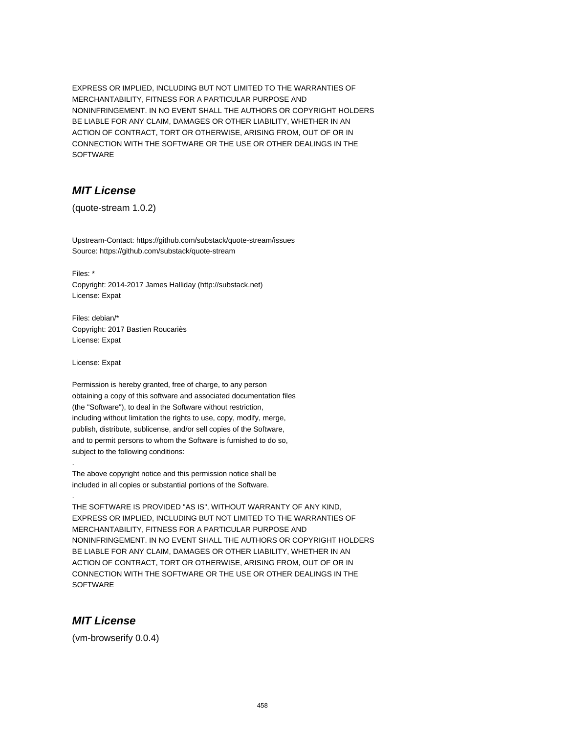EXPRESS OR IMPLIED, INCLUDING BUT NOT LIMITED TO THE WARRANTIES OF
MERCHANTABILITY, FITNESS FOR A PARTICULAR PURPOSE AND
NONINFRINGEMENT. IN NO EVENT SHALL THE AUTHORS OR COPYRIGHT HOLDERS
BE LIABLE FOR ANY CLAIM, DAMAGES OR OTHER LIABILITY, WHETHER IN AN
ACTION OF CONTRACT, TORT OR OTHERWISE, ARISING FROM, OUT OF OR IN
CONNECTION WITH THE SOFTWARE OR THE USE OR OTHER DEALINGS IN THE
SOFTWARE

## *MIT License*

(quote-stream 1.0.2)

Upstream-Contact: https://github.com/substack/quote-stream/issues
Source: https://github.com/substack/quote-stream

Files: *
Copyright: 2014-2017 James Halliday (http://substack.net)
License: Expat

Files: debian/*
Copyright: 2017 Bastien Roucariès
License: Expat

License: Expat

Permission is hereby granted, free of charge, to any person
obtaining a copy of this software and associated documentation files
(the "Software"), to deal in the Software without restriction,
including without limitation the rights to use, copy, modify, merge,
publish, distribute, sublicense, and/or sell copies of the Software,
and to permit persons to whom the Software is furnished to do so,
subject to the following conditions:
.
The above copyright notice and this permission notice shall be
included in all copies or substantial portions of the Software.
.
THE SOFTWARE IS PROVIDED "AS IS", WITHOUT WARRANTY OF ANY KIND,
EXPRESS OR IMPLIED, INCLUDING BUT NOT LIMITED TO THE WARRANTIES OF
MERCHANTABILITY, FITNESS FOR A PARTICULAR PURPOSE AND
NONINFRINGEMENT. IN NO EVENT SHALL THE AUTHORS OR COPYRIGHT HOLDERS
BE LIABLE FOR ANY CLAIM, DAMAGES OR OTHER LIABILITY, WHETHER IN AN
ACTION OF CONTRACT, TORT OR OTHERWISE, ARISING FROM, OUT OF OR IN
CONNECTION WITH THE SOFTWARE OR THE USE OR OTHER DEALINGS IN THE
SOFTWARE

## *MIT License*

(vm-browserify 0.0.4)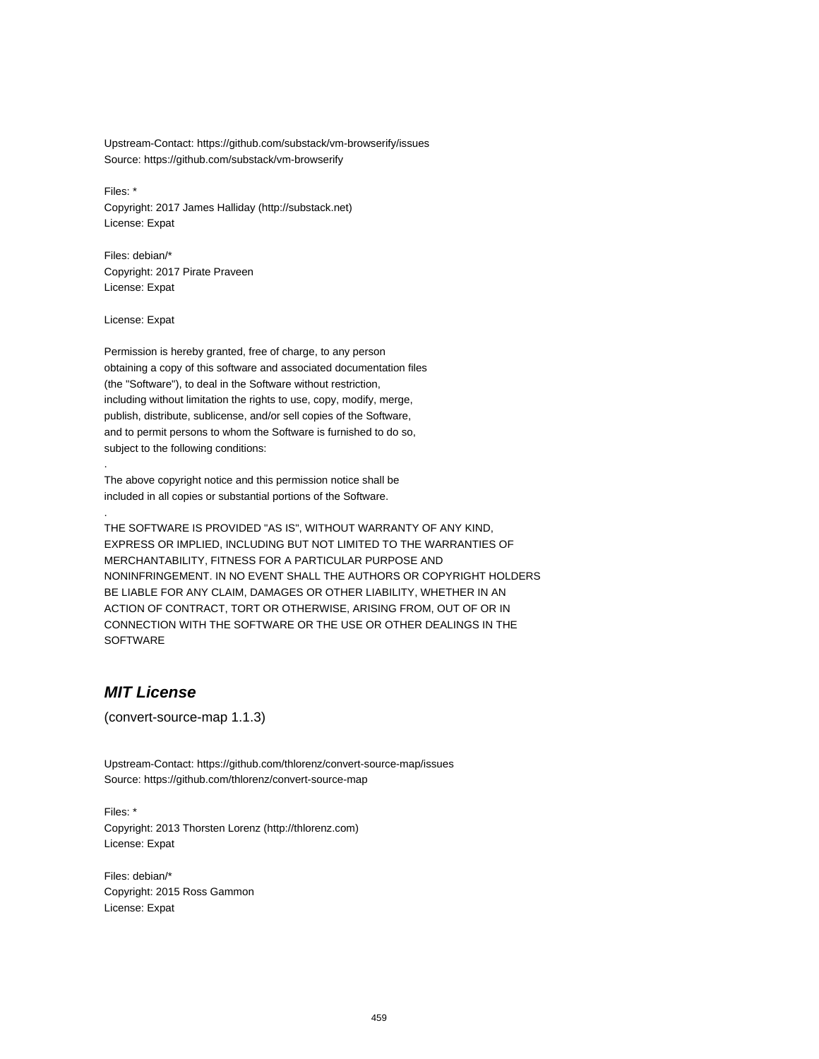Upstream-Contact: https://github.com/substack/vm-browserify/issues
Source: https://github.com/substack/vm-browserify

Files: *
Copyright: 2017 James Halliday (http://substack.net)
License: Expat

Files: debian/*
Copyright: 2017 Pirate Praveen
License: Expat

License: Expat

Permission is hereby granted, free of charge, to any person
obtaining a copy of this software and associated documentation files
(the "Software"), to deal in the Software without restriction,
including without limitation the rights to use, copy, modify, merge,
publish, distribute, sublicense, and/or sell copies of the Software,
and to permit persons to whom the Software is furnished to do so,
subject to the following conditions:

.

The above copyright notice and this permission notice shall be
included in all copies or substantial portions of the Software.

.

THE SOFTWARE IS PROVIDED "AS IS", WITHOUT WARRANTY OF ANY KIND,
EXPRESS OR IMPLIED, INCLUDING BUT NOT LIMITED TO THE WARRANTIES OF
MERCHANTABILITY, FITNESS FOR A PARTICULAR PURPOSE AND
NONINFRINGEMENT. IN NO EVENT SHALL THE AUTHORS OR COPYRIGHT HOLDERS
BE LIABLE FOR ANY CLAIM, DAMAGES OR OTHER LIABILITY, WHETHER IN AN
ACTION OF CONTRACT, TORT OR OTHERWISE, ARISING FROM, OUT OF OR IN
CONNECTION WITH THE SOFTWARE OR THE USE OR OTHER DEALINGS IN THE
SOFTWARE

## *MIT License*

(convert-source-map 1.1.3)

Upstream-Contact: https://github.com/thlorenz/convert-source-map/issues
Source: https://github.com/thlorenz/convert-source-map

Files: *
Copyright: 2013 Thorsten Lorenz (http://thlorenz.com)
License: Expat

Files: debian/*
Copyright: 2015 Ross Gammon
License: Expat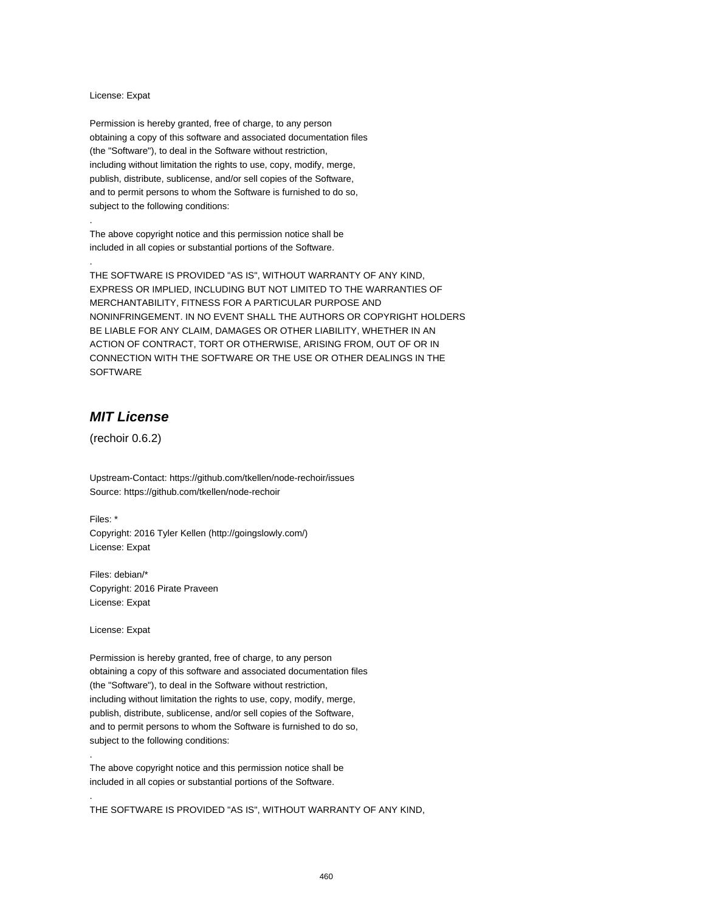License: Expat

Permission is hereby granted, free of charge, to any person
obtaining a copy of this software and associated documentation files
(the "Software"), to deal in the Software without restriction,
including without limitation the rights to use, copy, modify, merge,
publish, distribute, sublicense, and/or sell copies of the Software,
and to permit persons to whom the Software is furnished to do so,
subject to the following conditions:

.

The above copyright notice and this permission notice shall be
included in all copies or substantial portions of the Software.

.

THE SOFTWARE IS PROVIDED "AS IS", WITHOUT WARRANTY OF ANY KIND,
EXPRESS OR IMPLIED, INCLUDING BUT NOT LIMITED TO THE WARRANTIES OF
MERCHANTABILITY, FITNESS FOR A PARTICULAR PURPOSE AND
NONINFRINGEMENT. IN NO EVENT SHALL THE AUTHORS OR COPYRIGHT HOLDERS
BE LIABLE FOR ANY CLAIM, DAMAGES OR OTHER LIABILITY, WHETHER IN AN
ACTION OF CONTRACT, TORT OR OTHERWISE, ARISING FROM, OUT OF OR IN
CONNECTION WITH THE SOFTWARE OR THE USE OR OTHER DEALINGS IN THE
SOFTWARE

## *MIT License*

(rechoir 0.6.2)

Upstream-Contact: https://github.com/tkellen/node-rechoir/issues
Source: https://github.com/tkellen/node-rechoir

Files: *
Copyright: 2016 Tyler Kellen (http://goingslowly.com/)
License: Expat

Files: debian/*
Copyright: 2016 Pirate Praveen
License: Expat

License: Expat

Permission is hereby granted, free of charge, to any person
obtaining a copy of this software and associated documentation files
(the "Software"), to deal in the Software without restriction,
including without limitation the rights to use, copy, modify, merge,
publish, distribute, sublicense, and/or sell copies of the Software,
and to permit persons to whom the Software is furnished to do so,
subject to the following conditions:

.

The above copyright notice and this permission notice shall be
included in all copies or substantial portions of the Software.

.

THE SOFTWARE IS PROVIDED "AS IS", WITHOUT WARRANTY OF ANY KIND,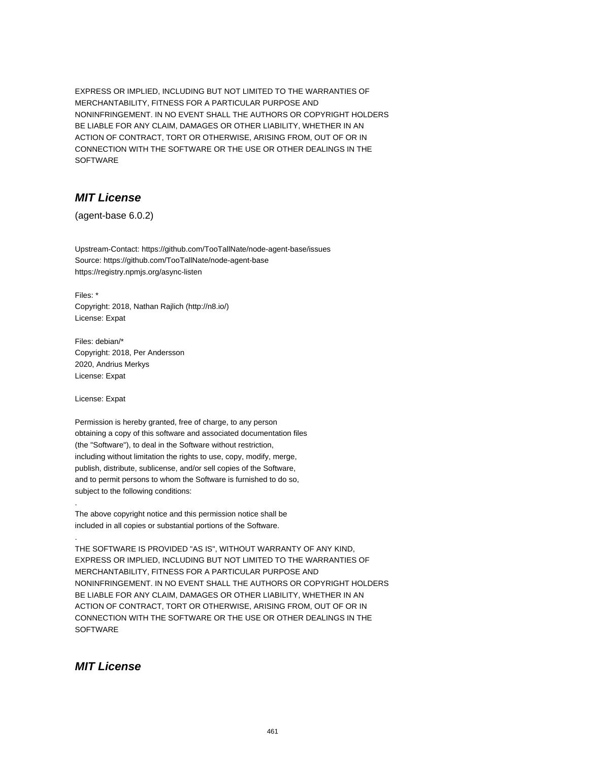EXPRESS OR IMPLIED, INCLUDING BUT NOT LIMITED TO THE WARRANTIES OF
MERCHANTABILITY, FITNESS FOR A PARTICULAR PURPOSE AND
NONINFRINGEMENT. IN NO EVENT SHALL THE AUTHORS OR COPYRIGHT HOLDERS
BE LIABLE FOR ANY CLAIM, DAMAGES OR OTHER LIABILITY, WHETHER IN AN
ACTION OF CONTRACT, TORT OR OTHERWISE, ARISING FROM, OUT OF OR IN
CONNECTION WITH THE SOFTWARE OR THE USE OR OTHER DEALINGS IN THE
SOFTWARE

## *MIT License*

(agent-base 6.0.2)

Upstream-Contact: https://github.com/TooTallNate/node-agent-base/issues
Source: https://github.com/TooTallNate/node-agent-base
https://registry.npmjs.org/async-listen

Files: *
Copyright: 2018, Nathan Rajlich (http://n8.io/)
License: Expat

Files: debian/*
Copyright: 2018, Per Andersson
2020, Andrius Merkys
License: Expat

License: Expat

Permission is hereby granted, free of charge, to any person
obtaining a copy of this software and associated documentation files
(the "Software"), to deal in the Software without restriction,
including without limitation the rights to use, copy, modify, merge,
publish, distribute, sublicense, and/or sell copies of the Software,
and to permit persons to whom the Software is furnished to do so,
subject to the following conditions:

.
The above copyright notice and this permission notice shall be
included in all copies or substantial portions of the Software.

.
THE SOFTWARE IS PROVIDED "AS IS", WITHOUT WARRANTY OF ANY KIND,
EXPRESS OR IMPLIED, INCLUDING BUT NOT LIMITED TO THE WARRANTIES OF
MERCHANTABILITY, FITNESS FOR A PARTICULAR PURPOSE AND
NONINFRINGEMENT. IN NO EVENT SHALL THE AUTHORS OR COPYRIGHT HOLDERS
BE LIABLE FOR ANY CLAIM, DAMAGES OR OTHER LIABILITY, WHETHER IN AN
ACTION OF CONTRACT, TORT OR OTHERWISE, ARISING FROM, OUT OF OR IN
CONNECTION WITH THE SOFTWARE OR THE USE OR OTHER DEALINGS IN THE
SOFTWARE

## *MIT License*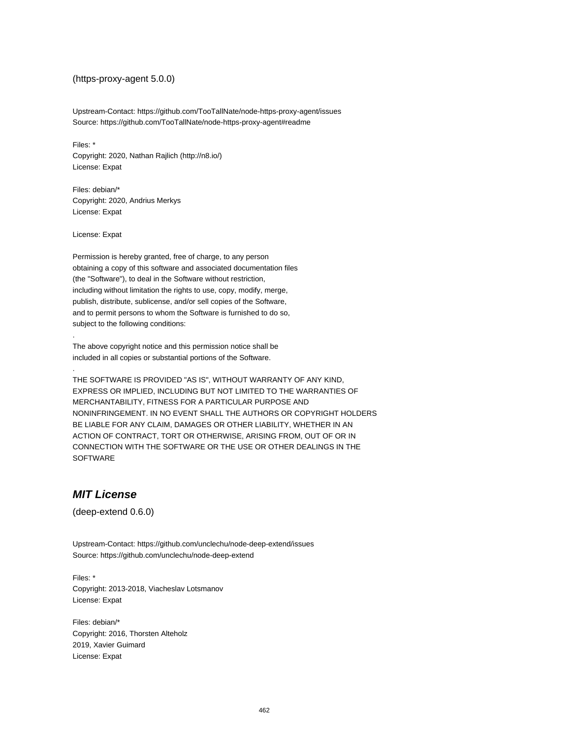(https-proxy-agent 5.0.0)

Upstream-Contact: https://github.com/TooTallNate/node-https-proxy-agent/issues
Source: https://github.com/TooTallNate/node-https-proxy-agent#readme

Files: *
Copyright: 2020, Nathan Rajlich (http://n8.io/)
License: Expat

Files: debian/*
Copyright: 2020, Andrius Merkys
License: Expat

License: Expat

Permission is hereby granted, free of charge, to any person
obtaining a copy of this software and associated documentation files
(the "Software"), to deal in the Software without restriction,
including without limitation the rights to use, copy, modify, merge,
publish, distribute, sublicense, and/or sell copies of the Software,
and to permit persons to whom the Software is furnished to do so,
subject to the following conditions:

.

The above copyright notice and this permission notice shall be
included in all copies or substantial portions of the Software.

.

THE SOFTWARE IS PROVIDED "AS IS", WITHOUT WARRANTY OF ANY KIND,
EXPRESS OR IMPLIED, INCLUDING BUT NOT LIMITED TO THE WARRANTIES OF
MERCHANTABILITY, FITNESS FOR A PARTICULAR PURPOSE AND
NONINFRINGEMENT. IN NO EVENT SHALL THE AUTHORS OR COPYRIGHT HOLDERS
BE LIABLE FOR ANY CLAIM, DAMAGES OR OTHER LIABILITY, WHETHER IN AN
ACTION OF CONTRACT, TORT OR OTHERWISE, ARISING FROM, OUT OF OR IN
CONNECTION WITH THE SOFTWARE OR THE USE OR OTHER DEALINGS IN THE
SOFTWARE

## *MIT License*

(deep-extend 0.6.0)

Upstream-Contact: https://github.com/unclechu/node-deep-extend/issues
Source: https://github.com/unclechu/node-deep-extend

Files: *
Copyright: 2013-2018, Viacheslav Lotsmanov
License: Expat

Files: debian/*
Copyright: 2016, Thorsten Alteholz
2019, Xavier Guimard
License: Expat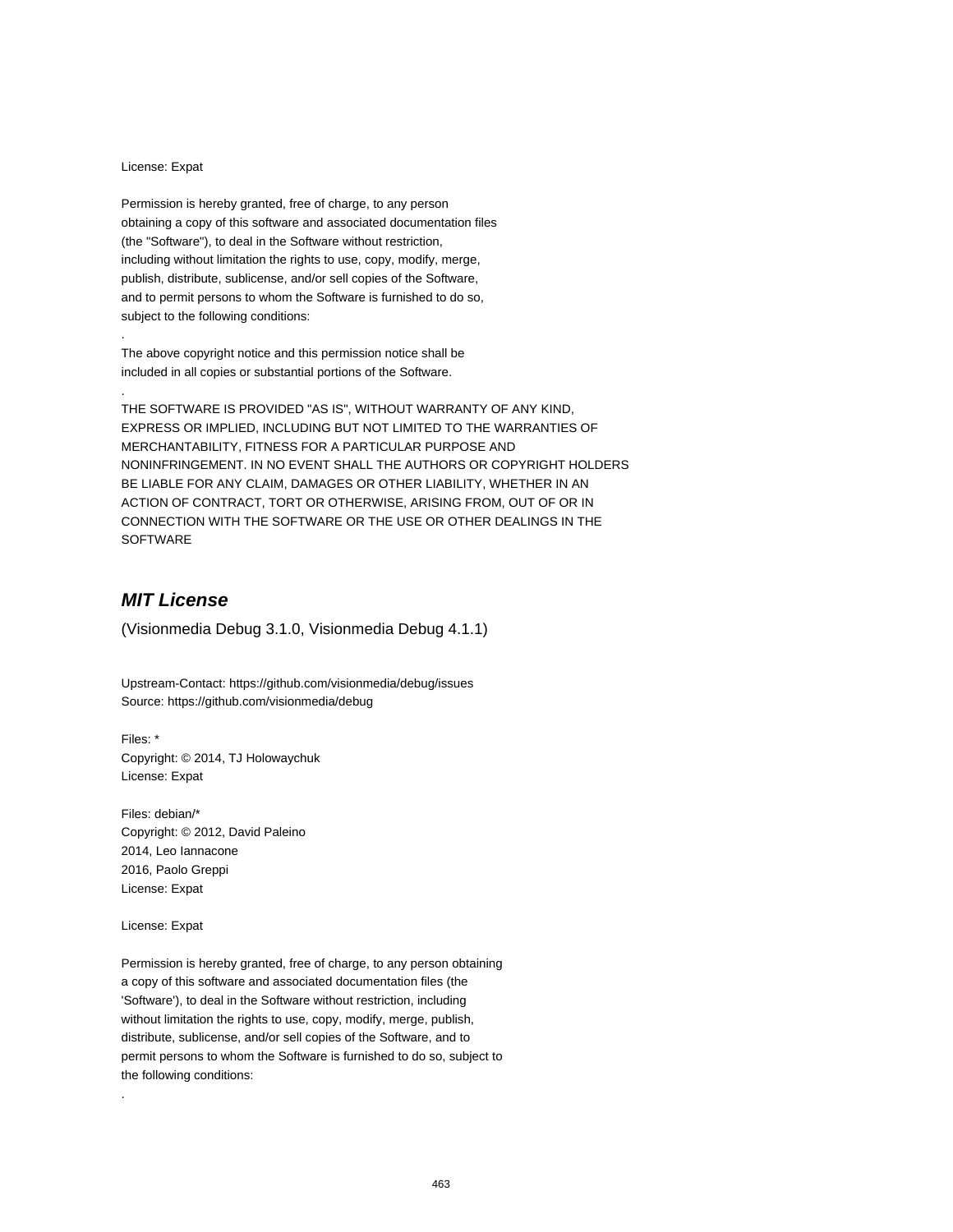License: Expat

Permission is hereby granted, free of charge, to any person
obtaining a copy of this software and associated documentation files
(the "Software"), to deal in the Software without restriction,
including without limitation the rights to use, copy, modify, merge,
publish, distribute, sublicense, and/or sell copies of the Software,
and to permit persons to whom the Software is furnished to do so,
subject to the following conditions:
.
The above copyright notice and this permission notice shall be
included in all copies or substantial portions of the Software.
.
THE SOFTWARE IS PROVIDED "AS IS", WITHOUT WARRANTY OF ANY KIND,
EXPRESS OR IMPLIED, INCLUDING BUT NOT LIMITED TO THE WARRANTIES OF
MERCHANTABILITY, FITNESS FOR A PARTICULAR PURPOSE AND
NONINFRINGEMENT. IN NO EVENT SHALL THE AUTHORS OR COPYRIGHT HOLDERS
BE LIABLE FOR ANY CLAIM, DAMAGES OR OTHER LIABILITY, WHETHER IN AN
ACTION OF CONTRACT, TORT OR OTHERWISE, ARISING FROM, OUT OF OR IN
CONNECTION WITH THE SOFTWARE OR THE USE OR OTHER DEALINGS IN THE
SOFTWARE

## *MIT License*

(Visionmedia Debug 3.1.0, Visionmedia Debug 4.1.1)

Upstream-Contact: https://github.com/visionmedia/debug/issues
Source: https://github.com/visionmedia/debug

Files: *
Copyright: © 2014, TJ Holowaychuk
License: Expat

Files: debian/*
Copyright: © 2012, David Paleino
2014, Leo Iannacone
2016, Paolo Greppi
License: Expat

License: Expat

Permission is hereby granted, free of charge, to any person obtaining
a copy of this software and associated documentation files (the
'Software'), to deal in the Software without restriction, including
without limitation the rights to use, copy, modify, merge, publish,
distribute, sublicense, and/or sell copies of the Software, and to
permit persons to whom the Software is furnished to do so, subject to
the following conditions:
.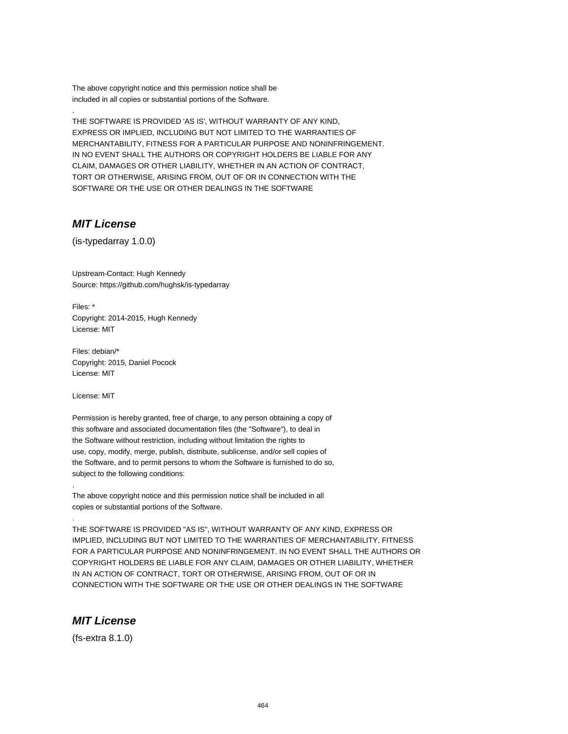The above copyright notice and this permission notice shall be
included in all copies or substantial portions of the Software.

.

THE SOFTWARE IS PROVIDED 'AS IS', WITHOUT WARRANTY OF ANY KIND,
EXPRESS OR IMPLIED, INCLUDING BUT NOT LIMITED TO THE WARRANTIES OF
MERCHANTABILITY, FITNESS FOR A PARTICULAR PURPOSE AND NONINFRINGEMENT.
IN NO EVENT SHALL THE AUTHORS OR COPYRIGHT HOLDERS BE LIABLE FOR ANY
CLAIM, DAMAGES OR OTHER LIABILITY, WHETHER IN AN ACTION OF CONTRACT,
TORT OR OTHERWISE, ARISING FROM, OUT OF OR IN CONNECTION WITH THE
SOFTWARE OR THE USE OR OTHER DEALINGS IN THE SOFTWARE

## *MIT License*

(is-typedarray 1.0.0)

Upstream-Contact: Hugh Kennedy
Source: https://github.com/hughsk/is-typedarray

Files: *
Copyright: 2014-2015, Hugh Kennedy
License: MIT

Files: debian/*
Copyright: 2015, Daniel Pocock
License: MIT

License: MIT

Permission is hereby granted, free of charge, to any person obtaining a copy of
this software and associated documentation files (the "Software"), to deal in
the Software without restriction, including without limitation the rights to
use, copy, modify, merge, publish, distribute, sublicense, and/or sell copies of
the Software, and to permit persons to whom the Software is furnished to do so,
subject to the following conditions:

.

The above copyright notice and this permission notice shall be included in all
copies or substantial portions of the Software.

.

THE SOFTWARE IS PROVIDED "AS IS", WITHOUT WARRANTY OF ANY KIND, EXPRESS OR
IMPLIED, INCLUDING BUT NOT LIMITED TO THE WARRANTIES OF MERCHANTABILITY, FITNESS
FOR A PARTICULAR PURPOSE AND NONINFRINGEMENT. IN NO EVENT SHALL THE AUTHORS OR
COPYRIGHT HOLDERS BE LIABLE FOR ANY CLAIM, DAMAGES OR OTHER LIABILITY, WHETHER
IN AN ACTION OF CONTRACT, TORT OR OTHERWISE, ARISING FROM, OUT OF OR IN
CONNECTION WITH THE SOFTWARE OR THE USE OR OTHER DEALINGS IN THE SOFTWARE

## *MIT License*

(fs-extra 8.1.0)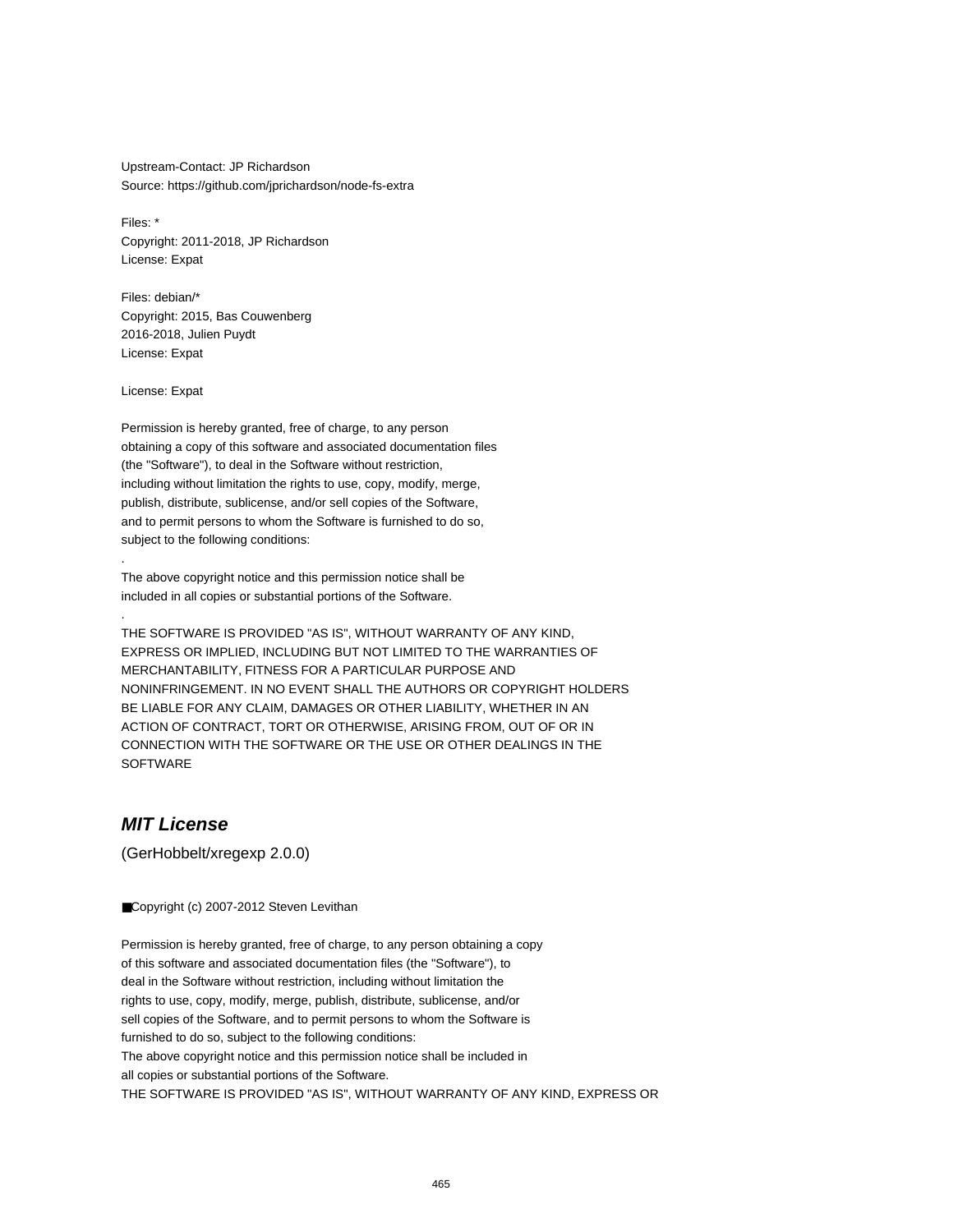Upstream-Contact: JP Richardson
Source: https://github.com/jprichardson/node-fs-extra

Files: *
Copyright: 2011-2018, JP Richardson
License: Expat

Files: debian/*
Copyright: 2015, Bas Couwenberg
2016-2018, Julien Puydt
License: Expat

License: Expat

Permission is hereby granted, free of charge, to any person
obtaining a copy of this software and associated documentation files
(the "Software"), to deal in the Software without restriction,
including without limitation the rights to use, copy, modify, merge,
publish, distribute, sublicense, and/or sell copies of the Software,
and to permit persons to whom the Software is furnished to do so,
subject to the following conditions:
.
The above copyright notice and this permission notice shall be
included in all copies or substantial portions of the Software.
.
THE SOFTWARE IS PROVIDED "AS IS", WITHOUT WARRANTY OF ANY KIND,
EXPRESS OR IMPLIED, INCLUDING BUT NOT LIMITED TO THE WARRANTIES OF
MERCHANTABILITY, FITNESS FOR A PARTICULAR PURPOSE AND
NONINFRINGEMENT. IN NO EVENT SHALL THE AUTHORS OR COPYRIGHT HOLDERS
BE LIABLE FOR ANY CLAIM, DAMAGES OR OTHER LIABILITY, WHETHER IN AN
ACTION OF CONTRACT, TORT OR OTHERWISE, ARISING FROM, OUT OF OR IN
CONNECTION WITH THE SOFTWARE OR THE USE OR OTHER DEALINGS IN THE
SOFTWARE

## ***MIT License***

(GerHobbelt/xregexp 2.0.0)

■Copyright (c) 2007-2012 Steven Levithan

Permission is hereby granted, free of charge, to any person obtaining a copy
of this software and associated documentation files (the "Software"), to
deal in the Software without restriction, including without limitation the
rights to use, copy, modify, merge, publish, distribute, sublicense, and/or
sell copies of the Software, and to permit persons to whom the Software is
furnished to do so, subject to the following conditions:
The above copyright notice and this permission notice shall be included in
all copies or substantial portions of the Software.
THE SOFTWARE IS PROVIDED "AS IS", WITHOUT WARRANTY OF ANY KIND, EXPRESS OR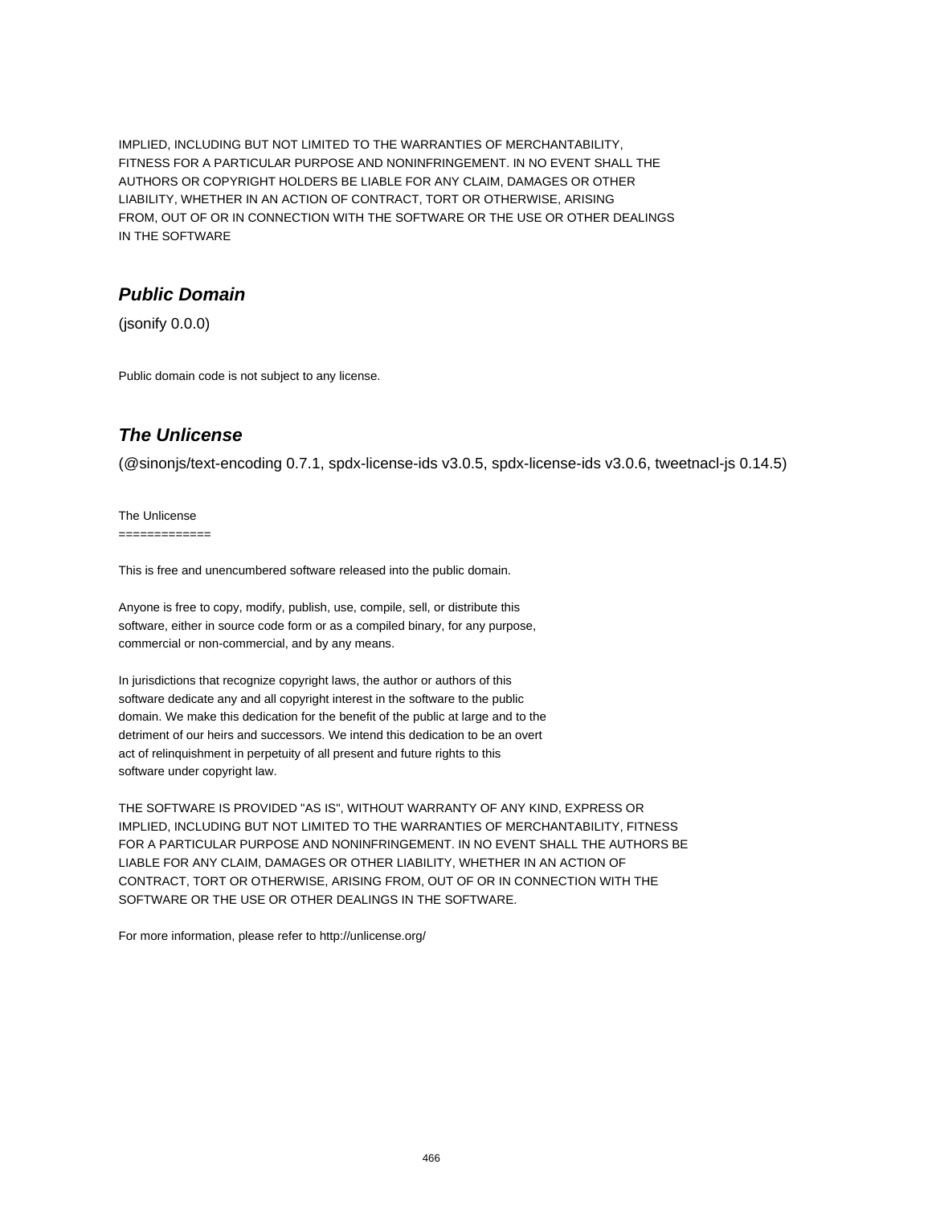IMPLIED, INCLUDING BUT NOT LIMITED TO THE WARRANTIES OF MERCHANTABILITY,
FITNESS FOR A PARTICULAR PURPOSE AND NONINFRINGEMENT. IN NO EVENT SHALL THE
AUTHORS OR COPYRIGHT HOLDERS BE LIABLE FOR ANY CLAIM, DAMAGES OR OTHER
LIABILITY, WHETHER IN AN ACTION OF CONTRACT, TORT OR OTHERWISE, ARISING
FROM, OUT OF OR IN CONNECTION WITH THE SOFTWARE OR THE USE OR OTHER DEALINGS
IN THE SOFTWARE

### ***Public Domain***

(jsonify 0.0.0)

Public domain code is not subject to any license.

### ***The Unlicense***

(@sinonjs/text-encoding 0.7.1, spdx-license-ids v3.0.5, spdx-license-ids v3.0.6, tweetnacl-js 0.14.5)

The Unlicense
=============

This is free and unencumbered software released into the public domain.

Anyone is free to copy, modify, publish, use, compile, sell, or distribute this
software, either in source code form or as a compiled binary, for any purpose,
commercial or non-commercial, and by any means.

In jurisdictions that recognize copyright laws, the author or authors of this
software dedicate any and all copyright interest in the software to the public
domain. We make this dedication for the benefit of the public at large and to the
detriment of our heirs and successors. We intend this dedication to be an overt
act of relinquishment in perpetuity of all present and future rights to this
software under copyright law.

THE SOFTWARE IS PROVIDED "AS IS", WITHOUT WARRANTY OF ANY KIND, EXPRESS OR
IMPLIED, INCLUDING BUT NOT LIMITED TO THE WARRANTIES OF MERCHANTABILITY, FITNESS
FOR A PARTICULAR PURPOSE AND NONINFRINGEMENT. IN NO EVENT SHALL THE AUTHORS BE
LIABLE FOR ANY CLAIM, DAMAGES OR OTHER LIABILITY, WHETHER IN AN ACTION OF
CONTRACT, TORT OR OTHERWISE, ARISING FROM, OUT OF OR IN CONNECTION WITH THE
SOFTWARE OR THE USE OR OTHER DEALINGS IN THE SOFTWARE.

For more information, please refer to http://unlicense.org/